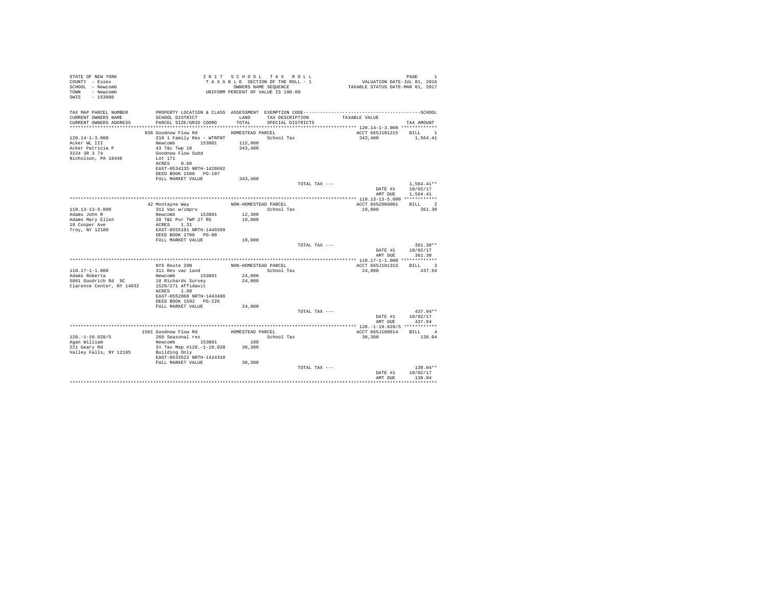STATE OF NEW YORK
COUNTY - Essex
SCHOOL - Newcomb
TOWN - Newcomb
SWIS - 153800

2017 SCHOOL TAX ROLL
TAXABLE SECTION OF THE ROLL - 1
OWNERS NAME SEQUENCE
UNIFORM PERCENT OF VALUE IS 100.00

VALUATION DATE-JUL 01, 2016
TAXABLE STATUS DATE-MAR 01, 2017

| TAX MAP PARCEL NUMBER / CURRENT OWNERS NAME / CURRENT OWNERS ADDRESS | PROPERTY LOCATION & CLASS / SCHOOL DISTRICT / PARCEL SIZE/GRID COORD | ASSESSMENT LAND / TOTAL | EXEMPTION CODE / TAX DESCRIPTION / SPECIAL DISTRICTS | TAXABLE VALUE | TAX AMOUNT |
|---|---|---|---|---|---|
| 120.14-1-3.000 | 936 Goodnow Flow Rd | HOMESTEAD PARCEL | | ACCT 665J101215 | BILL 1 |
| Acker WL III | 210 1 Family Res - WTRFNT | | School Tax | 343,400 | 1,564.41 |
| Acker Patricia P | Newcomb 153801 | 115,900 | | | |
| 3224 3R 3 74 | 43 T&c Twp 18 | 343,400 | | | |
| Nicholson, PA 18446 | Goodnow Flow Subd | | | | |
| | Lot 171 | | | | |
| | ACRES 0.60 | | | | |
| | EAST-0534135 NRTH-1428692 | | | | |
| | DEED BOOK 1500 PG-107 | | | | |
| | FULL MARKET VALUE | 343,400 | | | |
| | | | TOTAL TAX --- | | 1,564.41** |
| | | | | DATE #1 | 10/02/17 |
| | | | | AMT DUE | 1,564.41 |
| 110.13-13-5.000 | 42 Montayne Way | NON-HOMESTEAD PARCEL | | ACCT 665Z009001 | BILL 2 |
| Adams John R | 312 Vac w/imprv | | School Tax | 19,800 | 361.30 |
| Adams Mary Ellen | Newcomb 153801 | 12,300 | | | |
| 18 Cooper Ave | 20 T&C Pur TWP 27 RS | 19,800 | | | |
| Troy, NY 12180 | ACRES 1.31 | | | | |
| | EAST-0555191 NRTH-1446569 | | | | |
| | DEED BOOK 1700 PG-80 | | | | |
| | FULL MARKET VALUE | 19,800 | | | |
| | | | TOTAL TAX --- | | 361.30** |
| | | | | DATE #1 | 10/02/17 |
| | | | | AMT DUE | 361.30 |
| 110.17-1-1.000 | NYS Route 28N | NON-HOMESTEAD PARCEL | | ACCT 665J101315 | BILL 3 |
| Adams Roberta | 311 Res vac land | | School Tax | 24,000 | 437.94 |
| 5861 Goodrich Rd 9C | Newcomb 153801 | 24,000 | | | |
| Clarence Center, NY 14032 | 18 Richards Survey | 24,000 | | | |
| | 1529/271 Affidavit | | | | |
| | ACRES 1.00 | | | | |
| | EAST-0552868 NRTH-1443480 | | | | |
| | DEED BOOK 1592 PG-226 | | | | |
| | FULL MARKET VALUE | 24,000 | | | |
| | | | TOTAL TAX --- | | 437.94** |
| | | | | DATE #1 | 10/02/17 |
| | | | | AMT DUE | 437.94 |
| 120.-1-10.028/5 | 1501 Goodnow Flow Rd | HOMESTEAD PARCEL | | ACCT 665J100614 | BILL 4 |
| Agan William | 260 Seasonal res | | School Tax | 30,300 | 138.04 |
| 221 Geary Rd | Newcomb 153801 | 100 | | | |
| Valley Falls, NY 12185 | In Tax Map #120.-1-10.028 | 30,300 | | | |
| | Building Only | | | | |
| | EAST-0533522 NRTH-1424310 | | | | |
| | FULL MARKET VALUE | 30,300 | | | |
| | | | TOTAL TAX --- | | 138.04** |
| | | | | DATE #1 | 10/02/17 |
| | | | | AMT DUE | 138.04 |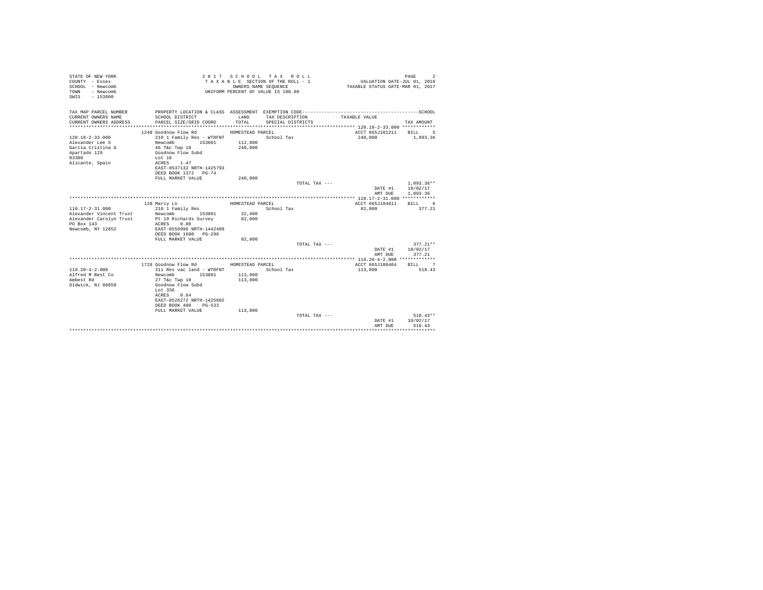STATE OF NEW YORK
COUNTY - Essex
SCHOOL - Newcomb
TOWN - Newcomb
SWIS - 153800

2 0 1 7 S C H O O L T A X R O L L
T A X A B L E SECTION OF THE ROLL - 1
OWNERS NAME SEQUENCE
UNIFORM PERCENT OF VALUE IS 100.00

VALUATION DATE-JUL 01, 2016
TAXABLE STATUS DATE-MAR 01, 2017

| TAX MAP PARCEL NUMBER / CURRENT OWNERS NAME / CURRENT OWNERS ADDRESS | PROPERTY LOCATION & CLASS / SCHOOL DISTRICT / PARCEL SIZE/GRID COORD | ASSESSMENT LAND / TOTAL | EXEMPTION CODE / TAX DESCRIPTION / SPECIAL DISTRICTS | TAXABLE VALUE | SCHOOL TAX AMOUNT |
|---|---|---|---|---|---|
| **120.18-2-33.000** | 1248 Goodnow Flow Rd | HOMESTEAD PARCEL | | ACCT 665J101211 | BILL 5 |
| 120.18-2-33.000 | 210 1 Family Res - WTRFNT | | School Tax | 240,000 | 1,093.36 |
| Alexander Lee S | Newcomb 153801 | 112,800 | | | |
| Garcia Cristina G | 46 T&c Twp 18 | 240,000 | | | |
| Apartado 129 | Goodnow Flow Subd | | | | |
| 03300 | Lot 16 | | | | |
| Alicante, Spain | ACRES 1.47 | | | | |
| | EAST-0537132 NRTH-1425793 | | | | |
| | DEED BOOK 1372 PG-74 | | | | |
| | FULL MARKET VALUE | 240,000 | | | |
| | | | TOTAL TAX --- | | 1,093.36** |
| | | | | DATE #1 | 10/02/17 |
| | | | | AMT DUE | 1,093.36 |
| **110.17-2-31.000** | 128 Marcy Ln | HOMESTEAD PARCEL | | ACCT 665J104811 | BILL 6 |
| 110.17-2-31.000 | 210 1 Family Res | | School Tax | 82,800 | 377.21 |
| Alexander Vincent Trust | Newcomb 153801 | 32,400 | | | |
| Alexander Carolyn Trust | Pt 19 Richards Survey | 82,800 | | | |
| PO Box 143 | ACRES 0.80 | | | | |
| Newcomb, NY 12852 | EAST-0556996 NRTH-1442409 | | | | |
| | DEED BOOK 1680 PG-296 | | | | |
| | FULL MARKET VALUE | 82,800 | | | |
| | | | TOTAL TAX --- | | 377.21** |
| | | | | DATE #1 | 10/02/17 |
| | | | | AMT DUE | 377.21 |
| **119.20-4-2.000** | 1728 Goodnow Flow Rd | HOMESTEAD PARCEL | | ACCT 665J100404 | BILL 7 |
| 119.20-4-2.000 | 311 Res vac land - WTRFNT | | School Tax | 113,800 | 518.43 |
| Alfred M Best Co | Newcomb 153801 | 113,800 | | | |
| Ambest Rd | 27 T&c Twp 18 | 113,800 | | | |
| Oldwick, NJ 08858 | Goodnow Flow Subd | | | | |
| | Lot 336 | | | | |
| | ACRES 0.64 | | | | |
| | EAST-0526272 NRTH-1425802 | | | | |
| | DEED BOOK 480 PG-533 | | | | |
| | FULL MARKET VALUE | 113,800 | | | |
| | | | TOTAL TAX --- | | 518.43** |
| | | | | DATE #1 | 10/02/17 |
| | | | | AMT DUE | 518.43 |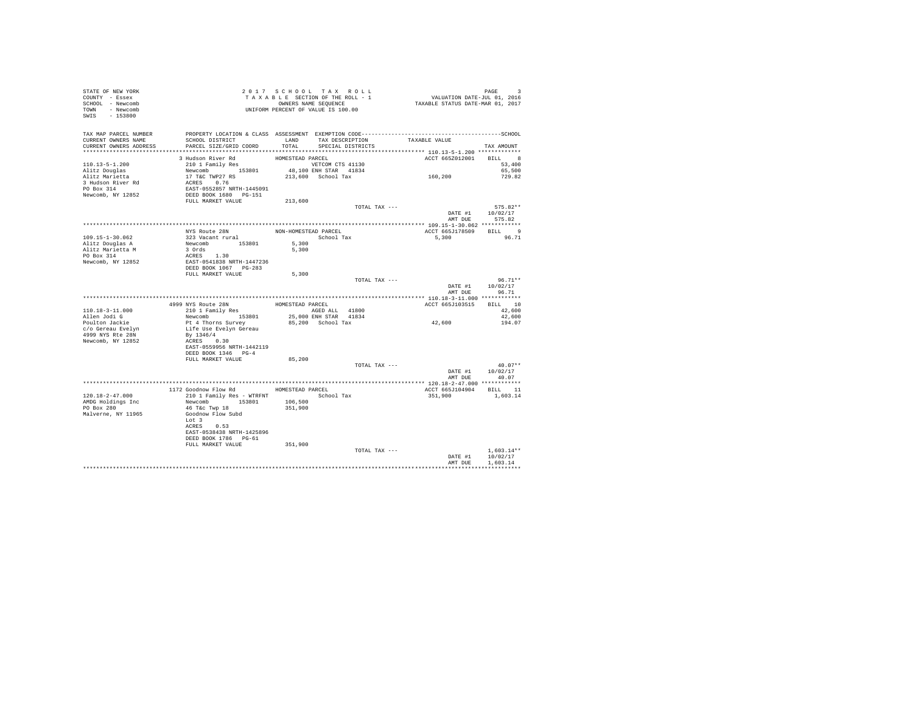STATE OF NEW YORK
COUNTY - Essex
SCHOOL - Newcomb
TOWN - Newcomb
SWIS - 153800

2 0 1 7 S C H O O L T A X R O L L
T A X A B L E SECTION OF THE ROLL - 1
OWNERS NAME SEQUENCE
UNIFORM PERCENT OF VALUE IS 100.00

VALUATION DATE-JUL 01, 2016
TAXABLE STATUS DATE-MAR 01, 2017

| TAX MAP PARCEL NUMBER / CURRENT OWNERS NAME / CURRENT OWNERS ADDRESS | PROPERTY LOCATION & CLASS / SCHOOL DISTRICT / PARCEL SIZE/GRID COORD | ASSESSMENT LAND / TOTAL | EXEMPTION CODE / TAX DESCRIPTION / SPECIAL DISTRICTS | TAXABLE VALUE | SCHOOL TAX AMOUNT |
|---|---|---|---|---|---|
| 110.13-5-1.200 | 3 Hudson River Rd | HOMESTEAD PARCEL | | ACCT 665Z012001 | BILL 8 |
| Alitz Douglas | 210 1 Family Res | | VETCOM CTS 41130 | | 53,400 |
| Alitz Marietta | Newcomb 153801 | 48,100 | ENH STAR 41834 | | 65,500 |
| 3 Hudson River Rd | 17 T&C TWP27 RS | 213,600 | School Tax | 160,200 | 729.82 |
| PO Box 314 | ACRES 0.76 | | | | |
| Newcomb, NY 12852 | EAST-0552857 NRTH-1445091 | | | | |
| | DEED BOOK 1680 PG-151 | | | | |
| | FULL MARKET VALUE | 213,600 | | | |
| | | | TOTAL TAX --- | | 575.82** |
| | | | | DATE #1 | 10/02/17 |
| | | | | AMT DUE | 575.82 |
| 109.15-1-30.062 | NYS Route 28N | NON-HOMESTEAD PARCEL | | ACCT 665J178509 | BILL 9 |
| Alitz Douglas A | 323 Vacant rural | | School Tax | 5,300 | 96.71 |
| Alitz Marietta M | Newcomb 153801 | 5,300 | | | |
| PO Box 314 | 3 Ords | 5,300 | | | |
| Newcomb, NY 12852 | ACRES 1.30 | | | | |
| | EAST-0541838 NRTH-1447236 | | | | |
| | DEED BOOK 1067 PG-283 | | | | |
| | FULL MARKET VALUE | 5,300 | | | |
| | | | TOTAL TAX --- | | 96.71** |
| | | | | DATE #1 | 10/02/17 |
| | | | | AMT DUE | 96.71 |
| 110.18-3-11.000 | 4999 NYS Route 28N | HOMESTEAD PARCEL | | ACCT 665J103515 | BILL 10 |
| Allen Jodi G | 210 1 Family Res | | AGED ALL 41800 | | 42,600 |
| Poulton Jackie | Newcomb 153801 | 25,000 | ENH STAR 41834 | | 42,600 |
| c/o Gereau Evelyn | Pt 4 Thorns Survey | 85,200 | School Tax | 42,600 | 194.07 |
| 4999 NYS Rte 28N | Life Use Evelyn Gereau | | | | |
| Newcomb, NY 12852 | By 1346/4 | | | | |
| | ACRES 0.30 | | | | |
| | EAST-0559956 NRTH-1442119 | | | | |
| | DEED BOOK 1346 PG-4 | | | | |
| | FULL MARKET VALUE | 85,200 | | | |
| | | | TOTAL TAX --- | | 40.07** |
| | | | | DATE #1 | 10/02/17 |
| | | | | AMT DUE | 40.07 |
| 120.18-2-47.000 | 1172 Goodnow Flow Rd | HOMESTEAD PARCEL | | ACCT 665J104904 | BILL 11 |
| AMDG Holdings Inc | 210 1 Family Res - WTRFNT | | School Tax | 351,900 | 1,603.14 |
| PO Box 280 | Newcomb 153801 | 106,500 | | | |
| Malverne, NY 11965 | 46 T&c Twp 18 | 351,900 | | | |
| | Goodnow Flow Subd | | | | |
| | Lot 3 | | | | |
| | ACRES 0.53 | | | | |
| | EAST-0538438 NRTH-1425896 | | | | |
| | DEED BOOK 1786 PG-61 | | | | |
| | FULL MARKET VALUE | 351,900 | | | |
| | | | TOTAL TAX --- | | 1,603.14** |
| | | | | DATE #1 | 10/02/17 |
| | | | | AMT DUE | 1,603.14 |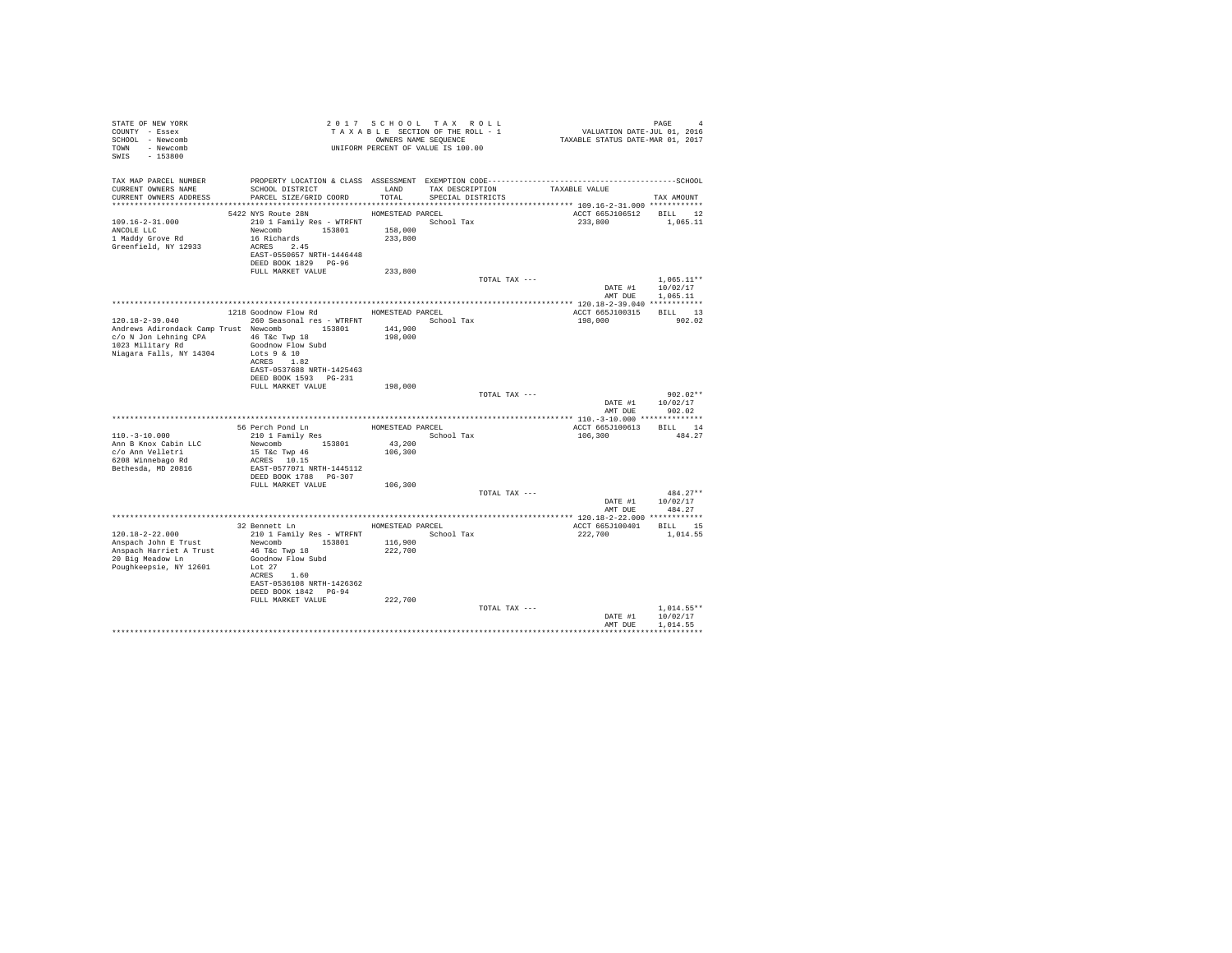STATE OF NEW YORK
COUNTY - Essex
SCHOOL - Newcomb
TOWN - Newcomb
SWIS - 153800

2 0 1 7 S C H O O L T A X R O L L
T A X A B L E SECTION OF THE ROLL - 1
OWNERS NAME SEQUENCE
UNIFORM PERCENT OF VALUE IS 100.00

VALUATION DATE-JUL 01, 2016
TAXABLE STATUS DATE-MAR 01, 2017

| TAX MAP PARCEL NUMBER<br>CURRENT OWNERS NAME<br>CURRENT OWNERS ADDRESS | PROPERTY LOCATION & CLASS<br>SCHOOL DISTRICT<br>PARCEL SIZE/GRID COORD | ASSESSMENT<br>LAND<br>TOTAL | EXEMPTION CODE<br>TAX DESCRIPTION<br>SPECIAL DISTRICTS | TAXABLE VALUE | SCHOOL<br>TAX AMOUNT |
|---|---|---|---|---|---|
| **109.16-2-31.000** | 5422 NYS Route 28N | HOMESTEAD PARCEL | | ACCT 665J106512 | BILL 12 |
| 109.16-2-31.000 | 210 1 Family Res - WTRFNT | | School Tax | 233,800 | 1,065.11 |
| ANCOLE LLC | Newcomb 153801 | 158,000 | | | |
| 1 Maddy Grove Rd | 16 Richards | 233,800 | | | |
| Greenfield, NY 12933 | ACRES 2.45 | | | | |
| | EAST-0550657 NRTH-1446448 | | | | |
| | DEED BOOK 1829 PG-96 | | | | |
| | FULL MARKET VALUE | 233,800 | | | |
| | | | TOTAL TAX --- | | 1,065.11** |
| | | | | DATE #1 | 10/02/17 |
| | | | | AMT DUE | 1,065.11 |
| **120.18-2-39.040** | 1218 Goodnow Flow Rd | HOMESTEAD PARCEL | | ACCT 665J100315 | BILL 13 |
| 120.18-2-39.040 | 260 Seasonal res - WTRFNT | | School Tax | 198,000 | 902.02 |
| Andrews Adirondack Camp Trust | Newcomb 153801 | 141,900 | | | |
| c/o N Jon Lehning CPA | 46 T&c Twp 18 | 198,000 | | | |
| 1023 Military Rd | Goodnow Flow Subd | | | | |
| Niagara Falls, NY 14304 | Lots 9 & 10 | | | | |
| | ACRES 1.82 | | | | |
| | EAST-0537688 NRTH-1425463 | | | | |
| | DEED BOOK 1593 PG-231 | | | | |
| | FULL MARKET VALUE | 198,000 | | | |
| | | | TOTAL TAX --- | | 902.02** |
| | | | | DATE #1 | 10/02/17 |
| | | | | AMT DUE | 902.02 |
| **110.-3-10.000** | 56 Perch Pond Ln | HOMESTEAD PARCEL | | ACCT 665J100613 | BILL 14 |
| 110.-3-10.000 | 210 1 Family Res | | School Tax | 106,300 | 484.27 |
| Ann B Knox Cabin LLC | Newcomb 153801 | 43,200 | | | |
| c/o Ann Velletri | 15 T&c Twp 46 | 106,300 | | | |
| 6208 Winnebago Rd | ACRES 10.15 | | | | |
| Bethesda, MD 20816 | EAST-0577071 NRTH-1445112 | | | | |
| | DEED BOOK 1788 PG-307 | | | | |
| | FULL MARKET VALUE | 106,300 | | | |
| | | | TOTAL TAX --- | | 484.27** |
| | | | | DATE #1 | 10/02/17 |
| | | | | AMT DUE | 484.27 |
| **120.18-2-22.000** | 32 Bennett Ln | HOMESTEAD PARCEL | | ACCT 665J100401 | BILL 15 |
| 120.18-2-22.000 | 210 1 Family Res - WTRFNT | | School Tax | 222,700 | 1,014.55 |
| Anspach John E Trust | Newcomb 153801 | 116,900 | | | |
| Anspach Harriet A Trust | 46 T&c Twp 18 | 222,700 | | | |
| 20 Big Meadow Ln | Goodnow Flow Subd | | | | |
| Poughkeepsie, NY 12601 | Lot 27 | | | | |
| | ACRES 1.60 | | | | |
| | EAST-0536108 NRTH-1426362 | | | | |
| | DEED BOOK 1842 PG-94 | | | | |
| | FULL MARKET VALUE | 222,700 | | | |
| | | | TOTAL TAX --- | | 1,014.55** |
| | | | | DATE #1 | 10/02/17 |
| | | | | AMT DUE | 1,014.55 |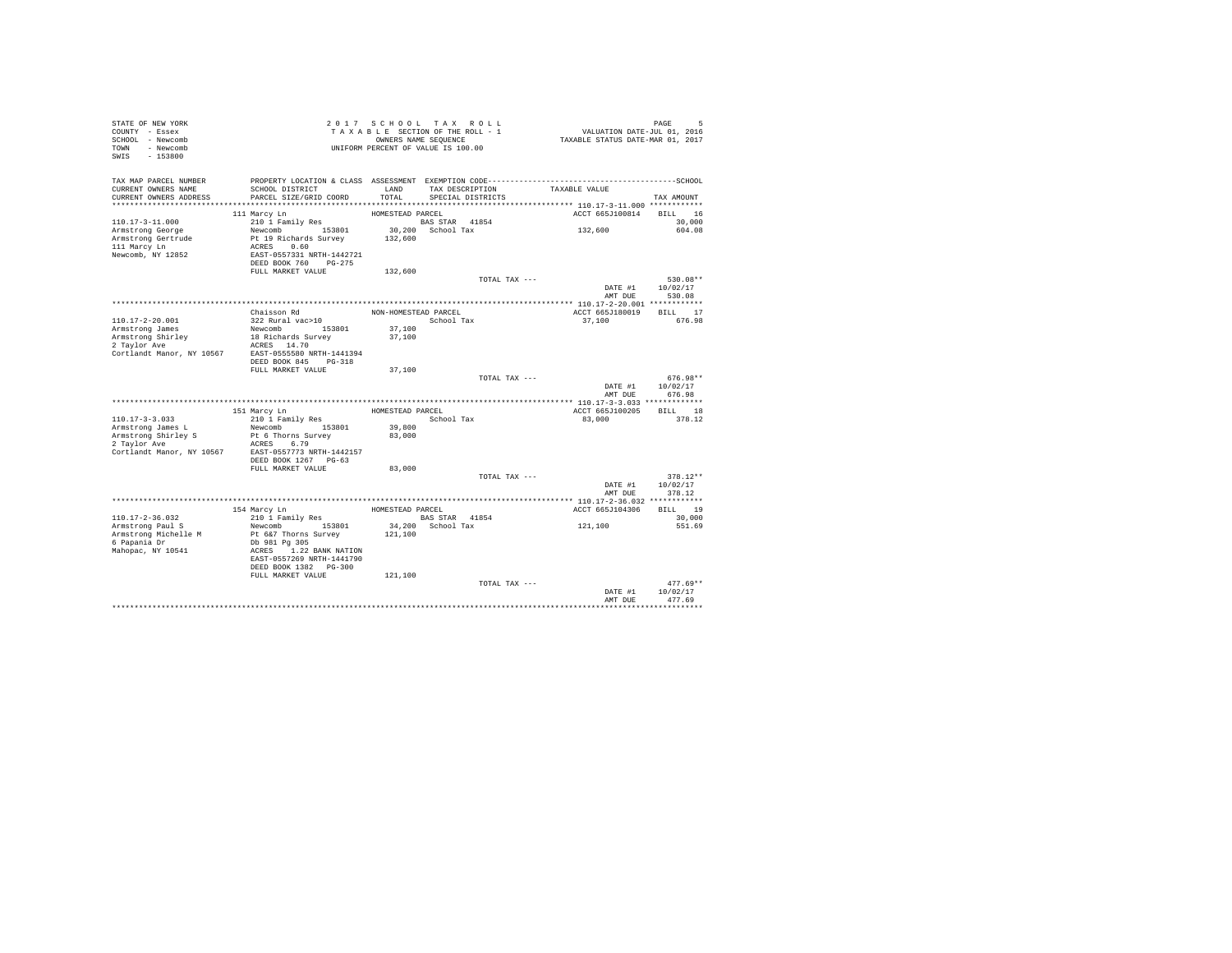STATE OF NEW YORK
COUNTY - Essex
SCHOOL - Newcomb
TOWN - Newcomb
SWIS - 153800

2 0 1 7 S C H O O L T A X R O L L
T A X A B L E SECTION OF THE ROLL - 1
OWNERS NAME SEQUENCE
UNIFORM PERCENT OF VALUE IS 100.00

VALUATION DATE-JUL 01, 2016
TAXABLE STATUS DATE-MAR 01, 2017

| TAX MAP PARCEL NUMBER / CURRENT OWNERS NAME / CURRENT OWNERS ADDRESS | PROPERTY LOCATION & CLASS / SCHOOL DISTRICT / PARCEL SIZE/GRID COORD | ASSESSMENT LAND / TOTAL | EXEMPTION CODE / TAX DESCRIPTION / SPECIAL DISTRICTS | TAXABLE VALUE | SCHOOL TAX AMOUNT |
|---|---|---|---|---|---|
| 110.17-3-11.000 | 111 Marcy Ln | HOMESTEAD PARCEL | | ACCT 665J100814 | BILL 16 |
| Armstrong George | 210 1 Family Res | | BAS STAR 41854 | | 30,000 |
| Armstrong Gertrude | Newcomb 153801 | 30,200 | School Tax | 132,600 | 604.08 |
| 111 Marcy Ln | Pt 19 Richards Survey | 132,600 | | | |
| Newcomb, NY 12852 | ACRES 0.60 | | | | |
| | EAST-0557331 NRTH-1442721 | | | | |
| | DEED BOOK 760 PG-275 | | | | |
| | FULL MARKET VALUE | 132,600 | | | |
| | | | TOTAL TAX --- | | 530.08** |
| | | | | DATE #1 | 10/02/17 |
| | | | | AMT DUE | 530.08 |
| 110.17-2-20.001 | Chaisson Rd | NON-HOMESTEAD PARCEL | | ACCT 665J180019 | BILL 17 |
| Armstrong James | 322 Rural vac>10 | | School Tax | 37,100 | 676.98 |
| Armstrong Shirley | Newcomb 153801 | 37,100 | | | |
| 2 Taylor Ave | 18 Richards Survey | 37,100 | | | |
| Cortlandt Manor, NY 10567 | ACRES 14.70 | | | | |
| | EAST-0555580 NRTH-1441394 | | | | |
| | DEED BOOK 845 PG-318 | | | | |
| | FULL MARKET VALUE | 37,100 | | | |
| | | | TOTAL TAX --- | | 676.98** |
| | | | | DATE #1 | 10/02/17 |
| | | | | AMT DUE | 676.98 |
| 110.17-3-3.033 | 151 Marcy Ln | HOMESTEAD PARCEL | | ACCT 665J100205 | BILL 18 |
| Armstrong James L | 210 1 Family Res | | School Tax | 83,000 | 378.12 |
| Armstrong Shirley S | Newcomb 153801 | 39,800 | | | |
| 2 Taylor Ave | Pt 6 Thorns Survey | 83,000 | | | |
| Cortlandt Manor, NY 10567 | ACRES 6.79 | | | | |
| | EAST-0557773 NRTH-1442157 | | | | |
| | DEED BOOK 1267 PG-63 | | | | |
| | FULL MARKET VALUE | 83,000 | | | |
| | | | TOTAL TAX --- | | 378.12** |
| | | | | DATE #1 | 10/02/17 |
| | | | | AMT DUE | 378.12 |
| 110.17-2-36.032 | 154 Marcy Ln | HOMESTEAD PARCEL | | ACCT 665J104306 | BILL 19 |
| Armstrong Paul S | 210 1 Family Res | | BAS STAR 41854 | | 30,000 |
| Armstrong Michelle M | Newcomb 153801 | 34,200 | School Tax | 121,100 | 551.69 |
| 6 Papania Dr | Pt 6&7 Thorns Survey | 121,100 | | | |
| Mahopac, NY 10541 | Db 981 Pg 305 | | | | |
| | ACRES 1.22 BANK NATION | | | | |
| | EAST-0557269 NRTH-1441790 | | | | |
| | DEED BOOK 1382 PG-300 | | | | |
| | FULL MARKET VALUE | 121,100 | | | |
| | | | TOTAL TAX --- | | 477.69** |
| | | | | DATE #1 | 10/02/17 |
| | | | | AMT DUE | 477.69 |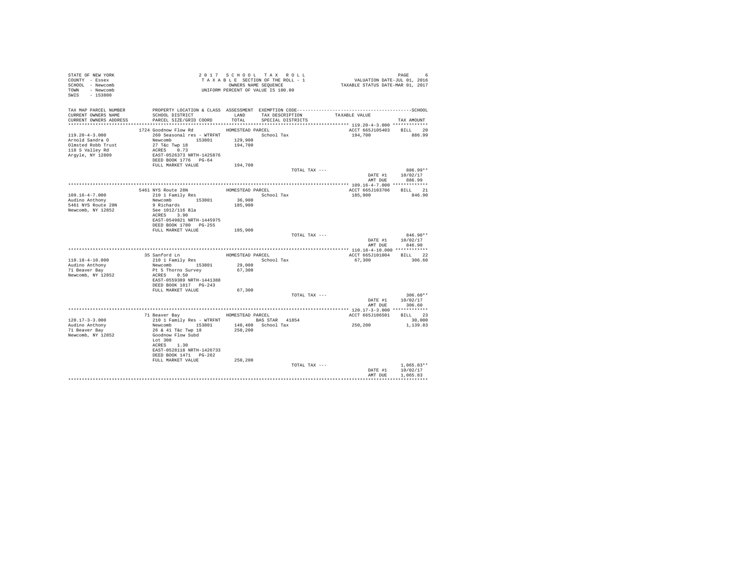STATE OF NEW YORK
COUNTY - Essex
SCHOOL - Newcomb
TOWN - Newcomb
SWIS - 153800

2 0 1 7 S C H O O L T A X R O L L
T A X A B L E SECTION OF THE ROLL - 1
OWNERS NAME SEQUENCE
UNIFORM PERCENT OF VALUE IS 100.00

VALUATION DATE-JUL 01, 2016
TAXABLE STATUS DATE-MAR 01, 2017

| TAX MAP PARCEL NUMBER / CURRENT OWNERS NAME / CURRENT OWNERS ADDRESS | PROPERTY LOCATION & CLASS / SCHOOL DISTRICT / PARCEL SIZE/GRID COORD | ASSESSMENT LAND / TOTAL | EXEMPTION CODE / TAX DESCRIPTION / SPECIAL DISTRICTS | TAXABLE VALUE | SCHOOL TAX AMOUNT |
|---|---|---|---|---|---|
| 119.20-4-3.000 | 1724 Goodnow Flow Rd | HOMESTEAD PARCEL | | ACCT 665J105403 | BILL 20 |
| Arnold Sandra O | 260 Seasonal res - WTRFNT | | School Tax | 194,700 | 886.99 |
| Olmsted Robb Trust | Newcomb 153801 | 129,900 | | | |
| 118 S Valley Rd | 27 T&c Twp 18 | 194,700 | | | |
| Argyle, NY 12809 | ACRES 0.73 | | | | |
| | EAST-0526373 NRTH-1425876 | | | | |
| | DEED BOOK 1776 PG-64 | | | | |
| | FULL MARKET VALUE | 194,700 | | | |
| | | | TOTAL TAX --- | | 886.99** |
| | | | | DATE #1 | 10/02/17 |
| | | | | AMT DUE | 886.99 |
| 109.16-4-7.000 | 5461 NYS Route 28N | HOMESTEAD PARCEL | | ACCT 665J103706 | BILL 21 |
| Audino Anthony | 210 1 Family Res | | School Tax | 185,900 | 846.90 |
| 5461 NYS Route 28N | Newcomb 153801 | 36,900 | | | |
| Newcomb, NY 12852 | 9 Richards | 185,900 | | | |
| | See 1012/116 Bla | | | | |
| | ACRES 3.90 | | | | |
| | EAST-0549821 NRTH-1445975 | | | | |
| | DEED BOOK 1780 PG-255 | | | | |
| | FULL MARKET VALUE | 185,900 | | | |
| | | | TOTAL TAX --- | | 846.90** |
| | | | | DATE #1 | 10/02/17 |
| | | | | AMT DUE | 846.90 |
| 110.18-4-10.000 | 35 Sanford Ln | HOMESTEAD PARCEL | | ACCT 665J101004 | BILL 22 |
| Audino Anthony | 210 1 Family Res | | School Tax | 67,300 | 306.60 |
| 71 Beaver Bay | Newcomb 153801 | 29,000 | | | |
| Newcomb, NY 12852 | Pt 5 Thorns Survey | 67,300 | | | |
| | ACRES 0.50 | | | | |
| | EAST-0559389 NRTH-1441388 | | | | |
| | DEED BOOK 1817 PG-243 | | | | |
| | FULL MARKET VALUE | 67,300 | | | |
| | | | TOTAL TAX --- | | 306.60** |
| | | | | DATE #1 | 10/02/17 |
| | | | | AMT DUE | 306.60 |
| 120.17-3-3.000 | 71 Beaver Bay | HOMESTEAD PARCEL | | ACCT 665J106501 | BILL 23 |
| Audino Anthony | 210 1 Family Res - WTRFNT | | BAS STAR 41854 | | 30,000 |
| 71 Beaver Bay | Newcomb 153801 | 140,400 | School Tax | 250,200 | 1,139.83 |
| Newcomb, NY 12852 | 26 & 41 T&c Twp 18 | 250,200 | | | |
| | Goodnow Flow Subd | | | | |
| | Lot 308 | | | | |
| | ACRES 1.30 | | | | |
| | EAST-0528118 NRTH-1426733 | | | | |
| | DEED BOOK 1471 PG-262 | | | | |
| | FULL MARKET VALUE | 250,200 | | | |
| | | | TOTAL TAX --- | | 1,065.83** |
| | | | | DATE #1 | 10/02/17 |
| | | | | AMT DUE | 1,065.83 |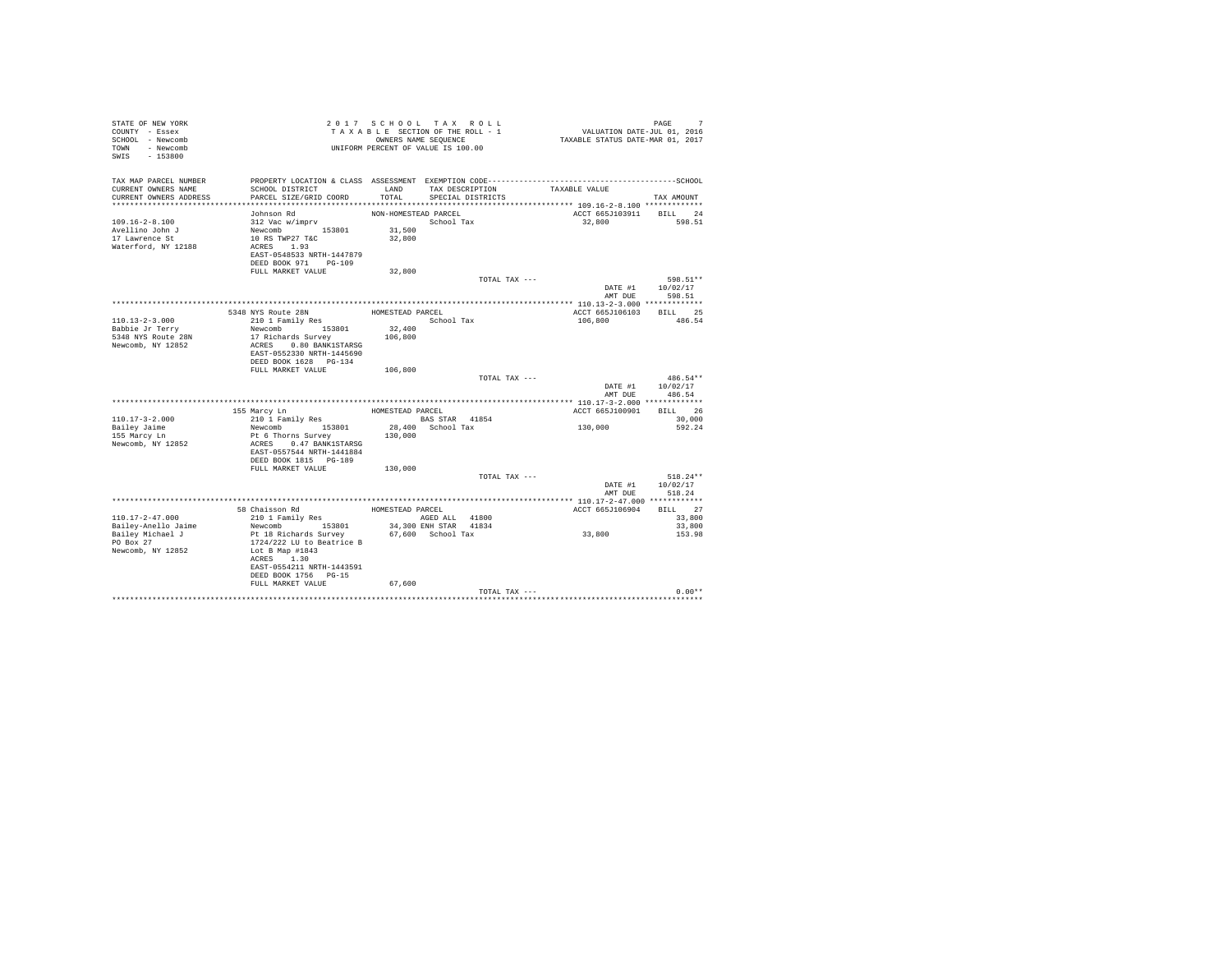```
STATE OF NEW YORK                    2 0 1 7   S C H O O L   T A X   R O L L                                    PAGE     7
COUNTY  - Essex                      T A X A B L E  SECTION OF THE ROLL - 1                   VALUATION DATE-JUL 01, 2016
SCHOOL  - Newcomb                           OWNERS NAME SEQUENCE                         TAXABLE STATUS DATE-MAR 01, 2017
TOWN    - Newcomb                     UNIFORM PERCENT OF VALUE IS 100.00
SWIS    - 153800

TAX MAP PARCEL NUMBER     PROPERTY LOCATION & CLASS  ASSESSMENT  EXEMPTION CODE------------------------------------------------SCHOOL
CURRENT OWNERS NAME       SCHOOL DISTRICT              LAND      TAX DESCRIPTION            TAXABLE VALUE
CURRENT OWNERS ADDRESS    PARCEL SIZE/GRID COORD       TOTAL     SPECIAL DISTRICTS                                        TAX AMOUNT
*************************************************************************************************** 109.16-2-8.100 *************
                          Johnson Rd                  NON-HOMESTEAD PARCEL                          ACCT 665J103911    BILL   24
109.16-2-8.100            312 Vac w/imprv                           School Tax                      32,800              598.51
Avellino John J           Newcomb        153801       31,500
17 Lawrence St            10 RS TWP27 T&C             32,800
Waterford, NY 12188       ACRES    1.93
                          EAST-0548533 NRTH-1447879
                          DEED BOOK 971    PG-109
                          FULL MARKET VALUE           32,800
                                                                     TOTAL TAX ---                                       598.51**
                                                                                                     DATE #1        10/02/17
                                                                                                     AMT DUE          598.51
*************************************************************************************************** 110.13-2-3.000 *************
                          5348 NYS Route 28N           HOMESTEAD PARCEL                             ACCT 665J106103    BILL   25
110.13-2-3.000            210 1 Family Res                          School Tax                      106,800             486.54
Babbie Jr Terry           Newcomb        153801       32,400
5348 NYS Route 28N        17 Richards Survey         106,800
Newcomb, NY 12852         ACRES    0.80 BANK1STARSG
                          EAST-0552330 NRTH-1445690
                          DEED BOOK 1628   PG-134
                          FULL MARKET VALUE          106,800
                                                                     TOTAL TAX ---                                       486.54**
                                                                                                     DATE #1        10/02/17
                                                                                                     AMT DUE          486.54
*************************************************************************************************** 110.17-3-2.000 *************
                          155 Marcy Ln                 HOMESTEAD PARCEL                             ACCT 665J100901    BILL   26
110.17-3-2.000            210 1 Family Res                    BAS STAR   41854                                        30,000
Bailey Jaime              Newcomb        153801       28,400  School Tax                            130,000             592.24
155 Marcy Ln              Pt 6 Thorns Survey         130,000
Newcomb, NY 12852         ACRES    0.47 BANK1STARSG
                          EAST-0557544 NRTH-1441884
                          DEED BOOK 1815   PG-189
                          FULL MARKET VALUE          130,000
                                                                     TOTAL TAX ---                                       518.24**
                                                                                                     DATE #1        10/02/17
                                                                                                     AMT DUE          518.24
*************************************************************************************************** 110.17-2-47.000 ************
                          58 Chaisson Rd               HOMESTEAD PARCEL                             ACCT 665J106904    BILL   27
110.17-2-47.000           210 1 Family Res                    AGED ALL   41800                                        33,800
Bailey-Anello Jaime       Newcomb        153801       34,300 ENH STAR   41834                                         33,800
Bailey Michael J          Pt 18 Richards Survey       67,600  School Tax                            33,800              153.98
PO Box 27                 1724/222 LU to Beatrice B
Newcomb, NY 12852         Lot B Map #1843
                          ACRES    1.30
                          EAST-0554211 NRTH-1443591
                          DEED BOOK 1756   PG-15
                          FULL MARKET VALUE           67,600
                                                                     TOTAL TAX ---                                         0.00**
********************************************************************************************************************************
```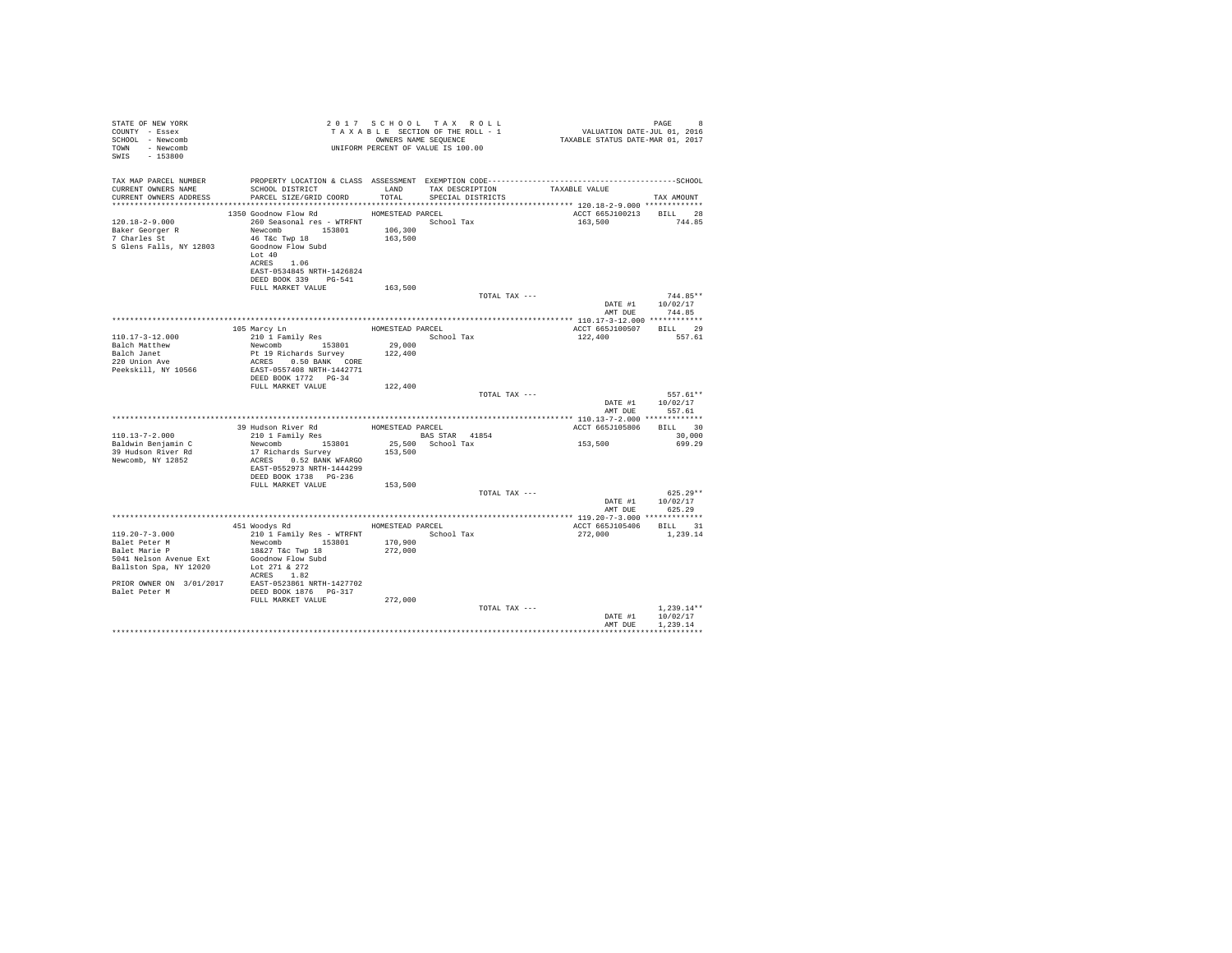STATE OF NEW YORK
COUNTY - Essex
SCHOOL - Newcomb
TOWN - Newcomb
SWIS - 153800

2017 SCHOOL TAX ROLL
TAXABLE SECTION OF THE ROLL - 1
OWNERS NAME SEQUENCE
UNIFORM PERCENT OF VALUE IS 100.00

VALUATION DATE-JUL 01, 2016
TAXABLE STATUS DATE-MAR 01, 2017

| TAX MAP PARCEL NUMBER / CURRENT OWNERS NAME / CURRENT OWNERS ADDRESS | PROPERTY LOCATION & CLASS / SCHOOL DISTRICT / PARCEL SIZE/GRID COORD | ASSESSMENT LAND / TOTAL | EXEMPTION CODE / TAX DESCRIPTION / SPECIAL DISTRICTS | TAXABLE VALUE | TAX AMOUNT |
|---|---|---|---|---|---|
| **120.18-2-9.000** | 1350 Goodnow Flow Rd | | HOMESTEAD PARCEL | ACCT 665J100213 | BILL 28 |
| 120.18-2-9.000 | 260 Seasonal res - WTRFNT | | School Tax | 163,500 | 744.85 |
| Baker Georger R | Newcomb 153801 | 106,300 | | | |
| 7 Charles St | 46 T&c Twp 18 | 163,500 | | | |
| S Glens Falls, NY 12803 | Goodnow Flow Subd | | | | |
| | Lot 40 | | | | |
| | ACRES 1.06 | | | | |
| | EAST-0534845 NRTH-1426824 | | | | |
| | DEED BOOK 339 PG-541 | | | | |
| | FULL MARKET VALUE | 163,500 | | | |
| | | | TOTAL TAX --- | | 744.85** |
| | | | | DATE #1 | 10/02/17 |
| | | | | AMT DUE | 744.85 |
| **110.17-3-12.000** | 105 Marcy Ln | | HOMESTEAD PARCEL | ACCT 665J100507 | BILL 29 |
| 110.17-3-12.000 | 210 1 Family Res | | School Tax | 122,400 | 557.61 |
| Balch Matthew | Newcomb 153801 | 29,000 | | | |
| Balch Janet | Pt 19 Richards Survey | 122,400 | | | |
| 220 Union Ave | ACRES 0.50 BANK CORE | | | | |
| Peekskill, NY 10566 | EAST-0557408 NRTH-1442771 | | | | |
| | DEED BOOK 1772 PG-34 | | | | |
| | FULL MARKET VALUE | 122,400 | | | |
| | | | TOTAL TAX --- | | 557.61** |
| | | | | DATE #1 | 10/02/17 |
| | | | | AMT DUE | 557.61 |
| **110.13-7-2.000** | 39 Hudson River Rd | | HOMESTEAD PARCEL | ACCT 665J105806 | BILL 30 |
| 110.13-7-2.000 | 210 1 Family Res | | BAS STAR 41854 | | 30,000 |
| Baldwin Benjamin C | Newcomb 153801 | 25,500 | School Tax | 153,500 | 699.29 |
| 39 Hudson River Rd | 17 Richards Survey | 153,500 | | | |
| Newcomb, NY 12852 | ACRES 0.52 BANK WFARGO | | | | |
| | EAST-0552973 NRTH-1444299 | | | | |
| | DEED BOOK 1738 PG-236 | | | | |
| | FULL MARKET VALUE | 153,500 | | | |
| | | | TOTAL TAX --- | | 625.29** |
| | | | | DATE #1 | 10/02/17 |
| | | | | AMT DUE | 625.29 |
| **119.20-7-3.000** | 451 Woodys Rd | | HOMESTEAD PARCEL | ACCT 665J105406 | BILL 31 |
| 119.20-7-3.000 | 210 1 Family Res - WTRFNT | | School Tax | 272,000 | 1,239.14 |
| Balet Peter M | Newcomb 153801 | 170,900 | | | |
| Balet Marie P | 18&27 T&c Twp 18 | 272,000 | | | |
| 5041 Nelson Avenue Ext | Goodnow Flow Subd | | | | |
| Ballston Spa, NY 12020 | Lot 271 & 272 | | | | |
| | ACRES 1.82 | | | | |
| PRIOR OWNER ON 3/01/2017 | EAST-0523861 NRTH-1427702 | | | | |
| Balet Peter M | DEED BOOK 1876 PG-317 | | | | |
| | FULL MARKET VALUE | 272,000 | | | |
| | | | TOTAL TAX --- | | 1,239.14** |
| | | | | DATE #1 | 10/02/17 |
| | | | | AMT DUE | 1,239.14 |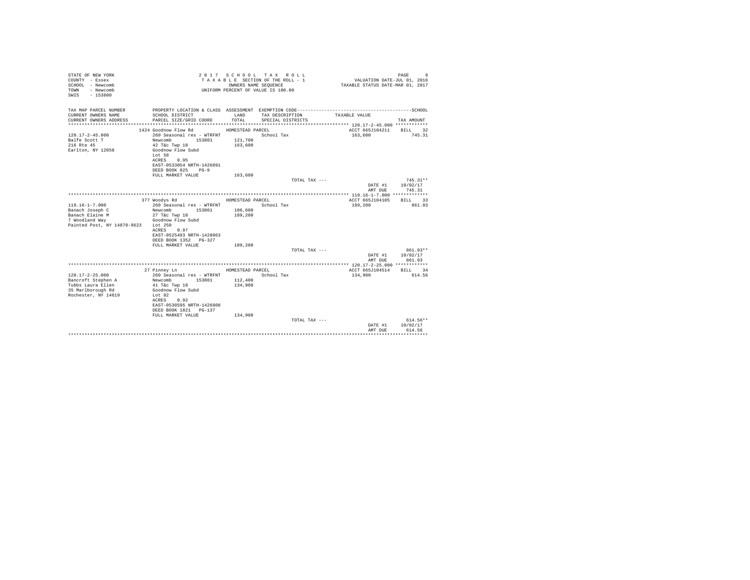STATE OF NEW YORK
COUNTY - Essex
SCHOOL - Newcomb
TOWN - Newcomb
SWIS - 153800

2017 SCHOOL TAX ROLL
TAXABLE SECTION OF THE ROLL - 1
OWNERS NAME SEQUENCE
UNIFORM PERCENT OF VALUE IS 100.00

VALUATION DATE-JUL 01, 2016
TAXABLE STATUS DATE-MAR 01, 2017

| TAX MAP PARCEL NUMBER / CURRENT OWNERS NAME / CURRENT OWNERS ADDRESS | PROPERTY LOCATION & CLASS / SCHOOL DISTRICT / PARCEL SIZE/GRID COORD | ASSESSMENT LAND / TOTAL | EXEMPTION CODE / TAX DESCRIPTION / SPECIAL DISTRICTS | TAXABLE VALUE | TAX AMOUNT |
|---|---|---|---|---|---|
| **120.17-2-45.000** | 1424 Goodnow Flow Rd | HOMESTEAD PARCEL | | ACCT 665J104211 | BILL 32 |
| 120.17-2-45.000 | 260 Seasonal res - WTRFNT | | School Tax | 163,600 | 745.31 |
| Balfe Scott T | Newcomb 153801 | 121,700 | | | |
| 216 Rte 45 | 42 T&c Twp 18 | 163,600 | | | |
| Earlton, NY 12058 | Goodnow Flow Subd | | | | |
| | Lot 58 | | | | |
| | ACRES 0.95 | | | | |
| | EAST-0533054 NRTH-1426891 | | | | |
| | DEED BOOK 825 PG-9 | | | | |
| | FULL MARKET VALUE | 163,600 | | | |
| | | | TOTAL TAX --- | | 745.31** |
| | | | | DATE #1 | 10/02/17 |
| | | | | AMT DUE | 745.31 |
| **119.16-1-7.000** | 377 Woodys Rd | HOMESTEAD PARCEL | | ACCT 665J104105 | BILL 33 |
| 119.16-1-7.000 | 260 Seasonal res - WTRFNT | | School Tax | 189,200 | 861.93 |
| Banach Joseph C | Newcomb 153801 | 106,600 | | | |
| Banach Elaine M | 27 T&c Twp 18 | 189,200 | | | |
| 7 Woodland Way | Goodnow Flow Subd | | | | |
| Painted Post, NY 14870-9623 | Lot 250 | | | | |
| | ACRES 0.97 | | | | |
| | EAST-0525493 NRTH-1428063 | | | | |
| | DEED BOOK 1352 PG-327 | | | | |
| | FULL MARKET VALUE | 189,200 | | | |
| | | | TOTAL TAX --- | | 861.93** |
| | | | | DATE #1 | 10/02/17 |
| | | | | AMT DUE | 861.93 |
| **120.17-2-25.000** | 27 Pinney Ln | HOMESTEAD PARCEL | | ACCT 665J104514 | BILL 34 |
| 120.17-2-25.000 | 260 Seasonal res - WTRFNT | | School Tax | 134,900 | 614.56 |
| Bancroft Stephen A | Newcomb 153801 | 112,400 | | | |
| Tubbs Laura Ellen | 41 T&c Twp 18 | 134,900 | | | |
| 35 Marlborough Rd | Goodnow Flow Subd | | | | |
| Rochester, NY 14619 | Lot 82 | | | | |
| | ACRES 0.92 | | | | |
| | EAST-0530595 NRTH-1426808 | | | | |
| | DEED BOOK 1821 PG-137 | | | | |
| | FULL MARKET VALUE | 134,900 | | | |
| | | | TOTAL TAX --- | | 614.56** |
| | | | | DATE #1 | 10/02/17 |
| | | | | AMT DUE | 614.56 |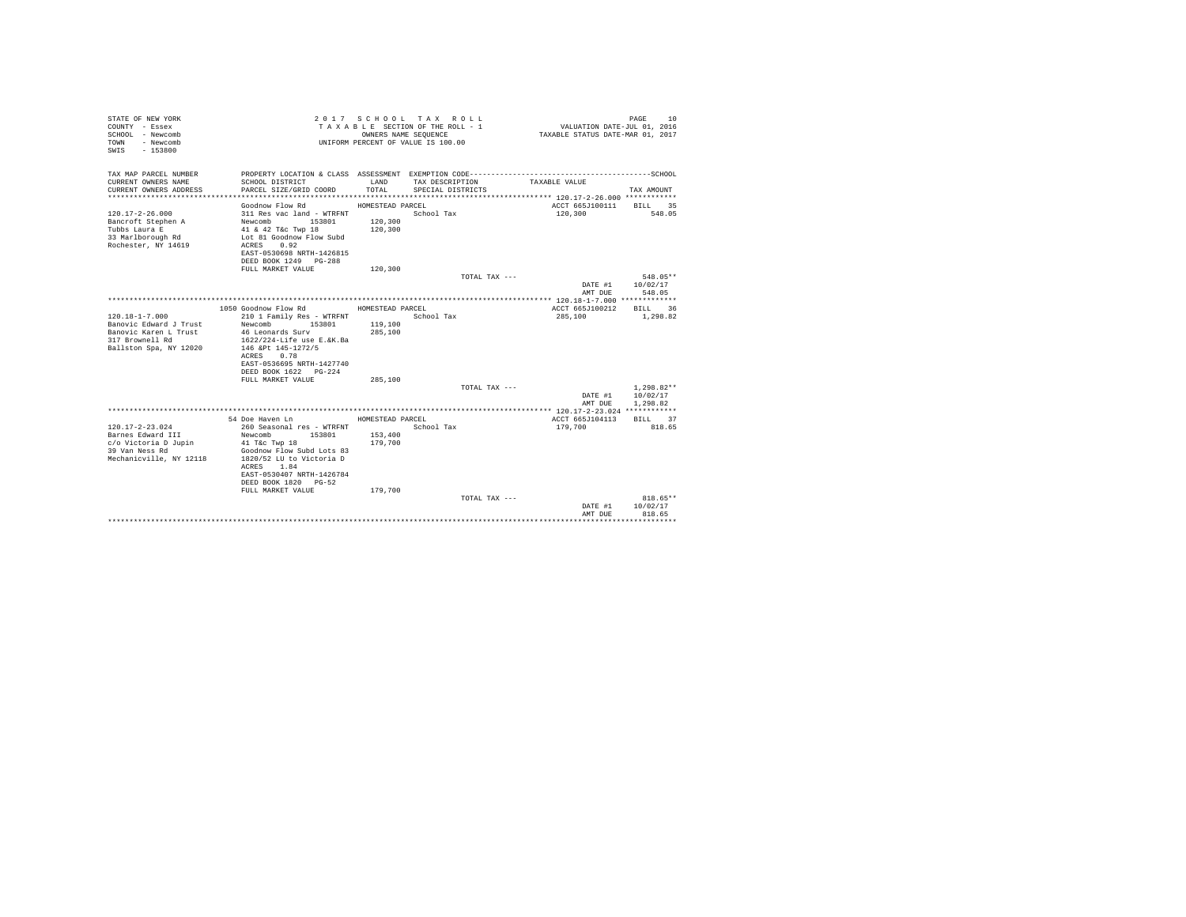STATE OF NEW YORK
COUNTY - Essex
SCHOOL - Newcomb
TOWN - Newcomb
SWIS - 153800

2017 SCHOOL TAX ROLL
TAXABLE SECTION OF THE ROLL - 1
OWNERS NAME SEQUENCE
UNIFORM PERCENT OF VALUE IS 100.00

VALUATION DATE-JUL 01, 2016
TAXABLE STATUS DATE-MAR 01, 2017

| TAX MAP PARCEL NUMBER / CURRENT OWNERS NAME / CURRENT OWNERS ADDRESS | PROPERTY LOCATION & CLASS / SCHOOL DISTRICT / PARCEL SIZE/GRID COORD | ASSESSMENT LAND / TOTAL | EXEMPTION CODE / TAX DESCRIPTION / SPECIAL DISTRICTS | TAXABLE VALUE | TAX AMOUNT |
|---|---|---|---|---|---|
| 120.17-2-26.000 | Goodnow Flow Rd | HOMESTEAD PARCEL | | ACCT 665J100111 | BILL 35 |
| 120.17-2-26.000 | 311 Res vac land - WTRFNT | | School Tax | 120,300 | 548.05 |
| Bancroft Stephen A | Newcomb 153801 | 120,300 | | | |
| Tubbs Laura E | 41 & 42 T&c Twp 18 | 120,300 | | | |
| 33 Marlborough Rd | Lot 81 Goodnow Flow Subd | | | | |
| Rochester, NY 14619 | ACRES 0.92 | | | | |
| | EAST-0530698 NRTH-1426815 | | | | |
| | DEED BOOK 1249 PG-288 | | | | |
| | FULL MARKET VALUE | 120,300 | | | |
| | | | TOTAL TAX --- | | 548.05** |
| | | | | DATE #1 | 10/02/17 |
| | | | | AMT DUE | 548.05 |
| 120.18-1-7.000 | 1050 Goodnow Flow Rd | HOMESTEAD PARCEL | | ACCT 665J100212 | BILL 36 |
| 120.18-1-7.000 | 210 1 Family Res - WTRFNT | | School Tax | 285,100 | 1,298.82 |
| Banovic Edward J Trust | Newcomb 153801 | 119,100 | | | |
| Banovic Karen L Trust | 46 Leonards Surv | 285,100 | | | |
| 317 Brownell Rd | 1622/224-Life use E.&K.Ba | | | | |
| Ballston Spa, NY 12020 | 146 &Pt 145-1272/5 | | | | |
| | ACRES 0.78 | | | | |
| | EAST-0536695 NRTH-1427740 | | | | |
| | DEED BOOK 1622 PG-224 | | | | |
| | FULL MARKET VALUE | 285,100 | | | |
| | | | TOTAL TAX --- | | 1,298.82** |
| | | | | DATE #1 | 10/02/17 |
| | | | | AMT DUE | 1,298.82 |
| 120.17-2-23.024 | 54 Doe Haven Ln | HOMESTEAD PARCEL | | ACCT 665J104113 | BILL 37 |
| 120.17-2-23.024 | 260 Seasonal res - WTRFNT | | School Tax | 179,700 | 818.65 |
| Barnes Edward III | Newcomb 153801 | 153,400 | | | |
| c/o Victoria D Jupin | 41 T&c Twp 18 | 179,700 | | | |
| 39 Van Ness Rd | Goodnow Flow Subd Lots 83 | | | | |
| Mechanicville, NY 12118 | 1820/52 LU to Victoria D | | | | |
| | ACRES 1.84 | | | | |
| | EAST-0530407 NRTH-1426784 | | | | |
| | DEED BOOK 1820 PG-52 | | | | |
| | FULL MARKET VALUE | 179,700 | | | |
| | | | TOTAL TAX --- | | 818.65** |
| | | | | DATE #1 | 10/02/17 |
| | | | | AMT DUE | 818.65 |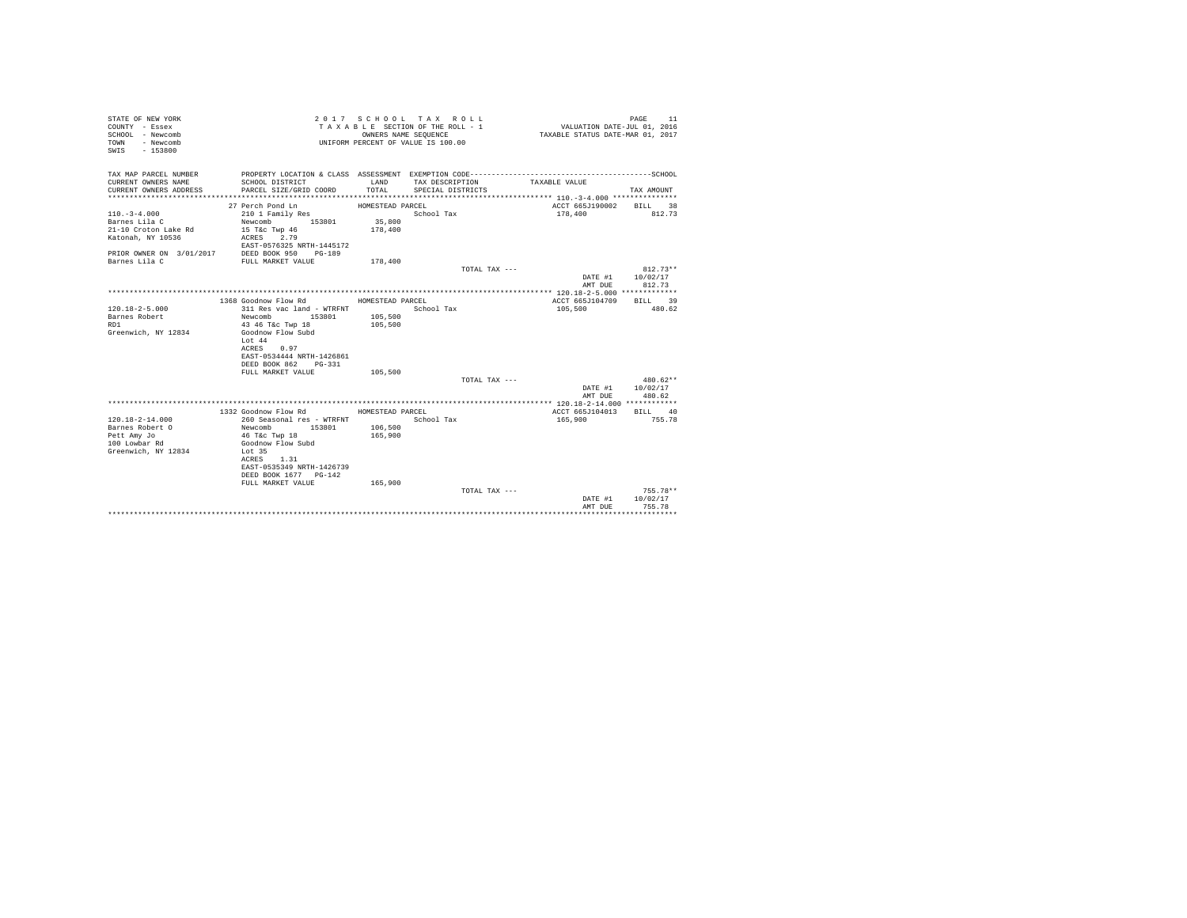STATE OF NEW YORK
COUNTY - Essex
SCHOOL - Newcomb
TOWN - Newcomb
SWIS - 153800

2017 SCHOOL TAX ROLL
TAXABLE SECTION OF THE ROLL - 1
OWNERS NAME SEQUENCE
UNIFORM PERCENT OF VALUE IS 100.00

VALUATION DATE-JUL 01, 2016
TAXABLE STATUS DATE-MAR 01, 2017

| TAX MAP PARCEL NUMBER / CURRENT OWNERS NAME / CURRENT OWNERS ADDRESS | PROPERTY LOCATION & CLASS / SCHOOL DISTRICT / PARCEL SIZE/GRID COORD | ASSESSMENT LAND / TOTAL | EXEMPTION CODE / TAX DESCRIPTION / SPECIAL DISTRICTS | TAXABLE VALUE | TAX AMOUNT |
|---|---|---|---|---|---|
| 110.-3-4.000 | 27 Perch Pond Ln | HOMESTEAD PARCEL | | ACCT 665J190002 | BILL 38 |
| 110.-3-4.000 | 210 1 Family Res | | School Tax | 178,400 | 812.73 |
| Barnes Lila C | Newcomb 153801 | 35,800 | | | |
| 21-10 Croton Lake Rd | 15 T&c Twp 46 | 178,400 | | | |
| Katonah, NY 10536 | ACRES 2.79 | | | | |
| | EAST-0576325 NRTH-1445172 | | | | |
| PRIOR OWNER ON 3/01/2017 | DEED BOOK 950 PG-189 | | | | |
| Barnes Lila C | FULL MARKET VALUE | 178,400 | | | |
| | | | TOTAL TAX --- | | 812.73** |
| | | | | DATE #1 | 10/02/17 |
| | | | | AMT DUE | 812.73 |
| 120.18-2-5.000 | 1368 Goodnow Flow Rd | HOMESTEAD PARCEL | | ACCT 665J104709 | BILL 39 |
| 120.18-2-5.000 | 311 Res vac land - WTRFNT | | School Tax | 105,500 | 480.62 |
| Barnes Robert | Newcomb 153801 | 105,500 | | | |
| RD1 | 43 46 T&c Twp 18 | 105,500 | | | |
| Greenwich, NY 12834 | Goodnow Flow Subd | | | | |
| | Lot 44 | | | | |
| | ACRES 0.97 | | | | |
| | EAST-0534444 NRTH-1426861 | | | | |
| | DEED BOOK 862 PG-331 | | | | |
| | FULL MARKET VALUE | 105,500 | | | |
| | | | TOTAL TAX --- | | 480.62** |
| | | | | DATE #1 | 10/02/17 |
| | | | | AMT DUE | 480.62 |
| 120.18-2-14.000 | 1332 Goodnow Flow Rd | HOMESTEAD PARCEL | | ACCT 665J104013 | BILL 40 |
| 120.18-2-14.000 | 260 Seasonal res - WTRFNT | | School Tax | 165,900 | 755.78 |
| Barnes Robert O | Newcomb 153801 | 106,500 | | | |
| Pett Amy Jo | 46 T&c Twp 18 | 165,900 | | | |
| 100 Lowbar Rd | Goodnow Flow Subd | | | | |
| Greenwich, NY 12834 | Lot 35 | | | | |
| | ACRES 1.31 | | | | |
| | EAST-0535349 NRTH-1426739 | | | | |
| | DEED BOOK 1677 PG-142 | | | | |
| | FULL MARKET VALUE | 165,900 | | | |
| | | | TOTAL TAX --- | | 755.78** |
| | | | | DATE #1 | 10/02/17 |
| | | | | AMT DUE | 755.78 |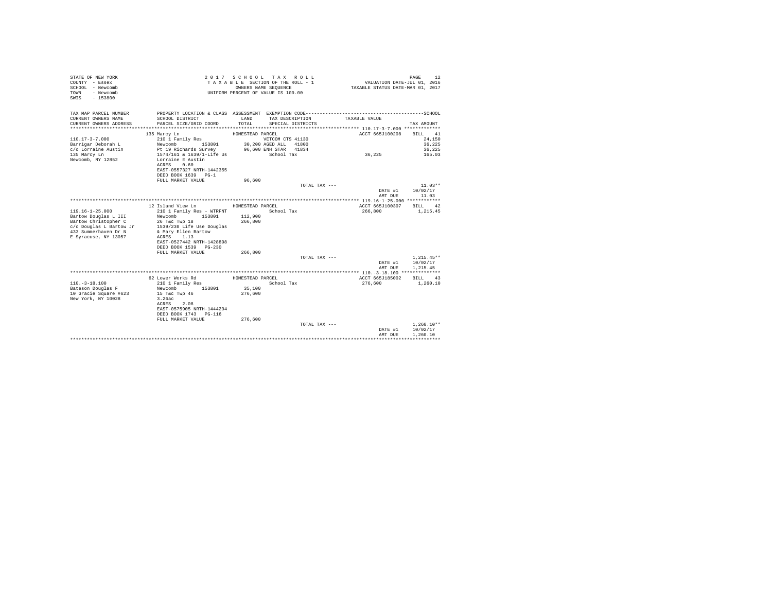STATE OF NEW YORK
COUNTY - Essex
SCHOOL - Newcomb
TOWN - Newcomb
SWIS - 153800

2 0 1 7 S C H O O L T A X R O L L
T A X A B L E SECTION OF THE ROLL - 1
OWNERS NAME SEQUENCE
UNIFORM PERCENT OF VALUE IS 100.00

VALUATION DATE-JUL 01, 2016
TAXABLE STATUS DATE-MAR 01, 2017

| TAX MAP PARCEL NUMBER / CURRENT OWNERS NAME / CURRENT OWNERS ADDRESS | PROPERTY LOCATION & CLASS / SCHOOL DISTRICT / PARCEL SIZE/GRID COORD | ASSESSMENT LAND / TOTAL | EXEMPTION CODE / TAX DESCRIPTION / SPECIAL DISTRICTS | TAXABLE VALUE | TAX AMOUNT |
|---|---|---|---|---|---|
| 110.17-3-7.000 | 135 Marcy Ln | HOMESTEAD PARCEL | | ACCT 665J100208 | BILL 41 |
| Barrigar Deborah L | 210 1 Family Res | | VETCOM CTS 41130 | | 24,150 |
| c/o Lorraine Austin | Newcomb 153801 | 30,200 | AGED ALL 41800 | | 36,225 |
| 135 Marcy Ln | Pt 19 Richards Survey | 96,600 | ENH STAR 41834 | | 36,225 |
| Newcomb, NY 12852 | 1574/161 & 1639/1-Life Us | | School Tax | 36,225 | 165.03 |
| | Lorraine E Austin | | | | |
| | ACRES 0.60 | | | | |
| | EAST-0557327 NRTH-1442355 | | | | |
| | DEED BOOK 1639 PG-1 | | | | |
| | FULL MARKET VALUE | 96,600 | | | |
| | | | TOTAL TAX --- | | 11.03** |
| | | | | DATE #1 | 10/02/17 |
| | | | | AMT DUE | 11.03 |
| 119.16-1-25.000 | 12 Island View Ln | HOMESTEAD PARCEL | | ACCT 665J100307 | BILL 42 |
| Bartow Douglas L III | 210 1 Family Res - WTRFNT | | School Tax | 266,800 | 1,215.45 |
| Bartow Christopher C | Newcomb 153801 | 112,900 | | | |
| c/o Douglas L Bartow Jr | 26 T&c Twp 18 | 266,800 | | | |
| 433 Summerhaven Dr N | 1539/230 Life Use Douglas | | | | |
| E Syracuse, NY 13057 | & Mary Ellen Bartow | | | | |
| | ACRES 1.13 | | | | |
| | EAST-0527442 NRTH-1428898 | | | | |
| | DEED BOOK 1539 PG-230 | | | | |
| | FULL MARKET VALUE | 266,800 | | | |
| | | | TOTAL TAX --- | | 1,215.45** |
| | | | | DATE #1 | 10/02/17 |
| | | | | AMT DUE | 1,215.45 |
| 110.-3-18.100 | 62 Lower Works Rd | HOMESTEAD PARCEL | | ACCT 665J185002 | BILL 43 |
| Bateson Douglas F | 210 1 Family Res | | School Tax | 276,600 | 1,260.10 |
| 10 Gracie Square #623 | Newcomb 153801 | 35,100 | | | |
| New York, NY 10028 | 15 T&c Twp 46 | 276,600 | | | |
| | 3.26ac | | | | |
| | ACRES 2.08 | | | | |
| | EAST-0575905 NRTH-1444294 | | | | |
| | DEED BOOK 1743 PG-116 | | | | |
| | FULL MARKET VALUE | 276,600 | | | |
| | | | TOTAL TAX --- | | 1,260.10** |
| | | | | DATE #1 | 10/02/17 |
| | | | | AMT DUE | 1,260.10 |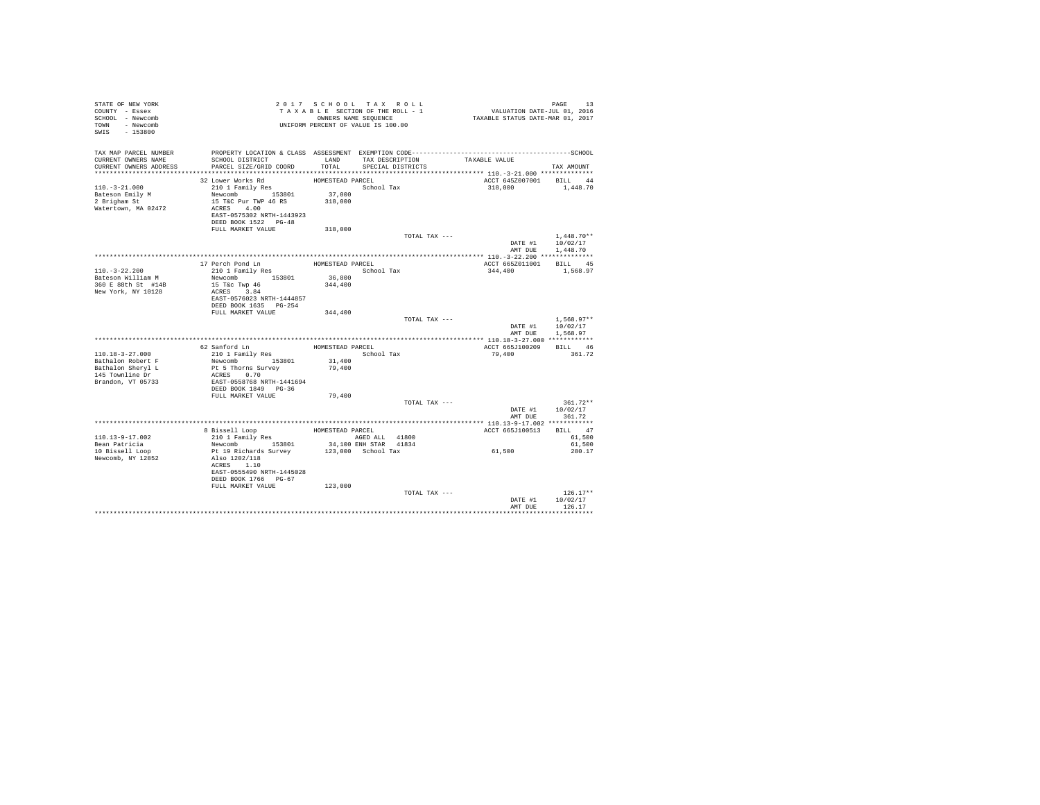STATE OF NEW YORK
COUNTY - Essex
SCHOOL - Newcomb
TOWN - Newcomb
SWIS - 153800

2 0 1 7 S C H O O L T A X R O L L
T A X A B L E SECTION OF THE ROLL - 1
OWNERS NAME SEQUENCE
UNIFORM PERCENT OF VALUE IS 100.00

VALUATION DATE-JUL 01, 2016
TAXABLE STATUS DATE-MAR 01, 2017

| TAX MAP PARCEL NUMBER / CURRENT OWNERS NAME / CURRENT OWNERS ADDRESS | PROPERTY LOCATION & CLASS / SCHOOL DISTRICT / PARCEL SIZE/GRID COORD | ASSESSMENT LAND / TOTAL | EXEMPTION CODE / TAX DESCRIPTION / SPECIAL DISTRICTS | TAXABLE VALUE | SCHOOL TAX AMOUNT |
|---|---|---|---|---|---|
| 110.-3-21.000 | 32 Lower Works Rd | HOMESTEAD PARCEL | | ACCT 645Z007001 | BILL 44 |
| Bateson Emily M | 210 1 Family Res | | School Tax | 318,000 | 1,448.70 |
| 2 Brigham St | Newcomb 153801 | 37,000 | | | |
| Watertown, MA 02472 | 15 T&C Pur TWP 46 RS | 318,000 | | | |
| | ACRES 4.00 | | | | |
| | EAST-0575302 NRTH-1443923 | | | | |
| | DEED BOOK 1522 PG-48 | | | | |
| | FULL MARKET VALUE | 318,000 | | | |
| | | | TOTAL TAX --- | | 1,448.70** |
| | | | | DATE #1 | 10/02/17 |
| | | | | AMT DUE | 1,448.70 |
| 110.-3-22.200 | 17 Perch Pond Ln | HOMESTEAD PARCEL | | ACCT 665Z011001 | BILL 45 |
| Bateson William M | 210 1 Family Res | | School Tax | 344,400 | 1,568.97 |
| 360 E 88th St #14B | Newcomb 153801 | 36,800 | | | |
| New York, NY 10128 | 15 T&c Twp 46 | 344,400 | | | |
| | ACRES 3.84 | | | | |
| | EAST-0576023 NRTH-1444857 | | | | |
| | DEED BOOK 1635 PG-254 | | | | |
| | FULL MARKET VALUE | 344,400 | | | |
| | | | TOTAL TAX --- | | 1,568.97** |
| | | | | DATE #1 | 10/02/17 |
| | | | | AMT DUE | 1,568.97 |
| 110.18-3-27.000 | 62 Sanford Ln | HOMESTEAD PARCEL | | ACCT 665J100209 | BILL 46 |
| Bathalon Robert F | 210 1 Family Res | | School Tax | 79,400 | 361.72 |
| Bathalon Sheryl L | Newcomb 153801 | 31,400 | | | |
| 145 Townline Dr | Pt 5 Thorns Survey | 79,400 | | | |
| Brandon, VT 05733 | ACRES 0.70 | | | | |
| | EAST-0558768 NRTH-1441694 | | | | |
| | DEED BOOK 1849 PG-36 | | | | |
| | FULL MARKET VALUE | 79,400 | | | |
| | | | TOTAL TAX --- | | 361.72** |
| | | | | DATE #1 | 10/02/17 |
| | | | | AMT DUE | 361.72 |
| 110.13-9-17.002 | 8 Bissell Loop | HOMESTEAD PARCEL | | ACCT 665J100513 | BILL 47 |
| Bean Patricia | 210 1 Family Res | | AGED ALL 41800 | | 61,500 |
| 10 Bissell Loop | Newcomb 153801 | 34,100 | ENH STAR 41834 | | 61,500 |
| Newcomb, NY 12852 | Pt 19 Richards Survey | 123,000 | School Tax | 61,500 | 280.17 |
| | Also 1202/118 | | | | |
| | ACRES 1.10 | | | | |
| | EAST-0555490 NRTH-1445028 | | | | |
| | DEED BOOK 1766 PG-67 | | | | |
| | FULL MARKET VALUE | 123,000 | | | |
| | | | TOTAL TAX --- | | 126.17** |
| | | | | DATE #1 | 10/02/17 |
| | | | | AMT DUE | 126.17 |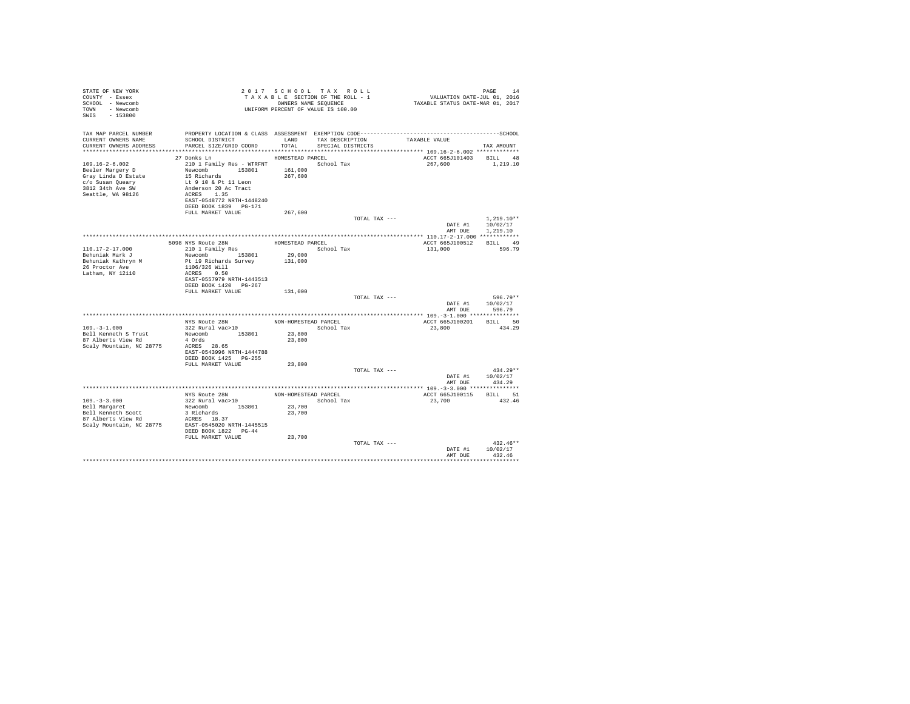STATE OF NEW YORK
COUNTY - Essex
SCHOOL - Newcomb
TOWN - Newcomb
SWIS - 153800

2017 SCHOOL TAX ROLL
TAXABLE SECTION OF THE ROLL - 1
OWNERS NAME SEQUENCE
UNIFORM PERCENT OF VALUE IS 100.00

VALUATION DATE-JUL 01, 2016
TAXABLE STATUS DATE-MAR 01, 2017

| TAX MAP PARCEL NUMBER / CURRENT OWNERS NAME / CURRENT OWNERS ADDRESS | PROPERTY LOCATION & CLASS / SCHOOL DISTRICT / PARCEL SIZE/GRID COORD | ASSESSMENT LAND / TOTAL | EXEMPTION CODE / TAX DESCRIPTION / SPECIAL DISTRICTS | TAXABLE VALUE | TAX AMOUNT |
|---|---|---|---|---|---|
| **109.16-2-6.002** | 27 Donks Ln | HOMESTEAD PARCEL | | ACCT 665J101403 | BILL 48 |
| 109.16-2-6.002 | 210 1 Family Res - WTRFNT | | School Tax | 267,600 | 1,219.10 |
| Beeler Margery D | Newcomb 153801 | 161,000 | | | |
| Gray Linda D Estate | 15 Richards | 267,600 | | | |
| c/o Susan Queary | Lt 9 10 & Pt 11 Leon | | | | |
| 3812 34th Ave SW | Anderson 20 Ac Tract | | | | |
| Seattle, WA 98126 | ACRES 1.35 | | | | |
| | EAST-0548772 NRTH-1448240 | | | | |
| | DEED BOOK 1839 PG-171 | | | | |
| | FULL MARKET VALUE | 267,600 | | | |
| | | | TOTAL TAX --- | | 1,219.10** |
| | | | | DATE #1 | 10/02/17 |
| | | | | AMT DUE | 1,219.10 |
| **110.17-2-17.000** | 5098 NYS Route 28N | HOMESTEAD PARCEL | | ACCT 665J100512 | BILL 49 |
| 110.17-2-17.000 | 210 1 Family Res | | School Tax | 131,000 | 596.79 |
| Behuniak Mark J | Newcomb 153801 | 29,000 | | | |
| Behuniak Kathryn M | Pt 19 Richards Survey | 131,000 | | | |
| 26 Proctor Ave | 1106/326 Will | | | | |
| Latham, NY 12110 | ACRES 0.50 | | | | |
| | EAST-0557979 NRTH-1443513 | | | | |
| | DEED BOOK 1420 PG-267 | | | | |
| | FULL MARKET VALUE | 131,000 | | | |
| | | | TOTAL TAX --- | | 596.79** |
| | | | | DATE #1 | 10/02/17 |
| | | | | AMT DUE | 596.79 |
| **109.-3-1.000** | NYS Route 28N | NON-HOMESTEAD PARCEL | | ACCT 665J100201 | BILL 50 |
| 109.-3-1.000 | 322 Rural vac>10 | | School Tax | 23,800 | 434.29 |
| Bell Kenneth S Trust | Newcomb 153801 | 23,800 | | | |
| 87 Alberts View Rd | 4 Ords | 23,800 | | | |
| Scaly Mountain, NC 28775 | ACRES 28.65 | | | | |
| | EAST-0543996 NRTH-1444788 | | | | |
| | DEED BOOK 1425 PG-255 | | | | |
| | FULL MARKET VALUE | 23,800 | | | |
| | | | TOTAL TAX --- | | 434.29** |
| | | | | DATE #1 | 10/02/17 |
| | | | | AMT DUE | 434.29 |
| **109.-3-3.000** | NYS Route 28N | NON-HOMESTEAD PARCEL | | ACCT 665J100115 | BILL 51 |
| 109.-3-3.000 | 322 Rural vac>10 | | School Tax | 23,700 | 432.46 |
| Bell Margaret | Newcomb 153801 | 23,700 | | | |
| Bell Kenneth Scott | 3 Richards | 23,700 | | | |
| 87 Alberts View Rd | ACRES 18.37 | | | | |
| Scaly Mountain, NC 28775 | EAST-0545020 NRTH-1445515 | | | | |
| | DEED BOOK 1822 PG-44 | | | | |
| | FULL MARKET VALUE | 23,700 | | | |
| | | | TOTAL TAX --- | | 432.46** |
| | | | | DATE #1 | 10/02/17 |
| | | | | AMT DUE | 432.46 |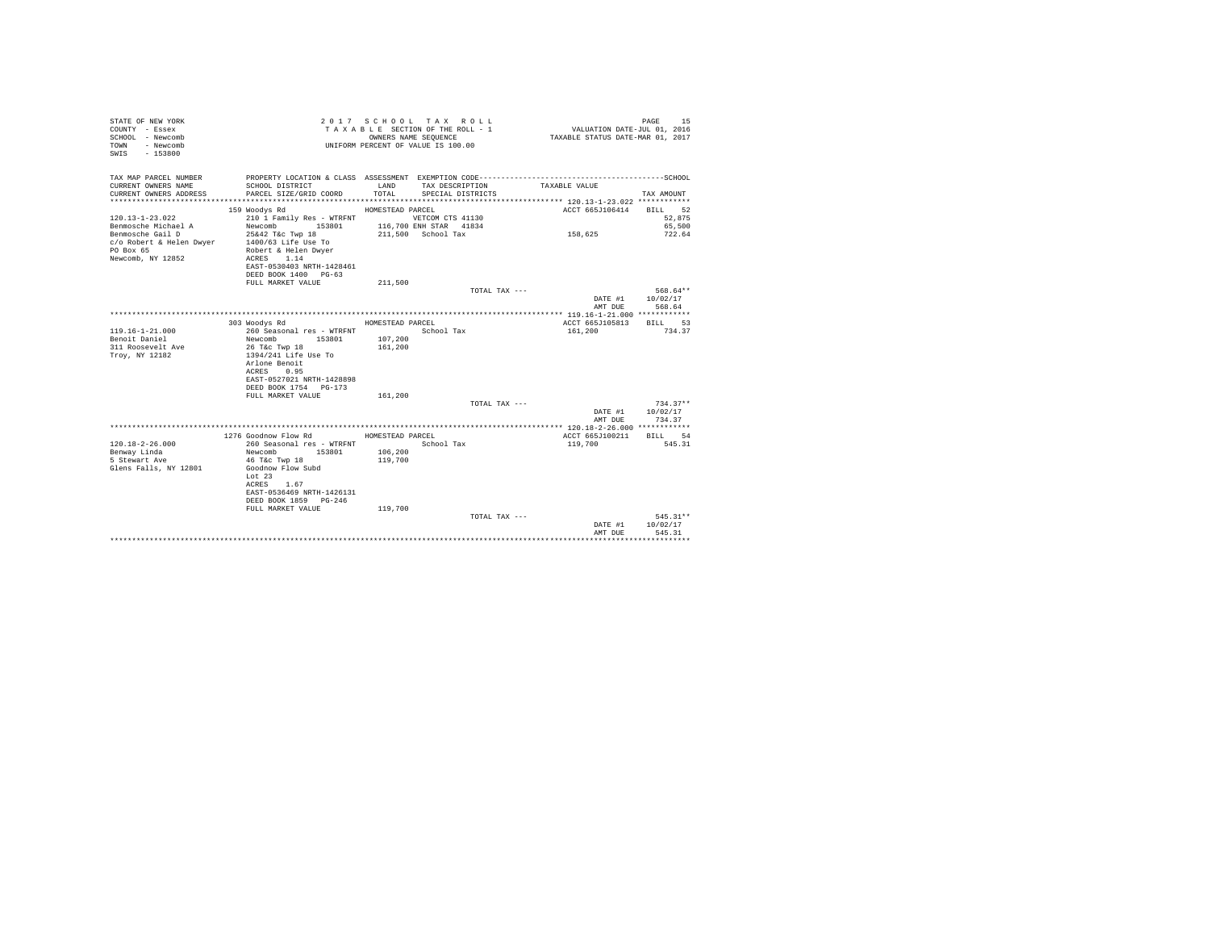STATE OF NEW YORK
COUNTY - Essex
SCHOOL - Newcomb
TOWN - Newcomb
SWIS - 153800

2017 SCHOOL TAX ROLL
TAXABLE SECTION OF THE ROLL - 1
OWNERS NAME SEQUENCE
UNIFORM PERCENT OF VALUE IS 100.00

VALUATION DATE-JUL 01, 2016
TAXABLE STATUS DATE-MAR 01, 2017

| TAX MAP PARCEL NUMBER / CURRENT OWNERS NAME / CURRENT OWNERS ADDRESS | PROPERTY LOCATION & CLASS / SCHOOL DISTRICT / PARCEL SIZE/GRID COORD | ASSESSMENT LAND / TOTAL | EXEMPTION CODE / TAX DESCRIPTION / SPECIAL DISTRICTS | TAXABLE VALUE | SCHOOL TAX AMOUNT |
|---|---|---|---|---|---|
| **120.13-1-23.022** | 159 Woodys Rd | HOMESTEAD PARCEL | | ACCT 665J106414 | BILL 52 |
| 120.13-1-23.022 | 210 1 Family Res - WTRFNT | | VETCOM CTS 41130 | | 52,875 |
| Benmosche Michael A | Newcomb 153801 | 116,700 | ENH STAR 41834 | | 65,500 |
| Benmosche Gail D | 25&42 T&c Twp 18 | 211,500 | School Tax | 158,625 | 722.64 |
| c/o Robert & Helen Dwyer | 1400/63 Life Use To | | | | |
| PO Box 65 | Robert & Helen Dwyer | | | | |
| Newcomb, NY 12852 | ACRES 1.14 | | | | |
| | EAST-0530403 NRTH-1428461 | | | | |
| | DEED BOOK 1400 PG-63 | | | | |
| | FULL MARKET VALUE | 211,500 | | | |
| | | | TOTAL TAX --- | | 568.64** |
| | | | | DATE #1 | 10/02/17 |
| | | | | AMT DUE | 568.64 |
| **119.16-1-21.000** | 303 Woodys Rd | HOMESTEAD PARCEL | | ACCT 665J105813 | BILL 53 |
| 119.16-1-21.000 | 260 Seasonal res - WTRFNT | | School Tax | 161,200 | 734.37 |
| Benoit Daniel | Newcomb 153801 | 107,200 | | | |
| 311 Roosevelt Ave | 26 T&c Twp 18 | 161,200 | | | |
| Troy, NY 12182 | 1394/241 Life Use To | | | | |
| | Arlone Benoit | | | | |
| | ACRES 0.95 | | | | |
| | EAST-0527021 NRTH-1428898 | | | | |
| | DEED BOOK 1754 PG-173 | | | | |
| | FULL MARKET VALUE | 161,200 | | | |
| | | | TOTAL TAX --- | | 734.37** |
| | | | | DATE #1 | 10/02/17 |
| | | | | AMT DUE | 734.37 |
| **120.18-2-26.000** | 1276 Goodnow Flow Rd | HOMESTEAD PARCEL | | ACCT 665J100211 | BILL 54 |
| 120.18-2-26.000 | 260 Seasonal res - WTRFNT | | School Tax | 119,700 | 545.31 |
| Benway Linda | Newcomb 153801 | 106,200 | | | |
| 5 Stewart Ave | 46 T&c Twp 18 | 119,700 | | | |
| Glens Falls, NY 12801 | Goodnow Flow Subd | | | | |
| | Lot 23 | | | | |
| | ACRES 1.67 | | | | |
| | EAST-0536469 NRTH-1426131 | | | | |
| | DEED BOOK 1859 PG-246 | | | | |
| | FULL MARKET VALUE | 119,700 | | | |
| | | | TOTAL TAX --- | | 545.31** |
| | | | | DATE #1 | 10/02/17 |
| | | | | AMT DUE | 545.31 |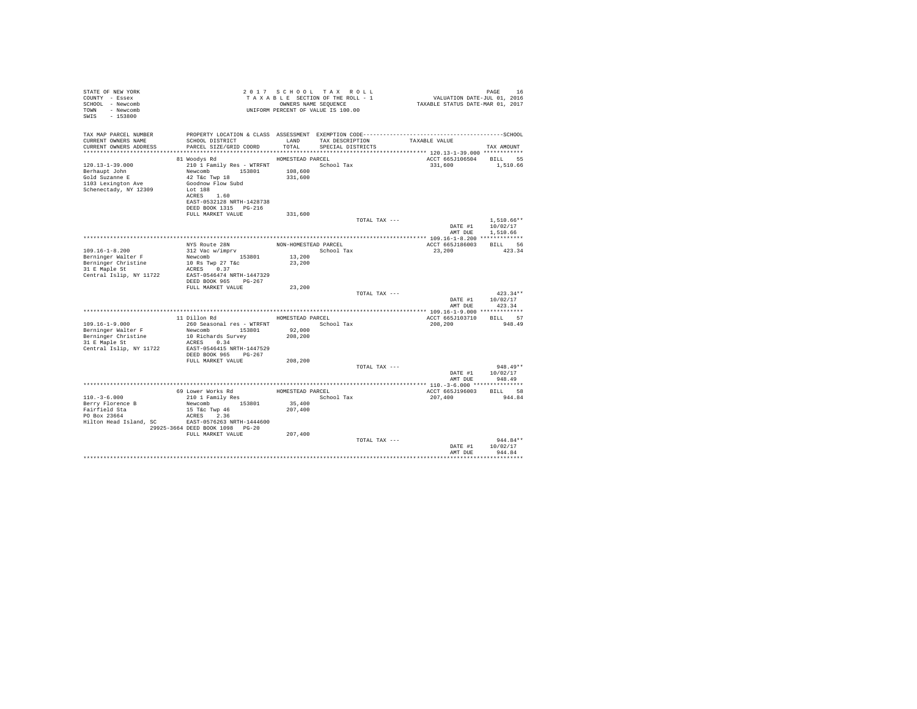STATE OF NEW YORK
COUNTY - Essex
SCHOOL - Newcomb
TOWN - Newcomb
SWIS - 153800

2017 SCHOOL TAX ROLL
TAXABLE SECTION OF THE ROLL - 1
OWNERS NAME SEQUENCE
UNIFORM PERCENT OF VALUE IS 100.00

VALUATION DATE-JUL 01, 2016
TAXABLE STATUS DATE-MAR 01, 2017

| TAX MAP PARCEL NUMBER / CURRENT OWNERS NAME / CURRENT OWNERS ADDRESS | PROPERTY LOCATION & CLASS / SCHOOL DISTRICT / PARCEL SIZE/GRID COORD | ASSESSMENT LAND / TOTAL | EXEMPTION CODE / TAX DESCRIPTION / SPECIAL DISTRICTS | TAXABLE VALUE | TAX AMOUNT |
|---|---|---|---|---|---|
| **120.13-1-39.000** | 81 Woodys Rd | HOMESTEAD PARCEL | | ACCT 665J106504 | BILL 55 |
| Berhaupt John | 210 1 Family Res - WTRFNT | | School Tax | 331,600 | 1,510.66 |
| Gold Suzanne E | Newcomb 153801 | 108,600 | | | |
| 1103 Lexington Ave | 42 T&c Twp 18 | 331,600 | | | |
| Schenectady, NY 12309 | Goodnow Flow Subd | | | | |
| | Lot 188 | | | | |
| | ACRES 1.60 | | | | |
| | EAST-0532128 NRTH-1428738 | | | | |
| | DEED BOOK 1315 PG-216 | | | | |
| | FULL MARKET VALUE | 331,600 | | | |
| | | | TOTAL TAX --- | | 1,510.66** |
| | | | | DATE #1 | 10/02/17 |
| | | | | AMT DUE | 1,510.66 |
| **109.16-1-8.200** | NYS Route 28N | NON-HOMESTEAD PARCEL | | ACCT 665J186003 | BILL 56 |
| Berninger Walter F | 312 Vac w/imprv | | School Tax | 23,200 | 423.34 |
| Berninger Christine | Newcomb 153801 | 13,200 | | | |
| 31 E Maple St | 10 Rs Twp 27 T&c | 23,200 | | | |
| Central Islip, NY 11722 | ACRES 0.37 | | | | |
| | EAST-0546474 NRTH-1447329 | | | | |
| | DEED BOOK 965 PG-267 | | | | |
| | FULL MARKET VALUE | 23,200 | | | |
| | | | TOTAL TAX --- | | 423.34** |
| | | | | DATE #1 | 10/02/17 |
| | | | | AMT DUE | 423.34 |
| **109.16-1-9.000** | 11 Dillon Rd | HOMESTEAD PARCEL | | ACCT 665J103710 | BILL 57 |
| Berninger Walter F | 260 Seasonal res - WTRFNT | | School Tax | 208,200 | 948.49 |
| Berninger Christine | Newcomb 153801 | 92,000 | | | |
| 31 E Maple St | 10 Richards Survey | 208,200 | | | |
| Central Islip, NY 11722 | ACRES 0.34 | | | | |
| | EAST-0546415 NRTH-1447529 | | | | |
| | DEED BOOK 965 PG-267 | | | | |
| | FULL MARKET VALUE | 208,200 | | | |
| | | | TOTAL TAX --- | | 948.49** |
| | | | | DATE #1 | 10/02/17 |
| | | | | AMT DUE | 948.49 |
| **110.-3-6.000** | 69 Lower Works Rd | HOMESTEAD PARCEL | | ACCT 665J196003 | BILL 58 |
| Berry Florence B | 210 1 Family Res | | School Tax | 207,400 | 944.84 |
| Fairfield Sta | Newcomb 153801 | 35,400 | | | |
| PO Box 23664 | 15 T&c Twp 46 | 207,400 | | | |
| Hilton Head Island, SC | ACRES 2.36 | | | | |
| 29925-3664 | EAST-0576263 NRTH-1444600 | | | | |
| | DEED BOOK 1098 PG-20 | | | | |
| | FULL MARKET VALUE | 207,400 | | | |
| | | | TOTAL TAX --- | | 944.84** |
| | | | | DATE #1 | 10/02/17 |
| | | | | AMT DUE | 944.84 |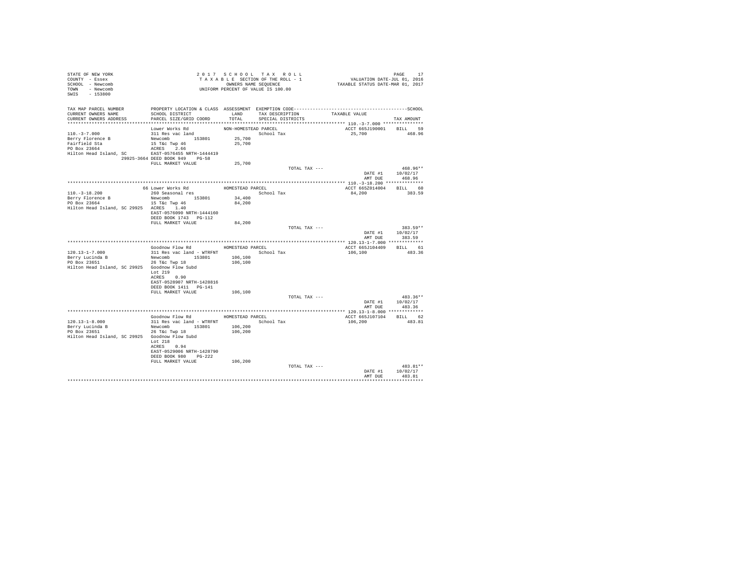STATE OF NEW YORK
COUNTY - Essex
SCHOOL - Newcomb
TOWN - Newcomb
SWIS - 153800

2017 SCHOOL TAX ROLL
TAXABLE SECTION OF THE ROLL - 1
OWNERS NAME SEQUENCE
UNIFORM PERCENT OF VALUE IS 100.00

VALUATION DATE-JUL 01, 2016
TAXABLE STATUS DATE-MAR 01, 2017

| TAX MAP PARCEL NUMBER / CURRENT OWNERS NAME / CURRENT OWNERS ADDRESS | PROPERTY LOCATION & CLASS / SCHOOL DISTRICT / PARCEL SIZE/GRID COORD | ASSESSMENT LAND / TOTAL | EXEMPTION CODE / TAX DESCRIPTION / SPECIAL DISTRICTS | TAXABLE VALUE | TAX AMOUNT |
|---|---|---|---|---|---|
| **110.-3-7.000** | Lower Works Rd | NON-HOMESTEAD PARCEL | | ACCT 665J190001 | BILL 59 |
| 110.-3-7.000 | 311 Res vac land | | School Tax | 25,700 | 468.96 |
| Berry Florence B | Newcomb 153801 | 25,700 | | | |
| Fairfield Sta | 15 T&c Twp 46 | 25,700 | | | |
| PO Box 23664 | ACRES 2.66 | | | | |
| Hilton Head Island, SC | EAST-0576455 NRTH-1444419 | | | | |
| 29925-3664 | DEED BOOK 949 PG-58 | | | | |
| | FULL MARKET VALUE | 25,700 | | | |
| | | | TOTAL TAX --- | | 468.96** |
| | | | | DATE #1 | 10/02/17 |
| | | | | AMT DUE | 468.96 |
| **110.-3-18.200** | 66 Lower Works Rd | HOMESTEAD PARCEL | | ACCT 665Z014004 | BILL 60 |
| 110.-3-18.200 | 260 Seasonal res | | School Tax | 84,200 | 383.59 |
| Berry Florence B | Newcomb 153801 | 34,400 | | | |
| PO Box 23664 | 15 T&c Twp 46 | 84,200 | | | |
| Hilton Head Island, SC 29925 | ACRES 1.40 | | | | |
| | EAST-0576090 NRTH-1444160 | | | | |
| | DEED BOOK 1743 PG-112 | | | | |
| | FULL MARKET VALUE | 84,200 | | | |
| | | | TOTAL TAX --- | | 383.59** |
| | | | | DATE #1 | 10/02/17 |
| | | | | AMT DUE | 383.59 |
| **120.13-1-7.000** | Goodnow Flow Rd | HOMESTEAD PARCEL | | ACCT 665J104409 | BILL 61 |
| 120.13-1-7.000 | 311 Res vac land - WTRFNT | | School Tax | 106,100 | 483.36 |
| Berry Lucinda B | Newcomb 153801 | 106,100 | | | |
| PO Box 23651 | 26 T&c Twp 18 | 106,100 | | | |
| Hilton Head Island, SC 29925 | Goodnow Flow Subd | | | | |
| | Lot 219 | | | | |
| | ACRES 0.90 | | | | |
| | EAST-0528907 NRTH-1428816 | | | | |
| | DEED BOOK 1411 PG-141 | | | | |
| | FULL MARKET VALUE | 106,100 | | | |
| | | | TOTAL TAX --- | | 483.36** |
| | | | | DATE #1 | 10/02/17 |
| | | | | AMT DUE | 483.36 |
| **120.13-1-8.000** | Goodnow Flow Rd | HOMESTEAD PARCEL | | ACCT 665J107104 | BILL 62 |
| 120.13-1-8.000 | 311 Res vac land - WTRFNT | | School Tax | 106,200 | 483.81 |
| Berry Lucinda B | Newcomb 153801 | 106,200 | | | |
| PO Box 23651 | 26 T&c Twp 18 | 106,200 | | | |
| Hilton Head Island, SC 29925 | Goodnow Flow Subd | | | | |
| | Lot 218 | | | | |
| | ACRES 0.94 | | | | |
| | EAST-0529006 NRTH-1428790 | | | | |
| | DEED BOOK 980 PG-222 | | | | |
| | FULL MARKET VALUE | 106,200 | | | |
| | | | TOTAL TAX --- | | 483.81** |
| | | | | DATE #1 | 10/02/17 |
| | | | | AMT DUE | 483.81 |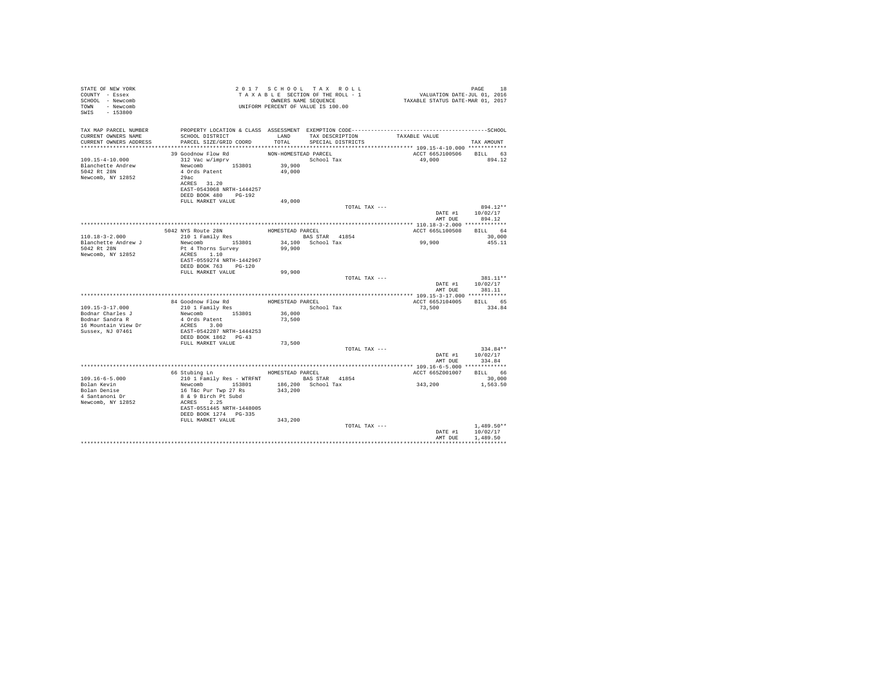STATE OF NEW YORK
COUNTY - Essex
SCHOOL - Newcomb
TOWN - Newcomb
SWIS - 153800

2 0 1 7 S C H O O L T A X R O L L
T A X A B L E SECTION OF THE ROLL - 1
OWNERS NAME SEQUENCE
UNIFORM PERCENT OF VALUE IS 100.00

VALUATION DATE-JUL 01, 2016
TAXABLE STATUS DATE-MAR 01, 2017

| TAX MAP PARCEL NUMBER / CURRENT OWNERS NAME / CURRENT OWNERS ADDRESS | PROPERTY LOCATION & CLASS / SCHOOL DISTRICT / PARCEL SIZE/GRID COORD | ASSESSMENT LAND / TOTAL | EXEMPTION CODE / TAX DESCRIPTION / SPECIAL DISTRICTS | TAXABLE VALUE | TAX AMOUNT |
|---|---|---|---|---|---|
| **109.15-4-10.000** | 39 Goodnow Flow Rd | NON-HOMESTEAD PARCEL | | ACCT 665J100506 | BILL 63 |
| Blanchette Andrew | 312 Vac w/imprv | | School Tax | 49,000 | 894.12 |
| 5042 Rt 28N | Newcomb 153801 | 39,900 | | | |
| Newcomb, NY 12852 | 4 Ords Patent | 49,000 | | | |
| | 29ac | | | | |
| | ACRES 31.20 | | | | |
| | EAST-0543068 NRTH-1444257 | | | | |
| | DEED BOOK 480 PG-192 | | | | |
| | FULL MARKET VALUE | 49,000 | | | |
| | | | TOTAL TAX --- | | 894.12** |
| | | | | DATE #1 | 10/02/17 |
| | | | | AMT DUE | 894.12 |
| **110.18-3-2.000** | 5042 NYS Route 28N | HOMESTEAD PARCEL | | ACCT 665L100508 | BILL 64 |
| Blanchette Andrew J | 210 1 Family Res | | BAS STAR 41854 | | 30,000 |
| 5042 Rt 28N | Newcomb 153801 | 34,100 | School Tax | 99,900 | 455.11 |
| Newcomb, NY 12852 | Pt 4 Thorns Survey | 99,900 | | | |
| | ACRES 1.10 | | | | |
| | EAST-0559274 NRTH-1442967 | | | | |
| | DEED BOOK 763 PG-120 | | | | |
| | FULL MARKET VALUE | 99,900 | | | |
| | | | TOTAL TAX --- | | 381.11** |
| | | | | DATE #1 | 10/02/17 |
| | | | | AMT DUE | 381.11 |
| **109.15-3-17.000** | 84 Goodnow Flow Rd | HOMESTEAD PARCEL | | ACCT 665J104005 | BILL 65 |
| Bodnar Charles J | 210 1 Family Res | | School Tax | 73,500 | 334.84 |
| Bodnar Sandra R | Newcomb 153801 | 36,000 | | | |
| 16 Mountain View Dr | 4 Ords Patent | 73,500 | | | |
| Sussex, NJ 07461 | ACRES 3.00 | | | | |
| | EAST-0542287 NRTH-1444253 | | | | |
| | DEED BOOK 1862 PG-43 | | | | |
| | FULL MARKET VALUE | 73,500 | | | |
| | | | TOTAL TAX --- | | 334.84** |
| | | | | DATE #1 | 10/02/17 |
| | | | | AMT DUE | 334.84 |
| **109.16-6-5.000** | 66 Stubing Ln | HOMESTEAD PARCEL | | ACCT 665Z001007 | BILL 66 |
| Bolan Kevin | 210 1 Family Res - WTRFNT | | BAS STAR 41854 | | 30,000 |
| Bolan Denise | Newcomb 153801 | 186,200 | School Tax | 343,200 | 1,563.50 |
| 4 Santanoni Dr | 16 T&c Pur Twp 27 Rs | 343,200 | | | |
| Newcomb, NY 12852 | 8 & 9 Birch Pt Subd | | | | |
| | ACRES 2.25 | | | | |
| | EAST-0551445 NRTH-1448005 | | | | |
| | DEED BOOK 1274 PG-335 | | | | |
| | FULL MARKET VALUE | 343,200 | | | |
| | | | TOTAL TAX --- | | 1,489.50** |
| | | | | DATE #1 | 10/02/17 |
| | | | | AMT DUE | 1,489.50 |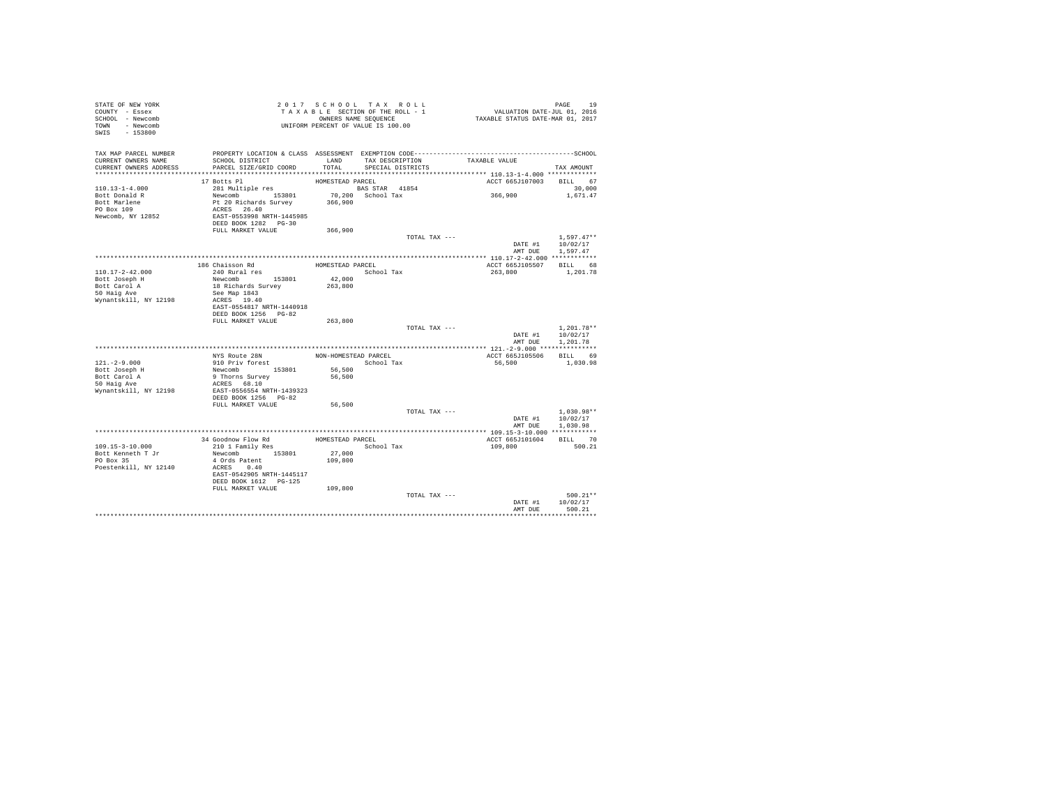STATE OF NEW YORK
COUNTY - Essex
SCHOOL - Newcomb
TOWN - Newcomb
SWIS - 153800

2 0 1 7 S C H O O L T A X R O L L
T A X A B L E SECTION OF THE ROLL - 1
OWNERS NAME SEQUENCE
UNIFORM PERCENT OF VALUE IS 100.00

VALUATION DATE-JUL 01, 2016
TAXABLE STATUS DATE-MAR 01, 2017

| TAX MAP PARCEL NUMBER / CURRENT OWNERS NAME / CURRENT OWNERS ADDRESS | PROPERTY LOCATION & CLASS / SCHOOL DISTRICT / PARCEL SIZE/GRID COORD | ASSESSMENT LAND / TOTAL | EXEMPTION CODE / TAX DESCRIPTION / SPECIAL DISTRICTS | TAXABLE VALUE | SCHOOL TAX AMOUNT |
|---|---|---|---|---|---|
| | 17 Botts Pl | HOMESTEAD PARCEL | | ACCT 665J107003 | BILL 67 |
| 110.13-1-4.000 | 281 Multiple res | | BAS STAR 41854 | | 30,000 |
| Bott Donald R | Newcomb 153801 | 70,200 | School Tax | 366,900 | 1,671.47 |
| Bott Marlene | Pt 20 Richards Survey | 366,900 | | | |
| PO Box 109 | ACRES 26.40 | | | | |
| Newcomb, NY 12852 | EAST-0553998 NRTH-1445985 | | | | |
| | DEED BOOK 1282 PG-30 | | | | |
| | FULL MARKET VALUE | 366,900 | | | |
| | | | TOTAL TAX --- | | 1,597.47** |
| | | | | DATE #1 | 10/02/17 |
| | | | | AMT DUE | 1,597.47 |
| | 186 Chaisson Rd | HOMESTEAD PARCEL | | ACCT 665J105507 | BILL 68 |
| 110.17-2-42.000 | 240 Rural res | | School Tax | 263,800 | 1,201.78 |
| Bott Joseph H | Newcomb 153801 | 42,000 | | | |
| Bott Carol A | 18 Richards Survey | 263,800 | | | |
| 50 Haig Ave | See Map 1843 | | | | |
| Wynantskill, NY 12198 | ACRES 19.40 | | | | |
| | EAST-0554817 NRTH-1440918 | | | | |
| | DEED BOOK 1256 PG-82 | | | | |
| | FULL MARKET VALUE | 263,800 | | | |
| | | | TOTAL TAX --- | | 1,201.78** |
| | | | | DATE #1 | 10/02/17 |
| | | | | AMT DUE | 1,201.78 |
| | NYS Route 28N | NON-HOMESTEAD PARCEL | | ACCT 665J105506 | BILL 69 |
| 121.-2-9.000 | 910 Priv forest | | School Tax | 56,500 | 1,030.98 |
| Bott Joseph H | Newcomb 153801 | 56,500 | | | |
| Bott Carol A | 9 Thorns Survey | 56,500 | | | |
| 50 Haig Ave | ACRES 68.10 | | | | |
| Wynantskill, NY 12198 | EAST-0556554 NRTH-1439323 | | | | |
| | DEED BOOK 1256 PG-82 | | | | |
| | FULL MARKET VALUE | 56,500 | | | |
| | | | TOTAL TAX --- | | 1,030.98** |
| | | | | DATE #1 | 10/02/17 |
| | | | | AMT DUE | 1,030.98 |
| | 34 Goodnow Flow Rd | HOMESTEAD PARCEL | | ACCT 665J101604 | BILL 70 |
| 109.15-3-10.000 | 210 1 Family Res | | School Tax | 109,800 | 500.21 |
| Bott Kenneth T Jr | Newcomb 153801 | 27,000 | | | |
| PO Box 35 | 4 Ords Patent | 109,800 | | | |
| Poestenkill, NY 12140 | ACRES 0.40 | | | | |
| | EAST-0542905 NRTH-1445117 | | | | |
| | DEED BOOK 1612 PG-125 | | | | |
| | FULL MARKET VALUE | 109,800 | | | |
| | | | TOTAL TAX --- | | 500.21** |
| | | | | DATE #1 | 10/02/17 |
| | | | | AMT DUE | 500.21 |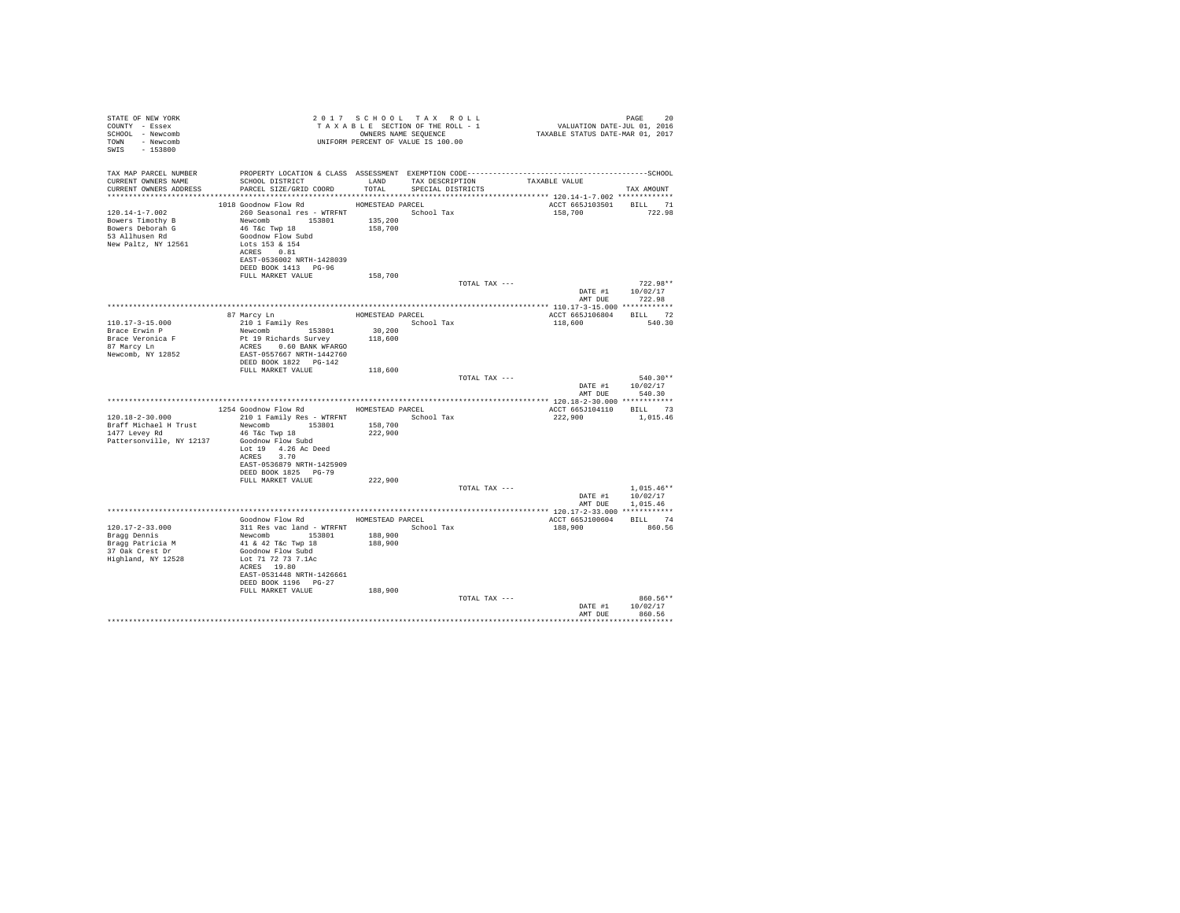STATE OF NEW YORK
COUNTY - Essex
SCHOOL - Newcomb
TOWN - Newcomb
SWIS - 153800

2 0 1 7 S C H O O L T A X R O L L
T A X A B L E SECTION OF THE ROLL - 1
OWNERS NAME SEQUENCE
UNIFORM PERCENT OF VALUE IS 100.00

VALUATION DATE-JUL 01, 2016
TAXABLE STATUS DATE-MAR 01, 2017

| TAX MAP PARCEL NUMBER / CURRENT OWNERS NAME / CURRENT OWNERS ADDRESS | PROPERTY LOCATION & CLASS / SCHOOL DISTRICT / PARCEL SIZE/GRID COORD | ASSESSMENT LAND / TOTAL | EXEMPTION CODE / TAX DESCRIPTION / SPECIAL DISTRICTS | TAXABLE VALUE | TAX AMOUNT |
|---|---|---|---|---|---|
| 120.14-1-7.002 | 1018 Goodnow Flow Rd | HOMESTEAD PARCEL | | ACCT 665J103501 | BILL 71 |
| Bowers Timothy B | 260 Seasonal res - WTRFNT | | School Tax | 158,700 | 722.98 |
| Bowers Deborah G | Newcomb 153801 | 135,200 | | | |
| 53 Allhusen Rd | 46 T&c Twp 18 | 158,700 | | | |
| New Paltz, NY 12561 | Goodnow Flow Subd | | | | |
| | Lots 153 & 154 | | | | |
| | ACRES 0.81 | | | | |
| | EAST-0536002 NRTH-1428039 | | | | |
| | DEED BOOK 1413 PG-96 | | | | |
| | FULL MARKET VALUE | 158,700 | | | |
| | | | TOTAL TAX --- | | 722.98** |
| | | | | DATE #1 | 10/02/17 |
| | | | | AMT DUE | 722.98 |
| 110.17-3-15.000 | 87 Marcy Ln | HOMESTEAD PARCEL | | ACCT 665J106804 | BILL 72 |
| Brace Erwin P | 210 1 Family Res | | School Tax | 118,600 | 540.30 |
| Brace Veronica F | Newcomb 153801 | 30,200 | | | |
| 87 Marcy Ln | Pt 19 Richards Survey | 118,600 | | | |
| Newcomb, NY 12852 | ACRES 0.60 BANK WFARGO | | | | |
| | EAST-0557667 NRTH-1442760 | | | | |
| | DEED BOOK 1822 PG-142 | | | | |
| | FULL MARKET VALUE | 118,600 | | | |
| | | | TOTAL TAX --- | | 540.30** |
| | | | | DATE #1 | 10/02/17 |
| | | | | AMT DUE | 540.30 |
| 120.18-2-30.000 | 1254 Goodnow Flow Rd | HOMESTEAD PARCEL | | ACCT 665J104110 | BILL 73 |
| Braff Michael H Trust | 210 1 Family Res - WTRFNT | | School Tax | 222,900 | 1,015.46 |
| 1477 Levey Rd | Newcomb 153801 | 158,700 | | | |
| Pattersonville, NY 12137 | 46 T&c Twp 18 | 222,900 | | | |
| | Goodnow Flow Subd | | | | |
| | Lot 19 4.26 Ac Deed | | | | |
| | ACRES 3.70 | | | | |
| | EAST-0536879 NRTH-1425909 | | | | |
| | DEED BOOK 1825 PG-79 | | | | |
| | FULL MARKET VALUE | 222,900 | | | |
| | | | TOTAL TAX --- | | 1,015.46** |
| | | | | DATE #1 | 10/02/17 |
| | | | | AMT DUE | 1,015.46 |
| 120.17-2-33.000 | Goodnow Flow Rd | HOMESTEAD PARCEL | | ACCT 665J100604 | BILL 74 |
| Bragg Dennis | 311 Res vac land - WTRFNT | | School Tax | 188,900 | 860.56 |
| Bragg Patricia M | Newcomb 153801 | 188,900 | | | |
| 37 Oak Crest Dr | 41 & 42 T&c Twp 18 | 188,900 | | | |
| Highland, NY 12528 | Goodnow Flow Subd | | | | |
| | Lot 71 72 73 7.1Ac | | | | |
| | ACRES 19.80 | | | | |
| | EAST-0531448 NRTH-1426661 | | | | |
| | DEED BOOK 1196 PG-27 | | | | |
| | FULL MARKET VALUE | 188,900 | | | |
| | | | TOTAL TAX --- | | 860.56** |
| | | | | DATE #1 | 10/02/17 |
| | | | | AMT DUE | 860.56 |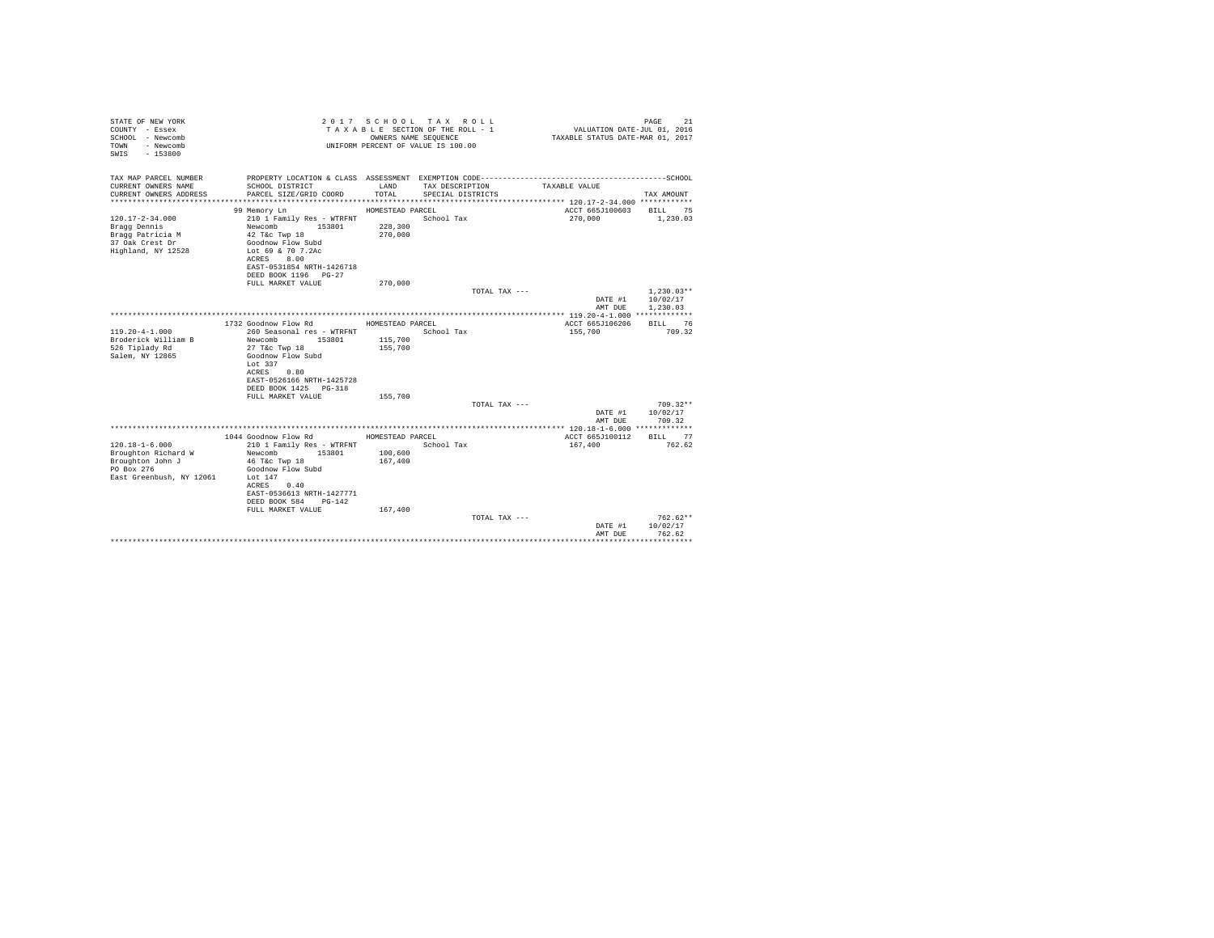STATE OF NEW YORK
COUNTY - Essex
SCHOOL - Newcomb
TOWN - Newcomb
SWIS - 153800

2 0 1 7 S C H O O L T A X R O L L
T A X A B L E SECTION OF THE ROLL - 1
OWNERS NAME SEQUENCE
UNIFORM PERCENT OF VALUE IS 100.00

VALUATION DATE-JUL 01, 2016
TAXABLE STATUS DATE-MAR 01, 2017

| TAX MAP PARCEL NUMBER / CURRENT OWNERS NAME / CURRENT OWNERS ADDRESS | PROPERTY LOCATION & CLASS / SCHOOL DISTRICT / PARCEL SIZE/GRID COORD | ASSESSMENT LAND / TOTAL | EXEMPTION CODE / TAX DESCRIPTION / SPECIAL DISTRICTS | TAXABLE VALUE | SCHOOL TAX AMOUNT |
|---|---|---|---|---|---|
| **120.17-2-34.000** | 99 Memory Ln | HOMESTEAD PARCEL | | ACCT 665J100603 | BILL 75 |
| 120.17-2-34.000 | 210 1 Family Res - WTRFNT | | School Tax | 270,000 | 1,230.03 |
| Bragg Dennis | Newcomb 153801 | 228,300 | | | |
| Bragg Patricia M | 42 T&c Twp 18 | 270,000 | | | |
| 37 Oak Crest Dr | Goodnow Flow Subd | | | | |
| Highland, NY 12528 | Lot 69 & 70 7.2Ac | | | | |
| | ACRES 8.00 | | | | |
| | EAST-0531854 NRTH-1426718 | | | | |
| | DEED BOOK 1196 PG-27 | | | | |
| | FULL MARKET VALUE | 270,000 | | | |
| | | | TOTAL TAX --- | | 1,230.03** |
| | | | | DATE #1 | 10/02/17 |
| | | | | AMT DUE | 1,230.03 |
| **119.20-4-1.000** | 1732 Goodnow Flow Rd | HOMESTEAD PARCEL | | ACCT 665J106206 | BILL 76 |
| 119.20-4-1.000 | 260 Seasonal res - WTRFNT | | School Tax | 155,700 | 709.32 |
| Broderick William B | Newcomb 153801 | 115,700 | | | |
| 526 Tiplady Rd | 27 T&c Twp 18 | 155,700 | | | |
| Salem, NY 12865 | Goodnow Flow Subd | | | | |
| | Lot 337 | | | | |
| | ACRES 0.80 | | | | |
| | EAST-0526166 NRTH-1425728 | | | | |
| | DEED BOOK 1425 PG-318 | | | | |
| | FULL MARKET VALUE | 155,700 | | | |
| | | | TOTAL TAX --- | | 709.32** |
| | | | | DATE #1 | 10/02/17 |
| | | | | AMT DUE | 709.32 |
| **120.18-1-6.000** | 1044 Goodnow Flow Rd | HOMESTEAD PARCEL | | ACCT 665J100112 | BILL 77 |
| 120.18-1-6.000 | 210 1 Family Res - WTRFNT | | School Tax | 167,400 | 762.62 |
| Broughton Richard W | Newcomb 153801 | 100,600 | | | |
| Broughton John J | 46 T&c Twp 18 | 167,400 | | | |
| PO Box 276 | Goodnow Flow Subd | | | | |
| East Greenbush, NY 12061 | Lot 147 | | | | |
| | ACRES 0.40 | | | | |
| | EAST-0536613 NRTH-1427771 | | | | |
| | DEED BOOK 584 PG-142 | | | | |
| | FULL MARKET VALUE | 167,400 | | | |
| | | | TOTAL TAX --- | | 762.62** |
| | | | | DATE #1 | 10/02/17 |
| | | | | AMT DUE | 762.62 |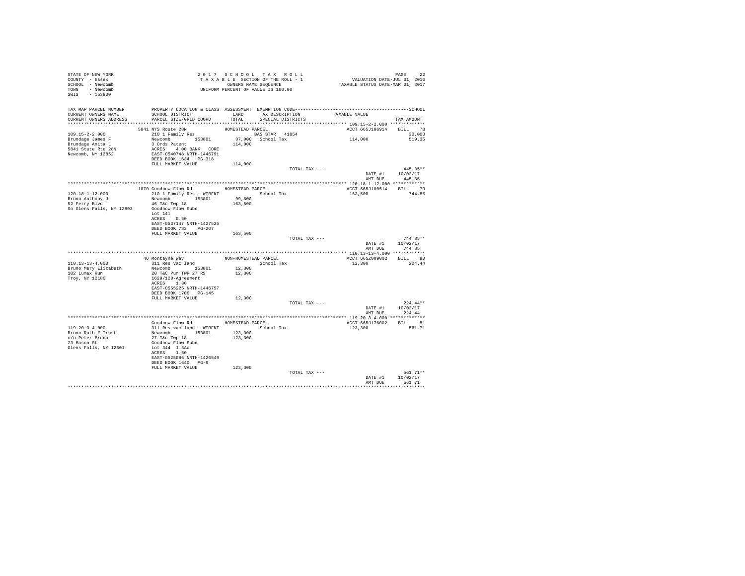STATE OF NEW YORK
COUNTY - Essex
SCHOOL - Newcomb
TOWN - Newcomb
SWIS - 153800

2 0 1 7 S C H O O L T A X R O L L
T A X A B L E SECTION OF THE ROLL - 1
OWNERS NAME SEQUENCE
UNIFORM PERCENT OF VALUE IS 100.00

VALUATION DATE-JUL 01, 2016
TAXABLE STATUS DATE-MAR 01, 2017

| TAX MAP PARCEL NUMBER / CURRENT OWNERS NAME / CURRENT OWNERS ADDRESS | PROPERTY LOCATION & CLASS / SCHOOL DISTRICT / PARCEL SIZE/GRID COORD | ASSESSMENT LAND / TOTAL | EXEMPTION CODE / TAX DESCRIPTION / SPECIAL DISTRICTS | TAXABLE VALUE | TAX AMOUNT |
|---|---|---|---|---|---|
| **109.15-2-2.000** | 5841 NYS Route 28N | HOMESTEAD PARCEL | | ACCT 665J106914 | BILL 78 |
| 109.15-2-2.000 | 210 1 Family Res | | BAS STAR 41854 | | 30,000 |
| Brundage James F | Newcomb 153801 | 37,000 | School Tax | 114,000 | 519.35 |
| Brundage Anita L | 3 Ords Patent | 114,000 | | | |
| 5841 State Rte 28N | ACRES 4.00 BANK CORE | | | | |
| Newcomb, NY 12852 | EAST-0540748 NRTH-1446791 | | | | |
| | DEED BOOK 1634 PG-318 | | | | |
| | FULL MARKET VALUE | 114,000 | | | |
| | | | TOTAL TAX --- | | 445.35** |
| | | | | DATE #1 | 10/02/17 |
| | | | | AMT DUE | 445.35 |
| **120.18-1-12.000** | 1070 Goodnow Flow Rd | HOMESTEAD PARCEL | | ACCT 665J100514 | BILL 79 |
| 120.18-1-12.000 | 210 1 Family Res - WTRFNT | | School Tax | 163,500 | 744.85 |
| Bruno Anthony J | Newcomb 153801 | 99,800 | | | |
| 52 Ferry Blvd | 46 T&c Twp 18 | 163,500 | | | |
| So Glens Falls, NY 12803 | Goodnow Flow Subd | | | | |
| | Lot 141 | | | | |
| | ACRES 0.50 | | | | |
| | EAST-0537147 NRTH-1427525 | | | | |
| | DEED BOOK 783 PG-207 | | | | |
| | FULL MARKET VALUE | 163,500 | | | |
| | | | TOTAL TAX --- | | 744.85** |
| | | | | DATE #1 | 10/02/17 |
| | | | | AMT DUE | 744.85 |
| **110.13-13-4.000** | 46 Montayne Way | NON-HOMESTEAD PARCEL | | ACCT 665Z009002 | BILL 80 |
| 110.13-13-4.000 | 311 Res vac land | | School Tax | 12,300 | 224.44 |
| Bruno Mary Elizabeth | Newcomb 153801 | 12,300 | | | |
| 102 Lumax Run | 20 T&C Pur TWP 27 RS | 12,300 | | | |
| Troy, NY 12180 | 1629/128-Agreement | | | | |
| | ACRES 1.30 | | | | |
| | EAST-0555225 NRTH-1446757 | | | | |
| | DEED BOOK 1700 PG-145 | | | | |
| | FULL MARKET VALUE | 12,300 | | | |
| | | | TOTAL TAX --- | | 224.44** |
| | | | | DATE #1 | 10/02/17 |
| | | | | AMT DUE | 224.44 |
| **119.20-3-4.000** | Goodnow Flow Rd | HOMESTEAD PARCEL | | ACCT 665J176002 | BILL 81 |
| 119.20-3-4.000 | 311 Res vac land - WTRFNT | | School Tax | 123,300 | 561.71 |
| Bruno Ruth E Trust | Newcomb 153801 | 123,300 | | | |
| c/o Peter Bruno | 27 T&c Twp 18 | 123,300 | | | |
| 23 Mason St | Goodnow Flow Subd | | | | |
| Glens Falls, NY 12801 | Lot 344 1.3Ac | | | | |
| | ACRES 1.50 | | | | |
| | EAST-0525086 NRTH-1426549 | | | | |
| | DEED BOOK 1640 PG-9 | | | | |
| | FULL MARKET VALUE | 123,300 | | | |
| | | | TOTAL TAX --- | | 561.71** |
| | | | | DATE #1 | 10/02/17 |
| | | | | AMT DUE | 561.71 |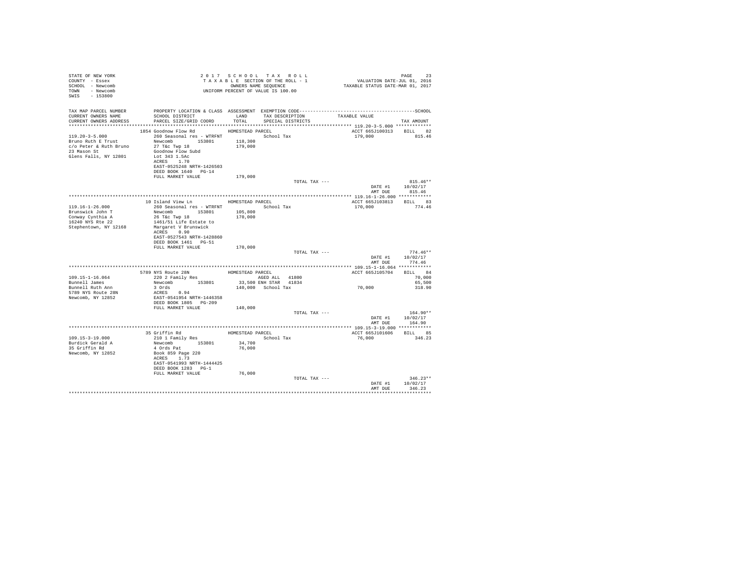STATE OF NEW YORK
COUNTY - Essex
SCHOOL - Newcomb
TOWN - Newcomb
SWIS - 153800

2 0 1 7 S C H O O L T A X R O L L
T A X A B L E SECTION OF THE ROLL - 1
OWNERS NAME SEQUENCE
UNIFORM PERCENT OF VALUE IS 100.00

VALUATION DATE-JUL 01, 2016
TAXABLE STATUS DATE-MAR 01, 2017

| TAX MAP PARCEL NUMBER / CURRENT OWNERS NAME / CURRENT OWNERS ADDRESS | PROPERTY LOCATION & CLASS / SCHOOL DISTRICT / PARCEL SIZE/GRID COORD | ASSESSMENT LAND / TOTAL | EXEMPTION CODE / TAX DESCRIPTION / SPECIAL DISTRICTS | TAXABLE VALUE | TAX AMOUNT |
|---|---|---|---|---|---|
| | 1854 Goodnow Flow Rd | HOMESTEAD PARCEL | | ACCT 665J100313 | BILL 82 |
| 119.20-3-5.000 | 260 Seasonal res - WTRFNT | | School Tax | 179,000 | 815.46 |
| Bruno Ruth E Trust | Newcomb 153801 | 118,300 | | | |
| c/o Peter & Ruth Bruno | 27 T&c Twp 18 | 179,000 | | | |
| 23 Mason St | Goodnow Flow Subd | | | | |
| Glens Falls, NY 12801 | Lot 343 1.5Ac | | | | |
| | ACRES 1.70 | | | | |
| | EAST-0525248 NRTH-1426503 | | | | |
| | DEED BOOK 1640 PG-14 | | | | |
| | FULL MARKET VALUE | 179,000 | | | |
| | | | TOTAL TAX --- | | 815.46** |
| | | | | DATE #1 | 10/02/17 |
| | | | | AMT DUE | 815.46 |
| | 10 Island View Ln | HOMESTEAD PARCEL | | ACCT 665J103813 | BILL 83 |
| 119.16-1-26.000 | 260 Seasonal res - WTRFNT | | School Tax | 170,000 | 774.46 |
| Brunswick John T | Newcomb 153801 | 105,800 | | | |
| Conway Cynthia A | 26 T&c Twp 18 | 170,000 | | | |
| 16240 NYS Rte 22 | 1461/51 Life Estate to | | | | |
| Stephentown, NY 12168 | Margaret V Brunswick | | | | |
| | ACRES 0.90 | | | | |
| | EAST-0527543 NRTH-1428860 | | | | |
| | DEED BOOK 1461 PG-51 | | | | |
| | FULL MARKET VALUE | 170,000 | | | |
| | | | TOTAL TAX --- | | 774.46** |
| | | | | DATE #1 | 10/02/17 |
| | | | | AMT DUE | 774.46 |
| | 5789 NYS Route 28N | HOMESTEAD PARCEL | | ACCT 665J105704 | BILL 84 |
| 109.15-1-16.064 | 220 2 Family Res | | AGED ALL 41800 | | 70,000 |
| Bunnell James | Newcomb 153801 | 33,500 | ENH STAR 41834 | | 65,500 |
| Bunnell Ruth Ann | 3 Ords | 140,000 | School Tax | 70,000 | 318.90 |
| 5789 NYS Route 28N | ACRES 0.94 | | | | |
| Newcomb, NY 12852 | EAST-0541954 NRTH-1446358 | | | | |
| | DEED BOOK 1805 PG-209 | | | | |
| | FULL MARKET VALUE | 140,000 | | | |
| | | | TOTAL TAX --- | | 164.90** |
| | | | | DATE #1 | 10/02/17 |
| | | | | AMT DUE | 164.90 |
| | 35 Griffin Rd | HOMESTEAD PARCEL | | ACCT 665J101606 | BILL 85 |
| 109.15-3-19.000 | 210 1 Family Res | | School Tax | 76,000 | 346.23 |
| Burdick Gerald A | Newcomb 153801 | 34,700 | | | |
| 35 Griffin Rd | 4 Ords Pat | 76,000 | | | |
| Newcomb, NY 12852 | Book 859 Page 220 | | | | |
| | ACRES 1.73 | | | | |
| | EAST-0541993 NRTH-1444425 | | | | |
| | DEED BOOK 1283 PG-1 | | | | |
| | FULL MARKET VALUE | 76,000 | | | |
| | | | TOTAL TAX --- | | 346.23** |
| | | | | DATE #1 | 10/02/17 |
| | | | | AMT DUE | 346.23 |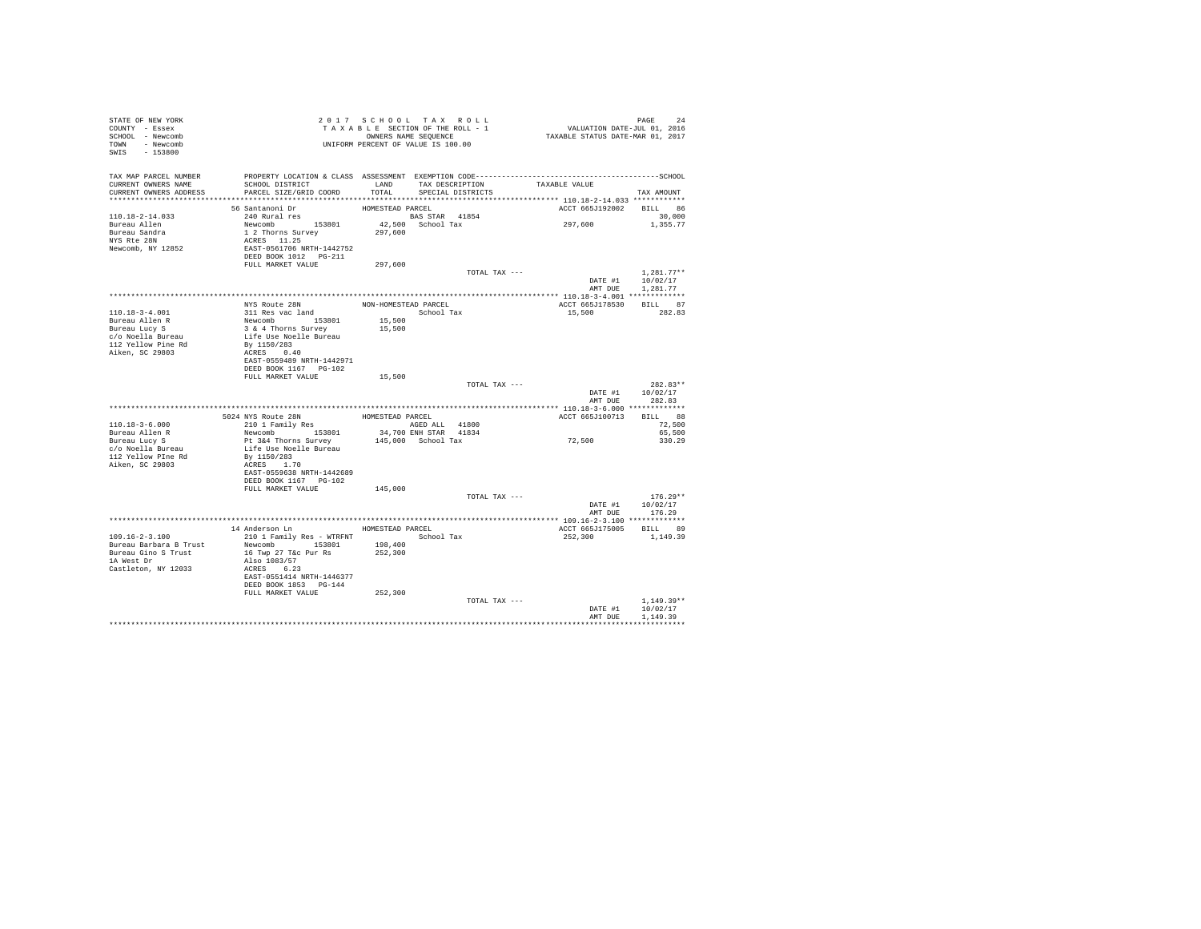STATE OF NEW YORK
COUNTY - Essex
SCHOOL - Newcomb
TOWN - Newcomb
SWIS - 153800

2 0 1 7 S C H O O L T A X R O L L
T A X A B L E SECTION OF THE ROLL - 1
OWNERS NAME SEQUENCE
UNIFORM PERCENT OF VALUE IS 100.00

VALUATION DATE-JUL 01, 2016
TAXABLE STATUS DATE-MAR 01, 2017

| TAX MAP PARCEL NUMBER / CURRENT OWNERS NAME / CURRENT OWNERS ADDRESS | PROPERTY LOCATION & CLASS / SCHOOL DISTRICT / PARCEL SIZE/GRID COORD | ASSESSMENT LAND / TOTAL | EXEMPTION CODE / TAX DESCRIPTION / SPECIAL DISTRICTS | TAXABLE VALUE | SCHOOL TAX AMOUNT |
|---|---|---|---|---|---|
| **110.18-2-14.033** | 56 Santanoni Dr | HOMESTEAD PARCEL | | ACCT 665J192002 | BILL 86 |
| Bureau Allen | 240 Rural res | | BAS STAR 41854 | | 30,000 |
| Bureau Sandra | Newcomb 153801 | 42,500 | School Tax | 297,600 | 1,355.77 |
| NYS Rte 28N | 1 2 Thorns Survey | 297,600 | | | |
| Newcomb, NY 12852 | ACRES 11.25 | | | | |
| | EAST-0561706 NRTH-1442752 | | | | |
| | DEED BOOK 1012 PG-211 | | | | |
| | FULL MARKET VALUE | 297,600 | | | |
| | | | TOTAL TAX --- | | 1,281.77** |
| | | | | DATE #1 | 10/02/17 |
| | | | | AMT DUE | 1,281.77 |
| **110.18-3-4.001** | NYS Route 28N | NON-HOMESTEAD PARCEL | | ACCT 665J178530 | BILL 87 |
| Bureau Allen R | 311 Res vac land | | School Tax | 15,500 | 282.83 |
| Bureau Lucy S | Newcomb 153801 | 15,500 | | | |
| c/o Noella Bureau | 3 & 4 Thorns Survey | 15,500 | | | |
| 112 Yellow Pine Rd | Life Use Noelle Bureau | | | | |
| Aiken, SC 29803 | By 1150/283 | | | | |
| | ACRES 0.40 | | | | |
| | EAST-0559489 NRTH-1442971 | | | | |
| | DEED BOOK 1167 PG-102 | | | | |
| | FULL MARKET VALUE | 15,500 | | | |
| | | | TOTAL TAX --- | | 282.83** |
| | | | | DATE #1 | 10/02/17 |
| | | | | AMT DUE | 282.83 |
| **110.18-3-6.000** | 5024 NYS Route 28N | HOMESTEAD PARCEL | | ACCT 665J100713 | BILL 88 |
| Bureau Allen R | 210 1 Family Res | | AGED ALL 41800 | | 72,500 |
| Bureau Lucy S | Newcomb 153801 | 34,700 | ENH STAR 41834 | | 65,500 |
| c/o Noella Bureau | Pt 3&4 Thorns Survey | 145,000 | School Tax | 72,500 | 330.29 |
| 112 Yellow PIne Rd | Life Use Noelle Bureau | | | | |
| Aiken, SC 29803 | By 1150/283 | | | | |
| | ACRES 1.70 | | | | |
| | EAST-0559638 NRTH-1442689 | | | | |
| | DEED BOOK 1167 PG-102 | | | | |
| | FULL MARKET VALUE | 145,000 | | | |
| | | | TOTAL TAX --- | | 176.29** |
| | | | | DATE #1 | 10/02/17 |
| | | | | AMT DUE | 176.29 |
| **109.16-2-3.100** | 14 Anderson Ln | HOMESTEAD PARCEL | | ACCT 665J175005 | BILL 89 |
| Bureau Barbara B Trust | 210 1 Family Res - WTRFNT | | School Tax | 252,300 | 1,149.39 |
| Bureau Gino S Trust | Newcomb 153801 | 198,400 | | | |
| 1A West Dr | 16 Twp 27 T&c Pur Rs | 252,300 | | | |
| Castleton, NY 12033 | Also 1083/57 | | | | |
| | ACRES 6.23 | | | | |
| | EAST-0551414 NRTH-1446377 | | | | |
| | DEED BOOK 1853 PG-144 | | | | |
| | FULL MARKET VALUE | 252,300 | | | |
| | | | TOTAL TAX --- | | 1,149.39** |
| | | | | DATE #1 | 10/02/17 |
| | | | | AMT DUE | 1,149.39 |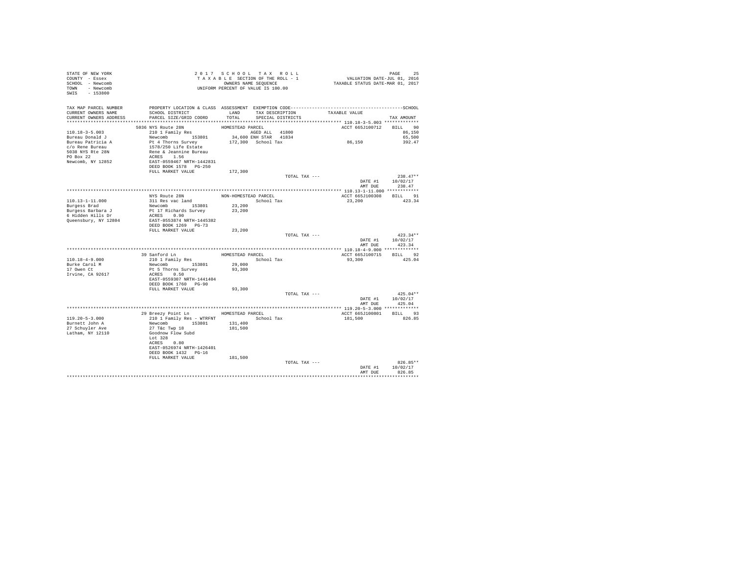STATE OF NEW YORK
COUNTY - Essex
SCHOOL - Newcomb
TOWN - Newcomb
SWIS - 153800

2 0 1 7 S C H O O L T A X R O L L
T A X A B L E SECTION OF THE ROLL - 1
OWNERS NAME SEQUENCE
UNIFORM PERCENT OF VALUE IS 100.00

VALUATION DATE-JUL 01, 2016
TAXABLE STATUS DATE-MAR 01, 2017

| TAX MAP PARCEL NUMBER / CURRENT OWNERS NAME / CURRENT OWNERS ADDRESS | PROPERTY LOCATION & CLASS / SCHOOL DISTRICT / PARCEL SIZE/GRID COORD | ASSESSMENT LAND / TOTAL | EXEMPTION CODE / TAX DESCRIPTION / SPECIAL DISTRICTS | TAXABLE VALUE | TAX AMOUNT |
|---|---|---|---|---|---|
| 110.18-3-5.003 | 5036 NYS Route 28N — HOMESTEAD PARCEL | | | ACCT 665J100712 | BILL 90 |
| Bureau Donald J | 210 1 Family Res | | AGED ALL 41800 | | 86,150 |
| Bureau Patricia A | Newcomb 153801 | 34,600 | ENH STAR 41834 | | 65,500 |
| c/o Rene Bureau | Pt 4 Thorns Survey | 172,300 | School Tax | 86,150 | 392.47 |
| 5038 NYS Rte 28N | 1578/250 Life Estate | | | | |
| PO Box 22 | Rene & Jeannine Bureau | | | | |
| Newcomb, NY 12852 | ACRES 1.56 | | | | |
| | EAST-0559467 NRTH-1442831 | | | | |
| | DEED BOOK 1578 PG-250 | | | | |
| | FULL MARKET VALUE | 172,300 | | | |
| | | | TOTAL TAX --- | | 238.47** |
| | | | | DATE #1 | 10/02/17 |
| | | | | AMT DUE | 238.47 |
| 110.13-1-11.000 | NYS Route 28N — NON-HOMESTEAD PARCEL | | | ACCT 665J100308 | BILL 91 |
| Burgess Brad | 311 Res vac land | | School Tax | 23,200 | 423.34 |
| Burgess Barbara J | Newcomb 153801 | 23,200 | | | |
| 6 Hidden Hills Dr | Pt 17 Richards Survey | 23,200 | | | |
| Queensbury, NY 12804 | ACRES 0.90 | | | | |
| | EAST-0553874 NRTH-1445382 | | | | |
| | DEED BOOK 1269 PG-73 | | | | |
| | FULL MARKET VALUE | 23,200 | | | |
| | | | TOTAL TAX --- | | 423.34** |
| | | | | DATE #1 | 10/02/17 |
| | | | | AMT DUE | 423.34 |
| 110.18-4-9.000 | 39 Sanford Ln — HOMESTEAD PARCEL | | | ACCT 665J100715 | BILL 92 |
| Burke Carol M | 210 1 Family Res | | School Tax | 93,300 | 425.04 |
| 17 Owen Ct | Newcomb 153801 | 29,000 | | | |
| Irvine, CA 92617 | Pt 5 Thorns Survey | 93,300 | | | |
| | ACRES 0.50 | | | | |
| | EAST-0559307 NRTH-1441404 | | | | |
| | DEED BOOK 1760 PG-90 | | | | |
| | FULL MARKET VALUE | 93,300 | | | |
| | | | TOTAL TAX --- | | 425.04** |
| | | | | DATE #1 | 10/02/17 |
| | | | | AMT DUE | 425.04 |
| 119.20-5-3.000 | 29 Breezy Point Ln — HOMESTEAD PARCEL | | | ACCT 665J100801 | BILL 93 |
| Burnett John A | 210 1 Family Res - WTRFNT | | School Tax | 181,500 | 826.85 |
| 27 Schuyler Ave | Newcomb 153801 | 131,400 | | | |
| Latham, NY 12110 | 27 T&c Twp 18 | 181,500 | | | |
| | Goodnow Flow Subd | | | | |
| | Lot 328 | | | | |
| | ACRES 0.80 | | | | |
| | EAST-0526974 NRTH-1426401 | | | | |
| | DEED BOOK 1432 PG-16 | | | | |
| | FULL MARKET VALUE | 181,500 | | | |
| | | | TOTAL TAX --- | | 826.85** |
| | | | | DATE #1 | 10/02/17 |
| | | | | AMT DUE | 826.85 |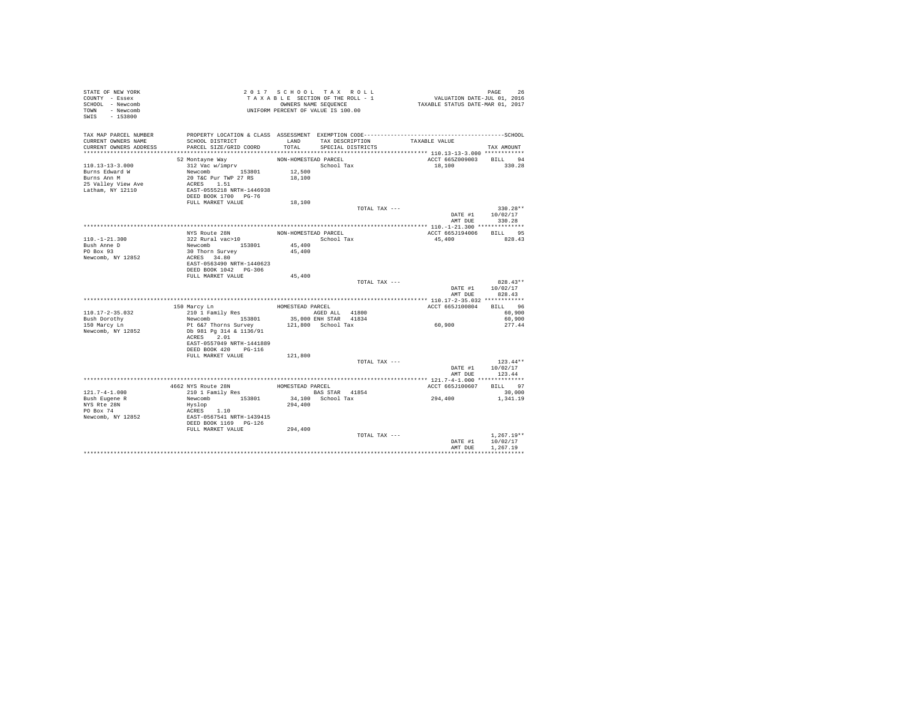```
STATE OF NEW YORK                              2 0 1 7   S C H O O L   T A X   R O L L                                   PAGE    26
COUNTY  - Essex                                T A X A B L E  SECTION OF THE ROLL - 1                    VALUATION DATE-JUL 01, 2016
SCHOOL  - Newcomb                                     OWNERS NAME SEQUENCE                             TAXABLE STATUS DATE-MAR 01, 2017
TOWN    - Newcomb                                UNIFORM PERCENT OF VALUE IS 100.00
SWIS    - 153800

TAX MAP PARCEL NUMBER          PROPERTY LOCATION & CLASS  ASSESSMENT  EXEMPTION CODE------------------------------------------------SCHOOL
CURRENT OWNERS NAME            SCHOOL DISTRICT              LAND       TAX DESCRIPTION              TAXABLE VALUE
CURRENT OWNERS ADDRESS         PARCEL SIZE/GRID COORD       TOTAL      SPECIAL DISTRICTS                                         TAX AMOUNT
****************************************************************************************************** 110.13-13-3.000 ************
                               52 Montayne Way              NON-HOMESTEAD PARCEL                          ACCT 665Z009003     BILL    94
110.13-13-3.000                312 Vac w/imprv                             School Tax                       18,100                 330.28
Burns Edward W                 Newcomb         153801        12,500
Burns Ann M                    20 T&C Pur TWP 27 RS          18,100
25 Valley View Ave             ACRES    1.51
Latham, NY 12110               EAST-0555218 NRTH-1446938
                               DEED BOOK 1700   PG-76
                               FULL MARKET VALUE             18,100
                                                                             TOTAL TAX ---                                      330.28**
                                                                                                             DATE #1          10/02/17
                                                                                                             AMT DUE            330.28
****************************************************************************************************** 110.-1-21.300 **************
                               NYS Route 28N                NON-HOMESTEAD PARCEL                          ACCT 665J194006     BILL    95
110.-1-21.300                  322 Rural vac>10                            School Tax                       45,400                 828.43
Bush Anne D                    Newcomb         153801        45,400
PO Box 93                      30 Thorn Survey               45,400
Newcomb, NY 12852              ACRES   34.80
                               EAST-0563490 NRTH-1440623
                               DEED BOOK 1042   PG-306
                               FULL MARKET VALUE             45,400
                                                                             TOTAL TAX ---                                      828.43**
                                                                                                             DATE #1          10/02/17
                                                                                                             AMT DUE            828.43
****************************************************************************************************** 110.17-2-35.032 ************
                           150 Marcy Ln                     HOMESTEAD PARCEL                              ACCT 665J100804     BILL    96
110.17-2-35.032                210 1 Family Res                     AGED ALL   41800                                            60,900
Bush Dorothy                   Newcomb         153801        35,000 ENH STAR   41834                                            60,900
150 Marcy Ln                   Pt 6&7 Thorns Survey         121,800  School Tax                             60,900                 277.44
Newcomb, NY 12852              Db 981 Pg 314 & 1136/91
                               ACRES    2.01
                               EAST-0557049 NRTH-1441889
                               DEED BOOK 420    PG-116
                               FULL MARKET VALUE            121,800
                                                                             TOTAL TAX ---                                      123.44**
                                                                                                             DATE #1          10/02/17
                                                                                                             AMT DUE            123.44
****************************************************************************************************** 121.7-4-1.000 **************
                           4662 NYS Route 28N               HOMESTEAD PARCEL                              ACCT 665J100607     BILL    97
121.7-4-1.000                  210 1 Family Res                     BAS STAR   41854                                            30,000
Bush Eugene R                  Newcomb         153801        34,100  School Tax                            294,400               1,341.19
NYS Rte 28N                    Hyslop                       294,400
PO Box 74                      ACRES    1.10
Newcomb, NY 12852              EAST-0567541 NRTH-1439415
                               DEED BOOK 1169   PG-126
                               FULL MARKET VALUE            294,400
                                                                             TOTAL TAX ---                                    1,267.19**
                                                                                                             DATE #1          10/02/17
                                                                                                             AMT DUE          1,267.19
************************************************************************************************************************************
```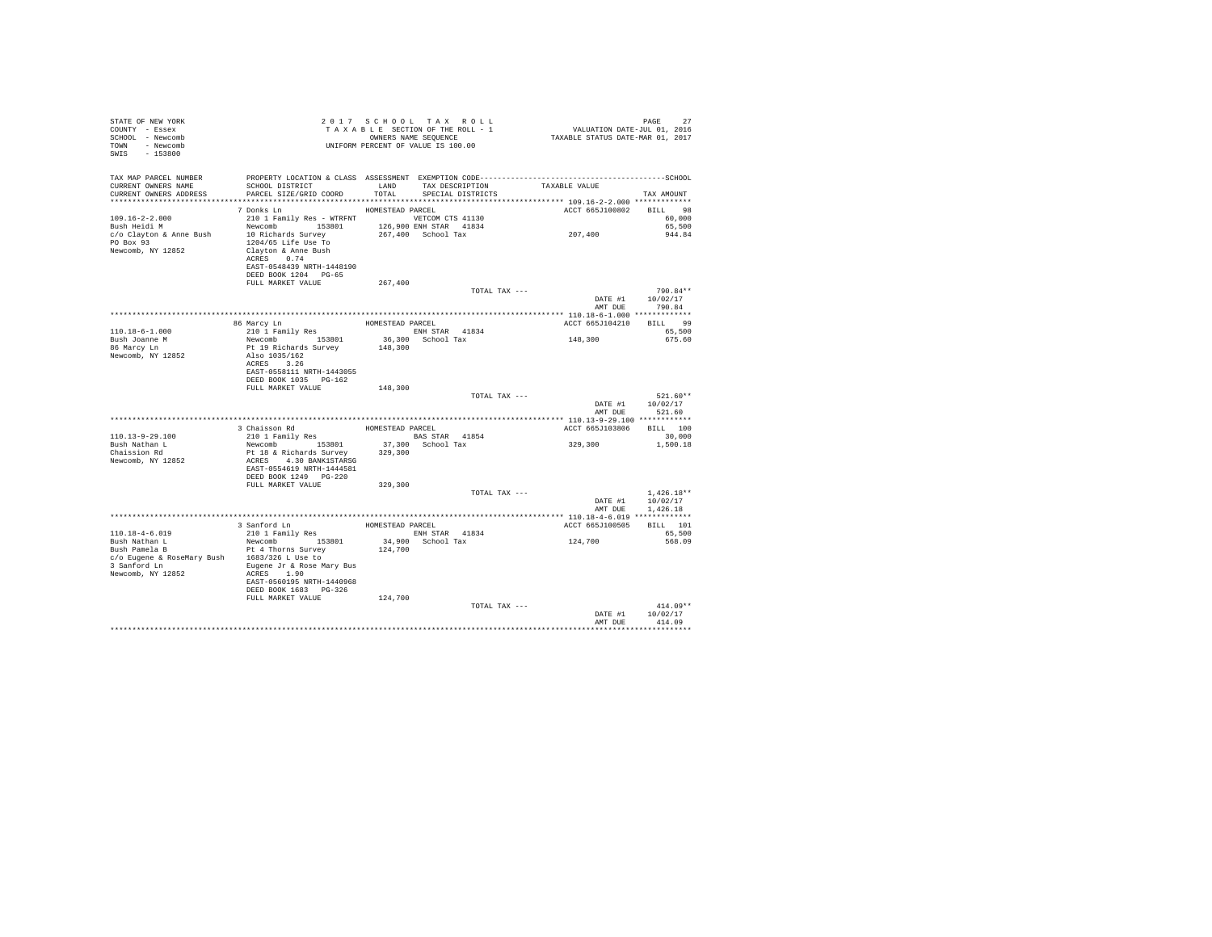STATE OF NEW YORK
COUNTY - Essex
SCHOOL - Newcomb
TOWN - Newcomb
SWIS - 153800

2 0 1 7 S C H O O L T A X R O L L
T A X A B L E SECTION OF THE ROLL - 1
OWNERS NAME SEQUENCE
UNIFORM PERCENT OF VALUE IS 100.00

VALUATION DATE-JUL 01, 2016
TAXABLE STATUS DATE-MAR 01, 2017

| TAX MAP PARCEL NUMBER / CURRENT OWNERS NAME / CURRENT OWNERS ADDRESS | PROPERTY LOCATION & CLASS / SCHOOL DISTRICT / PARCEL SIZE/GRID COORD | ASSESSMENT LAND / TOTAL | EXEMPTION CODE / TAX DESCRIPTION / SPECIAL DISTRICTS | TAXABLE VALUE | TAX AMOUNT |
|---|---|---|---|---|---|
| **109.16-2-2.000** | 7 Donks Ln | HOMESTEAD PARCEL | | ACCT 665J100802 | BILL 98 |
| 109.16-2-2.000 | 210 1 Family Res - WTRFNT | | VETCOM CTS 41130 | | 60,000 |
| Bush Heidi M | Newcomb 153801 | 126,900 | ENH STAR 41834 | | 65,500 |
| c/o Clayton & Anne Bush | 10 Richards Survey | 267,400 | School Tax | 207,400 | 944.84 |
| PO Box 93 | 1204/65 Life Use To | | | | |
| Newcomb, NY 12852 | Clayton & Anne Bush | | | | |
| | ACRES 0.74 | | | | |
| | EAST-0548439 NRTH-1448190 | | | | |
| | DEED BOOK 1204 PG-65 | | | | |
| | FULL MARKET VALUE | 267,400 | | | |
| | | | TOTAL TAX --- | | 790.84** |
| | | | | DATE #1 | 10/02/17 |
| | | | | AMT DUE | 790.84 |
| **110.18-6-1.000** | 86 Marcy Ln | HOMESTEAD PARCEL | | ACCT 665J104210 | BILL 99 |
| 110.18-6-1.000 | 210 1 Family Res | | ENH STAR 41834 | | 65,500 |
| Bush Joanne M | Newcomb 153801 | 36,300 | School Tax | 148,300 | 675.60 |
| 86 Marcy Ln | Pt 19 Richards Survey | 148,300 | | | |
| Newcomb, NY 12852 | Also 1035/162 | | | | |
| | ACRES 3.26 | | | | |
| | EAST-0558111 NRTH-1443055 | | | | |
| | DEED BOOK 1035 PG-162 | | | | |
| | FULL MARKET VALUE | 148,300 | | | |
| | | | TOTAL TAX --- | | 521.60** |
| | | | | DATE #1 | 10/02/17 |
| | | | | AMT DUE | 521.60 |
| **110.13-9-29.100** | 3 Chaisson Rd | HOMESTEAD PARCEL | | ACCT 665J103806 | BILL 100 |
| 110.13-9-29.100 | 210 1 Family Res | | BAS STAR 41854 | | 30,000 |
| Bush Nathan L | Newcomb 153801 | 37,300 | School Tax | 329,300 | 1,500.18 |
| Chaission Rd | Pt 18 & Richards Survey | 329,300 | | | |
| Newcomb, NY 12852 | ACRES 4.30 BANK1STARSG | | | | |
| | EAST-0554619 NRTH-1444581 | | | | |
| | DEED BOOK 1249 PG-220 | | | | |
| | FULL MARKET VALUE | 329,300 | | | |
| | | | TOTAL TAX --- | | 1,426.18** |
| | | | | DATE #1 | 10/02/17 |
| | | | | AMT DUE | 1,426.18 |
| **110.18-4-6.019** | 3 Sanford Ln | HOMESTEAD PARCEL | | ACCT 665J100505 | BILL 101 |
| 110.18-4-6.019 | 210 1 Family Res | | ENH STAR 41834 | | 65,500 |
| Bush Nathan L | Newcomb 153801 | 34,900 | School Tax | 124,700 | 568.09 |
| Bush Pamela B | Pt 4 Thorns Survey | 124,700 | | | |
| c/o Eugene & RoseMary Bush | 1683/326 L Use to | | | | |
| 3 Sanford Ln | Eugene Jr & Rose Mary Bus | | | | |
| Newcomb, NY 12852 | ACRES 1.90 | | | | |
| | EAST-0560195 NRTH-1440968 | | | | |
| | DEED BOOK 1683 PG-326 | | | | |
| | FULL MARKET VALUE | 124,700 | | | |
| | | | TOTAL TAX --- | | 414.09** |
| | | | | DATE #1 | 10/02/17 |
| | | | | AMT DUE | 414.09 |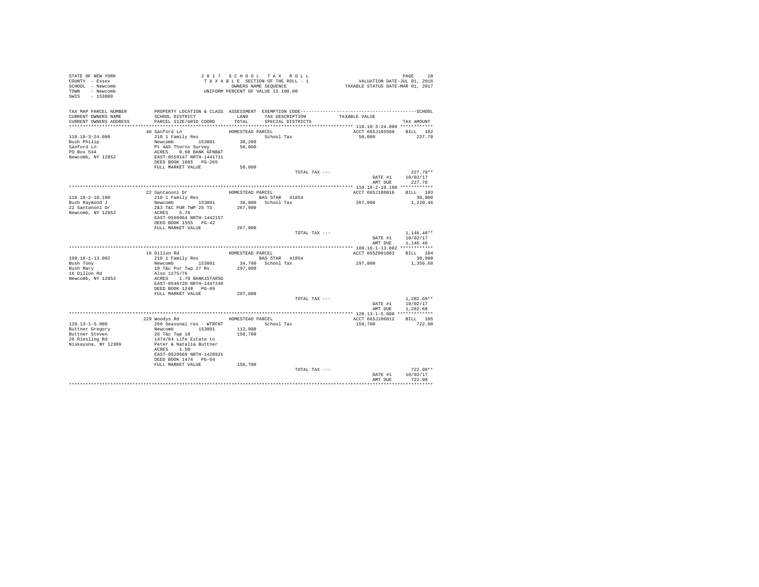STATE OF NEW YORK
COUNTY - Essex
SCHOOL - Newcomb
TOWN - Newcomb
SWIS - 153800

2017 SCHOOL TAX ROLL
TAXABLE SECTION OF THE ROLL - 1
OWNERS NAME SEQUENCE
UNIFORM PERCENT OF VALUE IS 100.00

VALUATION DATE-JUL 01, 2016
TAXABLE STATUS DATE-MAR 01, 2017

| TAX MAP PARCEL NUMBER / CURRENT OWNERS NAME / CURRENT OWNERS ADDRESS | PROPERTY LOCATION & CLASS / SCHOOL DISTRICT / PARCEL SIZE/GRID COORD | ASSESSMENT LAND / TOTAL | EXEMPTION CODE / TAX DESCRIPTION / SPECIAL DISTRICTS | TAXABLE VALUE | TAX AMOUNT |
|---|---|---|---|---|---|
| **110.18-3-24.000** | 48 Sanford Ln | HOMESTEAD PARCEL | | ACCT 665J105508 | BILL 102 |
| Bush Philip | 210 1 Family Res | | School Tax | 50,000 | 227.78 |
| Sanford Ln | Newcomb 153801 | 30,200 | | | |
| PO Box 544 | Pt 4&5 Thorns Survey | 50,000 | | | |
| Newcomb, NY 12852 | ACRES 0.60 BANK GFNB&T | | | | |
| | EAST-0559147 NRTH-1441711 | | | | |
| | DEED BOOK 1065 PG-265 | | | | |
| | FULL MARKET VALUE | 50,000 | | | |
| | | | TOTAL TAX --- | | 227.78** |
| | | | | DATE #1 | 10/02/17 |
| | | | | AMT DUE | 227.78 |
| **110.18-2-10.100** | 22 Santanoni Dr | HOMESTEAD PARCEL | | ACCT 665J180016 | BILL 103 |
| Bush Raymond J | 210 1 Family Res | | BAS STAR 41854 | | 30,000 |
| 22 Santanoni Dr | Newcomb 153801 | 38,800 | School Tax | 267,900 | 1,220.46 |
| Newcomb, NY 12852 | 2&3 T&C PUR TWP 25 TS | 267,900 | | | |
| | ACRES 5.76 | | | | |
| | EAST-0560964 NRTH-1442157 | | | | |
| | DEED BOOK 1555 PG-42 | | | | |
| | FULL MARKET VALUE | 267,900 | | | |
| | | | TOTAL TAX --- | | 1,146.46** |
| | | | | DATE #1 | 10/02/17 |
| | | | | AMT DUE | 1,146.46 |
| **109.16-1-13.002** | 16 Dillon Rd | HOMESTEAD PARCEL | | ACCT 665Z001003 | BILL 104 |
| Bush Tony | 210 1 Family Res | | BAS STAR 41854 | | 30,000 |
| Bush Mary | Newcomb 153801 | 34,700 | School Tax | 297,800 | 1,356.68 |
| 16 Dillon Rd | 10 T&c Pur Twp 27 Rs | 297,800 | | | |
| Newcomb, NY 12852 | Also 1275/76 | | | | |
| | ACRES 1.70 BANK1STARSG | | | | |
| | EAST-0546720 NRTH-1447249 | | | | |
| | DEED BOOK 1248 PG-69 | | | | |
| | FULL MARKET VALUE | 297,800 | | | |
| | | | TOTAL TAX --- | | 1,282.68** |
| | | | | DATE #1 | 10/02/17 |
| | | | | AMT DUE | 1,282.68 |
| **120.13-1-5.000** | 229 Woodys Rd | HOMESTEAD PARCEL | | ACCT 665J106012 | BILL 105 |
| Buttner Gregory | 260 Seasonal res - WTRFNT | | School Tax | 158,700 | 722.98 |
| Buttner Steven | Newcomb 153801 | 112,900 | | | |
| 26 Riesling Rd | 26 T&c Twp 18 | 158,700 | | | |
| Niskayuna, NY 12309 | 1474/64 Life Estate to | | | | |
| | Peter & Natalia Buttner | | | | |
| | ACRES 1.50 | | | | |
| | EAST-0528668 NRTH-1428921 | | | | |
| | DEED BOOK 1474 PG-64 | | | | |
| | FULL MARKET VALUE | 158,700 | | | |
| | | | TOTAL TAX --- | | 722.98** |
| | | | | DATE #1 | 10/02/17 |
| | | | | AMT DUE | 722.98 |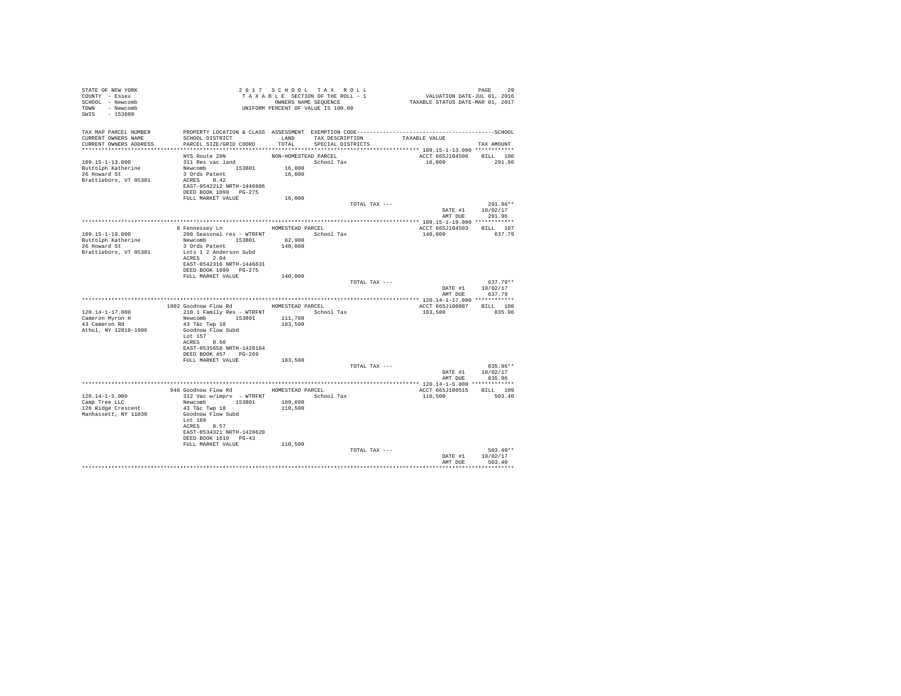STATE OF NEW YORK
COUNTY - Essex
SCHOOL - Newcomb
TOWN - Newcomb
SWIS - 153800

2 0 1 7 S C H O O L T A X R O L L
T A X A B L E SECTION OF THE ROLL - 1
OWNERS NAME SEQUENCE
UNIFORM PERCENT OF VALUE IS 100.00

VALUATION DATE-JUL 01, 2016
TAXABLE STATUS DATE-MAR 01, 2017

| TAX MAP PARCEL NUMBER / CURRENT OWNERS NAME / CURRENT OWNERS ADDRESS | PROPERTY LOCATION & CLASS / SCHOOL DISTRICT / PARCEL SIZE/GRID COORD | ASSESSMENT LAND / TOTAL | EXEMPTION CODE / TAX DESCRIPTION / SPECIAL DISTRICTS | TAXABLE VALUE | TAX AMOUNT |
|---|---|---|---|---|---|
| **109.15-1-13.000** | NYS Route 28N | NON-HOMESTEAD PARCEL | | ACCT 665J104506 | BILL 106 |
| 109.15-1-13.000 | 311 Res vac land | | School Tax | 16,000 | 291.96 |
| Buttolph Katherine | Newcomb 153801 | 16,000 | | | |
| 26 Howard St | 3 Ords Patent | 16,000 | | | |
| Brattleboro, VT 05301 | ACRES 0.42 | | | | |
| | EAST-0542212 NRTH-1446806 | | | | |
| | DEED BOOK 1099 PG-275 | | | | |
| | FULL MARKET VALUE | 16,000 | | | |
| | | | TOTAL TAX --- | | 291.96** |
| | | | | DATE #1 | 10/02/17 |
| | | | | AMT DUE | 291.96 |
| **109.15-1-19.000** | 8 Fennessey Ln | HOMESTEAD PARCEL | | ACCT 665J104503 | BILL 107 |
| 109.15-1-19.000 | 260 Seasonal res - WTRFNT | | School Tax | 140,000 | 637.79 |
| Buttolph Katherine | Newcomb 153801 | 82,900 | | | |
| 26 Howard St | 3 Ords Patent | 140,000 | | | |
| Brattleboro, VT 05301 | Lots 1 2 Anderson Subd | | | | |
| | ACRES 2.04 | | | | |
| | EAST-0542316 NRTH-1446631 | | | | |
| | DEED BOOK 1099 PG-275 | | | | |
| | FULL MARKET VALUE | 140,000 | | | |
| | | | TOTAL TAX --- | | 637.79** |
| | | | | DATE #1 | 10/02/17 |
| | | | | AMT DUE | 637.79 |
| **120.14-1-17.000** | 1002 Goodnow Flow Rd | HOMESTEAD PARCEL | | ACCT 665J100807 | BILL 108 |
| 120.14-1-17.000 | 210 1 Family Res - WTRFNT | | School Tax | 183,500 | 835.96 |
| Cameron Myron H | Newcomb 153801 | 111,700 | | | |
| 43 Cameron Rd | 43 T&c Twp 18 | 183,500 | | | |
| Athol, NY 12810-1906 | Goodnow Flow Subd | | | | |
| | Lot 157 | | | | |
| | ACRES 0.60 | | | | |
| | EAST-0535658 NRTH-1428164 | | | | |
| | DEED BOOK 457 PG-269 | | | | |
| | FULL MARKET VALUE | 183,500 | | | |
| | | | TOTAL TAX --- | | 835.96** |
| | | | | DATE #1 | 10/02/17 |
| | | | | AMT DUE | 835.96 |
| **120.14-1-5.000** | 946 Goodnow Flow Rd | HOMESTEAD PARCEL | | ACCT 665J100515 | BILL 109 |
| 120.14-1-5.000 | 312 Vac w/imprv - WTRFNT | | School Tax | 110,500 | 503.40 |
| Camp Tree LLC | Newcomb 153801 | 109,600 | | | |
| 126 Ridge Crescent | 43 T&c Twp 18 | 110,500 | | | |
| Manhassett, NY 11030 | Goodnow Flow Subd | | | | |
| | Lot 169 | | | | |
| | ACRES 0.57 | | | | |
| | EAST-0534321 NRTH-1428620 | | | | |
| | DEED BOOK 1619 PG-43 | | | | |
| | FULL MARKET VALUE | 110,500 | | | |
| | | | TOTAL TAX --- | | 503.40** |
| | | | | DATE #1 | 10/02/17 |
| | | | | AMT DUE | 503.40 |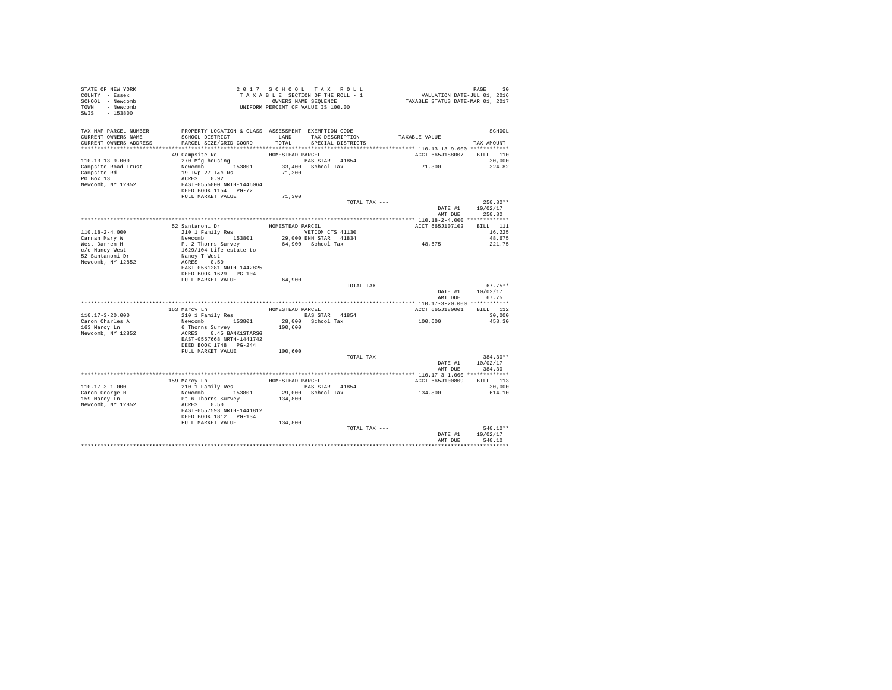STATE OF NEW YORK
COUNTY - Essex
SCHOOL - Newcomb
TOWN - Newcomb
SWIS - 153800

2 0 1 7 S C H O O L T A X R O L L
T A X A B L E SECTION OF THE ROLL - 1
OWNERS NAME SEQUENCE
UNIFORM PERCENT OF VALUE IS 100.00

VALUATION DATE-JUL 01, 2016
TAXABLE STATUS DATE-MAR 01, 2017

| TAX MAP PARCEL NUMBER / CURRENT OWNERS NAME / CURRENT OWNERS ADDRESS | PROPERTY LOCATION & CLASS / SCHOOL DISTRICT / PARCEL SIZE/GRID COORD | ASSESSMENT LAND / TOTAL | EXEMPTION CODE / TAX DESCRIPTION / SPECIAL DISTRICTS | TAXABLE VALUE | SCHOOL TAX AMOUNT |
|---|---|---|---|---|---|
| **110.13-13-9.000** | 49 Campsite Rd — HOMESTEAD PARCEL | | | ACCT 665J188007 | BILL 110 |
| 110.13-13-9.000 | 270 Mfg housing | | BAS STAR 41854 | | 30,000 |
| Campsite Road Trust | Newcomb 153801 | 33,400 | School Tax | 71,300 | 324.82 |
| Campsite Rd | 19 Twp 27 T&c Rs | 71,300 | | | |
| PO Box 13 | ACRES 0.92 | | | | |
| Newcomb, NY 12852 | EAST-0555000 NRTH-1446064 | | | | |
| | DEED BOOK 1154 PG-72 | | | | |
| | FULL MARKET VALUE | 71,300 | | | |
| | | | TOTAL TAX --- | | 250.82** |
| | | | | DATE #1 | 10/02/17 |
| | | | | AMT DUE | 250.82 |
| **110.18-2-4.000** | 52 Santanoni Dr — HOMESTEAD PARCEL | | | ACCT 665J107102 | BILL 111 |
| 110.18-2-4.000 | 210 1 Family Res | | VETCOM CTS 41130 | | 16,225 |
| Cannan Mary W | Newcomb 153801 | 29,000 | ENH STAR 41834 | | 48,675 |
| West Darren H | Pt 2 Thorns Survey | 64,900 | School Tax | 48,675 | 221.75 |
| c/o Nancy West | 1629/104-Life estate to | | | | |
| 52 Santanoni Dr | Nancy T West | | | | |
| Newcomb, NY 12852 | ACRES 0.50 | | | | |
| | EAST-0561281 NRTH-1442825 | | | | |
| | DEED BOOK 1629 PG-104 | | | | |
| | FULL MARKET VALUE | 64,900 | | | |
| | | | TOTAL TAX --- | | 67.75** |
| | | | | DATE #1 | 10/02/17 |
| | | | | AMT DUE | 67.75 |
| **110.17-3-20.000** | 163 Marcy Ln — HOMESTEAD PARCEL | | | ACCT 665J180001 | BILL 112 |
| 110.17-3-20.000 | 210 1 Family Res | | BAS STAR 41854 | | 30,000 |
| Canon Charles A | Newcomb 153801 | 28,000 | School Tax | 100,600 | 458.30 |
| 163 Marcy Ln | 6 Thorns Survey | 100,600 | | | |
| Newcomb, NY 12852 | ACRES 0.45 BANK1STARSG | | | | |
| | EAST-0557668 NRTH-1441742 | | | | |
| | DEED BOOK 1748 PG-244 | | | | |
| | FULL MARKET VALUE | 100,600 | | | |
| | | | TOTAL TAX --- | | 384.30** |
| | | | | DATE #1 | 10/02/17 |
| | | | | AMT DUE | 384.30 |
| **110.17-3-1.000** | 159 Marcy Ln — HOMESTEAD PARCEL | | | ACCT 665J100809 | BILL 113 |
| 110.17-3-1.000 | 210 1 Family Res | | BAS STAR 41854 | | 30,000 |
| Canon George H | Newcomb 153801 | 29,000 | School Tax | 134,800 | 614.10 |
| 159 Marcy Ln | Pt 6 Thorns Survey | 134,800 | | | |
| Newcomb, NY 12852 | ACRES 0.50 | | | | |
| | EAST-0557593 NRTH-1441812 | | | | |
| | DEED BOOK 1812 PG-134 | | | | |
| | FULL MARKET VALUE | 134,800 | | | |
| | | | TOTAL TAX --- | | 540.10** |
| | | | | DATE #1 | 10/02/17 |
| | | | | AMT DUE | 540.10 |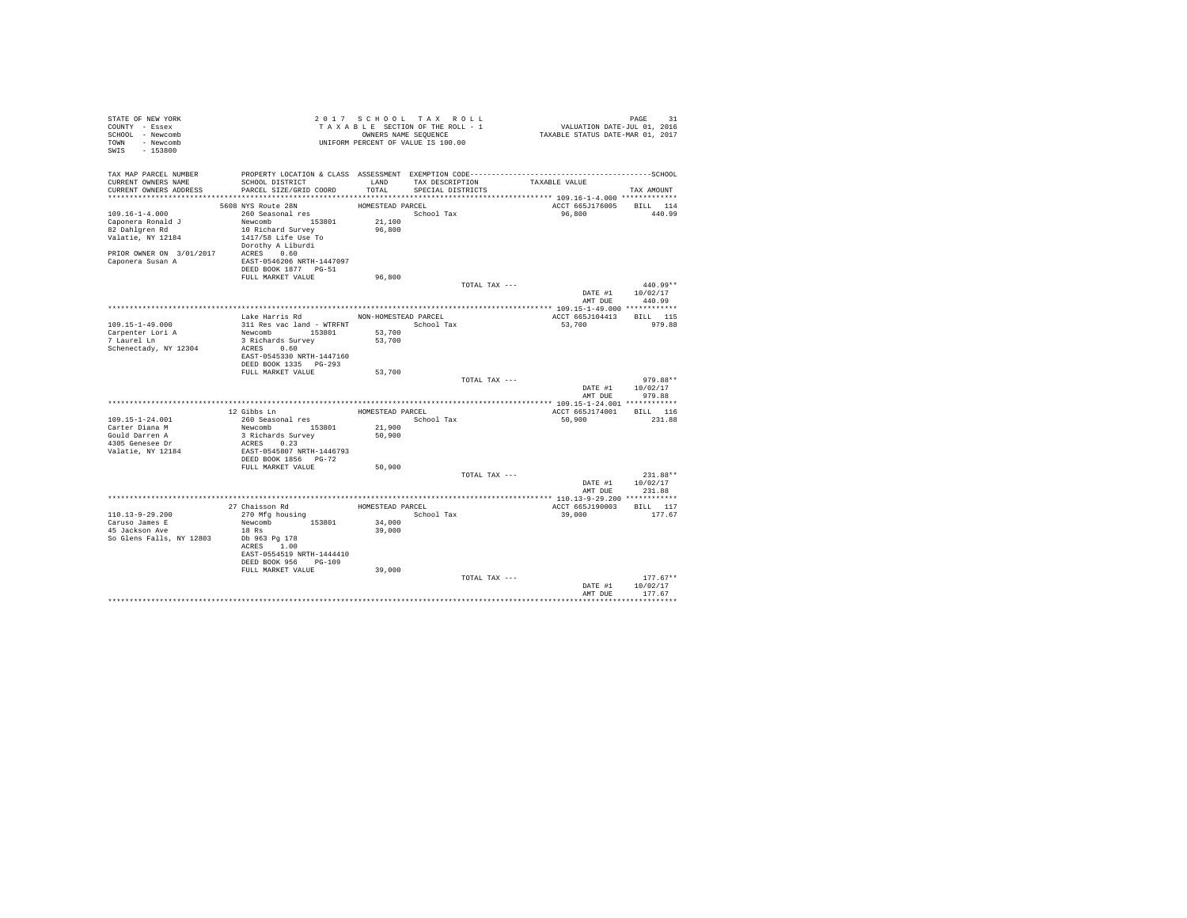STATE OF NEW YORK
COUNTY - Essex
SCHOOL - Newcomb
TOWN - Newcomb
SWIS - 153800

2017 SCHOOL TAX ROLL
TAXABLE SECTION OF THE ROLL - 1
OWNERS NAME SEQUENCE
UNIFORM PERCENT OF VALUE IS 100.00

VALUATION DATE-JUL 01, 2016
TAXABLE STATUS DATE-MAR 01, 2017

| TAX MAP PARCEL NUMBER / CURRENT OWNERS NAME / CURRENT OWNERS ADDRESS | PROPERTY LOCATION & CLASS / SCHOOL DISTRICT / PARCEL SIZE/GRID COORD | ASSESSMENT LAND / TOTAL | EXEMPTION CODE / TAX DESCRIPTION / SPECIAL DISTRICTS | TAXABLE VALUE | TAX AMOUNT |
|---|---|---|---|---|---|
| **109.16-1-4.000** | 5608 NYS Route 28N | HOMESTEAD PARCEL | | ACCT 665J176005 | BILL 114 |
| 109.16-1-4.000 | 260 Seasonal res | | School Tax | 96,800 | 440.99 |
| Caponera Ronald J | Newcomb 153801 | 21,100 | | | |
| 82 Dahlgren Rd | 10 Richard Survey | 96,800 | | | |
| Valatie, NY 12184 | 1417/58 Life Use To | | | | |
| | Dorothy A Liburdi | | | | |
| PRIOR OWNER ON 3/01/2017 | ACRES 0.60 | | | | |
| Caponera Susan A | EAST-0546206 NRTH-1447097 | | | | |
| | DEED BOOK 1877 PG-51 | | | | |
| | FULL MARKET VALUE | 96,800 | | | |
| | | | TOTAL TAX --- | | 440.99** |
| | | | | DATE #1 | 10/02/17 |
| | | | | AMT DUE | 440.99 |
| **109.15-1-49.000** | Lake Harris Rd | NON-HOMESTEAD PARCEL | | ACCT 665J104413 | BILL 115 |
| 109.15-1-49.000 | 311 Res vac land - WTRFNT | | School Tax | 53,700 | 979.88 |
| Carpenter Lori A | Newcomb 153801 | 53,700 | | | |
| 7 Laurel Ln | 3 Richards Survey | 53,700 | | | |
| Schenectady, NY 12304 | ACRES 0.60 | | | | |
| | EAST-0545330 NRTH-1447160 | | | | |
| | DEED BOOK 1335 PG-293 | | | | |
| | FULL MARKET VALUE | 53,700 | | | |
| | | | TOTAL TAX --- | | 979.88** |
| | | | | DATE #1 | 10/02/17 |
| | | | | AMT DUE | 979.88 |
| **109.15-1-24.001** | 12 Gibbs Ln | HOMESTEAD PARCEL | | ACCT 665J174001 | BILL 116 |
| 109.15-1-24.001 | 260 Seasonal res | | School Tax | 50,900 | 231.88 |
| Carter Diana M | Newcomb 153801 | 21,900 | | | |
| Gould Darren A | 3 Richards Survey | 50,900 | | | |
| 4305 Genesee Dr | ACRES 0.23 | | | | |
| Valatie, NY 12184 | EAST-0545807 NRTH-1446793 | | | | |
| | DEED BOOK 1856 PG-72 | | | | |
| | FULL MARKET VALUE | 50,900 | | | |
| | | | TOTAL TAX --- | | 231.88** |
| | | | | DATE #1 | 10/02/17 |
| | | | | AMT DUE | 231.88 |
| **110.13-9-29.200** | 27 Chaisson Rd | HOMESTEAD PARCEL | | ACCT 665J190003 | BILL 117 |
| 110.13-9-29.200 | 270 Mfg housing | | School Tax | 39,000 | 177.67 |
| Caruso James E | Newcomb 153801 | 34,000 | | | |
| 45 Jackson Ave | 18 Rs | 39,000 | | | |
| So Glens Falls, NY 12803 | Db 963 Pg 178 | | | | |
| | ACRES 1.00 | | | | |
| | EAST-0554519 NRTH-1444410 | | | | |
| | DEED BOOK 956 PG-109 | | | | |
| | FULL MARKET VALUE | 39,000 | | | |
| | | | TOTAL TAX --- | | 177.67** |
| | | | | DATE #1 | 10/02/17 |
| | | | | AMT DUE | 177.67 |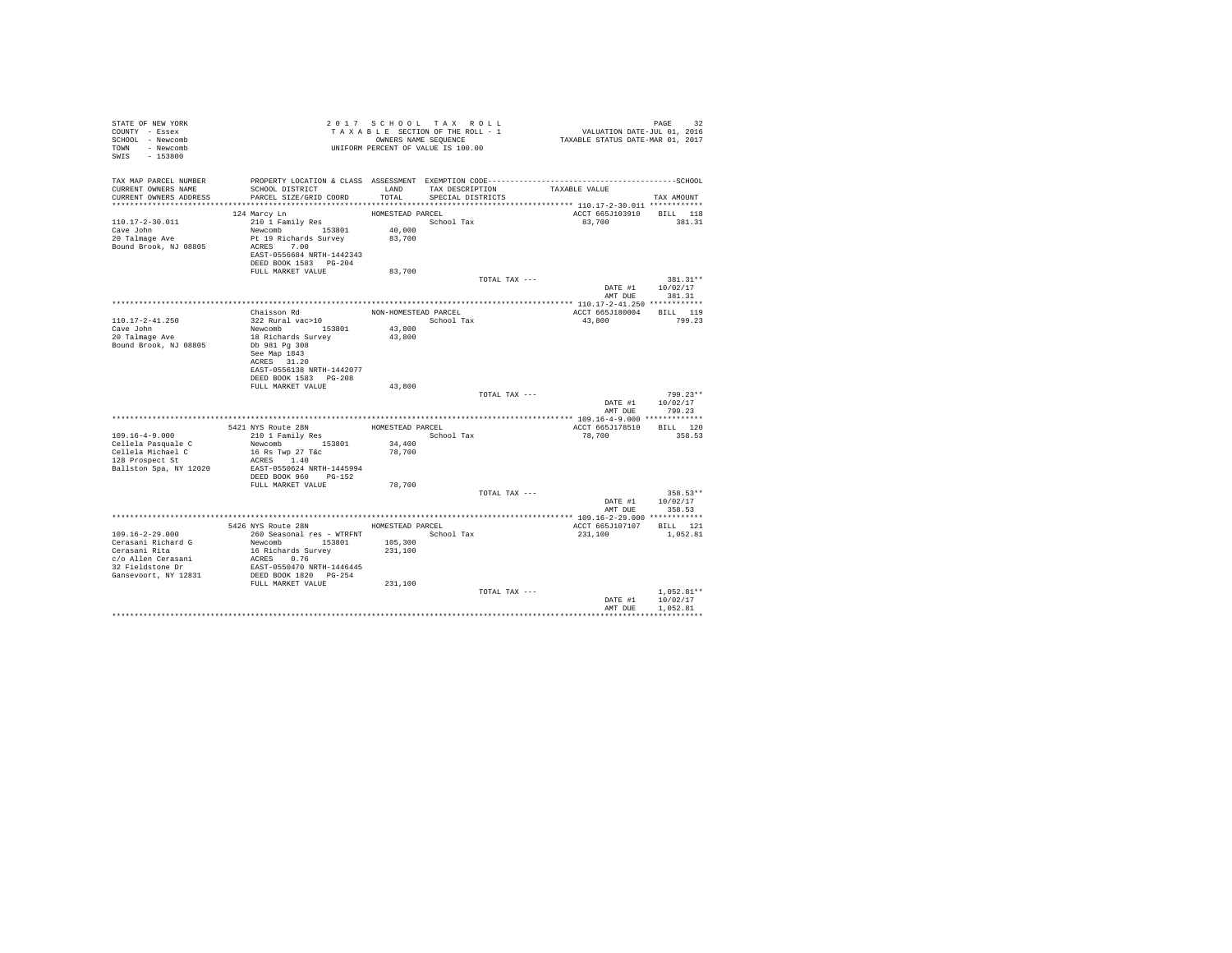STATE OF NEW YORK
COUNTY - Essex
SCHOOL - Newcomb
TOWN - Newcomb
SWIS - 153800

2 0 1 7 S C H O O L T A X R O L L
T A X A B L E SECTION OF THE ROLL - 1
OWNERS NAME SEQUENCE
UNIFORM PERCENT OF VALUE IS 100.00

VALUATION DATE-JUL 01, 2016
TAXABLE STATUS DATE-MAR 01, 2017

| TAX MAP PARCEL NUMBER / CURRENT OWNERS NAME / CURRENT OWNERS ADDRESS | PROPERTY LOCATION & CLASS / SCHOOL DISTRICT / PARCEL SIZE/GRID COORD | ASSESSMENT LAND / TOTAL | EXEMPTION CODE / TAX DESCRIPTION / SPECIAL DISTRICTS | TAXABLE VALUE | TAX AMOUNT |
|---|---|---|---|---|---|
| | 124 Marcy Ln | HOMESTEAD PARCEL | | ACCT 665J103910 | BILL 118 |
| 110.17-2-30.011 | 210 1 Family Res | | School Tax | 83,700 | 381.31 |
| Cave John | Newcomb 153801 | 40,000 | | | |
| 20 Talmage Ave | Pt 19 Richards Survey | 83,700 | | | |
| Bound Brook, NJ 08805 | ACRES 7.00 | | | | |
| | EAST-0556684 NRTH-1442343 | | | | |
| | DEED BOOK 1583 PG-204 | | | | |
| | FULL MARKET VALUE | 83,700 | | | |
| | | | TOTAL TAX --- | | 381.31** |
| | | | | DATE #1 | 10/02/17 |
| | | | | AMT DUE | 381.31 |
| | Chaisson Rd | NON-HOMESTEAD PARCEL | | ACCT 665J180004 | BILL 119 |
| 110.17-2-41.250 | 322 Rural vac>10 | | School Tax | 43,800 | 799.23 |
| Cave John | Newcomb 153801 | 43,800 | | | |
| 20 Talmage Ave | 18 Richards Survey | 43,800 | | | |
| Bound Brook, NJ 08805 | Db 981 Pg 308 | | | | |
| | See Map 1843 | | | | |
| | ACRES 31.20 | | | | |
| | EAST-0556138 NRTH-1442077 | | | | |
| | DEED BOOK 1583 PG-208 | | | | |
| | FULL MARKET VALUE | 43,800 | | | |
| | | | TOTAL TAX --- | | 799.23** |
| | | | | DATE #1 | 10/02/17 |
| | | | | AMT DUE | 799.23 |
| | 5421 NYS Route 28N | HOMESTEAD PARCEL | | ACCT 665J178510 | BILL 120 |
| 109.16-4-9.000 | 210 1 Family Res | | School Tax | 78,700 | 358.53 |
| Cellela Pasquale C | Newcomb 153801 | 34,400 | | | |
| Cellela Michael C | 16 Rs Twp 27 T&c | 78,700 | | | |
| 128 Prospect St | ACRES 1.40 | | | | |
| Ballston Spa, NY 12020 | EAST-0550624 NRTH-1445994 | | | | |
| | DEED BOOK 960 PG-152 | | | | |
| | FULL MARKET VALUE | 78,700 | | | |
| | | | TOTAL TAX --- | | 358.53** |
| | | | | DATE #1 | 10/02/17 |
| | | | | AMT DUE | 358.53 |
| | 5426 NYS Route 28N | HOMESTEAD PARCEL | | ACCT 665J107107 | BILL 121 |
| 109.16-2-29.000 | 260 Seasonal res - WTRFNT | | School Tax | 231,100 | 1,052.81 |
| Cerasani Richard G | Newcomb 153801 | 105,300 | | | |
| Cerasani Rita | 16 Richards Survey | 231,100 | | | |
| c/o Allen Cerasani | ACRES 0.76 | | | | |
| 32 Fieldstone Dr | EAST-0550470 NRTH-1446445 | | | | |
| Gansevoort, NY 12831 | DEED BOOK 1820 PG-254 | | | | |
| | FULL MARKET VALUE | 231,100 | | | |
| | | | TOTAL TAX --- | | 1,052.81** |
| | | | | DATE #1 | 10/02/17 |
| | | | | AMT DUE | 1,052.81 |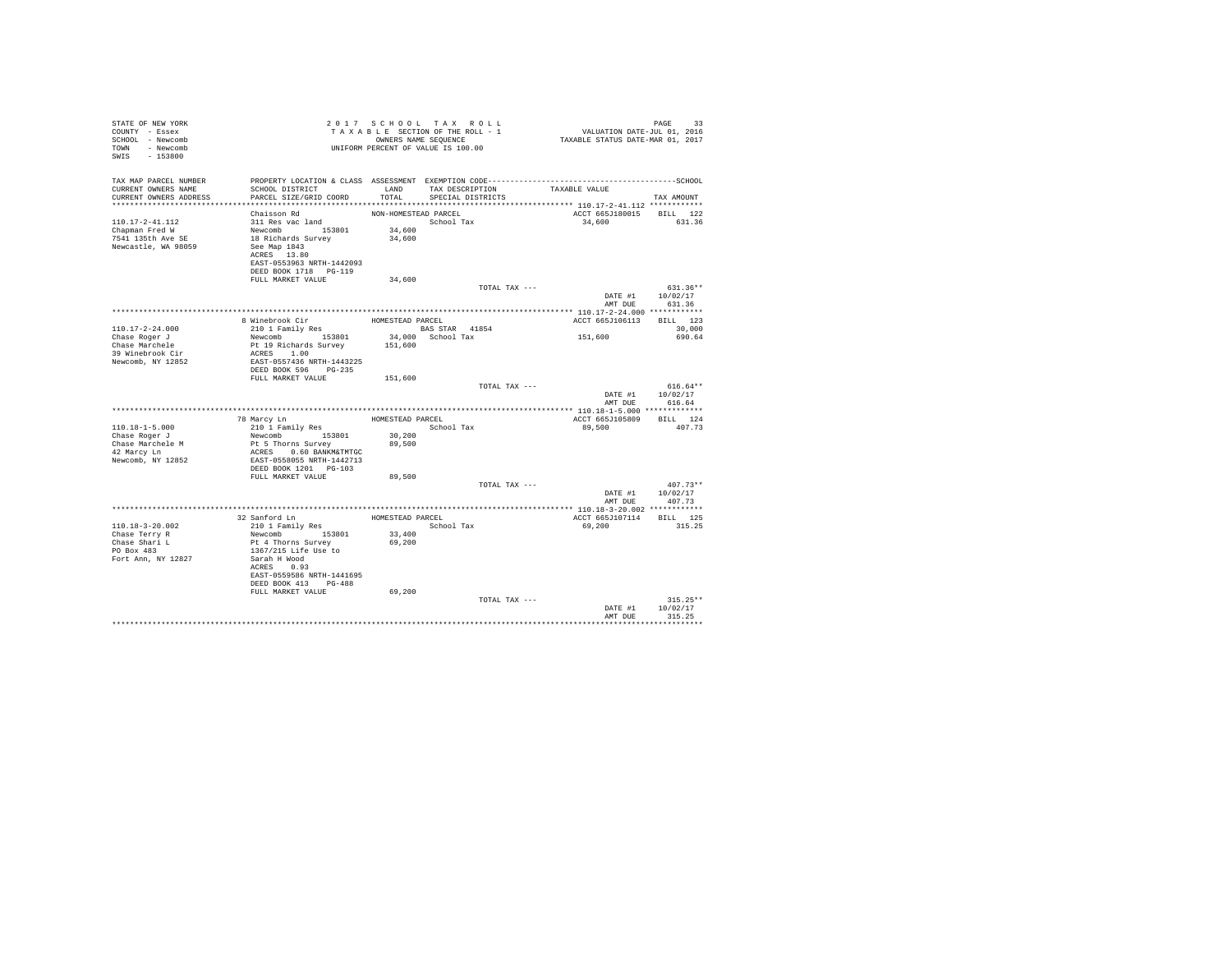STATE OF NEW YORK
COUNTY - Essex
SCHOOL - Newcomb
TOWN - Newcomb
SWIS - 153800

2017 SCHOOL TAX ROLL
TAXABLE SECTION OF THE ROLL - 1
OWNERS NAME SEQUENCE
UNIFORM PERCENT OF VALUE IS 100.00

VALUATION DATE-JUL 01, 2016
TAXABLE STATUS DATE-MAR 01, 2017

| TAX MAP PARCEL NUMBER / CURRENT OWNERS NAME / CURRENT OWNERS ADDRESS | PROPERTY LOCATION & CLASS / SCHOOL DISTRICT / PARCEL SIZE/GRID COORD | ASSESSMENT LAND / TOTAL | EXEMPTION CODE / TAX DESCRIPTION / SPECIAL DISTRICTS | TAXABLE VALUE | TAX AMOUNT |
|---|---|---|---|---|---|
| **110.17-2-41.112** | Chaisson Rd | NON-HOMESTEAD PARCEL | | ACCT 665J180015 | BILL 122 |
| 110.17-2-41.112 | 311 Res vac land | | School Tax | 34,600 | 631.36 |
| Chapman Fred W | Newcomb 153801 | 34,600 | | | |
| 7541 135th Ave SE | 18 Richards Survey | 34,600 | | | |
| Newcastle, WA 98059 | See Map 1843 | | | | |
| | ACRES 13.80 | | | | |
| | EAST-0553963 NRTH-1442093 | | | | |
| | DEED BOOK 1718 PG-119 | | | | |
| | FULL MARKET VALUE | 34,600 | | | |
| | | | TOTAL TAX --- | | 631.36** |
| | | | | DATE #1 | 10/02/17 |
| | | | | AMT DUE | 631.36 |
| **110.17-2-24.000** | 8 Winebrook Cir | HOMESTEAD PARCEL | | ACCT 665J106113 | BILL 123 |
| 110.17-2-24.000 | 210 1 Family Res | | BAS STAR 41854 | | 30,000 |
| Chase Roger J | Newcomb 153801 | 34,000 | School Tax | 151,600 | 690.64 |
| Chase Marchele | Pt 19 Richards Survey | 151,600 | | | |
| 39 Winebrook Cir | ACRES 1.00 | | | | |
| Newcomb, NY 12852 | EAST-0557436 NRTH-1443225 | | | | |
| | DEED BOOK 596 PG-235 | | | | |
| | FULL MARKET VALUE | 151,600 | | | |
| | | | TOTAL TAX --- | | 616.64** |
| | | | | DATE #1 | 10/02/17 |
| | | | | AMT DUE | 616.64 |
| **110.18-1-5.000** | 78 Marcy Ln | HOMESTEAD PARCEL | | ACCT 665J105809 | BILL 124 |
| 110.18-1-5.000 | 210 1 Family Res | | School Tax | 89,500 | 407.73 |
| Chase Roger J | Newcomb 153801 | 30,200 | | | |
| Chase Marchele M | Pt 5 Thorns Survey | 89,500 | | | |
| 42 Marcy Ln | ACRES 0.60 BANKM&TMTGC | | | | |
| Newcomb, NY 12852 | EAST-0558055 NRTH-1442713 | | | | |
| | DEED BOOK 1201 PG-103 | | | | |
| | FULL MARKET VALUE | 89,500 | | | |
| | | | TOTAL TAX --- | | 407.73** |
| | | | | DATE #1 | 10/02/17 |
| | | | | AMT DUE | 407.73 |
| **110.18-3-20.002** | 32 Sanford Ln | HOMESTEAD PARCEL | | ACCT 665J107114 | BILL 125 |
| 110.18-3-20.002 | 210 1 Family Res | | School Tax | 69,200 | 315.25 |
| Chase Terry R | Newcomb 153801 | 33,400 | | | |
| Chase Shari L | Pt 4 Thorns Survey | 69,200 | | | |
| PO Box 483 | 1367/215 Life Use to | | | | |
| Fort Ann, NY 12827 | Sarah H Wood | | | | |
| | ACRES 0.93 | | | | |
| | EAST-0559586 NRTH-1441695 | | | | |
| | DEED BOOK 413 PG-488 | | | | |
| | FULL MARKET VALUE | 69,200 | | | |
| | | | TOTAL TAX --- | | 315.25** |
| | | | | DATE #1 | 10/02/17 |
| | | | | AMT DUE | 315.25 |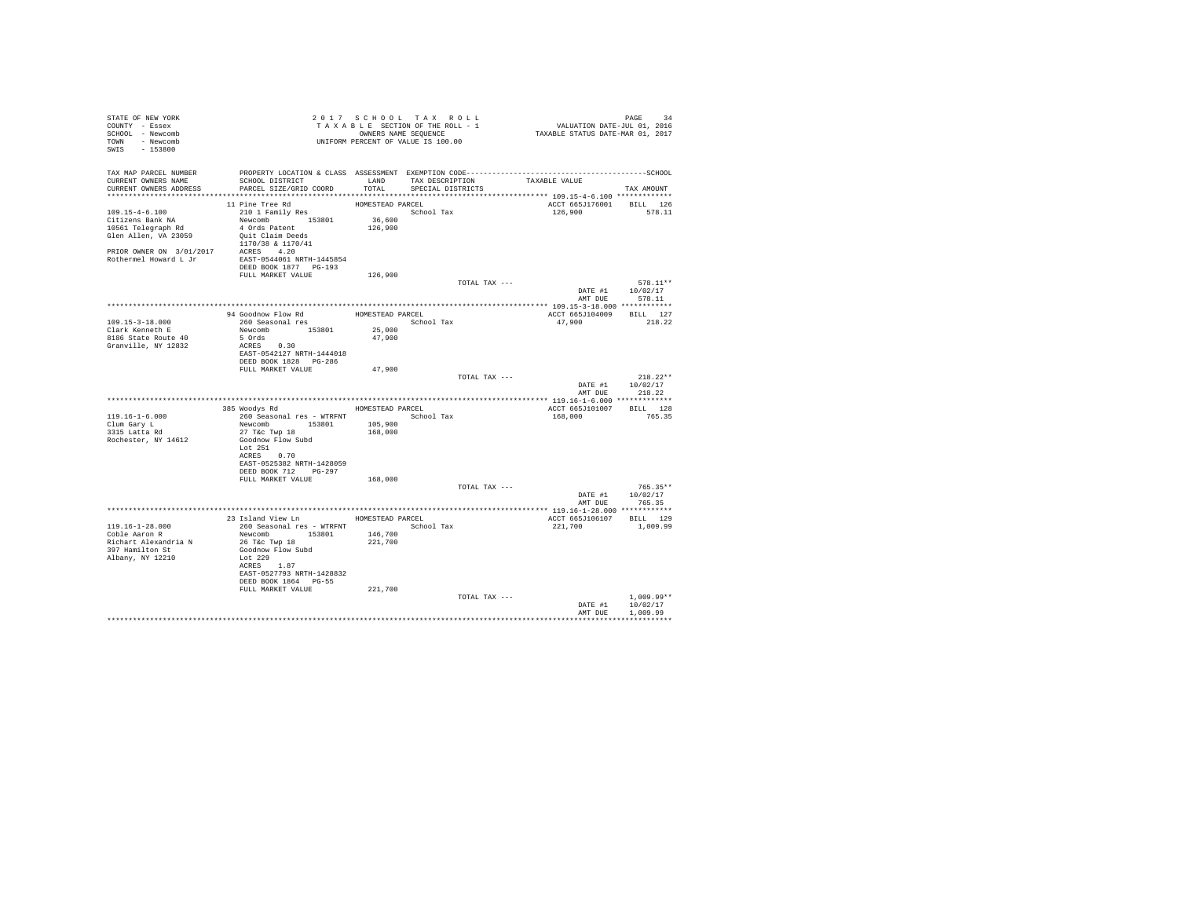STATE OF NEW YORK
COUNTY - Essex
SCHOOL - Newcomb
TOWN - Newcomb
SWIS - 153800

2 0 1 7 S C H O O L T A X R O L L
T A X A B L E SECTION OF THE ROLL - 1
OWNERS NAME SEQUENCE
UNIFORM PERCENT OF VALUE IS 100.00

VALUATION DATE-JUL 01, 2016
TAXABLE STATUS DATE-MAR 01, 2017

| TAX MAP PARCEL NUMBER / CURRENT OWNERS NAME / CURRENT OWNERS ADDRESS | PROPERTY LOCATION & CLASS / SCHOOL DISTRICT / PARCEL SIZE/GRID COORD | ASSESSMENT LAND / TOTAL | EXEMPTION CODE / TAX DESCRIPTION / SPECIAL DISTRICTS | TAXABLE VALUE | TAX AMOUNT |
|---|---|---|---|---|---|
| 109.15-4-6.100 | 11 Pine Tree Rd | HOMESTEAD PARCEL | | ACCT 665J176001 | BILL 126 |
| Citizens Bank NA | 210 1 Family Res | | School Tax | 126,900 | 578.11 |
| 10561 Telegraph Rd | Newcomb 153801 | 36,600 | | | |
| Glen Allen, VA 23059 | 4 Ords Patent | 126,900 | | | |
| | Quit Claim Deeds | | | | |
| | 1170/38 & 1170/41 | | | | |
| PRIOR OWNER ON 3/01/2017 | ACRES 4.20 | | | | |
| Rothermel Howard L Jr | EAST-0544061 NRTH-1445854 | | | | |
| | DEED BOOK 1877 PG-193 | | | | |
| | FULL MARKET VALUE | 126,900 | | | |
| | | | TOTAL TAX --- | | 578.11** |
| | | | | DATE #1 | 10/02/17 |
| | | | | AMT DUE | 578.11 |
| 109.15-3-18.000 | 94 Goodnow Flow Rd | HOMESTEAD PARCEL | | ACCT 665J104009 | BILL 127 |
| Clark Kenneth E | 260 Seasonal res | | School Tax | 47,900 | 218.22 |
| 8186 State Route 40 | Newcomb 153801 | 25,000 | | | |
| Granville, NY 12832 | 5 Ords | 47,900 | | | |
| | ACRES 0.30 | | | | |
| | EAST-0542127 NRTH-1444018 | | | | |
| | DEED BOOK 1828 PG-286 | | | | |
| | FULL MARKET VALUE | 47,900 | | | |
| | | | TOTAL TAX --- | | 218.22** |
| | | | | DATE #1 | 10/02/17 |
| | | | | AMT DUE | 218.22 |
| 119.16-1-6.000 | 385 Woodys Rd | HOMESTEAD PARCEL | | ACCT 665J101007 | BILL 128 |
| Clum Gary L | 260 Seasonal res - WTRFNT | | School Tax | 168,000 | 765.35 |
| 3315 Latta Rd | Newcomb 153801 | 105,900 | | | |
| Rochester, NY 14612 | 27 T&c Twp 18 | 168,000 | | | |
| | Goodnow Flow Subd | | | | |
| | Lot 251 | | | | |
| | ACRES 0.70 | | | | |
| | EAST-0525382 NRTH-1428059 | | | | |
| | DEED BOOK 712 PG-297 | | | | |
| | FULL MARKET VALUE | 168,000 | | | |
| | | | TOTAL TAX --- | | 765.35** |
| | | | | DATE #1 | 10/02/17 |
| | | | | AMT DUE | 765.35 |
| 119.16-1-28.000 | 23 Island View Ln | HOMESTEAD PARCEL | | ACCT 665J106107 | BILL 129 |
| Coble Aaron R | 260 Seasonal res - WTRFNT | | School Tax | 221,700 | 1,009.99 |
| Richart Alexandria N | Newcomb 153801 | 146,700 | | | |
| 397 Hamilton St | 26 T&c Twp 18 | 221,700 | | | |
| Albany, NY 12210 | Goodnow Flow Subd | | | | |
| | Lot 229 | | | | |
| | ACRES 1.87 | | | | |
| | EAST-0527793 NRTH-1428832 | | | | |
| | DEED BOOK 1864 PG-55 | | | | |
| | FULL MARKET VALUE | 221,700 | | | |
| | | | TOTAL TAX --- | | 1,009.99** |
| | | | | DATE #1 | 10/02/17 |
| | | | | AMT DUE | 1,009.99 |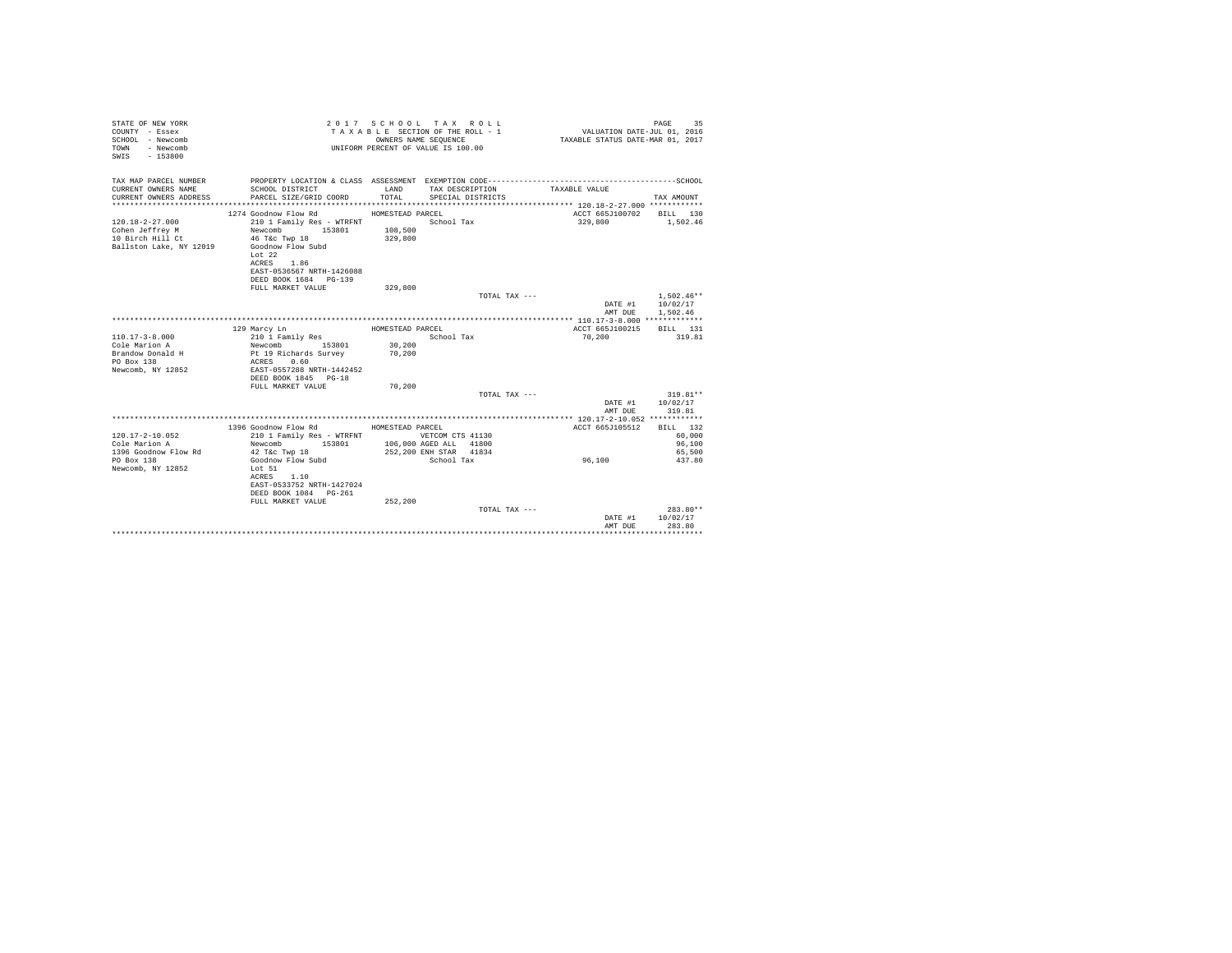STATE OF NEW YORK
COUNTY - Essex
SCHOOL - Newcomb
TOWN - Newcomb
SWIS - 153800

2 0 1 7 S C H O O L T A X R O L L
T A X A B L E SECTION OF THE ROLL - 1
OWNERS NAME SEQUENCE
UNIFORM PERCENT OF VALUE IS 100.00

VALUATION DATE-JUL 01, 2016
TAXABLE STATUS DATE-MAR 01, 2017

| TAX MAP PARCEL NUMBER / CURRENT OWNERS NAME / CURRENT OWNERS ADDRESS | PROPERTY LOCATION & CLASS / SCHOOL DISTRICT / PARCEL SIZE/GRID COORD | ASSESSMENT LAND / TOTAL | EXEMPTION CODE / TAX DESCRIPTION / SPECIAL DISTRICTS | TAXABLE VALUE | TAX AMOUNT |
|---|---|---|---|---|---|
| 120.18-2-27.000 | 1274 Goodnow Flow Rd | HOMESTEAD PARCEL | | ACCT 665J100702 | BILL 130 |
| 120.18-2-27.000 | 210 1 Family Res - WTRFNT | | School Tax | 329,800 | 1,502.46 |
| Cohen Jeffrey M | Newcomb 153801 | 108,500 | | | |
| 10 Birch Hill Ct | 46 T&c Twp 18 | 329,800 | | | |
| Ballston Lake, NY 12019 | Goodnow Flow Subd | | | | |
| | Lot 22 | | | | |
| | ACRES 1.86 | | | | |
| | EAST-0536567 NRTH-1426088 | | | | |
| | DEED BOOK 1684 PG-139 | | | | |
| | FULL MARKET VALUE | 329,800 | | | |
| | | | TOTAL TAX --- | | 1,502.46** |
| | | | | DATE #1 | 10/02/17 |
| | | | | AMT DUE | 1,502.46 |
| 110.17-3-8.000 | 129 Marcy Ln | HOMESTEAD PARCEL | | ACCT 665J100215 | BILL 131 |
| 110.17-3-8.000 | 210 1 Family Res | | School Tax | 70,200 | 319.81 |
| Cole Marion A | Newcomb 153801 | 30,200 | | | |
| Brandow Donald H | Pt 19 Richards Survey | 70,200 | | | |
| PO Box 138 | ACRES 0.60 | | | | |
| Newcomb, NY 12852 | EAST-0557288 NRTH-1442452 | | | | |
| | DEED BOOK 1845 PG-18 | | | | |
| | FULL MARKET VALUE | 70,200 | | | |
| | | | TOTAL TAX --- | | 319.81** |
| | | | | DATE #1 | 10/02/17 |
| | | | | AMT DUE | 319.81 |
| 120.17-2-10.052 | 1396 Goodnow Flow Rd | HOMESTEAD PARCEL | | ACCT 665J105512 | BILL 132 |
| 120.17-2-10.052 | 210 1 Family Res - WTRFNT | | VETCOM CTS 41130 | | 60,000 |
| Cole Marion A | Newcomb 153801 | 106,000 | AGED ALL 41800 | | 96,100 |
| 1396 Goodnow Flow Rd | 42 T&c Twp 18 | 252,200 | ENH STAR 41834 | | 65,500 |
| PO Box 138 | Goodnow Flow Subd | | School Tax | 96,100 | 437.80 |
| Newcomb, NY 12852 | Lot 51 | | | | |
| | ACRES 1.10 | | | | |
| | EAST-0533752 NRTH-1427024 | | | | |
| | DEED BOOK 1084 PG-261 | | | | |
| | FULL MARKET VALUE | 252,200 | | | |
| | | | TOTAL TAX --- | | 283.80** |
| | | | | DATE #1 | 10/02/17 |
| | | | | AMT DUE | 283.80 |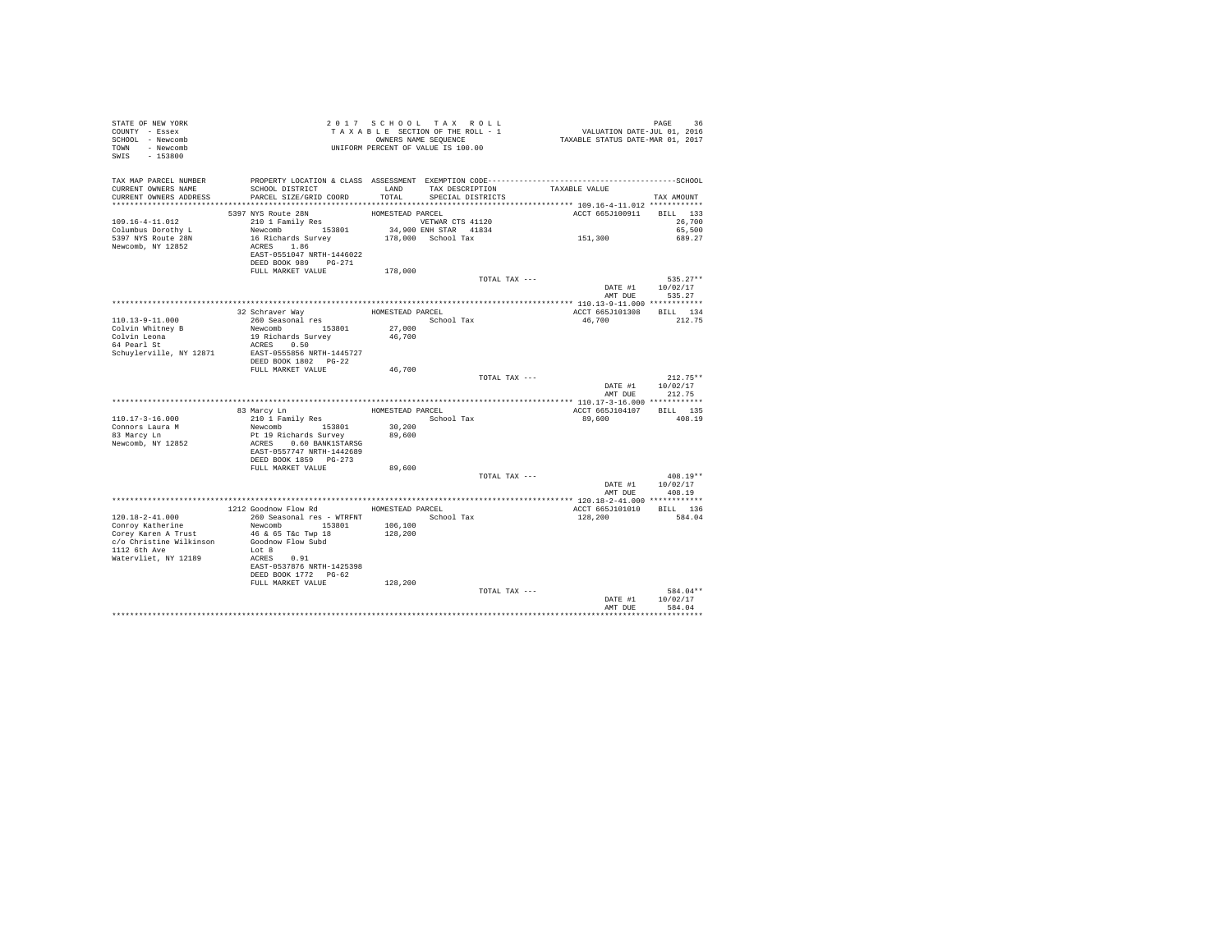STATE OF NEW YORK | 2017 SCHOOL TAX ROLL | VALUATION DATE-JUL 01, 2016
COUNTY - Essex | TAXABLE SECTION OF THE ROLL - 1 | TAXABLE STATUS DATE-MAR 01, 2017
SCHOOL - Newcomb | OWNERS NAME SEQUENCE
TOWN - Newcomb | UNIFORM PERCENT OF VALUE IS 100.00
SWIS - 153800

| TAX MAP PARCEL NUMBER / CURRENT OWNERS NAME / CURRENT OWNERS ADDRESS | PROPERTY LOCATION & CLASS / SCHOOL DISTRICT / PARCEL SIZE/GRID COORD | ASSESSMENT LAND / TOTAL | EXEMPTION CODE / TAX DESCRIPTION / SPECIAL DISTRICTS | TAXABLE VALUE | TAX AMOUNT |
|---|---|---|---|---|---|
| **109.16-4-11.012** | 5397 NYS Route 28N | HOMESTEAD PARCEL | | ACCT 665J100911 | BILL 133 |
| 109.16-4-11.012 | 210 1 Family Res | | VETWAR CTS 41120 | | 26,700 |
| Columbus Dorothy L | Newcomb 153801 | 34,900 | ENH STAR 41834 | | 65,500 |
| 5397 NYS Route 28N | 16 Richards Survey | 178,000 | School Tax | 151,300 | 689.27 |
| Newcomb, NY 12852 | ACRES 1.86 | | | | |
| | EAST-0551047 NRTH-1446022 | | | | |
| | DEED BOOK 989 PG-271 | | | | |
| | FULL MARKET VALUE | 178,000 | | | |
| | | | TOTAL TAX --- | | 535.27** |
| | | | | DATE #1 | 10/02/17 |
| | | | | AMT DUE | 535.27 |
| **110.13-9-11.000** | 32 Schraver Way | HOMESTEAD PARCEL | | ACCT 665J101308 | BILL 134 |
| 110.13-9-11.000 | 260 Seasonal res | | School Tax | 46,700 | 212.75 |
| Colvin Whitney B | Newcomb 153801 | 27,000 | | | |
| Colvin Leona | 19 Richards Survey | 46,700 | | | |
| 64 Pearl St | ACRES 0.50 | | | | |
| Schuylerville, NY 12871 | EAST-0555856 NRTH-1445727 | | | | |
| | DEED BOOK 1802 PG-22 | | | | |
| | FULL MARKET VALUE | 46,700 | | | |
| | | | TOTAL TAX --- | | 212.75** |
| | | | | DATE #1 | 10/02/17 |
| | | | | AMT DUE | 212.75 |
| **110.17-3-16.000** | 83 Marcy Ln | HOMESTEAD PARCEL | | ACCT 665J104107 | BILL 135 |
| 110.17-3-16.000 | 210 1 Family Res | | School Tax | 89,600 | 408.19 |
| Connors Laura M | Newcomb 153801 | 30,200 | | | |
| 83 Marcy Ln | Pt 19 Richards Survey | 89,600 | | | |
| Newcomb, NY 12852 | ACRES 0.60 BANK1STARSG | | | | |
| | EAST-0557747 NRTH-1442689 | | | | |
| | DEED BOOK 1859 PG-273 | | | | |
| | FULL MARKET VALUE | 89,600 | | | |
| | | | TOTAL TAX --- | | 408.19** |
| | | | | DATE #1 | 10/02/17 |
| | | | | AMT DUE | 408.19 |
| **120.18-2-41.000** | 1212 Goodnow Flow Rd | HOMESTEAD PARCEL | | ACCT 665J101010 | BILL 136 |
| 120.18-2-41.000 | 260 Seasonal res - WTRFNT | | School Tax | 128,200 | 584.04 |
| Conroy Katherine | Newcomb 153801 | 106,100 | | | |
| Corey Karen A Trust | 46 & 65 T&c Twp 18 | 128,200 | | | |
| c/o Christine Wilkinson | Goodnow Flow Subd | | | | |
| 1112 6th Ave | Lot 8 | | | | |
| Watervliet, NY 12189 | ACRES 0.91 | | | | |
| | EAST-0537876 NRTH-1425398 | | | | |
| | DEED BOOK 1772 PG-62 | | | | |
| | FULL MARKET VALUE | 128,200 | | | |
| | | | TOTAL TAX --- | | 584.04** |
| | | | | DATE #1 | 10/02/17 |
| | | | | AMT DUE | 584.04 |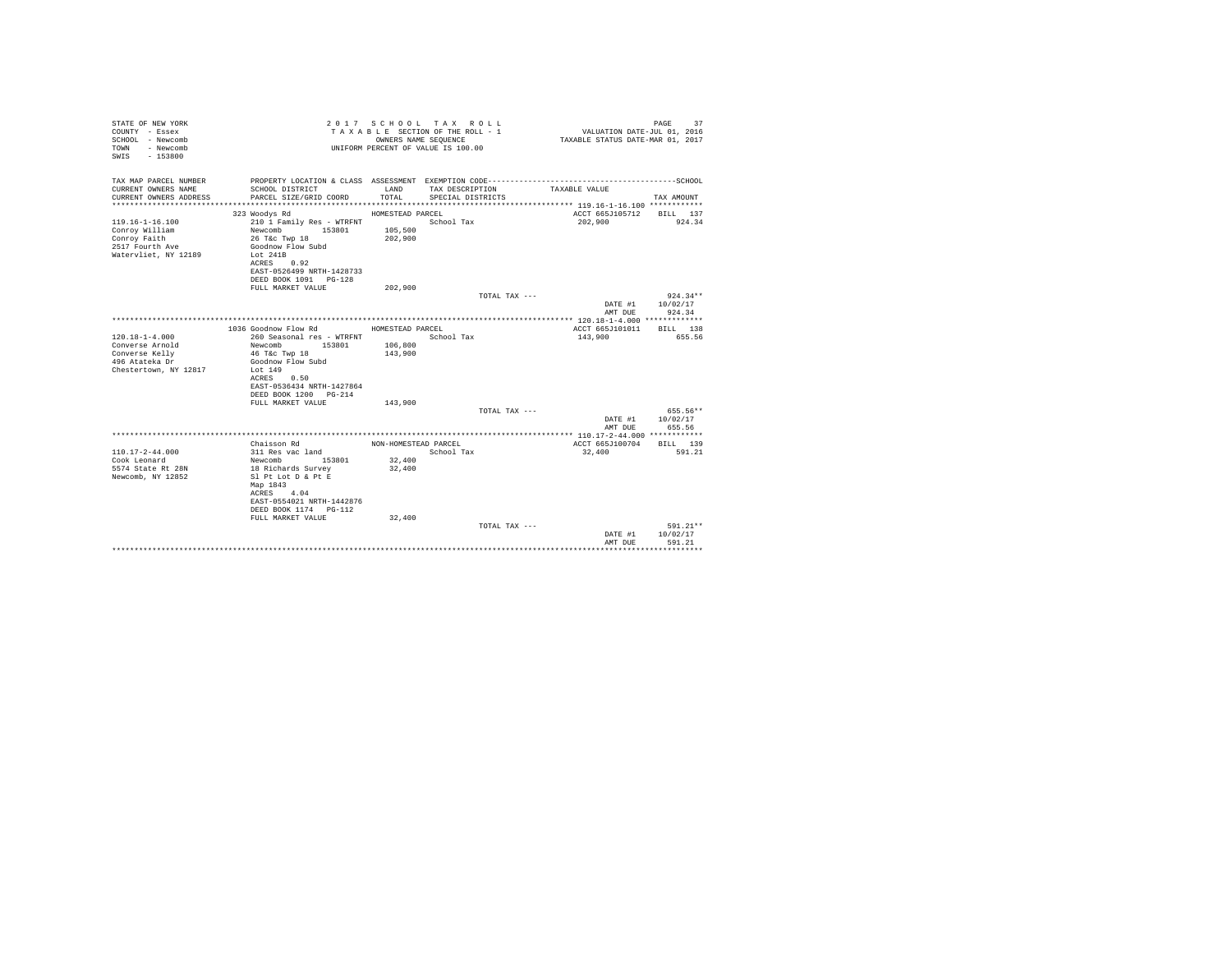STATE OF NEW YORK
COUNTY - Essex
SCHOOL - Newcomb
TOWN - Newcomb
SWIS - 153800

2 0 1 7 S C H O O L T A X R O L L
T A X A B L E SECTION OF THE ROLL - 1
OWNERS NAME SEQUENCE
UNIFORM PERCENT OF VALUE IS 100.00

VALUATION DATE-JUL 01, 2016
TAXABLE STATUS DATE-MAR 01, 2017

| TAX MAP PARCEL NUMBER / CURRENT OWNERS NAME / CURRENT OWNERS ADDRESS | PROPERTY LOCATION & CLASS / SCHOOL DISTRICT / PARCEL SIZE/GRID COORD | ASSESSMENT LAND / TOTAL | EXEMPTION CODE / TAX DESCRIPTION / SPECIAL DISTRICTS | TAXABLE VALUE | TAX AMOUNT |
|---|---|---|---|---|---|
| 119.16-1-16.100 | 323 Woodys Rd | HOMESTEAD PARCEL | | ACCT 665J105712 | BILL 137 |
| 119.16-1-16.100 | 210 1 Family Res - WTRFNT | | School Tax | 202,900 | 924.34 |
| Conroy William | Newcomb 153801 | 105,500 | | | |
| Conroy Faith | 26 T&c Twp 18 | 202,900 | | | |
| 2517 Fourth Ave | Goodnow Flow Subd | | | | |
| Watervliet, NY 12189 | Lot 241B | | | | |
| | ACRES 0.92 | | | | |
| | EAST-0526499 NRTH-1428733 | | | | |
| | DEED BOOK 1091 PG-128 | | | | |
| | FULL MARKET VALUE | 202,900 | | | |
| | | | TOTAL TAX --- | | 924.34** |
| | | | | DATE #1 | 10/02/17 |
| | | | | AMT DUE | 924.34 |
| 120.18-1-4.000 | 1036 Goodnow Flow Rd | HOMESTEAD PARCEL | | ACCT 665J101011 | BILL 138 |
| 120.18-1-4.000 | 260 Seasonal res - WTRFNT | | School Tax | 143,900 | 655.56 |
| Converse Arnold | Newcomb 153801 | 106,800 | | | |
| Converse Kelly | 46 T&c Twp 18 | 143,900 | | | |
| 496 Atateka Dr | Goodnow Flow Subd | | | | |
| Chestertown, NY 12817 | Lot 149 | | | | |
| | ACRES 0.50 | | | | |
| | EAST-0536434 NRTH-1427864 | | | | |
| | DEED BOOK 1200 PG-214 | | | | |
| | FULL MARKET VALUE | 143,900 | | | |
| | | | TOTAL TAX --- | | 655.56** |
| | | | | DATE #1 | 10/02/17 |
| | | | | AMT DUE | 655.56 |
| 110.17-2-44.000 | Chaisson Rd | NON-HOMESTEAD PARCEL | | ACCT 665J100704 | BILL 139 |
| 110.17-2-44.000 | 311 Res vac land | | School Tax | 32,400 | 591.21 |
| Cook Leonard | Newcomb 153801 | 32,400 | | | |
| 5574 State Rt 28N | 18 Richards Survey | 32,400 | | | |
| Newcomb, NY 12852 | Sl Pt Lot D & Pt E | | | | |
| | Map 1843 | | | | |
| | ACRES 4.04 | | | | |
| | EAST-0554021 NRTH-1442876 | | | | |
| | DEED BOOK 1174 PG-112 | | | | |
| | FULL MARKET VALUE | 32,400 | | | |
| | | | TOTAL TAX --- | | 591.21** |
| | | | | DATE #1 | 10/02/17 |
| | | | | AMT DUE | 591.21 |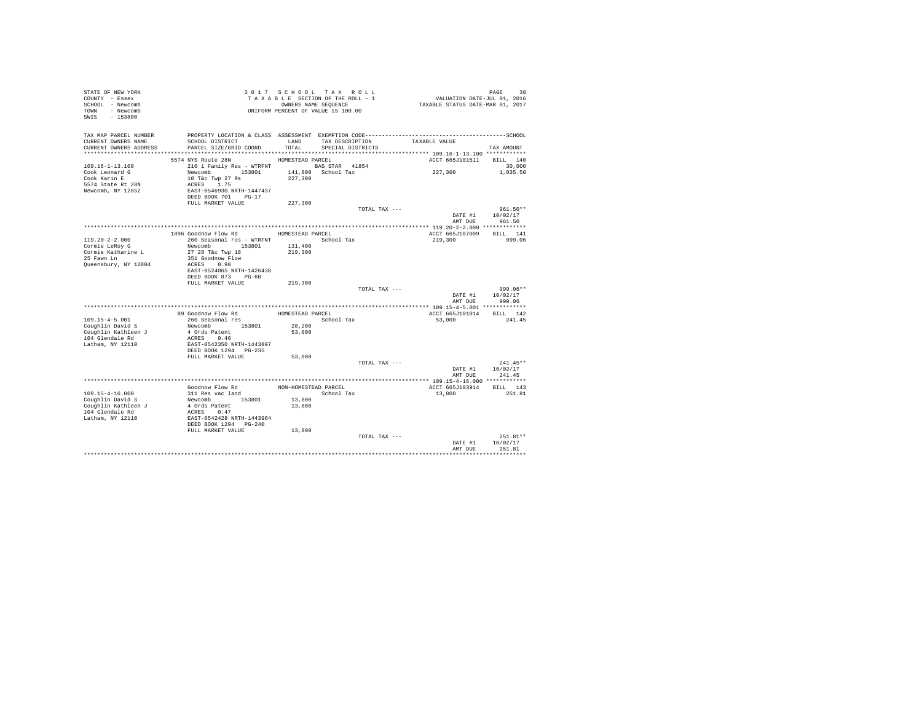STATE OF NEW YORK
COUNTY - Essex
SCHOOL - Newcomb
TOWN - Newcomb
SWIS - 153800

2 0 1 7 S C H O O L T A X R O L L
T A X A B L E SECTION OF THE ROLL - 1
OWNERS NAME SEQUENCE
UNIFORM PERCENT OF VALUE IS 100.00

VALUATION DATE-JUL 01, 2016
TAXABLE STATUS DATE-MAR 01, 2017

| TAX MAP PARCEL NUMBER / CURRENT OWNERS NAME / CURRENT OWNERS ADDRESS | PROPERTY LOCATION & CLASS / SCHOOL DISTRICT / PARCEL SIZE/GRID COORD | ASSESSMENT LAND / TOTAL | EXEMPTION CODE / TAX DESCRIPTION / SPECIAL DISTRICTS | TAXABLE VALUE | SCHOOL TAX AMOUNT |
|---|---|---|---|---|---|
| **109.16-1-13.100** | 5574 NYS Route 28N | HOMESTEAD PARCEL | | ACCT 665J101511 | BILL 140 |
| 109.16-1-13.100 | 210 1 Family Res - WTRFNT | | BAS STAR 41854 | | 30,000 |
| Cook Leonard G | Newcomb 153801 | 141,800 | School Tax | 227,300 | 1,035.50 |
| Cook Karin E | 10 T&c Twp 27 Rs | 227,300 | | | |
| 5574 State Rt 28N | ACRES 1.75 | | | | |
| Newcomb, NY 12852 | EAST-0546930 NRTH-1447437 | | | | |
| | DEED BOOK 701 PG-17 | | | | |
| | FULL MARKET VALUE | 227,300 | | | |
| | | | TOTAL TAX --- | | 961.50** |
| | | | | DATE #1 | 10/02/17 |
| | | | | AMT DUE | 961.50 |
| **119.20-2-2.000** | 1896 Goodnow Flow Rd | HOMESTEAD PARCEL | | ACCT 665J187009 | BILL 141 |
| 119.20-2-2.000 | 260 Seasonal res - WTRFNT | | School Tax | 219,300 | 999.06 |
| Cormie LeRoy G | Newcomb 153801 | 131,400 | | | |
| Cormie Katharine L | 27 28 T&c Twp 18 | 219,300 | | | |
| 25 Fawn Ln | 351 Goodnow Flow | | | | |
| Queensbury, NY 12804 | ACRES 0.98 | | | | |
| | EAST-0524065 NRTH-1426438 | | | | |
| | DEED BOOK 873 PG-60 | | | | |
| | FULL MARKET VALUE | 219,300 | | | |
| | | | TOTAL TAX --- | | 999.06** |
| | | | | DATE #1 | 10/02/17 |
| | | | | AMT DUE | 999.06 |
| **109.15-4-5.001** | 89 Goodnow Flow Rd | HOMESTEAD PARCEL | | ACCT 665J101014 | BILL 142 |
| 109.15-4-5.001 | 260 Seasonal res | | School Tax | 53,000 | 241.45 |
| Coughlin David S | Newcomb 153801 | 28,200 | | | |
| Coughlin Kathleen J | 4 Ords Patent | 53,000 | | | |
| 104 Glendale Rd | ACRES 0.46 | | | | |
| Latham, NY 12110 | EAST-0542350 NRTH-1443897 | | | | |
| | DEED BOOK 1294 PG-235 | | | | |
| | FULL MARKET VALUE | 53,000 | | | |
| | | | TOTAL TAX --- | | 241.45** |
| | | | | DATE #1 | 10/02/17 |
| | | | | AMT DUE | 241.45 |
| **109.15-4-16.000** | Goodnow Flow Rd | NON-HOMESTEAD PARCEL | | ACCT 665J103914 | BILL 143 |
| 109.15-4-16.000 | 311 Res vac land | | School Tax | 13,800 | 251.81 |
| Coughlin David S | Newcomb 153801 | 13,800 | | | |
| Coughlin Kathleen J | 4 Ords Patent | 13,800 | | | |
| 104 Glendale Rd | ACRES 0.47 | | | | |
| Latham, NY 12110 | EAST-0542428 NRTH-1443964 | | | | |
| | DEED BOOK 1294 PG-240 | | | | |
| | FULL MARKET VALUE | 13,800 | | | |
| | | | TOTAL TAX --- | | 251.81** |
| | | | | DATE #1 | 10/02/17 |
| | | | | AMT DUE | 251.81 |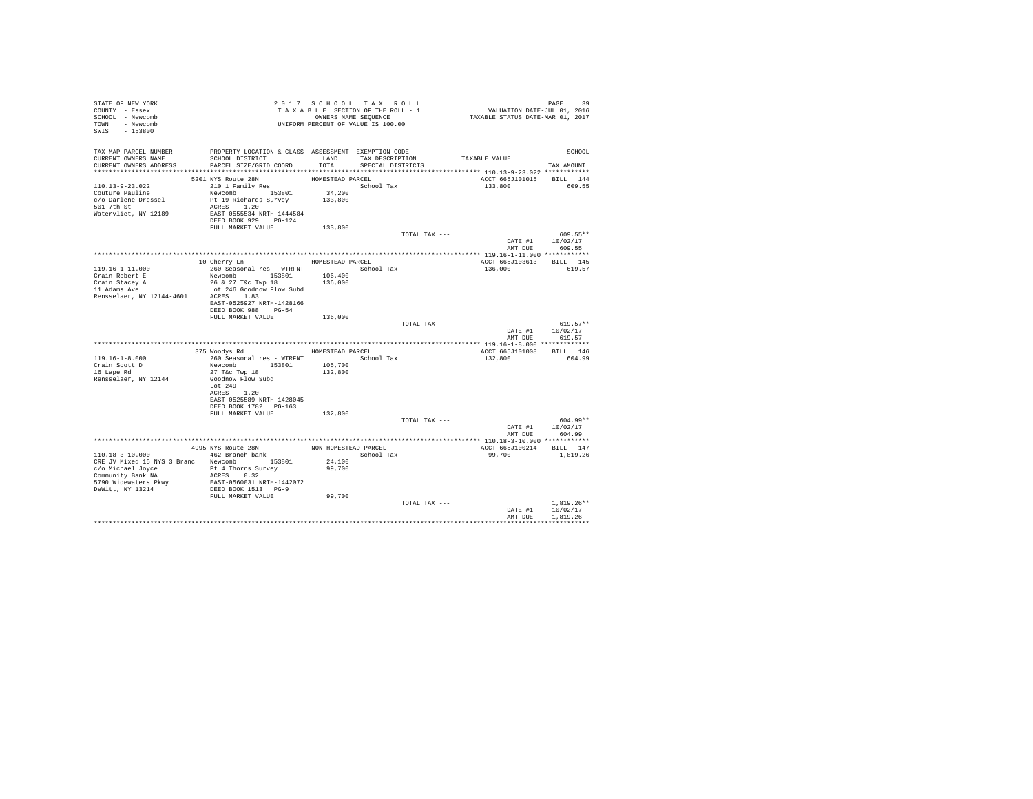STATE OF NEW YORK
COUNTY - Essex
SCHOOL - Newcomb
TOWN - Newcomb
SWIS - 153800

2 0 1 7 S C H O O L T A X R O L L
T A X A B L E SECTION OF THE ROLL - 1
OWNERS NAME SEQUENCE
UNIFORM PERCENT OF VALUE IS 100.00

VALUATION DATE-JUL 01, 2016
TAXABLE STATUS DATE-MAR 01, 2017

| TAX MAP PARCEL NUMBER / CURRENT OWNERS NAME / CURRENT OWNERS ADDRESS | PROPERTY LOCATION & CLASS / SCHOOL DISTRICT / PARCEL SIZE/GRID COORD | ASSESSMENT LAND / TOTAL | EXEMPTION CODE / TAX DESCRIPTION / SPECIAL DISTRICTS | TAXABLE VALUE | TAX AMOUNT |
|---|---|---|---|---|---|
| 110.13-9-23.022 | 5201 NYS Route 28N | HOMESTEAD PARCEL | | ACCT 665J101015 | BILL 144 |
| Couture Pauline | 210 1 Family Res | | School Tax | 133,800 | 609.55 |
| c/o Darlene Dressel | Newcomb 153801 | 34,200 | | | |
| 501 7th St | Pt 19 Richards Survey | 133,800 | | | |
| Watervliet, NY 12189 | ACRES 1.20 | | | | |
| | EAST-0555534 NRTH-1444584 | | | | |
| | DEED BOOK 929 PG-124 | | | | |
| | FULL MARKET VALUE | 133,800 | | | |
| | | | TOTAL TAX --- | | 609.55** |
| | | | | DATE #1 | 10/02/17 |
| | | | | AMT DUE | 609.55 |
| 119.16-1-11.000 | 10 Cherry Ln | HOMESTEAD PARCEL | | ACCT 665J103613 | BILL 145 |
| Crain Robert E | 260 Seasonal res - WTRFNT | | School Tax | 136,000 | 619.57 |
| Crain Stacey A | Newcomb 153801 | 106,400 | | | |
| 11 Adams Ave | 26 & 27 T&c Twp 18 | 136,000 | | | |
| Rensselaer, NY 12144-4601 | Lot 246 Goodnow Flow Subd | | | | |
| | ACRES 1.83 | | | | |
| | EAST-0525927 NRTH-1428166 | | | | |
| | DEED BOOK 980 PG-54 | | | | |
| | FULL MARKET VALUE | 136,000 | | | |
| | | | TOTAL TAX --- | | 619.57** |
| | | | | DATE #1 | 10/02/17 |
| | | | | AMT DUE | 619.57 |
| 119.16-1-8.000 | 375 Woodys Rd | HOMESTEAD PARCEL | | ACCT 665J101008 | BILL 146 |
| Crain Scott D | 260 Seasonal res - WTRFNT | | School Tax | 132,800 | 604.99 |
| 16 Lape Rd | Newcomb 153801 | 105,700 | | | |
| Rensselaer, NY 12144 | 27 T&c Twp 18 | 132,800 | | | |
| | Goodnow Flow Subd | | | | |
| | Lot 249 | | | | |
| | ACRES 1.20 | | | | |
| | EAST-0525589 NRTH-1428045 | | | | |
| | DEED BOOK 1782 PG-163 | | | | |
| | FULL MARKET VALUE | 132,800 | | | |
| | | | TOTAL TAX --- | | 604.99** |
| | | | | DATE #1 | 10/02/17 |
| | | | | AMT DUE | 604.99 |
| 110.18-3-10.000 | 4995 NYS Route 28N | NON-HOMESTEAD PARCEL | | ACCT 665J100214 | BILL 147 |
| CRE JV Mixed 15 NYS 3 Branc | 462 Branch bank | | School Tax | 99,700 | 1,819.26 |
| c/o Michael Joyce | Newcomb 153801 | 24,100 | | | |
| Community Bank NA | Pt 4 Thorns Survey | 99,700 | | | |
| 5790 Widewaters Pkwy | ACRES 0.32 | | | | |
| DeWitt, NY 13214 | EAST-0560031 NRTH-1442072 | | | | |
| | DEED BOOK 1513 PG-9 | | | | |
| | FULL MARKET VALUE | 99,700 | | | |
| | | | TOTAL TAX --- | | 1,819.26** |
| | | | | DATE #1 | 10/02/17 |
| | | | | AMT DUE | 1,819.26 |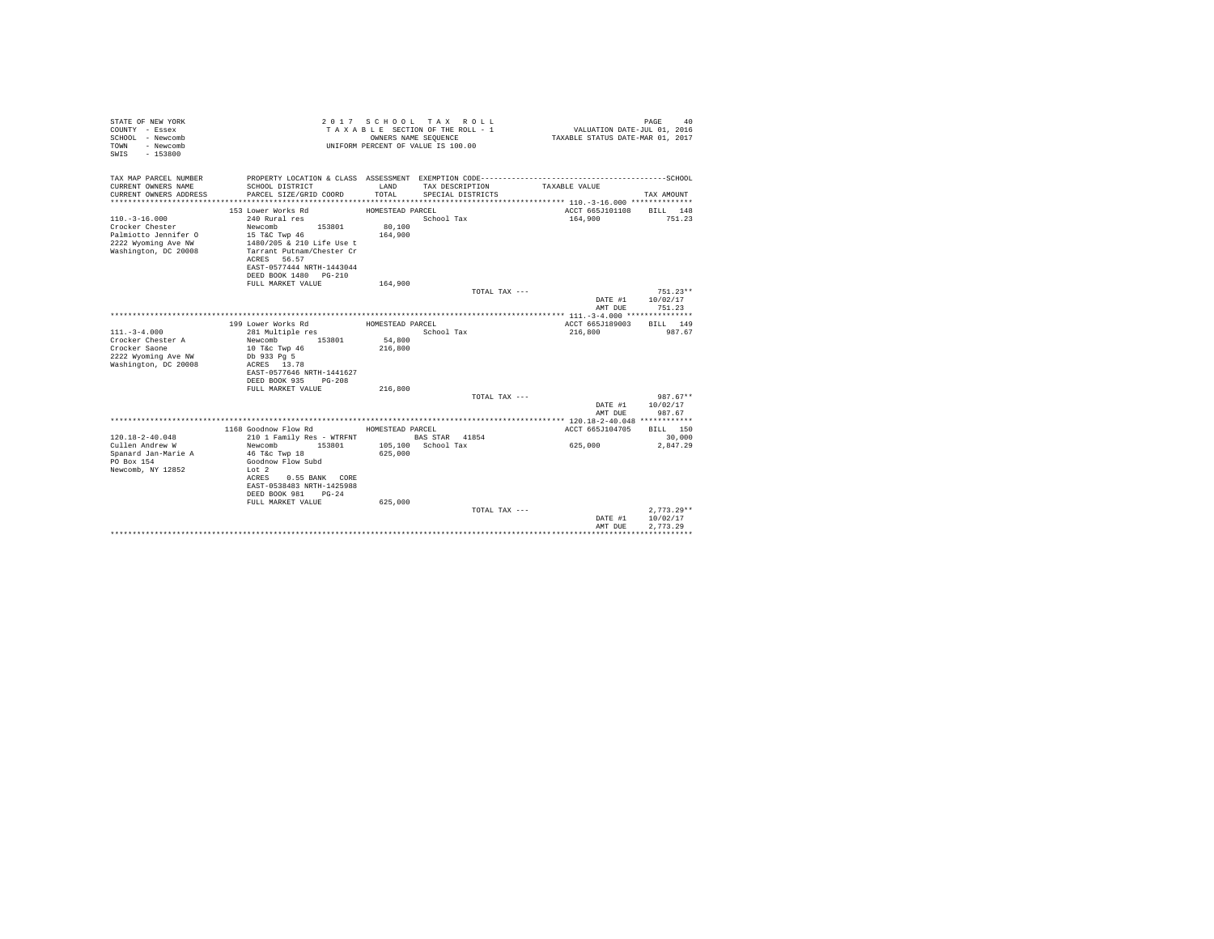STATE OF NEW YORK
COUNTY - Essex
SCHOOL - Newcomb
TOWN - Newcomb
SWIS - 153800

2 0 1 7 S C H O O L T A X R O L L
T A X A B L E SECTION OF THE ROLL - 1
OWNERS NAME SEQUENCE
UNIFORM PERCENT OF VALUE IS 100.00

VALUATION DATE-JUL 01, 2016
TAXABLE STATUS DATE-MAR 01, 2017

| TAX MAP PARCEL NUMBER / CURRENT OWNERS NAME / CURRENT OWNERS ADDRESS | PROPERTY LOCATION & CLASS / SCHOOL DISTRICT / PARCEL SIZE/GRID COORD | ASSESSMENT LAND / TOTAL | EXEMPTION CODE / TAX DESCRIPTION / SPECIAL DISTRICTS | TAXABLE VALUE | SCHOOL TAX AMOUNT |
|---|---|---|---|---|---|
| **110.-3-16.000** | 153 Lower Works Rd | HOMESTEAD PARCEL | | ACCT 665J101108 | BILL 148 |
| 110.-3-16.000 | 240 Rural res | | School Tax | 164,900 | 751.23 |
| Crocker Chester | Newcomb 153801 | 80,100 | | | |
| Palmiotto Jennifer O | 15 T&C Twp 46 | 164,900 | | | |
| 2222 Wyoming Ave NW | 1480/205 & 210 Life Use t | | | | |
| Washington, DC 20008 | Tarrant Putnam/Chester Cr | | | | |
| | ACRES 56.57 | | | | |
| | EAST-0577444 NRTH-1443044 | | | | |
| | DEED BOOK 1480 PG-210 | | | | |
| | FULL MARKET VALUE | 164,900 | | | |
| | | | TOTAL TAX --- | | 751.23** |
| | | | | DATE #1 | 10/02/17 |
| | | | | AMT DUE | 751.23 |
| **111.-3-4.000** | 199 Lower Works Rd | HOMESTEAD PARCEL | | ACCT 665J189003 | BILL 149 |
| 111.-3-4.000 | 281 Multiple res | | School Tax | 216,800 | 987.67 |
| Crocker Chester A | Newcomb 153801 | 54,800 | | | |
| Crocker Saone | 10 T&c Twp 46 | 216,800 | | | |
| 2222 Wyoming Ave NW | Db 933 Pg 5 | | | | |
| Washington, DC 20008 | ACRES 13.78 | | | | |
| | EAST-0577646 NRTH-1441627 | | | | |
| | DEED BOOK 935 PG-208 | | | | |
| | FULL MARKET VALUE | 216,800 | | | |
| | | | TOTAL TAX --- | | 987.67** |
| | | | | DATE #1 | 10/02/17 |
| | | | | AMT DUE | 987.67 |
| **120.18-2-40.048** | 1168 Goodnow Flow Rd | HOMESTEAD PARCEL | | ACCT 665J104705 | BILL 150 |
| 120.18-2-40.048 | 210 1 Family Res - WTRFNT | | BAS STAR 41854 | | 30,000 |
| Cullen Andrew W | Newcomb 153801 | 105,100 | School Tax | 625,000 | 2,847.29 |
| Spanard Jan-Marie A | 46 T&c Twp 18 | 625,000 | | | |
| PO Box 154 | Goodnow Flow Subd | | | | |
| Newcomb, NY 12852 | Lot 2 | | | | |
| | ACRES 0.55 BANK CORE | | | | |
| | EAST-0538483 NRTH-1425988 | | | | |
| | DEED BOOK 981 PG-24 | | | | |
| | FULL MARKET VALUE | 625,000 | | | |
| | | | TOTAL TAX --- | | 2,773.29** |
| | | | | DATE #1 | 10/02/17 |
| | | | | AMT DUE | 2,773.29 |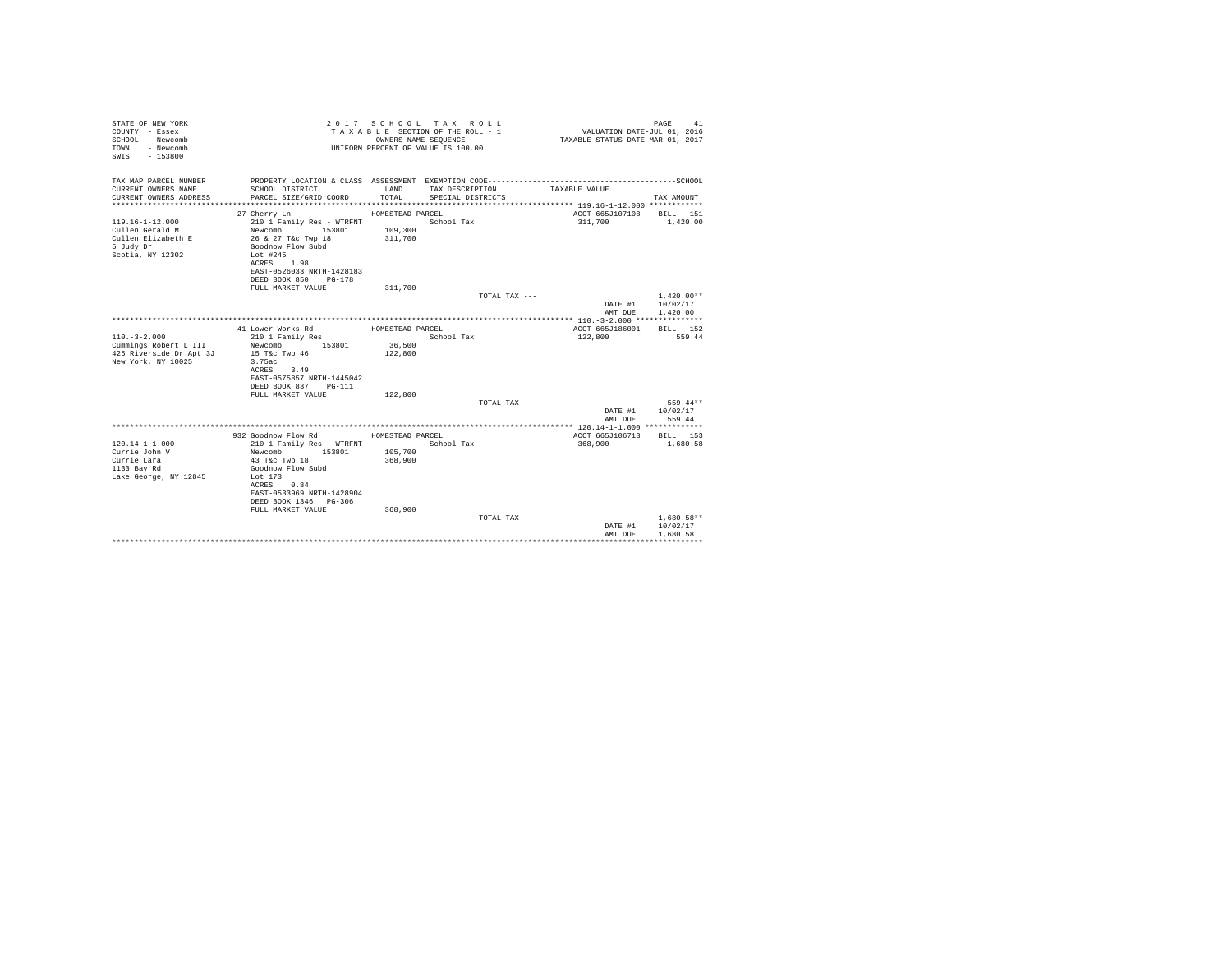STATE OF NEW YORK
COUNTY - Essex
SCHOOL - Newcomb
TOWN - Newcomb
SWIS - 153800

2 0 1 7 S C H O O L T A X R O L L
T A X A B L E SECTION OF THE ROLL - 1
OWNERS NAME SEQUENCE
UNIFORM PERCENT OF VALUE IS 100.00

VALUATION DATE-JUL 01, 2016
TAXABLE STATUS DATE-MAR 01, 2017

| TAX MAP PARCEL NUMBER / CURRENT OWNERS NAME / CURRENT OWNERS ADDRESS | PROPERTY LOCATION & CLASS / SCHOOL DISTRICT / PARCEL SIZE/GRID COORD | ASSESSMENT LAND / TOTAL | EXEMPTION CODE / TAX DESCRIPTION / SPECIAL DISTRICTS | TAXABLE VALUE | TAX AMOUNT |
|---|---|---|---|---|---|
| 119.16-1-12.000 | 27 Cherry Ln | HOMESTEAD PARCEL | | ACCT 665J107108 | BILL 151 |
| Cullen Gerald M | 210 1 Family Res - WTRFNT | | School Tax | 311,700 | 1,420.00 |
| Cullen Elizabeth E | Newcomb 153801 | 109,300 | | | |
| 5 Judy Dr | 26 & 27 T&c Twp 18 | 311,700 | | | |
| Scotia, NY 12302 | Goodnow Flow Subd | | | | |
| | Lot #245 | | | | |
| | ACRES 1.98 | | | | |
| | EAST-0526033 NRTH-1428183 | | | | |
| | DEED BOOK 850 PG-178 | | | | |
| | FULL MARKET VALUE | 311,700 | | | |
| | | | TOTAL TAX --- | | 1,420.00** |
| | | | | DATE #1 | 10/02/17 |
| | | | | AMT DUE | 1,420.00 |
| 110.-3-2.000 | 41 Lower Works Rd | HOMESTEAD PARCEL | | ACCT 665J186001 | BILL 152 |
| Cummings Robert L III | 210 1 Family Res | | School Tax | 122,800 | 559.44 |
| 425 Riverside Dr Apt 3J | Newcomb 153801 | 36,500 | | | |
| New York, NY 10025 | 15 T&c Twp 46 | 122,800 | | | |
| | 3.75ac | | | | |
| | ACRES 3.49 | | | | |
| | EAST-0575857 NRTH-1445042 | | | | |
| | DEED BOOK 837 PG-111 | | | | |
| | FULL MARKET VALUE | 122,800 | | | |
| | | | TOTAL TAX --- | | 559.44** |
| | | | | DATE #1 | 10/02/17 |
| | | | | AMT DUE | 559.44 |
| 120.14-1-1.000 | 932 Goodnow Flow Rd | HOMESTEAD PARCEL | | ACCT 665J106713 | BILL 153 |
| Currie John V | 210 1 Family Res - WTRFNT | | School Tax | 368,900 | 1,680.58 |
| Currie Lara | Newcomb 153801 | 105,700 | | | |
| 1133 Bay Rd | 43 T&c Twp 18 | 368,900 | | | |
| Lake George, NY 12845 | Goodnow Flow Subd | | | | |
| | Lot 173 | | | | |
| | ACRES 0.84 | | | | |
| | EAST-0533969 NRTH-1428904 | | | | |
| | DEED BOOK 1346 PG-306 | | | | |
| | FULL MARKET VALUE | 368,900 | | | |
| | | | TOTAL TAX --- | | 1,680.58** |
| | | | | DATE #1 | 10/02/17 |
| | | | | AMT DUE | 1,680.58 |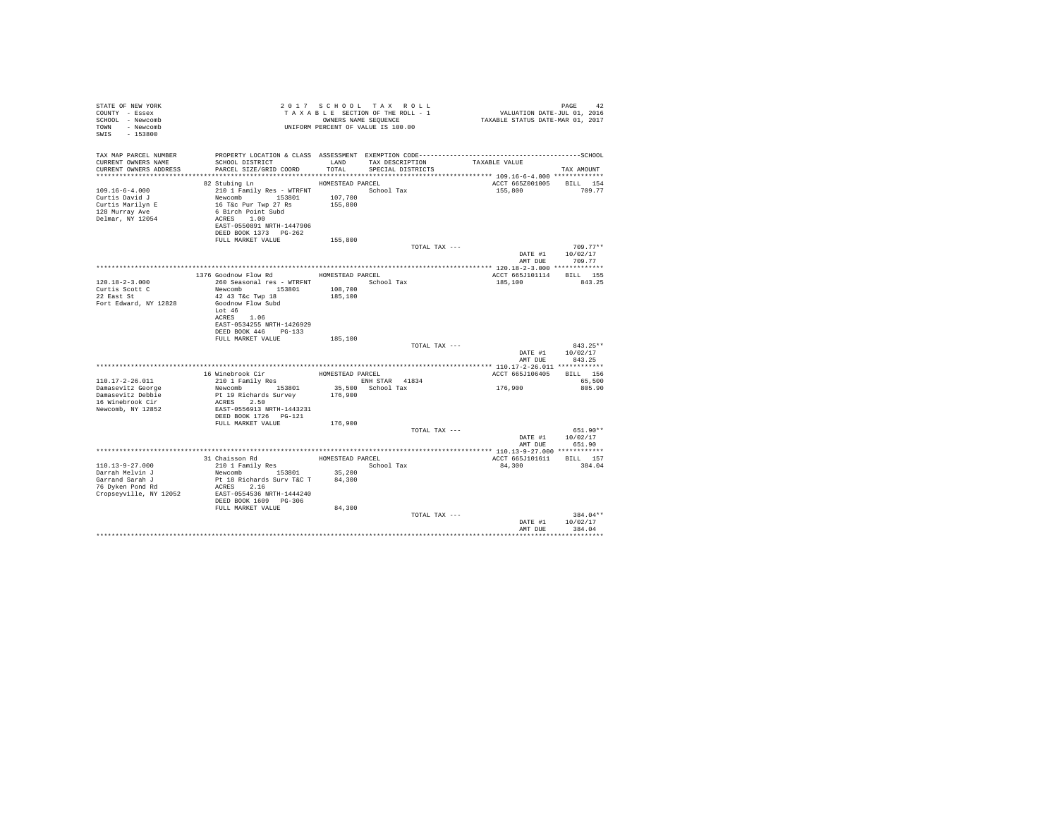STATE OF NEW YORK
COUNTY - Essex
SCHOOL - Newcomb
TOWN - Newcomb
SWIS - 153800

2017 SCHOOL TAX ROLL
TAXABLE SECTION OF THE ROLL - 1
OWNERS NAME SEQUENCE
UNIFORM PERCENT OF VALUE IS 100.00

VALUATION DATE-JUL 01, 2016
TAXABLE STATUS DATE-MAR 01, 2017

| TAX MAP PARCEL NUMBER / CURRENT OWNERS NAME / CURRENT OWNERS ADDRESS | PROPERTY LOCATION & CLASS / SCHOOL DISTRICT / PARCEL SIZE/GRID COORD | ASSESSMENT LAND / TOTAL | EXEMPTION CODE / TAX DESCRIPTION / SPECIAL DISTRICTS | TAXABLE VALUE | TAX AMOUNT |
|---|---|---|---|---|---|
| | 82 Stubing Ln | HOMESTEAD PARCEL | | ACCT 665Z001005 | BILL 154 |
| 109.16-6-4.000 | 210 1 Family Res - WTRFNT | | School Tax | 155,800 | 709.77 |
| Curtis David J | Newcomb 153801 | 107,700 | | | |
| Curtis Marilyn E | 16 T&c Pur Twp 27 Rs | 155,800 | | | |
| 128 Murray Ave | 6 Birch Point Subd | | | | |
| Delmar, NY 12054 | ACRES 1.00 | | | | |
| | EAST-0550891 NRTH-1447906 | | | | |
| | DEED BOOK 1373 PG-262 | | | | |
| | FULL MARKET VALUE | 155,800 | | | |
| | | | TOTAL TAX --- | | 709.77** |
| | | | | DATE #1 | 10/02/17 |
| | | | | AMT DUE | 709.77 |
| | 1376 Goodnow Flow Rd | HOMESTEAD PARCEL | | ACCT 665J101114 | BILL 155 |
| 120.18-2-3.000 | 260 Seasonal res - WTRFNT | | School Tax | 185,100 | 843.25 |
| Curtis Scott C | Newcomb 153801 | 108,700 | | | |
| 22 East St | 42 43 T&c Twp 18 | 185,100 | | | |
| Fort Edward, NY 12828 | Goodnow Flow Subd | | | | |
| | Lot 46 | | | | |
| | ACRES 1.06 | | | | |
| | EAST-0534255 NRTH-1426929 | | | | |
| | DEED BOOK 446 PG-133 | | | | |
| | FULL MARKET VALUE | 185,100 | | | |
| | | | TOTAL TAX --- | | 843.25** |
| | | | | DATE #1 | 10/02/17 |
| | | | | AMT DUE | 843.25 |
| | 16 Winebrook Cir | HOMESTEAD PARCEL | | ACCT 665J106405 | BILL 156 |
| 110.17-2-26.011 | 210 1 Family Res | | ENH STAR 41834 | | 65,500 |
| Damasevitz George | Newcomb 153801 | 35,500 | School Tax | 176,900 | 805.90 |
| Damasevitz Debbie | Pt 19 Richards Survey | 176,900 | | | |
| 16 Winebrook Cir | ACRES 2.50 | | | | |
| Newcomb, NY 12852 | EAST-0556913 NRTH-1443231 | | | | |
| | DEED BOOK 1726 PG-121 | | | | |
| | FULL MARKET VALUE | 176,900 | | | |
| | | | TOTAL TAX --- | | 651.90** |
| | | | | DATE #1 | 10/02/17 |
| | | | | AMT DUE | 651.90 |
| | 31 Chaisson Rd | HOMESTEAD PARCEL | | ACCT 665J101611 | BILL 157 |
| 110.13-9-27.000 | 210 1 Family Res | | School Tax | 84,300 | 384.04 |
| Darrah Melvin J | Newcomb 153801 | 35,200 | | | |
| Garrand Sarah J | Pt 18 Richards Surv T&C T | 84,300 | | | |
| 76 Dyken Pond Rd | ACRES 2.16 | | | | |
| Cropseyville, NY 12052 | EAST-0554536 NRTH-1444240 | | | | |
| | DEED BOOK 1609 PG-306 | | | | |
| | FULL MARKET VALUE | 84,300 | | | |
| | | | TOTAL TAX --- | | 384.04** |
| | | | | DATE #1 | 10/02/17 |
| | | | | AMT DUE | 384.04 |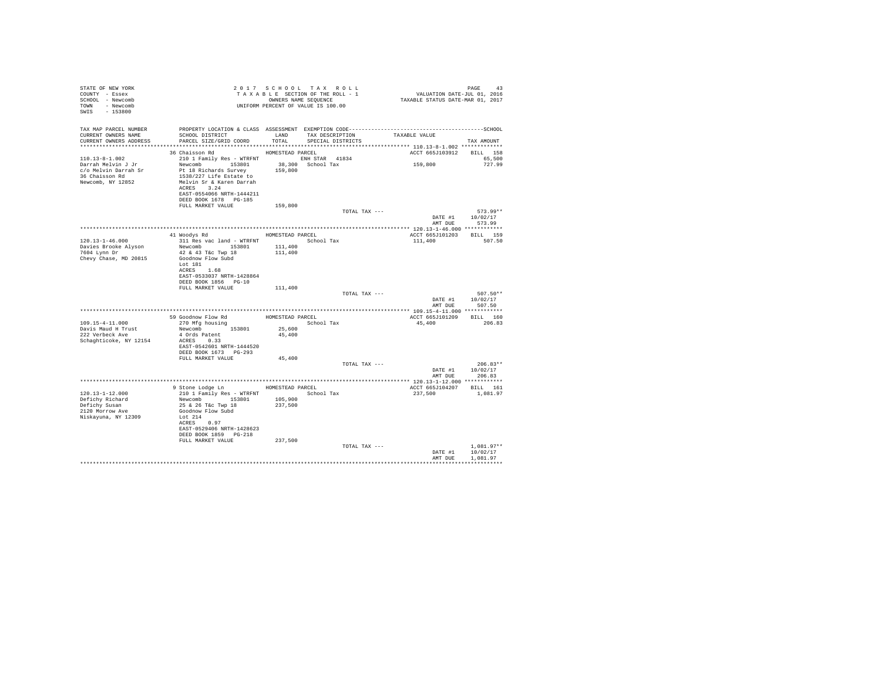STATE OF NEW YORK
COUNTY - Essex
SCHOOL - Newcomb
TOWN - Newcomb
SWIS - 153800

2017 SCHOOL TAX ROLL
TAXABLE SECTION OF THE ROLL - 1
OWNERS NAME SEQUENCE
UNIFORM PERCENT OF VALUE IS 100.00

VALUATION DATE-JUL 01, 2016
TAXABLE STATUS DATE-MAR 01, 2017

| TAX MAP PARCEL NUMBER / CURRENT OWNERS NAME / CURRENT OWNERS ADDRESS | PROPERTY LOCATION & CLASS / SCHOOL DISTRICT / PARCEL SIZE/GRID COORD | ASSESSMENT LAND / TOTAL | EXEMPTION CODE / TAX DESCRIPTION / SPECIAL DISTRICTS | TAXABLE VALUE | TAX AMOUNT |
|---|---|---|---|---|---|
| **110.13-8-1.002** | 36 Chaisson Rd | HOMESTEAD PARCEL | | ACCT 665J103912 | BILL 158 |
| 110.13-8-1.002 | 210 1 Family Res - WTRFNT | | ENH STAR 41834 | | 65,500 |
| Darrah Melvin J Jr | Newcomb 153801 | 38,300 | School Tax | 159,800 | 727.99 |
| c/o Melvin Darrah Sr | Pt 18 Richards Survey | 159,800 | | | |
| 36 Chaisson Rd | 1538/227 Life Estate to | | | | |
| Newcomb, NY 12852 | Melvin Sr & Karen Darrah | | | | |
| | ACRES 3.24 | | | | |
| | EAST-0554066 NRTH-1444211 | | | | |
| | DEED BOOK 1678 PG-185 | | | | |
| | FULL MARKET VALUE | 159,800 | | | |
| | | | TOTAL TAX --- | | 573.99** |
| | | | | DATE #1 | 10/02/17 |
| | | | | AMT DUE | 573.99 |
| **120.13-1-46.000** | 41 Woodys Rd | HOMESTEAD PARCEL | | ACCT 665J101203 | BILL 159 |
| 120.13-1-46.000 | 311 Res vac land - WTRFNT | | School Tax | 111,400 | 507.50 |
| Davies Brooke Alyson | Newcomb 153801 | 111,400 | | | |
| 7604 Lynn Dr | 42 & 43 T&c Twp 18 | 111,400 | | | |
| Chevy Chase, MD 20815 | Goodnow Flow Subd | | | | |
| | Lot 181 | | | | |
| | ACRES 1.68 | | | | |
| | EAST-0533037 NRTH-1428864 | | | | |
| | DEED BOOK 1856 PG-10 | | | | |
| | FULL MARKET VALUE | 111,400 | | | |
| | | | TOTAL TAX --- | | 507.50** |
| | | | | DATE #1 | 10/02/17 |
| | | | | AMT DUE | 507.50 |
| **109.15-4-11.000** | 59 Goodnow Flow Rd | HOMESTEAD PARCEL | | ACCT 665J101209 | BILL 160 |
| 109.15-4-11.000 | 270 Mfg housing | | School Tax | 45,400 | 206.83 |
| Davis Maud H Trust | Newcomb 153801 | 25,600 | | | |
| 222 Verbeck Ave | 4 Ords Patent | 45,400 | | | |
| Schaghticoke, NY 12154 | ACRES 0.33 | | | | |
| | EAST-0542601 NRTH-1444520 | | | | |
| | DEED BOOK 1673 PG-293 | | | | |
| | FULL MARKET VALUE | 45,400 | | | |
| | | | TOTAL TAX --- | | 206.83** |
| | | | | DATE #1 | 10/02/17 |
| | | | | AMT DUE | 206.83 |
| **120.13-1-12.000** | 9 Stone Lodge Ln | HOMESTEAD PARCEL | | ACCT 665J104207 | BILL 161 |
| 120.13-1-12.000 | 210 1 Family Res - WTRFNT | | School Tax | 237,500 | 1,081.97 |
| Defichy Richard | Newcomb 153801 | 105,900 | | | |
| Defichy Susan | 25 & 26 T&c Twp 18 | 237,500 | | | |
| 2120 Morrow Ave | Goodnow Flow Subd | | | | |
| Niskayuna, NY 12309 | Lot 214 | | | | |
| | ACRES 0.97 | | | | |
| | EAST-0529406 NRTH-1428623 | | | | |
| | DEED BOOK 1859 PG-218 | | | | |
| | FULL MARKET VALUE | 237,500 | | | |
| | | | TOTAL TAX --- | | 1,081.97** |
| | | | | DATE #1 | 10/02/17 |
| | | | | AMT DUE | 1,081.97 |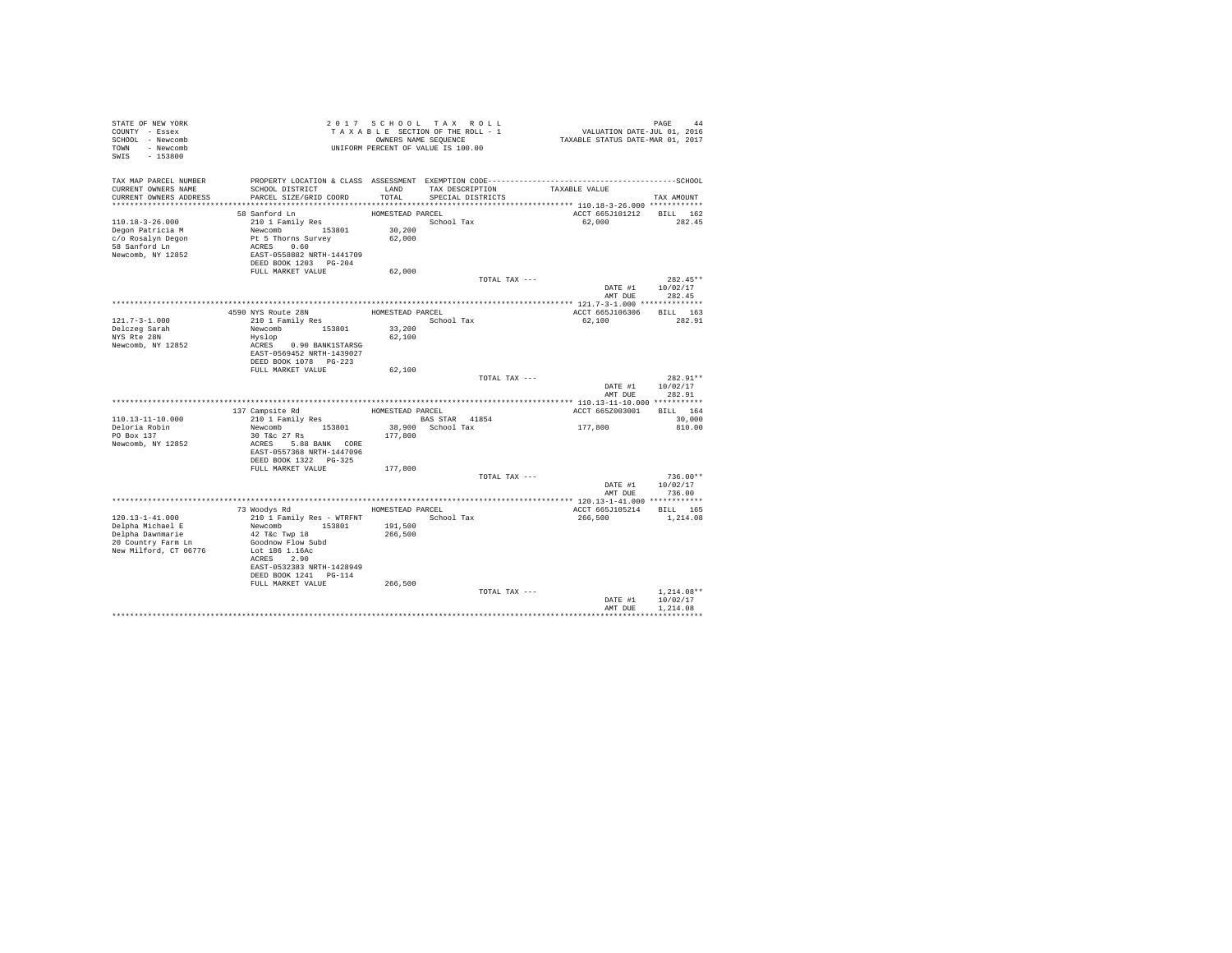STATE OF NEW YORK
COUNTY - Essex
SCHOOL - Newcomb
TOWN - Newcomb
SWIS - 153800

2 0 1 7 S C H O O L T A X R O L L
T A X A B L E SECTION OF THE ROLL - 1
OWNERS NAME SEQUENCE
UNIFORM PERCENT OF VALUE IS 100.00

VALUATION DATE-JUL 01, 2016
TAXABLE STATUS DATE-MAR 01, 2017

| TAX MAP PARCEL NUMBER / CURRENT OWNERS NAME / CURRENT OWNERS ADDRESS | PROPERTY LOCATION & CLASS / SCHOOL DISTRICT / PARCEL SIZE/GRID COORD | ASSESSMENT LAND / TOTAL | EXEMPTION CODE / TAX DESCRIPTION / SPECIAL DISTRICTS | TAXABLE VALUE | SCHOOL / TAX AMOUNT |
|---|---|---|---|---|---|
| **110.18-3-26.000** | 58 Sanford Ln | HOMESTEAD PARCEL | | ACCT 665J101212 | BILL 162 |
| 110.18-3-26.000 | 210 1 Family Res | | School Tax | 62,000 | 282.45 |
| Degon Patricia M | Newcomb 153801 | 30,200 | | | |
| c/o Rosalyn Degon | Pt 5 Thorns Survey | 62,000 | | | |
| 58 Sanford Ln | ACRES 0.60 | | | | |
| Newcomb, NY 12852 | EAST-0558882 NRTH-1441709 | | | | |
| | DEED BOOK 1203 PG-204 | | | | |
| | FULL MARKET VALUE | 62,000 | | | |
| | | | TOTAL TAX --- | | 282.45** |
| | | | | DATE #1 | 10/02/17 |
| | | | | AMT DUE | 282.45 |
| **121.7-3-1.000** | 4590 NYS Route 28N | HOMESTEAD PARCEL | | ACCT 665J106306 | BILL 163 |
| 121.7-3-1.000 | 210 1 Family Res | | School Tax | 62,100 | 282.91 |
| Delczeg Sarah | Newcomb 153801 | 33,200 | | | |
| NYS Rte 28N | Hyslop | 62,100 | | | |
| Newcomb, NY 12852 | ACRES 0.90 BANK1STARSG | | | | |
| | EAST-0569452 NRTH-1439027 | | | | |
| | DEED BOOK 1078 PG-223 | | | | |
| | FULL MARKET VALUE | 62,100 | | | |
| | | | TOTAL TAX --- | | 282.91** |
| | | | | DATE #1 | 10/02/17 |
| | | | | AMT DUE | 282.91 |
| **110.13-11-10.000** | 137 Campsite Rd | HOMESTEAD PARCEL | | ACCT 665Z003001 | BILL 164 |
| 110.13-11-10.000 | 210 1 Family Res | | BAS STAR 41854 | | 30,000 |
| Deloria Robin | Newcomb 153801 | 38,900 | School Tax | 177,800 | 810.00 |
| PO Box 137 | 30 T&c 27 Rs | 177,800 | | | |
| Newcomb, NY 12852 | ACRES 5.88 BANK CORE | | | | |
| | EAST-0557368 NRTH-1447096 | | | | |
| | DEED BOOK 1322 PG-325 | | | | |
| | FULL MARKET VALUE | 177,800 | | | |
| | | | TOTAL TAX --- | | 736.00** |
| | | | | DATE #1 | 10/02/17 |
| | | | | AMT DUE | 736.00 |
| **120.13-1-41.000** | 73 Woodys Rd | HOMESTEAD PARCEL | | ACCT 665J105214 | BILL 165 |
| 120.13-1-41.000 | 210 1 Family Res - WTRFNT | | School Tax | 266,500 | 1,214.08 |
| Delpha Michael E | Newcomb 153801 | 191,500 | | | |
| Delpha Dawnmarie | 42 T&c Twp 18 | 266,500 | | | |
| 20 Country Farm Ln | Goodnow Flow Subd | | | | |
| New Milford, CT 06776 | Lot 186 1.16Ac | | | | |
| | ACRES 2.90 | | | | |
| | EAST-0532383 NRTH-1428949 | | | | |
| | DEED BOOK 1241 PG-114 | | | | |
| | FULL MARKET VALUE | 266,500 | | | |
| | | | TOTAL TAX --- | | 1,214.08** |
| | | | | DATE #1 | 10/02/17 |
| | | | | AMT DUE | 1,214.08 |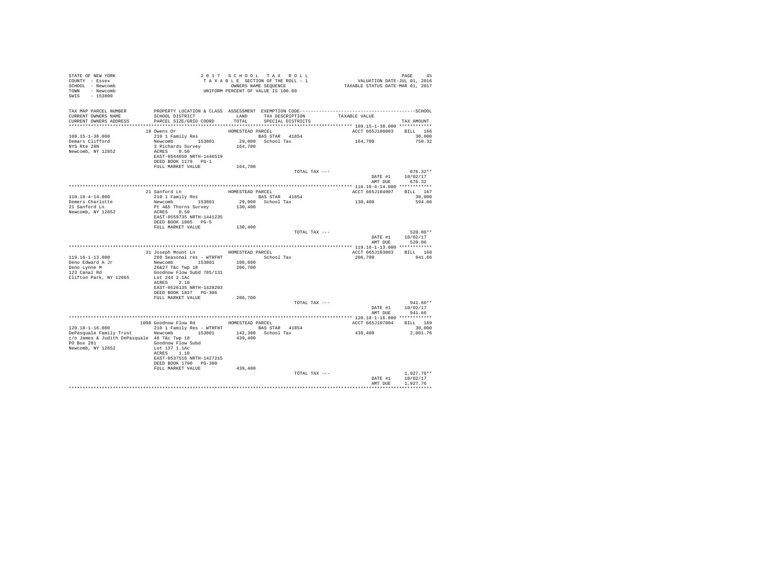STATE OF NEW YORK
COUNTY - Essex
SCHOOL - Newcomb
TOWN - Newcomb
SWIS - 153800

2017 SCHOOL TAX ROLL
TAXABLE SECTION OF THE ROLL - 1
OWNERS NAME SEQUENCE
UNIFORM PERCENT OF VALUE IS 100.00

VALUATION DATE-JUL 01, 2016
TAXABLE STATUS DATE-MAR 01, 2017

| TAX MAP PARCEL NUMBER / CURRENT OWNERS NAME / CURRENT OWNERS ADDRESS | PROPERTY LOCATION & CLASS / SCHOOL DISTRICT / PARCEL SIZE/GRID COORD | ASSESSMENT LAND / TOTAL | EXEMPTION CODE / TAX DESCRIPTION / SPECIAL DISTRICTS | TAXABLE VALUE | SCHOOL TAX AMOUNT |
|---|---|---|---|---|---|
| 109.15-1-38.000 | 18 Owens Dr | HOMESTEAD PARCEL | | ACCT 665J100803 | BILL 166 |
| Demars Clifford | 210 1 Family Res | | BAS STAR 41854 | | 30,000 |
| NYS Rte 28N | Newcomb 153801 | 29,000 | School Tax | 164,700 | 750.32 |
| Newcomb, NY 12852 | 3 Richards Survey | 164,700 | | | |
| | ACRES 0.50 | | | | |
| | EAST-0544650 NRTH-1446519 | | | | |
| | DEED BOOK 1179 PG-1 | | | | |
| | FULL MARKET VALUE | 164,700 | | | |
| | | | TOTAL TAX --- | | 676.32** |
| | | | | DATE #1 | 10/02/17 |
| | | | | AMT DUE | 676.32 |
| 110.18-4-14.000 | 21 Sanford Ln | HOMESTEAD PARCEL | | ACCT 665J104907 | BILL 167 |
| Demers Charlotte | 210 1 Family Res | | BAS STAR 41854 | | 30,000 |
| 21 Sanford Ln | Newcomb 153801 | 29,000 | School Tax | 130,400 | 594.06 |
| Newcomb, NY 12852 | Pt 4&5 Thorns Survey | 130,400 | | | |
| | ACRES 0.50 | | | | |
| | EAST-0559735 NRTH-1441235 | | | | |
| | DEED BOOK 1005 PG-5 | | | | |
| | FULL MARKET VALUE | 130,400 | | | |
| | | | TOTAL TAX --- | | 520.06** |
| | | | | DATE #1 | 10/02/17 |
| | | | | AMT DUE | 520.06 |
| 119.16-1-13.000 | 31 Joseph Mount Ln | HOMESTEAD PARCEL | | ACCT 665J103803 | BILL 168 |
| Deno Edward A Jr | 260 Seasonal res - WTRFNT | | School Tax | 206,700 | 941.66 |
| Deno Lynne M | Newcomb 153801 | 106,600 | | | |
| 123 Canal Rd | 26&27 T&c Twp 18 | 206,700 | | | |
| Clifton Park, NY 12065 | Goodnow Flow Subd 785/131 | | | | |
| | Lot 244 2.1Ac | | | | |
| | ACRES 2.10 | | | | |
| | EAST-0526135 NRTH-1428203 | | | | |
| | DEED BOOK 1827 PG-306 | | | | |
| | FULL MARKET VALUE | 206,700 | | | |
| | | | TOTAL TAX --- | | 941.66** |
| | | | | DATE #1 | 10/02/17 |
| | | | | AMT DUE | 941.66 |
| 120.18-1-16.000 | 1098 Goodnow Flow Rd | HOMESTEAD PARCEL | | ACCT 665J107004 | BILL 169 |
| DePasquale Family Trust | 210 1 Family Res - WTRFNT | | BAS STAR 41854 | | 30,000 |
| c/o James & Judith DePasquale | Newcomb 153801 | 142,300 | School Tax | 439,400 | 2,001.76 |
| PO Box 281 | 46 T&c Twp 18 | 439,400 | | | |
| Newcomb, NY 12852 | Goodnow Flow Subd | | | | |
| | Lot 137 1.1Ac | | | | |
| | ACRES 1.10 | | | | |
| | EAST-0537516 NRTH-1427215 | | | | |
| | DEED BOOK 1790 PG-300 | | | | |
| | FULL MARKET VALUE | 439,400 | | | |
| | | | TOTAL TAX --- | | 1,927.76** |
| | | | | DATE #1 | 10/02/17 |
| | | | | AMT DUE | 1,927.76 |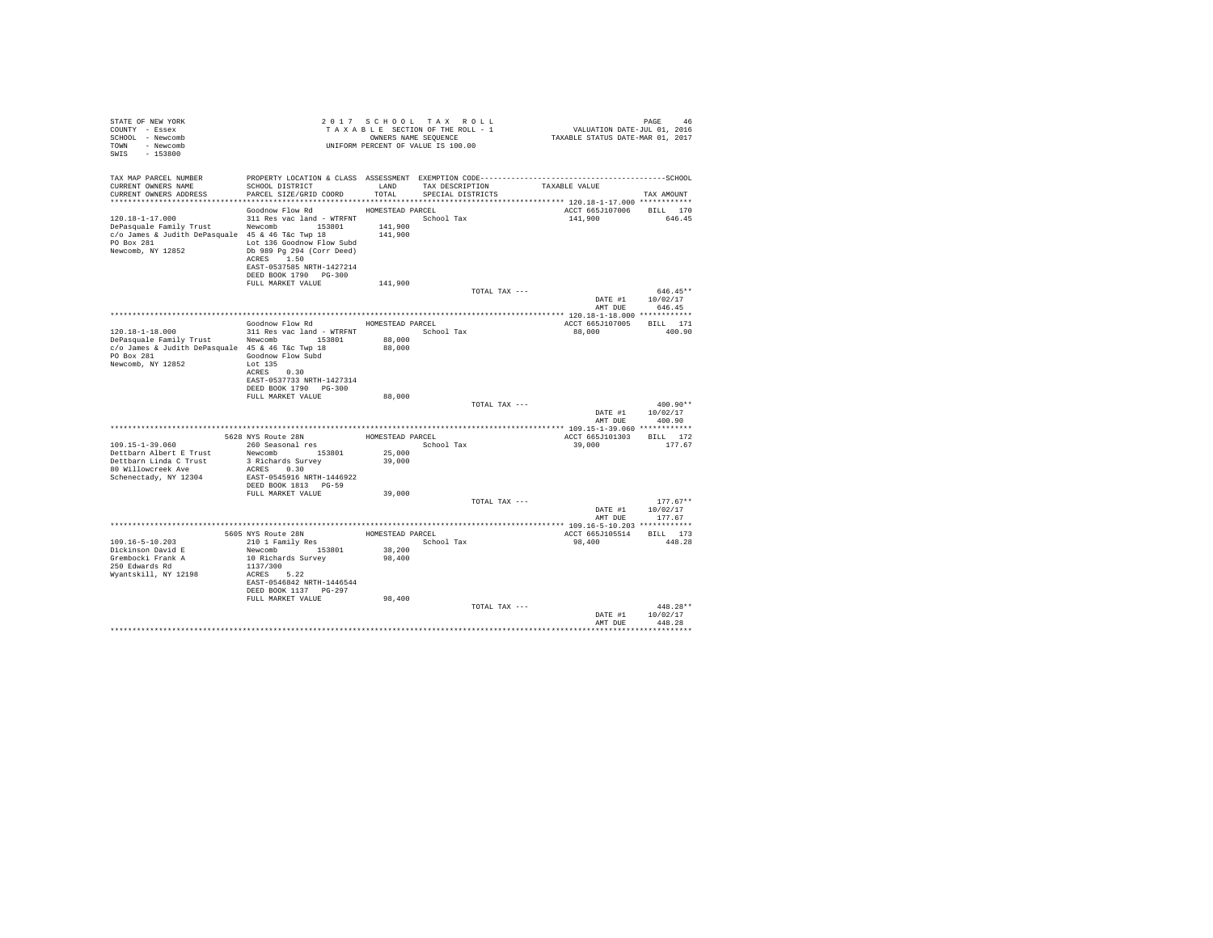STATE OF NEW YORK
COUNTY - Essex
SCHOOL - Newcomb
TOWN - Newcomb
SWIS - 153800

2017 SCHOOL TAX ROLL
TAXABLE SECTION OF THE ROLL - 1
OWNERS NAME SEQUENCE
UNIFORM PERCENT OF VALUE IS 100.00

VALUATION DATE-JUL 01, 2016
TAXABLE STATUS DATE-MAR 01, 2017

| TAX MAP PARCEL NUMBER / CURRENT OWNERS NAME / CURRENT OWNERS ADDRESS | PROPERTY LOCATION & CLASS / SCHOOL DISTRICT / PARCEL SIZE/GRID COORD | ASSESSMENT LAND / TOTAL | EXEMPTION CODE / TAX DESCRIPTION / SPECIAL DISTRICTS | TAXABLE VALUE | TAX AMOUNT |
|---|---|---|---|---|---|
| 120.18-1-17.000 | Goodnow Flow Rd | HOMESTEAD PARCEL | | ACCT 665J107006 | BILL 170 |
| DePasquale Family Trust | 311 Res vac land - WTRFNT | | School Tax | 141,900 | 646.45 |
| c/o James & Judith DePasquale | Newcomb 153801 | 141,900 | | | |
| PO Box 281 | 45 & 46 T&c Twp 18 | 141,900 | | | |
| Newcomb, NY 12852 | Lot 136 Goodnow Flow Subd | | | | |
| | Db 989 Pg 294 (Corr Deed) | | | | |
| | ACRES 1.50 | | | | |
| | EAST-0537585 NRTH-1427214 | | | | |
| | DEED BOOK 1790 PG-300 | | | | |
| | FULL MARKET VALUE | 141,900 | | | |
| | | | TOTAL TAX --- | | 646.45** |
| | | | | DATE #1 | 10/02/17 |
| | | | | AMT DUE | 646.45 |
| 120.18-1-18.000 | Goodnow Flow Rd | HOMESTEAD PARCEL | | ACCT 665J107005 | BILL 171 |
| DePasquale Family Trust | 311 Res vac land - WTRFNT | | School Tax | 88,000 | 400.90 |
| c/o James & Judith DePasquale | Newcomb 153801 | 88,000 | | | |
| PO Box 281 | 45 & 46 T&c Twp 18 | 88,000 | | | |
| Newcomb, NY 12852 | Goodnow Flow Subd | | | | |
| | Lot 135 | | | | |
| | ACRES 0.30 | | | | |
| | EAST-0537733 NRTH-1427314 | | | | |
| | DEED BOOK 1790 PG-300 | | | | |
| | FULL MARKET VALUE | 88,000 | | | |
| | | | TOTAL TAX --- | | 400.90** |
| | | | | DATE #1 | 10/02/17 |
| | | | | AMT DUE | 400.90 |
| 109.15-1-39.060 | 5628 NYS Route 28N | HOMESTEAD PARCEL | | ACCT 665J101303 | BILL 172 |
| Dettbarn Albert E Trust | 260 Seasonal res | | School Tax | 39,000 | 177.67 |
| Dettbarn Linda C Trust | Newcomb 153801 | 25,000 | | | |
| 80 Willowcreek Ave | 3 Richards Survey | 39,000 | | | |
| Schenectady, NY 12304 | ACRES 0.30 | | | | |
| | EAST-0545916 NRTH-1446922 | | | | |
| | DEED BOOK 1813 PG-59 | | | | |
| | FULL MARKET VALUE | 39,000 | | | |
| | | | TOTAL TAX --- | | 177.67** |
| | | | | DATE #1 | 10/02/17 |
| | | | | AMT DUE | 177.67 |
| 109.16-5-10.203 | 5605 NYS Route 28N | HOMESTEAD PARCEL | | ACCT 665J105514 | BILL 173 |
| Dickinson David E | 210 1 Family Res | | School Tax | 98,400 | 448.28 |
| Grembocki Frank A | Newcomb 153801 | 38,200 | | | |
| 250 Edwards Rd | 10 Richards Survey | 98,400 | | | |
| Wyantskill, NY 12198 | 1137/300 | | | | |
| | ACRES 5.22 | | | | |
| | EAST-0546842 NRTH-1446544 | | | | |
| | DEED BOOK 1137 PG-297 | | | | |
| | FULL MARKET VALUE | 98,400 | | | |
| | | | TOTAL TAX --- | | 448.28** |
| | | | | DATE #1 | 10/02/17 |
| | | | | AMT DUE | 448.28 |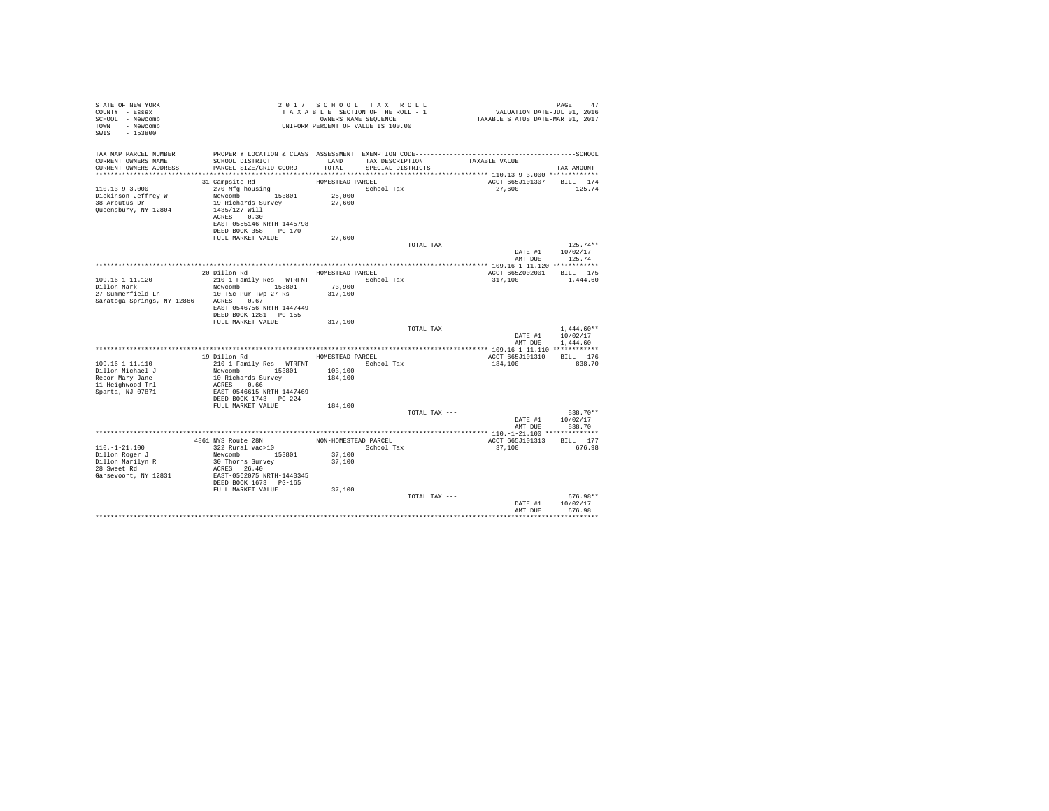STATE OF NEW YORK
COUNTY - Essex
SCHOOL - Newcomb
TOWN - Newcomb
SWIS - 153800

2 0 1 7 S C H O O L T A X R O L L
T A X A B L E SECTION OF THE ROLL - 1
OWNERS NAME SEQUENCE
UNIFORM PERCENT OF VALUE IS 100.00

VALUATION DATE-JUL 01, 2016
TAXABLE STATUS DATE-MAR 01, 2017

| TAX MAP PARCEL NUMBER / CURRENT OWNERS NAME / CURRENT OWNERS ADDRESS | PROPERTY LOCATION & CLASS / SCHOOL DISTRICT / PARCEL SIZE/GRID COORD | ASSESSMENT LAND / TOTAL | EXEMPTION CODE / TAX DESCRIPTION / SPECIAL DISTRICTS | TAXABLE VALUE | SCHOOL TAX AMOUNT |
|---|---|---|---|---|---|
| **110.13-9-3.000** | 31 Campsite Rd | HOMESTEAD PARCEL | | ACCT 665J101307 | BILL 174 |
| | 270 Mfg housing | | School Tax | 27,600 | 125.74 |
| Dickinson Jeffrey W | Newcomb 153801 | 25,000 | | | |
| 38 Arbutus Dr | 19 Richards Survey | 27,600 | | | |
| Queensbury, NY 12804 | 1435/127 Will | | | | |
| | ACRES 0.30 | | | | |
| | EAST-0555146 NRTH-1445798 | | | | |
| | DEED BOOK 358 PG-170 | | | | |
| | FULL MARKET VALUE | 27,600 | | | |
| | | | TOTAL TAX --- | | 125.74** |
| | | | | DATE #1 | 10/02/17 |
| | | | | AMT DUE | 125.74 |
| **109.16-1-11.120** | 20 Dillon Rd | HOMESTEAD PARCEL | | ACCT 665Z002001 | BILL 175 |
| | 210 1 Family Res - WTRFNT | | School Tax | 317,100 | 1,444.60 |
| Dillon Mark | Newcomb 153801 | 73,900 | | | |
| 27 Summerfield Ln | 10 T&c Pur Twp 27 Rs | 317,100 | | | |
| Saratoga Springs, NY 12866 | ACRES 0.67 | | | | |
| | EAST-0546756 NRTH-1447449 | | | | |
| | DEED BOOK 1281 PG-155 | | | | |
| | FULL MARKET VALUE | 317,100 | | | |
| | | | TOTAL TAX --- | | 1,444.60** |
| | | | | DATE #1 | 10/02/17 |
| | | | | AMT DUE | 1,444.60 |
| **109.16-1-11.110** | 19 Dillon Rd | HOMESTEAD PARCEL | | ACCT 665J101310 | BILL 176 |
| | 210 1 Family Res - WTRFNT | | School Tax | 184,100 | 838.70 |
| Dillon Michael J | Newcomb 153801 | 103,100 | | | |
| Recor Mary Jane | 10 Richards Survey | 184,100 | | | |
| 11 Heighwood Trl | ACRES 0.66 | | | | |
| Sparta, NJ 07871 | EAST-0546615 NRTH-1447469 | | | | |
| | DEED BOOK 1743 PG-224 | | | | |
| | FULL MARKET VALUE | 184,100 | | | |
| | | | TOTAL TAX --- | | 838.70** |
| | | | | DATE #1 | 10/02/17 |
| | | | | AMT DUE | 838.70 |
| **110.-1-21.100** | 4861 NYS Route 28N | NON-HOMESTEAD PARCEL | | ACCT 665J101313 | BILL 177 |
| | 322 Rural vac>10 | | School Tax | 37,100 | 676.98 |
| Dillon Roger J | Newcomb 153801 | 37,100 | | | |
| Dillon Marilyn R | 30 Thorns Survey | 37,100 | | | |
| 28 Sweet Rd | ACRES 26.40 | | | | |
| Gansevoort, NY 12831 | EAST-0562075 NRTH-1440345 | | | | |
| | DEED BOOK 1673 PG-165 | | | | |
| | FULL MARKET VALUE | 37,100 | | | |
| | | | TOTAL TAX --- | | 676.98** |
| | | | | DATE #1 | 10/02/17 |
| | | | | AMT DUE | 676.98 |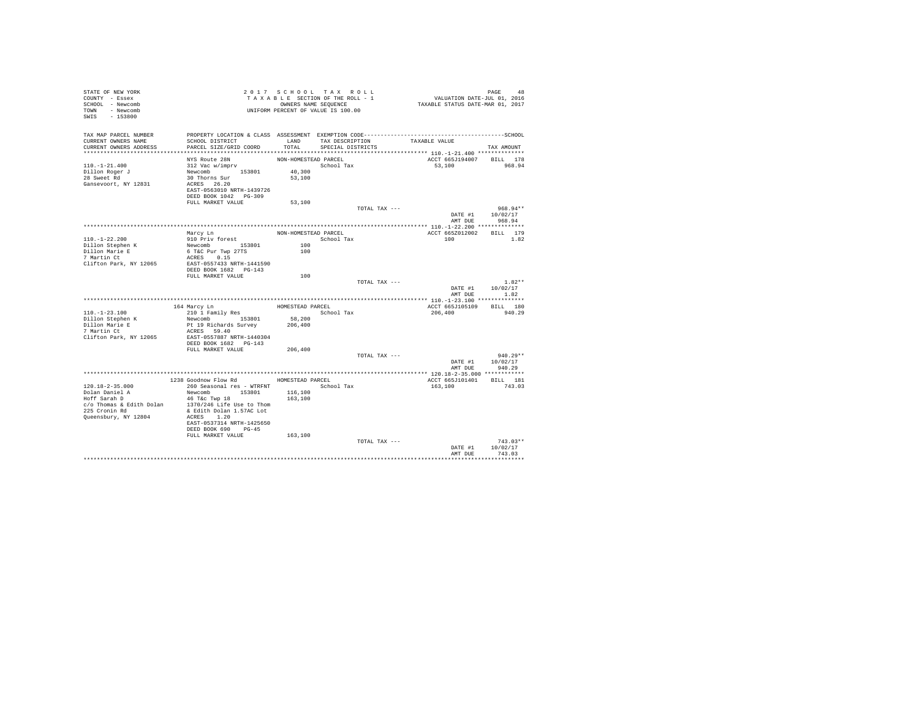STATE OF NEW YORK
COUNTY - Essex
SCHOOL - Newcomb
TOWN - Newcomb
SWIS - 153800

2017 SCHOOL TAX ROLL
TAXABLE SECTION OF THE ROLL - 1
OWNERS NAME SEQUENCE
UNIFORM PERCENT OF VALUE IS 100.00

VALUATION DATE-JUL 01, 2016
TAXABLE STATUS DATE-MAR 01, 2017

| TAX MAP PARCEL NUMBER / CURRENT OWNERS NAME / CURRENT OWNERS ADDRESS | PROPERTY LOCATION & CLASS / SCHOOL DISTRICT / PARCEL SIZE/GRID COORD | ASSESSMENT LAND / TOTAL | EXEMPTION CODE / TAX DESCRIPTION / SPECIAL DISTRICTS | TAXABLE VALUE | TAX AMOUNT |
|---|---|---|---|---|---|
| **110.-1-21.400** | NYS Route 28N | NON-HOMESTEAD PARCEL | | ACCT 665J194007 | BILL 178 |
| 110.-1-21.400 | 312 Vac w/imprv | | School Tax | 53,100 | 968.94 |
| Dillon Roger J | Newcomb 153801 | 40,300 | | | |
| 28 Sweet Rd | 30 Thorns Sur | 53,100 | | | |
| Gansevoort, NY 12831 | ACRES 26.20 | | | | |
| | EAST-0563010 NRTH-1439726 | | | | |
| | DEED BOOK 1042 PG-309 | | | | |
| | FULL MARKET VALUE | 53,100 | | | |
| | | | TOTAL TAX --- | | 968.94** |
| | | | | DATE #1 | 10/02/17 |
| | | | | AMT DUE | 968.94 |
| **110.-1-22.200** | Marcy Ln | NON-HOMESTEAD PARCEL | | ACCT 665Z012002 | BILL 179 |
| 110.-1-22.200 | 910 Priv forest | | School Tax | 100 | 1.82 |
| Dillon Stephen K | Newcomb 153801 | 100 | | | |
| Dillon Marie E | 6 T&C Pur Twp 27TS | 100 | | | |
| 7 Martin Ct | ACRES 0.15 | | | | |
| Clifton Park, NY 12065 | EAST-0557433 NRTH-1441590 | | | | |
| | DEED BOOK 1682 PG-143 | | | | |
| | FULL MARKET VALUE | 100 | | | |
| | | | TOTAL TAX --- | | 1.82** |
| | | | | DATE #1 | 10/02/17 |
| | | | | AMT DUE | 1.82 |
| **110.-1-23.100** | 164 Marcy Ln | HOMESTEAD PARCEL | | ACCT 665J105109 | BILL 180 |
| 110.-1-23.100 | 210 1 Family Res | | School Tax | 206,400 | 940.29 |
| Dillon Stephen K | Newcomb 153801 | 58,200 | | | |
| Dillon Marie E | Pt 19 Richards Survey | 206,400 | | | |
| 7 Martin Ct | ACRES 59.40 | | | | |
| Clifton Park, NY 12065 | EAST-0557887 NRTH-1440304 | | | | |
| | DEED BOOK 1682 PG-143 | | | | |
| | FULL MARKET VALUE | 206,400 | | | |
| | | | TOTAL TAX --- | | 940.29** |
| | | | | DATE #1 | 10/02/17 |
| | | | | AMT DUE | 940.29 |
| **120.18-2-35.000** | 1238 Goodnow Flow Rd | HOMESTEAD PARCEL | | ACCT 665J101401 | BILL 181 |
| 120.18-2-35.000 | 260 Seasonal res - WTRFNT | | School Tax | 163,100 | 743.03 |
| Dolan Daniel A | Newcomb 153801 | 116,100 | | | |
| Hoff Sarah D | 46 T&c Twp 18 | 163,100 | | | |
| c/o Thomas & Edith Dolan | 1370/246 Life Use to Thom | | | | |
| 225 Cronin Rd | & Edith Dolan 1.57AC Lot | | | | |
| Queensbury, NY 12804 | ACRES 1.20 | | | | |
| | EAST-0537314 NRTH-1425650 | | | | |
| | DEED BOOK 690 PG-45 | | | | |
| | FULL MARKET VALUE | 163,100 | | | |
| | | | TOTAL TAX --- | | 743.03** |
| | | | | DATE #1 | 10/02/17 |
| | | | | AMT DUE | 743.03 |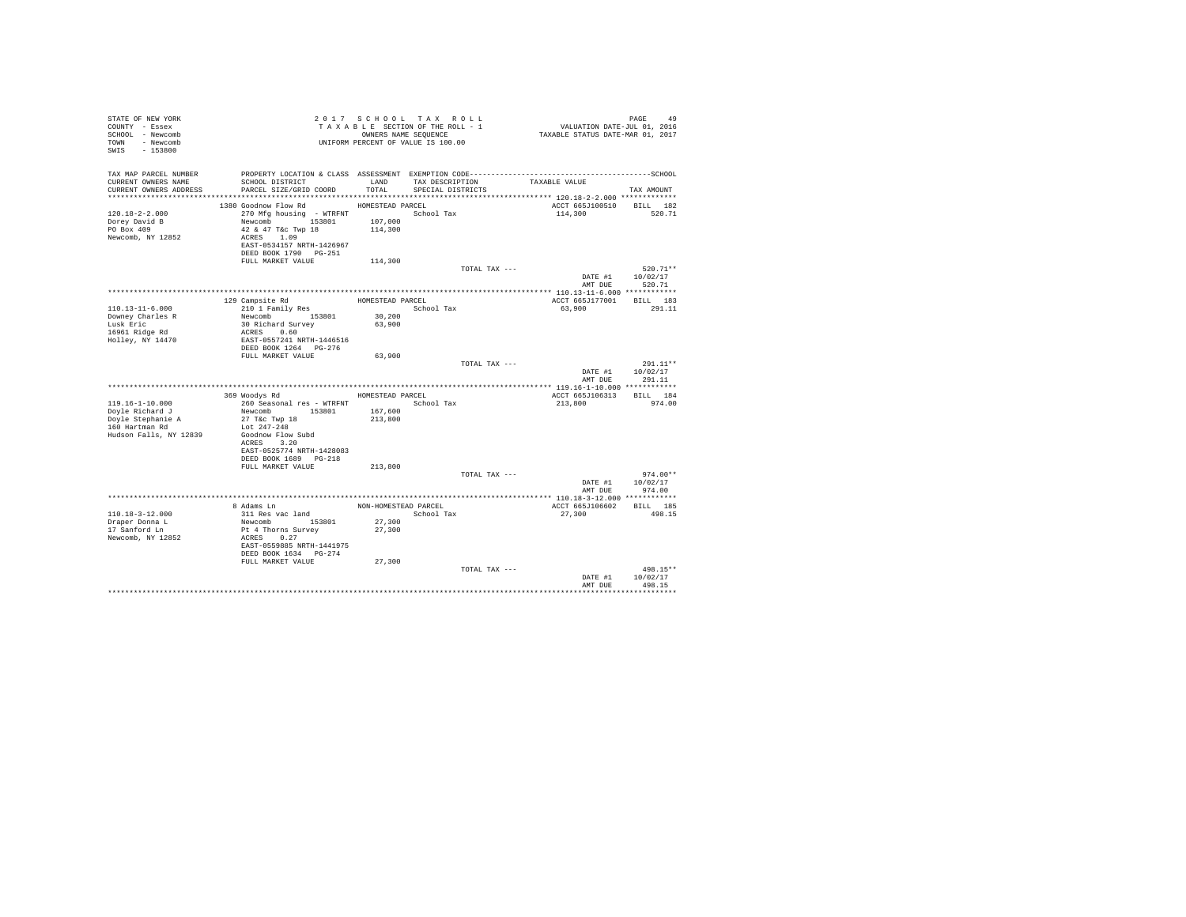STATE OF NEW YORK
COUNTY - Essex
SCHOOL - Newcomb
TOWN - Newcomb
SWIS - 153800

# 2017 SCHOOL TAX ROLL

TAXABLE SECTION OF THE ROLL - 1
OWNERS NAME SEQUENCE
UNIFORM PERCENT OF VALUE IS 100.00

VALUATION DATE-JUL 01, 2016
TAXABLE STATUS DATE-MAR 01, 2017

| TAX MAP PARCEL NUMBER / CURRENT OWNERS NAME / CURRENT OWNERS ADDRESS | PROPERTY LOCATION & CLASS / SCHOOL DISTRICT / PARCEL SIZE/GRID COORD | ASSESSMENT LAND / TOTAL | EXEMPTION CODE / TAX DESCRIPTION / SPECIAL DISTRICTS | TAXABLE VALUE | TAX AMOUNT |
|---|---|---|---|---|---|
| **120.18-2-2.000** | 1380 Goodnow Flow Rd | HOMESTEAD PARCEL | | ACCT 665J100510 | BILL 182 |
| Dorey David B | 270 Mfg housing - WTRFNT | | School Tax | 114,300 | 520.71 |
| PO Box 409 | Newcomb 153801 | 107,000 | | | |
| Newcomb, NY 12852 | 42 & 47 T&c Twp 18 | 114,300 | | | |
| | ACRES 1.09 | | | | |
| | EAST-0534157 NRTH-1426967 | | | | |
| | DEED BOOK 1790 PG-251 | | | | |
| | FULL MARKET VALUE | 114,300 | | | |
| | | | TOTAL TAX --- | | 520.71** |
| | | | | DATE #1 | 10/02/17 |
| | | | | AMT DUE | 520.71 |
| **110.13-11-6.000** | 129 Campsite Rd | HOMESTEAD PARCEL | | ACCT 665J177001 | BILL 183 |
| Downey Charles R | 210 1 Family Res | | School Tax | 63,900 | 291.11 |
| Lusk Eric | Newcomb 153801 | 30,200 | | | |
| 16961 Ridge Rd | 30 Richard Survey | 63,900 | | | |
| Holley, NY 14470 | ACRES 0.60 | | | | |
| | EAST-0557241 NRTH-1446516 | | | | |
| | DEED BOOK 1264 PG-276 | | | | |
| | FULL MARKET VALUE | 63,900 | | | |
| | | | TOTAL TAX --- | | 291.11** |
| | | | | DATE #1 | 10/02/17 |
| | | | | AMT DUE | 291.11 |
| **119.16-1-10.000** | 369 Woodys Rd | HOMESTEAD PARCEL | | ACCT 665J106313 | BILL 184 |
| Doyle Richard J | 260 Seasonal res - WTRFNT | | School Tax | 213,800 | 974.00 |
| Doyle Stephanie A | Newcomb 153801 | 167,600 | | | |
| 160 Hartman Rd | 27 T&c Twp 18 | 213,800 | | | |
| Hudson Falls, NY 12839 | Lot 247-248 | | | | |
| | Goodnow Flow Subd | | | | |
| | ACRES 3.20 | | | | |
| | EAST-0525774 NRTH-1428083 | | | | |
| | DEED BOOK 1689 PG-218 | | | | |
| | FULL MARKET VALUE | 213,800 | | | |
| | | | TOTAL TAX --- | | 974.00** |
| | | | | DATE #1 | 10/02/17 |
| | | | | AMT DUE | 974.00 |
| **110.18-3-12.000** | 8 Adams Ln | NON-HOMESTEAD PARCEL | | ACCT 665J106602 | BILL 185 |
| Draper Donna L | 311 Res vac land | | School Tax | 27,300 | 498.15 |
| 17 Sanford Ln | Newcomb 153801 | 27,300 | | | |
| Newcomb, NY 12852 | Pt 4 Thorns Survey | 27,300 | | | |
| | ACRES 0.27 | | | | |
| | EAST-0559885 NRTH-1441975 | | | | |
| | DEED BOOK 1634 PG-274 | | | | |
| | FULL MARKET VALUE | 27,300 | | | |
| | | | TOTAL TAX --- | | 498.15** |
| | | | | DATE #1 | 10/02/17 |
| | | | | AMT DUE | 498.15 |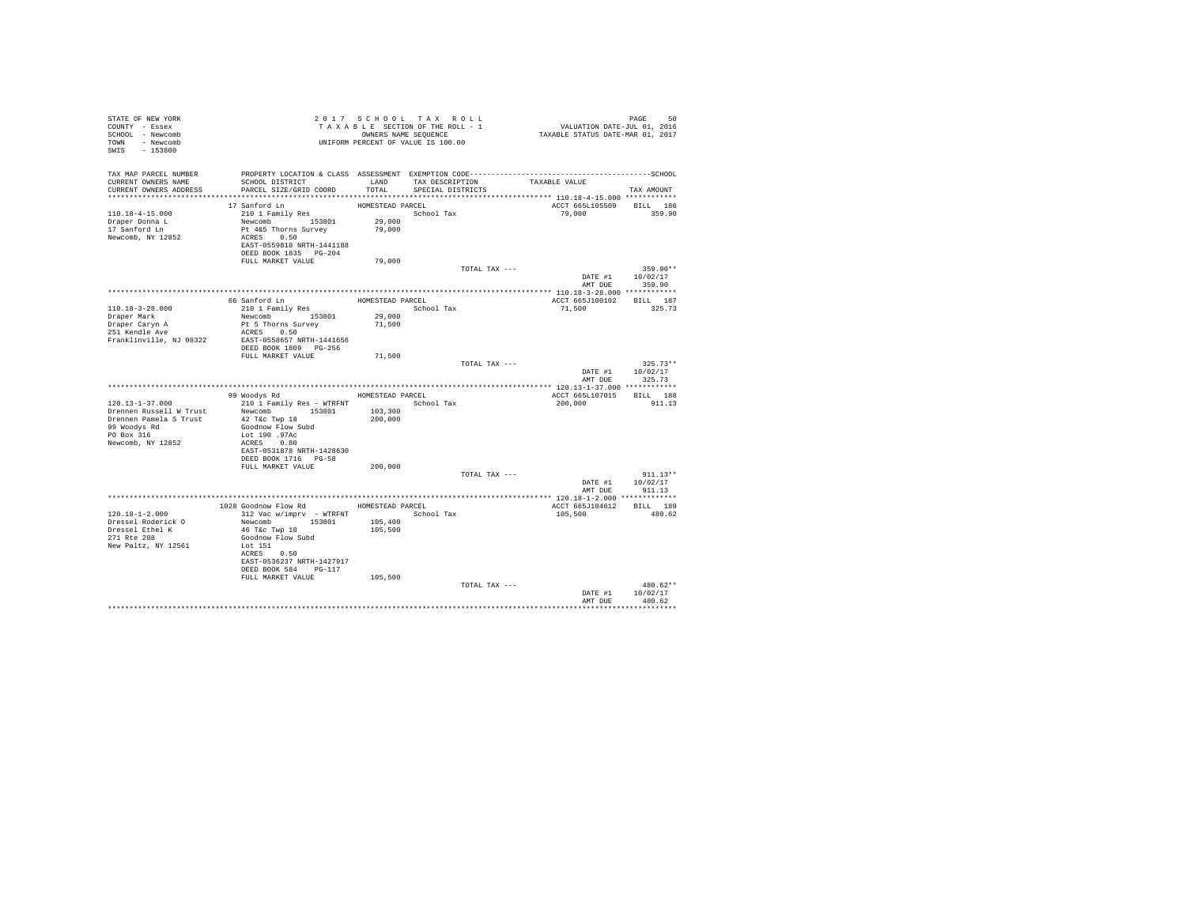STATE OF NEW YORK
COUNTY - Essex
SCHOOL - Newcomb
TOWN - Newcomb
SWIS - 153800

2 0 1 7 S C H O O L T A X R O L L
T A X A B L E SECTION OF THE ROLL - 1
OWNERS NAME SEQUENCE
UNIFORM PERCENT OF VALUE IS 100.00

VALUATION DATE-JUL 01, 2016
TAXABLE STATUS DATE-MAR 01, 2017

| TAX MAP PARCEL NUMBER / CURRENT OWNERS NAME / CURRENT OWNERS ADDRESS | PROPERTY LOCATION & CLASS / SCHOOL DISTRICT / PARCEL SIZE/GRID COORD | ASSESSMENT LAND / TOTAL | EXEMPTION CODE / TAX DESCRIPTION / SPECIAL DISTRICTS | TAXABLE VALUE | TAX AMOUNT |
|---|---|---|---|---|---|
| 110.18-4-15.000 | 17 Sanford Ln | HOMESTEAD PARCEL | | ACCT 665L105509 | BILL 186 |
| Draper Donna L | 210 1 Family Res | | School Tax | 79,000 | 359.90 |
| 17 Sanford Ln | Newcomb 153801 | 29,000 | | | |
| Newcomb, NY 12852 | Pt 4&5 Thorns Survey | 79,000 | | | |
| | ACRES 0.50 | | | | |
| | EAST-0559818 NRTH-1441188 | | | | |
| | DEED BOOK 1835 PG-204 | | | | |
| | FULL MARKET VALUE | 79,000 | | | |
| | | | TOTAL TAX --- | | 359.90** |
| | | | | DATE #1 | 10/02/17 |
| | | | | AMT DUE | 359.90 |
| 110.18-3-28.000 | 66 Sanford Ln | HOMESTEAD PARCEL | | ACCT 665J100102 | BILL 187 |
| Draper Mark | 210 1 Family Res | | School Tax | 71,500 | 325.73 |
| Draper Caryn A | Newcomb 153801 | 29,000 | | | |
| 251 Kendle Ave | Pt 5 Thorns Survey | 71,500 | | | |
| Franklinville, NJ 08322 | ACRES 0.50 | | | | |
| | EAST-0558657 NRTH-1441656 | | | | |
| | DEED BOOK 1809 PG-256 | | | | |
| | FULL MARKET VALUE | 71,500 | | | |
| | | | TOTAL TAX --- | | 325.73** |
| | | | | DATE #1 | 10/02/17 |
| | | | | AMT DUE | 325.73 |
| 120.13-1-37.000 | 99 Woodys Rd | HOMESTEAD PARCEL | | ACCT 665L107015 | BILL 188 |
| Drennen Russell W Trust | 210 1 Family Res - WTRFNT | | School Tax | 200,000 | 911.13 |
| Drennen Pamela S Trust | Newcomb 153801 | 103,300 | | | |
| 99 Woodys Rd | 42 T&c Twp 18 | 200,000 | | | |
| PO Box 316 | Goodnow Flow Subd | | | | |
| Newcomb, NY 12852 | Lot 190 .97Ac | | | | |
| | ACRES 0.80 | | | | |
| | EAST-0531878 NRTH-1428630 | | | | |
| | DEED BOOK 1716 PG-58 | | | | |
| | FULL MARKET VALUE | 200,000 | | | |
| | | | TOTAL TAX --- | | 911.13** |
| | | | | DATE #1 | 10/02/17 |
| | | | | AMT DUE | 911.13 |
| 120.18-1-2.000 | 1028 Goodnow Flow Rd | HOMESTEAD PARCEL | | ACCT 665J104612 | BILL 189 |
| Dressel Roderick O | 312 Vac w/imprv - WTRFNT | | School Tax | 105,500 | 480.62 |
| Dressel Ethel K | Newcomb 153801 | 105,400 | | | |
| 271 Rte 208 | 46 T&c Twp 18 | 105,500 | | | |
| New Paltz, NY 12561 | Goodnow Flow Subd | | | | |
| | Lot 151 | | | | |
| | ACRES 0.50 | | | | |
| | EAST-0536237 NRTH-1427917 | | | | |
| | DEED BOOK 584 PG-117 | | | | |
| | FULL MARKET VALUE | 105,500 | | | |
| | | | TOTAL TAX --- | | 480.62** |
| | | | | DATE #1 | 10/02/17 |
| | | | | AMT DUE | 480.62 |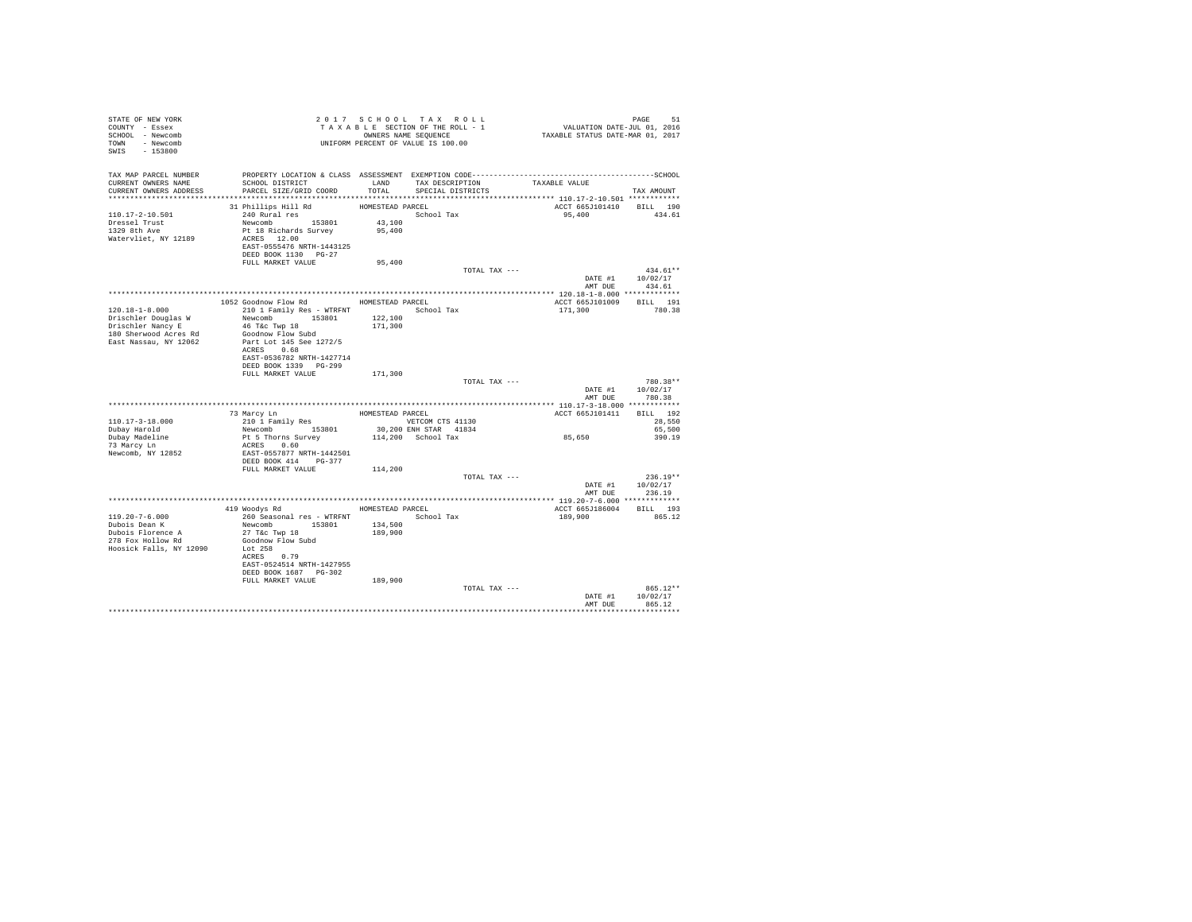STATE OF NEW YORK
COUNTY - Essex
SCHOOL - Newcomb
TOWN - Newcomb
SWIS - 153800

2 0 1 7 S C H O O L T A X R O L L
T A X A B L E SECTION OF THE ROLL - 1
OWNERS NAME SEQUENCE
UNIFORM PERCENT OF VALUE IS 100.00

VALUATION DATE-JUL 01, 2016
TAXABLE STATUS DATE-MAR 01, 2017

| TAX MAP PARCEL NUMBER / CURRENT OWNERS NAME / CURRENT OWNERS ADDRESS | PROPERTY LOCATION & CLASS / SCHOOL DISTRICT / PARCEL SIZE/GRID COORD | ASSESSMENT LAND / TOTAL | EXEMPTION CODE / TAX DESCRIPTION / SPECIAL DISTRICTS | TAXABLE VALUE | TAX AMOUNT |
|---|---|---|---|---|---|
| **110.17-2-10.501** | 31 Phillips Hill Rd | HOMESTEAD PARCEL | | ACCT 665J101410 | BILL 190 |
| 110.17-2-10.501 | 240 Rural res | | School Tax | 95,400 | 434.61 |
| Dressel Trust | Newcomb 153801 | 43,100 | | | |
| 1329 8th Ave | Pt 18 Richards Survey | 95,400 | | | |
| Watervliet, NY 12189 | ACRES 12.00 | | | | |
| | EAST-0555476 NRTH-1443125 | | | | |
| | DEED BOOK 1130 PG-27 | | | | |
| | FULL MARKET VALUE | 95,400 | | | |
| | | | TOTAL TAX --- | | 434.61** |
| | | | | DATE #1 | 10/02/17 |
| | | | | AMT DUE | 434.61 |
| **120.18-1-8.000** | 1052 Goodnow Flow Rd | HOMESTEAD PARCEL | | ACCT 665J101009 | BILL 191 |
| 120.18-1-8.000 | 210 1 Family Res - WTRFNT | | School Tax | 171,300 | 780.38 |
| Drischler Douglas W | Newcomb 153801 | 122,100 | | | |
| Drischler Nancy E | 46 T&c Twp 18 | 171,300 | | | |
| 180 Sherwood Acres Rd | Goodnow Flow Subd | | | | |
| East Nassau, NY 12062 | Part Lot 145 See 1272/5 | | | | |
| | ACRES 0.68 | | | | |
| | EAST-0536782 NRTH-1427714 | | | | |
| | DEED BOOK 1339 PG-299 | | | | |
| | FULL MARKET VALUE | 171,300 | | | |
| | | | TOTAL TAX --- | | 780.38** |
| | | | | DATE #1 | 10/02/17 |
| | | | | AMT DUE | 780.38 |
| **110.17-3-18.000** | 73 Marcy Ln | HOMESTEAD PARCEL | | ACCT 665J101411 | BILL 192 |
| 110.17-3-18.000 | 210 1 Family Res | | VETCOM CTS 41130 | | 28,550 |
| Dubay Harold | Newcomb 153801 | 30,200 | ENH STAR 41834 | | 65,500 |
| Dubay Madeline | Pt 5 Thorns Survey | 114,200 | School Tax | 85,650 | 390.19 |
| 73 Marcy Ln | ACRES 0.60 | | | | |
| Newcomb, NY 12852 | EAST-0557877 NRTH-1442501 | | | | |
| | DEED BOOK 414 PG-377 | | | | |
| | FULL MARKET VALUE | 114,200 | | | |
| | | | TOTAL TAX --- | | 236.19** |
| | | | | DATE #1 | 10/02/17 |
| | | | | AMT DUE | 236.19 |
| **119.20-7-6.000** | 419 Woodys Rd | HOMESTEAD PARCEL | | ACCT 665J186004 | BILL 193 |
| 119.20-7-6.000 | 260 Seasonal res - WTRFNT | | School Tax | 189,900 | 865.12 |
| Dubois Dean K | Newcomb 153801 | 134,500 | | | |
| Dubois Florence A | 27 T&c Twp 18 | 189,900 | | | |
| 278 Fox Hollow Rd | Goodnow Flow Subd | | | | |
| Hoosick Falls, NY 12090 | Lot 258 | | | | |
| | ACRES 0.79 | | | | |
| | EAST-0524514 NRTH-1427955 | | | | |
| | DEED BOOK 1687 PG-302 | | | | |
| | FULL MARKET VALUE | 189,900 | | | |
| | | | TOTAL TAX --- | | 865.12** |
| | | | | DATE #1 | 10/02/17 |
| | | | | AMT DUE | 865.12 |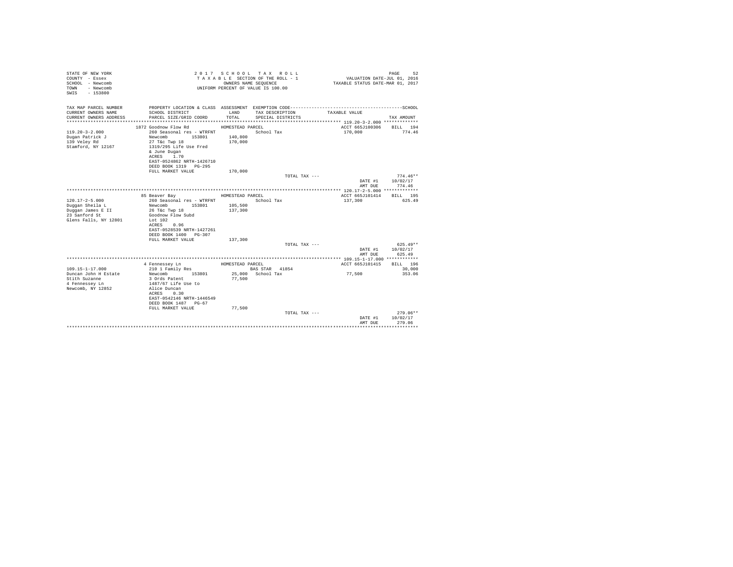STATE OF NEW YORK
COUNTY - Essex
SCHOOL - Newcomb
TOWN - Newcomb
SWIS - 153800

2017 SCHOOL TAX ROLL
TAXABLE SECTION OF THE ROLL - 1
OWNERS NAME SEQUENCE
UNIFORM PERCENT OF VALUE IS 100.00

VALUATION DATE-JUL 01, 2016
TAXABLE STATUS DATE-MAR 01, 2017

| TAX MAP PARCEL NUMBER / CURRENT OWNERS NAME / CURRENT OWNERS ADDRESS | PROPERTY LOCATION & CLASS / SCHOOL DISTRICT / PARCEL SIZE/GRID COORD | ASSESSMENT LAND / TOTAL | EXEMPTION CODE / TAX DESCRIPTION / SPECIAL DISTRICTS | TAXABLE VALUE | TAX AMOUNT |
|---|---|---|---|---|---|
| 119.20-3-2.000 | 1872 Goodnow Flow Rd | HOMESTEAD PARCEL | | ACCT 665J100306 | BILL 194 |
| 119.20-3-2.000 | 260 Seasonal res - WTRFNT | | School Tax | 170,000 | 774.46 |
| Dugan Patrick J | Newcomb 153801 | 140,800 | | | |
| 139 Veley Rd | 27 T&c Twp 18 | 170,000 | | | |
| Stamford, NY 12167 | 1319/295 Life Use Fred | | | | |
| | & June Dugan | | | | |
| | ACRES 1.70 | | | | |
| | EAST-0524862 NRTH-1426710 | | | | |
| | DEED BOOK 1319 PG-295 | | | | |
| | FULL MARKET VALUE | 170,000 | | | |
| | | | TOTAL TAX --- | | 774.46** |
| | | | | DATE #1 | 10/02/17 |
| | | | | AMT DUE | 774.46 |
| 120.17-2-5.000 | 85 Beaver Bay | HOMESTEAD PARCEL | | ACCT 665J101414 | BILL 195 |
| 120.17-2-5.000 | 260 Seasonal res - WTRFNT | | School Tax | 137,300 | 625.49 |
| Duggan Sheila L | Newcomb 153801 | 105,500 | | | |
| Duggan James E II | 26 T&c Twp 18 | 137,300 | | | |
| 23 Sanford St | Goodnow Flow Subd | | | | |
| Glens Falls, NY 12801 | Lot 102 | | | | |
| | ACRES 0.96 | | | | |
| | EAST-0528539 NRTH-1427261 | | | | |
| | DEED BOOK 1400 PG-307 | | | | |
| | FULL MARKET VALUE | 137,300 | | | |
| | | | TOTAL TAX --- | | 625.49** |
| | | | | DATE #1 | 10/02/17 |
| | | | | AMT DUE | 625.49 |
| 109.15-1-17.000 | 4 Fennessey Ln | HOMESTEAD PARCEL | | ACCT 665J101415 | BILL 196 |
| 109.15-1-17.000 | 210 1 Family Res | | BAS STAR 41854 | | 30,000 |
| Duncan John H Estate | Newcomb 153801 | 25,000 | School Tax | 77,500 | 353.06 |
| Stith Suzanne | 3 Ords Patent | 77,500 | | | |
| 4 Fennessey Ln | 1487/67 Life Use to | | | | |
| Newcomb, NY 12852 | Alice Duncan | | | | |
| | ACRES 0.30 | | | | |
| | EAST-0542146 NRTH-1446549 | | | | |
| | DEED BOOK 1487 PG-67 | | | | |
| | FULL MARKET VALUE | 77,500 | | | |
| | | | TOTAL TAX --- | | 279.06** |
| | | | | DATE #1 | 10/02/17 |
| | | | | AMT DUE | 279.06 |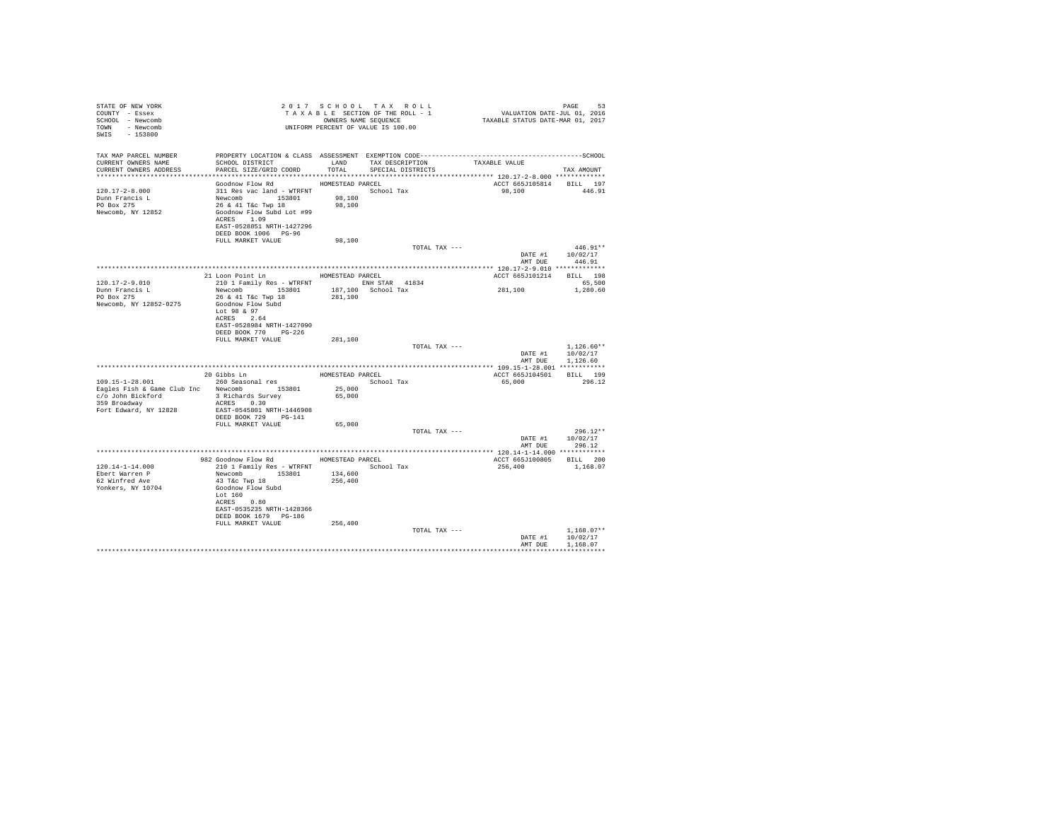```
STATE OF NEW YORK                    2 0 1 7   S C H O O L   T A X   R O L L                              PAGE    53
COUNTY  - Essex                      T A X A B L E  SECTION OF THE ROLL - 1                  VALUATION DATE-JUL 01, 2016
SCHOOL  - Newcomb                           OWNERS NAME SEQUENCE                          TAXABLE STATUS DATE-MAR 01, 2017
TOWN    - Newcomb                    UNIFORM PERCENT OF VALUE IS 100.00
SWIS    - 153800

TAX MAP PARCEL NUMBER         PROPERTY LOCATION & CLASS  ASSESSMENT  EXEMPTION CODE-----------------------------------------------SCHOOL
CURRENT OWNERS NAME           SCHOOL DISTRICT               LAND      TAX DESCRIPTION            TAXABLE VALUE
CURRENT OWNERS ADDRESS        PARCEL SIZE/GRID COORD        TOTAL     SPECIAL DISTRICTS                                    TAX AMOUNT
*************************************************************************************************** 120.17-2-8.000 *************
                              Goodnow Flow Rd             HOMESTEAD PARCEL                           ACCT 665J105814    BILL  197
120.17-2-8.000                311 Res vac land - WTRFNT             School Tax                    98,100                  446.91
Dunn Francis L                Newcomb       153801        98,100
PO Box 275                    26 & 41 T&c Twp 18          98,100
Newcomb, NY 12852             Goodnow Flow Subd Lot #99
                              ACRES    1.09
                              EAST-0528851 NRTH-1427296
                              DEED BOOK 1006   PG-96
                              FULL MARKET VALUE           98,100
                                                                       TOTAL TAX ---                                        446.91**
                                                                                                         DATE #1       10/02/17
                                                                                                         AMT DUE         446.91
*************************************************************************************************** 120.17-2-9.010 *************
                              21 Loon Point Ln            HOMESTEAD PARCEL                           ACCT 665J101214    BILL  198
120.17-2-9.010                210 1 Family Res - WTRFNT            ENH STAR   41834                                        65,500
Dunn Francis L                Newcomb       153801       187,100   School Tax                    281,100                1,280.60
PO Box 275                    26 & 41 T&c Twp 18         281,100
Newcomb, NY 12852-0275        Goodnow Flow Subd
                              Lot 98 & 97
                              ACRES    2.64
                              EAST-0528984 NRTH-1427090
                              DEED BOOK 770    PG-226
                              FULL MARKET VALUE          281,100
                                                                       TOTAL TAX ---                                      1,126.60**
                                                                                                         DATE #1       10/02/17
                                                                                                         AMT DUE       1,126.60
*************************************************************************************************** 109.15-1-28.001 ************
                              20 Gibbs Ln                 HOMESTEAD PARCEL                           ACCT 665J104501    BILL  199
109.15-1-28.001               260 Seasonal res                      School Tax                    65,000                  296.12
Eagles Fish & Game Club Inc   Newcomb       153801        25,000
c/o John Bickford             3 Richards Survey           65,000
359 Broadway                  ACRES    0.30
Fort Edward, NY 12828         EAST-0545801 NRTH-1446908
                              DEED BOOK 729    PG-141
                              FULL MARKET VALUE           65,000
                                                                       TOTAL TAX ---                                        296.12**
                                                                                                         DATE #1       10/02/17
                                                                                                         AMT DUE         296.12
*************************************************************************************************** 120.14-1-14.000 ************
                              982 Goodnow Flow Rd         HOMESTEAD PARCEL                           ACCT 665J100805    BILL  200
120.14-1-14.000               210 1 Family Res - WTRFNT             School Tax                   256,400                1,168.07
Ebert Warren P                Newcomb       153801       134,600
62 Winfred Ave                43 T&c Twp 18              256,400
Yonkers, NY 10704             Goodnow Flow Subd
                              Lot 160
                              ACRES    0.80
                              EAST-0535235 NRTH-1428366
                              DEED BOOK 1679   PG-186
                              FULL MARKET VALUE          256,400
                                                                       TOTAL TAX ---                                      1,168.07**
                                                                                                         DATE #1       10/02/17
                                                                                                         AMT DUE       1,168.07
********************************************************************************************************************************
```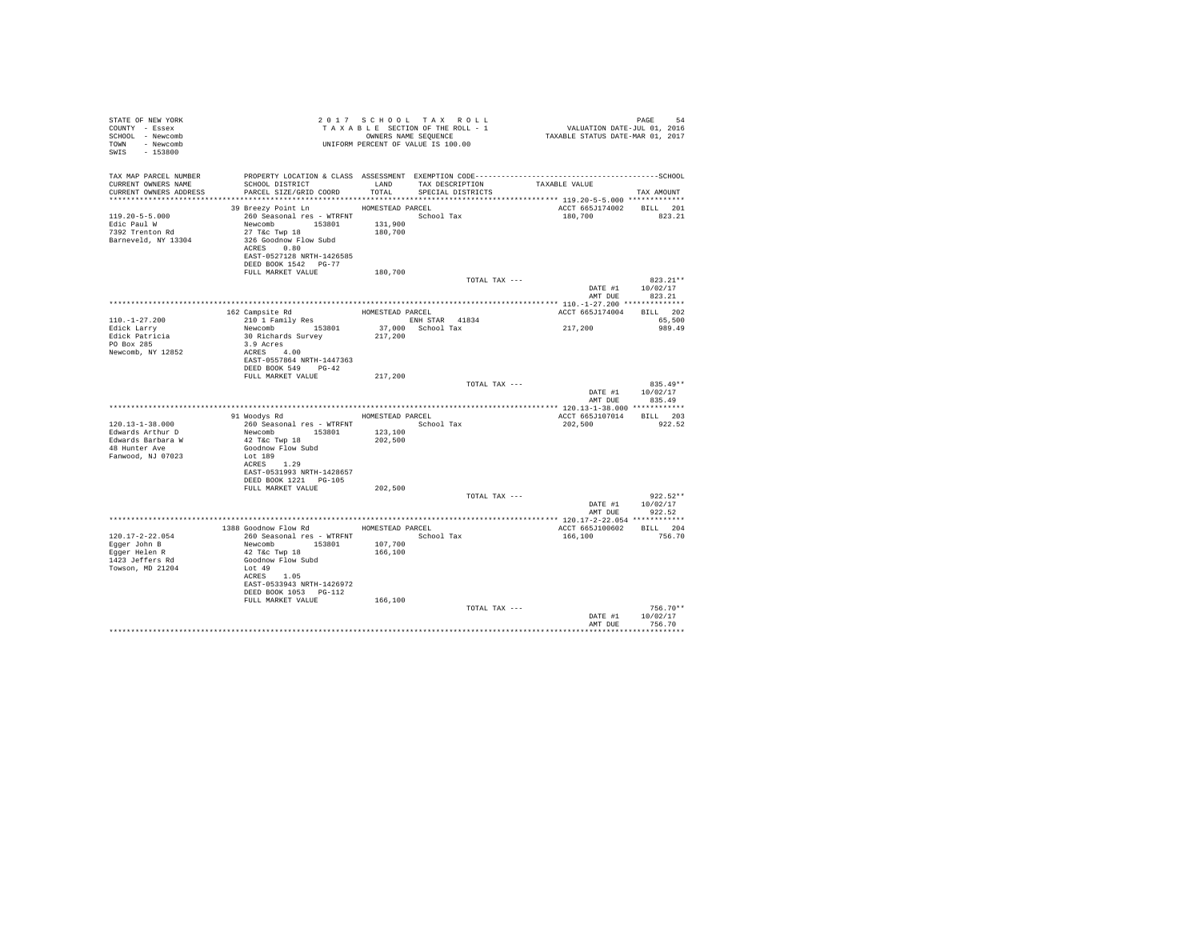```
STATE OF NEW YORK                    2 0 1 7   S C H O O L   T A X   R O L L                         PAGE    54
COUNTY  - Essex                      T A X A B L E  SECTION OF THE ROLL - 1              VALUATION DATE-JUL 01, 2016
SCHOOL  - Newcomb                          OWNERS NAME SEQUENCE                      TAXABLE STATUS DATE-MAR 01, 2017
TOWN    - Newcomb                    UNIFORM PERCENT OF VALUE IS 100.00
SWIS    - 153800

TAX MAP PARCEL NUMBER     PROPERTY LOCATION & CLASS  ASSESSMENT  EXEMPTION CODE------------------------------------------------SCHOOL
CURRENT OWNERS NAME       SCHOOL DISTRICT               LAND      TAX DESCRIPTION            TAXABLE VALUE
CURRENT OWNERS ADDRESS    PARCEL SIZE/GRID COORD        TOTAL     SPECIAL DISTRICTS                                    TAX AMOUNT
******************************************************************************************** 119.20-5-5.000 *************
                          39 Breezy Point Ln          HOMESTEAD PARCEL                          ACCT 665J174002    BILL  201
119.20-5-5.000            260 Seasonal res - WTRFNT             School Tax                      180,700               823.21
Edic Paul W               Newcomb       153801       131,900
7392 Trenton Rd           27 T&c Twp 18              180,700
Barneveld, NY 13304       326 Goodnow Flow Subd
                          ACRES    0.80
                          EAST-0527128 NRTH-1426585
                          DEED BOOK 1542   PG-77
                          FULL MARKET VALUE          180,700
                                                                 TOTAL TAX ---                                       823.21**
                                                                                                DATE #1    10/02/17
                                                                                                AMT DUE      823.21
******************************************************************************************** 110.-1-27.200 **************
                          162 Campsite Rd             HOMESTEAD PARCEL                          ACCT 665J174004    BILL  202
110.-1-27.200             210 1 Family Res                      ENH STAR  41834                                     65,500
Edick Larry               Newcomb       153801        37,000   School Tax                      217,200               989.49
Edick Patricia            30 Richards Survey          217,200
PO Box 285                3.9 Acres
Newcomb, NY 12852         ACRES    4.00
                          EAST-0557864 NRTH-1447363
                          DEED BOOK 549    PG-42
                          FULL MARKET VALUE          217,200
                                                                 TOTAL TAX ---                                       835.49**
                                                                                                DATE #1    10/02/17
                                                                                                AMT DUE      835.49
******************************************************************************************** 120.13-1-38.000 ************
                          91 Woodys Rd                HOMESTEAD PARCEL                          ACCT 665J107014    BILL  203
120.13-1-38.000           260 Seasonal res - WTRFNT             School Tax                      202,500               922.52
Edwards Arthur D          Newcomb       153801       123,100
Edwards Barbara W         42 T&c Twp 18              202,500
48 Hunter Ave             Goodnow Flow Subd
Fanwood, NJ 07023         Lot 189
                          ACRES    1.29
                          EAST-0531993 NRTH-1428657
                          DEED BOOK 1221   PG-105
                          FULL MARKET VALUE          202,500
                                                                 TOTAL TAX ---                                       922.52**
                                                                                                DATE #1    10/02/17
                                                                                                AMT DUE      922.52
******************************************************************************************** 120.17-2-22.054 ************
                          1388 Goodnow Flow Rd        HOMESTEAD PARCEL                          ACCT 665J100602    BILL  204
120.17-2-22.054           260 Seasonal res - WTRFNT             School Tax                      166,100               756.70
Egger John B              Newcomb       153801       107,700
Egger Helen R             42 T&c Twp 18              166,100
1423 Jeffers Rd           Goodnow Flow Subd
Towson, MD 21204          Lot 49
                          ACRES    1.05
                          EAST-0533943 NRTH-1426972
                          DEED BOOK 1053   PG-112
                          FULL MARKET VALUE          166,100
                                                                 TOTAL TAX ---                                       756.70**
                                                                                                DATE #1    10/02/17
                                                                                                AMT DUE      756.70
**************************************************************************************************************************
```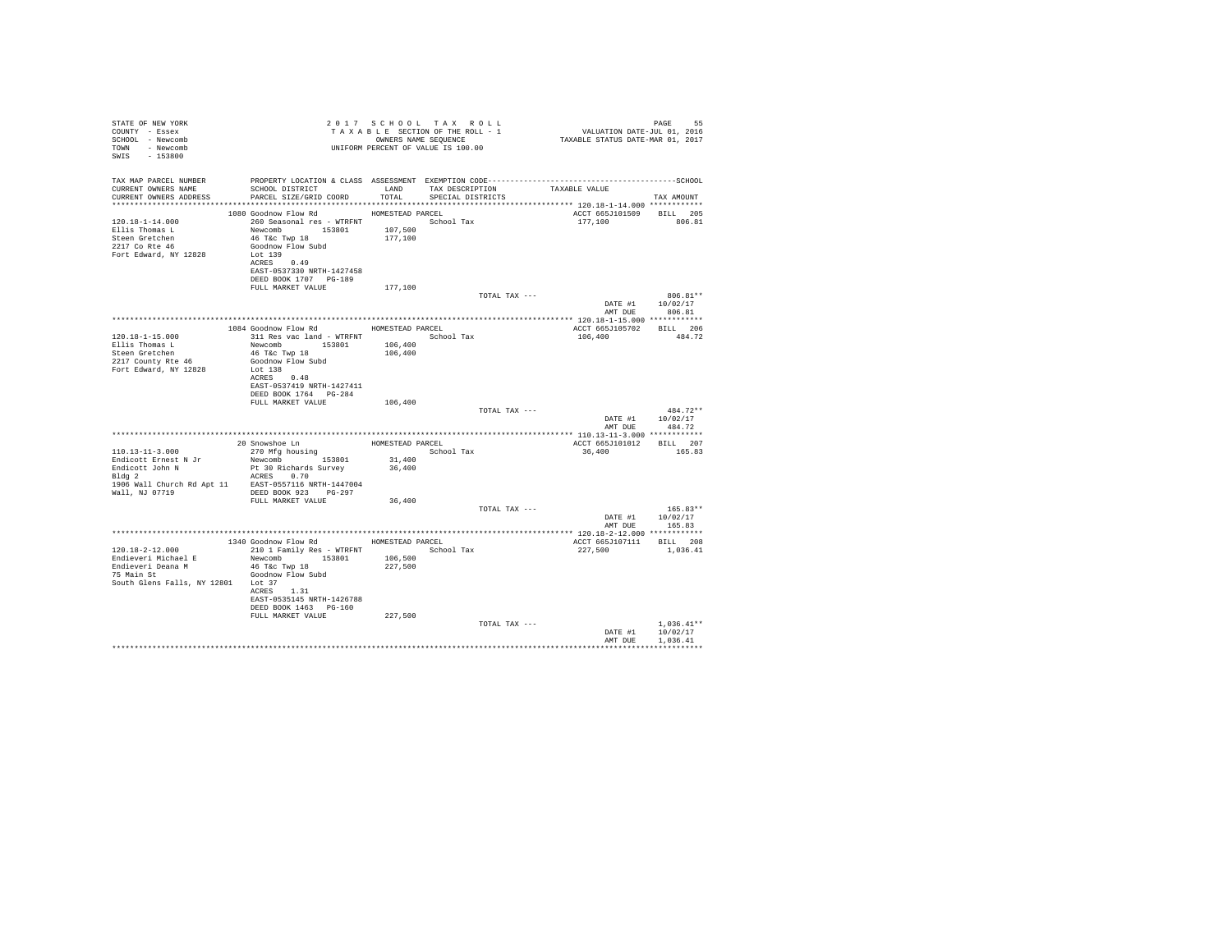STATE OF NEW YORK
COUNTY - Essex
SCHOOL - Newcomb
TOWN - Newcomb
SWIS - 153800

2 0 1 7 S C H O O L T A X R O L L
T A X A B L E SECTION OF THE ROLL - 1
OWNERS NAME SEQUENCE
UNIFORM PERCENT OF VALUE IS 100.00

VALUATION DATE-JUL 01, 2016
TAXABLE STATUS DATE-MAR 01, 2017

| TAX MAP PARCEL NUMBER / CURRENT OWNERS NAME / CURRENT OWNERS ADDRESS | PROPERTY LOCATION & CLASS / SCHOOL DISTRICT / PARCEL SIZE/GRID COORD | ASSESSMENT LAND / TOTAL | EXEMPTION CODE / TAX DESCRIPTION / SPECIAL DISTRICTS | TAXABLE VALUE | TAX AMOUNT |
|---|---|---|---|---|---|
| 120.18-1-14.000 | 1080 Goodnow Flow Rd | HOMESTEAD PARCEL | | ACCT 665J101509 | BILL 205 |
| 120.18-1-14.000 | 260 Seasonal res - WTRFNT | | School Tax | 177,100 | 806.81 |
| Ellis Thomas L | Newcomb 153801 | 107,500 | | | |
| Steen Gretchen | 46 T&c Twp 18 | 177,100 | | | |
| 2217 Co Rte 46 | Goodnow Flow Subd | | | | |
| Fort Edward, NY 12828 | Lot 139 | | | | |
| | ACRES 0.49 | | | | |
| | EAST-0537330 NRTH-1427458 | | | | |
| | DEED BOOK 1707 PG-189 | | | | |
| | FULL MARKET VALUE | 177,100 | | | |
| | | | TOTAL TAX --- | | 806.81** |
| | | | | DATE #1 | 10/02/17 |
| | | | | AMT DUE | 806.81 |
| 120.18-1-15.000 | 1084 Goodnow Flow Rd | HOMESTEAD PARCEL | | ACCT 665J105702 | BILL 206 |
| 120.18-1-15.000 | 311 Res vac land - WTRFNT | | School Tax | 106,400 | 484.72 |
| Ellis Thomas L | Newcomb 153801 | 106,400 | | | |
| Steen Gretchen | 46 T&c Twp 18 | 106,400 | | | |
| 2217 County Rte 46 | Goodnow Flow Subd | | | | |
| Fort Edward, NY 12828 | Lot 138 | | | | |
| | ACRES 0.48 | | | | |
| | EAST-0537419 NRTH-1427411 | | | | |
| | DEED BOOK 1764 PG-284 | | | | |
| | FULL MARKET VALUE | 106,400 | | | |
| | | | TOTAL TAX --- | | 484.72** |
| | | | | DATE #1 | 10/02/17 |
| | | | | AMT DUE | 484.72 |
| 110.13-11-3.000 | 20 Snowshoe Ln | HOMESTEAD PARCEL | | ACCT 665J101012 | BILL 207 |
| 110.13-11-3.000 | 270 Mfg housing | | School Tax | 36,400 | 165.83 |
| Endicott Ernest N Jr | Newcomb 153801 | 31,400 | | | |
| Endicott John N | Pt 30 Richards Survey | 36,400 | | | |
| Bldg 2 | ACRES 0.70 | | | | |
| 1906 Wall Church Rd Apt 11 | EAST-0557116 NRTH-1447004 | | | | |
| Wall, NJ 07719 | DEED BOOK 923 PG-297 | | | | |
| | FULL MARKET VALUE | 36,400 | | | |
| | | | TOTAL TAX --- | | 165.83** |
| | | | | DATE #1 | 10/02/17 |
| | | | | AMT DUE | 165.83 |
| 120.18-2-12.000 | 1340 Goodnow Flow Rd | HOMESTEAD PARCEL | | ACCT 665J107111 | BILL 208 |
| 120.18-2-12.000 | 210 1 Family Res - WTRFNT | | School Tax | 227,500 | 1,036.41 |
| Endieveri Michael E | Newcomb 153801 | 106,500 | | | |
| Endieveri Deana M | 46 T&c Twp 18 | 227,500 | | | |
| 75 Main St | Goodnow Flow Subd | | | | |
| South Glens Falls, NY 12801 | Lot 37 | | | | |
| | ACRES 1.31 | | | | |
| | EAST-0535145 NRTH-1426788 | | | | |
| | DEED BOOK 1463 PG-160 | | | | |
| | FULL MARKET VALUE | 227,500 | | | |
| | | | TOTAL TAX --- | | 1,036.41** |
| | | | | DATE #1 | 10/02/17 |
| | | | | AMT DUE | 1,036.41 |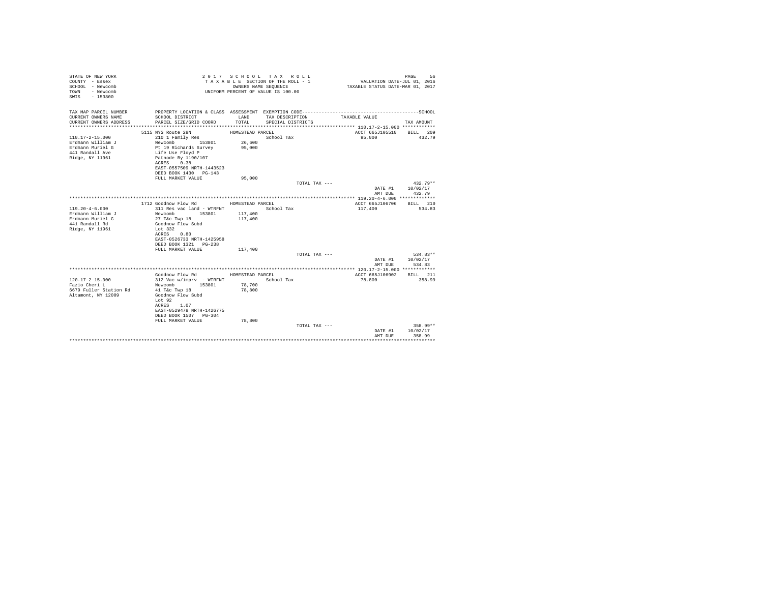STATE OF NEW YORK
COUNTY - Essex
SCHOOL - Newcomb
TOWN - Newcomb
SWIS - 153800

2 0 1 7 S C H O O L T A X R O L L
T A X A B L E SECTION OF THE ROLL - 1
OWNERS NAME SEQUENCE
UNIFORM PERCENT OF VALUE IS 100.00

VALUATION DATE-JUL 01, 2016
TAXABLE STATUS DATE-MAR 01, 2017

| TAX MAP PARCEL NUMBER<br>CURRENT OWNERS NAME<br>CURRENT OWNERS ADDRESS | PROPERTY LOCATION & CLASS<br>SCHOOL DISTRICT<br>PARCEL SIZE/GRID COORD | ASSESSMENT<br>LAND<br>TOTAL | EXEMPTION CODE<br>TAX DESCRIPTION<br>SPECIAL DISTRICTS | TAXABLE VALUE | SCHOOL<br>TAX AMOUNT |
|---|---|---|---|---|---|
| **110.17-2-15.000** | 5115 NYS Route 28N | HOMESTEAD PARCEL | | ACCT 665J105510 | BILL 209 |
| 110.17-2-15.000 | 210 1 Family Res | | School Tax | 95,000 | 432.79 |
| Erdmann William J | Newcomb 153801 | 26,600 | | | |
| Erdmann Muriel G | Pt 19 Richards Survey | 95,000 | | | |
| 441 Randall Ave | Life Use Floyd P | | | | |
| Ridge, NY 11961 | Patnode By 1190/107 | | | | |
| | ACRES 0.38 | | | | |
| | EAST-0557509 NRTH-1443523 | | | | |
| | DEED BOOK 1430 PG-143 | | | | |
| | FULL MARKET VALUE | 95,000 | | | |
| | | | TOTAL TAX --- | | 432.79** |
| | | | | DATE #1 | 10/02/17 |
| | | | | AMT DUE | 432.79 |
| **119.20-4-6.000** | 1712 Goodnow Flow Rd | HOMESTEAD PARCEL | | ACCT 665J106706 | BILL 210 |
| 119.20-4-6.000 | 311 Res vac land - WTRFNT | | School Tax | 117,400 | 534.83 |
| Erdmann William J | Newcomb 153801 | 117,400 | | | |
| Erdmann Muriel G | 27 T&c Twp 18 | 117,400 | | | |
| 441 Randall Rd | Goodnow Flow Subd | | | | |
| Ridge, NY 11961 | Lot 332 | | | | |
| | ACRES 0.80 | | | | |
| | EAST-0526733 NRTH-1425958 | | | | |
| | DEED BOOK 1321 PG-238 | | | | |
| | FULL MARKET VALUE | 117,400 | | | |
| | | | TOTAL TAX --- | | 534.83** |
| | | | | DATE #1 | 10/02/17 |
| | | | | AMT DUE | 534.83 |
| **120.17-2-15.000** | Goodnow Flow Rd | HOMESTEAD PARCEL | | ACCT 665J106902 | BILL 211 |
| 120.17-2-15.000 | 312 Vac w/imprv - WTRFNT | | School Tax | 78,800 | 358.99 |
| Fazio Cheri L | Newcomb 153801 | 78,700 | | | |
| 6679 Fuller Station Rd | 41 T&c Twp 18 | 78,800 | | | |
| Altamont, NY 12009 | Goodnow Flow Subd | | | | |
| | Lot 92 | | | | |
| | ACRES 1.07 | | | | |
| | EAST-0529478 NRTH-1426775 | | | | |
| | DEED BOOK 1507 PG-304 | | | | |
| | FULL MARKET VALUE | 78,800 | | | |
| | | | TOTAL TAX --- | | 358.99** |
| | | | | DATE #1 | 10/02/17 |
| | | | | AMT DUE | 358.99 |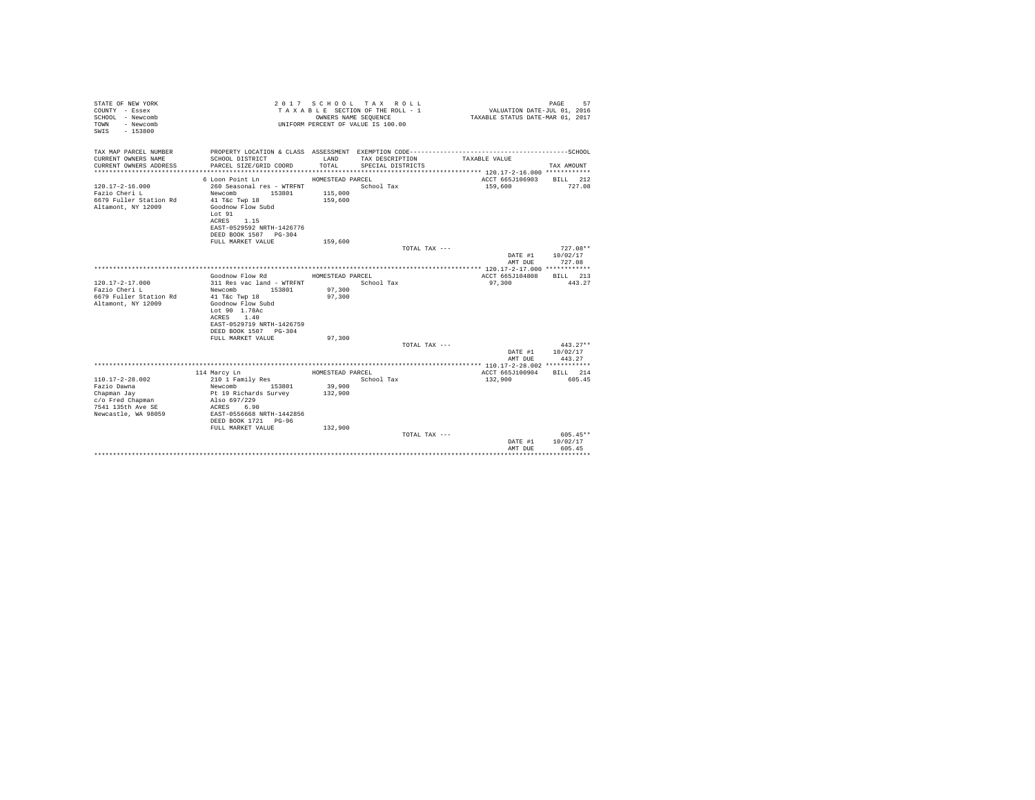STATE OF NEW YORK
COUNTY - Essex
SCHOOL - Newcomb
TOWN - Newcomb
SWIS - 153800

2 0 1 7 S C H O O L T A X R O L L
T A X A B L E SECTION OF THE ROLL - 1
OWNERS NAME SEQUENCE
UNIFORM PERCENT OF VALUE IS 100.00

VALUATION DATE-JUL 01, 2016
TAXABLE STATUS DATE-MAR 01, 2017

| TAX MAP PARCEL NUMBER / CURRENT OWNERS NAME / CURRENT OWNERS ADDRESS | PROPERTY LOCATION & CLASS / SCHOOL DISTRICT / PARCEL SIZE/GRID COORD | ASSESSMENT LAND / TOTAL | EXEMPTION CODE / TAX DESCRIPTION / SPECIAL DISTRICTS | TAXABLE VALUE | SCHOOL TAX AMOUNT |
|---|---|---|---|---|---|
| 120.17-2-16.000 | 6 Loon Point Ln | HOMESTEAD PARCEL | | ACCT 665J106903 | BILL 212 |
| Fazio Cheri L | 260 Seasonal res - WTRFNT | | School Tax | 159,600 | 727.08 |
| 6679 Fuller Station Rd | Newcomb 153801 | 115,000 | | | |
| Altamont, NY 12009 | 41 T&c Twp 18 | 159,600 | | | |
| | Goodnow Flow Subd | | | | |
| | Lot 91 | | | | |
| | ACRES 1.15 | | | | |
| | EAST-0529592 NRTH-1426776 | | | | |
| | DEED BOOK 1507 PG-304 | | | | |
| | FULL MARKET VALUE | 159,600 | | | |
| | | | TOTAL TAX --- | | 727.08** |
| | | | | DATE #1 | 10/02/17 |
| | | | | AMT DUE | 727.08 |
| 120.17-2-17.000 | Goodnow Flow Rd | HOMESTEAD PARCEL | | ACCT 665J104808 | BILL 213 |
| Fazio Cheri L | 311 Res vac land - WTRFNT | | School Tax | 97,300 | 443.27 |
| 6679 Fuller Station Rd | Newcomb 153801 | 97,300 | | | |
| Altamont, NY 12009 | 41 T&c Twp 18 | 97,300 | | | |
| | Goodnow Flow Subd | | | | |
| | Lot 90 1.78Ac | | | | |
| | ACRES 1.40 | | | | |
| | EAST-0529719 NRTH-1426759 | | | | |
| | DEED BOOK 1507 PG-304 | | | | |
| | FULL MARKET VALUE | 97,300 | | | |
| | | | TOTAL TAX --- | | 443.27** |
| | | | | DATE #1 | 10/02/17 |
| | | | | AMT DUE | 443.27 |
| 110.17-2-28.002 | 114 Marcy Ln | HOMESTEAD PARCEL | | ACCT 665J100904 | BILL 214 |
| Fazio Dawna | 210 1 Family Res | | School Tax | 132,900 | 605.45 |
| Chapman Jay | Newcomb 153801 | 39,900 | | | |
| c/o Fred Chapman | Pt 19 Richards Survey | 132,900 | | | |
| 7541 135th Ave SE | Also 697/229 | | | | |
| Newcastle, WA 98059 | ACRES 6.90 | | | | |
| | EAST-0556668 NRTH-1442856 | | | | |
| | DEED BOOK 1721 PG-96 | | | | |
| | FULL MARKET VALUE | 132,900 | | | |
| | | | TOTAL TAX --- | | 605.45** |
| | | | | DATE #1 | 10/02/17 |
| | | | | AMT DUE | 605.45 |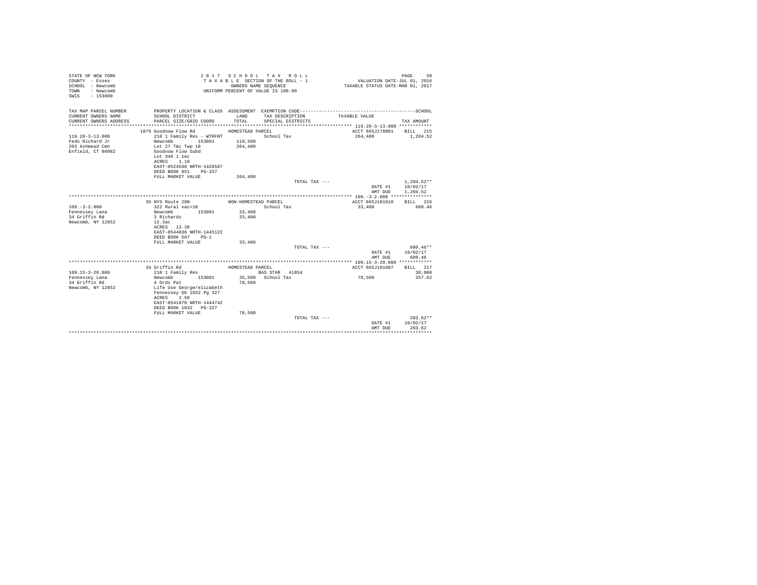STATE OF NEW YORK
COUNTY - Essex
SCHOOL - Newcomb
TOWN - Newcomb
SWIS - 153800

2017 SCHOOL TAX ROLL
TAXABLE SECTION OF THE ROLL - 1
OWNERS NAME SEQUENCE
UNIFORM PERCENT OF VALUE IS 100.00

VALUATION DATE-JUL 01, 2016
TAXABLE STATUS DATE-MAR 01, 2017

| TAX MAP PARCEL NUMBER / CURRENT OWNERS NAME / CURRENT OWNERS ADDRESS | PROPERTY LOCATION & CLASS / SCHOOL DISTRICT / PARCEL SIZE/GRID COORD | ASSESSMENT LAND / TOTAL | EXEMPTION CODE / TAX DESCRIPTION / SPECIAL DISTRICTS | TAXABLE VALUE | TAX AMOUNT |
|---|---|---|---|---|---|
| **119.20-3-13.000** | 1876 Goodnow Flow Rd | HOMESTEAD PARCEL | | ACCT 665J178001 | BILL 215 |
| 119.20-3-13.000 | 210 1 Family Res - WTRFNT | | School Tax | 264,400 | 1,204.52 |
| Fedo Richard Jr | Newcomb 153801 | 119,500 | | | |
| 203 Ashmead Cmn | Lot 27 T&c Twp 18 | 264,400 | | | |
| Enfield, CT 06082 | Goodnow Flow Subd | | | | |
| | Lot 348 1.1Ac | | | | |
| | ACRES 1.10 | | | | |
| | EAST-0524530 NRTH-1426587 | | | | |
| | DEED BOOK 851 PG-337 | | | | |
| | FULL MARKET VALUE | 264,400 | | | |
| | | | TOTAL TAX --- | | 1,204.52** |
| | | | | DATE #1 | 10/02/17 |
| | | | | AMT DUE | 1,204.52 |
| **109.-3-2.000** | 35 NYS Route 28N | NON-HOMESTEAD PARCEL | | ACCT 665J101610 | BILL 216 |
| 109.-3-2.000 | 322 Rural vac>10 | | School Tax | 33,400 | 609.46 |
| Fennessey Lana | Newcomb 153801 | 33,400 | | | |
| 34 Griffin Rd | 3 Richards | 33,400 | | | |
| Newcomb, NY 12852 | 12.3ac | | | | |
| | ACRES 12.30 | | | | |
| | EAST-0544836 NRTH-1445122 | | | | |
| | DEED BOOK 507 PG-1 | | | | |
| | FULL MARKET VALUE | 33,400 | | | |
| | | | TOTAL TAX --- | | 609.46** |
| | | | | DATE #1 | 10/02/17 |
| | | | | AMT DUE | 609.46 |
| **109.15-3-20.000** | 34 Griffin Rd | HOMESTEAD PARCEL | | ACCT 665J101607 | BILL 217 |
| 109.15-3-20.000 | 210 1 Family Res | | BAS STAR 41854 | | 30,000 |
| Fennessey Lana | Newcomb 153801 | 35,500 | School Tax | 78,500 | 357.62 |
| 34 Griffin Rd | 4 Ords Pat | 78,500 | | | |
| Newcomb, NY 12852 | Life Use George/elizabeth | | | | |
| | Fennessey Db 1032 Pg 327 | | | | |
| | ACRES 2.50 | | | | |
| | EAST-0541870 NRTH-1444742 | | | | |
| | DEED BOOK 1032 PG-327 | | | | |
| | FULL MARKET VALUE | 78,500 | | | |
| | | | TOTAL TAX --- | | 283.62** |
| | | | | DATE #1 | 10/02/17 |
| | | | | AMT DUE | 283.62 |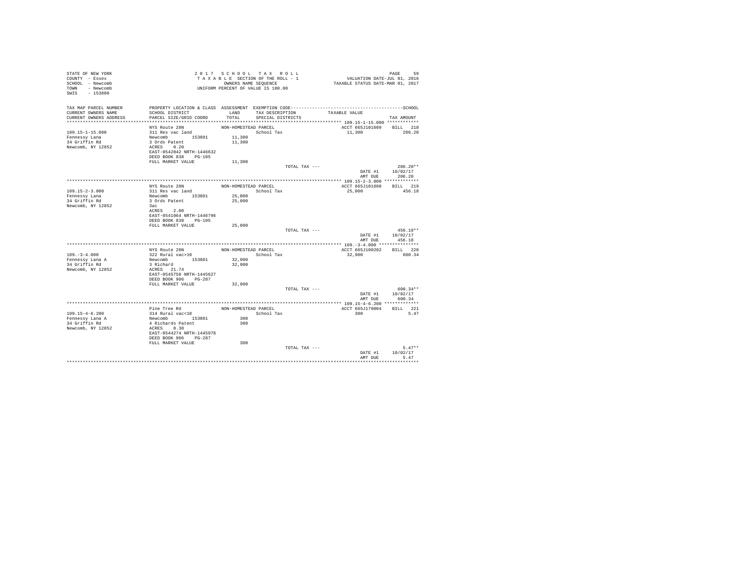STATE OF NEW YORK
COUNTY - Essex
SCHOOL - Newcomb
TOWN - Newcomb
SWIS - 153800

2017 SCHOOL TAX ROLL
TAXABLE SECTION OF THE ROLL - 1
OWNERS NAME SEQUENCE
UNIFORM PERCENT OF VALUE IS 100.00

VALUATION DATE-JUL 01, 2016
TAXABLE STATUS DATE-MAR 01, 2017

| TAX MAP PARCEL NUMBER / CURRENT OWNERS NAME / CURRENT OWNERS ADDRESS | PROPERTY LOCATION & CLASS / SCHOOL DISTRICT / PARCEL SIZE/GRID COORD | ASSESSMENT LAND / TOTAL | EXEMPTION CODE / TAX DESCRIPTION / SPECIAL DISTRICTS | TAXABLE VALUE | TAX AMOUNT |
|---|---|---|---|---|---|
| **109.15-1-15.000** | NYS Route 28N | NON-HOMESTEAD PARCEL | | ACCT 665J101609 | BILL 218 |
| 109.15-1-15.000 | 311 Res vac land | | School Tax | 11,300 | 206.20 |
| Fennessy Lana | Newcomb 153801 | 11,300 | | | |
| 34 Griffin Rd | 3 Ords Patent | 11,300 | | | |
| Newcomb, NY 12852 | ACRES 0.20 | | | | |
| | EAST-0542042 NRTH-1446632 | | | | |
| | DEED BOOK 838 PG-105 | | | | |
| | FULL MARKET VALUE | 11,300 | | | |
| | | | TOTAL TAX --- | | 206.20** |
| | | | | DATE #1 | 10/02/17 |
| | | | | AMT DUE | 206.20 |
| **109.15-2-3.000** | NYS Route 28N | NON-HOMESTEAD PARCEL | | ACCT 665J101608 | BILL 219 |
| 109.15-2-3.000 | 311 Res vac land | | School Tax | 25,000 | 456.18 |
| Fennessy Lana | Newcomb 153801 | 25,000 | | | |
| 34 Griffin Rd | 3 Ords Patent | 25,000 | | | |
| Newcomb, NY 12852 | 3ac | | | | |
| | ACRES 2.00 | | | | |
| | EAST-0541064 NRTH-1446796 | | | | |
| | DEED BOOK 838 PG-105 | | | | |
| | FULL MARKET VALUE | 25,000 | | | |
| | | | TOTAL TAX --- | | 456.18** |
| | | | | DATE #1 | 10/02/17 |
| | | | | AMT DUE | 456.18 |
| **109.-3-4.000** | NYS Route 28N | NON-HOMESTEAD PARCEL | | ACCT 665J100202 | BILL 220 |
| 109.-3-4.000 | 322 Rural vac>10 | | School Tax | 32,900 | 600.34 |
| Fennessy Lana A | Newcomb 153801 | 32,900 | | | |
| 34 Griffin Rd | 3 Richard | 32,900 | | | |
| Newcomb, NY 12852 | ACRES 21.74 | | | | |
| | EAST-0545758 NRTH-1445627 | | | | |
| | DEED BOOK 906 PG-287 | | | | |
| | FULL MARKET VALUE | 32,900 | | | |
| | | | TOTAL TAX --- | | 600.34** |
| | | | | DATE #1 | 10/02/17 |
| | | | | AMT DUE | 600.34 |
| **109.15-4-6.200** | Pine Tree Rd | NON-HOMESTEAD PARCEL | | ACCT 665J179004 | BILL 221 |
| 109.15-4-6.200 | 314 Rural vac<10 | | School Tax | 300 | 5.47 |
| Fennessy Lana A | Newcomb 153801 | 300 | | | |
| 34 Griffin Rd | 4 Richards Patent | 300 | | | |
| Newcomb, NY 12852 | ACRES 0.30 | | | | |
| | EAST-0544274 NRTH-1445978 | | | | |
| | DEED BOOK 906 PG-287 | | | | |
| | FULL MARKET VALUE | 300 | | | |
| | | | TOTAL TAX --- | | 5.47** |
| | | | | DATE #1 | 10/02/17 |
| | | | | AMT DUE | 5.47 |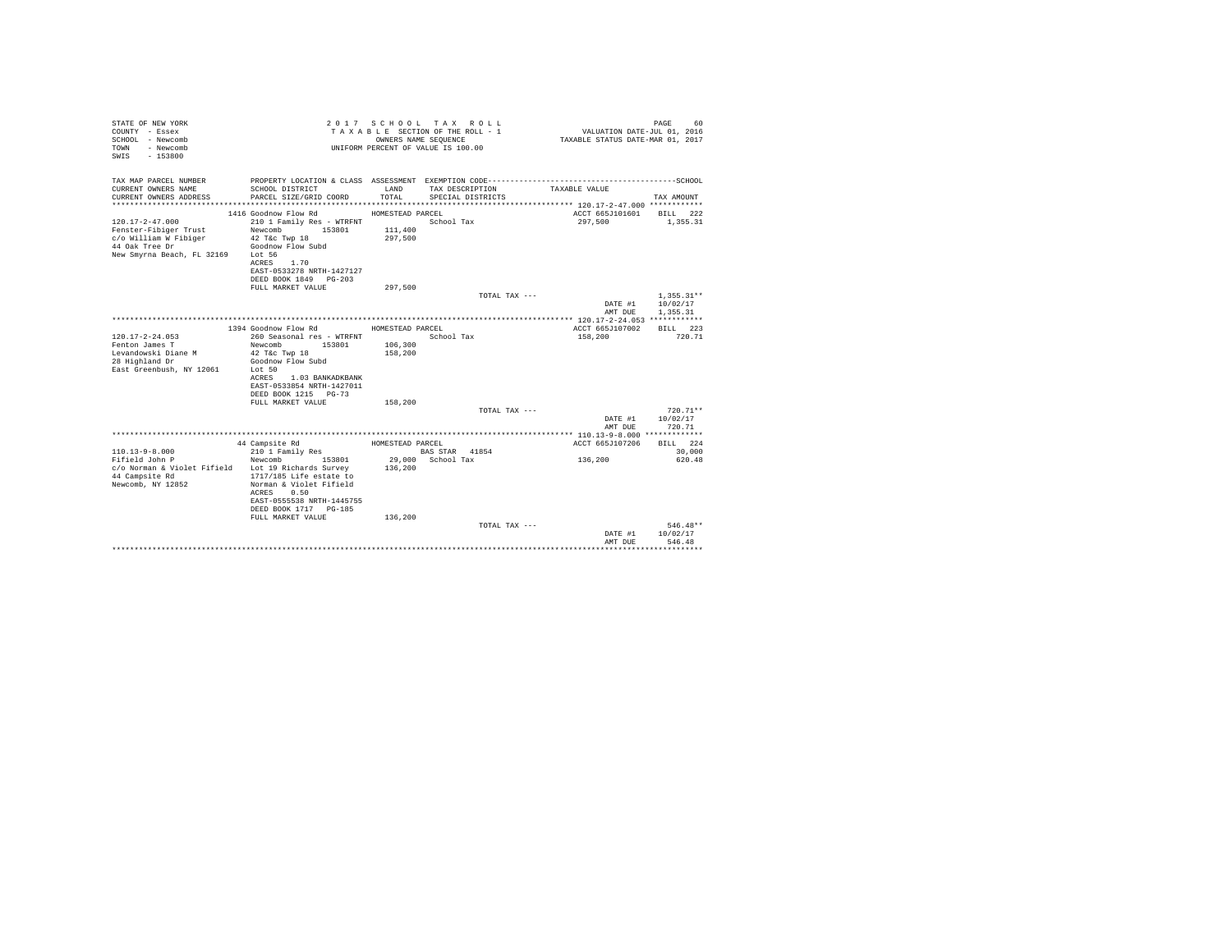```
STATE OF NEW YORK                          2 0 1 7   S C H O O L   T A X   R O L L                                    PAGE    60
COUNTY  - Essex                            T A X A B L E  SECTION OF THE ROLL - 1                  VALUATION DATE-JUL 01, 2016
SCHOOL  - Newcomb                                   OWNERS NAME SEQUENCE                       TAXABLE STATUS DATE-MAR 01, 2017
TOWN    - Newcomb                          UNIFORM PERCENT OF VALUE IS 100.00
SWIS    - 153800

TAX MAP PARCEL NUMBER          PROPERTY LOCATION & CLASS  ASSESSMENT  EXEMPTION CODE------------------------------------------SCHOOL
CURRENT OWNERS NAME            SCHOOL DISTRICT               LAND      TAX DESCRIPTION            TAXABLE VALUE
CURRENT OWNERS ADDRESS         PARCEL SIZE/GRID COORD        TOTAL     SPECIAL DISTRICTS                                   TAX AMOUNT
******************************************************************************************************* 120.17-2-47.000 ************
                          1416 Goodnow Flow Rd            HOMESTEAD PARCEL                            ACCT 665J101601    BILL  222
120.17-2-47.000                210 1 Family Res - WTRFNT                School Tax                     297,500             1,355.31
Fenster-Fibiger Trust          Newcomb         153801       111,400
c/o William W Fibiger          42 T&c Twp 18                297,500
44 Oak Tree Dr                 Goodnow Flow Subd
New Smyrna Beach, FL 32169     Lot 56
                               ACRES    1.70
                               EAST-0533278 NRTH-1427127
                               DEED BOOK 1849   PG-203
                               FULL MARKET VALUE            297,500
                                                                           TOTAL TAX ---                                1,355.31**
                                                                                                      DATE #1         10/02/17
                                                                                                      AMT DUE          1,355.31
******************************************************************************************************* 120.17-2-24.053 ************
                          1394 Goodnow Flow Rd            HOMESTEAD PARCEL                            ACCT 665J107002    BILL  223
120.17-2-24.053                260 Seasonal res - WTRFNT                School Tax                     158,200               720.71
Fenton James T                 Newcomb         153801       106,300
Levandowski Diane M            42 T&c Twp 18                158,200
28 Highland Dr                 Goodnow Flow Subd
East Greenbush, NY 12061       Lot 50
                               ACRES    1.03 BANKADKBANK
                               EAST-0533854 NRTH-1427011
                               DEED BOOK 1215   PG-73
                               FULL MARKET VALUE            158,200
                                                                           TOTAL TAX ---                                  720.71**
                                                                                                      DATE #1         10/02/17
                                                                                                      AMT DUE            720.71
******************************************************************************************************* 110.13-9-8.000 *************
                          44 Campsite Rd                  HOMESTEAD PARCEL                            ACCT 665J107206    BILL  224
110.13-9-8.000                 210 1 Family Res                     BAS STAR   41854                                     30,000
Fifield John P                 Newcomb         153801        29,000   School Tax                     136,200               620.48
c/o Norman & Violet Fifield    Lot 19 Richards Survey       136,200
44 Campsite Rd                 1717/185 Life estate to
Newcomb, NY 12852              Norman & Violet Fifield
                               ACRES    0.50
                               EAST-0555538 NRTH-1445755
                               DEED BOOK 1717   PG-185
                               FULL MARKET VALUE            136,200
                                                                           TOTAL TAX ---                                  546.48**
                                                                                                      DATE #1         10/02/17
                                                                                                      AMT DUE            546.48
************************************************************************************************************************************
```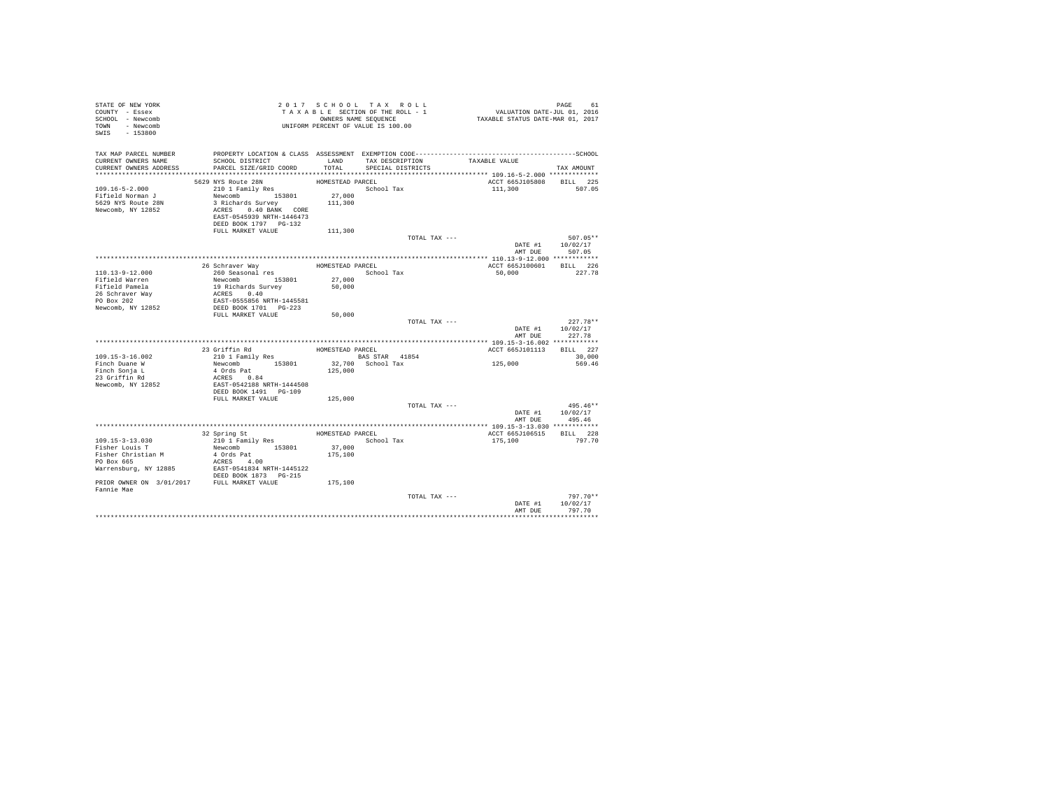STATE OF NEW YORK
COUNTY - Essex
SCHOOL - Newcomb
TOWN - Newcomb
SWIS - 153800

2 0 1 7 S C H O O L T A X R O L L
T A X A B L E SECTION OF THE ROLL - 1
OWNERS NAME SEQUENCE
UNIFORM PERCENT OF VALUE IS 100.00

VALUATION DATE-JUL 01, 2016
TAXABLE STATUS DATE-MAR 01, 2017

| TAX MAP PARCEL NUMBER / CURRENT OWNERS NAME / CURRENT OWNERS ADDRESS | PROPERTY LOCATION & CLASS / SCHOOL DISTRICT / PARCEL SIZE/GRID COORD | ASSESSMENT LAND / TOTAL | EXEMPTION CODE / TAX DESCRIPTION / SPECIAL DISTRICTS | TAXABLE VALUE | SCHOOL TAX AMOUNT |
|---|---|---|---|---|---|
| 109.16-5-2.000 | 5629 NYS Route 28N | HOMESTEAD PARCEL | | ACCT 665J105808 | BILL 225 |
| 109.16-5-2.000 | 210 1 Family Res | | School Tax | 111,300 | 507.05 |
| Fifield Norman J | Newcomb 153801 | 27,000 | | | |
| 5629 NYS Route 28N | 3 Richards Survey | 111,300 | | | |
| Newcomb, NY 12852 | ACRES 0.40 BANK CORE | | | | |
| | EAST-0545939 NRTH-1446473 | | | | |
| | DEED BOOK 1797 PG-132 | | | | |
| | FULL MARKET VALUE | 111,300 | | | |
| | | | TOTAL TAX --- | | 507.05** |
| | | | | DATE #1 | 10/02/17 |
| | | | | AMT DUE | 507.05 |
| 110.13-9-12.000 | 26 Schraver Way | HOMESTEAD PARCEL | | ACCT 665J100601 | BILL 226 |
| 110.13-9-12.000 | 260 Seasonal res | | School Tax | 50,000 | 227.78 |
| Fifield Warren | Newcomb 153801 | 27,000 | | | |
| Fifield Pamela | 19 Richards Survey | 50,000 | | | |
| 26 Schraver Way | ACRES 0.40 | | | | |
| PO Box 202 | EAST-0555856 NRTH-1445581 | | | | |
| Newcomb, NY 12852 | DEED BOOK 1701 PG-223 | | | | |
| | FULL MARKET VALUE | 50,000 | | | |
| | | | TOTAL TAX --- | | 227.78** |
| | | | | DATE #1 | 10/02/17 |
| | | | | AMT DUE | 227.78 |
| 109.15-3-16.002 | 23 Griffin Rd | HOMESTEAD PARCEL | | ACCT 665J101113 | BILL 227 |
| 109.15-3-16.002 | 210 1 Family Res | | BAS STAR 41854 | | 30,000 |
| Finch Duane W | Newcomb 153801 | 32,700 | School Tax | 125,000 | 569.46 |
| Finch Sonja L | 4 Ords Pat | 125,000 | | | |
| 23 Griffin Rd | ACRES 0.84 | | | | |
| Newcomb, NY 12852 | EAST-0542188 NRTH-1444508 | | | | |
| | DEED BOOK 1491 PG-109 | | | | |
| | FULL MARKET VALUE | 125,000 | | | |
| | | | TOTAL TAX --- | | 495.46** |
| | | | | DATE #1 | 10/02/17 |
| | | | | AMT DUE | 495.46 |
| 109.15-3-13.030 | 32 Spring St | HOMESTEAD PARCEL | | ACCT 665J106515 | BILL 228 |
| 109.15-3-13.030 | 210 1 Family Res | | School Tax | 175,100 | 797.70 |
| Fisher Louis T | Newcomb 153801 | 37,000 | | | |
| Fisher Christian M | 4 Ords Pat | 175,100 | | | |
| PO Box 665 | ACRES 4.00 | | | | |
| Warrensburg, NY 12885 | EAST-0541834 NRTH-1445122 | | | | |
| | DEED BOOK 1873 PG-215 | | | | |
| PRIOR OWNER ON 3/01/2017 | FULL MARKET VALUE | 175,100 | | | |
| Fannie Mae | | | | | |
| | | | TOTAL TAX --- | | 797.70** |
| | | | | DATE #1 | 10/02/17 |
| | | | | AMT DUE | 797.70 |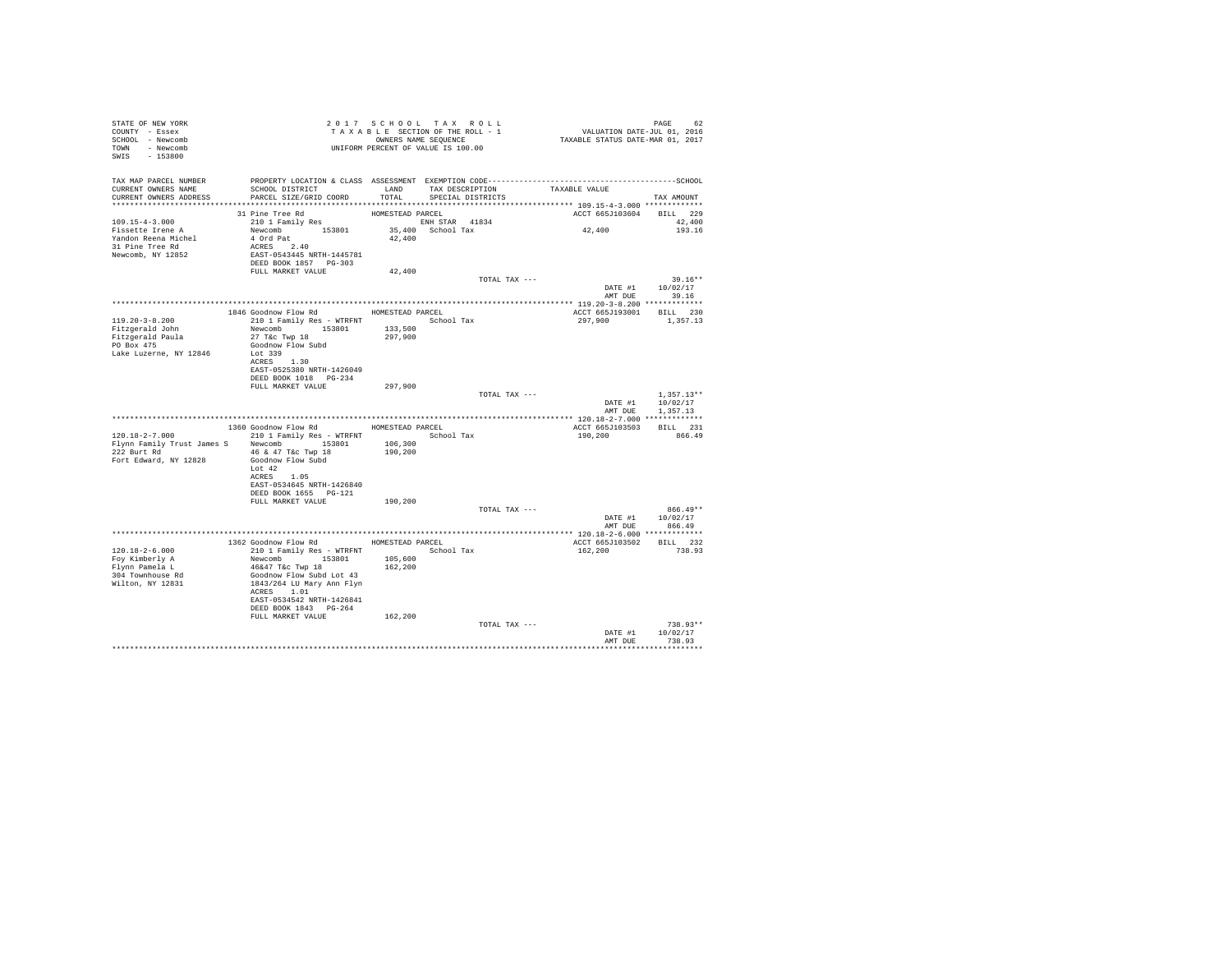STATE OF NEW YORK
COUNTY - Essex
SCHOOL - Newcomb
TOWN - Newcomb
SWIS - 153800

2017 SCHOOL TAX ROLL
TAXABLE SECTION OF THE ROLL - 1
OWNERS NAME SEQUENCE
UNIFORM PERCENT OF VALUE IS 100.00

VALUATION DATE-JUL 01, 2016
TAXABLE STATUS DATE-MAR 01, 2017

| TAX MAP PARCEL NUMBER / CURRENT OWNERS NAME / CURRENT OWNERS ADDRESS | PROPERTY LOCATION & CLASS / SCHOOL DISTRICT / PARCEL SIZE/GRID COORD | ASSESSMENT LAND / TOTAL | EXEMPTION CODE / TAX DESCRIPTION / SPECIAL DISTRICTS | TAXABLE VALUE | TAX AMOUNT |
|---|---|---|---|---|---|
| **109.15-4-3.000** | 31 Pine Tree Rd | HOMESTEAD PARCEL | | ACCT 665J103604 | BILL 229 |
| Fissette Irene A | 210 1 Family Res | | ENH STAR 41834 | | 42,400 |
| Yandon Reena Michel | Newcomb 153801 | 35,400 | School Tax | 42,400 | 193.16 |
| 31 Pine Tree Rd | 4 Ord Pat | 42,400 | | | |
| Newcomb, NY 12852 | ACRES 2.40 | | | | |
| | EAST-0543445 NRTH-1445781 | | | | |
| | DEED BOOK 1857 PG-303 | | | | |
| | FULL MARKET VALUE | 42,400 | | | |
| | | | TOTAL TAX --- | | 39.16** |
| | | | | DATE #1 | 10/02/17 |
| | | | | AMT DUE | 39.16 |
| **119.20-3-8.200** | 1846 Goodnow Flow Rd | HOMESTEAD PARCEL | | ACCT 665J193001 | BILL 230 |
| Fitzgerald John | 210 1 Family Res - WTRFNT | | School Tax | 297,900 | 1,357.13 |
| Fitzgerald Paula | Newcomb 153801 | 133,500 | | | |
| PO Box 475 | 27 T&c Twp 18 | 297,900 | | | |
| Lake Luzerne, NY 12846 | Goodnow Flow Subd | | | | |
| | Lot 339 | | | | |
| | ACRES 1.30 | | | | |
| | EAST-0525380 NRTH-1426049 | | | | |
| | DEED BOOK 1018 PG-234 | | | | |
| | FULL MARKET VALUE | 297,900 | | | |
| | | | TOTAL TAX --- | | 1,357.13** |
| | | | | DATE #1 | 10/02/17 |
| | | | | AMT DUE | 1,357.13 |
| **120.18-2-7.000** | 1360 Goodnow Flow Rd | HOMESTEAD PARCEL | | ACCT 665J103503 | BILL 231 |
| Flynn Family Trust James S | 210 1 Family Res - WTRFNT | | School Tax | 190,200 | 866.49 |
| 222 Burt Rd | Newcomb 153801 | 106,300 | | | |
| Fort Edward, NY 12828 | 46 & 47 T&c Twp 18 | 190,200 | | | |
| | Goodnow Flow Subd | | | | |
| | Lot 42 | | | | |
| | ACRES 1.05 | | | | |
| | EAST-0534645 NRTH-1426840 | | | | |
| | DEED BOOK 1655 PG-121 | | | | |
| | FULL MARKET VALUE | 190,200 | | | |
| | | | TOTAL TAX --- | | 866.49** |
| | | | | DATE #1 | 10/02/17 |
| | | | | AMT DUE | 866.49 |
| **120.18-2-6.000** | 1362 Goodnow Flow Rd | HOMESTEAD PARCEL | | ACCT 665J103502 | BILL 232 |
| Foy Kimberly A | 210 1 Family Res - WTRFNT | | School Tax | 162,200 | 738.93 |
| Flynn Pamela L | Newcomb 153801 | 105,600 | | | |
| 304 Townhouse Rd | 46&47 T&c Twp 18 | 162,200 | | | |
| Wilton, NY 12831 | Goodnow Flow Subd Lot 43 | | | | |
| | 1843/264 LU Mary Ann Flyn | | | | |
| | ACRES 1.01 | | | | |
| | EAST-0534542 NRTH-1426841 | | | | |
| | DEED BOOK 1843 PG-264 | | | | |
| | FULL MARKET VALUE | 162,200 | | | |
| | | | TOTAL TAX --- | | 738.93** |
| | | | | DATE #1 | 10/02/17 |
| | | | | AMT DUE | 738.93 |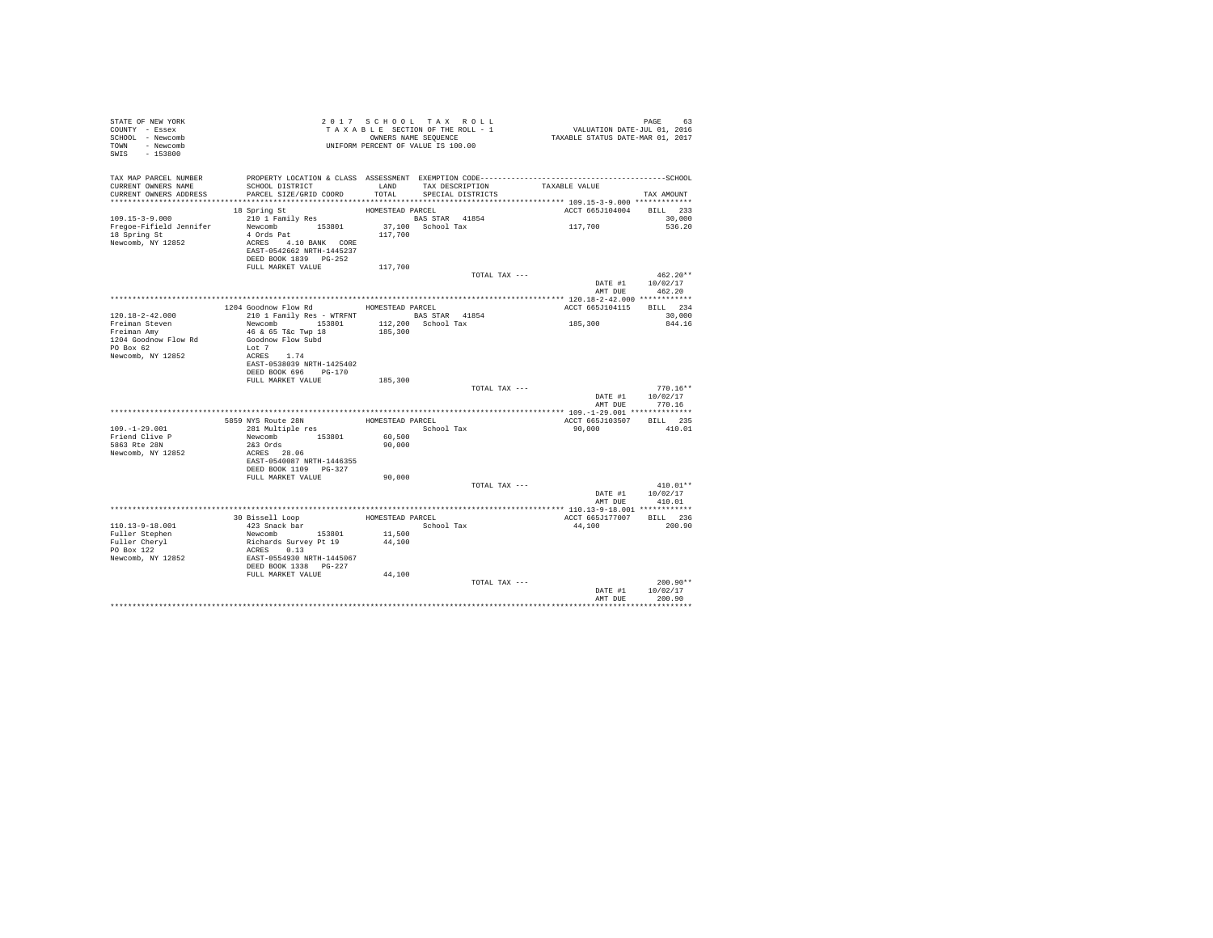STATE OF NEW YORK                2 0 1 7   S C H O O L   T A X   R O L L
COUNTY - Essex                   T A X A B L E  SECTION OF THE ROLL - 1          VALUATION DATE-JUL 01, 2016
SCHOOL - Newcomb                 OWNERS NAME SEQUENCE                            TAXABLE STATUS DATE-MAR 01, 2017
TOWN - Newcomb                   UNIFORM PERCENT OF VALUE IS 100.00
SWIS - 153800

| TAX MAP PARCEL NUMBER / CURRENT OWNERS NAME / CURRENT OWNERS ADDRESS | PROPERTY LOCATION & CLASS / SCHOOL DISTRICT / PARCEL SIZE/GRID COORD | ASSESSMENT LAND / TOTAL | EXEMPTION CODE / TAX DESCRIPTION / SPECIAL DISTRICTS | TAXABLE VALUE | SCHOOL TAX AMOUNT |
|---|---|---|---|---|---|
| 109.15-3-9.000 | 18 Spring St | HOMESTEAD PARCEL | | ACCT 665J104004 | BILL 233 |
| 109.15-3-9.000 | 210 1 Family Res | | BAS STAR 41854 | | 30,000 |
| Fregoe-Fifield Jennifer | Newcomb 153801 | 37,100 | School Tax | 117,700 | 536.20 |
| 18 Spring St | 4 Ords Pat | 117,700 | | | |
| Newcomb, NY 12852 | ACRES 4.10 BANK CORE | | | | |
| | EAST-0542662 NRTH-1445237 | | | | |
| | DEED BOOK 1839 PG-252 | | | | |
| | FULL MARKET VALUE | 117,700 | | | |
| | | | TOTAL TAX --- | | 462.20** |
| | | | | DATE #1 | 10/02/17 |
| | | | | AMT DUE | 462.20 |
| 120.18-2-42.000 | 1204 Goodnow Flow Rd | HOMESTEAD PARCEL | | ACCT 665J104115 | BILL 234 |
| 120.18-2-42.000 | 210 1 Family Res - WTRFNT | | BAS STAR 41854 | | 30,000 |
| Freiman Steven | Newcomb 153801 | 112,200 | School Tax | 185,300 | 844.16 |
| Freiman Amy | 46 & 65 T&c Twp 18 | 185,300 | | | |
| 1204 Goodnow Flow Rd | Goodnow Flow Subd | | | | |
| PO Box 62 | Lot 7 | | | | |
| Newcomb, NY 12852 | ACRES 1.74 | | | | |
| | EAST-0538039 NRTH-1425402 | | | | |
| | DEED BOOK 696 PG-170 | | | | |
| | FULL MARKET VALUE | 185,300 | | | |
| | | | TOTAL TAX --- | | 770.16** |
| | | | | DATE #1 | 10/02/17 |
| | | | | AMT DUE | 770.16 |
| 109.-1-29.001 | 5859 NYS Route 28N | HOMESTEAD PARCEL | | ACCT 665J103507 | BILL 235 |
| 109.-1-29.001 | 281 Multiple res | | School Tax | 90,000 | 410.01 |
| Friend Clive P | Newcomb 153801 | 60,500 | | | |
| 5863 Rte 28N | 2&3 Ords | 90,000 | | | |
| Newcomb, NY 12852 | ACRES 28.06 | | | | |
| | EAST-0540087 NRTH-1446355 | | | | |
| | DEED BOOK 1109 PG-327 | | | | |
| | FULL MARKET VALUE | 90,000 | | | |
| | | | TOTAL TAX --- | | 410.01** |
| | | | | DATE #1 | 10/02/17 |
| | | | | AMT DUE | 410.01 |
| 110.13-9-18.001 | 30 Bissell Loop | HOMESTEAD PARCEL | | ACCT 665J177007 | BILL 236 |
| 110.13-9-18.001 | 423 Snack bar | | School Tax | 44,100 | 200.90 |
| Fuller Stephen | Newcomb 153801 | 11,500 | | | |
| Fuller Cheryl | Richards Survey Pt 19 | 44,100 | | | |
| PO Box 122 | ACRES 0.13 | | | | |
| Newcomb, NY 12852 | EAST-0554930 NRTH-1445067 | | | | |
| | DEED BOOK 1338 PG-227 | | | | |
| | FULL MARKET VALUE | 44,100 | | | |
| | | | TOTAL TAX --- | | 200.90** |
| | | | | DATE #1 | 10/02/17 |
| | | | | AMT DUE | 200.90 |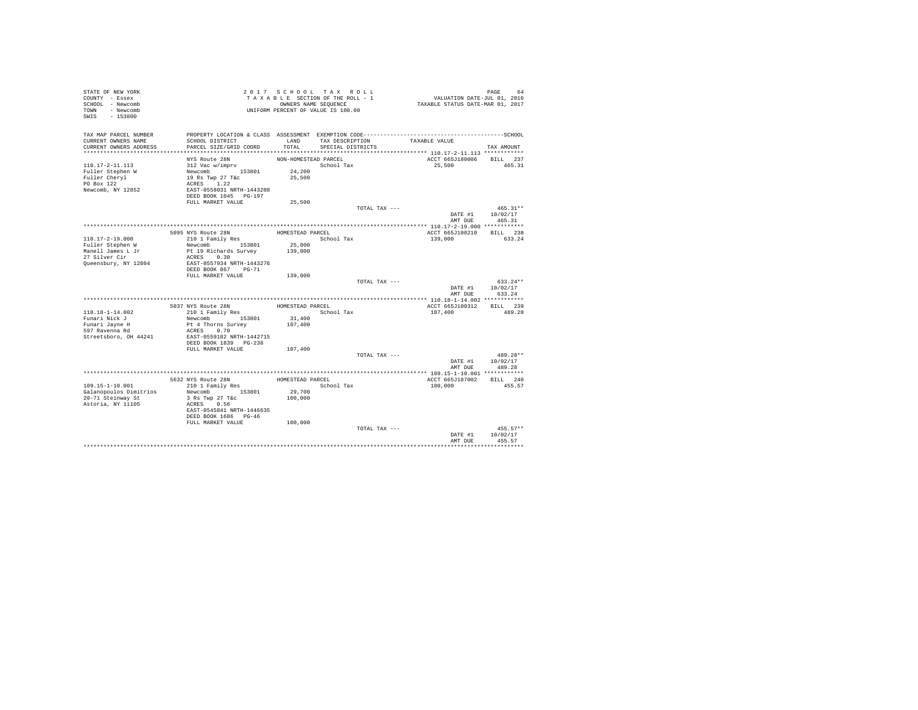STATE OF NEW YORK
COUNTY - Essex
SCHOOL - Newcomb
TOWN - Newcomb
SWIS - 153800

2017 SCHOOL TAX ROLL
TAXABLE SECTION OF THE ROLL - 1
OWNERS NAME SEQUENCE
UNIFORM PERCENT OF VALUE IS 100.00

VALUATION DATE-JUL 01, 2016
TAXABLE STATUS DATE-MAR 01, 2017

| TAX MAP PARCEL NUMBER / CURRENT OWNERS NAME / CURRENT OWNERS ADDRESS | PROPERTY LOCATION & CLASS / SCHOOL DISTRICT / PARCEL SIZE/GRID COORD | ASSESSMENT LAND / TOTAL | EXEMPTION CODE / TAX DESCRIPTION / SPECIAL DISTRICTS | TAXABLE VALUE | SCHOOL TAX AMOUNT |
|---|---|---|---|---|---|
| **110.17-2-11.113** | NYS Route 28N | NON-HOMESTEAD PARCEL | | ACCT 665J180006 | BILL 237 |
| 110.17-2-11.113 | 312 Vac w/imprv | | School Tax | 25,500 | 465.31 |
| Fuller Stephen W | Newcomb 153801 | 24,200 | | | |
| Fuller Cheryl | 19 Rs Twp 27 T&c | 25,500 | | | |
| PO Box 122 | ACRES 1.22 | | | | |
| Newcomb, NY 12852 | EAST-0558031 NRTH-1443208 | | | | |
| | DEED BOOK 1045 PG-197 | | | | |
| | FULL MARKET VALUE | 25,500 | | | |
| | | | TOTAL TAX --- | | 465.31** |
| | | | | DATE #1 | 10/02/17 |
| | | | | AMT DUE | 465.31 |
| **110.17-2-19.000** | 5095 NYS Route 28N | HOMESTEAD PARCEL | | ACCT 665J100210 | BILL 238 |
| 110.17-2-19.000 | 210 1 Family Res | | School Tax | 139,000 | 633.24 |
| Fuller Stephen W | Newcomb 153801 | 25,000 | | | |
| Manell James L Jr | Pt 19 Richards Survey | 139,000 | | | |
| 27 Silver Cir | ACRES 0.30 | | | | |
| Queensbury, NY 12804 | EAST-0557934 NRTH-1443276 | | | | |
| | DEED BOOK 867 PG-71 | | | | |
| | FULL MARKET VALUE | 139,000 | | | |
| | | | TOTAL TAX --- | | 633.24** |
| | | | | DATE #1 | 10/02/17 |
| | | | | AMT DUE | 633.24 |
| **110.18-1-14.002** | 5037 NYS Route 28N | HOMESTEAD PARCEL | | ACCT 665J100312 | BILL 239 |
| 110.18-1-14.002 | 210 1 Family Res | | School Tax | 107,400 | 489.28 |
| Funari Nick J | Newcomb 153801 | 31,400 | | | |
| Funari Jayne H | Pt 4 Thorns Survey | 107,400 | | | |
| 597 Ravenna Rd | ACRES 0.70 | | | | |
| Streetsboro, OH 44241 | EAST-0559182 NRTH-1442715 | | | | |
| | DEED BOOK 1839 PG-238 | | | | |
| | FULL MARKET VALUE | 107,400 | | | |
| | | | TOTAL TAX --- | | 489.28** |
| | | | | DATE #1 | 10/02/17 |
| | | | | AMT DUE | 489.28 |
| **109.15-1-10.001** | 5632 NYS Route 28N | HOMESTEAD PARCEL | | ACCT 665J187002 | BILL 240 |
| 109.15-1-10.001 | 210 1 Family Res | | School Tax | 100,000 | 455.57 |
| Galanopoulos Dimitrios | Newcomb 153801 | 29,700 | | | |
| 20-71 Steinway St | 3 Rs Twp 27 T&c | 100,000 | | | |
| Astoria, NY 11105 | ACRES 0.56 | | | | |
| | EAST-0545841 NRTH-1446635 | | | | |
| | DEED BOOK 1686 PG-46 | | | | |
| | FULL MARKET VALUE | 100,000 | | | |
| | | | TOTAL TAX --- | | 455.57** |
| | | | | DATE #1 | 10/02/17 |
| | | | | AMT DUE | 455.57 |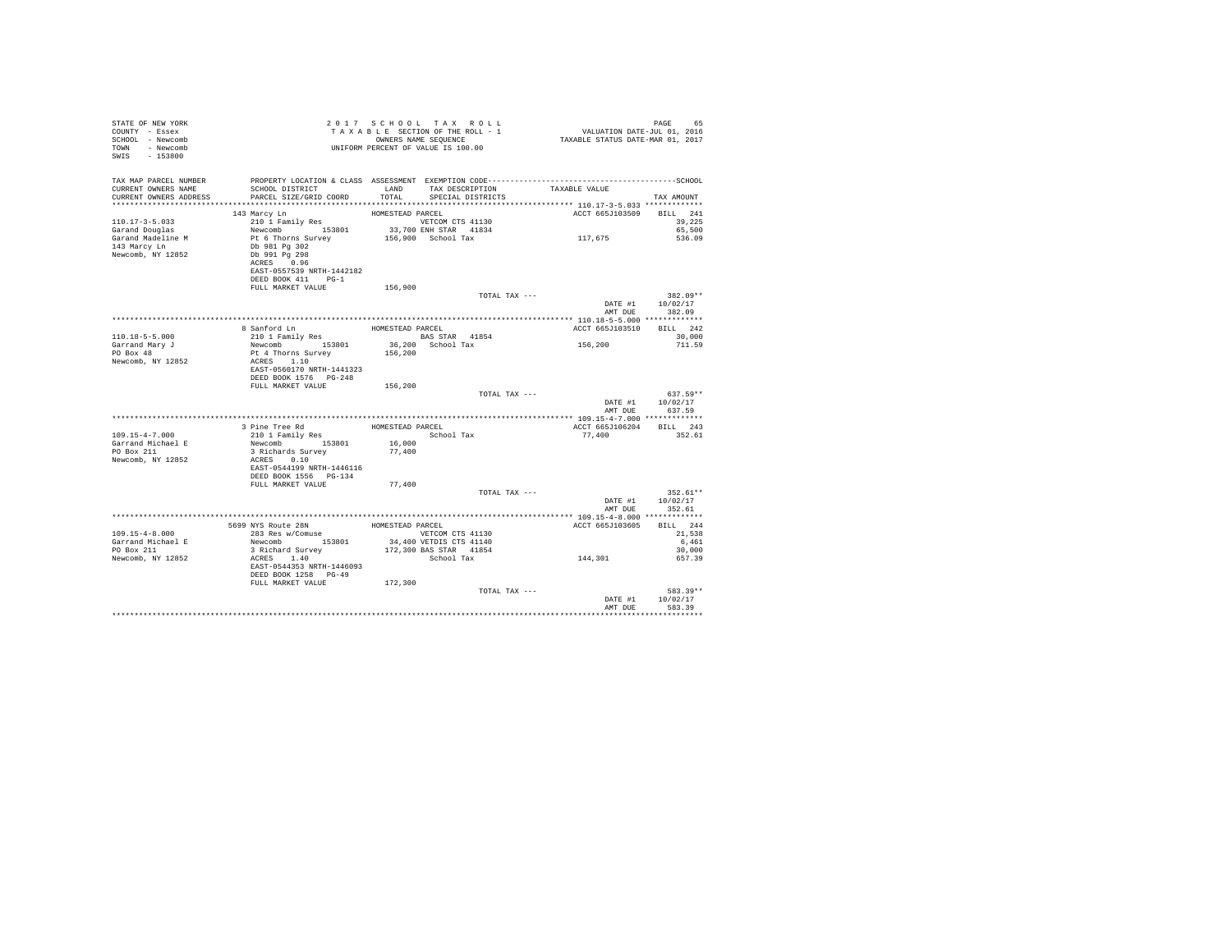STATE OF NEW YORK
COUNTY - Essex
SCHOOL - Newcomb
TOWN - Newcomb
SWIS - 153800

2017 SCHOOL TAX ROLL
TAXABLE SECTION OF THE ROLL - 1
OWNERS NAME SEQUENCE
UNIFORM PERCENT OF VALUE IS 100.00

VALUATION DATE-JUL 01, 2016
TAXABLE STATUS DATE-MAR 01, 2017

```
TAX MAP PARCEL NUMBER     PROPERTY LOCATION & CLASS  ASSESSMENT  EXEMPTION CODE----------------------------------------------SCHOOL
CURRENT OWNERS NAME       SCHOOL DISTRICT              LAND      TAX DESCRIPTION            TAXABLE VALUE
CURRENT OWNERS ADDRESS    PARCEL SIZE/GRID COORD       TOTAL     SPECIAL DISTRICTS                                    TAX AMOUNT
*************************************************************************************************** 110.17-3-5.033 *************
                          143 Marcy Ln                 HOMESTEAD PARCEL                          ACCT 665J103509    BILL  241
110.17-3-5.033            210 1 Family Res                     VETCOM CTS 41130                                     39,225
Garand Douglas            Newcomb         153801        33,700 ENH STAR  41834                                      65,500
Garand Madeline M         Pt 6 Thorns Survey           156,900  School Tax                    117,675               536.09
143 Marcy Ln              Db 981 Pg 302
Newcomb, NY 12852         Db 991 Pg 298
                          ACRES    0.96
                          EAST-0557539 NRTH-1442182
                          DEED BOOK 411    PG-1
                          FULL MARKET VALUE            156,900
                                                                      TOTAL TAX ---                                382.09**
                                                                                                DATE #1          10/02/17
                                                                                                AMT DUE            382.09
*************************************************************************************************** 110.18-5-5.000 *************
                          8 Sanford Ln                 HOMESTEAD PARCEL                          ACCT 665J103510    BILL  242
110.18-5-5.000            210 1 Family Res                     BAS STAR  41854                                      30,000
Garrand Mary J            Newcomb         153801        36,200  School Tax                    156,200               711.59
PO Box 48                 Pt 4 Thorns Survey           156,200
Newcomb, NY 12852         ACRES    1.10
                          EAST-0560170 NRTH-1441323
                          DEED BOOK 1576   PG-248
                          FULL MARKET VALUE            156,200
                                                                      TOTAL TAX ---                                637.59**
                                                                                                DATE #1          10/02/17
                                                                                                AMT DUE            637.59
*************************************************************************************************** 109.15-4-7.000 *************
                          3 Pine Tree Rd               HOMESTEAD PARCEL                          ACCT 665J106204    BILL  243
109.15-4-7.000            210 1 Family Res                      School Tax                     77,400               352.61
Garrand Michael E         Newcomb         153801        16,000
PO Box 211                3 Richards Survey             77,400
Newcomb, NY 12852         ACRES    0.10
                          EAST-0544199 NRTH-1446116
                          DEED BOOK 1556   PG-134
                          FULL MARKET VALUE             77,400
                                                                      TOTAL TAX ---                                352.61**
                                                                                                DATE #1          10/02/17
                                                                                                AMT DUE            352.61
*************************************************************************************************** 109.15-4-8.000 *************
                          5699 NYS Route 28N           HOMESTEAD PARCEL                          ACCT 665J103605    BILL  244
109.15-4-8.000            283 Res w/Comuse                     VETCOM CTS 41130                                     21,538
Garrand Michael E         Newcomb         153801        34,400 VETDIS CTS 41140                                      6,461
PO Box 211                3 Richard Survey             172,300 BAS STAR  41854                                      30,000
Newcomb, NY 12852         ACRES    1.40                         School Tax                    144,301               657.39
                          EAST-0544353 NRTH-1446093
                          DEED BOOK 1258   PG-49
                          FULL MARKET VALUE            172,300
                                                                      TOTAL TAX ---                                583.39**
                                                                                                DATE #1          10/02/17
                                                                                                AMT DUE            583.39
********************************************************************************************************************************
```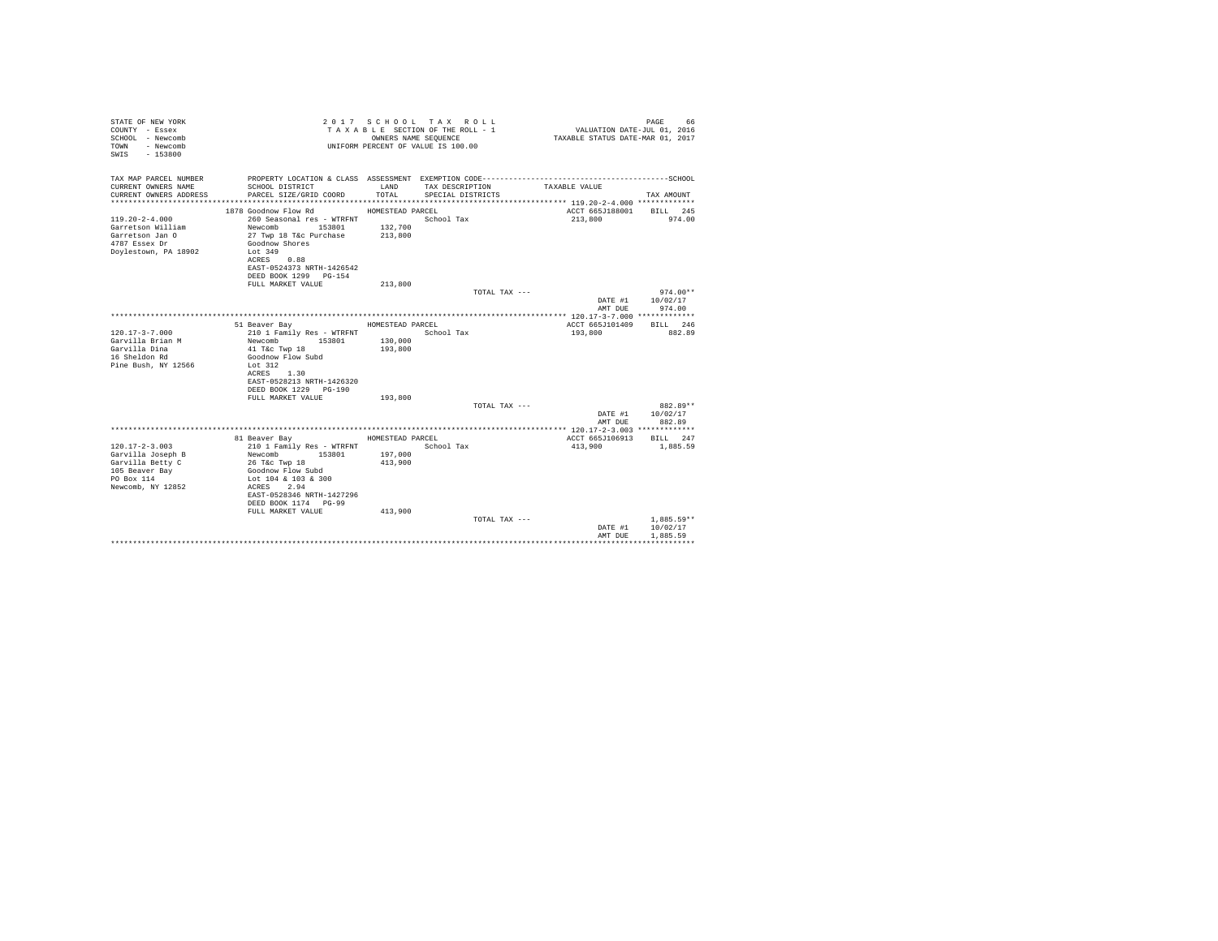STATE OF NEW YORK
COUNTY - Essex
SCHOOL - Newcomb
TOWN - Newcomb
SWIS - 153800

2 0 1 7 S C H O O L T A X R O L L
T A X A B L E SECTION OF THE ROLL - 1
OWNERS NAME SEQUENCE
UNIFORM PERCENT OF VALUE IS 100.00

VALUATION DATE-JUL 01, 2016
TAXABLE STATUS DATE-MAR 01, 2017

| TAX MAP PARCEL NUMBER / CURRENT OWNERS NAME / CURRENT OWNERS ADDRESS | PROPERTY LOCATION & CLASS / SCHOOL DISTRICT / PARCEL SIZE/GRID COORD | ASSESSMENT LAND / TOTAL | EXEMPTION CODE / TAX DESCRIPTION / SPECIAL DISTRICTS | TAXABLE VALUE | TAX AMOUNT |
|---|---|---|---|---|---|
| 119.20-2-4.000 | 1878 Goodnow Flow Rd | HOMESTEAD PARCEL | | ACCT 665J188001 | BILL 245 |
| Garretson William | 260 Seasonal res - WTRFNT | | School Tax | 213,800 | 974.00 |
| Garretson Jan O | Newcomb 153801 | 132,700 | | | |
| 4787 Essex Dr | 27 Twp 18 T&c Purchase | 213,800 | | | |
| Doylestown, PA 18902 | Goodnow Shores | | | | |
| | Lot 349 | | | | |
| | ACRES 0.88 | | | | |
| | EAST-0524373 NRTH-1426542 | | | | |
| | DEED BOOK 1299 PG-154 | | | | |
| | FULL MARKET VALUE | 213,800 | | | |
| | | | TOTAL TAX --- | | 974.00** |
| | | | | DATE #1 | 10/02/17 |
| | | | | AMT DUE | 974.00 |
| 120.17-3-7.000 | 51 Beaver Bay | HOMESTEAD PARCEL | | ACCT 665J101409 | BILL 246 |
| Garvilla Brian M | 210 1 Family Res - WTRFNT | | School Tax | 193,800 | 882.89 |
| Garvilla Dina | Newcomb 153801 | 130,000 | | | |
| 16 Sheldon Rd | 41 T&c Twp 18 | 193,800 | | | |
| Pine Bush, NY 12566 | Goodnow Flow Subd | | | | |
| | Lot 312 | | | | |
| | ACRES 1.30 | | | | |
| | EAST-0528213 NRTH-1426320 | | | | |
| | DEED BOOK 1229 PG-190 | | | | |
| | FULL MARKET VALUE | 193,800 | | | |
| | | | TOTAL TAX --- | | 882.89** |
| | | | | DATE #1 | 10/02/17 |
| | | | | AMT DUE | 882.89 |
| 120.17-2-3.003 | 81 Beaver Bay | HOMESTEAD PARCEL | | ACCT 665J106913 | BILL 247 |
| Garvilla Joseph B | 210 1 Family Res - WTRFNT | | School Tax | 413,900 | 1,885.59 |
| Garvilla Betty C | Newcomb 153801 | 197,000 | | | |
| 105 Beaver Bay | 26 T&c Twp 18 | 413,900 | | | |
| PO Box 114 | Goodnow Flow Subd | | | | |
| Newcomb, NY 12852 | Lot 104 & 103 & 300 | | | | |
| | ACRES 2.94 | | | | |
| | EAST-0528346 NRTH-1427296 | | | | |
| | DEED BOOK 1174 PG-99 | | | | |
| | FULL MARKET VALUE | 413,900 | | | |
| | | | TOTAL TAX --- | | 1,885.59** |
| | | | | DATE #1 | 10/02/17 |
| | | | | AMT DUE | 1,885.59 |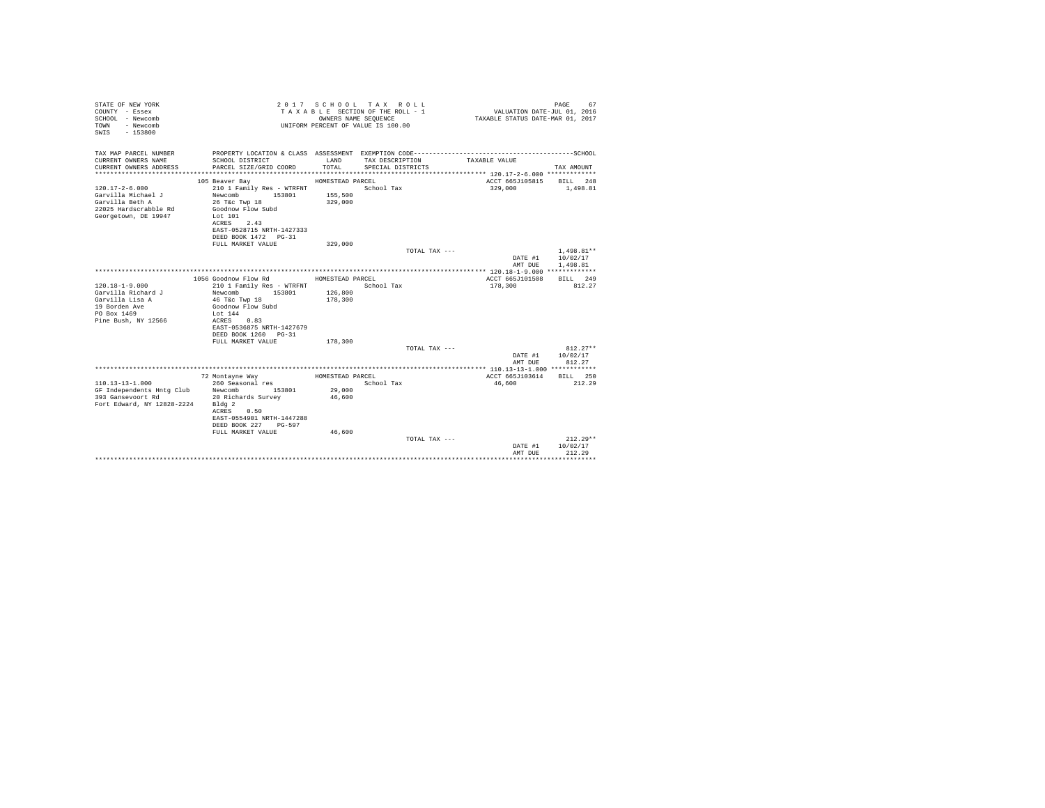STATE OF NEW YORK
COUNTY - Essex
SCHOOL - Newcomb
TOWN - Newcomb
SWIS - 153800

2017 SCHOOL TAX ROLL
TAXABLE SECTION OF THE ROLL - 1
OWNERS NAME SEQUENCE
UNIFORM PERCENT OF VALUE IS 100.00

VALUATION DATE-JUL 01, 2016
TAXABLE STATUS DATE-MAR 01, 2017

| TAX MAP PARCEL NUMBER / CURRENT OWNERS NAME / CURRENT OWNERS ADDRESS | PROPERTY LOCATION & CLASS / SCHOOL DISTRICT / PARCEL SIZE/GRID COORD | ASSESSMENT LAND / TOTAL | EXEMPTION CODE / TAX DESCRIPTION / SPECIAL DISTRICTS | TAXABLE VALUE | SCHOOL TAX AMOUNT |
|---|---|---|---|---|---|
| 120.17-2-6.000 | 105 Beaver Bay | HOMESTEAD PARCEL | | ACCT 665J105815 | BILL 248 |
| 120.17-2-6.000 | 210 1 Family Res - WTRFNT | | School Tax | 329,000 | 1,498.81 |
| Garvilla Michael J | Newcomb 153801 | 155,500 | | | |
| Garvilla Beth A | 26 T&c Twp 18 | 329,000 | | | |
| 22025 Hardscrabble Rd | Goodnow Flow Subd | | | | |
| Georgetown, DE 19947 | Lot 101 | | | | |
| | ACRES 2.43 | | | | |
| | EAST-0528715 NRTH-1427333 | | | | |
| | DEED BOOK 1472 PG-31 | | | | |
| | FULL MARKET VALUE | 329,000 | | | |
| | | | TOTAL TAX --- | | 1,498.81** |
| | | | | DATE #1 | 10/02/17 |
| | | | | AMT DUE | 1,498.81 |
| 120.18-1-9.000 | 1056 Goodnow Flow Rd | HOMESTEAD PARCEL | | ACCT 665J101508 | BILL 249 |
| 120.18-1-9.000 | 210 1 Family Res - WTRFNT | | School Tax | 178,300 | 812.27 |
| Garvilla Richard J | Newcomb 153801 | 126,800 | | | |
| Garvilla Lisa A | 46 T&c Twp 18 | 178,300 | | | |
| 19 Borden Ave | Goodnow Flow Subd | | | | |
| PO Box 1469 | Lot 144 | | | | |
| Pine Bush, NY 12566 | ACRES 0.83 | | | | |
| | EAST-0536875 NRTH-1427679 | | | | |
| | DEED BOOK 1260 PG-31 | | | | |
| | FULL MARKET VALUE | 178,300 | | | |
| | | | TOTAL TAX --- | | 812.27** |
| | | | | DATE #1 | 10/02/17 |
| | | | | AMT DUE | 812.27 |
| 110.13-13-1.000 | 72 Montayne Way | HOMESTEAD PARCEL | | ACCT 665J103614 | BILL 250 |
| 110.13-13-1.000 | 260 Seasonal res | | School Tax | 46,600 | 212.29 |
| GF Independents Hntg Club | Newcomb 153801 | 29,000 | | | |
| 393 Gansevoort Rd | 20 Richards Survey | 46,600 | | | |
| Fort Edward, NY 12828-2224 | Bldg 2 | | | | |
| | ACRES 0.50 | | | | |
| | EAST-0554901 NRTH-1447288 | | | | |
| | DEED BOOK 227 PG-597 | | | | |
| | FULL MARKET VALUE | 46,600 | | | |
| | | | TOTAL TAX --- | | 212.29** |
| | | | | DATE #1 | 10/02/17 |
| | | | | AMT DUE | 212.29 |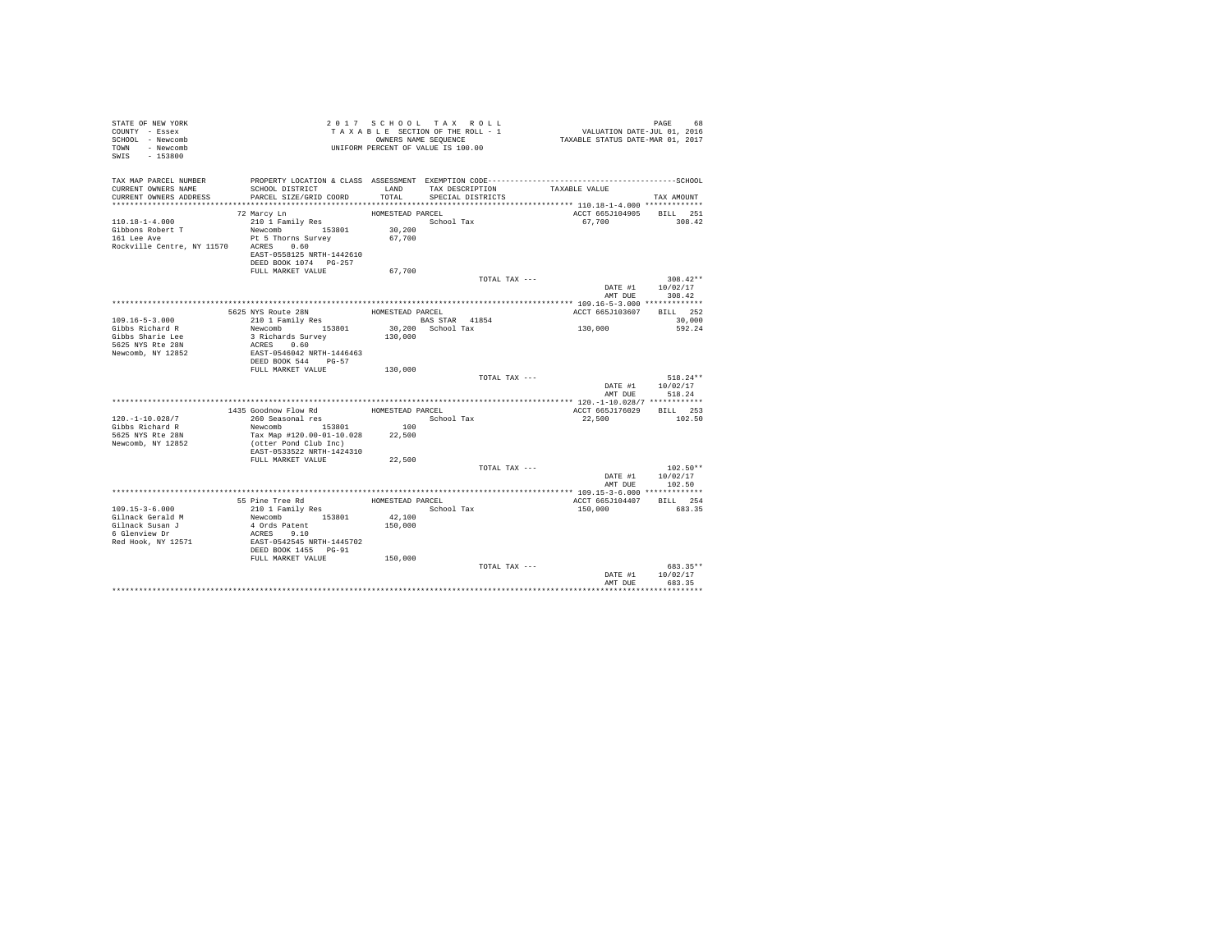```
STATE OF NEW YORK                        2 0 1 7   S C H O O L   T A X   R O L L                                PAGE    68
COUNTY  - Essex                            T A X A B L E SECTION OF THE ROLL - 1                VALUATION DATE-JUL 01, 2016
SCHOOL  - Newcomb                                  OWNERS NAME SEQUENCE                     TAXABLE STATUS DATE-MAR 01, 2017
TOWN    - Newcomb                           UNIFORM PERCENT OF VALUE IS 100.00
SWIS    - 153800

TAX MAP PARCEL NUMBER      PROPERTY LOCATION & CLASS  ASSESSMENT  EXEMPTION CODE------------------------------------------SCHOOL
CURRENT OWNERS NAME        SCHOOL DISTRICT               LAND     TAX DESCRIPTION           TAXABLE VALUE
CURRENT OWNERS ADDRESS     PARCEL SIZE/GRID COORD        TOTAL    SPECIAL DISTRICTS                                 TAX AMOUNT
****************************************************************************************** 110.18-1-4.000 *************
                       72 Marcy Ln                   HOMESTEAD PARCEL                          ACCT 665J104905    BILL  251
110.18-1-4.000             210 1 Family Res                        School Tax                    67,700              308.42
Gibbons Robert T           Newcomb         153801       30,200
161 Lee Ave                Pt 5 Thorns Survey           67,700
Rockville Centre, NY 11570 ACRES    0.60
                           EAST-0558125 NRTH-1442610
                           DEED BOOK 1074   PG-257
                           FULL MARKET VALUE            67,700
                                                                      TOTAL TAX ---                                  308.42**
                                                                                                  DATE #1          10/02/17
                                                                                                  AMT DUE            308.42
****************************************************************************************** 109.16-5-3.000 *************
                      5625 NYS Route 28N             HOMESTEAD PARCEL                          ACCT 665J103607    BILL  252
109.16-5-3.000             210 1 Family Res                   BAS STAR  41854                                        30,000
Gibbs Richard R            Newcomb         153801       30,200   School Tax                  130,000              592.24
Gibbs Sharie Lee           3 Richards Survey           130,000
5625 NYS Rte 28N           ACRES    0.60
Newcomb, NY 12852          EAST-0546042 NRTH-1446463
                           DEED BOOK 544    PG-57
                           FULL MARKET VALUE           130,000
                                                                      TOTAL TAX ---                                  518.24**
                                                                                                  DATE #1          10/02/17
                                                                                                  AMT DUE            518.24
****************************************************************************************** 120.-1-10.028/7 ************
                      1435 Goodnow Flow Rd           HOMESTEAD PARCEL                          ACCT 665J176029    BILL  253
120.-1-10.028/7            260 Seasonal res                        School Tax                    22,500              102.50
Gibbs Richard R            Newcomb         153801          100
5625 NYS Rte 28N           Tax Map #120.00-01-10.028    22,500
Newcomb, NY 12852          (otter Pond Club Inc)
                           EAST-0533522 NRTH-1424310
                           FULL MARKET VALUE            22,500
                                                                      TOTAL TAX ---                                  102.50**
                                                                                                  DATE #1          10/02/17
                                                                                                  AMT DUE            102.50
****************************************************************************************** 109.15-3-6.000 *************
                       55 Pine Tree Rd               HOMESTEAD PARCEL                          ACCT 665J104407    BILL  254
109.15-3-6.000             210 1 Family Res                        School Tax                   150,000              683.35
Gilnack Gerald M           Newcomb         153801       42,100
Gilnack Susan J            4 Ords Patent               150,000
6 Glenview Dr              ACRES    9.10
Red Hook, NY 12571         EAST-0542545 NRTH-1445702
                           DEED BOOK 1455   PG-91
                           FULL MARKET VALUE           150,000
                                                                      TOTAL TAX ---                                  683.35**
                                                                                                  DATE #1          10/02/17
                                                                                                  AMT DUE            683.35
************************************************************************************************************************
```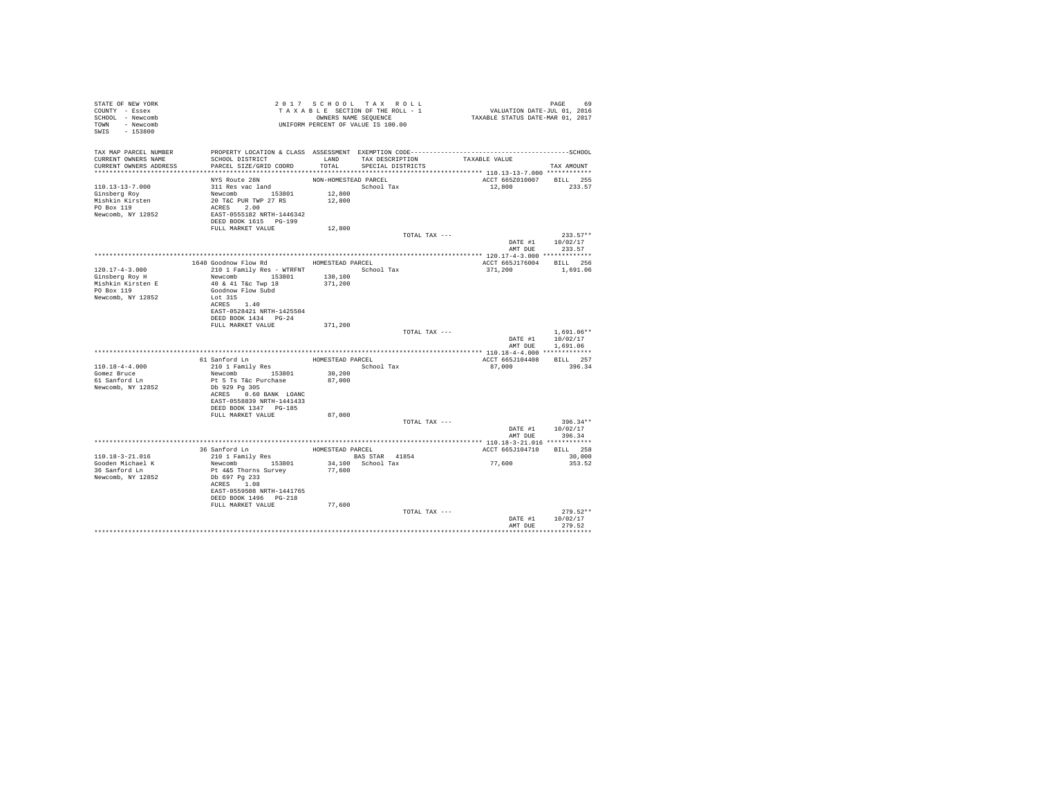STATE OF NEW YORK
COUNTY - Essex
SCHOOL - Newcomb
TOWN - Newcomb
SWIS - 153800

2 0 1 7 S C H O O L T A X R O L L
T A X A B L E SECTION OF THE ROLL - 1
OWNERS NAME SEQUENCE
UNIFORM PERCENT OF VALUE IS 100.00

VALUATION DATE-JUL 01, 2016
TAXABLE STATUS DATE-MAR 01, 2017

| TAX MAP PARCEL NUMBER / CURRENT OWNERS NAME / CURRENT OWNERS ADDRESS | PROPERTY LOCATION & CLASS / SCHOOL DISTRICT / PARCEL SIZE/GRID COORD | ASSESSMENT LAND / TOTAL | EXEMPTION CODE / TAX DESCRIPTION / SPECIAL DISTRICTS | TAXABLE VALUE | TAX AMOUNT |
|---|---|---|---|---|---|
| 110.13-13-7.000 | NYS Route 28N | NON-HOMESTEAD PARCEL | | ACCT 665Z010007 | BILL 255 |
| Ginsberg Roy | 311 Res vac land | | School Tax | 12,800 | 233.57 |
| Mishkin Kirsten | Newcomb 153801 | 12,800 | | | |
| PO Box 119 | 20 T&C PUR TWP 27 RS | 12,800 | | | |
| Newcomb, NY 12852 | ACRES 2.00 | | | | |
| | EAST-0555182 NRTH-1446342 | | | | |
| | DEED BOOK 1615 PG-199 | | | | |
| | FULL MARKET VALUE | 12,800 | | | |
| | | | TOTAL TAX --- | | 233.57** |
| | | | | DATE #1 | 10/02/17 |
| | | | | AMT DUE | 233.57 |
| 120.17-4-3.000 | 1640 Goodnow Flow Rd | HOMESTEAD PARCEL | | ACCT 665J176004 | BILL 256 |
| Ginsberg Roy H | 210 1 Family Res - WTRFNT | | School Tax | 371,200 | 1,691.06 |
| Mishkin Kirsten E | Newcomb 153801 | 130,100 | | | |
| PO Box 119 | 40 & 41 T&c Twp 18 | 371,200 | | | |
| Newcomb, NY 12852 | Goodnow Flow Subd | | | | |
| | Lot 315 | | | | |
| | ACRES 1.40 | | | | |
| | EAST-0528421 NRTH-1425504 | | | | |
| | DEED BOOK 1434 PG-24 | | | | |
| | FULL MARKET VALUE | 371,200 | | | |
| | | | TOTAL TAX --- | | 1,691.06** |
| | | | | DATE #1 | 10/02/17 |
| | | | | AMT DUE | 1,691.06 |
| 110.18-4-4.000 | 61 Sanford Ln | HOMESTEAD PARCEL | | ACCT 665J104408 | BILL 257 |
| Gomez Bruce | 210 1 Family Res | | School Tax | 87,000 | 396.34 |
| 61 Sanford Ln | Newcomb 153801 | 30,200 | | | |
| Newcomb, NY 12852 | Pt 5 Ts T&c Purchase | 87,000 | | | |
| | Db 929 Pg 305 | | | | |
| | ACRES 0.60 BANK LOANC | | | | |
| | EAST-0558839 NRTH-1441433 | | | | |
| | DEED BOOK 1347 PG-185 | | | | |
| | FULL MARKET VALUE | 87,000 | | | |
| | | | TOTAL TAX --- | | 396.34** |
| | | | | DATE #1 | 10/02/17 |
| | | | | AMT DUE | 396.34 |
| 110.18-3-21.016 | 36 Sanford Ln | HOMESTEAD PARCEL | | ACCT 665J104710 | BILL 258 |
| Gooden Michael K | 210 1 Family Res | | BAS STAR 41854 | | 30,000 |
| 36 Sanford Ln | Newcomb 153801 | 34,100 | School Tax | 77,600 | 353.52 |
| Newcomb, NY 12852 | Pt 4&5 Thorns Survey | 77,600 | | | |
| | Db 697 Pg 233 | | | | |
| | ACRES 1.08 | | | | |
| | EAST-0559508 NRTH-1441765 | | | | |
| | DEED BOOK 1496 PG-218 | | | | |
| | FULL MARKET VALUE | 77,600 | | | |
| | | | TOTAL TAX --- | | 279.52** |
| | | | | DATE #1 | 10/02/17 |
| | | | | AMT DUE | 279.52 |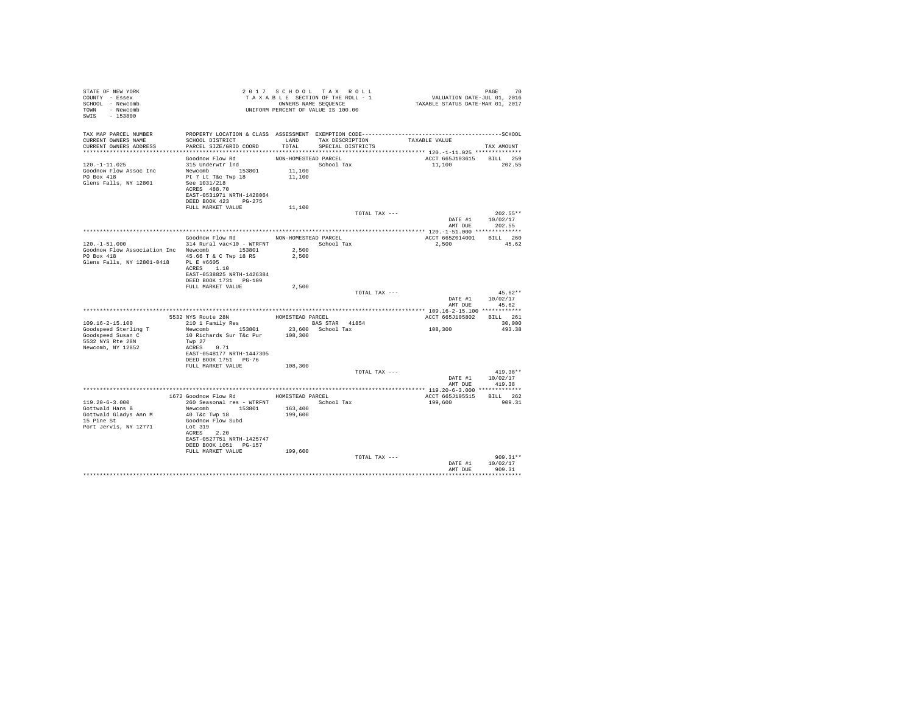STATE OF NEW YORK
COUNTY - Essex
SCHOOL - Newcomb
TOWN - Newcomb
SWIS - 153800

2 0 1 7 S C H O O L T A X R O L L
T A X A B L E SECTION OF THE ROLL - 1
OWNERS NAME SEQUENCE
UNIFORM PERCENT OF VALUE IS 100.00

VALUATION DATE-JUL 01, 2016
TAXABLE STATUS DATE-MAR 01, 2017

| TAX MAP PARCEL NUMBER / CURRENT OWNERS NAME / CURRENT OWNERS ADDRESS | PROPERTY LOCATION & CLASS / SCHOOL DISTRICT / PARCEL SIZE/GRID COORD | ASSESSMENT LAND / TOTAL | EXEMPTION CODE / TAX DESCRIPTION / SPECIAL DISTRICTS | TAXABLE VALUE | TAX AMOUNT |
|---|---|---|---|---|---|
| **120.-1-11.025** | Goodnow Flow Rd | NON-HOMESTEAD PARCEL | | ACCT 665J103615 | BILL 259 |
| Goodnow Flow Assoc Inc | 315 Underwtr lnd | | School Tax | 11,100 | 202.55 |
| PO Box 418 | Newcomb 153801 | 11,100 | | | |
| Glens Falls, NY 12801 | Pt 7 Lt T&c Twp 18 | 11,100 | | | |
| | See 1031/218 | | | | |
| | ACRES 488.70 | | | | |
| | EAST-0531971 NRTH-1428064 | | | | |
| | DEED BOOK 423 PG-275 | | | | |
| | FULL MARKET VALUE | 11,100 | | | |
| | | | TOTAL TAX --- | | 202.55** |
| | | | | DATE #1 | 10/02/17 |
| | | | | AMT DUE | 202.55 |
| **120.-1-51.000** | Goodnow Flow Rd | NON-HOMESTEAD PARCEL | | ACCT 665Z014001 | BILL 260 |
| Goodnow Flow Association Inc | 314 Rural vac<10 - WTRFNT | | School Tax | 2,500 | 45.62 |
| PO Box 418 | Newcomb 153801 | 2,500 | | | |
| Glens Falls, NY 12801-0418 | 45.66 T & C Twp 18 RS | 2,500 | | | |
| | PL E #6605 | | | | |
| | ACRES 1.10 | | | | |
| | EAST-0538825 NRTH-1426384 | | | | |
| | DEED BOOK 1731 PG-109 | | | | |
| | FULL MARKET VALUE | 2,500 | | | |
| | | | TOTAL TAX --- | | 45.62** |
| | | | | DATE #1 | 10/02/17 |
| | | | | AMT DUE | 45.62 |
| **109.16-2-15.100** | 5532 NYS Route 28N | HOMESTEAD PARCEL | | ACCT 665J105802 | BILL 261 |
| Goodspeed Sterling T | 210 1 Family Res | | BAS STAR 41854 | | 30,000 |
| Goodspeed Susan C | Newcomb 153801 | 23,600 | School Tax | 108,300 | 493.38 |
| 5532 NYS Rte 28N | 10 Richards Sur T&c Pur | 108,300 | | | |
| Newcomb, NY 12852 | Twp 27 | | | | |
| | ACRES 0.71 | | | | |
| | EAST-0548177 NRTH-1447305 | | | | |
| | DEED BOOK 1751 PG-76 | | | | |
| | FULL MARKET VALUE | 108,300 | | | |
| | | | TOTAL TAX --- | | 419.38** |
| | | | | DATE #1 | 10/02/17 |
| | | | | AMT DUE | 419.38 |
| **119.20-6-3.000** | 1672 Goodnow Flow Rd | HOMESTEAD PARCEL | | ACCT 665J105515 | BILL 262 |
| Gottwald Hans B | 260 Seasonal res - WTRFNT | | School Tax | 199,600 | 909.31 |
| Gottwald Gladys Ann M | Newcomb 153801 | 163,400 | | | |
| 15 Pine St | 40 T&c Twp 18 | 199,600 | | | |
| Port Jervis, NY 12771 | Goodnow Flow Subd | | | | |
| | Lot 319 | | | | |
| | ACRES 2.20 | | | | |
| | EAST-0527751 NRTH-1425747 | | | | |
| | DEED BOOK 1051 PG-157 | | | | |
| | FULL MARKET VALUE | 199,600 | | | |
| | | | TOTAL TAX --- | | 909.31** |
| | | | | DATE #1 | 10/02/17 |
| | | | | AMT DUE | 909.31 |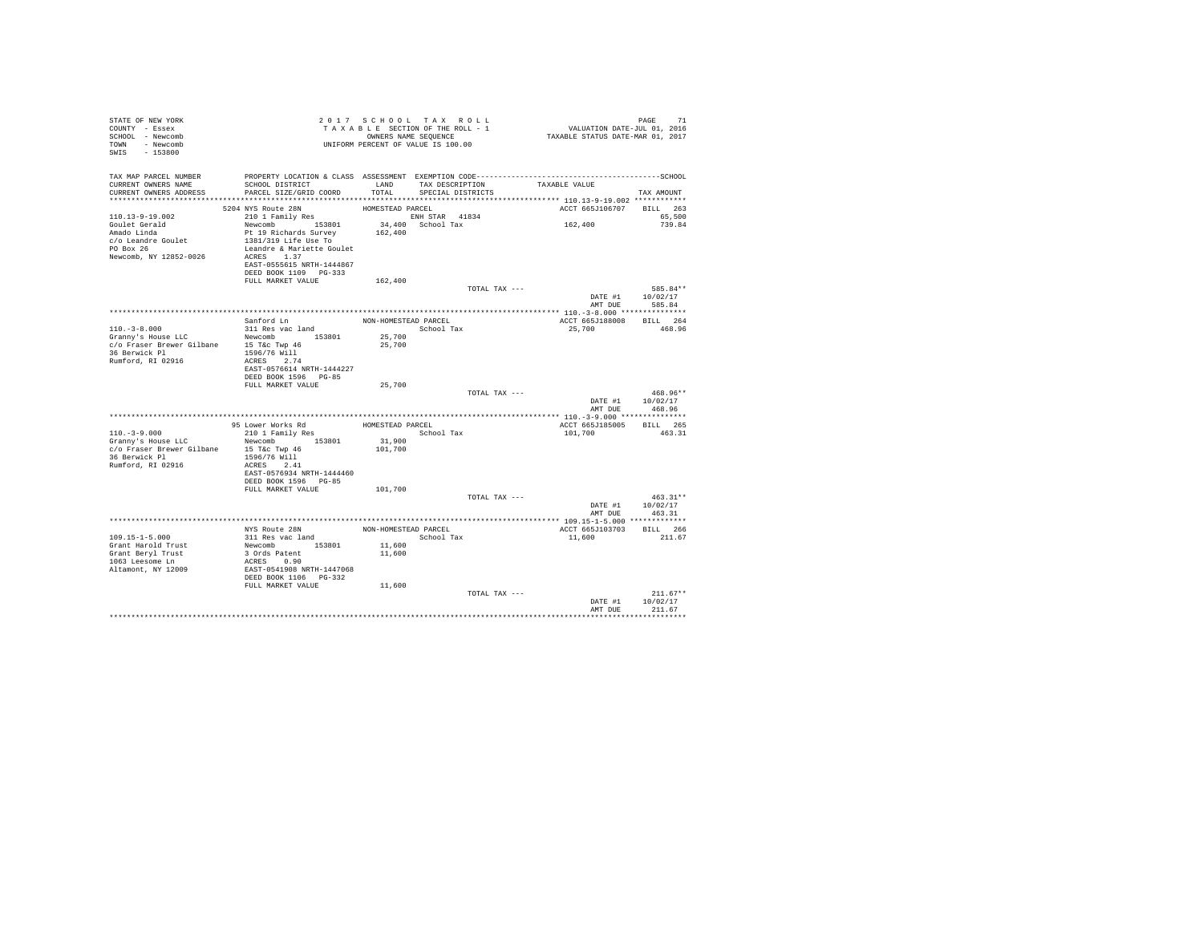STATE OF NEW YORK
COUNTY - Essex
SCHOOL - Newcomb
TOWN - Newcomb
SWIS - 153800

2 0 1 7 S C H O O L T A X R O L L
T A X A B L E SECTION OF THE ROLL - 1
OWNERS NAME SEQUENCE
UNIFORM PERCENT OF VALUE IS 100.00

VALUATION DATE-JUL 01, 2016
TAXABLE STATUS DATE-MAR 01, 2017

| TAX MAP PARCEL NUMBER / CURRENT OWNERS NAME / CURRENT OWNERS ADDRESS | PROPERTY LOCATION & CLASS / SCHOOL DISTRICT / PARCEL SIZE/GRID COORD | ASSESSMENT LAND / TOTAL | EXEMPTION CODE / TAX DESCRIPTION / SPECIAL DISTRICTS | TAXABLE VALUE | TAX AMOUNT |
|---|---|---|---|---|---|
| **110.13-9-19.002** | 5204 NYS Route 28N — HOMESTEAD PARCEL | | | ACCT 665J106707 | BILL 263 |
| 110.13-9-19.002 | 210 1 Family Res | | ENH STAR 41834 | | 65,500 |
| Goulet Gerald | Newcomb 153801 | 34,400 | School Tax | 162,400 | 739.84 |
| Amado Linda | Pt 19 Richards Survey | 162,400 | | | |
| c/o Leandre Goulet | 1381/319 Life Use To | | | | |
| PO Box 26 | Leandre & Mariette Goulet | | | | |
| Newcomb, NY 12852-0026 | ACRES 1.37 | | | | |
| | EAST-0555615 NRTH-1444867 | | | | |
| | DEED BOOK 1109 PG-333 | | | | |
| | FULL MARKET VALUE | 162,400 | | | |
| | | | TOTAL TAX --- | | 585.84** |
| | | | | DATE #1 | 10/02/17 |
| | | | | AMT DUE | 585.84 |
| **110.-3-8.000** | Sanford Ln — NON-HOMESTEAD PARCEL | | | ACCT 665J188008 | BILL 264 |
| 110.-3-8.000 | 311 Res vac land | | School Tax | 25,700 | 468.96 |
| Granny's House LLC | Newcomb 153801 | 25,700 | | | |
| c/o Fraser Brewer Gilbane | 15 T&c Twp 46 | 25,700 | | | |
| 36 Berwick Pl | 1596/76 Will | | | | |
| Rumford, RI 02916 | ACRES 2.74 | | | | |
| | EAST-0576614 NRTH-1444227 | | | | |
| | DEED BOOK 1596 PG-85 | | | | |
| | FULL MARKET VALUE | 25,700 | | | |
| | | | TOTAL TAX --- | | 468.96** |
| | | | | DATE #1 | 10/02/17 |
| | | | | AMT DUE | 468.96 |
| **110.-3-9.000** | 95 Lower Works Rd — HOMESTEAD PARCEL | | | ACCT 665J185005 | BILL 265 |
| 110.-3-9.000 | 210 1 Family Res | | School Tax | 101,700 | 463.31 |
| Granny's House LLC | Newcomb 153801 | 31,900 | | | |
| c/o Fraser Brewer Gilbane | 15 T&c Twp 46 | 101,700 | | | |
| 36 Berwick Pl | 1596/76 Will | | | | |
| Rumford, RI 02916 | ACRES 2.41 | | | | |
| | EAST-0576934 NRTH-1444460 | | | | |
| | DEED BOOK 1596 PG-85 | | | | |
| | FULL MARKET VALUE | 101,700 | | | |
| | | | TOTAL TAX --- | | 463.31** |
| | | | | DATE #1 | 10/02/17 |
| | | | | AMT DUE | 463.31 |
| **109.15-1-5.000** | NYS Route 28N — NON-HOMESTEAD PARCEL | | | ACCT 665J103703 | BILL 266 |
| 109.15-1-5.000 | 311 Res vac land | | School Tax | 11,600 | 211.67 |
| Grant Harold Trust | Newcomb 153801 | 11,600 | | | |
| Grant Beryl Trust | 3 Ords Patent | 11,600 | | | |
| 1063 Leesome Ln | ACRES 0.90 | | | | |
| Altamont, NY 12009 | EAST-0541908 NRTH-1447068 | | | | |
| | DEED BOOK 1106 PG-332 | | | | |
| | FULL MARKET VALUE | 11,600 | | | |
| | | | TOTAL TAX --- | | 211.67** |
| | | | | DATE #1 | 10/02/17 |
| | | | | AMT DUE | 211.67 |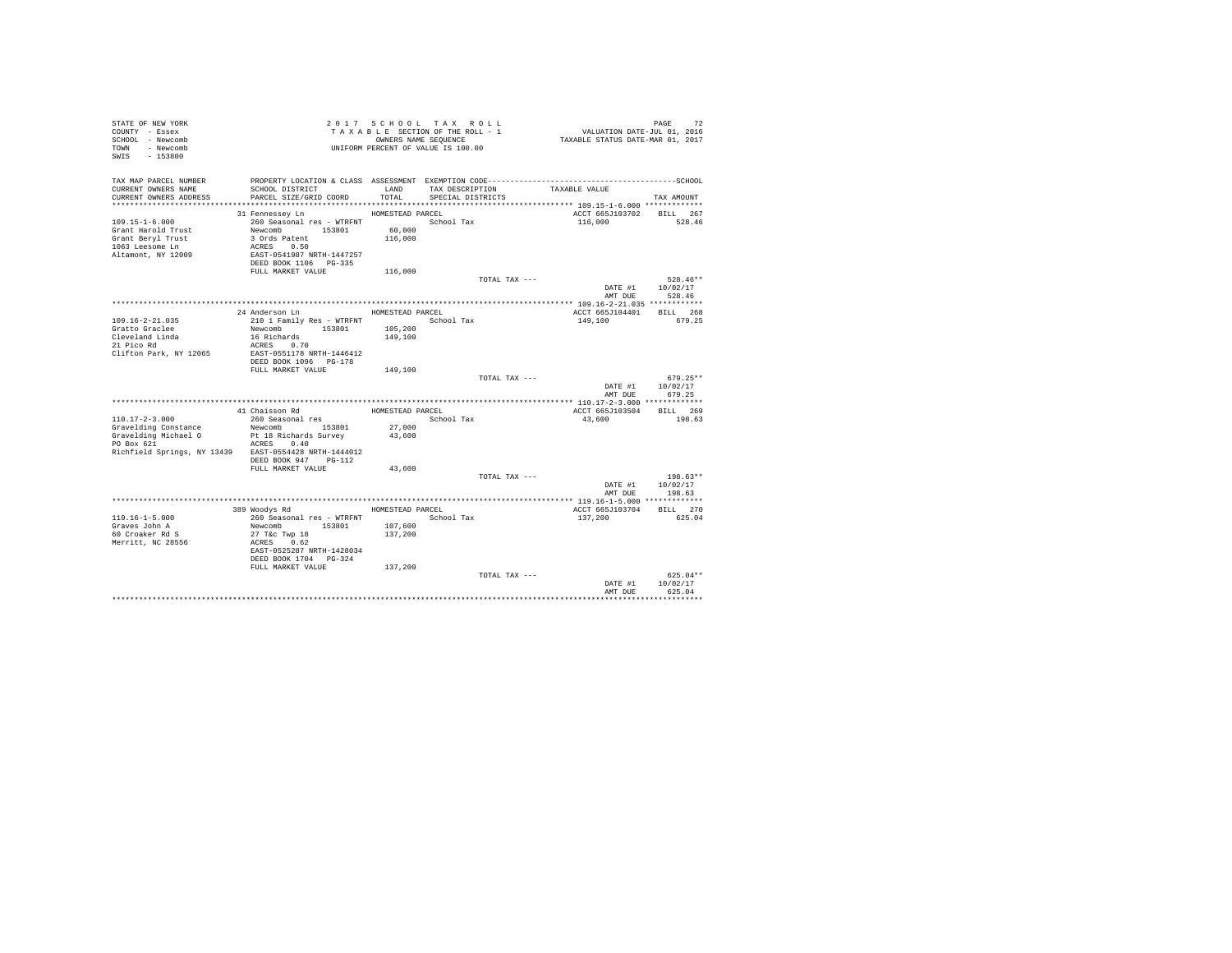STATE OF NEW YORK
COUNTY - Essex
SCHOOL - Newcomb
TOWN - Newcomb
SWIS - 153800

2017 SCHOOL TAX ROLL
TAXABLE SECTION OF THE ROLL - 1
OWNERS NAME SEQUENCE
UNIFORM PERCENT OF VALUE IS 100.00

VALUATION DATE-JUL 01, 2016
TAXABLE STATUS DATE-MAR 01, 2017

| TAX MAP PARCEL NUMBER / CURRENT OWNERS NAME / CURRENT OWNERS ADDRESS | PROPERTY LOCATION & CLASS / SCHOOL DISTRICT / PARCEL SIZE/GRID COORD | ASSESSMENT LAND / TOTAL | EXEMPTION CODE / TAX DESCRIPTION / SPECIAL DISTRICTS | TAXABLE VALUE | TAX AMOUNT |
|---|---|---|---|---|---|
| **109.15-1-6.000** | 31 Fennessey Ln | HOMESTEAD PARCEL | | ACCT 665J103702 | BILL 267 |
| 109.15-1-6.000 | 260 Seasonal res - WTRFNT | | School Tax | 116,000 | 528.46 |
| Grant Harold Trust | Newcomb 153801 | 60,000 | | | |
| Grant Beryl Trust | 3 Ords Patent | 116,000 | | | |
| 1063 Leesome Ln | ACRES 0.50 | | | | |
| Altamont, NY 12009 | EAST-0541987 NRTH-1447257 | | | | |
| | DEED BOOK 1106 PG-335 | | | | |
| | FULL MARKET VALUE | 116,000 | | | |
| | | | TOTAL TAX --- | | 528.46** |
| | | | | DATE #1 | 10/02/17 |
| | | | | AMT DUE | 528.46 |
| **109.16-2-21.035** | 24 Anderson Ln | HOMESTEAD PARCEL | | ACCT 665J104401 | BILL 268 |
| 109.16-2-21.035 | 210 1 Family Res - WTRFNT | | School Tax | 149,100 | 679.25 |
| Gratto Graclee | Newcomb 153801 | 105,200 | | | |
| Cleveland Linda | 16 Richards | 149,100 | | | |
| 21 Pico Rd | ACRES 0.70 | | | | |
| Clifton Park, NY 12065 | EAST-0551178 NRTH-1446412 | | | | |
| | DEED BOOK 1096 PG-178 | | | | |
| | FULL MARKET VALUE | 149,100 | | | |
| | | | TOTAL TAX --- | | 679.25** |
| | | | | DATE #1 | 10/02/17 |
| | | | | AMT DUE | 679.25 |
| **110.17-2-3.000** | 41 Chaisson Rd | HOMESTEAD PARCEL | | ACCT 665J103504 | BILL 269 |
| 110.17-2-3.000 | 260 Seasonal res | | School Tax | 43,600 | 198.63 |
| Gravelding Constance | Newcomb 153801 | 27,000 | | | |
| Gravelding Michael O | Pt 18 Richards Survey | 43,600 | | | |
| PO Box 621 | ACRES 0.40 | | | | |
| Richfield Springs, NY 13439 | EAST-0554428 NRTH-1444012 | | | | |
| | DEED BOOK 947 PG-112 | | | | |
| | FULL MARKET VALUE | 43,600 | | | |
| | | | TOTAL TAX --- | | 198.63** |
| | | | | DATE #1 | 10/02/17 |
| | | | | AMT DUE | 198.63 |
| **119.16-1-5.000** | 389 Woodys Rd | HOMESTEAD PARCEL | | ACCT 665J103704 | BILL 270 |
| 119.16-1-5.000 | 260 Seasonal res - WTRFNT | | School Tax | 137,200 | 625.04 |
| Graves John A | Newcomb 153801 | 107,600 | | | |
| 60 Croaker Rd S | 27 T&c Twp 18 | 137,200 | | | |
| Merritt, NC 28556 | ACRES 0.62 | | | | |
| | EAST-0525287 NRTH-1428034 | | | | |
| | DEED BOOK 1704 PG-324 | | | | |
| | FULL MARKET VALUE | 137,200 | | | |
| | | | TOTAL TAX --- | | 625.04** |
| | | | | DATE #1 | 10/02/17 |
| | | | | AMT DUE | 625.04 |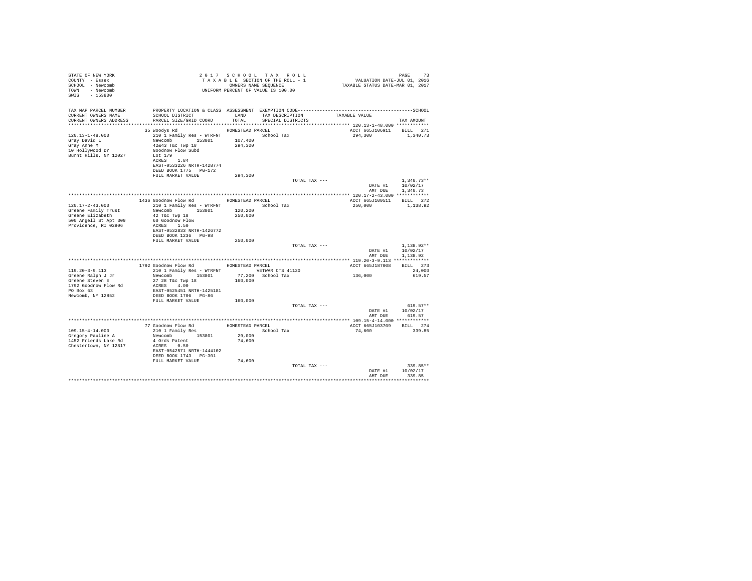STATE OF NEW YORK
COUNTY - Essex
SCHOOL - Newcomb
TOWN - Newcomb
SWIS - 153800

2 0 1 7 S C H O O L T A X R O L L
T A X A B L E SECTION OF THE ROLL - 1
OWNERS NAME SEQUENCE
UNIFORM PERCENT OF VALUE IS 100.00

VALUATION DATE-JUL 01, 2016
TAXABLE STATUS DATE-MAR 01, 2017

| TAX MAP PARCEL NUMBER / CURRENT OWNERS NAME / CURRENT OWNERS ADDRESS | PROPERTY LOCATION & CLASS / SCHOOL DISTRICT / PARCEL SIZE/GRID COORD | ASSESSMENT LAND / TOTAL | EXEMPTION CODE / TAX DESCRIPTION / SPECIAL DISTRICTS | TAXABLE VALUE | TAX AMOUNT |
|---|---|---|---|---|---|
| 120.13-1-48.000 | 35 Woodys Rd | HOMESTEAD PARCEL | | ACCT 665J106911 | BILL 271 |
| 120.13-1-48.000 | 210 1 Family Res - WTRFNT | | School Tax | 294,300 | 1,340.73 |
| Gray David L | Newcomb 153801 | 107,400 | | | |
| Gray Anne M | 42&43 T&c Twp 18 | 294,300 | | | |
| 10 Hollywood Dr | Goodnow Flow Subd | | | | |
| Burnt Hills, NY 12027 | Lot 179 | | | | |
| | ACRES 1.84 | | | | |
| | EAST-0533226 NRTH-1428774 | | | | |
| | DEED BOOK 1775 PG-172 | | | | |
| | FULL MARKET VALUE | 294,300 | | | |
| | | | TOTAL TAX --- | | 1,340.73** |
| | | | | DATE #1 | 10/02/17 |
| | | | | AMT DUE | 1,340.73 |
| 120.17-2-43.000 | 1436 Goodnow Flow Rd | HOMESTEAD PARCEL | | ACCT 665J100511 | BILL 272 |
| 120.17-2-43.000 | 210 1 Family Res - WTRFNT | | School Tax | 250,000 | 1,138.92 |
| Greene Family Trust | Newcomb 153801 | 120,200 | | | |
| Greene Elizabeth | 42 T&c Twp 18 | 250,000 | | | |
| 500 Angell St Apt 309 | 60 Goodnow Flow | | | | |
| Providence, RI 02906 | ACRES 1.50 | | | | |
| | EAST-0532833 NRTH-1426772 | | | | |
| | DEED BOOK 1236 PG-98 | | | | |
| | FULL MARKET VALUE | 250,000 | | | |
| | | | TOTAL TAX --- | | 1,138.92** |
| | | | | DATE #1 | 10/02/17 |
| | | | | AMT DUE | 1,138.92 |
| 119.20-3-9.113 | 1792 Goodnow Flow Rd | HOMESTEAD PARCEL | | ACCT 665J187008 | BILL 273 |
| 119.20-3-9.113 | 210 1 Family Res - WTRFNT | | VETWAR CTS 41120 | | 24,000 |
| Greene Ralph J Jr | Newcomb 153801 | 77,200 | School Tax | 136,000 | 619.57 |
| Greene Steven E | 27 28 T&c Twp 18 | 160,000 | | | |
| 1792 Goodnow Flow Rd | ACRES 4.00 | | | | |
| PO Box 63 | EAST-0525451 NRTH-1425181 | | | | |
| Newcomb, NY 12852 | DEED BOOK 1706 PG-86 | | | | |
| | FULL MARKET VALUE | 160,000 | | | |
| | | | TOTAL TAX --- | | 619.57** |
| | | | | DATE #1 | 10/02/17 |
| | | | | AMT DUE | 619.57 |
| 109.15-4-14.000 | 77 Goodnow Flow Rd | HOMESTEAD PARCEL | | ACCT 665J103709 | BILL 274 |
| 109.15-4-14.000 | 210 1 Family Res | | School Tax | 74,600 | 339.85 |
| Gregory Pauline A | Newcomb 153801 | 29,000 | | | |
| 1452 Friends Lake Rd | 4 Ords Patent | 74,600 | | | |
| Chestertown, NY 12817 | ACRES 0.50 | | | | |
| | EAST-0542571 NRTH-1444102 | | | | |
| | DEED BOOK 1743 PG-301 | | | | |
| | FULL MARKET VALUE | 74,600 | | | |
| | | | TOTAL TAX --- | | 339.85** |
| | | | | DATE #1 | 10/02/17 |
| | | | | AMT DUE | 339.85 |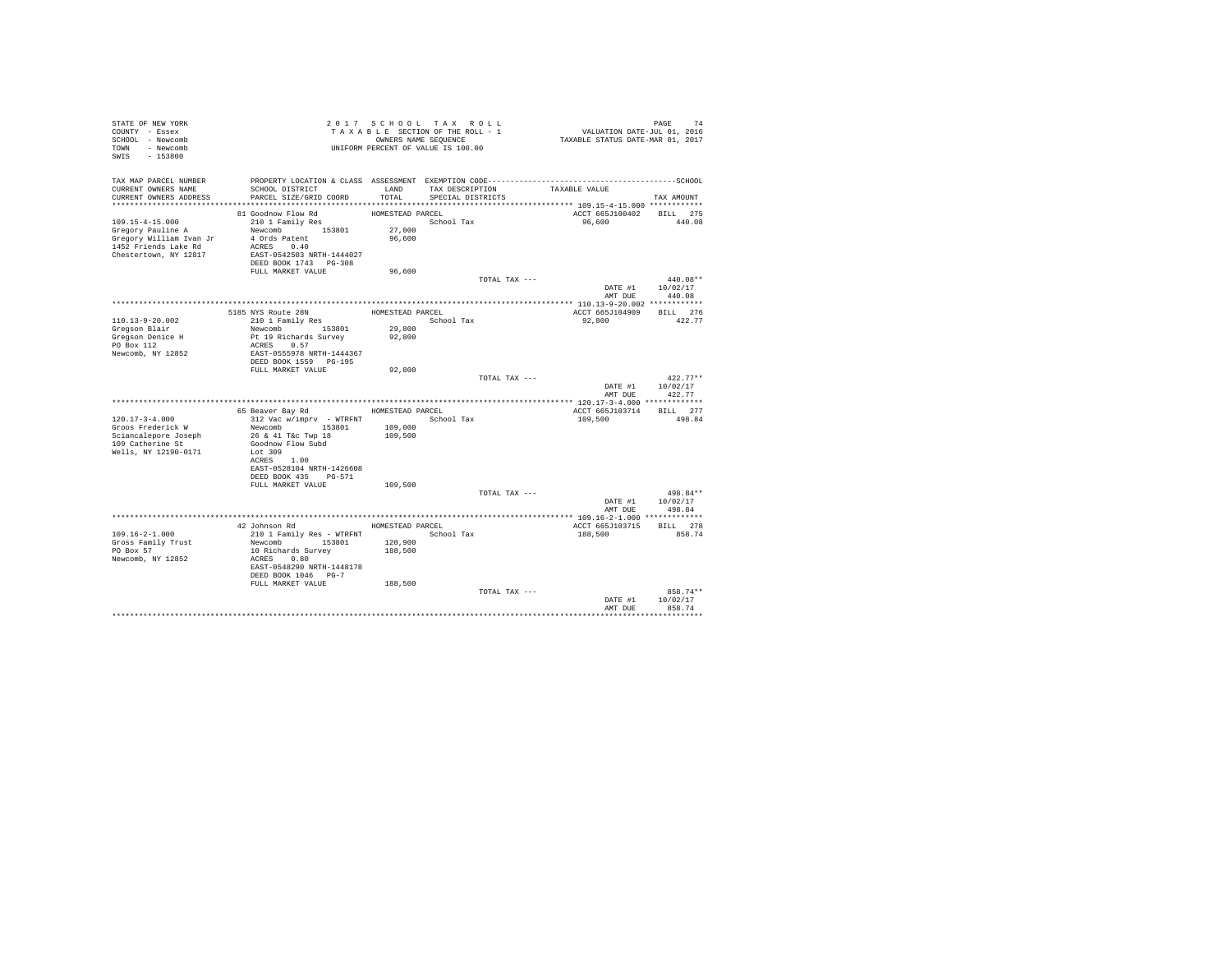STATE OF NEW YORK
COUNTY - Essex
SCHOOL - Newcomb
TOWN - Newcomb
SWIS - 153800

2017 SCHOOL TAX ROLL
TAXABLE SECTION OF THE ROLL - 1
OWNERS NAME SEQUENCE
UNIFORM PERCENT OF VALUE IS 100.00

VALUATION DATE-JUL 01, 2016
TAXABLE STATUS DATE-MAR 01, 2017

| TAX MAP PARCEL NUMBER / CURRENT OWNERS NAME / CURRENT OWNERS ADDRESS | PROPERTY LOCATION & CLASS / SCHOOL DISTRICT / PARCEL SIZE/GRID COORD | ASSESSMENT LAND / TOTAL | EXEMPTION CODE / TAX DESCRIPTION / SPECIAL DISTRICTS | TAXABLE VALUE | SCHOOL TAX AMOUNT |
|---|---|---|---|---|---|
| 109.15-4-15.000 | 81 Goodnow Flow Rd | HOMESTEAD PARCEL | | ACCT 665J100402 | BILL 275 |
| | 210 1 Family Res | | School Tax | 96,600 | 440.08 |
| Gregory Pauline A | Newcomb 153801 | 27,000 | | | |
| Gregory William Ivan Jr | 4 Ords Patent | 96,600 | | | |
| 1452 Friends Lake Rd | ACRES 0.40 | | | | |
| Chestertown, NY 12817 | EAST-0542503 NRTH-1444027 | | | | |
| | DEED BOOK 1743 PG-308 | | | | |
| | FULL MARKET VALUE | 96,600 | | | |
| | | | TOTAL TAX --- | | 440.08** |
| | | | | DATE #1 | 10/02/17 |
| | | | | AMT DUE | 440.08 |
| 110.13-9-20.002 | 5185 NYS Route 28N | HOMESTEAD PARCEL | | ACCT 665J104909 | BILL 276 |
| | 210 1 Family Res | | School Tax | 92,800 | 422.77 |
| Gregson Blair | Newcomb 153801 | 29,800 | | | |
| Gregson Denice H | Pt 19 Richards Survey | 92,800 | | | |
| PO Box 112 | ACRES 0.57 | | | | |
| Newcomb, NY 12852 | EAST-0555978 NRTH-1444367 | | | | |
| | DEED BOOK 1559 PG-195 | | | | |
| | FULL MARKET VALUE | 92,800 | | | |
| | | | TOTAL TAX --- | | 422.77** |
| | | | | DATE #1 | 10/02/17 |
| | | | | AMT DUE | 422.77 |
| 120.17-3-4.000 | 65 Beaver Bay Rd | HOMESTEAD PARCEL | | ACCT 665J103714 | BILL 277 |
| | 312 Vac w/imprv - WTRFNT | | School Tax | 109,500 | 498.84 |
| Groos Frederick W | Newcomb 153801 | 109,000 | | | |
| Sciancalepore Joseph | 26 & 41 T&c Twp 18 | 109,500 | | | |
| 109 Catherine St | Goodnow Flow Subd | | | | |
| Wells, NY 12190-0171 | Lot 309 | | | | |
| | ACRES 1.00 | | | | |
| | EAST-0528104 NRTH-1426608 | | | | |
| | DEED BOOK 435 PG-571 | | | | |
| | FULL MARKET VALUE | 109,500 | | | |
| | | | TOTAL TAX --- | | 498.84** |
| | | | | DATE #1 | 10/02/17 |
| | | | | AMT DUE | 498.84 |
| 109.16-2-1.000 | 42 Johnson Rd | HOMESTEAD PARCEL | | ACCT 665J103715 | BILL 278 |
| | 210 1 Family Res - WTRFNT | | School Tax | 188,500 | 858.74 |
| Gross Family Trust | Newcomb 153801 | 120,900 | | | |
| PO Box 57 | 10 Richards Survey | 188,500 | | | |
| Newcomb, NY 12852 | ACRES 0.80 | | | | |
| | EAST-0548290 NRTH-1448178 | | | | |
| | DEED BOOK 1046 PG-7 | | | | |
| | FULL MARKET VALUE | 188,500 | | | |
| | | | TOTAL TAX --- | | 858.74** |
| | | | | DATE #1 | 10/02/17 |
| | | | | AMT DUE | 858.74 |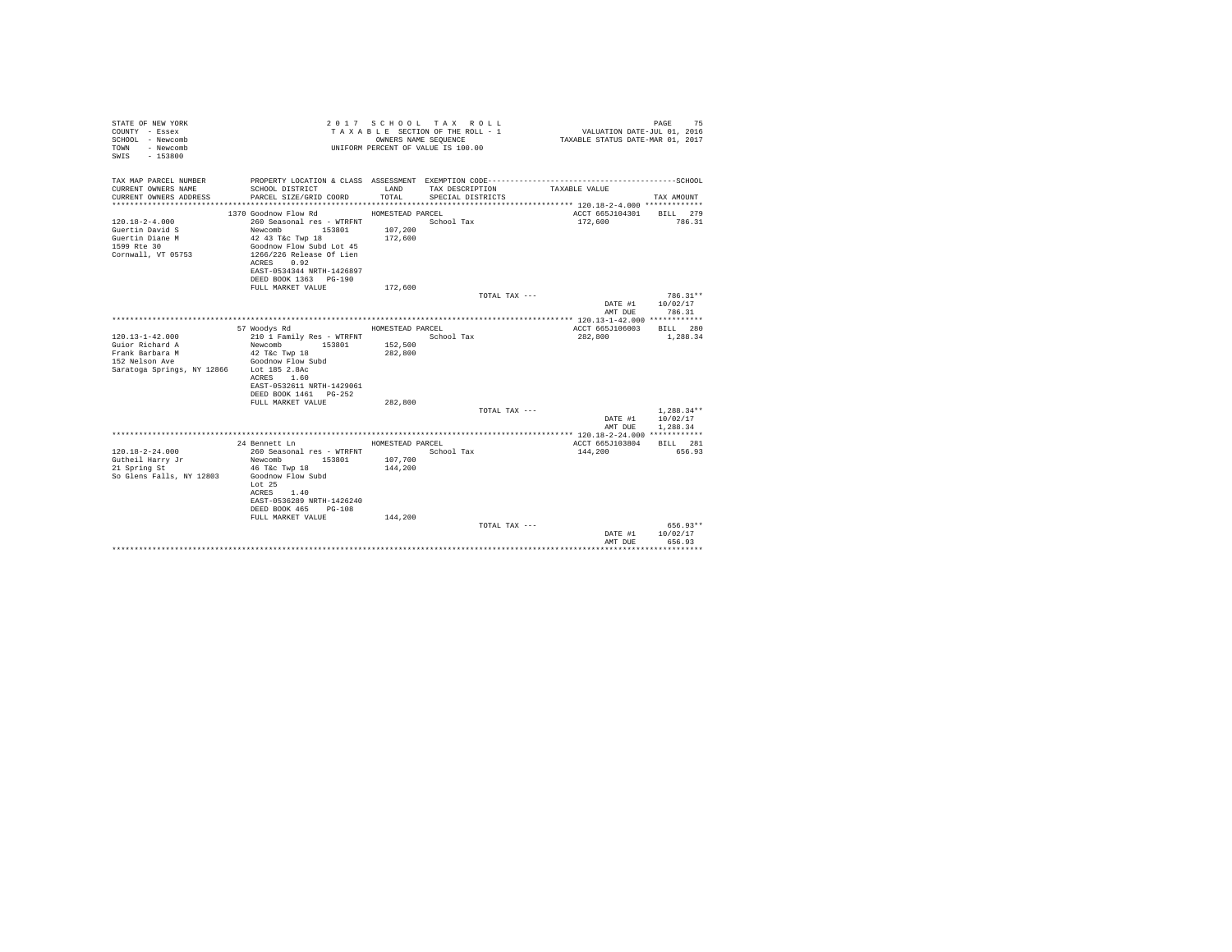STATE OF NEW YORK
COUNTY - Essex
SCHOOL - Newcomb
TOWN - Newcomb
SWIS - 153800

2 0 1 7 S C H O O L T A X R O L L
T A X A B L E SECTION OF THE ROLL - 1
OWNERS NAME SEQUENCE
UNIFORM PERCENT OF VALUE IS 100.00

VALUATION DATE-JUL 01, 2016
TAXABLE STATUS DATE-MAR 01, 2017

| TAX MAP PARCEL NUMBER / CURRENT OWNERS NAME / CURRENT OWNERS ADDRESS | PROPERTY LOCATION & CLASS / SCHOOL DISTRICT / PARCEL SIZE/GRID COORD | ASSESSMENT LAND / TOTAL | EXEMPTION CODE / TAX DESCRIPTION / SPECIAL DISTRICTS | TAXABLE VALUE | TAX AMOUNT |
|---|---|---|---|---|---|
| 120.18-2-4.000 | 1370 Goodnow Flow Rd | HOMESTEAD PARCEL | | ACCT 665J104301 | BILL 279 |
| 120.18-2-4.000 | 260 Seasonal res - WTRFNT | | School Tax | 172,600 | 786.31 |
| Guertin David S | Newcomb 153801 | 107,200 | | | |
| Guertin Diane M | 42 43 T&c Twp 18 | 172,600 | | | |
| 1599 Rte 30 | Goodnow Flow Subd Lot 45 | | | | |
| Cornwall, VT 05753 | 1266/226 Release Of Lien | | | | |
| | ACRES 0.92 | | | | |
| | EAST-0534344 NRTH-1426897 | | | | |
| | DEED BOOK 1363 PG-190 | | | | |
| | FULL MARKET VALUE | 172,600 | | | |
| | | | TOTAL TAX --- | | 786.31** |
| | | | | DATE #1 | 10/02/17 |
| | | | | AMT DUE | 786.31 |
| 120.13-1-42.000 | 57 Woodys Rd | HOMESTEAD PARCEL | | ACCT 665J106003 | BILL 280 |
| 120.13-1-42.000 | 210 1 Family Res - WTRFNT | | School Tax | 282,800 | 1,288.34 |
| Guior Richard A | Newcomb 153801 | 152,500 | | | |
| Frank Barbara M | 42 T&c Twp 18 | 282,800 | | | |
| 152 Nelson Ave | Goodnow Flow Subd | | | | |
| Saratoga Springs, NY 12866 | Lot 185 2.8Ac | | | | |
| | ACRES 1.60 | | | | |
| | EAST-0532611 NRTH-1429061 | | | | |
| | DEED BOOK 1461 PG-252 | | | | |
| | FULL MARKET VALUE | 282,800 | | | |
| | | | TOTAL TAX --- | | 1,288.34** |
| | | | | DATE #1 | 10/02/17 |
| | | | | AMT DUE | 1,288.34 |
| 120.18-2-24.000 | 24 Bennett Ln | HOMESTEAD PARCEL | | ACCT 665J103804 | BILL 281 |
| 120.18-2-24.000 | 260 Seasonal res - WTRFNT | | School Tax | 144,200 | 656.93 |
| Gutheil Harry Jr | Newcomb 153801 | 107,700 | | | |
| 21 Spring St | 46 T&c Twp 18 | 144,200 | | | |
| So Glens Falls, NY 12803 | Goodnow Flow Subd | | | | |
| | Lot 25 | | | | |
| | ACRES 1.40 | | | | |
| | EAST-0536289 NRTH-1426240 | | | | |
| | DEED BOOK 465 PG-108 | | | | |
| | FULL MARKET VALUE | 144,200 | | | |
| | | | TOTAL TAX --- | | 656.93** |
| | | | | DATE #1 | 10/02/17 |
| | | | | AMT DUE | 656.93 |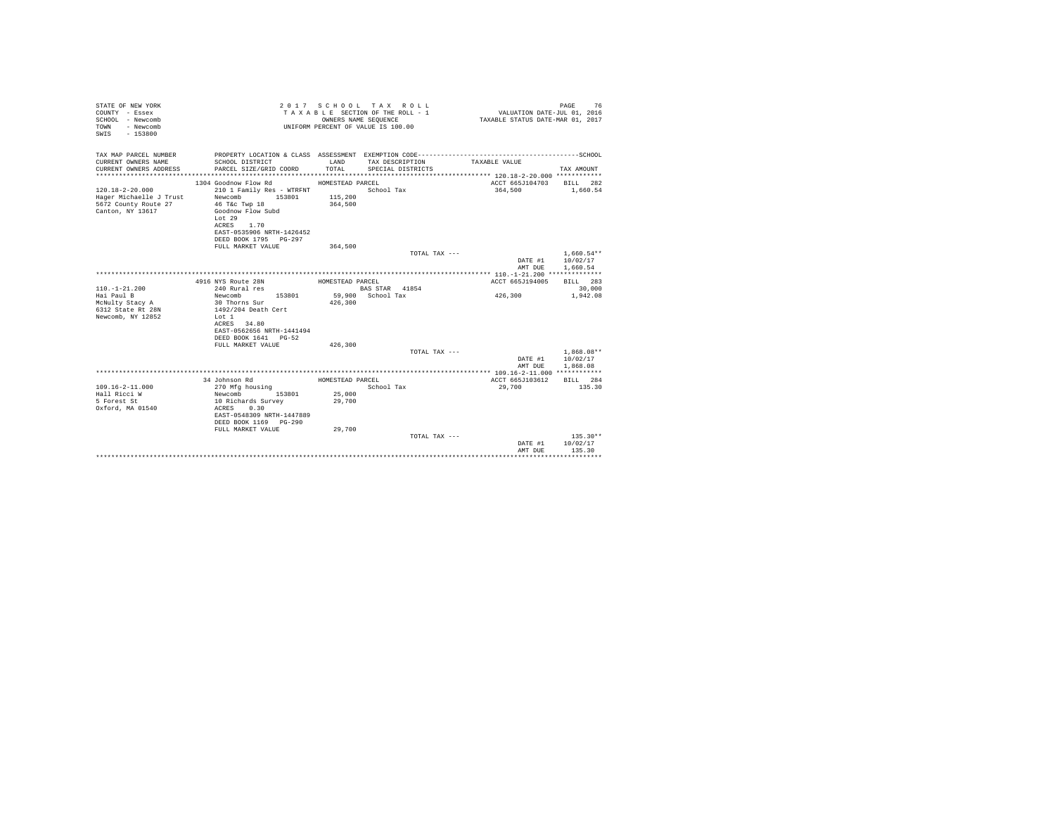```
STATE OF NEW YORK                    2 0 1 7   S C H O O L   T A X   R O L L                              PAGE     76
COUNTY  - Essex                      T A X A B L E  SECTION OF THE ROLL - 1                  VALUATION DATE-JUL 01, 2016
SCHOOL  - Newcomb                           OWNERS NAME SEQUENCE                          TAXABLE STATUS DATE-MAR 01, 2017
TOWN    - Newcomb                    UNIFORM PERCENT OF VALUE IS 100.00
SWIS    - 153800

TAX MAP PARCEL NUMBER      PROPERTY LOCATION & CLASS  ASSESSMENT  EXEMPTION CODE------------------------------------------SCHOOL
CURRENT OWNERS NAME        SCHOOL DISTRICT              LAND      TAX DESCRIPTION            TAXABLE VALUE
CURRENT OWNERS ADDRESS     PARCEL SIZE/GRID COORD       TOTAL     SPECIAL DISTRICTS                                   TAX AMOUNT
****************************************************************************************************** 120.18-2-20.000 ************
                        1304 Goodnow Flow Rd          HOMESTEAD PARCEL                          ACCT 665J104703    BILL  282
120.18-2-20.000            210 1 Family Res - WTRFNT             School Tax                    364,500          1,660.54
Hager Michaelle J Trust    Newcomb        153801       115,200
5672 County Route 27       46 T&c Twp 18                364,500
Canton, NY 13617           Goodnow Flow Subd
                           Lot 29
                           ACRES    1.70
                           EAST-0535906 NRTH-1426452
                           DEED BOOK 1795   PG-297
                           FULL MARKET VALUE            364,500
                                                                   TOTAL TAX ---                                 1,660.54**
                                                                                                   DATE #1      10/02/17
                                                                                                   AMT DUE      1,660.54
****************************************************************************************************** 110.-1-21.200 **************
                        4916 NYS Route 28N            HOMESTEAD PARCEL                          ACCT 665J194005    BILL  283
110.-1-21.200              240 Rural res                         BAS STAR  41854                                    30,000
Hai Paul B                 Newcomb        153801        59,900   School Tax                    426,300          1,942.08
McNulty Stacy A            30 Thorns Sur                426,300
6312 State Rt 28N          1492/204 Death Cert
Newcomb, NY 12852          Lot 1
                           ACRES   34.80
                           EAST-0562656 NRTH-1441494
                           DEED BOOK 1641   PG-52
                           FULL MARKET VALUE            426,300
                                                                   TOTAL TAX ---                                 1,868.08**
                                                                                                   DATE #1      10/02/17
                                                                                                   AMT DUE      1,868.08
****************************************************************************************************** 109.16-2-11.000 ************
                        34 Johnson Rd                 HOMESTEAD PARCEL                          ACCT 665J103612    BILL  284
109.16-2-11.000            270 Mfg housing                       School Tax                     29,700            135.30
Hall Ricci W               Newcomb        153801        25,000
5 Forest St                10 Richards Survey           29,700
Oxford, MA 01540           ACRES    0.30
                           EAST-0548309 NRTH-1447889
                           DEED BOOK 1169   PG-290
                           FULL MARKET VALUE             29,700
                                                                   TOTAL TAX ---                                   135.30**
                                                                                                   DATE #1      10/02/17
                                                                                                   AMT DUE        135.30
************************************************************************************************************************************
```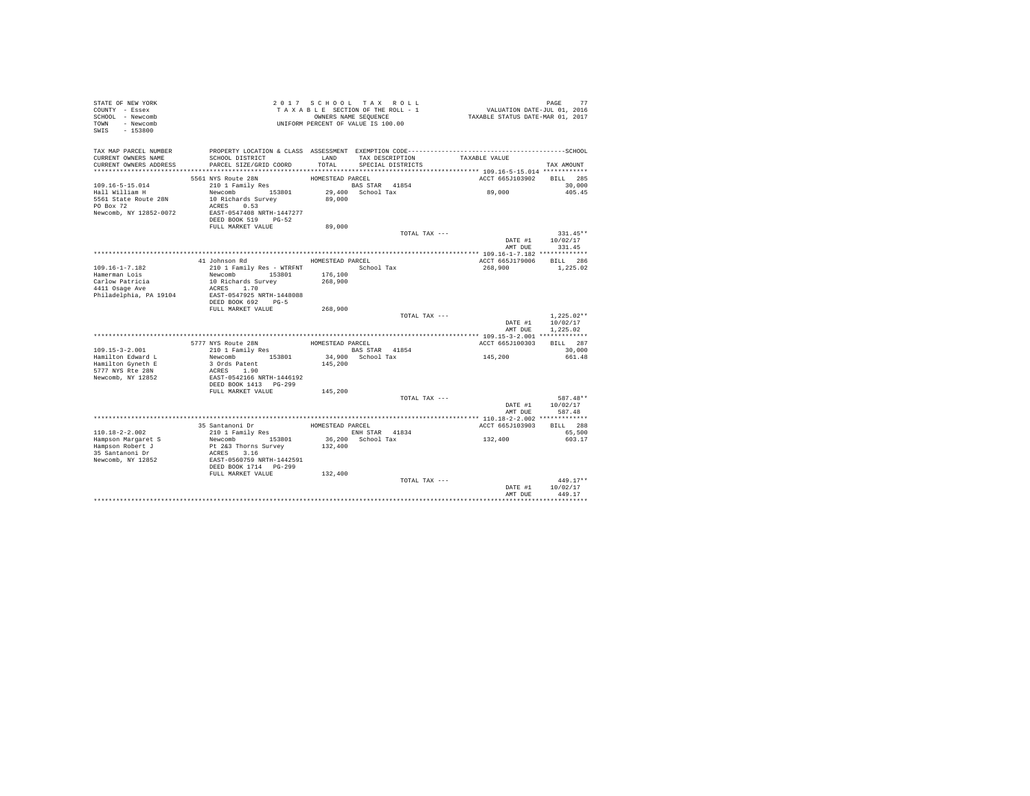```
STATE OF NEW YORK                    2 0 1 7   S C H O O L   T A X   R O L L                                    PAGE    77
COUNTY  - Essex                      T A X A B L E  SECTION OF THE ROLL - 1                    VALUATION DATE-JUL 01, 2016
SCHOOL  - Newcomb                           OWNERS NAME SEQUENCE                          TAXABLE STATUS DATE-MAR 01, 2017
TOWN    - Newcomb                    UNIFORM PERCENT OF VALUE IS 100.00
SWIS    - 153800

TAX MAP PARCEL NUMBER          PROPERTY LOCATION & CLASS  ASSESSMENT  EXEMPTION CODE------------------------------------------------SCHOOL
CURRENT OWNERS NAME            SCHOOL DISTRICT              LAND       TAX DESCRIPTION            TAXABLE VALUE
CURRENT OWNERS ADDRESS         PARCEL SIZE/GRID COORD       TOTAL      SPECIAL DISTRICTS                                    TAX AMOUNT
************************************************************************************************** 109.16-5-15.014 ************
                          5561 NYS Route 28N               HOMESTEAD PARCEL                         ACCT 665J103902    BILL  285
109.16-5-15.014                210 1 Family Res                     BAS STAR  41854                                          30,000
Hall William H                 Newcomb        153801          29,400   School Tax                     89,000               405.45
5561 State Route 28N           10 Richards Survey             89,000
PO Box 72                      ACRES    0.53
Newcomb, NY 12852-0072         EAST-0547408 NRTH-1447277
                               DEED BOOK 519    PG-52
                               FULL MARKET VALUE              89,000
                                                                       TOTAL TAX ---                                       331.45**
                                                                                                       DATE #1        10/02/17
                                                                                                       AMT DUE          331.45
************************************************************************************************** 109.16-1-7.182 *************
                          41 Johnson Rd                    HOMESTEAD PARCEL                         ACCT 665J179006    BILL  286
109.16-1-7.182                 210 1 Family Res - WTRFNT               School Tax                    268,900              1,225.02
Hamerman Lois                  Newcomb        153801         176,100
Carlow Patricia                10 Richards Survey            268,900
4411 Osage Ave                 ACRES    1.70
Philadelphia, PA 19104         EAST-0547925 NRTH-1448088
                               DEED BOOK 692    PG-5
                               FULL MARKET VALUE             268,900
                                                                       TOTAL TAX ---                                     1,225.02**
                                                                                                       DATE #1        10/02/17
                                                                                                       AMT DUE        1,225.02
************************************************************************************************** 109.15-3-2.001 *************
                          5777 NYS Route 28N               HOMESTEAD PARCEL                         ACCT 665J100303    BILL  287
109.15-3-2.001                 210 1 Family Res                     BAS STAR  41854                                          30,000
Hamilton Edward L              Newcomb        153801          34,900   School Tax                    145,200               661.48
Hamilton Gyneth E              3 Ords Patent                 145,200
5777 NYS Rte 28N               ACRES    1.90
Newcomb, NY 12852              EAST-0542166 NRTH-1446192
                               DEED BOOK 1413   PG-299
                               FULL MARKET VALUE             145,200
                                                                       TOTAL TAX ---                                       587.48**
                                                                                                       DATE #1        10/02/17
                                                                                                       AMT DUE          587.48
************************************************************************************************** 110.18-2-2.002 *************
                          35 Santanoni Dr                  HOMESTEAD PARCEL                         ACCT 665J103903    BILL  288
110.18-2-2.002                 210 1 Family Res                     ENH STAR  41834                                          65,500
Hampson Margaret S             Newcomb        153801          36,200   School Tax                    132,400               603.17
Hampson Robert J               Pt 2&3 Thorns Survey          132,400
35 Santanoni Dr                ACRES    3.16
Newcomb, NY 12852              EAST-0560759 NRTH-1442591
                               DEED BOOK 1714   PG-299
                               FULL MARKET VALUE             132,400
                                                                       TOTAL TAX ---                                       449.17**
                                                                                                       DATE #1        10/02/17
                                                                                                       AMT DUE          449.17
********************************************************************************************************************************
```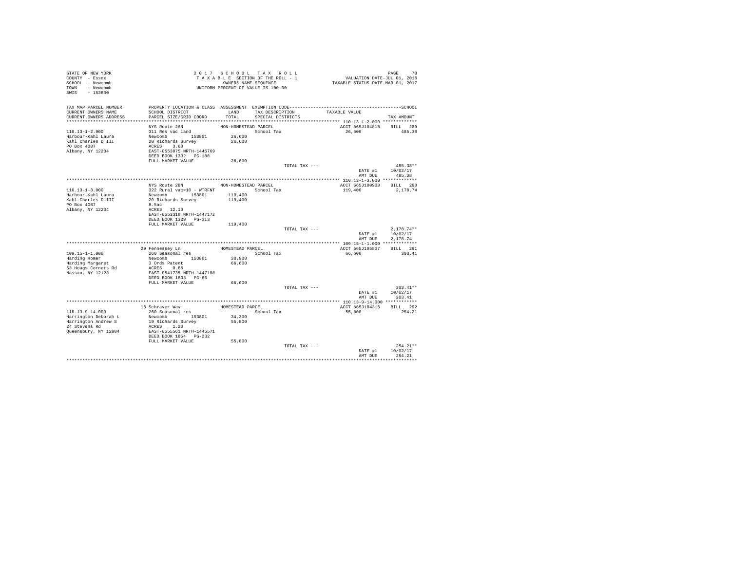STATE OF NEW YORK
COUNTY - Essex
SCHOOL - Newcomb
TOWN - Newcomb
SWIS - 153800

2 0 1 7 S C H O O L T A X R O L L
T A X A B L E SECTION OF THE ROLL - 1
OWNERS NAME SEQUENCE
UNIFORM PERCENT OF VALUE IS 100.00

VALUATION DATE-JUL 01, 2016
TAXABLE STATUS DATE-MAR 01, 2017

| TAX MAP PARCEL NUMBER / CURRENT OWNERS NAME / CURRENT OWNERS ADDRESS | PROPERTY LOCATION & CLASS / SCHOOL DISTRICT / PARCEL SIZE/GRID COORD | ASSESSMENT LAND / TOTAL | EXEMPTION CODE / TAX DESCRIPTION / SPECIAL DISTRICTS | TAXABLE VALUE | SCHOOL TAX AMOUNT |
|---|---|---|---|---|---|
| 110.13-1-2.000 | NYS Route 28N | NON-HOMESTEAD PARCEL | | ACCT 665J104815 | BILL 289 |
| Harbour-Kahl Laura | 311 Res vac land | | School Tax | 26,600 | 485.38 |
| Kahl Charles D III | Newcomb 153801 | 26,600 | | | |
| PO Box 4087 | 20 Richards Survey | 26,600 | | | |
| Albany, NY 12204 | ACRES 3.60 | | | | |
| | EAST-0553075 NRTH-1446769 | | | | |
| | DEED BOOK 1332 PG-188 | | | | |
| | FULL MARKET VALUE | 26,600 | | | |
| | | | TOTAL TAX --- | | 485.38** |
| | | | | DATE #1 | 10/02/17 |
| | | | | AMT DUE | 485.38 |
| 110.13-1-3.000 | NYS Route 28N | NON-HOMESTEAD PARCEL | | ACCT 665J100908 | BILL 290 |
| Harbour-Kahl Laura | 322 Rural vac>10 - WTRFNT | | School Tax | 119,400 | 2,178.74 |
| Kahl Charles D III | Newcomb 153801 | 119,400 | | | |
| PO Box 4087 | 20 Richards Survey | 119,400 | | | |
| Albany, NY 12204 | 8.5ac | | | | |
| | ACRES 12.10 | | | | |
| | EAST-0553318 NRTH-1447172 | | | | |
| | DEED BOOK 1329 PG-313 | | | | |
| | FULL MARKET VALUE | 119,400 | | | |
| | | | TOTAL TAX --- | | 2,178.74** |
| | | | | DATE #1 | 10/02/17 |
| | | | | AMT DUE | 2,178.74 |
| 109.15-1-1.000 | 29 Fennessey Ln | HOMESTEAD PARCEL | | ACCT 665J105807 | BILL 291 |
| Harding Homer | 260 Seasonal res | | School Tax | 66,600 | 303.41 |
| Harding Margaret | Newcomb 153801 | 30,900 | | | |
| 63 Hoags Corners Rd | 3 Ords Patent | 66,600 | | | |
| Nassau, NY 12123 | ACRES 0.66 | | | | |
| | EAST-0541735 NRTH-1447108 | | | | |
| | DEED BOOK 1833 PG-65 | | | | |
| | FULL MARKET VALUE | 66,600 | | | |
| | | | TOTAL TAX --- | | 303.41** |
| | | | | DATE #1 | 10/02/17 |
| | | | | AMT DUE | 303.41 |
| 110.13-9-14.000 | 16 Schraver Way | HOMESTEAD PARCEL | | ACCT 665J104315 | BILL 292 |
| Harrington Deborah L | 260 Seasonal res | | School Tax | 55,800 | 254.21 |
| Harrington Andrew S | Newcomb 153801 | 34,200 | | | |
| 24 Stevens Rd | 19 Richards Survey | 55,800 | | | |
| Queensbury, NY 12804 | ACRES 1.20 | | | | |
| | EAST-0555561 NRTH-1445571 | | | | |
| | DEED BOOK 1854 PG-232 | | | | |
| | FULL MARKET VALUE | 55,800 | | | |
| | | | TOTAL TAX --- | | 254.21** |
| | | | | DATE #1 | 10/02/17 |
| | | | | AMT DUE | 254.21 |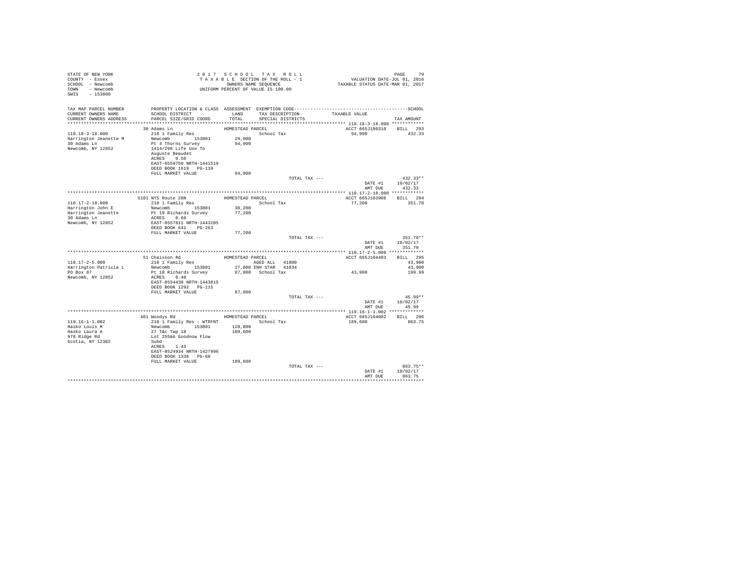STATE OF NEW YORK
COUNTY - Essex
SCHOOL - Newcomb
TOWN - Newcomb
SWIS - 153800

2017 SCHOOL TAX ROLL
TAXABLE SECTION OF THE ROLL - 1
OWNERS NAME SEQUENCE
UNIFORM PERCENT OF VALUE IS 100.00

VALUATION DATE-JUL 01, 2016
TAXABLE STATUS DATE-MAR 01, 2017

| TAX MAP PARCEL NUMBER / CURRENT OWNERS NAME / CURRENT OWNERS ADDRESS | PROPERTY LOCATION & CLASS / SCHOOL DISTRICT / PARCEL SIZE/GRID COORD | ASSESSMENT LAND / TOTAL | EXEMPTION CODE / TAX DESCRIPTION / SPECIAL DISTRICTS | TAXABLE VALUE | TAX AMOUNT |
|---|---|---|---|---|---|
| **110.18-3-18.000** | 30 Adams Ln | HOMESTEAD PARCEL | | ACCT 665J100310 | BILL 293 |
| 110.18-3-18.000 | 210 1 Family Res | | School Tax | 94,900 | 432.33 |
| Harrington Jeanette M | Newcomb 153801 | 29,000 | | | |
| 30 Adams Ln | Pt 4 Thorns Survey | 94,900 | | | |
| Newcomb, NY 12852 | 1414/296 Life Use To | | | | |
| | Auguste Beaudet | | | | |
| | ACRES 0.50 | | | | |
| | EAST-0559750 NRTH-1441519 | | | | |
| | DEED BOOK 1619 PG-139 | | | | |
| | FULL MARKET VALUE | 94,900 | | | |
| | | | TOTAL TAX --- | | 432.33** |
| | | | | DATE #1 | 10/02/17 |
| | | | | AMT DUE | 432.33 |
| **110.17-2-18.000** | 5101 NYS Route 28N | HOMESTEAD PARCEL | | ACCT 665J103908 | BILL 294 |
| 110.17-2-18.000 | 210 1 Family Res | | School Tax | 77,200 | 351.70 |
| Harrington John E | Newcomb 153801 | 30,200 | | | |
| Harrington Jeanette | Pt 19 Richards Survey | 77,200 | | | |
| 30 Adams Ln | ACRES 0.60 | | | | |
| Newcomb, NY 12852 | EAST-0557811 NRTH-1443285 | | | | |
| | DEED BOOK 641 PG-263 | | | | |
| | FULL MARKET VALUE | 77,200 | | | |
| | | | TOTAL TAX --- | | 351.70** |
| | | | | DATE #1 | 10/02/17 |
| | | | | AMT DUE | 351.70 |
| **110.17-2-5.000** | 51 Chaisson Rd | HOMESTEAD PARCEL | | ACCT 665J104403 | BILL 295 |
| 110.17-2-5.000 | 210 1 Family Res | | AGED ALL 41800 | | 43,900 |
| Harrington Patricia L | Newcomb 153801 | 27,000 | ENH STAR 41834 | | 43,900 |
| PO Box 87 | Pt 18 Richards Survey | 87,800 | School Tax | 43,900 | 199.99 |
| Newcomb, NY 12852 | ACRES 0.40 | | | | |
| | EAST-0554438 NRTH-1443815 | | | | |
| | DEED BOOK 1292 PG-115 | | | | |
| | FULL MARKET VALUE | 87,800 | | | |
| | | | TOTAL TAX --- | | 45.99** |
| | | | | DATE #1 | 10/02/17 |
| | | | | AMT DUE | 45.99 |
| **119.16-1-1.002** | 401 Woodys Rd | HOMESTEAD PARCEL | | ACCT 665J104002 | BILL 296 |
| 119.16-1-1.002 | 210 1 Family Res - WTRFNT | | School Tax | 189,600 | 863.75 |
| Hasko Louis M | Newcomb 153801 | 128,800 | | | |
| Hasko Laura A | 27 T&c Twp 18 | 189,600 | | | |
| 978 Ridge Rd | Lot 255&6 Goodnow Flow | | | | |
| Scotia, NY 12302 | Subd | | | | |
| | ACRES 1.43 | | | | |
| | EAST-0524934 NRTH-1427996 | | | | |
| | DEED BOOK 1338 PG-60 | | | | |
| | FULL MARKET VALUE | 189,600 | | | |
| | | | TOTAL TAX --- | | 863.75** |
| | | | | DATE #1 | 10/02/17 |
| | | | | AMT DUE | 863.75 |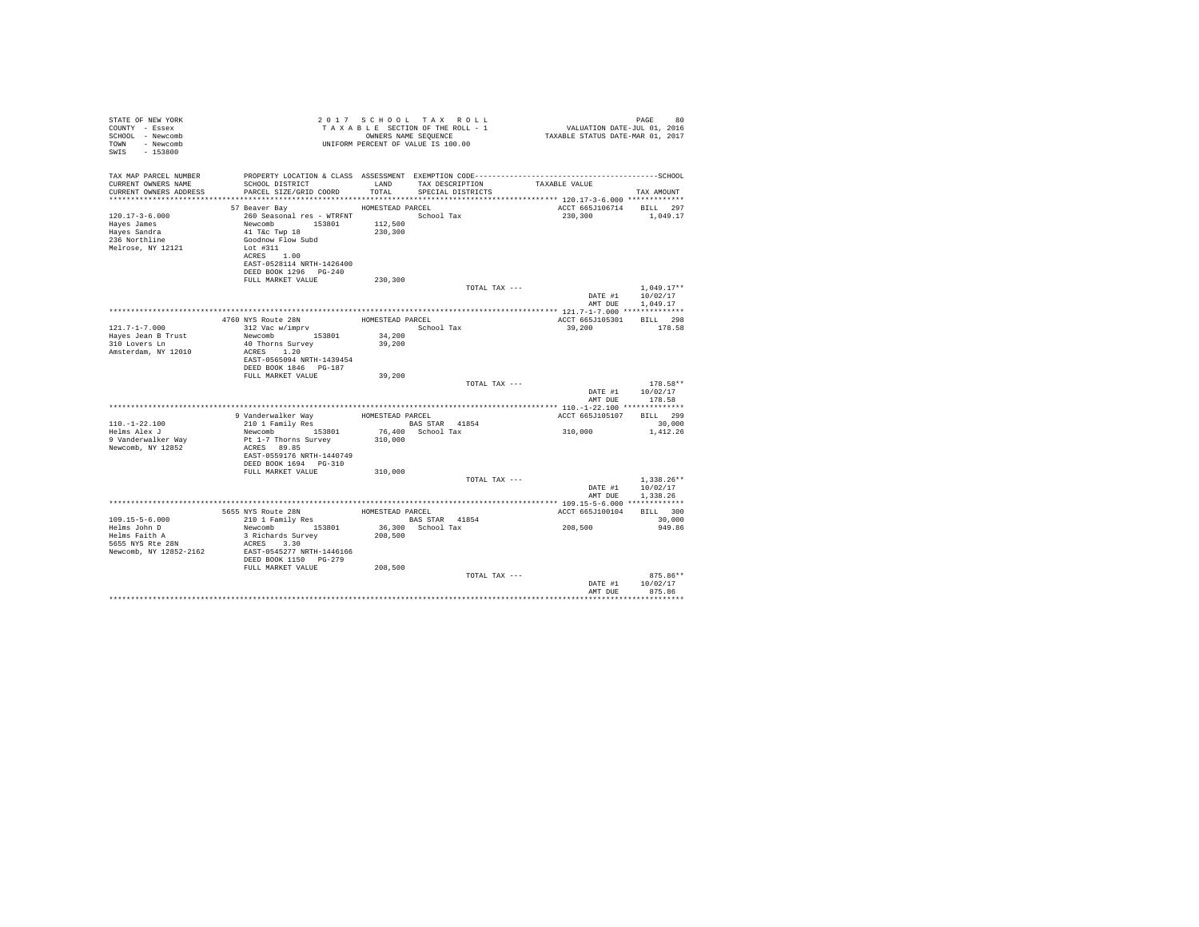STATE OF NEW YORK
COUNTY - Essex
SCHOOL - Newcomb
TOWN - Newcomb
SWIS - 153800

2017 SCHOOL TAX ROLL
TAXABLE SECTION OF THE ROLL - 1
OWNERS NAME SEQUENCE
UNIFORM PERCENT OF VALUE IS 100.00

PAGE 80
VALUATION DATE-JUL 01, 2016
TAXABLE STATUS DATE-MAR 01, 2017

| TAX MAP PARCEL NUMBER / CURRENT OWNERS NAME / CURRENT OWNERS ADDRESS | PROPERTY LOCATION & CLASS / SCHOOL DISTRICT / PARCEL SIZE/GRID COORD | ASSESSMENT LAND / TOTAL | EXEMPTION CODE / TAX DESCRIPTION / SPECIAL DISTRICTS | TAXABLE VALUE | TAX AMOUNT |
|---|---|---|---|---|---|
| 120.17-3-6.000 | 57 Beaver Bay | HOMESTEAD PARCEL | | ACCT 665J106714 | BILL 297 |
| Hayes James | 260 Seasonal res - WTRFNT | | School Tax | 230,300 | 1,049.17 |
| Hayes Sandra | Newcomb 153801 | 112,500 | | | |
| 236 Northline | 41 T&c Twp 18 | 230,300 | | | |
| Melrose, NY 12121 | Goodnow Flow Subd | | | | |
| | Lot #311 | | | | |
| | ACRES 1.00 | | | | |
| | EAST-0528114 NRTH-1426400 | | | | |
| | DEED BOOK 1296 PG-240 | | | | |
| | FULL MARKET VALUE | 230,300 | | | |
| | | | TOTAL TAX --- | | 1,049.17** |
| | | | | DATE #1 | 10/02/17 |
| | | | | AMT DUE | 1,049.17 |
| 121.7-1-7.000 | 4760 NYS Route 28N | HOMESTEAD PARCEL | | ACCT 665J105301 | BILL 298 |
| Hayes Jean B Trust | 312 Vac w/imprv | | School Tax | 39,200 | 178.58 |
| 310 Lovers Ln | Newcomb 153801 | 34,200 | | | |
| Amsterdam, NY 12010 | 40 Thorns Survey | 39,200 | | | |
| | ACRES 1.20 | | | | |
| | EAST-0565094 NRTH-1439454 | | | | |
| | DEED BOOK 1846 PG-187 | | | | |
| | FULL MARKET VALUE | 39,200 | | | |
| | | | TOTAL TAX --- | | 178.58** |
| | | | | DATE #1 | 10/02/17 |
| | | | | AMT DUE | 178.58 |
| 110.-1-22.100 | 9 Vanderwalker Way | HOMESTEAD PARCEL | | ACCT 665J105107 | BILL 299 |
| Helms Alex J | 210 1 Family Res | | BAS STAR 41854 | | 30,000 |
| 9 Vanderwalker Way | Newcomb 153801 | 76,400 | School Tax | 310,000 | 1,412.26 |
| Newcomb, NY 12852 | Pt 1-7 Thorns Survey | 310,000 | | | |
| | ACRES 89.85 | | | | |
| | EAST-0559176 NRTH-1440749 | | | | |
| | DEED BOOK 1694 PG-310 | | | | |
| | FULL MARKET VALUE | 310,000 | | | |
| | | | TOTAL TAX --- | | 1,338.26** |
| | | | | DATE #1 | 10/02/17 |
| | | | | AMT DUE | 1,338.26 |
| 109.15-5-6.000 | 5655 NYS Route 28N | HOMESTEAD PARCEL | | ACCT 665J100104 | BILL 300 |
| Helms John D | 210 1 Family Res | | BAS STAR 41854 | | 30,000 |
| Helms Faith A | Newcomb 153801 | 36,300 | School Tax | 208,500 | 949.86 |
| 5655 NYS Rte 28N | 3 Richards Survey | 208,500 | | | |
| Newcomb, NY 12852-2162 | ACRES 3.30 | | | | |
| | EAST-0545277 NRTH-1446166 | | | | |
| | DEED BOOK 1150 PG-279 | | | | |
| | FULL MARKET VALUE | 208,500 | | | |
| | | | TOTAL TAX --- | | 875.86** |
| | | | | DATE #1 | 10/02/17 |
| | | | | AMT DUE | 875.86 |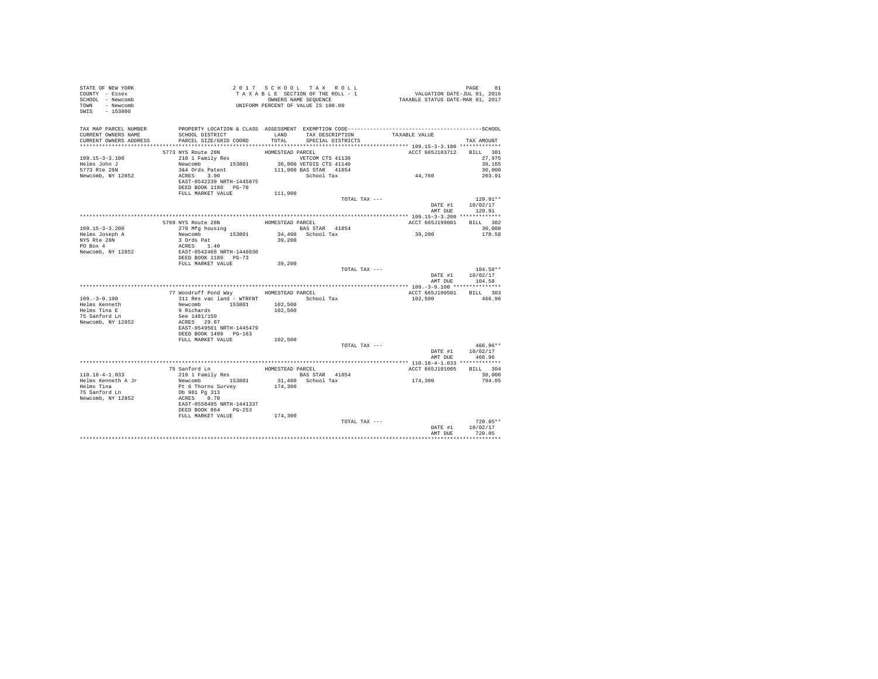STATE OF NEW YORK
COUNTY - Essex
SCHOOL - Newcomb
TOWN - Newcomb
SWIS - 153800

2 0 1 7 S C H O O L T A X R O L L
T A X A B L E SECTION OF THE ROLL - 1
OWNERS NAME SEQUENCE
UNIFORM PERCENT OF VALUE IS 100.00

VALUATION DATE-JUL 01, 2016
TAXABLE STATUS DATE-MAR 01, 2017

```
TAX MAP PARCEL NUMBER    PROPERTY LOCATION & CLASS  ASSESSMENT  EXEMPTION CODE------------------------------------------------SCHOOL
CURRENT OWNERS NAME      SCHOOL DISTRICT             LAND       TAX DESCRIPTION            TAXABLE VALUE
CURRENT OWNERS ADDRESS   PARCEL SIZE/GRID COORD      TOTAL      SPECIAL DISTRICTS                                  TAX AMOUNT
*************************************************************************************************** 109.15-3-3.100 *************
                         5773 NYS Route 28N          HOMESTEAD PARCEL                          ACCT 665J103712    BILL  301
109.15-3-3.100           210 1 Family Res                      VETCOM CTS 41130                                    27,975
Helms John J             Newcomb       153801         36,900 VETDIS CTS 41140                                      39,165
5773 Rte 28N             3&4 Ords Patent             111,900 BAS STAR  41854                                       30,000
Newcomb, NY 12852        ACRES    3.90                         School Tax                  44,760                  203.91
                         EAST-0542239 NRTH-1445875
                         DEED BOOK 1180   PG-70
                         FULL MARKET VALUE           111,900
                                                                  TOTAL TAX ---                                   129.91**
                                                                                           DATE #1              10/02/17
                                                                                           AMT DUE                129.91
*************************************************************************************************** 109.15-3-3.200 *************
                         5769 NYS Route 28N          HOMESTEAD PARCEL                          ACCT 665J199001    BILL  302
109.15-3-3.200           270 Mfg housing                       BAS STAR  41854                                     30,000
Helms Joseph A           Newcomb       153801         34,400   School Tax                  39,200                  178.58
NYS Rte 28N              3 Ords Pat                   39,200
PO Box 4                 ACRES    1.40
Newcomb, NY 12852        EAST-0542466 NRTH-1446030
                         DEED BOOK 1180   PG-73
                         FULL MARKET VALUE            39,200
                                                                  TOTAL TAX ---                                   104.58**
                                                                                           DATE #1              10/02/17
                                                                                           AMT DUE                104.58
*************************************************************************************************** 109.-3-9.100 ***************
                         77 Woodruff Pond Way        HOMESTEAD PARCEL                          ACCT 665J100501    BILL  303
109.-3-9.100             311 Res vac land - WTRFNT             School Tax                 102,500                  466.96
Helms Kenneth            Newcomb       153801        102,500
Helms Tina E             9 Richards                  102,500
75 Sanford Ln            See 1481/150
Newcomb, NY 12852        ACRES   29.87
                         EAST-0549561 NRTH-1445479
                         DEED BOOK 1499   PG-163
                         FULL MARKET VALUE           102,500
                                                                  TOTAL TAX ---                                   466.96**
                                                                                           DATE #1              10/02/17
                                                                                           AMT DUE                466.96
*************************************************************************************************** 110.18-4-1.033 *************
                         75 Sanford Ln               HOMESTEAD PARCEL                          ACCT 665J101005    BILL  304
110.18-4-1.033           210 1 Family Res                      BAS STAR  41854                                     30,000
Helms Kenneth A Jr       Newcomb       153801         31,400   School Tax                 174,300                  794.05
Helms Tina               Pt 6 Thorns Survey          174,300
75 Sanford Ln            Db 981 Pg 313
Newcomb, NY 12852        ACRES    0.70
                         EAST-0558495 NRTH-1441337
                         DEED BOOK 864    PG-253
                         FULL MARKET VALUE           174,300
                                                                  TOTAL TAX ---                                   720.05**
                                                                                           DATE #1              10/02/17
                                                                                           AMT DUE                720.05
********************************************************************************************************************************
```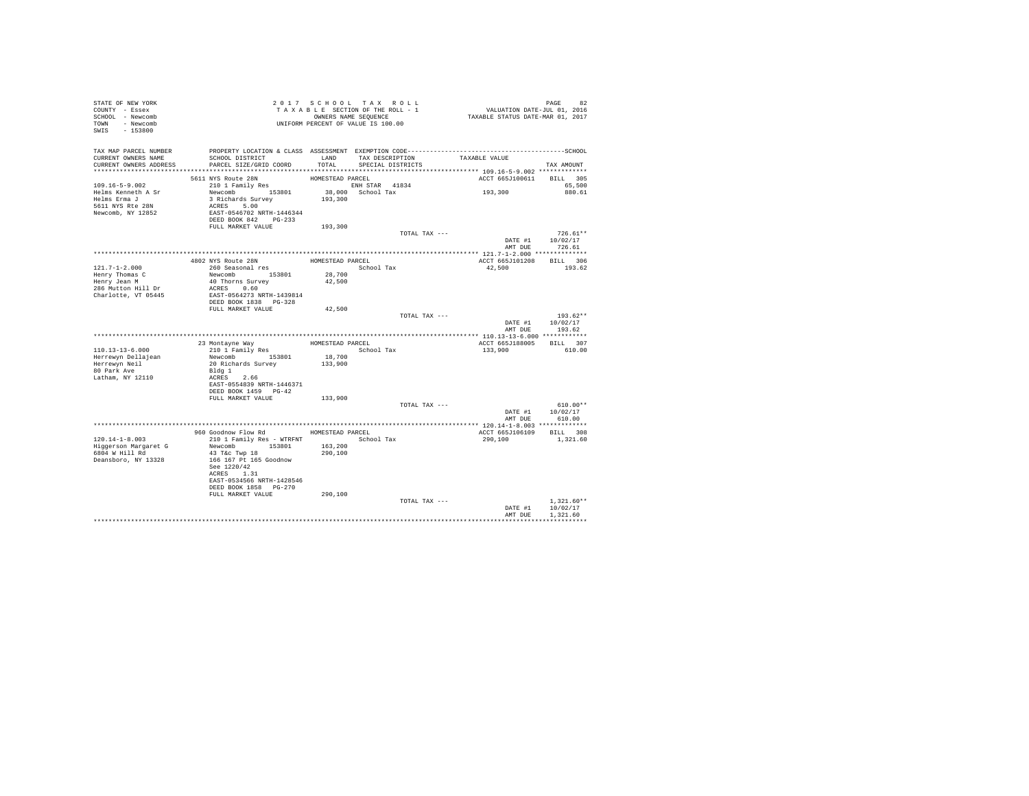STATE OF NEW YORK
COUNTY - Essex
SCHOOL - Newcomb
TOWN - Newcomb
SWIS - 153800

2017 SCHOOL TAX ROLL
TAXABLE SECTION OF THE ROLL - 1
OWNERS NAME SEQUENCE
UNIFORM PERCENT OF VALUE IS 100.00

VALUATION DATE-JUL 01, 2016
TAXABLE STATUS DATE-MAR 01, 2017

| TAX MAP PARCEL NUMBER / CURRENT OWNERS NAME / CURRENT OWNERS ADDRESS | PROPERTY LOCATION & CLASS / SCHOOL DISTRICT / PARCEL SIZE/GRID COORD | ASSESSMENT LAND / TOTAL | EXEMPTION CODE / TAX DESCRIPTION / SPECIAL DISTRICTS | TAXABLE VALUE | SCHOOL TAX AMOUNT |
|---|---|---|---|---|---|
| 109.16-5-9.002 | 5611 NYS Route 28N | HOMESTEAD PARCEL | | ACCT 665J100611 | BILL 305 |
| Helms Kenneth A Sr | 210 1 Family Res | | ENH STAR 41834 | | 65,500 |
| Helms Erma J | Newcomb 153801 | 38,000 | School Tax | 193,300 | 880.61 |
| 5611 NYS Rte 28N | 3 Richards Survey | 193,300 | | | |
| Newcomb, NY 12852 | ACRES 5.00 | | | | |
| | EAST-0546702 NRTH-1446344 | | | | |
| | DEED BOOK 842 PG-233 | | | | |
| | FULL MARKET VALUE | 193,300 | | | |
| | | | TOTAL TAX --- | | 726.61** |
| | | | | DATE #1 | 10/02/17 |
| | | | | AMT DUE | 726.61 |
| 121.7-1-2.000 | 4802 NYS Route 28N | HOMESTEAD PARCEL | | ACCT 665J101208 | BILL 306 |
| Henry Thomas C | 260 Seasonal res | | School Tax | 42,500 | 193.62 |
| Henry Jean M | Newcomb 153801 | 28,700 | | | |
| 286 Mutton Hill Dr | 40 Thorns Survey | 42,500 | | | |
| Charlotte, VT 05445 | ACRES 0.60 | | | | |
| | EAST-0564273 NRTH-1439814 | | | | |
| | DEED BOOK 1838 PG-328 | | | | |
| | FULL MARKET VALUE | 42,500 | | | |
| | | | TOTAL TAX --- | | 193.62** |
| | | | | DATE #1 | 10/02/17 |
| | | | | AMT DUE | 193.62 |
| 110.13-13-6.000 | 23 Montayne Way | HOMESTEAD PARCEL | | ACCT 665J188005 | BILL 307 |
| Herrewyn Dellajean | 210 1 Family Res | | School Tax | 133,900 | 610.00 |
| Herrewyn Neil | Newcomb 153801 | 18,700 | | | |
| 80 Park Ave | 20 Richards Survey | 133,900 | | | |
| Latham, NY 12110 | Bldg 1 | | | | |
| | ACRES 2.66 | | | | |
| | EAST-0554839 NRTH-1446371 | | | | |
| | DEED BOOK 1459 PG-42 | | | | |
| | FULL MARKET VALUE | 133,900 | | | |
| | | | TOTAL TAX --- | | 610.00** |
| | | | | DATE #1 | 10/02/17 |
| | | | | AMT DUE | 610.00 |
| 120.14-1-8.003 | 960 Goodnow Flow Rd | HOMESTEAD PARCEL | | ACCT 665J106109 | BILL 308 |
| Higgerson Margaret G | 210 1 Family Res - WTRFNT | | School Tax | 290,100 | 1,321.60 |
| 6804 W Hill Rd | Newcomb 153801 | 163,200 | | | |
| Deansboro, NY 13328 | 43 T&c Twp 18 | 290,100 | | | |
| | 166 167 Pt 165 Goodnow | | | | |
| | See 1220/42 | | | | |
| | ACRES 1.31 | | | | |
| | EAST-0534566 NRTH-1428546 | | | | |
| | DEED BOOK 1858 PG-270 | | | | |
| | FULL MARKET VALUE | 290,100 | | | |
| | | | TOTAL TAX --- | | 1,321.60** |
| | | | | DATE #1 | 10/02/17 |
| | | | | AMT DUE | 1,321.60 |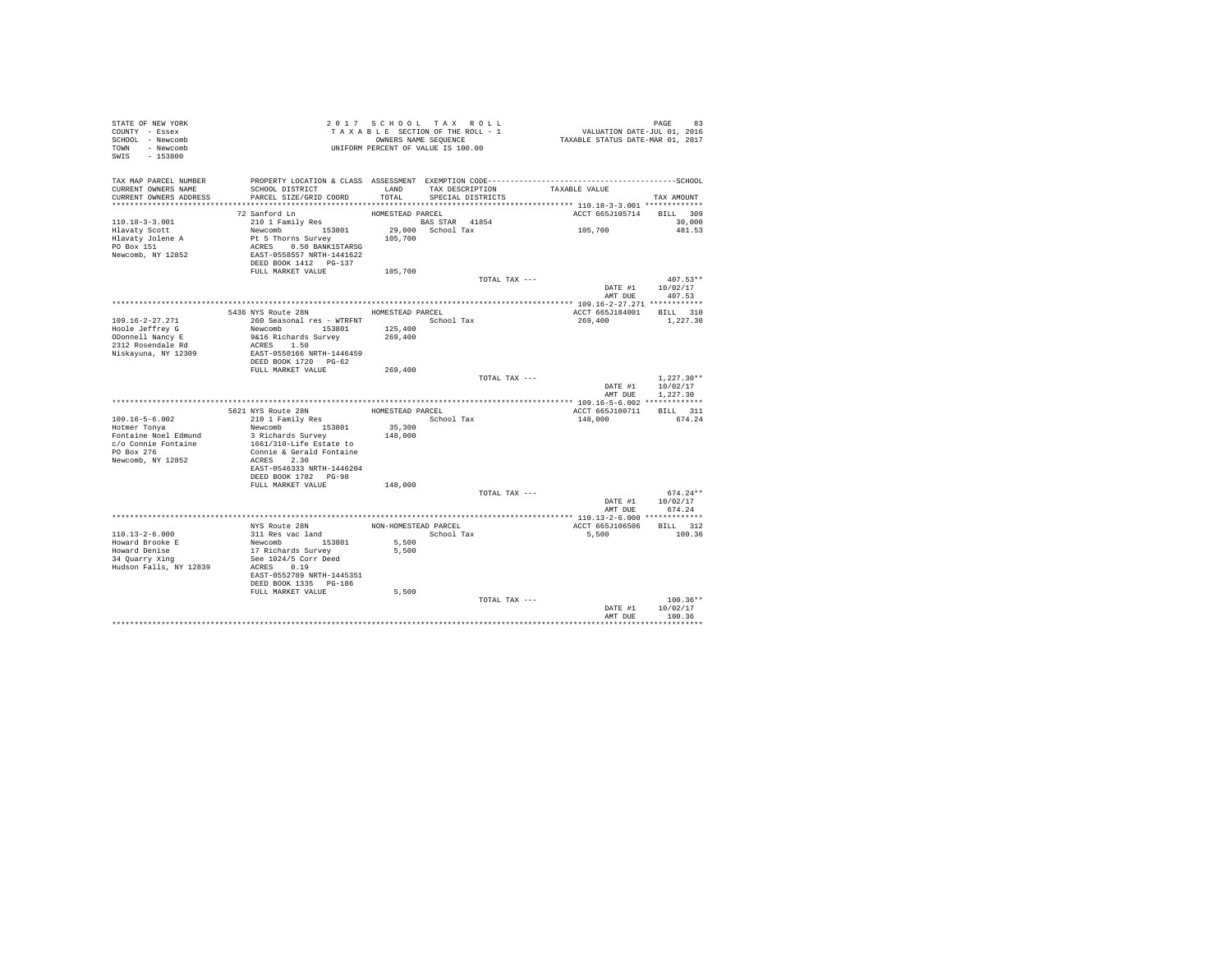STATE OF NEW YORK
COUNTY - Essex
SCHOOL - Newcomb
TOWN - Newcomb
SWIS - 153800

2 0 1 7 S C H O O L T A X R O L L
T A X A B L E SECTION OF THE ROLL - 1
OWNERS NAME SEQUENCE
UNIFORM PERCENT OF VALUE IS 100.00

VALUATION DATE-JUL 01, 2016
TAXABLE STATUS DATE-MAR 01, 2017

| TAX MAP PARCEL NUMBER / CURRENT OWNERS NAME / CURRENT OWNERS ADDRESS | PROPERTY LOCATION & CLASS / SCHOOL DISTRICT / PARCEL SIZE/GRID COORD | ASSESSMENT LAND / TOTAL | EXEMPTION CODE / TAX DESCRIPTION / SPECIAL DISTRICTS | TAXABLE VALUE | SCHOOL TAX AMOUNT |
|---|---|---|---|---|---|
| **110.18-3-3.001** | 72 Sanford Ln | HOMESTEAD PARCEL | | ACCT 665J105714 | BILL 309 |
| Hlavaty Scott | 210 1 Family Res | | BAS STAR 41854 | | 30,000 |
| Hlavaty Jolene A | Newcomb 153801 | 29,000 | School Tax | 105,700 | 481.53 |
| PO Box 151 | Pt 5 Thorns Survey | 105,700 | | | |
| Newcomb, NY 12852 | ACRES 0.50 BANK1STARSG | | | | |
| | EAST-0558557 NRTH-1441622 | | | | |
| | DEED BOOK 1412 PG-137 | | | | |
| | FULL MARKET VALUE | 105,700 | | | |
| | | | TOTAL TAX --- | | 407.53** |
| | | | | DATE #1 | 10/02/17 |
| | | | | AMT DUE | 407.53 |
| **109.16-2-27.271** | 5436 NYS Route 28N | HOMESTEAD PARCEL | | ACCT 665J184001 | BILL 310 |
| Hoole Jeffrey G | 260 Seasonal res - WTRFNT | | School Tax | 269,400 | 1,227.30 |
| ODonnell Nancy E | Newcomb 153801 | 125,400 | | | |
| 2312 Rosendale Rd | 9&16 Richards Survey | 269,400 | | | |
| Niskayuna, NY 12309 | ACRES 1.50 | | | | |
| | EAST-0550166 NRTH-1446459 | | | | |
| | DEED BOOK 1720 PG-62 | | | | |
| | FULL MARKET VALUE | 269,400 | | | |
| | | | TOTAL TAX --- | | 1,227.30** |
| | | | | DATE #1 | 10/02/17 |
| | | | | AMT DUE | 1,227.30 |
| **109.16-5-6.002** | 5621 NYS Route 28N | HOMESTEAD PARCEL | | ACCT 665J100711 | BILL 311 |
| Hotmer Tonya | 210 1 Family Res | | School Tax | 148,000 | 674.24 |
| Fontaine Noel Edmund | Newcomb 153801 | 35,300 | | | |
| c/o Connie Fontaine | 3 Richards Survey | 148,000 | | | |
| PO Box 276 | 1661/310-Life Estate to | | | | |
| Newcomb, NY 12852 | Connie & Gerald Fontaine | | | | |
| | ACRES 2.30 | | | | |
| | EAST-0546333 NRTH-1446204 | | | | |
| | DEED BOOK 1782 PG-98 | | | | |
| | FULL MARKET VALUE | 148,000 | | | |
| | | | TOTAL TAX --- | | 674.24** |
| | | | | DATE #1 | 10/02/17 |
| | | | | AMT DUE | 674.24 |
| **110.13-2-6.000** | NYS Route 28N | NON-HOMESTEAD PARCEL | | ACCT 665J106506 | BILL 312 |
| Howard Brooke E | 311 Res vac land | | School Tax | 5,500 | 100.36 |
| Howard Denise | Newcomb 153801 | 5,500 | | | |
| 34 Quarry Xing | 17 Richards Survey | 5,500 | | | |
| Hudson Falls, NY 12839 | See 1024/5 Corr Deed | | | | |
| | ACRES 0.19 | | | | |
| | EAST-0552789 NRTH-1445351 | | | | |
| | DEED BOOK 1335 PG-186 | | | | |
| | FULL MARKET VALUE | 5,500 | | | |
| | | | TOTAL TAX --- | | 100.36** |
| | | | | DATE #1 | 10/02/17 |
| | | | | AMT DUE | 100.36 |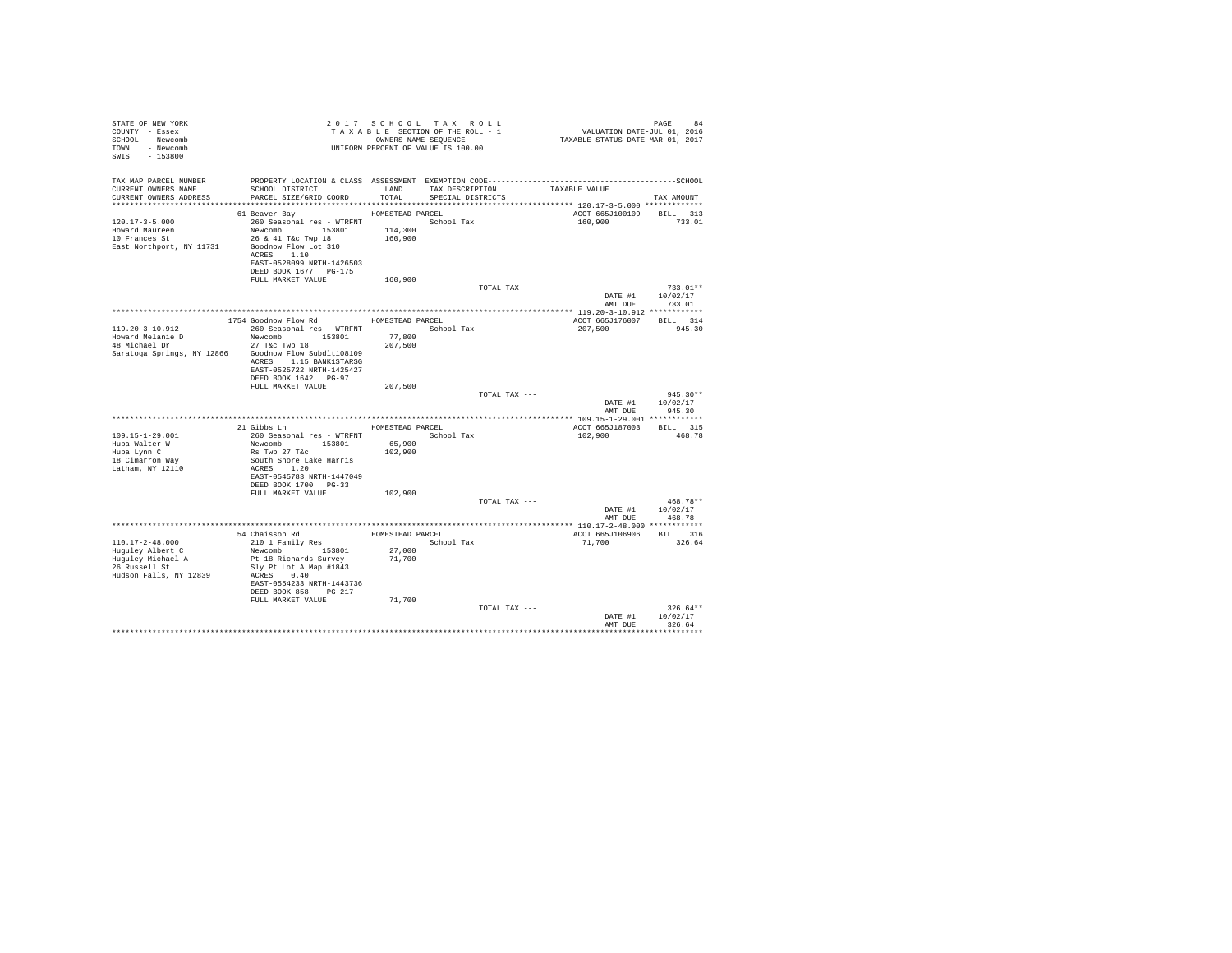STATE OF NEW YORK
COUNTY - Essex
SCHOOL - Newcomb
TOWN - Newcomb
SWIS - 153800

2 0 1 7 S C H O O L T A X R O L L
T A X A B L E SECTION OF THE ROLL - 1
OWNERS NAME SEQUENCE
UNIFORM PERCENT OF VALUE IS 100.00

VALUATION DATE-JUL 01, 2016
TAXABLE STATUS DATE-MAR 01, 2017

| TAX MAP PARCEL NUMBER / CURRENT OWNERS NAME / CURRENT OWNERS ADDRESS | PROPERTY LOCATION & CLASS / SCHOOL DISTRICT / PARCEL SIZE/GRID COORD | ASSESSMENT LAND / TOTAL | EXEMPTION CODE / TAX DESCRIPTION / SPECIAL DISTRICTS | TAXABLE VALUE | TAX AMOUNT |
|---|---|---|---|---|---|
| 120.17-3-5.000 | 61 Beaver Bay | HOMESTEAD PARCEL | | ACCT 665J100109 | BILL 313 |
| Howard Maureen | 260 Seasonal res - WTRFNT | | School Tax | 160,900 | 733.01 |
| 10 Frances St | Newcomb 153801 | 114,300 | | | |
| East Northport, NY 11731 | 26 & 41 T&c Twp 18 | 160,900 | | | |
| | Goodnow Flow Lot 310 | | | | |
| | ACRES 1.10 | | | | |
| | EAST-0528099 NRTH-1426503 | | | | |
| | DEED BOOK 1677 PG-175 | | | | |
| | FULL MARKET VALUE | 160,900 | | | |
| | | | TOTAL TAX --- | | 733.01** |
| | | | | DATE #1 | 10/02/17 |
| | | | | AMT DUE | 733.01 |
| 119.20-3-10.912 | 1754 Goodnow Flow Rd | HOMESTEAD PARCEL | | ACCT 665J176007 | BILL 314 |
| Howard Melanie D | 260 Seasonal res - WTRFNT | | School Tax | 207,500 | 945.30 |
| 48 Michael Dr | Newcomb 153801 | 77,800 | | | |
| Saratoga Springs, NY 12866 | 27 T&c Twp 18 | 207,500 | | | |
| | Goodnow Flow Subdlt108109 | | | | |
| | ACRES 1.15 BANK1STARSG | | | | |
| | EAST-0525722 NRTH-1425427 | | | | |
| | DEED BOOK 1642 PG-97 | | | | |
| | FULL MARKET VALUE | 207,500 | | | |
| | | | TOTAL TAX --- | | 945.30** |
| | | | | DATE #1 | 10/02/17 |
| | | | | AMT DUE | 945.30 |
| 109.15-1-29.001 | 21 Gibbs Ln | HOMESTEAD PARCEL | | ACCT 665J187003 | BILL 315 |
| Huba Walter W | 260 Seasonal res - WTRFNT | | School Tax | 102,900 | 468.78 |
| Huba Lynn C | Newcomb 153801 | 65,900 | | | |
| 18 Cimarron Way | Rs Twp 27 T&c | 102,900 | | | |
| Latham, NY 12110 | South Shore Lake Harris | | | | |
| | ACRES 1.20 | | | | |
| | EAST-0545783 NRTH-1447049 | | | | |
| | DEED BOOK 1700 PG-33 | | | | |
| | FULL MARKET VALUE | 102,900 | | | |
| | | | TOTAL TAX --- | | 468.78** |
| | | | | DATE #1 | 10/02/17 |
| | | | | AMT DUE | 468.78 |
| 110.17-2-48.000 | 54 Chaisson Rd | HOMESTEAD PARCEL | | ACCT 665J106906 | BILL 316 |
| Huguley Albert C | 210 1 Family Res | | School Tax | 71,700 | 326.64 |
| Huguley Michael A | Newcomb 153801 | 27,000 | | | |
| 26 Russell St | Pt 18 Richards Survey | 71,700 | | | |
| Hudson Falls, NY 12839 | Sly Pt Lot A Map #1843 | | | | |
| | ACRES 0.40 | | | | |
| | EAST-0554233 NRTH-1443736 | | | | |
| | DEED BOOK 858 PG-217 | | | | |
| | FULL MARKET VALUE | 71,700 | | | |
| | | | TOTAL TAX --- | | 326.64** |
| | | | | DATE #1 | 10/02/17 |
| | | | | AMT DUE | 326.64 |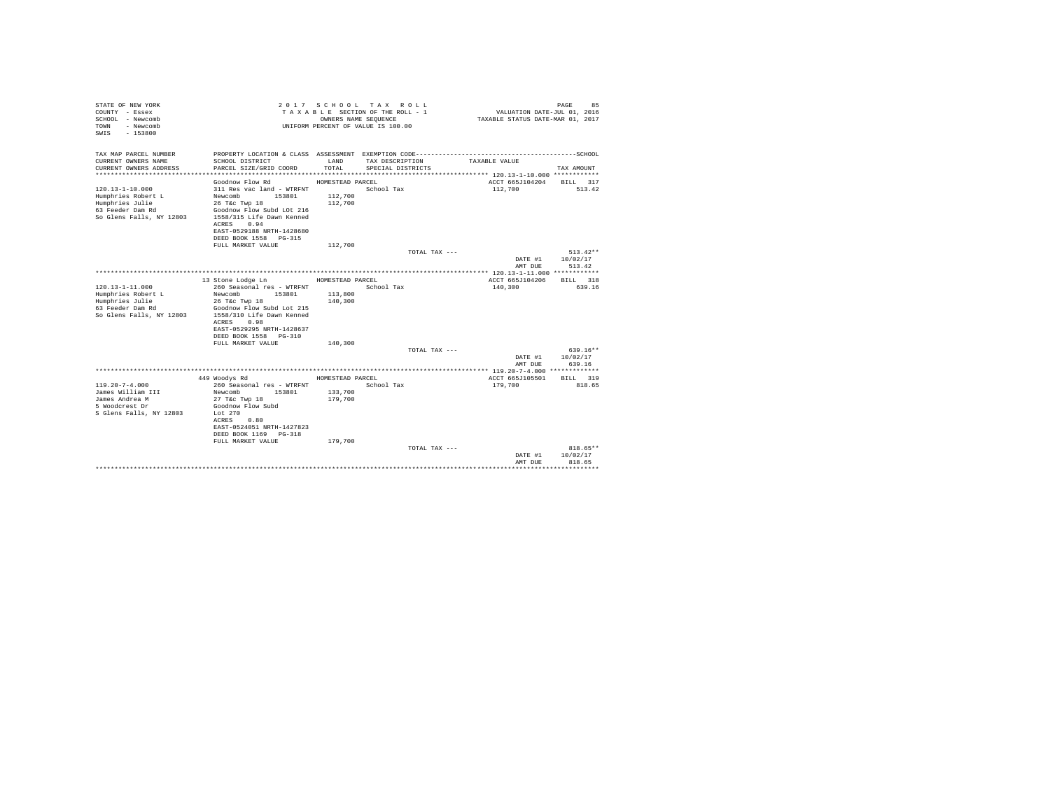STATE OF NEW YORK
COUNTY - Essex
SCHOOL - Newcomb
TOWN - Newcomb
SWIS - 153800

2 0 1 7 S C H O O L T A X R O L L
T A X A B L E SECTION OF THE ROLL - 1
OWNERS NAME SEQUENCE
UNIFORM PERCENT OF VALUE IS 100.00

VALUATION DATE-JUL 01, 2016
TAXABLE STATUS DATE-MAR 01, 2017

| TAX MAP PARCEL NUMBER / CURRENT OWNERS NAME / CURRENT OWNERS ADDRESS | PROPERTY LOCATION & CLASS / SCHOOL DISTRICT / PARCEL SIZE/GRID COORD | ASSESSMENT LAND / TOTAL | EXEMPTION CODE / TAX DESCRIPTION / SPECIAL DISTRICTS | TAXABLE VALUE | TAX AMOUNT |
|---|---|---|---|---|---|
| 120.13-1-10.000 | Goodnow Flow Rd — HOMESTEAD PARCEL | | | ACCT 665J104204 | BILL 317 |
| Humphries Robert L | 311 Res vac land - WTRFNT | | School Tax | 112,700 | 513.42 |
| Humphries Julie | Newcomb 153801 | 112,700 | | | |
| 63 Feeder Dam Rd | 26 T&c Twp 18 | 112,700 | | | |
| So Glens Falls, NY 12803 | Goodnow Flow Subd LOt 216 | | | | |
| | 1558/315 Life Dawn Kenned | | | | |
| | ACRES 0.94 | | | | |
| | EAST-0529188 NRTH-1428680 | | | | |
| | DEED BOOK 1558 PG-315 | | | | |
| | FULL MARKET VALUE | 112,700 | | | |
| | | | TOTAL TAX --- | | 513.42** |
| | | | | DATE #1 | 10/02/17 |
| | | | | AMT DUE | 513.42 |
| 120.13-1-11.000 | 13 Stone Lodge Ln — HOMESTEAD PARCEL | | | ACCT 665J104206 | BILL 318 |
| Humphries Robert L | 260 Seasonal res - WTRFNT | | School Tax | 140,300 | 639.16 |
| Humphries Julie | Newcomb 153801 | 113,800 | | | |
| 63 Feeder Dam Rd | 26 T&c Twp 18 | 140,300 | | | |
| So Glens Falls, NY 12803 | Goodnow Flow Subd Lot 215 | | | | |
| | 1558/310 Life Dawn Kenned | | | | |
| | ACRES 0.98 | | | | |
| | EAST-0529295 NRTH-1428637 | | | | |
| | DEED BOOK 1558 PG-310 | | | | |
| | FULL MARKET VALUE | 140,300 | | | |
| | | | TOTAL TAX --- | | 639.16** |
| | | | | DATE #1 | 10/02/17 |
| | | | | AMT DUE | 639.16 |
| 119.20-7-4.000 | 449 Woodys Rd — HOMESTEAD PARCEL | | | ACCT 665J105501 | BILL 319 |
| James William III | 260 Seasonal res - WTRFNT | | School Tax | 179,700 | 818.65 |
| James Andrea M | Newcomb 153801 | 133,700 | | | |
| 5 Woodcrest Dr | 27 T&c Twp 18 | 179,700 | | | |
| S Glens Falls, NY 12803 | Goodnow Flow Subd | | | | |
| | Lot 270 | | | | |
| | ACRES 0.80 | | | | |
| | EAST-0524051 NRTH-1427823 | | | | |
| | DEED BOOK 1169 PG-318 | | | | |
| | FULL MARKET VALUE | 179,700 | | | |
| | | | TOTAL TAX --- | | 818.65** |
| | | | | DATE #1 | 10/02/17 |
| | | | | AMT DUE | 818.65 |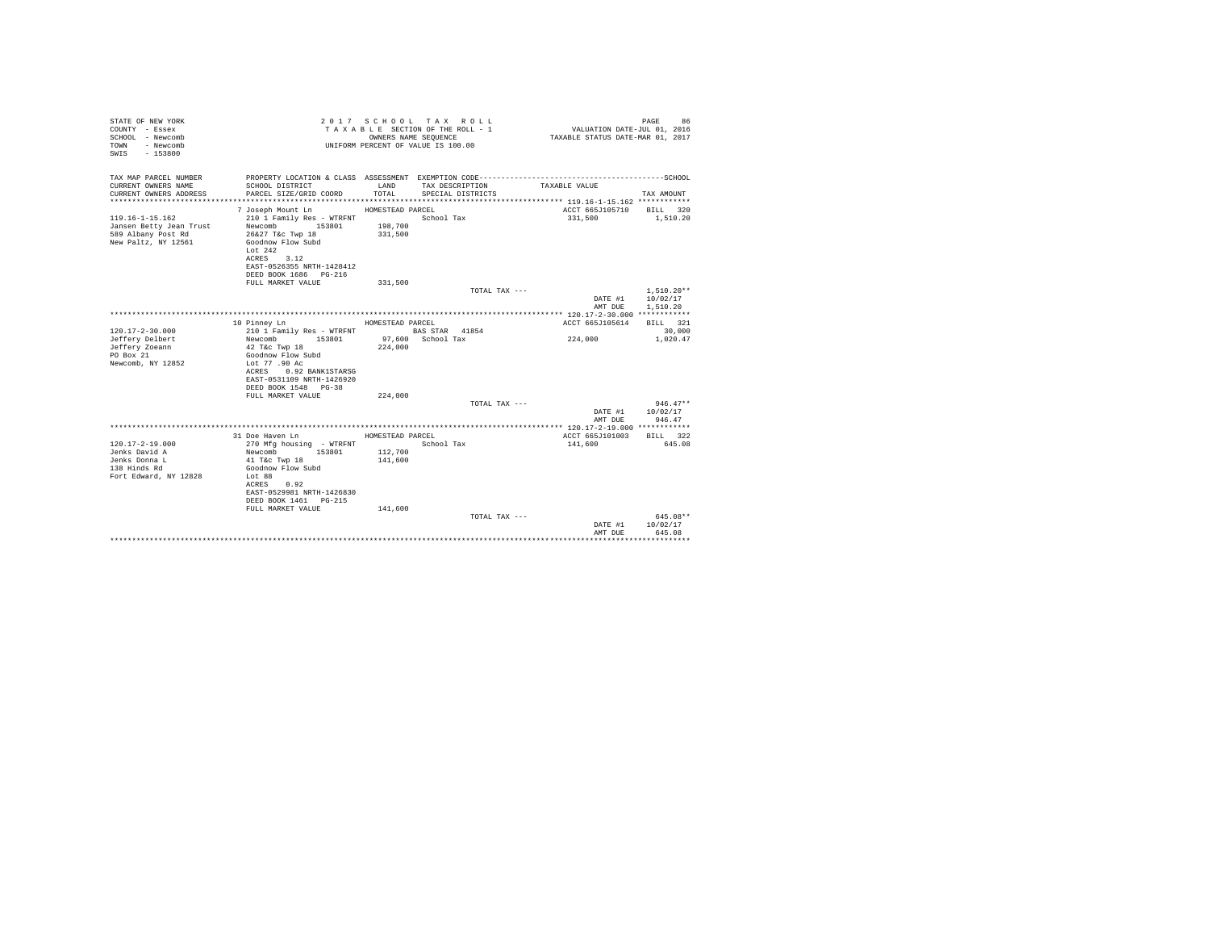STATE OF NEW YORK
COUNTY - Essex
SCHOOL - Newcomb
TOWN - Newcomb
SWIS - 153800

2 0 1 7 S C H O O L T A X R O L L
T A X A B L E SECTION OF THE ROLL - 1
OWNERS NAME SEQUENCE
UNIFORM PERCENT OF VALUE IS 100.00

VALUATION DATE-JUL 01, 2016
TAXABLE STATUS DATE-MAR 01, 2017

| TAX MAP PARCEL NUMBER / CURRENT OWNERS NAME / CURRENT OWNERS ADDRESS | PROPERTY LOCATION & CLASS / SCHOOL DISTRICT / PARCEL SIZE/GRID COORD | ASSESSMENT LAND / TOTAL | EXEMPTION CODE / TAX DESCRIPTION / SPECIAL DISTRICTS | TAXABLE VALUE | TAX AMOUNT |
|---|---|---|---|---|---|
| 119.16-1-15.162 | 7 Joseph Mount Ln | HOMESTEAD PARCEL | | ACCT 665J105710 | BILL 320 |
| Jansen Betty Jean Trust | 210 1 Family Res - WTRFNT | | School Tax | 331,500 | 1,510.20 |
| 589 Albany Post Rd | Newcomb 153801 | 198,700 | | | |
| New Paltz, NY 12561 | 26&27 T&c Twp 18 | 331,500 | | | |
| | Goodnow Flow Subd | | | | |
| | Lot 242 | | | | |
| | ACRES 3.12 | | | | |
| | EAST-0526355 NRTH-1428412 | | | | |
| | DEED BOOK 1686 PG-216 | | | | |
| | FULL MARKET VALUE | 331,500 | | | |
| | | | TOTAL TAX --- | | 1,510.20** |
| | | | | DATE #1 | 10/02/17 |
| | | | | AMT DUE | 1,510.20 |
| 120.17-2-30.000 | 10 Pinney Ln | HOMESTEAD PARCEL | | ACCT 665J105614 | BILL 321 |
| Jeffery Delbert | 210 1 Family Res - WTRFNT | | BAS STAR 41854 | | 30,000 |
| Jeffery Zoeann | Newcomb 153801 | 97,600 | School Tax | 224,000 | 1,020.47 |
| PO Box 21 | 42 T&c Twp 18 | 224,000 | | | |
| Newcomb, NY 12852 | Goodnow Flow Subd | | | | |
| | Lot 77 .90 Ac | | | | |
| | ACRES 0.92 BANK1STARSG | | | | |
| | EAST-0531109 NRTH-1426920 | | | | |
| | DEED BOOK 1548 PG-38 | | | | |
| | FULL MARKET VALUE | 224,000 | | | |
| | | | TOTAL TAX --- | | 946.47** |
| | | | | DATE #1 | 10/02/17 |
| | | | | AMT DUE | 946.47 |
| 120.17-2-19.000 | 31 Doe Haven Ln | HOMESTEAD PARCEL | | ACCT 665J101003 | BILL 322 |
| Jenks David A | 270 Mfg housing - WTRFNT | | School Tax | 141,600 | 645.08 |
| Jenks Donna L | Newcomb 153801 | 112,700 | | | |
| 138 Hinds Rd | 41 T&c Twp 18 | 141,600 | | | |
| Fort Edward, NY 12828 | Goodnow Flow Subd | | | | |
| | Lot 88 | | | | |
| | ACRES 0.92 | | | | |
| | EAST-0529981 NRTH-1426830 | | | | |
| | DEED BOOK 1461 PG-215 | | | | |
| | FULL MARKET VALUE | 141,600 | | | |
| | | | TOTAL TAX --- | | 645.08** |
| | | | | DATE #1 | 10/02/17 |
| | | | | AMT DUE | 645.08 |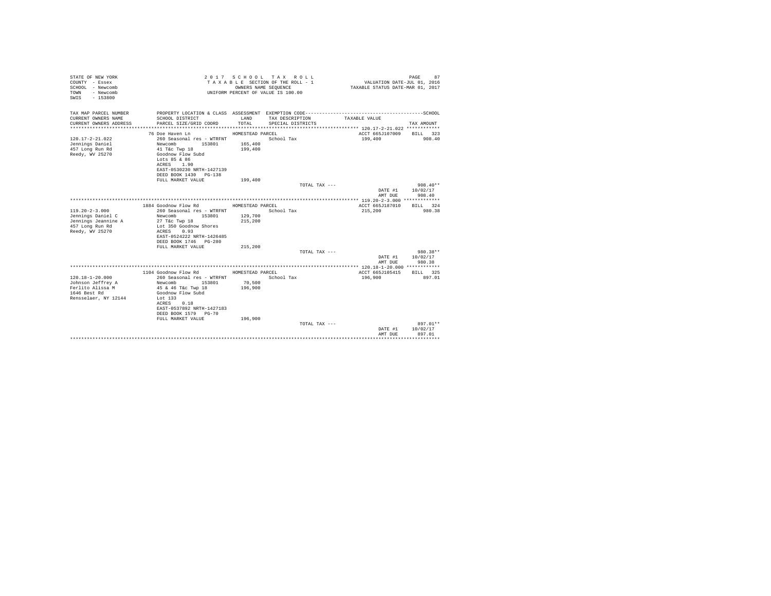```
STATE OF NEW YORK                          2 0 1 7   S C H O O L   T A X   R O L L                                   PAGE    87
COUNTY  - Essex                            T A X A B L E  SECTION OF THE ROLL - 1                   VALUATION DATE-JUL 01, 2016
SCHOOL  - Newcomb                                 OWNERS NAME SEQUENCE                          TAXABLE STATUS DATE-MAR 01, 2017
TOWN    - Newcomb                          UNIFORM PERCENT OF VALUE IS 100.00
SWIS    - 153800

TAX MAP PARCEL NUMBER          PROPERTY LOCATION & CLASS  ASSESSMENT  EXEMPTION CODE------------------------------------------SCHOOL
CURRENT OWNERS NAME            SCHOOL DISTRICT               LAND      TAX DESCRIPTION            TAXABLE VALUE
CURRENT OWNERS ADDRESS         PARCEL SIZE/GRID COORD        TOTAL     SPECIAL DISTRICTS                                  TAX AMOUNT
************************************************************************************************** 120.17-2-21.022 ************
                               76 Doe Haven Ln            HOMESTEAD PARCEL                        ACCT 665J107009    BILL  323
120.17-2-21.022                260 Seasonal res - WTRFNT              School Tax                   199,400             908.40
Jennings Daniel                Newcomb        153801       165,400
457 Long Run Rd                41 T&c Twp 18               199,400
Reedy, WV 25270                Goodnow Flow Subd
                               Lots 85 & 86
                               ACRES    1.90
                               EAST-0530230 NRTH-1427139
                               DEED BOOK 1430   PG-138
                               FULL MARKET VALUE           199,400
                                                                      TOTAL TAX ---                                   908.40**
                                                                                                DATE #1       10/02/17
                                                                                                AMT DUE         908.40
************************************************************************************************** 119.20-2-3.000 *************
                               1884 Goodnow Flow Rd       HOMESTEAD PARCEL                        ACCT 665J187010    BILL  324
119.20-2-3.000                 260 Seasonal res - WTRFNT              School Tax                   215,200             980.38
Jennings Daniel C              Newcomb        153801       129,700
Jennings Jeannine A            27 T&c Twp 18               215,200
457 Long Run Rd                Lot 350 Goodnow Shores
Reedy, WV 25270                ACRES    0.93
                               EAST-0524222 NRTH-1426485
                               DEED BOOK 1746   PG-280
                               FULL MARKET VALUE           215,200
                                                                      TOTAL TAX ---                                   980.38**
                                                                                                DATE #1       10/02/17
                                                                                                AMT DUE         980.38
************************************************************************************************** 120.18-1-20.000 ************
                               1104 Goodnow Flow Rd       HOMESTEAD PARCEL                        ACCT 665J105415    BILL  325
120.18-1-20.000                260 Seasonal res - WTRFNT              School Tax                   196,900             897.01
Johnson Jeffrey A              Newcomb        153801        70,500
Ferlito Alissa M               45 & 46 T&c Twp 18          196,900
1646 Best Rd                   Goodnow Flow Subd
Rensselaer, NY 12144           Lot 133
                               ACRES    0.18
                               EAST-0537892 NRTH-1427183
                               DEED BOOK 1579   PG-70
                               FULL MARKET VALUE           196,900
                                                                      TOTAL TAX ---                                   897.01**
                                                                                                DATE #1       10/02/17
                                                                                                AMT DUE         897.01
********************************************************************************************************************************
```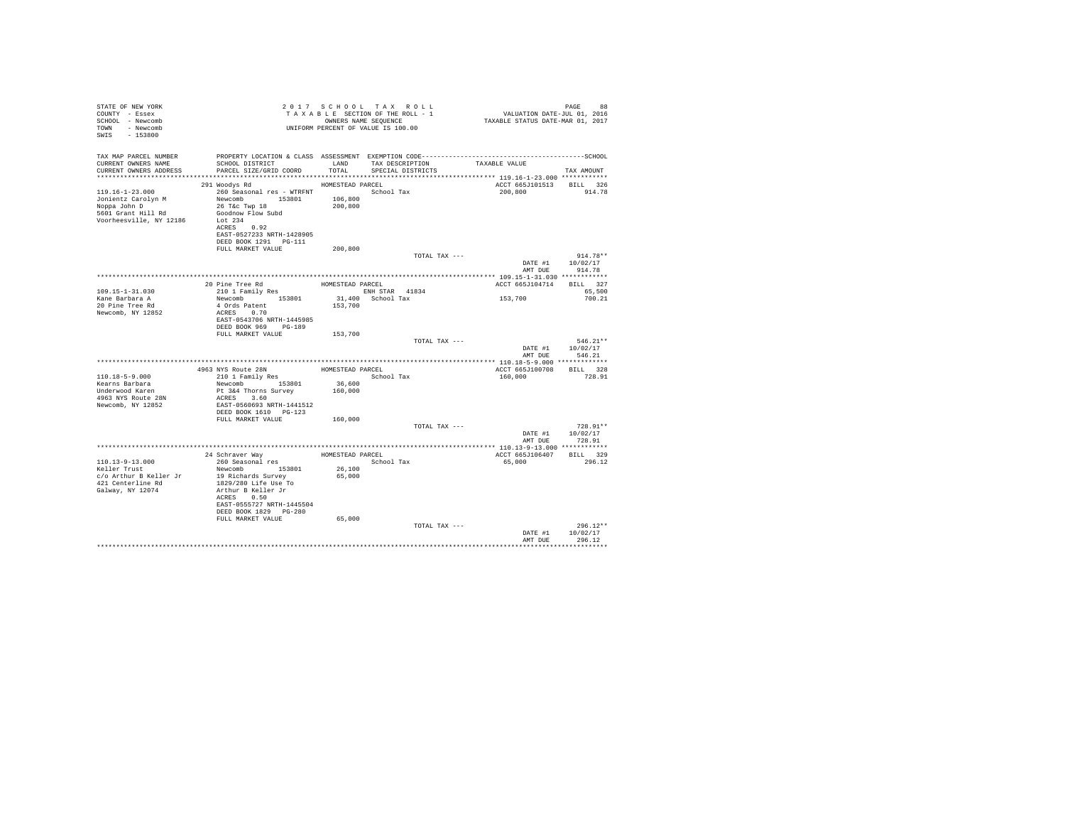STATE OF NEW YORK
COUNTY - Essex
SCHOOL - Newcomb
TOWN - Newcomb
SWIS - 153800

2017 SCHOOL TAX ROLL
TAXABLE SECTION OF THE ROLL - 1
OWNERS NAME SEQUENCE
UNIFORM PERCENT OF VALUE IS 100.00

VALUATION DATE-JUL 01, 2016
TAXABLE STATUS DATE-MAR 01, 2017

| TAX MAP PARCEL NUMBER / CURRENT OWNERS NAME / CURRENT OWNERS ADDRESS | PROPERTY LOCATION & CLASS / SCHOOL DISTRICT / PARCEL SIZE/GRID COORD | ASSESSMENT LAND / TOTAL | EXEMPTION CODE / TAX DESCRIPTION / SPECIAL DISTRICTS | TAXABLE VALUE | TAX AMOUNT |
|---|---|---|---|---|---|
| 119.16-1-23.000 | 291 Woodys Rd | HOMESTEAD PARCEL | | ACCT 665J101513 | BILL 326 |
| Jonientz Carolyn M | 260 Seasonal res - WTRFNT | | School Tax | 200,800 | 914.78 |
| Noppa John D | Newcomb 153801 | 106,800 | | | |
| 5601 Grant Hill Rd | 26 T&c Twp 18 | 200,800 | | | |
| Voorheesville, NY 12186 | Goodnow Flow Subd | | | | |
| | Lot 234 | | | | |
| | ACRES 0.92 | | | | |
| | EAST-0527233 NRTH-1428905 | | | | |
| | DEED BOOK 1291 PG-111 | | | | |
| | FULL MARKET VALUE | 200,800 | | | |
| | | | TOTAL TAX --- | | 914.78** |
| | | | | DATE #1 | 10/02/17 |
| | | | | AMT DUE | 914.78 |
| 109.15-1-31.030 | 20 Pine Tree Rd | HOMESTEAD PARCEL | | ACCT 665J104714 | BILL 327 |
| Kane Barbara A | 210 1 Family Res | | ENH STAR 41834 | | 65,500 |
| 20 Pine Tree Rd | Newcomb 153801 | 31,400 | School Tax | 153,700 | 700.21 |
| Newcomb, NY 12852 | 4 Ords Patent | 153,700 | | | |
| | ACRES 0.70 | | | | |
| | EAST-0543706 NRTH-1445985 | | | | |
| | DEED BOOK 969 PG-189 | | | | |
| | FULL MARKET VALUE | 153,700 | | | |
| | | | TOTAL TAX --- | | 546.21** |
| | | | | DATE #1 | 10/02/17 |
| | | | | AMT DUE | 546.21 |
| 110.18-5-9.000 | 4963 NYS Route 28N | HOMESTEAD PARCEL | | ACCT 665J100708 | BILL 328 |
| Kearns Barbara | 210 1 Family Res | | School Tax | 160,000 | 728.91 |
| Underwood Karen | Newcomb 153801 | 36,600 | | | |
| 4963 NYS Route 28N | Pt 3&4 Thorns Survey | 160,000 | | | |
| Newcomb, NY 12852 | ACRES 3.60 | | | | |
| | EAST-0560693 NRTH-1441512 | | | | |
| | DEED BOOK 1610 PG-123 | | | | |
| | FULL MARKET VALUE | 160,000 | | | |
| | | | TOTAL TAX --- | | 728.91** |
| | | | | DATE #1 | 10/02/17 |
| | | | | AMT DUE | 728.91 |
| 110.13-9-13.000 | 24 Schraver Way | HOMESTEAD PARCEL | | ACCT 665J106407 | BILL 329 |
| Keller Trust | 260 Seasonal res | | School Tax | 65,000 | 296.12 |
| c/o Arthur B Keller Jr | Newcomb 153801 | 26,100 | | | |
| 421 Centerline Rd | 19 Richards Survey | 65,000 | | | |
| Galway, NY 12074 | 1829/280 Life Use To | | | | |
| | Arthur B Keller Jr | | | | |
| | ACRES 0.50 | | | | |
| | EAST-0555727 NRTH-1445504 | | | | |
| | DEED BOOK 1829 PG-280 | | | | |
| | FULL MARKET VALUE | 65,000 | | | |
| | | | TOTAL TAX --- | | 296.12** |
| | | | | DATE #1 | 10/02/17 |
| | | | | AMT DUE | 296.12 |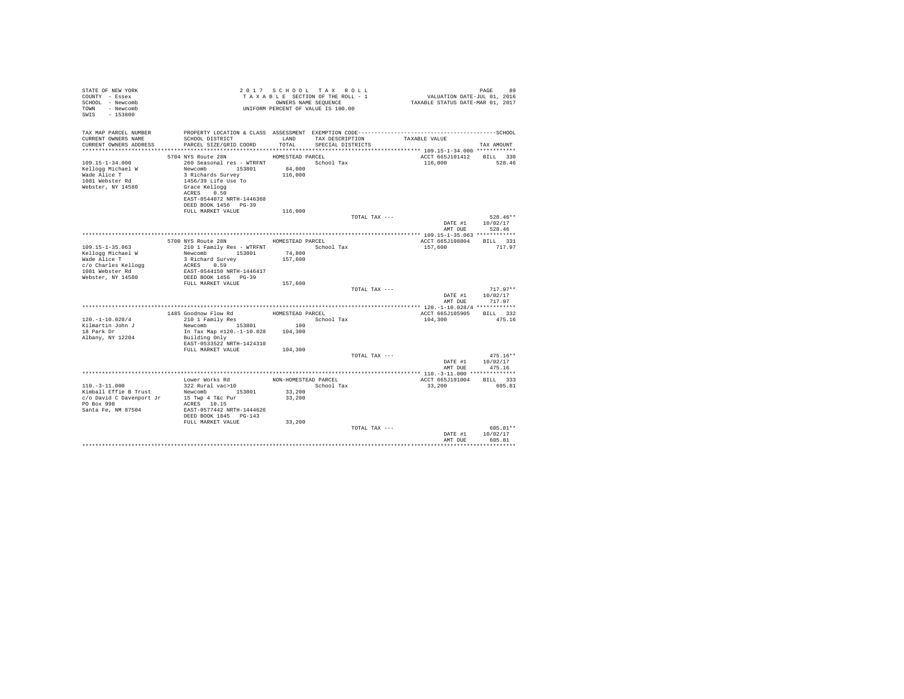STATE OF NEW YORK
COUNTY - Essex
SCHOOL - Newcomb
TOWN - Newcomb
SWIS - 153800

2 0 1 7  S C H O O L  T A X  R O L L
T A X A B L E SECTION OF THE ROLL - 1
OWNERS NAME SEQUENCE
UNIFORM PERCENT OF VALUE IS 100.00

VALUATION DATE-JUL 01, 2016
TAXABLE STATUS DATE-MAR 01, 2017

| TAX MAP PARCEL NUMBER / CURRENT OWNERS NAME / CURRENT OWNERS ADDRESS | PROPERTY LOCATION & CLASS / SCHOOL DISTRICT / PARCEL SIZE/GRID COORD | ASSESSMENT LAND / TOTAL | EXEMPTION CODE / TAX DESCRIPTION / SPECIAL DISTRICTS | TAXABLE VALUE | SCHOOL TAX AMOUNT |
|---|---|---|---|---|---|
| **109.15-1-34.000** | 5704 NYS Route 28N | HOMESTEAD PARCEL | | ACCT 665J101412 | BILL 330 |
| 109.15-1-34.000 | 260 Seasonal res - WTRFNT | | School Tax | 116,000 | 528.46 |
| Kellogg Michael W | Newcomb 153801 | 84,000 | | | |
| Wade Alice T | 3 Richards Survey | 116,000 | | | |
| 1081 Webster Rd | 1456/39 Life Use To | | | | |
| Webster, NY 14580 | Grace Kellogg | | | | |
| | ACRES 0.50 | | | | |
| | EAST-0544072 NRTH-1446368 | | | | |
| | DEED BOOK 1456 PG-39 | | | | |
| | FULL MARKET VALUE | 116,000 | | | |
| | | | TOTAL TAX --- | | 528.46** |
| | | | | DATE #1 | 10/02/17 |
| | | | | AMT DUE | 528.46 |
| **109.15-1-35.063** | 5700 NYS Route 28N | HOMESTEAD PARCEL | | ACCT 665J108804 | BILL 331 |
| 109.15-1-35.063 | 210 1 Family Res - WTRFNT | | School Tax | 157,600 | 717.97 |
| Kellogg Michael W | Newcomb 153801 | 74,800 | | | |
| Wade Alice T | 3 Richard Survey | 157,600 | | | |
| c/o Charles Kellogg | ACRES 0.59 | | | | |
| 1081 Webster Rd | EAST-0544150 NRTH-1446417 | | | | |
| Webster, NY 14580 | DEED BOOK 1456 PG-39 | | | | |
| | FULL MARKET VALUE | 157,600 | | | |
| | | | TOTAL TAX --- | | 717.97** |
| | | | | DATE #1 | 10/02/17 |
| | | | | AMT DUE | 717.97 |
| **120.-1-10.028/4** | 1485 Goodnow Flow Rd | HOMESTEAD PARCEL | | ACCT 665J105905 | BILL 332 |
| 120.-1-10.028/4 | 210 1 Family Res | | School Tax | 104,300 | 475.16 |
| Kilmartin John J | Newcomb 153801 | 100 | | | |
| 18 Park Dr | In Tax Map #120.-1-10.028 | 104,300 | | | |
| Albany, NY 12204 | Building Only | | | | |
| | EAST-0533522 NRTH-1424310 | | | | |
| | FULL MARKET VALUE | 104,300 | | | |
| | | | TOTAL TAX --- | | 475.16** |
| | | | | DATE #1 | 10/02/17 |
| | | | | AMT DUE | 475.16 |
| **110.-3-11.000** | Lower Works Rd | NON-HOMESTEAD PARCEL | | ACCT 665J191004 | BILL 333 |
| 110.-3-11.000 | 322 Rural vac>10 | | School Tax | 33,200 | 605.81 |
| Kimball Effie B Trust | Newcomb 153801 | 33,200 | | | |
| c/o David C Davenport Jr | 15 Twp 4 T&c Pur | 33,200 | | | |
| PO Box 998 | ACRES 10.15 | | | | |
| Santa Fe, NM 87504 | EAST-0577442 NRTH-1444626 | | | | |
| | DEED BOOK 1845 PG-143 | | | | |
| | FULL MARKET VALUE | 33,200 | | | |
| | | | TOTAL TAX --- | | 605.81** |
| | | | | DATE #1 | 10/02/17 |
| | | | | AMT DUE | 605.81 |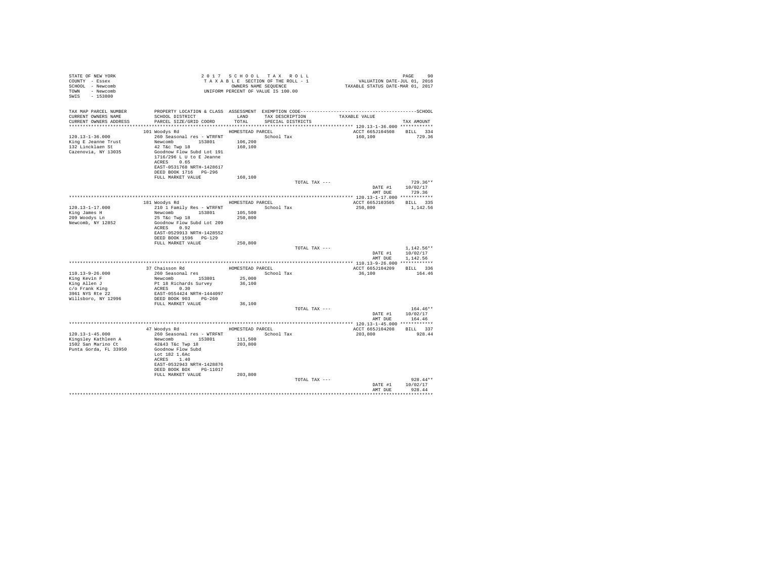```
STATE OF NEW YORK                              2 0 1 7   S C H O O L   T A X   R O L L                                PAGE    90
COUNTY  - Essex                                T A X A B L E  SECTION OF THE ROLL - 1                  VALUATION DATE-JUL 01, 2016
SCHOOL  - Newcomb                                    OWNERS NAME SEQUENCE                         TAXABLE STATUS DATE-MAR 01, 2017
TOWN    - Newcomb                              UNIFORM PERCENT OF VALUE IS 100.00
SWIS    - 153800

TAX MAP PARCEL NUMBER     PROPERTY LOCATION & CLASS  ASSESSMENT  EXEMPTION CODE------------------------------------------------SCHOOL
CURRENT OWNERS NAME       SCHOOL DISTRICT              LAND      TAX DESCRIPTION            TAXABLE VALUE
CURRENT OWNERS ADDRESS    PARCEL SIZE/GRID COORD       TOTAL     SPECIAL DISTRICTS                                       TAX AMOUNT
*********************************************************************************************** 120.13-1-36.000 ************
                          101 Woodys Rd                HOMESTEAD PARCEL                        ACCT 665J104508    BILL  334
120.13-1-36.000           260 Seasonal res - WTRFNT              School Tax                     160,100              729.36
King E Jeanne Trust       Newcomb        153801       106,200
132 Lincklaen St          42 T&c Twp 18                160,100
Cazenovia, NY 13035       Goodnow Flow Subd Lot 191
                          1716/296 L U to E Jeanne
                          ACRES    0.65
                          EAST-0531768 NRTH-1428617
                          DEED BOOK 1716   PG-296
                          FULL MARKET VALUE            160,100
                                                                        TOTAL TAX ---                                  729.36**
                                                                                                   DATE #1        10/02/17
                                                                                                   AMT DUE          729.36
*********************************************************************************************** 120.13-1-17.000 ************
                          181 Woodys Rd                HOMESTEAD PARCEL                        ACCT 665J103505    BILL  335
120.13-1-17.000           210 1 Family Res - WTRFNT              School Tax                     250,800            1,142.56
King James H              Newcomb        153801       105,500
209 Woodys Ln             25 T&c Twp 18                250,800
Newcomb, NY 12852         Goodnow Flow Subd Lot 209
                          ACRES    0.92
                          EAST-0529913 NRTH-1428552
                          DEED BOOK 1596   PG-129
                          FULL MARKET VALUE            250,800
                                                                        TOTAL TAX ---                                1,142.56**
                                                                                                   DATE #1        10/02/17
                                                                                                   AMT DUE        1,142.56
*********************************************************************************************** 110.13-9-26.000 ************
                          37 Chaisson Rd               HOMESTEAD PARCEL                        ACCT 665J104209    BILL  336
110.13-9-26.000           260 Seasonal res                       School Tax                      36,100              164.46
King Kevin F              Newcomb        153801        25,000
King Allen J              Pt 18 Richards Survey         36,100
c/o Frank King            ACRES    0.30
3961 NYS Rte 22           EAST-0554424 NRTH-1444097
Willsboro, NY 12996       DEED BOOK 903    PG-260
                          FULL MARKET VALUE             36,100
                                                                        TOTAL TAX ---                                  164.46**
                                                                                                   DATE #1        10/02/17
                                                                                                   AMT DUE          164.46
*********************************************************************************************** 120.13-1-45.000 ************
                          47 Woodys Rd                 HOMESTEAD PARCEL                        ACCT 665J104208    BILL  337
120.13-1-45.000           260 Seasonal res - WTRFNT              School Tax                     203,800              928.44
Kingsley Kathleen A       Newcomb        153801       111,500
1502 San Marino Ct        42&43 T&c Twp 18             203,800
Punta Gorda, FL 33950     Goodnow Flow Subd
                          Lot 182 1.6Ac
                          ACRES    1.40
                          EAST-0532943 NRTH-1428876
                          DEED BOOK BOX    PG-11017
                          FULL MARKET VALUE            203,800
                                                                        TOTAL TAX ---                                  928.44**
                                                                                                   DATE #1        10/02/17
                                                                                                   AMT DUE          928.44
************************************************************************************************************************************
```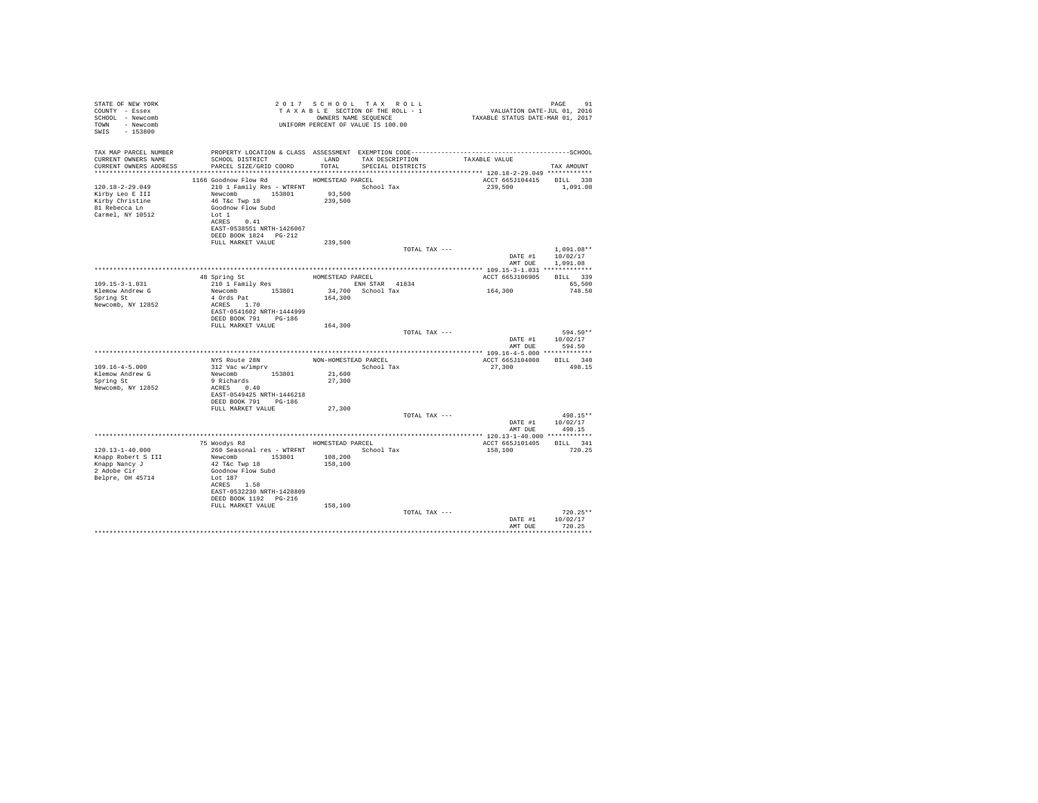STATE OF NEW YORK
COUNTY - Essex
SCHOOL - Newcomb
TOWN - Newcomb
SWIS - 153800

2017 SCHOOL TAX ROLL
TAXABLE SECTION OF THE ROLL - 1
OWNERS NAME SEQUENCE
UNIFORM PERCENT OF VALUE IS 100.00

VALUATION DATE-JUL 01, 2016
TAXABLE STATUS DATE-MAR 01, 2017

| TAX MAP PARCEL NUMBER / CURRENT OWNERS NAME / CURRENT OWNERS ADDRESS | PROPERTY LOCATION & CLASS / SCHOOL DISTRICT / PARCEL SIZE/GRID COORD | ASSESSMENT LAND / TOTAL | EXEMPTION CODE / TAX DESCRIPTION / SPECIAL DISTRICTS | TAXABLE VALUE | TAX AMOUNT |
|---|---|---|---|---|---|
| 120.18-2-29.049 | 1166 Goodnow Flow Rd | | HOMESTEAD PARCEL | ACCT 665J104415 | BILL 338 |
| Kirby Leo E III | 210 1 Family Res - WTRFNT | | School Tax | 239,500 | 1,091.08 |
| Kirby Christine | Newcomb 153801 | 93,500 | | | |
| 81 Rebecca Ln | 46 T&c Twp 18 | 239,500 | | | |
| Carmel, NY 10512 | Goodnow Flow Subd | | | | |
| | Lot 1 | | | | |
| | ACRES 0.41 | | | | |
| | EAST-0538551 NRTH-1426067 | | | | |
| | DEED BOOK 1824 PG-212 | | | | |
| | FULL MARKET VALUE | 239,500 | | | |
| | | | TOTAL TAX --- | | 1,091.08** |
| | | | | DATE #1 | 10/02/17 |
| | | | | AMT DUE | 1,091.08 |
| 109.15-3-1.031 | 48 Spring St | | HOMESTEAD PARCEL | ACCT 665J106905 | BILL 339 |
| Klemow Andrew G | 210 1 Family Res | | ENH STAR 41834 | | 65,500 |
| Spring St | Newcomb 153801 | 34,700 | School Tax | 164,300 | 748.50 |
| Newcomb, NY 12852 | 4 Ords Pat | 164,300 | | | |
| | ACRES 1.70 | | | | |
| | EAST-0541602 NRTH-1444999 | | | | |
| | DEED BOOK 791 PG-186 | | | | |
| | FULL MARKET VALUE | 164,300 | | | |
| | | | TOTAL TAX --- | | 594.50** |
| | | | | DATE #1 | 10/02/17 |
| | | | | AMT DUE | 594.50 |
| 109.16-4-5.000 | NYS Route 28N | | NON-HOMESTEAD PARCEL | ACCT 665J104008 | BILL 340 |
| Klemow Andrew G | 312 Vac w/imprv | | School Tax | 27,300 | 498.15 |
| Spring St | Newcomb 153801 | 21,600 | | | |
| Newcomb, NY 12852 | 9 Richards | 27,300 | | | |
| | ACRES 0.40 | | | | |
| | EAST-0549425 NRTH-1446218 | | | | |
| | DEED BOOK 791 PG-186 | | | | |
| | FULL MARKET VALUE | 27,300 | | | |
| | | | TOTAL TAX --- | | 498.15** |
| | | | | DATE #1 | 10/02/17 |
| | | | | AMT DUE | 498.15 |
| 120.13-1-40.000 | 75 Woodys Rd | | HOMESTEAD PARCEL | ACCT 665J101405 | BILL 341 |
| Knapp Robert S III | 260 Seasonal res - WTRFNT | | School Tax | 158,100 | 720.25 |
| Knapp Nancy J | Newcomb 153801 | 108,200 | | | |
| 2 Adobe Cir | 42 T&c Twp 18 | 158,100 | | | |
| Belpre, OH 45714 | Goodnow Flow Subd | | | | |
| | Lot 187 | | | | |
| | ACRES 1.58 | | | | |
| | EAST-0532230 NRTH-1428809 | | | | |
| | DEED BOOK 1192 PG-216 | | | | |
| | FULL MARKET VALUE | 158,100 | | | |
| | | | TOTAL TAX --- | | 720.25** |
| | | | | DATE #1 | 10/02/17 |
| | | | | AMT DUE | 720.25 |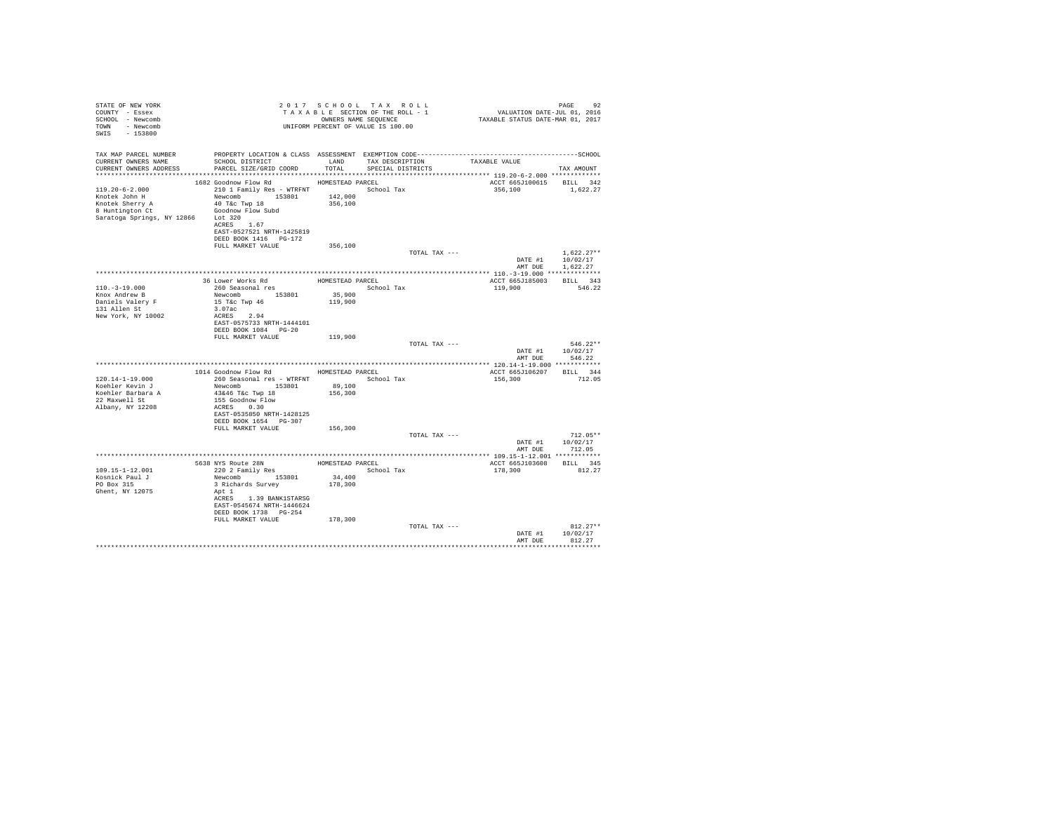STATE OF NEW YORK
COUNTY - Essex
SCHOOL - Newcomb
TOWN - Newcomb
SWIS - 153800

2 0 1 7  S C H O O L  T A X  R O L L
T A X A B L E SECTION OF THE ROLL - 1
OWNERS NAME SEQUENCE
UNIFORM PERCENT OF VALUE IS 100.00

VALUATION DATE-JUL 01, 2016
TAXABLE STATUS DATE-MAR 01, 2017

| TAX MAP PARCEL NUMBER / CURRENT OWNERS NAME / CURRENT OWNERS ADDRESS | PROPERTY LOCATION & CLASS / SCHOOL DISTRICT / PARCEL SIZE/GRID COORD | ASSESSMENT LAND / TOTAL | EXEMPTION CODE / TAX DESCRIPTION / SPECIAL DISTRICTS | TAXABLE VALUE | TAX AMOUNT |
|---|---|---|---|---|---|
| **119.20-6-2.000** | 1682 Goodnow Flow Rd | HOMESTEAD PARCEL | | ACCT 665J100615 | BILL 342 |
| 119.20-6-2.000 | 210 1 Family Res - WTRFNT | | School Tax | 356,100 | 1,622.27 |
| Knotek John H | Newcomb 153801 | 142,000 | | | |
| Knotek Sherry A | 40 T&c Twp 18 | 356,100 | | | |
| 8 Huntington Ct | Goodnow Flow Subd | | | | |
| Saratoga Springs, NY 12866 | Lot 320 | | | | |
| | ACRES 1.67 | | | | |
| | EAST-0527521 NRTH-1425819 | | | | |
| | DEED BOOK 1416 PG-172 | | | | |
| | FULL MARKET VALUE | 356,100 | | | |
| | | | TOTAL TAX --- | | 1,622.27** |
| | | | | DATE #1 | 10/02/17 |
| | | | | AMT DUE | 1,622.27 |
| **110.-3-19.000** | 36 Lower Works Rd | HOMESTEAD PARCEL | | ACCT 665J185003 | BILL 343 |
| 110.-3-19.000 | 260 Seasonal res | | School Tax | 119,900 | 546.22 |
| Knox Andrew B | Newcomb 153801 | 35,900 | | | |
| Daniels Valery F | 15 T&c Twp 46 | 119,900 | | | |
| 131 Allen St | 3.07ac | | | | |
| New York, NY 10002 | ACRES 2.94 | | | | |
| | EAST-0575733 NRTH-1444101 | | | | |
| | DEED BOOK 1084 PG-20 | | | | |
| | FULL MARKET VALUE | 119,900 | | | |
| | | | TOTAL TAX --- | | 546.22** |
| | | | | DATE #1 | 10/02/17 |
| | | | | AMT DUE | 546.22 |
| **120.14-1-19.000** | 1014 Goodnow Flow Rd | HOMESTEAD PARCEL | | ACCT 665J106207 | BILL 344 |
| 120.14-1-19.000 | 260 Seasonal res - WTRFNT | | School Tax | 156,300 | 712.05 |
| Koehler Kevin J | Newcomb 153801 | 89,100 | | | |
| Koehler Barbara A | 43&46 T&c Twp 18 | 156,300 | | | |
| 22 Maxwell St | 155 Goodnow Flow | | | | |
| Albany, NY 12208 | ACRES 0.30 | | | | |
| | EAST-0535850 NRTH-1428125 | | | | |
| | DEED BOOK 1654 PG-307 | | | | |
| | FULL MARKET VALUE | 156,300 | | | |
| | | | TOTAL TAX --- | | 712.05** |
| | | | | DATE #1 | 10/02/17 |
| | | | | AMT DUE | 712.05 |
| **109.15-1-12.001** | 5638 NYS Route 28N | HOMESTEAD PARCEL | | ACCT 665J103608 | BILL 345 |
| 109.15-1-12.001 | 220 2 Family Res | | School Tax | 178,300 | 812.27 |
| Kosnick Paul J | Newcomb 153801 | 34,400 | | | |
| PO Box 315 | 3 Richards Survey | 178,300 | | | |
| Ghent, NY 12075 | Apt 1 | | | | |
| | ACRES 1.39 BANK1STARSG | | | | |
| | EAST-0545674 NRTH-1446624 | | | | |
| | DEED BOOK 1738 PG-254 | | | | |
| | FULL MARKET VALUE | 178,300 | | | |
| | | | TOTAL TAX --- | | 812.27** |
| | | | | DATE #1 | 10/02/17 |
| | | | | AMT DUE | 812.27 |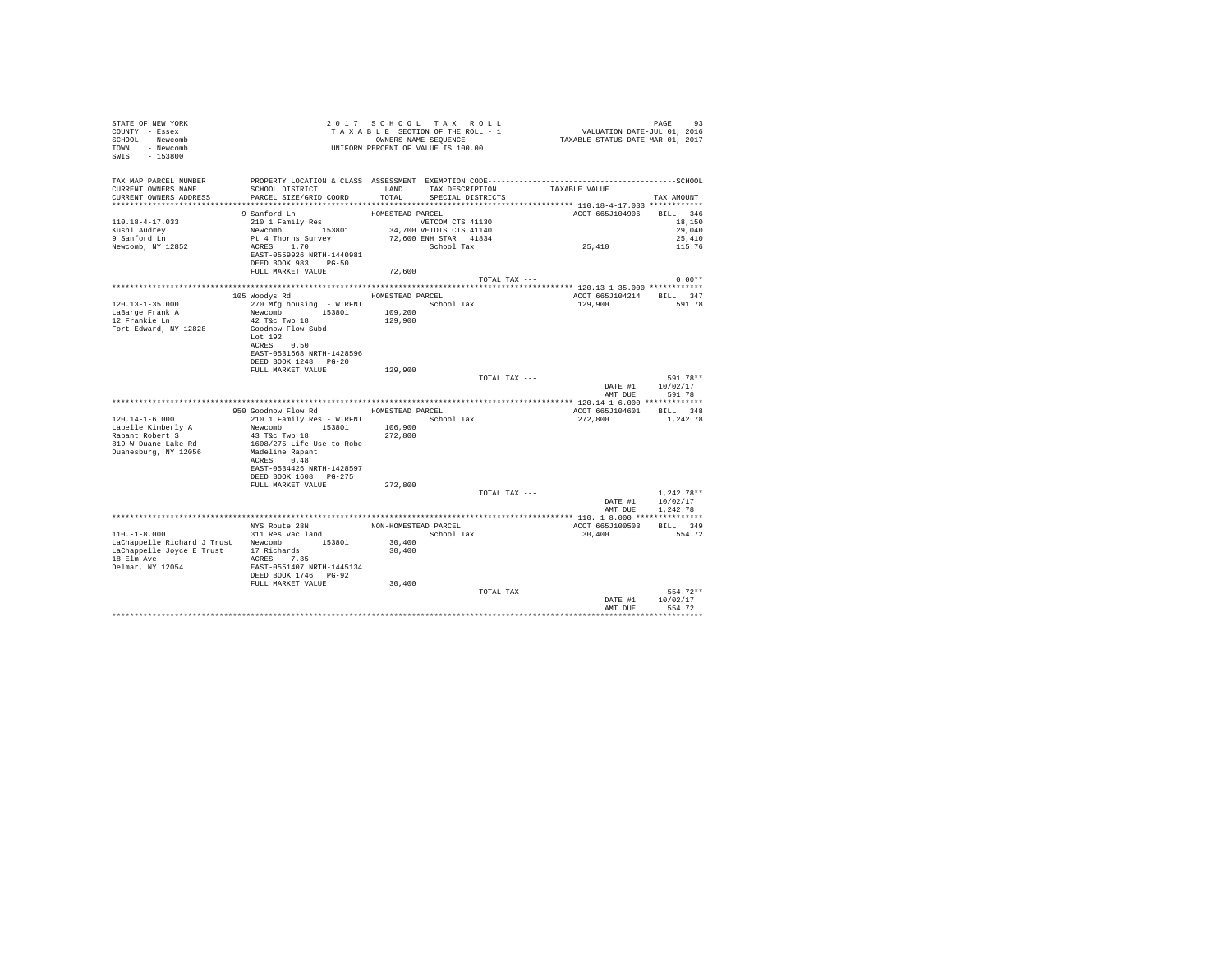```
STATE OF NEW YORK                    2 0 1 7   S C H O O L   T A X   R O L L                                   PAGE    93
COUNTY  - Essex                        T A X A B L E  SECTION OF THE ROLL - 1                  VALUATION DATE-JUL 01, 2016
SCHOOL  - Newcomb                               OWNERS NAME SEQUENCE                        TAXABLE STATUS DATE-MAR 01, 2017
TOWN    - Newcomb                         UNIFORM PERCENT OF VALUE IS 100.00
SWIS    - 153800

TAX MAP PARCEL NUMBER          PROPERTY LOCATION & CLASS  ASSESSMENT  EXEMPTION CODE------------------------------------------------SCHOOL
CURRENT OWNERS NAME            SCHOOL DISTRICT             LAND       TAX DESCRIPTION            TAXABLE VALUE
CURRENT OWNERS ADDRESS         PARCEL SIZE/GRID COORD      TOTAL      SPECIAL DISTRICTS                                     TAX AMOUNT
****************************************************************************************************** 110.18-4-17.033 ************
                               9 Sanford Ln               HOMESTEAD PARCEL                        ACCT 665J104906    BILL  346
110.18-4-17.033                210 1 Family Res               VETCOM CTS 41130                                          18,150
Kushi Audrey                   Newcomb       153801       34,700 VETDIS CTS 41140                                       29,040
9 Sanford Ln                   Pt 4 Thorns Survey         72,600 ENH STAR  41834                                        25,410
Newcomb, NY 12852              ACRES    1.70                      School Tax                      25,410                115.76
                               EAST-0559926 NRTH-1440981
                               DEED BOOK 983    PG-50
                               FULL MARKET VALUE          72,600
                                                                          TOTAL TAX ---                                   0.00**
****************************************************************************************************** 120.13-1-35.000 ************
                               105 Woodys Rd              HOMESTEAD PARCEL                        ACCT 665J104214    BILL  347
120.13-1-35.000                270 Mfg housing  - WTRFNT          School Tax                      129,900               591.78
LaBarge Frank A                Newcomb       153801      109,200
12 Frankie Ln                  42 T&c Twp 18              129,900
Fort Edward, NY 12828          Goodnow Flow Subd
                               Lot 192
                               ACRES    0.50
                               EAST-0531668 NRTH-1428596
                               DEED BOOK 1248   PG-20
                               FULL MARKET VALUE         129,900
                                                                          TOTAL TAX ---                                 591.78**
                                                                                                  DATE #1            10/02/17
                                                                                                  AMT DUE              591.78
****************************************************************************************************** 120.14-1-6.000 *************
                               950 Goodnow Flow Rd        HOMESTEAD PARCEL                        ACCT 665J104601    BILL  348
120.14-1-6.000                 210 1 Family Res - WTRFNT          School Tax                      272,800             1,242.78
Labelle Kimberly A             Newcomb       153801      106,900
Rapant Robert S                43 T&c Twp 18              272,800
819 W Duane Lake Rd            1608/275-Life Use to Robe
Duanesburg, NY 12056           Madeline Rapant
                               ACRES    0.48
                               EAST-0534426 NRTH-1428597
                               DEED BOOK 1608   PG-275
                               FULL MARKET VALUE         272,800
                                                                          TOTAL TAX ---                               1,242.78**
                                                                                                  DATE #1            10/02/17
                                                                                                  AMT DUE            1,242.78
****************************************************************************************************** 110.-1-8.000 ***************
                               NYS Route 28N              NON-HOMESTEAD PARCEL                    ACCT 665J100503    BILL  349
110.-1-8.000                   311 Res vac land                   School Tax                       30,400               554.72
LaChappelle Richard J Trust    Newcomb       153801       30,400
LaChappelle Joyce E Trust      17 Richards                 30,400
18 Elm Ave                     ACRES    7.35
Delmar, NY 12054               EAST-0551407 NRTH-1445134
                               DEED BOOK 1746   PG-92
                               FULL MARKET VALUE          30,400
                                                                          TOTAL TAX ---                                 554.72**
                                                                                                  DATE #1            10/02/17
                                                                                                  AMT DUE              554.72
************************************************************************************************************************************
```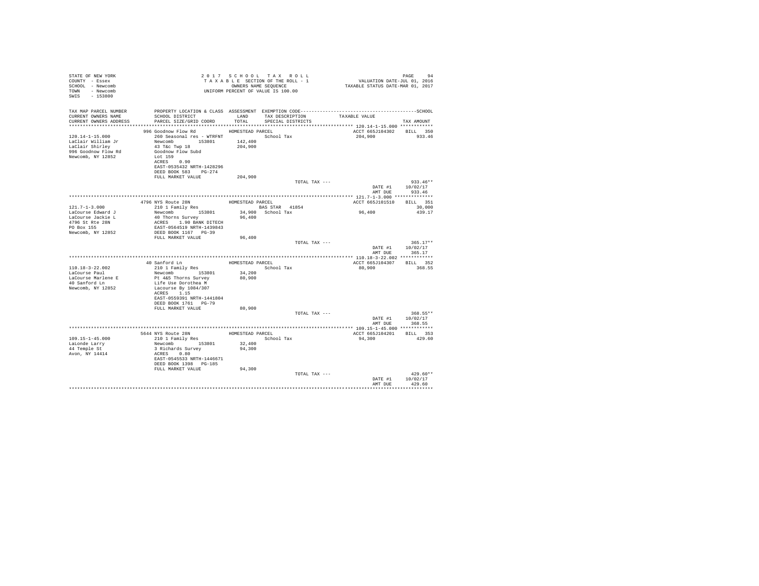```
STATE OF NEW YORK                          2 0 1 7   S C H O O L   T A X   R O L L                                  PAGE    94
COUNTY  - Essex                             T A X A B L E SECTION OF THE ROLL - 1                  VALUATION DATE-JUL 01, 2016
SCHOOL  - Newcomb                                  OWNERS NAME SEQUENCE                       TAXABLE STATUS DATE-MAR 01, 2017
TOWN    - Newcomb                           UNIFORM PERCENT OF VALUE IS 100.00
SWIS    - 153800

TAX MAP PARCEL NUMBER         PROPERTY LOCATION & CLASS  ASSESSMENT  EXEMPTION CODE------------------------------------------------SCHOOL
CURRENT OWNERS NAME           SCHOOL DISTRICT               LAND      TAX DESCRIPTION              TAXABLE VALUE
CURRENT OWNERS ADDRESS        PARCEL SIZE/GRID COORD        TOTAL     SPECIAL DISTRICTS                                    TAX AMOUNT
************************************************************************************************* 120.14-1-15.000 ************
                            996 Goodnow Flow Rd           HOMESTEAD PARCEL                          ACCT 665J104302     BILL  350
120.14-1-15.000               260 Seasonal res - WTRFNT              School Tax                      204,900              933.46
LaClair William Jr            Newcomb        153801         142,400
LaClair Shirley               43 T&c Twp 18                 204,900
996 Goodnow Flow Rd           Goodnow Flow Subd
Newcomb, NY 12852             Lot 159
                              ACRES     0.90
                              EAST-0535432 NRTH-1428296
                              DEED BOOK 583    PG-274
                              FULL MARKET VALUE             204,900
                                                                       TOTAL TAX ---                                  933.46**
                                                                                                  DATE #1        10/02/17
                                                                                                  AMT DUE          933.46
************************************************************************************************* 121.7-1-3.000 **************
                            4796 NYS Route 28N            HOMESTEAD PARCEL                          ACCT 665J101510     BILL  351
121.7-1-3.000                 210 1 Family Res                        BAS STAR  41854                                   30,000
LaCourse Edward J             Newcomb        153801          34,900   School Tax                      96,400              439.17
LaCourse Jackie L             40 Thorns Survey               96,400
4796 St Rte 28N               ACRES     1.90 BANK DITECH
PO Box 155                    EAST-0564519 NRTH-1439843
Newcomb, NY 12852             DEED BOOK 1167   PG-39
                              FULL MARKET VALUE              96,400
                                                                       TOTAL TAX ---                                  365.17**
                                                                                                  DATE #1        10/02/17
                                                                                                  AMT DUE          365.17
************************************************************************************************* 110.18-3-22.002 ************
                            40 Sanford Ln                 HOMESTEAD PARCEL                          ACCT 665J104307     BILL  352
110.18-3-22.002               210 1 Family Res                        School Tax                      80,900              368.55
LaCourse Paul                 Newcomb        153801          34,200
LaCourse Marlene E            Pt 4&5 Thorns Survey           80,900
40 Sanford Ln                 Life Use Dorothea M
Newcomb, NY 12852             Lacourse By 1084/307
                              ACRES     1.15
                              EAST-0559391 NRTH-1441804
                              DEED BOOK 1761   PG-79
                              FULL MARKET VALUE              80,900
                                                                       TOTAL TAX ---                                  368.55**
                                                                                                  DATE #1        10/02/17
                                                                                                  AMT DUE          368.55
************************************************************************************************* 109.15-1-45.000 ************
                            5644 NYS Route 28N            HOMESTEAD PARCEL                          ACCT 665J104201     BILL  353
109.15-1-45.000               210 1 Family Res                        School Tax                      94,300              429.60
LaLonde Larry                 Newcomb        153801          32,400
44 Temple St                  3 Richards Survey              94,300
Avon, NY 14414                ACRES     0.80
                              EAST-0545533 NRTH-1446671
                              DEED BOOK 1398   PG-185
                              FULL MARKET VALUE              94,300
                                                                       TOTAL TAX ---                                  429.60**
                                                                                                  DATE #1        10/02/17
                                                                                                  AMT DUE          429.60
********************************************************************************************************************************
```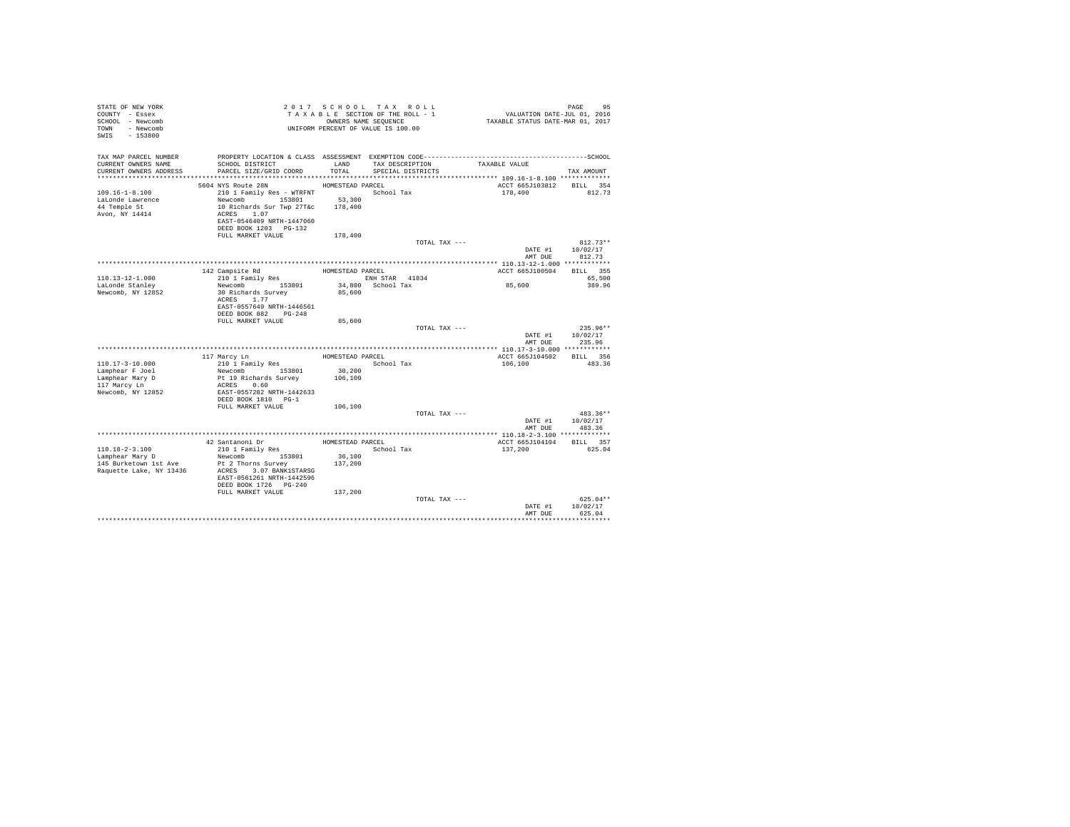STATE OF NEW YORK
COUNTY - Essex
SCHOOL - Newcomb
TOWN - Newcomb
SWIS - 153800

2 0 1 7 S C H O O L T A X R O L L
T A X A B L E SECTION OF THE ROLL - 1
OWNERS NAME SEQUENCE
UNIFORM PERCENT OF VALUE IS 100.00

VALUATION DATE-JUL 01, 2016
TAXABLE STATUS DATE-MAR 01, 2017

| TAX MAP PARCEL NUMBER<br>CURRENT OWNERS NAME<br>CURRENT OWNERS ADDRESS | PROPERTY LOCATION & CLASS<br>SCHOOL DISTRICT<br>PARCEL SIZE/GRID COORD | ASSESSMENT<br>LAND<br>TOTAL | EXEMPTION CODE<br>TAX DESCRIPTION<br>SPECIAL DISTRICTS | SCHOOL<br>TAXABLE VALUE | TAX AMOUNT |
|---|---|---|---|---|---|
| **109.16-1-8.100** | 5604 NYS Route 28N | HOMESTEAD PARCEL | | ACCT 665J103812 | BILL 354 |
| LaLonde Lawrence | 210 1 Family Res - WTRFNT | | School Tax | 178,400 | 812.73 |
| 44 Temple St | Newcomb 153801 | 53,300 | | | |
| Avon, NY 14414 | 10 Richards Sur Twp 27T&c | 178,400 | | | |
| | ACRES 1.07 | | | | |
| | EAST-0546409 NRTH-1447060 | | | | |
| | DEED BOOK 1203 PG-132 | | | | |
| | FULL MARKET VALUE | 178,400 | | | |
| | | | TOTAL TAX --- | | 812.73** |
| | | | | DATE #1 | 10/02/17 |
| | | | | AMT DUE | 812.73 |
| **110.13-12-1.000** | 142 Campsite Rd | HOMESTEAD PARCEL | | ACCT 665J100504 | BILL 355 |
| LaLonde Stanley | 210 1 Family Res | | ENH STAR 41834 | | 65,500 |
| Newcomb, NY 12852 | Newcomb 153801 | 34,800 | School Tax | 85,600 | 389.96 |
| | 30 Richards Survey | 85,600 | | | |
| | ACRES 1.77 | | | | |
| | EAST-0557649 NRTH-1446561 | | | | |
| | DEED BOOK 882 PG-248 | | | | |
| | FULL MARKET VALUE | 85,600 | | | |
| | | | TOTAL TAX --- | | 235.96** |
| | | | | DATE #1 | 10/02/17 |
| | | | | AMT DUE | 235.96 |
| **110.17-3-10.000** | 117 Marcy Ln | HOMESTEAD PARCEL | | ACCT 665J104502 | BILL 356 |
| Lamphear F Joel | 210 1 Family Res | | School Tax | 106,100 | 483.36 |
| Lamphear Mary D | Newcomb 153801 | 30,200 | | | |
| 117 Marcy Ln | Pt 19 Richards Survey | 106,100 | | | |
| Newcomb, NY 12852 | ACRES 0.60 | | | | |
| | EAST-0557282 NRTH-1442633 | | | | |
| | DEED BOOK 1810 PG-1 | | | | |
| | FULL MARKET VALUE | 106,100 | | | |
| | | | TOTAL TAX --- | | 483.36** |
| | | | | DATE #1 | 10/02/17 |
| | | | | AMT DUE | 483.36 |
| **110.18-2-3.100** | 42 Santanoni Dr | HOMESTEAD PARCEL | | ACCT 665J104104 | BILL 357 |
| Lamphear Mary D | 210 1 Family Res | | School Tax | 137,200 | 625.04 |
| 145 Burketown 1st Ave | Newcomb 153801 | 36,100 | | | |
| Raquette Lake, NY 13436 | Pt 2 Thorns Survey | 137,200 | | | |
| | ACRES 3.07 BANK1STARSG | | | | |
| | EAST-0561261 NRTH-1442596 | | | | |
| | DEED BOOK 1726 PG-240 | | | | |
| | FULL MARKET VALUE | 137,200 | | | |
| | | | TOTAL TAX --- | | 625.04** |
| | | | | DATE #1 | 10/02/17 |
| | | | | AMT DUE | 625.04 |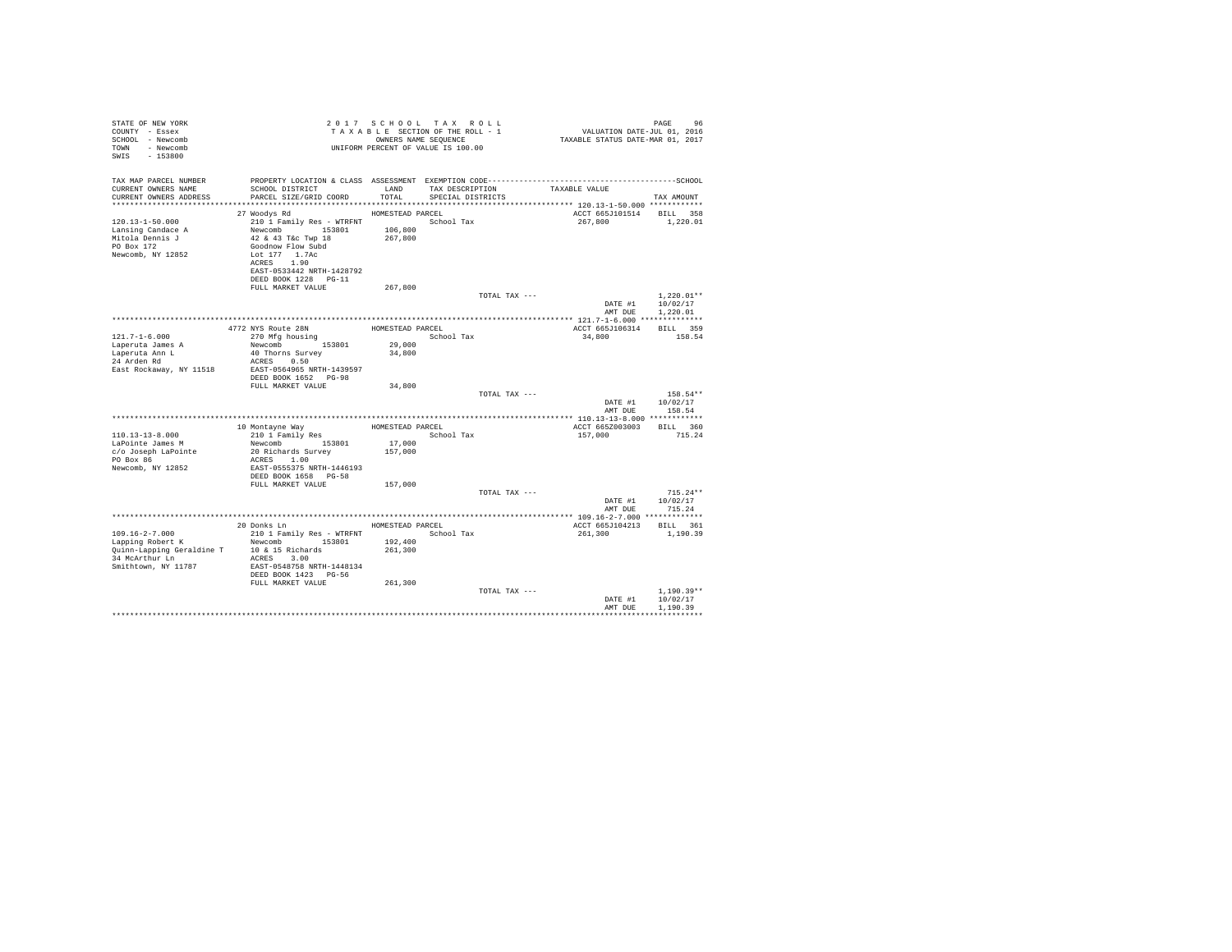STATE OF NEW YORK
COUNTY - Essex
SCHOOL - Newcomb
TOWN - Newcomb
SWIS - 153800

2 0 1 7 S C H O O L T A X R O L L
T A X A B L E SECTION OF THE ROLL - 1
OWNERS NAME SEQUENCE
UNIFORM PERCENT OF VALUE IS 100.00

VALUATION DATE-JUL 01, 2016
TAXABLE STATUS DATE-MAR 01, 2017

| TAX MAP PARCEL NUMBER / CURRENT OWNERS NAME / CURRENT OWNERS ADDRESS | PROPERTY LOCATION & CLASS / SCHOOL DISTRICT / PARCEL SIZE/GRID COORD | ASSESSMENT LAND / TOTAL | EXEMPTION CODE / TAX DESCRIPTION / SPECIAL DISTRICTS | TAXABLE VALUE | SCHOOL TAX AMOUNT |
|---|---|---|---|---|---|
| 120.13-1-50.000 | 27 Woodys Rd | HOMESTEAD PARCEL | | ACCT 665J101514 | BILL 358 |
| 120.13-1-50.000 | 210 1 Family Res - WTRFNT | | School Tax | 267,800 | 1,220.01 |
| Lansing Candace A | Newcomb 153801 | 106,800 | | | |
| Mitola Dennis J | 42 & 43 T&c Twp 18 | 267,800 | | | |
| PO Box 172 | Goodnow Flow Subd | | | | |
| Newcomb, NY 12852 | Lot 177 1.7Ac | | | | |
| | ACRES 1.90 | | | | |
| | EAST-0533442 NRTH-1428792 | | | | |
| | DEED BOOK 1228 PG-11 | | | | |
| | FULL MARKET VALUE | 267,800 | | | |
| | | | TOTAL TAX --- | | 1,220.01** |
| | | | | DATE #1 | 10/02/17 |
| | | | | AMT DUE | 1,220.01 |
| 121.7-1-6.000 | 4772 NYS Route 28N | HOMESTEAD PARCEL | | ACCT 665J106314 | BILL 359 |
| 121.7-1-6.000 | 270 Mfg housing | | School Tax | 34,800 | 158.54 |
| Laperuta James A | Newcomb 153801 | 29,000 | | | |
| Laperuta Ann L | 40 Thorns Survey | 34,800 | | | |
| 24 Arden Rd | ACRES 0.50 | | | | |
| East Rockaway, NY 11518 | EAST-0564965 NRTH-1439597 | | | | |
| | DEED BOOK 1652 PG-98 | | | | |
| | FULL MARKET VALUE | 34,800 | | | |
| | | | TOTAL TAX --- | | 158.54** |
| | | | | DATE #1 | 10/02/17 |
| | | | | AMT DUE | 158.54 |
| 110.13-13-8.000 | 10 Montayne Way | HOMESTEAD PARCEL | | ACCT 665Z003003 | BILL 360 |
| 110.13-13-8.000 | 210 1 Family Res | | School Tax | 157,000 | 715.24 |
| LaPointe James M | Newcomb 153801 | 17,000 | | | |
| c/o Joseph LaPointe | 20 Richards Survey | 157,000 | | | |
| PO Box 86 | ACRES 1.00 | | | | |
| Newcomb, NY 12852 | EAST-0555375 NRTH-1446193 | | | | |
| | DEED BOOK 1658 PG-58 | | | | |
| | FULL MARKET VALUE | 157,000 | | | |
| | | | TOTAL TAX --- | | 715.24** |
| | | | | DATE #1 | 10/02/17 |
| | | | | AMT DUE | 715.24 |
| 109.16-2-7.000 | 20 Donks Ln | HOMESTEAD PARCEL | | ACCT 665J104213 | BILL 361 |
| 109.16-2-7.000 | 210 1 Family Res - WTRFNT | | School Tax | 261,300 | 1,190.39 |
| Lapping Robert K | Newcomb 153801 | 192,400 | | | |
| Quinn-Lapping Geraldine T | 10 & 15 Richards | 261,300 | | | |
| 34 McArthur Ln | ACRES 3.00 | | | | |
| Smithtown, NY 11787 | EAST-0548758 NRTH-1448134 | | | | |
| | DEED BOOK 1423 PG-56 | | | | |
| | FULL MARKET VALUE | 261,300 | | | |
| | | | TOTAL TAX --- | | 1,190.39** |
| | | | | DATE #1 | 10/02/17 |
| | | | | AMT DUE | 1,190.39 |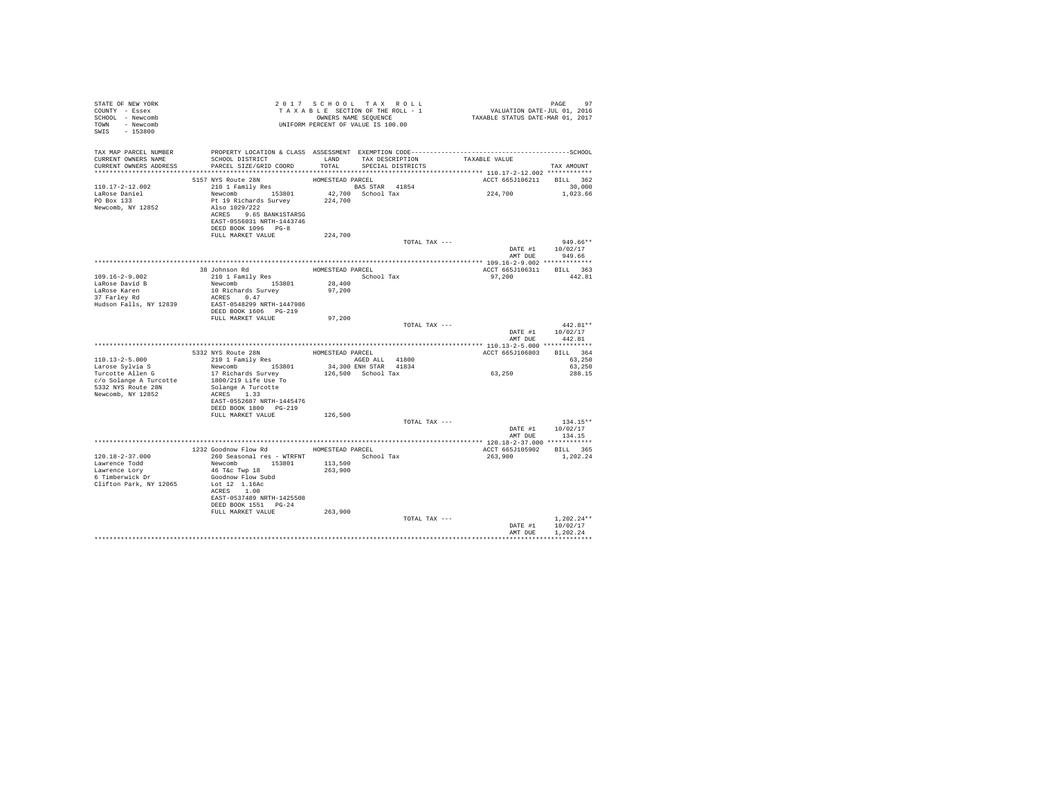STATE OF NEW YORK
COUNTY - Essex
SCHOOL - Newcomb
TOWN - Newcomb
SWIS - 153800

2 0 1 7 S C H O O L T A X R O L L
T A X A B L E SECTION OF THE ROLL - 1
OWNERS NAME SEQUENCE
UNIFORM PERCENT OF VALUE IS 100.00

VALUATION DATE-JUL 01, 2016
TAXABLE STATUS DATE-MAR 01, 2017

| TAX MAP PARCEL NUMBER / CURRENT OWNERS NAME / CURRENT OWNERS ADDRESS | PROPERTY LOCATION & CLASS / SCHOOL DISTRICT / PARCEL SIZE/GRID COORD | ASSESSMENT LAND / TOTAL | EXEMPTION CODE / TAX DESCRIPTION / SPECIAL DISTRICTS | TAXABLE VALUE | SCHOOL TAX AMOUNT |
|---|---|---|---|---|---|
| 110.17-2-12.002 | 5157 NYS Route 28N | HOMESTEAD PARCEL | | ACCT 665J106211 | BILL 362 |
| 110.17-2-12.002 | 210 1 Family Res | | BAS STAR 41854 | | 30,000 |
| LaRose Daniel | Newcomb 153801 | 42,700 | School Tax | 224,700 | 1,023.66 |
| PO Box 133 | Pt 19 Richards Survey | 224,700 | | | |
| Newcomb, NY 12852 | Also 1029/222 | | | | |
| | ACRES 9.65 BANK1STARSG | | | | |
| | EAST-0556031 NRTH-1443746 | | | | |
| | DEED BOOK 1096 PG-8 | | | | |
| | FULL MARKET VALUE | 224,700 | | | |
| | | | TOTAL TAX --- | | 949.66** |
| | | | | DATE #1 | 10/02/17 |
| | | | | AMT DUE | 949.66 |
| 109.16-2-9.002 | 38 Johnson Rd | HOMESTEAD PARCEL | | ACCT 665J106311 | BILL 363 |
| 109.16-2-9.002 | 210 1 Family Res | | School Tax | 97,200 | 442.81 |
| LaRose David B | Newcomb 153801 | 28,400 | | | |
| LaRose Karen | 10 Richards Survey | 97,200 | | | |
| 37 Farley Rd | ACRES 0.47 | | | | |
| Hudson Falls, NY 12839 | EAST-0548299 NRTH-1447986 | | | | |
| | DEED BOOK 1606 PG-219 | | | | |
| | FULL MARKET VALUE | 97,200 | | | |
| | | | TOTAL TAX --- | | 442.81** |
| | | | | DATE #1 | 10/02/17 |
| | | | | AMT DUE | 442.81 |
| 110.13-2-5.000 | 5332 NYS Route 28N | HOMESTEAD PARCEL | | ACCT 665J106803 | BILL 364 |
| 110.13-2-5.000 | 210 1 Family Res | | AGED ALL 41800 | | 63,250 |
| Larose Sylvia S | Newcomb 153801 | 34,300 | ENH STAR 41834 | | 63,250 |
| Turcotte Allen G | 17 Richards Survey | 126,500 | School Tax | 63,250 | 288.15 |
| c/o Solange A Turcotte | 1800/219 Life Use To | | | | |
| 5332 NYS Route 28N | Solange A Turcotte | | | | |
| Newcomb, NY 12852 | ACRES 1.33 | | | | |
| | EAST-0552687 NRTH-1445476 | | | | |
| | DEED BOOK 1800 PG-219 | | | | |
| | FULL MARKET VALUE | 126,500 | | | |
| | | | TOTAL TAX --- | | 134.15** |
| | | | | DATE #1 | 10/02/17 |
| | | | | AMT DUE | 134.15 |
| 120.18-2-37.000 | 1232 Goodnow Flow Rd | HOMESTEAD PARCEL | | ACCT 665J105902 | BILL 365 |
| 120.18-2-37.000 | 260 Seasonal res - WTRFNT | | School Tax | 263,900 | 1,202.24 |
| Lawrence Todd | Newcomb 153801 | 113,500 | | | |
| Lawrence Lory | 46 T&c Twp 18 | 263,900 | | | |
| 6 Timberwick Dr | Goodnow Flow Subd | | | | |
| Clifton Park, NY 12065 | Lot 12 1.16Ac | | | | |
| | ACRES 1.00 | | | | |
| | EAST-0537489 NRTH-1425508 | | | | |
| | DEED BOOK 1551 PG-24 | | | | |
| | FULL MARKET VALUE | 263,900 | | | |
| | | | TOTAL TAX --- | | 1,202.24** |
| | | | | DATE #1 | 10/02/17 |
| | | | | AMT DUE | 1,202.24 |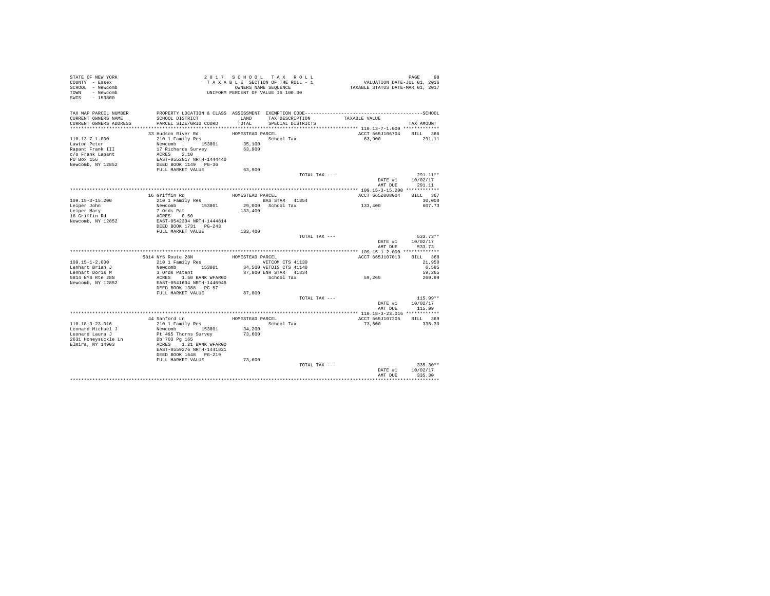STATE OF NEW YORK
COUNTY - Essex
SCHOOL - Newcomb
TOWN - Newcomb
SWIS - 153800

2017 SCHOOL TAX ROLL
TAXABLE SECTION OF THE ROLL - 1
OWNERS NAME SEQUENCE
UNIFORM PERCENT OF VALUE IS 100.00

VALUATION DATE-JUL 01, 2016
TAXABLE STATUS DATE-MAR 01, 2017

| TAX MAP PARCEL NUMBER / CURRENT OWNERS NAME / CURRENT OWNERS ADDRESS | PROPERTY LOCATION & CLASS / SCHOOL DISTRICT / PARCEL SIZE/GRID COORD | ASSESSMENT LAND / TOTAL | EXEMPTION CODE / TAX DESCRIPTION / SPECIAL DISTRICTS | TAXABLE VALUE | TAX AMOUNT |
|---|---|---|---|---|---|
| 110.13-7-1.000 | 33 Hudson River Rd | HOMESTEAD PARCEL | | ACCT 665J106704 | BILL 366 |
| Lawton Peter | 210 1 Family Res | | School Tax | 63,900 | 291.11 |
| Rapant Frank III | Newcomb 153801 | 35,100 | | | |
| c/o Frank Lapant | 17 Richards Survey | 63,900 | | | |
| PO Box 156 | ACRES 2.10 | | | | |
| Newcomb, NY 12852 | EAST-0552817 NRTH-1444440 | | | | |
| | DEED BOOK 1149 PG-36 | | | | |
| | FULL MARKET VALUE | 63,900 | | | |
| | | | TOTAL TAX --- | | 291.11** |
| | | | | DATE #1 | 10/02/17 |
| | | | | AMT DUE | 291.11 |
| 109.15-3-15.200 | 16 Griffin Rd | HOMESTEAD PARCEL | | ACCT 665Z008004 | BILL 367 |
| Leiper John | 210 1 Family Res | | BAS STAR 41854 | | 30,000 |
| Leiper Mary | Newcomb 153801 | 29,000 | School Tax | 133,400 | 607.73 |
| 16 Griffin Rd | 7 Ords Pat | 133,400 | | | |
| Newcomb, NY 12852 | ACRES 0.50 | | | | |
| | EAST-0542304 NRTH-1444814 | | | | |
| | DEED BOOK 1731 PG-243 | | | | |
| | FULL MARKET VALUE | 133,400 | | | |
| | | | TOTAL TAX --- | | 533.73** |
| | | | | DATE #1 | 10/02/17 |
| | | | | AMT DUE | 533.73 |
| 109.15-1-2.000 | 5814 NYS Route 28N | HOMESTEAD PARCEL | | ACCT 665J107013 | BILL 368 |
| Lenhart Brian J | 210 1 Family Res | | VETCOM CTS 41130 | | 21,950 |
| Lenhart Doris M | Newcomb 153801 | 34,500 | VETDIS CTS 41140 | | 6,585 |
| 5814 NYS Rte 28N | 3 Ords Patent | 87,800 | ENH STAR 41834 | | 59,265 |
| Newcomb, NY 12852 | ACRES 1.50 BANK WFARGO | | School Tax | 59,265 | 269.99 |
| | EAST-0541604 NRTH-1446945 | | | | |
| | DEED BOOK 1388 PG-57 | | | | |
| | FULL MARKET VALUE | 87,800 | | | |
| | | | TOTAL TAX --- | | 115.99** |
| | | | | DATE #1 | 10/02/17 |
| | | | | AMT DUE | 115.99 |
| 110.18-3-23.016 | 44 Sanford Ln | HOMESTEAD PARCEL | | ACCT 665J107205 | BILL 369 |
| Leonard Michael J | 210 1 Family Res | | School Tax | 73,600 | 335.30 |
| Leonard Laura J | Newcomb 153801 | 34,200 | | | |
| 2631 Honeysuckle Ln | Pt 4&5 Thorns Survey | 73,600 | | | |
| Elmira, NY 14903 | Db 703 Pg 165 | | | | |
| | ACRES 1.21 BANK WFARGO | | | | |
| | EAST-0559276 NRTH-1441821 | | | | |
| | DEED BOOK 1648 PG-219 | | | | |
| | FULL MARKET VALUE | 73,600 | | | |
| | | | TOTAL TAX --- | | 335.30** |
| | | | | DATE #1 | 10/02/17 |
| | | | | AMT DUE | 335.30 |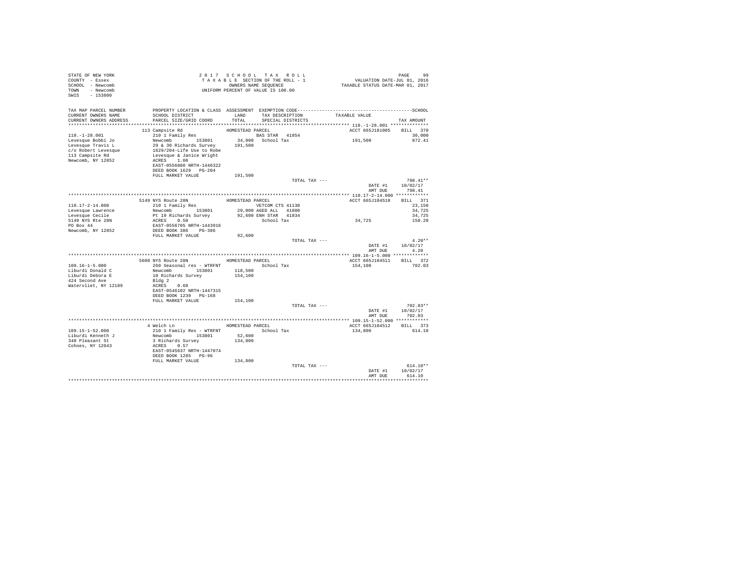```
STATE OF NEW YORK                    2 0 1 7   S C H O O L   T A X   R O L L                                    PAGE    99
COUNTY  - Essex                        T A X A B L E  SECTION OF THE ROLL - 1                  VALUATION DATE-JUL 01, 2016
SCHOOL  - Newcomb                           OWNERS NAME SEQUENCE                            TAXABLE STATUS DATE-MAR 01, 2017
TOWN    - Newcomb                      UNIFORM PERCENT OF VALUE IS 100.00
SWIS    - 153800

TAX MAP PARCEL NUMBER      PROPERTY LOCATION & CLASS  ASSESSMENT  EXEMPTION CODE------------------------------------------------SCHOOL
CURRENT OWNERS NAME        SCHOOL DISTRICT              LAND      TAX DESCRIPTION            TAXABLE VALUE
CURRENT OWNERS ADDRESS     PARCEL SIZE/GRID COORD       TOTAL     SPECIAL DISTRICTS                                    TAX AMOUNT
****************************************************************************************************** 110.-1-28.001 **************
                           113 Campsite Rd              HOMESTEAD PARCEL                           ACCT 665J181005    BILL  370
110.-1-28.001              210 1 Family Res                       BAS STAR  41854                                        30,000
Levesque Bobbi Jo          Newcomb        153801         34,000   School Tax                  191,500                    872.41
Levesque Travis L          29 & 30 Richards Survey      191,500
c/o Robert Levesque        1629/204-Life Use to Robe
113 Campsite Rd            Levesque & Janice Wright
Newcomb, NY 12852          ACRES    1.00
                           EAST-0556880 NRTH-1446322
                           DEED BOOK 1629   PG-204
                           FULL MARKET VALUE            191,500
                                                                  TOTAL TAX ---                                         798.41**
                                                                                                 DATE #1             10/02/17
                                                                                                 AMT DUE               798.41
****************************************************************************************************** 110.17-2-14.000 ************
                           5149 NYS Route 28N           HOMESTEAD PARCEL                           ACCT 665J104510    BILL  371
110.17-2-14.000            210 1 Family Res                       VETCOM CTS 41130                                       23,150
Levesque Lawrence          Newcomb        153801         29,000 AGED ALL   41800                                         34,725
Levesque Cecile            Pt 19 Richards Survey         92,600 ENH STAR   41834                                         34,725
5149 NYS Rte 28N           ACRES    0.50                          School Tax                   34,725                    158.20
PO Box 44                  EAST-0556705 NRTH-1443916
Newcomb, NY 12852          DEED BOOK 386    PG-386
                           FULL MARKET VALUE             92,600
                                                                  TOTAL TAX ---                                           4.20**
                                                                                                 DATE #1             10/02/17
                                                                                                 AMT DUE                 4.20
****************************************************************************************************** 109.16-1-5.000 *************
                           5608 NYS Route 28N           HOMESTEAD PARCEL                           ACCT 665J104511    BILL  372
109.16-1-5.000             260 Seasonal res - WTRFNT              School Tax                  154,100                    702.03
Liburdi Donald C           Newcomb        153801        118,500
Liburdi Debora E           10 Richards Survey           154,100
424 Second Ave             Bldg 2
Watervliet, NY 12189       ACRES    0.60
                           EAST-0546102 NRTH-1447315
                           DEED BOOK 1239   PG-168
                           FULL MARKET VALUE            154,100
                                                                  TOTAL TAX ---                                         702.03**
                                                                                                 DATE #1             10/02/17
                                                                                                 AMT DUE               702.03
****************************************************************************************************** 109.15-1-52.000 ************
                           4 Welch Ln                   HOMESTEAD PARCEL                           ACCT 665J104512    BILL  373
109.15-1-52.000            210 1 Family Res - WTRFNT              School Tax                  134,800                    614.10
Liburdi Kenneth J          Newcomb        153801         52,600
340 Pleasant St            3 Richards Survey            134,800
Cohoes, NY 12043           ACRES    0.57
                           EAST-0545637 NRTH-1447074
                           DEED BOOK 1285   PG-96
                           FULL MARKET VALUE            134,800
                                                                  TOTAL TAX ---                                         614.10**
                                                                                                 DATE #1             10/02/17
                                                                                                 AMT DUE               614.10
************************************************************************************************************************************
```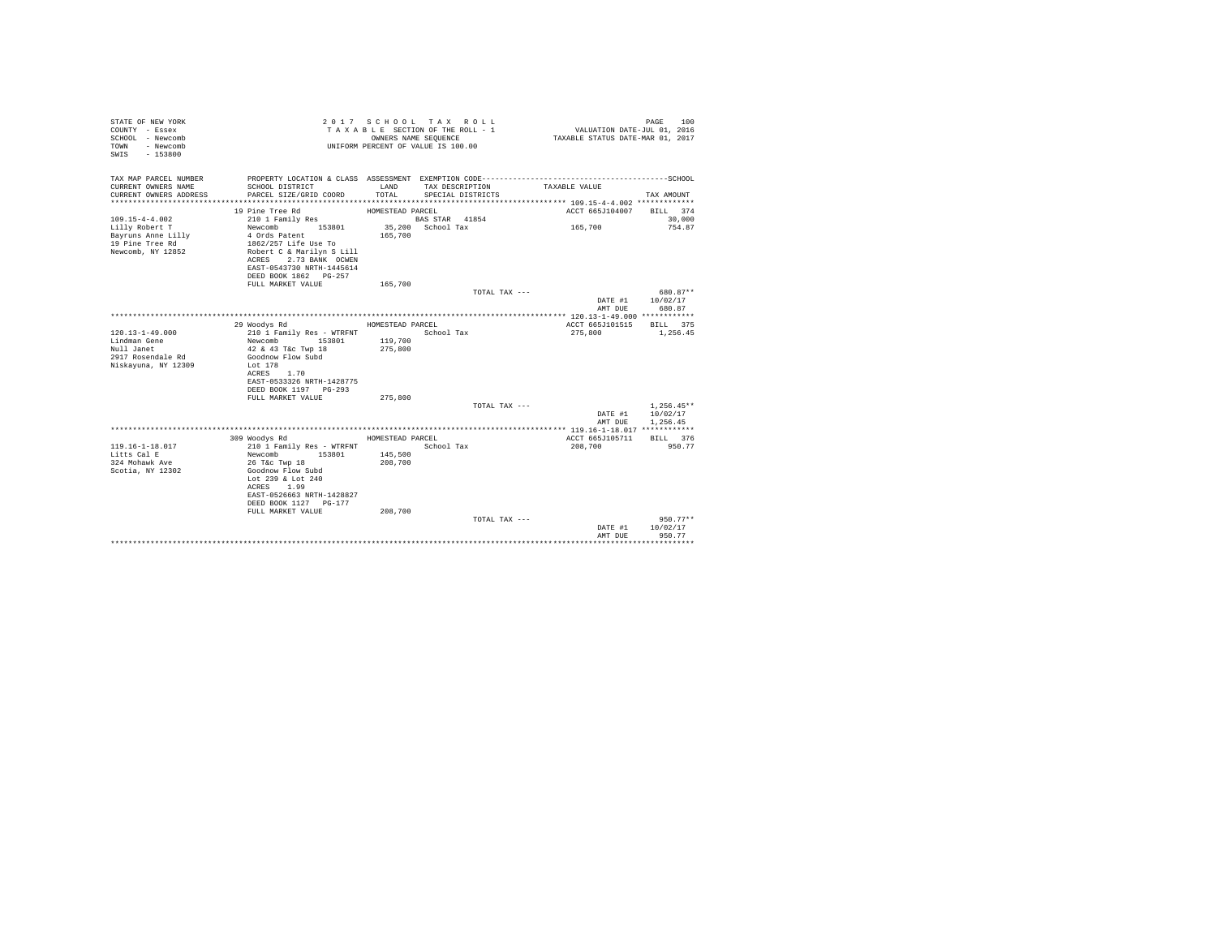STATE OF NEW YORK
COUNTY - Essex
SCHOOL - Newcomb
TOWN - Newcomb
SWIS - 153800

2 0 1 7 S C H O O L T A X R O L L
T A X A B L E SECTION OF THE ROLL - 1
OWNERS NAME SEQUENCE
UNIFORM PERCENT OF VALUE IS 100.00

VALUATION DATE-JUL 01, 2016
TAXABLE STATUS DATE-MAR 01, 2017

| TAX MAP PARCEL NUMBER / CURRENT OWNERS NAME / CURRENT OWNERS ADDRESS | PROPERTY LOCATION & CLASS / SCHOOL DISTRICT / PARCEL SIZE/GRID COORD | ASSESSMENT LAND / TOTAL | EXEMPTION CODE / TAX DESCRIPTION / SPECIAL DISTRICTS | TAXABLE VALUE | SCHOOL TAX AMOUNT |
|---|---|---|---|---|---|
| 109.15-4-4.002 | 19 Pine Tree Rd | HOMESTEAD PARCEL | | ACCT 665J104007 | BILL 374 |
| Lilly Robert T | 210 1 Family Res | | BAS STAR 41854 | | 30,000 |
| Bayruns Anne Lilly | Newcomb 153801 | 35,200 | School Tax | 165,700 | 754.87 |
| 19 Pine Tree Rd | 4 Ords Patent | 165,700 | | | |
| Newcomb, NY 12852 | 1862/257 Life Use To | | | | |
| | Robert C & Marilyn S Lill | | | | |
| | ACRES 2.73 BANK OCWEN | | | | |
| | EAST-0543730 NRTH-1445614 | | | | |
| | DEED BOOK 1862 PG-257 | | | | |
| | FULL MARKET VALUE | 165,700 | | | |
| | | | TOTAL TAX --- | | 680.87** |
| | | | | DATE #1 | 10/02/17 |
| | | | | AMT DUE | 680.87 |
| 120.13-1-49.000 | 29 Woodys Rd | HOMESTEAD PARCEL | | ACCT 665J101515 | BILL 375 |
| Lindman Gene | 210 1 Family Res - WTRFNT | | School Tax | 275,800 | 1,256.45 |
| Null Janet | Newcomb 153801 | 119,700 | | | |
| 2917 Rosendale Rd | 42 & 43 T&c Twp 18 | 275,800 | | | |
| Niskayuna, NY 12309 | Goodnow Flow Subd | | | | |
| | Lot 178 | | | | |
| | ACRES 1.70 | | | | |
| | EAST-0533326 NRTH-1428775 | | | | |
| | DEED BOOK 1197 PG-293 | | | | |
| | FULL MARKET VALUE | 275,800 | | | |
| | | | TOTAL TAX --- | | 1,256.45** |
| | | | | DATE #1 | 10/02/17 |
| | | | | AMT DUE | 1,256.45 |
| 119.16-1-18.017 | 309 Woodys Rd | HOMESTEAD PARCEL | | ACCT 665J105711 | BILL 376 |
| Litts Cal E | 210 1 Family Res - WTRFNT | | School Tax | 208,700 | 950.77 |
| 324 Mohawk Ave | Newcomb 153801 | 145,500 | | | |
| Scotia, NY 12302 | 26 T&c Twp 18 | 208,700 | | | |
| | Goodnow Flow Subd | | | | |
| | Lot 239 & Lot 240 | | | | |
| | ACRES 1.99 | | | | |
| | EAST-0526663 NRTH-1428827 | | | | |
| | DEED BOOK 1127 PG-177 | | | | |
| | FULL MARKET VALUE | 208,700 | | | |
| | | | TOTAL TAX --- | | 950.77** |
| | | | | DATE #1 | 10/02/17 |
| | | | | AMT DUE | 950.77 |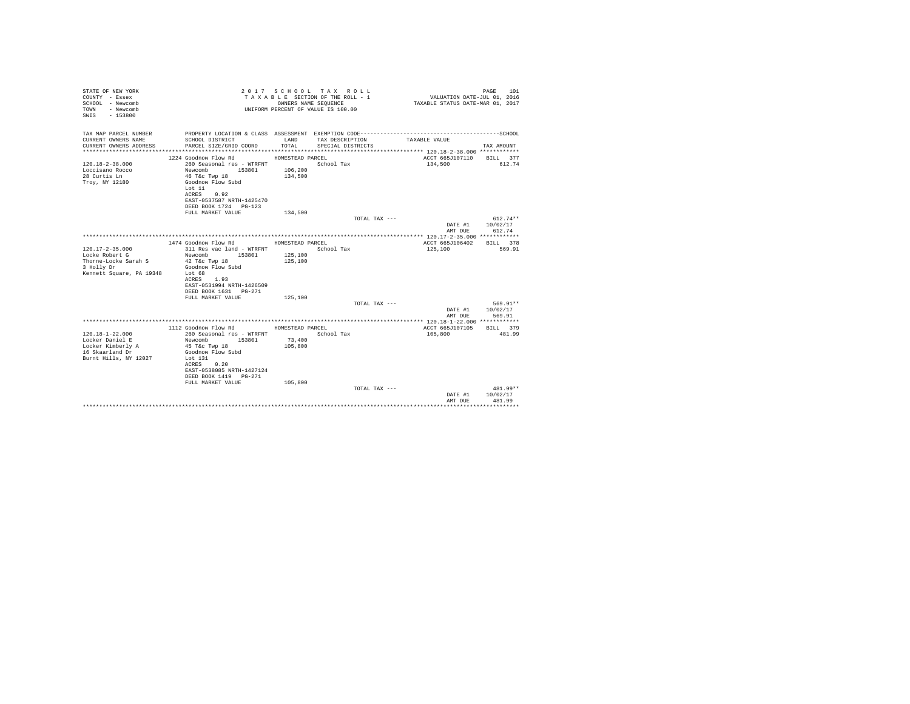STATE OF NEW YORK
COUNTY - Essex
SCHOOL - Newcomb
TOWN - Newcomb
SWIS - 153800

2017 SCHOOL TAX ROLL
TAXABLE SECTION OF THE ROLL - 1
OWNERS NAME SEQUENCE
UNIFORM PERCENT OF VALUE IS 100.00

VALUATION DATE-JUL 01, 2016
TAXABLE STATUS DATE-MAR 01, 2017

| TAX MAP PARCEL NUMBER / CURRENT OWNERS NAME / CURRENT OWNERS ADDRESS | PROPERTY LOCATION & CLASS / SCHOOL DISTRICT / PARCEL SIZE/GRID COORD | ASSESSMENT LAND / TOTAL | EXEMPTION CODE / TAX DESCRIPTION / SPECIAL DISTRICTS | TAXABLE VALUE | TAX AMOUNT |
|---|---|---|---|---|---|
| **120.18-2-38.000** | 1224 Goodnow Flow Rd | HOMESTEAD PARCEL | | ACCT 665J107110 | BILL 377 |
| 120.18-2-38.000 | 260 Seasonal res - WTRFNT | | School Tax | 134,500 | 612.74 |
| Loccisano Rocco | Newcomb 153801 | 106,200 | | | |
| 28 Curtis Ln | 46 T&c Twp 18 | 134,500 | | | |
| Troy, NY 12180 | Goodnow Flow Subd | | | | |
| | Lot 11 | | | | |
| | ACRES 0.92 | | | | |
| | EAST-0537587 NRTH-1425470 | | | | |
| | DEED BOOK 1724 PG-123 | | | | |
| | FULL MARKET VALUE | 134,500 | | | |
| | | | TOTAL TAX --- | | 612.74** |
| | | | | DATE #1 | 10/02/17 |
| | | | | AMT DUE | 612.74 |
| **120.17-2-35.000** | 1474 Goodnow Flow Rd | HOMESTEAD PARCEL | | ACCT 665J106402 | BILL 378 |
| 120.17-2-35.000 | 311 Res vac land - WTRFNT | | School Tax | 125,100 | 569.91 |
| Locke Robert G | Newcomb 153801 | 125,100 | | | |
| Thorne-Locke Sarah S | 42 T&c Twp 18 | 125,100 | | | |
| 3 Holly Dr | Goodnow Flow Subd | | | | |
| Kennett Square, PA 19348 | Lot 68 | | | | |
| | ACRES 1.93 | | | | |
| | EAST-0531994 NRTH-1426509 | | | | |
| | DEED BOOK 1631 PG-271 | | | | |
| | FULL MARKET VALUE | 125,100 | | | |
| | | | TOTAL TAX --- | | 569.91** |
| | | | | DATE #1 | 10/02/17 |
| | | | | AMT DUE | 569.91 |
| **120.18-1-22.000** | 1112 Goodnow Flow Rd | HOMESTEAD PARCEL | | ACCT 665J107105 | BILL 379 |
| 120.18-1-22.000 | 260 Seasonal res - WTRFNT | | School Tax | 105,800 | 481.99 |
| Locker Daniel E | Newcomb 153801 | 73,400 | | | |
| Locker Kimberly A | 45 T&c Twp 18 | 105,800 | | | |
| 16 Skaarland Dr | Goodnow Flow Subd | | | | |
| Burnt Hills, NY 12027 | Lot 131 | | | | |
| | ACRES 0.20 | | | | |
| | EAST-0538085 NRTH-1427124 | | | | |
| | DEED BOOK 1419 PG-271 | | | | |
| | FULL MARKET VALUE | 105,800 | | | |
| | | | TOTAL TAX --- | | 481.99** |
| | | | | DATE #1 | 10/02/17 |
| | | | | AMT DUE | 481.99 |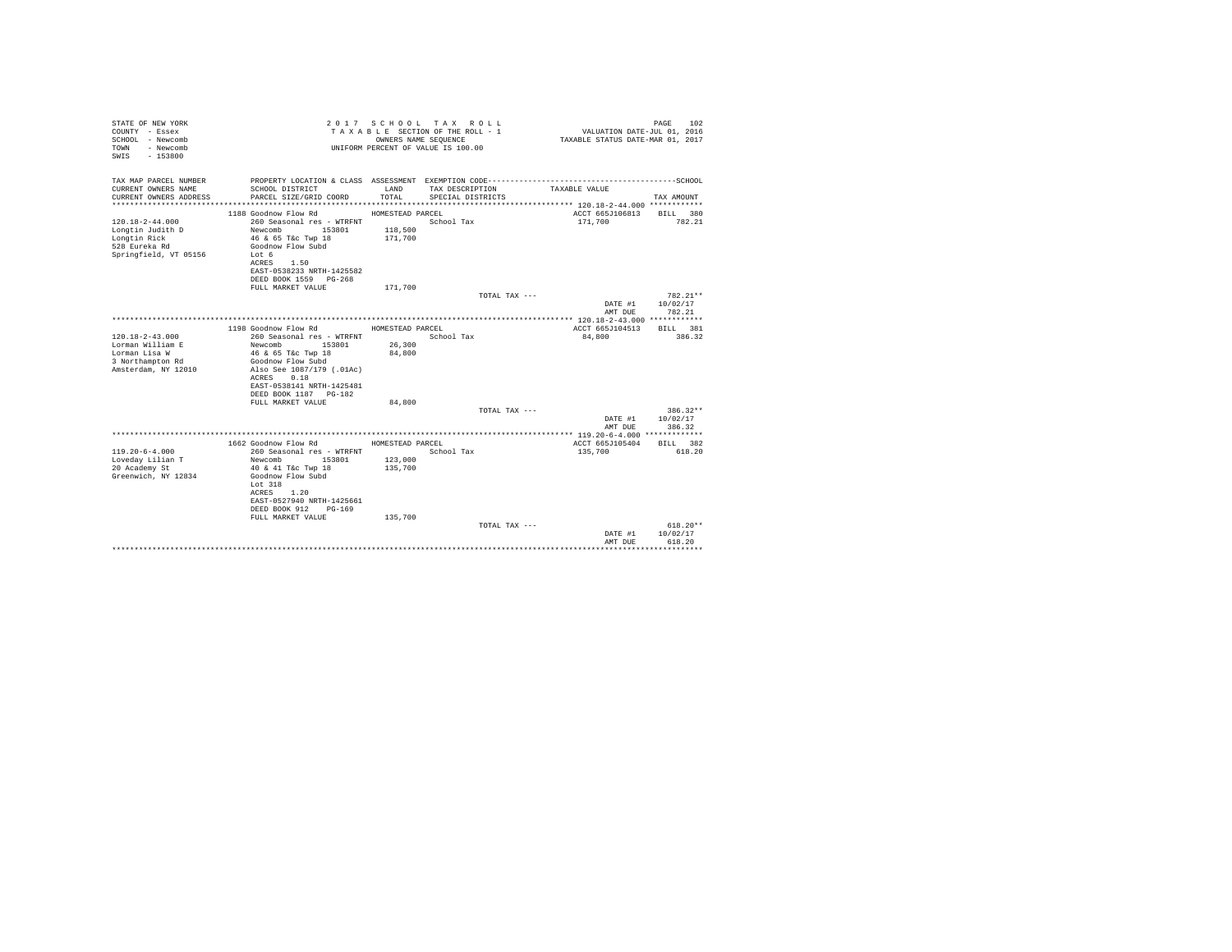STATE OF NEW YORK
COUNTY - Essex
SCHOOL - Newcomb
TOWN - Newcomb
SWIS - 153800

2 0 1 7 S C H O O L T A X R O L L
T A X A B L E SECTION OF THE ROLL - 1
OWNERS NAME SEQUENCE
UNIFORM PERCENT OF VALUE IS 100.00

VALUATION DATE-JUL 01, 2016
TAXABLE STATUS DATE-MAR 01, 2017

| TAX MAP PARCEL NUMBER / CURRENT OWNERS NAME / CURRENT OWNERS ADDRESS | PROPERTY LOCATION & CLASS / SCHOOL DISTRICT / PARCEL SIZE/GRID COORD | ASSESSMENT LAND / TOTAL | EXEMPTION CODE / TAX DESCRIPTION / SPECIAL DISTRICTS | TAXABLE VALUE | TAX AMOUNT |
|---|---|---|---|---|---|
| **120.18-2-44.000** | 1188 Goodnow Flow Rd | HOMESTEAD PARCEL | | ACCT 665J106813 | BILL 380 |
| 120.18-2-44.000 | 260 Seasonal res - WTRFNT | | School Tax | 171,700 | 782.21 |
| Longtin Judith D | Newcomb 153801 | 118,500 | | | |
| Longtin Rick | 46 & 65 T&c Twp 18 | 171,700 | | | |
| 528 Eureka Rd | Goodnow Flow Subd | | | | |
| Springfield, VT 05156 | Lot 6 | | | | |
| | ACRES 1.50 | | | | |
| | EAST-0538233 NRTH-1425582 | | | | |
| | DEED BOOK 1559 PG-268 | | | | |
| | FULL MARKET VALUE | 171,700 | | | |
| | | | TOTAL TAX --- | | 782.21** |
| | | | | DATE #1 | 10/02/17 |
| | | | | AMT DUE | 782.21 |
| **120.18-2-43.000** | 1198 Goodnow Flow Rd | HOMESTEAD PARCEL | | ACCT 665J104513 | BILL 381 |
| 120.18-2-43.000 | 260 Seasonal res - WTRFNT | | School Tax | 84,800 | 386.32 |
| Lorman William E | Newcomb 153801 | 26,300 | | | |
| Lorman Lisa W | 46 & 65 T&c Twp 18 | 84,800 | | | |
| 3 Northampton Rd | Goodnow Flow Subd | | | | |
| Amsterdam, NY 12010 | Also See 1087/179 (.01Ac) | | | | |
| | ACRES 0.18 | | | | |
| | EAST-0538141 NRTH-1425481 | | | | |
| | DEED BOOK 1187 PG-182 | | | | |
| | FULL MARKET VALUE | 84,800 | | | |
| | | | TOTAL TAX --- | | 386.32** |
| | | | | DATE #1 | 10/02/17 |
| | | | | AMT DUE | 386.32 |
| **119.20-6-4.000** | 1662 Goodnow Flow Rd | HOMESTEAD PARCEL | | ACCT 665J105404 | BILL 382 |
| 119.20-6-4.000 | 260 Seasonal res - WTRFNT | | School Tax | 135,700 | 618.20 |
| Loveday Lilian T | Newcomb 153801 | 123,000 | | | |
| 20 Academy St | 40 & 41 T&c Twp 18 | 135,700 | | | |
| Greenwich, NY 12834 | Goodnow Flow Subd | | | | |
| | Lot 318 | | | | |
| | ACRES 1.20 | | | | |
| | EAST-0527940 NRTH-1425661 | | | | |
| | DEED BOOK 912 PG-169 | | | | |
| | FULL MARKET VALUE | 135,700 | | | |
| | | | TOTAL TAX --- | | 618.20** |
| | | | | DATE #1 | 10/02/17 |
| | | | | AMT DUE | 618.20 |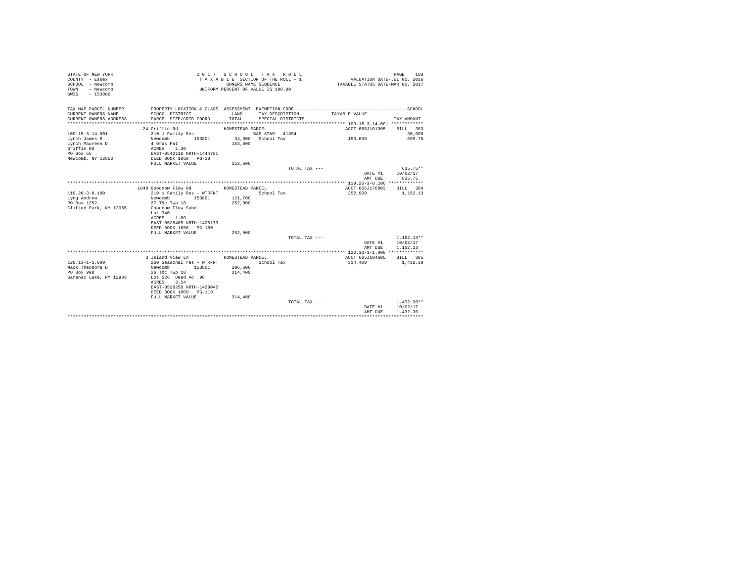STATE OF NEW YORK
COUNTY - Essex
SCHOOL - Newcomb
TOWN - Newcomb
SWIS - 153800

2 0 1 7 S C H O O L T A X R O L L
T A X A B L E SECTION OF THE ROLL - 1
OWNERS NAME SEQUENCE
UNIFORM PERCENT OF VALUE IS 100.00

VALUATION DATE-JUL 01, 2016
TAXABLE STATUS DATE-MAR 01, 2017

| TAX MAP PARCEL NUMBER / CURRENT OWNERS NAME / CURRENT OWNERS ADDRESS | PROPERTY LOCATION & CLASS / SCHOOL DISTRICT / PARCEL SIZE/GRID COORD | ASSESSMENT LAND / TOTAL | EXEMPTION CODE / TAX DESCRIPTION / SPECIAL DISTRICTS | TAXABLE VALUE | TAX AMOUNT |
|---|---|---|---|---|---|
| 109.15-3-14.001 | 24 Griffin Rd | HOMESTEAD PARCEL | | ACCT 665J101305 | BILL 383 |
| Lynch James M | 210 1 Family Res | | BAS STAR 41854 | | 30,000 |
| Lynch Maureen D | Newcomb 153801 | 34,300 | School Tax | 153,600 | 699.75 |
| Griffin Rd | 4 Ords Pat | 153,600 | | | |
| PO Box 55 | ACRES 1.30 | | | | |
| Newcomb, NY 12852 | EAST-0542110 NRTH-1444781 | | | | |
| | DEED BOOK 1068 PG-18 | | | | |
| | FULL MARKET VALUE | 153,600 | | | |
| | | | TOTAL TAX --- | | 625.75** |
| | | | | DATE #1 | 10/02/17 |
| | | | | AMT DUE | 625.75 |
| 119.20-3-8.100 | 1848 Goodnow Flow Rd | HOMESTEAD PARCEL | | ACCT 665J176003 | BILL 384 |
| Lyng Andrew | 210 1 Family Res - WTRFNT | | School Tax | 252,900 | 1,152.13 |
| PO Box 1252 | Newcomb 153801 | 121,700 | | | |
| Clifton Park, NY 12065 | 27 T&c Twp 18 | 252,900 | | | |
| | Goodnow Flow Subd | | | | |
| | Lot 340 | | | | |
| | ACRES 1.80 | | | | |
| | EAST-0525405 NRTH-1426173 | | | | |
| | DEED BOOK 1658 PG-160 | | | | |
| | FULL MARKET VALUE | 252,900 | | | |
| | | | TOTAL TAX --- | | 1,152.13** |
| | | | | DATE #1 | 10/02/17 |
| | | | | AMT DUE | 1,152.13 |
| 120.13-1-1.000 | 3 Island View Ln | HOMESTEAD PARCEL | | ACCT 665J104605 | BILL 385 |
| Mack Theodore D | 260 Seasonal res - WTRFNT | | School Tax | 314,400 | 1,432.30 |
| PO Box 998 | Newcomb 153801 | 206,600 | | | |
| Saranac Lake, NY 12983 | 26 T&c Twp 18 | 314,400 | | | |
| | Lot 226 Deed Ac .96 | | | | |
| | ACRES 3.54 | | | | |
| | EAST-0528258 NRTH-1429042 | | | | |
| | DEED BOOK 1809 PG-119 | | | | |
| | FULL MARKET VALUE | 314,400 | | | |
| | | | TOTAL TAX --- | | 1,432.30** |
| | | | | DATE #1 | 10/02/17 |
| | | | | AMT DUE | 1,432.30 |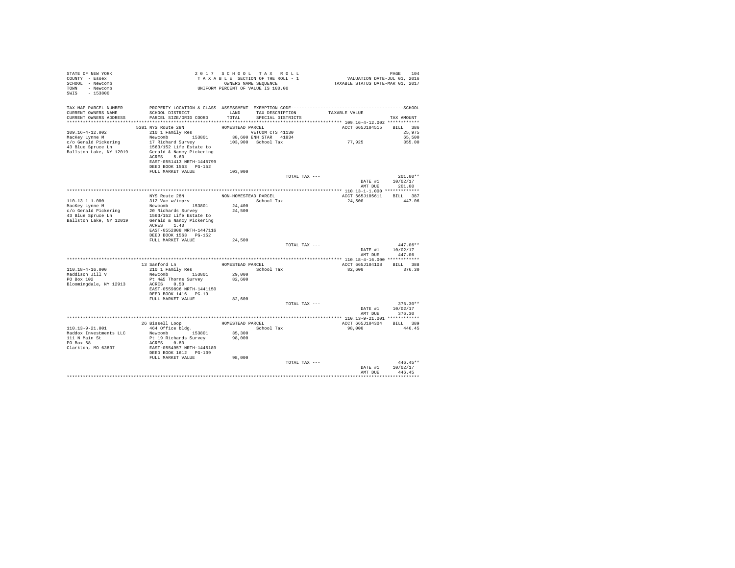STATE OF NEW YORK
COUNTY - Essex
SCHOOL - Newcomb
TOWN - Newcomb
SWIS - 153800

2 0 1 7  S C H O O L  T A X  R O L L
T A X A B L E SECTION OF THE ROLL - 1
OWNERS NAME SEQUENCE
UNIFORM PERCENT OF VALUE IS 100.00

VALUATION DATE-JUL 01, 2016
TAXABLE STATUS DATE-MAR 01, 2017

| TAX MAP PARCEL NUMBER / CURRENT OWNERS NAME / CURRENT OWNERS ADDRESS | PROPERTY LOCATION & CLASS / SCHOOL DISTRICT / PARCEL SIZE/GRID COORD | ASSESSMENT LAND / TOTAL | EXEMPTION CODE / TAX DESCRIPTION / SPECIAL DISTRICTS | TAXABLE VALUE | TAX AMOUNT |
|---|---|---|---|---|---|
| **109.16-4-12.002** | 5381 NYS Route 28N | HOMESTEAD PARCEL | | ACCT 665J104515 | BILL 386 |
| 109.16-4-12.002 | 210 1 Family Res | | VETCOM CTS 41130 | | 25,975 |
| MacKey Lynne M | Newcomb 153801 | 38,600 | ENH STAR 41834 | | 65,500 |
| c/o Gerald Pickering | 17 Richard Survey | 103,900 | School Tax | 77,925 | 355.00 |
| 43 Blue Spruce Ln | 1563/152 Life Estate to | | | | |
| Ballston Lake, NY 12019 | Gerald & Nancy Pickering | | | | |
| | ACRES 5.60 | | | | |
| | EAST-0551413 NRTH-1445799 | | | | |
| | DEED BOOK 1563 PG-152 | | | | |
| | FULL MARKET VALUE | 103,900 | | | |
| | | | TOTAL TAX --- | | 201.00** |
| | | | | DATE #1 | 10/02/17 |
| | | | | AMT DUE | 201.00 |
| **110.13-1-1.000** | NYS Route 28N | NON-HOMESTEAD PARCEL | | ACCT 665J105611 | BILL 387 |
| 110.13-1-1.000 | 312 Vac w/imprv | | School Tax | 24,500 | 447.06 |
| MacKey Lynne M | Newcomb 153801 | 24,400 | | | |
| c/o Gerald Pickering | 20 Richards Survey | 24,500 | | | |
| 43 Blue Spruce Ln | 1563/152 Life Estate to | | | | |
| Ballston Lake, NY 12019 | Gerald & Nancy Pickering | | | | |
| | ACRES 1.40 | | | | |
| | EAST-0552808 NRTH-1447116 | | | | |
| | DEED BOOK 1563 PG-152 | | | | |
| | FULL MARKET VALUE | 24,500 | | | |
| | | | TOTAL TAX --- | | 447.06** |
| | | | | DATE #1 | 10/02/17 |
| | | | | AMT DUE | 447.06 |
| **110.18-4-16.000** | 13 Sanford Ln | HOMESTEAD PARCEL | | ACCT 665J104108 | BILL 388 |
| 110.18-4-16.000 | 210 1 Family Res | | School Tax | 82,600 | 376.30 |
| Maddison Jill V | Newcomb 153801 | 29,000 | | | |
| PO Box 102 | Pt 4&5 Thorns Survey | 82,600 | | | |
| Bloomingdale, NY 12913 | ACRES 0.50 | | | | |
| | EAST-0559896 NRTH-1441150 | | | | |
| | DEED BOOK 1416 PG-19 | | | | |
| | FULL MARKET VALUE | 82,600 | | | |
| | | | TOTAL TAX --- | | 376.30** |
| | | | | DATE #1 | 10/02/17 |
| | | | | AMT DUE | 376.30 |
| **110.13-9-21.001** | 26 Bissell Loop | HOMESTEAD PARCEL | | ACCT 665J104304 | BILL 389 |
| 110.13-9-21.001 | 464 Office bldg. | | School Tax | 98,000 | 446.45 |
| Maddox Investments LLC | Newcomb 153801 | 35,300 | | | |
| 111 N Main St | Pt 19 Richards Survey | 98,000 | | | |
| PO Box 68 | ACRES 0.80 | | | | |
| Clarkton, MO 63837 | EAST-0554957 NRTH-1445189 | | | | |
| | DEED BOOK 1612 PG-109 | | | | |
| | FULL MARKET VALUE | 98,000 | | | |
| | | | TOTAL TAX --- | | 446.45** |
| | | | | DATE #1 | 10/02/17 |
| | | | | AMT DUE | 446.45 |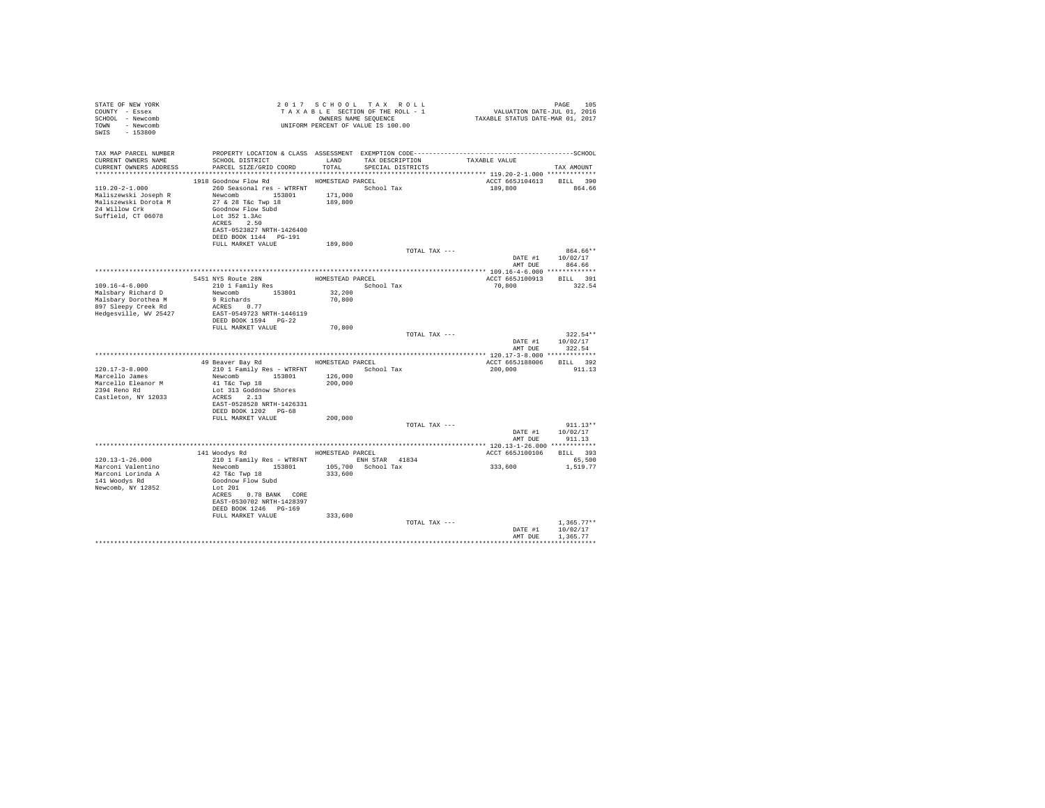STATE OF NEW YORK
COUNTY - Essex
SCHOOL - Newcomb
TOWN - Newcomb
SWIS - 153800

2 0 1 7 S C H O O L T A X R O L L
T A X A B L E SECTION OF THE ROLL - 1
OWNERS NAME SEQUENCE
UNIFORM PERCENT OF VALUE IS 100.00

VALUATION DATE-JUL 01, 2016
TAXABLE STATUS DATE-MAR 01, 2017

| TAX MAP PARCEL NUMBER / CURRENT OWNERS NAME / CURRENT OWNERS ADDRESS | PROPERTY LOCATION & CLASS / SCHOOL DISTRICT / PARCEL SIZE/GRID COORD | ASSESSMENT LAND / TOTAL | EXEMPTION CODE / TAX DESCRIPTION / SPECIAL DISTRICTS | TAXABLE VALUE | TAX AMOUNT |
|---|---|---|---|---|---|
| 119.20-2-1.000 | 1918 Goodnow Flow Rd | HOMESTEAD PARCEL | | ACCT 665J104613 | BILL 390 |
| Maliszewski Joseph R | 260 Seasonal res - WTRFNT | | School Tax | 189,800 | 864.66 |
| Maliszewski Dorota M | Newcomb 153801 | 171,000 | | | |
| 24 Willow Crk | 27 & 28 T&c Twp 18 | 189,800 | | | |
| Suffield, CT 06078 | Goodnow Flow Subd | | | | |
| | Lot 352 1.3Ac | | | | |
| | ACRES 2.50 | | | | |
| | EAST-0523827 NRTH-1426400 | | | | |
| | DEED BOOK 1144 PG-191 | | | | |
| | FULL MARKET VALUE | 189,800 | | | |
| | | | TOTAL TAX --- | | 864.66** |
| | | | | DATE #1 | 10/02/17 |
| | | | | AMT DUE | 864.66 |
| 109.16-4-6.000 | 5451 NYS Route 28N | HOMESTEAD PARCEL | | ACCT 665J100913 | BILL 391 |
| Malsbary Richard D | 210 1 Family Res | | School Tax | 70,800 | 322.54 |
| Malsbary Dorothea M | Newcomb 153801 | 32,200 | | | |
| 897 Sleepy Creek Rd | 9 Richards | 70,800 | | | |
| Hedgesville, WV 25427 | ACRES 0.77 | | | | |
| | EAST-0549723 NRTH-1446119 | | | | |
| | DEED BOOK 1594 PG-22 | | | | |
| | FULL MARKET VALUE | 70,800 | | | |
| | | | TOTAL TAX --- | | 322.54** |
| | | | | DATE #1 | 10/02/17 |
| | | | | AMT DUE | 322.54 |
| 120.17-3-8.000 | 49 Beaver Bay Rd | HOMESTEAD PARCEL | | ACCT 665J188006 | BILL 392 |
| Marcello James | 210 1 Family Res - WTRFNT | | School Tax | 200,000 | 911.13 |
| Marcello Eleanor M | Newcomb 153801 | 126,000 | | | |
| 2394 Reno Rd | 41 T&c Twp 18 | 200,000 | | | |
| Castleton, NY 12033 | Lot 313 Goddnow Shores | | | | |
| | ACRES 2.13 | | | | |
| | EAST-0528528 NRTH-1426331 | | | | |
| | DEED BOOK 1202 PG-68 | | | | |
| | FULL MARKET VALUE | 200,000 | | | |
| | | | TOTAL TAX --- | | 911.13** |
| | | | | DATE #1 | 10/02/17 |
| | | | | AMT DUE | 911.13 |
| 120.13-1-26.000 | 141 Woodys Rd | HOMESTEAD PARCEL | | ACCT 665J100106 | BILL 393 |
| Marconi Valentino | 210 1 Family Res - WTRFNT | | ENH STAR 41834 | | 65,500 |
| Marconi Lorinda A | Newcomb 153801 | 105,700 | School Tax | 333,600 | 1,519.77 |
| 141 Woodys Rd | 42 T&c Twp 18 | 333,600 | | | |
| Newcomb, NY 12852 | Goodnow Flow Subd | | | | |
| | Lot 201 | | | | |
| | ACRES 0.78 BANK CORE | | | | |
| | EAST-0530702 NRTH-1428397 | | | | |
| | DEED BOOK 1246 PG-169 | | | | |
| | FULL MARKET VALUE | 333,600 | | | |
| | | | TOTAL TAX --- | | 1,365.77** |
| | | | | DATE #1 | 10/02/17 |
| | | | | AMT DUE | 1,365.77 |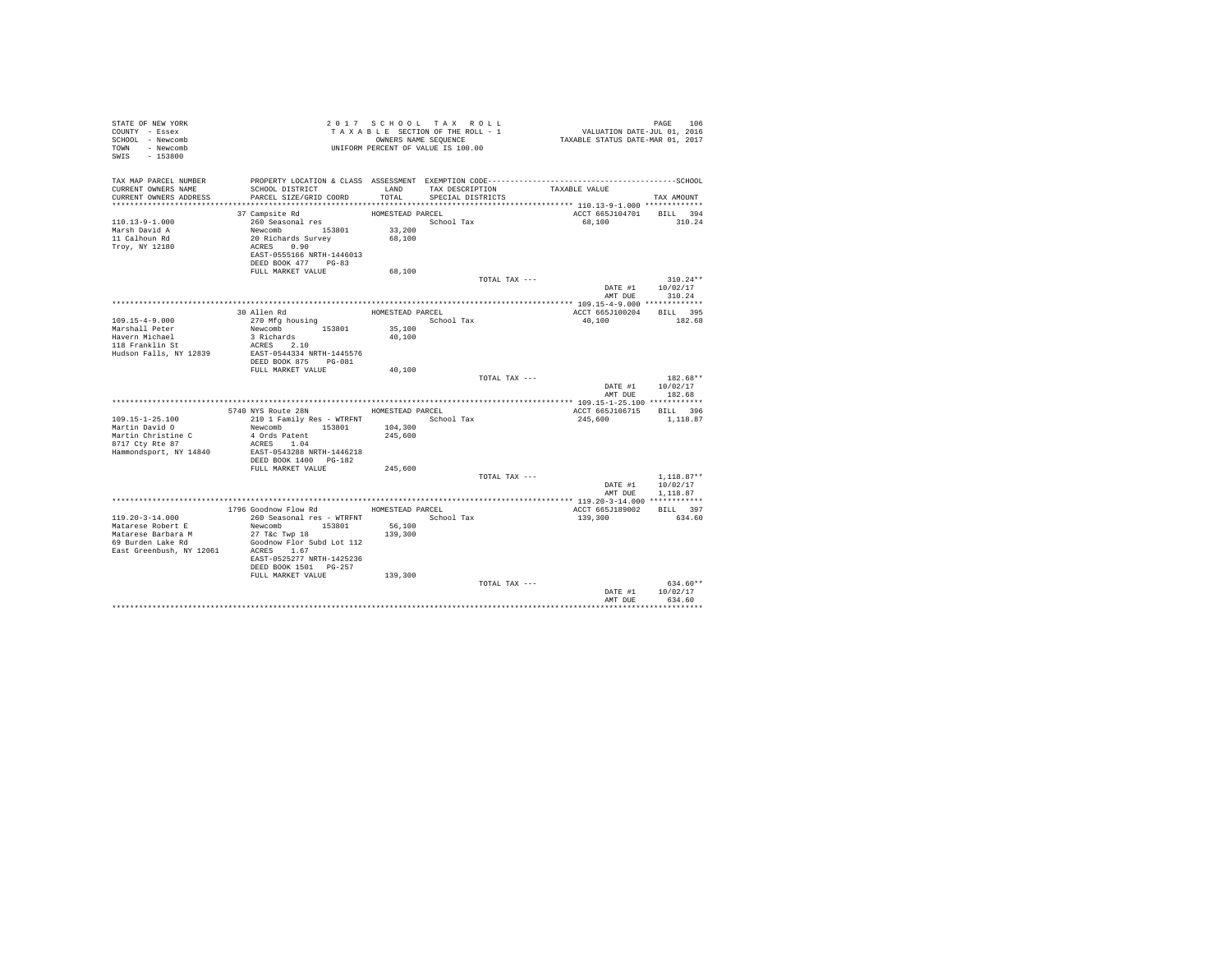STATE OF NEW YORK
COUNTY - Essex
SCHOOL - Newcomb
TOWN - Newcomb
SWIS - 153800

2017 SCHOOL TAX ROLL
TAXABLE SECTION OF THE ROLL - 1
OWNERS NAME SEQUENCE
UNIFORM PERCENT OF VALUE IS 100.00

VALUATION DATE-JUL 01, 2016
TAXABLE STATUS DATE-MAR 01, 2017

| TAX MAP PARCEL NUMBER / CURRENT OWNERS NAME / CURRENT OWNERS ADDRESS | PROPERTY LOCATION & CLASS / SCHOOL DISTRICT / PARCEL SIZE/GRID COORD | ASSESSMENT LAND / TOTAL | EXEMPTION CODE / TAX DESCRIPTION / SPECIAL DISTRICTS | TAXABLE VALUE | TAX AMOUNT |
|---|---|---|---|---|---|
| **110.13-9-1.000** | 37 Campsite Rd | HOMESTEAD PARCEL | | ACCT 665J104701 | BILL 394 |
| 110.13-9-1.000 | 260 Seasonal res | | School Tax | 68,100 | 310.24 |
| Marsh David A | Newcomb 153801 | 33,200 | | | |
| 11 Calhoun Rd | 20 Richards Survey | 68,100 | | | |
| Troy, NY 12180 | ACRES 0.90 | | | | |
| | EAST-0555166 NRTH-1446013 | | | | |
| | DEED BOOK 477 PG-83 | | | | |
| | FULL MARKET VALUE | 68,100 | | | |
| | | | TOTAL TAX --- | | 310.24** |
| | | | | DATE #1 | 10/02/17 |
| | | | | AMT DUE | 310.24 |
| **109.15-4-9.000** | 30 Allen Rd | HOMESTEAD PARCEL | | ACCT 665J100204 | BILL 395 |
| 109.15-4-9.000 | 270 Mfg housing | | School Tax | 40,100 | 182.68 |
| Marshall Peter | Newcomb 153801 | 35,100 | | | |
| Havern Michael | 3 Richards | 40,100 | | | |
| 118 Franklin St | ACRES 2.10 | | | | |
| Hudson Falls, NY 12839 | EAST-0544334 NRTH-1445576 | | | | |
| | DEED BOOK 875 PG-081 | | | | |
| | FULL MARKET VALUE | 40,100 | | | |
| | | | TOTAL TAX --- | | 182.68** |
| | | | | DATE #1 | 10/02/17 |
| | | | | AMT DUE | 182.68 |
| **109.15-1-25.100** | 5740 NYS Route 28N | HOMESTEAD PARCEL | | ACCT 665J106715 | BILL 396 |
| 109.15-1-25.100 | 210 1 Family Res - WTRFNT | | School Tax | 245,600 | 1,118.87 |
| Martin David O | Newcomb 153801 | 104,300 | | | |
| Martin Christine C | 4 Ords Patent | 245,600 | | | |
| 8717 Cty Rte 87 | ACRES 1.04 | | | | |
| Hammondsport, NY 14840 | EAST-0543288 NRTH-1446218 | | | | |
| | DEED BOOK 1400 PG-182 | | | | |
| | FULL MARKET VALUE | 245,600 | | | |
| | | | TOTAL TAX --- | | 1,118.87** |
| | | | | DATE #1 | 10/02/17 |
| | | | | AMT DUE | 1,118.87 |
| **119.20-3-14.000** | 1796 Goodnow Flow Rd | HOMESTEAD PARCEL | | ACCT 665J189002 | BILL 397 |
| 119.20-3-14.000 | 260 Seasonal res - WTRFNT | | School Tax | 139,300 | 634.60 |
| Matarese Robert E | Newcomb 153801 | 56,100 | | | |
| Matarese Barbara M | 27 T&c Twp 18 | 139,300 | | | |
| 69 Burden Lake Rd | Goodnow Flor Subd Lot 112 | | | | |
| East Greenbush, NY 12061 | ACRES 1.67 | | | | |
| | EAST-0525277 NRTH-1425236 | | | | |
| | DEED BOOK 1501 PG-257 | | | | |
| | FULL MARKET VALUE | 139,300 | | | |
| | | | TOTAL TAX --- | | 634.60** |
| | | | | DATE #1 | 10/02/17 |
| | | | | AMT DUE | 634.60 |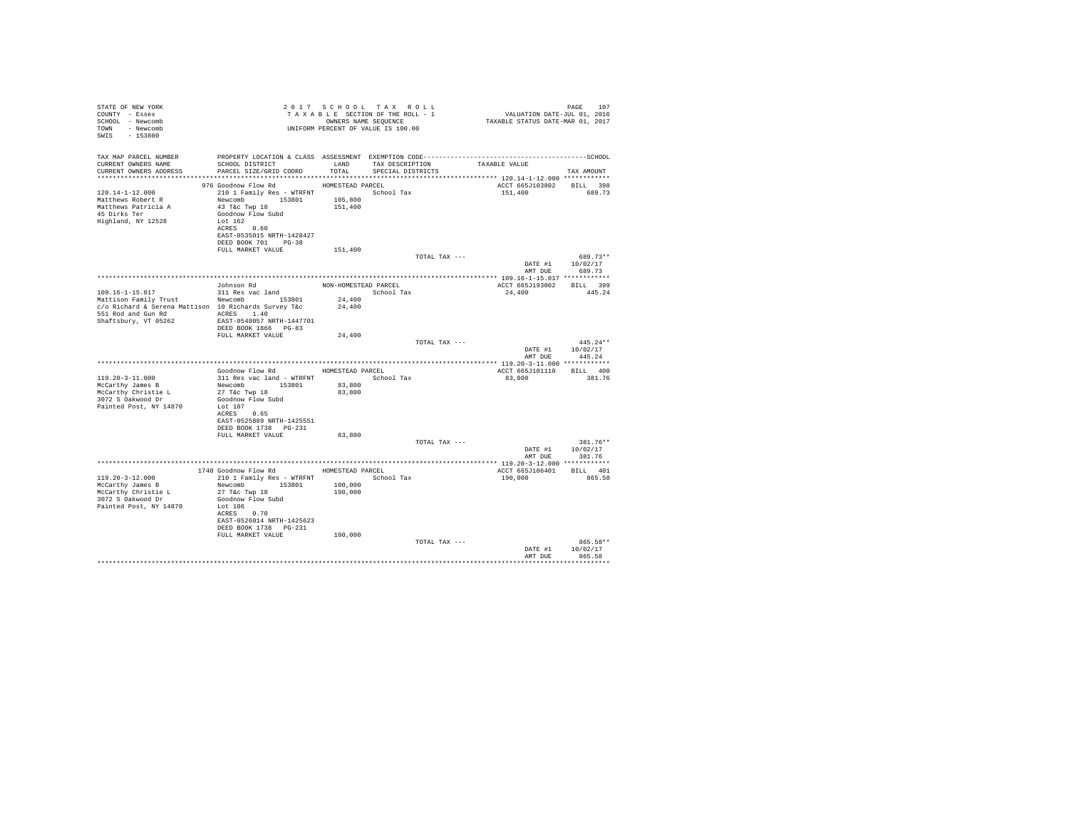STATE OF NEW YORK
COUNTY - Essex
SCHOOL - Newcomb
TOWN - Newcomb
SWIS - 153800

2 0 1 7 S C H O O L T A X R O L L
T A X A B L E SECTION OF THE ROLL - 1
OWNERS NAME SEQUENCE
UNIFORM PERCENT OF VALUE IS 100.00

VALUATION DATE-JUL 01, 2016
TAXABLE STATUS DATE-MAR 01, 2017

| TAX MAP PARCEL NUMBER / CURRENT OWNERS NAME / CURRENT OWNERS ADDRESS | PROPERTY LOCATION & CLASS / SCHOOL DISTRICT / PARCEL SIZE/GRID COORD | ASSESSMENT LAND / TOTAL | EXEMPTION CODE / TAX DESCRIPTION / SPECIAL DISTRICTS | TAXABLE VALUE | TAX AMOUNT |
|---|---|---|---|---|---|
| **120.14-1-12.000** | 976 Goodnow Flow Rd | HOMESTEAD PARCEL | | ACCT 665J103802 | BILL 398 |
| 120.14-1-12.000 | 210 1 Family Res - WTRFNT | | School Tax | 151,400 | 689.73 |
| Matthews Robert R | Newcomb 153801 | 105,800 | | | |
| Matthews Patricia A | 43 T&c Twp 18 | 151,400 | | | |
| 45 Dirks Ter | Goodnow Flow Subd | | | | |
| Highland, NY 12528 | Lot 162 | | | | |
| | ACRES 0.60 | | | | |
| | EAST-0535015 NRTH-1428427 | | | | |
| | DEED BOOK 701 PG-38 | | | | |
| | FULL MARKET VALUE | 151,400 | | | |
| | | | TOTAL TAX --- | | 689.73** |
| | | | | DATE #1 | 10/02/17 |
| | | | | AMT DUE | 689.73 |
| **109.16-1-15.017** | Johnson Rd | NON-HOMESTEAD PARCEL | | ACCT 665J193002 | BILL 399 |
| 109.16-1-15.017 | 311 Res vac land | | School Tax | 24,400 | 445.24 |
| Mattison Family Trust | Newcomb 153801 | 24,400 | | | |
| c/o Richard & Serena Mattison | 10 Richards Survey T&c | 24,400 | | | |
| 551 Rod and Gun Rd | ACRES 1.40 | | | | |
| Shaftsbury, VT 05262 | EAST-0548057 NRTH-1447701 | | | | |
| | DEED BOOK 1866 PG-83 | | | | |
| | FULL MARKET VALUE | 24,400 | | | |
| | | | TOTAL TAX --- | | 445.24** |
| | | | | DATE #1 | 10/02/17 |
| | | | | AMT DUE | 445.24 |
| **119.20-3-11.000** | Goodnow Flow Rd | HOMESTEAD PARCEL | | ACCT 665J101110 | BILL 400 |
| 119.20-3-11.000 | 311 Res vac land - WTRFNT | | School Tax | 83,800 | 381.76 |
| McCarthy James B | Newcomb 153801 | 83,800 | | | |
| McCarthy Christie L | 27 T&c Twp 18 | 83,800 | | | |
| 3072 S Oakwood Dr | Goodnow Flow Subd | | | | |
| Painted Post, NY 14870 | Lot 107 | | | | |
| | ACRES 0.65 | | | | |
| | EAST-0525889 NRTH-1425551 | | | | |
| | DEED BOOK 1738 PG-231 | | | | |
| | FULL MARKET VALUE | 83,800 | | | |
| | | | TOTAL TAX --- | | 381.76** |
| | | | | DATE #1 | 10/02/17 |
| | | | | AMT DUE | 381.76 |
| **119.20-3-12.000** | 1740 Goodnow Flow Rd | HOMESTEAD PARCEL | | ACCT 665J106401 | BILL 401 |
| 119.20-3-12.000 | 210 1 Family Res - WTRFNT | | School Tax | 190,000 | 865.58 |
| McCarthy James B | Newcomb 153801 | 100,000 | | | |
| McCarthy Christie L | 27 T&c Twp 18 | 190,000 | | | |
| 3072 S Oakwood Dr | Goodnow Flow Subd | | | | |
| Painted Post, NY 14870 | Lot 106 | | | | |
| | ACRES 0.70 | | | | |
| | EAST-0526014 NRTH-1425623 | | | | |
| | DEED BOOK 1738 PG-231 | | | | |
| | FULL MARKET VALUE | 190,000 | | | |
| | | | TOTAL TAX --- | | 865.58** |
| | | | | DATE #1 | 10/02/17 |
| | | | | AMT DUE | 865.58 |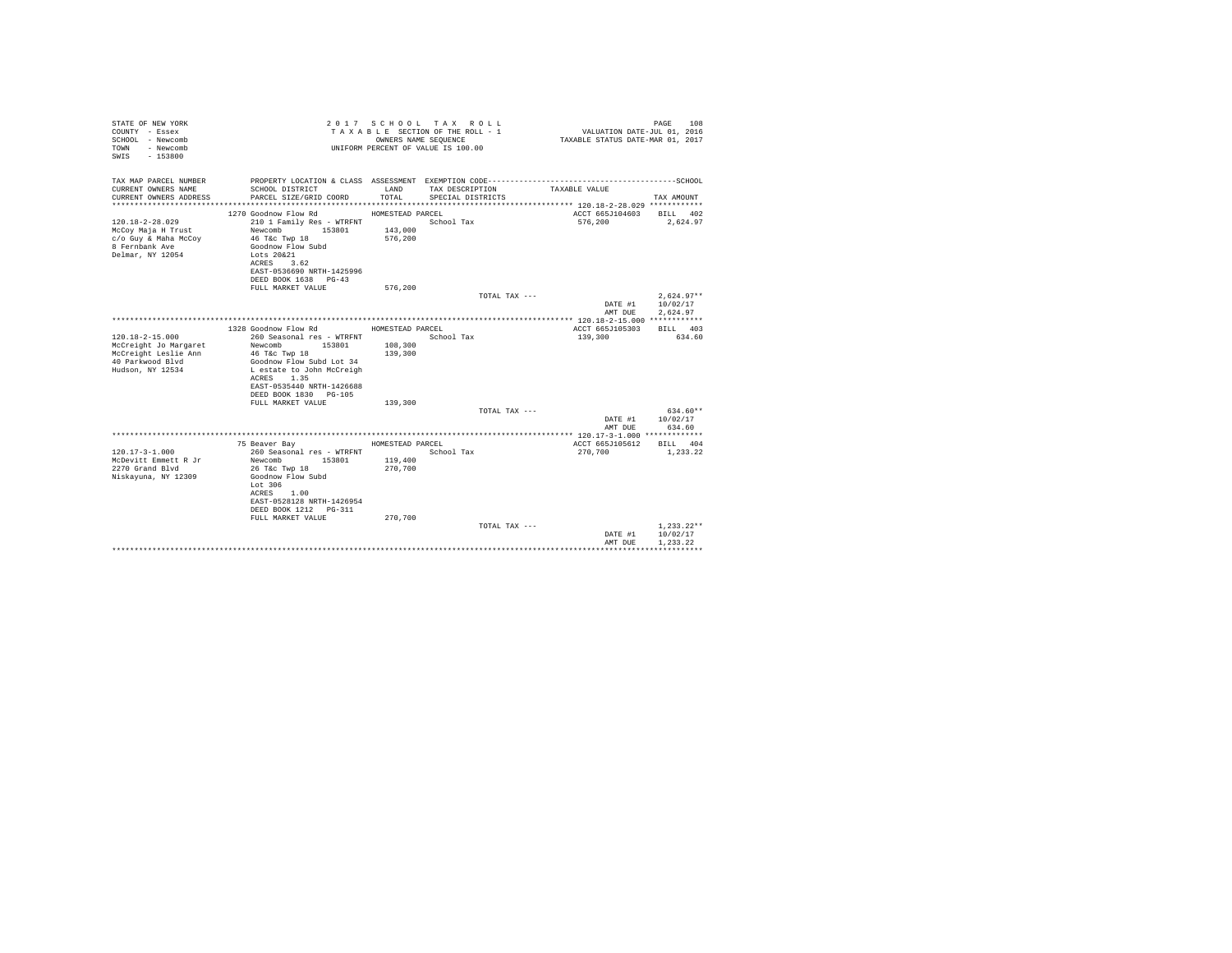STATE OF NEW YORK
COUNTY - Essex
SCHOOL - Newcomb
TOWN - Newcomb
SWIS - 153800

2 0 1 7 S C H O O L T A X R O L L
T A X A B L E SECTION OF THE ROLL - 1
OWNERS NAME SEQUENCE
UNIFORM PERCENT OF VALUE IS 100.00

VALUATION DATE-JUL 01, 2016
TAXABLE STATUS DATE-MAR 01, 2017

| TAX MAP PARCEL NUMBER / CURRENT OWNERS NAME / CURRENT OWNERS ADDRESS | PROPERTY LOCATION & CLASS / SCHOOL DISTRICT / PARCEL SIZE/GRID COORD | ASSESSMENT LAND / TOTAL | EXEMPTION CODE / TAX DESCRIPTION / SPECIAL DISTRICTS | TAXABLE VALUE | TAX AMOUNT |
|---|---|---|---|---|---|
| 120.18-2-28.029 | 1270 Goodnow Flow Rd | HOMESTEAD PARCEL | | ACCT 665J104603 | BILL 402 |
| McCoy Maja H Trust | 210 1 Family Res - WTRFNT | | School Tax | 576,200 | 2,624.97 |
| c/o Guy & Maha McCoy | Newcomb 153801 | 143,000 | | | |
| 8 Fernbank Ave | 46 T&c Twp 18 | 576,200 | | | |
| Delmar, NY 12054 | Goodnow Flow Subd | | | | |
| | Lots 20&21 | | | | |
| | ACRES 3.62 | | | | |
| | EAST-0536690 NRTH-1425996 | | | | |
| | DEED BOOK 1638 PG-43 | | | | |
| | FULL MARKET VALUE | 576,200 | | | |
| | | | TOTAL TAX --- | | 2,624.97** |
| | | | | DATE #1 | 10/02/17 |
| | | | | AMT DUE | 2,624.97 |
| 120.18-2-15.000 | 1328 Goodnow Flow Rd | HOMESTEAD PARCEL | | ACCT 665J105303 | BILL 403 |
| McCreight Jo Margaret | 260 Seasonal res - WTRFNT | | School Tax | 139,300 | 634.60 |
| McCreight Leslie Ann | Newcomb 153801 | 108,300 | | | |
| 40 Parkwood Blvd | 46 T&c Twp 18 | 139,300 | | | |
| Hudson, NY 12534 | Goodnow Flow Subd Lot 34 | | | | |
| | L estate to John McCreigh | | | | |
| | ACRES 1.35 | | | | |
| | EAST-0535440 NRTH-1426688 | | | | |
| | DEED BOOK 1830 PG-105 | | | | |
| | FULL MARKET VALUE | 139,300 | | | |
| | | | TOTAL TAX --- | | 634.60** |
| | | | | DATE #1 | 10/02/17 |
| | | | | AMT DUE | 634.60 |
| 120.17-3-1.000 | 75 Beaver Bay | HOMESTEAD PARCEL | | ACCT 665J105612 | BILL 404 |
| McDevitt Emmett R Jr | 260 Seasonal res - WTRFNT | | School Tax | 270,700 | 1,233.22 |
| 2270 Grand Blvd | Newcomb 153801 | 119,400 | | | |
| Niskayuna, NY 12309 | 26 T&c Twp 18 | 270,700 | | | |
| | Goodnow Flow Subd | | | | |
| | Lot 306 | | | | |
| | ACRES 1.00 | | | | |
| | EAST-0528128 NRTH-1426954 | | | | |
| | DEED BOOK 1212 PG-311 | | | | |
| | FULL MARKET VALUE | 270,700 | | | |
| | | | TOTAL TAX --- | | 1,233.22** |
| | | | | DATE #1 | 10/02/17 |
| | | | | AMT DUE | 1,233.22 |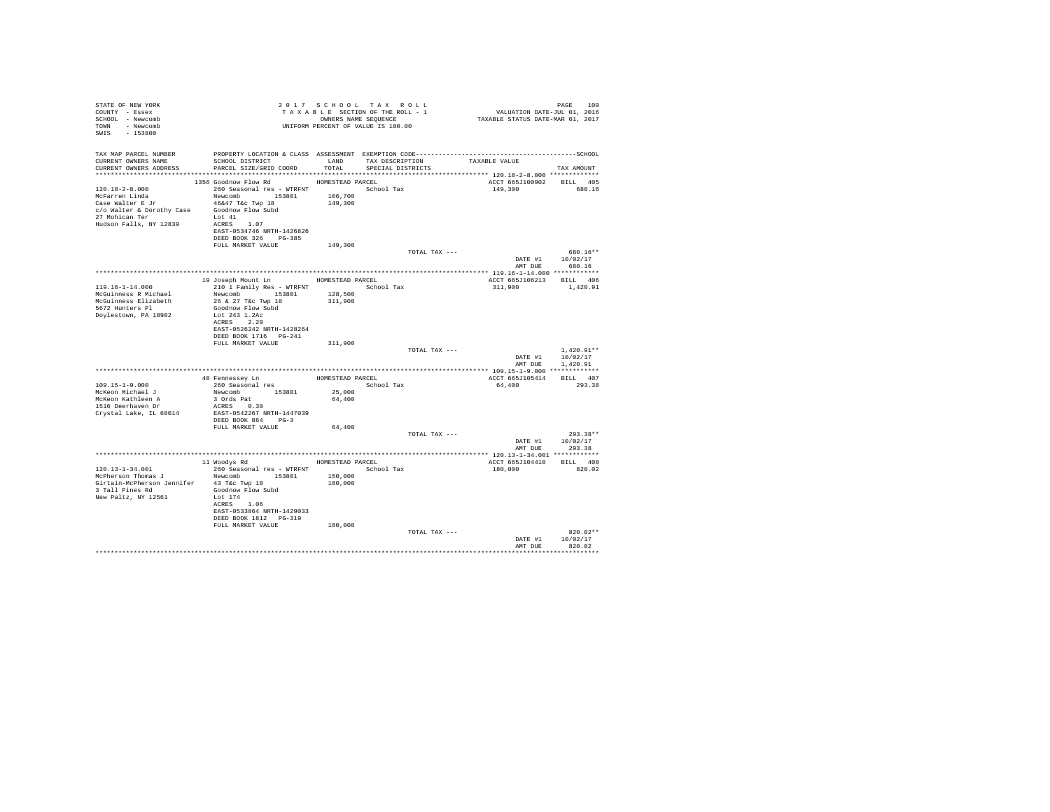STATE OF NEW YORK
COUNTY - Essex
SCHOOL - Newcomb
TOWN - Newcomb
SWIS - 153800

2 0 1 7 S C H O O L T A X R O L L
T A X A B L E SECTION OF THE ROLL - 1
OWNERS NAME SEQUENCE
UNIFORM PERCENT OF VALUE IS 100.00

VALUATION DATE-JUL 01, 2016
TAXABLE STATUS DATE-MAR 01, 2017

| TAX MAP PARCEL NUMBER / CURRENT OWNERS NAME / CURRENT OWNERS ADDRESS | PROPERTY LOCATION & CLASS / SCHOOL DISTRICT / PARCEL SIZE/GRID COORD | ASSESSMENT LAND / TOTAL | EXEMPTION CODE / TAX DESCRIPTION / SPECIAL DISTRICTS | TAXABLE VALUE | TAX AMOUNT |
|---|---|---|---|---|---|
| **120.18-2-8.000** | 1356 Goodnow Flow Rd | HOMESTEAD PARCEL | | ACCT 665J100902 | BILL 405 |
| 120.18-2-8.000 | 260 Seasonal res - WTRFNT | | School Tax | 149,300 | 680.16 |
| McFarren Linda | Newcomb 153801 | 106,700 | | | |
| Case Walter E Jr | 46&47 T&c Twp 18 | 149,300 | | | |
| c/o Walter & Dorothy Case | Goodnow Flow Subd | | | | |
| 27 Mohican Ter | Lot 41 | | | | |
| Hudson Falls, NY 12839 | ACRES 1.07 | | | | |
| | EAST-0534746 NRTH-1426826 | | | | |
| | DEED BOOK 326 PG-385 | | | | |
| | FULL MARKET VALUE | 149,300 | | | |
| | | | TOTAL TAX --- | | 680.16** |
| | | | | DATE #1 | 10/02/17 |
| | | | | AMT DUE | 680.16 |
| **119.16-1-14.000** | 19 Joseph Mount Ln | HOMESTEAD PARCEL | | ACCT 665J106213 | BILL 406 |
| 119.16-1-14.000 | 210 1 Family Res - WTRFNT | | School Tax | 311,900 | 1,420.91 |
| McGuinness R Michael | Newcomb 153801 | 128,500 | | | |
| McGuinness Elizabeth | 26 & 27 T&c Twp 18 | 311,900 | | | |
| 5672 Hunters Pl | Goodnow Flow Subd | | | | |
| Doylestown, PA 18902 | Lot 243 1.2Ac | | | | |
| | ACRES 2.20 | | | | |
| | EAST-0526242 NRTH-1428264 | | | | |
| | DEED BOOK 1716 PG-241 | | | | |
| | FULL MARKET VALUE | 311,900 | | | |
| | | | TOTAL TAX --- | | 1,420.91** |
| | | | | DATE #1 | 10/02/17 |
| | | | | AMT DUE | 1,420.91 |
| **109.15-1-9.000** | 40 Fennessey Ln | HOMESTEAD PARCEL | | ACCT 665J105414 | BILL 407 |
| 109.15-1-9.000 | 260 Seasonal res | | School Tax | 64,400 | 293.38 |
| McKeon Michael J | Newcomb 153801 | 25,000 | | | |
| McKeon Kathleen A | 3 Ords Pat | 64,400 | | | |
| 1516 Deerhaven Dr | ACRES 0.30 | | | | |
| Crystal Lake, IL 60014 | EAST-0542267 NRTH-1447039 | | | | |
| | DEED BOOK 864 PG-3 | | | | |
| | FULL MARKET VALUE | 64,400 | | | |
| | | | TOTAL TAX --- | | 293.38** |
| | | | | DATE #1 | 10/02/17 |
| | | | | AMT DUE | 293.38 |
| **120.13-1-34.001** | 11 Woodys Rd | HOMESTEAD PARCEL | | ACCT 665J104410 | BILL 408 |
| 120.13-1-34.001 | 260 Seasonal res - WTRFNT | | School Tax | 180,000 | 820.02 |
| McPherson Thomas J | Newcomb 153801 | 150,000 | | | |
| Girtain-McPherson Jennifer | 43 T&c Twp 18 | 180,000 | | | |
| 3 Tall Pines Rd | Goodnow Flow Subd | | | | |
| New Paltz, NY 12561 | Lot 174 | | | | |
| | ACRES 1.06 | | | | |
| | EAST-0533864 NRTH-1429033 | | | | |
| | DEED BOOK 1812 PG-319 | | | | |
| | FULL MARKET VALUE | 180,000 | | | |
| | | | TOTAL TAX --- | | 820.02** |
| | | | | DATE #1 | 10/02/17 |
| | | | | AMT DUE | 820.02 |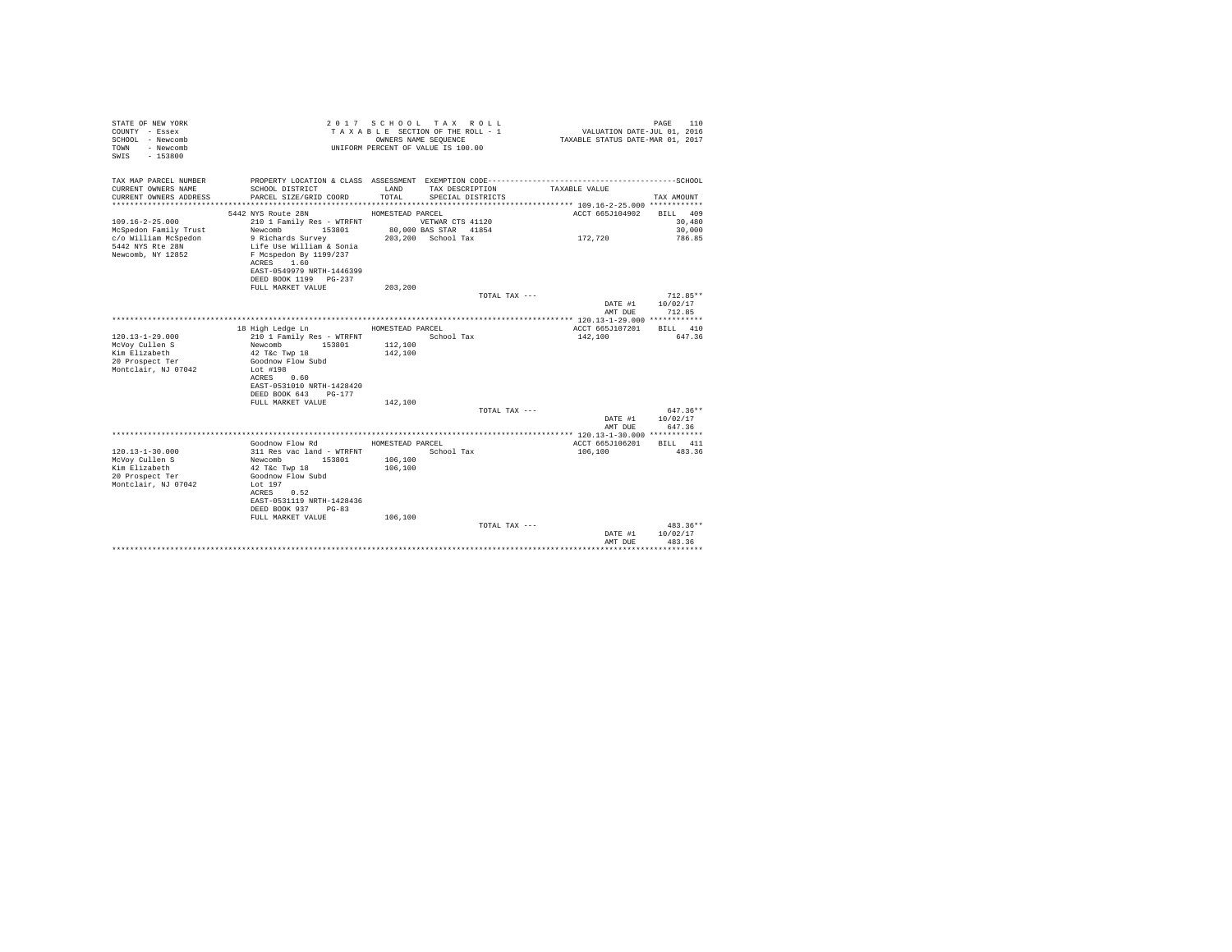STATE OF NEW YORK
COUNTY - Essex
SCHOOL - Newcomb
TOWN - Newcomb
SWIS - 153800

2017 SCHOOL TAX ROLL
TAXABLE SECTION OF THE ROLL - 1
OWNERS NAME SEQUENCE
UNIFORM PERCENT OF VALUE IS 100.00

VALUATION DATE-JUL 01, 2016
TAXABLE STATUS DATE-MAR 01, 2017

| TAX MAP PARCEL NUMBER / CURRENT OWNERS NAME / CURRENT OWNERS ADDRESS | PROPERTY LOCATION & CLASS / SCHOOL DISTRICT / PARCEL SIZE/GRID COORD | ASSESSMENT LAND / TOTAL | EXEMPTION CODE / TAX DESCRIPTION / SPECIAL DISTRICTS | TAXABLE VALUE | TAX AMOUNT |
|---|---|---|---|---|---|
| ******************** 109.16-2-25.000 | 5442 NYS Route 28N | HOMESTEAD PARCEL | | ACCT 665J104902 | BILL 409 |
| 109.16-2-25.000 | 210 1 Family Res - WTRFNT | | VETWAR CTS 41120 | | 30,480 |
| McSpedon Family Trust | Newcomb 153801 | 80,000 | BAS STAR 41854 | | 30,000 |
| c/o William McSpedon | 9 Richards Survey | 203,200 | School Tax | 172,720 | 786.85 |
| 5442 NYS Rte 28N | Life Use William & Sonia | | | | |
| Newcomb, NY 12852 | F Mcspedon By 1199/237 | | | | |
| | ACRES 1.60 | | | | |
| | EAST-0549979 NRTH-1446399 | | | | |
| | DEED BOOK 1199 PG-237 | | | | |
| | FULL MARKET VALUE | 203,200 | | | |
| | | | TOTAL TAX --- | | 712.85** |
| | | | | DATE #1 | 10/02/17 |
| | | | | AMT DUE | 712.85 |
| ******************** 120.13-1-29.000 | 18 High Ledge Ln | HOMESTEAD PARCEL | | ACCT 665J107201 | BILL 410 |
| 120.13-1-29.000 | 210 1 Family Res - WTRFNT | | School Tax | 142,100 | 647.36 |
| McVoy Cullen S | Newcomb 153801 | 112,100 | | | |
| Kim Elizabeth | 42 T&c Twp 18 | 142,100 | | | |
| 20 Prospect Ter | Goodnow Flow Subd | | | | |
| Montclair, NJ 07042 | Lot #198 | | | | |
| | ACRES 0.60 | | | | |
| | EAST-0531010 NRTH-1428420 | | | | |
| | DEED BOOK 643 PG-177 | | | | |
| | FULL MARKET VALUE | 142,100 | | | |
| | | | TOTAL TAX --- | | 647.36** |
| | | | | DATE #1 | 10/02/17 |
| | | | | AMT DUE | 647.36 |
| ******************** 120.13-1-30.000 | Goodnow Flow Rd | HOMESTEAD PARCEL | | ACCT 665J106201 | BILL 411 |
| 120.13-1-30.000 | 311 Res vac land - WTRFNT | | School Tax | 106,100 | 483.36 |
| McVoy Cullen S | Newcomb 153801 | 106,100 | | | |
| Kim Elizabeth | 42 T&c Twp 18 | 106,100 | | | |
| 20 Prospect Ter | Goodnow Flow Subd | | | | |
| Montclair, NJ 07042 | Lot 197 | | | | |
| | ACRES 0.52 | | | | |
| | EAST-0531119 NRTH-1428436 | | | | |
| | DEED BOOK 937 PG-83 | | | | |
| | FULL MARKET VALUE | 106,100 | | | |
| | | | TOTAL TAX --- | | 483.36** |
| | | | | DATE #1 | 10/02/17 |
| | | | | AMT DUE | 483.36 |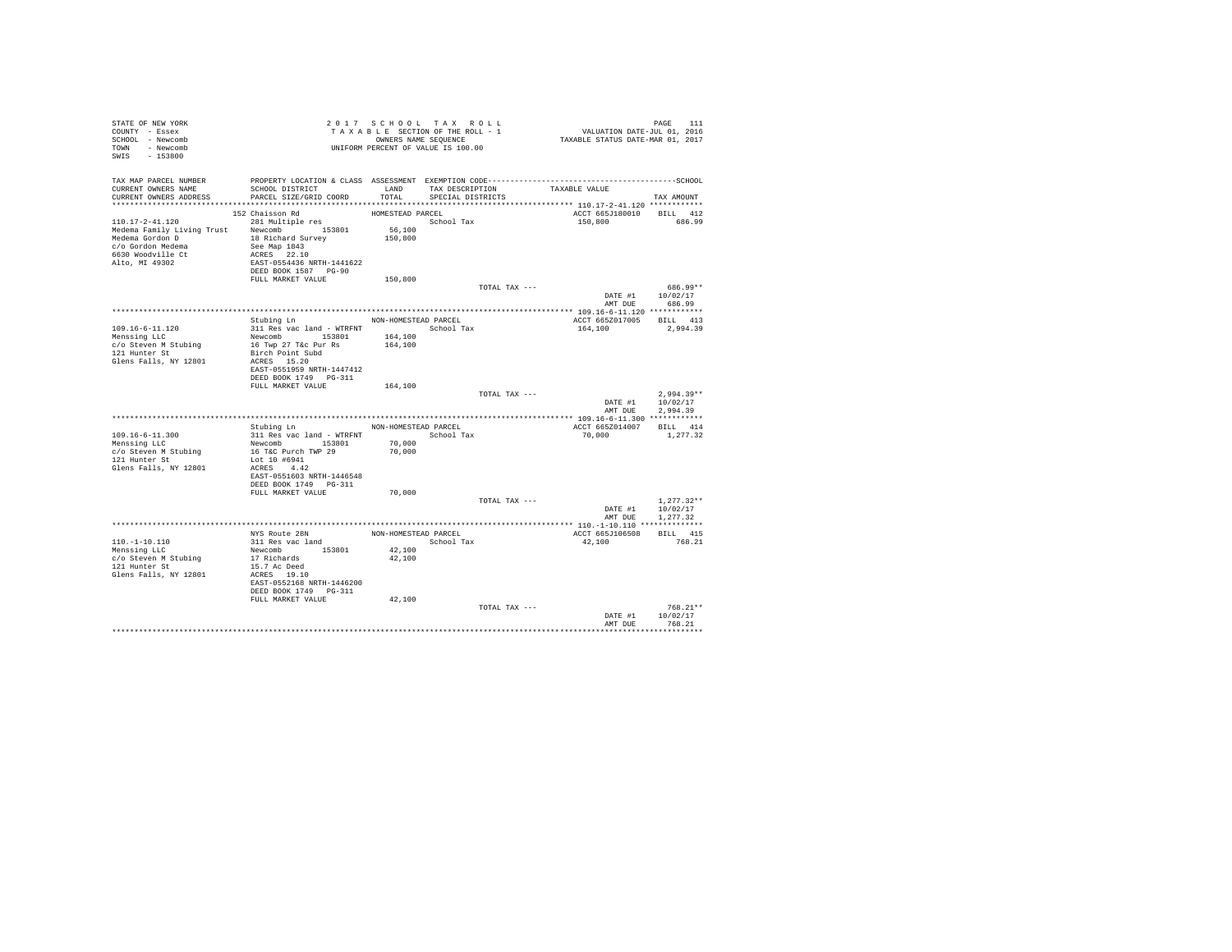STATE OF NEW YORK
COUNTY - Essex
SCHOOL - Newcomb
TOWN - Newcomb
SWIS - 153800

2 0 1 7 S C H O O L T A X R O L L
T A X A B L E SECTION OF THE ROLL - 1
OWNERS NAME SEQUENCE
UNIFORM PERCENT OF VALUE IS 100.00

VALUATION DATE-JUL 01, 2016
TAXABLE STATUS DATE-MAR 01, 2017

| TAX MAP PARCEL NUMBER / CURRENT OWNERS NAME / CURRENT OWNERS ADDRESS | PROPERTY LOCATION & CLASS / SCHOOL DISTRICT / PARCEL SIZE/GRID COORD | ASSESSMENT LAND / TOTAL | EXEMPTION CODE / TAX DESCRIPTION / SPECIAL DISTRICTS | TAXABLE VALUE | SCHOOL TAX AMOUNT |
|---|---|---|---|---|---|
| **110.17-2-41.120** | 152 Chaisson Rd | HOMESTEAD PARCEL | | ACCT 665J180010 | BILL 412 |
| Medema Family Living Trust | 281 Multiple res | | School Tax | 150,800 | 686.99 |
| Medema Gordon D | Newcomb 153801 | 56,100 | | | |
| c/o Gordon Medema | 18 Richard Survey | 150,800 | | | |
| 6630 Woodville Ct | See Map 1843 | | | | |
| Alto, MI 49302 | ACRES 22.10 | | | | |
| | EAST-0554436 NRTH-1441622 | | | | |
| | DEED BOOK 1587 PG-90 | | | | |
| | FULL MARKET VALUE | 150,800 | | | |
| | | | TOTAL TAX --- | | 686.99** |
| | | | | DATE #1 | 10/02/17 |
| | | | | AMT DUE | 686.99 |
| **109.16-6-11.120** | Stubing Ln | NON-HOMESTEAD PARCEL | | ACCT 665Z017005 | BILL 413 |
| Menssing LLC | 311 Res vac land - WTRFNT | | School Tax | 164,100 | 2,994.39 |
| c/o Steven M Stubing | Newcomb 153801 | 164,100 | | | |
| 121 Hunter St | 16 Twp 27 T&c Pur Rs | 164,100 | | | |
| Glens Falls, NY 12801 | Birch Point Subd | | | | |
| | ACRES 15.20 | | | | |
| | EAST-0551959 NRTH-1447412 | | | | |
| | DEED BOOK 1749 PG-311 | | | | |
| | FULL MARKET VALUE | 164,100 | | | |
| | | | TOTAL TAX --- | | 2,994.39** |
| | | | | DATE #1 | 10/02/17 |
| | | | | AMT DUE | 2,994.39 |
| **109.16-6-11.300** | Stubing Ln | NON-HOMESTEAD PARCEL | | ACCT 665Z014007 | BILL 414 |
| Menssing LLC | 311 Res vac land - WTRFNT | | School Tax | 70,000 | 1,277.32 |
| c/o Steven M Stubing | Newcomb 153801 | 70,000 | | | |
| 121 Hunter St | 16 T&C Purch TWP 29 | 70,000 | | | |
| Glens Falls, NY 12801 | Lot 10 #6941 | | | | |
| | ACRES 4.42 | | | | |
| | EAST-0551603 NRTH-1446548 | | | | |
| | DEED BOOK 1749 PG-311 | | | | |
| | FULL MARKET VALUE | 70,000 | | | |
| | | | TOTAL TAX --- | | 1,277.32** |
| | | | | DATE #1 | 10/02/17 |
| | | | | AMT DUE | 1,277.32 |
| **110.-1-10.110** | NYS Route 28N | NON-HOMESTEAD PARCEL | | ACCT 665J106508 | BILL 415 |
| Menssing LLC | 311 Res vac land | | School Tax | 42,100 | 768.21 |
| c/o Steven M Stubing | Newcomb 153801 | 42,100 | | | |
| 121 Hunter St | 17 Richards | 42,100 | | | |
| Glens Falls, NY 12801 | 15.7 Ac Deed | | | | |
| | ACRES 19.10 | | | | |
| | EAST-0552168 NRTH-1446200 | | | | |
| | DEED BOOK 1749 PG-311 | | | | |
| | FULL MARKET VALUE | 42,100 | | | |
| | | | TOTAL TAX --- | | 768.21** |
| | | | | DATE #1 | 10/02/17 |
| | | | | AMT DUE | 768.21 |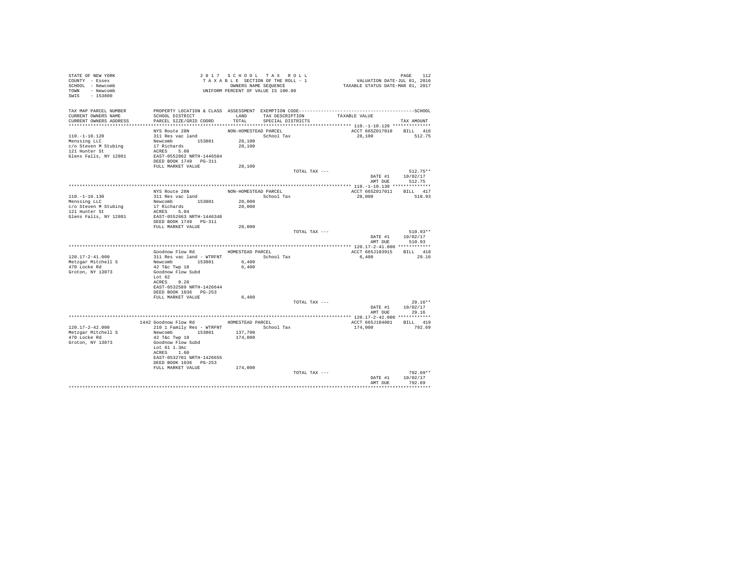STATE OF NEW YORK
COUNTY - Essex
SCHOOL - Newcomb
TOWN - Newcomb
SWIS - 153800

2 0 1 7 S C H O O L T A X R O L L
T A X A B L E SECTION OF THE ROLL - 1
OWNERS NAME SEQUENCE
UNIFORM PERCENT OF VALUE IS 100.00

VALUATION DATE-JUL 01, 2016
TAXABLE STATUS DATE-MAR 01, 2017

| TAX MAP PARCEL NUMBER / CURRENT OWNERS NAME / CURRENT OWNERS ADDRESS | PROPERTY LOCATION & CLASS / SCHOOL DISTRICT / PARCEL SIZE/GRID COORD | ASSESSMENT LAND / TOTAL | EXEMPTION CODE / TAX DESCRIPTION / SPECIAL DISTRICTS | TAXABLE VALUE | TAX AMOUNT |
|---|---|---|---|---|---|
| **110.-1-10.120** | NYS Route 28N | NON-HOMESTEAD PARCEL | | ACCT 665Z017010 | BILL 416 |
| Menssing LLC | 311 Res vac land | | School Tax | 28,100 | 512.75 |
| c/o Steven M Stubing | Newcomb 153801 | 28,100 | | | |
| 121 Hunter St | 17 Richards | 28,100 | | | |
| Glens Falls, NY 12801 | ACRES 5.08 | | | | |
| | EAST-0552862 NRTH-1446584 | | | | |
| | DEED BOOK 1749 PG-311 | | | | |
| | FULL MARKET VALUE | 28,100 | | | |
| | | | TOTAL TAX --- | | 512.75** |
| | | | | DATE #1 | 10/02/17 |
| | | | | AMT DUE | 512.75 |
| **110.-1-10.130** | NYS Route 28N | NON-HOMESTEAD PARCEL | | ACCT 665Z017011 | BILL 417 |
| Menssing LLC | 311 Res vac land | | School Tax | 28,000 | 510.93 |
| c/o Steven M Stubing | Newcomb 153801 | 28,000 | | | |
| 121 Hunter St | 17 Richards | 28,000 | | | |
| Glens Falls, NY 12801 | ACRES 5.04 | | | | |
| | EAST-0552663 NRTH-1446348 | | | | |
| | DEED BOOK 1749 PG-311 | | | | |
| | FULL MARKET VALUE | 28,000 | | | |
| | | | TOTAL TAX --- | | 510.93** |
| | | | | DATE #1 | 10/02/17 |
| | | | | AMT DUE | 510.93 |
| **120.17-2-41.000** | Goodnow Flow Rd | HOMESTEAD PARCEL | | ACCT 665J103915 | BILL 418 |
| Metzgar Mitchell S | 311 Res vac land - WTRFNT | | School Tax | 6,400 | 29.16 |
| 470 Locke Rd | Newcomb 153801 | 6,400 | | | |
| Groton, NY 13073 | 42 T&c Twp 18 | 6,400 | | | |
| | Goodnow Flow Subd | | | | |
| | Lot 62 | | | | |
| | ACRES 0.20 | | | | |
| | EAST-0532589 NRTH-1426644 | | | | |
| | DEED BOOK 1036 PG-253 | | | | |
| | FULL MARKET VALUE | 6,400 | | | |
| | | | TOTAL TAX --- | | 29.16** |
| | | | | DATE #1 | 10/02/17 |
| | | | | AMT DUE | 29.16 |
| **120.17-2-42.000** | 1442 Goodnow Flow Rd | HOMESTEAD PARCEL | | ACCT 665J104001 | BILL 419 |
| Metzgar Mitchell S | 210 1 Family Res - WTRFNT | | School Tax | 174,000 | 792.69 |
| 470 Locke Rd | Newcomb 153801 | 137,700 | | | |
| Groton, NY 13073 | 42 T&c Twp 18 | 174,000 | | | |
| | Goodnow Flow Subd | | | | |
| | Lot 61 1.3Ac | | | | |
| | ACRES 1.60 | | | | |
| | EAST-0532701 NRTH-1426655 | | | | |
| | DEED BOOK 1036 PG-253 | | | | |
| | FULL MARKET VALUE | 174,000 | | | |
| | | | TOTAL TAX --- | | 792.69** |
| | | | | DATE #1 | 10/02/17 |
| | | | | AMT DUE | 792.69 |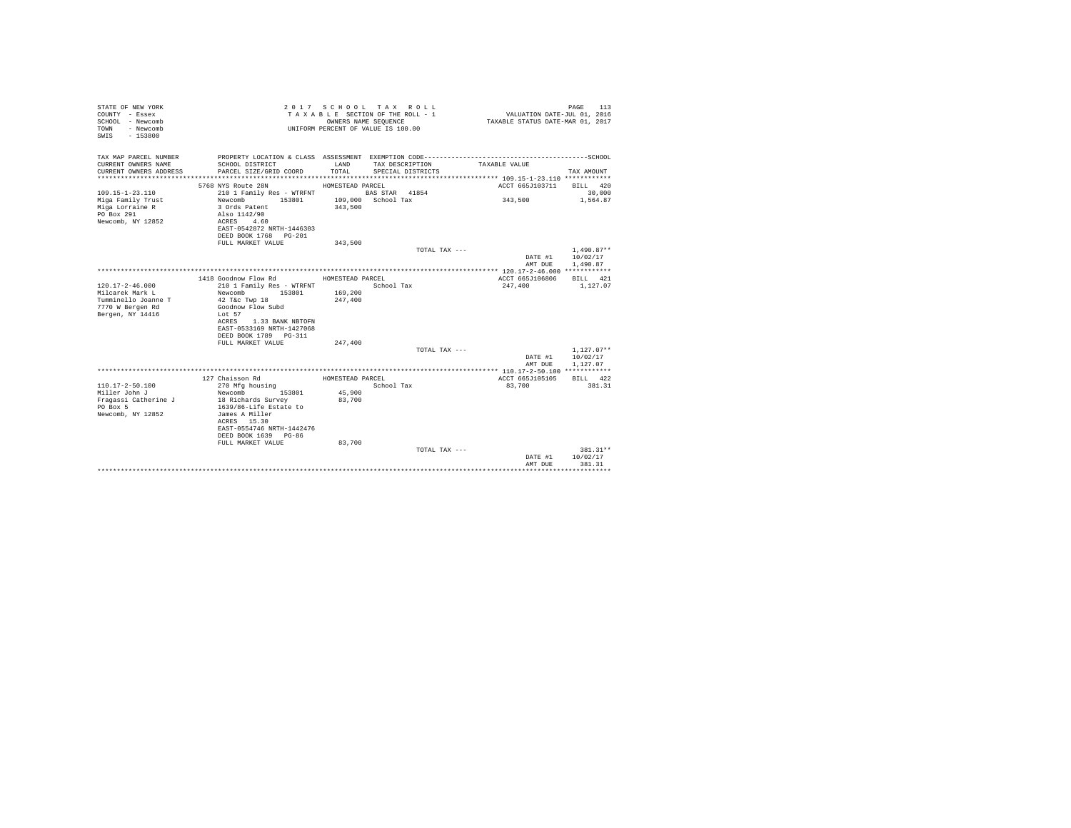STATE OF NEW YORK
COUNTY - Essex
SCHOOL - Newcomb
TOWN - Newcomb
SWIS - 153800

2 0 1 7 S C H O O L T A X R O L L
T A X A B L E SECTION OF THE ROLL - 1
OWNERS NAME SEQUENCE
UNIFORM PERCENT OF VALUE IS 100.00

VALUATION DATE-JUL 01, 2016
TAXABLE STATUS DATE-MAR 01, 2017

| TAX MAP PARCEL NUMBER / CURRENT OWNERS NAME / CURRENT OWNERS ADDRESS | PROPERTY LOCATION & CLASS / SCHOOL DISTRICT / PARCEL SIZE/GRID COORD | ASSESSMENT LAND / TOTAL | EXEMPTION CODE / TAX DESCRIPTION / SPECIAL DISTRICTS | TAXABLE VALUE | TAX AMOUNT |
|---|---|---|---|---|---|
| 109.15-1-23.110 | 5768 NYS Route 28N | HOMESTEAD PARCEL | | ACCT 665J103711 | BILL 420 |
| Miga Family Trust | 210 1 Family Res - WTRFNT | | BAS STAR 41854 | | 30,000 |
| Miga Lorraine R | Newcomb 153801 | 109,000 | School Tax | 343,500 | 1,564.87 |
| PO Box 291 | 3 Ords Patent | 343,500 | | | |
| Newcomb, NY 12852 | Also 1142/90 | | | | |
| | ACRES 4.60 | | | | |
| | EAST-0542872 NRTH-1446303 | | | | |
| | DEED BOOK 1768 PG-201 | | | | |
| | FULL MARKET VALUE | 343,500 | | | |
| | | | TOTAL TAX --- | | 1,490.87** |
| | | | | DATE #1 | 10/02/17 |
| | | | | AMT DUE | 1,490.87 |
| 120.17-2-46.000 | 1418 Goodnow Flow Rd | HOMESTEAD PARCEL | | ACCT 665J106806 | BILL 421 |
| Milcarek Mark L | 210 1 Family Res - WTRFNT | | School Tax | 247,400 | 1,127.07 |
| Tumminello Joanne T | Newcomb 153801 | 169,200 | | | |
| 7770 W Bergen Rd | 42 T&c Twp 18 | 247,400 | | | |
| Bergen, NY 14416 | Goodnow Flow Subd | | | | |
| | Lot 57 | | | | |
| | ACRES 1.33 BANK NBTOFN | | | | |
| | EAST-0533169 NRTH-1427068 | | | | |
| | DEED BOOK 1789 PG-311 | | | | |
| | FULL MARKET VALUE | 247,400 | | | |
| | | | TOTAL TAX --- | | 1,127.07** |
| | | | | DATE #1 | 10/02/17 |
| | | | | AMT DUE | 1,127.07 |
| 110.17-2-50.100 | 127 Chaisson Rd | HOMESTEAD PARCEL | | ACCT 665J105105 | BILL 422 |
| Miller John J | 270 Mfg housing | | School Tax | 83,700 | 381.31 |
| Fragassi Catherine J | Newcomb 153801 | 45,900 | | | |
| PO Box 5 | 18 Richards Survey | 83,700 | | | |
| Newcomb, NY 12852 | 1639/86-Life Estate to | | | | |
| | James A Miller | | | | |
| | ACRES 15.30 | | | | |
| | EAST-0554746 NRTH-1442476 | | | | |
| | DEED BOOK 1639 PG-86 | | | | |
| | FULL MARKET VALUE | 83,700 | | | |
| | | | TOTAL TAX --- | | 381.31** |
| | | | | DATE #1 | 10/02/17 |
| | | | | AMT DUE | 381.31 |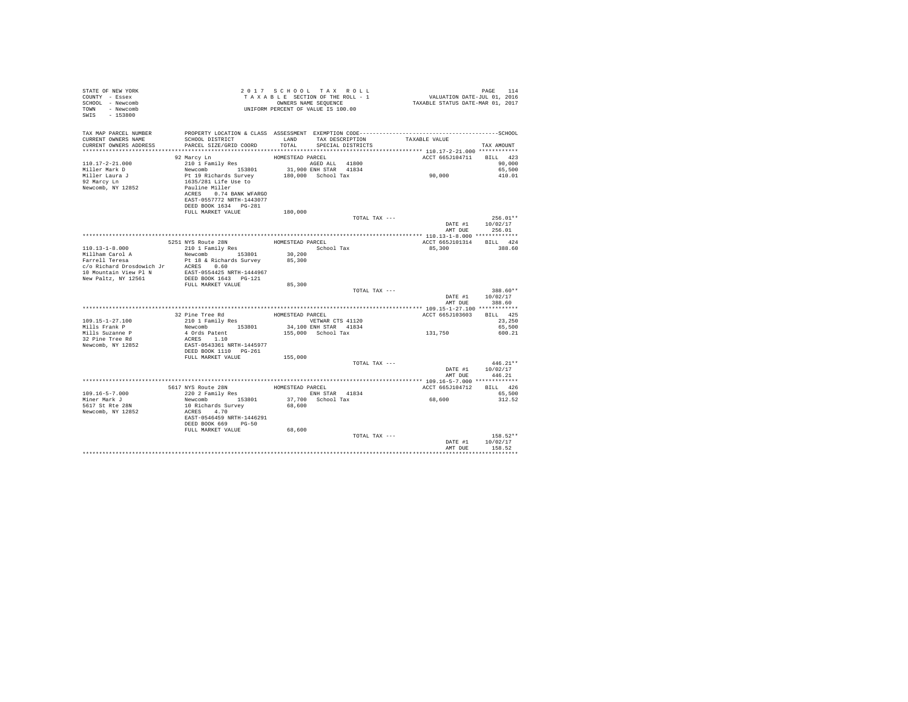STATE OF NEW YORK
COUNTY - Essex
SCHOOL - Newcomb
TOWN - Newcomb
SWIS - 153800

2017 SCHOOL TAX ROLL
TAXABLE SECTION OF THE ROLL - 1
OWNERS NAME SEQUENCE
UNIFORM PERCENT OF VALUE IS 100.00

VALUATION DATE-JUL 01, 2016
TAXABLE STATUS DATE-MAR 01, 2017

```
TAX MAP PARCEL NUMBER       PROPERTY LOCATION & CLASS  ASSESSMENT  EXEMPTION CODE------------------------------------------------SCHOOL
CURRENT OWNERS NAME         SCHOOL DISTRICT               LAND      TAX DESCRIPTION            TAXABLE VALUE
CURRENT OWNERS ADDRESS      PARCEL SIZE/GRID COORD        TOTAL     SPECIAL DISTRICTS                                 TAX AMOUNT
*********************************************************************************************** 110.17-2-21.000 ************
                            92 Marcy Ln                  HOMESTEAD PARCEL                          ACCT 665J104711     BILL  423
110.17-2-21.000             210 1 Family Res                        AGED ALL  41800                                       90,000
Miller Mark D               Newcomb        153801          31,900 ENH STAR  41834                                       65,500
Miller Laura J              Pt 19 Richards Survey         180,000   School Tax                    90,000                410.01
92 Marcy Ln                 1635/281 Life Use to
Newcomb, NY 12852           Pauline Miller
                            ACRES    0.74 BANK WFARGO
                            EAST-0557772 NRTH-1443077
                            DEED BOOK 1634   PG-281
                            FULL MARKET VALUE             180,000
                                                                     TOTAL TAX ---                                  256.01**
                                                                                               DATE #1         10/02/17
                                                                                               AMT DUE           256.01
*********************************************************************************************** 110.13-1-8.000 *************
                            5251 NYS Route 28N           HOMESTEAD PARCEL                          ACCT 665J101314     BILL  424
110.13-1-8.000              210 1 Family Res                        School Tax                    85,300                388.60
Millham Carol A             Newcomb        153801          30,200
Farrell Teresa              Pt 18 & Richards Survey        85,300
c/o Richard Drosdowich Jr   ACRES    0.60
10 Mountain View Pl N       EAST-0554425 NRTH-1444967
New Paltz, NY 12561         DEED BOOK 1643   PG-121
                            FULL MARKET VALUE              85,300
                                                                     TOTAL TAX ---                                  388.60**
                                                                                               DATE #1         10/02/17
                                                                                               AMT DUE           388.60
*********************************************************************************************** 109.15-1-27.100 ************
                            32 Pine Tree Rd              HOMESTEAD PARCEL                          ACCT 665J103603     BILL  425
109.15-1-27.100             210 1 Family Res                        VETWAR CTS 41120                                      23,250
Mills Frank P               Newcomb        153801          34,100 ENH STAR  41834                                       65,500
Mills Suzanne P             4 Ords Patent                 155,000   School Tax                   131,750                600.21
32 Pine Tree Rd             ACRES    1.10
Newcomb, NY 12852           EAST-0543361 NRTH-1445977
                            DEED BOOK 1110   PG-261
                            FULL MARKET VALUE             155,000
                                                                     TOTAL TAX ---                                  446.21**
                                                                                               DATE #1         10/02/17
                                                                                               AMT DUE           446.21
*********************************************************************************************** 109.16-5-7.000 *************
                            5617 NYS Route 28N           HOMESTEAD PARCEL                          ACCT 665J104712     BILL  426
109.16-5-7.000              220 2 Family Res                        ENH STAR  41834                                       65,500
Miner Mark J                Newcomb        153801          37,700   School Tax                    68,600                312.52
5617 St Rte 28N             10 Richards Survey             68,600
Newcomb, NY 12852           ACRES    4.70
                            EAST-0546459 NRTH-1446291
                            DEED BOOK 669    PG-50
                            FULL MARKET VALUE              68,600
                                                                     TOTAL TAX ---                                  158.52**
                                                                                               DATE #1         10/02/17
                                                                                               AMT DUE           158.52
****************************************************************************************************************************
```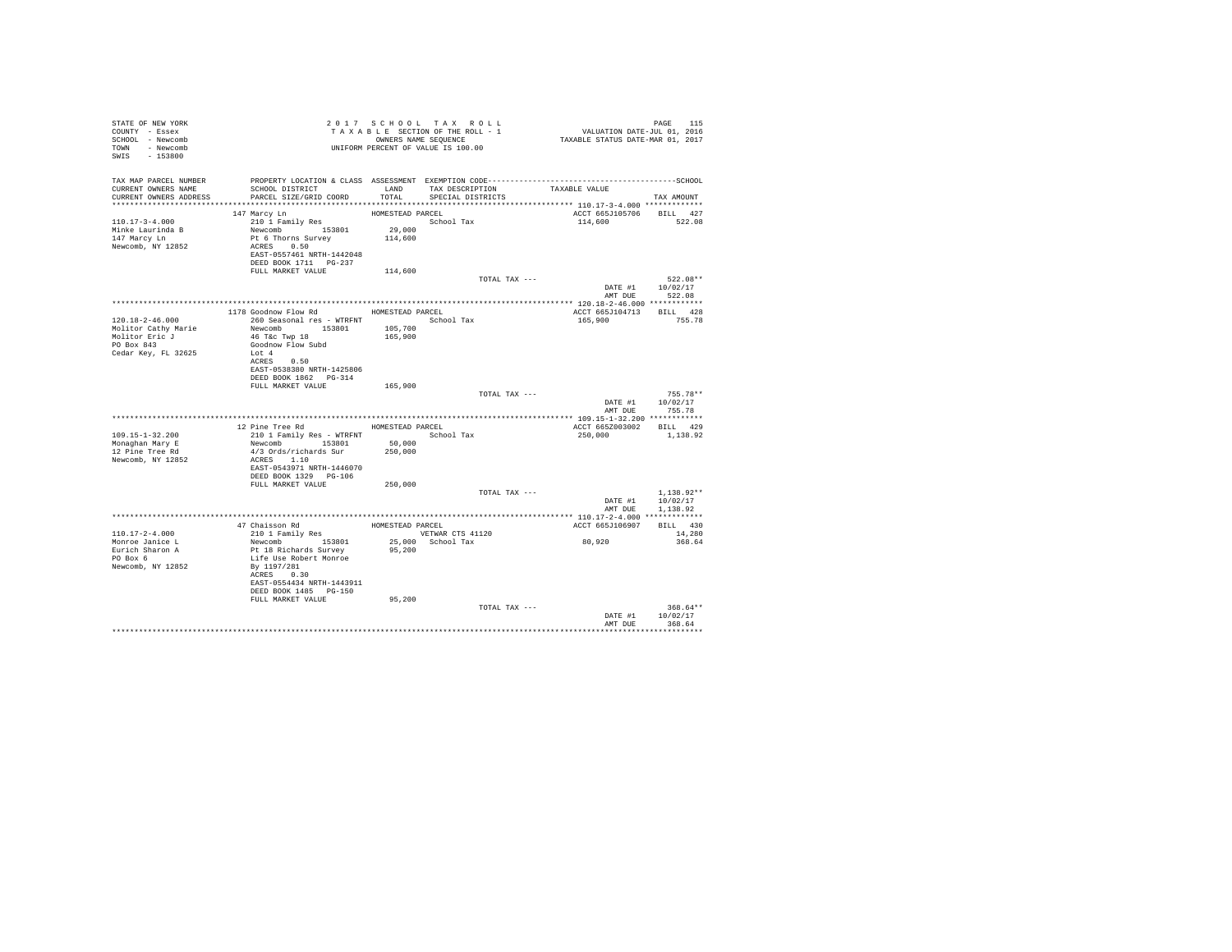STATE OF NEW YORK
COUNTY - Essex
SCHOOL - Newcomb
TOWN - Newcomb
SWIS - 153800

2017 SCHOOL TAX ROLL
TAXABLE SECTION OF THE ROLL - 1
OWNERS NAME SEQUENCE
UNIFORM PERCENT OF VALUE IS 100.00

VALUATION DATE-JUL 01, 2016
TAXABLE STATUS DATE-MAR 01, 2017

```
TAX MAP PARCEL NUMBER     PROPERTY LOCATION & CLASS  ASSESSMENT  EXEMPTION CODE-----------------------------------------------SCHOOL
CURRENT OWNERS NAME       SCHOOL DISTRICT               LAND      TAX DESCRIPTION            TAXABLE VALUE
CURRENT OWNERS ADDRESS    PARCEL SIZE/GRID COORD        TOTAL     SPECIAL DISTRICTS                                  TAX AMOUNT
************************************************************************************************ 110.17-3-4.000 ************
                        147 Marcy Ln                  HOMESTEAD PARCEL                            ACCT 665J105706    BILL  427
110.17-3-4.000            210 1 Family Res                         School Tax                  114,600              522.08
Minke Laurinda B          Newcomb         153801        29,000
147 Marcy Ln              Pt 6 Thorns Survey           114,600
Newcomb, NY 12852         ACRES    0.50
                          EAST-0557461 NRTH-1442048
                          DEED BOOK 1711   PG-237
                          FULL MARKET VALUE            114,600
                                                                    TOTAL TAX ---                                    522.08**
                                                                                                    DATE #1        10/02/17
                                                                                                    AMT DUE          522.08
************************************************************************************************ 120.18-2-46.000 ***********
                        1178 Goodnow Flow Rd          HOMESTEAD PARCEL                            ACCT 665J104713    BILL  428
120.18-2-46.000           260 Seasonal res - WTRFNT                School Tax                  165,900              755.78
Molitor Cathy Marie       Newcomb         153801       105,700
Molitor Eric J            46 T&c Twp 18                165,900
PO Box 843                Goodnow Flow Subd
Cedar Key, FL 32625       Lot 4
                          ACRES    0.50
                          EAST-0538380 NRTH-1425806
                          DEED BOOK 1862   PG-314
                          FULL MARKET VALUE            165,900
                                                                    TOTAL TAX ---                                    755.78**
                                                                                                    DATE #1        10/02/17
                                                                                                    AMT DUE          755.78
************************************************************************************************ 109.15-1-32.200 ***********
                        12 Pine Tree Rd               HOMESTEAD PARCEL                            ACCT 665Z003002    BILL  429
109.15-1-32.200           210 1 Family Res - WTRFNT                School Tax                  250,000            1,138.92
Monaghan Mary E           Newcomb         153801        50,000
12 Pine Tree Rd           4/3 Ords/richards Sur        250,000
Newcomb, NY 12852         ACRES    1.10
                          EAST-0543971 NRTH-1446070
                          DEED BOOK 1329   PG-106
                          FULL MARKET VALUE            250,000
                                                                    TOTAL TAX ---                                  1,138.92**
                                                                                                    DATE #1        10/02/17
                                                                                                    AMT DUE        1,138.92
************************************************************************************************ 110.17-2-4.000 ************
                        47 Chaisson Rd                HOMESTEAD PARCEL                            ACCT 665J106907    BILL  430
110.17-2-4.000            210 1 Family Res                         VETWAR CTS 41120                                  14,280
Monroe Janice L           Newcomb         153801        25,000     School Tax                   80,920              368.64
Eurich Sharon A           Pt 18 Richards Survey         95,200
PO Box 6                  Life Use Robert Monroe
Newcomb, NY 12852         By 1197/281
                          ACRES    0.30
                          EAST-0554434 NRTH-1443911
                          DEED BOOK 1485   PG-150
                          FULL MARKET VALUE             95,200
                                                                    TOTAL TAX ---                                    368.64**
                                                                                                    DATE #1        10/02/17
                                                                                                    AMT DUE          368.64
******************************************************************************************************************************
```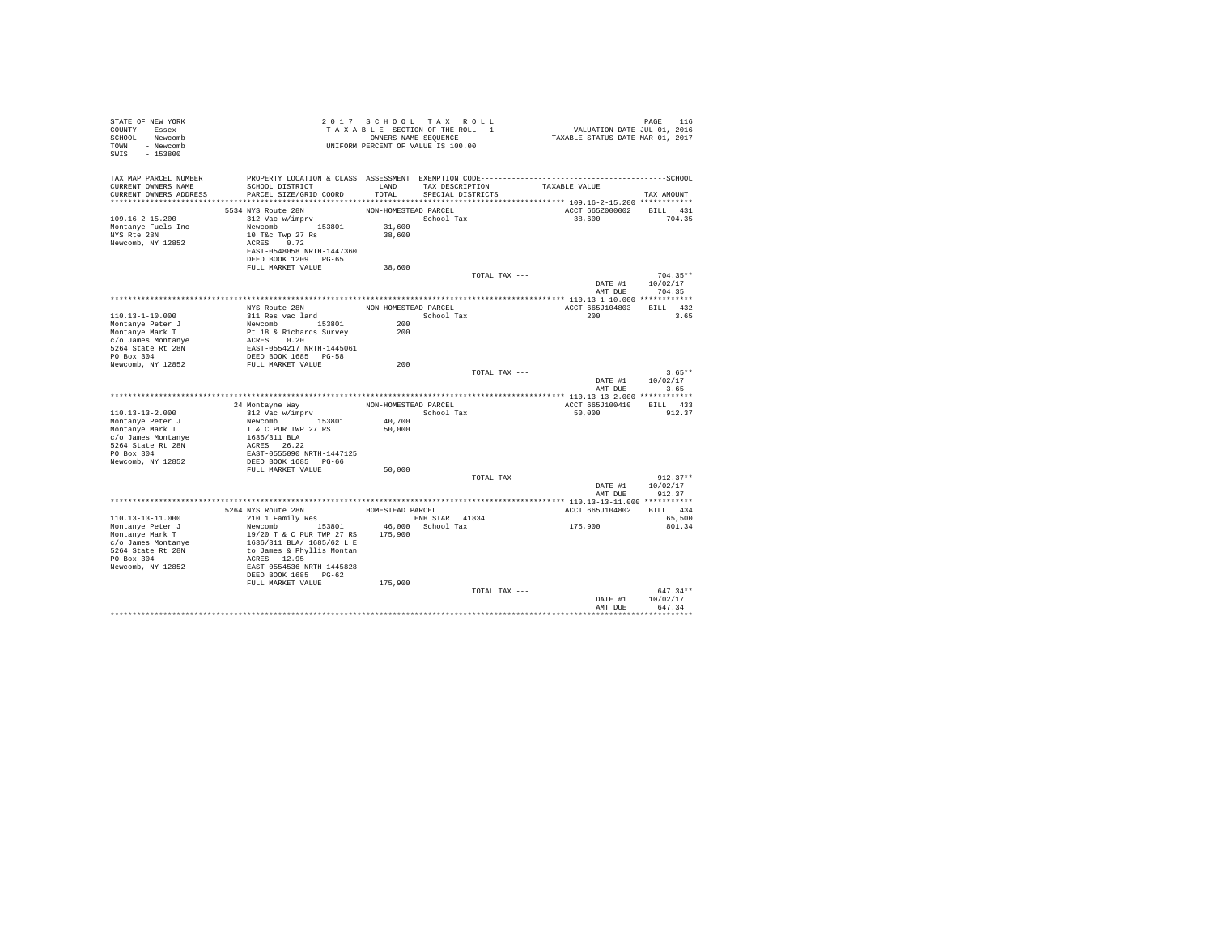STATE OF NEW YORK
COUNTY - Essex
SCHOOL - Newcomb
TOWN - Newcomb
SWIS - 153800

2017 SCHOOL TAX ROLL
TAXABLE SECTION OF THE ROLL - 1
OWNERS NAME SEQUENCE
UNIFORM PERCENT OF VALUE IS 100.00

VALUATION DATE-JUL 01, 2016
TAXABLE STATUS DATE-MAR 01, 2017

| TAX MAP PARCEL NUMBER / CURRENT OWNERS NAME / CURRENT OWNERS ADDRESS | PROPERTY LOCATION & CLASS / SCHOOL DISTRICT / PARCEL SIZE/GRID COORD | ASSESSMENT LAND / TOTAL | EXEMPTION CODE / TAX DESCRIPTION / SPECIAL DISTRICTS | TAXABLE VALUE | TAX AMOUNT |
|---|---|---|---|---|---|
| **109.16-2-15.200** | 5534 NYS Route 28N | NON-HOMESTEAD PARCEL | | ACCT 665Z000002 | BILL 431 |
| 109.16-2-15.200 | 312 Vac w/imprv | | School Tax | 38,600 | 704.35 |
| Montanye Fuels Inc | Newcomb 153801 | 31,600 | | | |
| NYS Rte 28N | 10 T&c Twp 27 Rs | 38,600 | | | |
| Newcomb, NY 12852 | ACRES 0.72 | | | | |
| | EAST-0548058 NRTH-1447360 | | | | |
| | DEED BOOK 1209 PG-65 | | | | |
| | FULL MARKET VALUE | 38,600 | | | |
| | | | TOTAL TAX --- | | 704.35** |
| | | | | DATE #1 | 10/02/17 |
| | | | | AMT DUE | 704.35 |
| **110.13-1-10.000** | NYS Route 28N | NON-HOMESTEAD PARCEL | | ACCT 665J104803 | BILL 432 |
| 110.13-1-10.000 | 311 Res vac land | | School Tax | 200 | 3.65 |
| Montanye Peter J | Newcomb 153801 | 200 | | | |
| Montanye Mark T | Pt 18 & Richards Survey | 200 | | | |
| c/o James Montanye | ACRES 0.20 | | | | |
| 5264 State Rt 28N | EAST-0554217 NRTH-1445061 | | | | |
| PO Box 304 | DEED BOOK 1685 PG-58 | | | | |
| Newcomb, NY 12852 | FULL MARKET VALUE | 200 | | | |
| | | | TOTAL TAX --- | | 3.65** |
| | | | | DATE #1 | 10/02/17 |
| | | | | AMT DUE | 3.65 |
| **110.13-13-2.000** | 24 Montayne Way | NON-HOMESTEAD PARCEL | | ACCT 665J100410 | BILL 433 |
| 110.13-13-2.000 | 312 Vac w/imprv | | School Tax | 50,000 | 912.37 |
| Montanye Peter J | Newcomb 153801 | 40,700 | | | |
| Montanye Mark T | T & C PUR TWP 27 RS | 50,000 | | | |
| c/o James Montanye | 1636/311 BLA | | | | |
| 5264 State Rt 28N | ACRES 26.22 | | | | |
| PO Box 304 | EAST-0555090 NRTH-1447125 | | | | |
| Newcomb, NY 12852 | DEED BOOK 1685 PG-66 | | | | |
| | FULL MARKET VALUE | 50,000 | | | |
| | | | TOTAL TAX --- | | 912.37** |
| | | | | DATE #1 | 10/02/17 |
| | | | | AMT DUE | 912.37 |
| **110.13-13-11.000** | 5264 NYS Route 28N | HOMESTEAD PARCEL | | ACCT 665J104802 | BILL 434 |
| 110.13-13-11.000 | 210 1 Family Res | | ENH STAR 41834 | | 65,500 |
| Montanye Peter J | Newcomb 153801 | 46,000 | School Tax | 175,900 | 801.34 |
| Montanye Mark T | 19/20 T & C PUR TWP 27 RS | 175,900 | | | |
| c/o James Montanye | 1636/311 BLA/ 1685/62 L E | | | | |
| 5264 State Rt 28N | to James & Phyllis Montan | | | | |
| PO Box 304 | ACRES 12.95 | | | | |
| Newcomb, NY 12852 | EAST-0554536 NRTH-1445828 | | | | |
| | DEED BOOK 1685 PG-62 | | | | |
| | FULL MARKET VALUE | 175,900 | | | |
| | | | TOTAL TAX --- | | 647.34** |
| | | | | DATE #1 | 10/02/17 |
| | | | | AMT DUE | 647.34 |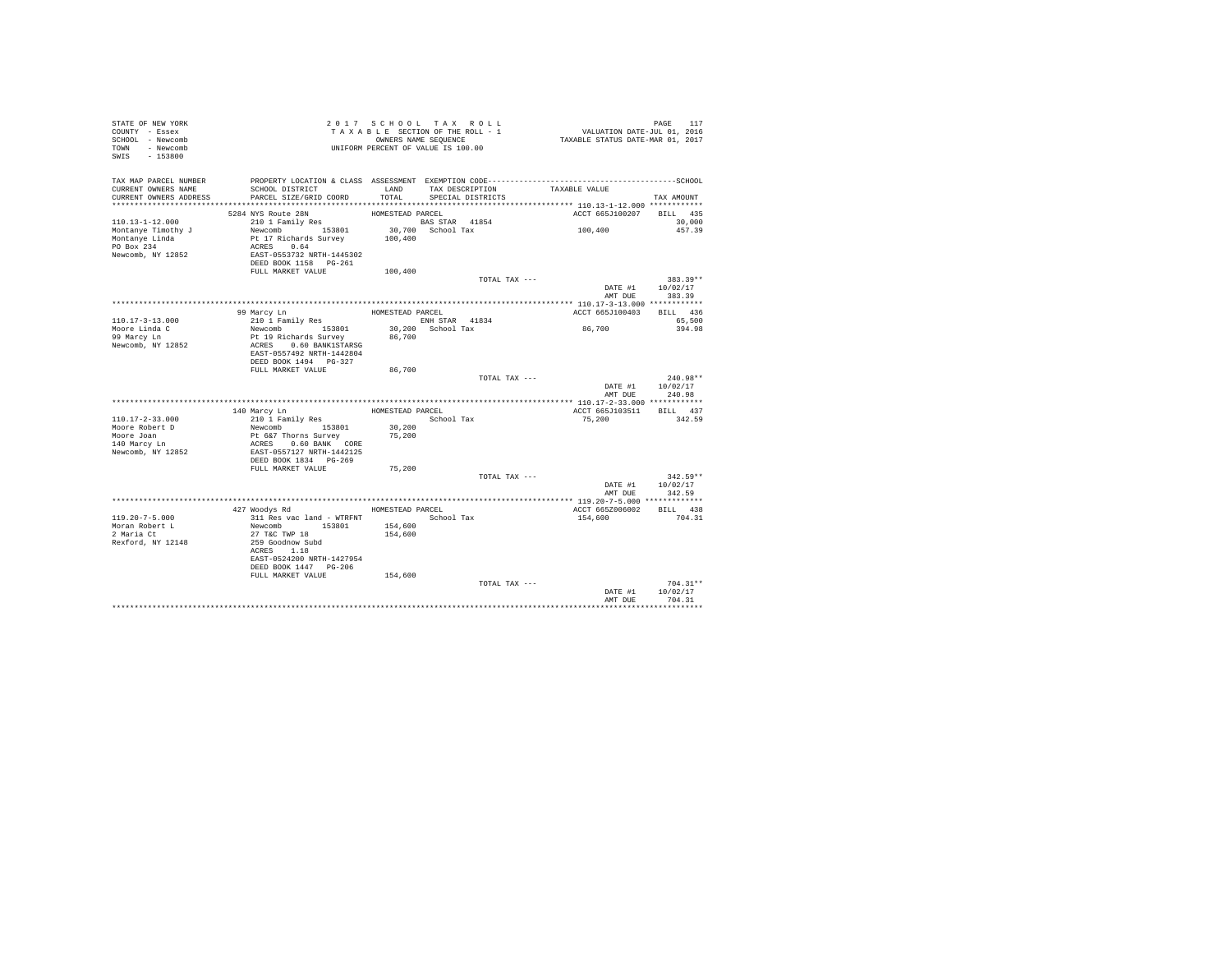STATE OF NEW YORK
COUNTY - Essex
SCHOOL - Newcomb
TOWN - Newcomb
SWIS - 153800

2 0 1 7 S C H O O L T A X R O L L
T A X A B L E SECTION OF THE ROLL - 1
OWNERS NAME SEQUENCE
UNIFORM PERCENT OF VALUE IS 100.00

VALUATION DATE-JUL 01, 2016
TAXABLE STATUS DATE-MAR 01, 2017

```
TAX MAP PARCEL NUMBER     PROPERTY LOCATION & CLASS  ASSESSMENT  EXEMPTION CODE-----------------------------------------------SCHOOL
CURRENT OWNERS NAME       SCHOOL DISTRICT              LAND      TAX DESCRIPTION            TAXABLE VALUE
CURRENT OWNERS ADDRESS    PARCEL SIZE/GRID COORD       TOTAL     SPECIAL DISTRICTS                                      TAX AMOUNT
******************************************************************************************* 110.13-1-12.000 ************
                          5284 NYS Route 28N              HOMESTEAD PARCEL                         ACCT 665J100207    BILL  435
110.13-1-12.000           210 1 Family Res                    BAS STAR  41854                                         30,000
Montanye Timothy J        Newcomb        153801          30,700  School Tax                 100,400                   457.39
Montanye Linda            Pt 17 Richards Survey         100,400
PO Box 234                ACRES    0.64
Newcomb, NY 12852         EAST-0553732 NRTH-1445302
                          DEED BOOK 1158   PG-261
                          FULL MARKET VALUE             100,400
                                                                    TOTAL TAX ---                                     383.39**
                                                                                                 DATE #1    10/02/17
                                                                                                 AMT DUE      383.39
******************************************************************************************* 110.17-3-13.000 ************
                          99 Marcy Ln                     HOMESTEAD PARCEL                         ACCT 665J100403    BILL  436
110.17-3-13.000           210 1 Family Res                    ENH STAR  41834                                         65,500
Moore Linda C             Newcomb        153801          30,200  School Tax                  86,700                   394.98
99 Marcy Ln               Pt 19 Richards Survey          86,700
Newcomb, NY 12852         ACRES    0.60 BANK1STARSG
                          EAST-0557492 NRTH-1442804
                          DEED BOOK 1494   PG-327
                          FULL MARKET VALUE              86,700
                                                                    TOTAL TAX ---                                     240.98**
                                                                                                 DATE #1    10/02/17
                                                                                                 AMT DUE      240.98
******************************************************************************************* 110.17-2-33.000 ************
                          140 Marcy Ln                    HOMESTEAD PARCEL                         ACCT 665J103511    BILL  437
110.17-2-33.000           210 1 Family Res                       School Tax                  75,200                   342.59
Moore Robert D            Newcomb        153801          30,200
Moore Joan                Pt 6&7 Thorns Survey           75,200
140 Marcy Ln              ACRES    0.60 BANK   CORE
Newcomb, NY 12852         EAST-0557127 NRTH-1442125
                          DEED BOOK 1834   PG-269
                          FULL MARKET VALUE              75,200
                                                                    TOTAL TAX ---                                     342.59**
                                                                                                 DATE #1    10/02/17
                                                                                                 AMT DUE      342.59
******************************************************************************************* 119.20-7-5.000 *************
                          427 Woodys Rd                   HOMESTEAD PARCEL                         ACCT 665Z006002    BILL  438
119.20-7-5.000            311 Res vac land - WTRFNT              School Tax                 154,600                   704.31
Moran Robert L            Newcomb        153801         154,600
2 Maria Ct                27 T&C TWP 18                 154,600
Rexford, NY 12148         259 Goodnow Subd
                          ACRES    1.18
                          EAST-0524200 NRTH-1427954
                          DEED BOOK 1447   PG-206
                          FULL MARKET VALUE             154,600
                                                                    TOTAL TAX ---                                     704.31**
                                                                                                 DATE #1    10/02/17
                                                                                                 AMT DUE      704.31
************************************************************************************************************************
```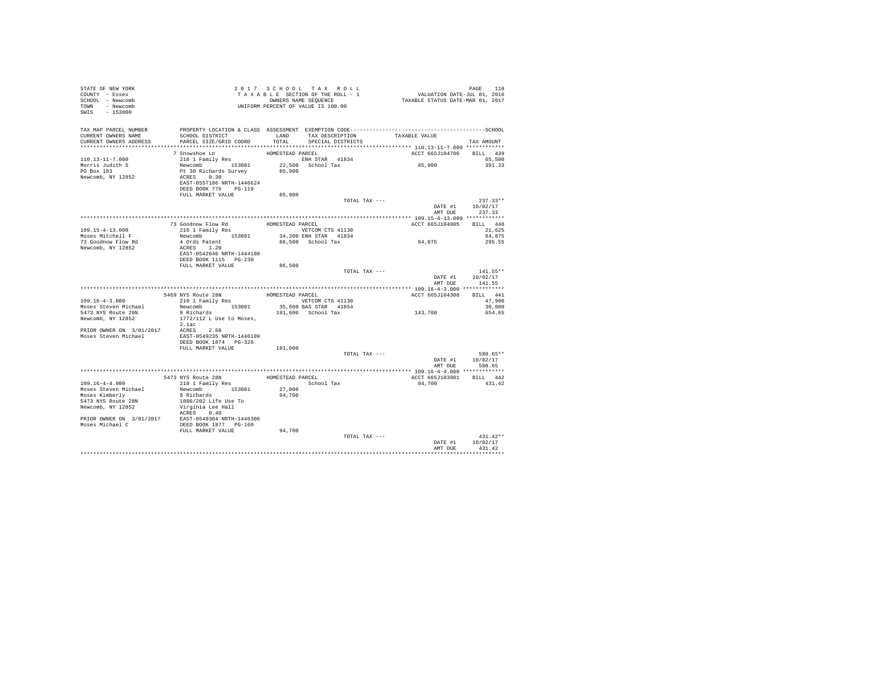STATE OF NEW YORK
COUNTY - Essex
SCHOOL - Newcomb
TOWN - Newcomb
SWIS - 153800

2017 SCHOOL TAX ROLL
TAXABLE SECTION OF THE ROLL - 1
OWNERS NAME SEQUENCE
UNIFORM PERCENT OF VALUE IS 100.00

VALUATION DATE-JUL 01, 2016
TAXABLE STATUS DATE-MAR 01, 2017

| TAX MAP PARCEL NUMBER / CURRENT OWNERS NAME / CURRENT OWNERS ADDRESS | PROPERTY LOCATION & CLASS / SCHOOL DISTRICT / PARCEL SIZE/GRID COORD | ASSESSMENT LAND / TOTAL | EXEMPTION CODE / TAX DESCRIPTION / SPECIAL DISTRICTS | TAXABLE VALUE | SCHOOL / TAX AMOUNT |
|---|---|---|---|---|---|
| **110.13-11-7.000** | 7 Snowshoe Ln | HOMESTEAD PARCEL | | ACCT 665J104706 | BILL 439 |
| Morris Judith S | 210 1 Family Res | | ENH STAR 41834 | | 65,500 |
| PO Box 183 | Newcomb 153801 | 22,500 | School Tax | 85,900 | 391.33 |
| Newcomb, NY 12852 | Pt 30 Richards Survey | 85,900 | | | |
| | ACRES 0.30 | | | | |
| | EAST-0557186 NRTH-1446624 | | | | |
| | DEED BOOK 776 PG-119 | | | | |
| | FULL MARKET VALUE | 85,900 | | | |
| | | | TOTAL TAX --- | | 237.33** |
| | | | | DATE #1 | 10/02/17 |
| | | | | AMT DUE | 237.33 |
| **109.15-4-13.000** | 73 Goodnow Flow Rd | HOMESTEAD PARCEL | | ACCT 665J104805 | BILL 440 |
| Moses Mitchell F | 210 1 Family Res | | VETCOM CTS 41130 | | 21,625 |
| 73 Goodnow Flow Rd | Newcomb 153801 | 34,200 | ENH STAR 41834 | | 64,875 |
| Newcomb, NY 12852 | 4 Ords Patent | 86,500 | School Tax | 64,875 | 295.55 |
| | ACRES 1.20 | | | | |
| | EAST-0542646 NRTH-1444180 | | | | |
| | DEED BOOK 1115 PG-230 | | | | |
| | FULL MARKET VALUE | 86,500 | | | |
| | | | TOTAL TAX --- | | 141.55** |
| | | | | DATE #1 | 10/02/17 |
| | | | | AMT DUE | 141.55 |
| **109.16-4-3.000** | 5469 NYS Route 28N | HOMESTEAD PARCEL | | ACCT 665J104308 | BILL 441 |
| Moses Steven Michael | 210 1 Family Res | | VETCOM CTS 41130 | | 47,900 |
| 5473 NYS Route 28N | Newcomb 153801 | 35,600 | BAS STAR 41854 | | 30,000 |
| Newcomb, NY 12852 | 9 Richards | 191,600 | School Tax | 143,700 | 654.65 |
| | 1772/112 L Use to Moses, | | | | |
| | 2.1ac | | | | |
| PRIOR OWNER ON 3/01/2017 | ACRES 2.60 | | | | |
| Moses Steven Michael | EAST-0549235 NRTH-1446109 | | | | |
| | DEED BOOK 1874 PG-328 | | | | |
| | FULL MARKET VALUE | 191,600 | | | |
| | | | TOTAL TAX --- | | 580.65** |
| | | | | DATE #1 | 10/02/17 |
| | | | | AMT DUE | 580.65 |
| **109.16-4-4.000** | 5473 NYS Route 28N | HOMESTEAD PARCEL | | ACCT 665J103901 | BILL 442 |
| Moses Steven Michael | 210 1 Family Res | | School Tax | 94,700 | 431.42 |
| Moses Kimberly | Newcomb 153801 | 27,000 | | | |
| 5473 NYS Route 28N | 9 Richards | 94,700 | | | |
| Newcomb, NY 12852 | 1800/202 Life Use To | | | | |
| | Virginia Lee Hall | | | | |
| | ACRES 0.40 | | | | |
| PRIOR OWNER ON 3/01/2017 | EAST-0549304 NRTH-1446306 | | | | |
| Moses Michael C | DEED BOOK 1877 PG-160 | | | | |
| | FULL MARKET VALUE | 94,700 | | | |
| | | | TOTAL TAX --- | | 431.42** |
| | | | | DATE #1 | 10/02/17 |
| | | | | AMT DUE | 431.42 |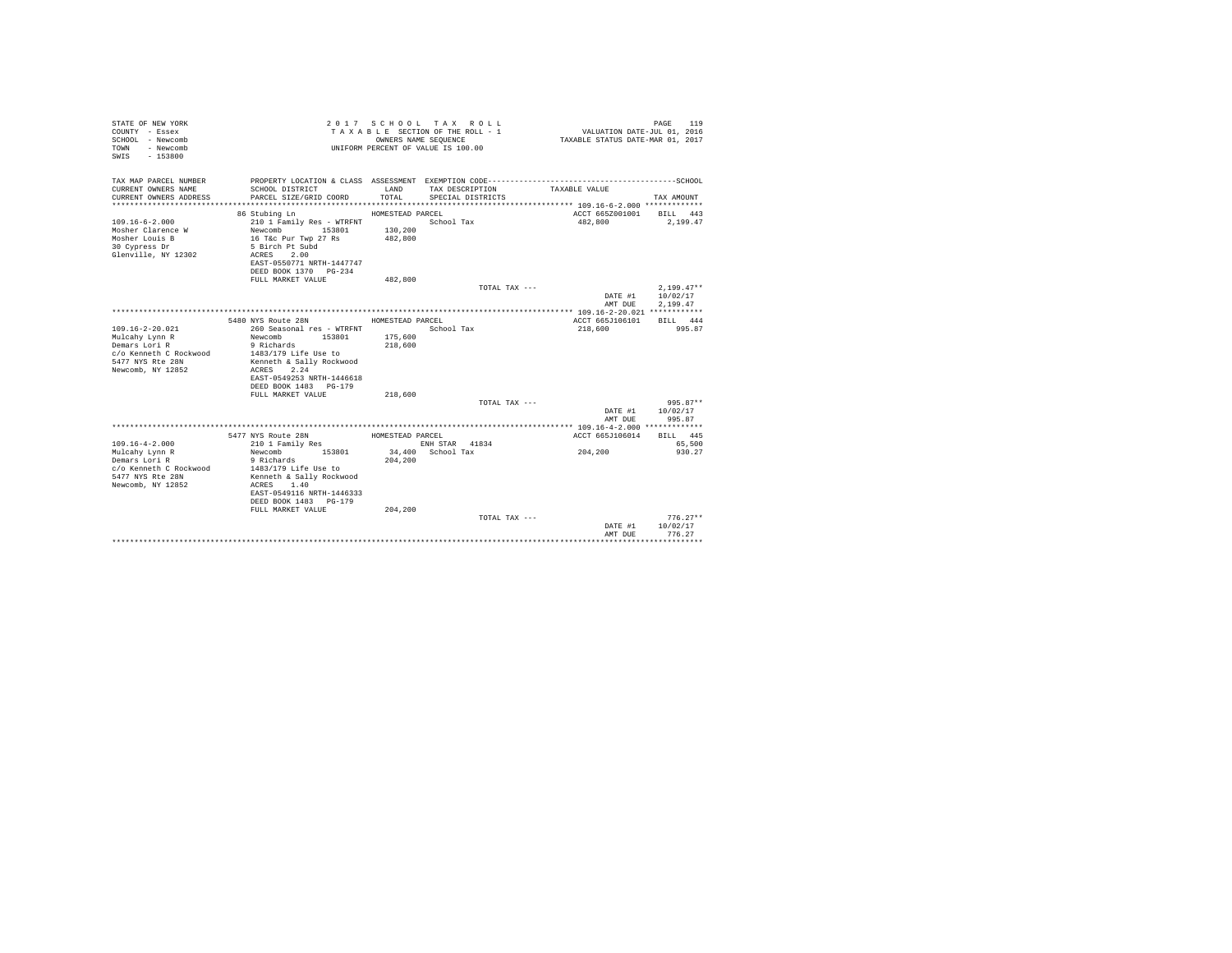STATE OF NEW YORK
COUNTY - Essex
SCHOOL - Newcomb
TOWN - Newcomb
SWIS - 153800

2 0 1 7 S C H O O L T A X R O L L
T A X A B L E SECTION OF THE ROLL - 1
OWNERS NAME SEQUENCE
UNIFORM PERCENT OF VALUE IS 100.00

VALUATION DATE-JUL 01, 2016
TAXABLE STATUS DATE-MAR 01, 2017

| TAX MAP PARCEL NUMBER / CURRENT OWNERS NAME / CURRENT OWNERS ADDRESS | PROPERTY LOCATION & CLASS / SCHOOL DISTRICT / PARCEL SIZE/GRID COORD | ASSESSMENT LAND / TOTAL | EXEMPTION CODE / TAX DESCRIPTION / SPECIAL DISTRICTS | TAXABLE VALUE | TAX AMOUNT |
|---|---|---|---|---|---|
| **109.16-6-2.000** | 86 Stubing Ln | HOMESTEAD PARCEL | | ACCT 665Z001001 | BILL 443 |
| 109.16-6-2.000 | 210 1 Family Res - WTRFNT | | School Tax | 482,800 | 2,199.47 |
| Mosher Clarence W | Newcomb 153801 | 130,200 | | | |
| Mosher Louis B | 16 T&c Pur Twp 27 Rs | 482,800 | | | |
| 30 Cypress Dr | 5 Birch Pt Subd | | | | |
| Glenville, NY 12302 | ACRES 2.00 | | | | |
| | EAST-0550771 NRTH-1447747 | | | | |
| | DEED BOOK 1370 PG-234 | | | | |
| | FULL MARKET VALUE | 482,800 | | | |
| | | | TOTAL TAX --- | | 2,199.47** |
| | | | | DATE #1 | 10/02/17 |
| | | | | AMT DUE | 2,199.47 |
| **109.16-2-20.021** | 5480 NYS Route 28N | HOMESTEAD PARCEL | | ACCT 665J106101 | BILL 444 |
| 109.16-2-20.021 | 260 Seasonal res - WTRFNT | | School Tax | 218,600 | 995.87 |
| Mulcahy Lynn R | Newcomb 153801 | 175,600 | | | |
| Demars Lori R | 9 Richards | 218,600 | | | |
| c/o Kenneth C Rockwood | 1483/179 Life Use to | | | | |
| 5477 NYS Rte 28N | Kenneth & Sally Rockwood | | | | |
| Newcomb, NY 12852 | ACRES 2.24 | | | | |
| | EAST-0549253 NRTH-1446618 | | | | |
| | DEED BOOK 1483 PG-179 | | | | |
| | FULL MARKET VALUE | 218,600 | | | |
| | | | TOTAL TAX --- | | 995.87** |
| | | | | DATE #1 | 10/02/17 |
| | | | | AMT DUE | 995.87 |
| **109.16-4-2.000** | 5477 NYS Route 28N | HOMESTEAD PARCEL | | ACCT 665J106014 | BILL 445 |
| 109.16-4-2.000 | 210 1 Family Res | | ENH STAR 41834 | | 65,500 |
| Mulcahy Lynn R | Newcomb 153801 | 34,400 | School Tax | 204,200 | 930.27 |
| Demars Lori R | 9 Richards | 204,200 | | | |
| c/o Kenneth C Rockwood | 1483/179 Life Use to | | | | |
| 5477 NYS Rte 28N | Kenneth & Sally Rockwood | | | | |
| Newcomb, NY 12852 | ACRES 1.40 | | | | |
| | EAST-0549116 NRTH-1446333 | | | | |
| | DEED BOOK 1483 PG-179 | | | | |
| | FULL MARKET VALUE | 204,200 | | | |
| | | | TOTAL TAX --- | | 776.27** |
| | | | | DATE #1 | 10/02/17 |
| | | | | AMT DUE | 776.27 |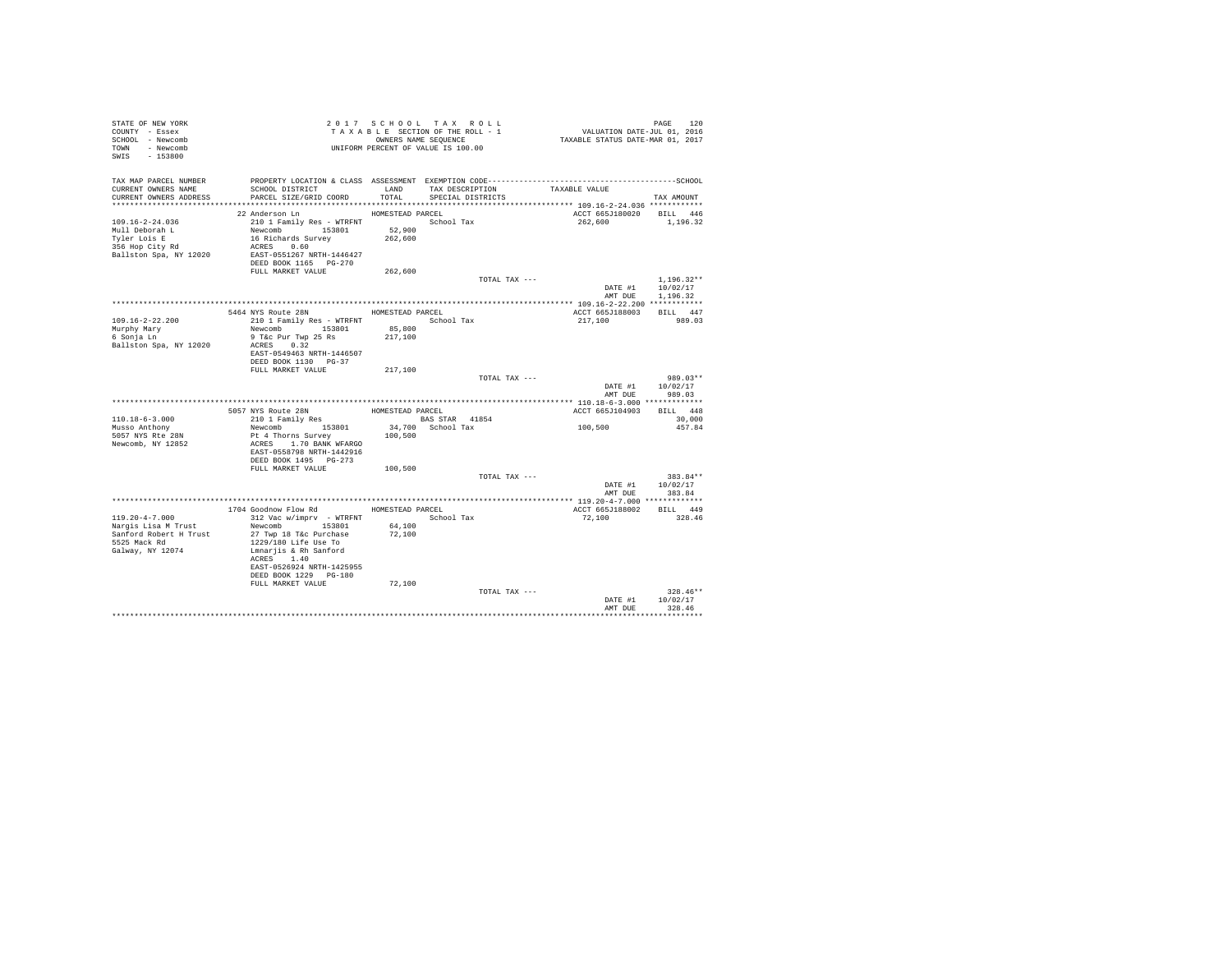STATE OF NEW YORK
COUNTY - Essex
SCHOOL - Newcomb
TOWN - Newcomb
SWIS - 153800

2017 SCHOOL TAX ROLL
TAXABLE SECTION OF THE ROLL - 1
OWNERS NAME SEQUENCE
UNIFORM PERCENT OF VALUE IS 100.00

VALUATION DATE-JUL 01, 2016
TAXABLE STATUS DATE-MAR 01, 2017

| TAX MAP PARCEL NUMBER / CURRENT OWNERS NAME / CURRENT OWNERS ADDRESS | PROPERTY LOCATION & CLASS / SCHOOL DISTRICT / PARCEL SIZE/GRID COORD | ASSESSMENT LAND / TOTAL | EXEMPTION CODE / TAX DESCRIPTION / SPECIAL DISTRICTS | TAXABLE VALUE | TAX AMOUNT |
|---|---|---|---|---|---|
| **109.16-2-24.036** | 22 Anderson Ln | HOMESTEAD PARCEL | | ACCT 665J180020 | BILL 446 |
| 109.16-2-24.036 | 210 1 Family Res - WTRFNT | | School Tax | 262,600 | 1,196.32 |
| Mull Deborah L | Newcomb 153801 | 52,900 | | | |
| Tyler Lois E | 16 Richards Survey | 262,600 | | | |
| 356 Hop City Rd | ACRES 0.60 | | | | |
| Ballston Spa, NY 12020 | EAST-0551267 NRTH-1446427 | | | | |
| | DEED BOOK 1165 PG-270 | | | | |
| | FULL MARKET VALUE | 262,600 | | | |
| | | | TOTAL TAX --- | | 1,196.32** |
| | | | | DATE #1 | 10/02/17 |
| | | | | AMT DUE | 1,196.32 |
| **109.16-2-22.200** | 5464 NYS Route 28N | HOMESTEAD PARCEL | | ACCT 665J188003 | BILL 447 |
| 109.16-2-22.200 | 210 1 Family Res - WTRFNT | | School Tax | 217,100 | 989.03 |
| Murphy Mary | Newcomb 153801 | 85,800 | | | |
| 6 Sonja Ln | 9 T&c Pur Twp 25 Rs | 217,100 | | | |
| Ballston Spa, NY 12020 | ACRES 0.32 | | | | |
| | EAST-0549463 NRTH-1446507 | | | | |
| | DEED BOOK 1130 PG-37 | | | | |
| | FULL MARKET VALUE | 217,100 | | | |
| | | | TOTAL TAX --- | | 989.03** |
| | | | | DATE #1 | 10/02/17 |
| | | | | AMT DUE | 989.03 |
| **110.18-6-3.000** | 5057 NYS Route 28N | HOMESTEAD PARCEL | | ACCT 665J104903 | BILL 448 |
| 110.18-6-3.000 | 210 1 Family Res | | BAS STAR 41854 | | 30,000 |
| Musso Anthony | Newcomb 153801 | 34,700 | School Tax | 100,500 | 457.84 |
| 5057 NYS Rte 28N | Pt 4 Thorns Survey | 100,500 | | | |
| Newcomb, NY 12852 | ACRES 1.70 BANK WFARGO | | | | |
| | EAST-0558798 NRTH-1442916 | | | | |
| | DEED BOOK 1495 PG-273 | | | | |
| | FULL MARKET VALUE | 100,500 | | | |
| | | | TOTAL TAX --- | | 383.84** |
| | | | | DATE #1 | 10/02/17 |
| | | | | AMT DUE | 383.84 |
| **119.20-4-7.000** | 1704 Goodnow Flow Rd | HOMESTEAD PARCEL | | ACCT 665J188002 | BILL 449 |
| 119.20-4-7.000 | 312 Vac w/imprv - WTRFNT | | School Tax | 72,100 | 328.46 |
| Nargis Lisa M Trust | Newcomb 153801 | 64,100 | | | |
| Sanford Robert H Trust | 27 Twp 18 T&c Purchase | 72,100 | | | |
| 5525 Mack Rd | 1229/180 Life Use To | | | | |
| Galway, NY 12074 | Lmnarjis & Rh Sanford | | | | |
| | ACRES 1.40 | | | | |
| | EAST-0526924 NRTH-1425955 | | | | |
| | DEED BOOK 1229 PG-180 | | | | |
| | FULL MARKET VALUE | 72,100 | | | |
| | | | TOTAL TAX --- | | 328.46** |
| | | | | DATE #1 | 10/02/17 |
| | | | | AMT DUE | 328.46 |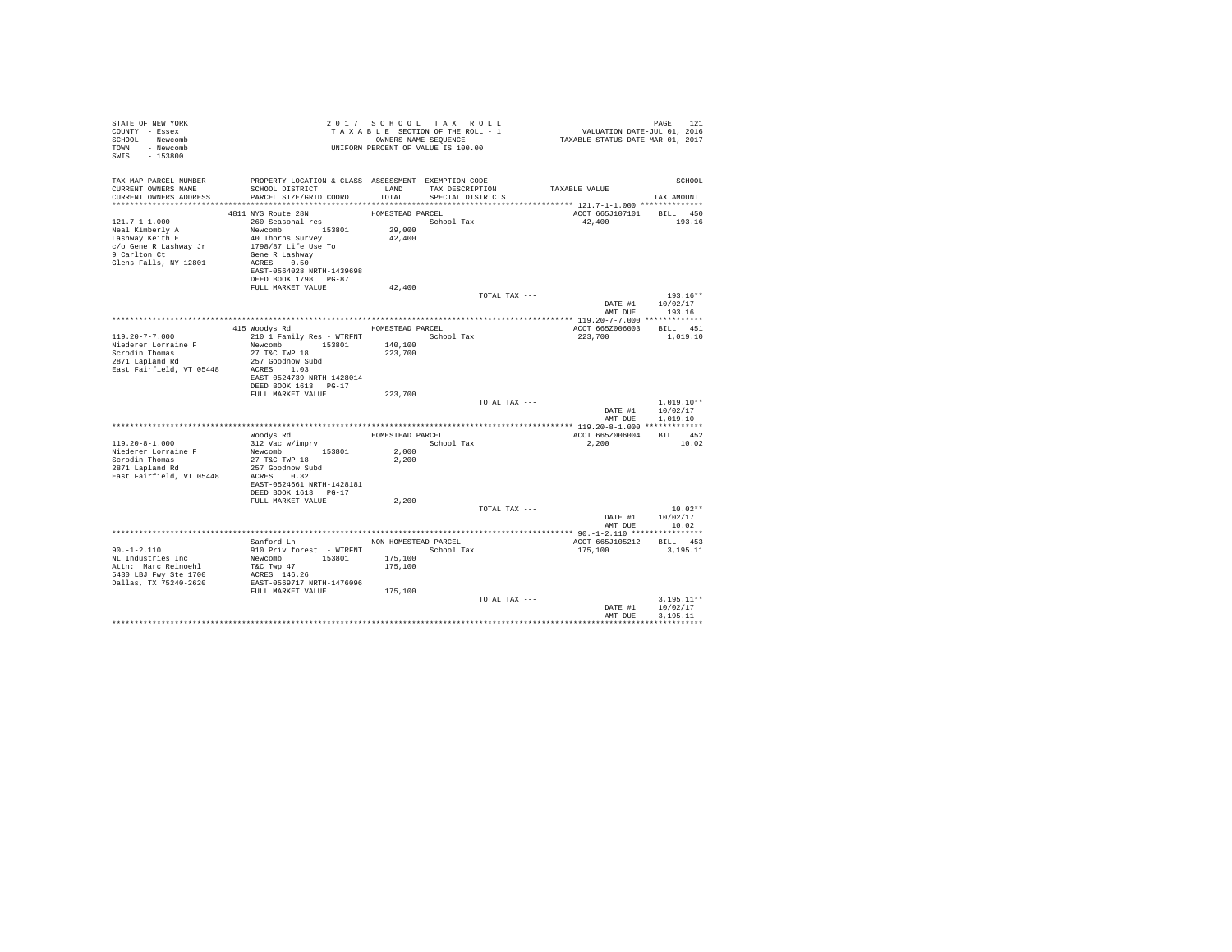STATE OF NEW YORK
COUNTY - Essex
SCHOOL - Newcomb
TOWN - Newcomb
SWIS - 153800

2 0 1 7 S C H O O L T A X R O L L
T A X A B L E SECTION OF THE ROLL - 1
OWNERS NAME SEQUENCE
UNIFORM PERCENT OF VALUE IS 100.00

VALUATION DATE-JUL 01, 2016
TAXABLE STATUS DATE-MAR 01, 2017

| TAX MAP PARCEL NUMBER / CURRENT OWNERS NAME / CURRENT OWNERS ADDRESS | PROPERTY LOCATION & CLASS / SCHOOL DISTRICT / PARCEL SIZE/GRID COORD | ASSESSMENT LAND / TOTAL | EXEMPTION CODE / TAX DESCRIPTION / SPECIAL DISTRICTS | TAXABLE VALUE | TAX AMOUNT |
|---|---|---|---|---|---|
| **121.7-1-1.000** | 4811 NYS Route 28N | HOMESTEAD PARCEL | | ACCT 665J107101 | BILL 450 |
| 121.7-1-1.000 | 260 Seasonal res | | School Tax | 42,400 | 193.16 |
| Neal Kimberly A | Newcomb 153801 | 29,000 | | | |
| Lashway Keith E | 40 Thorns Survey | 42,400 | | | |
| c/o Gene R Lashway Jr | 1798/87 Life Use To | | | | |
| 9 Carlton Ct | Gene R Lashway | | | | |
| Glens Falls, NY 12801 | ACRES 0.50 | | | | |
| | EAST-0564028 NRTH-1439698 | | | | |
| | DEED BOOK 1798 PG-87 | | | | |
| | FULL MARKET VALUE | 42,400 | | | |
| | | | TOTAL TAX --- | | 193.16** |
| | | | | DATE #1 | 10/02/17 |
| | | | | AMT DUE | 193.16 |
| **119.20-7-7.000** | 415 Woodys Rd | HOMESTEAD PARCEL | | ACCT 665Z006003 | BILL 451 |
| 119.20-7-7.000 | 210 1 Family Res - WTRFNT | | School Tax | 223,700 | 1,019.10 |
| Niederer Lorraine F | Newcomb 153801 | 140,100 | | | |
| Scrodin Thomas | 27 T&C TWP 18 | 223,700 | | | |
| 2871 Lapland Rd | 257 Goodnow Subd | | | | |
| East Fairfield, VT 05448 | ACRES 1.03 | | | | |
| | EAST-0524739 NRTH-1428014 | | | | |
| | DEED BOOK 1613 PG-17 | | | | |
| | FULL MARKET VALUE | 223,700 | | | |
| | | | TOTAL TAX --- | | 1,019.10** |
| | | | | DATE #1 | 10/02/17 |
| | | | | AMT DUE | 1,019.10 |
| **119.20-8-1.000** | Woodys Rd | HOMESTEAD PARCEL | | ACCT 665Z006004 | BILL 452 |
| 119.20-8-1.000 | 312 Vac w/imprv | | School Tax | 2,200 | 10.02 |
| Niederer Lorraine F | Newcomb 153801 | 2,000 | | | |
| Scrodin Thomas | 27 T&C TWP 18 | 2,200 | | | |
| 2871 Lapland Rd | 257 Goodnow Subd | | | | |
| East Fairfield, VT 05448 | ACRES 0.32 | | | | |
| | EAST-0524661 NRTH-1428181 | | | | |
| | DEED BOOK 1613 PG-17 | | | | |
| | FULL MARKET VALUE | 2,200 | | | |
| | | | TOTAL TAX --- | | 10.02** |
| | | | | DATE #1 | 10/02/17 |
| | | | | AMT DUE | 10.02 |
| **90.-1-2.110** | Sanford Ln | NON-HOMESTEAD PARCEL | | ACCT 665J105212 | BILL 453 |
| 90.-1-2.110 | 910 Priv forest - WTRFNT | | School Tax | 175,100 | 3,195.11 |
| NL Industries Inc | Newcomb 153801 | 175,100 | | | |
| Attn: Marc Reinoehl | T&C Twp 47 | 175,100 | | | |
| 5430 LBJ Fwy Ste 1700 | ACRES 146.26 | | | | |
| Dallas, TX 75240-2620 | EAST-0569717 NRTH-1476096 | | | | |
| | FULL MARKET VALUE | 175,100 | | | |
| | | | TOTAL TAX --- | | 3,195.11** |
| | | | | DATE #1 | 10/02/17 |
| | | | | AMT DUE | 3,195.11 |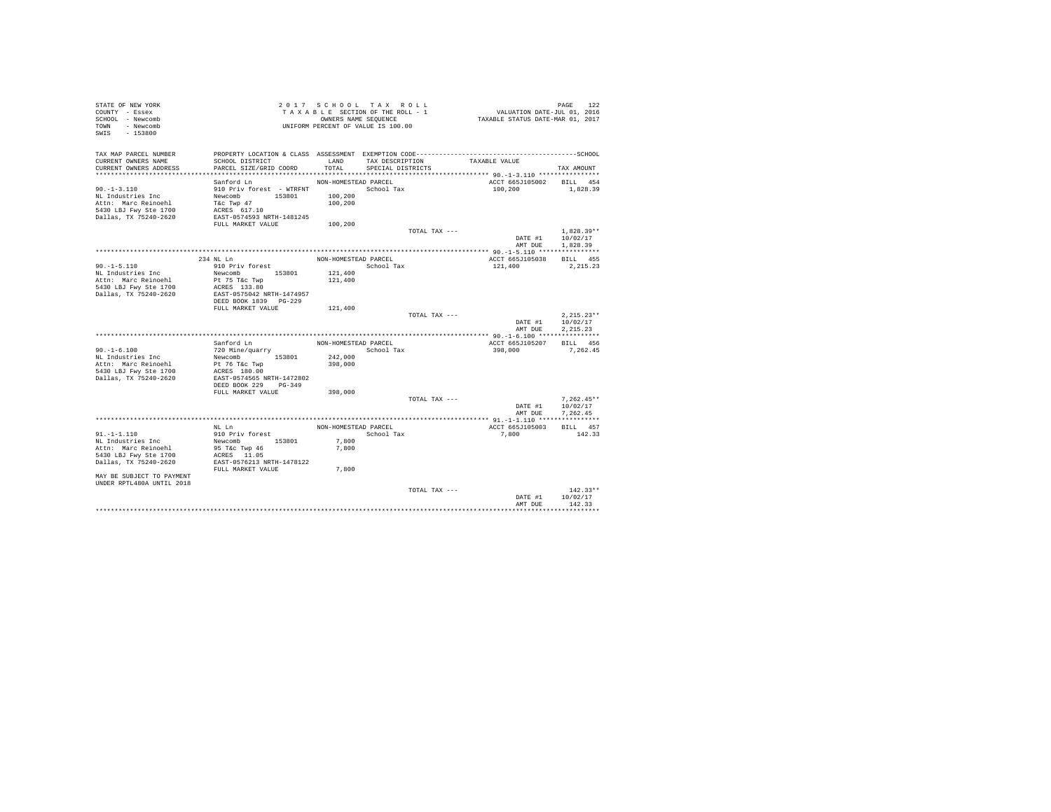STATE OF NEW YORK
COUNTY - Essex
SCHOOL - Newcomb
TOWN - Newcomb
SWIS - 153800

2 0 1 7 S C H O O L T A X R O L L
T A X A B L E SECTION OF THE ROLL - 1
OWNERS NAME SEQUENCE
UNIFORM PERCENT OF VALUE IS 100.00

VALUATION DATE-JUL 01, 2016
TAXABLE STATUS DATE-MAR 01, 2017

```
TAX MAP PARCEL NUMBER     PROPERTY LOCATION & CLASS  ASSESSMENT  EXEMPTION CODE-----------------------------------------------SCHOOL
CURRENT OWNERS NAME       SCHOOL DISTRICT               LAND      TAX DESCRIPTION            TAXABLE VALUE
CURRENT OWNERS ADDRESS    PARCEL SIZE/GRID COORD        TOTAL     SPECIAL DISTRICTS                                  TAX AMOUNT
****************************************************************************************************** 90.-1-3.110 ****************
                          Sanford Ln                  NON-HOMESTEAD PARCEL                       ACCT 665J105002    BILL  454
90.-1-3.110               910 Priv forest  - WTRFNT            School Tax                          100,200              1,828.39
NL Industries Inc         Newcomb        153801       100,200
Attn: Marc Reinoehl       T&c Twp 47                  100,200
5430 LBJ Fwy Ste 1700     ACRES  617.10
Dallas, TX 75240-2620     EAST-0574593 NRTH-1481245
                          FULL MARKET VALUE           100,200
                                                                      TOTAL TAX ---                                 1,828.39**
                                                                                                   DATE #1        10/02/17
                                                                                                   AMT DUE         1,828.39
****************************************************************************************************** 90.-1-5.110 ****************
                       234 NL Ln                      NON-HOMESTEAD PARCEL                       ACCT 665J105038    BILL  455
90.-1-5.110               910 Priv forest                      School Tax                          121,400              2,215.23
NL Industries Inc         Newcomb        153801       121,400
Attn: Marc Reinoehl       Pt 75 T&c Twp               121,400
5430 LBJ Fwy Ste 1700     ACRES  133.80
Dallas, TX 75240-2620     EAST-0575042 NRTH-1474957
                          DEED BOOK 1839   PG-229
                          FULL MARKET VALUE           121,400
                                                                      TOTAL TAX ---                                 2,215.23**
                                                                                                   DATE #1        10/02/17
                                                                                                   AMT DUE         2,215.23
****************************************************************************************************** 90.-1-6.100 ****************
                          Sanford Ln                  NON-HOMESTEAD PARCEL                       ACCT 665J105207    BILL  456
90.-1-6.100               720 Mine/quarry                      School Tax                          398,000              7,262.45
NL Industries Inc         Newcomb        153801       242,000
Attn: Marc Reinoehl       Pt 76 T&c Twp               398,000
5430 LBJ Fwy Ste 1700     ACRES  180.00
Dallas, TX 75240-2620     EAST-0574565 NRTH-1472802
                          DEED BOOK 229    PG-349
                          FULL MARKET VALUE           398,000
                                                                      TOTAL TAX ---                                 7,262.45**
                                                                                                   DATE #1        10/02/17
                                                                                                   AMT DUE         7,262.45
****************************************************************************************************** 91.-1-1.110 ****************
                          NL Ln                       NON-HOMESTEAD PARCEL                       ACCT 665J105003    BILL  457
91.-1-1.110               910 Priv forest                      School Tax                            7,800                142.33
NL Industries Inc         Newcomb        153801         7,800
Attn: Marc Reinoehl       95 T&c Twp 46                 7,800
5430 LBJ Fwy Ste 1700     ACRES   11.05
Dallas, TX 75240-2620     EAST-0576213 NRTH-1478122
                          FULL MARKET VALUE             7,800
MAY BE SUBJECT TO PAYMENT
UNDER RPTL480A UNTIL 2018
                                                                      TOTAL TAX ---                                   142.33**
                                                                                                   DATE #1        10/02/17
                                                                                                   AMT DUE           142.33
************************************************************************************************************************************
```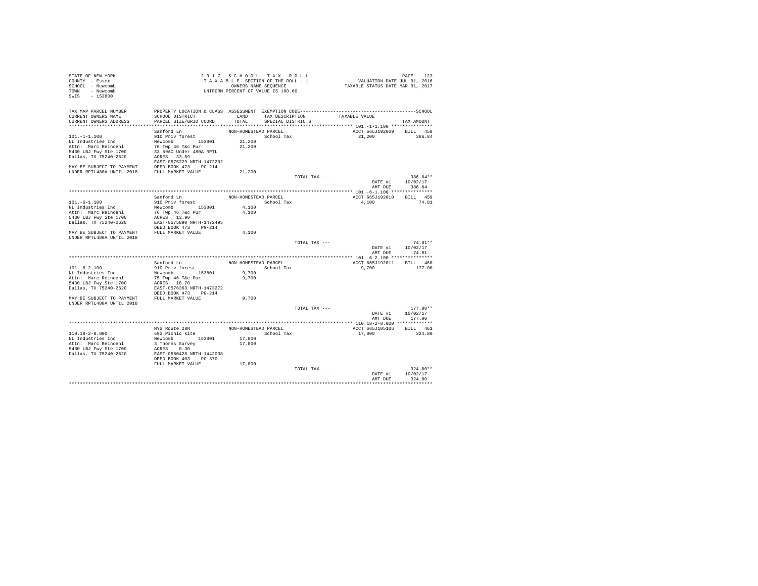STATE OF NEW YORK
COUNTY - Essex
SCHOOL - Newcomb
TOWN - Newcomb
SWIS - 153800

2017 SCHOOL TAX ROLL
TAXABLE SECTION OF THE ROLL - 1
OWNERS NAME SEQUENCE
UNIFORM PERCENT OF VALUE IS 100.00

VALUATION DATE-JUL 01, 2016
TAXABLE STATUS DATE-MAR 01, 2017

| TAX MAP PARCEL NUMBER / CURRENT OWNERS NAME / CURRENT OWNERS ADDRESS | PROPERTY LOCATION & CLASS / SCHOOL DISTRICT / PARCEL SIZE/GRID COORD | ASSESSMENT LAND / TOTAL | EXEMPTION CODE / TAX DESCRIPTION / SPECIAL DISTRICTS | TAXABLE VALUE | TAX AMOUNT |
|---|---|---|---|---|---|
| **101.-1-1.100** | Sanford Ln | NON-HOMESTEAD PARCEL | | ACCT 665J192009 | BILL 458 |
| 101.-1-1.100 | 910 Priv forest | | School Tax | 21,200 | 386.84 |
| NL Industries Inc | Newcomb 153801 | 21,200 | | | |
| Attn: Marc Reinoehl | 76 Twp 46 T&c Pur | 21,200 | | | |
| 5430 LBJ Fwy Ste 1700 | 33.59AC Under 480A RPTL | | | | |
| Dallas, TX 75240-2620 | ACRES 33.59 | | | | |
| | EAST-0575229 NRTH-1472202 | | | | |
| MAY BE SUBJECT TO PAYMENT | DEED BOOK 473 PG-214 | | | | |
| UNDER RPTL480A UNTIL 2018 | FULL MARKET VALUE | 21,200 | | | |
| | | | TOTAL TAX --- | | 386.84** |
| | | | | DATE #1 | 10/02/17 |
| | | | | AMT DUE | 386.84 |
| **101.-6-1.100** | Sanford Ln | NON-HOMESTEAD PARCEL | | ACCT 665J192010 | BILL 459 |
| 101.-6-1.100 | 910 Priv forest | | School Tax | 4,100 | 74.81 |
| NL Industries Inc | Newcomb 153801 | 4,100 | | | |
| Attn: Marc Reinoehl | 76 Twp 46 T&c Pur | 4,100 | | | |
| 5430 LBJ Fwy Ste 1700 | ACRES 13.90 | | | | |
| Dallas, TX 75240-2620 | EAST-0575890 NRTH-1472495 | | | | |
| | DEED BOOK 473 PG-214 | | | | |
| MAY BE SUBJECT TO PAYMENT | FULL MARKET VALUE | 4,100 | | | |
| UNDER RPTL480A UNTIL 2018 | | | | | |
| | | | TOTAL TAX --- | | 74.81** |
| | | | | DATE #1 | 10/02/17 |
| | | | | AMT DUE | 74.81 |
| **101.-6-2.100** | Sanford Ln | NON-HOMESTEAD PARCEL | | ACCT 665J192011 | BILL 460 |
| 101.-6-2.100 | 910 Priv forest | | School Tax | 9,700 | 177.00 |
| NL Industries Inc | Newcomb 153801 | 9,700 | | | |
| Attn: Marc Reinoehl | 75 Twp 46 T&c Pur | 9,700 | | | |
| 5430 LBJ Fwy Ste 1700 | ACRES 18.70 | | | | |
| Dallas, TX 75240-2620 | EAST-0576363 NRTH-1473272 | | | | |
| | DEED BOOK 473 PG-214 | | | | |
| MAY BE SUBJECT TO PAYMENT | FULL MARKET VALUE | 9,700 | | | |
| UNDER RPTL480A UNTIL 2018 | | | | | |
| | | | TOTAL TAX --- | | 177.00** |
| | | | | DATE #1 | 10/02/17 |
| | | | | AMT DUE | 177.00 |
| **110.18-2-8.000** | NYS Route 28N | NON-HOMESTEAD PARCEL | | ACCT 665J105106 | BILL 461 |
| 110.18-2-8.000 | 593 Picnic site | | School Tax | 17,800 | 324.80 |
| NL Industries Inc | Newcomb 153801 | 17,800 | | | |
| Attn: Marc Reinoehl | 3 Thorns Survey | 17,800 | | | |
| 5430 LBJ Fwy Ste 1700 | ACRES 0.30 | | | | |
| Dallas, TX 75240-2620 | EAST-0560428 NRTH-1442038 | | | | |
| | DEED BOOK 403 PG-370 | | | | |
| | FULL MARKET VALUE | 17,800 | | | |
| | | | TOTAL TAX --- | | 324.80** |
| | | | | DATE #1 | 10/02/17 |
| | | | | AMT DUE | 324.80 |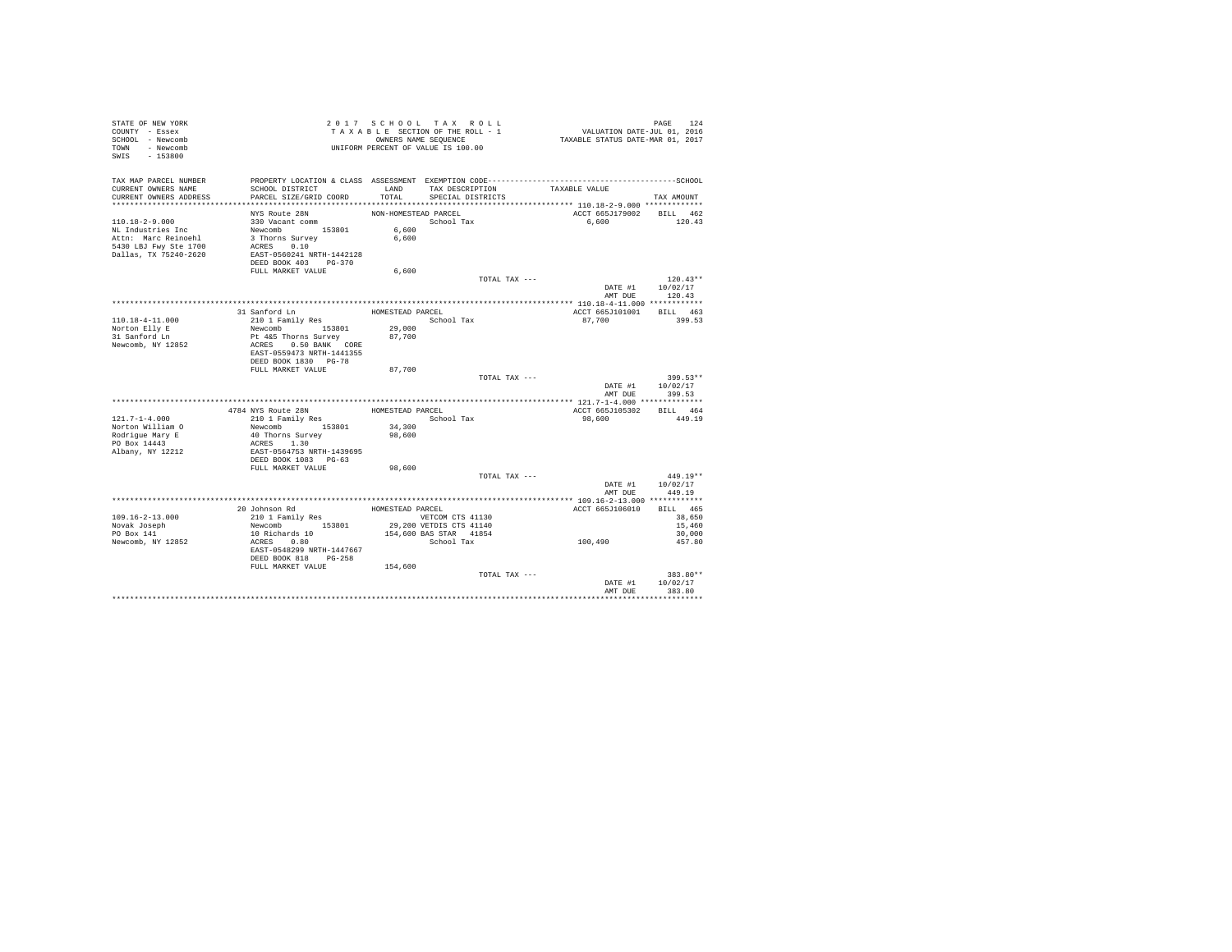STATE OF NEW YORK
COUNTY - Essex
SCHOOL - Newcomb
TOWN - Newcomb
SWIS - 153800

2 0 1 7 S C H O O L T A X R O L L
T A X A B L E SECTION OF THE ROLL - 1
OWNERS NAME SEQUENCE
UNIFORM PERCENT OF VALUE IS 100.00

VALUATION DATE-JUL 01, 2016
TAXABLE STATUS DATE-MAR 01, 2017

| TAX MAP PARCEL NUMBER / CURRENT OWNERS NAME / CURRENT OWNERS ADDRESS | PROPERTY LOCATION & CLASS / SCHOOL DISTRICT / PARCEL SIZE/GRID COORD | ASSESSMENT LAND / TOTAL | EXEMPTION CODE / TAX DESCRIPTION / SPECIAL DISTRICTS | TAXABLE VALUE | TAX AMOUNT |
|---|---|---|---|---|---|
| 110.18-2-9.000 | NYS Route 28N | NON-HOMESTEAD PARCEL | | ACCT 665J179002 | BILL 462 |
| 110.18-2-9.000 | 330 Vacant comm | | School Tax | 6,600 | 120.43 |
| NL Industries Inc | Newcomb 153801 | 6,600 | | | |
| Attn: Marc Reinoehl | 3 Thorns Survey | 6,600 | | | |
| 5430 LBJ Fwy Ste 1700 | ACRES 0.10 | | | | |
| Dallas, TX 75240-2620 | EAST-0560241 NRTH-1442128 | | | | |
| | DEED BOOK 403 PG-370 | | | | |
| | FULL MARKET VALUE | 6,600 | | | |
| | | | TOTAL TAX --- | | 120.43** |
| | | | | DATE #1 | 10/02/17 |
| | | | | AMT DUE | 120.43 |
| 110.18-4-11.000 | 31 Sanford Ln | HOMESTEAD PARCEL | | ACCT 665J101001 | BILL 463 |
| 110.18-4-11.000 | 210 1 Family Res | | School Tax | 87,700 | 399.53 |
| Norton Elly E | Newcomb 153801 | 29,000 | | | |
| 31 Sanford Ln | Pt 4&5 Thorns Survey | 87,700 | | | |
| Newcomb, NY 12852 | ACRES 0.50 BANK CORE | | | | |
| | EAST-0559473 NRTH-1441355 | | | | |
| | DEED BOOK 1830 PG-78 | | | | |
| | FULL MARKET VALUE | 87,700 | | | |
| | | | TOTAL TAX --- | | 399.53** |
| | | | | DATE #1 | 10/02/17 |
| | | | | AMT DUE | 399.53 |
| 121.7-1-4.000 | 4784 NYS Route 28N | HOMESTEAD PARCEL | | ACCT 665J105302 | BILL 464 |
| 121.7-1-4.000 | 210 1 Family Res | | School Tax | 98,600 | 449.19 |
| Norton William O | Newcomb 153801 | 34,300 | | | |
| Rodrigue Mary E | 40 Thorns Survey | 98,600 | | | |
| PO Box 14443 | ACRES 1.30 | | | | |
| Albany, NY 12212 | EAST-0564753 NRTH-1439695 | | | | |
| | DEED BOOK 1083 PG-63 | | | | |
| | FULL MARKET VALUE | 98,600 | | | |
| | | | TOTAL TAX --- | | 449.19** |
| | | | | DATE #1 | 10/02/17 |
| | | | | AMT DUE | 449.19 |
| 109.16-2-13.000 | 20 Johnson Rd | HOMESTEAD PARCEL | | ACCT 665J106010 | BILL 465 |
| 109.16-2-13.000 | 210 1 Family Res | | VETCOM CTS 41130 | | 38,650 |
| Novak Joseph | Newcomb 153801 | 29,200 | VETDIS CTS 41140 | | 15,460 |
| PO Box 141 | 10 Richards 10 | 154,600 | BAS STAR 41854 | | 30,000 |
| Newcomb, NY 12852 | ACRES 0.80 | | School Tax | 100,490 | 457.80 |
| | EAST-0548299 NRTH-1447667 | | | | |
| | DEED BOOK 818 PG-258 | | | | |
| | FULL MARKET VALUE | 154,600 | | | |
| | | | TOTAL TAX --- | | 383.80** |
| | | | | DATE #1 | 10/02/17 |
| | | | | AMT DUE | 383.80 |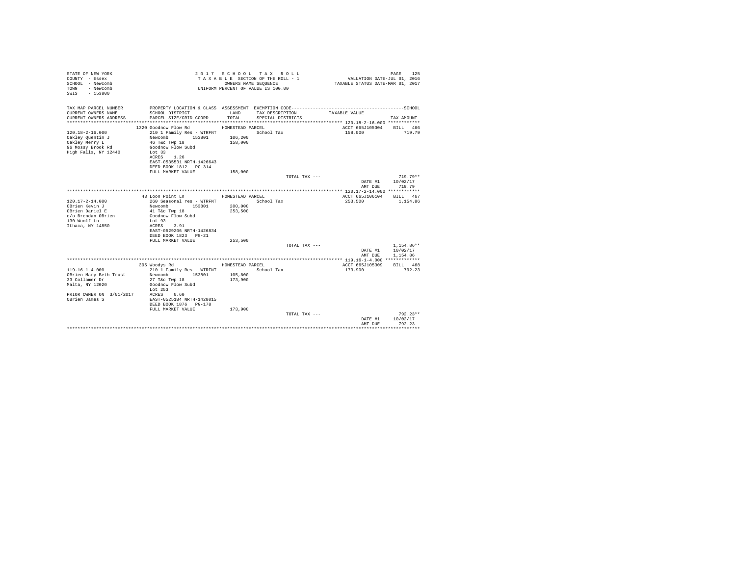STATE OF NEW YORK
COUNTY - Essex
SCHOOL - Newcomb
TOWN - Newcomb
SWIS - 153800

2 0 1 7 S C H O O L T A X R O L L
T A X A B L E SECTION OF THE ROLL - 1
OWNERS NAME SEQUENCE
UNIFORM PERCENT OF VALUE IS 100.00

VALUATION DATE-JUL 01, 2016
TAXABLE STATUS DATE-MAR 01, 2017

| TAX MAP PARCEL NUMBER / CURRENT OWNERS NAME / CURRENT OWNERS ADDRESS | PROPERTY LOCATION & CLASS / SCHOOL DISTRICT / PARCEL SIZE/GRID COORD | ASSESSMENT LAND / TOTAL | EXEMPTION CODE / TAX DESCRIPTION / SPECIAL DISTRICTS | TAXABLE VALUE | SCHOOL TAX AMOUNT |
|---|---|---|---|---|---|
| **120.18-2-16.000** | 1320 Goodnow Flow Rd | HOMESTEAD PARCEL | | ACCT 665J105304 | BILL 466 |
| 120.18-2-16.000 | 210 1 Family Res - WTRFNT | | School Tax | 158,000 | 719.79 |
| Oakley Quentin J | Newcomb 153801 | 106,200 | | | |
| Oakley Merry L | 46 T&c Twp 18 | 158,000 | | | |
| 96 Mossy Brook Rd | Goodnow Flow Subd | | | | |
| High Falls, NY 12440 | Lot 33 | | | | |
| | ACRES 1.26 | | | | |
| | EAST-0535531 NRTH-1426643 | | | | |
| | DEED BOOK 1812 PG-314 | | | | |
| | FULL MARKET VALUE | 158,000 | | | |
| | | | TOTAL TAX --- | | 719.79** |
| | | | | DATE #1 | 10/02/17 |
| | | | | AMT DUE | 719.79 |
| **120.17-2-14.000** | 43 Loon Point Ln | HOMESTEAD PARCEL | | ACCT 665J106104 | BILL 467 |
| 120.17-2-14.000 | 260 Seasonal res - WTRFNT | | School Tax | 253,500 | 1,154.86 |
| OBrien Kevin J | Newcomb 153801 | 200,000 | | | |
| OBrien Daniel E | 41 T&c Twp 18 | 253,500 | | | |
| c/o Brendan OBrien | Goodnow Flow Subd | | | | |
| 130 Woolf Ln | Lot 93- | | | | |
| Ithaca, NY 14850 | ACRES 3.91 | | | | |
| | EAST-0529206 NRTH-1426834 | | | | |
| | DEED BOOK 1823 PG-21 | | | | |
| | FULL MARKET VALUE | 253,500 | | | |
| | | | TOTAL TAX --- | | 1,154.86** |
| | | | | DATE #1 | 10/02/17 |
| | | | | AMT DUE | 1,154.86 |
| **119.16-1-4.000** | 395 Woodys Rd | HOMESTEAD PARCEL | | ACCT 665J105309 | BILL 468 |
| 119.16-1-4.000 | 210 1 Family Res - WTRFNT | | School Tax | 173,900 | 792.23 |
| OBrien Mary Beth Trust | Newcomb 153801 | 105,800 | | | |
| 33 Collamer Dr | 27 T&c Twp 18 | 173,900 | | | |
| Malta, NY 12020 | Goodnow Flow Subd | | | | |
| | Lot 253 | | | | |
| PRIOR OWNER ON 3/01/2017 | ACRES 0.60 | | | | |
| OBrien James S | EAST-0525184 NRTH-1428015 | | | | |
| | DEED BOOK 1876 PG-178 | | | | |
| | FULL MARKET VALUE | 173,900 | | | |
| | | | TOTAL TAX --- | | 792.23** |
| | | | | DATE #1 | 10/02/17 |
| | | | | AMT DUE | 792.23 |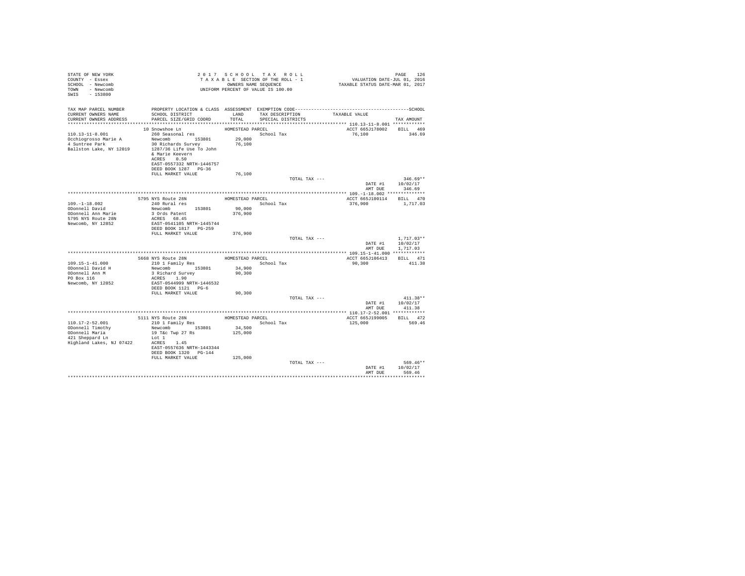STATE OF NEW YORK
COUNTY - Essex
SCHOOL - Newcomb
TOWN - Newcomb
SWIS - 153800

2 0 1 7 S C H O O L T A X R O L L
T A X A B L E SECTION OF THE ROLL - 1
OWNERS NAME SEQUENCE
UNIFORM PERCENT OF VALUE IS 100.00

VALUATION DATE-JUL 01, 2016
TAXABLE STATUS DATE-MAR 01, 2017

| TAX MAP PARCEL NUMBER / CURRENT OWNERS NAME / CURRENT OWNERS ADDRESS | PROPERTY LOCATION & CLASS / SCHOOL DISTRICT / PARCEL SIZE/GRID COORD | ASSESSMENT LAND / TOTAL | EXEMPTION CODE / TAX DESCRIPTION / SPECIAL DISTRICTS | TAXABLE VALUE | SCHOOL TAX AMOUNT |
|---|---|---|---|---|---|
| 110.13-11-8.001 | 10 Snowshoe Ln | HOMESTEAD PARCEL | | ACCT 665J178002 | BILL 469 |
| Occhiogrosso Marie A | 260 Seasonal res | | School Tax | 76,100 | 346.69 |
| 4 Suntree Park | Newcomb 153801 | 29,000 | | | |
| Ballston Lake, NY 12019 | 30 Richards Survey | 76,100 | | | |
| | 1287/36 Life Use To John | | | | |
| | & Marie Keevern | | | | |
| | ACRES 0.50 | | | | |
| | EAST-0557332 NRTH-1446757 | | | | |
| | DEED BOOK 1287 PG-36 | | | | |
| | FULL MARKET VALUE | 76,100 | | | |
| | | | TOTAL TAX --- | | 346.69** |
| | | | | DATE #1 | 10/02/17 |
| | | | | AMT DUE | 346.69 |
| 109.-1-18.002 | 5795 NYS Route 28N | HOMESTEAD PARCEL | | ACCT 665J100114 | BILL 470 |
| ODonnell David | 240 Rural res | | School Tax | 376,900 | 1,717.03 |
| ODonnell Ann Marie | Newcomb 153801 | 90,000 | | | |
| 5795 NYS Route 28N | 3 Ords Patent | 376,900 | | | |
| Newcomb, NY 12852 | ACRES 68.45 | | | | |
| | EAST-0541105 NRTH-1445744 | | | | |
| | DEED BOOK 1817 PG-259 | | | | |
| | FULL MARKET VALUE | 376,900 | | | |
| | | | TOTAL TAX --- | | 1,717.03** |
| | | | | DATE #1 | 10/02/17 |
| | | | | AMT DUE | 1,717.03 |
| 109.15-1-41.000 | 5668 NYS Route 28N | HOMESTEAD PARCEL | | ACCT 665J106413 | BILL 471 |
| ODonnell David H | 210 1 Family Res | | School Tax | 90,300 | 411.38 |
| ODonnell Ann M | Newcomb 153801 | 34,900 | | | |
| PO Box 116 | 3 Richard Survey | 90,300 | | | |
| Newcomb, NY 12852 | ACRES 1.90 | | | | |
| | EAST-0544999 NRTH-1446532 | | | | |
| | DEED BOOK 1121 PG-6 | | | | |
| | FULL MARKET VALUE | 90,300 | | | |
| | | | TOTAL TAX --- | | 411.38** |
| | | | | DATE #1 | 10/02/17 |
| | | | | AMT DUE | 411.38 |
| 110.17-2-52.001 | 5111 NYS Route 28N | HOMESTEAD PARCEL | | ACCT 665J199005 | BILL 472 |
| ODonnell Timothy | 210 1 Family Res | | School Tax | 125,000 | 569.46 |
| ODonnell Maria | Newcomb 153801 | 34,500 | | | |
| 421 Sheppard Ln | 19 T&c Twp 27 Rs | 125,000 | | | |
| Highland Lakes, NJ 07422 | Lot 1 | | | | |
| | ACRES 1.45 | | | | |
| | EAST-0557636 NRTH-1443344 | | | | |
| | DEED BOOK 1320 PG-144 | | | | |
| | FULL MARKET VALUE | 125,000 | | | |
| | | | TOTAL TAX --- | | 569.46** |
| | | | | DATE #1 | 10/02/17 |
| | | | | AMT DUE | 569.46 |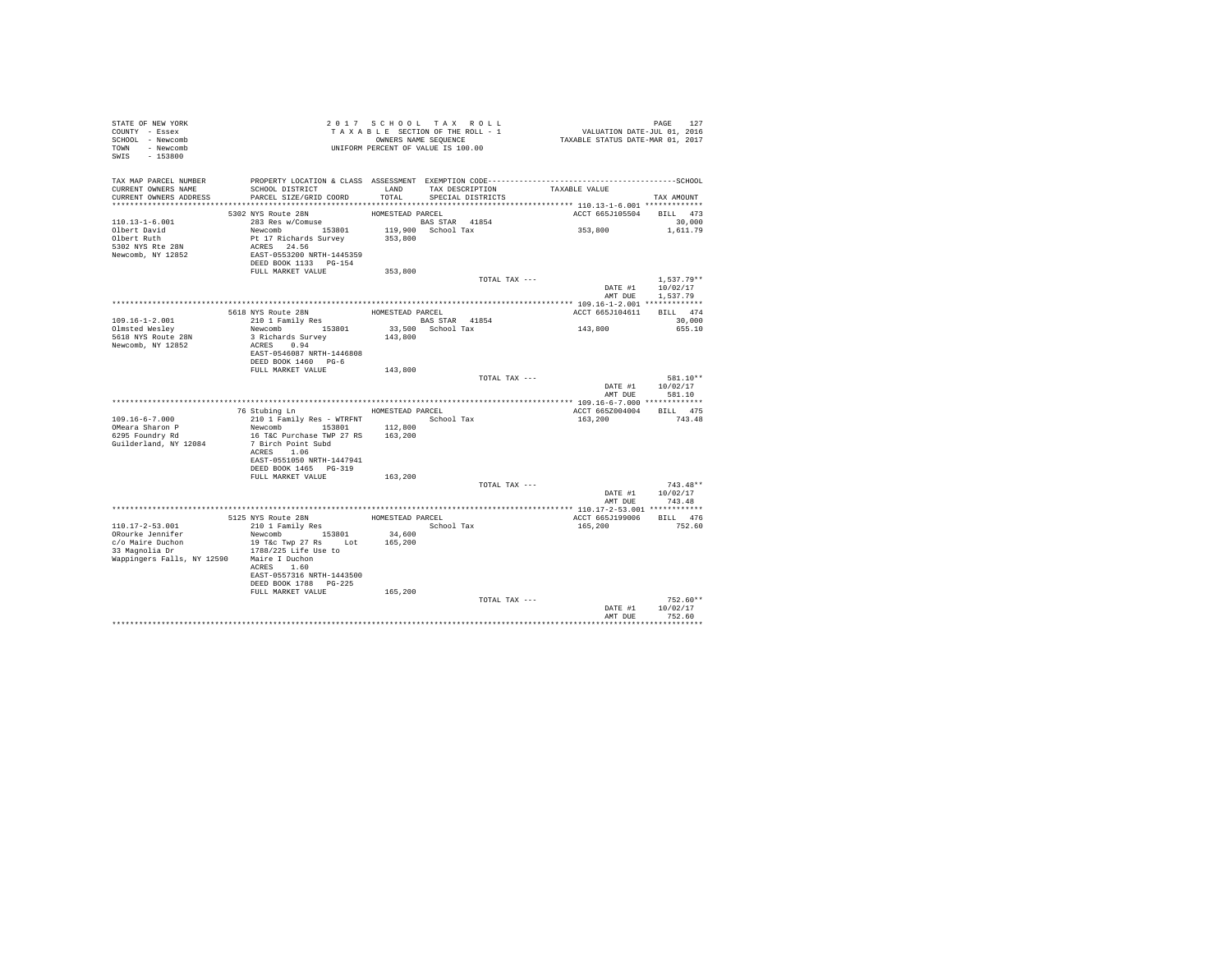STATE OF NEW YORK
COUNTY - Essex
SCHOOL - Newcomb
TOWN - Newcomb
SWIS - 153800

2 0 1 7 S C H O O L T A X R O L L
T A X A B L E SECTION OF THE ROLL - 1
OWNERS NAME SEQUENCE
UNIFORM PERCENT OF VALUE IS 100.00

VALUATION DATE-JUL 01, 2016
TAXABLE STATUS DATE-MAR 01, 2017

```
TAX MAP PARCEL NUMBER    PROPERTY LOCATION & CLASS  ASSESSMENT  EXEMPTION CODE-----------------------------------------------SCHOOL
CURRENT OWNERS NAME      SCHOOL DISTRICT              LAND      TAX DESCRIPTION            TAXABLE VALUE
CURRENT OWNERS ADDRESS   PARCEL SIZE/GRID COORD       TOTAL     SPECIAL DISTRICTS                                    TAX AMOUNT
************************************************************************************************ 110.13-1-6.001 ************
                         5302 NYS Route 28N            HOMESTEAD PARCEL                        ACCT 665J105504    BILL  473
110.13-1-6.001           283 Res w/Comuse                 BAS STAR  41854                                          30,000
Olbert David             Newcomb       153801      119,900   School Tax                 353,800              1,611.79
Olbert Ruth              Pt 17 Richards Survey     353,800
5302 NYS Rte 28N         ACRES   24.56
Newcomb, NY 12852        EAST-0553200 NRTH-1445359
                         DEED BOOK 1133   PG-154
                         FULL MARKET VALUE         353,800
                                                                TOTAL TAX ---                               1,537.79**
                                                                                            DATE #1     10/02/17
                                                                                            AMT DUE     1,537.79
************************************************************************************************ 109.16-1-2.001 ************
                         5618 NYS Route 28N            HOMESTEAD PARCEL                        ACCT 665J104611    BILL  474
109.16-1-2.001           210 1 Family Res                 BAS STAR  41854                                          30,000
Olmsted Wesley           Newcomb       153801       33,500   School Tax                 143,800                655.10
5618 NYS Route 28N       3 Richards Survey         143,800
Newcomb, NY 12852        ACRES    0.94
                         EAST-0546087 NRTH-1446808
                         DEED BOOK 1460   PG-6
                         FULL MARKET VALUE         143,800
                                                                TOTAL TAX ---                                 581.10**
                                                                                            DATE #1     10/02/17
                                                                                            AMT DUE       581.10
************************************************************************************************ 109.16-6-7.000 ************
                         76 Stubing Ln                 HOMESTEAD PARCEL                        ACCT 665Z004004    BILL  475
109.16-6-7.000           210 1 Family Res - WTRFNT           School Tax                 163,200                743.48
OMeara Sharon P          Newcomb       153801      112,800
6295 Foundry Rd          16 T&C Purchase TWP 27 RS 163,200
Guilderland, NY 12084    7 Birch Point Subd
                         ACRES    1.06
                         EAST-0551050 NRTH-1447941
                         DEED BOOK 1465   PG-319
                         FULL MARKET VALUE         163,200
                                                                TOTAL TAX ---                                 743.48**
                                                                                            DATE #1     10/02/17
                                                                                            AMT DUE       743.48
************************************************************************************************ 110.17-2-53.001 ***********
                         5125 NYS Route 28N            HOMESTEAD PARCEL                        ACCT 665J199006    BILL  476
110.17-2-53.001          210 1 Family Res                    School Tax                 165,200                752.60
ORourke Jennifer         Newcomb       153801       34,600
c/o Maire Duchon         19 T&c Twp 27 Rs    Lot   165,200
33 Magnolia Dr           1788/225 Life Use to
Wappingers Falls, NY 12590  Maire I Duchon
                         ACRES    1.60
                         EAST-0557316 NRTH-1443500
                         DEED BOOK 1788   PG-225
                         FULL MARKET VALUE         165,200
                                                                TOTAL TAX ---                                 752.60**
                                                                                            DATE #1     10/02/17
                                                                                            AMT DUE       752.60
****************************************************************************************************************************
```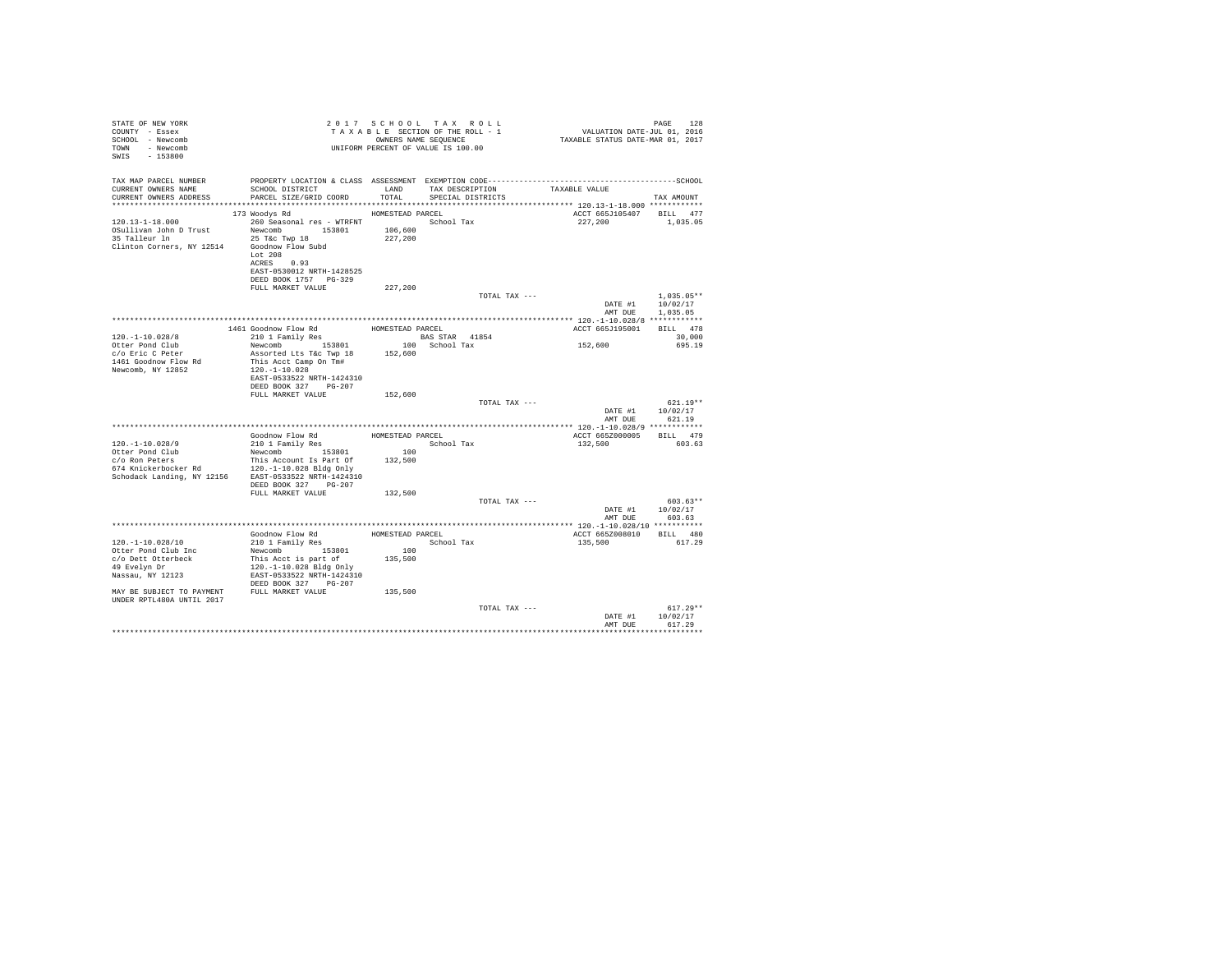STATE OF NEW YORK
COUNTY - Essex
SCHOOL - Newcomb
TOWN - Newcomb
SWIS - 153800

2017 SCHOOL TAX ROLL
TAXABLE SECTION OF THE ROLL - 1
OWNERS NAME SEQUENCE
UNIFORM PERCENT OF VALUE IS 100.00

VALUATION DATE-JUL 01, 2016
TAXABLE STATUS DATE-MAR 01, 2017

| TAX MAP PARCEL NUMBER / CURRENT OWNERS NAME / CURRENT OWNERS ADDRESS | PROPERTY LOCATION & CLASS / SCHOOL DISTRICT / PARCEL SIZE/GRID COORD | ASSESSMENT LAND / TOTAL | EXEMPTION CODE / TAX DESCRIPTION / SPECIAL DISTRICTS | TAXABLE VALUE | TAX AMOUNT |
|---|---|---|---|---|---|
| **120.13-1-18.000** | 173 Woodys Rd | HOMESTEAD PARCEL | | ACCT 665J105407 | BILL 477 |
| 120.13-1-18.000 | 260 Seasonal res - WTRFNT | | School Tax | 227,200 | 1,035.05 |
| OSullivan John D Trust | Newcomb 153801 | 106,600 | | | |
| 35 Talleur ln | 25 T&c Twp 18 | 227,200 | | | |
| Clinton Corners, NY 12514 | Goodnow Flow Subd | | | | |
| | Lot 208 | | | | |
| | ACRES 0.93 | | | | |
| | EAST-0530012 NRTH-1428525 | | | | |
| | DEED BOOK 1757 PG-329 | | | | |
| | FULL MARKET VALUE | 227,200 | | | |
| | | | TOTAL TAX --- | | 1,035.05** |
| | | | | DATE #1 | 10/02/17 |
| | | | | AMT DUE | 1,035.05 |
| **120.-1-10.028/8** | 1461 Goodnow Flow Rd | HOMESTEAD PARCEL | | ACCT 665J195001 | BILL 478 |
| 120.-1-10.028/8 | 210 1 Family Res | | BAS STAR 41854 | | 30,000 |
| Otter Pond Club | Newcomb 153801 | 100 | School Tax | 152,600 | 695.19 |
| c/o Eric C Peter | Assorted Lts T&c Twp 18 | 152,600 | | | |
| 1461 Goodnow Flow Rd | This Acct Camp On Tm# | | | | |
| Newcomb, NY 12852 | 120.-1-10.028 | | | | |
| | EAST-0533522 NRTH-1424310 | | | | |
| | DEED BOOK 327 PG-207 | | | | |
| | FULL MARKET VALUE | 152,600 | | | |
| | | | TOTAL TAX --- | | 621.19** |
| | | | | DATE #1 | 10/02/17 |
| | | | | AMT DUE | 621.19 |
| **120.-1-10.028/9** | Goodnow Flow Rd | HOMESTEAD PARCEL | | ACCT 665Z000005 | BILL 479 |
| 120.-1-10.028/9 | 210 1 Family Res | | School Tax | 132,500 | 603.63 |
| Otter Pond Club | Newcomb 153801 | 100 | | | |
| c/o Ron Peters | This Account Is Part Of | 132,500 | | | |
| 674 Knickerbocker Rd | 120.-1-10.028 Bldg Only | | | | |
| Schodack Landing, NY 12156 | EAST-0533522 NRTH-1424310 | | | | |
| | DEED BOOK 327 PG-207 | | | | |
| | FULL MARKET VALUE | 132,500 | | | |
| | | | TOTAL TAX --- | | 603.63** |
| | | | | DATE #1 | 10/02/17 |
| | | | | AMT DUE | 603.63 |
| **120.-1-10.028/10** | Goodnow Flow Rd | HOMESTEAD PARCEL | | ACCT 665Z008010 | BILL 480 |
| 120.-1-10.028/10 | 210 1 Family Res | | School Tax | 135,500 | 617.29 |
| Otter Pond Club Inc | Newcomb 153801 | 100 | | | |
| c/o Dett Otterbeck | This Acct is part of | 135,500 | | | |
| 49 Evelyn Dr | 120.-1-10.028 Bldg Only | | | | |
| Nassau, NY 12123 | EAST-0533522 NRTH-1424310 | | | | |
| | DEED BOOK 327 PG-207 | | | | |
| MAY BE SUBJECT TO PAYMENT | FULL MARKET VALUE | 135,500 | | | |
| UNDER RPTL480A UNTIL 2017 | | | | | |
| | | | TOTAL TAX --- | | 617.29** |
| | | | | DATE #1 | 10/02/17 |
| | | | | AMT DUE | 617.29 |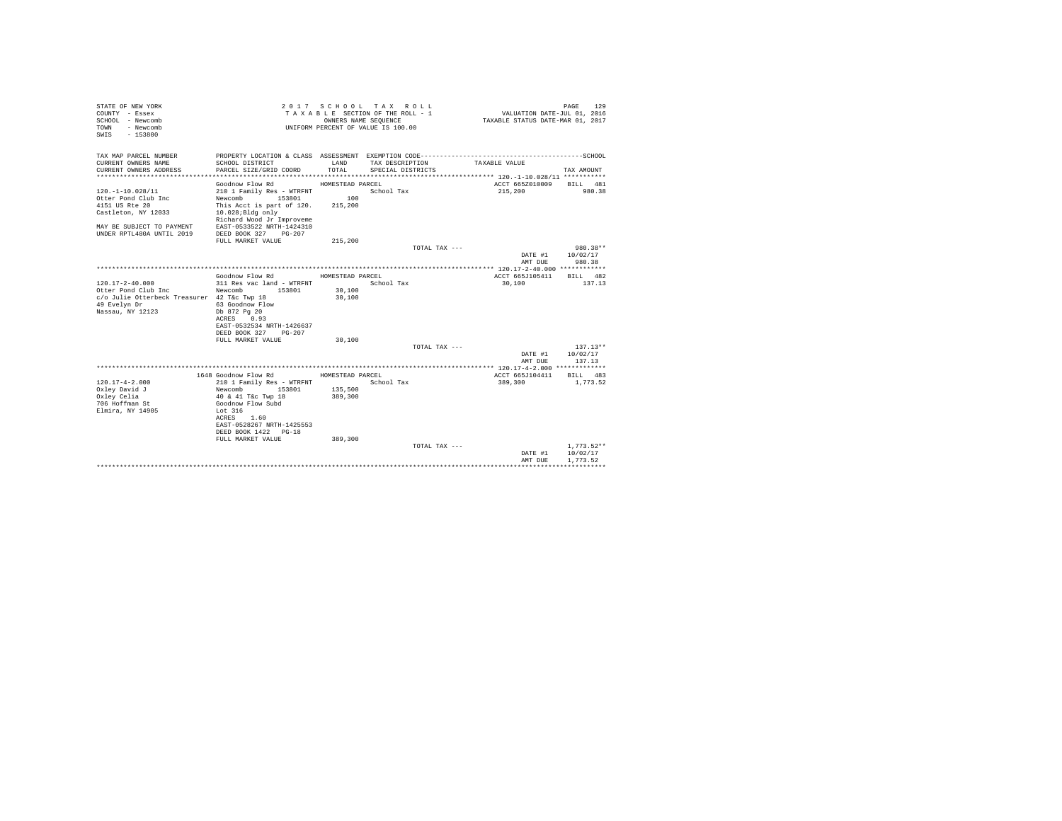STATE OF NEW YORK
COUNTY - Essex
SCHOOL - Newcomb
TOWN - Newcomb
SWIS - 153800

2017 SCHOOL TAX ROLL
TAXABLE SECTION OF THE ROLL - 1
OWNERS NAME SEQUENCE
UNIFORM PERCENT OF VALUE IS 100.00

VALUATION DATE-JUL 01, 2016
TAXABLE STATUS DATE-MAR 01, 2017

```
TAX MAP PARCEL NUMBER       PROPERTY LOCATION & CLASS  ASSESSMENT  EXEMPTION CODE-----------------------------------------------SCHOOL
CURRENT OWNERS NAME         SCHOOL DISTRICT              LAND      TAX DESCRIPTION            TAXABLE VALUE
CURRENT OWNERS ADDRESS      PARCEL SIZE/GRID COORD       TOTAL     SPECIAL DISTRICTS                                      TAX AMOUNT
************************************************************************************************ 120.-1-10.028/11 ***********
                            Goodnow Flow Rd            HOMESTEAD PARCEL                          ACCT 665Z010009    BILL  481
120.-1-10.028/11            210 1 Family Res - WTRFNT            School Tax                      215,200              980.38
Otter Pond Club Inc         Newcomb      153801           100
4151 US Rte 20              This Acct is part of 120.  215,200
Castleton, NY 12033         10.028;Bldg only
                            Richard Wood Jr Improveme
MAY BE SUBJECT TO PAYMENT   EAST-0533522 NRTH-1424310
UNDER RPTL480A UNTIL 2019   DEED BOOK 327    PG-207
                            FULL MARKET VALUE          215,200
                                                                     TOTAL TAX ---                                980.38**
                                                                                                 DATE #1      10/02/17
                                                                                                 AMT DUE        980.38
************************************************************************************************ 120.17-2-40.000 ************
                            Goodnow Flow Rd            HOMESTEAD PARCEL                          ACCT 665J105411    BILL  482
120.17-2-40.000             311 Res vac land - WTRFNT            School Tax                       30,100              137.13
Otter Pond Club Inc         Newcomb      153801        30,100
c/o Julie Otterbeck Treasurer 42 T&c Twp 18            30,100
49 Evelyn Dr                63 Goodnow Flow
Nassau, NY 12123            Db 872 Pg 20
                            ACRES    0.93
                            EAST-0532534 NRTH-1426637
                            DEED BOOK 327    PG-207
                            FULL MARKET VALUE           30,100
                                                                     TOTAL TAX ---                                137.13**
                                                                                                 DATE #1      10/02/17
                                                                                                 AMT DUE        137.13
************************************************************************************************ 120.17-4-2.000 *************
                       1648 Goodnow Flow Rd            HOMESTEAD PARCEL                          ACCT 665J104411    BILL  483
120.17-4-2.000              210 1 Family Res - WTRFNT            School Tax                      389,300            1,773.52
Oxley David J               Newcomb      153801       135,500
Oxley Celia                 40 & 41 T&c Twp 18        389,300
706 Hoffman St              Goodnow Flow Subd
Elmira, NY 14905            Lot 316
                            ACRES    1.60
                            EAST-0528267 NRTH-1425553
                            DEED BOOK 1422   PG-18
                            FULL MARKET VALUE          389,300
                                                                     TOTAL TAX ---                              1,773.52**
                                                                                                 DATE #1      10/02/17
                                                                                                 AMT DUE      1,773.52
*****************************************************************************************************************************
```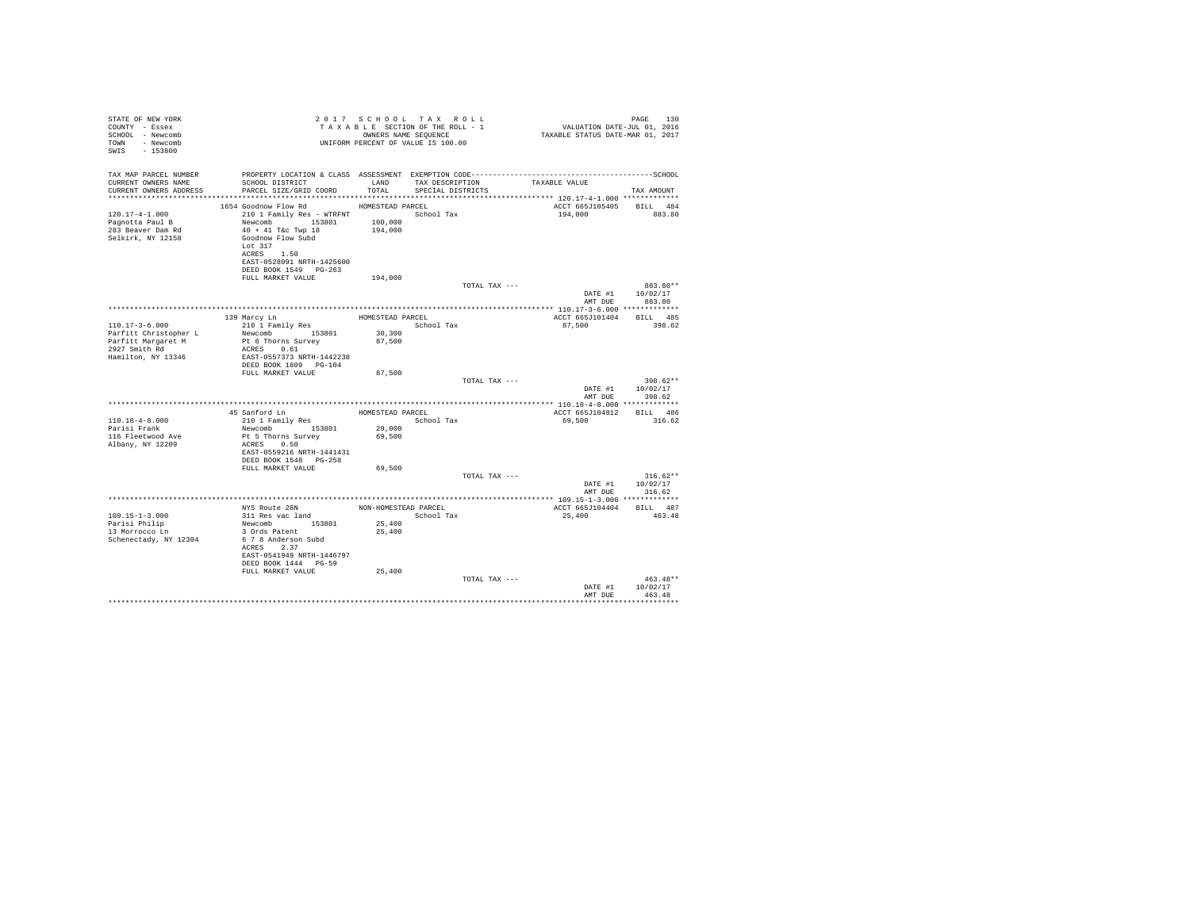STATE OF NEW YORK
COUNTY - Essex
SCHOOL - Newcomb
TOWN - Newcomb
SWIS - 153800

2 0 1 7 S C H O O L T A X R O L L
T A X A B L E SECTION OF THE ROLL - 1
OWNERS NAME SEQUENCE
UNIFORM PERCENT OF VALUE IS 100.00

VALUATION DATE-JUL 01, 2016
TAXABLE STATUS DATE-MAR 01, 2017

```
TAX MAP PARCEL NUMBER     PROPERTY LOCATION & CLASS  ASSESSMENT  EXEMPTION CODE-----------------------------------------------SCHOOL
CURRENT OWNERS NAME       SCHOOL DISTRICT               LAND      TAX DESCRIPTION            TAXABLE VALUE
CURRENT OWNERS ADDRESS    PARCEL SIZE/GRID COORD        TOTAL     SPECIAL DISTRICTS                                      TAX AMOUNT
*********************************************************************************************** 120.17-4-1.000 ************
                          1654 Goodnow Flow Rd          HOMESTEAD PARCEL                         ACCT 665J105405     BILL  484
120.17-4-1.000            210 1 Family Res - WTRFNT              School Tax                      194,000                883.80
Pagnotta Paul B           Newcomb          153801       100,000
283 Beaver Dam Rd         40 + 41 T&c Twp 18            194,000
Selkirk, NY 12158         Goodnow Flow Subd
                          Lot 317
                          ACRES     1.50
                          EAST-0528091 NRTH-1425600
                          DEED BOOK 1549   PG-263
                          FULL MARKET VALUE             194,000
                                                                 TOTAL TAX ---                                         883.80**
                                                                                                 DATE #1           10/02/17
                                                                                                 AMT DUE             883.80
*********************************************************************************************** 110.17-3-6.000 ************
                          139 Marcy Ln                  HOMESTEAD PARCEL                         ACCT 665J101404     BILL  485
110.17-3-6.000            210 1 Family Res                       School Tax                      87,500                 398.62
Parfitt Christopher L     Newcomb          153801        30,300
Parfitt Margaret M        Pt 6 Thorns Survey             87,500
2927 Smith Rd             ACRES     0.61
Hamilton, NY 13346        EAST-0557373 NRTH-1442238
                          DEED BOOK 1809   PG-104
                          FULL MARKET VALUE              87,500
                                                                 TOTAL TAX ---                                         398.62**
                                                                                                 DATE #1           10/02/17
                                                                                                 AMT DUE             398.62
*********************************************************************************************** 110.18-4-8.000 ************
                          45 Sanford Ln                 HOMESTEAD PARCEL                         ACCT 665J104812     BILL  486
110.18-4-8.000            210 1 Family Res                       School Tax                      69,500                 316.62
Parisi Frank              Newcomb          153801        29,000
116 Fleetwood Ave         Pt 5 Thorns Survey             69,500
Albany, NY 12209          ACRES     0.50
                          EAST-0559216 NRTH-1441431
                          DEED BOOK 1548   PG-258
                          FULL MARKET VALUE              69,500
                                                                 TOTAL TAX ---                                         316.62**
                                                                                                 DATE #1           10/02/17
                                                                                                 AMT DUE             316.62
*********************************************************************************************** 109.15-1-3.000 ************
                          NYS Route 28N                 NON-HOMESTEAD PARCEL                     ACCT 665J104404     BILL  487
109.15-1-3.000            311 Res vac land                       School Tax                      25,400                 463.48
Parisi Philip             Newcomb          153801        25,400
13 Morrocco Ln            3 Ords Patent                  25,400
Schenectady, NY 12304     6 7 8 Anderson Subd
                          ACRES     2.37
                          EAST-0541949 NRTH-1446797
                          DEED BOOK 1444   PG-59
                          FULL MARKET VALUE              25,400
                                                                 TOTAL TAX ---                                         463.48**
                                                                                                 DATE #1           10/02/17
                                                                                                 AMT DUE             463.48
****************************************************************************************************************************
```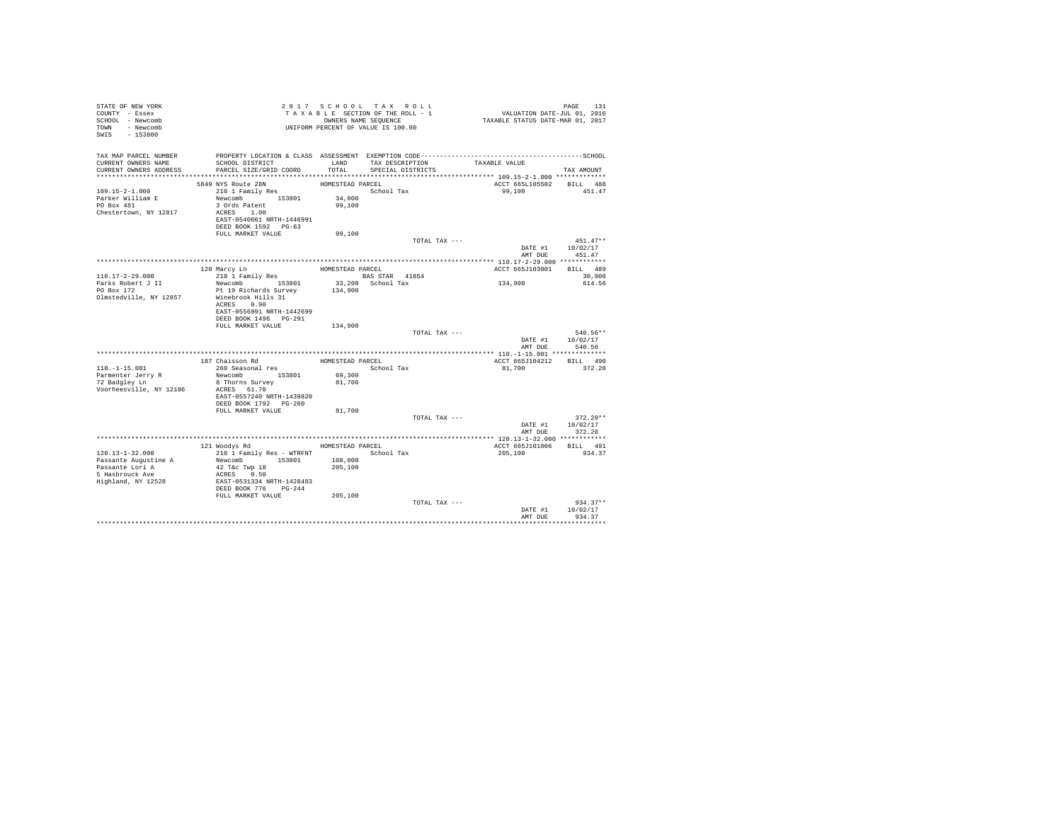STATE OF NEW YORK
COUNTY - Essex
SCHOOL - Newcomb
TOWN - Newcomb
SWIS - 153800

2 0 1 7 S C H O O L T A X R O L L
T A X A B L E SECTION OF THE ROLL - 1
OWNERS NAME SEQUENCE
UNIFORM PERCENT OF VALUE IS 100.00

VALUATION DATE-JUL 01, 2016
TAXABLE STATUS DATE-MAR 01, 2017

```
TAX MAP PARCEL NUMBER    PROPERTY LOCATION & CLASS  ASSESSMENT  EXEMPTION CODE------------------------------------------------SCHOOL
CURRENT OWNERS NAME      SCHOOL DISTRICT             LAND       TAX DESCRIPTION            TAXABLE VALUE
CURRENT OWNERS ADDRESS   PARCEL SIZE/GRID COORD      TOTAL      SPECIAL DISTRICTS                                      TAX AMOUNT
****************************************************************************************** 109.15-2-1.000 *************
                         5849 NYS Route 28N          HOMESTEAD PARCEL                        ACCT 665L105502    BILL  488
109.15-2-1.000           210 1 Family Res                       School Tax                   99,100               451.47
Parker William E         Newcomb       153801        34,000
PO Box 481               3 Ords Patent               99,100
Chestertown, NY 12817    ACRES    1.00
                         EAST-0540661 NRTH-1446991
                         DEED BOOK 1592   PG-63
                         FULL MARKET VALUE           99,100
                                                                TOTAL TAX ---                                   451.47**
                                                                                             DATE #1      10/02/17
                                                                                             AMT DUE        451.47
****************************************************************************************** 110.17-2-29.000 ************
                         120 Marcy Ln                HOMESTEAD PARCEL                        ACCT 665J103801    BILL  489
110.17-2-29.000          210 1 Family Res                       BAS STAR  41854                                  30,000
Parks Robert J II        Newcomb       153801        33,200   School Tax                    134,900               614.56
PO Box 172               Pt 19 Richards Survey      134,900
Olmstedville, NY 12857   Winebrook Hills 31
                         ACRES    0.90
                         EAST-0556991 NRTH-1442699
                         DEED BOOK 1496   PG-291
                         FULL MARKET VALUE          134,900
                                                                TOTAL TAX ---                                   540.56**
                                                                                             DATE #1      10/02/17
                                                                                             AMT DUE        540.56
****************************************************************************************** 110.-1-15.001 **************
                         187 Chaisson Rd             HOMESTEAD PARCEL                        ACCT 665J104212    BILL  490
110.-1-15.001            260 Seasonal res                       School Tax                   81,700               372.20
Parmenter Jerry R        Newcomb       153801        69,300
72 Badgley Ln            8 Thorns Survey             81,700
Voorheesville, NY 12186  ACRES   61.70
                         EAST-0557240 NRTH-1439820
                         DEED BOOK 1792   PG-260
                         FULL MARKET VALUE           81,700
                                                                TOTAL TAX ---                                   372.20**
                                                                                             DATE #1      10/02/17
                                                                                             AMT DUE        372.20
****************************************************************************************** 120.13-1-32.000 ************
                         121 Woodys Rd               HOMESTEAD PARCEL                        ACCT 665J101006    BILL  491
120.13-1-32.000          210 1 Family Res - WTRFNT              School Tax                  205,100               934.37
Passante Augustine A     Newcomb       153801       108,000
Passante Lori A          42 T&c Twp 18              205,100
5 Hasbrouck Ave          ACRES    0.50
Highland, NY 12528       EAST-0531334 NRTH-1428483
                         DEED BOOK 776    PG-244
                         FULL MARKET VALUE          205,100
                                                                TOTAL TAX ---                                   934.37**
                                                                                             DATE #1      10/02/17
                                                                                             AMT DUE        934.37
************************************************************************************************************************
```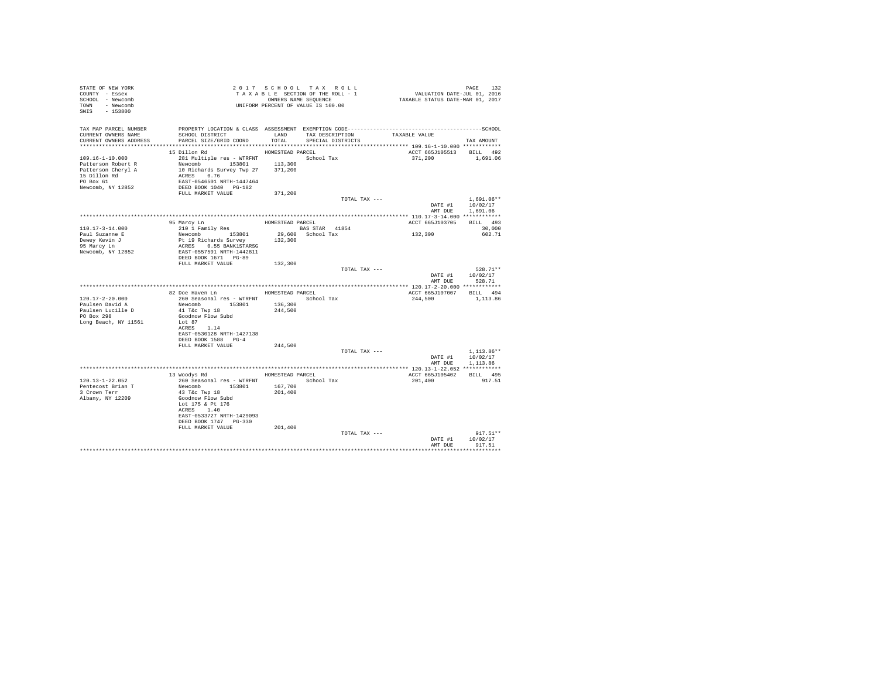STATE OF NEW YORK
COUNTY - Essex
SCHOOL - Newcomb
TOWN - Newcomb
SWIS - 153800

2 0 1 7 S C H O O L T A X R O L L
T A X A B L E SECTION OF THE ROLL - 1
OWNERS NAME SEQUENCE
UNIFORM PERCENT OF VALUE IS 100.00

VALUATION DATE-JUL 01, 2016
TAXABLE STATUS DATE-MAR 01, 2017

| TAX MAP PARCEL NUMBER<br>CURRENT OWNERS NAME<br>CURRENT OWNERS ADDRESS | PROPERTY LOCATION & CLASS<br>SCHOOL DISTRICT<br>PARCEL SIZE/GRID COORD | ASSESSMENT<br>LAND<br>TOTAL | EXEMPTION CODE<br>TAX DESCRIPTION<br>SPECIAL DISTRICTS | TAXABLE VALUE | SCHOOL<br>TAX AMOUNT |
|---|---|---|---|---|---|
| 109.16-1-10.000 | 15 Dillon Rd | HOMESTEAD PARCEL | | ACCT 665J105513 | BILL 492 |
| Patterson Robert R | 281 Multiple res - WTRFNT | | School Tax | 371,200 | 1,691.06 |
| Patterson Cheryl A | Newcomb 153801 | 113,300 | | | |
| 15 Dillon Rd | 10 Richards Survey Twp 27 | 371,200 | | | |
| PO Box 61 | ACRES 0.76 | | | | |
| Newcomb, NY 12852 | EAST-0546501 NRTH-1447464 | | | | |
| | DEED BOOK 1040 PG-182 | | | | |
| | FULL MARKET VALUE | 371,200 | | | |
| | | | TOTAL TAX --- | | 1,691.06** |
| | | | | DATE #1 | 10/02/17 |
| | | | | AMT DUE | 1,691.06 |
| 110.17-3-14.000 | 95 Marcy Ln | HOMESTEAD PARCEL | | ACCT 665J103705 | BILL 493 |
| Paul Suzanne E | 210 1 Family Res | | BAS STAR 41854 | | 30,000 |
| Dewey Kevin J | Newcomb 153801 | 29,600 | School Tax | 132,300 | 602.71 |
| 95 Marcy Ln | Pt 19 Richards Survey | 132,300 | | | |
| Newcomb, NY 12852 | ACRES 0.55 BANK1STARSG | | | | |
| | EAST-0557591 NRTH-1442811 | | | | |
| | DEED BOOK 1671 PG-89 | | | | |
| | FULL MARKET VALUE | 132,300 | | | |
| | | | TOTAL TAX --- | | 528.71** |
| | | | | DATE #1 | 10/02/17 |
| | | | | AMT DUE | 528.71 |
| 120.17-2-20.000 | 82 Doe Haven Ln | HOMESTEAD PARCEL | | ACCT 665J107007 | BILL 494 |
| Paulsen David A | 260 Seasonal res - WTRFNT | | School Tax | 244,500 | 1,113.86 |
| Paulsen Lucille D | Newcomb 153801 | 136,300 | | | |
| PO Box 298 | 41 T&c Twp 18 | 244,500 | | | |
| Long Beach, NY 11561 | Goodnow Flow Subd | | | | |
| | Lot 87 | | | | |
| | ACRES 1.14 | | | | |
| | EAST-0530128 NRTH-1427138 | | | | |
| | DEED BOOK 1588 PG-4 | | | | |
| | FULL MARKET VALUE | 244,500 | | | |
| | | | TOTAL TAX --- | | 1,113.86** |
| | | | | DATE #1 | 10/02/17 |
| | | | | AMT DUE | 1,113.86 |
| 120.13-1-22.052 | 13 Woodys Rd | HOMESTEAD PARCEL | | ACCT 665J105402 | BILL 495 |
| Pentecost Brian T | 260 Seasonal res - WTRFNT | | School Tax | 201,400 | 917.51 |
| 3 Crown Terr | Newcomb 153801 | 167,700 | | | |
| Albany, NY 12209 | 43 T&c Twp 18 | 201,400 | | | |
| | Goodnow Flow Subd | | | | |
| | Lot 175 & Pt 176 | | | | |
| | ACRES 1.40 | | | | |
| | EAST-0533727 NRTH-1429093 | | | | |
| | DEED BOOK 1747 PG-330 | | | | |
| | FULL MARKET VALUE | 201,400 | | | |
| | | | TOTAL TAX --- | | 917.51** |
| | | | | DATE #1 | 10/02/17 |
| | | | | AMT DUE | 917.51 |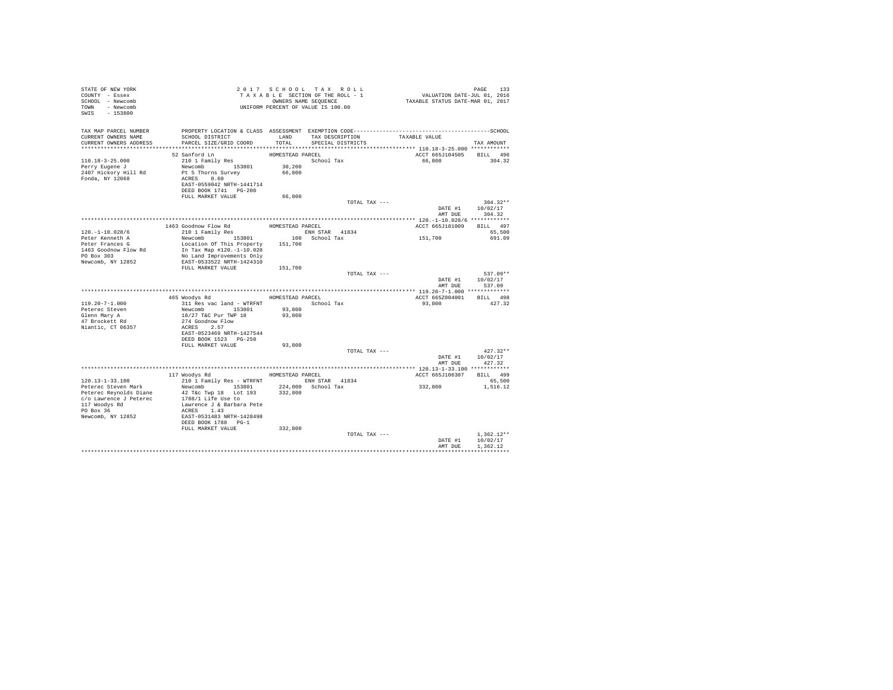STATE OF NEW YORK
COUNTY - Essex
SCHOOL - Newcomb
TOWN - Newcomb
SWIS - 153800

2017 SCHOOL TAX ROLL
TAXABLE SECTION OF THE ROLL - 1
OWNERS NAME SEQUENCE
UNIFORM PERCENT OF VALUE IS 100.00

VALUATION DATE-JUL 01, 2016
TAXABLE STATUS DATE-MAR 01, 2017

| TAX MAP PARCEL NUMBER / CURRENT OWNERS NAME / CURRENT OWNERS ADDRESS | PROPERTY LOCATION & CLASS / SCHOOL DISTRICT / PARCEL SIZE/GRID COORD | ASSESSMENT LAND / TOTAL | EXEMPTION CODE / TAX DESCRIPTION / SPECIAL DISTRICTS | TAXABLE VALUE | TAX AMOUNT |
|---|---|---|---|---|---|
| **110.18-3-25.000** | 52 Sanford Ln | HOMESTEAD PARCEL | | ACCT 665J104505 | BILL 496 |
| 110.18-3-25.000 | 210 1 Family Res | | School Tax | 66,800 | 304.32 |
| Perry Eugene J | Newcomb 153801 | 30,200 | | | |
| 2407 Hickory Hill Rd | Pt 5 Thorns Survey | 66,800 | | | |
| Fonda, NY 12068 | ACRES 0.60 | | | | |
| | EAST-0559042 NRTH-1441714 | | | | |
| | DEED BOOK 1741 PG-200 | | | | |
| | FULL MARKET VALUE | 66,800 | | | |
| | | | TOTAL TAX --- | | 304.32** |
| | | | | DATE #1 | 10/02/17 |
| | | | | AMT DUE | 304.32 |
| **120.-1-10.028/6** | 1463 Goodnow Flow Rd | HOMESTEAD PARCEL | | ACCT 665J181009 | BILL 497 |
| 120.-1-10.028/6 | 210 1 Family Res | | ENH STAR 41834 | | 65,500 |
| Peter Kenneth A | Newcomb 153801 | 100 | School Tax | 151,700 | 691.09 |
| Peter Frances G | Location Of This Property | 151,700 | | | |
| 1463 Goodnow Flow Rd | In Tax Map #120.-1-10.028 | | | | |
| PO Box 303 | No Land Improvements Only | | | | |
| Newcomb, NY 12852 | EAST-0533522 NRTH-1424310 | | | | |
| | FULL MARKET VALUE | 151,700 | | | |
| | | | TOTAL TAX --- | | 537.09** |
| | | | | DATE #1 | 10/02/17 |
| | | | | AMT DUE | 537.09 |
| **119.20-7-1.000** | 465 Woodys Rd | HOMESTEAD PARCEL | | ACCT 665Z004001 | BILL 498 |
| 119.20-7-1.000 | 311 Res vac land - WTRFNT | | School Tax | 93,800 | 427.32 |
| Peterec Steven | Newcomb 153801 | 93,800 | | | |
| Glenn Mary A | 18/27 T&C Pur TWP 18 | 93,800 | | | |
| 47 Brockett Rd | 274 Goodnow Flow | | | | |
| Niantic, CT 06357 | ACRES 2.57 | | | | |
| | EAST-0523469 NRTH-1427544 | | | | |
| | DEED BOOK 1523 PG-250 | | | | |
| | FULL MARKET VALUE | 93,800 | | | |
| | | | TOTAL TAX --- | | 427.32** |
| | | | | DATE #1 | 10/02/17 |
| | | | | AMT DUE | 427.32 |
| **120.13-1-33.100** | 117 Woodys Rd | HOMESTEAD PARCEL | | ACCT 665J106307 | BILL 499 |
| 120.13-1-33.100 | 210 1 Family Res - WTRFNT | | ENH STAR 41834 | | 65,500 |
| Peterec Steven Mark | Newcomb 153801 | 224,000 | School Tax | 332,800 | 1,516.12 |
| Peterec Reynolds Diane | 42 T&c Twp 18 Lot 193 | 332,800 | | | |
| c/o Lawrence J Peterec | 1788/1 Life Use to | | | | |
| 117 Woodys Rd | Lawrence J & Barbara Pete | | | | |
| PO Box 36 | ACRES 1.43 | | | | |
| Newcomb, NY 12852 | EAST-0531483 NRTH-1428498 | | | | |
| | DEED BOOK 1788 PG-1 | | | | |
| | FULL MARKET VALUE | 332,800 | | | |
| | | | TOTAL TAX --- | | 1,362.12** |
| | | | | DATE #1 | 10/02/17 |
| | | | | AMT DUE | 1,362.12 |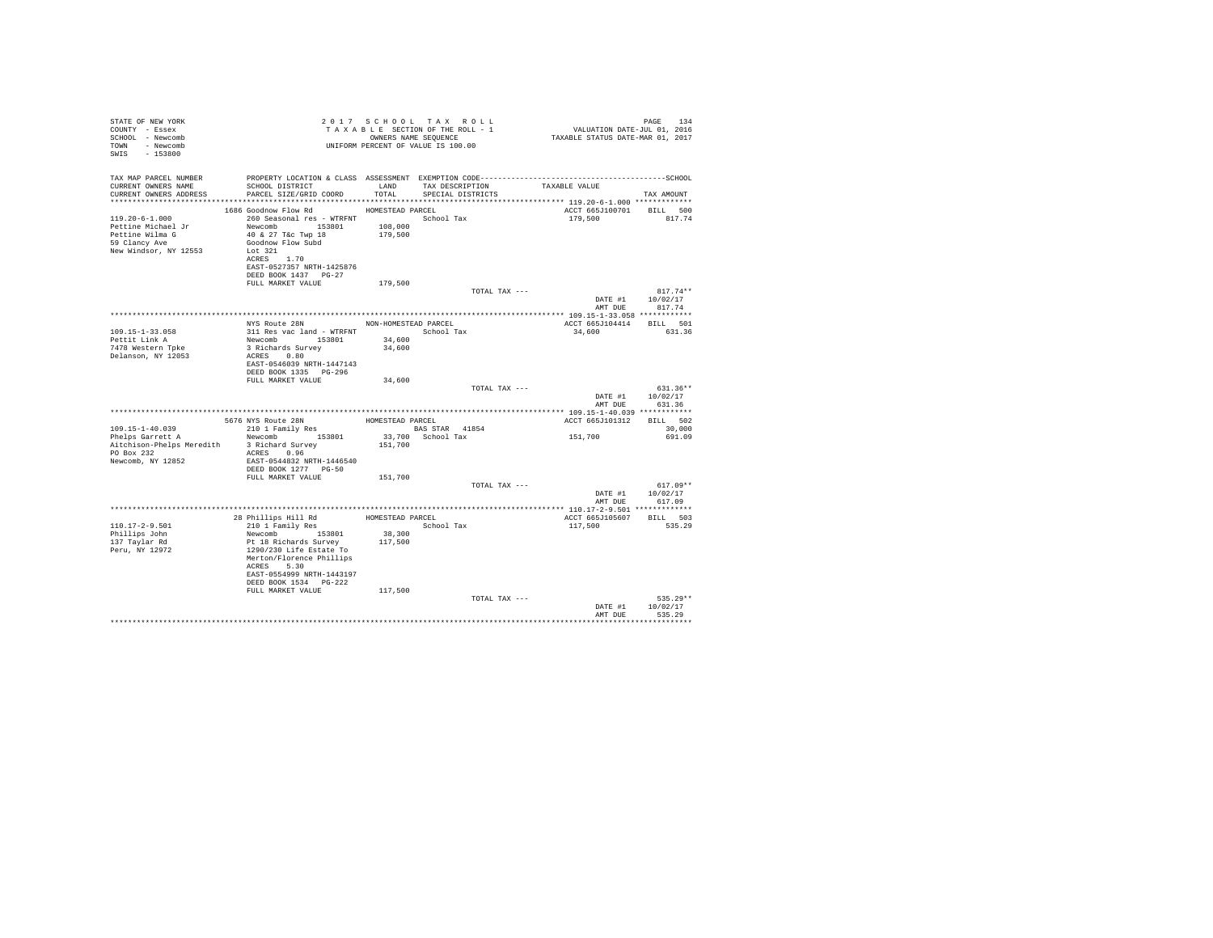STATE OF NEW YORK
COUNTY - Essex
SCHOOL - Newcomb
TOWN - Newcomb
SWIS - 153800

2 0 1 7 S C H O O L T A X R O L L
T A X A B L E SECTION OF THE ROLL - 1
OWNERS NAME SEQUENCE
UNIFORM PERCENT OF VALUE IS 100.00

VALUATION DATE-JUL 01, 2016
TAXABLE STATUS DATE-MAR 01, 2017

| TAX MAP PARCEL NUMBER / CURRENT OWNERS NAME / CURRENT OWNERS ADDRESS | PROPERTY LOCATION & CLASS / SCHOOL DISTRICT / PARCEL SIZE/GRID COORD | ASSESSMENT LAND / TOTAL | EXEMPTION CODE / TAX DESCRIPTION / SPECIAL DISTRICTS | TAXABLE VALUE | TAX AMOUNT |
|---|---|---|---|---|---|
| **119.20-6-1.000** | 1686 Goodnow Flow Rd | HOMESTEAD PARCEL | | ACCT 665J100701 | BILL 500 |
| Pettine Michael Jr | 260 Seasonal res - WTRFNT | | School Tax | 179,500 | 817.74 |
| Pettine Wilma G | Newcomb 153801 | 108,000 | | | |
| 59 Clancy Ave | 40 & 27 T&c Twp 18 | 179,500 | | | |
| New Windsor, NY 12553 | Goodnow Flow Subd | | | | |
| | Lot 321 | | | | |
| | ACRES 1.70 | | | | |
| | EAST-0527357 NRTH-1425876 | | | | |
| | DEED BOOK 1437 PG-27 | | | | |
| | FULL MARKET VALUE | 179,500 | | | |
| | | | TOTAL TAX --- | | 817.74** |
| | | | | DATE #1 | 10/02/17 |
| | | | | AMT DUE | 817.74 |
| **109.15-1-33.058** | NYS Route 28N | NON-HOMESTEAD PARCEL | | ACCT 665J104414 | BILL 501 |
| Pettit Link A | 311 Res vac land - WTRFNT | | School Tax | 34,600 | 631.36 |
| 7478 Western Tpke | Newcomb 153801 | 34,600 | | | |
| Delanson, NY 12053 | 3 Richards Survey | 34,600 | | | |
| | ACRES 0.80 | | | | |
| | EAST-0546039 NRTH-1447143 | | | | |
| | DEED BOOK 1335 PG-296 | | | | |
| | FULL MARKET VALUE | 34,600 | | | |
| | | | TOTAL TAX --- | | 631.36** |
| | | | | DATE #1 | 10/02/17 |
| | | | | AMT DUE | 631.36 |
| **109.15-1-40.039** | 5676 NYS Route 28N | HOMESTEAD PARCEL | | ACCT 665J101312 | BILL 502 |
| Phelps Garrett A | 210 1 Family Res | | BAS STAR 41854 | | 30,000 |
| Aitchison-Phelps Meredith | Newcomb 153801 | 33,700 | School Tax | 151,700 | 691.09 |
| PO Box 232 | 3 Richard Survey | 151,700 | | | |
| Newcomb, NY 12852 | ACRES 0.96 | | | | |
| | EAST-0544832 NRTH-1446540 | | | | |
| | DEED BOOK 1277 PG-50 | | | | |
| | FULL MARKET VALUE | 151,700 | | | |
| | | | TOTAL TAX --- | | 617.09** |
| | | | | DATE #1 | 10/02/17 |
| | | | | AMT DUE | 617.09 |
| **110.17-2-9.501** | 28 Phillips Hill Rd | HOMESTEAD PARCEL | | ACCT 665J105607 | BILL 503 |
| Phillips John | 210 1 Family Res | | School Tax | 117,500 | 535.29 |
| 137 Taylar Rd | Newcomb 153801 | 38,300 | | | |
| Peru, NY 12972 | Pt 18 Richards Survey | 117,500 | | | |
| | 1290/230 Life Estate To | | | | |
| | Merton/Florence Phillips | | | | |
| | ACRES 5.30 | | | | |
| | EAST-0554999 NRTH-1443197 | | | | |
| | DEED BOOK 1534 PG-222 | | | | |
| | FULL MARKET VALUE | 117,500 | | | |
| | | | TOTAL TAX --- | | 535.29** |
| | | | | DATE #1 | 10/02/17 |
| | | | | AMT DUE | 535.29 |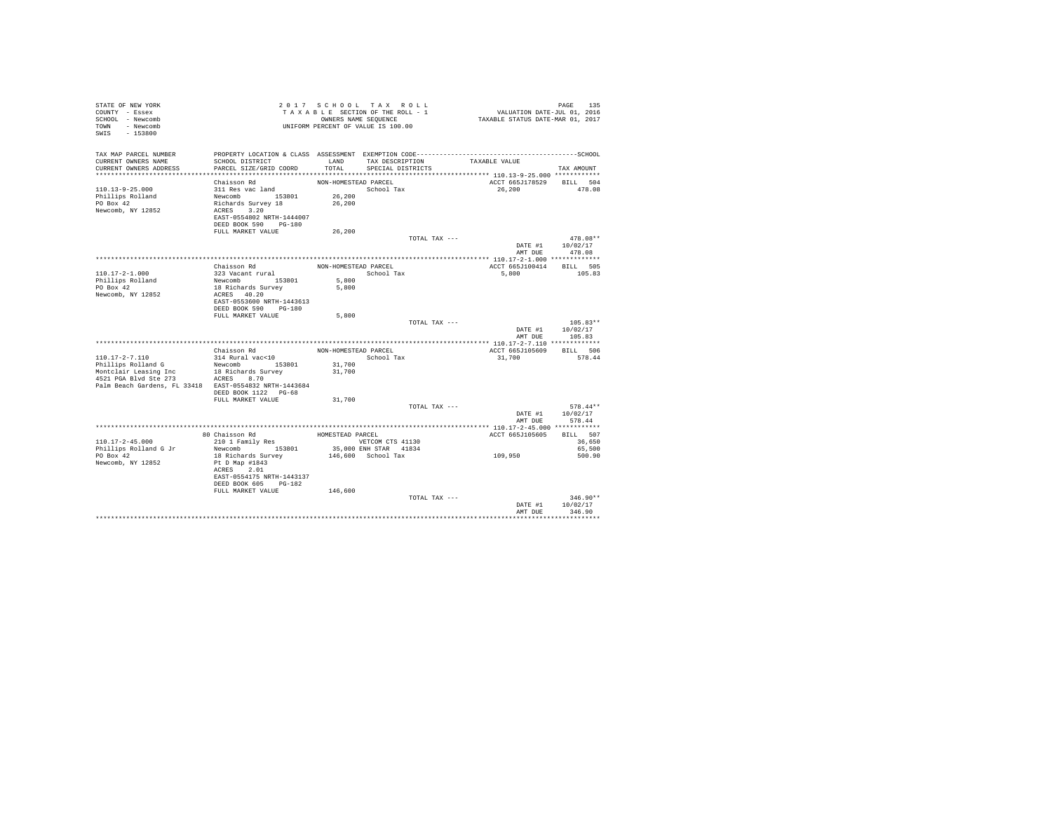STATE OF NEW YORK
COUNTY - Essex
SCHOOL - Newcomb
TOWN - Newcomb
SWIS - 153800

2017 SCHOOL TAX ROLL
TAXABLE SECTION OF THE ROLL - 1
OWNERS NAME SEQUENCE
UNIFORM PERCENT OF VALUE IS 100.00

VALUATION DATE-JUL 01, 2016
TAXABLE STATUS DATE-MAR 01, 2017

| TAX MAP PARCEL NUMBER / CURRENT OWNERS NAME / CURRENT OWNERS ADDRESS | PROPERTY LOCATION & CLASS / SCHOOL DISTRICT / PARCEL SIZE/GRID COORD | ASSESSMENT LAND / TOTAL | EXEMPTION CODE / TAX DESCRIPTION / SPECIAL DISTRICTS | TAXABLE VALUE | TAX AMOUNT |
|---|---|---|---|---|---|
| **110.13-9-25.000** | Chaisson Rd | NON-HOMESTEAD PARCEL | | ACCT 665J178529 | BILL 504 |
| Phillips Rolland | 311 Res vac land | | School Tax | 26,200 | 478.08 |
| PO Box 42 | Newcomb 153801 | 26,200 | | | |
| Newcomb, NY 12852 | Richards Survey 18 | 26,200 | | | |
| | ACRES 3.20 | | | | |
| | EAST-0554802 NRTH-1444007 | | | | |
| | DEED BOOK 590 PG-180 | | | | |
| | FULL MARKET VALUE | 26,200 | | | |
| | | | TOTAL TAX --- | | 478.08** |
| | | | | DATE #1 | 10/02/17 |
| | | | | AMT DUE | 478.08 |
| **110.17-2-1.000** | Chaisson Rd | NON-HOMESTEAD PARCEL | | ACCT 665J100414 | BILL 505 |
| Phillips Rolland | 323 Vacant rural | | School Tax | 5,800 | 105.83 |
| PO Box 42 | Newcomb 153801 | 5,800 | | | |
| Newcomb, NY 12852 | 18 Richards Survey | 5,800 | | | |
| | ACRES 40.20 | | | | |
| | EAST-0553600 NRTH-1443613 | | | | |
| | DEED BOOK 590 PG-180 | | | | |
| | FULL MARKET VALUE | 5,800 | | | |
| | | | TOTAL TAX --- | | 105.83** |
| | | | | DATE #1 | 10/02/17 |
| | | | | AMT DUE | 105.83 |
| **110.17-2-7.110** | Chaisson Rd | NON-HOMESTEAD PARCEL | | ACCT 665J105609 | BILL 506 |
| Phillips Rolland G | 314 Rural vac<10 | | School Tax | 31,700 | 578.44 |
| Montclair Leasing Inc | Newcomb 153801 | 31,700 | | | |
| 4521 PGA Blvd Ste 273 | 18 Richards Survey | 31,700 | | | |
| Palm Beach Gardens, FL 33418 | ACRES 8.70 | | | | |
| | EAST-0554832 NRTH-1443684 | | | | |
| | DEED BOOK 1122 PG-68 | | | | |
| | FULL MARKET VALUE | 31,700 | | | |
| | | | TOTAL TAX --- | | 578.44** |
| | | | | DATE #1 | 10/02/17 |
| | | | | AMT DUE | 578.44 |
| **110.17-2-45.000** | 80 Chaisson Rd | HOMESTEAD PARCEL | | ACCT 665J105605 | BILL 507 |
| Phillips Rolland G Jr | 210 1 Family Res | | VETCOM CTS 41130 | | 36,650 |
| PO Box 42 | Newcomb 153801 | 35,000 | ENH STAR 41834 | | 65,500 |
| Newcomb, NY 12852 | 18 Richards Survey | 146,600 | School Tax | 109,950 | 500.90 |
| | Pt D Map #1843 | | | | |
| | ACRES 2.01 | | | | |
| | EAST-0554175 NRTH-1443137 | | | | |
| | DEED BOOK 605 PG-182 | | | | |
| | FULL MARKET VALUE | 146,600 | | | |
| | | | TOTAL TAX --- | | 346.90** |
| | | | | DATE #1 | 10/02/17 |
| | | | | AMT DUE | 346.90 |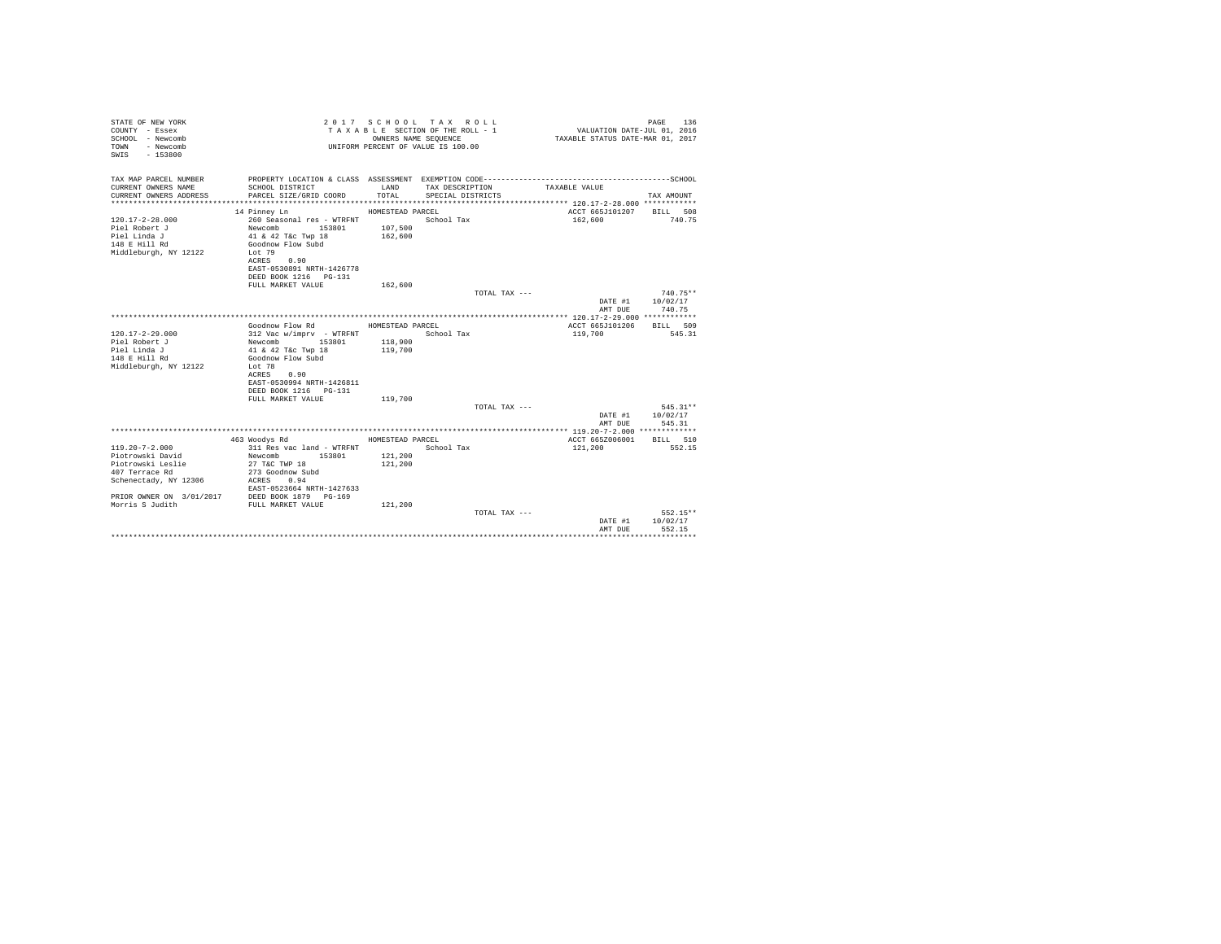STATE OF NEW YORK
COUNTY - Essex
SCHOOL - Newcomb
TOWN - Newcomb
SWIS - 153800

2 0 1 7 S C H O O L T A X R O L L
T A X A B L E SECTION OF THE ROLL - 1
OWNERS NAME SEQUENCE
UNIFORM PERCENT OF VALUE IS 100.00

VALUATION DATE-JUL 01, 2016
TAXABLE STATUS DATE-MAR 01, 2017

```
TAX MAP PARCEL NUMBER     PROPERTY LOCATION & CLASS  ASSESSMENT  EXEMPTION CODE-----------------------------------------SCHOOL
CURRENT OWNERS NAME       SCHOOL DISTRICT              LAND      TAX DESCRIPTION           TAXABLE VALUE
CURRENT OWNERS ADDRESS    PARCEL SIZE/GRID COORD      TOTAL      SPECIAL DISTRICTS                                  TAX AMOUNT
************************************************************************************************** 120.17-2-28.000 ************
                          14 Pinney Ln                HOMESTEAD PARCEL                        ACCT 665J101207    BILL  508
120.17-2-28.000           260 Seasonal res - WTRFNT              School Tax                    162,600             740.75
Piel Robert J             Newcomb         153801      107,500
Piel Linda J              41 & 42 T&c Twp 18          162,600
148 E Hill Rd             Goodnow Flow Subd
Middleburgh, NY 12122     Lot 79
                          ACRES    0.90
                          EAST-0530891 NRTH-1426778
                          DEED BOOK 1216   PG-131
                          FULL MARKET VALUE           162,600
                                                                 TOTAL TAX ---                                    740.75**
                                                                                              DATE #1      10/02/17
                                                                                              AMT DUE        740.75
************************************************************************************************** 120.17-2-29.000 ************
                          Goodnow Flow Rd             HOMESTEAD PARCEL                        ACCT 665J101206    BILL  509
120.17-2-29.000           312 Vac w/imprv  - WTRFNT              School Tax                    119,700             545.31
Piel Robert J             Newcomb         153801      118,900
Piel Linda J              41 & 42 T&c Twp 18          119,700
148 E Hill Rd             Goodnow Flow Subd
Middleburgh, NY 12122     Lot 78
                          ACRES    0.90
                          EAST-0530994 NRTH-1426811
                          DEED BOOK 1216   PG-131
                          FULL MARKET VALUE           119,700
                                                                 TOTAL TAX ---                                    545.31**
                                                                                              DATE #1      10/02/17
                                                                                              AMT DUE        545.31
************************************************************************************************** 119.20-7-2.000 *************
                          463 Woodys Rd               HOMESTEAD PARCEL                        ACCT 665Z006001    BILL  510
119.20-7-2.000            311 Res vac land - WTRFNT              School Tax                    121,200             552.15
Piotrowski David          Newcomb         153801      121,200
Piotrowski Leslie         27 T&C TWP 18               121,200
407 Terrace Rd            273 Goodnow Subd
Schenectady, NY 12306     ACRES    0.94
                          EAST-0523664 NRTH-1427633
PRIOR OWNER ON 3/01/2017  DEED BOOK 1879   PG-169
Morris S Judith           FULL MARKET VALUE           121,200
                                                                 TOTAL TAX ---                                    552.15**
                                                                                              DATE #1      10/02/17
                                                                                              AMT DUE        552.15
********************************************************************************************************************************
```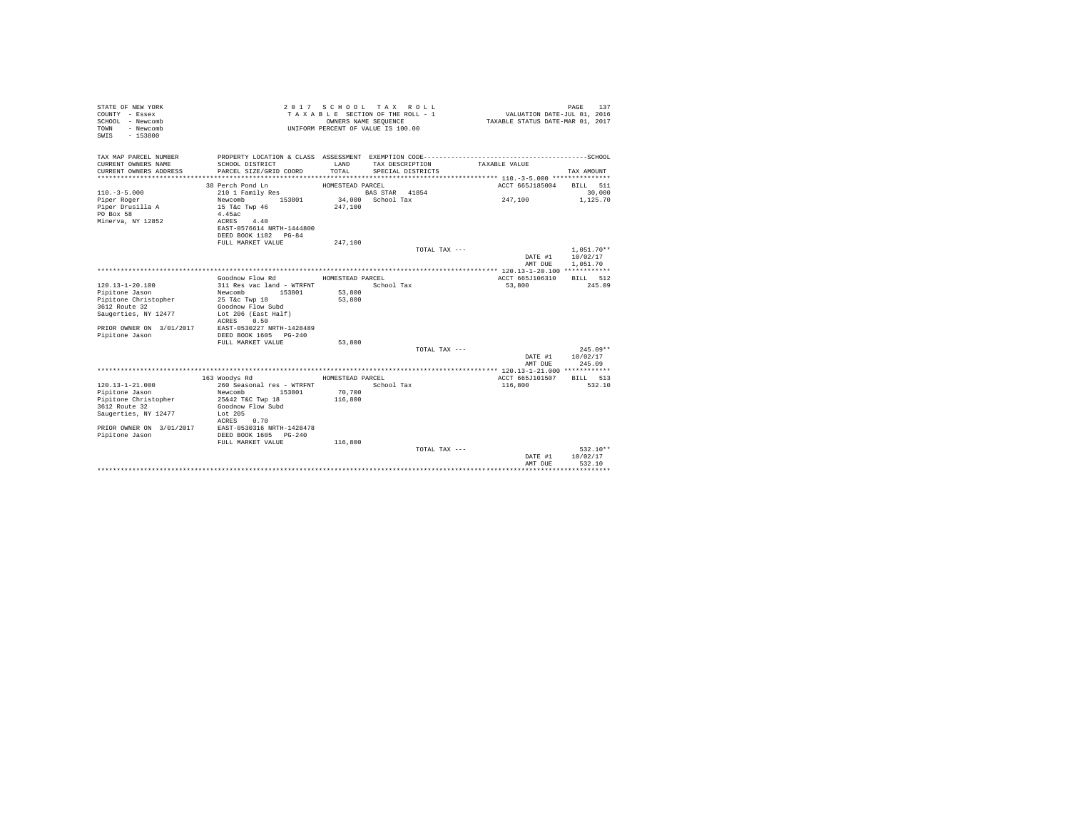STATE OF NEW YORK
COUNTY - Essex
SCHOOL - Newcomb
TOWN - Newcomb
SWIS - 153800

2 0 1 7 S C H O O L T A X R O L L
T A X A B L E SECTION OF THE ROLL - 1
OWNERS NAME SEQUENCE
UNIFORM PERCENT OF VALUE IS 100.00

VALUATION DATE-JUL 01, 2016
TAXABLE STATUS DATE-MAR 01, 2017

| TAX MAP PARCEL NUMBER / CURRENT OWNERS NAME / CURRENT OWNERS ADDRESS | PROPERTY LOCATION & CLASS / SCHOOL DISTRICT / PARCEL SIZE/GRID COORD | ASSESSMENT LAND / TOTAL | EXEMPTION CODE / TAX DESCRIPTION / SPECIAL DISTRICTS | TAXABLE VALUE | SCHOOL TAX AMOUNT |
|---|---|---|---|---|---|
| **110.-3-5.000** | 38 Perch Pond Ln — HOMESTEAD PARCEL | | | ACCT 665J185004 | BILL 511 |
| 110.-3-5.000 | 210 1 Family Res | | BAS STAR 41854 | | 30,000 |
| Piper Roger | Newcomb 153801 | 34,000 | School Tax | 247,100 | 1,125.70 |
| Piper Drusilla A | 15 T&c Twp 46 | 247,100 | | | |
| PO Box 58 | 4.45ac | | | | |
| Minerva, NY 12852 | ACRES 4.40 | | | | |
| | EAST-0576614 NRTH-1444800 | | | | |
| | DEED BOOK 1182 PG-84 | | | | |
| | FULL MARKET VALUE | 247,100 | | | |
| | | | TOTAL TAX --- | | 1,051.70** |
| | | | | DATE #1 | 10/02/17 |
| | | | | AMT DUE | 1,051.70 |
| **120.13-1-20.100** | Goodnow Flow Rd — HOMESTEAD PARCEL | | | ACCT 665J106310 | BILL 512 |
| 120.13-1-20.100 | 311 Res vac land - WTRFNT | | School Tax | 53,800 | 245.09 |
| Pipitone Jason | Newcomb 153801 | 53,800 | | | |
| Pipitone Christopher | 25 T&c Twp 18 | 53,800 | | | |
| 3612 Route 32 | Goodnow Flow Subd | | | | |
| Saugerties, NY 12477 | Lot 206 (East Half) | | | | |
| | ACRES 0.50 | | | | |
| PRIOR OWNER ON 3/01/2017 | EAST-0530227 NRTH-1428489 | | | | |
| Pipitone Jason | DEED BOOK 1605 PG-240 | | | | |
| | FULL MARKET VALUE | 53,800 | | | |
| | | | TOTAL TAX --- | | 245.09** |
| | | | | DATE #1 | 10/02/17 |
| | | | | AMT DUE | 245.09 |
| **120.13-1-21.000** | 163 Woodys Rd — HOMESTEAD PARCEL | | | ACCT 665J101507 | BILL 513 |
| 120.13-1-21.000 | 260 Seasonal res - WTRFNT | | School Tax | 116,800 | 532.10 |
| Pipitone Jason | Newcomb 153801 | 70,700 | | | |
| Pipitone Christopher | 25&42 T&C Twp 18 | 116,800 | | | |
| 3612 Route 32 | Goodnow Flow Subd | | | | |
| Saugerties, NY 12477 | Lot 205 | | | | |
| | ACRES 0.70 | | | | |
| PRIOR OWNER ON 3/01/2017 | EAST-0530316 NRTH-1428478 | | | | |
| Pipitone Jason | DEED BOOK 1605 PG-240 | | | | |
| | FULL MARKET VALUE | 116,800 | | | |
| | | | TOTAL TAX --- | | 532.10** |
| | | | | DATE #1 | 10/02/17 |
| | | | | AMT DUE | 532.10 |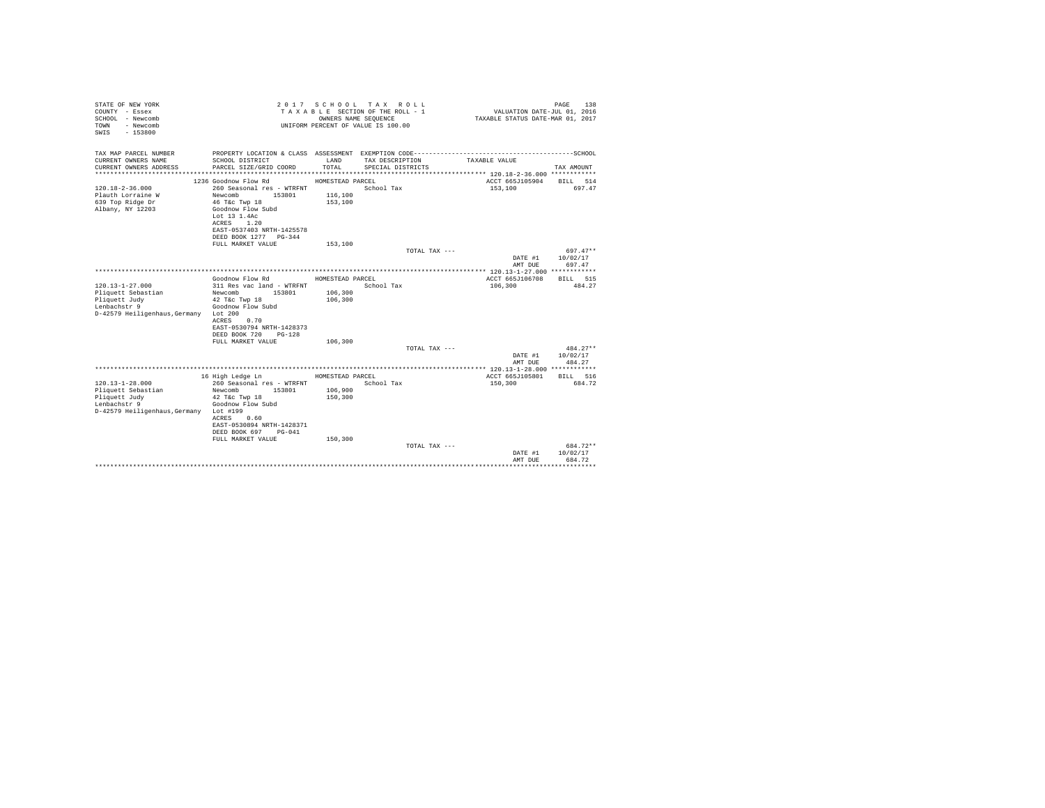```
STATE OF NEW YORK                          2 0 1 7   S C H O O L   T A X   R O L L                              PAGE   138
COUNTY  - Essex                            T A X A B L E  SECTION OF THE ROLL - 1                VALUATION DATE-JUL 01, 2016
SCHOOL  - Newcomb                                 OWNERS NAME SEQUENCE                        TAXABLE STATUS DATE-MAR 01, 2017
TOWN    - Newcomb                          UNIFORM PERCENT OF VALUE IS 100.00
SWIS    - 153800

TAX MAP PARCEL NUMBER          PROPERTY LOCATION & CLASS  ASSESSMENT  EXEMPTION CODE------------------------------------------------SCHOOL
CURRENT OWNERS NAME            SCHOOL DISTRICT              LAND      TAX DESCRIPTION            TAXABLE VALUE
CURRENT OWNERS ADDRESS         PARCEL SIZE/GRID COORD       TOTAL     SPECIAL DISTRICTS                                      TAX AMOUNT
******************************************************************************************************** 120.18-2-36.000 ************
                          1236 Goodnow Flow Rd             HOMESTEAD PARCEL                             ACCT 665J105904    BILL  514
120.18-2-36.000                260 Seasonal res - WTRFNT              School Tax                        153,100              697.47
Plauth Lorraine W              Newcomb       153801       116,100
639 Top Ridge Dr               46 T&c Twp 18              153,100
Albany, NY 12203               Goodnow Flow Subd
                               Lot 13 1.4Ac
                               ACRES    1.20
                               EAST-0537403 NRTH-1425578
                               DEED BOOK 1277   PG-344
                               FULL MARKET VALUE          153,100
                                                                             TOTAL TAX ---                                  697.47**
                                                                                                         DATE #1       10/02/17
                                                                                                         AMT DUE          697.47
******************************************************************************************************** 120.13-1-27.000 ************
                               Goodnow Flow Rd             HOMESTEAD PARCEL                             ACCT 665J106708    BILL  515
120.13-1-27.000                311 Res vac land - WTRFNT              School Tax                        106,300              484.27
Pliquett Sebastian             Newcomb       153801       106,300
Pliquett Judy                  42 T&c Twp 18              106,300
Lenbachstr 9                   Goodnow Flow Subd
D-42579 Heiligenhaus,Germany   Lot 200
                               ACRES    0.70
                               EAST-0530794 NRTH-1428373
                               DEED BOOK 720    PG-128
                               FULL MARKET VALUE          106,300
                                                                             TOTAL TAX ---                                  484.27**
                                                                                                         DATE #1       10/02/17
                                                                                                         AMT DUE          484.27
******************************************************************************************************** 120.13-1-28.000 ************
                            16 High Ledge Ln               HOMESTEAD PARCEL                             ACCT 665J105801    BILL  516
120.13-1-28.000                260 Seasonal res - WTRFNT              School Tax                        150,300              684.72
Pliquett Sebastian             Newcomb       153801       106,900
Pliquett Judy                  42 T&c Twp 18              150,300
Lenbachstr 9                   Goodnow Flow Subd
D-42579 Heiligenhaus,Germany   Lot #199
                               ACRES    0.60
                               EAST-0530894 NRTH-1428371
                               DEED BOOK 697    PG-041
                               FULL MARKET VALUE          150,300
                                                                             TOTAL TAX ---                                  684.72**
                                                                                                         DATE #1       10/02/17
                                                                                                         AMT DUE          684.72
************************************************************************************************************************************
```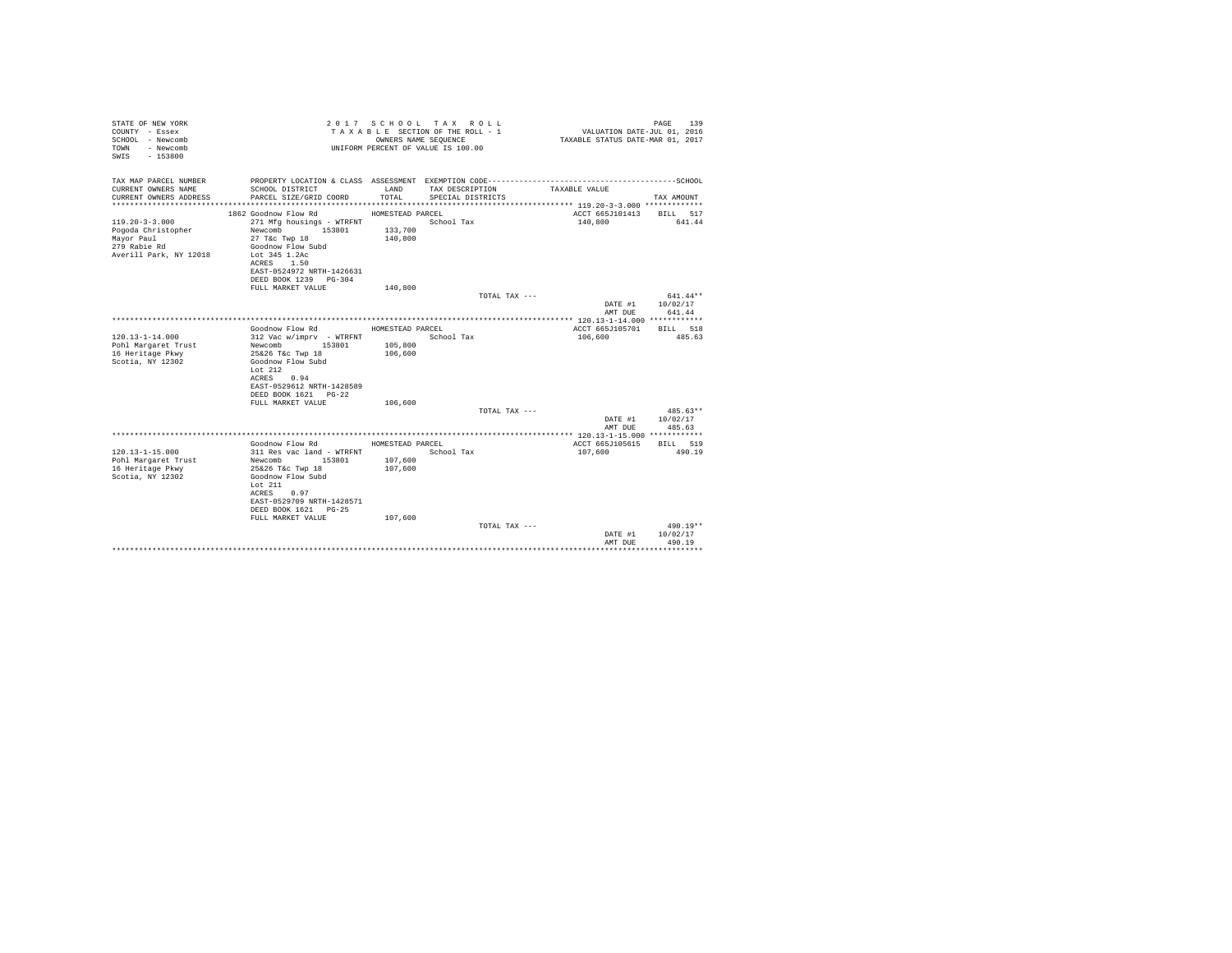STATE OF NEW YORK
COUNTY - Essex
SCHOOL - Newcomb
TOWN - Newcomb
SWIS - 153800

2017 SCHOOL TAX ROLL
TAXABLE SECTION OF THE ROLL - 1
OWNERS NAME SEQUENCE
UNIFORM PERCENT OF VALUE IS 100.00

VALUATION DATE-JUL 01, 2016
TAXABLE STATUS DATE-MAR 01, 2017

| TAX MAP PARCEL NUMBER / CURRENT OWNERS NAME / CURRENT OWNERS ADDRESS | PROPERTY LOCATION & CLASS / SCHOOL DISTRICT / PARCEL SIZE/GRID COORD | ASSESSMENT LAND / TOTAL | EXEMPTION CODE / TAX DESCRIPTION / SPECIAL DISTRICTS | TAXABLE VALUE | SCHOOL TAX AMOUNT |
|---|---|---|---|---|---|
| **119.20-3-3.000** | 1862 Goodnow Flow Rd | HOMESTEAD PARCEL | | ACCT 665J101413 | BILL 517 |
| 119.20-3-3.000 | 271 Mfg housings - WTRFNT | | School Tax | 140,800 | 641.44 |
| Pogoda Christopher | Newcomb 153801 | 133,700 | | | |
| Mayor Paul | 27 T&c Twp 18 | 140,800 | | | |
| 279 Rabie Rd | Goodnow Flow Subd | | | | |
| Averill Park, NY 12018 | Lot 345 1.2Ac | | | | |
| | ACRES 1.50 | | | | |
| | EAST-0524972 NRTH-1426631 | | | | |
| | DEED BOOK 1239 PG-304 | | | | |
| | FULL MARKET VALUE | 140,800 | | | |
| | | | TOTAL TAX --- | | 641.44** |
| | | | | DATE #1 | 10/02/17 |
| | | | | AMT DUE | 641.44 |
| **120.13-1-14.000** | Goodnow Flow Rd | HOMESTEAD PARCEL | | ACCT 665J105701 | BILL 518 |
| 120.13-1-14.000 | 312 Vac w/imprv - WTRFNT | | School Tax | 106,600 | 485.63 |
| Pohl Margaret Trust | Newcomb 153801 | 105,800 | | | |
| 16 Heritage Pkwy | 25&26 T&c Twp 18 | 106,600 | | | |
| Scotia, NY 12302 | Goodnow Flow Subd | | | | |
| | Lot 212 | | | | |
| | ACRES 0.94 | | | | |
| | EAST-0529612 NRTH-1428589 | | | | |
| | DEED BOOK 1621 PG-22 | | | | |
| | FULL MARKET VALUE | 106,600 | | | |
| | | | TOTAL TAX --- | | 485.63** |
| | | | | DATE #1 | 10/02/17 |
| | | | | AMT DUE | 485.63 |
| **120.13-1-15.000** | Goodnow Flow Rd | HOMESTEAD PARCEL | | ACCT 665J105615 | BILL 519 |
| 120.13-1-15.000 | 311 Res vac land - WTRFNT | | School Tax | 107,600 | 490.19 |
| Pohl Margaret Trust | Newcomb 153801 | 107,600 | | | |
| 16 Heritage Pkwy | 25&26 T&c Twp 18 | 107,600 | | | |
| Scotia, NY 12302 | Goodnow Flow Subd | | | | |
| | Lot 211 | | | | |
| | ACRES 0.97 | | | | |
| | EAST-0529709 NRTH-1428571 | | | | |
| | DEED BOOK 1621 PG-25 | | | | |
| | FULL MARKET VALUE | 107,600 | | | |
| | | | TOTAL TAX --- | | 490.19** |
| | | | | DATE #1 | 10/02/17 |
| | | | | AMT DUE | 490.19 |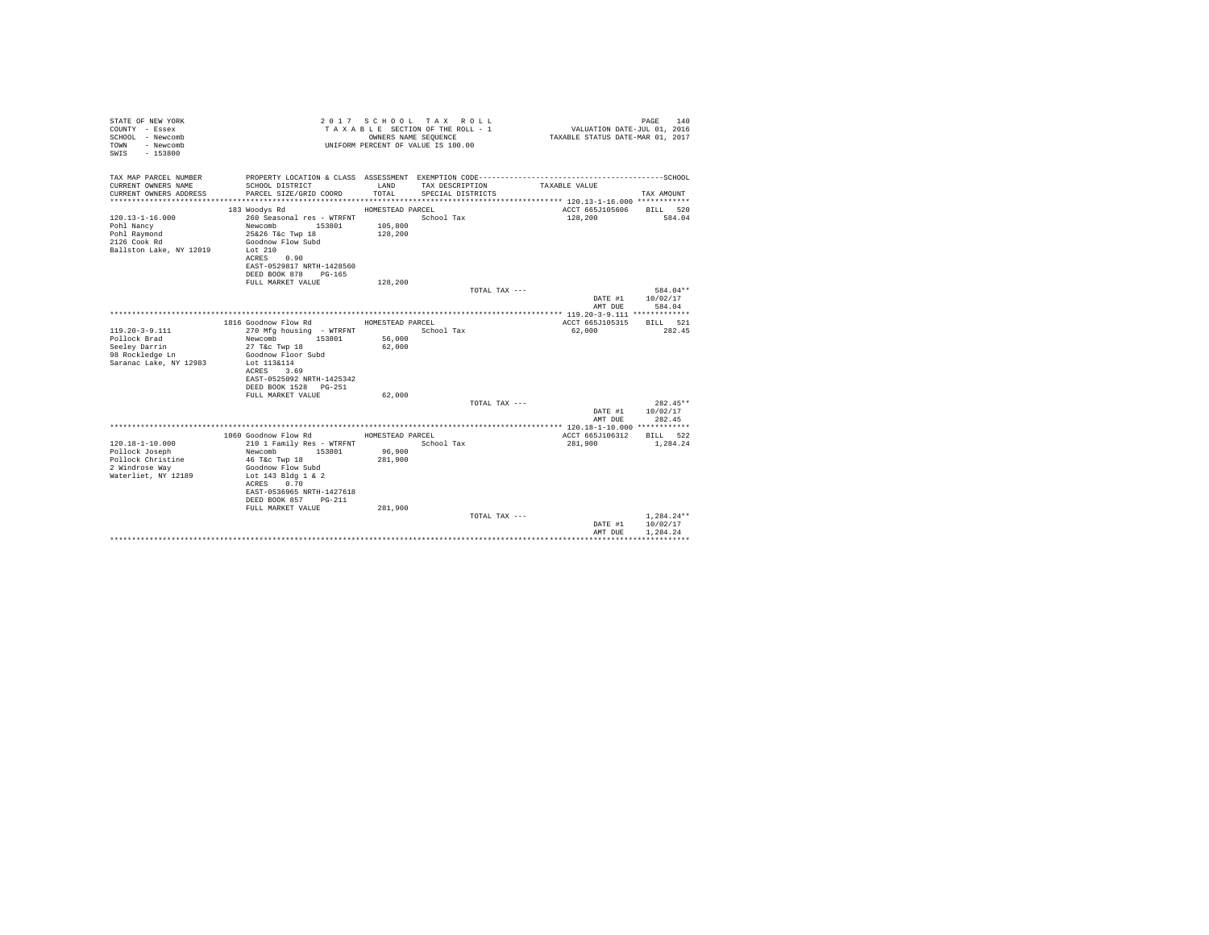STATE OF NEW YORK
COUNTY - Essex
SCHOOL - Newcomb
TOWN - Newcomb
SWIS - 153800

2 0 1 7 S C H O O L T A X R O L L
T A X A B L E SECTION OF THE ROLL - 1
OWNERS NAME SEQUENCE
UNIFORM PERCENT OF VALUE IS 100.00

VALUATION DATE-JUL 01, 2016
TAXABLE STATUS DATE-MAR 01, 2017

| TAX MAP PARCEL NUMBER / CURRENT OWNERS NAME / CURRENT OWNERS ADDRESS | PROPERTY LOCATION & CLASS / SCHOOL DISTRICT / PARCEL SIZE/GRID COORD | ASSESSMENT LAND / TOTAL | EXEMPTION CODE / TAX DESCRIPTION / SPECIAL DISTRICTS | TAXABLE VALUE | TAX AMOUNT |
|---|---|---|---|---|---|
| 120.13-1-16.000 | 183 Woodys Rd | HOMESTEAD PARCEL | | ACCT 665J105606 | BILL 520 |
| | 260 Seasonal res - WTRFNT | | School Tax | 128,200 | 584.04 |
| Pohl Nancy | Newcomb 153801 | 105,800 | | | |
| Pohl Raymond | 25&26 T&c Twp 18 | 128,200 | | | |
| 2126 Cook Rd | Goodnow Flow Subd | | | | |
| Ballston Lake, NY 12019 | Lot 210 | | | | |
| | ACRES 0.90 | | | | |
| | EAST-0529817 NRTH-1428560 | | | | |
| | DEED BOOK 878 PG-165 | | | | |
| | FULL MARKET VALUE | 128,200 | | | |
| | | | TOTAL TAX --- | | 584.04** |
| | | | | DATE #1 | 10/02/17 |
| | | | | AMT DUE | 584.04 |
| 119.20-3-9.111 | 1816 Goodnow Flow Rd | HOMESTEAD PARCEL | | ACCT 665J105315 | BILL 521 |
| | 270 Mfg housing - WTRFNT | | School Tax | 62,000 | 282.45 |
| Pollock Brad | Newcomb 153801 | 56,000 | | | |
| Seeley Darrin | 27 T&c Twp 18 | 62,000 | | | |
| 98 Rockledge Ln | Goodnow Floor Subd | | | | |
| Saranac Lake, NY 12983 | Lot 113&114 | | | | |
| | ACRES 3.69 | | | | |
| | EAST-0525092 NRTH-1425342 | | | | |
| | DEED BOOK 1528 PG-251 | | | | |
| | FULL MARKET VALUE | 62,000 | | | |
| | | | TOTAL TAX --- | | 282.45** |
| | | | | DATE #1 | 10/02/17 |
| | | | | AMT DUE | 282.45 |
| 120.18-1-10.000 | 1060 Goodnow Flow Rd | HOMESTEAD PARCEL | | ACCT 665J106312 | BILL 522 |
| | 210 1 Family Res - WTRFNT | | School Tax | 281,900 | 1,284.24 |
| Pollock Joseph | Newcomb 153801 | 96,900 | | | |
| Pollock Christine | 46 T&c Twp 18 | 281,900 | | | |
| 2 Windrose Way | Goodnow Flow Subd | | | | |
| Waterliet, NY 12189 | Lot 143 Bldg 1 & 2 | | | | |
| | ACRES 0.70 | | | | |
| | EAST-0536965 NRTH-1427618 | | | | |
| | DEED BOOK 857 PG-211 | | | | |
| | FULL MARKET VALUE | 281,900 | | | |
| | | | TOTAL TAX --- | | 1,284.24** |
| | | | | DATE #1 | 10/02/17 |
| | | | | AMT DUE | 1,284.24 |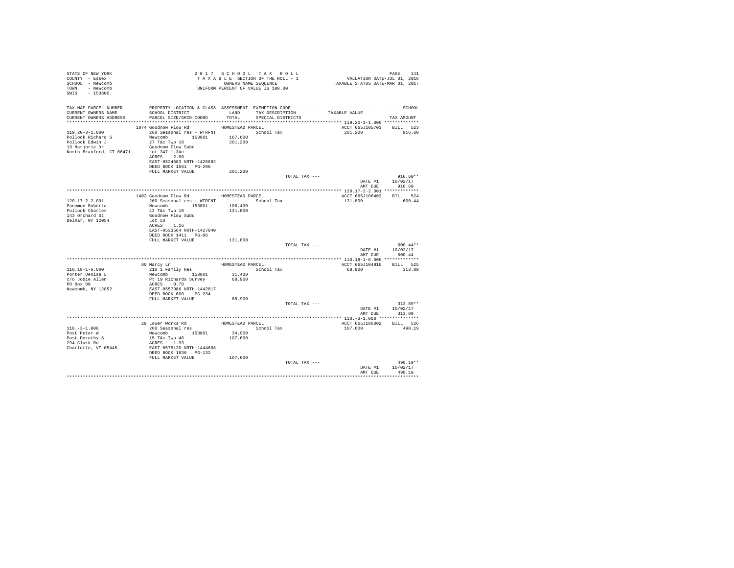STATE OF NEW YORK
COUNTY - Essex
SCHOOL - Newcomb
TOWN - Newcomb
SWIS - 153800

2 0 1 7 S C H O O L T A X R O L L
T A X A B L E SECTION OF THE ROLL - 1
OWNERS NAME SEQUENCE
UNIFORM PERCENT OF VALUE IS 100.00

VALUATION DATE-JUL 01, 2016
TAXABLE STATUS DATE-MAR 01, 2017

| TAX MAP PARCEL NUMBER / CURRENT OWNERS NAME / CURRENT OWNERS ADDRESS | PROPERTY LOCATION & CLASS / SCHOOL DISTRICT / PARCEL SIZE/GRID COORD | ASSESSMENT LAND / TOTAL | EXEMPTION CODE / TAX DESCRIPTION / SPECIAL DISTRICTS | TAXABLE VALUE | TAX AMOUNT |
|---|---|---|---|---|---|
| **119.20-3-1.000** | 1874 Goodnow Flow Rd | HOMESTEAD PARCEL | | ACCT 665J105703 | BILL 523 |
| 119.20-3-1.000 | 260 Seasonal res - WTRFNT | | School Tax | 201,200 | 916.60 |
| Pollock Richard S | Newcomb 153801 | 167,600 | | | |
| Pollock Edwin J | 27 T&c Twp 18 | 201,200 | | | |
| 19 Marjorie Dr | Goodnow Flow Subd | | | | |
| North Branford, CT 06471 | Lot 347 1.3Ac | | | | |
| | ACRES 2.00 | | | | |
| | EAST-0524683 NRTH-1426682 | | | | |
| | DEED BOOK 1561 PG-296 | | | | |
| | FULL MARKET VALUE | 201,200 | | | |
| | | | TOTAL TAX --- | | 916.60** |
| | | | | DATE #1 | 10/02/17 |
| | | | | AMT DUE | 916.60 |
| **120.17-2-2.001** | 1402 Goodnow Flow Rd | HOMESTEAD PARCEL | | ACCT 665J106403 | BILL 524 |
| 120.17-2-2.001 | 260 Seasonal res - WTRFNT | | School Tax | 131,800 | 600.44 |
| Ponemon Roberta | Newcomb 153801 | 106,400 | | | |
| Pollock Charles | 42 T&c Twp 18 | 131,800 | | | |
| 143 Orchard St | Goodnow Flow Subd | | | | |
| Delmar, NY 12054 | Lot 53 | | | | |
| | ACRES 1.16 | | | | |
| | EAST-0533564 NRTH-1427040 | | | | |
| | DEED BOOK 1411 PG-86 | | | | |
| | FULL MARKET VALUE | 131,800 | | | |
| | | | TOTAL TAX --- | | 600.44** |
| | | | | DATE #1 | 10/02/17 |
| | | | | AMT DUE | 600.44 |
| **110.18-1-6.000** | 80 Marcy Ln | HOMESTEAD PARCEL | | ACCT 665J104810 | BILL 525 |
| 110.18-1-6.000 | 210 1 Family Res | | School Tax | 68,900 | 313.89 |
| Porter Denise L | Newcomb 153801 | 31,400 | | | |
| c/o Jodie Allen | Pt 19 Richards Survey | 68,900 | | | |
| PO Box 80 | ACRES 0.70 | | | | |
| Newcomb, NY 12852 | EAST-0557986 NRTH-1442817 | | | | |
| | DEED BOOK 600 PG-234 | | | | |
| | FULL MARKET VALUE | 68,900 | | | |
| | | | TOTAL TAX --- | | 313.89** |
| | | | | DATE #1 | 10/02/17 |
| | | | | AMT DUE | 313.89 |
| **110.-3-1.000** | 29 Lower Works Rd | HOMESTEAD PARCEL | | ACCT 665J186002 | BILL 526 |
| 110.-3-1.000 | 260 Seasonal res | | School Tax | 107,600 | 490.19 |
| Post Peter W | Newcomb 153801 | 34,900 | | | |
| Post Dorothy S | 15 T&c Twp 46 | 107,600 | | | |
| 294 Clark Rd | ACRES 1.93 | | | | |
| Charlotte, VT 05445 | EAST-0575120 NRTH-1444608 | | | | |
| | DEED BOOK 1636 PG-132 | | | | |
| | FULL MARKET VALUE | 107,600 | | | |
| | | | TOTAL TAX --- | | 490.19** |
| | | | | DATE #1 | 10/02/17 |
| | | | | AMT DUE | 490.19 |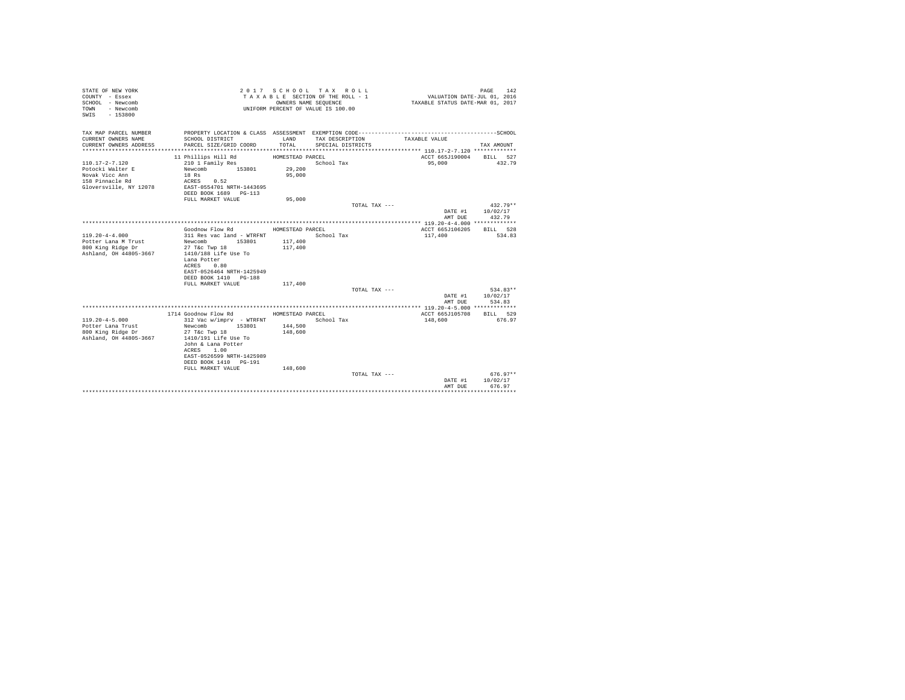STATE OF NEW YORK
COUNTY - Essex
SCHOOL - Newcomb
TOWN - Newcomb
SWIS - 153800

2 0 1 7 S C H O O L T A X R O L L
T A X A B L E SECTION OF THE ROLL - 1
OWNERS NAME SEQUENCE
UNIFORM PERCENT OF VALUE IS 100.00

VALUATION DATE-JUL 01, 2016
TAXABLE STATUS DATE-MAR 01, 2017

| TAX MAP PARCEL NUMBER / CURRENT OWNERS NAME / CURRENT OWNERS ADDRESS | PROPERTY LOCATION & CLASS / SCHOOL DISTRICT / PARCEL SIZE/GRID COORD | ASSESSMENT LAND / TOTAL | EXEMPTION CODE / TAX DESCRIPTION / SPECIAL DISTRICTS | TAXABLE VALUE | TAX AMOUNT |
|---|---|---|---|---|---|
| 110.17-2-7.120 | 11 Phillips Hill Rd | HOMESTEAD PARCEL | | ACCT 665J190004 | BILL 527 |
| Potocki Walter E | 210 1 Family Res | | School Tax | 95,000 | 432.79 |
| Novak Vicc Ann | Newcomb 153801 | 29,200 | | | |
| 158 Pinnacle Rd | 18 Rs | 95,000 | | | |
| Gloversville, NY 12078 | ACRES 0.52 | | | | |
| | EAST-0554701 NRTH-1443695 | | | | |
| | DEED BOOK 1689 PG-113 | | | | |
| | FULL MARKET VALUE | 95,000 | | | |
| | | | TOTAL TAX --- | | 432.79** |
| | | | | DATE #1 | 10/02/17 |
| | | | | AMT DUE | 432.79 |
| 119.20-4-4.000 | Goodnow Flow Rd | HOMESTEAD PARCEL | | ACCT 665J106205 | BILL 528 |
| Potter Lana M Trust | 311 Res vac land - WTRFNT | | School Tax | 117,400 | 534.83 |
| 800 King Ridge Dr | Newcomb 153801 | 117,400 | | | |
| Ashland, OH 44805-3667 | 27 T&c Twp 18 | 117,400 | | | |
| | 1410/188 Life Use To | | | | |
| | Lana Potter | | | | |
| | ACRES 0.80 | | | | |
| | EAST-0526464 NRTH-1425949 | | | | |
| | DEED BOOK 1410 PG-188 | | | | |
| | FULL MARKET VALUE | 117,400 | | | |
| | | | TOTAL TAX --- | | 534.83** |
| | | | | DATE #1 | 10/02/17 |
| | | | | AMT DUE | 534.83 |
| 119.20-4-5.000 | 1714 Goodnow Flow Rd | HOMESTEAD PARCEL | | ACCT 665J105708 | BILL 529 |
| Potter Lana Trust | 312 Vac w/imprv - WTRFNT | | School Tax | 148,600 | 676.97 |
| 800 King Ridge Dr | Newcomb 153801 | 144,500 | | | |
| Ashland, OH 44805-3667 | 27 T&c Twp 18 | 148,600 | | | |
| | 1410/191 Life Use To | | | | |
| | John & Lana Potter | | | | |
| | ACRES 1.00 | | | | |
| | EAST-0526599 NRTH-1425989 | | | | |
| | DEED BOOK 1410 PG-191 | | | | |
| | FULL MARKET VALUE | 148,600 | | | |
| | | | TOTAL TAX --- | | 676.97** |
| | | | | DATE #1 | 10/02/17 |
| | | | | AMT DUE | 676.97 |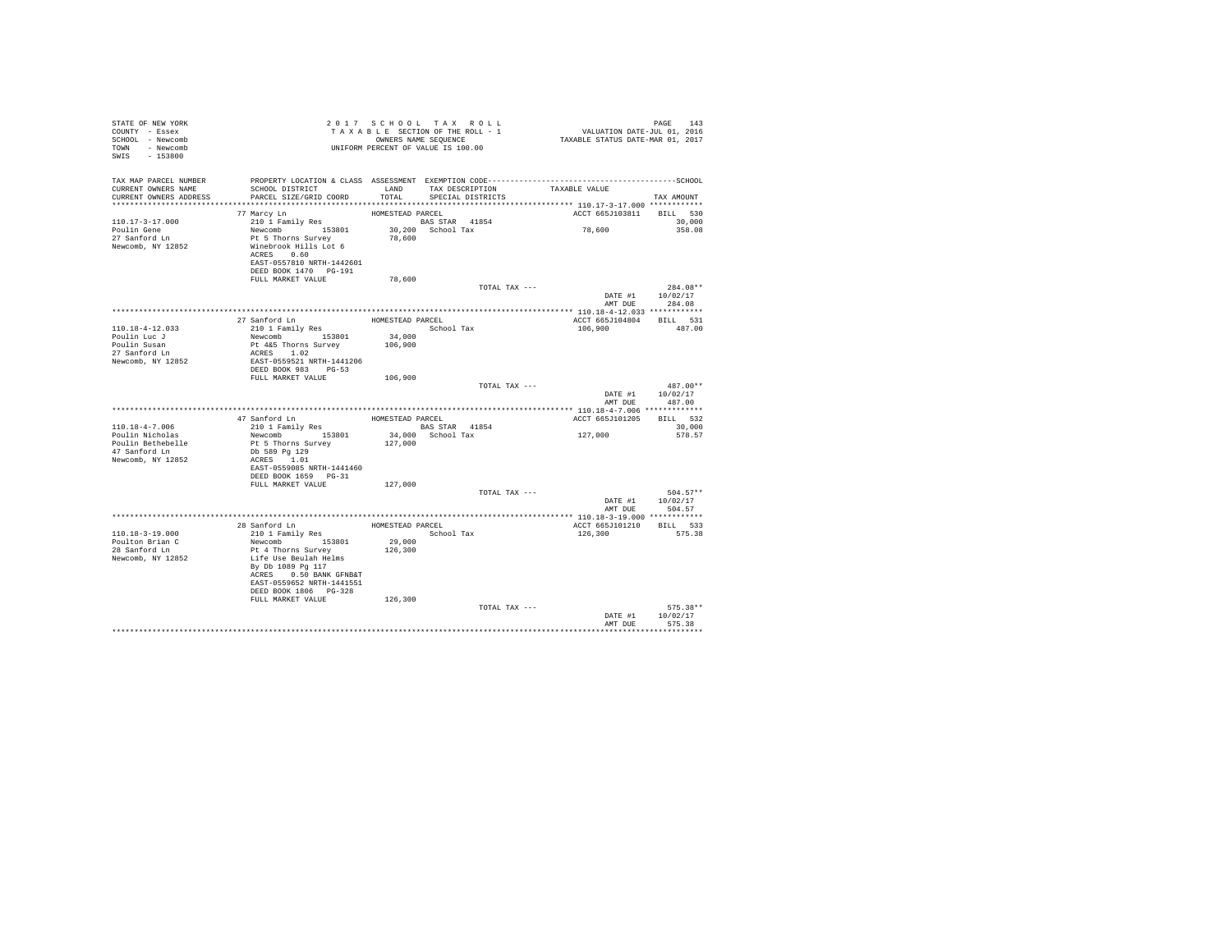STATE OF NEW YORK
COUNTY - Essex
SCHOOL - Newcomb
TOWN - Newcomb
SWIS - 153800

2017 SCHOOL TAX ROLL
TAXABLE SECTION OF THE ROLL - 1
OWNERS NAME SEQUENCE
UNIFORM PERCENT OF VALUE IS 100.00

VALUATION DATE-JUL 01, 2016
TAXABLE STATUS DATE-MAR 01, 2017

| TAX MAP PARCEL NUMBER / CURRENT OWNERS NAME / CURRENT OWNERS ADDRESS | PROPERTY LOCATION & CLASS / SCHOOL DISTRICT / PARCEL SIZE/GRID COORD | ASSESSMENT LAND / TOTAL | EXEMPTION CODE / TAX DESCRIPTION / SPECIAL DISTRICTS | TAXABLE VALUE | TAX AMOUNT |
|---|---|---|---|---|---|
| 110.17-3-17.000 | 77 Marcy Ln | HOMESTEAD PARCEL | | ACCT 665J103811 | BILL 530 |
| Poulin Gene | 210 1 Family Res | | BAS STAR 41854 | | 30,000 |
| 27 Sanford Ln | Newcomb 153801 | 30,200 | School Tax | 78,600 | 358.08 |
| Newcomb, NY 12852 | Pt 5 Thorns Survey | 78,600 | | | |
| | Winebrook Hills Lot 6 | | | | |
| | ACRES 0.60 | | | | |
| | EAST-0557810 NRTH-1442601 | | | | |
| | DEED BOOK 1470 PG-191 | | | | |
| | FULL MARKET VALUE | 78,600 | | | |
| | | | TOTAL TAX --- | | 284.08** |
| | | | | DATE #1 | 10/02/17 |
| | | | | AMT DUE | 284.08 |
| 110.18-4-12.033 | 27 Sanford Ln | HOMESTEAD PARCEL | | ACCT 665J104804 | BILL 531 |
| Poulin Luc J | 210 1 Family Res | | School Tax | 106,900 | 487.00 |
| Poulin Susan | Newcomb 153801 | 34,000 | | | |
| 27 Sanford Ln | Pt 4&5 Thorns Survey | 106,900 | | | |
| Newcomb, NY 12852 | ACRES 1.02 | | | | |
| | EAST-0559521 NRTH-1441206 | | | | |
| | DEED BOOK 983 PG-53 | | | | |
| | FULL MARKET VALUE | 106,900 | | | |
| | | | TOTAL TAX --- | | 487.00** |
| | | | | DATE #1 | 10/02/17 |
| | | | | AMT DUE | 487.00 |
| 110.18-4-7.006 | 47 Sanford Ln | HOMESTEAD PARCEL | | ACCT 665J101205 | BILL 532 |
| Poulin Nicholas | 210 1 Family Res | | BAS STAR 41854 | | 30,000 |
| Poulin Bethebelle | Newcomb 153801 | 34,000 | School Tax | 127,000 | 578.57 |
| 47 Sanford Ln | Pt 5 Thorns Survey | 127,000 | | | |
| Newcomb, NY 12852 | Db 589 Pg 129 | | | | |
| | ACRES 1.01 | | | | |
| | EAST-0559085 NRTH-1441460 | | | | |
| | DEED BOOK 1659 PG-31 | | | | |
| | FULL MARKET VALUE | 127,000 | | | |
| | | | TOTAL TAX --- | | 504.57** |
| | | | | DATE #1 | 10/02/17 |
| | | | | AMT DUE | 504.57 |
| 110.18-3-19.000 | 28 Sanford Ln | HOMESTEAD PARCEL | | ACCT 665J101210 | BILL 533 |
| Poulton Brian C | 210 1 Family Res | | School Tax | 126,300 | 575.38 |
| 28 Sanford Ln | Newcomb 153801 | 29,000 | | | |
| Newcomb, NY 12852 | Pt 4 Thorns Survey | 126,300 | | | |
| | Life Use Beulah Helms | | | | |
| | By Db 1089 Pg 117 | | | | |
| | ACRES 0.50 BANK GFNB&T | | | | |
| | EAST-0559652 NRTH-1441551 | | | | |
| | DEED BOOK 1806 PG-328 | | | | |
| | FULL MARKET VALUE | 126,300 | | | |
| | | | TOTAL TAX --- | | 575.38** |
| | | | | DATE #1 | 10/02/17 |
| | | | | AMT DUE | 575.38 |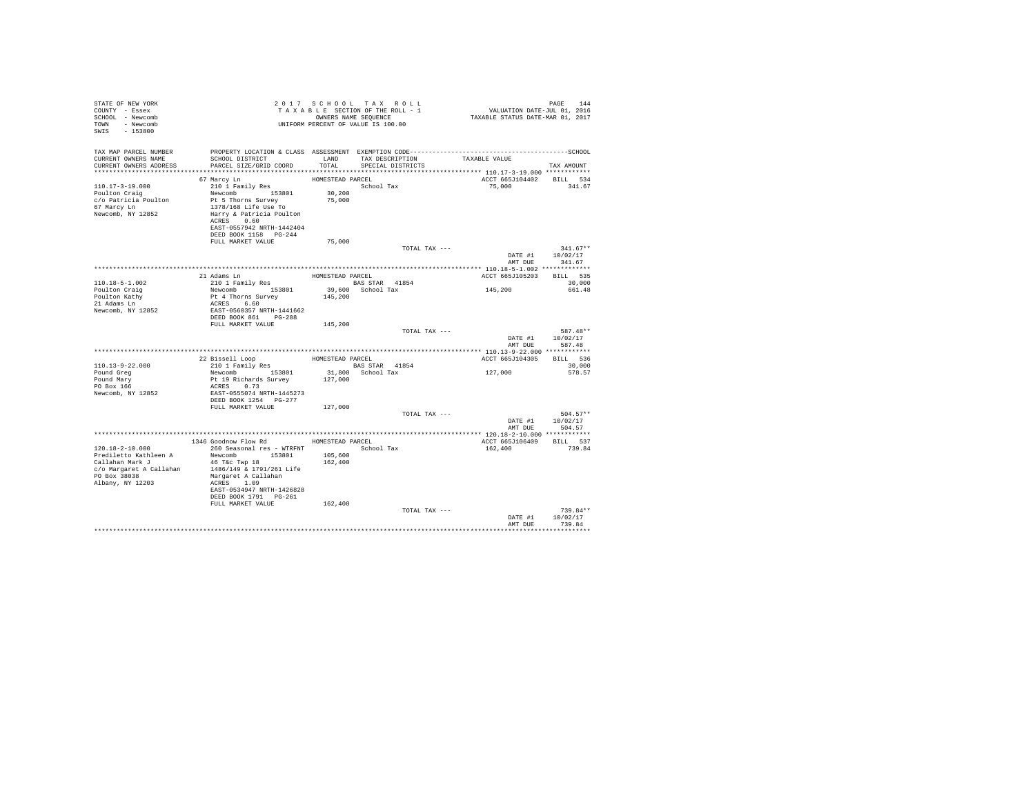STATE OF NEW YORK
COUNTY - Essex
SCHOOL - Newcomb
TOWN - Newcomb
SWIS - 153800

2 0 1 7 S C H O O L T A X R O L L
T A X A B L E SECTION OF THE ROLL - 1
OWNERS NAME SEQUENCE
UNIFORM PERCENT OF VALUE IS 100.00

VALUATION DATE-JUL 01, 2016
TAXABLE STATUS DATE-MAR 01, 2017

| TAX MAP PARCEL NUMBER / CURRENT OWNERS NAME / CURRENT OWNERS ADDRESS | PROPERTY LOCATION & CLASS / SCHOOL DISTRICT / PARCEL SIZE/GRID COORD | ASSESSMENT LAND / TOTAL | EXEMPTION CODE / TAX DESCRIPTION / SPECIAL DISTRICTS | TAXABLE VALUE | SCHOOL TAX AMOUNT |
|---|---|---|---|---|---|
| **110.17-3-19.000** | 67 Marcy Ln | HOMESTEAD PARCEL | | ACCT 665J104402 | BILL 534 |
| Poulton Craig | 210 1 Family Res | | School Tax | 75,000 | 341.67 |
| c/o Patricia Poulton | Newcomb 153801 | 30,200 | | | |
| 67 Marcy Ln | Pt 5 Thorns Survey | 75,000 | | | |
| Newcomb, NY 12852 | 1378/168 Life Use To | | | | |
| | Harry & Patricia Poulton | | | | |
| | ACRES 0.60 | | | | |
| | EAST-0557942 NRTH-1442404 | | | | |
| | DEED BOOK 1158 PG-244 | | | | |
| | FULL MARKET VALUE | 75,000 | | | |
| | | | TOTAL TAX --- | | 341.67** |
| | | | | DATE #1 | 10/02/17 |
| | | | | AMT DUE | 341.67 |
| **110.18-5-1.002** | 21 Adams Ln | HOMESTEAD PARCEL | | ACCT 665J105203 | BILL 535 |
| Poulton Craig | 210 1 Family Res | | BAS STAR 41854 | | 30,000 |
| Poulton Kathy | Newcomb 153801 | 39,600 | School Tax | 145,200 | 661.48 |
| 21 Adams Ln | Pt 4 Thorns Survey | 145,200 | | | |
| Newcomb, NY 12852 | ACRES 6.60 | | | | |
| | EAST-0560357 NRTH-1441662 | | | | |
| | DEED BOOK 861 PG-288 | | | | |
| | FULL MARKET VALUE | 145,200 | | | |
| | | | TOTAL TAX --- | | 587.48** |
| | | | | DATE #1 | 10/02/17 |
| | | | | AMT DUE | 587.48 |
| **110.13-9-22.000** | 22 Bissell Loop | HOMESTEAD PARCEL | | ACCT 665J104305 | BILL 536 |
| Pound Greg | 210 1 Family Res | | BAS STAR 41854 | | 30,000 |
| Pound Mary | Newcomb 153801 | 31,800 | School Tax | 127,000 | 578.57 |
| PO Box 166 | Pt 19 Richards Survey | 127,000 | | | |
| Newcomb, NY 12852 | ACRES 0.73 | | | | |
| | EAST-0555074 NRTH-1445273 | | | | |
| | DEED BOOK 1254 PG-277 | | | | |
| | FULL MARKET VALUE | 127,000 | | | |
| | | | TOTAL TAX --- | | 504.57** |
| | | | | DATE #1 | 10/02/17 |
| | | | | AMT DUE | 504.57 |
| **120.18-2-10.000** | 1346 Goodnow Flow Rd | HOMESTEAD PARCEL | | ACCT 665J106409 | BILL 537 |
| Prediletto Kathleen A | 260 Seasonal res - WTRFNT | | School Tax | 162,400 | 739.84 |
| Callahan Mark J | Newcomb 153801 | 105,600 | | | |
| c/o Margaret A Callahan | 46 T&c Twp 18 | 162,400 | | | |
| PO Box 38038 | 1486/149 & 1791/261 Life | | | | |
| Albany, NY 12203 | Margaret A Callahan | | | | |
| | ACRES 1.09 | | | | |
| | EAST-0534947 NRTH-1426828 | | | | |
| | DEED BOOK 1791 PG-261 | | | | |
| | FULL MARKET VALUE | 162,400 | | | |
| | | | TOTAL TAX --- | | 739.84** |
| | | | | DATE #1 | 10/02/17 |
| | | | | AMT DUE | 739.84 |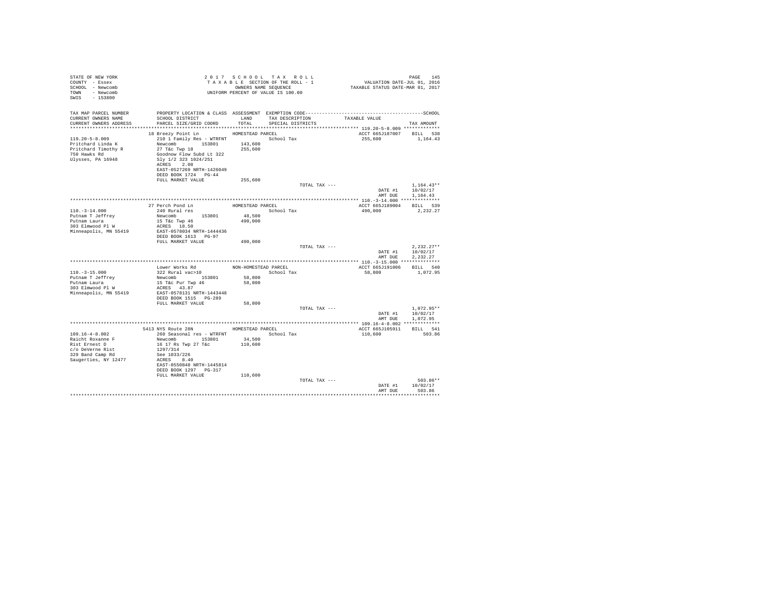STATE OF NEW YORK
COUNTY - Essex
SCHOOL - Newcomb
TOWN - Newcomb
SWIS - 153800

2 0 1 7 S C H O O L T A X R O L L
T A X A B L E SECTION OF THE ROLL - 1
OWNERS NAME SEQUENCE
UNIFORM PERCENT OF VALUE IS 100.00

VALUATION DATE-JUL 01, 2016
TAXABLE STATUS DATE-MAR 01, 2017

| TAX MAP PARCEL NUMBER / CURRENT OWNERS NAME / CURRENT OWNERS ADDRESS | PROPERTY LOCATION & CLASS / SCHOOL DISTRICT / PARCEL SIZE/GRID COORD | ASSESSMENT LAND / TOTAL | EXEMPTION CODE / TAX DESCRIPTION / SPECIAL DISTRICTS | TAXABLE VALUE | SCHOOL TAX AMOUNT |
|---|---|---|---|---|---|
| **119.20-5-8.009** | 18 Breezy Point Ln | HOMESTEAD PARCEL | | ACCT 665J187007 | BILL 538 |
| 119.20-5-8.009 | 210 1 Family Res - WTRFNT | | School Tax | 255,600 | 1,164.43 |
| Pritchard Linda K | Newcomb 153801 | 143,600 | | | |
| Pritchard Timothy R | 27 T&c Twp 18 | 255,600 | | | |
| 750 Hawks Rd | Goodnow Flow Subd Lt 322 | | | | |
| Ulysses, PA 16948 | Sly 1/2 323 1024/251 | | | | |
| | ACRES 2.08 | | | | |
| | EAST-0527269 NRTH-1426049 | | | | |
| | DEED BOOK 1724 PG-44 | | | | |
| | FULL MARKET VALUE | 255,600 | | | |
| | | | TOTAL TAX --- | | 1,164.43** |
| | | | | DATE #1 | 10/02/17 |
| | | | | AMT DUE | 1,164.43 |
| **110.-3-14.000** | 27 Perch Pond Ln | HOMESTEAD PARCEL | | ACCT 665J189004 | BILL 539 |
| 110.-3-14.000 | 240 Rural res | | School Tax | 490,000 | 2,232.27 |
| Putnam T Jeffrey | Newcomb 153801 | 48,500 | | | |
| Putnam Laura | 15 T&c Twp 46 | 490,000 | | | |
| 303 Elmwood Pl W | ACRES 18.50 | | | | |
| Minneapolis, MN 55419 | EAST-0578034 NRTH-1444436 | | | | |
| | DEED BOOK 1613 PG-97 | | | | |
| | FULL MARKET VALUE | 490,000 | | | |
| | | | TOTAL TAX --- | | 2,232.27** |
| | | | | DATE #1 | 10/02/17 |
| | | | | AMT DUE | 2,232.27 |
| **110.-3-15.000** | Lower Works Rd | NON-HOMESTEAD PARCEL | | ACCT 665J191006 | BILL 540 |
| 110.-3-15.000 | 322 Rural vac>10 | | School Tax | 58,800 | 1,072.95 |
| Putnam T Jeffrey | Newcomb 153801 | 58,800 | | | |
| Putnam Laura | 15 T&c Pur Twp 46 | 58,800 | | | |
| 303 Elmwood Pl W | ACRES 43.87 | | | | |
| Minneapolis, MN 55419 | EAST-0578131 NRTH-1443448 | | | | |
| | DEED BOOK 1515 PG-289 | | | | |
| | FULL MARKET VALUE | 58,800 | | | |
| | | | TOTAL TAX --- | | 1,072.95** |
| | | | | DATE #1 | 10/02/17 |
| | | | | AMT DUE | 1,072.95 |
| **109.16-4-8.002** | 5413 NYS Route 28N | HOMESTEAD PARCEL | | ACCT 665J105911 | BILL 541 |
| 109.16-4-8.002 | 260 Seasonal res - WTRFNT | | School Tax | 110,600 | 503.86 |
| Raicht Roxanne F | Newcomb 153801 | 34,500 | | | |
| Rist Ernest D | 16 17 Rs Twp 27 T&c | 110,600 | | | |
| c/o DeVerne Rist | 1297/314 | | | | |
| 329 Band Camp Rd | See 1033/226 | | | | |
| Saugerties, NY 12477 | ACRES 8.40 | | | | |
| | EAST-0550848 NRTH-1445814 | | | | |
| | DEED BOOK 1297 PG-317 | | | | |
| | FULL MARKET VALUE | 110,600 | | | |
| | | | TOTAL TAX --- | | 503.86** |
| | | | | DATE #1 | 10/02/17 |
| | | | | AMT DUE | 503.86 |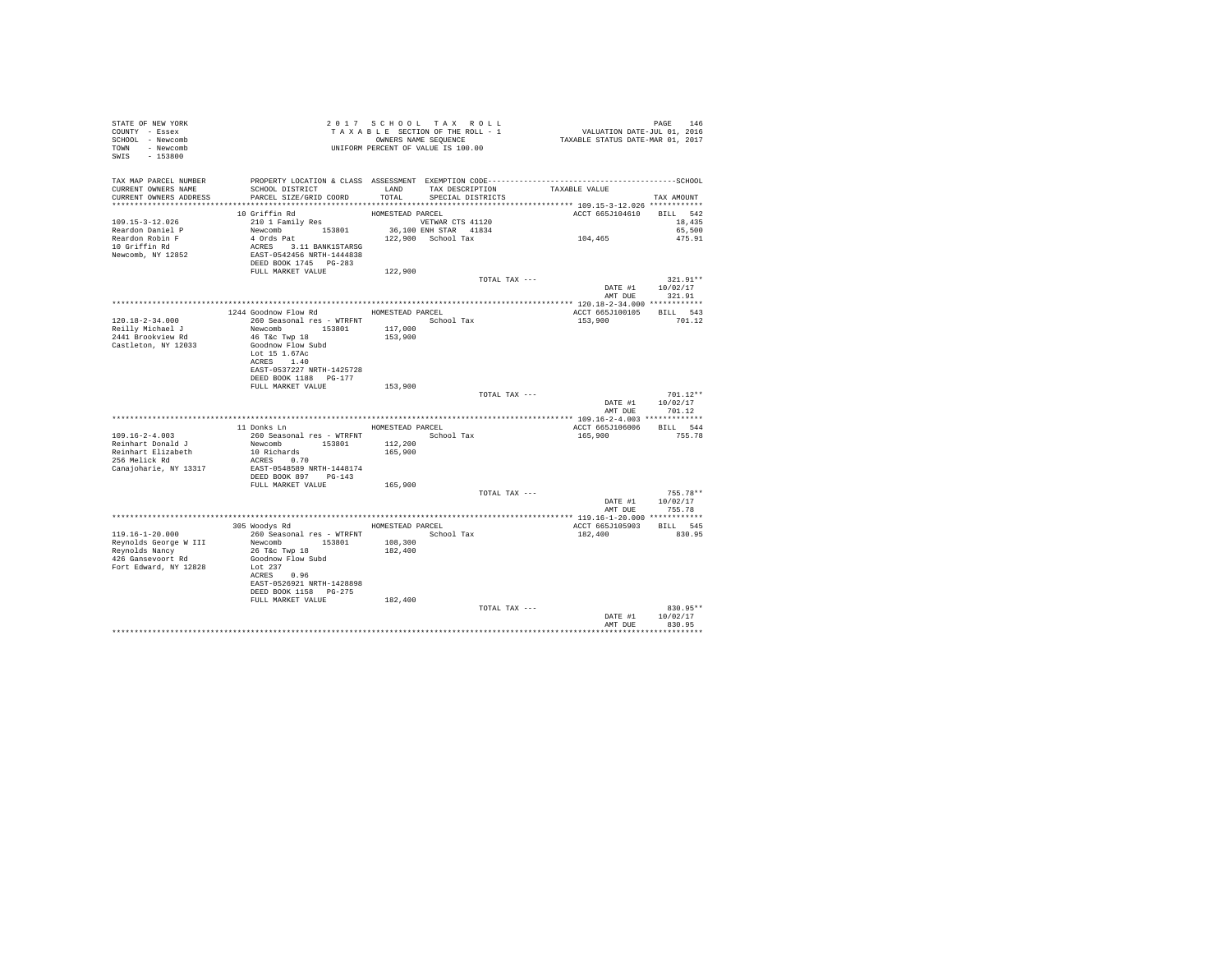STATE OF NEW YORK
COUNTY - Essex
SCHOOL - Newcomb
TOWN - Newcomb
SWIS - 153800

2 0 1 7 S C H O O L T A X R O L L
T A X A B L E SECTION OF THE ROLL - 1
OWNERS NAME SEQUENCE
UNIFORM PERCENT OF VALUE IS 100.00

VALUATION DATE-JUL 01, 2016
TAXABLE STATUS DATE-MAR 01, 2017

```
TAX MAP PARCEL NUMBER    PROPERTY LOCATION & CLASS  ASSESSMENT  EXEMPTION CODE-----------------------------------------------SCHOOL
CURRENT OWNERS NAME      SCHOOL DISTRICT             LAND       TAX DESCRIPTION          TAXABLE VALUE
CURRENT OWNERS ADDRESS   PARCEL SIZE/GRID COORD      TOTAL      SPECIAL DISTRICTS                                    TAX AMOUNT
******************************************************************************************* 109.15-3-12.026 ************
                         10 Griffin Rd               HOMESTEAD PARCEL                          ACCT 665J104610    BILL  542
109.15-3-12.026          210 1 Family Res                        VETWAR CTS 41120                                  18,435
Reardon Daniel P         Newcomb        153801        36,100 ENH STAR   41834                                     65,500
Reardon Robin F          4 Ords Pat                  122,900  School Tax                   104,465                475.91
10 Griffin Rd            ACRES    3.11 BANK1STARSG
Newcomb, NY 12852        EAST-0542456 NRTH-1444838
                         DEED BOOK 1745   PG-283
                         FULL MARKET VALUE           122,900
                                                              TOTAL TAX ---                                      321.91**
                                                                                              DATE #1          10/02/17
                                                                                              AMT DUE            321.91
******************************************************************************************* 120.18-2-34.000 ************
                         1244 Goodnow Flow Rd        HOMESTEAD PARCEL                          ACCT 665J100105    BILL  543
120.18-2-34.000          260 Seasonal res - WTRFNT               School Tax                   153,900                701.12
Reilly Michael J         Newcomb        153801       117,000
2441 Brookview Rd        46 T&c Twp 18               153,900
Castleton, NY 12033      Goodnow Flow Subd
                         Lot 15 1.67Ac
                         ACRES    1.40
                         EAST-0537227 NRTH-1425728
                         DEED BOOK 1188   PG-177
                         FULL MARKET VALUE           153,900
                                                              TOTAL TAX ---                                      701.12**
                                                                                              DATE #1          10/02/17
                                                                                              AMT DUE            701.12
******************************************************************************************* 109.16-2-4.003 *************
                         11 Donks Ln                 HOMESTEAD PARCEL                          ACCT 665J106006    BILL  544
109.16-2-4.003           260 Seasonal res - WTRFNT               School Tax                   165,900                755.78
Reinhart Donald J        Newcomb        153801       112,200
Reinhart Elizabeth       10 Richards                 165,900
256 Melick Rd            ACRES    0.70
Canajoharie, NY 13317    EAST-0548589 NRTH-1448174
                         DEED BOOK 897    PG-143
                         FULL MARKET VALUE           165,900
                                                              TOTAL TAX ---                                      755.78**
                                                                                              DATE #1          10/02/17
                                                                                              AMT DUE            755.78
******************************************************************************************* 119.16-1-20.000 ************
                         305 Woodys Rd               HOMESTEAD PARCEL                          ACCT 665J105903    BILL  545
119.16-1-20.000          260 Seasonal res - WTRFNT               School Tax                   182,400                830.95
Reynolds George W III    Newcomb        153801       108,300
Reynolds Nancy           26 T&c Twp 18               182,400
426 Gansevoort Rd        Goodnow Flow Subd
Fort Edward, NY 12828    Lot 237
                         ACRES    0.96
                         EAST-0526921 NRTH-1428898
                         DEED BOOK 1158   PG-275
                         FULL MARKET VALUE           182,400
                                                              TOTAL TAX ---                                      830.95**
                                                                                              DATE #1          10/02/17
                                                                                              AMT DUE            830.95
************************************************************************************************************************
```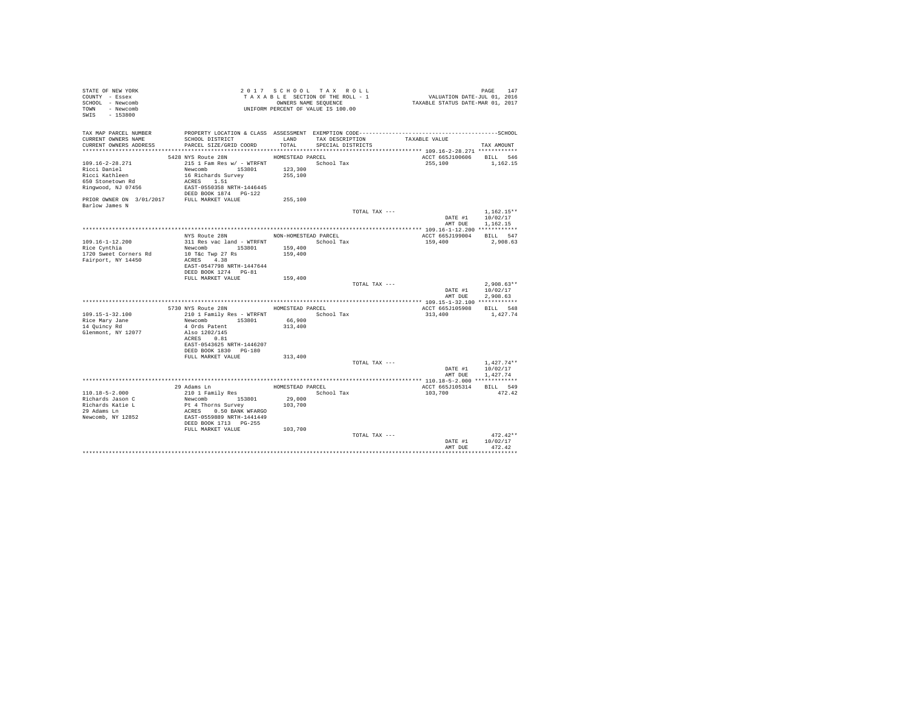STATE OF NEW YORK
COUNTY - Essex
SCHOOL - Newcomb
TOWN - Newcomb
SWIS - 153800

2017 SCHOOL TAX ROLL
TAXABLE SECTION OF THE ROLL - 1
OWNERS NAME SEQUENCE
UNIFORM PERCENT OF VALUE IS 100.00

VALUATION DATE-JUL 01, 2016
TAXABLE STATUS DATE-MAR 01, 2017

| TAX MAP PARCEL NUMBER / CURRENT OWNERS NAME / CURRENT OWNERS ADDRESS | PROPERTY LOCATION & CLASS / SCHOOL DISTRICT / PARCEL SIZE/GRID COORD | ASSESSMENT LAND / TOTAL | EXEMPTION CODE / TAX DESCRIPTION / SPECIAL DISTRICTS | TAXABLE VALUE | TAX AMOUNT |
|---|---|---|---|---|---|
| **109.16-2-28.271** | 5428 NYS Route 28N | HOMESTEAD PARCEL | | ACCT 665J100606 | BILL 546 |
| 109.16-2-28.271 | 215 1 Fam Res w/ - WTRFNT | | School Tax | 255,100 | 1,162.15 |
| Ricci Daniel | Newcomb 153801 | 123,300 | | | |
| Ricci Kathleen | 16 Richards Survey | 255,100 | | | |
| 650 Stonetown Rd | ACRES 1.51 | | | | |
| Ringwood, NJ 07456 | EAST-0550358 NRTH-1446445 | | | | |
| | DEED BOOK 1874 PG-122 | | | | |
| PRIOR OWNER ON 3/01/2017 | FULL MARKET VALUE | 255,100 | | | |
| Barlow James N | | | | | |
| | | | TOTAL TAX --- | | 1,162.15** |
| | | | | DATE #1 | 10/02/17 |
| | | | | AMT DUE | 1,162.15 |
| **109.16-1-12.200** | NYS Route 28N | NON-HOMESTEAD PARCEL | | ACCT 665J199004 | BILL 547 |
| 109.16-1-12.200 | 311 Res vac land - WTRFNT | | School Tax | 159,400 | 2,908.63 |
| Rice Cynthia | Newcomb 153801 | 159,400 | | | |
| 1720 Sweet Corners Rd | 10 T&c Twp 27 Rs | 159,400 | | | |
| Fairport, NY 14450 | ACRES 4.38 | | | | |
| | EAST-0547798 NRTH-1447644 | | | | |
| | DEED BOOK 1274 PG-81 | | | | |
| | FULL MARKET VALUE | 159,400 | | | |
| | | | TOTAL TAX --- | | 2,908.63** |
| | | | | DATE #1 | 10/02/17 |
| | | | | AMT DUE | 2,908.63 |
| **109.15-1-32.100** | 5730 NYS Route 28N | HOMESTEAD PARCEL | | ACCT 665J105908 | BILL 548 |
| 109.15-1-32.100 | 210 1 Family Res - WTRFNT | | School Tax | 313,400 | 1,427.74 |
| Rice Mary Jane | Newcomb 153801 | 66,900 | | | |
| 14 Quincy Rd | 4 Ords Patent | 313,400 | | | |
| Glenmont, NY 12077 | Also 1202/145 | | | | |
| | ACRES 0.81 | | | | |
| | EAST-0543625 NRTH-1446207 | | | | |
| | DEED BOOK 1830 PG-180 | | | | |
| | FULL MARKET VALUE | 313,400 | | | |
| | | | TOTAL TAX --- | | 1,427.74** |
| | | | | DATE #1 | 10/02/17 |
| | | | | AMT DUE | 1,427.74 |
| **110.18-5-2.000** | 29 Adams Ln | HOMESTEAD PARCEL | | ACCT 665J105314 | BILL 549 |
| 110.18-5-2.000 | 210 1 Family Res | | School Tax | 103,700 | 472.42 |
| Richards Jason C | Newcomb 153801 | 29,000 | | | |
| Richards Katie L | Pt 4 Thorns Survey | 103,700 | | | |
| 29 Adams Ln | ACRES 0.50 BANK WFARGO | | | | |
| Newcomb, NY 12852 | EAST-0559889 NRTH-1441449 | | | | |
| | DEED BOOK 1713 PG-255 | | | | |
| | FULL MARKET VALUE | 103,700 | | | |
| | | | TOTAL TAX --- | | 472.42** |
| | | | | DATE #1 | 10/02/17 |
| | | | | AMT DUE | 472.42 |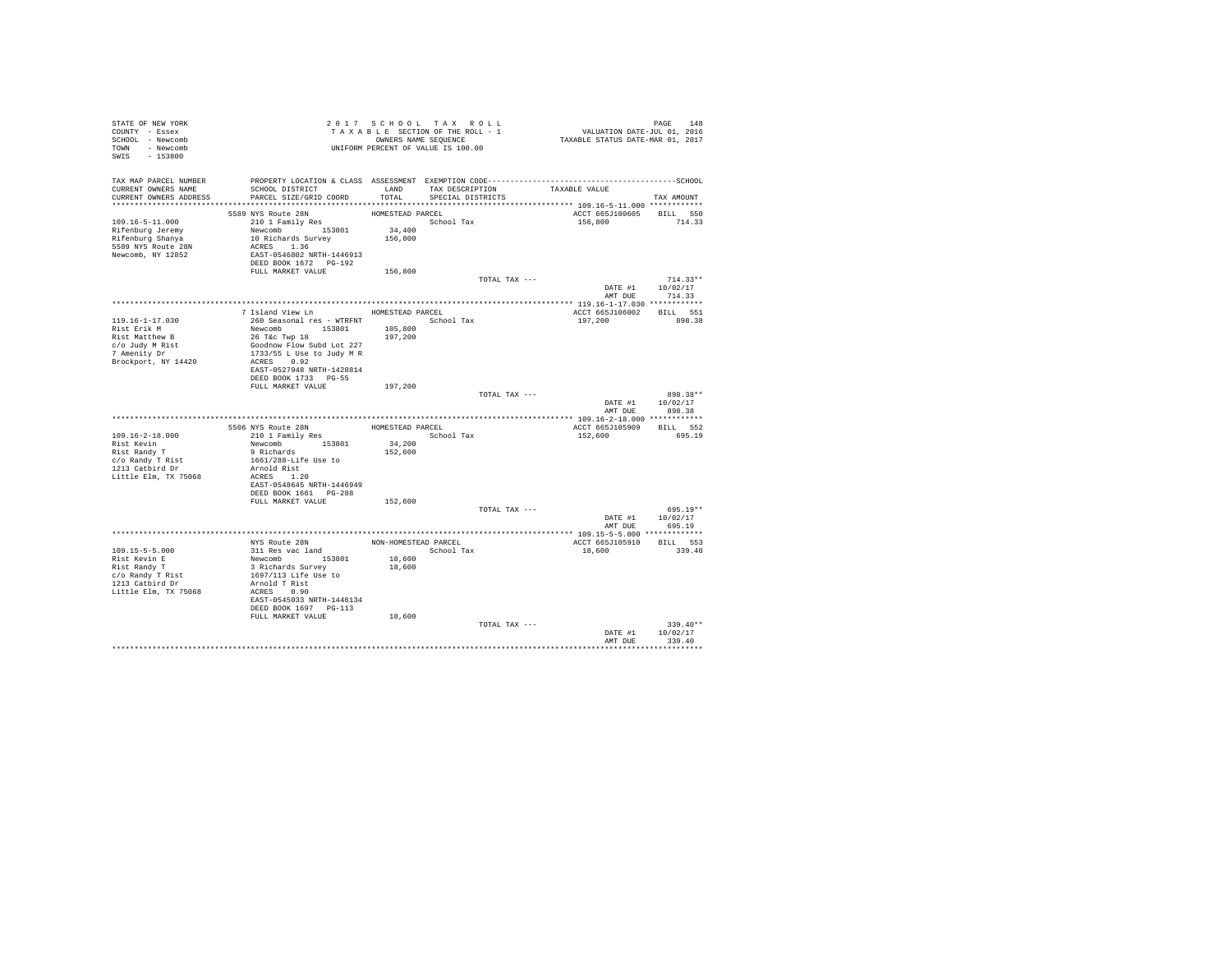STATE OF NEW YORK
COUNTY - Essex
SCHOOL - Newcomb
TOWN - Newcomb
SWIS - 153800

2 0 1 7 S C H O O L T A X R O L L
T A X A B L E SECTION OF THE ROLL - 1
OWNERS NAME SEQUENCE
UNIFORM PERCENT OF VALUE IS 100.00

VALUATION DATE-JUL 01, 2016
TAXABLE STATUS DATE-MAR 01, 2017

| TAX MAP PARCEL NUMBER / CURRENT OWNERS NAME / CURRENT OWNERS ADDRESS | PROPERTY LOCATION & CLASS / SCHOOL DISTRICT / PARCEL SIZE/GRID COORD | ASSESSMENT LAND / TOTAL | EXEMPTION CODE / TAX DESCRIPTION / SPECIAL DISTRICTS | TAXABLE VALUE | TAX AMOUNT |
|---|---|---|---|---|---|
| 109.16-5-11.000 | 5589 NYS Route 28N | HOMESTEAD PARCEL | | ACCT 665J100605 | BILL 550 |
| Rifenburg Jeremy | 210 1 Family Res | | School Tax | 156,800 | 714.33 |
| Rifenburg Shanya | Newcomb 153801 | 34,400 | | | |
| 5589 NYS Route 28N | 10 Richards Survey | 156,800 | | | |
| Newcomb, NY 12852 | ACRES 1.36 | | | | |
| | EAST-0546802 NRTH-1446913 | | | | |
| | DEED BOOK 1672 PG-192 | | | | |
| | FULL MARKET VALUE | 156,800 | | | |
| | | | TOTAL TAX --- | | 714.33** |
| | | | | DATE #1 | 10/02/17 |
| | | | | AMT DUE | 714.33 |
| 119.16-1-17.030 | 7 Island View Ln | HOMESTEAD PARCEL | | ACCT 665J106002 | BILL 551 |
| Rist Erik M | 260 Seasonal res - WTRFNT | | School Tax | 197,200 | 898.38 |
| Rist Matthew B | Newcomb 153801 | 105,800 | | | |
| c/o Judy M Rist | 26 T&c Twp 18 | 197,200 | | | |
| 7 Amenity Dr | Goodnow Flow Subd Lot 227 | | | | |
| Brockport, NY 14420 | 1733/55 L Use to Judy M R | | | | |
| | ACRES 0.92 | | | | |
| | EAST-0527948 NRTH-1428814 | | | | |
| | DEED BOOK 1733 PG-55 | | | | |
| | FULL MARKET VALUE | 197,200 | | | |
| | | | TOTAL TAX --- | | 898.38** |
| | | | | DATE #1 | 10/02/17 |
| | | | | AMT DUE | 898.38 |
| 109.16-2-18.000 | 5506 NYS Route 28N | HOMESTEAD PARCEL | | ACCT 665J105909 | BILL 552 |
| Rist Kevin | 210 1 Family Res | | School Tax | 152,600 | 695.19 |
| Rist Randy T | Newcomb 153801 | 34,200 | | | |
| c/o Randy T Rist | 9 Richards | 152,600 | | | |
| 1213 Catbird Dr | 1661/288-Life Use to | | | | |
| Little Elm, TX 75068 | Arnold Rist | | | | |
| | ACRES 1.20 | | | | |
| | EAST-0548645 NRTH-1446949 | | | | |
| | DEED BOOK 1661 PG-288 | | | | |
| | FULL MARKET VALUE | 152,600 | | | |
| | | | TOTAL TAX --- | | 695.19** |
| | | | | DATE #1 | 10/02/17 |
| | | | | AMT DUE | 695.19 |
| 109.15-5-5.000 | NYS Route 28N | NON-HOMESTEAD PARCEL | | ACCT 665J105910 | BILL 553 |
| Rist Kevin E | 311 Res vac land | | School Tax | 18,600 | 339.40 |
| Rist Randy T | Newcomb 153801 | 18,600 | | | |
| c/o Randy T Rist | 3 Richards Survey | 18,600 | | | |
| 1213 Catbird Dr | 1697/113 Life Use to | | | | |
| Little Elm, TX 75068 | Arnold T Rist | | | | |
| | ACRES 0.90 | | | | |
| | EAST-0545033 NRTH-1446134 | | | | |
| | DEED BOOK 1697 PG-113 | | | | |
| | FULL MARKET VALUE | 18,600 | | | |
| | | | TOTAL TAX --- | | 339.40** |
| | | | | DATE #1 | 10/02/17 |
| | | | | AMT DUE | 339.40 |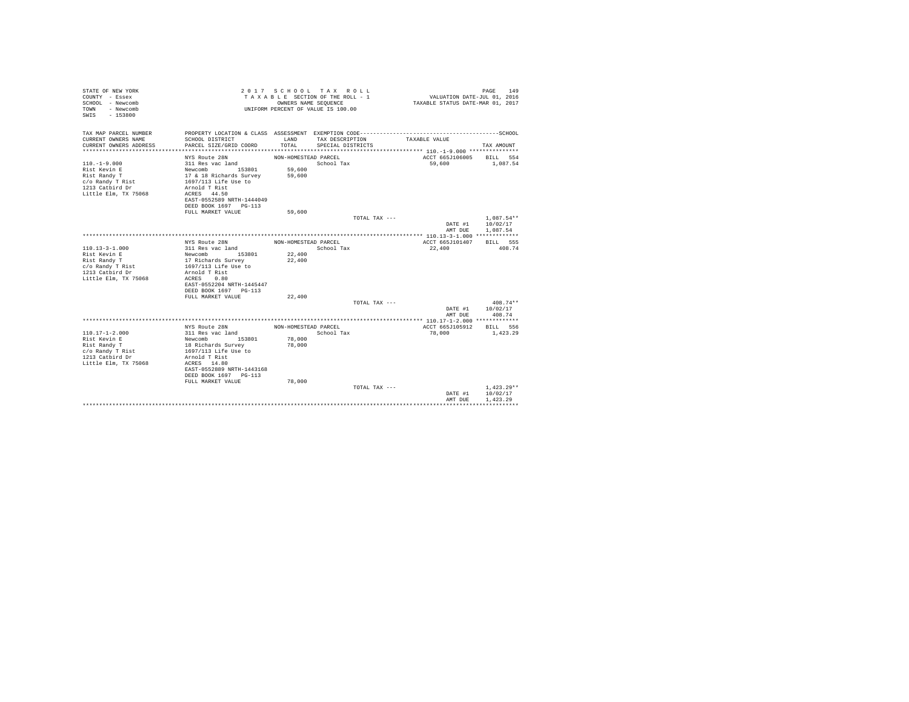STATE OF NEW YORK
COUNTY - Essex
SCHOOL - Newcomb
TOWN - Newcomb
SWIS - 153800

2 0 1 7 S C H O O L T A X R O L L
T A X A B L E SECTION OF THE ROLL - 1
OWNERS NAME SEQUENCE
UNIFORM PERCENT OF VALUE IS 100.00

VALUATION DATE-JUL 01, 2016
TAXABLE STATUS DATE-MAR 01, 2017

| TAX MAP PARCEL NUMBER / CURRENT OWNERS NAME / CURRENT OWNERS ADDRESS | PROPERTY LOCATION & CLASS / SCHOOL DISTRICT / PARCEL SIZE/GRID COORD | ASSESSMENT LAND / TOTAL | EXEMPTION CODE / TAX DESCRIPTION / SPECIAL DISTRICTS | TAXABLE VALUE | TAX AMOUNT |
|---|---|---|---|---|---|
| 110.-1-9.000 | NYS Route 28N | NON-HOMESTEAD PARCEL | | ACCT 665J106005 | BILL 554 |
| | 311 Res vac land | | School Tax | 59,600 | 1,087.54 |
| Rist Kevin E | Newcomb 153801 | 59,600 | | | |
| Rist Randy T | 17 & 18 Richards Survey | 59,600 | | | |
| c/o Randy T Rist | 1697/113 Life Use to | | | | |
| 1213 Catbird Dr | Arnold T Rist | | | | |
| Little Elm, TX 75068 | ACRES 44.50 | | | | |
| | EAST-0552589 NRTH-1444049 | | | | |
| | DEED BOOK 1697 PG-113 | | | | |
| | FULL MARKET VALUE | 59,600 | | | |
| | | | TOTAL TAX --- | | 1,087.54** |
| | | | | DATE #1 | 10/02/17 |
| | | | | AMT DUE | 1,087.54 |
| 110.13-3-1.000 | NYS Route 28N | NON-HOMESTEAD PARCEL | | ACCT 665J101407 | BILL 555 |
| | 311 Res vac land | | School Tax | 22,400 | 408.74 |
| Rist Kevin E | Newcomb 153801 | 22,400 | | | |
| Rist Randy T | 17 Richards Survey | 22,400 | | | |
| c/o Randy T Rist | 1697/113 Life Use to | | | | |
| 1213 Catbird Dr | Arnold T Rist | | | | |
| Little Elm, TX 75068 | ACRES 0.80 | | | | |
| | EAST-0552204 NRTH-1445447 | | | | |
| | DEED BOOK 1697 PG-113 | | | | |
| | FULL MARKET VALUE | 22,400 | | | |
| | | | TOTAL TAX --- | | 408.74** |
| | | | | DATE #1 | 10/02/17 |
| | | | | AMT DUE | 408.74 |
| 110.17-1-2.000 | NYS Route 28N | NON-HOMESTEAD PARCEL | | ACCT 665J105912 | BILL 556 |
| | 311 Res vac land | | School Tax | 78,000 | 1,423.29 |
| Rist Kevin E | Newcomb 153801 | 78,000 | | | |
| Rist Randy T | 18 Richards Survey | 78,000 | | | |
| c/o Randy T Rist | 1697/113 Life Use to | | | | |
| 1213 Catbird Dr | Arnold T Rist | | | | |
| Little Elm, TX 75068 | ACRES 14.80 | | | | |
| | EAST-0552889 NRTH-1443168 | | | | |
| | DEED BOOK 1697 PG-113 | | | | |
| | FULL MARKET VALUE | 78,000 | | | |
| | | | TOTAL TAX --- | | 1,423.29** |
| | | | | DATE #1 | 10/02/17 |
| | | | | AMT DUE | 1,423.29 |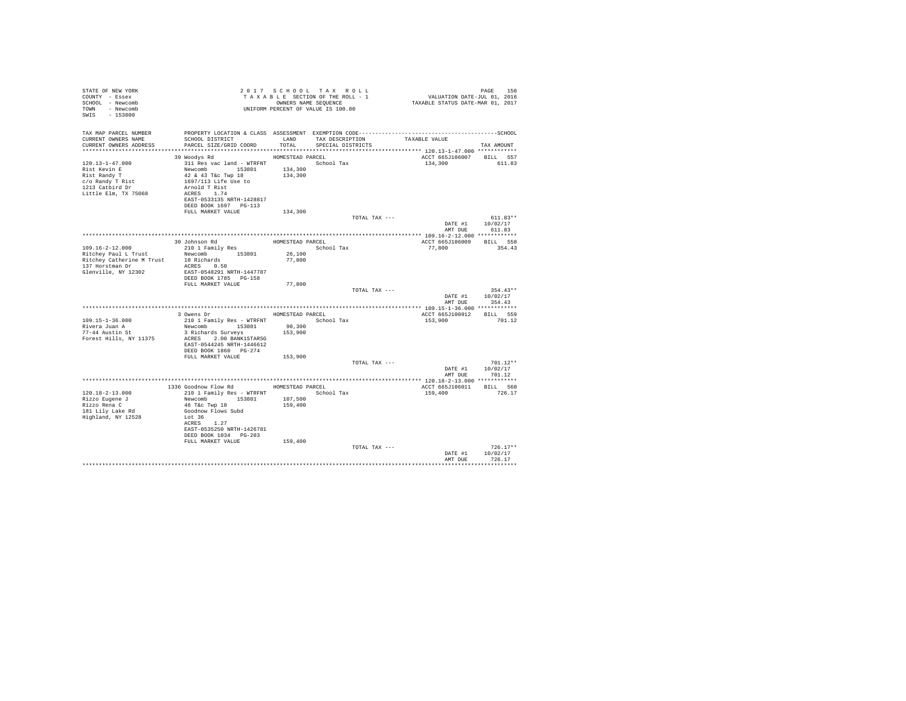STATE OF NEW YORK
COUNTY - Essex
SCHOOL - Newcomb
TOWN - Newcomb
SWIS - 153800

2 0 1 7 S C H O O L T A X R O L L
T A X A B L E SECTION OF THE ROLL - 1
OWNERS NAME SEQUENCE
UNIFORM PERCENT OF VALUE IS 100.00

VALUATION DATE-JUL 01, 2016
TAXABLE STATUS DATE-MAR 01, 2017

| TAX MAP PARCEL NUMBER / CURRENT OWNERS NAME / CURRENT OWNERS ADDRESS | PROPERTY LOCATION & CLASS / SCHOOL DISTRICT / PARCEL SIZE/GRID COORD | ASSESSMENT LAND / TOTAL | EXEMPTION CODE / TAX DESCRIPTION / SPECIAL DISTRICTS | TAXABLE VALUE | TAX AMOUNT |
|---|---|---|---|---|---|
| **120.13-1-47.000** | 39 Woodys Rd | HOMESTEAD PARCEL | | ACCT 665J106007 | BILL 557 |
| 120.13-1-47.000 | 311 Res vac land - WTRFNT | | School Tax | 134,300 | 611.83 |
| Rist Kevin E | Newcomb 153801 | 134,300 | | | |
| Rist Randy T | 42 & 43 T&c Twp 18 | 134,300 | | | |
| c/o Randy T Rist | 1697/113 Life Use to | | | | |
| 1213 Catbird Dr | Arnold T Rist | | | | |
| Little Elm, TX 75068 | ACRES 1.74 | | | | |
| | EAST-0533135 NRTH-1428817 | | | | |
| | DEED BOOK 1697 PG-113 | | | | |
| | FULL MARKET VALUE | 134,300 | | | |
| | | | TOTAL TAX --- | | 611.83** |
| | | | | DATE #1 | 10/02/17 |
| | | | | AMT DUE | 611.83 |
| **109.16-2-12.000** | 30 Johnson Rd | HOMESTEAD PARCEL | | ACCT 665J106009 | BILL 558 |
| 109.16-2-12.000 | 210 1 Family Res | | School Tax | 77,800 | 354.43 |
| Ritchey Paul L Trust | Newcomb 153801 | 26,100 | | | |
| Ritchey Catherine M Trust | 10 Richards | 77,800 | | | |
| 137 Horstman Dr | ACRES 0.50 | | | | |
| Glenville, NY 12302 | EAST-0548291 NRTH-1447787 | | | | |
| | DEED BOOK 1785 PG-158 | | | | |
| | FULL MARKET VALUE | 77,800 | | | |
| | | | TOTAL TAX --- | | 354.43** |
| | | | | DATE #1 | 10/02/17 |
| | | | | AMT DUE | 354.43 |
| **109.15-1-36.000** | 3 Owens Dr | HOMESTEAD PARCEL | | ACCT 665J100912 | BILL 559 |
| 109.15-1-36.000 | 210 1 Family Res - WTRFNT | | School Tax | 153,900 | 701.12 |
| Rivera Juan A | Newcomb 153801 | 90,300 | | | |
| 77-44 Austin St | 3 Richards Surveys | 153,900 | | | |
| Forest Hills, NY 11375 | ACRES 2.00 BANK1STARSG | | | | |
| | EAST-0544245 NRTH-1446612 | | | | |
| | DEED BOOK 1860 PG-274 | | | | |
| | FULL MARKET VALUE | 153,900 | | | |
| | | | TOTAL TAX --- | | 701.12** |
| | | | | DATE #1 | 10/02/17 |
| | | | | AMT DUE | 701.12 |
| **120.18-2-13.000** | 1336 Goodnow Flow Rd | HOMESTEAD PARCEL | | ACCT 665J106011 | BILL 560 |
| 120.18-2-13.000 | 210 1 Family Res - WTRFNT | | School Tax | 159,400 | 726.17 |
| Rizzo Eugene J | Newcomb 153801 | 107,500 | | | |
| Rizzo Rena C | 46 T&c Twp 18 | 159,400 | | | |
| 181 Lily Lake Rd | Goodnow Flows Subd | | | | |
| Highland, NY 12528 | Lot 36 | | | | |
| | ACRES 1.27 | | | | |
| | EAST-0535250 NRTH-1426781 | | | | |
| | DEED BOOK 1034 PG-203 | | | | |
| | FULL MARKET VALUE | 159,400 | | | |
| | | | TOTAL TAX --- | | 726.17** |
| | | | | DATE #1 | 10/02/17 |
| | | | | AMT DUE | 726.17 |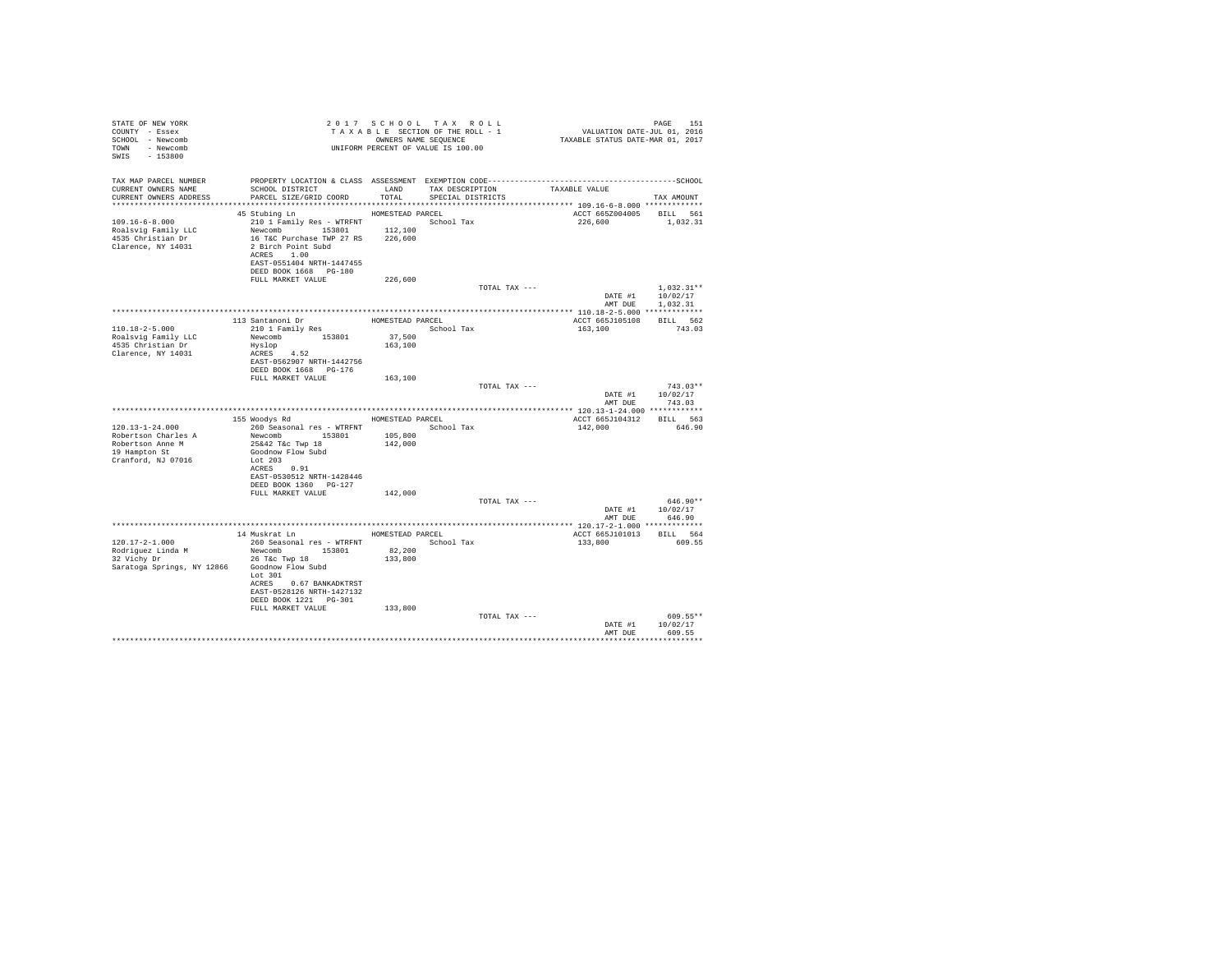STATE OF NEW YORK
COUNTY - Essex
SCHOOL - Newcomb
TOWN - Newcomb
SWIS - 153800

2 0 1 7  S C H O O L  T A X  R O L L
T A X A B L E SECTION OF THE ROLL - 1
OWNERS NAME SEQUENCE
UNIFORM PERCENT OF VALUE IS 100.00

VALUATION DATE-JUL 01, 2016
TAXABLE STATUS DATE-MAR 01, 2017

| TAX MAP PARCEL NUMBER / CURRENT OWNERS NAME / CURRENT OWNERS ADDRESS | PROPERTY LOCATION & CLASS / SCHOOL DISTRICT / PARCEL SIZE/GRID COORD | ASSESSMENT LAND / TOTAL | EXEMPTION CODE / TAX DESCRIPTION / SPECIAL DISTRICTS | TAXABLE VALUE | TAX AMOUNT |
|---|---|---|---|---|---|
| 109.16-6-8.000 | 45 Stubing Ln | HOMESTEAD PARCEL | | ACCT 665Z004005 | BILL 561 |
| Roalsvig Family LLC | 210 1 Family Res - WTRFNT | | School Tax | 226,600 | 1,032.31 |
| 4535 Christian Dr | Newcomb 153801 | 112,100 | | | |
| Clarence, NY 14031 | 16 T&C Purchase TWP 27 RS | 226,600 | | | |
| | 2 Birch Point Subd | | | | |
| | ACRES 1.00 | | | | |
| | EAST-0551404 NRTH-1447455 | | | | |
| | DEED BOOK 1668 PG-180 | | | | |
| | FULL MARKET VALUE | 226,600 | | | |
| | | | TOTAL TAX --- | | 1,032.31** |
| | | | | DATE #1 | 10/02/17 |
| | | | | AMT DUE | 1,032.31 |
| 110.18-2-5.000 | 113 Santanoni Dr | HOMESTEAD PARCEL | | ACCT 665J105108 | BILL 562 |
| Roalsvig Family LLC | 210 1 Family Res | | School Tax | 163,100 | 743.03 |
| 4535 Christian Dr | Newcomb 153801 | 37,500 | | | |
| Clarence, NY 14031 | Hyslop | 163,100 | | | |
| | ACRES 4.52 | | | | |
| | EAST-0562907 NRTH-1442756 | | | | |
| | DEED BOOK 1668 PG-176 | | | | |
| | FULL MARKET VALUE | 163,100 | | | |
| | | | TOTAL TAX --- | | 743.03** |
| | | | | DATE #1 | 10/02/17 |
| | | | | AMT DUE | 743.03 |
| 120.13-1-24.000 | 155 Woodys Rd | HOMESTEAD PARCEL | | ACCT 665J104312 | BILL 563 |
| Robertson Charles A | 260 Seasonal res - WTRFNT | | School Tax | 142,000 | 646.90 |
| Robertson Anne M | Newcomb 153801 | 105,800 | | | |
| 19 Hampton St | 25&42 T&c Twp 18 | 142,000 | | | |
| Cranford, NJ 07016 | Goodnow Flow Subd | | | | |
| | Lot 203 | | | | |
| | ACRES 0.91 | | | | |
| | EAST-0530512 NRTH-1428446 | | | | |
| | DEED BOOK 1360 PG-127 | | | | |
| | FULL MARKET VALUE | 142,000 | | | |
| | | | TOTAL TAX --- | | 646.90** |
| | | | | DATE #1 | 10/02/17 |
| | | | | AMT DUE | 646.90 |
| 120.17-2-1.000 | 14 Muskrat Ln | HOMESTEAD PARCEL | | ACCT 665J101013 | BILL 564 |
| Rodriguez Linda M | 260 Seasonal res - WTRFNT | | School Tax | 133,800 | 609.55 |
| 32 Vichy Dr | Newcomb 153801 | 82,200 | | | |
| Saratoga Springs, NY 12866 | 26 T&c Twp 18 | 133,800 | | | |
| | Goodnow Flow Subd | | | | |
| | Lot 301 | | | | |
| | ACRES 0.67 BANKADKTRST | | | | |
| | EAST-0528126 NRTH-1427132 | | | | |
| | DEED BOOK 1221 PG-301 | | | | |
| | FULL MARKET VALUE | 133,800 | | | |
| | | | TOTAL TAX --- | | 609.55** |
| | | | | DATE #1 | 10/02/17 |
| | | | | AMT DUE | 609.55 |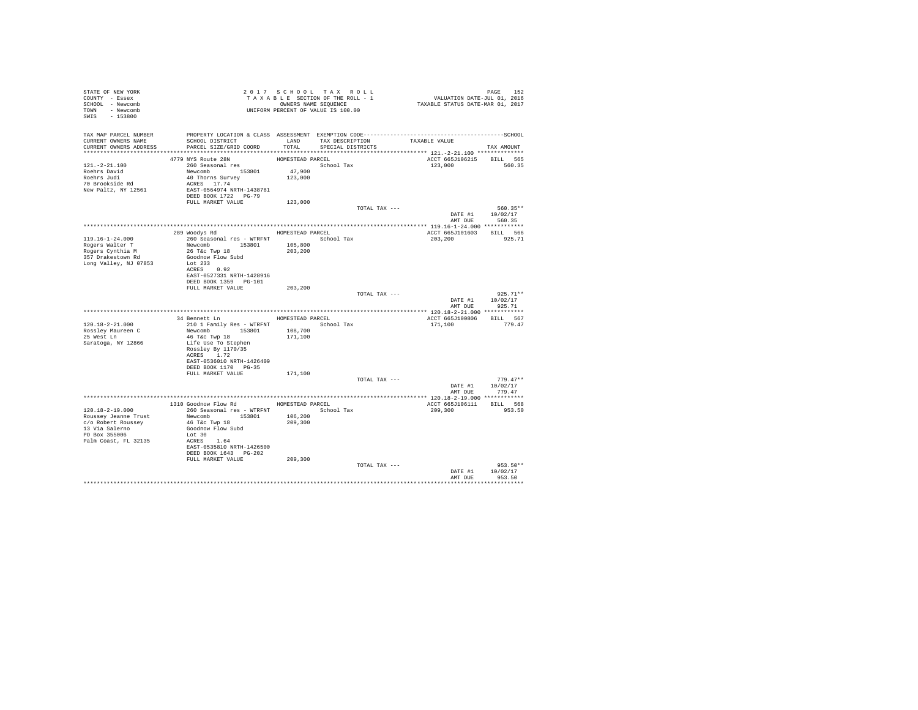```
STATE OF NEW YORK                    2 0 1 7   S C H O O L   T A X   R O L L                         PAGE   152
COUNTY  - Essex                      T A X A B L E  SECTION OF THE ROLL - 1              VALUATION DATE-JUL 01, 2016
SCHOOL  - Newcomb                            OWNERS NAME SEQUENCE                    TAXABLE STATUS DATE-MAR 01, 2017
TOWN    - Newcomb                    UNIFORM PERCENT OF VALUE IS 100.00
SWIS    - 153800

TAX MAP PARCEL NUMBER     PROPERTY LOCATION & CLASS  ASSESSMENT  EXEMPTION CODE------------------------------------------------SCHOOL
CURRENT OWNERS NAME       SCHOOL DISTRICT               LAND      TAX DESCRIPTION            TAXABLE VALUE
CURRENT OWNERS ADDRESS    PARCEL SIZE/GRID COORD        TOTAL     SPECIAL DISTRICTS                                     TAX AMOUNT
*********************************************************************************************** 121.-2-21.100 **************
                          4779 NYS Route 28N            HOMESTEAD PARCEL                          ACCT 665J106215    BILL  565
121.-2-21.100             260 Seasonal res                         School Tax                     123,000             560.35
Roehrs David              Newcomb        153801         47,900
Roehrs Judi               40 Thorns Survey             123,000
70 Brookside Rd           ACRES   17.74
New Paltz, NY 12561       EAST-0564974 NRTH-1438781
                          DEED BOOK 1722   PG-79
                          FULL MARKET VALUE            123,000
                                                                          TOTAL TAX ---                               560.35**
                                                                                                    DATE #1       10/02/17
                                                                                                    AMT DUE         560.35
*********************************************************************************************** 119.16-1-24.000 ************
                          289 Woodys Rd                 HOMESTEAD PARCEL                          ACCT 665J101603    BILL  566
119.16-1-24.000           260 Seasonal res - WTRFNT                School Tax                     203,200             925.71
Rogers Walter T           Newcomb        153801        105,800
Rogers Cynthia M          26 T&c Twp 18                203,200
357 Drakestown Rd         Goodnow Flow Subd
Long Valley, NJ 07853     Lot 233
                          ACRES    0.92
                          EAST-0527331 NRTH-1428916
                          DEED BOOK 1359   PG-101
                          FULL MARKET VALUE            203,200
                                                                          TOTAL TAX ---                               925.71**
                                                                                                    DATE #1       10/02/17
                                                                                                    AMT DUE         925.71
*********************************************************************************************** 120.18-2-21.000 ************
                          34 Bennett Ln                 HOMESTEAD PARCEL                          ACCT 665J100806    BILL  567
120.18-2-21.000           210 1 Family Res - WTRFNT                School Tax                     171,100             779.47
Rossley Maureen C         Newcomb        153801        108,700
25 West Ln                46 T&c Twp 18                171,100
Saratoga, NY 12866        Life Use To Stephen
                          Rossley By 1170/35
                          ACRES    1.72
                          EAST-0536010 NRTH-1426409
                          DEED BOOK 1170   PG-35
                          FULL MARKET VALUE            171,100
                                                                          TOTAL TAX ---                               779.47**
                                                                                                    DATE #1       10/02/17
                                                                                                    AMT DUE         779.47
*********************************************************************************************** 120.18-2-19.000 ************
                          1310 Goodnow Flow Rd          HOMESTEAD PARCEL                          ACCT 665J106111    BILL  568
120.18-2-19.000           260 Seasonal res - WTRFNT                School Tax                     209,300             953.50
Roussey Jeanne Trust      Newcomb        153801        106,200
c/o Robert Roussey        46 T&c Twp 18                209,300
13 Via Salerno            Goodnow Flow Subd
PO Box 355006             Lot 30
Palm Coast, FL 32135      ACRES    1.64
                          EAST-0535810 NRTH-1426500
                          DEED BOOK 1643   PG-202
                          FULL MARKET VALUE            209,300
                                                                          TOTAL TAX ---                               953.50**
                                                                                                    DATE #1       10/02/17
                                                                                                    AMT DUE         953.50
****************************************************************************************************************************
```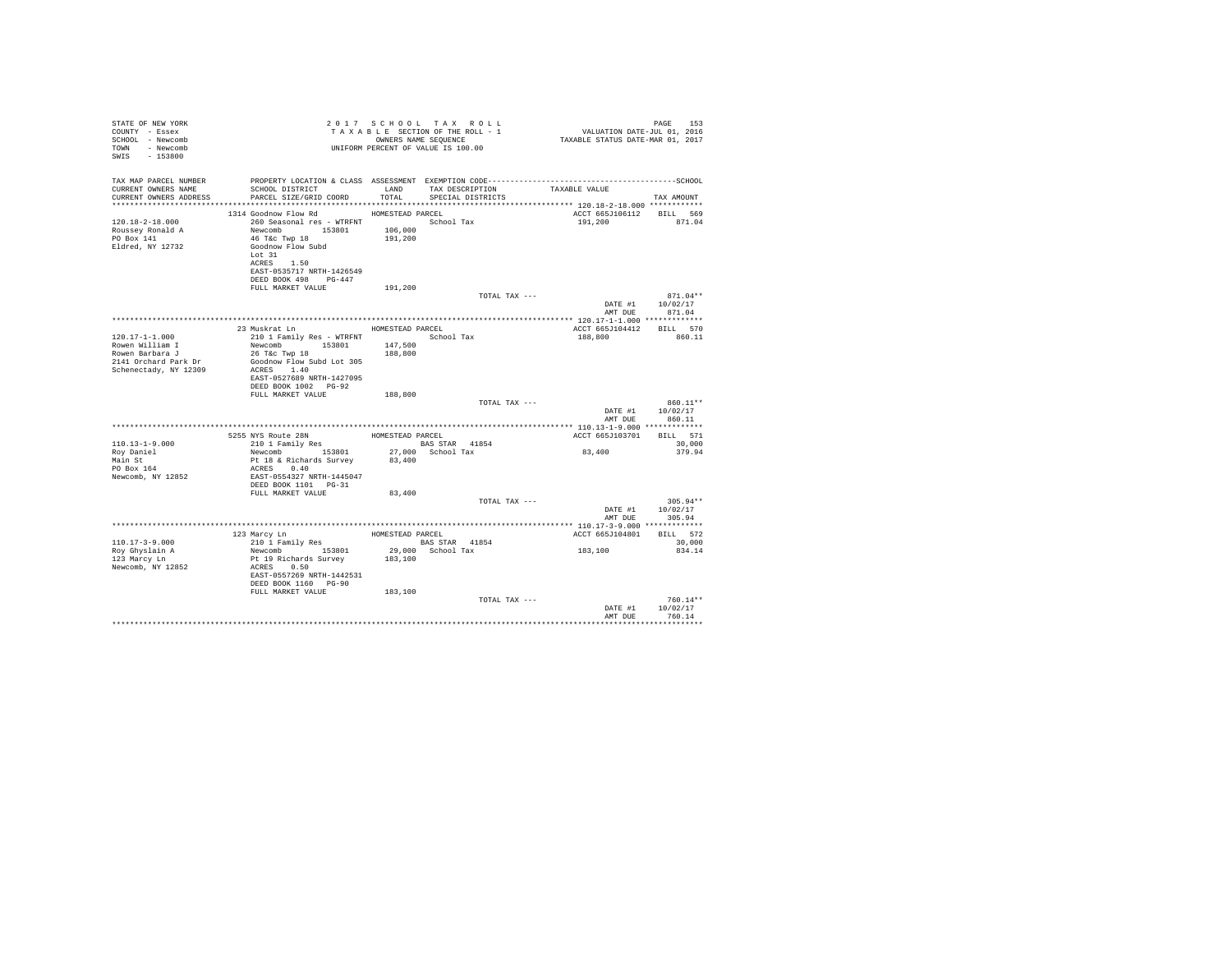STATE OF NEW YORK
COUNTY - Essex
SCHOOL - Newcomb
TOWN - Newcomb
SWIS - 153800

2 0 1 7 S C H O O L T A X R O L L
T A X A B L E SECTION OF THE ROLL - 1
OWNERS NAME SEQUENCE
UNIFORM PERCENT OF VALUE IS 100.00

VALUATION DATE-JUL 01, 2016
TAXABLE STATUS DATE-MAR 01, 2017

| TAX MAP PARCEL NUMBER / CURRENT OWNERS NAME / CURRENT OWNERS ADDRESS | PROPERTY LOCATION & CLASS / SCHOOL DISTRICT / PARCEL SIZE/GRID COORD | ASSESSMENT LAND / TOTAL | EXEMPTION CODE / TAX DESCRIPTION / SPECIAL DISTRICTS | TAXABLE VALUE | TAX AMOUNT |
|---|---|---|---|---|---|
| **120.18-2-18.000** | 1314 Goodnow Flow Rd | HOMESTEAD PARCEL | | ACCT 665J106112 | BILL 569 |
| Roussey Ronald A | 260 Seasonal res - WTRFNT | | School Tax | 191,200 | 871.04 |
| PO Box 141 | Newcomb 153801 | 106,000 | | | |
| Eldred, NY 12732 | 46 T&c Twp 18 | 191,200 | | | |
| | Goodnow Flow Subd | | | | |
| | Lot 31 | | | | |
| | ACRES 1.50 | | | | |
| | EAST-0535717 NRTH-1426549 | | | | |
| | DEED BOOK 498 PG-447 | | | | |
| | FULL MARKET VALUE | 191,200 | | | |
| | | | TOTAL TAX --- | | 871.04** |
| | | | | DATE #1 | 10/02/17 |
| | | | | AMT DUE | 871.04 |
| **120.17-1-1.000** | 23 Muskrat Ln | HOMESTEAD PARCEL | | ACCT 665J104412 | BILL 570 |
| Rowen William I | 210 1 Family Res - WTRFNT | | School Tax | 188,800 | 860.11 |
| Rowen Barbara J | Newcomb 153801 | 147,500 | | | |
| 2141 Orchard Park Dr | 26 T&c Twp 18 | 188,800 | | | |
| Schenectady, NY 12309 | Goodnow Flow Subd Lot 305 | | | | |
| | ACRES 1.40 | | | | |
| | EAST-0527689 NRTH-1427095 | | | | |
| | DEED BOOK 1002 PG-92 | | | | |
| | FULL MARKET VALUE | 188,800 | | | |
| | | | TOTAL TAX --- | | 860.11** |
| | | | | DATE #1 | 10/02/17 |
| | | | | AMT DUE | 860.11 |
| **110.13-1-9.000** | 5255 NYS Route 28N | HOMESTEAD PARCEL | | ACCT 665J103701 | BILL 571 |
| Roy Daniel | 210 1 Family Res | | BAS STAR 41854 | | 30,000 |
| Main St | Newcomb 153801 | 27,000 | School Tax | 83,400 | 379.94 |
| PO Box 164 | Pt 18 & Richards Survey | 83,400 | | | |
| Newcomb, NY 12852 | ACRES 0.40 | | | | |
| | EAST-0554327 NRTH-1445047 | | | | |
| | DEED BOOK 1101 PG-31 | | | | |
| | FULL MARKET VALUE | 83,400 | | | |
| | | | TOTAL TAX --- | | 305.94** |
| | | | | DATE #1 | 10/02/17 |
| | | | | AMT DUE | 305.94 |
| **110.17-3-9.000** | 123 Marcy Ln | HOMESTEAD PARCEL | | ACCT 665J104801 | BILL 572 |
| Roy Ghyslain A | 210 1 Family Res | | BAS STAR 41854 | | 30,000 |
| 123 Marcy Ln | Newcomb 153801 | 29,000 | School Tax | 183,100 | 834.14 |
| Newcomb, NY 12852 | Pt 19 Richards Survey | 183,100 | | | |
| | ACRES 0.50 | | | | |
| | EAST-0557269 NRTH-1442531 | | | | |
| | DEED BOOK 1160 PG-90 | | | | |
| | FULL MARKET VALUE | 183,100 | | | |
| | | | TOTAL TAX --- | | 760.14** |
| | | | | DATE #1 | 10/02/17 |
| | | | | AMT DUE | 760.14 |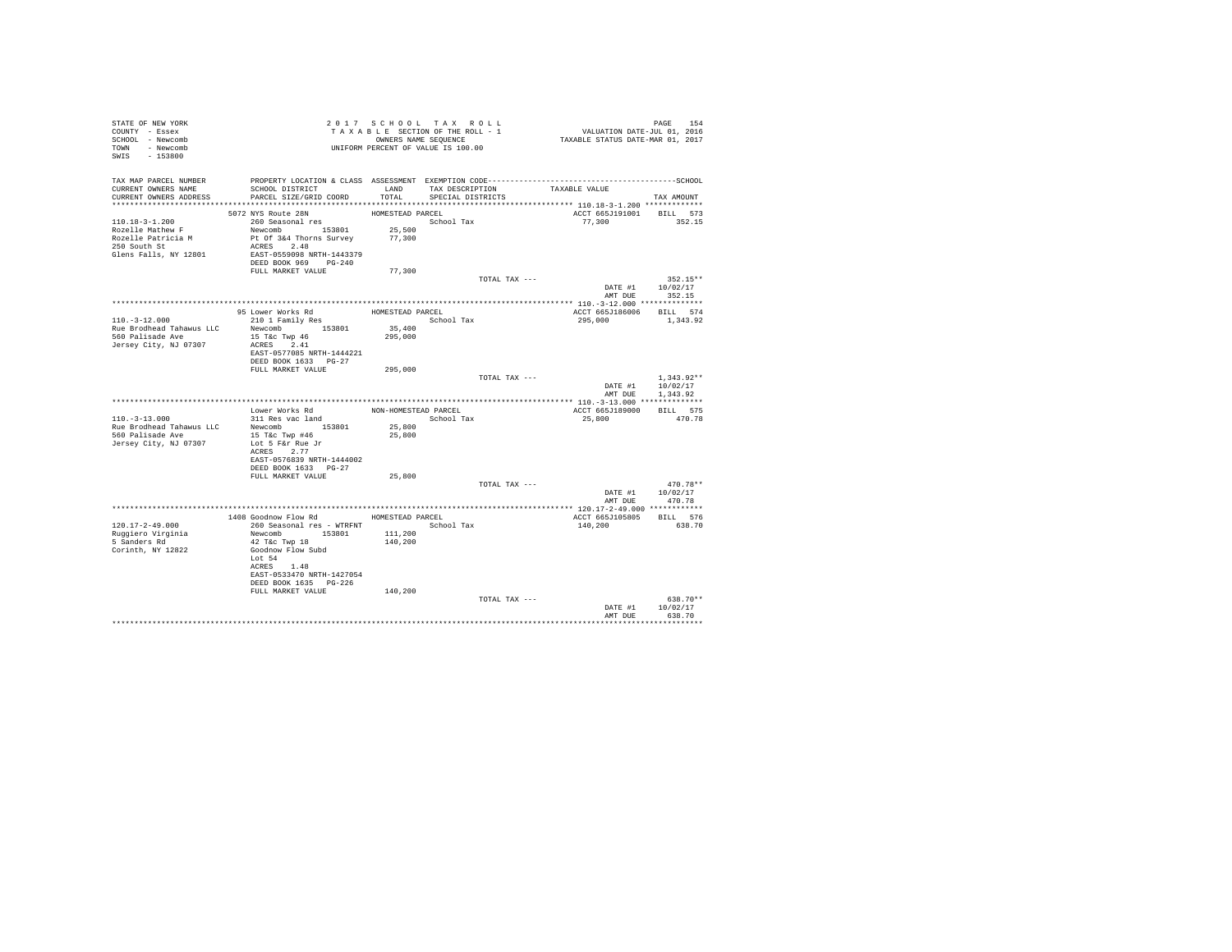STATE OF NEW YORK
COUNTY - Essex
SCHOOL - Newcomb
TOWN - Newcomb
SWIS - 153800

2017 SCHOOL TAX ROLL
TAXABLE SECTION OF THE ROLL - 1
OWNERS NAME SEQUENCE
UNIFORM PERCENT OF VALUE IS 100.00

VALUATION DATE-JUL 01, 2016
TAXABLE STATUS DATE-MAR 01, 2017

| TAX MAP PARCEL NUMBER / CURRENT OWNERS NAME / CURRENT OWNERS ADDRESS | PROPERTY LOCATION & CLASS / SCHOOL DISTRICT / PARCEL SIZE/GRID COORD | ASSESSMENT LAND / TOTAL | EXEMPTION CODE / TAX DESCRIPTION / SPECIAL DISTRICTS | TAXABLE VALUE | TAX AMOUNT |
|---|---|---|---|---|---|
| 110.18-3-1.200 | 5072 NYS Route 28N | HOMESTEAD PARCEL | | ACCT 665J191001 | BILL 573 |
| Rozelle Mathew F | 260 Seasonal res | | School Tax | 77,300 | 352.15 |
| Rozelle Patricia M | Newcomb 153801 | 25,500 | | | |
| 250 South St | Pt Of 3&4 Thorns Survey | 77,300 | | | |
| Glens Falls, NY 12801 | ACRES 2.48 | | | | |
| | EAST-0559098 NRTH-1443379 | | | | |
| | DEED BOOK 969 PG-240 | | | | |
| | FULL MARKET VALUE | 77,300 | | | |
| | | | TOTAL TAX --- | | 352.15** |
| | | | | DATE #1 | 10/02/17 |
| | | | | AMT DUE | 352.15 |
| 110.-3-12.000 | 95 Lower Works Rd | HOMESTEAD PARCEL | | ACCT 665J186006 | BILL 574 |
| Rue Brodhead Tahawus LLC | 210 1 Family Res | | School Tax | 295,000 | 1,343.92 |
| 560 Palisade Ave | Newcomb 153801 | 35,400 | | | |
| Jersey City, NJ 07307 | 15 T&c Twp 46 | 295,000 | | | |
| | ACRES 2.41 | | | | |
| | EAST-0577085 NRTH-1444221 | | | | |
| | DEED BOOK 1633 PG-27 | | | | |
| | FULL MARKET VALUE | 295,000 | | | |
| | | | TOTAL TAX --- | | 1,343.92** |
| | | | | DATE #1 | 10/02/17 |
| | | | | AMT DUE | 1,343.92 |
| 110.-3-13.000 | Lower Works Rd | NON-HOMESTEAD PARCEL | | ACCT 665J189000 | BILL 575 |
| Rue Brodhead Tahawus LLC | 311 Res vac land | | School Tax | 25,800 | 470.78 |
| 560 Palisade Ave | Newcomb 153801 | 25,800 | | | |
| Jersey City, NJ 07307 | 15 T&c Twp #46 | 25,800 | | | |
| | Lot 5 F&r Rue Jr | | | | |
| | ACRES 2.77 | | | | |
| | EAST-0576839 NRTH-1444002 | | | | |
| | DEED BOOK 1633 PG-27 | | | | |
| | FULL MARKET VALUE | 25,800 | | | |
| | | | TOTAL TAX --- | | 470.78** |
| | | | | DATE #1 | 10/02/17 |
| | | | | AMT DUE | 470.78 |
| 120.17-2-49.000 | 1408 Goodnow Flow Rd | HOMESTEAD PARCEL | | ACCT 665J105805 | BILL 576 |
| Ruggiero Virginia | 260 Seasonal res - WTRFNT | | School Tax | 140,200 | 638.70 |
| 5 Sanders Rd | Newcomb 153801 | 111,200 | | | |
| Corinth, NY 12822 | 42 T&c Twp 18 | 140,200 | | | |
| | Goodnow Flow Subd | | | | |
| | Lot 54 | | | | |
| | ACRES 1.48 | | | | |
| | EAST-0533470 NRTH-1427054 | | | | |
| | DEED BOOK 1635 PG-226 | | | | |
| | FULL MARKET VALUE | 140,200 | | | |
| | | | TOTAL TAX --- | | 638.70** |
| | | | | DATE #1 | 10/02/17 |
| | | | | AMT DUE | 638.70 |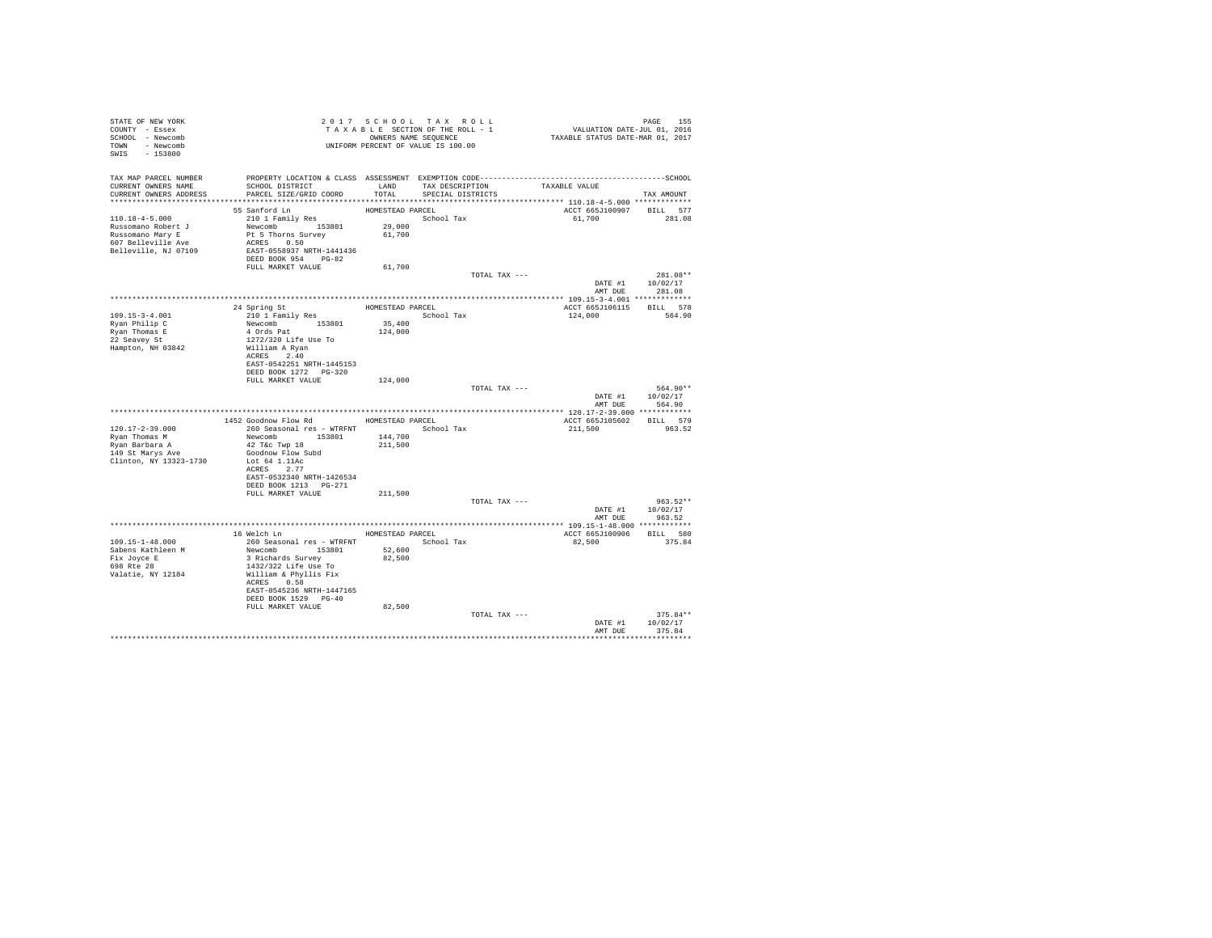STATE OF NEW YORK
COUNTY - Essex
SCHOOL - Newcomb
TOWN - Newcomb
SWIS - 153800

2 0 1 7 S C H O O L T A X R O L L
T A X A B L E SECTION OF THE ROLL - 1
OWNERS NAME SEQUENCE
UNIFORM PERCENT OF VALUE IS 100.00

VALUATION DATE-JUL 01, 2016
TAXABLE STATUS DATE-MAR 01, 2017

| TAX MAP PARCEL NUMBER / CURRENT OWNERS NAME / CURRENT OWNERS ADDRESS | PROPERTY LOCATION & CLASS / SCHOOL DISTRICT / PARCEL SIZE/GRID COORD | ASSESSMENT LAND / TOTAL | EXEMPTION CODE / TAX DESCRIPTION / SPECIAL DISTRICTS | TAXABLE VALUE | TAX AMOUNT |
|---|---|---|---|---|---|
| **110.18-4-5.000** | 55 Sanford Ln | HOMESTEAD PARCEL | | ACCT 665J100907 | BILL 577 |
| Russomano Robert J | 210 1 Family Res | | School Tax | 61,700 | 281.08 |
| Russomano Mary E | Newcomb 153801 | 29,000 | | | |
| 607 Belleville Ave | Pt 5 Thorns Survey | 61,700 | | | |
| Belleville, NJ 07109 | ACRES 0.50 | | | | |
| | EAST-0558937 NRTH-1441436 | | | | |
| | DEED BOOK 954 PG-82 | | | | |
| | FULL MARKET VALUE | 61,700 | | | |
| | | | TOTAL TAX --- | | 281.08** |
| | | | | DATE #1 | 10/02/17 |
| | | | | AMT DUE | 281.08 |
| **109.15-3-4.001** | 24 Spring St | HOMESTEAD PARCEL | | ACCT 665J106115 | BILL 578 |
| Ryan Philip C | 210 1 Family Res | | School Tax | 124,000 | 564.90 |
| Ryan Thomas E | Newcomb 153801 | 35,400 | | | |
| 22 Seavey St | 4 Ords Pat | 124,000 | | | |
| Hampton, NH 03842 | 1272/320 Life Use To | | | | |
| | William A Ryan | | | | |
| | ACRES 2.40 | | | | |
| | EAST-0542251 NRTH-1445153 | | | | |
| | DEED BOOK 1272 PG-320 | | | | |
| | FULL MARKET VALUE | 124,000 | | | |
| | | | TOTAL TAX --- | | 564.90** |
| | | | | DATE #1 | 10/02/17 |
| | | | | AMT DUE | 564.90 |
| **120.17-2-39.000** | 1452 Goodnow Flow Rd | HOMESTEAD PARCEL | | ACCT 665J105602 | BILL 579 |
| Ryan Thomas M | 260 Seasonal res - WTRFNT | | School Tax | 211,500 | 963.52 |
| Ryan Barbara A | Newcomb 153801 | 144,700 | | | |
| 149 St Marys Ave | 42 T&c Twp 18 | 211,500 | | | |
| Clinton, NY 13323-1730 | Goodnow Flow Subd | | | | |
| | Lot 64 1.11Ac | | | | |
| | ACRES 2.77 | | | | |
| | EAST-0532340 NRTH-1426534 | | | | |
| | DEED BOOK 1213 PG-271 | | | | |
| | FULL MARKET VALUE | 211,500 | | | |
| | | | TOTAL TAX --- | | 963.52** |
| | | | | DATE #1 | 10/02/17 |
| | | | | AMT DUE | 963.52 |
| **109.15-1-48.000** | 16 Welch Ln | HOMESTEAD PARCEL | | ACCT 665J100906 | BILL 580 |
| Sabens Kathleen M | 260 Seasonal res - WTRFNT | | School Tax | 82,500 | 375.84 |
| Fix Joyce E | Newcomb 153801 | 52,600 | | | |
| 698 Rte 28 | 3 Richards Survey | 82,500 | | | |
| Valatie, NY 12184 | 1432/322 Life Use To | | | | |
| | William & Phyllis Fix | | | | |
| | ACRES 0.58 | | | | |
| | EAST-0545236 NRTH-1447165 | | | | |
| | DEED BOOK 1529 PG-40 | | | | |
| | FULL MARKET VALUE | 82,500 | | | |
| | | | TOTAL TAX --- | | 375.84** |
| | | | | DATE #1 | 10/02/17 |
| | | | | AMT DUE | 375.84 |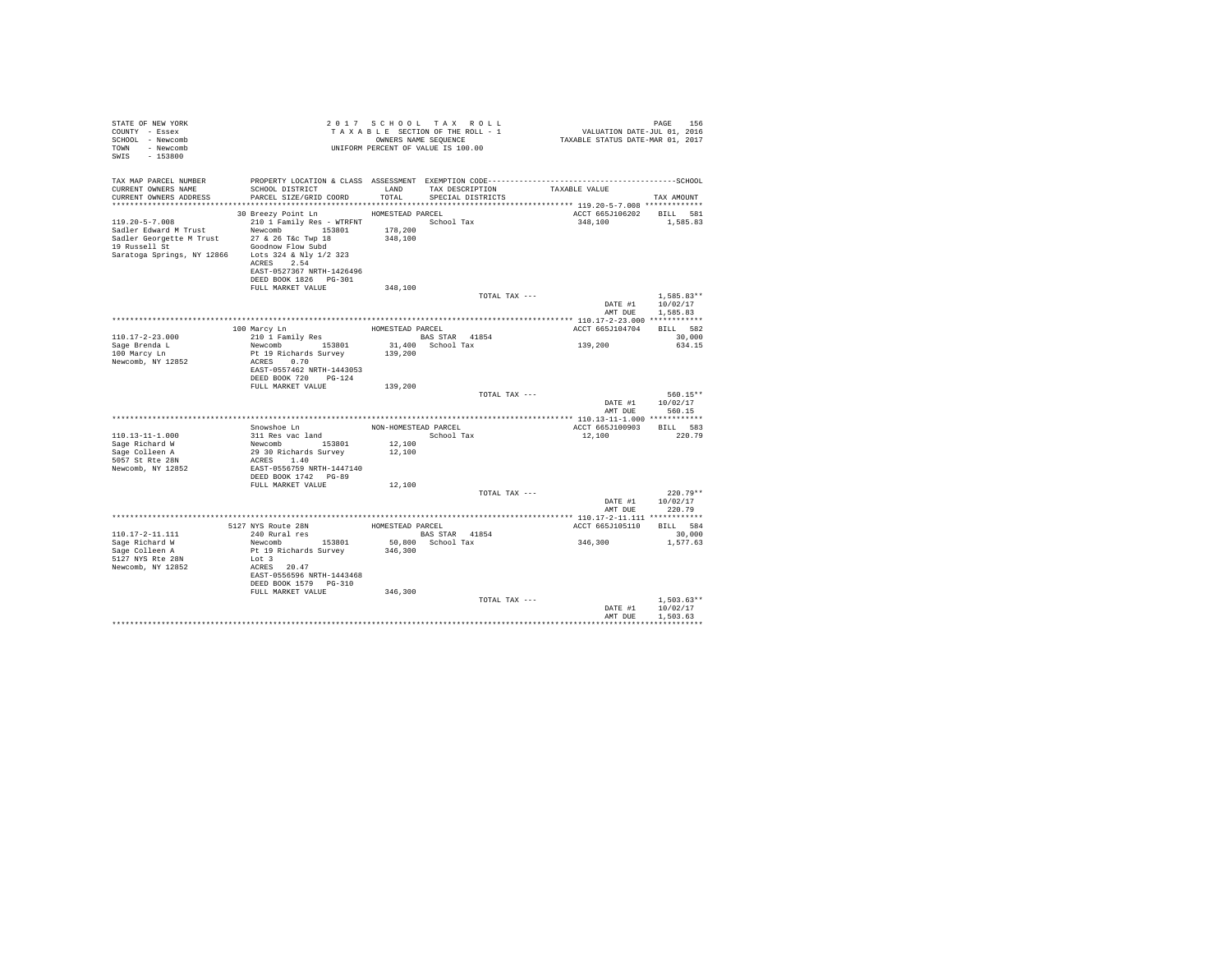STATE OF NEW YORK
COUNTY - Essex
SCHOOL - Newcomb
TOWN - Newcomb
SWIS - 153800

2 0 1 7 S C H O O L T A X R O L L
T A X A B L E SECTION OF THE ROLL - 1
OWNERS NAME SEQUENCE
UNIFORM PERCENT OF VALUE IS 100.00

VALUATION DATE-JUL 01, 2016
TAXABLE STATUS DATE-MAR 01, 2017

```
TAX MAP PARCEL NUMBER         PROPERTY LOCATION & CLASS  ASSESSMENT  EXEMPTION CODE-----------------------------------------------SCHOOL
CURRENT OWNERS NAME           SCHOOL DISTRICT              LAND      TAX DESCRIPTION            TAXABLE VALUE
CURRENT OWNERS ADDRESS        PARCEL SIZE/GRID COORD       TOTAL     SPECIAL DISTRICTS                                    TAX AMOUNT
*************************************************************************************************** 119.20-5-7.008 *************
                              30 Breezy Point Ln           HOMESTEAD PARCEL                         ACCT 665J106202     BILL  581
119.20-5-7.008                210 1 Family Res - WTRFNT               School Tax                     348,100              1,585.83
Sadler Edward M Trust         Newcomb        153801        178,200
Sadler Georgette M Trust      27 & 26 T&c Twp 18           348,100
19 Russell St                 Goodnow Flow Subd
Saratoga Springs, NY 12866    Lots 324 & Nly 1/2 323
                              ACRES    2.54
                              EAST-0527367 NRTH-1426496
                              DEED BOOK 1826   PG-301
                              FULL MARKET VALUE            348,100
                                                                      TOTAL TAX ---                                 1,585.83**
                                                                                                    DATE #1         10/02/17
                                                                                                    AMT DUE         1,585.83
*************************************************************************************************** 110.17-2-23.000 ************
                              100 Marcy Ln                 HOMESTEAD PARCEL                         ACCT 665J104704     BILL  582
110.17-2-23.000               210 1 Family Res                        BAS STAR  41854                                  30,000
Sage Brenda L                 Newcomb        153801         31,400    School Tax                     139,200                634.15
100 Marcy Ln                  Pt 19 Richards Survey        139,200
Newcomb, NY 12852             ACRES    0.70
                              EAST-0557462 NRTH-1443053
                              DEED BOOK 720    PG-124
                              FULL MARKET VALUE            139,200
                                                                      TOTAL TAX ---                                   560.15**
                                                                                                    DATE #1         10/02/17
                                                                                                    AMT DUE           560.15
*************************************************************************************************** 110.13-11-1.000 ************
                              Snowshoe Ln                  NON-HOMESTEAD PARCEL                     ACCT 665J100903     BILL  583
110.13-11-1.000               311 Res vac land                        School Tax                      12,100                220.79
Sage Richard W                Newcomb        153801         12,100
Sage Colleen A                29 30 Richards Survey         12,100
5057 St Rte 28N               ACRES    1.40
Newcomb, NY 12852             EAST-0556759 NRTH-1447140
                              DEED BOOK 1742   PG-89
                              FULL MARKET VALUE             12,100
                                                                      TOTAL TAX ---                                   220.79**
                                                                                                    DATE #1         10/02/17
                                                                                                    AMT DUE           220.79
*************************************************************************************************** 110.17-2-11.111 ************
                              5127 NYS Route 28N           HOMESTEAD PARCEL                         ACCT 665J105110     BILL  584
110.17-2-11.111               240 Rural res                           BAS STAR  41854                                  30,000
Sage Richard W                Newcomb        153801         50,800    School Tax                     346,300              1,577.63
Sage Colleen A                Pt 19 Richards Survey        346,300
5127 NYS Rte 28N              Lot 3
Newcomb, NY 12852             ACRES   20.47
                              EAST-0556596 NRTH-1443468
                              DEED BOOK 1579   PG-310
                              FULL MARKET VALUE            346,300
                                                                      TOTAL TAX ---                                 1,503.63**
                                                                                                    DATE #1         10/02/17
                                                                                                    AMT DUE         1,503.63
********************************************************************************************************************************
```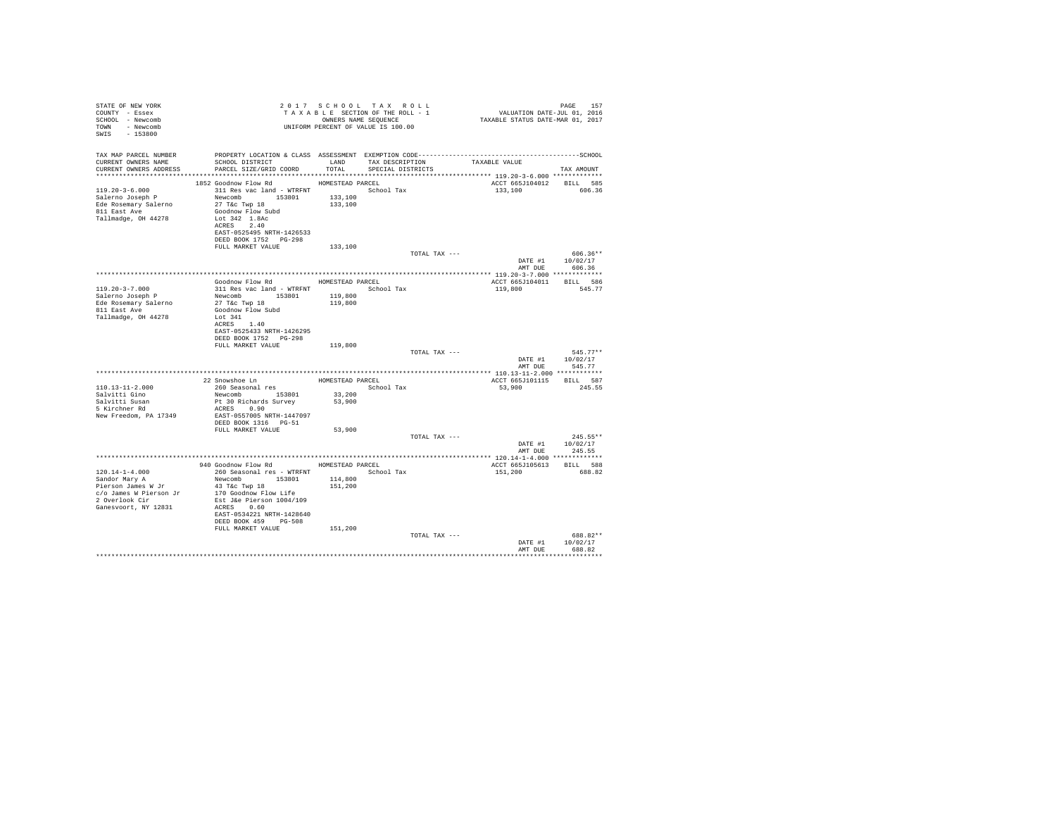STATE OF NEW YORK
COUNTY - Essex
SCHOOL - Newcomb
TOWN - Newcomb
SWIS - 153800

2 0 1 7 S C H O O L T A X R O L L
T A X A B L E SECTION OF THE ROLL - 1
OWNERS NAME SEQUENCE
UNIFORM PERCENT OF VALUE IS 100.00

VALUATION DATE-JUL 01, 2016
TAXABLE STATUS DATE-MAR 01, 2017

| TAX MAP PARCEL NUMBER<br>CURRENT OWNERS NAME<br>CURRENT OWNERS ADDRESS | PROPERTY LOCATION & CLASS<br>SCHOOL DISTRICT<br>PARCEL SIZE/GRID COORD | ASSESSMENT<br>LAND<br>TOTAL | EXEMPTION CODE<br>TAX DESCRIPTION<br>SPECIAL DISTRICTS | TAXABLE VALUE | TAX AMOUNT |
|---|---|---|---|---|---|
| 119.20-3-6.000 | 1852 Goodnow Flow Rd | HOMESTEAD PARCEL | | ACCT 665J104012 | BILL 585 |
| 119.20-3-6.000 | 311 Res vac land - WTRFNT | | School Tax | 133,100 | 606.36 |
| Salerno Joseph P | Newcomb 153801 | 133,100 | | | |
| Ede Rosemary Salerno | 27 T&c Twp 18 | 133,100 | | | |
| 811 East Ave | Goodnow Flow Subd | | | | |
| Tallmadge, OH 44278 | Lot 342 1.8Ac | | | | |
| | ACRES 2.40 | | | | |
| | EAST-0525495 NRTH-1426533 | | | | |
| | DEED BOOK 1752 PG-298 | | | | |
| | FULL MARKET VALUE | 133,100 | | | |
| | | | TOTAL TAX --- | | 606.36** |
| | | | | DATE #1 | 10/02/17 |
| | | | | AMT DUE | 606.36 |
| 119.20-3-7.000 | Goodnow Flow Rd | HOMESTEAD PARCEL | | ACCT 665J104011 | BILL 586 |
| 119.20-3-7.000 | 311 Res vac land - WTRFNT | | School Tax | 119,800 | 545.77 |
| Salerno Joseph P | Newcomb 153801 | 119,800 | | | |
| Ede Rosemary Salerno | 27 T&c Twp 18 | 119,800 | | | |
| 811 East Ave | Goodnow Flow Subd | | | | |
| Tallmadge, OH 44278 | Lot 341 | | | | |
| | ACRES 1.40 | | | | |
| | EAST-0525433 NRTH-1426295 | | | | |
| | DEED BOOK 1752 PG-298 | | | | |
| | FULL MARKET VALUE | 119,800 | | | |
| | | | TOTAL TAX --- | | 545.77** |
| | | | | DATE #1 | 10/02/17 |
| | | | | AMT DUE | 545.77 |
| 110.13-11-2.000 | 22 Snowshoe Ln | HOMESTEAD PARCEL | | ACCT 665J101115 | BILL 587 |
| 110.13-11-2.000 | 260 Seasonal res | | School Tax | 53,900 | 245.55 |
| Salvitti Gino | Newcomb 153801 | 33,200 | | | |
| Salvitti Susan | Pt 30 Richards Survey | 53,900 | | | |
| 5 Kirchner Rd | ACRES 0.90 | | | | |
| New Freedom, PA 17349 | EAST-0557005 NRTH-1447097 | | | | |
| | DEED BOOK 1316 PG-51 | | | | |
| | FULL MARKET VALUE | 53,900 | | | |
| | | | TOTAL TAX --- | | 245.55** |
| | | | | DATE #1 | 10/02/17 |
| | | | | AMT DUE | 245.55 |
| 120.14-1-4.000 | 940 Goodnow Flow Rd | HOMESTEAD PARCEL | | ACCT 665J105613 | BILL 588 |
| 120.14-1-4.000 | 260 Seasonal res - WTRFNT | | School Tax | 151,200 | 688.82 |
| Sandor Mary A | Newcomb 153801 | 114,800 | | | |
| Pierson James W Jr | 43 T&c Twp 18 | 151,200 | | | |
| c/o James W Pierson Jr | 170 Goodnow Flow Life | | | | |
| 2 Overlook Cir | Est J&e Pierson 1004/109 | | | | |
| Ganesvoort, NY 12831 | ACRES 0.60 | | | | |
| | EAST-0534221 NRTH-1428640 | | | | |
| | DEED BOOK 459 PG-508 | | | | |
| | FULL MARKET VALUE | 151,200 | | | |
| | | | TOTAL TAX --- | | 688.82** |
| | | | | DATE #1 | 10/02/17 |
| | | | | AMT DUE | 688.82 |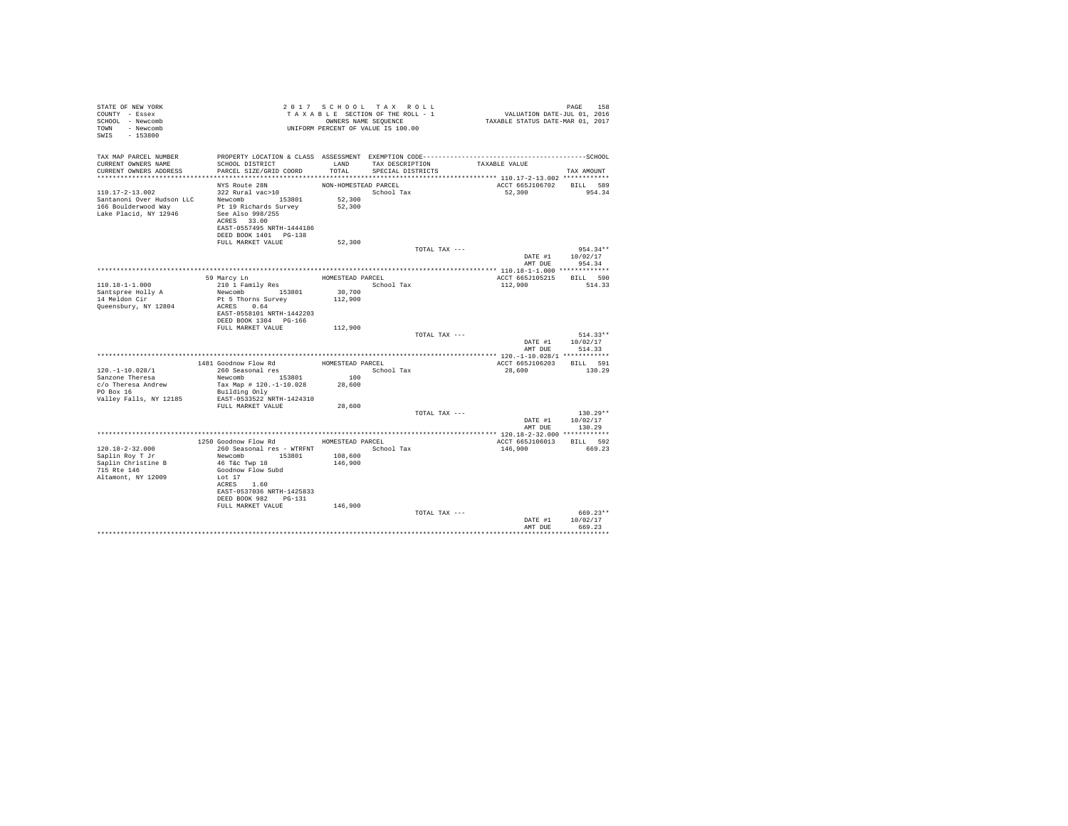STATE OF NEW YORK
COUNTY - Essex
SCHOOL - Newcomb
TOWN - Newcomb
SWIS - 153800

2017 SCHOOL TAX ROLL
TAXABLE SECTION OF THE ROLL - 1
OWNERS NAME SEQUENCE
UNIFORM PERCENT OF VALUE IS 100.00

VALUATION DATE-JUL 01, 2016
TAXABLE STATUS DATE-MAR 01, 2017

| TAX MAP PARCEL NUMBER / CURRENT OWNERS NAME / CURRENT OWNERS ADDRESS | PROPERTY LOCATION & CLASS / SCHOOL DISTRICT / PARCEL SIZE/GRID COORD | ASSESSMENT LAND / TOTAL | EXEMPTION CODE / TAX DESCRIPTION / SPECIAL DISTRICTS | TAXABLE VALUE | TAX AMOUNT |
|---|---|---|---|---|---|
| **110.17-2-13.002** | NYS Route 28N | NON-HOMESTEAD PARCEL | | ACCT 665J106702 | BILL 589 |
| 110.17-2-13.002 | 322 Rural vac>10 | | School Tax | 52,300 | 954.34 |
| Santanoni Over Hudson LLC | Newcomb 153801 | 52,300 | | | |
| 166 Boulderwood Way | Pt 19 Richards Survey | 52,300 | | | |
| Lake Placid, NY 12946 | See Also 998/255 | | | | |
| | ACRES 33.00 | | | | |
| | EAST-0557495 NRTH-1444186 | | | | |
| | DEED BOOK 1401 PG-138 | | | | |
| | FULL MARKET VALUE | 52,300 | | | |
| | | | TOTAL TAX --- | | 954.34** |
| | | | | DATE #1 | 10/02/17 |
| | | | | AMT DUE | 954.34 |
| **110.18-1-1.000** | 59 Marcy Ln | HOMESTEAD PARCEL | | ACCT 665J105215 | BILL 590 |
| 110.18-1-1.000 | 210 1 Family Res | | School Tax | 112,900 | 514.33 |
| Santspree Holly A | Newcomb 153801 | 30,700 | | | |
| 14 Meldon Cir | Pt 5 Thorns Survey | 112,900 | | | |
| Queensbury, NY 12804 | ACRES 0.64 | | | | |
| | EAST-0558101 NRTH-1442203 | | | | |
| | DEED BOOK 1304 PG-166 | | | | |
| | FULL MARKET VALUE | 112,900 | | | |
| | | | TOTAL TAX --- | | 514.33** |
| | | | | DATE #1 | 10/02/17 |
| | | | | AMT DUE | 514.33 |
| **120.-1-10.028/1** | 1481 Goodnow Flow Rd | HOMESTEAD PARCEL | | ACCT 665J106203 | BILL 591 |
| 120.-1-10.028/1 | 260 Seasonal res | | School Tax | 28,600 | 130.29 |
| Sanzone Theresa | Newcomb 153801 | 100 | | | |
| c/o Theresa Andrew | Tax Map # 120.-1-10.028 | 28,600 | | | |
| PO Box 16 | Building Only | | | | |
| Valley Falls, NY 12185 | EAST-0533522 NRTH-1424310 | | | | |
| | FULL MARKET VALUE | 28,600 | | | |
| | | | TOTAL TAX --- | | 130.29** |
| | | | | DATE #1 | 10/02/17 |
| | | | | AMT DUE | 130.29 |
| **120.18-2-32.000** | 1250 Goodnow Flow Rd | HOMESTEAD PARCEL | | ACCT 665J106013 | BILL 592 |
| 120.18-2-32.000 | 260 Seasonal res - WTRFNT | | School Tax | 146,900 | 669.23 |
| Saplin Roy T Jr | Newcomb 153801 | 108,600 | | | |
| Saplin Christine B | 46 T&c Twp 18 | 146,900 | | | |
| 715 Rte 146 | Goodnow Flow Subd | | | | |
| Altamont, NY 12009 | Lot 17 | | | | |
| | ACRES 1.60 | | | | |
| | EAST-0537036 NRTH-1425833 | | | | |
| | DEED BOOK 982 PG-131 | | | | |
| | FULL MARKET VALUE | 146,900 | | | |
| | | | TOTAL TAX --- | | 669.23** |
| | | | | DATE #1 | 10/02/17 |
| | | | | AMT DUE | 669.23 |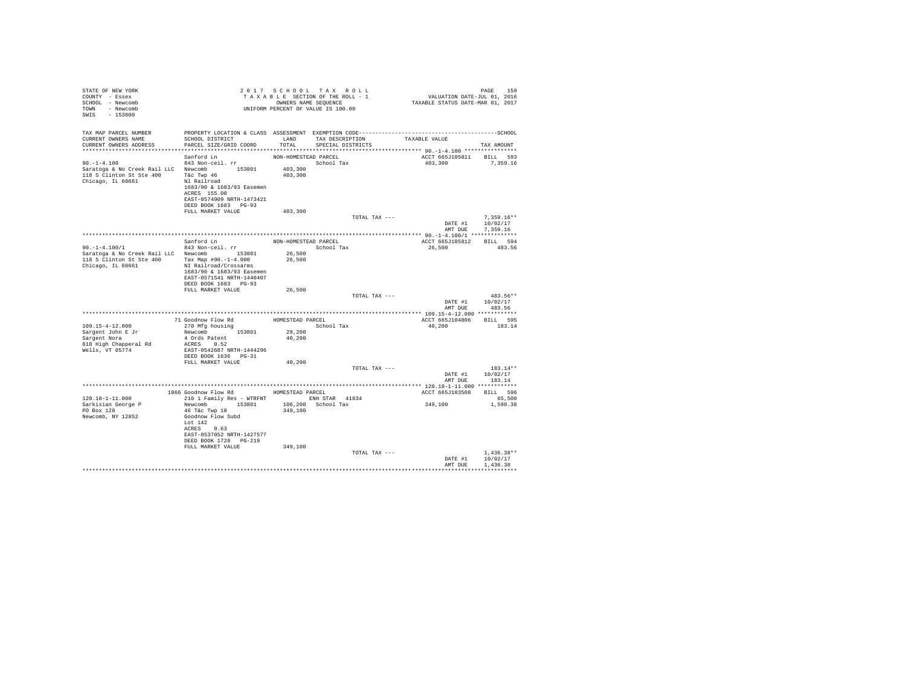STATE OF NEW YORK
COUNTY - Essex
SCHOOL - Newcomb
TOWN - Newcomb
SWIS - 153800

2017 SCHOOL TAX ROLL
TAXABLE SECTION OF THE ROLL - 1
OWNERS NAME SEQUENCE
UNIFORM PERCENT OF VALUE IS 100.00

VALUATION DATE-JUL 01, 2016
TAXABLE STATUS DATE-MAR 01, 2017

```
TAX MAP PARCEL NUMBER      PROPERTY LOCATION & CLASS  ASSESSMENT  EXEMPTION CODE------------------------------------------------SCHOOL
CURRENT OWNERS NAME        SCHOOL DISTRICT              LAND      TAX DESCRIPTION             TAXABLE VALUE
CURRENT OWNERS ADDRESS     PARCEL SIZE/GRID COORD      TOTAL      SPECIAL DISTRICTS                                    TAX AMOUNT
************************************************************************************************ 90.-1-4.100 ****************
                           Sanford Ln                  NON-HOMESTEAD PARCEL                   ACCT 665J105811    BILL  593
90.-1-4.100                843 Non-ceil. rr                        School Tax                  403,300             7,359.16
Saratoga & No Creek Rail LLC  Newcomb      153801      403,300
118 S Clinton St Ste 400   T&c Twp 46                  403,300
Chicago, IL 60661          Nl Railroad
                           1683/90 & 1683/93 Easemen
                           ACRES 155.00
                           EAST-0574909 NRTH-1473421
                           DEED BOOK 1683   PG-93
                           FULL MARKET VALUE           403,300
                                                                  TOTAL TAX ---                                7,359.16**
                                                                                            DATE #1          10/02/17
                                                                                            AMT DUE          7,359.16
************************************************************************************************ 90.-1-4.100/1 **************
                           Sanford Ln                  NON-HOMESTEAD PARCEL                   ACCT 665J105812    BILL  594
90.-1-4.100/1              843 Non-ceil. rr                        School Tax                   26,500               483.56
Saratoga & No Creek Rail LLC  Newcomb      153801       26,500
118 S Clinton St Ste 400   Tax Map #90.-1-4.000         26,500
Chicago, IL 60661          NI Railroad/Crossarms
                           1683/90 & 1683/93 Easemen
                           EAST-0571541 NRTH-1440407
                           DEED BOOK 1683   PG-93
                           FULL MARKET VALUE            26,500
                                                                  TOTAL TAX ---                                  483.56**
                                                                                            DATE #1          10/02/17
                                                                                            AMT DUE            483.56
************************************************************************************************ 109.15-4-12.000 ************
                        71 Goodnow Flow Rd             HOMESTEAD PARCEL                       ACCT 665J104806    BILL  595
109.15-4-12.000            270 Mfg housing                         School Tax                   40,200               183.14
Sargent John E Jr          Newcomb      153801          29,200
Sargent Nora               4 Ords Patent                40,200
618 High Chapperal Rd      ACRES    0.52
Wells, VT 05774            EAST-0542687 NRTH-1444296
                           DEED BOOK 1636   PG-31
                           FULL MARKET VALUE            40,200
                                                                  TOTAL TAX ---                                  183.14**
                                                                                            DATE #1          10/02/17
                                                                                            AMT DUE            183.14
************************************************************************************************ 120.18-1-11.000 ************
                      1066 Goodnow Flow Rd             HOMESTEAD PARCEL                       ACCT 665J103508    BILL  596
120.18-1-11.000            210 1 Family Res - WTRFNT              ENH STAR  41834                                  65,500
Sarkisian George P         Newcomb      153801         106,200   School Tax                  349,100             1,590.38
PO Box 128                 46 T&c Twp 18               349,100
Newcomb, NY 12852          Goodnow Flow Subd
                           Lot 142
                           ACRES    0.63
                           EAST-0537052 NRTH-1427577
                           DEED BOOK 1728   PG-219
                           FULL MARKET VALUE           349,100
                                                                  TOTAL TAX ---                                1,436.38**
                                                                                            DATE #1          10/02/17
                                                                                            AMT DUE          1,436.38
******************************************************************************************************************************
```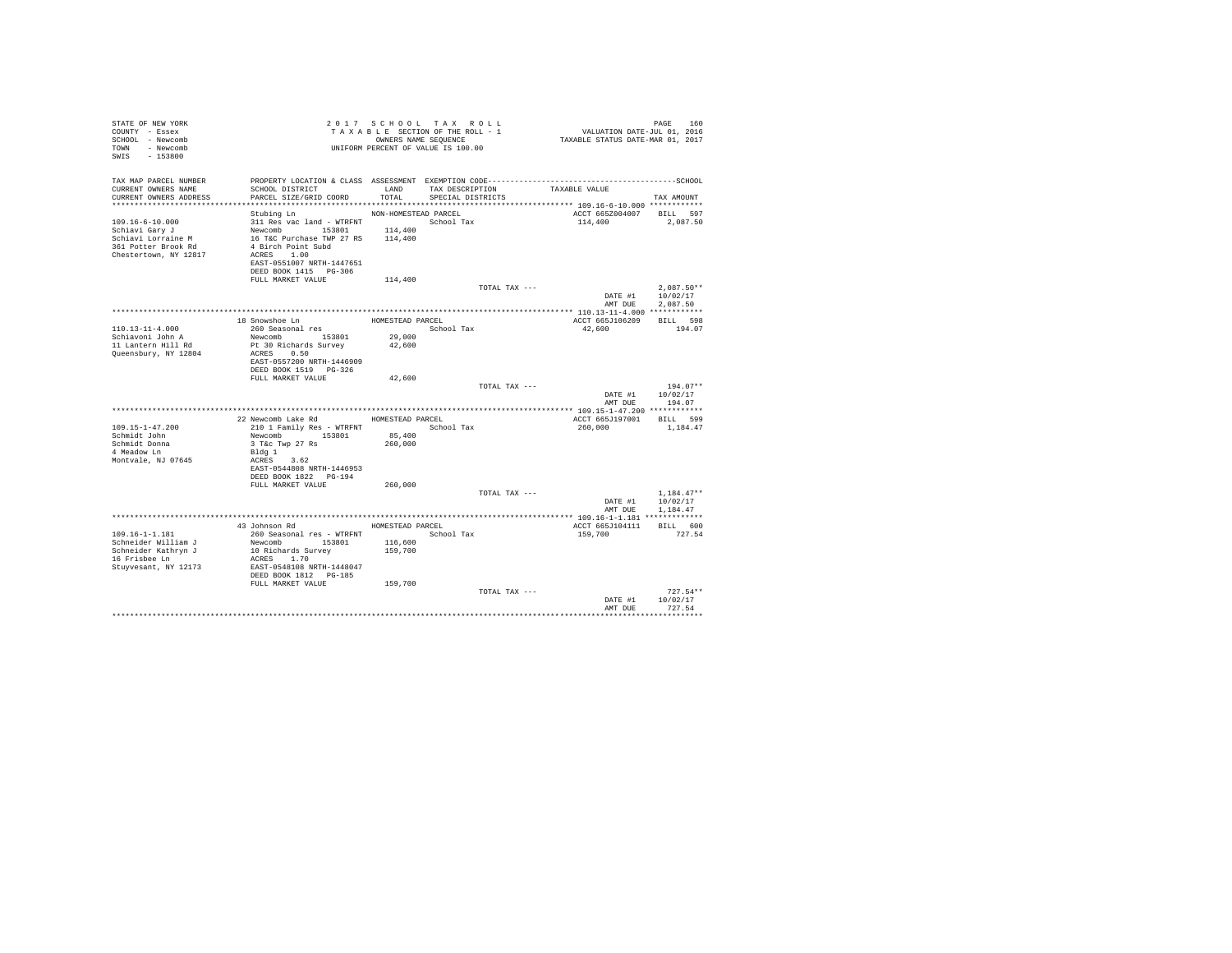STATE OF NEW YORK
COUNTY - Essex
SCHOOL - Newcomb
TOWN - Newcomb
SWIS - 153800

2 0 1 7 S C H O O L T A X R O L L
T A X A B L E SECTION OF THE ROLL - 1
OWNERS NAME SEQUENCE
UNIFORM PERCENT OF VALUE IS 100.00

VALUATION DATE-JUL 01, 2016
TAXABLE STATUS DATE-MAR 01, 2017

| TAX MAP PARCEL NUMBER / CURRENT OWNERS NAME / CURRENT OWNERS ADDRESS | PROPERTY LOCATION & CLASS / SCHOOL DISTRICT / PARCEL SIZE/GRID COORD | ASSESSMENT LAND / TOTAL | EXEMPTION CODE / TAX DESCRIPTION / SPECIAL DISTRICTS | TAXABLE VALUE | TAX AMOUNT |
|---|---|---|---|---|---|
| 109.16-6-10.000 | Stubing Ln | NON-HOMESTEAD PARCEL | | ACCT 665Z004007 | BILL 597 |
| Schiavi Gary J | 311 Res vac land - WTRFNT | | School Tax | 114,400 | 2,087.50 |
| Schiavi Lorraine M | Newcomb 153801 | 114,400 | | | |
| 361 Potter Brook Rd | 16 T&C Purchase TWP 27 RS | 114,400 | | | |
| Chestertown, NY 12817 | 4 Birch Point Subd | | | | |
| | ACRES 1.00 | | | | |
| | EAST-0551007 NRTH-1447651 | | | | |
| | DEED BOOK 1415 PG-306 | | | | |
| | FULL MARKET VALUE | 114,400 | | | |
| | | | TOTAL TAX --- | | 2,087.50** |
| | | | | DATE #1 | 10/02/17 |
| | | | | AMT DUE | 2,087.50 |
| 110.13-11-4.000 | 18 Snowshoe Ln | HOMESTEAD PARCEL | | ACCT 665J106209 | BILL 598 |
| Schiavoni John A | 260 Seasonal res | | School Tax | 42,600 | 194.07 |
| 11 Lantern Hill Rd | Newcomb 153801 | 29,000 | | | |
| Queensbury, NY 12804 | Pt 30 Richards Survey | 42,600 | | | |
| | ACRES 0.50 | | | | |
| | EAST-0557200 NRTH-1446909 | | | | |
| | DEED BOOK 1519 PG-326 | | | | |
| | FULL MARKET VALUE | 42,600 | | | |
| | | | TOTAL TAX --- | | 194.07** |
| | | | | DATE #1 | 10/02/17 |
| | | | | AMT DUE | 194.07 |
| 109.15-1-47.200 | 22 Newcomb Lake Rd | HOMESTEAD PARCEL | | ACCT 665J197001 | BILL 599 |
| Schmidt John | 210 1 Family Res - WTRFNT | | School Tax | 260,000 | 1,184.47 |
| Schmidt Donna | Newcomb 153801 | 85,400 | | | |
| 4 Meadow Ln | 3 T&c Twp 27 Rs | 260,000 | | | |
| Montvale, NJ 07645 | Bldg 1 | | | | |
| | ACRES 3.62 | | | | |
| | EAST-0544808 NRTH-1446953 | | | | |
| | DEED BOOK 1822 PG-194 | | | | |
| | FULL MARKET VALUE | 260,000 | | | |
| | | | TOTAL TAX --- | | 1,184.47** |
| | | | | DATE #1 | 10/02/17 |
| | | | | AMT DUE | 1,184.47 |
| 109.16-1-1.181 | 43 Johnson Rd | HOMESTEAD PARCEL | | ACCT 665J104111 | BILL 600 |
| Schneider William J | 260 Seasonal res - WTRFNT | | School Tax | 159,700 | 727.54 |
| Schneider Kathryn J | Newcomb 153801 | 116,600 | | | |
| 16 Frisbee Ln | 10 Richards Survey | 159,700 | | | |
| Stuyvesant, NY 12173 | ACRES 1.70 | | | | |
| | EAST-0548108 NRTH-1448047 | | | | |
| | DEED BOOK 1812 PG-185 | | | | |
| | FULL MARKET VALUE | 159,700 | | | |
| | | | TOTAL TAX --- | | 727.54** |
| | | | | DATE #1 | 10/02/17 |
| | | | | AMT DUE | 727.54 |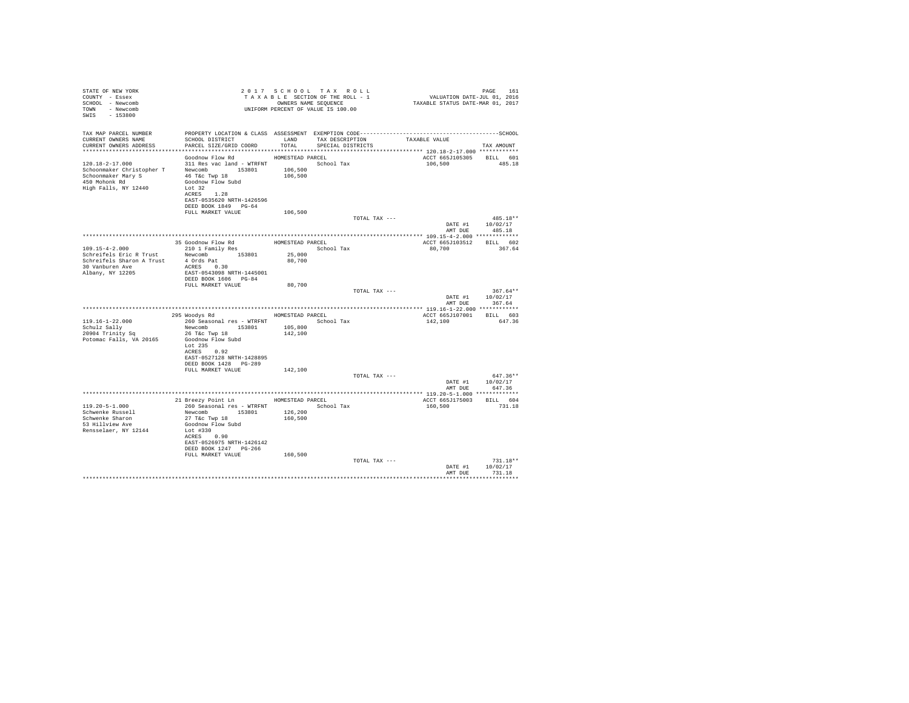STATE OF NEW YORK
COUNTY - Essex
SCHOOL - Newcomb
TOWN - Newcomb
SWIS - 153800

2 0 1 7 S C H O O L T A X R O L L
T A X A B L E SECTION OF THE ROLL - 1
OWNERS NAME SEQUENCE
UNIFORM PERCENT OF VALUE IS 100.00

VALUATION DATE-JUL 01, 2016
TAXABLE STATUS DATE-MAR 01, 2017

| TAX MAP PARCEL NUMBER / CURRENT OWNERS NAME / CURRENT OWNERS ADDRESS | PROPERTY LOCATION & CLASS / SCHOOL DISTRICT / PARCEL SIZE/GRID COORD | ASSESSMENT LAND / TOTAL | EXEMPTION CODE / TAX DESCRIPTION / SPECIAL DISTRICTS | TAXABLE VALUE | SCHOOL TAX AMOUNT |
|---|---|---|---|---|---|
| 120.18-2-17.000 | Goodnow Flow Rd | HOMESTEAD PARCEL | | ACCT 665J105305 | BILL 601 |
| Schoonmaker Christopher T | 311 Res vac land - WTRFNT | | School Tax | 106,500 | 485.18 |
| Schoonmaker Mary S | Newcomb 153801 | 106,500 | | | |
| 450 Mohonk Rd | 46 T&c Twp 18 | 106,500 | | | |
| High Falls, NY 12440 | Goodnow Flow Subd | | | | |
| | Lot 32 | | | | |
| | ACRES 1.28 | | | | |
| | EAST-0535620 NRTH-1426596 | | | | |
| | DEED BOOK 1849 PG-64 | | | | |
| | FULL MARKET VALUE | 106,500 | | | |
| | | | TOTAL TAX --- | | 485.18** |
| | | | | DATE #1 | 10/02/17 |
| | | | | AMT DUE | 485.18 |
| 109.15-4-2.000 | 35 Goodnow Flow Rd | HOMESTEAD PARCEL | | ACCT 665J103512 | BILL 602 |
| Schreifels Eric R Trust | 210 1 Family Res | | School Tax | 80,700 | 367.64 |
| Schreifels Sharon A Trust | Newcomb 153801 | 25,000 | | | |
| 30 Vanburen Ave | 4 Ords Pat | 80,700 | | | |
| Albany, NY 12205 | ACRES 0.30 | | | | |
| | EAST-0543098 NRTH-1445001 | | | | |
| | DEED BOOK 1606 PG-84 | | | | |
| | FULL MARKET VALUE | 80,700 | | | |
| | | | TOTAL TAX --- | | 367.64** |
| | | | | DATE #1 | 10/02/17 |
| | | | | AMT DUE | 367.64 |
| 119.16-1-22.000 | 295 Woodys Rd | HOMESTEAD PARCEL | | ACCT 665J107001 | BILL 603 |
| Schulz Sally | 260 Seasonal res - WTRFNT | | School Tax | 142,100 | 647.36 |
| 20904 Trinity Sq | Newcomb 153801 | 105,800 | | | |
| Potomac Falls, VA 20165 | 26 T&c Twp 18 | 142,100 | | | |
| | Goodnow Flow Subd | | | | |
| | Lot 235 | | | | |
| | ACRES 0.92 | | | | |
| | EAST-0527128 NRTH-1428895 | | | | |
| | DEED BOOK 1428 PG-289 | | | | |
| | FULL MARKET VALUE | 142,100 | | | |
| | | | TOTAL TAX --- | | 647.36** |
| | | | | DATE #1 | 10/02/17 |
| | | | | AMT DUE | 647.36 |
| 119.20-5-1.000 | 21 Breezy Point Ln | HOMESTEAD PARCEL | | ACCT 665J175003 | BILL 604 |
| Schwenke Russell | 260 Seasonal res - WTRFNT | | School Tax | 160,500 | 731.18 |
| Schwenke Sharon | Newcomb 153801 | 126,200 | | | |
| 53 Hillview Ave | 27 T&c Twp 18 | 160,500 | | | |
| Rensselaer, NY 12144 | Goodnow Flow Subd | | | | |
| | Lot #330 | | | | |
| | ACRES 0.90 | | | | |
| | EAST-0526975 NRTH-1426142 | | | | |
| | DEED BOOK 1247 PG-266 | | | | |
| | FULL MARKET VALUE | 160,500 | | | |
| | | | TOTAL TAX --- | | 731.18** |
| | | | | DATE #1 | 10/02/17 |
| | | | | AMT DUE | 731.18 |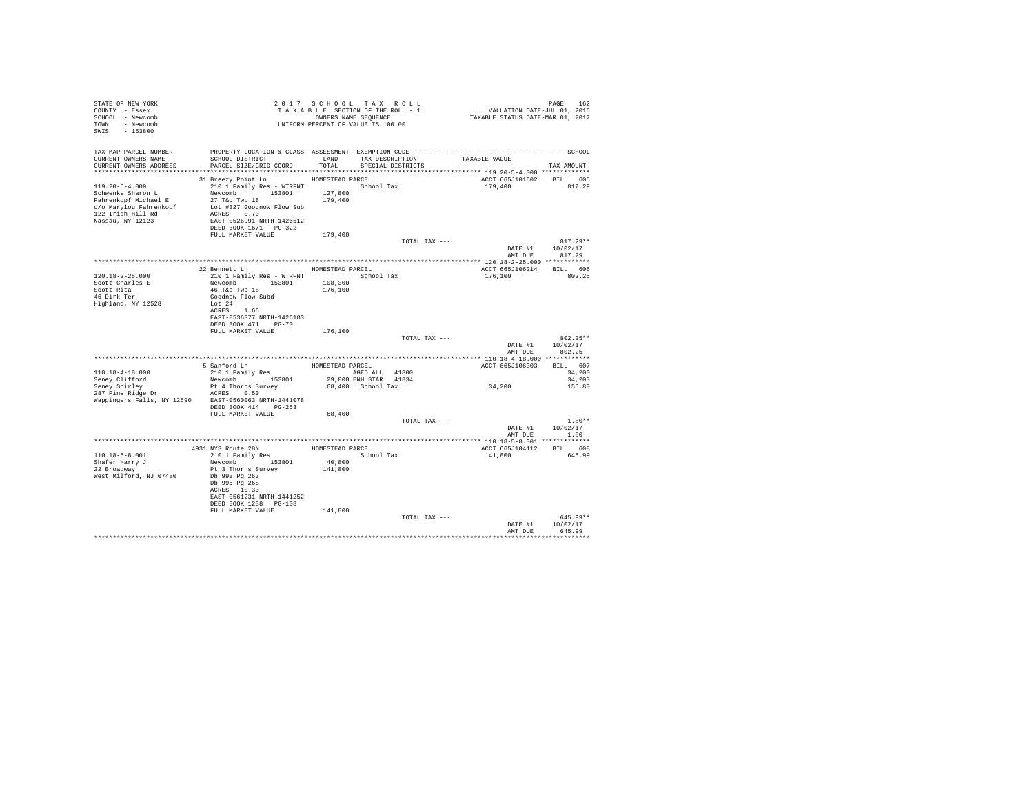STATE OF NEW YORK
COUNTY - Essex
SCHOOL - Newcomb
TOWN - Newcomb
SWIS - 153800

2 0 1 7 S C H O O L T A X R O L L
T A X A B L E SECTION OF THE ROLL - 1
OWNERS NAME SEQUENCE
UNIFORM PERCENT OF VALUE IS 100.00

VALUATION DATE-JUL 01, 2016
TAXABLE STATUS DATE-MAR 01, 2017

| TAX MAP PARCEL NUMBER / CURRENT OWNERS NAME / CURRENT OWNERS ADDRESS | PROPERTY LOCATION & CLASS / SCHOOL DISTRICT / PARCEL SIZE/GRID COORD | ASSESSMENT LAND / TOTAL | EXEMPTION CODE / TAX DESCRIPTION / SPECIAL DISTRICTS | TAXABLE VALUE | TAX AMOUNT |
|---|---|---|---|---|---|
| | 31 Breezy Point Ln | HOMESTEAD PARCEL | | ACCT 665J101602 | BILL 605 |
| 119.20-5-4.000 | 210 1 Family Res - WTRFNT | | School Tax | 179,400 | 817.29 |
| Schwenke Sharon L | Newcomb 153801 | 127,800 | | | |
| Fahrenkopf Michael E | 27 T&c Twp 18 | 179,400 | | | |
| c/o Marylou Fahrenkopf | Lot #327 Goodnow Flow Sub | | | | |
| 122 Irish Hill Rd | ACRES 0.70 | | | | |
| Nassau, NY 12123 | EAST-0526991 NRTH-1426512 | | | | |
| | DEED BOOK 1671 PG-322 | | | | |
| | FULL MARKET VALUE | 179,400 | | | |
| | | | TOTAL TAX --- | | 817.29** |
| | | | | DATE #1 | 10/02/17 |
| | | | | AMT DUE | 817.29 |
| | 22 Bennett Ln | HOMESTEAD PARCEL | | ACCT 665J106214 | BILL 606 |
| 120.18-2-25.000 | 210 1 Family Res - WTRFNT | | School Tax | 176,100 | 802.25 |
| Scott Charles E | Newcomb 153801 | 108,300 | | | |
| Scott Rita | 46 T&c Twp 18 | 176,100 | | | |
| 46 Dirk Ter | Goodnow Flow Subd | | | | |
| Highland, NY 12528 | Lot 24 | | | | |
| | ACRES 1.66 | | | | |
| | EAST-0536377 NRTH-1426183 | | | | |
| | DEED BOOK 471 PG-70 | | | | |
| | FULL MARKET VALUE | 176,100 | | | |
| | | | TOTAL TAX --- | | 802.25** |
| | | | | DATE #1 | 10/02/17 |
| | | | | AMT DUE | 802.25 |
| | 5 Sanford Ln | HOMESTEAD PARCEL | | ACCT 665J106303 | BILL 607 |
| 110.18-4-18.000 | 210 1 Family Res | | AGED ALL 41800 | | 34,200 |
| Seney Clifford | Newcomb 153801 | 29,000 | ENH STAR 41834 | | 34,200 |
| Seney Shirley | Pt 4 Thorns Survey | 68,400 | School Tax | 34,200 | 155.80 |
| 287 Pine Ridge Dr | ACRES 0.50 | | | | |
| Wappingers Falls, NY 12590 | EAST-0560063 NRTH-1441078 | | | | |
| | DEED BOOK 414 PG-253 | | | | |
| | FULL MARKET VALUE | 68,400 | | | |
| | | | TOTAL TAX --- | | 1.80** |
| | | | | DATE #1 | 10/02/17 |
| | | | | AMT DUE | 1.80 |
| | 4931 NYS Route 28N | HOMESTEAD PARCEL | | ACCT 665J104112 | BILL 608 |
| 110.18-5-8.001 | 210 1 Family Res | | School Tax | 141,800 | 645.99 |
| Shafer Harry J | Newcomb 153801 | 40,800 | | | |
| 22 Broadway | Pt 3 Thorns Survey | 141,800 | | | |
| West Milford, NJ 07480 | Db 993 Pg 263 | | | | |
| | Db 995 Pg 268 | | | | |
| | ACRES 10.30 | | | | |
| | EAST-0561231 NRTH-1441252 | | | | |
| | DEED BOOK 1238 PG-108 | | | | |
| | FULL MARKET VALUE | 141,800 | | | |
| | | | TOTAL TAX --- | | 645.99** |
| | | | | DATE #1 | 10/02/17 |
| | | | | AMT DUE | 645.99 |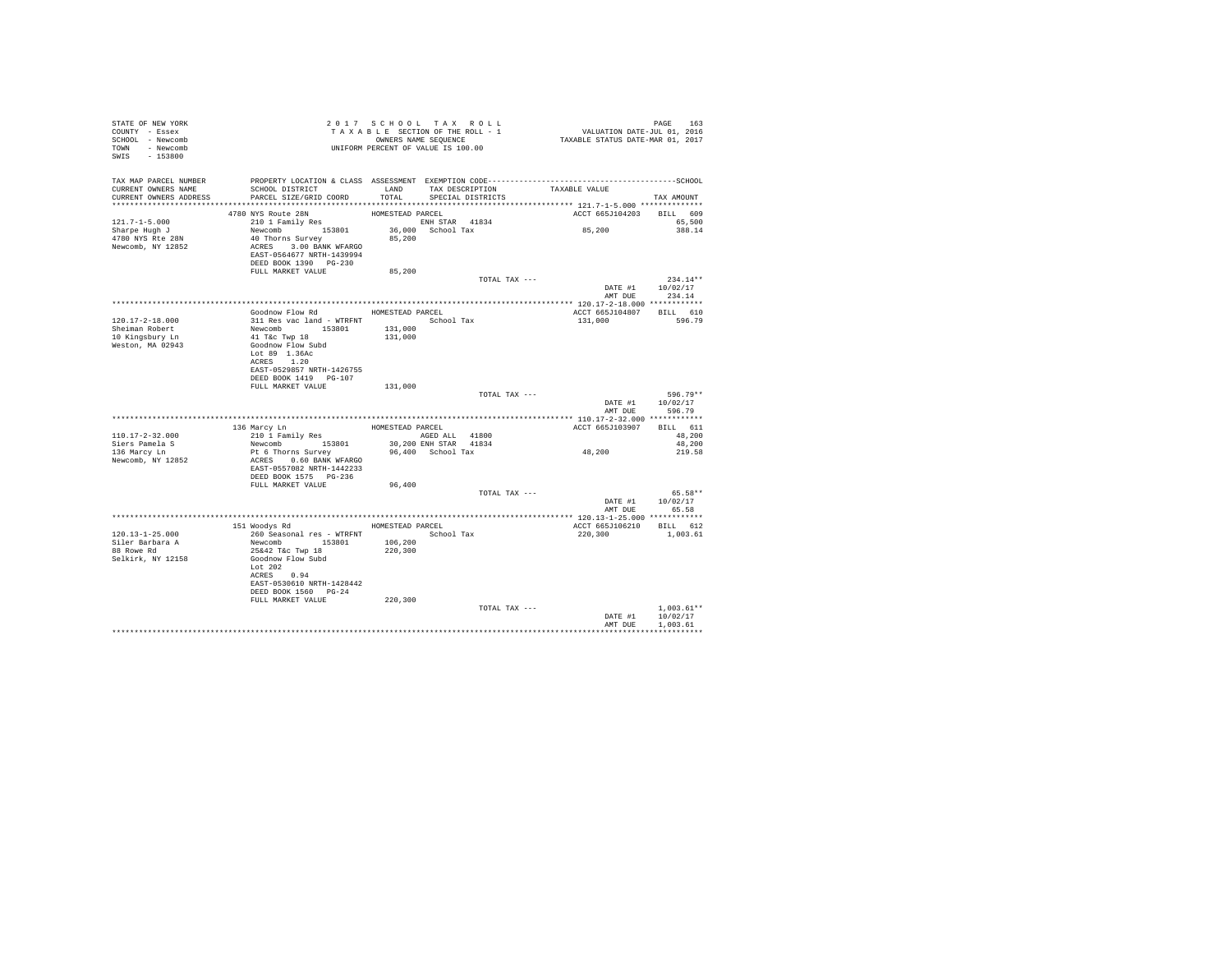STATE OF NEW YORK
COUNTY - Essex
SCHOOL - Newcomb
TOWN - Newcomb
SWIS - 153800

2017 SCHOOL TAX ROLL
TAXABLE SECTION OF THE ROLL - 1
OWNERS NAME SEQUENCE
UNIFORM PERCENT OF VALUE IS 100.00

VALUATION DATE-JUL 01, 2016
TAXABLE STATUS DATE-MAR 01, 2017

| TAX MAP PARCEL NUMBER / CURRENT OWNERS NAME / CURRENT OWNERS ADDRESS | PROPERTY LOCATION & CLASS / SCHOOL DISTRICT / PARCEL SIZE/GRID COORD | ASSESSMENT LAND / TOTAL | EXEMPTION CODE / TAX DESCRIPTION / SPECIAL DISTRICTS | TAXABLE VALUE | TAX AMOUNT |
|---|---|---|---|---|---|
| **121.7-1-5.000** | 4780 NYS Route 28N | HOMESTEAD PARCEL | | ACCT 665J104203 | BILL 609 |
| 121.7-1-5.000 | 210 1 Family Res | | ENH STAR 41834 | | 65,500 |
| Sharpe Hugh J | Newcomb 153801 | 36,000 | School Tax | 85,200 | 388.14 |
| 4780 NYS Rte 28N | 40 Thorns Survey | 85,200 | | | |
| Newcomb, NY 12852 | ACRES 3.00 BANK WFARGO | | | | |
| | EAST-0564677 NRTH-1439994 | | | | |
| | DEED BOOK 1390 PG-230 | | | | |
| | FULL MARKET VALUE | 85,200 | | | |
| | | | TOTAL TAX --- | | 234.14** |
| | | | | DATE #1 | 10/02/17 |
| | | | | AMT DUE | 234.14 |
| **120.17-2-18.000** | Goodnow Flow Rd | HOMESTEAD PARCEL | | ACCT 665J104807 | BILL 610 |
| 120.17-2-18.000 | 311 Res vac land - WTRFNT | | School Tax | 131,000 | 596.79 |
| Sheiman Robert | Newcomb 153801 | 131,000 | | | |
| 10 Kingsbury Ln | 41 T&c Twp 18 | 131,000 | | | |
| Weston, MA 02943 | Goodnow Flow Subd | | | | |
| | Lot 89 1.36Ac | | | | |
| | ACRES 1.20 | | | | |
| | EAST-0529857 NRTH-1426755 | | | | |
| | DEED BOOK 1419 PG-107 | | | | |
| | FULL MARKET VALUE | 131,000 | | | |
| | | | TOTAL TAX --- | | 596.79** |
| | | | | DATE #1 | 10/02/17 |
| | | | | AMT DUE | 596.79 |
| **110.17-2-32.000** | 136 Marcy Ln | HOMESTEAD PARCEL | | ACCT 665J103907 | BILL 611 |
| 110.17-2-32.000 | 210 1 Family Res | | AGED ALL 41800 | | 48,200 |
| Siers Pamela S | Newcomb 153801 | 30,200 | ENH STAR 41834 | | 48,200 |
| 136 Marcy Ln | Pt 6 Thorns Survey | 96,400 | School Tax | 48,200 | 219.58 |
| Newcomb, NY 12852 | ACRES 0.60 BANK WFARGO | | | | |
| | EAST-0557082 NRTH-1442233 | | | | |
| | DEED BOOK 1575 PG-236 | | | | |
| | FULL MARKET VALUE | 96,400 | | | |
| | | | TOTAL TAX --- | | 65.58** |
| | | | | DATE #1 | 10/02/17 |
| | | | | AMT DUE | 65.58 |
| **120.13-1-25.000** | 151 Woodys Rd | HOMESTEAD PARCEL | | ACCT 665J106210 | BILL 612 |
| 120.13-1-25.000 | 260 Seasonal res - WTRFNT | | School Tax | 220,300 | 1,003.61 |
| Siler Barbara A | Newcomb 153801 | 106,200 | | | |
| 88 Rowe Rd | 25&42 T&c Twp 18 | 220,300 | | | |
| Selkirk, NY 12158 | Goodnow Flow Subd | | | | |
| | Lot 202 | | | | |
| | ACRES 0.94 | | | | |
| | EAST-0530610 NRTH-1428442 | | | | |
| | DEED BOOK 1560 PG-24 | | | | |
| | FULL MARKET VALUE | 220,300 | | | |
| | | | TOTAL TAX --- | | 1,003.61** |
| | | | | DATE #1 | 10/02/17 |
| | | | | AMT DUE | 1,003.61 |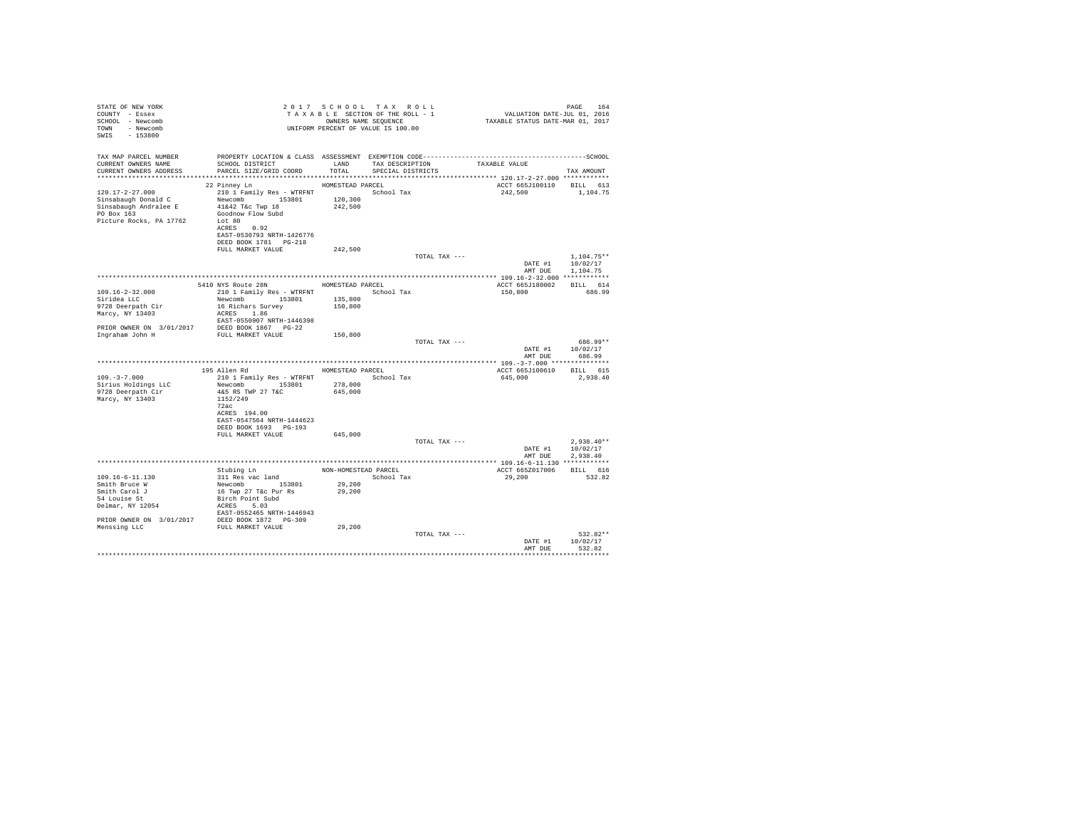STATE OF NEW YORK
COUNTY - Essex
SCHOOL - Newcomb
TOWN - Newcomb
SWIS - 153800

2 0 1 7 S C H O O L T A X R O L L
T A X A B L E SECTION OF THE ROLL - 1
OWNERS NAME SEQUENCE
UNIFORM PERCENT OF VALUE IS 100.00

VALUATION DATE-JUL 01, 2016
TAXABLE STATUS DATE-MAR 01, 2017

| TAX MAP PARCEL NUMBER / CURRENT OWNERS NAME / CURRENT OWNERS ADDRESS | PROPERTY LOCATION & CLASS / SCHOOL DISTRICT / PARCEL SIZE/GRID COORD | ASSESSMENT LAND / TOTAL | EXEMPTION CODE / TAX DESCRIPTION / SPECIAL DISTRICTS | TAXABLE VALUE | TAX AMOUNT |
|---|---|---|---|---|---|
| **120.17-2-27.000** | 22 Pinney Ln | HOMESTEAD PARCEL | | ACCT 665J100110 | BILL 613 |
| 120.17-2-27.000 | 210 1 Family Res - WTRFNT | | School Tax | 242,500 | 1,104.75 |
| Sinsabaugh Donald C | Newcomb 153801 | 120,300 | | | |
| Sinsabaugh Andralee E | 41&42 T&c Twp 18 | 242,500 | | | |
| PO Box 163 | Goodnow Flow Subd | | | | |
| Picture Rocks, PA 17762 | Lot 80 | | | | |
| | ACRES 0.92 | | | | |
| | EAST-0530793 NRTH-1426776 | | | | |
| | DEED BOOK 1781 PG-218 | | | | |
| | FULL MARKET VALUE | 242,500 | | | |
| | | | TOTAL TAX --- | | 1,104.75** |
| | | | | DATE #1 | 10/02/17 |
| | | | | AMT DUE | 1,104.75 |
| **109.16-2-32.000** | 5410 NYS Route 28N | HOMESTEAD PARCEL | | ACCT 665J180002 | BILL 614 |
| 109.16-2-32.000 | 210 1 Family Res - WTRFNT | | School Tax | 150,800 | 686.99 |
| Siridea LLC | Newcomb 153801 | 135,800 | | | |
| 9728 Deerpath Cir | 16 Richars Survey | 150,800 | | | |
| Marcy, NY 13403 | ACRES 1.86 | | | | |
| | EAST-0550907 NRTH-1446398 | | | | |
| PRIOR OWNER ON 3/01/2017 | DEED BOOK 1867 PG-22 | | | | |
| Ingraham John H | FULL MARKET VALUE | 150,800 | | | |
| | | | TOTAL TAX --- | | 686.99** |
| | | | | DATE #1 | 10/02/17 |
| | | | | AMT DUE | 686.99 |
| **109.-3-7.000** | 195 Allen Rd | HOMESTEAD PARCEL | | ACCT 665J100610 | BILL 615 |
| 109.-3-7.000 | 210 1 Family Res - WTRFNT | | School Tax | 645,000 | 2,938.40 |
| Sirius Holdings LLC | Newcomb 153801 | 278,000 | | | |
| 9728 Deerpath Cir | 4&5 RS TWP 27 T&C | 645,000 | | | |
| Marcy, NY 13403 | 1152/249 | | | | |
| | 72ac | | | | |
| | ACRES 194.00 | | | | |
| | EAST-0547564 NRTH-1444623 | | | | |
| | DEED BOOK 1693 PG-193 | | | | |
| | FULL MARKET VALUE | 645,000 | | | |
| | | | TOTAL TAX --- | | 2,938.40** |
| | | | | DATE #1 | 10/02/17 |
| | | | | AMT DUE | 2,938.40 |
| **109.16-6-11.130** | Stubing Ln | NON-HOMESTEAD PARCEL | | ACCT 665Z017006 | BILL 616 |
| 109.16-6-11.130 | 311 Res vac land | | School Tax | 29,200 | 532.82 |
| Smith Bruce W | Newcomb 153801 | 29,200 | | | |
| Smith Carol J | 16 Twp 27 T&c Pur Rs | 29,200 | | | |
| 54 Louise St | Birch Point Subd | | | | |
| Delmar, NY 12054 | ACRES 5.03 | | | | |
| | EAST-0552465 NRTH-1446943 | | | | |
| PRIOR OWNER ON 3/01/2017 | DEED BOOK 1872 PG-309 | | | | |
| Menssing LLC | FULL MARKET VALUE | 29,200 | | | |
| | | | TOTAL TAX --- | | 532.82** |
| | | | | DATE #1 | 10/02/17 |
| | | | | AMT DUE | 532.82 |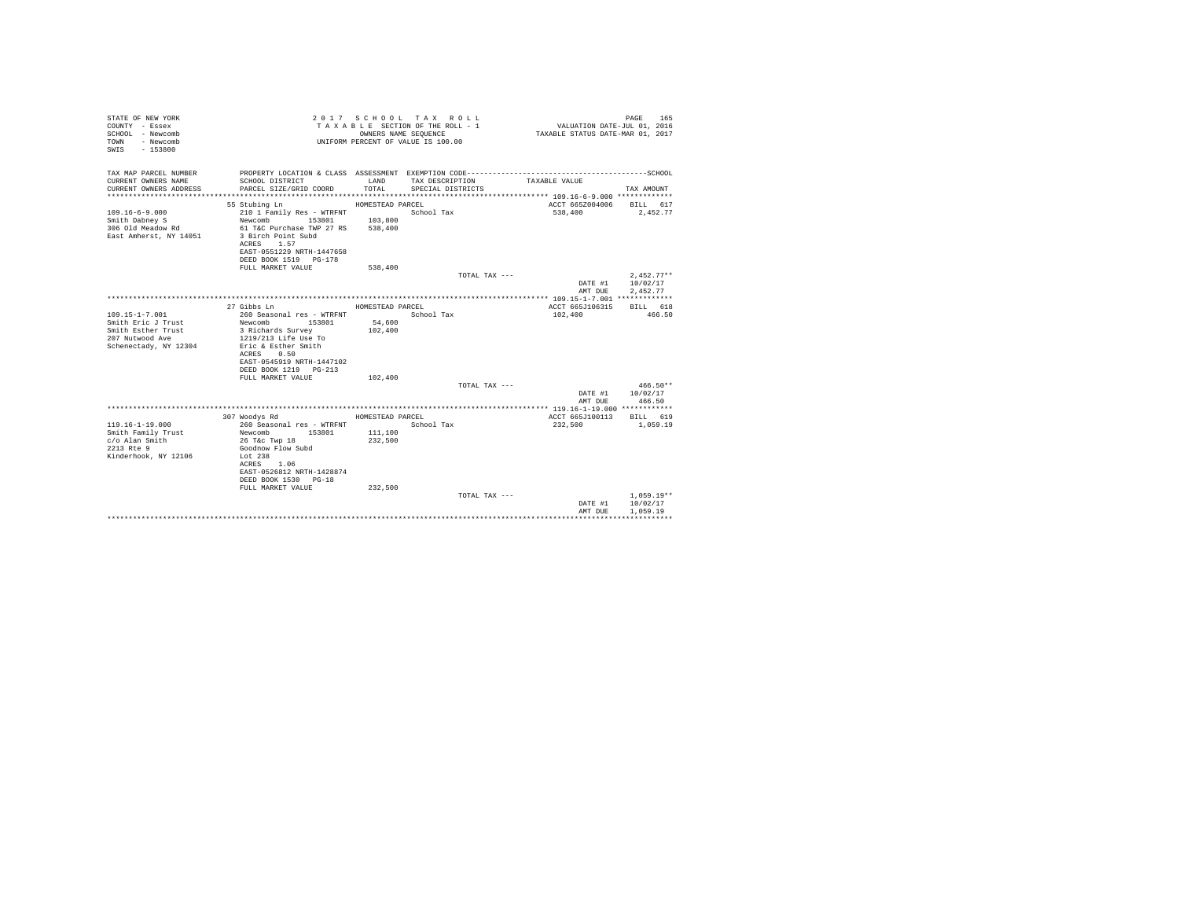STATE OF NEW YORK
COUNTY - Essex
SCHOOL - Newcomb
TOWN - Newcomb
SWIS - 153800

2017 SCHOOL TAX ROLL
TAXABLE SECTION OF THE ROLL - 1
OWNERS NAME SEQUENCE
UNIFORM PERCENT OF VALUE IS 100.00

VALUATION DATE-JUL 01, 2016
TAXABLE STATUS DATE-MAR 01, 2017

| TAX MAP PARCEL NUMBER / CURRENT OWNERS NAME / CURRENT OWNERS ADDRESS | PROPERTY LOCATION & CLASS / SCHOOL DISTRICT / PARCEL SIZE/GRID COORD | ASSESSMENT LAND / TOTAL | EXEMPTION CODE / TAX DESCRIPTION / SPECIAL DISTRICTS | TAXABLE VALUE | TAX AMOUNT |
|---|---|---|---|---|---|
| 109.16-6-9.000 | 55 Stubing Ln | HOMESTEAD PARCEL | | ACCT 665Z004006 | BILL 617 |
| 109.16-6-9.000 | 210 1 Family Res - WTRFNT | | School Tax | 538,400 | 2,452.77 |
| Smith Dabney S | Newcomb 153801 | 103,800 | | | |
| 306 Old Meadow Rd | 61 T&C Purchase TWP 27 RS | 538,400 | | | |
| East Amherst, NY 14051 | 3 Birch Point Subd | | | | |
| | ACRES 1.57 | | | | |
| | EAST-0551229 NRTH-1447658 | | | | |
| | DEED BOOK 1519 PG-178 | | | | |
| | FULL MARKET VALUE | 538,400 | | | |
| | | | TOTAL TAX --- | | 2,452.77** |
| | | | | DATE #1 | 10/02/17 |
| | | | | AMT DUE | 2,452.77 |
| 109.15-1-7.001 | 27 Gibbs Ln | HOMESTEAD PARCEL | | ACCT 665J106315 | BILL 618 |
| 109.15-1-7.001 | 260 Seasonal res - WTRFNT | | School Tax | 102,400 | 466.50 |
| Smith Eric J Trust | Newcomb 153801 | 54,600 | | | |
| Smith Esther Trust | 3 Richards Survey | 102,400 | | | |
| 207 Nutwood Ave | 1219/213 Life Use To | | | | |
| Schenectady, NY 12304 | Eric & Esther Smith | | | | |
| | ACRES 0.50 | | | | |
| | EAST-0545919 NRTH-1447102 | | | | |
| | DEED BOOK 1219 PG-213 | | | | |
| | FULL MARKET VALUE | 102,400 | | | |
| | | | TOTAL TAX --- | | 466.50** |
| | | | | DATE #1 | 10/02/17 |
| | | | | AMT DUE | 466.50 |
| 119.16-1-19.000 | 307 Woodys Rd | HOMESTEAD PARCEL | | ACCT 665J100113 | BILL 619 |
| 119.16-1-19.000 | 260 Seasonal res - WTRFNT | | School Tax | 232,500 | 1,059.19 |
| Smith Family Trust | Newcomb 153801 | 111,100 | | | |
| c/o Alan Smith | 26 T&c Twp 18 | 232,500 | | | |
| 2213 Rte 9 | Goodnow Flow Subd | | | | |
| Kinderhook, NY 12106 | Lot 238 | | | | |
| | ACRES 1.06 | | | | |
| | EAST-0526812 NRTH-1428874 | | | | |
| | DEED BOOK 1530 PG-18 | | | | |
| | FULL MARKET VALUE | 232,500 | | | |
| | | | TOTAL TAX --- | | 1,059.19** |
| | | | | DATE #1 | 10/02/17 |
| | | | | AMT DUE | 1,059.19 |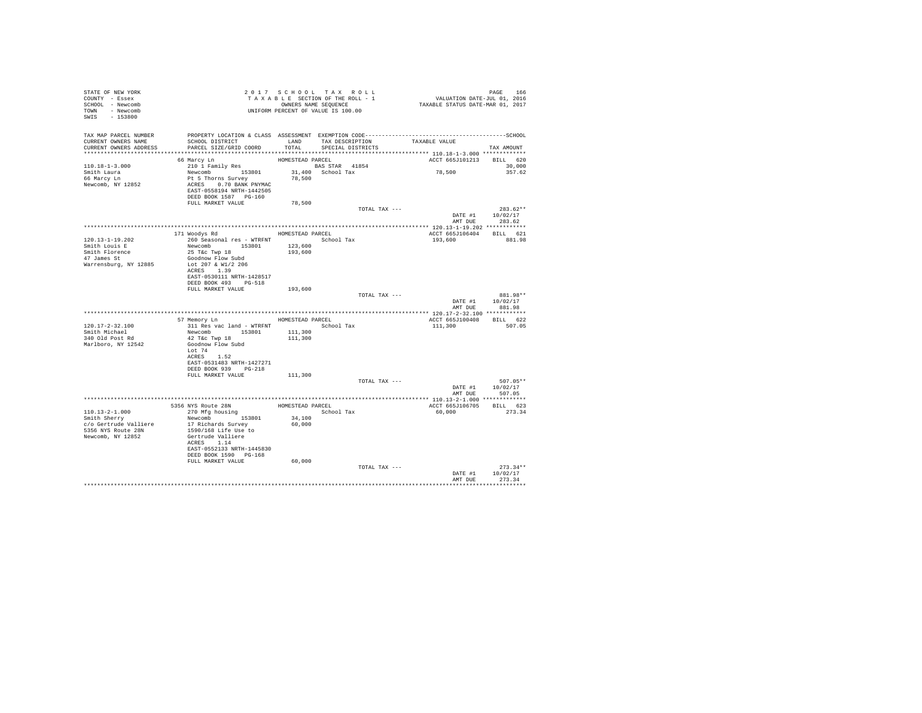STATE OF NEW YORK
COUNTY - Essex
SCHOOL - Newcomb
TOWN - Newcomb
SWIS - 153800

2 0 1 7 S C H O O L T A X R O L L
T A X A B L E SECTION OF THE ROLL - 1
OWNERS NAME SEQUENCE
UNIFORM PERCENT OF VALUE IS 100.00

VALUATION DATE-JUL 01, 2016
TAXABLE STATUS DATE-MAR 01, 2017

```
TAX MAP PARCEL NUMBER     PROPERTY LOCATION & CLASS  ASSESSMENT  EXEMPTION CODE------------------------------------------------SCHOOL
CURRENT OWNERS NAME       SCHOOL DISTRICT              LAND      TAX DESCRIPTION           TAXABLE VALUE
CURRENT OWNERS ADDRESS    PARCEL SIZE/GRID COORD       TOTAL     SPECIAL DISTRICTS                                    TAX AMOUNT
******************************************************************************************* 110.18-1-3.000 *************
                          66 Marcy Ln                 HOMESTEAD PARCEL                      ACCT 665J101213     BILL   620
110.18-1-3.000            210 1 Family Res                      BAS STAR  41854                                        30,000
Smith Laura               Newcomb       153801         31,400   School Tax                    78,500               357.62
66 Marcy Ln               Pt 5 Thorns Survey           78,500
Newcomb, NY 12852         ACRES    0.70 BANK PNYMAC
                          EAST-0558194 NRTH-1442505
                          DEED BOOK 1587   PG-160
                          FULL MARKET VALUE            78,500
                                                                  TOTAL TAX ---                                     283.62**
                                                                                                DATE #1           10/02/17
                                                                                                AMT DUE             283.62
******************************************************************************************* 120.13-1-19.202 ************
                          171 Woodys Rd               HOMESTEAD PARCEL                      ACCT 665J106404     BILL   621
120.13-1-19.202           260 Seasonal res - WTRFNT             School Tax                    193,600              881.98
Smith Louis E             Newcomb       153801        123,600
Smith Florence            25 T&c Twp 18               193,600
47 James St               Goodnow Flow Subd
Warrensburg, NY 12885     Lot 207 & W1/2 206
                          ACRES    1.39
                          EAST-0530111 NRTH-1428517
                          DEED BOOK 493    PG-518
                          FULL MARKET VALUE           193,600
                                                                  TOTAL TAX ---                                     881.98**
                                                                                                DATE #1           10/02/17
                                                                                                AMT DUE             881.98
******************************************************************************************* 120.17-2-32.100 ************
                          57 Memory Ln                HOMESTEAD PARCEL                      ACCT 665J100408     BILL   622
120.17-2-32.100           311 Res vac land - WTRFNT             School Tax                    111,300              507.05
Smith Michael             Newcomb       153801        111,300
340 Old Post Rd           42 T&c Twp 18               111,300
Marlboro, NY 12542        Goodnow Flow Subd
                          Lot 74
                          ACRES    1.52
                          EAST-0531483 NRTH-1427271
                          DEED BOOK 939    PG-218
                          FULL MARKET VALUE           111,300
                                                                  TOTAL TAX ---                                     507.05**
                                                                                                DATE #1           10/02/17
                                                                                                AMT DUE             507.05
******************************************************************************************* 110.13-2-1.000 *************
                          5356 NYS Route 28N          HOMESTEAD PARCEL                      ACCT 665J106705     BILL   623
110.13-2-1.000            270 Mfg housing                       School Tax                    60,000               273.34
Smith Sherry              Newcomb       153801         34,100
c/o Gertrude Valliere     17 Richards Survey           60,000
5356 NYS Route 28N        1590/168 Life Use to
Newcomb, NY 12852         Gertrude Valliere
                          ACRES    1.14
                          EAST-0552133 NRTH-1445830
                          DEED BOOK 1590   PG-168
                          FULL MARKET VALUE            60,000
                                                                  TOTAL TAX ---                                     273.34**
                                                                                                DATE #1           10/02/17
                                                                                                AMT DUE             273.34
************************************************************************************************************************
```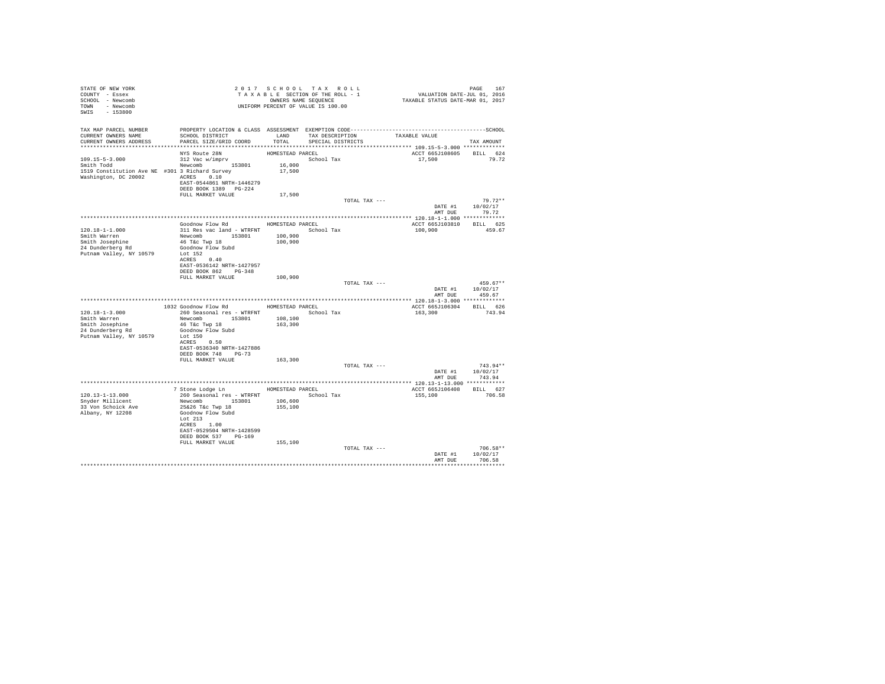STATE OF NEW YORK
COUNTY - Essex
SCHOOL - Newcomb
TOWN - Newcomb
SWIS - 153800

2017 SCHOOL TAX ROLL
TAXABLE SECTION OF THE ROLL - 1
OWNERS NAME SEQUENCE
UNIFORM PERCENT OF VALUE IS 100.00

VALUATION DATE-JUL 01, 2016
TAXABLE STATUS DATE-MAR 01, 2017

| TAX MAP PARCEL NUMBER / CURRENT OWNERS NAME / CURRENT OWNERS ADDRESS | PROPERTY LOCATION & CLASS / SCHOOL DISTRICT / PARCEL SIZE/GRID COORD | ASSESSMENT LAND / TOTAL | EXEMPTION CODE / TAX DESCRIPTION / SPECIAL DISTRICTS | TAXABLE VALUE | TAX AMOUNT |
|---|---|---|---|---|---|
| 109.15-5-3.000 | NYS Route 28N | HOMESTEAD PARCEL | | ACCT 665J108605 | BILL 624 |
| Smith Todd | 312 Vac w/imprv | | School Tax | 17,500 | 79.72 |
| 1519 Constitution Ave NE #301 | Newcomb 153801 | 16,000 | | | |
| Washington, DC 20002 | 3 Richard Survey | 17,500 | | | |
| | ACRES 0.10 | | | | |
| | EAST-0544861 NRTH-1446279 | | | | |
| | DEED BOOK 1389 PG-224 | | | | |
| | FULL MARKET VALUE | 17,500 | | | |
| | | | TOTAL TAX --- | | 79.72** |
| | | | | DATE #1 | 10/02/17 |
| | | | | AMT DUE | 79.72 |
| 120.18-1-1.000 | Goodnow Flow Rd | HOMESTEAD PARCEL | | ACCT 665J103810 | BILL 625 |
| Smith Warren | 311 Res vac land - WTRFNT | | School Tax | 100,900 | 459.67 |
| Smith Josephine | Newcomb 153801 | 100,900 | | | |
| 24 Dunderberg Rd | 46 T&c Twp 18 | 100,900 | | | |
| Putnam Valley, NY 10579 | Goodnow Flow Subd | | | | |
| | Lot 152 | | | | |
| | ACRES 0.40 | | | | |
| | EAST-0536142 NRTH-1427957 | | | | |
| | DEED BOOK 862 PG-348 | | | | |
| | FULL MARKET VALUE | 100,900 | | | |
| | | | TOTAL TAX --- | | 459.67** |
| | | | | DATE #1 | 10/02/17 |
| | | | | AMT DUE | 459.67 |
| 120.18-1-3.000 | 1032 Goodnow Flow Rd | HOMESTEAD PARCEL | | ACCT 665J106304 | BILL 626 |
| Smith Warren | 260 Seasonal res - WTRFNT | | School Tax | 163,300 | 743.94 |
| Smith Josephine | Newcomb 153801 | 108,100 | | | |
| 24 Dunderberg Rd | 46 T&c Twp 18 | 163,300 | | | |
| Putnam Valley, NY 10579 | Goodnow Flow Subd | | | | |
| | Lot 150 | | | | |
| | ACRES 0.50 | | | | |
| | EAST-0536340 NRTH-1427886 | | | | |
| | DEED BOOK 748 PG-73 | | | | |
| | FULL MARKET VALUE | 163,300 | | | |
| | | | TOTAL TAX --- | | 743.94** |
| | | | | DATE #1 | 10/02/17 |
| | | | | AMT DUE | 743.94 |
| 120.13-1-13.000 | 7 Stone Lodge Ln | HOMESTEAD PARCEL | | ACCT 665J106408 | BILL 627 |
| Snyder Millicent | 260 Seasonal res - WTRFNT | | School Tax | 155,100 | 706.58 |
| 33 Von Schoick Ave | Newcomb 153801 | 106,600 | | | |
| Albany, NY 12208 | 25&26 T&c Twp 18 | 155,100 | | | |
| | Goodnow Flow Subd | | | | |
| | Lot 213 | | | | |
| | ACRES 1.00 | | | | |
| | EAST-0529504 NRTH-1428599 | | | | |
| | DEED BOOK 537 PG-169 | | | | |
| | FULL MARKET VALUE | 155,100 | | | |
| | | | TOTAL TAX --- | | 706.58** |
| | | | | DATE #1 | 10/02/17 |
| | | | | AMT DUE | 706.58 |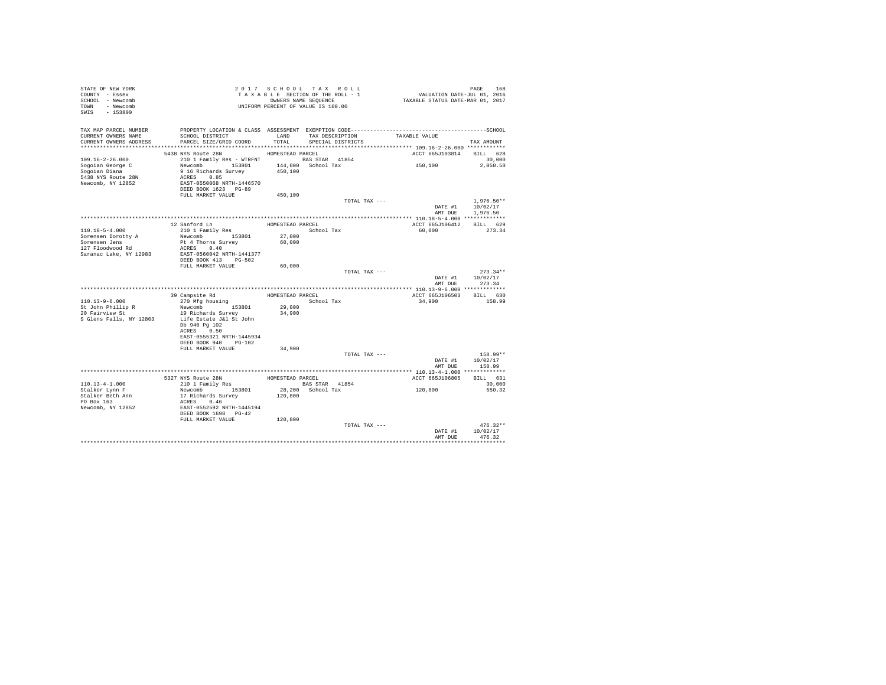STATE OF NEW YORK
COUNTY - Essex
SCHOOL - Newcomb
TOWN - Newcomb
SWIS - 153800

2 0 1 7 S C H O O L T A X R O L L
T A X A B L E SECTION OF THE ROLL - 1
OWNERS NAME SEQUENCE
UNIFORM PERCENT OF VALUE IS 100.00

VALUATION DATE-JUL 01, 2016
TAXABLE STATUS DATE-MAR 01, 2017

| TAX MAP PARCEL NUMBER / CURRENT OWNERS NAME / CURRENT OWNERS ADDRESS | PROPERTY LOCATION & CLASS / SCHOOL DISTRICT / PARCEL SIZE/GRID COORD | ASSESSMENT LAND / TOTAL | EXEMPTION CODE / TAX DESCRIPTION / SPECIAL DISTRICTS | TAXABLE VALUE | SCHOOL TAX AMOUNT |
|---|---|---|---|---|---|
| 109.16-2-26.000 | 5438 NYS Route 28N | HOMESTEAD PARCEL | | ACCT 665J103814 | BILL 628 |
| Sogoian George C | 210 1 Family Res - WTRFNT | | BAS STAR 41854 | | 30,000 |
| Sogoian Diana | Newcomb 153801 | 144,000 | School Tax | 450,100 | 2,050.50 |
| 5438 NYS Route 28N | 9 16 Richards Survey | 450,100 | | | |
| Newcomb, NY 12852 | ACRES 0.85 | | | | |
| | EAST-0550068 NRTH-1446570 | | | | |
| | DEED BOOK 1623 PG-89 | | | | |
| | FULL MARKET VALUE | 450,100 | | | |
| | | | TOTAL TAX --- | | 1,976.50** |
| | | | | DATE #1 | 10/02/17 |
| | | | | AMT DUE | 1,976.50 |
| 110.18-5-4.000 | 12 Sanford Ln | HOMESTEAD PARCEL | | ACCT 665J106412 | BILL 629 |
| Sorensen Dorothy A | 210 1 Family Res | | School Tax | 60,000 | 273.34 |
| Sorensen Jens | Newcomb 153801 | 27,000 | | | |
| 127 Floodwood Rd | Pt 4 Thorns Survey | 60,000 | | | |
| Saranac Lake, NY 12983 | ACRES 0.40 | | | | |
| | EAST-0560042 NRTH-1441377 | | | | |
| | DEED BOOK 413 PG-502 | | | | |
| | FULL MARKET VALUE | 60,000 | | | |
| | | | TOTAL TAX --- | | 273.34** |
| | | | | DATE #1 | 10/02/17 |
| | | | | AMT DUE | 273.34 |
| 110.13-9-6.000 | 39 Campsite Rd | HOMESTEAD PARCEL | | ACCT 665J106503 | BILL 630 |
| St John Phillip R | 270 Mfg housing | | School Tax | 34,900 | 158.99 |
| 20 Fairview St | Newcomb 153801 | 29,000 | | | |
| S Glens Falls, NY 12803 | 19 Richards Survey | 34,900 | | | |
| | Life Estate J&l St John | | | | |
| | Db 940 Pg 102 | | | | |
| | ACRES 0.50 | | | | |
| | EAST-0555321 NRTH-1445934 | | | | |
| | DEED BOOK 940 PG-102 | | | | |
| | FULL MARKET VALUE | 34,900 | | | |
| | | | TOTAL TAX --- | | 158.99** |
| | | | | DATE #1 | 10/02/17 |
| | | | | AMT DUE | 158.99 |
| 110.13-4-1.000 | 5327 NYS Route 28N | HOMESTEAD PARCEL | | ACCT 665J106805 | BILL 631 |
| Stalker Lynn F | 210 1 Family Res | | BAS STAR 41854 | | 30,000 |
| Stalker Beth Ann | Newcomb 153801 | 28,200 | School Tax | 120,800 | 550.32 |
| PO Box 163 | 17 Richards Survey | 120,800 | | | |
| Newcomb, NY 12852 | ACRES 0.46 | | | | |
| | EAST-0552592 NRTH-1445194 | | | | |
| | DEED BOOK 1698 PG-42 | | | | |
| | FULL MARKET VALUE | 120,800 | | | |
| | | | TOTAL TAX --- | | 476.32** |
| | | | | DATE #1 | 10/02/17 |
| | | | | AMT DUE | 476.32 |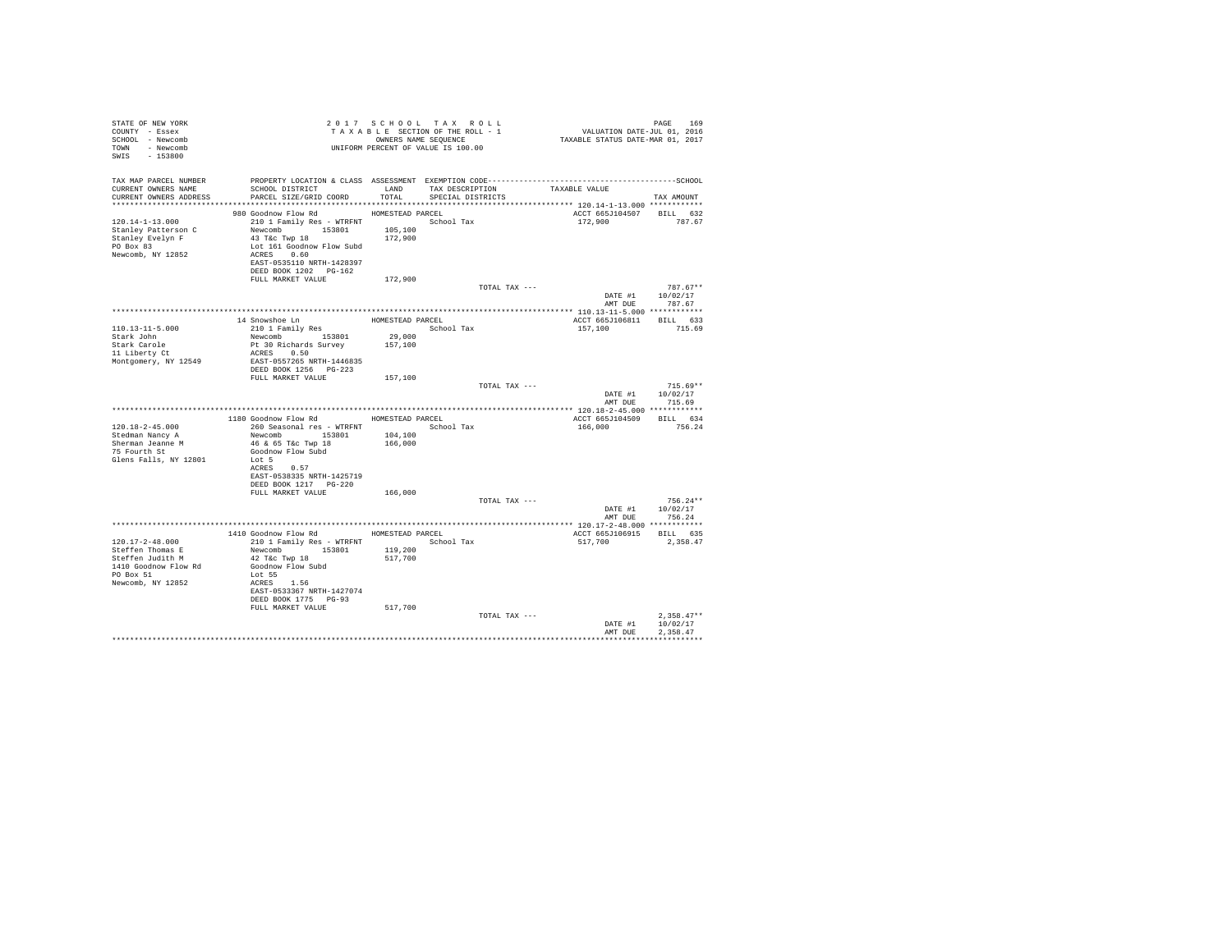STATE OF NEW YORK
COUNTY - Essex
SCHOOL - Newcomb
TOWN - Newcomb
SWIS - 153800

2 0 1 7 S C H O O L T A X R O L L
T A X A B L E SECTION OF THE ROLL - 1
OWNERS NAME SEQUENCE
UNIFORM PERCENT OF VALUE IS 100.00

VALUATION DATE-JUL 01, 2016
TAXABLE STATUS DATE-MAR 01, 2017

| TAX MAP PARCEL NUMBER / CURRENT OWNERS NAME / CURRENT OWNERS ADDRESS | PROPERTY LOCATION & CLASS / SCHOOL DISTRICT / PARCEL SIZE/GRID COORD | ASSESSMENT LAND / TOTAL | EXEMPTION CODE / TAX DESCRIPTION / SPECIAL DISTRICTS | TAXABLE VALUE | TAX AMOUNT |
|---|---|---|---|---|---|
| **120.14-1-13.000** | 980 Goodnow Flow Rd | HOMESTEAD PARCEL | | ACCT 665J104507 | BILL 632 |
| 120.14-1-13.000 | 210 1 Family Res - WTRFNT | | School Tax | 172,900 | 787.67 |
| Stanley Patterson C | Newcomb 153801 | 105,100 | | | |
| Stanley Evelyn F | 43 T&c Twp 18 | 172,900 | | | |
| PO Box 83 | Lot 161 Goodnow Flow Subd | | | | |
| Newcomb, NY 12852 | ACRES 0.60 | | | | |
| | EAST-0535110 NRTH-1428397 | | | | |
| | DEED BOOK 1202 PG-162 | | | | |
| | FULL MARKET VALUE | 172,900 | | | |
| | | | TOTAL TAX --- | | 787.67** |
| | | | | DATE #1 | 10/02/17 |
| | | | | AMT DUE | 787.67 |
| **110.13-11-5.000** | 14 Snowshoe Ln | HOMESTEAD PARCEL | | ACCT 665J106811 | BILL 633 |
| 110.13-11-5.000 | 210 1 Family Res | | School Tax | 157,100 | 715.69 |
| Stark John | Newcomb 153801 | 29,000 | | | |
| Stark Carole | Pt 30 Richards Survey | 157,100 | | | |
| 11 Liberty Ct | ACRES 0.50 | | | | |
| Montgomery, NY 12549 | EAST-0557265 NRTH-1446835 | | | | |
| | DEED BOOK 1256 PG-223 | | | | |
| | FULL MARKET VALUE | 157,100 | | | |
| | | | TOTAL TAX --- | | 715.69** |
| | | | | DATE #1 | 10/02/17 |
| | | | | AMT DUE | 715.69 |
| **120.18-2-45.000** | 1180 Goodnow Flow Rd | HOMESTEAD PARCEL | | ACCT 665J104509 | BILL 634 |
| 120.18-2-45.000 | 260 Seasonal res - WTRFNT | | School Tax | 166,000 | 756.24 |
| Stedman Nancy A | Newcomb 153801 | 104,100 | | | |
| Sherman Jeanne M | 46 & 65 T&c Twp 18 | 166,000 | | | |
| 75 Fourth St | Goodnow Flow Subd | | | | |
| Glens Falls, NY 12801 | Lot 5 | | | | |
| | ACRES 0.57 | | | | |
| | EAST-0538335 NRTH-1425719 | | | | |
| | DEED BOOK 1217 PG-220 | | | | |
| | FULL MARKET VALUE | 166,000 | | | |
| | | | TOTAL TAX --- | | 756.24** |
| | | | | DATE #1 | 10/02/17 |
| | | | | AMT DUE | 756.24 |
| **120.17-2-48.000** | 1410 Goodnow Flow Rd | HOMESTEAD PARCEL | | ACCT 665J106915 | BILL 635 |
| 120.17-2-48.000 | 210 1 Family Res - WTRFNT | | School Tax | 517,700 | 2,358.47 |
| Steffen Thomas E | Newcomb 153801 | 119,200 | | | |
| Steffen Judith M | 42 T&c Twp 18 | 517,700 | | | |
| 1410 Goodnow Flow Rd | Goodnow Flow Subd | | | | |
| PO Box 51 | Lot 55 | | | | |
| Newcomb, NY 12852 | ACRES 1.56 | | | | |
| | EAST-0533367 NRTH-1427074 | | | | |
| | DEED BOOK 1775 PG-93 | | | | |
| | FULL MARKET VALUE | 517,700 | | | |
| | | | TOTAL TAX --- | | 2,358.47** |
| | | | | DATE #1 | 10/02/17 |
| | | | | AMT DUE | 2,358.47 |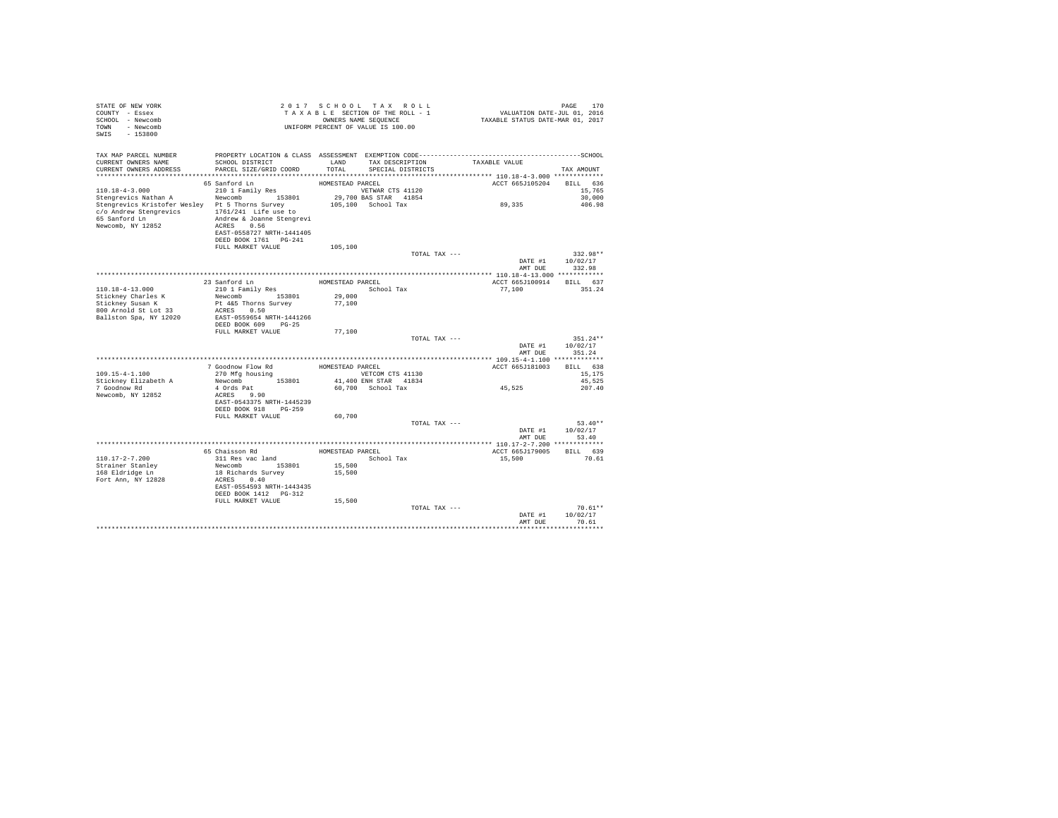STATE OF NEW YORK
COUNTY - Essex
SCHOOL - Newcomb
TOWN - Newcomb
SWIS - 153800

2 0 1 7 S C H O O L T A X R O L L
T A X A B L E SECTION OF THE ROLL - 1
OWNERS NAME SEQUENCE
UNIFORM PERCENT OF VALUE IS 100.00

VALUATION DATE-JUL 01, 2016
TAXABLE STATUS DATE-MAR 01, 2017

| TAX MAP PARCEL NUMBER / CURRENT OWNERS NAME / CURRENT OWNERS ADDRESS | PROPERTY LOCATION & CLASS / SCHOOL DISTRICT / PARCEL SIZE/GRID COORD | ASSESSMENT LAND / TOTAL | EXEMPTION CODE / TAX DESCRIPTION / SPECIAL DISTRICTS | TAXABLE VALUE | TAX AMOUNT (SCHOOL) |
|---|---|---|---|---|---|
| 110.18-4-3.000 | 65 Sanford Ln | HOMESTEAD PARCEL | | ACCT 665J105204 | BILL 636 |
| Stengrevics Nathan A | 210 1 Family Res | | VETWAR CTS 41120 | | 15,765 |
| Stengrevics Kristofer Wesley | Newcomb 153801 | 29,700 | BAS STAR 41854 | | 30,000 |
| c/o Andrew Stengrevics | Pt 5 Thorns Survey | 105,100 | School Tax | 89,335 | 406.98 |
| 65 Sanford Ln | 1761/241 Life use to | | | | |
| Newcomb, NY 12852 | Andrew & Joanne Stengrevi | | | | |
| | ACRES 0.56 | | | | |
| | EAST-0558727 NRTH-1441405 | | | | |
| | DEED BOOK 1761 PG-241 | | | | |
| | FULL MARKET VALUE | 105,100 | | | |
| | | | TOTAL TAX --- | | 332.98** |
| | | | | DATE #1 | 10/02/17 |
| | | | | AMT DUE | 332.98 |
| 110.18-4-13.000 | 23 Sanford Ln | HOMESTEAD PARCEL | | ACCT 665J100914 | BILL 637 |
| Stickney Charles K | 210 1 Family Res | | School Tax | 77,100 | 351.24 |
| Stickney Susan K | Newcomb 153801 | 29,000 | | | |
| 800 Arnold St Lot 33 | Pt 4&5 Thorns Survey | 77,100 | | | |
| Ballston Spa, NY 12020 | ACRES 0.50 | | | | |
| | EAST-0559654 NRTH-1441266 | | | | |
| | DEED BOOK 609 PG-25 | | | | |
| | FULL MARKET VALUE | 77,100 | | | |
| | | | TOTAL TAX --- | | 351.24** |
| | | | | DATE #1 | 10/02/17 |
| | | | | AMT DUE | 351.24 |
| 109.15-4-1.100 | 7 Goodnow Flow Rd | HOMESTEAD PARCEL | | ACCT 665J181003 | BILL 638 |
| Stickney Elizabeth A | 270 Mfg housing | | VETCOM CTS 41130 | | 15,175 |
| 7 Goodnow Rd | Newcomb 153801 | 41,400 | ENH STAR 41834 | | 45,525 |
| Newcomb, NY 12852 | 4 Ords Pat | 60,700 | School Tax | 45,525 | 207.40 |
| | ACRES 9.90 | | | | |
| | EAST-0543375 NRTH-1445239 | | | | |
| | DEED BOOK 918 PG-259 | | | | |
| | FULL MARKET VALUE | 60,700 | | | |
| | | | TOTAL TAX --- | | 53.40** |
| | | | | DATE #1 | 10/02/17 |
| | | | | AMT DUE | 53.40 |
| 110.17-2-7.200 | 65 Chaisson Rd | HOMESTEAD PARCEL | | ACCT 665J179005 | BILL 639 |
| Strainer Stanley | 311 Res vac land | | School Tax | 15,500 | 70.61 |
| 168 Eldridge Ln | Newcomb 153801 | 15,500 | | | |
| Fort Ann, NY 12828 | 18 Richards Survey | 15,500 | | | |
| | ACRES 0.40 | | | | |
| | EAST-0554593 NRTH-1443435 | | | | |
| | DEED BOOK 1412 PG-312 | | | | |
| | FULL MARKET VALUE | 15,500 | | | |
| | | | TOTAL TAX --- | | 70.61** |
| | | | | DATE #1 | 10/02/17 |
| | | | | AMT DUE | 70.61 |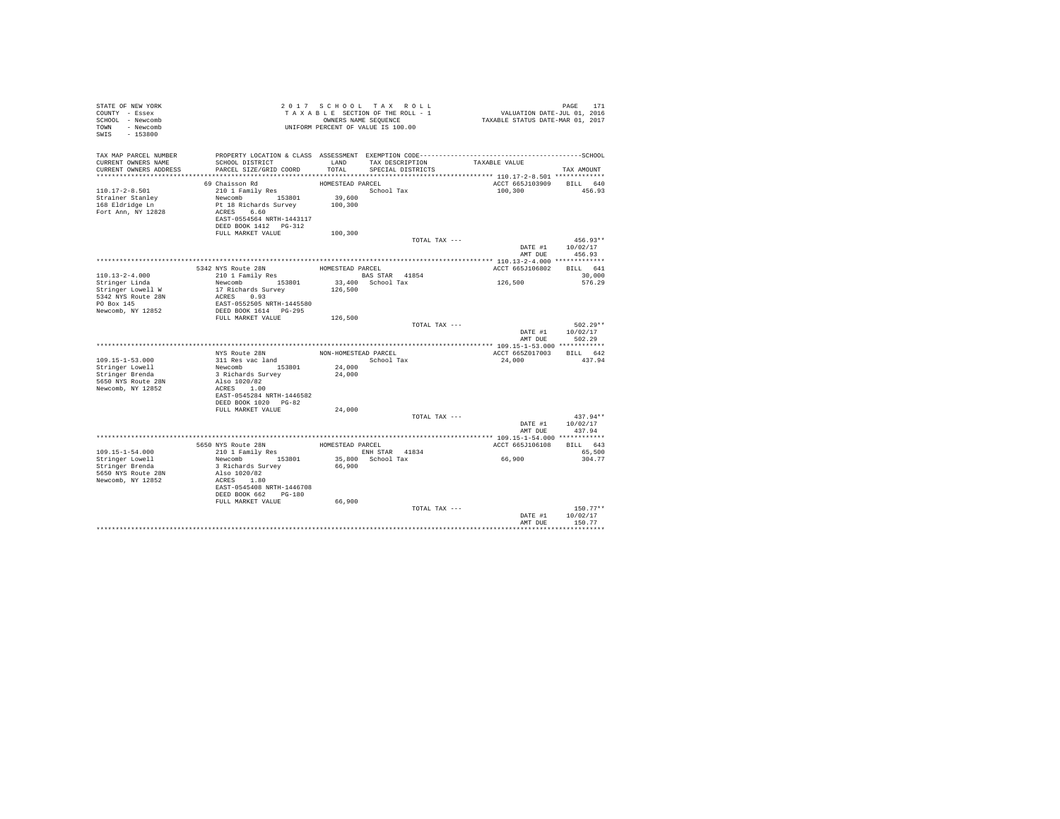STATE OF NEW YORK
COUNTY - Essex
SCHOOL - Newcomb
TOWN - Newcomb
SWIS - 153800

2 0 1 7 S C H O O L T A X R O L L
T A X A B L E SECTION OF THE ROLL - 1
OWNERS NAME SEQUENCE
UNIFORM PERCENT OF VALUE IS 100.00

VALUATION DATE-JUL 01, 2016
TAXABLE STATUS DATE-MAR 01, 2017

| TAX MAP PARCEL NUMBER / CURRENT OWNERS NAME / CURRENT OWNERS ADDRESS | PROPERTY LOCATION & CLASS / SCHOOL DISTRICT / PARCEL SIZE/GRID COORD | ASSESSMENT LAND / TOTAL | EXEMPTION CODE / TAX DESCRIPTION / SPECIAL DISTRICTS | TAXABLE VALUE | TAX AMOUNT |
|---|---|---|---|---|---|
| **110.17-2-8.501** | 69 Chaisson Rd | HOMESTEAD PARCEL | | ACCT 665J103909 | BILL 640 |
| 110.17-2-8.501 | 210 1 Family Res | | School Tax | 100,300 | 456.93 |
| Strainer Stanley | Newcomb 153801 | 39,600 | | | |
| 168 Eldridge Ln | Pt 18 Richards Survey | 100,300 | | | |
| Fort Ann, NY 12828 | ACRES 6.60 | | | | |
| | EAST-0554564 NRTH-1443117 | | | | |
| | DEED BOOK 1412 PG-312 | | | | |
| | FULL MARKET VALUE | 100,300 | | | |
| | | | TOTAL TAX --- | | 456.93** |
| | | | | DATE #1 | 10/02/17 |
| | | | | AMT DUE | 456.93 |
| **110.13-2-4.000** | 5342 NYS Route 28N | HOMESTEAD PARCEL | | ACCT 665J106802 | BILL 641 |
| 110.13-2-4.000 | 210 1 Family Res | | BAS STAR 41854 | | 30,000 |
| Stringer Linda | Newcomb 153801 | 33,400 | School Tax | 126,500 | 576.29 |
| Stringer Lowell W | 17 Richards Survey | 126,500 | | | |
| 5342 NYS Route 28N | ACRES 0.93 | | | | |
| PO Box 145 | EAST-0552505 NRTH-1445580 | | | | |
| Newcomb, NY 12852 | DEED BOOK 1614 PG-295 | | | | |
| | FULL MARKET VALUE | 126,500 | | | |
| | | | TOTAL TAX --- | | 502.29** |
| | | | | DATE #1 | 10/02/17 |
| | | | | AMT DUE | 502.29 |
| **109.15-1-53.000** | NYS Route 28N | NON-HOMESTEAD PARCEL | | ACCT 665Z017003 | BILL 642 |
| 109.15-1-53.000 | 311 Res vac land | | School Tax | 24,000 | 437.94 |
| Stringer Lowell | Newcomb 153801 | 24,000 | | | |
| Stringer Brenda | 3 Richards Survey | 24,000 | | | |
| 5650 NYS Route 28N | Also 1020/82 | | | | |
| Newcomb, NY 12852 | ACRES 1.00 | | | | |
| | EAST-0545284 NRTH-1446582 | | | | |
| | DEED BOOK 1020 PG-82 | | | | |
| | FULL MARKET VALUE | 24,000 | | | |
| | | | TOTAL TAX --- | | 437.94** |
| | | | | DATE #1 | 10/02/17 |
| | | | | AMT DUE | 437.94 |
| **109.15-1-54.000** | 5650 NYS Route 28N | HOMESTEAD PARCEL | | ACCT 665J106108 | BILL 643 |
| 109.15-1-54.000 | 210 1 Family Res | | ENH STAR 41834 | | 65,500 |
| Stringer Lowell | Newcomb 153801 | 35,800 | School Tax | 66,900 | 304.77 |
| Stringer Brenda | 3 Richards Survey | 66,900 | | | |
| 5650 NYS Route 28N | Also 1020/82 | | | | |
| Newcomb, NY 12852 | ACRES 1.80 | | | | |
| | EAST-0545408 NRTH-1446708 | | | | |
| | DEED BOOK 662 PG-180 | | | | |
| | FULL MARKET VALUE | 66,900 | | | |
| | | | TOTAL TAX --- | | 150.77** |
| | | | | DATE #1 | 10/02/17 |
| | | | | AMT DUE | 150.77 |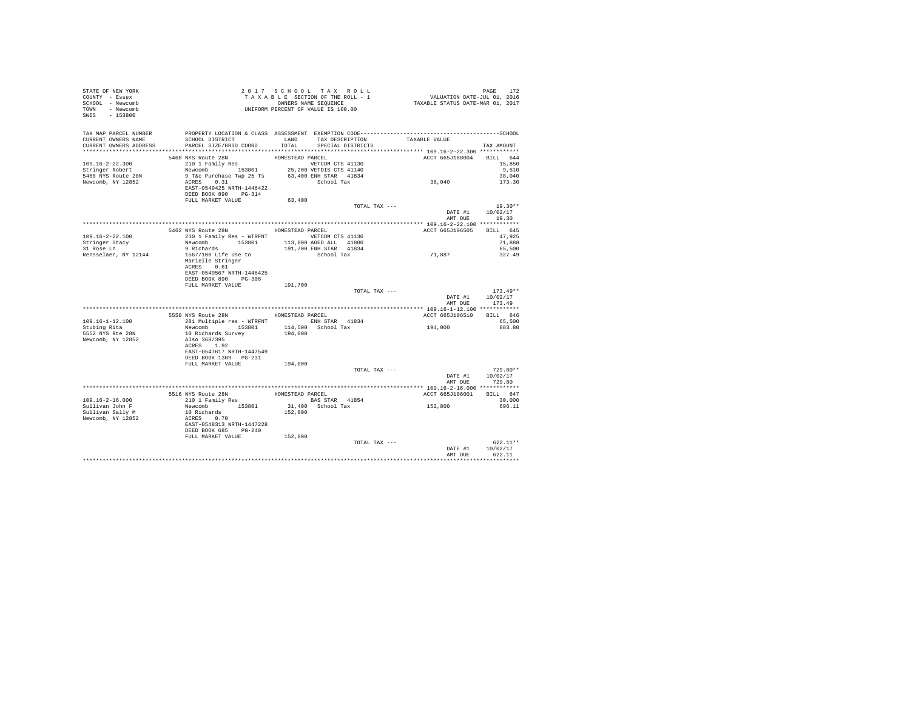STATE OF NEW YORK
COUNTY - Essex
SCHOOL - Newcomb
TOWN - Newcomb
SWIS - 153800

2017 SCHOOL TAX ROLL
TAXABLE SECTION OF THE ROLL - 1
OWNERS NAME SEQUENCE
UNIFORM PERCENT OF VALUE IS 100.00

VALUATION DATE-JUL 01, 2016
TAXABLE STATUS DATE-MAR 01, 2017

| TAX MAP PARCEL NUMBER / CURRENT OWNERS NAME / CURRENT OWNERS ADDRESS | PROPERTY LOCATION & CLASS / SCHOOL DISTRICT / PARCEL SIZE/GRID COORD | ASSESSMENT LAND / TOTAL | EXEMPTION CODE / TAX DESCRIPTION / SPECIAL DISTRICTS | TAXABLE VALUE | TAX AMOUNT |
|---|---|---|---|---|---|
| **109.16-2-22.300** | 5468 NYS Route 28N | HOMESTEAD PARCEL | | ACCT 665J188004 | BILL 644 |
| Stringer Robert | 210 1 Family Res | | VETCOM CTS 41130 | | 15,850 |
| 5468 NYS Route 28N | Newcomb 153801 | 25,200 | VETDIS CTS 41140 | | 9,510 |
| Newcomb, NY 12852 | 9 T&c Purchase Twp 25 Ts | 63,400 | ENH STAR 41834 | | 38,040 |
| | ACRES 0.31 | | School Tax | 38,040 | 173.30 |
| | EAST-0549425 NRTH-1446422 | | | | |
| | DEED BOOK 890 PG-314 | | | | |
| | FULL MARKET VALUE | 63,400 | | | |
| | | | TOTAL TAX --- | | 19.30** |
| | | | | DATE #1 | 10/02/17 |
| | | | | AMT DUE | 19.30 |
| **109.16-2-22.100** | 5462 NYS Route 28N | HOMESTEAD PARCEL | | ACCT 665J106505 | BILL 645 |
| Stringer Stacy | 210 1 Family Res - WTRFNT | | VETCOM CTS 41130 | | 47,925 |
| 31 Rose Ln | Newcomb 153801 | 113,800 | AGED ALL 41800 | | 71,888 |
| Rensselaer, NY 12144 | 9 Richards | 191,700 | ENH STAR 41834 | | 65,500 |
| | 1567/100 Life Use to | | School Tax | 71,887 | 327.49 |
| | Marielle Stringer | | | | |
| | ACRES 0.61 | | | | |
| | EAST-0549567 NRTH-1446425 | | | | |
| | DEED BOOK 890 PG-308 | | | | |
| | FULL MARKET VALUE | 191,700 | | | |
| | | | TOTAL TAX --- | | 173.49** |
| | | | | DATE #1 | 10/02/17 |
| | | | | AMT DUE | 173.49 |
| **109.16-1-12.100** | 5550 NYS Route 28N | HOMESTEAD PARCEL | | ACCT 665J106510 | BILL 646 |
| Stubing Rita | 281 Multiple res - WTRFNT | | ENH STAR 41834 | | 65,500 |
| 5552 NYS Rte 28N | Newcomb 153801 | 114,500 | School Tax | 194,000 | 883.80 |
| Newcomb, NY 12852 | 10 Richards Survey | 194,000 | | | |
| | Also 368/395 | | | | |
| | ACRES 1.92 | | | | |
| | EAST-0547617 NRTH-1447549 | | | | |
| | DEED BOOK 1309 PG-231 | | | | |
| | FULL MARKET VALUE | 194,000 | | | |
| | | | TOTAL TAX --- | | 729.80** |
| | | | | DATE #1 | 10/02/17 |
| | | | | AMT DUE | 729.80 |
| **109.16-2-16.000** | 5516 NYS Route 28N | HOMESTEAD PARCEL | | ACCT 665J106001 | BILL 647 |
| Sullivan John F | 210 1 Family Res | | BAS STAR 41854 | | 30,000 |
| Sullivan Sally M | Newcomb 153801 | 31,400 | School Tax | 152,800 | 696.11 |
| Newcomb, NY 12852 | 10 Richards | 152,800 | | | |
| | ACRES 0.70 | | | | |
| | EAST-0548313 NRTH-1447228 | | | | |
| | DEED BOOK 685 PG-240 | | | | |
| | FULL MARKET VALUE | 152,800 | | | |
| | | | TOTAL TAX --- | | 622.11** |
| | | | | DATE #1 | 10/02/17 |
| | | | | AMT DUE | 622.11 |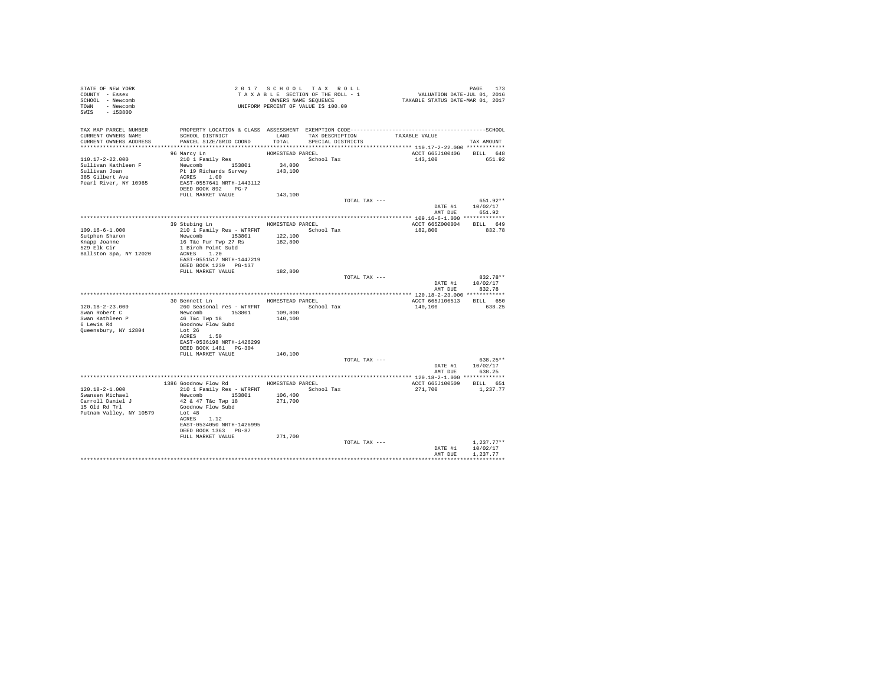STATE OF NEW YORK
COUNTY - Essex
SCHOOL - Newcomb
TOWN - Newcomb
SWIS - 153800

2 0 1 7 S C H O O L T A X R O L L
T A X A B L E SECTION OF THE ROLL - 1
OWNERS NAME SEQUENCE
UNIFORM PERCENT OF VALUE IS 100.00

VALUATION DATE-JUL 01, 2016
TAXABLE STATUS DATE-MAR 01, 2017

| TAX MAP PARCEL NUMBER / CURRENT OWNERS NAME / CURRENT OWNERS ADDRESS | PROPERTY LOCATION & CLASS / SCHOOL DISTRICT / PARCEL SIZE/GRID COORD | ASSESSMENT LAND / TOTAL | EXEMPTION CODE / TAX DESCRIPTION / SPECIAL DISTRICTS | TAXABLE VALUE | SCHOOL TAX AMOUNT |
|---|---|---|---|---|---|
| 110.17-2-22.000 | 96 Marcy Ln | HOMESTEAD PARCEL | | ACCT 665J100406 | BILL 648 |
| Sullivan Kathleen F | 210 1 Family Res | | School Tax | 143,100 | 651.92 |
| Sullivan Joan | Newcomb 153801 | 34,000 | | | |
| 385 Gilbert Ave | Pt 19 Richards Survey | 143,100 | | | |
| Pearl River, NY 10965 | ACRES 1.00 | | | | |
| | EAST-0557641 NRTH-1443112 | | | | |
| | DEED BOOK 892 PG-7 | | | | |
| | FULL MARKET VALUE | 143,100 | | | |
| | | | TOTAL TAX --- | | 651.92** |
| | | | | DATE #1 | 10/02/17 |
| | | | | AMT DUE | 651.92 |
| 109.16-6-1.000 | 39 Stubing Ln | HOMESTEAD PARCEL | | ACCT 665Z000004 | BILL 649 |
| Sutphen Sharon | 210 1 Family Res - WTRFNT | | School Tax | 182,800 | 832.78 |
| Knapp Joanne | Newcomb 153801 | 122,100 | | | |
| 529 Elk Cir | 16 T&c Pur Twp 27 Rs | 182,800 | | | |
| Ballston Spa, NY 12020 | 1 Birch Point Subd | | | | |
| | ACRES 1.20 | | | | |
| | EAST-0551517 NRTH-1447219 | | | | |
| | DEED BOOK 1239 PG-137 | | | | |
| | FULL MARKET VALUE | 182,800 | | | |
| | | | TOTAL TAX --- | | 832.78** |
| | | | | DATE #1 | 10/02/17 |
| | | | | AMT DUE | 832.78 |
| 120.18-2-23.000 | 30 Bennett Ln | HOMESTEAD PARCEL | | ACCT 665J106513 | BILL 650 |
| Swan Robert C | 260 Seasonal res - WTRFNT | | School Tax | 140,100 | 638.25 |
| Swan Kathleen P | Newcomb 153801 | 109,800 | | | |
| 6 Lewis Rd | 46 T&c Twp 18 | 140,100 | | | |
| Queensbury, NY 12804 | Goodnow Flow Subd | | | | |
| | Lot 26 | | | | |
| | ACRES 1.50 | | | | |
| | EAST-0536198 NRTH-1426299 | | | | |
| | DEED BOOK 1481 PG-304 | | | | |
| | FULL MARKET VALUE | 140,100 | | | |
| | | | TOTAL TAX --- | | 638.25** |
| | | | | DATE #1 | 10/02/17 |
| | | | | AMT DUE | 638.25 |
| 120.18-2-1.000 | 1386 Goodnow Flow Rd | HOMESTEAD PARCEL | | ACCT 665J100509 | BILL 651 |
| Swansen Michael | 210 1 Family Res - WTRFNT | | School Tax | 271,700 | 1,237.77 |
| Carroll Daniel J | Newcomb 153801 | 106,400 | | | |
| 15 Old Rd Trl | 42 & 47 T&c Twp 18 | 271,700 | | | |
| Putnam Valley, NY 10579 | Goodnow Flow Subd | | | | |
| | Lot 48 | | | | |
| | ACRES 1.12 | | | | |
| | EAST-0534050 NRTH-1426995 | | | | |
| | DEED BOOK 1363 PG-87 | | | | |
| | FULL MARKET VALUE | 271,700 | | | |
| | | | TOTAL TAX --- | | 1,237.77** |
| | | | | DATE #1 | 10/02/17 |
| | | | | AMT DUE | 1,237.77 |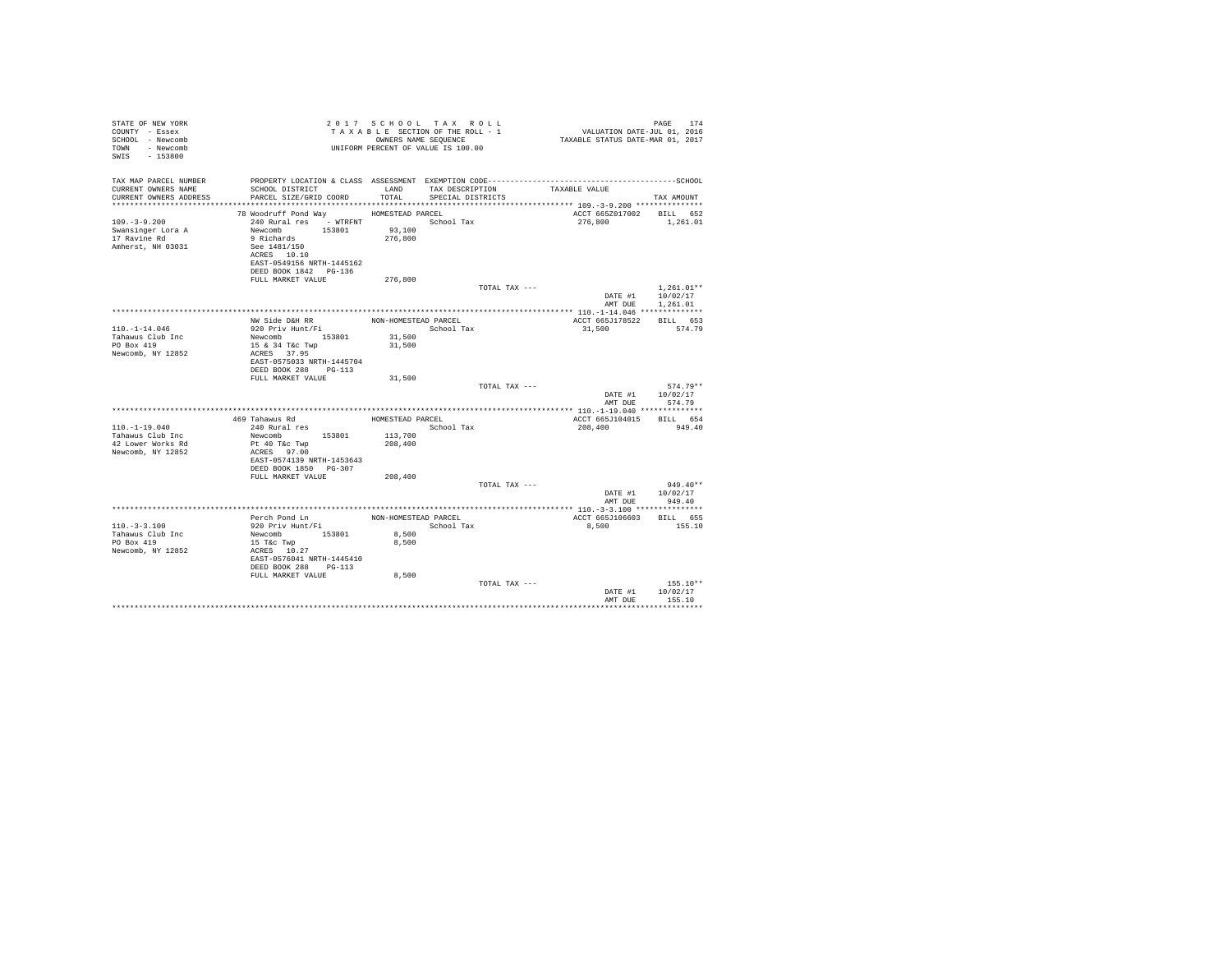STATE OF NEW YORK
COUNTY - Essex
SCHOOL - Newcomb
TOWN - Newcomb
SWIS - 153800

2017 SCHOOL TAX ROLL
TAXABLE SECTION OF THE ROLL - 1
OWNERS NAME SEQUENCE
UNIFORM PERCENT OF VALUE IS 100.00

VALUATION DATE-JUL 01, 2016
TAXABLE STATUS DATE-MAR 01, 2017

| TAX MAP PARCEL NUMBER / CURRENT OWNERS NAME / CURRENT OWNERS ADDRESS | PROPERTY LOCATION & CLASS / SCHOOL DISTRICT / PARCEL SIZE/GRID COORD | ASSESSMENT LAND / TOTAL | EXEMPTION CODE / TAX DESCRIPTION / SPECIAL DISTRICTS | TAXABLE VALUE | TAX AMOUNT |
|---|---|---|---|---|---|
| **109.-3-9.200** | 78 Woodruff Pond Way | HOMESTEAD PARCEL | | ACCT 665Z017002 | BILL 652 |
| Swansinger Lora A | 240 Rural res - WTRFNT | | School Tax | 276,800 | 1,261.01 |
| 17 Ravine Rd | Newcomb 153801 | 93,100 | | | |
| Amherst, NH 03031 | 9 Richards | 276,800 | | | |
| | See 1481/150 | | | | |
| | ACRES 10.10 | | | | |
| | EAST-0549156 NRTH-1445162 | | | | |
| | DEED BOOK 1842 PG-136 | | | | |
| | FULL MARKET VALUE | 276,800 | | | |
| | | | TOTAL TAX --- | | 1,261.01** |
| | | | | DATE #1 | 10/02/17 |
| | | | | AMT DUE | 1,261.01 |
| **110.-1-14.046** | NW Side D&H RR | NON-HOMESTEAD PARCEL | | ACCT 665J178522 | BILL 653 |
| Tahawus Club Inc | 920 Priv Hunt/Fi | | School Tax | 31,500 | 574.79 |
| PO Box 419 | Newcomb 153801 | 31,500 | | | |
| Newcomb, NY 12852 | 15 & 34 T&c Twp | 31,500 | | | |
| | ACRES 37.95 | | | | |
| | EAST-0575033 NRTH-1445704 | | | | |
| | DEED BOOK 288 PG-113 | | | | |
| | FULL MARKET VALUE | 31,500 | | | |
| | | | TOTAL TAX --- | | 574.79** |
| | | | | DATE #1 | 10/02/17 |
| | | | | AMT DUE | 574.79 |
| **110.-1-19.040** | 469 Tahawus Rd | HOMESTEAD PARCEL | | ACCT 665J104015 | BILL 654 |
| Tahawus Club Inc | 240 Rural res | | School Tax | 208,400 | 949.40 |
| 42 Lower Works Rd | Newcomb 153801 | 113,700 | | | |
| Newcomb, NY 12852 | Pt 40 T&c Twp | 208,400 | | | |
| | ACRES 97.00 | | | | |
| | EAST-0574139 NRTH-1453643 | | | | |
| | DEED BOOK 1850 PG-307 | | | | |
| | FULL MARKET VALUE | 208,400 | | | |
| | | | TOTAL TAX --- | | 949.40** |
| | | | | DATE #1 | 10/02/17 |
| | | | | AMT DUE | 949.40 |
| **110.-3-3.100** | Perch Pond Ln | NON-HOMESTEAD PARCEL | | ACCT 665J106603 | BILL 655 |
| Tahawus Club Inc | 920 Priv Hunt/Fi | | School Tax | 8,500 | 155.10 |
| PO Box 419 | Newcomb 153801 | 8,500 | | | |
| Newcomb, NY 12852 | 15 T&c Twp | 8,500 | | | |
| | ACRES 10.27 | | | | |
| | EAST-0576041 NRTH-1445410 | | | | |
| | DEED BOOK 288 PG-113 | | | | |
| | FULL MARKET VALUE | 8,500 | | | |
| | | | TOTAL TAX --- | | 155.10** |
| | | | | DATE #1 | 10/02/17 |
| | | | | AMT DUE | 155.10 |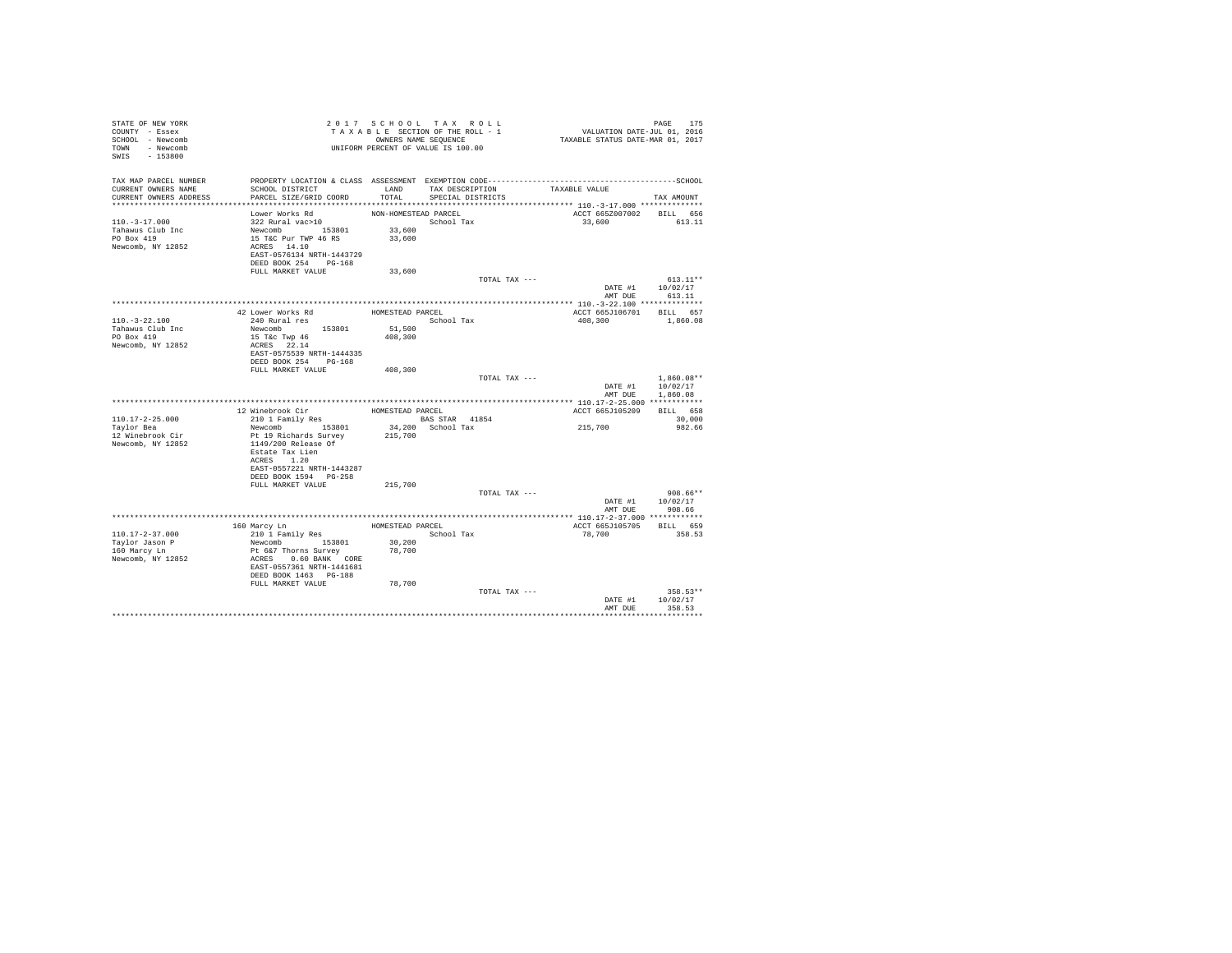STATE OF NEW YORK
COUNTY - Essex
SCHOOL - Newcomb
TOWN - Newcomb
SWIS - 153800

2 0 1 7 S C H O O L T A X R O L L
T A X A B L E SECTION OF THE ROLL - 1
OWNERS NAME SEQUENCE
UNIFORM PERCENT OF VALUE IS 100.00

VALUATION DATE-JUL 01, 2016
TAXABLE STATUS DATE-MAR 01, 2017

```
TAX MAP PARCEL NUMBER     PROPERTY LOCATION & CLASS  ASSESSMENT  EXEMPTION CODE------------------------------------------------SCHOOL
CURRENT OWNERS NAME       SCHOOL DISTRICT             LAND      TAX DESCRIPTION           TAXABLE VALUE
CURRENT OWNERS ADDRESS    PARCEL SIZE/GRID COORD      TOTAL     SPECIAL DISTRICTS                                    TAX AMOUNT
*********************************************************************************************** 110.-3-17.000 **************
                          Lower Works Rd              NON-HOMESTEAD PARCEL                 ACCT 665Z007002     BILL   656
110.-3-17.000             322 Rural vac>10                        School Tax                33,600              613.11
Tahawus Club Inc          Newcomb        153801        33,600
PO Box 419                15 T&C Pur TWP 46 RS         33,600
Newcomb, NY 12852         ACRES   14.10
                          EAST-0576134 NRTH-1443729
                          DEED BOOK 254    PG-168
                          FULL MARKET VALUE            33,600
                                                                  TOTAL TAX ---                                  613.11**
                                                                                                DATE #1        10/02/17
                                                                                                AMT DUE          613.11
*********************************************************************************************** 110.-3-22.100 **************
                          42 Lower Works Rd           HOMESTEAD PARCEL                     ACCT 665J106701     BILL   657
110.-3-22.100             240 Rural res                           School Tax               408,300            1,860.08
Tahawus Club Inc          Newcomb        153801        51,500
PO Box 419                15 T&c Twp 46               408,300
Newcomb, NY 12852         ACRES   22.14
                          EAST-0575539 NRTH-1444335
                          DEED BOOK 254    PG-168
                          FULL MARKET VALUE           408,300
                                                                  TOTAL TAX ---                                1,860.08**
                                                                                                DATE #1        10/02/17
                                                                                                AMT DUE        1,860.08
*********************************************************************************************** 110.17-2-25.000 ************
                          12 Winebrook Cir            HOMESTEAD PARCEL                     ACCT 665J105209     BILL   658
110.17-2-25.000           210 1 Family Res                  BAS STAR  41854                                      30,000
Taylor Bea                Newcomb        153801        34,200   School Tax              215,700              982.66
12 Winebrook Cir          Pt 19 Richards Survey       215,700
Newcomb, NY 12852         1149/200 Release Of
                          Estate Tax Lien
                          ACRES    1.20
                          EAST-0557221 NRTH-1443287
                          DEED BOOK 1594   PG-258
                          FULL MARKET VALUE           215,700
                                                                  TOTAL TAX ---                                  908.66**
                                                                                                DATE #1        10/02/17
                                                                                                AMT DUE          908.66
*********************************************************************************************** 110.17-2-37.000 ************
                          160 Marcy Ln                HOMESTEAD PARCEL                     ACCT 665J105705     BILL   659
110.17-2-37.000           210 1 Family Res                        School Tax                78,700              358.53
Taylor Jason P            Newcomb        153801        30,200
160 Marcy Ln              Pt 6&7 Thorns Survey         78,700
Newcomb, NY 12852         ACRES    0.60 BANK    CORE
                          EAST-0557361 NRTH-1441681
                          DEED BOOK 1463   PG-188
                          FULL MARKET VALUE            78,700
                                                                  TOTAL TAX ---                                  358.53**
                                                                                                DATE #1        10/02/17
                                                                                                AMT DUE          358.53
****************************************************************************************************************************
```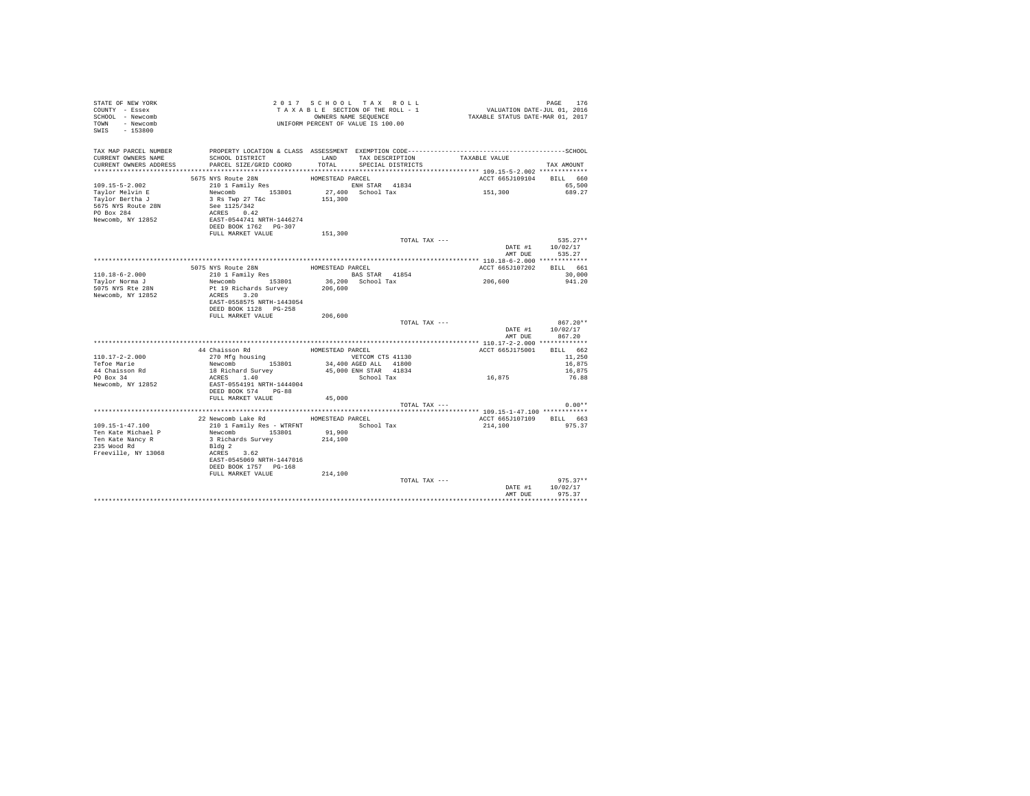STATE OF NEW YORK
COUNTY - Essex
SCHOOL - Newcomb
TOWN - Newcomb
SWIS - 153800

2 0 1 7 S C H O O L T A X R O L L
T A X A B L E SECTION OF THE ROLL - 1
OWNERS NAME SEQUENCE
UNIFORM PERCENT OF VALUE IS 100.00

VALUATION DATE-JUL 01, 2016
TAXABLE STATUS DATE-MAR 01, 2017

```
TAX MAP PARCEL NUMBER      PROPERTY LOCATION & CLASS  ASSESSMENT  EXEMPTION CODE-----------------------------------------------SCHOOL
CURRENT OWNERS NAME        SCHOOL DISTRICT              LAND      TAX DESCRIPTION            TAXABLE VALUE
CURRENT OWNERS ADDRESS     PARCEL SIZE/GRID COORD       TOTAL     SPECIAL DISTRICTS                                    TAX AMOUNT
************************************************************************************************** 109.15-5-2.002 ************
                           5675 NYS Route 28N          HOMESTEAD PARCEL                             ACCT 665J109104    BILL  660
109.15-5-2.002             210 1 Family Res                       ENH STAR  41834                                        65,500
Taylor Melvin E            Newcomb        153801        27,400  School Tax                      151,300                  689.27
Taylor Bertha J            3 Rs Twp 27 T&c             151,300
5675 NYS Route 28N         See 1125/342
PO Box 284                 ACRES    0.42
Newcomb, NY 12852          EAST-0544741 NRTH-1446274
                           DEED BOOK 1762   PG-307
                           FULL MARKET VALUE           151,300
                                                                    TOTAL TAX ---                                       535.27**
                                                                                                DATE #1     10/02/17
                                                                                                AMT DUE       535.27
************************************************************************************************** 110.18-6-2.000 ************
                           5075 NYS Route 28N          HOMESTEAD PARCEL                             ACCT 665J107202    BILL  661
110.18-6-2.000             210 1 Family Res                       BAS STAR  41854                                        30,000
Taylor Norma J             Newcomb        153801        36,200  School Tax                      206,600                  941.20
5075 NYS Rte 28N           Pt 19 Richards Survey       206,600
Newcomb, NY 12852          ACRES    3.20
                           EAST-0558575 NRTH-1443054
                           DEED BOOK 1128   PG-258
                           FULL MARKET VALUE           206,600
                                                                    TOTAL TAX ---                                       867.20**
                                                                                                DATE #1     10/02/17
                                                                                                AMT DUE       867.20
************************************************************************************************** 110.17-2-2.000 ************
                           44 Chaisson Rd              HOMESTEAD PARCEL                             ACCT 665J175001    BILL  662
110.17-2-2.000             270 Mfg housing                        VETCOM CTS 41130                                       11,250
Tefoe Marie                Newcomb        153801        34,400 AGED ALL   41800                                          16,875
44 Chaisson Rd             18 Richard Survey            45,000 ENH STAR   41834                                          16,875
PO Box 34                  ACRES    1.40                          School Tax                     16,875                   76.88
Newcomb, NY 12852          EAST-0554191 NRTH-1444004
                           DEED BOOK 574    PG-88
                           FULL MARKET VALUE            45,000
                                                                    TOTAL TAX ---                                         0.00**
************************************************************************************************** 109.15-1-47.100 ***********
                           22 Newcomb Lake Rd          HOMESTEAD PARCEL                             ACCT 665J107109    BILL  663
109.15-1-47.100            210 1 Family Res - WTRFNT              School Tax                    214,100                  975.37
Ten Kate Michael P         Newcomb        153801        91,900
Ten Kate Nancy R           3 Richards Survey           214,100
235 Wood Rd                Bldg 2
Freeville, NY 13068        ACRES    3.62
                           EAST-0545069 NRTH-1447016
                           DEED BOOK 1757   PG-168
                           FULL MARKET VALUE           214,100
                                                                    TOTAL TAX ---                                       975.37**
                                                                                                DATE #1     10/02/17
                                                                                                AMT DUE       975.37
********************************************************************************************************************************
```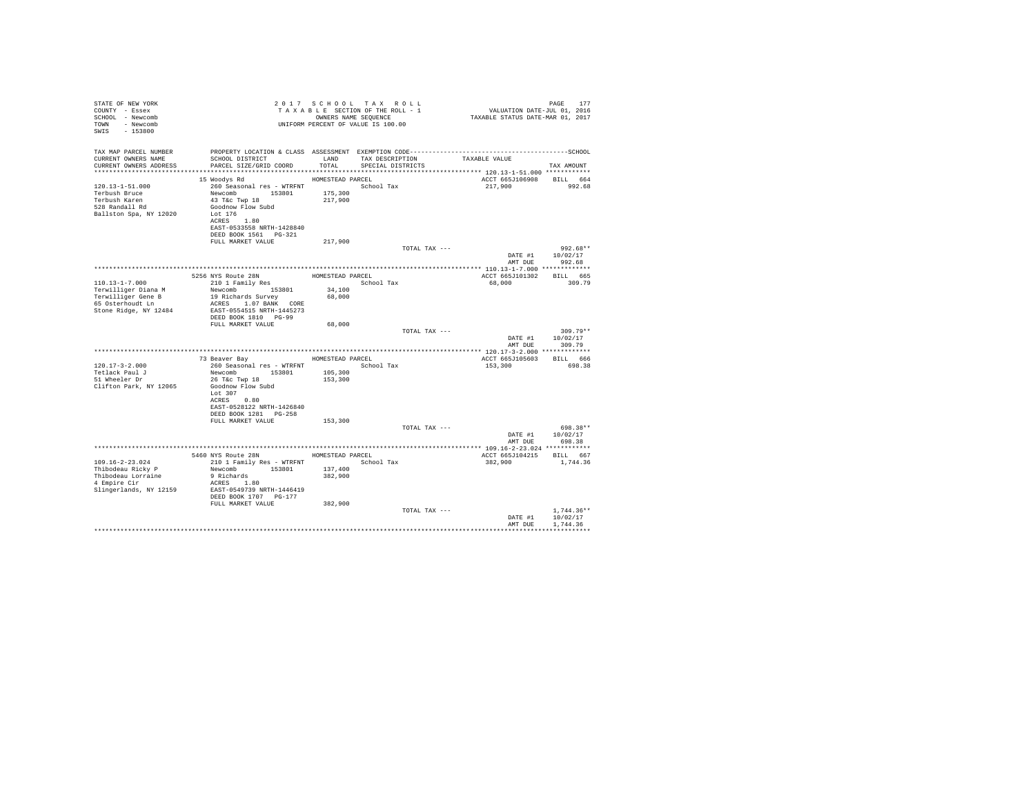STATE OF NEW YORK
COUNTY - Essex
SCHOOL - Newcomb
TOWN - Newcomb
SWIS - 153800

2 0 1 7   S C H O O L   T A X   R O L L
T A X A B L E SECTION OF THE ROLL - 1
OWNERS NAME SEQUENCE
UNIFORM PERCENT OF VALUE IS 100.00

VALUATION DATE-JUL 01, 2016
TAXABLE STATUS DATE-MAR 01, 2017

| TAX MAP PARCEL NUMBER / CURRENT OWNERS NAME / CURRENT OWNERS ADDRESS | PROPERTY LOCATION & CLASS / SCHOOL DISTRICT / PARCEL SIZE/GRID COORD | ASSESSMENT LAND / TOTAL | EXEMPTION CODE / TAX DESCRIPTION / SPECIAL DISTRICTS | TAXABLE VALUE | TAX AMOUNT |
|---|---|---|---|---|---|
| **120.13-1-51.000** | 15 Woodys Rd | HOMESTEAD PARCEL | | ACCT 665J106908 | BILL 664 |
| 120.13-1-51.000 | 260 Seasonal res - WTRFNT | | School Tax | 217,900 | 992.68 |
| Terbush Bruce | Newcomb 153801 | 175,300 | | | |
| Terbush Karen | 43 T&c Twp 18 | 217,900 | | | |
| 528 Randall Rd | Goodnow Flow Subd | | | | |
| Ballston Spa, NY 12020 | Lot 176 | | | | |
| | ACRES 1.80 | | | | |
| | EAST-0533558 NRTH-1428840 | | | | |
| | DEED BOOK 1561 PG-321 | | | | |
| | FULL MARKET VALUE | 217,900 | | | |
| | | | TOTAL TAX --- | | 992.68** |
| | | | | DATE #1 | 10/02/17 |
| | | | | AMT DUE | 992.68 |
| **110.13-1-7.000** | 5256 NYS Route 28N | HOMESTEAD PARCEL | | ACCT 665J101302 | BILL 665 |
| 110.13-1-7.000 | 210 1 Family Res | | School Tax | 68,000 | 309.79 |
| Terwilliger Diana M | Newcomb 153801 | 34,100 | | | |
| Terwilliger Gene B | 19 Richards Survey | 68,000 | | | |
| 65 Osterhoudt Ln | ACRES 1.07 BANK CORE | | | | |
| Stone Ridge, NY 12484 | EAST-0554515 NRTH-1445273 | | | | |
| | DEED BOOK 1810 PG-99 | | | | |
| | FULL MARKET VALUE | 68,000 | | | |
| | | | TOTAL TAX --- | | 309.79** |
| | | | | DATE #1 | 10/02/17 |
| | | | | AMT DUE | 309.79 |
| **120.17-3-2.000** | 73 Beaver Bay | HOMESTEAD PARCEL | | ACCT 665J105603 | BILL 666 |
| 120.17-3-2.000 | 260 Seasonal res - WTRFNT | | School Tax | 153,300 | 698.38 |
| Tetlack Paul J | Newcomb 153801 | 105,300 | | | |
| 51 Wheeler Dr | 26 T&c Twp 18 | 153,300 | | | |
| Clifton Park, NY 12065 | Goodnow Flow Subd | | | | |
| | Lot 307 | | | | |
| | ACRES 0.80 | | | | |
| | EAST-0528122 NRTH-1426840 | | | | |
| | DEED BOOK 1281 PG-258 | | | | |
| | FULL MARKET VALUE | 153,300 | | | |
| | | | TOTAL TAX --- | | 698.38** |
| | | | | DATE #1 | 10/02/17 |
| | | | | AMT DUE | 698.38 |
| **109.16-2-23.024** | 5460 NYS Route 28N | HOMESTEAD PARCEL | | ACCT 665J104215 | BILL 667 |
| 109.16-2-23.024 | 210 1 Family Res - WTRFNT | | School Tax | 382,900 | 1,744.36 |
| Thibodeau Ricky P | Newcomb 153801 | 137,400 | | | |
| Thibodeau Lorraine | 9 Richards | 382,900 | | | |
| 4 Empire Cir | ACRES 1.80 | | | | |
| Slingerlands, NY 12159 | EAST-0549739 NRTH-1446419 | | | | |
| | DEED BOOK 1707 PG-177 | | | | |
| | FULL MARKET VALUE | 382,900 | | | |
| | | | TOTAL TAX --- | | 1,744.36** |
| | | | | DATE #1 | 10/02/17 |
| | | | | AMT DUE | 1,744.36 |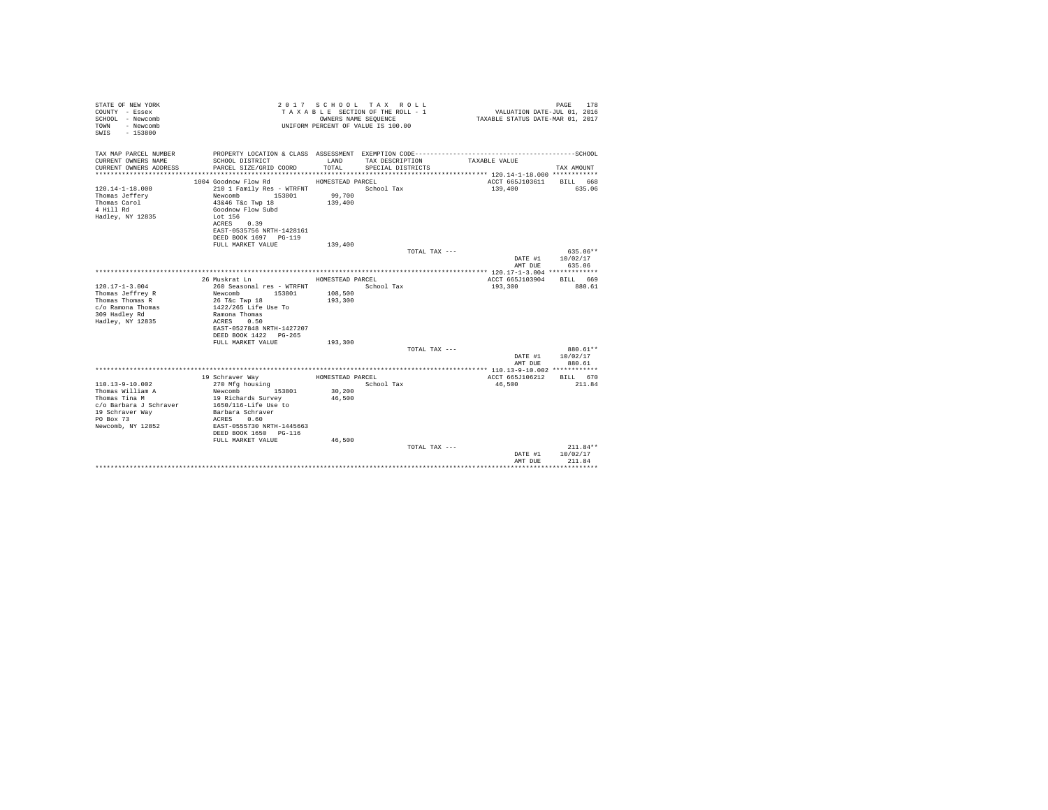STATE OF NEW YORK
COUNTY - Essex
SCHOOL - Newcomb
TOWN - Newcomb
SWIS - 153800

2017 SCHOOL TAX ROLL
TAXABLE SECTION OF THE ROLL - 1
OWNERS NAME SEQUENCE
UNIFORM PERCENT OF VALUE IS 100.00

VALUATION DATE-JUL 01, 2016
TAXABLE STATUS DATE-MAR 01, 2017

| TAX MAP PARCEL NUMBER<br>CURRENT OWNERS NAME<br>CURRENT OWNERS ADDRESS | PROPERTY LOCATION & CLASS<br>SCHOOL DISTRICT<br>PARCEL SIZE/GRID COORD | ASSESSMENT<br>LAND<br>TOTAL | EXEMPTION CODE<br>TAX DESCRIPTION<br>SPECIAL DISTRICTS | TAXABLE VALUE | SCHOOL<br>TAX AMOUNT |
|---|---|---|---|---|---|
| 120.14-1-18.000 | 1004 Goodnow Flow Rd | HOMESTEAD PARCEL | | ACCT 665J103611 | BILL 668 |
| Thomas Jeffery | 210 1 Family Res - WTRFNT | | School Tax | 139,400 | 635.06 |
| Thomas Carol | Newcomb 153801 | 99,700 | | | |
| 4 Hill Rd | 43&46 T&c Twp 18 | 139,400 | | | |
| Hadley, NY 12835 | Goodnow Flow Subd | | | | |
| | Lot 156 | | | | |
| | ACRES 0.39 | | | | |
| | EAST-0535756 NRTH-1428161 | | | | |
| | DEED BOOK 1697 PG-119 | | | | |
| | FULL MARKET VALUE | 139,400 | | | |
| | | | TOTAL TAX --- | | 635.06** |
| | | | | DATE #1 | 10/02/17 |
| | | | | AMT DUE | 635.06 |
| 120.17-1-3.004 | 26 Muskrat Ln | HOMESTEAD PARCEL | | ACCT 665J103904 | BILL 669 |
| Thomas Jeffrey R | 260 Seasonal res - WTRFNT | | School Tax | 193,300 | 880.61 |
| Thomas Thomas R | Newcomb 153801 | 108,500 | | | |
| c/o Ramona Thomas | 26 T&c Twp 18 | 193,300 | | | |
| 309 Hadley Rd | 1422/265 Life Use To | | | | |
| Hadley, NY 12835 | Ramona Thomas | | | | |
| | ACRES 0.50 | | | | |
| | EAST-0527848 NRTH-1427207 | | | | |
| | DEED BOOK 1422 PG-265 | | | | |
| | FULL MARKET VALUE | 193,300 | | | |
| | | | TOTAL TAX --- | | 880.61** |
| | | | | DATE #1 | 10/02/17 |
| | | | | AMT DUE | 880.61 |
| 110.13-9-10.002 | 19 Schraver Way | HOMESTEAD PARCEL | | ACCT 665J106212 | BILL 670 |
| Thomas William A | 270 Mfg housing | | School Tax | 46,500 | 211.84 |
| Thomas Tina M | Newcomb 153801 | 30,200 | | | |
| c/o Barbara J Schraver | 19 Richards Survey | 46,500 | | | |
| 19 Schraver Way | 1650/116-Life Use to | | | | |
| PO Box 73 | Barbara Schraver | | | | |
| Newcomb, NY 12852 | ACRES 0.60 | | | | |
| | EAST-0555730 NRTH-1445663 | | | | |
| | DEED BOOK 1650 PG-116 | | | | |
| | FULL MARKET VALUE | 46,500 | | | |
| | | | TOTAL TAX --- | | 211.84** |
| | | | | DATE #1 | 10/02/17 |
| | | | | AMT DUE | 211.84 |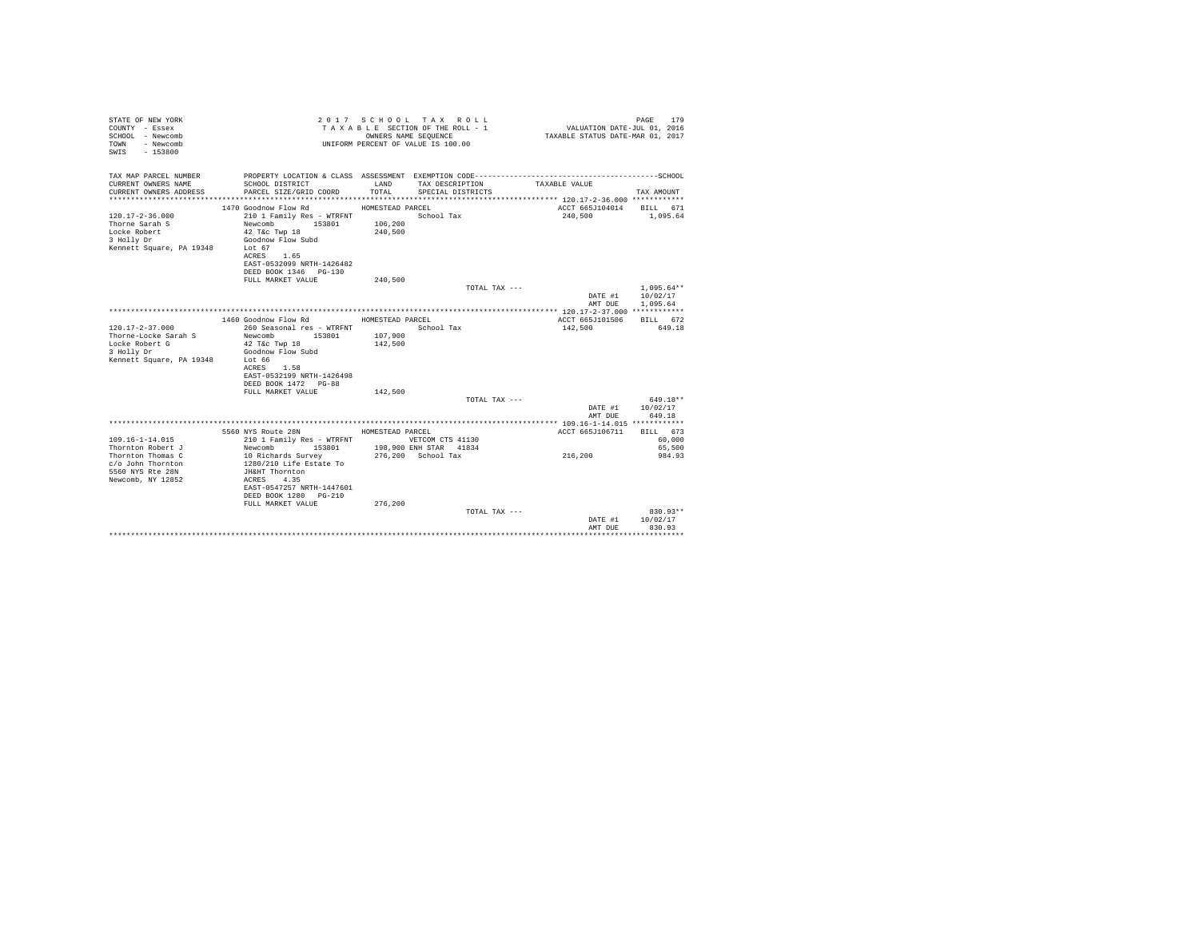STATE OF NEW YORK
COUNTY - Essex
SCHOOL - Newcomb
TOWN - Newcomb
SWIS - 153800

2017 SCHOOL TAX ROLL
TAXABLE SECTION OF THE ROLL - 1
OWNERS NAME SEQUENCE
UNIFORM PERCENT OF VALUE IS 100.00

VALUATION DATE-JUL 01, 2016
TAXABLE STATUS DATE-MAR 01, 2017

| TAX MAP PARCEL NUMBER / CURRENT OWNERS NAME / CURRENT OWNERS ADDRESS | PROPERTY LOCATION & CLASS / SCHOOL DISTRICT / PARCEL SIZE/GRID COORD | ASSESSMENT LAND / TOTAL | EXEMPTION CODE / TAX DESCRIPTION / SPECIAL DISTRICTS | TAXABLE VALUE | TAX AMOUNT |
|---|---|---|---|---|---|
| 120.17-2-36.000 | 1470 Goodnow Flow Rd | HOMESTEAD PARCEL | | ACCT 665J104014 | BILL 671 |
| Thorne Sarah S | 210 1 Family Res - WTRFNT | | School Tax | 240,500 | 1,095.64 |
| Locke Robert | Newcomb 153801 | 106,200 | | | |
| 3 Holly Dr | 42 T&c Twp 18 | 240,500 | | | |
| Kennett Square, PA 19348 | Goodnow Flow Subd | | | | |
| | Lot 67 | | | | |
| | ACRES 1.65 | | | | |
| | EAST-0532099 NRTH-1426482 | | | | |
| | DEED BOOK 1346 PG-130 | | | | |
| | FULL MARKET VALUE | 240,500 | | | |
| | | | TOTAL TAX --- | | 1,095.64** |
| | | | | DATE #1 | 10/02/17 |
| | | | | AMT DUE | 1,095.64 |
| 120.17-2-37.000 | 1460 Goodnow Flow Rd | HOMESTEAD PARCEL | | ACCT 665J101506 | BILL 672 |
| Thorne-Locke Sarah S | 260 Seasonal res - WTRFNT | | School Tax | 142,500 | 649.18 |
| Locke Robert G | Newcomb 153801 | 107,900 | | | |
| 3 Holly Dr | 42 T&c Twp 18 | 142,500 | | | |
| Kennett Square, PA 19348 | Goodnow Flow Subd | | | | |
| | Lot 66 | | | | |
| | ACRES 1.58 | | | | |
| | EAST-0532199 NRTH-1426498 | | | | |
| | DEED BOOK 1472 PG-88 | | | | |
| | FULL MARKET VALUE | 142,500 | | | |
| | | | TOTAL TAX --- | | 649.18** |
| | | | | DATE #1 | 10/02/17 |
| | | | | AMT DUE | 649.18 |
| 109.16-1-14.015 | 5560 NYS Route 28N | HOMESTEAD PARCEL | | ACCT 665J106711 | BILL 673 |
| Thornton Robert J | 210 1 Family Res - WTRFNT | | VETCOM CTS 41130 | | 60,000 |
| Thornton Thomas C | Newcomb 153801 | 198,900 | ENH STAR 41834 | | 65,500 |
| c/o John Thornton | 10 Richards Survey | 276,200 | School Tax | 216,200 | 984.93 |
| 5560 NYS Rte 28N | 1280/210 Life Estate To | | | | |
| Newcomb, NY 12852 | JH&HT Thornton | | | | |
| | ACRES 4.35 | | | | |
| | EAST-0547257 NRTH-1447601 | | | | |
| | DEED BOOK 1280 PG-210 | | | | |
| | FULL MARKET VALUE | 276,200 | | | |
| | | | TOTAL TAX --- | | 830.93** |
| | | | | DATE #1 | 10/02/17 |
| | | | | AMT DUE | 830.93 |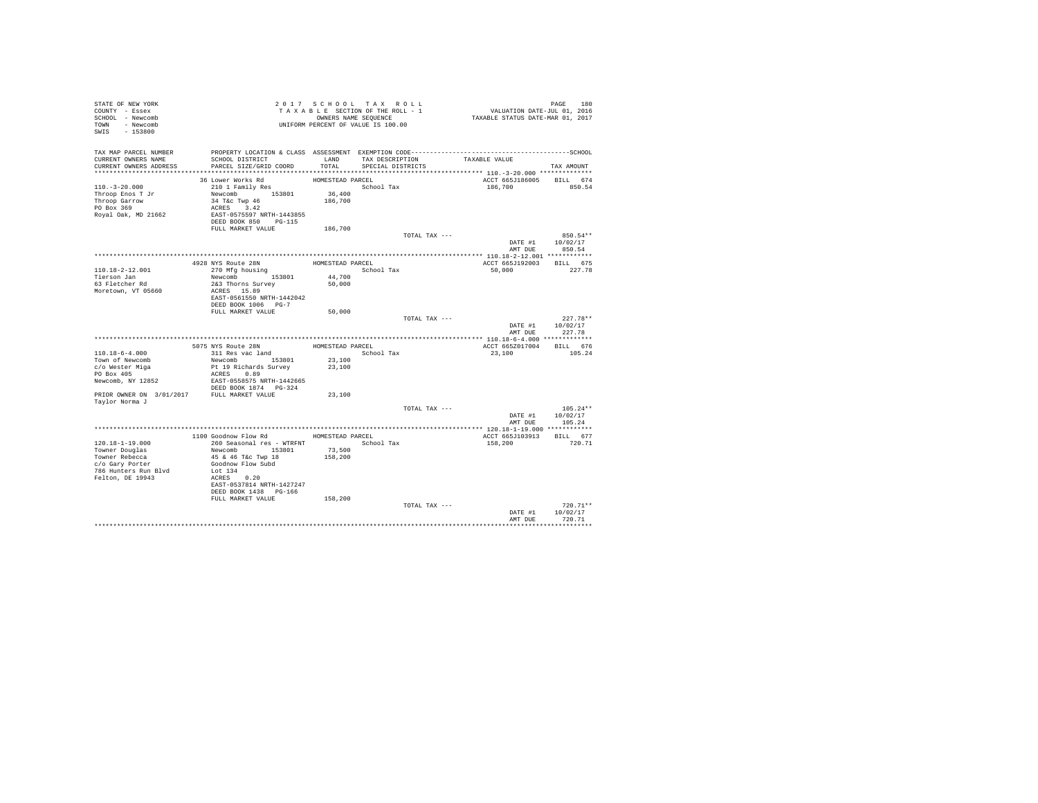STATE OF NEW YORK
COUNTY - Essex
SCHOOL - Newcomb
TOWN - Newcomb
SWIS - 153800

2 0 1 7 S C H O O L T A X R O L L
T A X A B L E SECTION OF THE ROLL - 1
OWNERS NAME SEQUENCE
UNIFORM PERCENT OF VALUE IS 100.00

VALUATION DATE-JUL 01, 2016
TAXABLE STATUS DATE-MAR 01, 2017

| TAX MAP PARCEL NUMBER / CURRENT OWNERS NAME / CURRENT OWNERS ADDRESS | PROPERTY LOCATION & CLASS / SCHOOL DISTRICT / PARCEL SIZE/GRID COORD | ASSESSMENT LAND / TOTAL | EXEMPTION CODE / TAX DESCRIPTION / SPECIAL DISTRICTS | TAXABLE VALUE | TAX AMOUNT |
|---|---|---|---|---|---|
| 110.-3-20.000 | 36 Lower Works Rd | HOMESTEAD PARCEL | | ACCT 665J186005 | BILL 674 |
| Throop Enos T Jr | 210 1 Family Res | | School Tax | 186,700 | 850.54 |
| Throop Garrow | Newcomb 153801 | 36,400 | | | |
| PO Box 369 | 34 T&c Twp 46 | 186,700 | | | |
| Royal Oak, MD 21662 | ACRES 3.42 | | | | |
| | EAST-0575597 NRTH-1443855 | | | | |
| | DEED BOOK 850 PG-115 | | | | |
| | FULL MARKET VALUE | 186,700 | | | |
| | | | TOTAL TAX --- | | 850.54** |
| | | | | DATE #1 | 10/02/17 |
| | | | | AMT DUE | 850.54 |
| 110.18-2-12.001 | 4928 NYS Route 28N | HOMESTEAD PARCEL | | ACCT 665J192003 | BILL 675 |
| Tierson Jan | 270 Mfg housing | | School Tax | 50,000 | 227.78 |
| 63 Fletcher Rd | Newcomb 153801 | 44,700 | | | |
| Moretown, VT 05660 | 2&3 Thorns Survey | 50,000 | | | |
| | ACRES 15.89 | | | | |
| | EAST-0561550 NRTH-1442042 | | | | |
| | DEED BOOK 1006 PG-7 | | | | |
| | FULL MARKET VALUE | 50,000 | | | |
| | | | TOTAL TAX --- | | 227.78** |
| | | | | DATE #1 | 10/02/17 |
| | | | | AMT DUE | 227.78 |
| 110.18-6-4.000 | 5075 NYS Route 28N | HOMESTEAD PARCEL | | ACCT 665Z017004 | BILL 676 |
| Town of Newcomb | 311 Res vac land | | School Tax | 23,100 | 105.24 |
| c/o Wester Miga | Newcomb 153801 | 23,100 | | | |
| PO Box 405 | Pt 19 Richards Survey | 23,100 | | | |
| Newcomb, NY 12852 | ACRES 0.89 | | | | |
| | EAST-0558575 NRTH-1442665 | | | | |
| | DEED BOOK 1874 PG-324 | | | | |
| PRIOR OWNER ON 3/01/2017 | FULL MARKET VALUE | 23,100 | | | |
| Taylor Norma J | | | | | |
| | | | TOTAL TAX --- | | 105.24** |
| | | | | DATE #1 | 10/02/17 |
| | | | | AMT DUE | 105.24 |
| 120.18-1-19.000 | 1100 Goodnow Flow Rd | HOMESTEAD PARCEL | | ACCT 665J103913 | BILL 677 |
| Towner Douglas | 260 Seasonal res - WTRFNT | | School Tax | 158,200 | 720.71 |
| Towner Rebecca | Newcomb 153801 | 73,500 | | | |
| c/o Gary Porter | 45 & 46 T&c Twp 18 | 158,200 | | | |
| 786 Hunters Run Blvd | Goodnow Flow Subd | | | | |
| Felton, DE 19943 | Lot 134 | | | | |
| | ACRES 0.20 | | | | |
| | EAST-0537814 NRTH-1427247 | | | | |
| | DEED BOOK 1438 PG-166 | | | | |
| | FULL MARKET VALUE | 158,200 | | | |
| | | | TOTAL TAX --- | | 720.71** |
| | | | | DATE #1 | 10/02/17 |
| | | | | AMT DUE | 720.71 |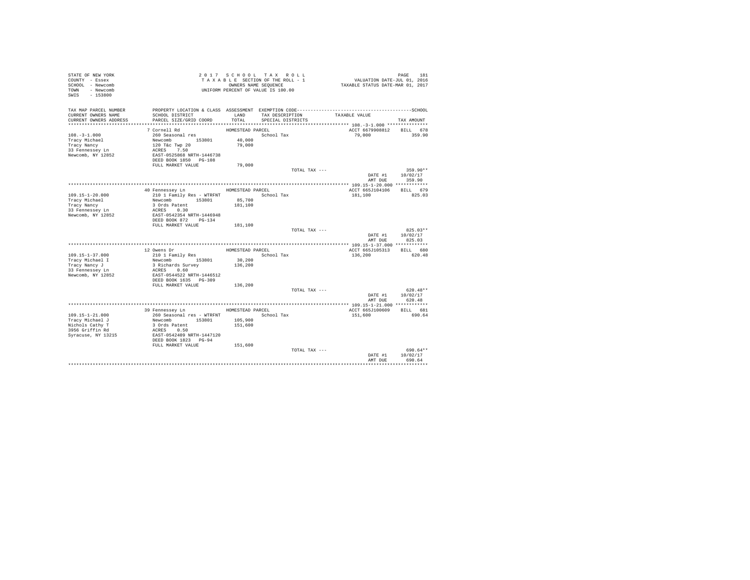STATE OF NEW YORK
COUNTY - Essex
SCHOOL - Newcomb
TOWN - Newcomb
SWIS - 153800

2017 SCHOOL TAX ROLL
TAXABLE SECTION OF THE ROLL - 1
OWNERS NAME SEQUENCE
UNIFORM PERCENT OF VALUE IS 100.00

VALUATION DATE-JUL 01, 2016
TAXABLE STATUS DATE-MAR 01, 2017

| TAX MAP PARCEL NUMBER / CURRENT OWNERS NAME / CURRENT OWNERS ADDRESS | PROPERTY LOCATION & CLASS / SCHOOL DISTRICT / PARCEL SIZE/GRID COORD | ASSESSMENT LAND / TOTAL | EXEMPTION CODE / TAX DESCRIPTION / SPECIAL DISTRICTS | TAXABLE VALUE | TAX AMOUNT |
|---|---|---|---|---|---|
| 108.-3-1.000 | 7 Cornell Rd | HOMESTEAD PARCEL | | ACCT 6679908812 | BILL 678 |
| Tracy Michael | 260 Seasonal res | | School Tax | 79,000 | 359.90 |
| Tracy Nancy | Newcomb 153801 | 40,000 | | | |
| 33 Fennessey Ln | 120 T&c Twp 20 | 79,000 | | | |
| Newcomb, NY 12852 | ACRES 7.50 | | | | |
| | EAST-0525868 NRTH-1446738 | | | | |
| | DEED BOOK 1850 PG-108 | | | | |
| | FULL MARKET VALUE | 79,000 | | | |
| | | | TOTAL TAX --- | | 359.90** |
| | | | | DATE #1 | 10/02/17 |
| | | | | AMT DUE | 359.90 |
| 109.15-1-20.000 | 40 Fennessey Ln | HOMESTEAD PARCEL | | ACCT 665J104106 | BILL 679 |
| Tracy Michael | 210 1 Family Res - WTRFNT | | School Tax | 181,100 | 825.03 |
| Tracy Nancy | Newcomb 153801 | 85,700 | | | |
| 33 Fennessey Ln | 3 Ords Patent | 181,100 | | | |
| Newcomb, NY 12852 | ACRES 0.30 | | | | |
| | EAST-0542354 NRTH-1446948 | | | | |
| | DEED BOOK 872 PG-134 | | | | |
| | FULL MARKET VALUE | 181,100 | | | |
| | | | TOTAL TAX --- | | 825.03** |
| | | | | DATE #1 | 10/02/17 |
| | | | | AMT DUE | 825.03 |
| 109.15-1-37.000 | 12 Owens Dr | HOMESTEAD PARCEL | | ACCT 665J105313 | BILL 680 |
| Tracy Michael I | 210 1 Family Res | | School Tax | 136,200 | 620.48 |
| Tracy Nancy J | Newcomb 153801 | 30,200 | | | |
| 33 Fennessey Ln | 3 Richards Survey | 136,200 | | | |
| Newcomb, NY 12852 | ACRES 0.60 | | | | |
| | EAST-0544522 NRTH-1446512 | | | | |
| | DEED BOOK 1635 PG-309 | | | | |
| | FULL MARKET VALUE | 136,200 | | | |
| | | | TOTAL TAX --- | | 620.48** |
| | | | | DATE #1 | 10/02/17 |
| | | | | AMT DUE | 620.48 |
| 109.15-1-21.000 | 39 Fennessey Ln | HOMESTEAD PARCEL | | ACCT 665J100609 | BILL 681 |
| Tracy Michael J | 260 Seasonal res - WTRFNT | | School Tax | 151,600 | 690.64 |
| Nichols Cathy T | Newcomb 153801 | 105,900 | | | |
| 3956 Griffin Rd | 3 Ords Patent | 151,600 | | | |
| Syracuse, NY 13215 | ACRES 0.50 | | | | |
| | EAST-0542409 NRTH-1447120 | | | | |
| | DEED BOOK 1823 PG-94 | | | | |
| | FULL MARKET VALUE | 151,600 | | | |
| | | | TOTAL TAX --- | | 690.64** |
| | | | | DATE #1 | 10/02/17 |
| | | | | AMT DUE | 690.64 |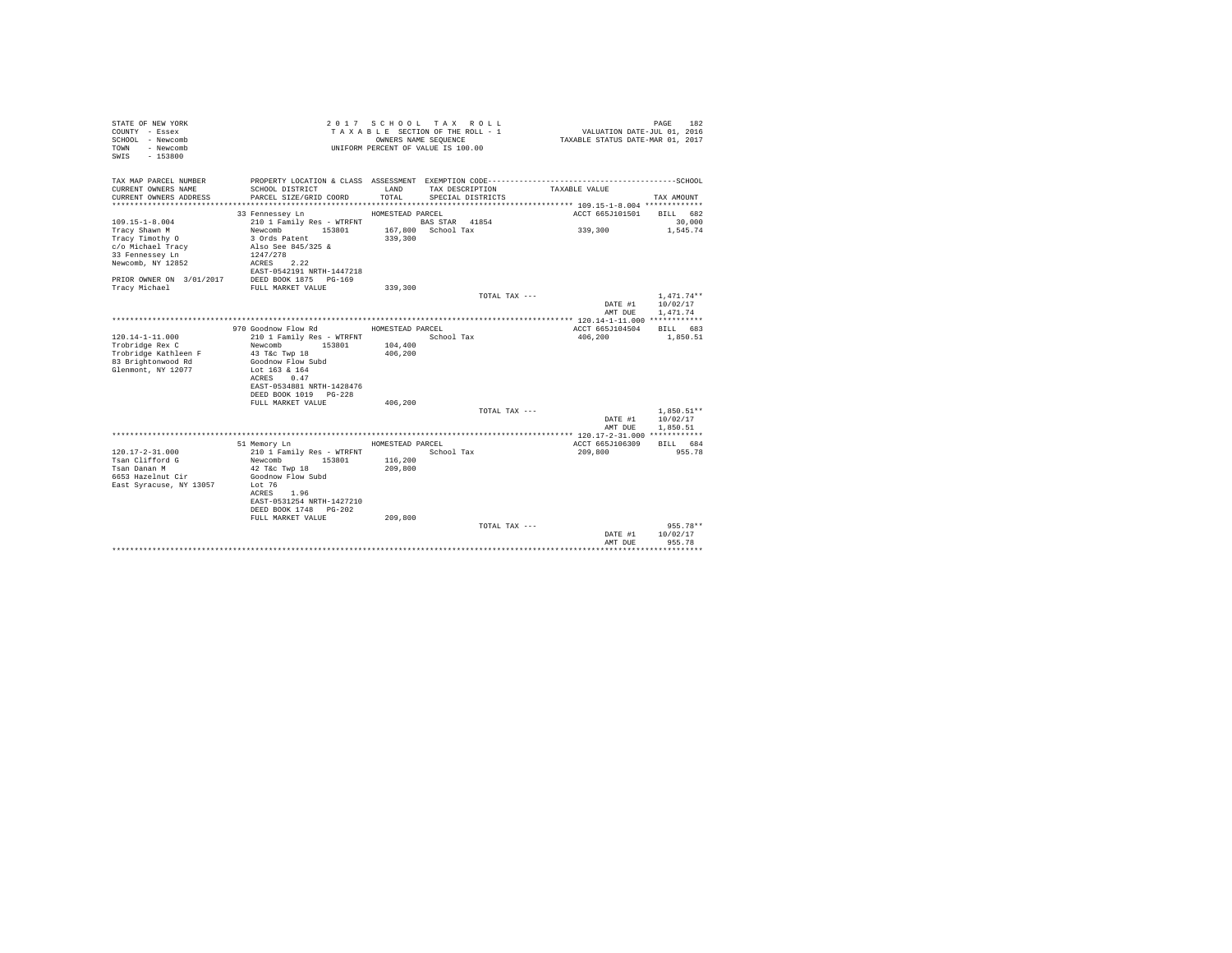STATE OF NEW YORK
COUNTY - Essex
SCHOOL - Newcomb
TOWN - Newcomb
SWIS - 153800

2017 SCHOOL TAX ROLL
TAXABLE SECTION OF THE ROLL - 1
OWNERS NAME SEQUENCE
UNIFORM PERCENT OF VALUE IS 100.00

VALUATION DATE-JUL 01, 2016
TAXABLE STATUS DATE-MAR 01, 2017

| TAX MAP PARCEL NUMBER / CURRENT OWNERS NAME / CURRENT OWNERS ADDRESS | PROPERTY LOCATION & CLASS / SCHOOL DISTRICT / PARCEL SIZE/GRID COORD | ASSESSMENT LAND / TOTAL | EXEMPTION CODE / TAX DESCRIPTION / SPECIAL DISTRICTS | TAXABLE VALUE | TAX AMOUNT |
|---|---|---|---|---|---|
| **109.15-1-8.004** | 33 Fennessey Ln | HOMESTEAD PARCEL | | ACCT 665J101501 | BILL 682 |
| 109.15-1-8.004 | 210 1 Family Res - WTRFNT | | BAS STAR 41854 | | 30,000 |
| Tracy Shawn M | Newcomb 153801 | 167,800 | School Tax | 339,300 | 1,545.74 |
| Tracy Timothy O | 3 Ords Patent | 339,300 | | | |
| c/o Michael Tracy | Also See 845/325 & | | | | |
| 33 Fennessey Ln | 1247/278 | | | | |
| Newcomb, NY 12852 | ACRES 2.22 | | | | |
| | EAST-0542191 NRTH-1447218 | | | | |
| PRIOR OWNER ON 3/01/2017 | DEED BOOK 1875 PG-169 | | | | |
| Tracy Michael | FULL MARKET VALUE | 339,300 | | | |
| | | | TOTAL TAX --- | | 1,471.74** |
| | | | | DATE #1 | 10/02/17 |
| | | | | AMT DUE | 1,471.74 |
| **120.14-1-11.000** | 970 Goodnow Flow Rd | HOMESTEAD PARCEL | | ACCT 665J104504 | BILL 683 |
| 120.14-1-11.000 | 210 1 Family Res - WTRFNT | | School Tax | 406,200 | 1,850.51 |
| Trobridge Rex C | Newcomb 153801 | 104,400 | | | |
| Trobridge Kathleen F | 43 T&c Twp 18 | 406,200 | | | |
| 83 Brightonwood Rd | Goodnow Flow Subd | | | | |
| Glenmont, NY 12077 | Lot 163 & 164 | | | | |
| | ACRES 0.47 | | | | |
| | EAST-0534881 NRTH-1428476 | | | | |
| | DEED BOOK 1019 PG-228 | | | | |
| | FULL MARKET VALUE | 406,200 | | | |
| | | | TOTAL TAX --- | | 1,850.51** |
| | | | | DATE #1 | 10/02/17 |
| | | | | AMT DUE | 1,850.51 |
| **120.17-2-31.000** | 51 Memory Ln | HOMESTEAD PARCEL | | ACCT 665J106309 | BILL 684 |
| 120.17-2-31.000 | 210 1 Family Res - WTRFNT | | School Tax | 209,800 | 955.78 |
| Tsan Clifford G | Newcomb 153801 | 116,200 | | | |
| Tsan Danan M | 42 T&c Twp 18 | 209,800 | | | |
| 6653 Hazelnut Cir | Goodnow Flow Subd | | | | |
| East Syracuse, NY 13057 | Lot 76 | | | | |
| | ACRES 1.96 | | | | |
| | EAST-0531254 NRTH-1427210 | | | | |
| | DEED BOOK 1748 PG-202 | | | | |
| | FULL MARKET VALUE | 209,800 | | | |
| | | | TOTAL TAX --- | | 955.78** |
| | | | | DATE #1 | 10/02/17 |
| | | | | AMT DUE | 955.78 |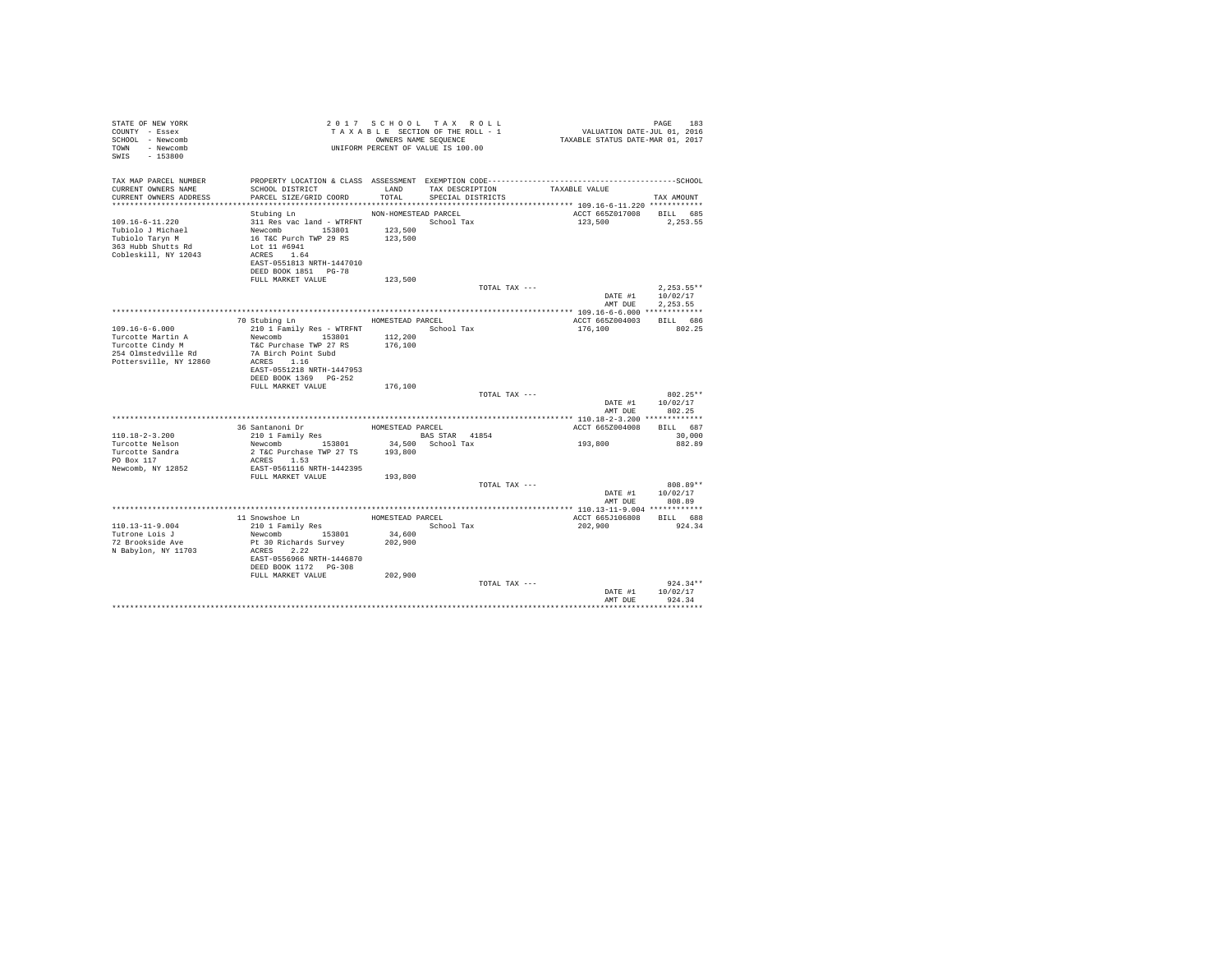STATE OF NEW YORK
COUNTY - Essex
SCHOOL - Newcomb
TOWN - Newcomb
SWIS - 153800

2 0 1 7 S C H O O L T A X R O L L
T A X A B L E SECTION OF THE ROLL - 1
OWNERS NAME SEQUENCE
UNIFORM PERCENT OF VALUE IS 100.00

VALUATION DATE-JUL 01, 2016
TAXABLE STATUS DATE-MAR 01, 2017

| TAX MAP PARCEL NUMBER / CURRENT OWNERS NAME / CURRENT OWNERS ADDRESS | PROPERTY LOCATION & CLASS / SCHOOL DISTRICT / PARCEL SIZE/GRID COORD | ASSESSMENT LAND / TOTAL | EXEMPTION CODE / TAX DESCRIPTION / SPECIAL DISTRICTS | TAXABLE VALUE | SCHOOL TAX AMOUNT |
|---|---|---|---|---|---|
| 109.16-6-11.220 | Stubing Ln | NON-HOMESTEAD PARCEL | | ACCT 665Z017008 | BILL 685 |
| Tubiolo J Michael | 311 Res vac land - WTRFNT | | School Tax | 123,500 | 2,253.55 |
| Tubiolo Taryn M | Newcomb 153801 | 123,500 | | | |
| 363 Hubb Shutts Rd | 16 T&C Purch TWP 29 RS | 123,500 | | | |
| Cobleskill, NY 12043 | Lot 11 #6941 | | | | |
| | ACRES 1.64 | | | | |
| | EAST-0551813 NRTH-1447010 | | | | |
| | DEED BOOK 1851 PG-78 | | | | |
| | FULL MARKET VALUE | 123,500 | | | |
| | | | TOTAL TAX --- | | 2,253.55** |
| | | | | DATE #1 | 10/02/17 |
| | | | | AMT DUE | 2,253.55 |
| 109.16-6-6.000 | 70 Stubing Ln | HOMESTEAD PARCEL | | ACCT 665Z004003 | BILL 686 |
| Turcotte Martin A | 210 1 Family Res - WTRFNT | | School Tax | 176,100 | 802.25 |
| Turcotte Cindy M | Newcomb 153801 | 112,200 | | | |
| 254 Olmstedville Rd | T&C Purchase TWP 27 RS | 176,100 | | | |
| Pottersville, NY 12860 | 7A Birch Point Subd | | | | |
| | ACRES 1.16 | | | | |
| | EAST-0551218 NRTH-1447953 | | | | |
| | DEED BOOK 1369 PG-252 | | | | |
| | FULL MARKET VALUE | 176,100 | | | |
| | | | TOTAL TAX --- | | 802.25** |
| | | | | DATE #1 | 10/02/17 |
| | | | | AMT DUE | 802.25 |
| 110.18-2-3.200 | 36 Santanoni Dr | HOMESTEAD PARCEL | | ACCT 665Z004008 | BILL 687 |
| Turcotte Nelson | 210 1 Family Res | | BAS STAR 41854 | | 30,000 |
| Turcotte Sandra | Newcomb 153801 | 34,500 | School Tax | 193,800 | 882.89 |
| PO Box 117 | 2 T&C Purchase TWP 27 TS | 193,800 | | | |
| Newcomb, NY 12852 | ACRES 1.53 | | | | |
| | EAST-0561116 NRTH-1442395 | | | | |
| | FULL MARKET VALUE | 193,800 | | | |
| | | | TOTAL TAX --- | | 808.89** |
| | | | | DATE #1 | 10/02/17 |
| | | | | AMT DUE | 808.89 |
| 110.13-11-9.004 | 11 Snowshoe Ln | HOMESTEAD PARCEL | | ACCT 665J106808 | BILL 688 |
| Tutrone Lois J | 210 1 Family Res | | School Tax | 202,900 | 924.34 |
| 72 Brookside Ave | Newcomb 153801 | 34,600 | | | |
| N Babylon, NY 11703 | Pt 30 Richards Survey | 202,900 | | | |
| | ACRES 2.22 | | | | |
| | EAST-0556966 NRTH-1446870 | | | | |
| | DEED BOOK 1172 PG-308 | | | | |
| | FULL MARKET VALUE | 202,900 | | | |
| | | | TOTAL TAX --- | | 924.34** |
| | | | | DATE #1 | 10/02/17 |
| | | | | AMT DUE | 924.34 |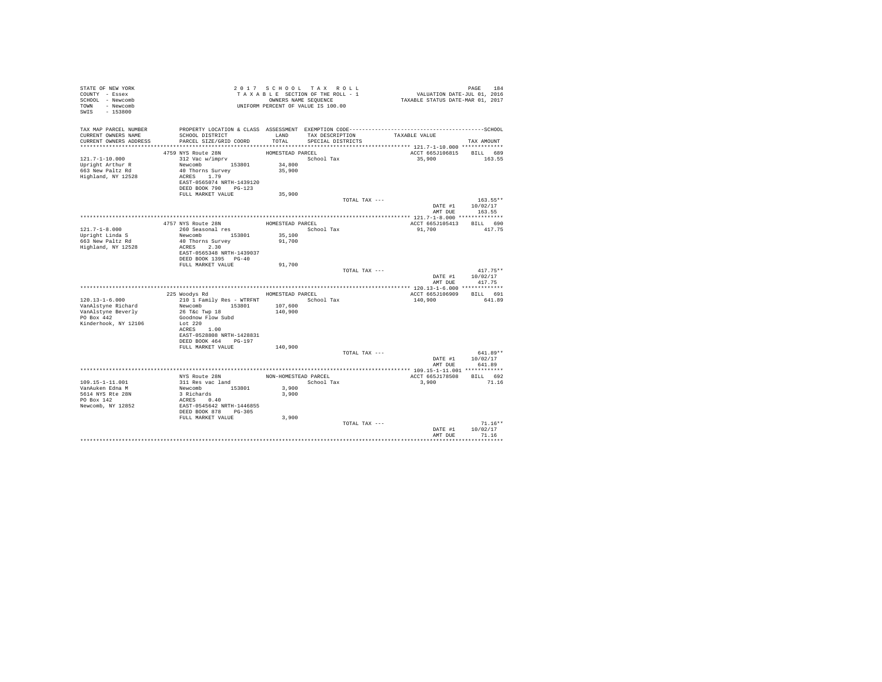STATE OF NEW YORK
COUNTY - Essex
SCHOOL - Newcomb
TOWN - Newcomb
SWIS - 153800

2 0 1 7 S C H O O L T A X R O L L
T A X A B L E SECTION OF THE ROLL - 1
OWNERS NAME SEQUENCE
UNIFORM PERCENT OF VALUE IS 100.00

VALUATION DATE-JUL 01, 2016
TAXABLE STATUS DATE-MAR 01, 2017

| TAX MAP PARCEL NUMBER / CURRENT OWNERS NAME / CURRENT OWNERS ADDRESS | PROPERTY LOCATION & CLASS / SCHOOL DISTRICT / PARCEL SIZE/GRID COORD | ASSESSMENT LAND / TOTAL | EXEMPTION CODE / TAX DESCRIPTION / SPECIAL DISTRICTS | TAXABLE VALUE | SCHOOL TAX AMOUNT |
|---|---|---|---|---|---|
| 121.7-1-10.000 | 4759 NYS Route 28N | HOMESTEAD PARCEL | | ACCT 665J106815 | BILL 689 |
| Upright Arthur R | 312 Vac w/imprv | | School Tax | 35,900 | 163.55 |
| 663 New Paltz Rd | Newcomb 153801 | 34,800 | | | |
| Highland, NY 12528 | 40 Thorns Survey | 35,900 | | | |
| | ACRES 1.79 | | | | |
| | EAST-0565074 NRTH-1439120 | | | | |
| | DEED BOOK 790 PG-123 | | | | |
| | FULL MARKET VALUE | 35,900 | | | |
| | | | TOTAL TAX --- | | 163.55** |
| | | | | DATE #1 | 10/02/17 |
| | | | | AMT DUE | 163.55 |
| 121.7-1-8.000 | 4757 NYS Route 28N | HOMESTEAD PARCEL | | ACCT 665J105413 | BILL 690 |
| Upright Linda S | 260 Seasonal res | | School Tax | 91,700 | 417.75 |
| 663 New Paltz Rd | Newcomb 153801 | 35,100 | | | |
| Highland, NY 12528 | 40 Thorns Survey | 91,700 | | | |
| | ACRES 2.30 | | | | |
| | EAST-0565348 NRTH-1439037 | | | | |
| | DEED BOOK 1395 PG-40 | | | | |
| | FULL MARKET VALUE | 91,700 | | | |
| | | | TOTAL TAX --- | | 417.75** |
| | | | | DATE #1 | 10/02/17 |
| | | | | AMT DUE | 417.75 |
| 120.13-1-6.000 | 225 Woodys Rd | HOMESTEAD PARCEL | | ACCT 665J106909 | BILL 691 |
| VanAlstyne Richard | 210 1 Family Res - WTRFNT | | School Tax | 140,900 | 641.89 |
| VanAlstyne Beverly | Newcomb 153801 | 107,600 | | | |
| PO Box 442 | 26 T&c Twp 18 | 140,900 | | | |
| Kinderhook, NY 12106 | Goodnow Flow Subd | | | | |
| | Lot 220 | | | | |
| | ACRES 1.00 | | | | |
| | EAST-0528808 NRTH-1428831 | | | | |
| | DEED BOOK 464 PG-197 | | | | |
| | FULL MARKET VALUE | 140,900 | | | |
| | | | TOTAL TAX --- | | 641.89** |
| | | | | DATE #1 | 10/02/17 |
| | | | | AMT DUE | 641.89 |
| 109.15-1-11.001 | NYS Route 28N | NON-HOMESTEAD PARCEL | | ACCT 665J178508 | BILL 692 |
| VanAuken Edna M | 311 Res vac land | | School Tax | 3,900 | 71.16 |
| 5614 NYS Rte 28N | Newcomb 153801 | 3,900 | | | |
| PO Box 142 | 3 Richards | 3,900 | | | |
| Newcomb, NY 12852 | ACRES 0.40 | | | | |
| | EAST-0545642 NRTH-1446855 | | | | |
| | DEED BOOK 878 PG-305 | | | | |
| | FULL MARKET VALUE | 3,900 | | | |
| | | | TOTAL TAX --- | | 71.16** |
| | | | | DATE #1 | 10/02/17 |
| | | | | AMT DUE | 71.16 |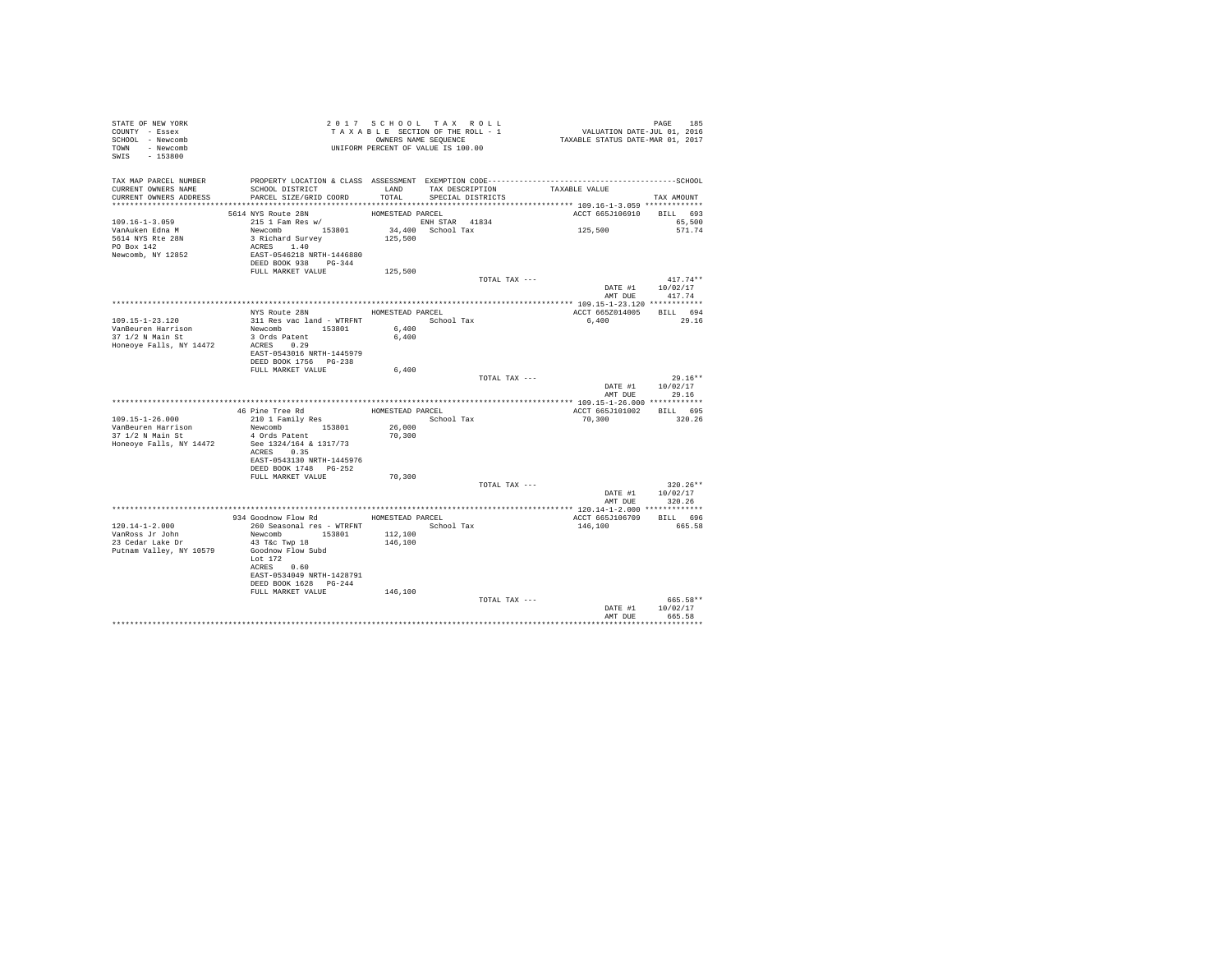```
STATE OF NEW YORK                    2 0 1 7   S C H O O L   T A X   R O L L                         PAGE   185
COUNTY  - Essex                      T A X A B L E  SECTION OF THE ROLL - 1            VALUATION DATE-JUL 01, 2016
SCHOOL  - Newcomb                           OWNERS NAME SEQUENCE                  TAXABLE STATUS DATE-MAR 01, 2017
TOWN    - Newcomb                     UNIFORM PERCENT OF VALUE IS 100.00
SWIS    - 153800

TAX MAP PARCEL NUMBER          PROPERTY LOCATION & CLASS  ASSESSMENT  EXEMPTION CODE------------------------------------------SCHOOL
CURRENT OWNERS NAME            SCHOOL DISTRICT              LAND      TAX DESCRIPTION           TAXABLE VALUE
CURRENT OWNERS ADDRESS         PARCEL SIZE/GRID COORD       TOTAL     SPECIAL DISTRICTS                               TAX AMOUNT
********************************************************************************************** 109.16-1-3.059 *************
                          5614 NYS Route 28N            HOMESTEAD PARCEL                          ACCT 665J106910    BILL  693
109.16-1-3.059                 215 1 Fam Res w/                  ENH STAR  41834                                         65,500
VanAuken Edna M                Newcomb       153801     34,400   School Tax                      125,500                 571.74
5614 NYS Rte 28N               3 Richard Survey        125,500
PO Box 142                     ACRES    1.40
Newcomb, NY 12852              EAST-0546218 NRTH-1446880
                               DEED BOOK 938    PG-344
                               FULL MARKET VALUE       125,500
                                                                          TOTAL TAX ---                                  417.74**
                                                                                                    DATE #1       10/02/17
                                                                                                    AMT DUE         417.74
********************************************************************************************** 109.15-1-23.120 ************
                               NYS Route 28N            HOMESTEAD PARCEL                          ACCT 665Z014005    BILL  694
109.15-1-23.120                311 Res vac land - WTRFNT             School Tax                    6,400                  29.16
VanBeuren Harrison             Newcomb       153801      6,400
37 1/2 N Main St               3 Ords Patent             6,400
Honeoye Falls, NY 14472        ACRES    0.29
                               EAST-0543016 NRTH-1445979
                               DEED BOOK 1756   PG-238
                               FULL MARKET VALUE         6,400
                                                                          TOTAL TAX ---                                   29.16**
                                                                                                    DATE #1       10/02/17
                                                                                                    AMT DUE          29.16
********************************************************************************************** 109.15-1-26.000 ************
                            46 Pine Tree Rd             HOMESTEAD PARCEL                          ACCT 665J101002    BILL  695
109.15-1-26.000                210 1 Family Res                      School Tax                   70,300                 320.26
VanBeuren Harrison             Newcomb       153801     26,000
37 1/2 N Main St               4 Ords Patent            70,300
Honeoye Falls, NY 14472        See 1324/164 & 1317/73
                               ACRES    0.35
                               EAST-0543130 NRTH-1445976
                               DEED BOOK 1748   PG-252
                               FULL MARKET VALUE        70,300
                                                                          TOTAL TAX ---                                  320.26**
                                                                                                    DATE #1       10/02/17
                                                                                                    AMT DUE         320.26
********************************************************************************************** 120.14-1-2.000 *************
                           934 Goodnow Flow Rd          HOMESTEAD PARCEL                          ACCT 665J106709    BILL  696
120.14-1-2.000                 260 Seasonal res - WTRFNT             School Tax                  146,100                 665.58
VanRoss Jr John                Newcomb       153801    112,100
23 Cedar Lake Dr               43 T&c Twp 18           146,100
Putnam Valley, NY 10579        Goodnow Flow Subd
                               Lot 172
                               ACRES    0.60
                               EAST-0534049 NRTH-1428791
                               DEED BOOK 1628   PG-244
                               FULL MARKET VALUE       146,100
                                                                          TOTAL TAX ---                                  665.58**
                                                                                                    DATE #1       10/02/17
                                                                                                    AMT DUE         665.58
****************************************************************************************************************************
```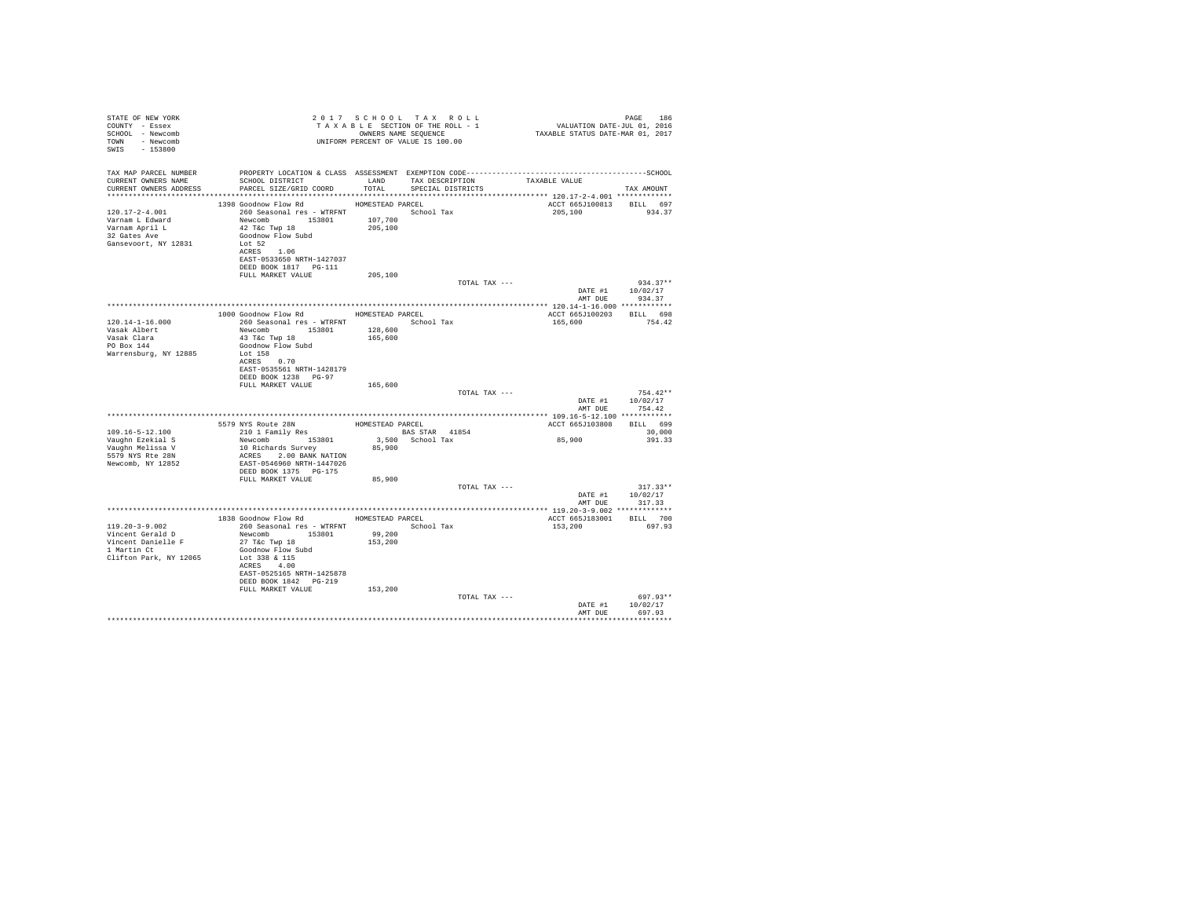STATE OF NEW YORK
COUNTY - Essex
SCHOOL - Newcomb
TOWN - Newcomb
SWIS - 153800

2 0 1 7 S C H O O L T A X R O L L
T A X A B L E SECTION OF THE ROLL - 1
OWNERS NAME SEQUENCE
UNIFORM PERCENT OF VALUE IS 100.00

VALUATION DATE-JUL 01, 2016
TAXABLE STATUS DATE-MAR 01, 2017

```
TAX MAP PARCEL NUMBER     PROPERTY LOCATION & CLASS  ASSESSMENT  EXEMPTION CODE------------------------------------------------SCHOOL
CURRENT OWNERS NAME       SCHOOL DISTRICT            LAND        TAX DESCRIPTION             TAXABLE VALUE
CURRENT OWNERS ADDRESS    PARCEL SIZE/GRID COORD     TOTAL       SPECIAL DISTRICTS                                    TAX AMOUNT
********************************************************************************************* 120.17-2-4.001 *************
                          1398 Goodnow Flow Rd        HOMESTEAD PARCEL                        ACCT 665J100813     BILL  697
120.17-2-4.001            260 Seasonal res - WTRFNT              School Tax                    205,100               934.37
Varnam L Edward           Newcomb        153801      107,700
Varnam April L            42 T&c Twp 18              205,100
32 Gates Ave              Goodnow Flow Subd
Gansevoort, NY 12831      Lot 52
                          ACRES    1.06
                          EAST-0533650 NRTH-1427037
                          DEED BOOK 1817   PG-111
                          FULL MARKET VALUE          205,100
                                                                 TOTAL TAX ---                                         934.37**
                                                                                               DATE #1            10/02/17
                                                                                               AMT DUE              934.37
********************************************************************************************* 120.14-1-16.000 ************
                          1000 Goodnow Flow Rd        HOMESTEAD PARCEL                        ACCT 665J100203     BILL  698
120.14-1-16.000           260 Seasonal res - WTRFNT              School Tax                    165,600               754.42
Vasak Albert              Newcomb        153801      128,600
Vasak Clara               43 T&c Twp 18              165,600
PO Box 144                Goodnow Flow Subd
Warrensburg, NY 12885     Lot 158
                          ACRES    0.70
                          EAST-0535561 NRTH-1428179
                          DEED BOOK 1238   PG-97
                          FULL MARKET VALUE          165,600
                                                                 TOTAL TAX ---                                         754.42**
                                                                                               DATE #1            10/02/17
                                                                                               AMT DUE              754.42
********************************************************************************************* 109.16-5-12.100 ************
                          5579 NYS Route 28N          HOMESTEAD PARCEL                        ACCT 665J103808     BILL  699
109.16-5-12.100           210 1 Family Res                  BAS STAR  41854                                         30,000
Vaughn Ezekial S          Newcomb        153801        3,500   School Tax                      85,900               391.33
Vaughn Melissa V          10 Richards Survey          85,900
5579 NYS Rte 28N          ACRES    2.00 BANK NATION
Newcomb, NY 12852         EAST-0546960 NRTH-1447026
                          DEED BOOK 1375   PG-175
                          FULL MARKET VALUE           85,900
                                                                 TOTAL TAX ---                                         317.33**
                                                                                               DATE #1            10/02/17
                                                                                               AMT DUE              317.33
********************************************************************************************* 119.20-3-9.002 *************
                          1838 Goodnow Flow Rd        HOMESTEAD PARCEL                        ACCT 665J183001     BILL  700
119.20-3-9.002            260 Seasonal res - WTRFNT              School Tax                    153,200               697.93
Vincent Gerald D          Newcomb        153801       99,200
Vincent Danielle F        27 T&c Twp 18              153,200
1 Martin Ct               Goodnow Flow Subd
Clifton Park, NY 12065    Lot 338 & 115
                          ACRES    4.00
                          EAST-0525165 NRTH-1425878
                          DEED BOOK 1842   PG-219
                          FULL MARKET VALUE          153,200
                                                                 TOTAL TAX ---                                         697.93**
                                                                                               DATE #1            10/02/17
                                                                                               AMT DUE              697.93
****************************************************************************************************************************
```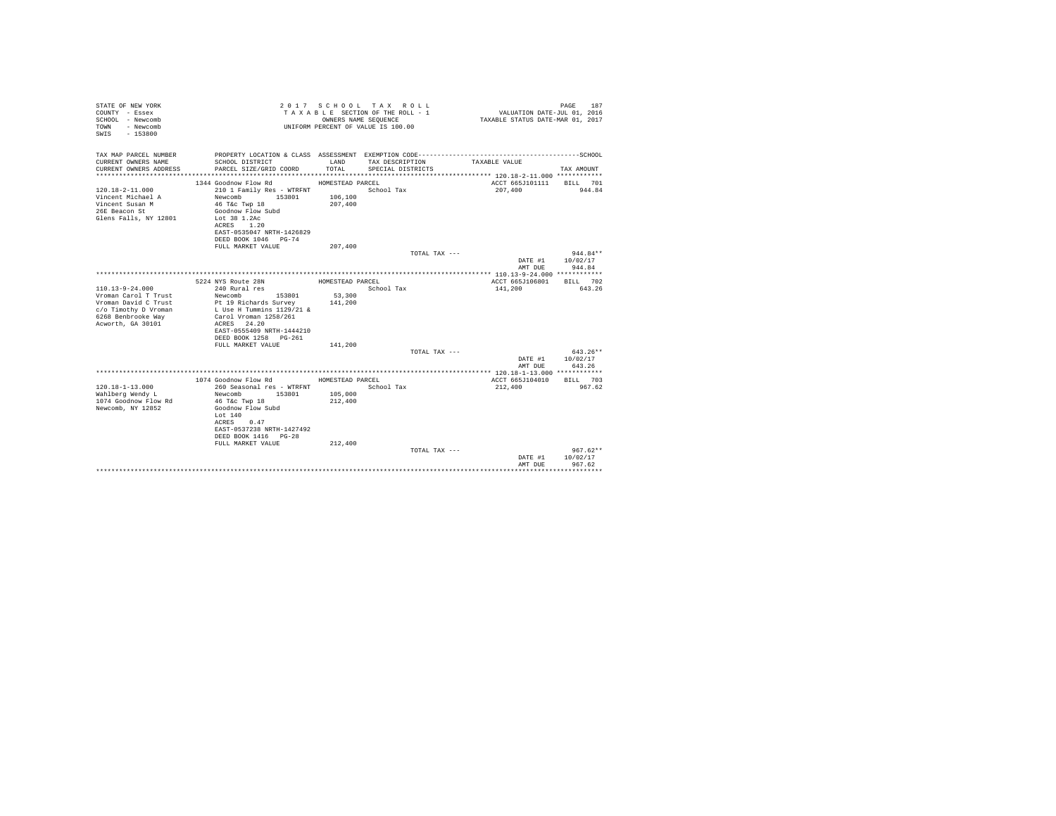```
STATE OF NEW YORK                          2 0 1 7   S C H O O L   T A X   R O L L                                   PAGE   187
COUNTY  - Essex                            T A X A B L E  SECTION OF THE ROLL - 1                     VALUATION DATE-JUL 01, 2016
SCHOOL  - Newcomb                                 OWNERS NAME SEQUENCE                         TAXABLE STATUS DATE-MAR 01, 2017
TOWN    - Newcomb                          UNIFORM PERCENT OF VALUE IS 100.00
SWIS    - 153800

TAX MAP PARCEL NUMBER      PROPERTY LOCATION & CLASS  ASSESSMENT  EXEMPTION CODE-----------------------------------------------SCHOOL
CURRENT OWNERS NAME        SCHOOL DISTRICT              LAND      TAX DESCRIPTION            TAXABLE VALUE
CURRENT OWNERS ADDRESS     PARCEL SIZE/GRID COORD       TOTAL     SPECIAL DISTRICTS                                    TAX AMOUNT
*********************************************************************************************** 120.18-2-11.000 ************
                       1344 Goodnow Flow Rd          HOMESTEAD PARCEL                          ACCT 665J101111    BILL  701
120.18-2-11.000            210 1 Family Res - WTRFNT               School Tax                  207,400              944.84
Vincent Michael A          Newcomb       153801       106,100
Vincent Susan M            46 T&c Twp 18               207,400
26E Beacon St              Goodnow Flow Subd
Glens Falls, NY 12801      Lot 38 1.2Ac
                           ACRES    1.20
                           EAST-0535047 NRTH-1426829
                           DEED BOOK 1046   PG-74
                           FULL MARKET VALUE          207,400
                                                                   TOTAL TAX ---                                    944.84**
                                                                                                  DATE #1        10/02/17
                                                                                                  AMT DUE          944.84
*********************************************************************************************** 110.13-9-24.000 ************
                       5224 NYS Route 28N            HOMESTEAD PARCEL                          ACCT 665J106801    BILL  702
110.13-9-24.000            240 Rural res                           School Tax                  141,200              643.26
Vroman Carol T Trust       Newcomb       153801        53,300
Vroman David C Trust       Pt 19 Richards Survey      141,200
c/o Timothy D Vroman       L Use H Tummins 1129/21 &
6268 Benbrooke Way         Carol Vroman 1258/261
Acworth, GA 30101          ACRES   24.20
                           EAST-0555409 NRTH-1444210
                           DEED BOOK 1258   PG-261
                           FULL MARKET VALUE          141,200
                                                                   TOTAL TAX ---                                    643.26**
                                                                                                  DATE #1        10/02/17
                                                                                                  AMT DUE          643.26
*********************************************************************************************** 120.18-1-13.000 ************
                       1074 Goodnow Flow Rd          HOMESTEAD PARCEL                          ACCT 665J104010    BILL  703
120.18-1-13.000            260 Seasonal res - WTRFNT               School Tax                  212,400              967.62
Wahlberg Wendy L           Newcomb       153801       105,000
1074 Goodnow Flow Rd       46 T&c Twp 18               212,400
Newcomb, NY 12852          Goodnow Flow Subd
                           Lot 140
                           ACRES    0.47
                           EAST-0537238 NRTH-1427492
                           DEED BOOK 1416   PG-28
                           FULL MARKET VALUE          212,400
                                                                   TOTAL TAX ---                                    967.62**
                                                                                                  DATE #1        10/02/17
                                                                                                  AMT DUE          967.62
****************************************************************************************************************************
```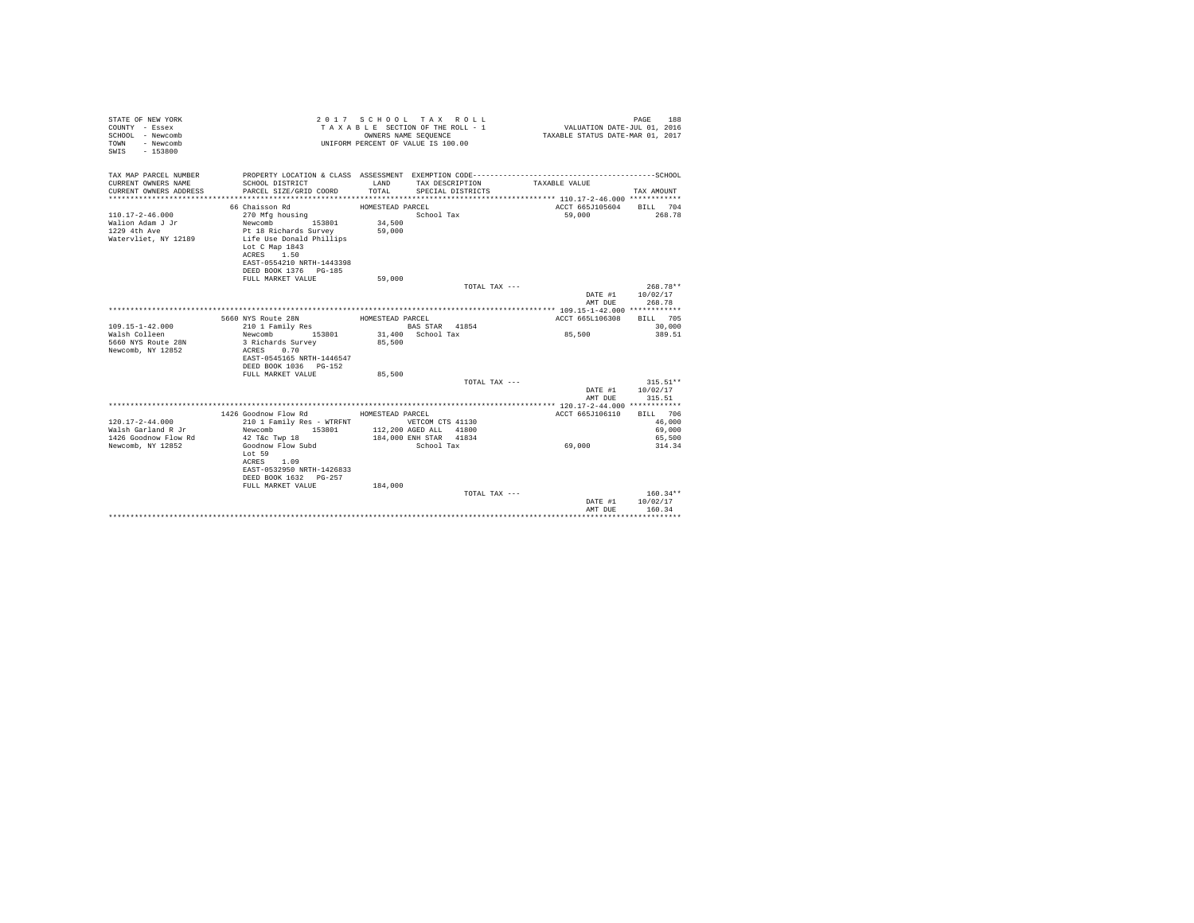STATE OF NEW YORK
COUNTY - Essex
SCHOOL - Newcomb
TOWN - Newcomb
SWIS - 153800

2017 SCHOOL TAX ROLL
TAXABLE SECTION OF THE ROLL - 1
OWNERS NAME SEQUENCE
UNIFORM PERCENT OF VALUE IS 100.00

VALUATION DATE-JUL 01, 2016
TAXABLE STATUS DATE-MAR 01, 2017

| TAX MAP PARCEL NUMBER / CURRENT OWNERS NAME / CURRENT OWNERS ADDRESS | PROPERTY LOCATION & CLASS / SCHOOL DISTRICT / PARCEL SIZE/GRID COORD | ASSESSMENT LAND / TOTAL | EXEMPTION CODE / TAX DESCRIPTION / SPECIAL DISTRICTS | TAXABLE VALUE | SCHOOL TAX AMOUNT |
|---|---|---|---|---|---|
| 110.17-2-46.000 | 66 Chaisson Rd | HOMESTEAD PARCEL | | ACCT 665J105604 | BILL 704 |
| 110.17-2-46.000 | 270 Mfg housing | | School Tax | 59,000 | 268.78 |
| Walion Adam J Jr | Newcomb 153801 | 34,500 | | | |
| 1229 4th Ave | Pt 18 Richards Survey | 59,000 | | | |
| Watervliet, NY 12189 | Life Use Donald Phillips | | | | |
| | Lot C Map 1843 | | | | |
| | ACRES 1.50 | | | | |
| | EAST-0554210 NRTH-1443398 | | | | |
| | DEED BOOK 1376 PG-185 | | | | |
| | FULL MARKET VALUE | 59,000 | | | |
| | | | TOTAL TAX --- | | 268.78** |
| | | | | DATE #1 | 10/02/17 |
| | | | | AMT DUE | 268.78 |
| 109.15-1-42.000 | 5660 NYS Route 28N | HOMESTEAD PARCEL | | ACCT 665L106308 | BILL 705 |
| 109.15-1-42.000 | 210 1 Family Res | | BAS STAR 41854 | | 30,000 |
| Walsh Colleen | Newcomb 153801 | 31,400 | School Tax | 85,500 | 389.51 |
| 5660 NYS Route 28N | 3 Richards Survey | 85,500 | | | |
| Newcomb, NY 12852 | ACRES 0.70 | | | | |
| | EAST-0545165 NRTH-1446547 | | | | |
| | DEED BOOK 1036 PG-152 | | | | |
| | FULL MARKET VALUE | 85,500 | | | |
| | | | TOTAL TAX --- | | 315.51** |
| | | | | DATE #1 | 10/02/17 |
| | | | | AMT DUE | 315.51 |
| 120.17-2-44.000 | 1426 Goodnow Flow Rd | HOMESTEAD PARCEL | | ACCT 665J106110 | BILL 706 |
| 120.17-2-44.000 | 210 1 Family Res - WTRFNT | | VETCOM CTS 41130 | | 46,000 |
| Walsh Garland R Jr | Newcomb 153801 | 112,200 | AGED ALL 41800 | | 69,000 |
| 1426 Goodnow Flow Rd | 42 T&c Twp 18 | 184,000 | ENH STAR 41834 | | 65,500 |
| Newcomb, NY 12852 | Goodnow Flow Subd | | School Tax | 69,000 | 314.34 |
| | Lot 59 | | | | |
| | ACRES 1.09 | | | | |
| | EAST-0532950 NRTH-1426833 | | | | |
| | DEED BOOK 1632 PG-257 | | | | |
| | FULL MARKET VALUE | 184,000 | | | |
| | | | TOTAL TAX --- | | 160.34** |
| | | | | DATE #1 | 10/02/17 |
| | | | | AMT DUE | 160.34 |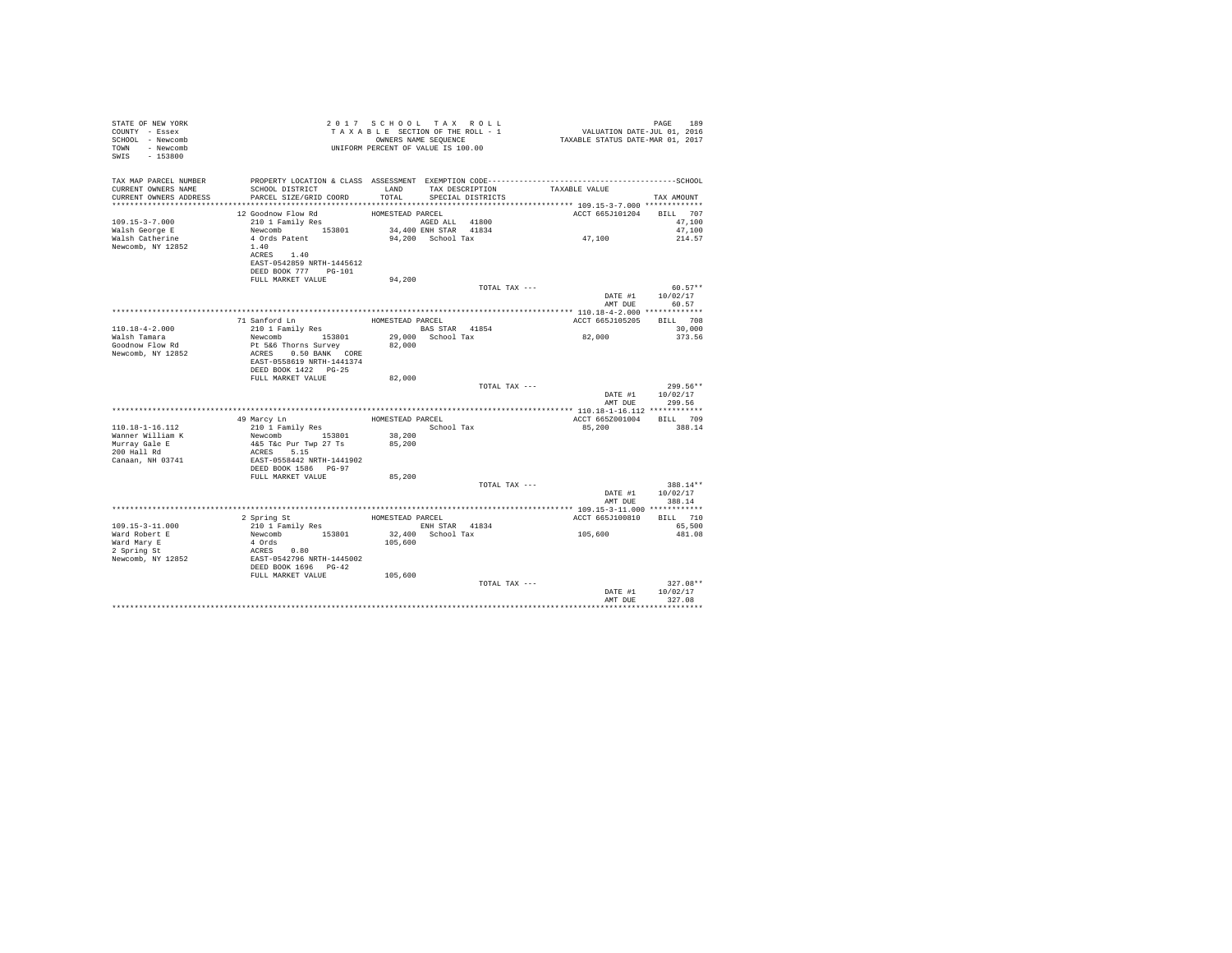STATE OF NEW YORK
COUNTY - Essex
SCHOOL - Newcomb
TOWN - Newcomb
SWIS - 153800

2 0 1 7 S C H O O L T A X R O L L
T A X A B L E SECTION OF THE ROLL - 1
OWNERS NAME SEQUENCE
UNIFORM PERCENT OF VALUE IS 100.00

VALUATION DATE-JUL 01, 2016
TAXABLE STATUS DATE-MAR 01, 2017

| TAX MAP PARCEL NUMBER / CURRENT OWNERS NAME / CURRENT OWNERS ADDRESS | PROPERTY LOCATION & CLASS / SCHOOL DISTRICT / PARCEL SIZE/GRID COORD | ASSESSMENT LAND / TOTAL | EXEMPTION CODE / TAX DESCRIPTION / SPECIAL DISTRICTS | TAXABLE VALUE | SCHOOL TAX AMOUNT |
|---|---|---|---|---|---|
| **109.15-3-7.000** | 12 Goodnow Flow Rd | HOMESTEAD PARCEL | | ACCT 665J101204 | BILL 707 |
| Walsh George E | 210 1 Family Res | | AGED ALL 41800 | | 47,100 |
| Walsh Catherine | Newcomb 153801 | 34,400 | ENH STAR 41834 | | 47,100 |
| Newcomb, NY 12852 | 4 Ords Patent | 94,200 | School Tax | 47,100 | 214.57 |
| | 1.40 | | | | |
| | ACRES 1.40 | | | | |
| | EAST-0542859 NRTH-1445612 | | | | |
| | DEED BOOK 777 PG-101 | | | | |
| | FULL MARKET VALUE | 94,200 | | | |
| | | | TOTAL TAX --- | | 60.57** |
| | | | | DATE #1 | 10/02/17 |
| | | | | AMT DUE | 60.57 |
| **110.18-4-2.000** | 71 Sanford Ln | HOMESTEAD PARCEL | | ACCT 665J105205 | BILL 708 |
| Walsh Tamara | 210 1 Family Res | | BAS STAR 41854 | | 30,000 |
| Goodnow Flow Rd | Newcomb 153801 | 29,000 | School Tax | 82,000 | 373.56 |
| Newcomb, NY 12852 | Pt 5&6 Thorns Survey | 82,000 | | | |
| | ACRES 0.50 BANK CORE | | | | |
| | EAST-0558619 NRTH-1441374 | | | | |
| | DEED BOOK 1422 PG-25 | | | | |
| | FULL MARKET VALUE | 82,000 | | | |
| | | | TOTAL TAX --- | | 299.56** |
| | | | | DATE #1 | 10/02/17 |
| | | | | AMT DUE | 299.56 |
| **110.18-1-16.112** | 49 Marcy Ln | HOMESTEAD PARCEL | | ACCT 665Z001004 | BILL 709 |
| Wanner William K | 210 1 Family Res | | School Tax | 85,200 | 388.14 |
| Murray Gale E | Newcomb 153801 | 38,200 | | | |
| 200 Hall Rd | 4&5 T&c Pur Twp 27 Ts | 85,200 | | | |
| Canaan, NH 03741 | ACRES 5.15 | | | | |
| | EAST-0558442 NRTH-1441902 | | | | |
| | DEED BOOK 1586 PG-97 | | | | |
| | FULL MARKET VALUE | 85,200 | | | |
| | | | TOTAL TAX --- | | 388.14** |
| | | | | DATE #1 | 10/02/17 |
| | | | | AMT DUE | 388.14 |
| **109.15-3-11.000** | 2 Spring St | HOMESTEAD PARCEL | | ACCT 665J100810 | BILL 710 |
| Ward Robert E | 210 1 Family Res | | ENH STAR 41834 | | 65,500 |
| Ward Mary E | Newcomb 153801 | 32,400 | School Tax | 105,600 | 481.08 |
| 2 Spring St | 4 Ords | 105,600 | | | |
| Newcomb, NY 12852 | ACRES 0.80 | | | | |
| | EAST-0542796 NRTH-1445002 | | | | |
| | DEED BOOK 1696 PG-42 | | | | |
| | FULL MARKET VALUE | 105,600 | | | |
| | | | TOTAL TAX --- | | 327.08** |
| | | | | DATE #1 | 10/02/17 |
| | | | | AMT DUE | 327.08 |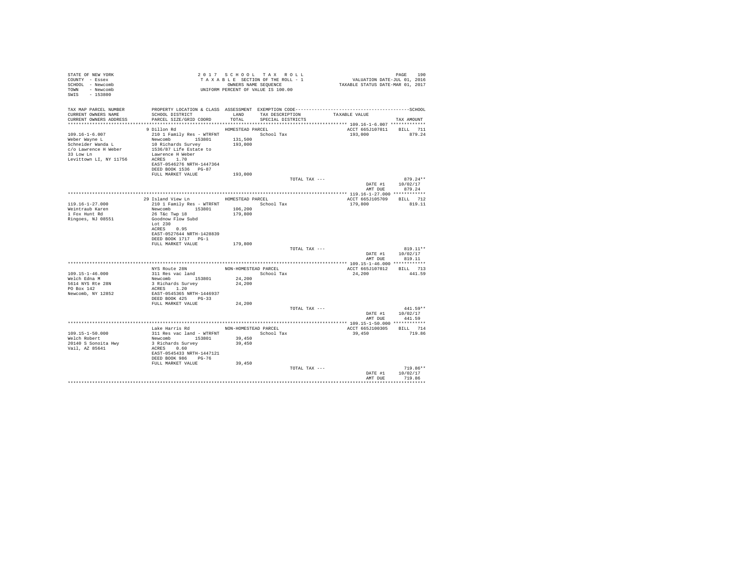STATE OF NEW YORK
COUNTY - Essex
SCHOOL - Newcomb
TOWN - Newcomb
SWIS - 153800

2017 SCHOOL TAX ROLL
TAXABLE SECTION OF THE ROLL - 1
OWNERS NAME SEQUENCE
UNIFORM PERCENT OF VALUE IS 100.00

VALUATION DATE-JUL 01, 2016
TAXABLE STATUS DATE-MAR 01, 2017

| TAX MAP PARCEL NUMBER / CURRENT OWNERS NAME / CURRENT OWNERS ADDRESS | PROPERTY LOCATION & CLASS / SCHOOL DISTRICT / PARCEL SIZE/GRID COORD | ASSESSMENT LAND / TOTAL | EXEMPTION CODE / TAX DESCRIPTION / SPECIAL DISTRICTS | TAXABLE VALUE | SCHOOL TAX AMOUNT |
|---|---|---|---|---|---|
| **109.16-1-6.007** | 9 Dillon Rd | HOMESTEAD PARCEL | | ACCT 665J107011 | BILL 711 |
| 109.16-1-6.007 | 210 1 Family Res - WTRFNT | | School Tax | 193,000 | 879.24 |
| Weber Wayne L | Newcomb 153801 | 131,500 | | | |
| Schneider Wanda L | 10 Richards Survey | 193,000 | | | |
| c/o Lawrence H Weber | 1536/87 Life Estate to | | | | |
| 33 Low Ln | Lawrence H Weber | | | | |
| Levittown LI, NY 11756 | ACRES 1.70 | | | | |
| | EAST-0546276 NRTH-1447364 | | | | |
| | DEED BOOK 1536 PG-87 | | | | |
| | FULL MARKET VALUE | 193,000 | | | |
| | | | TOTAL TAX --- | | 879.24** |
| | | | | DATE #1 | 10/02/17 |
| | | | | AMT DUE | 879.24 |
| **119.16-1-27.000** | 29 Island View Ln | HOMESTEAD PARCEL | | ACCT 665J105709 | BILL 712 |
| 119.16-1-27.000 | 210 1 Family Res - WTRFNT | | School Tax | 179,800 | 819.11 |
| Weintraub Karen | Newcomb 153801 | 106,200 | | | |
| 1 Fox Hunt Rd | 26 T&c Twp 18 | 179,800 | | | |
| Ringoes, NJ 08551 | Goodnow Flow Subd | | | | |
| | Lot 230 | | | | |
| | ACRES 0.95 | | | | |
| | EAST-0527644 NRTH-1428839 | | | | |
| | DEED BOOK 1717 PG-1 | | | | |
| | FULL MARKET VALUE | 179,800 | | | |
| | | | TOTAL TAX --- | | 819.11** |
| | | | | DATE #1 | 10/02/17 |
| | | | | AMT DUE | 819.11 |
| **109.15-1-46.000** | NYS Route 28N | NON-HOMESTEAD PARCEL | | ACCT 665J107012 | BILL 713 |
| 109.15-1-46.000 | 311 Res vac land | | School Tax | 24,200 | 441.59 |
| Welch Edna M | Newcomb 153801 | 24,200 | | | |
| 5614 NYS Rte 28N | 3 Richards Survey | 24,200 | | | |
| PO Box 142 | ACRES 1.20 | | | | |
| Newcomb, NY 12852 | EAST-0545365 NRTH-1446937 | | | | |
| | DEED BOOK 425 PG-33 | | | | |
| | FULL MARKET VALUE | 24,200 | | | |
| | | | TOTAL TAX --- | | 441.59** |
| | | | | DATE #1 | 10/02/17 |
| | | | | AMT DUE | 441.59 |
| **109.15-1-50.000** | Lake Harris Rd | NON-HOMESTEAD PARCEL | | ACCT 665J100305 | BILL 714 |
| 109.15-1-50.000 | 311 Res vac land - WTRFNT | | School Tax | 39,450 | 719.86 |
| Welch Robert | Newcomb 153801 | 39,450 | | | |
| 20140 S Sonoita Hwy | 3 Richards Survey | 39,450 | | | |
| Vail, AZ 85641 | ACRES 0.60 | | | | |
| | EAST-0545433 NRTH-1447121 | | | | |
| | DEED BOOK 986 PG-76 | | | | |
| | FULL MARKET VALUE | 39,450 | | | |
| | | | TOTAL TAX --- | | 719.86** |
| | | | | DATE #1 | 10/02/17 |
| | | | | AMT DUE | 719.86 |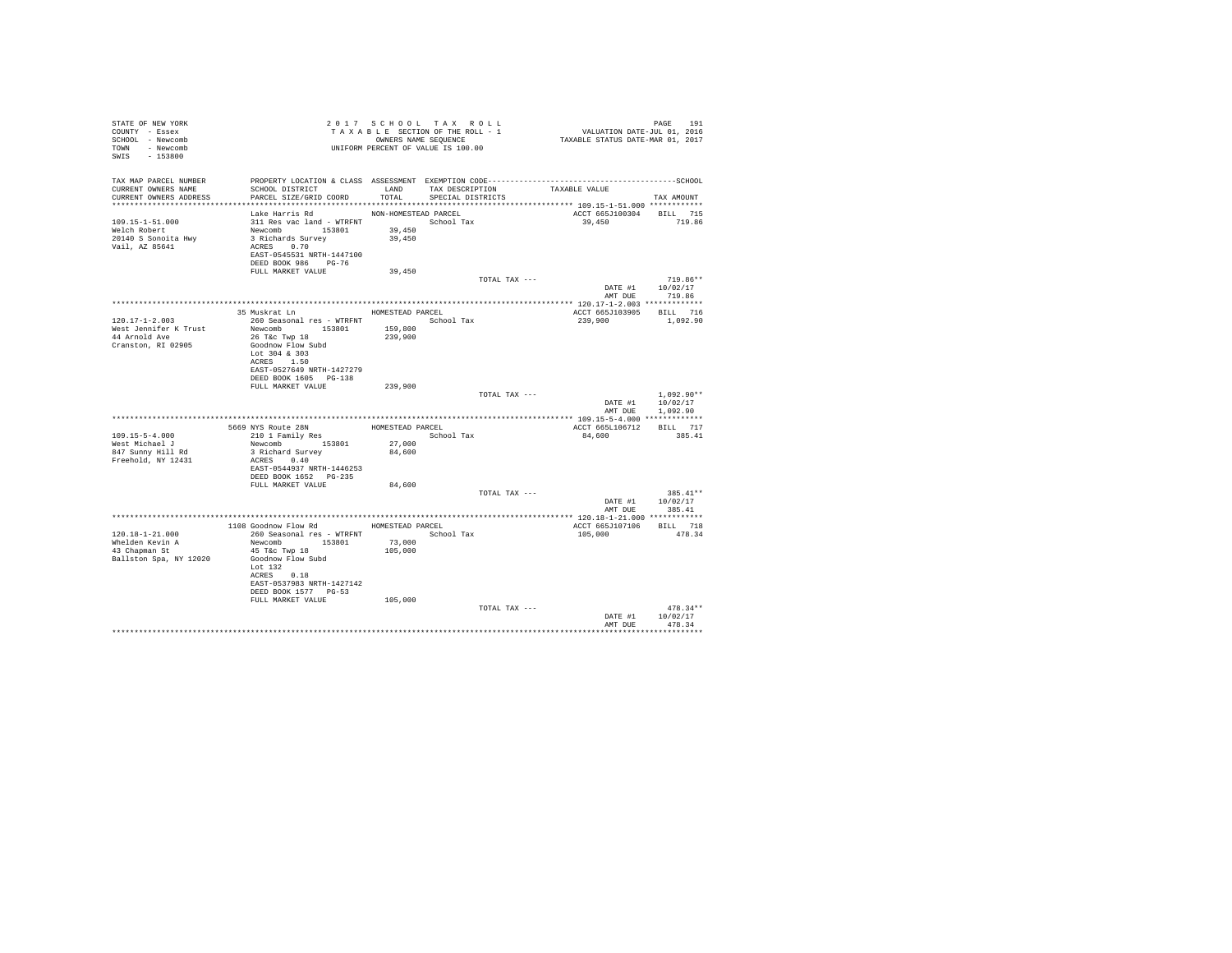STATE OF NEW YORK
COUNTY - Essex
SCHOOL - Newcomb
TOWN - Newcomb
SWIS - 153800

2 0 1 7 S C H O O L T A X R O L L
T A X A B L E SECTION OF THE ROLL - 1
OWNERS NAME SEQUENCE
UNIFORM PERCENT OF VALUE IS 100.00

VALUATION DATE-JUL 01, 2016
TAXABLE STATUS DATE-MAR 01, 2017

| TAX MAP PARCEL NUMBER / CURRENT OWNERS NAME / CURRENT OWNERS ADDRESS | PROPERTY LOCATION & CLASS / SCHOOL DISTRICT / PARCEL SIZE/GRID COORD | ASSESSMENT LAND / TOTAL | EXEMPTION CODE / TAX DESCRIPTION / SPECIAL DISTRICTS | TAXABLE VALUE | TAX AMOUNT |
|---|---|---|---|---|---|
| 109.15-1-51.000 | Lake Harris Rd | NON-HOMESTEAD PARCEL | | ACCT 665J100304 | BILL 715 |
| Welch Robert | 311 Res vac land - WTRFNT | | School Tax | 39,450 | 719.86 |
| 20140 S Sonoita Hwy | Newcomb 153801 | 39,450 | | | |
| Vail, AZ 85641 | 3 Richards Survey | 39,450 | | | |
| | ACRES 0.70 | | | | |
| | EAST-0545531 NRTH-1447100 | | | | |
| | DEED BOOK 986 PG-76 | | | | |
| | FULL MARKET VALUE | 39,450 | | | |
| | | | TOTAL TAX --- | | 719.86** |
| | | | | DATE #1 | 10/02/17 |
| | | | | AMT DUE | 719.86 |
| 120.17-1-2.003 | 35 Muskrat Ln | HOMESTEAD PARCEL | | ACCT 665J103905 | BILL 716 |
| West Jennifer K Trust | 260 Seasonal res - WTRFNT | | School Tax | 239,900 | 1,092.90 |
| 44 Arnold Ave | Newcomb 153801 | 159,800 | | | |
| Cranston, RI 02905 | 26 T&c Twp 18 | 239,900 | | | |
| | Goodnow Flow Subd | | | | |
| | Lot 304 & 303 | | | | |
| | ACRES 1.50 | | | | |
| | EAST-0527649 NRTH-1427279 | | | | |
| | DEED BOOK 1605 PG-138 | | | | |
| | FULL MARKET VALUE | 239,900 | | | |
| | | | TOTAL TAX --- | | 1,092.90** |
| | | | | DATE #1 | 10/02/17 |
| | | | | AMT DUE | 1,092.90 |
| 109.15-5-4.000 | 5669 NYS Route 28N | HOMESTEAD PARCEL | | ACCT 665L106712 | BILL 717 |
| West Michael J | 210 1 Family Res | | School Tax | 84,600 | 385.41 |
| 847 Sunny Hill Rd | Newcomb 153801 | 27,000 | | | |
| Freehold, NY 12431 | 3 Richard Survey | 84,600 | | | |
| | ACRES 0.40 | | | | |
| | EAST-0544937 NRTH-1446253 | | | | |
| | DEED BOOK 1652 PG-235 | | | | |
| | FULL MARKET VALUE | 84,600 | | | |
| | | | TOTAL TAX --- | | 385.41** |
| | | | | DATE #1 | 10/02/17 |
| | | | | AMT DUE | 385.41 |
| 120.18-1-21.000 | 1108 Goodnow Flow Rd | HOMESTEAD PARCEL | | ACCT 665J107106 | BILL 718 |
| Whelden Kevin A | 260 Seasonal res - WTRFNT | | School Tax | 105,000 | 478.34 |
| 43 Chapman St | Newcomb 153801 | 73,000 | | | |
| Ballston Spa, NY 12020 | 45 T&c Twp 18 | 105,000 | | | |
| | Goodnow Flow Subd | | | | |
| | Lot 132 | | | | |
| | ACRES 0.18 | | | | |
| | EAST-0537983 NRTH-1427142 | | | | |
| | DEED BOOK 1577 PG-53 | | | | |
| | FULL MARKET VALUE | 105,000 | | | |
| | | | TOTAL TAX --- | | 478.34** |
| | | | | DATE #1 | 10/02/17 |
| | | | | AMT DUE | 478.34 |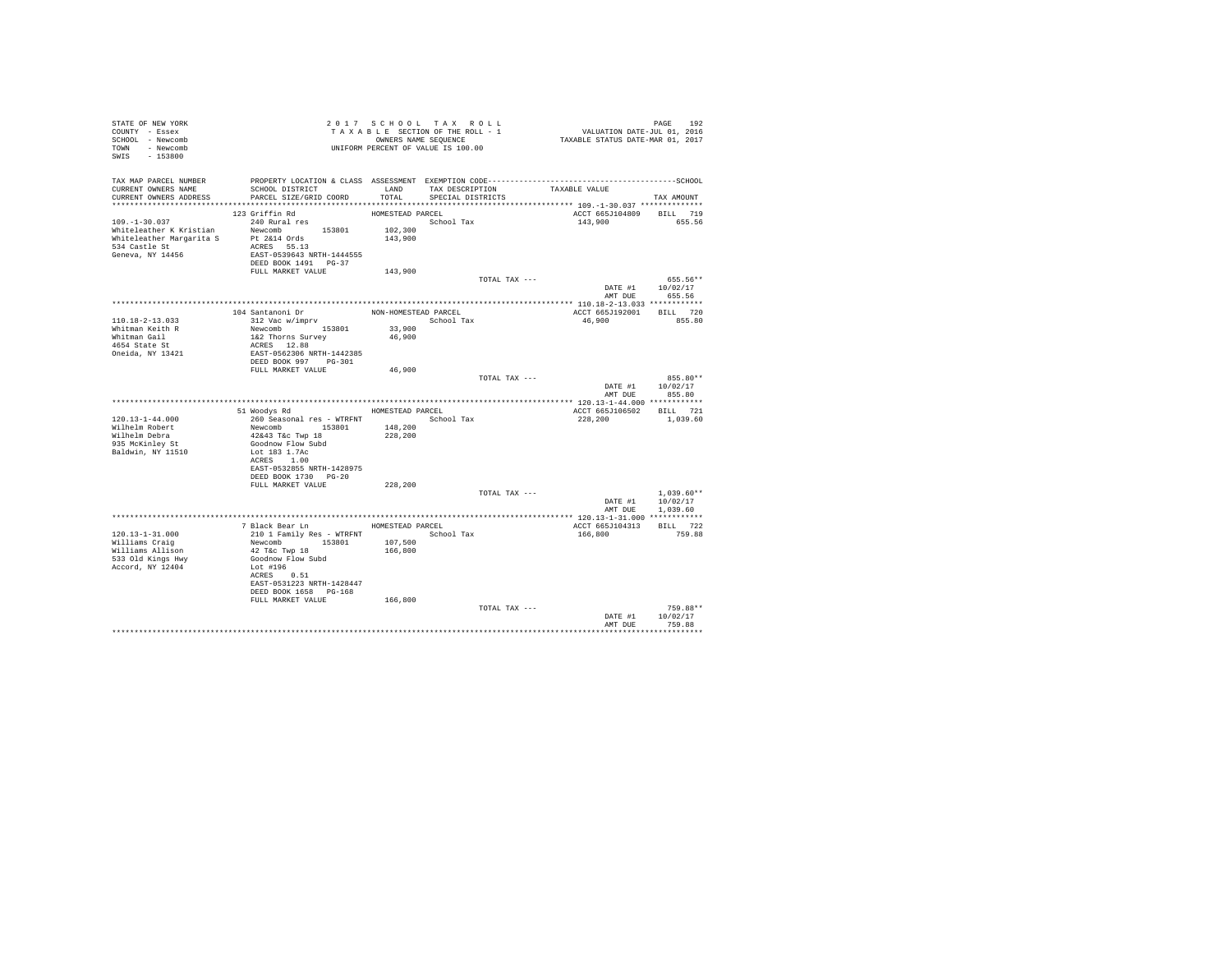STATE OF NEW YORK
COUNTY - Essex
SCHOOL - Newcomb
TOWN - Newcomb
SWIS - 153800

# 2017 SCHOOL TAX ROLL

TAXABLE SECTION OF THE ROLL - 1
OWNERS NAME SEQUENCE
UNIFORM PERCENT OF VALUE IS 100.00

VALUATION DATE-JUL 01, 2016
TAXABLE STATUS DATE-MAR 01, 2017

| TAX MAP PARCEL NUMBER / CURRENT OWNERS NAME / CURRENT OWNERS ADDRESS | PROPERTY LOCATION & CLASS / SCHOOL DISTRICT / PARCEL SIZE/GRID COORD | ASSESSMENT LAND / TOTAL | EXEMPTION CODE / TAX DESCRIPTION / SPECIAL DISTRICTS | TAXABLE VALUE | TAX AMOUNT |
|---|---|---|---|---|---|
| **109.-1-30.037** | 123 Griffin Rd — HOMESTEAD PARCEL | | | ACCT 665J104809 | BILL 719 |
| Whiteleather K Kristian | 240 Rural res | | School Tax | 143,900 | 655.56 |
| Whiteleather Margarita S | Newcomb 153801 | 102,300 | | | |
| 534 Castle St | Pt 2&14 Ords | 143,900 | | | |
| Geneva, NY 14456 | ACRES 55.13 | | | | |
| | EAST-0539643 NRTH-1444555 | | | | |
| | DEED BOOK 1491 PG-37 | | | | |
| | FULL MARKET VALUE | 143,900 | | | |
| | | | TOTAL TAX --- | | 655.56** |
| | | | | DATE #1 | 10/02/17 |
| | | | | AMT DUE | 655.56 |
| **110.18-2-13.033** | 104 Santanoni Dr — NON-HOMESTEAD PARCEL | | | ACCT 665J192001 | BILL 720 |
| Whitman Keith R | 312 Vac w/imprv | | School Tax | 46,900 | 855.80 |
| Whitman Gail | Newcomb 153801 | 33,900 | | | |
| 4654 State St | 1&2 Thorns Survey | 46,900 | | | |
| Oneida, NY 13421 | ACRES 12.88 | | | | |
| | EAST-0562306 NRTH-1442385 | | | | |
| | DEED BOOK 997 PG-301 | | | | |
| | FULL MARKET VALUE | 46,900 | | | |
| | | | TOTAL TAX --- | | 855.80** |
| | | | | DATE #1 | 10/02/17 |
| | | | | AMT DUE | 855.80 |
| **120.13-1-44.000** | 51 Woodys Rd — HOMESTEAD PARCEL | | | ACCT 665J106502 | BILL 721 |
| Wilhelm Robert | 260 Seasonal res - WTRFNT | | School Tax | 228,200 | 1,039.60 |
| Wilhelm Debra | Newcomb 153801 | 148,200 | | | |
| 935 McKinley St | 42&43 T&c Twp 18 | 228,200 | | | |
| Baldwin, NY 11510 | Goodnow Flow Subd | | | | |
| | Lot 183 1.7Ac | | | | |
| | ACRES 1.00 | | | | |
| | EAST-0532855 NRTH-1428975 | | | | |
| | DEED BOOK 1730 PG-20 | | | | |
| | FULL MARKET VALUE | 228,200 | | | |
| | | | TOTAL TAX --- | | 1,039.60** |
| | | | | DATE #1 | 10/02/17 |
| | | | | AMT DUE | 1,039.60 |
| **120.13-1-31.000** | 7 Black Bear Ln — HOMESTEAD PARCEL | | | ACCT 665J104313 | BILL 722 |
| Williams Craig | 210 1 Family Res - WTRFNT | | School Tax | 166,800 | 759.88 |
| Williams Allison | Newcomb 153801 | 107,500 | | | |
| 533 Old Kings Hwy | 42 T&c Twp 18 | 166,800 | | | |
| Accord, NY 12404 | Goodnow Flow Subd | | | | |
| | Lot #196 | | | | |
| | ACRES 0.51 | | | | |
| | EAST-0531223 NRTH-1428447 | | | | |
| | DEED BOOK 1658 PG-168 | | | | |
| | FULL MARKET VALUE | 166,800 | | | |
| | | | TOTAL TAX --- | | 759.88** |
| | | | | DATE #1 | 10/02/17 |
| | | | | AMT DUE | 759.88 |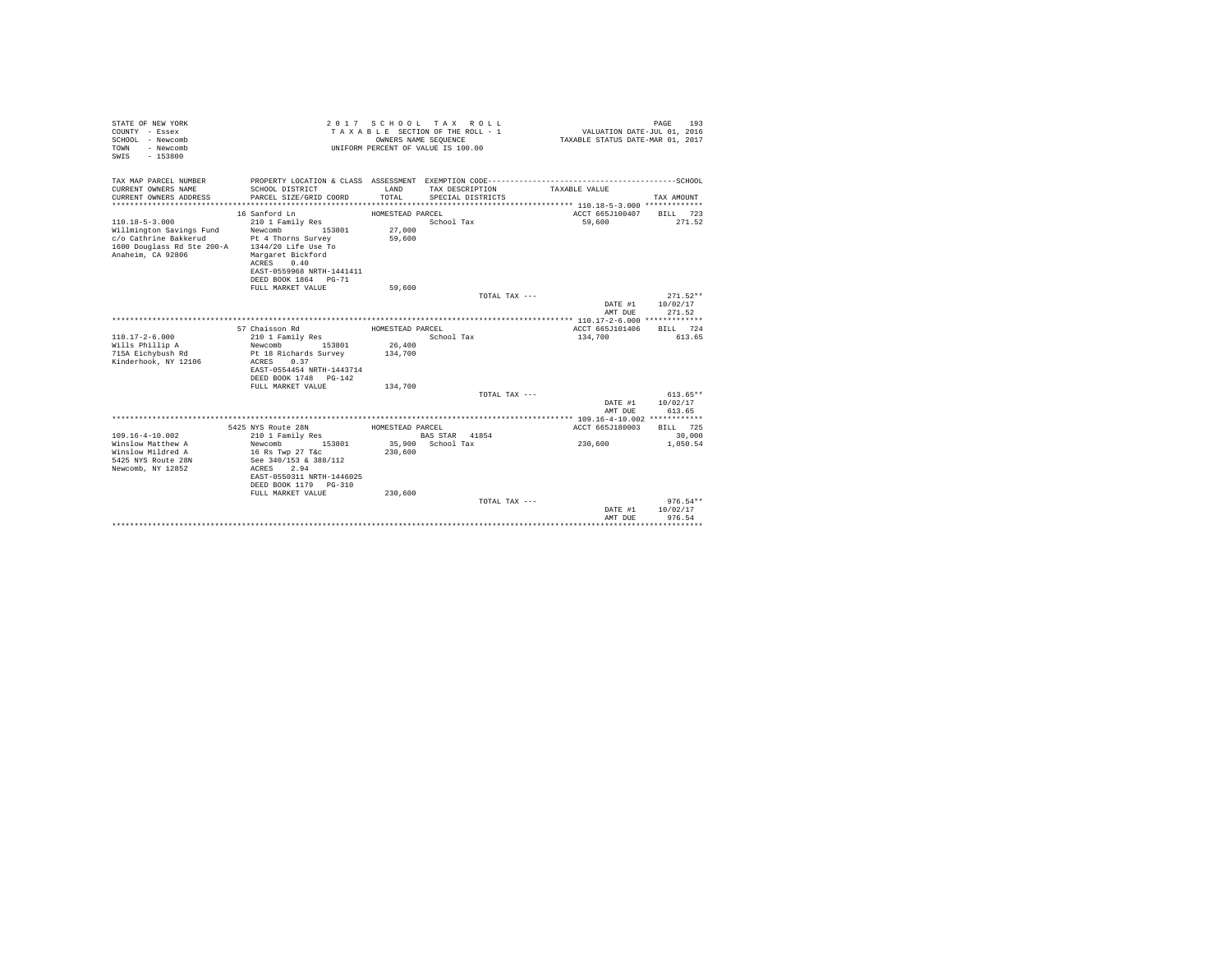STATE OF NEW YORK
COUNTY - Essex
SCHOOL - Newcomb
TOWN - Newcomb
SWIS - 153800

2 0 1 7 S C H O O L T A X R O L L
T A X A B L E SECTION OF THE ROLL - 1
OWNERS NAME SEQUENCE
UNIFORM PERCENT OF VALUE IS 100.00

VALUATION DATE-JUL 01, 2016
TAXABLE STATUS DATE-MAR 01, 2017

| TAX MAP PARCEL NUMBER / CURRENT OWNERS NAME / CURRENT OWNERS ADDRESS | PROPERTY LOCATION & CLASS / SCHOOL DISTRICT / PARCEL SIZE/GRID COORD | ASSESSMENT LAND / TOTAL | EXEMPTION CODE / TAX DESCRIPTION / SPECIAL DISTRICTS | TAXABLE VALUE | TAX AMOUNT |
|---|---|---|---|---|---|
| **110.18-5-3.000** | 16 Sanford Ln | HOMESTEAD PARCEL | | ACCT 665J100407 | BILL 723 |
| 110.18-5-3.000 | 210 1 Family Res | | School Tax | 59,600 | 271.52 |
| Willmington Savings Fund | Newcomb 153801 | 27,000 | | | |
| c/o Cathrine Bakkerud | Pt 4 Thorns Survey | 59,600 | | | |
| 1600 Douglass Rd Ste 200-A | 1344/20 Life Use To | | | | |
| Anaheim, CA 92806 | Margaret Bickford | | | | |
| | ACRES 0.40 | | | | |
| | EAST-0559968 NRTH-1441411 | | | | |
| | DEED BOOK 1864 PG-71 | | | | |
| | FULL MARKET VALUE | 59,600 | | | |
| | | | TOTAL TAX --- | | 271.52** |
| | | | | DATE #1 | 10/02/17 |
| | | | | AMT DUE | 271.52 |
| **110.17-2-6.000** | 57 Chaisson Rd | HOMESTEAD PARCEL | | ACCT 665J101406 | BILL 724 |
| 110.17-2-6.000 | 210 1 Family Res | | School Tax | 134,700 | 613.65 |
| Wills Phillip A | Newcomb 153801 | 26,400 | | | |
| 715A Eichybush Rd | Pt 18 Richards Survey | 134,700 | | | |
| Kinderhook, NY 12106 | ACRES 0.37 | | | | |
| | EAST-0554454 NRTH-1443714 | | | | |
| | DEED BOOK 1748 PG-142 | | | | |
| | FULL MARKET VALUE | 134,700 | | | |
| | | | TOTAL TAX --- | | 613.65** |
| | | | | DATE #1 | 10/02/17 |
| | | | | AMT DUE | 613.65 |
| **109.16-4-10.002** | 5425 NYS Route 28N | HOMESTEAD PARCEL | | ACCT 665J180003 | BILL 725 |
| 109.16-4-10.002 | 210 1 Family Res | | BAS STAR 41854 | | 30,000 |
| Winslow Matthew A | Newcomb 153801 | 35,900 | School Tax | 230,600 | 1,050.54 |
| Winslow Mildred A | 16 Rs Twp 27 T&c | 230,600 | | | |
| 5425 NYS Route 28N | See 340/153 & 388/112 | | | | |
| Newcomb, NY 12852 | ACRES 2.94 | | | | |
| | EAST-0550311 NRTH-1446025 | | | | |
| | DEED BOOK 1179 PG-310 | | | | |
| | FULL MARKET VALUE | 230,600 | | | |
| | | | TOTAL TAX --- | | 976.54** |
| | | | | DATE #1 | 10/02/17 |
| | | | | AMT DUE | 976.54 |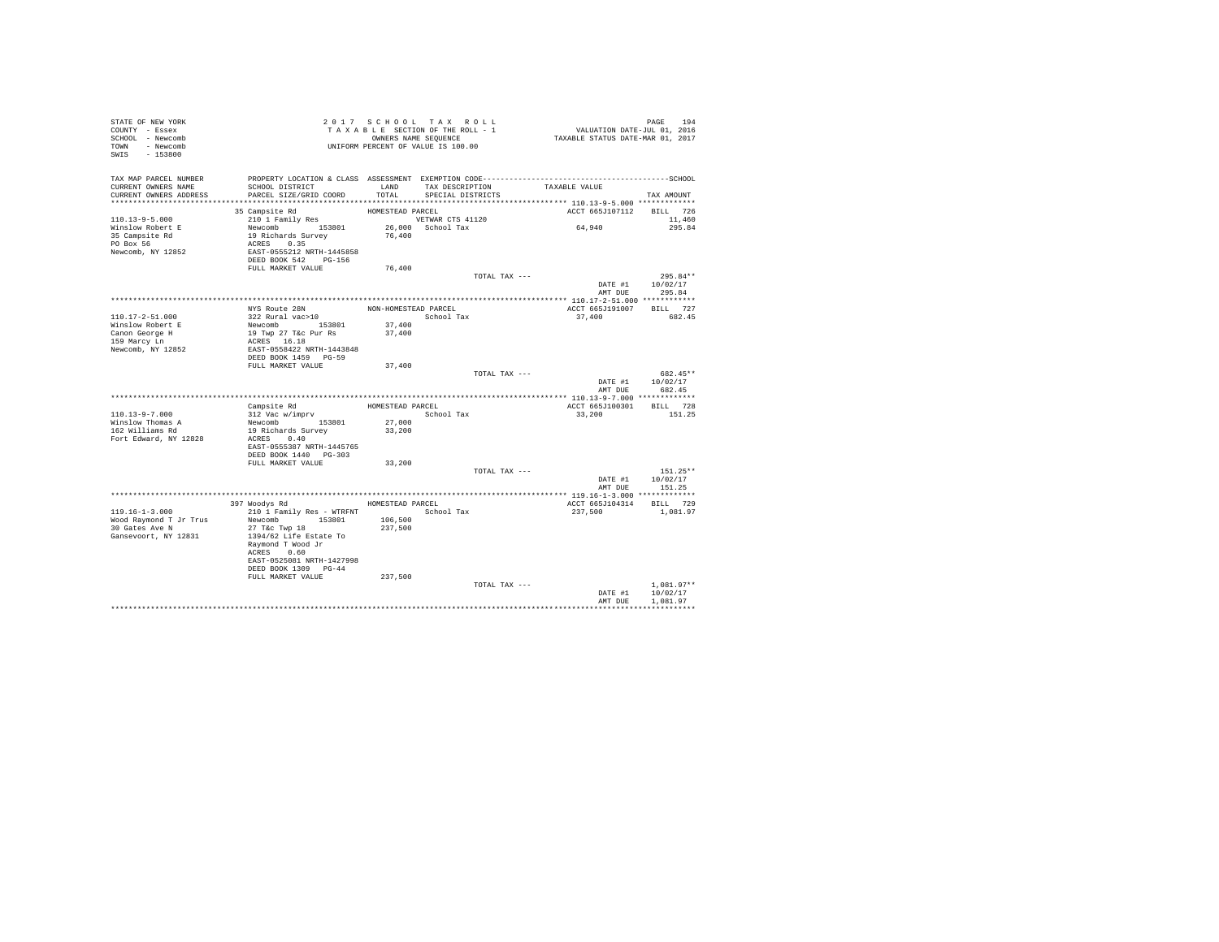STATE OF NEW YORK
COUNTY - Essex
SCHOOL - Newcomb
TOWN - Newcomb
SWIS - 153800

2 0 1 7 S C H O O L T A X R O L L
T A X A B L E SECTION OF THE ROLL - 1
OWNERS NAME SEQUENCE
UNIFORM PERCENT OF VALUE IS 100.00

VALUATION DATE-JUL 01, 2016
TAXABLE STATUS DATE-MAR 01, 2017

| TAX MAP PARCEL NUMBER / CURRENT OWNERS NAME / CURRENT OWNERS ADDRESS | PROPERTY LOCATION & CLASS / SCHOOL DISTRICT / PARCEL SIZE/GRID COORD | ASSESSMENT LAND / TOTAL | EXEMPTION CODE / TAX DESCRIPTION / SPECIAL DISTRICTS | TAXABLE VALUE | TAX AMOUNT |
|---|---|---|---|---|---|
| | 35 Campsite Rd | HOMESTEAD PARCEL | | ACCT 665J107112 | BILL 726 |
| 110.13-9-5.000 | 210 1 Family Res | | VETWAR CTS 41120 | | 11,460 |
| Winslow Robert E | Newcomb 153801 | 26,000 | School Tax | 64,940 | 295.84 |
| 35 Campsite Rd | 19 Richards Survey | 76,400 | | | |
| PO Box 56 | ACRES 0.35 | | | | |
| Newcomb, NY 12852 | EAST-0555212 NRTH-1445858 | | | | |
| | DEED BOOK 542 PG-156 | | | | |
| | FULL MARKET VALUE | 76,400 | | | |
| | | | TOTAL TAX --- | | 295.84** |
| | | | | DATE #1 | 10/02/17 |
| | | | | AMT DUE | 295.84 |
| | NYS Route 28N | NON-HOMESTEAD PARCEL | | ACCT 665J191007 | BILL 727 |
| 110.17-2-51.000 | 322 Rural vac>10 | | School Tax | 37,400 | 682.45 |
| Winslow Robert E | Newcomb 153801 | 37,400 | | | |
| Canon George H | 19 Twp 27 T&c Pur Rs | 37,400 | | | |
| 159 Marcy Ln | ACRES 16.18 | | | | |
| Newcomb, NY 12852 | EAST-0558422 NRTH-1443848 | | | | |
| | DEED BOOK 1459 PG-59 | | | | |
| | FULL MARKET VALUE | 37,400 | | | |
| | | | TOTAL TAX --- | | 682.45** |
| | | | | DATE #1 | 10/02/17 |
| | | | | AMT DUE | 682.45 |
| | Campsite Rd | HOMESTEAD PARCEL | | ACCT 665J100301 | BILL 728 |
| 110.13-9-7.000 | 312 Vac w/imprv | | School Tax | 33,200 | 151.25 |
| Winslow Thomas A | Newcomb 153801 | 27,000 | | | |
| 162 Williams Rd | 19 Richards Survey | 33,200 | | | |
| Fort Edward, NY 12828 | ACRES 0.40 | | | | |
| | EAST-0555387 NRTH-1445765 | | | | |
| | DEED BOOK 1440 PG-303 | | | | |
| | FULL MARKET VALUE | 33,200 | | | |
| | | | TOTAL TAX --- | | 151.25** |
| | | | | DATE #1 | 10/02/17 |
| | | | | AMT DUE | 151.25 |
| | 397 Woodys Rd | HOMESTEAD PARCEL | | ACCT 665J104314 | BILL 729 |
| 119.16-1-3.000 | 210 1 Family Res - WTRFNT | | School Tax | 237,500 | 1,081.97 |
| Wood Raymond T Jr Trus | Newcomb 153801 | 106,500 | | | |
| 30 Gates Ave N | 27 T&c Twp 18 | 237,500 | | | |
| Gansevoort, NY 12831 | 1394/62 Life Estate To | | | | |
| | Raymond T Wood Jr | | | | |
| | ACRES 0.60 | | | | |
| | EAST-0525081 NRTH-1427998 | | | | |
| | DEED BOOK 1309 PG-44 | | | | |
| | FULL MARKET VALUE | 237,500 | | | |
| | | | TOTAL TAX --- | | 1,081.97** |
| | | | | DATE #1 | 10/02/17 |
| | | | | AMT DUE | 1,081.97 |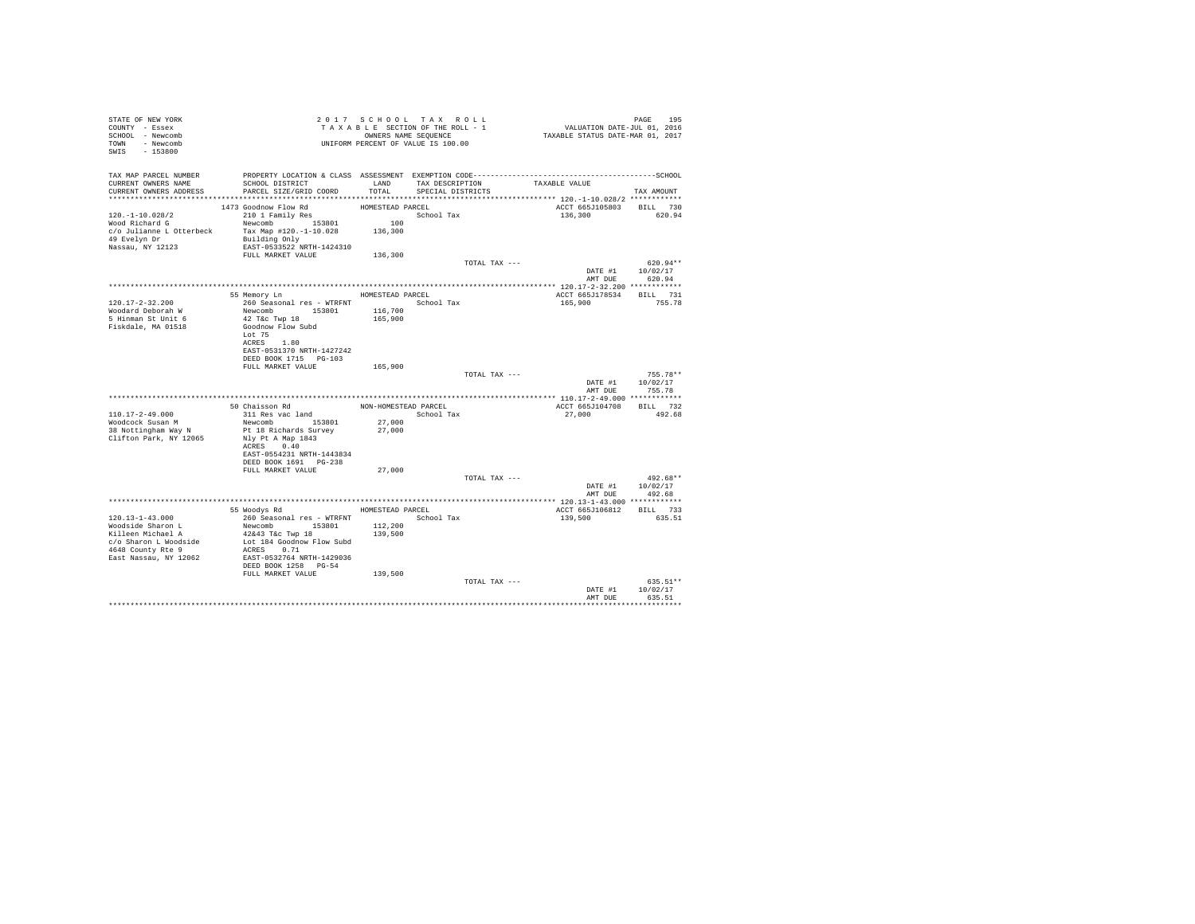STATE OF NEW YORK
COUNTY - Essex
SCHOOL - Newcomb
TOWN - Newcomb
SWIS - 153800

2017 SCHOOL TAX ROLL
TAXABLE SECTION OF THE ROLL - 1
OWNERS NAME SEQUENCE
UNIFORM PERCENT OF VALUE IS 100.00

VALUATION DATE-JUL 01, 2016
TAXABLE STATUS DATE-MAR 01, 2017

| TAX MAP PARCEL NUMBER / CURRENT OWNERS NAME / CURRENT OWNERS ADDRESS | PROPERTY LOCATION & CLASS / SCHOOL DISTRICT / PARCEL SIZE/GRID COORD | ASSESSMENT LAND / TOTAL | EXEMPTION CODE / TAX DESCRIPTION / SPECIAL DISTRICTS | TAXABLE VALUE | TAX AMOUNT |
|---|---|---|---|---|---|
| **120.-1-10.028/2** | 1473 Goodnow Flow Rd | HOMESTEAD PARCEL | | ACCT 665J105803 | BILL 730 |
| 120.-1-10.028/2 | 210 1 Family Res | | School Tax | 136,300 | 620.94 |
| Wood Richard G | Newcomb 153801 | 100 | | | |
| c/o Julianne L Otterbeck | Tax Map #120.-1-10.028 | 136,300 | | | |
| 49 Evelyn Dr | Building Only | | | | |
| Nassau, NY 12123 | EAST-0533522 NRTH-1424310 | | | | |
| | FULL MARKET VALUE | 136,300 | | | |
| | | | TOTAL TAX --- | | 620.94** |
| | | | | DATE #1 | 10/02/17 |
| | | | | AMT DUE | 620.94 |
| **120.17-2-32.200** | 55 Memory Ln | HOMESTEAD PARCEL | | ACCT 665J178534 | BILL 731 |
| 120.17-2-32.200 | 260 Seasonal res - WTRFNT | | School Tax | 165,900 | 755.78 |
| Woodard Deborah W | Newcomb 153801 | 116,700 | | | |
| 5 Hinman St Unit 6 | 42 T&c Twp 18 | 165,900 | | | |
| Fiskdale, MA 01518 | Goodnow Flow Subd | | | | |
| | Lot 75 | | | | |
| | ACRES 1.80 | | | | |
| | EAST-0531370 NRTH-1427242 | | | | |
| | DEED BOOK 1715 PG-103 | | | | |
| | FULL MARKET VALUE | 165,900 | | | |
| | | | TOTAL TAX --- | | 755.78** |
| | | | | DATE #1 | 10/02/17 |
| | | | | AMT DUE | 755.78 |
| **110.17-2-49.000** | 50 Chaisson Rd | NON-HOMESTEAD PARCEL | | ACCT 665J104708 | BILL 732 |
| 110.17-2-49.000 | 311 Res vac land | | School Tax | 27,000 | 492.68 |
| Woodcock Susan M | Newcomb 153801 | 27,000 | | | |
| 38 Nottingham Way N | Pt 18 Richards Survey | 27,000 | | | |
| Clifton Park, NY 12065 | Nly Pt A Map 1843 | | | | |
| | ACRES 0.40 | | | | |
| | EAST-0554231 NRTH-1443834 | | | | |
| | DEED BOOK 1691 PG-238 | | | | |
| | FULL MARKET VALUE | 27,000 | | | |
| | | | TOTAL TAX --- | | 492.68** |
| | | | | DATE #1 | 10/02/17 |
| | | | | AMT DUE | 492.68 |
| **120.13-1-43.000** | 55 Woodys Rd | HOMESTEAD PARCEL | | ACCT 665J106812 | BILL 733 |
| 120.13-1-43.000 | 260 Seasonal res - WTRFNT | | School Tax | 139,500 | 635.51 |
| Woodside Sharon L | Newcomb 153801 | 112,200 | | | |
| Killeen Michael A | 42&43 T&c Twp 18 | 139,500 | | | |
| c/o Sharon L Woodside | Lot 184 Goodnow Flow Subd | | | | |
| 4648 County Rte 9 | ACRES 0.71 | | | | |
| East Nassau, NY 12062 | EAST-0532764 NRTH-1429036 | | | | |
| | DEED BOOK 1258 PG-54 | | | | |
| | FULL MARKET VALUE | 139,500 | | | |
| | | | TOTAL TAX --- | | 635.51** |
| | | | | DATE #1 | 10/02/17 |
| | | | | AMT DUE | 635.51 |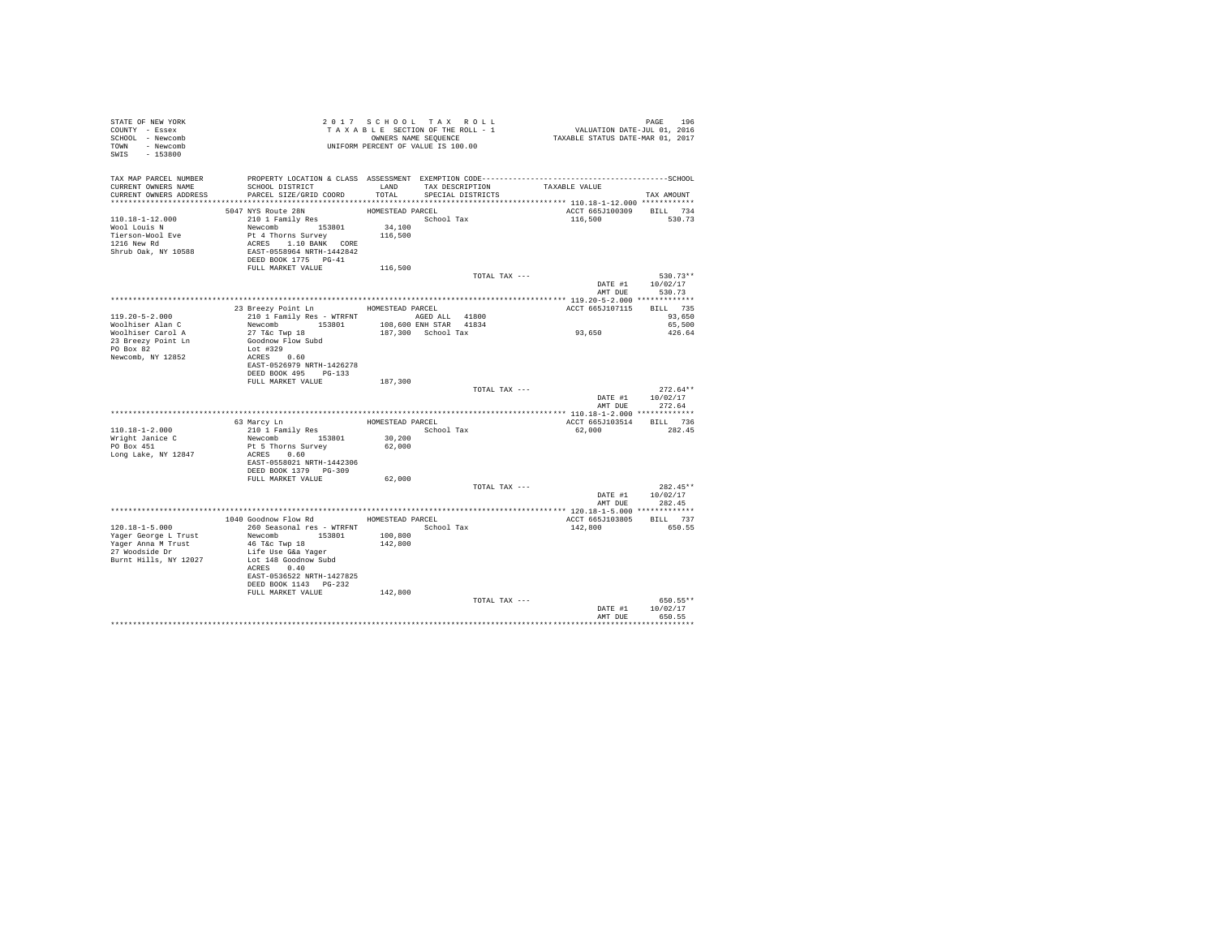STATE OF NEW YORK
COUNTY - Essex
SCHOOL - Newcomb
TOWN - Newcomb
SWIS - 153800

2017 SCHOOL TAX ROLL
TAXABLE SECTION OF THE ROLL - 1
OWNERS NAME SEQUENCE
UNIFORM PERCENT OF VALUE IS 100.00

VALUATION DATE-JUL 01, 2016
TAXABLE STATUS DATE-MAR 01, 2017

| TAX MAP PARCEL NUMBER / CURRENT OWNERS NAME / CURRENT OWNERS ADDRESS | PROPERTY LOCATION & CLASS / SCHOOL DISTRICT / PARCEL SIZE/GRID COORD | ASSESSMENT LAND / TOTAL | EXEMPTION CODE / TAX DESCRIPTION / SPECIAL DISTRICTS | TAXABLE VALUE | TAX AMOUNT |
|---|---|---|---|---|---|
| 110.18-1-12.000 | 5047 NYS Route 28N | HOMESTEAD PARCEL | | ACCT 665J100309 | BILL 734 |
| Wool Louis N | 210 1 Family Res | | School Tax | 116,500 | 530.73 |
| Tierson-Wool Eve | Newcomb 153801 | 34,100 | | | |
| 1216 New Rd | Pt 4 Thorns Survey | 116,500 | | | |
| Shrub Oak, NY 10588 | ACRES 1.10 BANK CORE | | | | |
| | EAST-0558964 NRTH-1442842 | | | | |
| | DEED BOOK 1775 PG-41 | | | | |
| | FULL MARKET VALUE | 116,500 | | | |
| | | | TOTAL TAX --- | | 530.73** |
| | | | | DATE #1 | 10/02/17 |
| | | | | AMT DUE | 530.73 |
| 119.20-5-2.000 | 23 Breezy Point Ln | HOMESTEAD PARCEL | | ACCT 665J107115 | BILL 735 |
| Woolhiser Alan C | 210 1 Family Res - WTRFNT | | AGED ALL 41800 | | 93,650 |
| Woolhiser Carol A | Newcomb 153801 | 108,600 | ENH STAR 41834 | | 65,500 |
| 23 Breezy Point Ln | 27 T&c Twp 18 | 187,300 | School Tax | 93,650 | 426.64 |
| PO Box 82 | Goodnow Flow Subd | | | | |
| Newcomb, NY 12852 | Lot #329 | | | | |
| | ACRES 0.60 | | | | |
| | EAST-0526979 NRTH-1426278 | | | | |
| | DEED BOOK 495 PG-133 | | | | |
| | FULL MARKET VALUE | 187,300 | | | |
| | | | TOTAL TAX --- | | 272.64** |
| | | | | DATE #1 | 10/02/17 |
| | | | | AMT DUE | 272.64 |
| 110.18-1-2.000 | 63 Marcy Ln | HOMESTEAD PARCEL | | ACCT 665J103514 | BILL 736 |
| Wright Janice C | 210 1 Family Res | | School Tax | 62,000 | 282.45 |
| PO Box 451 | Newcomb 153801 | 30,200 | | | |
| Long Lake, NY 12847 | Pt 5 Thorns Survey | 62,000 | | | |
| | ACRES 0.60 | | | | |
| | EAST-0558021 NRTH-1442306 | | | | |
| | DEED BOOK 1379 PG-309 | | | | |
| | FULL MARKET VALUE | 62,000 | | | |
| | | | TOTAL TAX --- | | 282.45** |
| | | | | DATE #1 | 10/02/17 |
| | | | | AMT DUE | 282.45 |
| 120.18-1-5.000 | 1040 Goodnow Flow Rd | HOMESTEAD PARCEL | | ACCT 665J103805 | BILL 737 |
| Yager George L Trust | 260 Seasonal res - WTRFNT | | School Tax | 142,800 | 650.55 |
| Yager Anna M Trust | Newcomb 153801 | 100,800 | | | |
| 27 Woodside Dr | 46 T&c Twp 18 | 142,800 | | | |
| Burnt Hills, NY 12027 | Life Use G&a Yager | | | | |
| | Lot 148 Goodnow Subd | | | | |
| | ACRES 0.40 | | | | |
| | EAST-0536522 NRTH-1427825 | | | | |
| | DEED BOOK 1143 PG-232 | | | | |
| | FULL MARKET VALUE | 142,800 | | | |
| | | | TOTAL TAX --- | | 650.55** |
| | | | | DATE #1 | 10/02/17 |
| | | | | AMT DUE | 650.55 |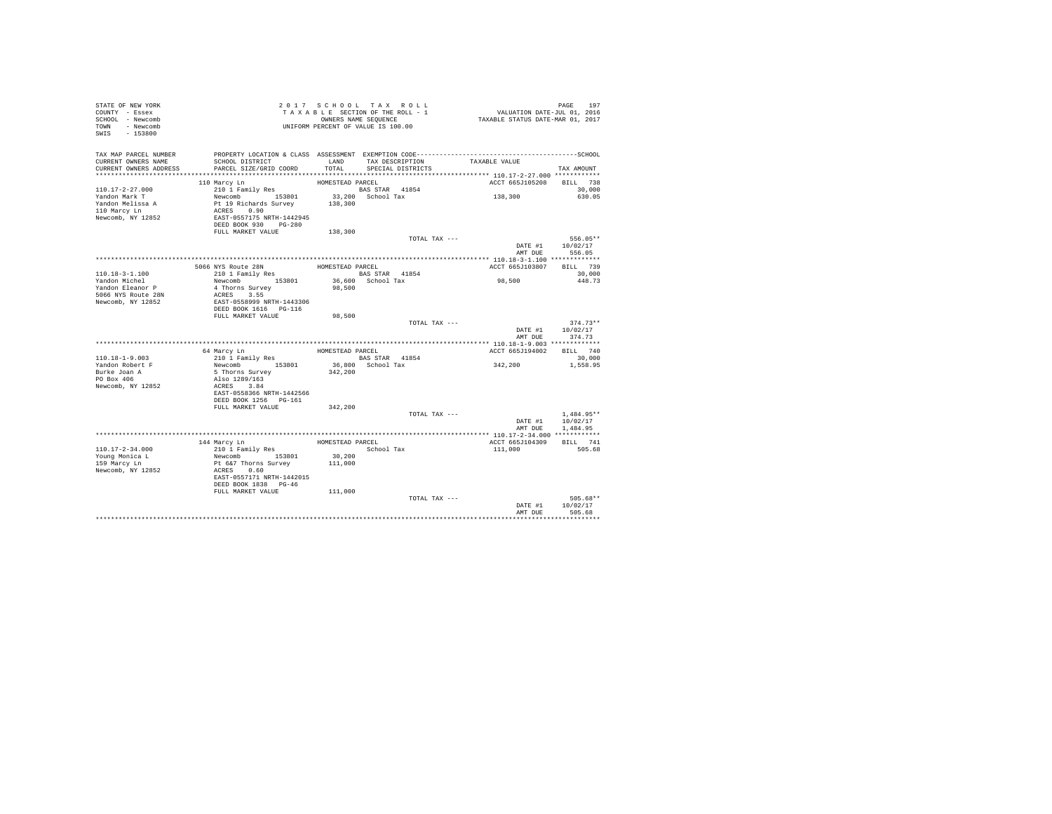STATE OF NEW YORK
COUNTY - Essex
SCHOOL - Newcomb
TOWN - Newcomb
SWIS - 153800

2017 SCHOOL TAX ROLL
TAXABLE SECTION OF THE ROLL - 1
OWNERS NAME SEQUENCE
UNIFORM PERCENT OF VALUE IS 100.00

VALUATION DATE-JUL 01, 2016
TAXABLE STATUS DATE-MAR 01, 2017

```
TAX MAP PARCEL NUMBER      PROPERTY LOCATION & CLASS  ASSESSMENT  EXEMPTION CODE------------------------------------------------SCHOOL
CURRENT OWNERS NAME        SCHOOL DISTRICT               LAND      TAX DESCRIPTION            TAXABLE VALUE
CURRENT OWNERS ADDRESS     PARCEL SIZE/GRID COORD        TOTAL     SPECIAL DISTRICTS                                      TAX AMOUNT
************************************************************************************************* 110.17-2-27.000 ************
                           110 Marcy Ln                   HOMESTEAD PARCEL                         ACCT 665J105208    BILL  738
110.17-2-27.000            210 1 Family Res                        BAS STAR  41854                                          30,000
Yandon Mark T              Newcomb        153801         33,200   School Tax                     138,300                   630.05
Yandon Melissa A           Pt 19 Richards Survey        138,300
110 Marcy Ln               ACRES    0.90
Newcomb, NY 12852          EAST-0557175 NRTH-1442945
                           DEED BOOK 930    PG-280
                           FULL MARKET VALUE            138,300
                                                                       TOTAL TAX ---                                      556.05**
                                                                                                    DATE #1           10/02/17
                                                                                                    AMT DUE             556.05
************************************************************************************************* 110.18-3-1.100 *************
                           5066 NYS Route 28N             HOMESTEAD PARCEL                         ACCT 665J103807    BILL  739
110.18-3-1.100             210 1 Family Res                        BAS STAR  41854                                          30,000
Yandon Michel              Newcomb        153801         36,600   School Tax                      98,500                   448.73
Yandon Eleanor P           4 Thorns Survey               98,500
5066 NYS Route 28N         ACRES    3.55
Newcomb, NY 12852          EAST-0558999 NRTH-1443306
                           DEED BOOK 1616   PG-116
                           FULL MARKET VALUE             98,500
                                                                       TOTAL TAX ---                                      374.73**
                                                                                                    DATE #1           10/02/17
                                                                                                    AMT DUE             374.73
************************************************************************************************* 110.18-1-9.003 *************
                           64 Marcy Ln                    HOMESTEAD PARCEL                         ACCT 665J194002    BILL  740
110.18-1-9.003             210 1 Family Res                        BAS STAR  41854                                          30,000
Yandon Robert F            Newcomb        153801         36,800   School Tax                     342,200                 1,558.95
Burke Joan A               5 Thorns Survey              342,200
PO Box 406                 Also 1289/163
Newcomb, NY 12852          ACRES    3.84
                           EAST-0558366 NRTH-1442566
                           DEED BOOK 1256   PG-161
                           FULL MARKET VALUE            342,200
                                                                       TOTAL TAX ---                                    1,484.95**
                                                                                                    DATE #1           10/02/17
                                                                                                    AMT DUE           1,484.95
************************************************************************************************* 110.17-2-34.000 ************
                           144 Marcy Ln                   HOMESTEAD PARCEL                         ACCT 665J104309    BILL  741
110.17-2-34.000            210 1 Family Res                        School Tax                     111,000                   505.68
Young Monica L             Newcomb        153801         30,200
159 Marcy Ln               Pt 6&7 Thorns Survey         111,000
Newcomb, NY 12852          ACRES    0.60
                           EAST-0557171 NRTH-1442015
                           DEED BOOK 1838   PG-46
                           FULL MARKET VALUE            111,000
                                                                       TOTAL TAX ---                                      505.68**
                                                                                                    DATE #1           10/02/17
                                                                                                    AMT DUE             505.68
********************************************************************************************************************************
```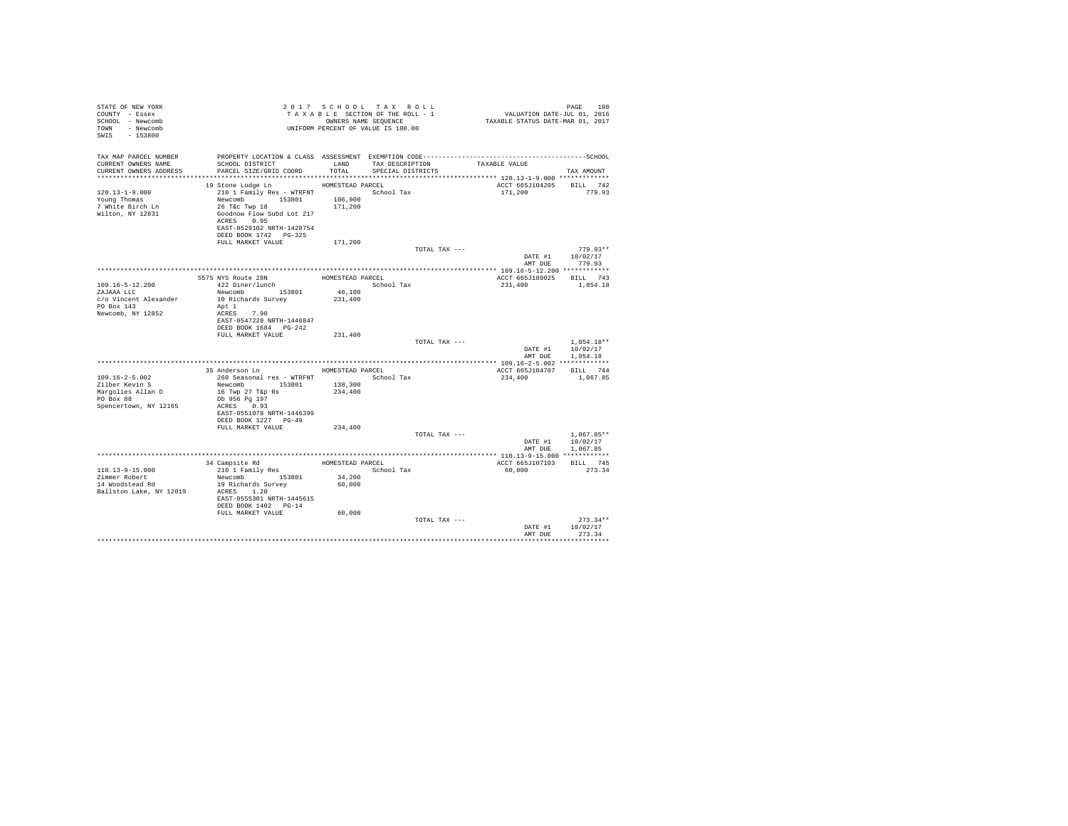STATE OF NEW YORK
COUNTY - Essex
SCHOOL - Newcomb
TOWN - Newcomb
SWIS - 153800

2017 SCHOOL TAX ROLL
TAXABLE SECTION OF THE ROLL - 1
OWNERS NAME SEQUENCE
UNIFORM PERCENT OF VALUE IS 100.00

VALUATION DATE-JUL 01, 2016
TAXABLE STATUS DATE-MAR 01, 2017

| TAX MAP PARCEL NUMBER / CURRENT OWNERS NAME / CURRENT OWNERS ADDRESS | PROPERTY LOCATION & CLASS / SCHOOL DISTRICT / PARCEL SIZE/GRID COORD | ASSESSMENT LAND / TOTAL | EXEMPTION CODE / TAX DESCRIPTION / SPECIAL DISTRICTS | TAXABLE VALUE | TAX AMOUNT |
|---|---|---|---|---|---|
| **120.13-1-9.000** | 19 Stone Lodge Ln | HOMESTEAD PARCEL | | ACCT 665J104205 | BILL 742 |
| 120.13-1-9.000 | 210 1 Family Res - WTRFNT | | School Tax | 171,200 | 779.93 |
| Young Thomas | Newcomb 153801 | 106,900 | | | |
| 7 White Birch Ln | 26 T&c Twp 18 | 171,200 | | | |
| Wilton, NY 12831 | Goodnow Flow Subd Lot 217 | | | | |
| | ACRES 0.95 | | | | |
| | EAST-0529102 NRTH-1428754 | | | | |
| | DEED BOOK 1742 PG-325 | | | | |
| | FULL MARKET VALUE | 171,200 | | | |
| | | | TOTAL TAX --- | | 779.93** |
| | | | | DATE #1 | 10/02/17 |
| | | | | AMT DUE | 779.93 |
| **109.16-5-12.200** | 5575 NYS Route 28N | HOMESTEAD PARCEL | | ACCT 665J180025 | BILL 743 |
| 109.16-5-12.200 | 422 Diner/lunch | | School Tax | 231,400 | 1,054.18 |
| ZAJAAA LLC | Newcomb 153801 | 46,100 | | | |
| c/o Vincent Alexander | 10 Richards Survey | 231,400 | | | |
| PO Box 143 | Apt 1 | | | | |
| Newcomb, NY 12852 | ACRES 7.90 | | | | |
| | EAST-0547228 NRTH-1446847 | | | | |
| | DEED BOOK 1684 PG-242 | | | | |
| | FULL MARKET VALUE | 231,400 | | | |
| | | | TOTAL TAX --- | | 1,054.18** |
| | | | | DATE #1 | 10/02/17 |
| | | | | AMT DUE | 1,054.18 |
| **109.16-2-5.002** | 35 Anderson Ln | HOMESTEAD PARCEL | | ACCT 665J104707 | BILL 744 |
| 109.16-2-5.002 | 260 Seasonal res - WTRFNT | | School Tax | 234,400 | 1,067.85 |
| Zilber Kevin S | Newcomb 153801 | 138,300 | | | |
| Margolies Allan D | 16 Twp 27 T&p Rs | 234,400 | | | |
| PO Box 88 | Db 956 Pg 197 | | | | |
| Spencertown, NY 12165 | ACRES 0.93 | | | | |
| | EAST-0551078 NRTH-1446399 | | | | |
| | DEED BOOK 1227 PG-49 | | | | |
| | FULL MARKET VALUE | 234,400 | | | |
| | | | TOTAL TAX --- | | 1,067.85** |
| | | | | DATE #1 | 10/02/17 |
| | | | | AMT DUE | 1,067.85 |
| **110.13-9-15.000** | 34 Campsite Rd | HOMESTEAD PARCEL | | ACCT 665J107103 | BILL 745 |
| 110.13-9-15.000 | 210 1 Family Res | | School Tax | 60,000 | 273.34 |
| Zimmer Robert | Newcomb 153801 | 34,200 | | | |
| 14 Woodstead Rd | 19 Richards Survey | 60,000 | | | |
| Ballston Lake, NY 12019 | ACRES 1.20 | | | | |
| | EAST-0555301 NRTH-1445615 | | | | |
| | DEED BOOK 1402 PG-14 | | | | |
| | FULL MARKET VALUE | 60,000 | | | |
| | | | TOTAL TAX --- | | 273.34** |
| | | | | DATE #1 | 10/02/17 |
| | | | | AMT DUE | 273.34 |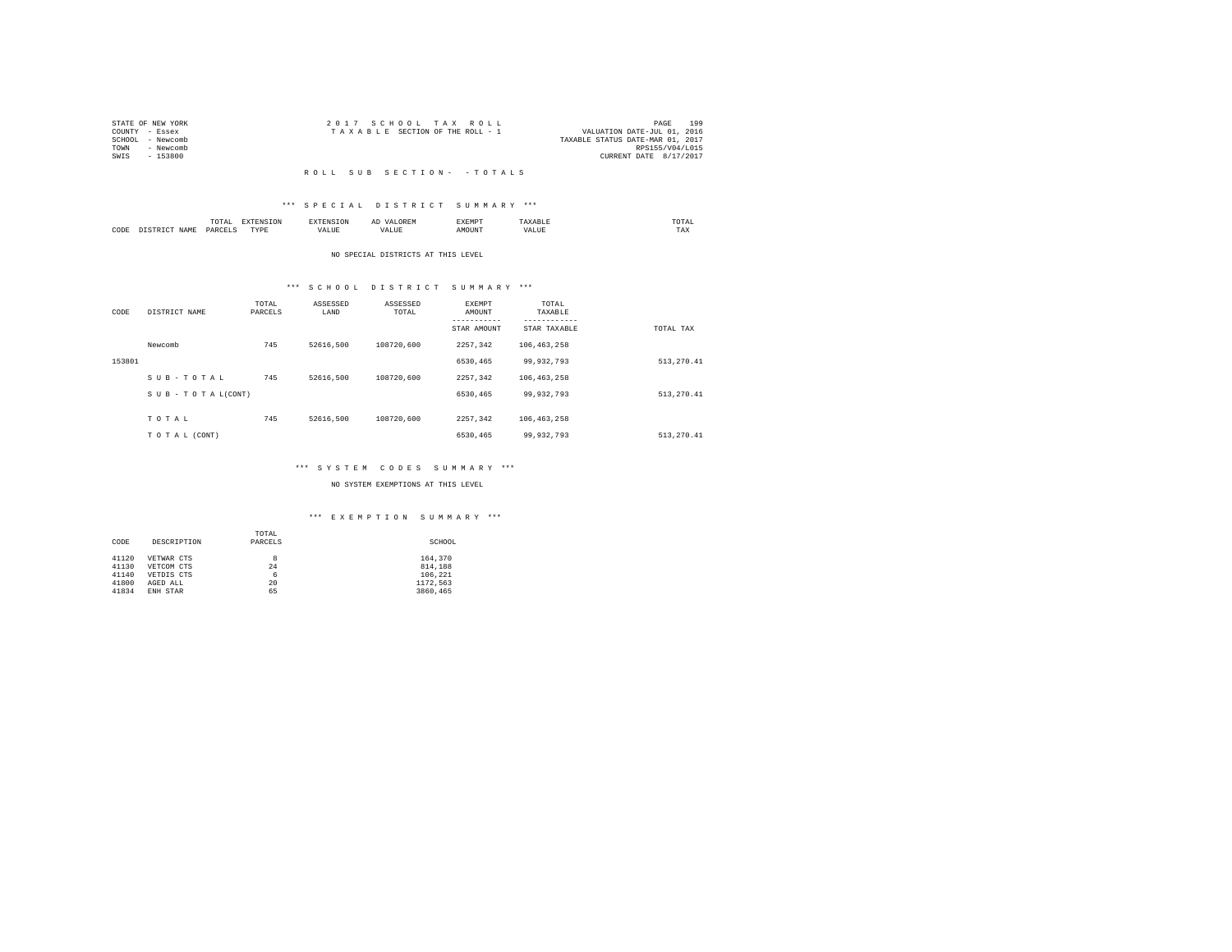STATE OF NEW YORK
COUNTY - Essex
SCHOOL - Newcomb
TOWN - Newcomb
SWIS - 153800

2 0 1 7 S C H O O L T A X R O L L
T A X A B L E SECTION OF THE ROLL - 1

VALUATION DATE-JUL 01, 2016
TAXABLE STATUS DATE-MAR 01, 2017
RPS155/V04/L015
CURRENT DATE 8/17/2017

R O L L S U B S E C T I O N - - T O T A L S

*** S P E C I A L D I S T R I C T S U M M A R Y ***

| CODE | DISTRICT NAME | TOTAL PARCELS | EXTENSION TYPE | EXTENSION VALUE | AD VALOREM VALUE | EXEMPT AMOUNT | TAXABLE VALUE | TOTAL TAX |
|---|---|---|---|---|---|---|---|---|

NO SPECIAL DISTRICTS AT THIS LEVEL

*** S C H O O L D I S T R I C T S U M M A R Y ***

| CODE | DISTRICT NAME | TOTAL PARCELS | ASSESSED LAND | ASSESSED TOTAL | EXEMPT AMOUNT / STAR AMOUNT | TOTAL TAXABLE / STAR TAXABLE | TOTAL TAX |
|---|---|---|---|---|---|---|---|
| | Newcomb | 745 | 52616,500 | 108720,600 | 2257,342 | 106,463,258 | |
| 153801 | | | | | 6530,465 | 99,932,793 | 513,270.41 |
| | S U B - T O T A L | 745 | 52616,500 | 108720,600 | 2257,342 | 106,463,258 | |
| | S U B - T O T A L(CONT) | | | | 6530,465 | 99,932,793 | 513,270.41 |
| | T O T A L | 745 | 52616,500 | 108720,600 | 2257,342 | 106,463,258 | |
| | T O T A L (CONT) | | | | 6530,465 | 99,932,793 | 513,270.41 |

*** S Y S T E M C O D E S S U M M A R Y ***

NO SYSTEM EXEMPTIONS AT THIS LEVEL

*** E X E M P T I O N S U M M A R Y ***

| CODE | DESCRIPTION | TOTAL PARCELS | SCHOOL |
|---|---|---|---|
| 41120 | VETWAR CTS | 8 | 164,370 |
| 41130 | VETCOM CTS | 24 | 814,188 |
| 41140 | VETDIS CTS | 6 | 106,221 |
| 41800 | AGED ALL | 20 | 1172,563 |
| 41834 | ENH STAR | 65 | 3860,465 |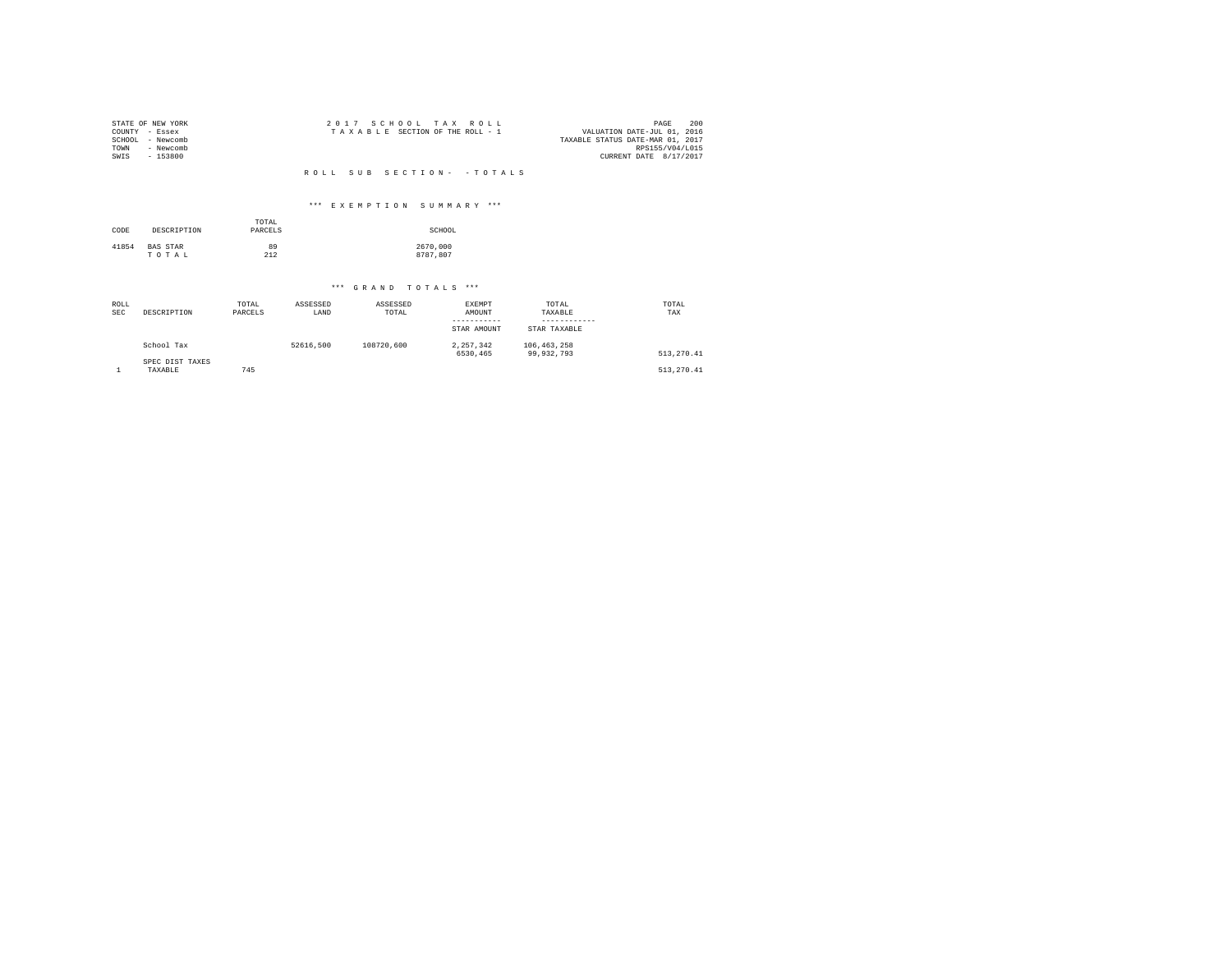STATE OF NEW YORK
COUNTY - Essex
SCHOOL - Newcomb
TOWN - Newcomb
SWIS - 153800

2 0 1 7 S C H O O L T A X R O L L
T A X A B L E SECTION OF THE ROLL - 1

VALUATION DATE-JUL 01, 2016
TAXABLE STATUS DATE-MAR 01, 2017
RPS155/V04/L015
CURRENT DATE 8/17/2017

R O L L S U B S E C T I O N - - T O T A L S

*** E X E M P T I O N S U M M A R Y ***

| CODE | DESCRIPTION | TOTAL PARCELS | SCHOOL |
|---|---|---|---|
| 41854 | BAS STAR | 89 | 2670,000 |
| | T O T A L | 212 | 8787,807 |

*** G R A N D T O T A L S ***

| ROLL SEC | DESCRIPTION | TOTAL PARCELS | ASSESSED LAND | ASSESSED TOTAL | EXEMPT AMOUNT / STAR AMOUNT | TOTAL TAXABLE / STAR TAXABLE | TOTAL TAX |
|---|---|---|---|---|---|---|---|
| | School Tax | | 52616,500 | 108720,600 | 2,257,342 | 106,463,258 | |
| | | | | | 6530,465 | 99,932,793 | 513,270.41 |
| | SPEC DIST TAXES | | | | | | |
| 1 | TAXABLE | 745 | | | | | 513,270.41 |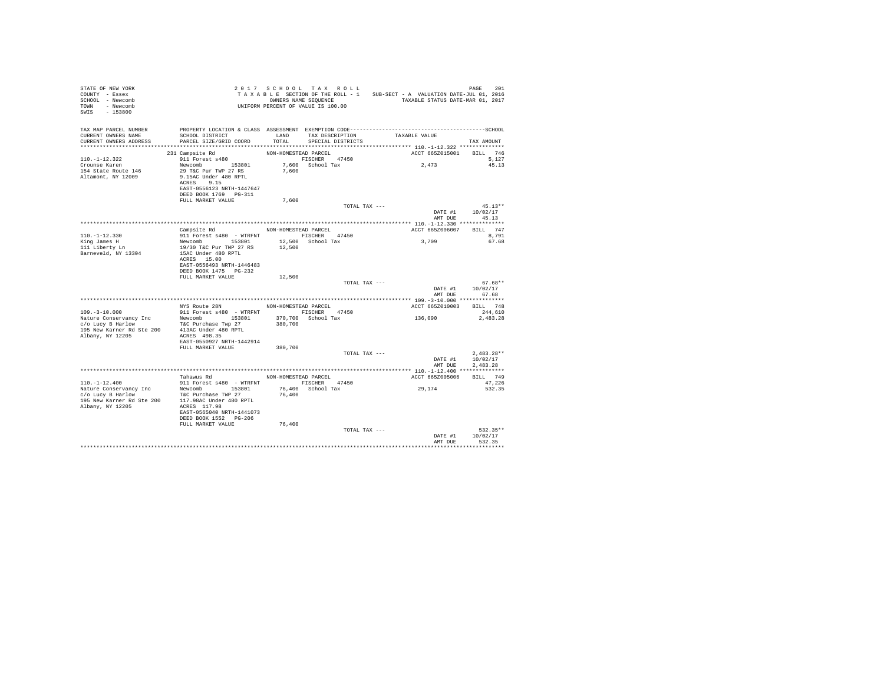STATE OF NEW YORK
COUNTY - Essex
SCHOOL - Newcomb
TOWN - Newcomb
SWIS - 153800

2017 SCHOOL TAX ROLL
TAXABLE SECTION OF THE ROLL - 1
OWNERS NAME SEQUENCE
UNIFORM PERCENT OF VALUE IS 100.00

SUB-SECT - A VALUATION DATE-JUL 01, 2016
TAXABLE STATUS DATE-MAR 01, 2017

| TAX MAP PARCEL NUMBER / CURRENT OWNERS NAME / CURRENT OWNERS ADDRESS | PROPERTY LOCATION & CLASS / SCHOOL DISTRICT / PARCEL SIZE/GRID COORD | ASSESSMENT LAND / TOTAL | EXEMPTION CODE / TAX DESCRIPTION / SPECIAL DISTRICTS | TAXABLE VALUE | TAX AMOUNT |
|---|---|---|---|---|---|
| **110.-1-12.322** | 231 Campsite Rd | | NON-HOMESTEAD PARCEL | ACCT 665Z015001 | BILL 746 |
| 110.-1-12.322 | 911 Forest s480 | | FISCHER 47450 | | 5,127 |
| Crounse Karen | Newcomb 153801 | 7,600 | School Tax | 2,473 | 45.13 |
| 154 State Route 146 | 29 T&C Pur TWP 27 RS | 7,600 | | | |
| Altamont, NY 12009 | 9.15AC Under 480 RPTL | | | | |
| | ACRES 9.15 | | | | |
| | EAST-0556123 NRTH-1447647 | | | | |
| | DEED BOOK 1769 PG-311 | | | | |
| | FULL MARKET VALUE | 7,600 | | | |
| | | | TOTAL TAX --- | | 45.13** |
| | | | | DATE #1 | 10/02/17 |
| | | | | AMT DUE | 45.13 |
| **110.-1-12.330** | Campsite Rd | | NON-HOMESTEAD PARCEL | ACCT 665Z006007 | BILL 747 |
| 110.-1-12.330 | 911 Forest s480 - WTRFNT | | FISCHER 47450 | | 8,791 |
| King James H | Newcomb 153801 | 12,500 | School Tax | 3,709 | 67.68 |
| 111 Liberty Ln | 19/30 T&C Pur TWP 27 RS | 12,500 | | | |
| Barneveld, NY 13304 | 15AC Under 480 RPTL | | | | |
| | ACRES 15.00 | | | | |
| | EAST-0556493 NRTH-1446483 | | | | |
| | DEED BOOK 1475 PG-232 | | | | |
| | FULL MARKET VALUE | 12,500 | | | |
| | | | TOTAL TAX --- | | 67.68** |
| | | | | DATE #1 | 10/02/17 |
| | | | | AMT DUE | 67.68 |
| **109.-3-10.000** | NYS Route 28N | | NON-HOMESTEAD PARCEL | ACCT 665Z010003 | BILL 748 |
| 109.-3-10.000 | 911 Forest s480 - WTRFNT | | FISCHER 47450 | | 244,610 |
| Nature Conservancy Inc | Newcomb 153801 | 370,700 | School Tax | 136,090 | 2,483.28 |
| c/o Lucy B Harlow | T&C Purchase Twp 27 | 380,700 | | | |
| 195 New Karner Rd Ste 200 | 413AC Under 480 RPTL | | | | |
| Albany, NY 12205 | ACRES 498.35 | | | | |
| | EAST-0550927 NRTH-1442914 | | | | |
| | FULL MARKET VALUE | 380,700 | | | |
| | | | TOTAL TAX --- | | 2,483.28** |
| | | | | DATE #1 | 10/02/17 |
| | | | | AMT DUE | 2,483.28 |
| **110.-1-12.400** | Tahawus Rd | | NON-HOMESTEAD PARCEL | ACCT 665Z005006 | BILL 749 |
| 110.-1-12.400 | 911 Forest s480 - WTRFNT | | FISCHER 47450 | | 47,226 |
| Nature Conservancy Inc | Newcomb 153801 | 76,400 | School Tax | 29,174 | 532.35 |
| c/o Lucy B Harlow | T&C Purchase TWP 27 | 76,400 | | | |
| 195 New Karner Rd Ste 200 | 117.98AC Under 480 RPTL | | | | |
| Albany, NY 12205 | ACRES 117.98 | | | | |
| | EAST-0565040 NRTH-1441073 | | | | |
| | DEED BOOK 1552 PG-206 | | | | |
| | FULL MARKET VALUE | 76,400 | | | |
| | | | TOTAL TAX --- | | 532.35** |
| | | | | DATE #1 | 10/02/17 |
| | | | | AMT DUE | 532.35 |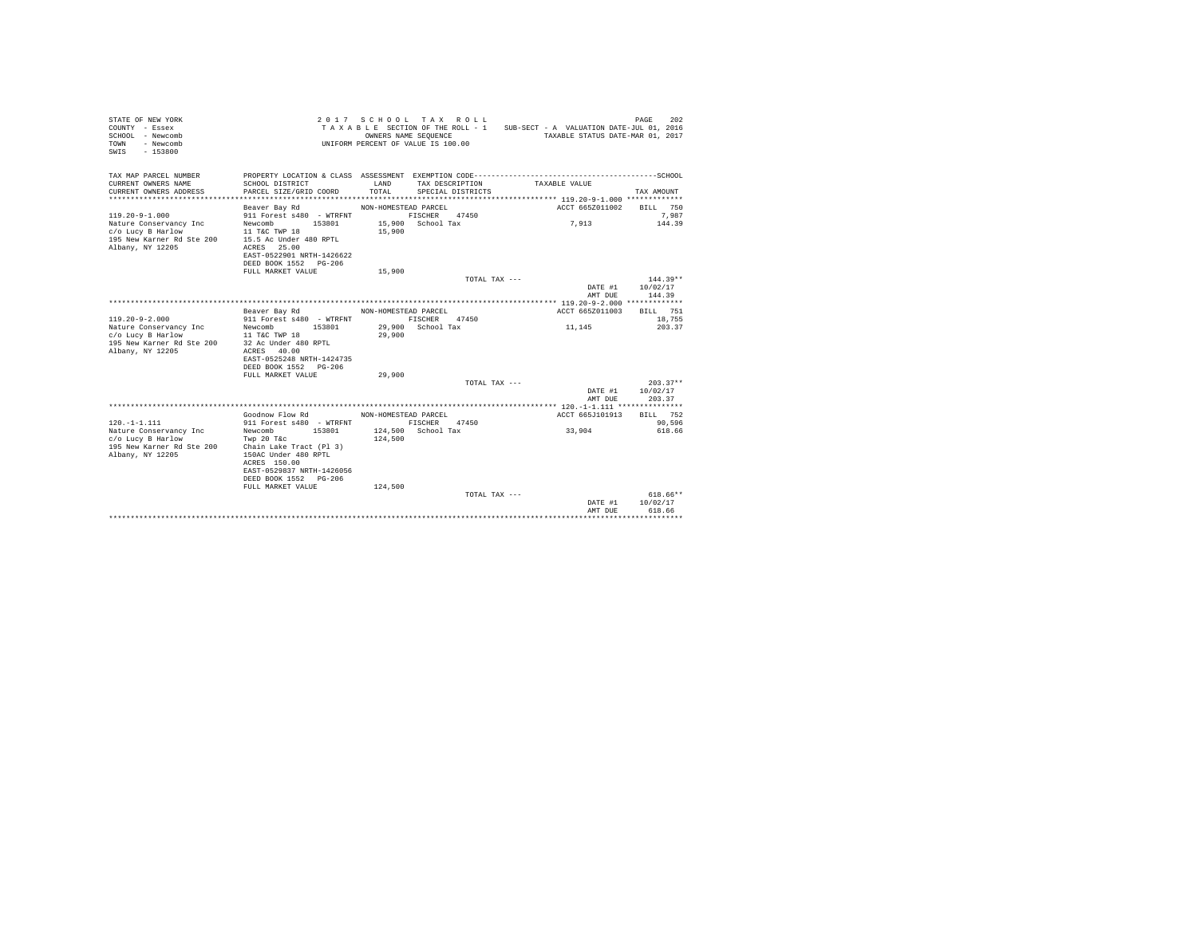STATE OF NEW YORK
COUNTY - Essex
SCHOOL - Newcomb
TOWN - Newcomb
SWIS - 153800

2017 SCHOOL TAX ROLL
TAXABLE SECTION OF THE ROLL - 1
OWNERS NAME SEQUENCE
UNIFORM PERCENT OF VALUE IS 100.00

SUB-SECT - A VALUATION DATE-JUL 01, 2016
TAXABLE STATUS DATE-MAR 01, 2017

| TAX MAP PARCEL NUMBER / CURRENT OWNERS NAME / CURRENT OWNERS ADDRESS | PROPERTY LOCATION & CLASS / SCHOOL DISTRICT / PARCEL SIZE/GRID COORD | ASSESSMENT LAND / TOTAL | EXEMPTION CODE / TAX DESCRIPTION / SPECIAL DISTRICTS | TAXABLE VALUE | TAX AMOUNT |
|---|---|---|---|---|---|
| 119.20-9-1.000 | Beaver Bay Rd | NON-HOMESTEAD PARCEL | | ACCT 665Z011002 | BILL 750 |
| | 911 Forest s480 - WTRFNT | | FISCHER 47450 | | 7,987 |
| Nature Conservancy Inc | Newcomb 153801 | 15,900 | School Tax | 7,913 | 144.39 |
| c/o Lucy B Harlow | 11 T&C TWP 18 | 15,900 | | | |
| 195 New Karner Rd Ste 200 | 15.5 Ac Under 480 RPTL | | | | |
| Albany, NY 12205 | ACRES 25.00 | | | | |
| | EAST-0522901 NRTH-1426622 | | | | |
| | DEED BOOK 1552 PG-206 | | | | |
| | FULL MARKET VALUE | 15,900 | | | |
| | | | TOTAL TAX --- | | 144.39** |
| | | | | DATE #1 | 10/02/17 |
| | | | | AMT DUE | 144.39 |
| 119.20-9-2.000 | Beaver Bay Rd | NON-HOMESTEAD PARCEL | | ACCT 665Z011003 | BILL 751 |
| | 911 Forest s480 - WTRFNT | | FISCHER 47450 | | 18,755 |
| Nature Conservancy Inc | Newcomb 153801 | 29,900 | School Tax | 11,145 | 203.37 |
| c/o Lucy B Harlow | 11 T&C TWP 18 | 29,900 | | | |
| 195 New Karner Rd Ste 200 | 32 Ac Under 480 RPTL | | | | |
| Albany, NY 12205 | ACRES 40.00 | | | | |
| | EAST-0525248 NRTH-1424735 | | | | |
| | DEED BOOK 1552 PG-206 | | | | |
| | FULL MARKET VALUE | 29,900 | | | |
| | | | TOTAL TAX --- | | 203.37** |
| | | | | DATE #1 | 10/02/17 |
| | | | | AMT DUE | 203.37 |
| 120.-1-1.111 | Goodnow Flow Rd | NON-HOMESTEAD PARCEL | | ACCT 665J101913 | BILL 752 |
| | 911 Forest s480 - WTRFNT | | FISCHER 47450 | | 90,596 |
| Nature Conservancy Inc | Newcomb 153801 | 124,500 | School Tax | 33,904 | 618.66 |
| c/o Lucy B Harlow | Twp 20 T&c | 124,500 | | | |
| 195 New Karner Rd Ste 200 | Chain Lake Tract (Pl 3) | | | | |
| Albany, NY 12205 | 150AC Under 480 RPTL | | | | |
| | ACRES 150.00 | | | | |
| | EAST-0529837 NRTH-1426056 | | | | |
| | DEED BOOK 1552 PG-206 | | | | |
| | FULL MARKET VALUE | 124,500 | | | |
| | | | TOTAL TAX --- | | 618.66** |
| | | | | DATE #1 | 10/02/17 |
| | | | | AMT DUE | 618.66 |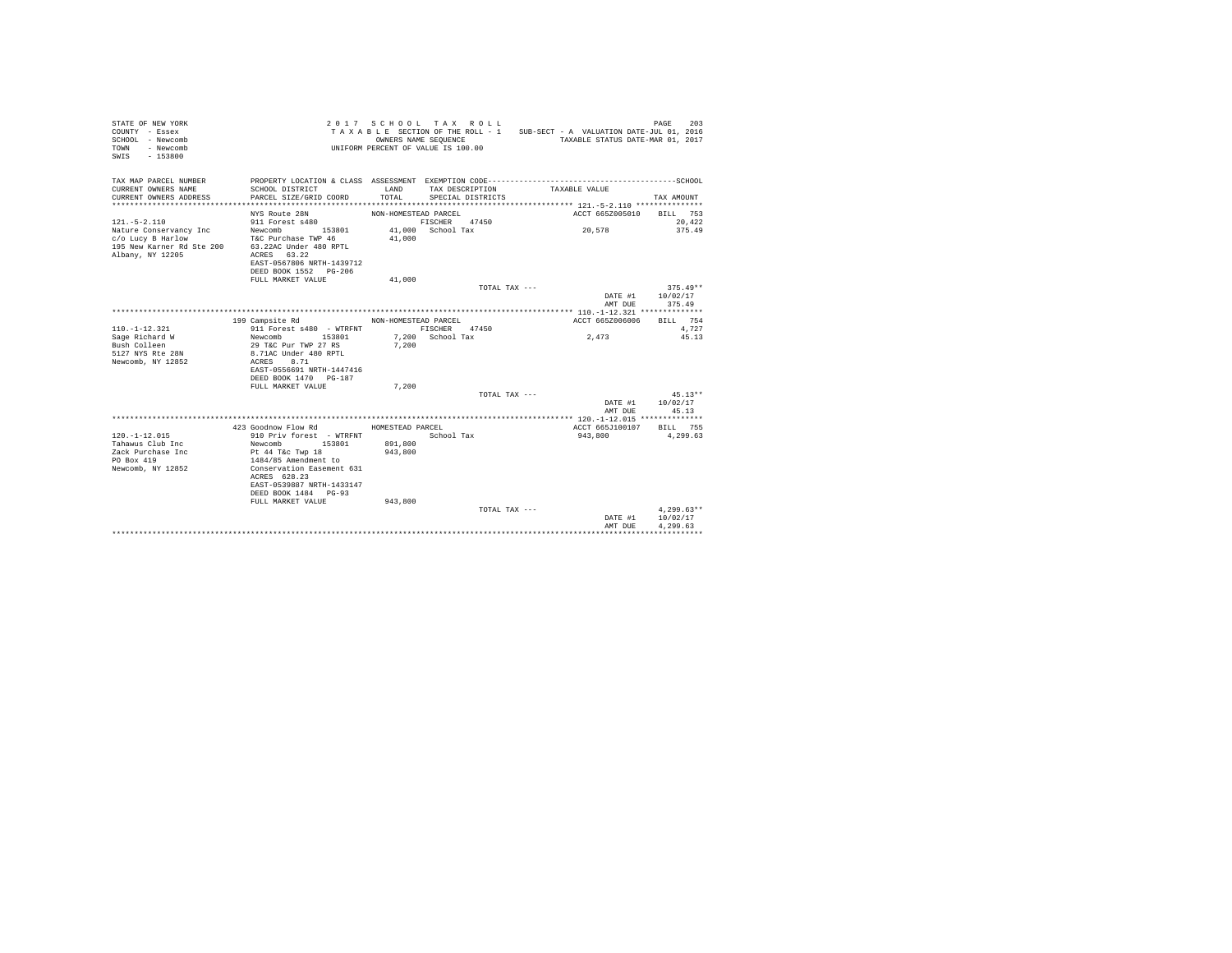STATE OF NEW YORK
COUNTY - Essex
SCHOOL - Newcomb
TOWN - Newcomb
SWIS - 153800

2 0 1 7 S C H O O L T A X R O L L
T A X A B L E SECTION OF THE ROLL - 1
OWNERS NAME SEQUENCE
UNIFORM PERCENT OF VALUE IS 100.00

SUB-SECT - A VALUATION DATE-JUL 01, 2016
TAXABLE STATUS DATE-MAR 01, 2017

| TAX MAP PARCEL NUMBER / CURRENT OWNERS NAME / CURRENT OWNERS ADDRESS | PROPERTY LOCATION & CLASS / SCHOOL DISTRICT / PARCEL SIZE/GRID COORD | ASSESSMENT LAND / TOTAL | EXEMPTION CODE / TAX DESCRIPTION / SPECIAL DISTRICTS | TAXABLE VALUE | SCHOOL TAX AMOUNT |
|---|---|---|---|---|---|
| **121.-5-2.110** | NYS Route 28N | NON-HOMESTEAD PARCEL | | ACCT 665Z005010 | BILL 753 |
| 121.-5-2.110 | 911 Forest s480 | | FISCHER 47450 | | 20,422 |
| Nature Conservancy Inc | Newcomb 153801 | 41,000 | School Tax | 20,578 | 375.49 |
| c/o Lucy B Harlow | T&C Purchase TWP 46 | 41,000 | | | |
| 195 New Karner Rd Ste 200 | 63.22AC Under 480 RPTL | | | | |
| Albany, NY 12205 | ACRES 63.22 | | | | |
| | EAST-0567806 NRTH-1439712 | | | | |
| | DEED BOOK 1552 PG-206 | | | | |
| | FULL MARKET VALUE | 41,000 | | | |
| | | | TOTAL TAX --- | | 375.49** |
| | | | | DATE #1 | 10/02/17 |
| | | | | AMT DUE | 375.49 |
| **110.-1-12.321** | 199 Campsite Rd | NON-HOMESTEAD PARCEL | | ACCT 665Z006006 | BILL 754 |
| 110.-1-12.321 | 911 Forest s480 - WTRFNT | | FISCHER 47450 | | 4,727 |
| Sage Richard W | Newcomb 153801 | 7,200 | School Tax | 2,473 | 45.13 |
| Bush Colleen | 29 T&C Pur TWP 27 RS | 7,200 | | | |
| 5127 NYS Rte 28N | 8.71AC Under 480 RPTL | | | | |
| Newcomb, NY 12852 | ACRES 8.71 | | | | |
| | EAST-0556691 NRTH-1447416 | | | | |
| | DEED BOOK 1470 PG-187 | | | | |
| | FULL MARKET VALUE | 7,200 | | | |
| | | | TOTAL TAX --- | | 45.13** |
| | | | | DATE #1 | 10/02/17 |
| | | | | AMT DUE | 45.13 |
| **120.-1-12.015** | 423 Goodnow Flow Rd | HOMESTEAD PARCEL | | ACCT 665J100107 | BILL 755 |
| 120.-1-12.015 | 910 Priv forest - WTRFNT | | School Tax | 943,800 | 4,299.63 |
| Tahawus Club Inc | Newcomb 153801 | 891,800 | | | |
| Zack Purchase Inc | Pt 44 T&c Twp 18 | 943,800 | | | |
| PO Box 419 | 1484/85 Amendment to | | | | |
| Newcomb, NY 12852 | Conservation Easement 631 | | | | |
| | ACRES 628.23 | | | | |
| | EAST-0539887 NRTH-1433147 | | | | |
| | DEED BOOK 1484 PG-93 | | | | |
| | FULL MARKET VALUE | 943,800 | | | |
| | | | TOTAL TAX --- | | 4,299.63** |
| | | | | DATE #1 | 10/02/17 |
| | | | | AMT DUE | 4,299.63 |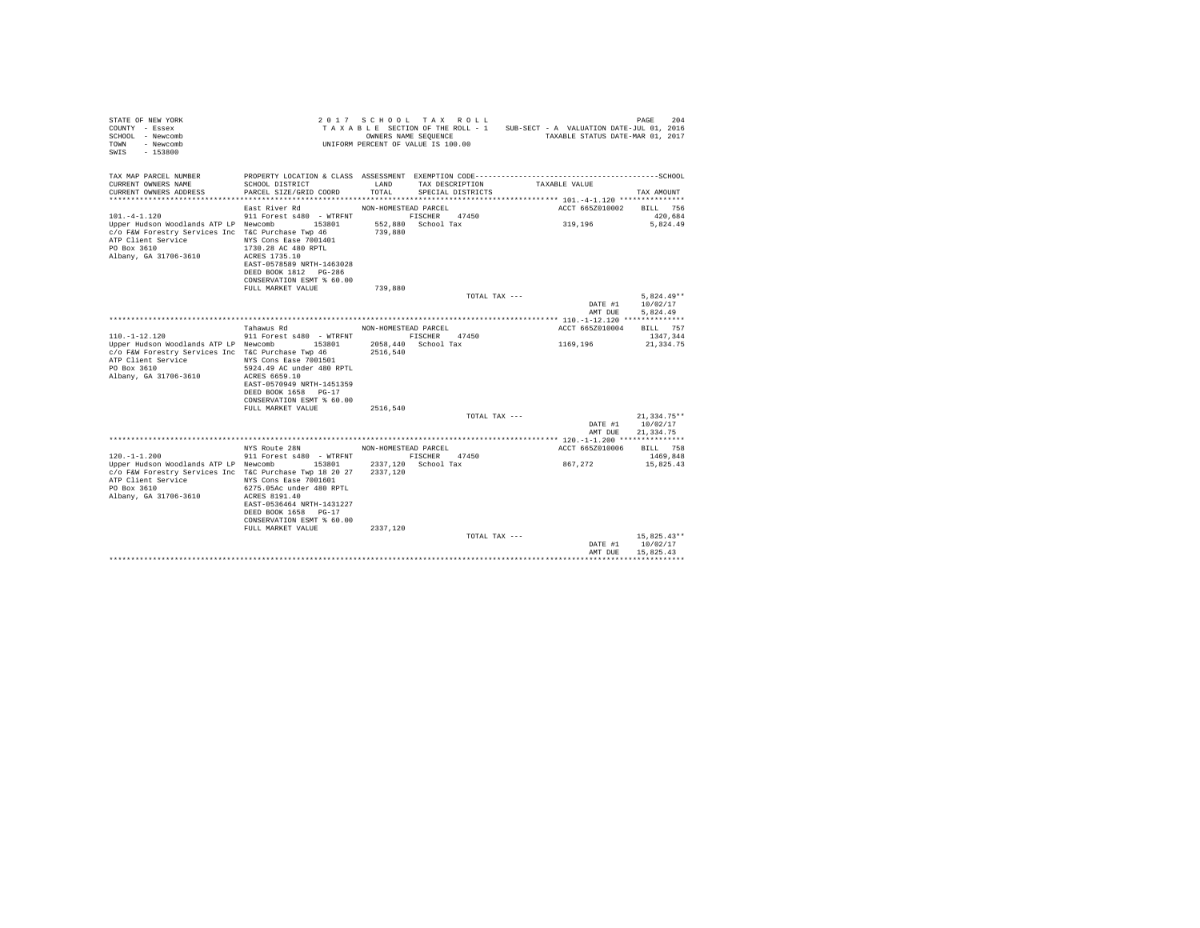STATE OF NEW YORK
COUNTY - Essex
SCHOOL - Newcomb
TOWN - Newcomb
SWIS - 153800

2 0 1 7 S C H O O L T A X R O L L
T A X A B L E SECTION OF THE ROLL - 1
OWNERS NAME SEQUENCE
UNIFORM PERCENT OF VALUE IS 100.00

SUB-SECT - A VALUATION DATE-JUL 01, 2016
TAXABLE STATUS DATE-MAR 01, 2017

| TAX MAP PARCEL NUMBER / CURRENT OWNERS NAME / CURRENT OWNERS ADDRESS | PROPERTY LOCATION & CLASS / SCHOOL DISTRICT / PARCEL SIZE/GRID COORD | ASSESSMENT LAND / TOTAL | EXEMPTION CODE / TAX DESCRIPTION / SPECIAL DISTRICTS | TAXABLE VALUE | SCHOOL TAX AMOUNT |
|---|---|---|---|---|---|
| **101.-4-1.120** | East River Rd | NON-HOMESTEAD PARCEL | | ACCT 665Z010002 | BILL 756 |
| 101.-4-1.120 | 911 Forest s480 - WTRFNT | | FISCHER 47450 | | 420,684 |
| Upper Hudson Woodlands ATP LP | Newcomb 153801 | 552,880 | School Tax | 319,196 | 5,824.49 |
| c/o F&W Forestry Services Inc | T&C Purchase Twp 46 | 739,880 | | | |
| ATP Client Service | NYS Cons Ease 7001401 | | | | |
| PO Box 3610 | 1730.28 AC 480 RPTL | | | | |
| Albany, GA 31706-3610 | ACRES 1735.10 | | | | |
| | EAST-0578589 NRTH-1463028 | | | | |
| | DEED BOOK 1812 PG-286 | | | | |
| | CONSERVATION ESMT % 60.00 | | | | |
| | FULL MARKET VALUE | 739,880 | | | |
| | | | TOTAL TAX --- | | 5,824.49** |
| | | | | DATE #1 | 10/02/17 |
| | | | | AMT DUE | 5,824.49 |
| **110.-1-12.120** | Tahawus Rd | NON-HOMESTEAD PARCEL | | ACCT 665Z010004 | BILL 757 |
| 110.-1-12.120 | 911 Forest s480 - WTRFNT | | FISCHER 47450 | | 1347,344 |
| Upper Hudson Woodlands ATP LP | Newcomb 153801 | 2058,440 | School Tax | 1169,196 | 21,334.75 |
| c/o F&W Forestry Services Inc | T&C Purchase Twp 46 | 2516,540 | | | |
| ATP Client Service | NYS Cons Ease 7001501 | | | | |
| PO Box 3610 | 5924.49 AC under 480 RPTL | | | | |
| Albany, GA 31706-3610 | ACRES 6659.10 | | | | |
| | EAST-0570949 NRTH-1451359 | | | | |
| | DEED BOOK 1658 PG-17 | | | | |
| | CONSERVATION ESMT % 60.00 | | | | |
| | FULL MARKET VALUE | 2516,540 | | | |
| | | | TOTAL TAX --- | | 21,334.75** |
| | | | | DATE #1 | 10/02/17 |
| | | | | AMT DUE | 21,334.75 |
| **120.-1-1.200** | NYS Route 28N | NON-HOMESTEAD PARCEL | | ACCT 665Z010006 | BILL 758 |
| 120.-1-1.200 | 911 Forest s480 - WTRFNT | | FISCHER 47450 | | 1469,848 |
| Upper Hudson Woodlands ATP LP | Newcomb 153801 | 2337,120 | School Tax | 867,272 | 15,825.43 |
| c/o F&W Forestry Services Inc | T&C Purchase Twp 18 20 27 | 2337,120 | | | |
| ATP Client Service | NYS Cons Ease 7001601 | | | | |
| PO Box 3610 | 6275.05Ac under 480 RPTL | | | | |
| Albany, GA 31706-3610 | ACRES 8191.40 | | | | |
| | EAST-0536464 NRTH-1431227 | | | | |
| | DEED BOOK 1658 PG-17 | | | | |
| | CONSERVATION ESMT % 60.00 | | | | |
| | FULL MARKET VALUE | 2337,120 | | | |
| | | | TOTAL TAX --- | | 15,825.43** |
| | | | | DATE #1 | 10/02/17 |
| | | | | AMT DUE | 15,825.43 |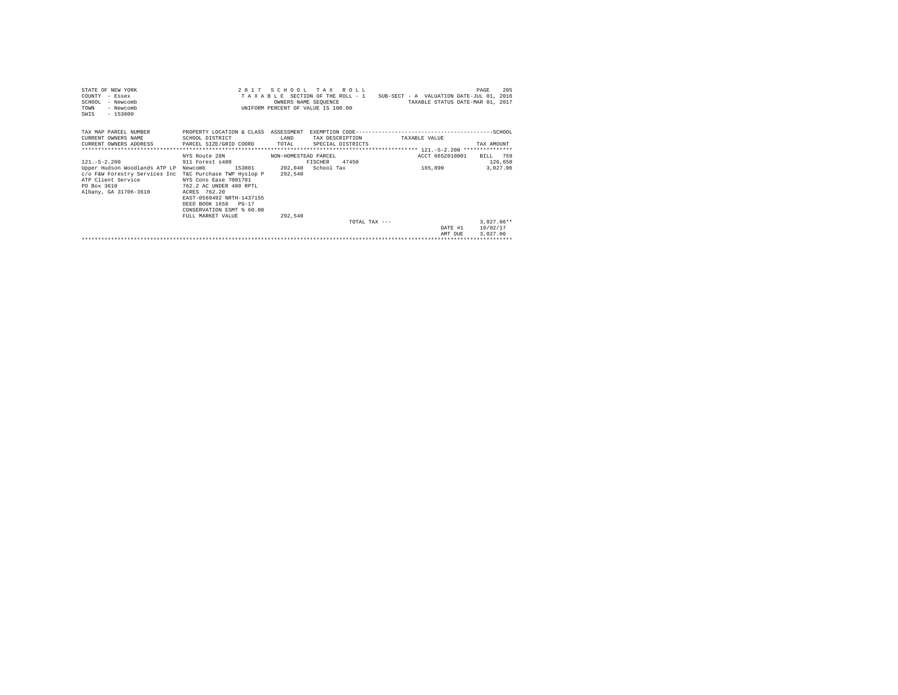STATE OF NEW YORK
COUNTY - Essex
SCHOOL - Newcomb
TOWN - Newcomb
SWIS - 153800

2 0 1 7 S C H O O L T A X R O L L
T A X A B L E SECTION OF THE ROLL - 1
OWNERS NAME SEQUENCE
UNIFORM PERCENT OF VALUE IS 100.00

SUB-SECT - A VALUATION DATE-JUL 01, 2016
TAXABLE STATUS DATE-MAR 01, 2017

| TAX MAP PARCEL NUMBER<br>CURRENT OWNERS NAME<br>CURRENT OWNERS ADDRESS | PROPERTY LOCATION & CLASS<br>SCHOOL DISTRICT<br>PARCEL SIZE/GRID COORD | ASSESSMENT<br>LAND<br>TOTAL | EXEMPTION CODE<br>TAX DESCRIPTION<br>SPECIAL DISTRICTS | TAXABLE VALUE | SCHOOL<br>TAX AMOUNT |
|---|---|---|---|---|---|
| | NYS Route 28N | NON-HOMESTEAD PARCEL | | ACCT 665Z010001 | BILL 759 |
| 121.-5-2.200 | 911 Forest s480 | | FISCHER 47450 | | 126,650 |
| Upper Hudson Woodlands ATP LP | Newcomb 153801 | 202,040 | School Tax | 165,890 | 3,027.06 |
| c/o F&W Forestry Services Inc | T&C Purchase TWP Hyslop P | 292,540 | | | |
| ATP Client Service | NYS Cons Ease 7001701 | | | | |
| PO Box 3610 | 762.2 AC UNDER 480 RPTL | | | | |
| Albany, GA 31706-3610 | ACRES 762.20 | | | | |
| | EAST-0569492 NRTH-1437155 | | | | |
| | DEED BOOK 1658 PG-17 | | | | |
| | CONSERVATION ESMT % 60.00 | | | | |
| | FULL MARKET VALUE | 292,540 | | | |
| | | | TOTAL TAX --- | | 3,027.06** |
| | | | | DATE #1 | 10/02/17 |
| | | | | AMT DUE | 3,027.06 |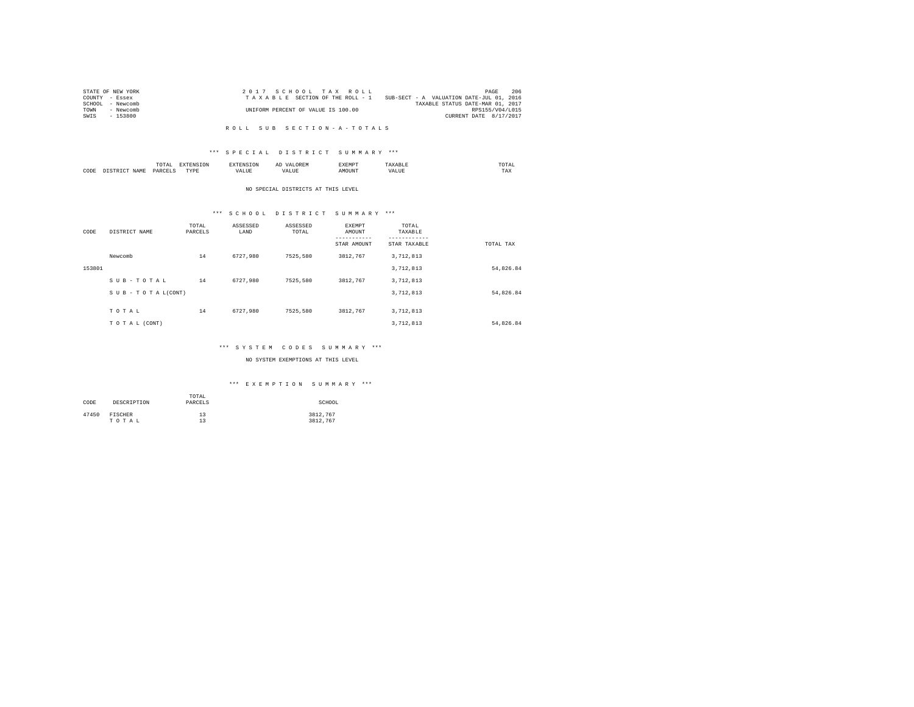STATE OF NEW YORK
COUNTY - Essex
SCHOOL - Newcomb
TOWN - Newcomb
SWIS - 153800

2 0 1 7 S C H O O L T A X R O L L
T A X A B L E SECTION OF THE ROLL - 1
UNIFORM PERCENT OF VALUE IS 100.00

SUB-SECT - A VALUATION DATE-JUL 01, 2016
TAXABLE STATUS DATE-MAR 01, 2017
RPS155/V04/L015
CURRENT DATE 8/17/2017

R O L L S U B S E C T I O N - A - T O T A L S

*** S P E C I A L D I S T R I C T S U M M A R Y ***

| CODE | DISTRICT NAME | TOTAL PARCELS | EXTENSION TYPE | EXTENSION VALUE | AD VALOREM VALUE | EXEMPT AMOUNT | TAXABLE VALUE | TOTAL TAX |
|---|---|---|---|---|---|---|---|---|

NO SPECIAL DISTRICTS AT THIS LEVEL

*** S C H O O L D I S T R I C T S U M M A R Y ***

| CODE | DISTRICT NAME | TOTAL PARCELS | ASSESSED LAND | ASSESSED TOTAL | EXEMPT AMOUNT / STAR AMOUNT | TOTAL TAXABLE / STAR TAXABLE | TOTAL TAX |
|---|---|---|---|---|---|---|---|
| | Newcomb | 14 | 6727,980 | 7525,580 | 3812,767 | 3,712,813 | |
| 153801 | | | | | | 3,712,813 | 54,826.84 |
| | S U B - T O T A L | 14 | 6727,980 | 7525,580 | 3812,767 | 3,712,813 | |
| | S U B - T O T A L(CONT) | | | | | 3,712,813 | 54,826.84 |
| | T O T A L | 14 | 6727,980 | 7525,580 | 3812,767 | 3,712,813 | |
| | T O T A L (CONT) | | | | | 3,712,813 | 54,826.84 |

*** S Y S T E M C O D E S S U M M A R Y ***

NO SYSTEM EXEMPTIONS AT THIS LEVEL

*** E X E M P T I O N S U M M A R Y ***

| CODE | DESCRIPTION | TOTAL PARCELS | SCHOOL |
|---|---|---|---|
| 47450 | FISCHER | 13 | 3812,767 |
| | T O T A L | 13 | 3812,767 |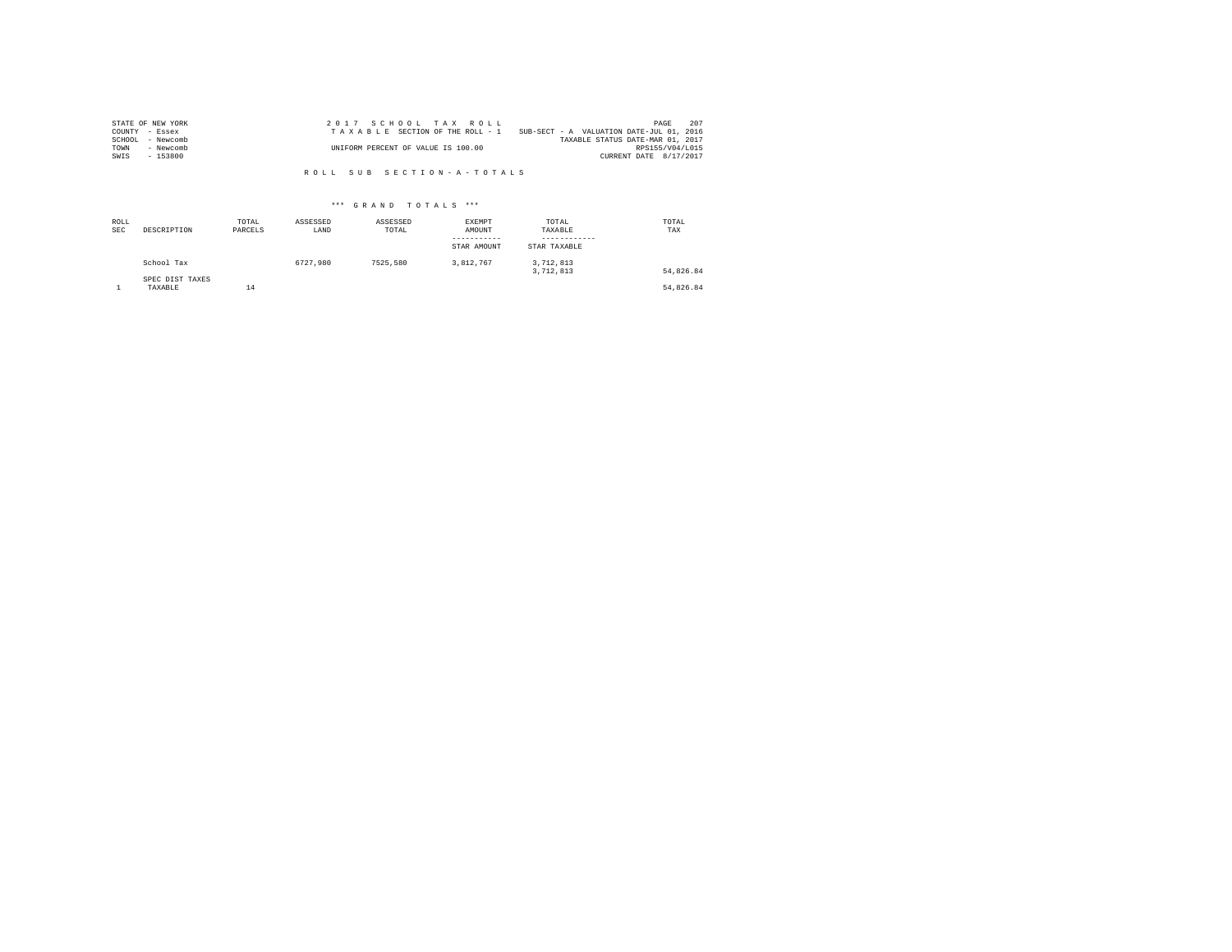STATE OF NEW YORK
COUNTY - Essex
SCHOOL - Newcomb
TOWN - Newcomb
SWIS - 153800

2 0 1 7 S C H O O L T A X R O L L
T A X A B L E SECTION OF THE ROLL - 1
UNIFORM PERCENT OF VALUE IS 100.00

SUB-SECT - A VALUATION DATE-JUL 01, 2016
TAXABLE STATUS DATE-MAR 01, 2017
RPS155/V04/L015
CURRENT DATE 8/17/2017

R O L L S U B S E C T I O N - A - T O T A L S

\*\*\* G R A N D T O T A L S \*\*\*

| ROLL SEC | DESCRIPTION | TOTAL PARCELS | ASSESSED LAND | ASSESSED TOTAL | EXEMPT AMOUNT<br>-----------<br>STAR AMOUNT | TOTAL TAXABLE<br>------------<br>STAR TAXABLE | TOTAL TAX |
|---|---|---|---|---|---|---|---|
| | School Tax | | 6727,980 | 7525,580 | 3,812,767 | 3,712,813<br>3,712,813 | 54,826.84 |
| | SPEC DIST TAXES | | | | | | |
| 1 | TAXABLE | 14 | | | | | 54,826.84 |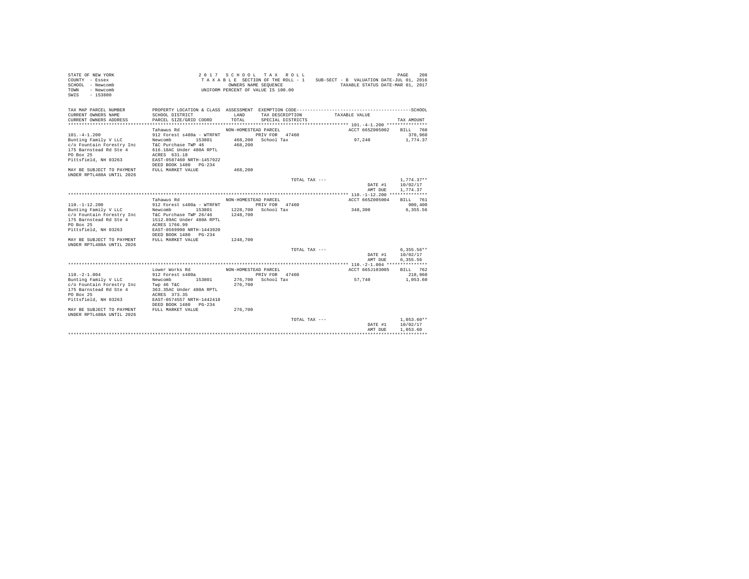STATE OF NEW YORK
COUNTY - Essex
SCHOOL - Newcomb
TOWN - Newcomb
SWIS - 153800

2 0 1 7 S C H O O L T A X R O L L
T A X A B L E SECTION OF THE ROLL - 1 SUB-SECT - B VALUATION DATE-JUL 01, 2016
OWNERS NAME SEQUENCE TAXABLE STATUS DATE-MAR 01, 2017
UNIFORM PERCENT OF VALUE IS 100.00

```
TAX MAP PARCEL NUMBER      PROPERTY LOCATION & CLASS  ASSESSMENT  EXEMPTION CODE------------------------------------------------SCHOOL
CURRENT OWNERS NAME        SCHOOL DISTRICT              LAND      TAX DESCRIPTION            TAXABLE VALUE
CURRENT OWNERS ADDRESS     PARCEL SIZE/GRID COORD       TOTAL     SPECIAL DISTRICTS                                       TAX AMOUNT
********************************************************************************************* 101.-4-1.200 ***************
                           Tahawus Rd                  NON-HOMESTEAD PARCEL                    ACCT 665Z005002    BILL  760
101.-4-1.200               912 Forest s480a - WTRFNT          PRIV FOR  47460                                      370,960
Bunting Family V LLC       Newcomb      153801        468,200  School Tax                       97,240             1,774.37
c/o Fountain Forestry Inc  T&C Purchase TWP 46        468,200
175 Barnstead Rd Ste 4     616.18AC Under 480A RPTL
PO Box 25                  ACRES  631.18
Pittsfield, NH 03263       EAST-0587460 NRTH-1457922
                           DEED BOOK 1480   PG-234
MAY BE SUBJECT TO PAYMENT  FULL MARKET VALUE          468,200
UNDER RPTL480A UNTIL 2026
                                                                      TOTAL TAX ---                              1,774.37**
                                                                                               DATE #1           10/02/17
                                                                                               AMT DUE           1,774.37
********************************************************************************************* 110.-1-12.200 **************
                           Tahawus Rd                  NON-HOMESTEAD PARCEL                    ACCT 665Z005004    BILL  761
110.-1-12.200              912 Forest s480a - WTRFNT          PRIV FOR  47460                                      900,400
Bunting Family V LLC       Newcomb      153801       1228,700  School Tax                      348,300             6,355.56
c/o Fountain Forestry Inc  T&C Purchase TWP 26/46    1248,700
175 Barnstead Rd Ste 4     1512.89AC Under 480A RPTL
PO Box 25                  ACRES 1766.99
Pittsfield, NH 03263       EAST-0569990 NRTH-1443920
                           DEED BOOK 1480   PG-234
MAY BE SUBJECT TO PAYMENT  FULL MARKET VALUE         1248,700
UNDER RPTL480A UNTIL 2026
                                                                      TOTAL TAX ---                              6,355.56**
                                                                                               DATE #1           10/02/17
                                                                                               AMT DUE           6,355.56
********************************************************************************************* 110.-2-1.004 ***************
                           Lower Works Rd              NON-HOMESTEAD PARCEL                    ACCT 665J103005    BILL  762
110.-2-1.004               912 Forest s480a                   PRIV FOR  47460                                      218,960
Bunting Family V LLC       Newcomb      153801        276,700  School Tax                       57,740             1,053.60
c/o Fountain Forestry Inc  Twp 46 T&C                 276,700
175 Barnstead Rd Ste 4     363.35AC Under 480A RPTL
PO Box 25                  ACRES  373.35
Pittsfield, NH 03263       EAST-0574557 NRTH-1442418
                           DEED BOOK 1480   PG-234
MAY BE SUBJECT TO PAYMENT  FULL MARKET VALUE          276,700
UNDER RPTL480A UNTIL 2026
                                                                      TOTAL TAX ---                              1,053.60**
                                                                                               DATE #1           10/02/17
                                                                                               AMT DUE           1,053.60
****************************************************************************************************************************
```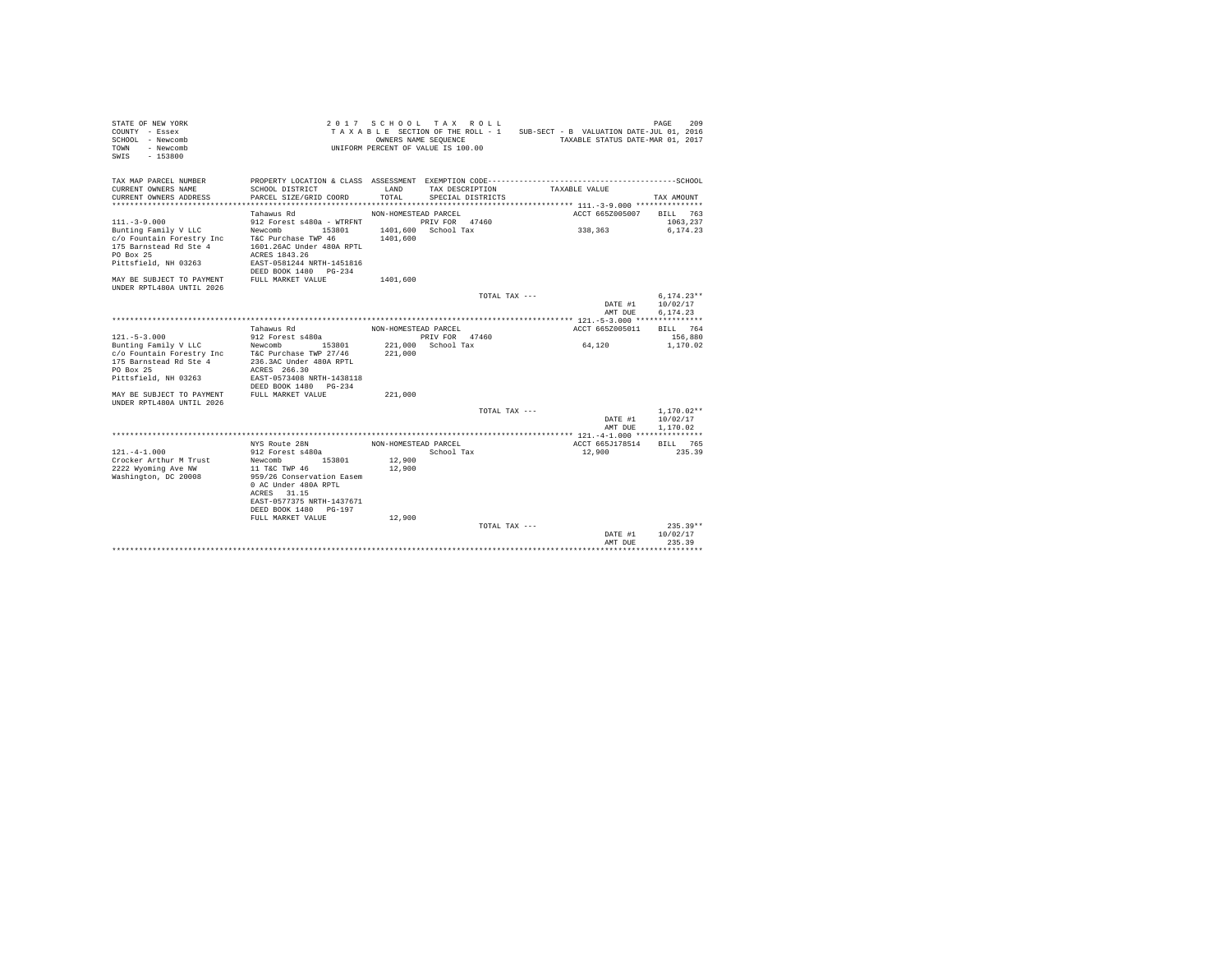STATE OF NEW YORK
COUNTY - Essex
SCHOOL - Newcomb
TOWN - Newcomb
SWIS - 153800

2 0 1 7 S C H O O L T A X R O L L
T A X A B L E SECTION OF THE ROLL - 1
OWNERS NAME SEQUENCE
UNIFORM PERCENT OF VALUE IS 100.00

SUB-SECT - B VALUATION DATE-JUL 01, 2016
TAXABLE STATUS DATE-MAR 01, 2017

```
TAX MAP PARCEL NUMBER      PROPERTY LOCATION & CLASS  ASSESSMENT  EXEMPTION CODE------------------------------------------------SCHOOL
CURRENT OWNERS NAME        SCHOOL DISTRICT               LAND      TAX DESCRIPTION            TAXABLE VALUE
CURRENT OWNERS ADDRESS     PARCEL SIZE/GRID COORD        TOTAL     SPECIAL DISTRICTS                                      TAX AMOUNT
******************************************************************************************************* 111.-3-9.000 ***************
                           Tahawus Rd                 NON-HOMESTEAD PARCEL                         ACCT 665Z005007    BILL  763
111.-3-9.000               912 Forest s480a - WTRFNT         PRIV FOR  47460                                          1063,237
Bunting Family V LLC       Newcomb       153801       1401,600   School Tax                     338,363               6,174.23
c/o Fountain Forestry Inc  T&C Purchase TWP 46        1401,600
175 Barnstead Rd Ste 4     1601.26AC Under 480A RPTL
PO Box 25                  ACRES 1843.26
Pittsfield, NH 03263       EAST-0581244 NRTH-1451816
                           DEED BOOK 1480   PG-234
MAY BE SUBJECT TO PAYMENT  FULL MARKET VALUE          1401,600
UNDER RPTL480A UNTIL 2026
                                                                     TOTAL TAX ---                                   6,174.23**
                                                                                                      DATE #1       10/02/17
                                                                                                      AMT DUE       6,174.23
******************************************************************************************************* 121.-5-3.000 ***************
                           Tahawus Rd                 NON-HOMESTEAD PARCEL                         ACCT 665Z005011    BILL  764
121.-5-3.000               912 Forest s480a                  PRIV FOR  47460                                           156,880
Bunting Family V LLC       Newcomb       153801        221,000   School Tax                      64,120               1,170.02
c/o Fountain Forestry Inc  T&C Purchase TWP 27/46      221,000
175 Barnstead Rd Ste 4     236.3AC Under 480A RPTL
PO Box 25                  ACRES  266.30
Pittsfield, NH 03263       EAST-0573408 NRTH-1438118
                           DEED BOOK 1480   PG-234
MAY BE SUBJECT TO PAYMENT  FULL MARKET VALUE           221,000
UNDER RPTL480A UNTIL 2026
                                                                     TOTAL TAX ---                                   1,170.02**
                                                                                                      DATE #1       10/02/17
                                                                                                      AMT DUE       1,170.02
******************************************************************************************************* 121.-4-1.000 ***************
                           NYS Route 28N              NON-HOMESTEAD PARCEL                         ACCT 665J178514    BILL  765
121.-4-1.000               912 Forest s480a                  School Tax                      12,900                 235.39
Crocker Arthur M Trust     Newcomb       153801         12,900
2222 Wyoming Ave NW        11 T&C TWP 46                12,900
Washington, DC 20008       959/26 Conservation Easem
                           0 AC Under 480A RPTL
                           ACRES   31.15
                           EAST-0577375 NRTH-1437671
                           DEED BOOK 1480   PG-197
                           FULL MARKET VALUE            12,900
                                                                     TOTAL TAX ---                                     235.39**
                                                                                                      DATE #1       10/02/17
                                                                                                      AMT DUE         235.39
************************************************************************************************************************************
```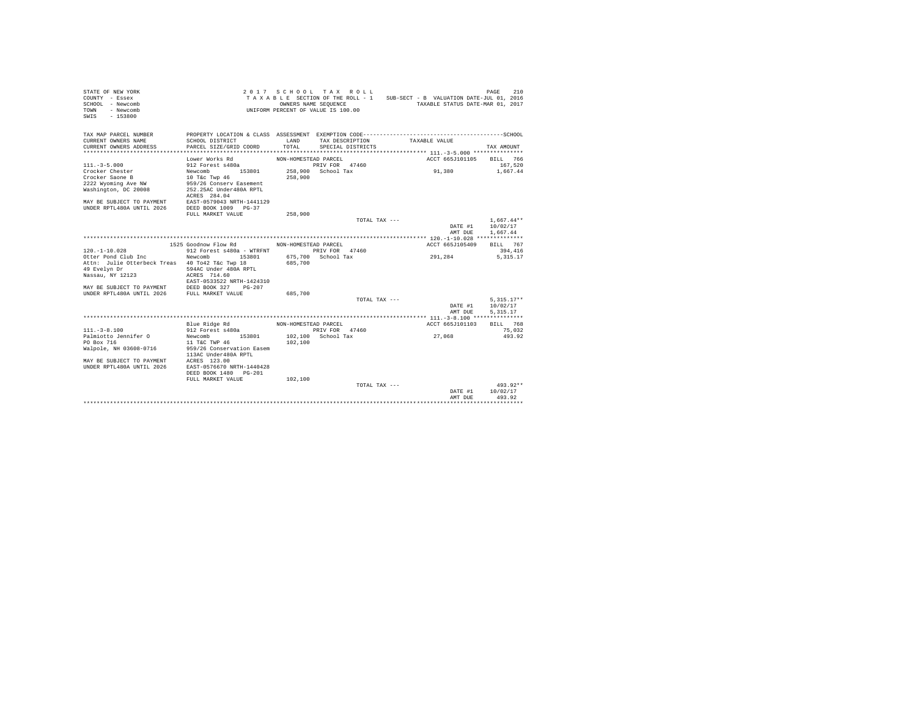STATE OF NEW YORK
COUNTY - Essex
SCHOOL - Newcomb
TOWN - Newcomb
SWIS - 153800

2 0 1 7 S C H O O L T A X R O L L
T A X A B L E SECTION OF THE ROLL - 1 SUB-SECT - B VALUATION DATE-JUL 01, 2016
OWNERS NAME SEQUENCE TAXABLE STATUS DATE-MAR 01, 2017
UNIFORM PERCENT OF VALUE IS 100.00

| TAX MAP PARCEL NUMBER / CURRENT OWNERS NAME / CURRENT OWNERS ADDRESS | PROPERTY LOCATION & CLASS / SCHOOL DISTRICT / PARCEL SIZE/GRID COORD | ASSESSMENT LAND / TOTAL | EXEMPTION CODE / TAX DESCRIPTION / SPECIAL DISTRICTS | TAXABLE VALUE | TAX AMOUNT |
|---|---|---|---|---|---|
| **111.-3-5.000** | Lower Works Rd | NON-HOMESTEAD PARCEL | | ACCT 665J101105 | BILL 766 |
| 111.-3-5.000 | 912 Forest s480a | | PRIV FOR 47460 | | 167,520 |
| Crocker Chester | Newcomb 153801 | 258,900 | School Tax | 91,380 | 1,667.44 |
| Crocker Saone B | 10 T&c Twp 46 | 258,900 | | | |
| 2222 Wyoming Ave NW | 959/26 Conserv Easement | | | | |
| Washington, DC 20008 | 252.25AC Under480A RPTL | | | | |
| | ACRES 284.04 | | | | |
| MAY BE SUBJECT TO PAYMENT | EAST-0579043 NRTH-1441129 | | | | |
| UNDER RPTL480A UNTIL 2026 | DEED BOOK 1009 PG-37 | | | | |
| | FULL MARKET VALUE | 258,900 | | | |
| | | | TOTAL TAX --- | | 1,667.44** |
| | | | | DATE #1 | 10/02/17 |
| | | | | AMT DUE | 1,667.44 |
| **120.-1-10.028** | 1525 Goodnow Flow Rd | NON-HOMESTEAD PARCEL | | ACCT 665J105409 | BILL 767 |
| 120.-1-10.028 | 912 Forest s480a - WTRFNT | | PRIV FOR 47460 | | 394,416 |
| Otter Pond Club Inc | Newcomb 153801 | 675,700 | School Tax | 291,284 | 5,315.17 |
| Attn: Julie Otterbeck Treas | 40 To42 T&c Twp 18 | 685,700 | | | |
| 49 Evelyn Dr | 594AC Under 480A RPTL | | | | |
| Nassau, NY 12123 | ACRES 714.60 | | | | |
| | EAST-0533522 NRTH-1424310 | | | | |
| MAY BE SUBJECT TO PAYMENT | DEED BOOK 327 PG-207 | | | | |
| UNDER RPTL480A UNTIL 2026 | FULL MARKET VALUE | 685,700 | | | |
| | | | TOTAL TAX --- | | 5,315.17** |
| | | | | DATE #1 | 10/02/17 |
| | | | | AMT DUE | 5,315.17 |
| **111.-3-8.100** | Blue Ridge Rd | NON-HOMESTEAD PARCEL | | ACCT 665J101103 | BILL 768 |
| 111.-3-8.100 | 912 Forest s480a | | PRIV FOR 47460 | | 75,032 |
| Palmiotto Jennifer O | Newcomb 153801 | 102,100 | School Tax | 27,068 | 493.92 |
| PO Box 716 | 11 T&C TWP 46 | 102,100 | | | |
| Walpole, NH 03608-0716 | 959/26 Conservation Easem | | | | |
| | 113AC Under480A RPTL | | | | |
| MAY BE SUBJECT TO PAYMENT | ACRES 123.00 | | | | |
| UNDER RPTL480A UNTIL 2026 | EAST-0576670 NRTH-1440428 | | | | |
| | DEED BOOK 1480 PG-201 | | | | |
| | FULL MARKET VALUE | 102,100 | | | |
| | | | TOTAL TAX --- | | 493.92** |
| | | | | DATE #1 | 10/02/17 |
| | | | | AMT DUE | 493.92 |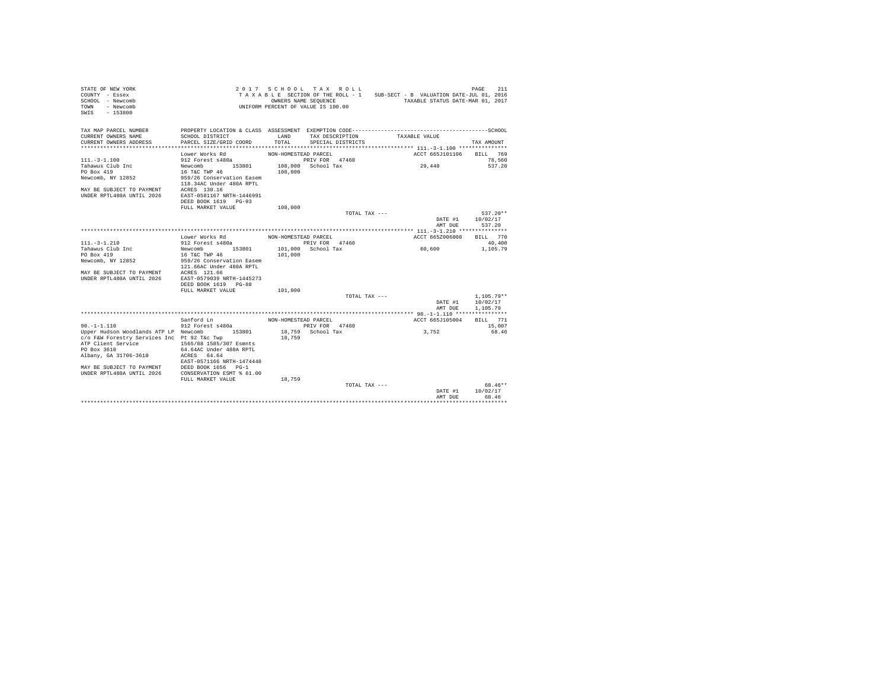```
STATE OF NEW YORK                    2 0 1 7   S C H O O L   T A X   R O L L                                         PAGE    211
COUNTY  - Essex                      T A X A B L E  SECTION OF THE ROLL - 1    SUB-SECT - B  VALUATION DATE-JUL 01, 2016
SCHOOL  - Newcomb                              OWNERS NAME SEQUENCE                  TAXABLE STATUS DATE-MAR 01, 2017
TOWN    - Newcomb                    UNIFORM PERCENT OF VALUE IS 100.00
SWIS    - 153800

TAX MAP PARCEL NUMBER          PROPERTY LOCATION & CLASS  ASSESSMENT  EXEMPTION CODE------------------------------------------------SCHOOL
CURRENT OWNERS NAME            SCHOOL DISTRICT              LAND      TAX DESCRIPTION            TAXABLE VALUE
CURRENT OWNERS ADDRESS         PARCEL SIZE/GRID COORD       TOTAL     SPECIAL DISTRICTS                                      TAX AMOUNT
******************************************************************************************************* 111.-3-1.100 ***************
                               Lower Works Rd              NON-HOMESTEAD PARCEL                      ACCT 665J101106    BILL   769
111.-3-1.100                   912 Forest s480a                       PRIV FOR   47460                                     78,560
Tahawus Club Inc               Newcomb         153801      108,000   School Tax                     29,440              537.20
PO Box 419                     16 T&C TWP 46               108,000
Newcomb, NY 12852              959/26 Conservation Easem
                               118.34AC Under 480A RPTL
MAY BE SUBJECT TO PAYMENT      ACRES  130.16
UNDER RPTL480A UNTIL 2026      EAST-0581167 NRTH-1446991
                               DEED BOOK 1619   PG-93
                               FULL MARKET VALUE           108,000
                                                                          TOTAL TAX ---                                   537.20**
                                                                                                      DATE #1         10/02/17
                                                                                                      AMT DUE           537.20
******************************************************************************************************* 111.-3-1.210 ***************
                               Lower Works Rd              NON-HOMESTEAD PARCEL                      ACCT 665Z006008    BILL   770
111.-3-1.210                   912 Forest s480a                       PRIV FOR   47460                                     40,400
Tahawus Club Inc               Newcomb         153801      101,000   School Tax                     60,600            1,105.79
PO Box 419                     16 T&C TWP 46               101,000
Newcomb, NY 12852              959/26 Conservation Easem
                               121.66AC Under 480A RPTL
MAY BE SUBJECT TO PAYMENT      ACRES  121.66
UNDER RPTL480A UNTIL 2026      EAST-0579039 NRTH-1445273
                               DEED BOOK 1619   PG-88
                               FULL MARKET VALUE           101,000
                                                                          TOTAL TAX ---                                 1,105.79**
                                                                                                      DATE #1         10/02/17
                                                                                                      AMT DUE         1,105.79
******************************************************************************************************* 90.-1-1.110 ****************
                               Sanford Ln                  NON-HOMESTEAD PARCEL                      ACCT 665J105004    BILL   771
90.-1-1.110                    912 Forest s480a                       PRIV FOR   47460                                     15,007
Upper Hudson Woodlands ATP LP  Newcomb         153801       18,759   School Tax                      3,752               68.46
c/o F&W Forestry Services Inc  Pt 92 T&c Twp                18,759
ATP Client Service             1565/88 1585/307 Esmnts
PO Box 3610                    64.64AC Under 480A RPTL
Albany, GA 31706-3610          ACRES   64.64
                               EAST-0571166 NRTH-1474448
MAY BE SUBJECT TO PAYMENT      DEED BOOK 1656   PG-1
UNDER RPTL480A UNTIL 2026      CONSERVATION ESMT % 61.00
                               FULL MARKET VALUE            18,759
                                                                          TOTAL TAX ---                                    68.46**
                                                                                                      DATE #1         10/02/17
                                                                                                      AMT DUE            68.46
************************************************************************************************************************************
```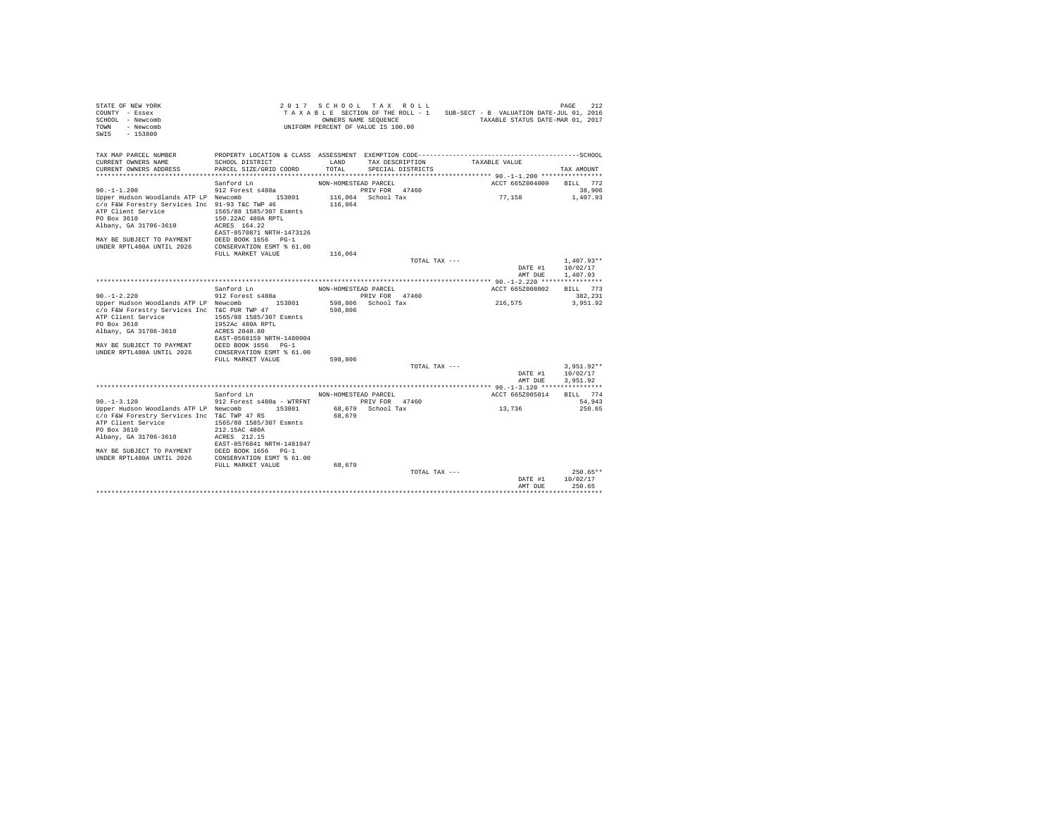STATE OF NEW YORK
COUNTY - Essex
SCHOOL - Newcomb
TOWN - Newcomb
SWIS - 153800

2017 SCHOOL TAX ROLL
TAXABLE SECTION OF THE ROLL - 1
OWNERS NAME SEQUENCE
UNIFORM PERCENT OF VALUE IS 100.00

SUB-SECT - B VALUATION DATE-JUL 01, 2016
TAXABLE STATUS DATE-MAR 01, 2017

```
TAX MAP PARCEL NUMBER      PROPERTY LOCATION & CLASS  ASSESSMENT  EXEMPTION CODE----------------------------------------------SCHOOL
CURRENT OWNERS NAME        SCHOOL DISTRICT            LAND        TAX DESCRIPTION            TAXABLE VALUE
CURRENT OWNERS ADDRESS     PARCEL SIZE/GRID COORD     TOTAL       SPECIAL DISTRICTS                                     TAX AMOUNT
*********************************************************************************************** 90.-1-1.200 ****************
                           Sanford Ln                 NON-HOMESTEAD PARCEL                   ACCT 665Z004009    BILL  772
90.-1-1.200                912 Forest s480a                  PRIV FOR  47460                                         38,906
Upper Hudson Woodlands ATP LP  Newcomb      153801     116,064  School Tax                      77,158            1,407.93
c/o F&W Forestry Services Inc  91-93 T&C TWP 46        116,064
ATP Client Service         1565/88 1585/307 Esmnts
PO Box 3610                150.22AC 480A RPTL
Albany, GA 31706-3610      ACRES 164.22
                           EAST-0570871 NRTH-1473126
MAY BE SUBJECT TO PAYMENT  DEED BOOK 1656   PG-1
UNDER RPTL480A UNTIL 2026  CONSERVATION ESMT % 61.00
                           FULL MARKET VALUE          116,064
                                                                 TOTAL TAX ---                              1,407.93**
                                                                                           DATE #1          10/02/17
                                                                                           AMT DUE          1,407.93
*********************************************************************************************** 90.-1-2.220 ****************
                           Sanford Ln                 NON-HOMESTEAD PARCEL                   ACCT 665Z008002    BILL  773
90.-1-2.220                912 Forest s480a                  PRIV FOR  47460                                        382,231
Upper Hudson Woodlands ATP LP  Newcomb      153801     598,806  School Tax                     216,575            3,951.92
c/o F&W Forestry Services Inc  T&C PUR TWP 47          598,806
ATP Client Service         1565/88 1585/307 Esmnts
PO Box 3610                1952Ac 480A RPTL
Albany, GA 31706-3610      ACRES 2048.80
                           EAST-0568159 NRTH-1480004
MAY BE SUBJECT TO PAYMENT  DEED BOOK 1656   PG-1
UNDER RPTL480A UNTIL 2026  CONSERVATION ESMT % 61.00
                           FULL MARKET VALUE          598,806
                                                                 TOTAL TAX ---                              3,951.92**
                                                                                           DATE #1          10/02/17
                                                                                           AMT DUE          3,951.92
*********************************************************************************************** 90.-1-3.120 ****************
                           Sanford Ln                 NON-HOMESTEAD PARCEL                   ACCT 665Z005014    BILL  774
90.-1-3.120                912 Forest s480a - WTRFNT         PRIV FOR  47460                                         54,943
Upper Hudson Woodlands ATP LP  Newcomb      153801      68,679  School Tax                      13,736              250.65
c/o F&W Forestry Services Inc  T&C TWP 47 RS            68,679
ATP Client Service         1565/88 1585/307 Esmnts
PO Box 3610                212.15AC 480A
Albany, GA 31706-3610      ACRES 212.15
                           EAST-0576841 NRTH-1481947
MAY BE SUBJECT TO PAYMENT  DEED BOOK 1656   PG-1
UNDER RPTL480A UNTIL 2026  CONSERVATION ESMT % 61.00
                           FULL MARKET VALUE           68,679
                                                                 TOTAL TAX ---                                250.65**
                                                                                           DATE #1          10/02/17
                                                                                           AMT DUE            250.65
****************************************************************************************************************************
```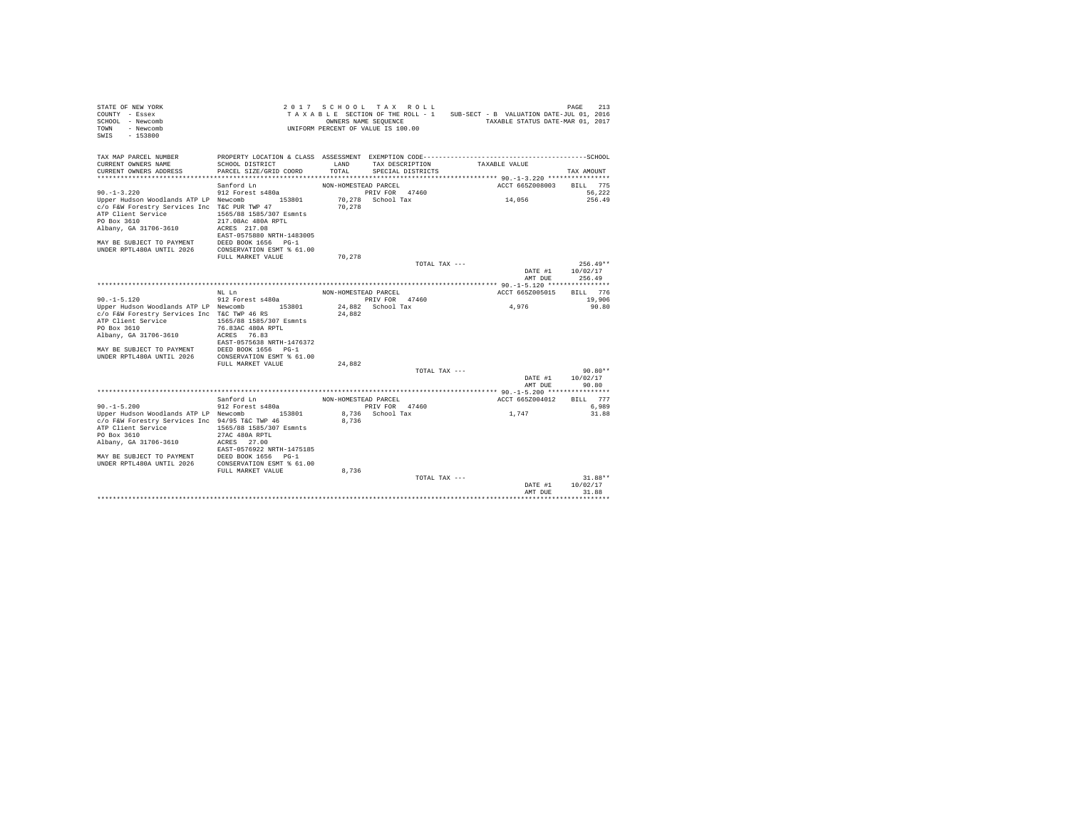```
STATE OF NEW YORK                          2 0 1 7   S C H O O L   T A X   R O L L                                    PAGE   213
COUNTY  - Essex                            T A X A B L E  SECTION OF THE ROLL - 1   SUB-SECT - B  VALUATION DATE-JUL 01, 2016
SCHOOL  - Newcomb                                   OWNERS NAME SEQUENCE                   TAXABLE STATUS DATE-MAR 01, 2017
TOWN    - Newcomb                           UNIFORM PERCENT OF VALUE IS 100.00
SWIS    - 153800

TAX MAP PARCEL NUMBER      PROPERTY LOCATION & CLASS  ASSESSMENT  EXEMPTION CODE------------------------------------------SCHOOL
CURRENT OWNERS NAME        SCHOOL DISTRICT              LAND      TAX DESCRIPTION            TAXABLE VALUE
CURRENT OWNERS ADDRESS     PARCEL SIZE/GRID COORD       TOTAL     SPECIAL DISTRICTS                                   TAX AMOUNT
************************************************************************************************ 90.-1-3.220 ****************
                           Sanford Ln                  NON-HOMESTEAD PARCEL                      ACCT 665Z008003    BILL  775
90.-1-3.220                912 Forest s480a                    PRIV FOR  47460                                          56,222
Upper Hudson Woodlands ATP LP  Newcomb        153801      70,278  School Tax                  14,056                256.49
c/o F&W Forestry Services Inc  T&C PUR TWP 47            70,278
ATP Client Service         1565/88 1585/307 Esmnts
PO Box 3610                217.08Ac 480A RPTL
Albany, GA 31706-3610      ACRES  217.08
                           EAST-0575880 NRTH-1483005
MAY BE SUBJECT TO PAYMENT  DEED BOOK 1656   PG-1
UNDER RPTL480A UNTIL 2026  CONSERVATION ESMT % 61.00
                           FULL MARKET VALUE          70,278
                                                                  TOTAL TAX ---                                    256.49**
                                                                                             DATE #1           10/02/17
                                                                                             AMT DUE             256.49
************************************************************************************************ 90.-1-5.120 ****************
                           NL Ln                       NON-HOMESTEAD PARCEL                      ACCT 665Z005015    BILL  776
90.-1-5.120                912 Forest s480a                    PRIV FOR  47460                                          19,906
Upper Hudson Woodlands ATP LP  Newcomb        153801      24,882  School Tax                   4,976                 90.80
c/o F&W Forestry Services Inc  T&C TWP 46 RS             24,882
ATP Client Service         1565/88 1585/307 Esmnts
PO Box 3610                76.83AC 480A RPTL
Albany, GA 31706-3610      ACRES   76.83
                           EAST-0575638 NRTH-1476372
MAY BE SUBJECT TO PAYMENT  DEED BOOK 1656   PG-1
UNDER RPTL480A UNTIL 2026  CONSERVATION ESMT % 61.00
                           FULL MARKET VALUE          24,882
                                                                  TOTAL TAX ---                                     90.80**
                                                                                             DATE #1           10/02/17
                                                                                             AMT DUE              90.80
************************************************************************************************ 90.-1-5.200 ****************
                           Sanford Ln                  NON-HOMESTEAD PARCEL                      ACCT 665Z004012    BILL  777
90.-1-5.200                912 Forest s480a                    PRIV FOR  47460                                           6,989
Upper Hudson Woodlands ATP LP  Newcomb        153801       8,736  School Tax                   1,747                 31.88
c/o F&W Forestry Services Inc  94/95 T&C TWP 46           8,736
ATP Client Service         1565/88 1585/307 Esmnts
PO Box 3610                27AC 480A RPTL
Albany, GA 31706-3610      ACRES   27.00
                           EAST-0576922 NRTH-1475185
MAY BE SUBJECT TO PAYMENT  DEED BOOK 1656   PG-1
UNDER RPTL480A UNTIL 2026  CONSERVATION ESMT % 61.00
                           FULL MARKET VALUE           8,736
                                                                  TOTAL TAX ---                                     31.88**
                                                                                             DATE #1           10/02/17
                                                                                             AMT DUE              31.88
******************************************************************************************************************************
```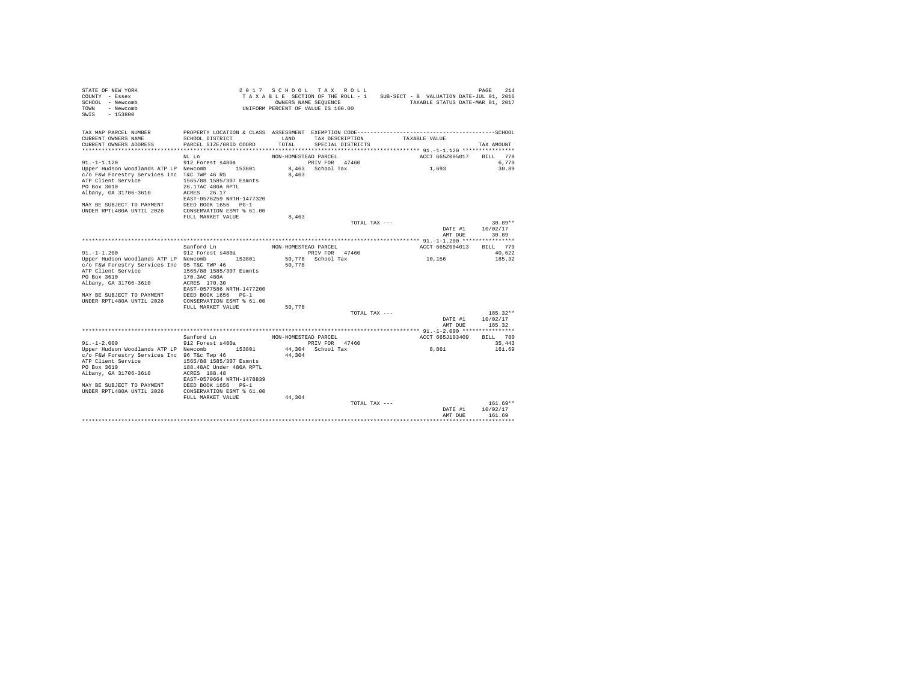STATE OF NEW YORK
COUNTY - Essex
SCHOOL - Newcomb
TOWN - Newcomb
SWIS - 153800

2017 SCHOOL TAX ROLL
TAXABLE SECTION OF THE ROLL - 1
OWNERS NAME SEQUENCE
UNIFORM PERCENT OF VALUE IS 100.00

SUB-SECT - B VALUATION DATE-JUL 01, 2016
TAXABLE STATUS DATE-MAR 01, 2017

| TAX MAP PARCEL NUMBER / CURRENT OWNERS NAME / CURRENT OWNERS ADDRESS | PROPERTY LOCATION & CLASS / SCHOOL DISTRICT / PARCEL SIZE/GRID COORD | ASSESSMENT LAND / TOTAL | EXEMPTION CODE / TAX DESCRIPTION / SPECIAL DISTRICTS | TAXABLE VALUE | TAX AMOUNT |
|---|---|---|---|---|---|
| **91.-1-1.120** | NL Ln | NON-HOMESTEAD PARCEL | | ACCT 665Z005017 | BILL 778 |
| | 912 Forest s480a | | PRIV FOR 47460 | | 6,770 |
| Upper Hudson Woodlands ATP LP | Newcomb 153801 | 8,463 | School Tax | 1,693 | 30.89 |
| c/o F&W Forestry Services Inc | T&C TWP 46 RS | 8,463 | | | |
| ATP Client Service | 1565/88 1585/307 Esmnts | | | | |
| PO Box 3610 | 26.17AC 480A RPTL | | | | |
| Albany, GA 31706-3610 | ACRES 26.17 | | | | |
| | EAST-0576259 NRTH-1477320 | | | | |
| MAY BE SUBJECT TO PAYMENT | DEED BOOK 1656 PG-1 | | | | |
| UNDER RPTL480A UNTIL 2026 | CONSERVATION ESMT % 61.00 | | | | |
| | FULL MARKET VALUE | 8,463 | | | |
| | | | TOTAL TAX --- | | 30.89** |
| | | | | DATE #1 | 10/02/17 |
| | | | | AMT DUE | 30.89 |
| **91.-1-1.200** | Sanford Ln | NON-HOMESTEAD PARCEL | | ACCT 665Z004013 | BILL 779 |
| | 912 Forest s480a | | PRIV FOR 47460 | | 40,622 |
| Upper Hudson Woodlands ATP LP | Newcomb 153801 | 50,778 | School Tax | 10,156 | 185.32 |
| c/o F&W Forestry Services Inc | 95 T&C TWP 46 | 50,778 | | | |
| ATP Client Service | 1565/88 1585/307 Esmnts | | | | |
| PO Box 3610 | 170.3AC 480A | | | | |
| Albany, GA 31706-3610 | ACRES 170.30 | | | | |
| | EAST-0577586 NRTH-1477200 | | | | |
| MAY BE SUBJECT TO PAYMENT | DEED BOOK 1656 PG-1 | | | | |
| UNDER RPTL480A UNTIL 2026 | CONSERVATION ESMT % 61.00 | | | | |
| | FULL MARKET VALUE | 50,778 | | | |
| | | | TOTAL TAX --- | | 185.32** |
| | | | | DATE #1 | 10/02/17 |
| | | | | AMT DUE | 185.32 |
| **91.-1-2.000** | Sanford Ln | NON-HOMESTEAD PARCEL | | ACCT 665J103409 | BILL 780 |
| | 912 Forest s480a | | PRIV FOR 47460 | | 35,443 |
| Upper Hudson Woodlands ATP LP | Newcomb 153801 | 44,304 | School Tax | 8,861 | 161.69 |
| c/o F&W Forestry Services Inc | 96 T&c Twp 46 | 44,304 | | | |
| ATP Client Service | 1565/88 1585/307 Esmnts | | | | |
| PO Box 3610 | 188.48AC Under 480A RPTL | | | | |
| Albany, GA 31706-3610 | ACRES 188.48 | | | | |
| | EAST-0579664 NRTH-1478839 | | | | |
| MAY BE SUBJECT TO PAYMENT | DEED BOOK 1656 PG-1 | | | | |
| UNDER RPTL480A UNTIL 2026 | CONSERVATION ESMT % 61.00 | | | | |
| | FULL MARKET VALUE | 44,304 | | | |
| | | | TOTAL TAX --- | | 161.69** |
| | | | | DATE #1 | 10/02/17 |
| | | | | AMT DUE | 161.69 |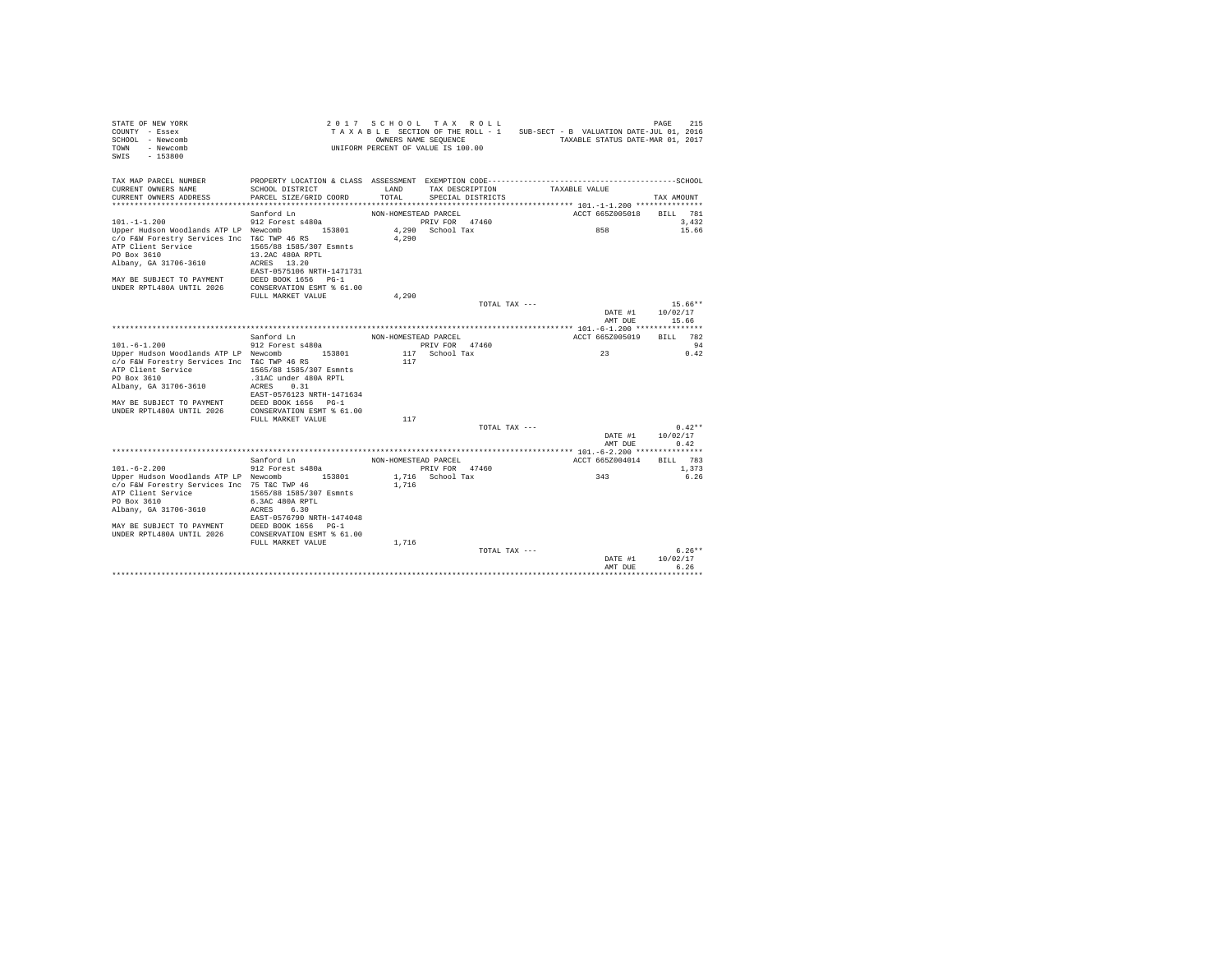STATE OF NEW YORK
COUNTY - Essex
SCHOOL - Newcomb
TOWN - Newcomb
SWIS - 153800

2 0 1 7 S C H O O L T A X R O L L
T A X A B L E SECTION OF THE ROLL - 1
OWNERS NAME SEQUENCE
UNIFORM PERCENT OF VALUE IS 100.00

SUB-SECT - B VALUATION DATE-JUL 01, 2016
TAXABLE STATUS DATE-MAR 01, 2017

| TAX MAP PARCEL NUMBER / CURRENT OWNERS NAME / CURRENT OWNERS ADDRESS | PROPERTY LOCATION & CLASS / SCHOOL DISTRICT / PARCEL SIZE/GRID COORD | ASSESSMENT LAND / TOTAL | EXEMPTION CODE / TAX DESCRIPTION / SPECIAL DISTRICTS | TAXABLE VALUE | SCHOOL TAX AMOUNT |
|---|---|---|---|---|---|
| **101.-1-1.200** | Sanford Ln | NON-HOMESTEAD PARCEL | | ACCT 665Z005018 | BILL 781 |
| 101.-1-1.200 | 912 Forest s480a | | PRIV FOR 47460 | | 3,432 |
| Upper Hudson Woodlands ATP LP | Newcomb 153801 | 4,290 | School Tax | 858 | 15.66 |
| c/o F&W Forestry Services Inc | T&C TWP 46 RS | 4,290 | | | |
| ATP Client Service | 1565/88 1585/307 Esmnts | | | | |
| PO Box 3610 | 13.2AC 480A RPTL | | | | |
| Albany, GA 31706-3610 | ACRES 13.20 | | | | |
| | EAST-0575106 NRTH-1471731 | | | | |
| MAY BE SUBJECT TO PAYMENT | DEED BOOK 1656 PG-1 | | | | |
| UNDER RPTL480A UNTIL 2026 | CONSERVATION ESMT % 61.00 | | | | |
| | FULL MARKET VALUE | 4,290 | | | |
| | | | TOTAL TAX --- | | 15.66** |
| | | | | DATE #1 | 10/02/17 |
| | | | | AMT DUE | 15.66 |
| **101.-6-1.200** | Sanford Ln | NON-HOMESTEAD PARCEL | | ACCT 665Z005019 | BILL 782 |
| 101.-6-1.200 | 912 Forest s480a | | PRIV FOR 47460 | | 94 |
| Upper Hudson Woodlands ATP LP | Newcomb 153801 | 117 | School Tax | 23 | 0.42 |
| c/o F&W Forestry Services Inc | T&C TWP 46 RS | 117 | | | |
| ATP Client Service | 1565/88 1585/307 Esmnts | | | | |
| PO Box 3610 | .31AC under 480A RPTL | | | | |
| Albany, GA 31706-3610 | ACRES 0.31 | | | | |
| | EAST-0576123 NRTH-1471634 | | | | |
| MAY BE SUBJECT TO PAYMENT | DEED BOOK 1656 PG-1 | | | | |
| UNDER RPTL480A UNTIL 2026 | CONSERVATION ESMT % 61.00 | | | | |
| | FULL MARKET VALUE | 117 | | | |
| | | | TOTAL TAX --- | | 0.42** |
| | | | | DATE #1 | 10/02/17 |
| | | | | AMT DUE | 0.42 |
| **101.-6-2.200** | Sanford Ln | NON-HOMESTEAD PARCEL | | ACCT 665Z004014 | BILL 783 |
| 101.-6-2.200 | 912 Forest s480a | | PRIV FOR 47460 | | 1,373 |
| Upper Hudson Woodlands ATP LP | Newcomb 153801 | 1,716 | School Tax | 343 | 6.26 |
| c/o F&W Forestry Services Inc | 75 T&C TWP 46 | 1,716 | | | |
| ATP Client Service | 1565/88 1585/307 Esmnts | | | | |
| PO Box 3610 | 6.3AC 480A RPTL | | | | |
| Albany, GA 31706-3610 | ACRES 6.30 | | | | |
| | EAST-0576790 NRTH-1474048 | | | | |
| MAY BE SUBJECT TO PAYMENT | DEED BOOK 1656 PG-1 | | | | |
| UNDER RPTL480A UNTIL 2026 | CONSERVATION ESMT % 61.00 | | | | |
| | FULL MARKET VALUE | 1,716 | | | |
| | | | TOTAL TAX --- | | 6.26** |
| | | | | DATE #1 | 10/02/17 |
| | | | | AMT DUE | 6.26 |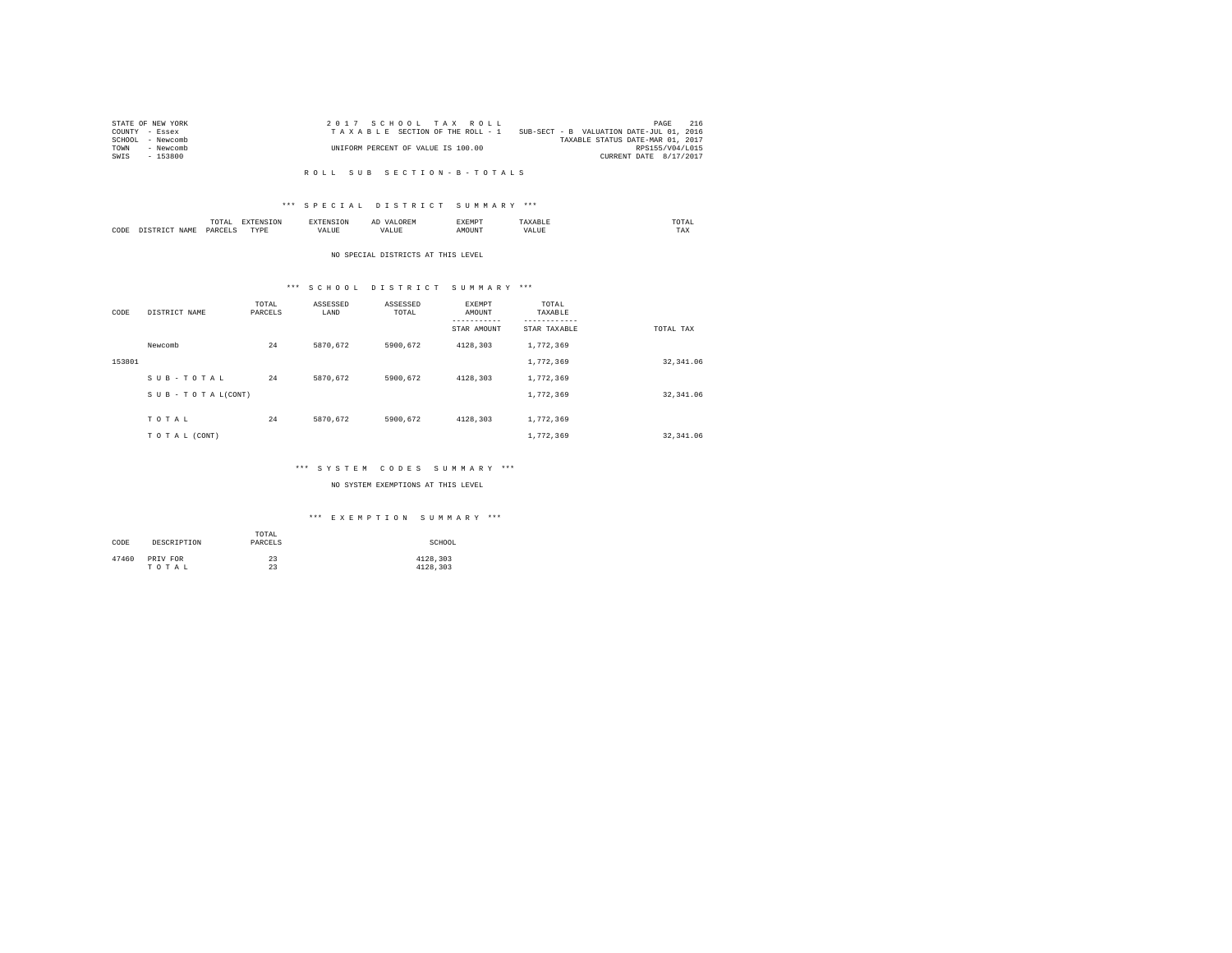STATE OF NEW YORK
COUNTY - Essex
SCHOOL - Newcomb
TOWN - Newcomb
SWIS - 153800

2017 SCHOOL TAX ROLL
TAXABLE SECTION OF THE ROLL - 1
UNIFORM PERCENT OF VALUE IS 100.00

SUB-SECT - B VALUATION DATE-JUL 01, 2016
TAXABLE STATUS DATE-MAR 01, 2017
RPS155/V04/L015
CURRENT DATE 8/17/2017

## ROLL SUB SECTION-B-TOTALS

### *** SPECIAL DISTRICT SUMMARY ***

| CODE | DISTRICT NAME | TOTAL PARCELS | EXTENSION TYPE | EXTENSION VALUE | AD VALOREM VALUE | EXEMPT AMOUNT | TAXABLE VALUE | TOTAL TAX |
|---|---|---|---|---|---|---|---|---|

NO SPECIAL DISTRICTS AT THIS LEVEL

### *** SCHOOL DISTRICT SUMMARY ***

| CODE | DISTRICT NAME | TOTAL PARCELS | ASSESSED LAND | ASSESSED TOTAL | EXEMPT AMOUNT / STAR AMOUNT | TOTAL TAXABLE / STAR TAXABLE | TOTAL TAX |
|---|---|---|---|---|---|---|---|
| | Newcomb | 24 | 5870,672 | 5900,672 | 4128,303 | 1,772,369 | |
| 153801 | | | | | | 1,772,369 | 32,341.06 |
| | SUB-TOTAL | 24 | 5870,672 | 5900,672 | 4128,303 | 1,772,369 | |
| | SUB-TOTAL(CONT) | | | | | 1,772,369 | 32,341.06 |
| | TOTAL | 24 | 5870,672 | 5900,672 | 4128,303 | 1,772,369 | |
| | TOTAL (CONT) | | | | | 1,772,369 | 32,341.06 |

### *** SYSTEM CODES SUMMARY ***

NO SYSTEM EXEMPTIONS AT THIS LEVEL

### *** EXEMPTION SUMMARY ***

| CODE | DESCRIPTION | TOTAL PARCELS | SCHOOL |
|---|---|---|---|
| 47460 | PRIV FOR | 23 | 4128,303 |
| | TOTAL | 23 | 4128,303 |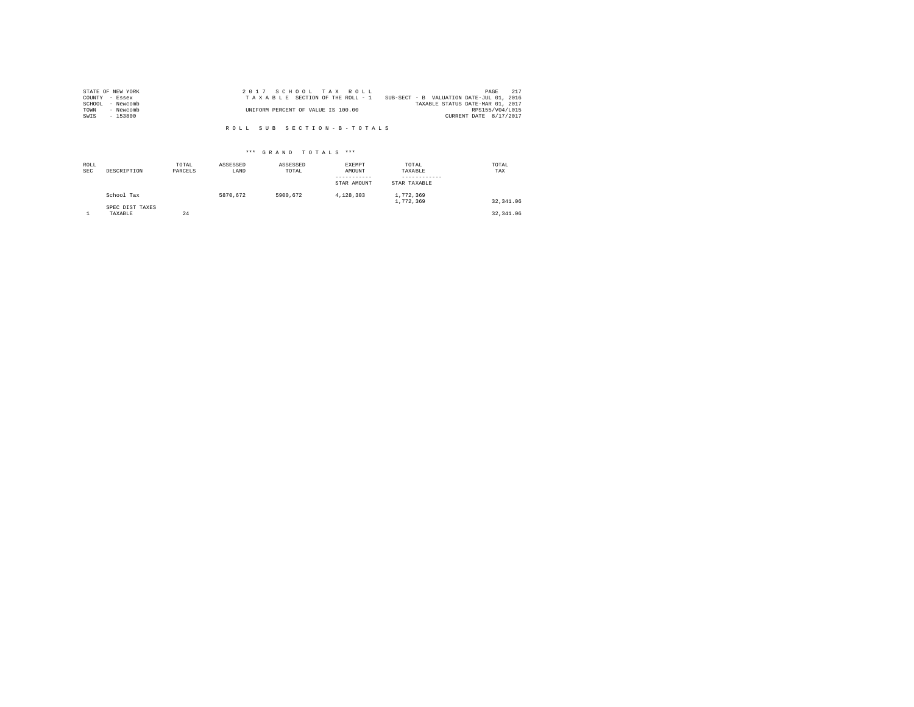STATE OF NEW YORK
COUNTY - Essex
SCHOOL - Newcomb
TOWN - Newcomb
SWIS - 153800

2 0 1 7 S C H O O L T A X R O L L
T A X A B L E SECTION OF THE ROLL - 1
UNIFORM PERCENT OF VALUE IS 100.00

SUB-SECT - B VALUATION DATE-JUL 01, 2016
TAXABLE STATUS DATE-MAR 01, 2017
RPS155/V04/L015
CURRENT DATE 8/17/2017

R O L L S U B S E C T I O N - B - T O T A L S

\*\*\* G R A N D T O T A L S \*\*\*

| ROLL SEC | DESCRIPTION | TOTAL PARCELS | ASSESSED LAND | ASSESSED TOTAL | EXEMPT AMOUNT<br>-----------<br>STAR AMOUNT | TOTAL TAXABLE<br>------------<br>STAR TAXABLE | TOTAL TAX |
|---|---|---|---|---|---|---|---|
| | School Tax | | 5870,672 | 5900,672 | 4,128,303 | 1,772,369<br>1,772,369 | 32,341.06 |
| | SPEC DIST TAXES | | | | | | |
| 1 | TAXABLE | 24 | | | | | 32,341.06 |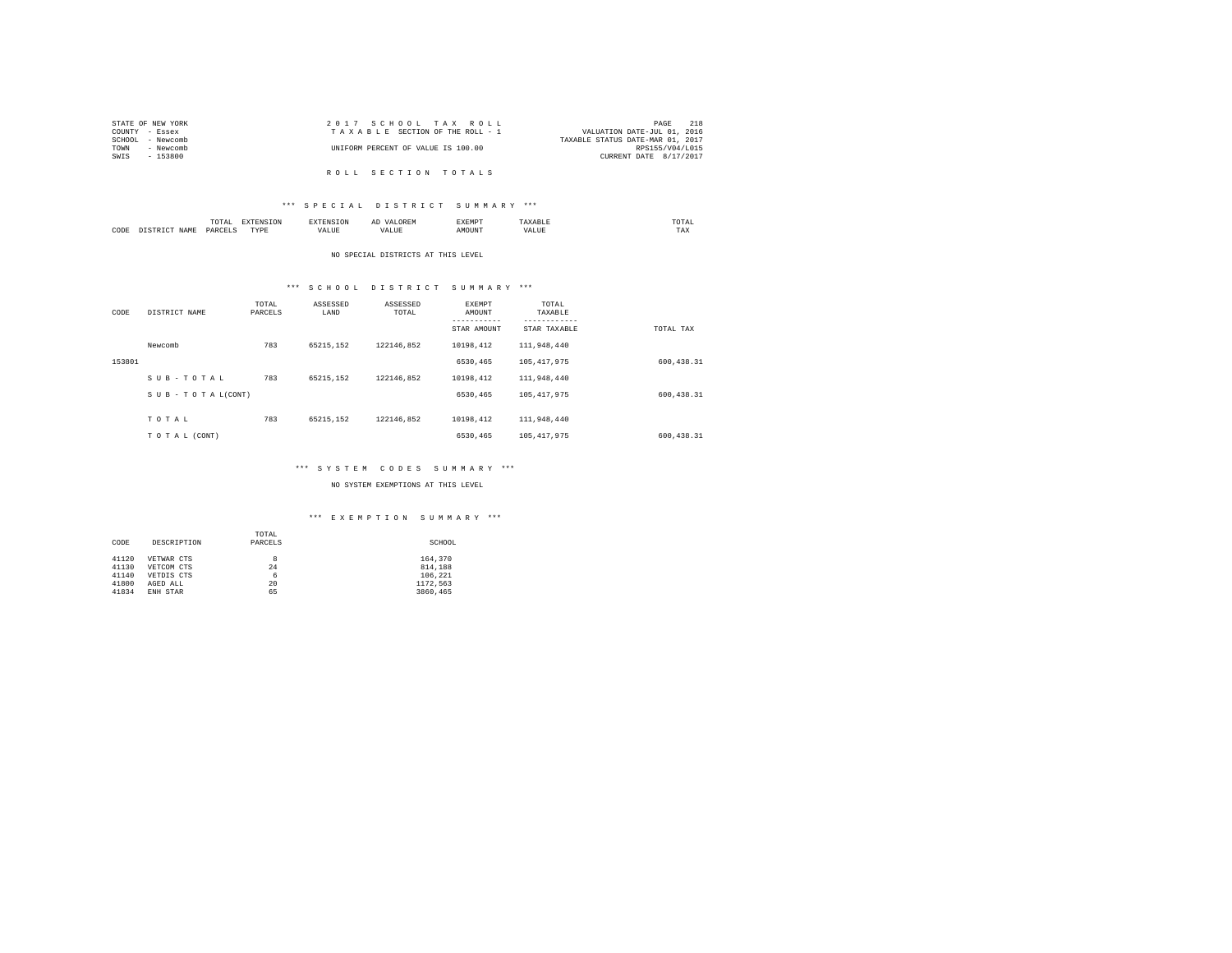STATE OF NEW YORK
COUNTY - Essex
SCHOOL - Newcomb
TOWN - Newcomb
SWIS - 153800

2 0 1 7 S C H O O L T A X R O L L
T A X A B L E SECTION OF THE ROLL - 1
UNIFORM PERCENT OF VALUE IS 100.00

VALUATION DATE-JUL 01, 2016
TAXABLE STATUS DATE-MAR 01, 2017
RPS155/V04/L015
CURRENT DATE 8/17/2017

R O L L S E C T I O N T O T A L S

*** S P E C I A L D I S T R I C T S U M M A R Y ***

| CODE | DISTRICT NAME | TOTAL PARCELS | EXTENSION TYPE | EXTENSION VALUE | AD VALOREM VALUE | EXEMPT AMOUNT | TAXABLE VALUE | TOTAL TAX |
|---|---|---|---|---|---|---|---|---|

NO SPECIAL DISTRICTS AT THIS LEVEL

*** S C H O O L D I S T R I C T S U M M A R Y ***

| CODE | DISTRICT NAME | TOTAL PARCELS | ASSESSED LAND | ASSESSED TOTAL | EXEMPT AMOUNT / STAR AMOUNT | TOTAL TAXABLE / STAR TAXABLE | TOTAL TAX |
|---|---|---|---|---|---|---|---|
| | Newcomb | 783 | 65215,152 | 122146,852 | 10198,412 | 111,948,440 | |
| 153801 | | | | | 6530,465 | 105,417,975 | 600,438.31 |
| | S U B - T O T A L | 783 | 65215,152 | 122146,852 | 10198,412 | 111,948,440 | |
| | S U B - T O T A L(CONT) | | | | 6530,465 | 105,417,975 | 600,438.31 |
| | T O T A L | 783 | 65215,152 | 122146,852 | 10198,412 | 111,948,440 | |
| | T O T A L (CONT) | | | | 6530,465 | 105,417,975 | 600,438.31 |

*** S Y S T E M C O D E S S U M M A R Y ***

NO SYSTEM EXEMPTIONS AT THIS LEVEL

*** E X E M P T I O N S U M M A R Y ***

| CODE | DESCRIPTION | TOTAL PARCELS | SCHOOL |
|---|---|---|---|
| 41120 | VETWAR CTS | 8 | 164,370 |
| 41130 | VETCOM CTS | 24 | 814,188 |
| 41140 | VETDIS CTS | 6 | 106,221 |
| 41800 | AGED ALL | 20 | 1172,563 |
| 41834 | ENH STAR | 65 | 3860,465 |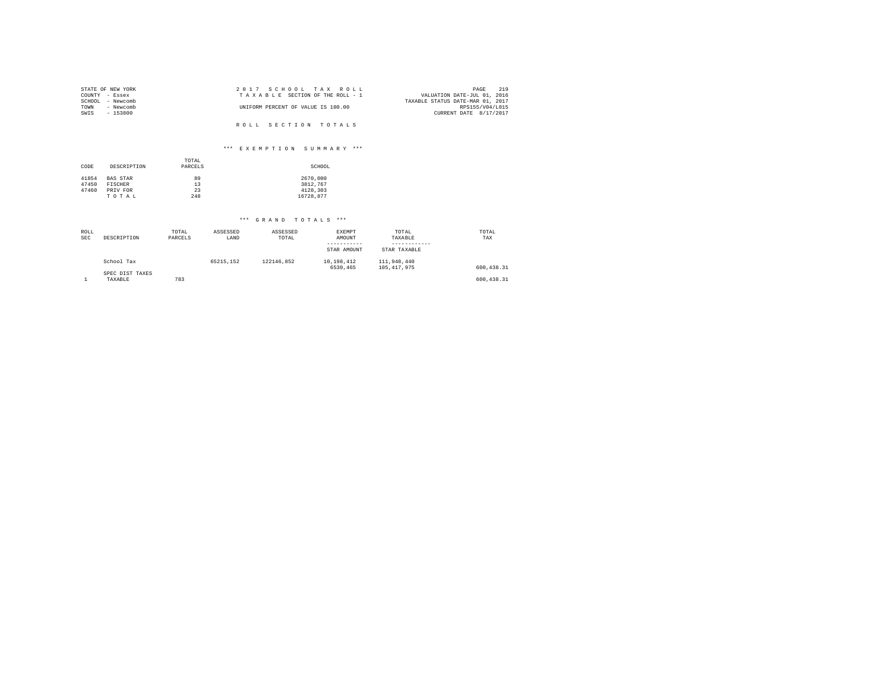STATE OF NEW YORK
COUNTY - Essex
SCHOOL - Newcomb
TOWN - Newcomb
SWIS - 153800

2 0 1 7 S C H O O L T A X R O L L
T A X A B L E SECTION OF THE ROLL - 1

UNIFORM PERCENT OF VALUE IS 100.00

VALUATION DATE-JUL 01, 2016
TAXABLE STATUS DATE-MAR 01, 2017
RPS155/V04/L015
CURRENT DATE 8/17/2017

R O L L S E C T I O N T O T A L S

*** E X E M P T I O N S U M M A R Y ***

| CODE | DESCRIPTION | TOTAL PARCELS | SCHOOL |
|---|---|---|---|
| 41854 | BAS STAR | 89 | 2670,000 |
| 47450 | FISCHER | 13 | 3812,767 |
| 47460 | PRIV FOR | 23 | 4128,303 |
| | T O T A L | 248 | 16728,877 |

*** G R A N D T O T A L S ***

| ROLL SEC | DESCRIPTION | TOTAL PARCELS | ASSESSED LAND | ASSESSED TOTAL | EXEMPT AMOUNT / STAR AMOUNT | TOTAL TAXABLE / STAR TAXABLE | TOTAL TAX |
|---|---|---|---|---|---|---|---|
| | School Tax | | 65215,152 | 122146,852 | 10,198,412 | 111,948,440 | |
| | | | | | 6530,465 | 105,417,975 | 600,438.31 |
| | SPEC DIST TAXES | | | | | | |
| 1 | TAXABLE | 783 | | | | | 600,438.31 |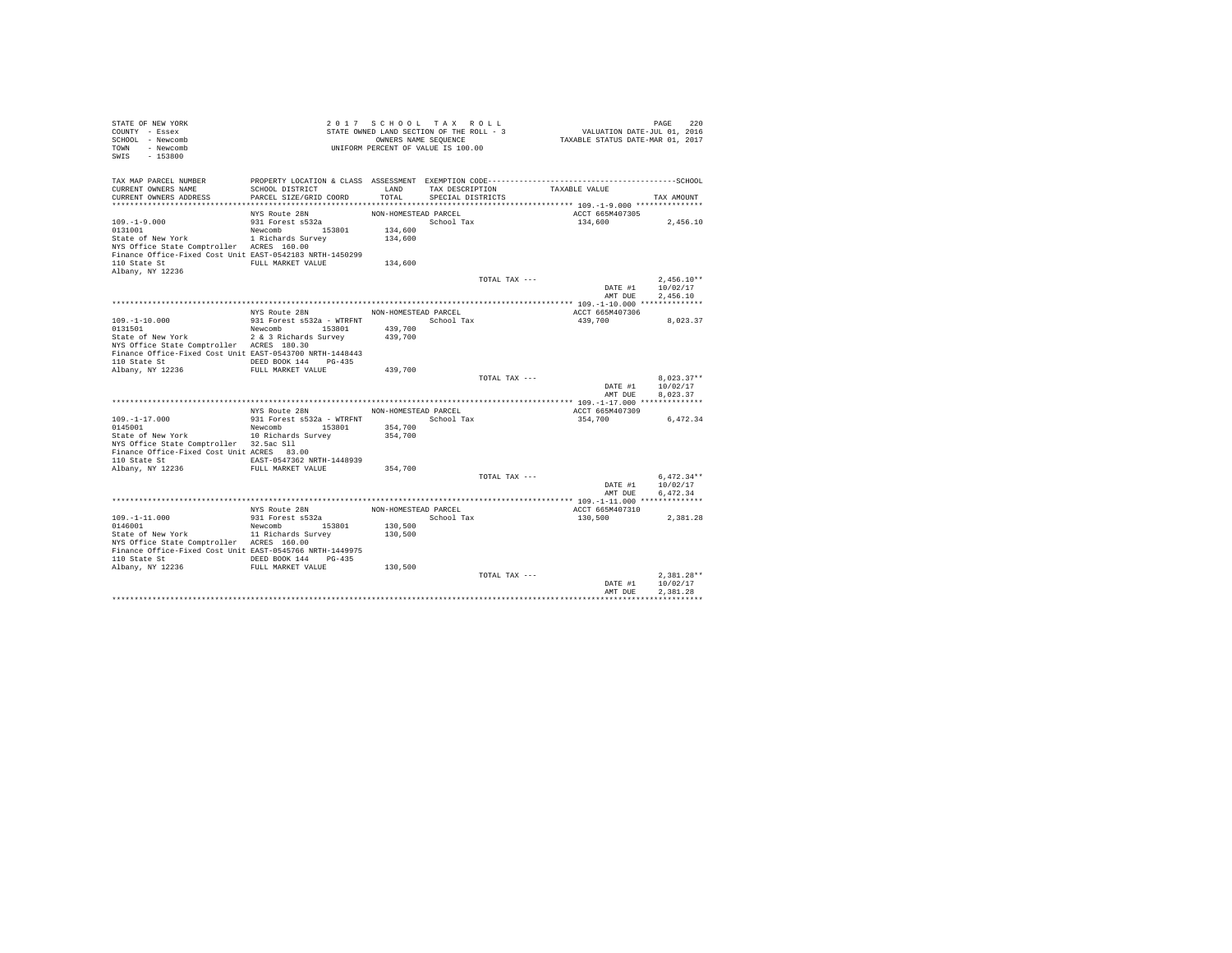STATE OF NEW YORK
COUNTY - Essex
SCHOOL - Newcomb
TOWN - Newcomb
SWIS - 153800

2 0 1 7 S C H O O L T A X R O L L
STATE OWNED LAND SECTION OF THE ROLL - 3
OWNERS NAME SEQUENCE
UNIFORM PERCENT OF VALUE IS 100.00

VALUATION DATE-JUL 01, 2016
TAXABLE STATUS DATE-MAR 01, 2017

| TAX MAP PARCEL NUMBER / CURRENT OWNERS NAME / CURRENT OWNERS ADDRESS | PROPERTY LOCATION & CLASS / SCHOOL DISTRICT / PARCEL SIZE/GRID COORD | ASSESSMENT LAND / TOTAL | EXEMPTION CODE / TAX DESCRIPTION / SPECIAL DISTRICTS | TAXABLE VALUE | TAX AMOUNT |
|---|---|---|---|---|---|
| **109.-1-9.000** | NYS Route 28N | NON-HOMESTEAD PARCEL | | ACCT 665M407305 | |
| 109.-1-9.000 | 931 Forest s532a | | School Tax | 134,600 | 2,456.10 |
| 0131001 | Newcomb 153801 | 134,600 | | | |
| State of New York | 1 Richards Survey | 134,600 | | | |
| NYS Office State Comptroller | ACRES 160.00 | | | | |
| Finance Office-Fixed Cost Unit | EAST-0542183 NRTH-1450299 | | | | |
| 110 State St | FULL MARKET VALUE | 134,600 | | | |
| Albany, NY 12236 | | | | | |
| | | | TOTAL TAX --- | | 2,456.10** |
| | | | | DATE #1 | 10/02/17 |
| | | | | AMT DUE | 2,456.10 |
| **109.-1-10.000** | NYS Route 28N | NON-HOMESTEAD PARCEL | | ACCT 665M407306 | |
| 109.-1-10.000 | 931 Forest s532a - WTRFNT | | School Tax | 439,700 | 8,023.37 |
| 0131501 | Newcomb 153801 | 439,700 | | | |
| State of New York | 2 & 3 Richards Survey | 439,700 | | | |
| NYS Office State Comptroller | ACRES 180.30 | | | | |
| Finance Office-Fixed Cost Unit | EAST-0543700 NRTH-1448443 | | | | |
| 110 State St | DEED BOOK 144 PG-435 | | | | |
| Albany, NY 12236 | FULL MARKET VALUE | 439,700 | | | |
| | | | TOTAL TAX --- | | 8,023.37** |
| | | | | DATE #1 | 10/02/17 |
| | | | | AMT DUE | 8,023.37 |
| **109.-1-17.000** | NYS Route 28N | NON-HOMESTEAD PARCEL | | ACCT 665M407309 | |
| 109.-1-17.000 | 931 Forest s532a - WTRFNT | | School Tax | 354,700 | 6,472.34 |
| 0145001 | Newcomb 153801 | 354,700 | | | |
| State of New York | 10 Richards Survey | 354,700 | | | |
| NYS Office State Comptroller | 32.5ac Sll | | | | |
| Finance Office-Fixed Cost Unit | ACRES 83.00 | | | | |
| 110 State St | EAST-0547362 NRTH-1448939 | | | | |
| Albany, NY 12236 | FULL MARKET VALUE | 354,700 | | | |
| | | | TOTAL TAX --- | | 6,472.34** |
| | | | | DATE #1 | 10/02/17 |
| | | | | AMT DUE | 6,472.34 |
| **109.-1-11.000** | NYS Route 28N | NON-HOMESTEAD PARCEL | | ACCT 665M407310 | |
| 109.-1-11.000 | 931 Forest s532a | | School Tax | 130,500 | 2,381.28 |
| 0146001 | Newcomb 153801 | 130,500 | | | |
| State of New York | 11 Richards Survey | 130,500 | | | |
| NYS Office State Comptroller | ACRES 160.00 | | | | |
| Finance Office-Fixed Cost Unit | EAST-0545766 NRTH-1449975 | | | | |
| 110 State St | DEED BOOK 144 PG-435 | | | | |
| Albany, NY 12236 | FULL MARKET VALUE | 130,500 | | | |
| | | | TOTAL TAX --- | | 2,381.28** |
| | | | | DATE #1 | 10/02/17 |
| | | | | AMT DUE | 2,381.28 |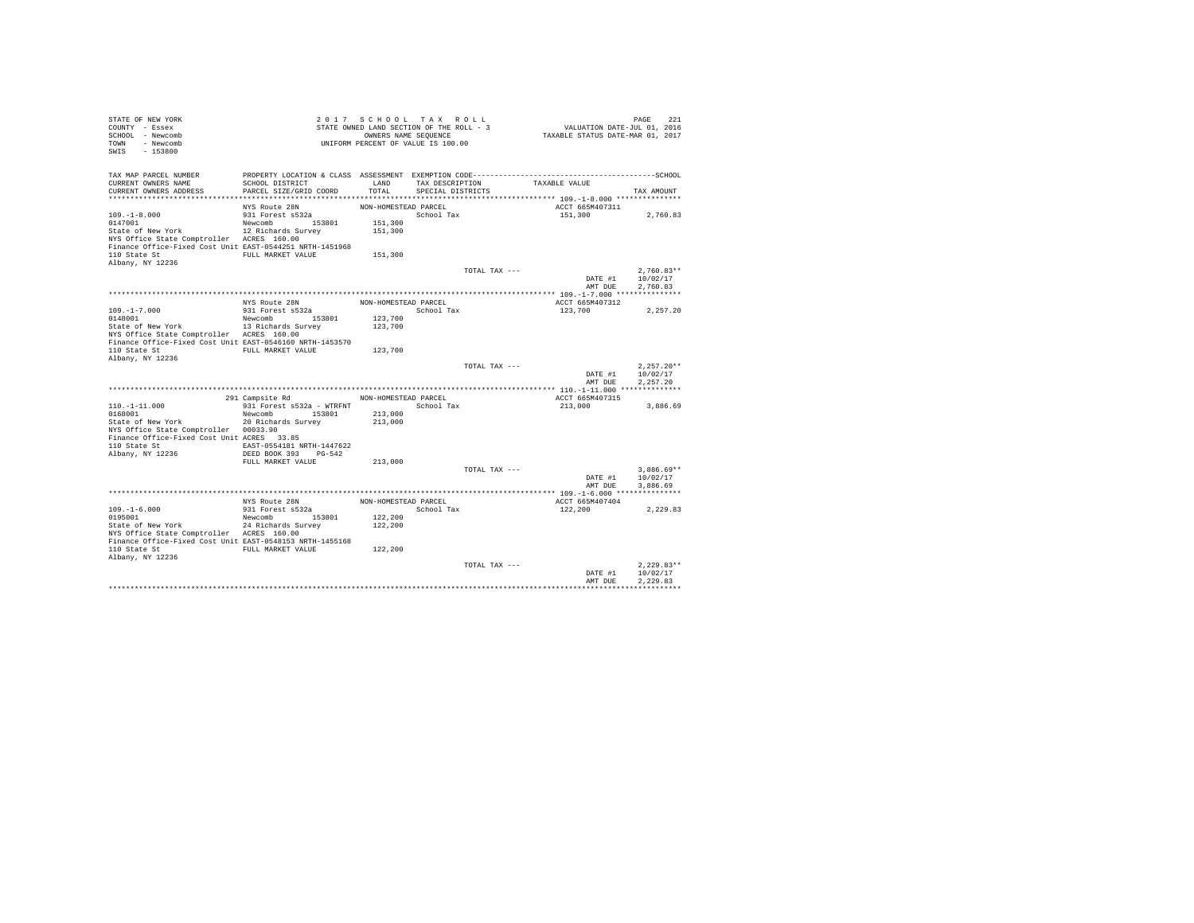```
STATE OF NEW YORK                    2 0 1 7   S C H O O L   T A X   R O L L                                    PAGE   221
COUNTY  - Essex                      STATE OWNED LAND SECTION OF THE ROLL - 3              VALUATION DATE-JUL 01, 2016
SCHOOL  - Newcomb                             OWNERS NAME SEQUENCE                      TAXABLE STATUS DATE-MAR 01, 2017
TOWN    - Newcomb                       UNIFORM PERCENT OF VALUE IS 100.00
SWIS    - 153800

TAX MAP PARCEL NUMBER          PROPERTY LOCATION & CLASS  ASSESSMENT  EXEMPTION CODE------------------------------------------------SCHOOL
CURRENT OWNERS NAME            SCHOOL DISTRICT              LAND      TAX DESCRIPTION            TAXABLE VALUE
CURRENT OWNERS ADDRESS         PARCEL SIZE/GRID COORD       TOTAL     SPECIAL DISTRICTS                                         TAX AMOUNT
******************************************************************************************************* 109.-1-8.000 ***************
                               NYS Route 28N               NON-HOMESTEAD PARCEL                     ACCT 665M407311
109.-1-8.000                   931 Forest s532a                          School Tax                 151,300                2,760.83
0147001                        Newcomb        153801       151,300
State of New York              12 Richards Survey          151,300
NYS Office State Comptroller   ACRES  160.00
Finance Office-Fixed Cost Unit EAST-0544251 NRTH-1451968
110 State St                   FULL MARKET VALUE           151,300
Albany, NY 12236
                                                                         TOTAL TAX ---                                  2,760.83**
                                                                                                      DATE #1          10/02/17
                                                                                                      AMT DUE          2,760.83
******************************************************************************************************* 109.-1-7.000 ***************
                               NYS Route 28N               NON-HOMESTEAD PARCEL                     ACCT 665M407312
109.-1-7.000                   931 Forest s532a                          School Tax                 123,700                2,257.20
0148001                        Newcomb        153801       123,700
State of New York              13 Richards Survey          123,700
NYS Office State Comptroller   ACRES  160.00
Finance Office-Fixed Cost Unit EAST-0546160 NRTH-1453570
110 State St                   FULL MARKET VALUE           123,700
Albany, NY 12236
                                                                         TOTAL TAX ---                                  2,257.20**
                                                                                                      DATE #1          10/02/17
                                                                                                      AMT DUE          2,257.20
******************************************************************************************************* 110.-1-11.000 **************
                          291 Campsite Rd                  NON-HOMESTEAD PARCEL                     ACCT 665M407315
110.-1-11.000                  931 Forest s532a - WTRFNT                 School Tax                 213,000                3,886.69
0168001                        Newcomb        153801       213,000
State of New York              20 Richards Survey          213,000
NYS Office State Comptroller   00033.90
Finance Office-Fixed Cost Unit ACRES   33.85
110 State St                   EAST-0554181 NRTH-1447622
Albany, NY 12236               DEED BOOK 393    PG-542
                               FULL MARKET VALUE           213,000
                                                                         TOTAL TAX ---                                  3,886.69**
                                                                                                      DATE #1          10/02/17
                                                                                                      AMT DUE          3,886.69
******************************************************************************************************* 109.-1-6.000 ***************
                               NYS Route 28N               NON-HOMESTEAD PARCEL                     ACCT 665M407404
109.-1-6.000                   931 Forest s532a                          School Tax                 122,200                2,229.83
0195001                        Newcomb        153801       122,200
State of New York              24 Richards Survey          122,200
NYS Office State Comptroller   ACRES  160.00
Finance Office-Fixed Cost Unit EAST-0548153 NRTH-1455168
110 State St                   FULL MARKET VALUE           122,200
Albany, NY 12236
                                                                         TOTAL TAX ---                                  2,229.83**
                                                                                                      DATE #1          10/02/17
                                                                                                      AMT DUE          2,229.83
************************************************************************************************************************************
```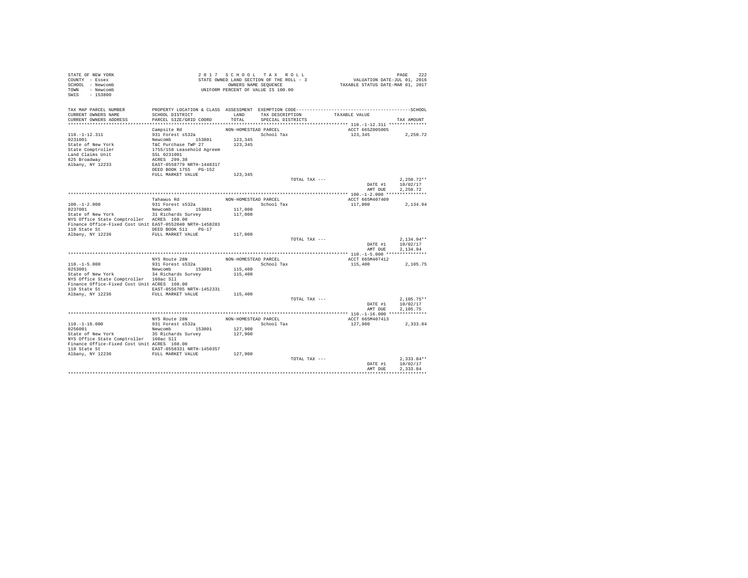STATE OF NEW YORK
COUNTY - Essex
SCHOOL - Newcomb
TOWN - Newcomb
SWIS - 153800

2 0 1 7 S C H O O L T A X R O L L
STATE OWNED LAND SECTION OF THE ROLL - 3
OWNERS NAME SEQUENCE
UNIFORM PERCENT OF VALUE IS 100.00

VALUATION DATE-JUL 01, 2016
TAXABLE STATUS DATE-MAR 01, 2017

| TAX MAP PARCEL NUMBER / CURRENT OWNERS NAME / CURRENT OWNERS ADDRESS | PROPERTY LOCATION & CLASS / SCHOOL DISTRICT / PARCEL SIZE/GRID COORD | ASSESSMENT LAND / TOTAL | EXEMPTION CODE / TAX DESCRIPTION / SPECIAL DISTRICTS | TAXABLE VALUE | TAX AMOUNT |
|---|---|---|---|---|---|
| **110.-1-12.311** | Campsite Rd | NON-HOMESTEAD PARCEL | | ACCT 665Z005005 | |
| 110.-1-12.311 | 931 Forest s532a | | School Tax | 123,345 | 2,250.72 |
| 0231001 | Newcomb 153801 | 123,345 | | | |
| State of New York | T&C Purchase TWP 27 | 123,345 | | | |
| State Comptroller | 1755/158 Leasehold Agreem | | | | |
| Land Claims Unit | SSL 0231001 | | | | |
| 625 Broadway | ACRES 299.38 | | | | |
| Albany, NY 12233 | EAST-0558779 NRTH-1448317 | | | | |
| | DEED BOOK 1755 PG-152 | | | | |
| | FULL MARKET VALUE | 123,345 | | | |
| | | | TOTAL TAX --- | | 2,250.72** |
| | | | | DATE #1 | 10/02/17 |
| | | | | AMT DUE | 2,250.72 |
| **100.-1-2.000** | Tahawus Rd | NON-HOMESTEAD PARCEL | | ACCT 665M407409 | |
| 100.-1-2.000 | 931 Forest s532a | | School Tax | 117,000 | 2,134.94 |
| 0237001 | Newcomb 153801 | 117,000 | | | |
| State of New York | 31 Richards Survey | 117,000 | | | |
| NYS Office State Comptroller | ACRES 160.00 | | | | |
| Finance Office-Fixed Cost Unit | EAST-0552040 NRTH-1458283 | | | | |
| 110 State St | DEED BOOK 511 PG-17 | | | | |
| Albany, NY 12236 | FULL MARKET VALUE | 117,000 | | | |
| | | | TOTAL TAX --- | | 2,134.94** |
| | | | | DATE #1 | 10/02/17 |
| | | | | AMT DUE | 2,134.94 |
| **110.-1-5.000** | NYS Route 28N | NON-HOMESTEAD PARCEL | | ACCT 665M407412 | |
| 110.-1-5.000 | 931 Forest s532a | | School Tax | 115,400 | 2,105.75 |
| 0253001 | Newcomb 153801 | 115,400 | | | |
| State of New York | 34 Richards Survey | 115,400 | | | |
| NYS Office State Comptroller | 160ac Sll | | | | |
| Finance Office-Fixed Cost Unit | ACRES 160.00 | | | | |
| 110 State St | EAST-0556705 NRTH-1452331 | | | | |
| Albany, NY 12236 | FULL MARKET VALUE | 115,400 | | | |
| | | | TOTAL TAX --- | | 2,105.75** |
| | | | | DATE #1 | 10/02/17 |
| | | | | AMT DUE | 2,105.75 |
| **110.-1-16.000** | NYS Route 28N | NON-HOMESTEAD PARCEL | | ACCT 665M407413 | |
| 110.-1-16.000 | 931 Forest s532a | | School Tax | 127,900 | 2,333.84 |
| 0256001 | Newcomb 153801 | 127,900 | | | |
| State of New York | 35 Richards Survey | 127,900 | | | |
| NYS Office State Comptroller | 160ac Sll | | | | |
| Finance Office-Fixed Cost Unit | ACRES 160.00 | | | | |
| 110 State St | EAST-0558331 NRTH-1450357 | | | | |
| Albany, NY 12236 | FULL MARKET VALUE | 127,900 | | | |
| | | | TOTAL TAX --- | | 2,333.84** |
| | | | | DATE #1 | 10/02/17 |
| | | | | AMT DUE | 2,333.84 |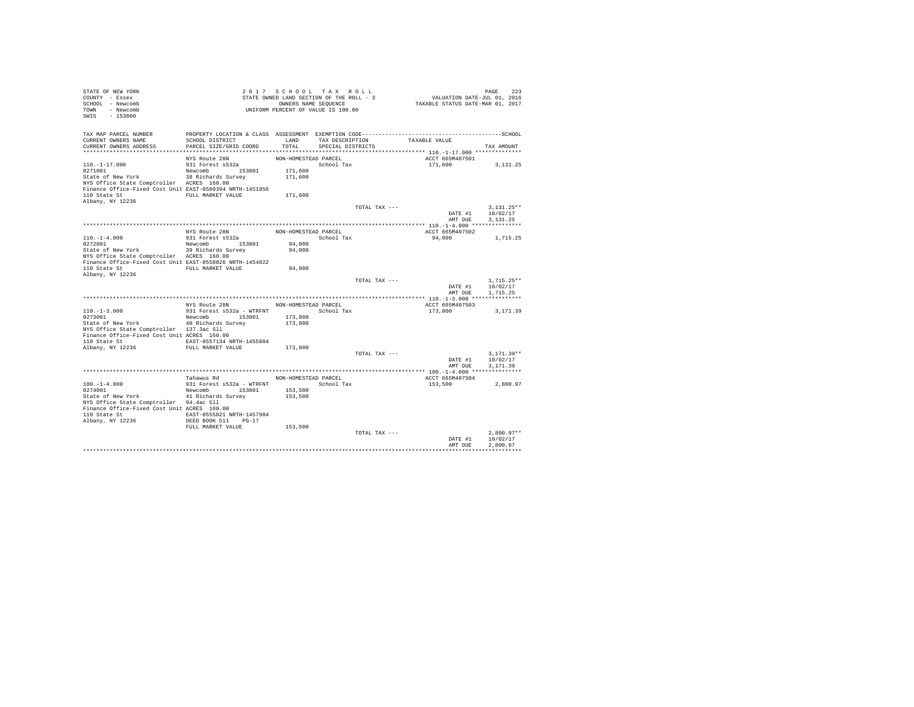STATE OF NEW YORK
COUNTY - Essex
SCHOOL - Newcomb
TOWN - Newcomb
SWIS - 153800

2017 SCHOOL TAX ROLL
STATE OWNED LAND SECTION OF THE ROLL - 3
OWNERS NAME SEQUENCE
UNIFORM PERCENT OF VALUE IS 100.00

VALUATION DATE-JUL 01, 2016
TAXABLE STATUS DATE-MAR 01, 2017

| TAX MAP PARCEL NUMBER<br>CURRENT OWNERS NAME<br>CURRENT OWNERS ADDRESS | PROPERTY LOCATION & CLASS<br>SCHOOL DISTRICT<br>PARCEL SIZE/GRID COORD | ASSESSMENT<br>LAND<br>TOTAL | EXEMPTION CODE<br>TAX DESCRIPTION<br>SPECIAL DISTRICTS | TAXABLE VALUE | SCHOOL<br>TAX AMOUNT |
|---|---|---|---|---|---|
| 110.-1-17.000 | NYS Route 28N | NON-HOMESTEAD PARCEL | | ACCT 665M407501 | |
| | 931 Forest s532a | | School Tax | 171,600 | 3,131.25 |
| 0271001 | Newcomb 153801 | 171,600 | | | |
| State of New York | 38 Richards Survey | 171,600 | | | |
| NYS Office State Comptroller | ACRES 160.00 | | | | |
| Finance Office-Fixed Cost Unit | EAST-0560394 NRTH-1451956 | | | | |
| 110 State St | FULL MARKET VALUE | 171,600 | | | |
| Albany, NY 12236 | | | | | |
| | | | TOTAL TAX --- | | 3,131.25** |
| | | | | DATE #1 | 10/02/17 |
| | | | | AMT DUE | 3,131.25 |
| 110.-1-4.000 | NYS Route 28N | NON-HOMESTEAD PARCEL | | ACCT 665M407502 | |
| | 931 Forest s532a | | School Tax | 94,000 | 1,715.25 |
| 0272001 | Newcomb 153801 | 94,000 | | | |
| State of New York | 39 Richards Survey | 94,000 | | | |
| NYS Office State Comptroller | ACRES 160.00 | | | | |
| Finance Office-Fixed Cost Unit | EAST-0558826 NRTH-1454022 | | | | |
| 110 State St | FULL MARKET VALUE | 94,000 | | | |
| Albany, NY 12236 | | | | | |
| | | | TOTAL TAX --- | | 1,715.25** |
| | | | | DATE #1 | 10/02/17 |
| | | | | AMT DUE | 1,715.25 |
| 110.-1-3.000 | NYS Route 28N | NON-HOMESTEAD PARCEL | | ACCT 665M407503 | |
| | 931 Forest s532a - WTRFNT | | School Tax | 173,800 | 3,171.39 |
| 0273001 | Newcomb 153801 | 173,800 | | | |
| State of New York | 40 Richards Survey | 173,800 | | | |
| NYS Office State Comptroller | 137.3ac Sll | | | | |
| Finance Office-Fixed Cost Unit | ACRES 160.00 | | | | |
| 110 State St | EAST-0557134 NRTH-1455804 | | | | |
| Albany, NY 12236 | FULL MARKET VALUE | 173,800 | | | |
| | | | TOTAL TAX --- | | 3,171.39** |
| | | | | DATE #1 | 10/02/17 |
| | | | | AMT DUE | 3,171.39 |
| 100.-1-4.000 | Tahawus Rd | NON-HOMESTEAD PARCEL | | ACCT 665M407504 | |
| | 931 Forest s532a - WTRFNT | | School Tax | 153,500 | 2,800.97 |
| 0274001 | Newcomb 153801 | 153,500 | | | |
| State of New York | 41 Richards Survey | 153,500 | | | |
| NYS Office State Comptroller | 94.4ac Sll | | | | |
| Finance Office-Fixed Cost Unit | ACRES 160.00 | | | | |
| 110 State St | EAST-0555821 NRTH-1457984 | | | | |
| Albany, NY 12236 | DEED BOOK 511 PG-17 | | | | |
| | FULL MARKET VALUE | 153,500 | | | |
| | | | TOTAL TAX --- | | 2,800.97** |
| | | | | DATE #1 | 10/02/17 |
| | | | | AMT DUE | 2,800.97 |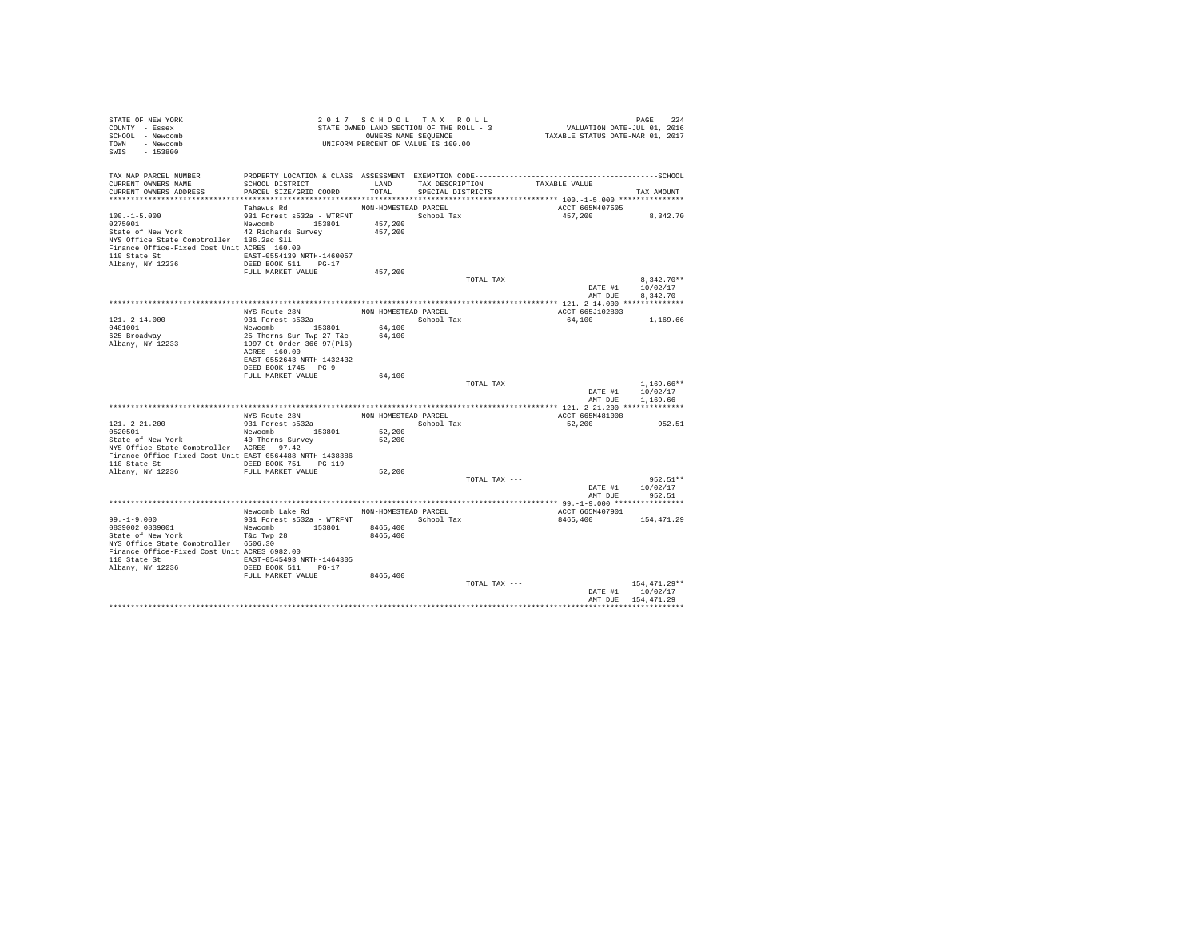STATE OF NEW YORK
COUNTY - Essex
SCHOOL - Newcomb
TOWN - Newcomb
SWIS - 153800

2017 SCHOOL TAX ROLL
STATE OWNED LAND SECTION OF THE ROLL - 3
OWNERS NAME SEQUENCE
UNIFORM PERCENT OF VALUE IS 100.00

VALUATION DATE-JUL 01, 2016
TAXABLE STATUS DATE-MAR 01, 2017

| TAX MAP PARCEL NUMBER / CURRENT OWNERS NAME / CURRENT OWNERS ADDRESS | PROPERTY LOCATION & CLASS / SCHOOL DISTRICT / PARCEL SIZE/GRID COORD | ASSESSMENT LAND / TOTAL | EXEMPTION CODE / TAX DESCRIPTION / SPECIAL DISTRICTS | TAXABLE VALUE | TAX AMOUNT |
|---|---|---|---|---|---|
| **100.-1-5.000** | Tahawus Rd | NON-HOMESTEAD PARCEL | | ACCT 665M407505 | |
| 100.-1-5.000 | 931 Forest s532a - WTRFNT | | School Tax | 457,200 | 8,342.70 |
| 0275001 | Newcomb 153801 | 457,200 | | | |
| State of New York | 42 Richards Survey | 457,200 | | | |
| NYS Office State Comptroller | 136.2ac Sll | | | | |
| Finance Office-Fixed Cost Unit | ACRES 160.00 | | | | |
| 110 State St | EAST-0554139 NRTH-1460057 | | | | |
| Albany, NY 12236 | DEED BOOK 511 PG-17 | | | | |
| | FULL MARKET VALUE | 457,200 | | | |
| | | | TOTAL TAX --- | | 8,342.70** |
| | | | | DATE #1 | 10/02/17 |
| | | | | AMT DUE | 8,342.70 |
| **121.-2-14.000** | NYS Route 28N | NON-HOMESTEAD PARCEL | | ACCT 665J102803 | |
| 121.-2-14.000 | 931 Forest s532a | | School Tax | 64,100 | 1,169.66 |
| 0401001 | Newcomb 153801 | 64,100 | | | |
| 625 Broadway | 25 Thorns Sur Twp 27 T&c | 64,100 | | | |
| Albany, NY 12233 | 1997 Ct Order 366-97(Pl6) | | | | |
| | ACRES 160.00 | | | | |
| | EAST-0552643 NRTH-1432432 | | | | |
| | DEED BOOK 1745 PG-9 | | | | |
| | FULL MARKET VALUE | 64,100 | | | |
| | | | TOTAL TAX --- | | 1,169.66** |
| | | | | DATE #1 | 10/02/17 |
| | | | | AMT DUE | 1,169.66 |
| **121.-2-21.200** | NYS Route 28N | NON-HOMESTEAD PARCEL | | ACCT 665M481008 | |
| 121.-2-21.200 | 931 Forest s532a | | School Tax | 52,200 | 952.51 |
| 0520501 | Newcomb 153801 | 52,200 | | | |
| State of New York | 40 Thorns Survey | 52,200 | | | |
| NYS Office State Comptroller | ACRES 97.42 | | | | |
| Finance Office-Fixed Cost Unit | EAST-0564488 NRTH-1438386 | | | | |
| 110 State St | DEED BOOK 751 PG-119 | | | | |
| Albany, NY 12236 | FULL MARKET VALUE | 52,200 | | | |
| | | | TOTAL TAX --- | | 952.51** |
| | | | | DATE #1 | 10/02/17 |
| | | | | AMT DUE | 952.51 |
| **99.-1-9.000** | Newcomb Lake Rd | NON-HOMESTEAD PARCEL | | ACCT 665M407901 | |
| 99.-1-9.000 | 931 Forest s532a - WTRFNT | | School Tax | 8465,400 | 154,471.29 |
| 0839002 0839001 | Newcomb 153801 | 8465,400 | | | |
| State of New York | T&c Twp 28 | 8465,400 | | | |
| NYS Office State Comptroller | 6506.30 | | | | |
| Finance Office-Fixed Cost Unit | ACRES 6982.00 | | | | |
| 110 State St | EAST-0545493 NRTH-1464305 | | | | |
| Albany, NY 12236 | DEED BOOK 511 PG-17 | | | | |
| | FULL MARKET VALUE | 8465,400 | | | |
| | | | TOTAL TAX --- | | 154,471.29** |
| | | | | DATE #1 | 10/02/17 |
| | | | | AMT DUE | 154,471.29 |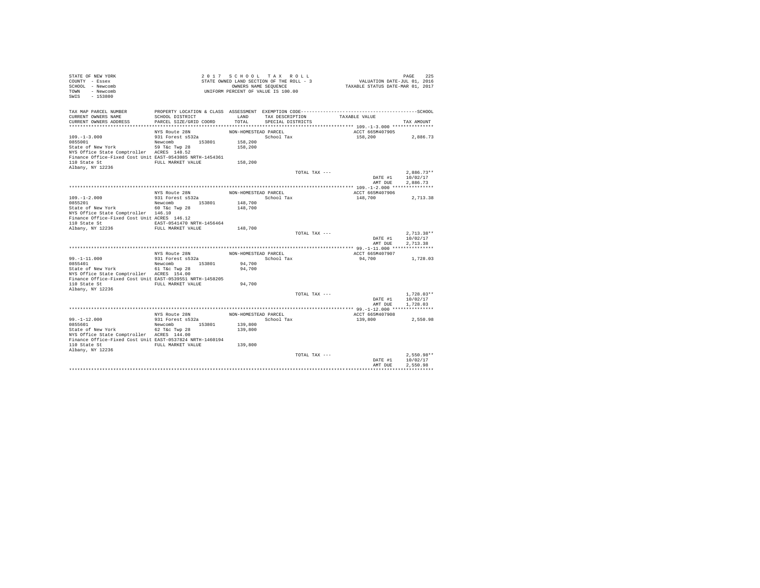STATE OF NEW YORK
COUNTY - Essex
SCHOOL - Newcomb
TOWN - Newcomb
SWIS - 153800

2 0 1 7 S C H O O L T A X R O L L
STATE OWNED LAND SECTION OF THE ROLL - 3
OWNERS NAME SEQUENCE
UNIFORM PERCENT OF VALUE IS 100.00

VALUATION DATE-JUL 01, 2016
TAXABLE STATUS DATE-MAR 01, 2017

| TAX MAP PARCEL NUMBER / CURRENT OWNERS NAME / CURRENT OWNERS ADDRESS | PROPERTY LOCATION & CLASS / SCHOOL DISTRICT / PARCEL SIZE/GRID COORD | ASSESSMENT LAND / TOTAL | EXEMPTION CODE / TAX DESCRIPTION / SPECIAL DISTRICTS | TAXABLE VALUE | TAX AMOUNT |
|---|---|---|---|---|---|
| **109.-1-3.000** | NYS Route 28N | NON-HOMESTEAD PARCEL | | ACCT 665M407905 | |
| 109.-1-3.000 | 931 Forest s532a | | School Tax | 158,200 | 2,886.73 |
| 0855001 | Newcomb 153801 | 158,200 | | | |
| State of New York | 59 T&c Twp 28 | 158,200 | | | |
| NYS Office State Comptroller | ACRES 148.52 | | | | |
| Finance Office-Fixed Cost Unit | EAST-0543085 NRTH-1454361 | | | | |
| 110 State St | FULL MARKET VALUE | 158,200 | | | |
| Albany, NY 12236 | | | | | |
| | | | TOTAL TAX --- | | 2,886.73** |
| | | | | DATE #1 | 10/02/17 |
| | | | | AMT DUE | 2,886.73 |
| **109.-1-2.000** | NYS Route 28N | NON-HOMESTEAD PARCEL | | ACCT 665M407906 | |
| 109.-1-2.000 | 931 Forest s532a | | School Tax | 148,700 | 2,713.38 |
| 0855201 | Newcomb 153801 | 148,700 | | | |
| State of New York | 60 T&c Twp 28 | 148,700 | | | |
| NYS Office State Comptroller | 146.10 | | | | |
| Finance Office-Fixed Cost Unit | ACRES 146.12 | | | | |
| 110 State St | EAST-0541470 NRTH-1456464 | | | | |
| Albany, NY 12236 | FULL MARKET VALUE | 148,700 | | | |
| | | | TOTAL TAX --- | | 2,713.38** |
| | | | | DATE #1 | 10/02/17 |
| | | | | AMT DUE | 2,713.38 |
| **99.-1-11.000** | NYS Route 28N | NON-HOMESTEAD PARCEL | | ACCT 665M407907 | |
| 99.-1-11.000 | 931 Forest s532a | | School Tax | 94,700 | 1,728.03 |
| 0855401 | Newcomb 153801 | 94,700 | | | |
| State of New York | 61 T&c Twp 28 | 94,700 | | | |
| NYS Office State Comptroller | ACRES 154.00 | | | | |
| Finance Office-Fixed Cost Unit | EAST-0539551 NRTH-1458205 | | | | |
| 110 State St | FULL MARKET VALUE | 94,700 | | | |
| Albany, NY 12236 | | | | | |
| | | | TOTAL TAX --- | | 1,728.03** |
| | | | | DATE #1 | 10/02/17 |
| | | | | AMT DUE | 1,728.03 |
| **99.-1-12.000** | NYS Route 28N | NON-HOMESTEAD PARCEL | | ACCT 665M407908 | |
| 99.-1-12.000 | 931 Forest s532a | | School Tax | 139,800 | 2,550.98 |
| 0855601 | Newcomb 153801 | 139,800 | | | |
| State of New York | 62 T&c Twp 28 | 139,800 | | | |
| NYS Office State Comptroller | ACRES 144.00 | | | | |
| Finance Office-Fixed Cost Unit | EAST-0537824 NRTH-1460194 | | | | |
| 110 State St | FULL MARKET VALUE | 139,800 | | | |
| Albany, NY 12236 | | | | | |
| | | | TOTAL TAX --- | | 2,550.98** |
| | | | | DATE #1 | 10/02/17 |
| | | | | AMT DUE | 2,550.98 |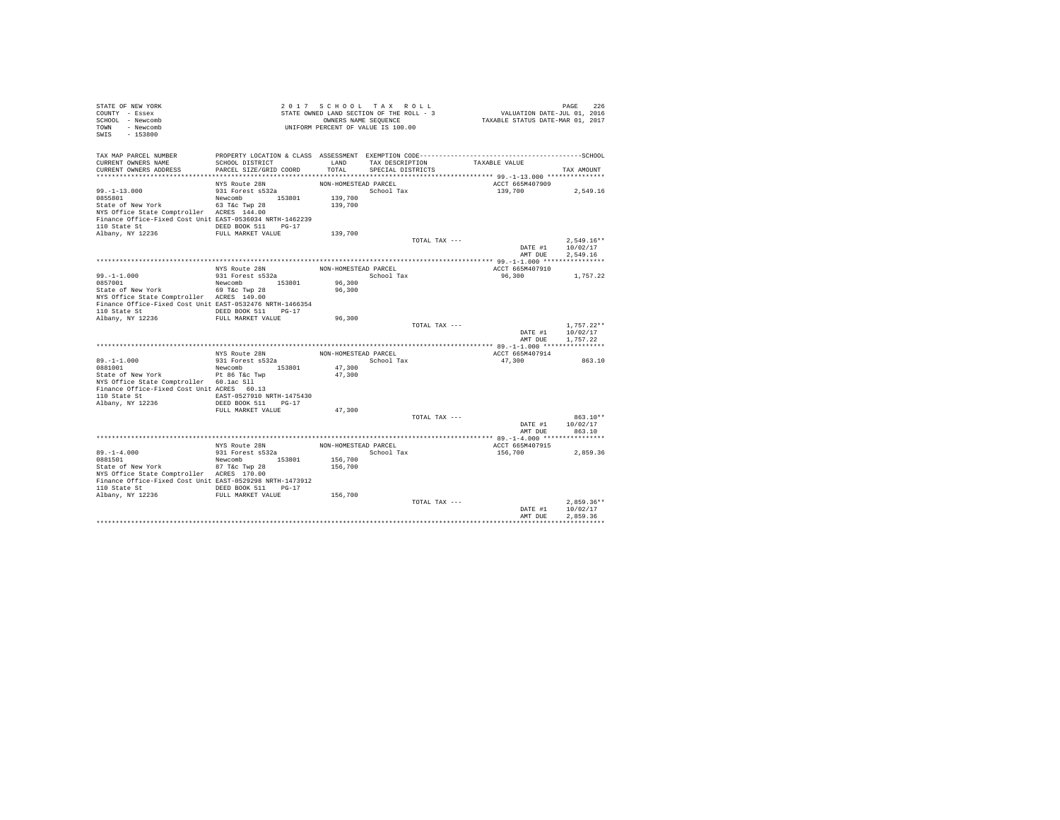STATE OF NEW YORK
COUNTY - Essex
SCHOOL - Newcomb
TOWN - Newcomb
SWIS - 153800

2017 SCHOOL TAX ROLL
STATE OWNED LAND SECTION OF THE ROLL - 3
OWNERS NAME SEQUENCE
UNIFORM PERCENT OF VALUE IS 100.00

VALUATION DATE-JUL 01, 2016
TAXABLE STATUS DATE-MAR 01, 2017

| TAX MAP PARCEL NUMBER / CURRENT OWNERS NAME / CURRENT OWNERS ADDRESS | PROPERTY LOCATION & CLASS / SCHOOL DISTRICT / PARCEL SIZE/GRID COORD | ASSESSMENT LAND / TOTAL | EXEMPTION CODE / TAX DESCRIPTION / SPECIAL DISTRICTS | TAXABLE VALUE | SCHOOL TAX AMOUNT |
|---|---|---|---|---|---|
| 99.-1-13.000 | NYS Route 28N | NON-HOMESTEAD PARCEL | | ACCT 665M407909 | |
| 0855801 | 931 Forest s532a | | School Tax | 139,700 | 2,549.16 |
| State of New York | Newcomb 153801 | 139,700 | | | |
| NYS Office State Comptroller | 63 T&c Twp 28 | 139,700 | | | |
| Finance Office-Fixed Cost Unit | ACRES 144.00 | | | | |
| 110 State St | EAST-0536034 NRTH-1462239 | | | | |
| Albany, NY 12236 | DEED BOOK 511 PG-17 | | | | |
| | FULL MARKET VALUE | 139,700 | | | |
| | | | TOTAL TAX --- | | 2,549.16** |
| | | | | DATE #1 | 10/02/17 |
| | | | | AMT DUE | 2,549.16 |
| 99.-1-1.000 | NYS Route 28N | NON-HOMESTEAD PARCEL | | ACCT 665M407910 | |
| 0857001 | 931 Forest s532a | | School Tax | 96,300 | 1,757.22 |
| State of New York | Newcomb 153801 | 96,300 | | | |
| NYS Office State Comptroller | 69 T&c Twp 28 | 96,300 | | | |
| Finance Office-Fixed Cost Unit | ACRES 149.00 | | | | |
| 110 State St | EAST-0532476 NRTH-1466354 | | | | |
| Albany, NY 12236 | DEED BOOK 511 PG-17 | | | | |
| | FULL MARKET VALUE | 96,300 | | | |
| | | | TOTAL TAX --- | | 1,757.22** |
| | | | | DATE #1 | 10/02/17 |
| | | | | AMT DUE | 1,757.22 |
| 89.-1-1.000 | NYS Route 28N | NON-HOMESTEAD PARCEL | | ACCT 665M407914 | |
| 0881001 | 931 Forest s532a | | School Tax | 47,300 | 863.10 |
| State of New York | Newcomb 153801 | 47,300 | | | |
| NYS Office State Comptroller | Pt 86 T&c Twp | 47,300 | | | |
| Finance Office-Fixed Cost Unit | 60.1ac Sll | | | | |
| 110 State St | ACRES 60.13 | | | | |
| Albany, NY 12236 | EAST-0527910 NRTH-1475430 | | | | |
| | DEED BOOK 511 PG-17 | | | | |
| | FULL MARKET VALUE | 47,300 | | | |
| | | | TOTAL TAX --- | | 863.10** |
| | | | | DATE #1 | 10/02/17 |
| | | | | AMT DUE | 863.10 |
| 89.-1-4.000 | NYS Route 28N | NON-HOMESTEAD PARCEL | | ACCT 665M407915 | |
| 0881501 | 931 Forest s532a | | School Tax | 156,700 | 2,859.36 |
| State of New York | Newcomb 153801 | 156,700 | | | |
| NYS Office State Comptroller | 87 T&c Twp 28 | 156,700 | | | |
| Finance Office-Fixed Cost Unit | ACRES 170.00 | | | | |
| 110 State St | EAST-0529298 NRTH-1473912 | | | | |
| Albany, NY 12236 | DEED BOOK 511 PG-17 | | | | |
| | FULL MARKET VALUE | 156,700 | | | |
| | | | TOTAL TAX --- | | 2,859.36** |
| | | | | DATE #1 | 10/02/17 |
| | | | | AMT DUE | 2,859.36 |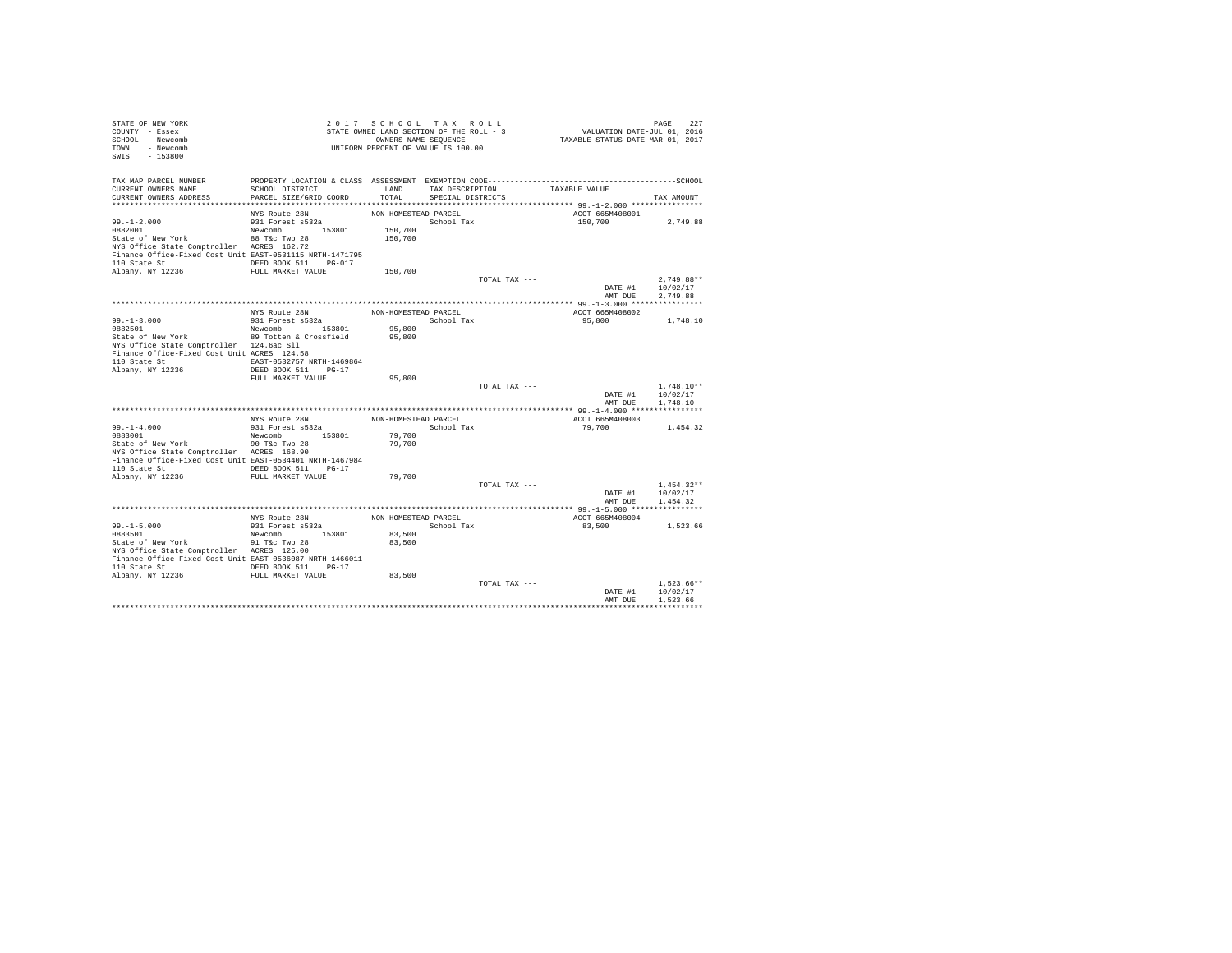STATE OF NEW YORK
COUNTY - Essex
SCHOOL - Newcomb
TOWN - Newcomb
SWIS - 153800

2 0 1 7 S C H O O L T A X R O L L
STATE OWNED LAND SECTION OF THE ROLL - 3
OWNERS NAME SEQUENCE
UNIFORM PERCENT OF VALUE IS 100.00

VALUATION DATE-JUL 01, 2016
TAXABLE STATUS DATE-MAR 01, 2017

| TAX MAP PARCEL NUMBER / CURRENT OWNERS NAME / CURRENT OWNERS ADDRESS | PROPERTY LOCATION & CLASS / SCHOOL DISTRICT / PARCEL SIZE/GRID COORD | ASSESSMENT LAND / TOTAL | EXEMPTION CODE / TAX DESCRIPTION / SPECIAL DISTRICTS | TAXABLE VALUE | SCHOOL TAX AMOUNT |
|---|---|---|---|---|---|
| 99.-1-2.000 | NYS Route 28N | NON-HOMESTEAD PARCEL | | ACCT 665M408001 | |
| 99.-1-2.000 | 931 Forest s532a | | School Tax | 150,700 | 2,749.88 |
| 0882001 | Newcomb 153801 | 150,700 | | | |
| State of New York | 88 T&c Twp 28 | 150,700 | | | |
| NYS Office State Comptroller | ACRES 162.72 | | | | |
| Finance Office-Fixed Cost Unit | EAST-0531115 NRTH-1471795 | | | | |
| 110 State St | DEED BOOK 511 PG-017 | | | | |
| Albany, NY 12236 | FULL MARKET VALUE | 150,700 | | | |
| | | | TOTAL TAX --- | | 2,749.88** |
| | | | | DATE #1 | 10/02/17 |
| | | | | AMT DUE | 2,749.88 |
| 99.-1-3.000 | NYS Route 28N | NON-HOMESTEAD PARCEL | | ACCT 665M408002 | |
| 99.-1-3.000 | 931 Forest s532a | | School Tax | 95,800 | 1,748.10 |
| 0882501 | Newcomb 153801 | 95,800 | | | |
| State of New York | 89 Totten & Crossfield | 95,800 | | | |
| NYS Office State Comptroller | 124.6ac Sll | | | | |
| Finance Office-Fixed Cost Unit | ACRES 124.58 | | | | |
| 110 State St | EAST-0532757 NRTH-1469864 | | | | |
| Albany, NY 12236 | DEED BOOK 511 PG-17 | | | | |
| | FULL MARKET VALUE | 95,800 | | | |
| | | | TOTAL TAX --- | | 1,748.10** |
| | | | | DATE #1 | 10/02/17 |
| | | | | AMT DUE | 1,748.10 |
| 99.-1-4.000 | NYS Route 28N | NON-HOMESTEAD PARCEL | | ACCT 665M408003 | |
| 99.-1-4.000 | 931 Forest s532a | | School Tax | 79,700 | 1,454.32 |
| 0883001 | Newcomb 153801 | 79,700 | | | |
| State of New York | 90 T&c Twp 28 | 79,700 | | | |
| NYS Office State Comptroller | ACRES 168.90 | | | | |
| Finance Office-Fixed Cost Unit | EAST-0534401 NRTH-1467984 | | | | |
| 110 State St | DEED BOOK 511 PG-17 | | | | |
| Albany, NY 12236 | FULL MARKET VALUE | 79,700 | | | |
| | | | TOTAL TAX --- | | 1,454.32** |
| | | | | DATE #1 | 10/02/17 |
| | | | | AMT DUE | 1,454.32 |
| 99.-1-5.000 | NYS Route 28N | NON-HOMESTEAD PARCEL | | ACCT 665M408004 | |
| 99.-1-5.000 | 931 Forest s532a | | School Tax | 83,500 | 1,523.66 |
| 0883501 | Newcomb 153801 | 83,500 | | | |
| State of New York | 91 T&c Twp 28 | 83,500 | | | |
| NYS Office State Comptroller | ACRES 125.00 | | | | |
| Finance Office-Fixed Cost Unit | EAST-0536087 NRTH-1466011 | | | | |
| 110 State St | DEED BOOK 511 PG-17 | | | | |
| Albany, NY 12236 | FULL MARKET VALUE | 83,500 | | | |
| | | | TOTAL TAX --- | | 1,523.66** |
| | | | | DATE #1 | 10/02/17 |
| | | | | AMT DUE | 1,523.66 |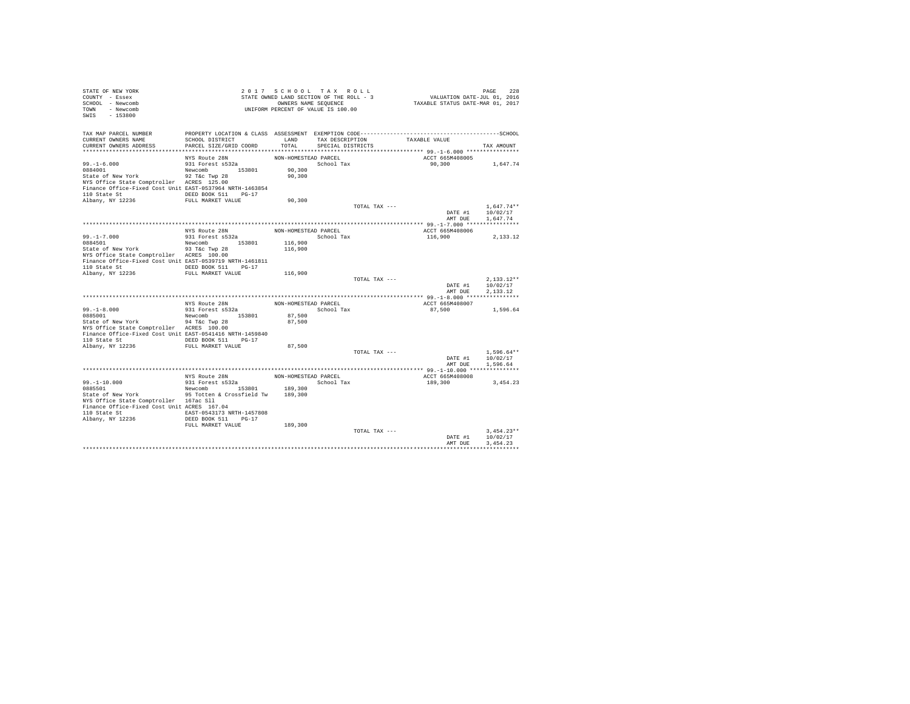```
STATE OF NEW YORK                    2 0 1 7   S C H O O L   T A X   R O L L                                    PAGE   228
COUNTY  - Essex                      STATE OWNED LAND SECTION OF THE ROLL - 3              VALUATION DATE-JUL 01, 2016
SCHOOL  - Newcomb                           OWNERS NAME SEQUENCE                        TAXABLE STATUS DATE-MAR 01, 2017
TOWN    - Newcomb                     UNIFORM PERCENT OF VALUE IS 100.00
SWIS    - 153800

TAX MAP PARCEL NUMBER         PROPERTY LOCATION & CLASS  ASSESSMENT  EXEMPTION CODE----------------------------------------------SCHOOL
CURRENT OWNERS NAME           SCHOOL DISTRICT               LAND      TAX DESCRIPTION            TAXABLE VALUE
CURRENT OWNERS ADDRESS        PARCEL SIZE/GRID COORD        TOTAL     SPECIAL DISTRICTS                                     TAX AMOUNT
************************************************************************************************ 99.-1-6.000 ****************
                              NYS Route 28N              NON-HOMESTEAD PARCEL                       ACCT 665M408005
99.-1-6.000                   931 Forest s532a                        School Tax                      90,300            1,647.74
0884001                       Newcomb        153801        90,300
State of New York             92 T&c Twp 28                90,300
NYS Office State Comptroller  ACRES  125.00
Finance Office-Fixed Cost Unit EAST-0537964 NRTH-1463854
110 State St                  DEED BOOK 511    PG-17
Albany, NY 12236              FULL MARKET VALUE            90,300
                                                                      TOTAL TAX ---                                    1,647.74**
                                                                                                     DATE #1         10/02/17
                                                                                                     AMT DUE          1,647.74
************************************************************************************************ 99.-1-7.000 ****************
                              NYS Route 28N              NON-HOMESTEAD PARCEL                       ACCT 665M408006
99.-1-7.000                   931 Forest s532a                        School Tax                     116,900            2,133.12
0884501                       Newcomb        153801       116,900
State of New York             93 T&c Twp 28               116,900
NYS Office State Comptroller  ACRES  100.00
Finance Office-Fixed Cost Unit EAST-0539719 NRTH-1461811
110 State St                  DEED BOOK 511    PG-17
Albany, NY 12236              FULL MARKET VALUE           116,900
                                                                      TOTAL TAX ---                                    2,133.12**
                                                                                                     DATE #1         10/02/17
                                                                                                     AMT DUE          2,133.12
************************************************************************************************ 99.-1-8.000 ****************
                              NYS Route 28N              NON-HOMESTEAD PARCEL                       ACCT 665M408007
99.-1-8.000                   931 Forest s532a                        School Tax                      87,500            1,596.64
0885001                       Newcomb        153801        87,500
State of New York             94 T&c Twp 28                87,500
NYS Office State Comptroller  ACRES  100.00
Finance Office-Fixed Cost Unit EAST-0541416 NRTH-1459840
110 State St                  DEED BOOK 511    PG-17
Albany, NY 12236              FULL MARKET VALUE            87,500
                                                                      TOTAL TAX ---                                    1,596.64**
                                                                                                     DATE #1         10/02/17
                                                                                                     AMT DUE          1,596.64
************************************************************************************************ 99.-1-10.000 ***************
                              NYS Route 28N              NON-HOMESTEAD PARCEL                       ACCT 665M408008
99.-1-10.000                  931 Forest s532a                        School Tax                     189,300            3,454.23
0885501                       Newcomb        153801       189,300
State of New York             95 Totten & Crossfield Tw   189,300
NYS Office State Comptroller  167ac Sll
Finance Office-Fixed Cost Unit ACRES  167.04
110 State St                  EAST-0543173 NRTH-1457808
Albany, NY 12236              DEED BOOK 511    PG-17
                              FULL MARKET VALUE           189,300
                                                                      TOTAL TAX ---                                    3,454.23**
                                                                                                     DATE #1         10/02/17
                                                                                                     AMT DUE          3,454.23
******************************************************************************************************************************
```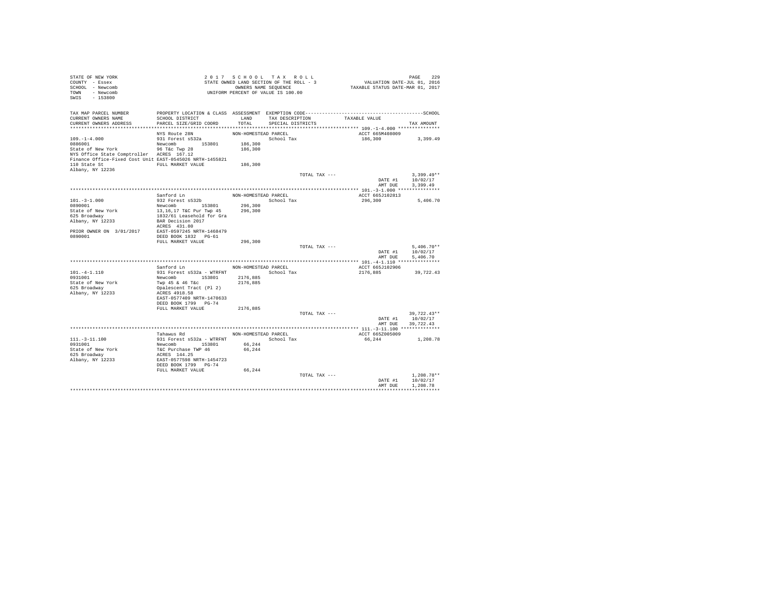STATE OF NEW YORK
COUNTY - Essex
SCHOOL - Newcomb
TOWN - Newcomb
SWIS - 153800

2017 SCHOOL TAX ROLL
STATE OWNED LAND SECTION OF THE ROLL - 3
OWNERS NAME SEQUENCE
UNIFORM PERCENT OF VALUE IS 100.00

VALUATION DATE-JUL 01, 2016
TAXABLE STATUS DATE-MAR 01, 2017

| TAX MAP PARCEL NUMBER / CURRENT OWNERS NAME / CURRENT OWNERS ADDRESS | PROPERTY LOCATION & CLASS / SCHOOL DISTRICT / PARCEL SIZE/GRID COORD | ASSESSMENT LAND / TOTAL | EXEMPTION CODE / TAX DESCRIPTION / SPECIAL DISTRICTS | TAXABLE VALUE | TAX AMOUNT |
|---|---|---|---|---|---|
| **109.-1-4.000** | NYS Route 28N | NON-HOMESTEAD PARCEL | | ACCT 665M408009 | |
| 109.-1-4.000 | 931 Forest s532a | | School Tax | 186,300 | 3,399.49 |
| 0886001 | Newcomb 153801 | 186,300 | | | |
| State of New York | 96 T&c Twp 28 | 186,300 | | | |
| NYS Office State Comptroller | ACRES 167.12 | | | | |
| Finance Office-Fixed Cost Unit | EAST-0545026 NRTH-1455821 | | | | |
| 110 State St | FULL MARKET VALUE | 186,300 | | | |
| Albany, NY 12236 | | | | | |
| | | | TOTAL TAX --- | | 3,399.49** |
| | | | | DATE #1 | 10/02/17 |
| | | | | AMT DUE | 3,399.49 |
| **101.-3-1.000** | Sanford Ln | NON-HOMESTEAD PARCEL | | ACCT 665J102813 | |
| 101.-3-1.000 | 932 Forest s532b | | School Tax | 296,300 | 5,406.70 |
| 0890001 | Newcomb 153801 | 296,300 | | | |
| State of New York | 13,16,17 T&C Pur Twp 45 | 296,300 | | | |
| 625 Broadway | 1832/61 Leasehold for Gra | | | | |
| Albany, NY 12233 | BAR Decision 2017 | | | | |
| | ACRES 431.80 | | | | |
| PRIOR OWNER ON 3/01/2017 | EAST-0597245 NRTH-1468479 | | | | |
| 0890001 | DEED BOOK 1832 PG-61 | | | | |
| | FULL MARKET VALUE | 296,300 | | | |
| | | | TOTAL TAX --- | | 5,406.70** |
| | | | | DATE #1 | 10/02/17 |
| | | | | AMT DUE | 5,406.70 |
| **101.-4-1.110** | Sanford Ln | NON-HOMESTEAD PARCEL | | ACCT 665J102906 | |
| 101.-4-1.110 | 931 Forest s532a - WTRFNT | | School Tax | 2176,885 | 39,722.43 |
| 0931001 | Newcomb 153801 | 2176,885 | | | |
| State of New York | Twp 45 & 46 T&c | 2176,885 | | | |
| 625 Broadway | Opalescent Tract (Pl 2) | | | | |
| Albany, NY 12233 | ACRES 4918.58 | | | | |
| | EAST-0577409 NRTH-1470633 | | | | |
| | DEED BOOK 1799 PG-74 | | | | |
| | FULL MARKET VALUE | 2176,885 | | | |
| | | | TOTAL TAX --- | | 39,722.43** |
| | | | | DATE #1 | 10/02/17 |
| | | | | AMT DUE | 39,722.43 |
| **111.-3-11.100** | Tahawus Rd | NON-HOMESTEAD PARCEL | | ACCT 665Z005009 | |
| 111.-3-11.100 | 931 Forest s532a - WTRFNT | | School Tax | 66,244 | 1,208.78 |
| 0931001 | Newcomb 153801 | 66,244 | | | |
| State of New York | T&C Purchase TWP 46 | 66,244 | | | |
| 625 Broadway | ACRES 144.25 | | | | |
| Albany, NY 12233 | EAST-0577598 NRTH-1454723 | | | | |
| | DEED BOOK 1799 PG-74 | | | | |
| | FULL MARKET VALUE | 66,244 | | | |
| | | | TOTAL TAX --- | | 1,208.78** |
| | | | | DATE #1 | 10/02/17 |
| | | | | AMT DUE | 1,208.78 |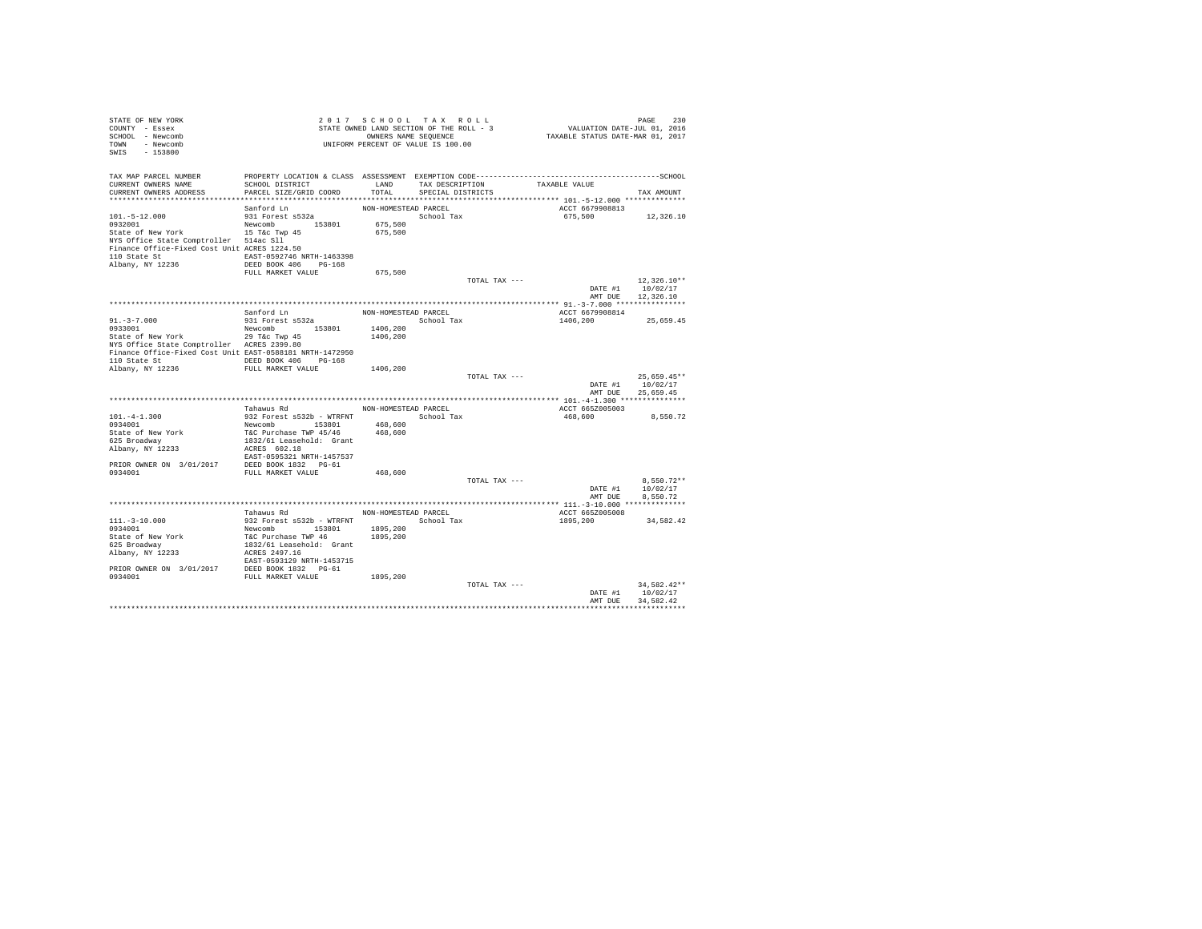STATE OF NEW YORK
COUNTY - Essex
SCHOOL - Newcomb
TOWN - Newcomb
SWIS - 153800

2 0 1 7 S C H O O L T A X R O L L
STATE OWNED LAND SECTION OF THE ROLL - 3
OWNERS NAME SEQUENCE
UNIFORM PERCENT OF VALUE IS 100.00

VALUATION DATE-JUL 01, 2016
TAXABLE STATUS DATE-MAR 01, 2017

| TAX MAP PARCEL NUMBER / CURRENT OWNERS NAME / CURRENT OWNERS ADDRESS | PROPERTY LOCATION & CLASS / SCHOOL DISTRICT / PARCEL SIZE/GRID COORD | ASSESSMENT LAND / TOTAL | EXEMPTION CODE / TAX DESCRIPTION / SPECIAL DISTRICTS | TAXABLE VALUE | TAX AMOUNT |
|---|---|---|---|---|---|
| **101.-5-12.000** | Sanford Ln | NON-HOMESTEAD PARCEL | | ACCT 6679908813 | |
| 101.-5-12.000 | 931 Forest s532a | | School Tax | 675,500 | 12,326.10 |
| 0932001 | Newcomb 153801 | 675,500 | | | |
| State of New York | 15 T&c Twp 45 | 675,500 | | | |
| NYS Office State Comptroller | 514ac Sll | | | | |
| Finance Office-Fixed Cost Unit | ACRES 1224.50 | | | | |
| 110 State St | EAST-0592746 NRTH-1463398 | | | | |
| Albany, NY 12236 | DEED BOOK 406 PG-168 | | | | |
| | FULL MARKET VALUE | 675,500 | | | |
| | | | TOTAL TAX --- | | 12,326.10** |
| | | | | DATE #1 | 10/02/17 |
| | | | | AMT DUE | 12,326.10 |
| **91.-3-7.000** | Sanford Ln | NON-HOMESTEAD PARCEL | | ACCT 6679908814 | |
| 91.-3-7.000 | 931 Forest s532a | | School Tax | 1406,200 | 25,659.45 |
| 0933001 | Newcomb 153801 | 1406,200 | | | |
| State of New York | 29 T&c Twp 45 | 1406,200 | | | |
| NYS Office State Comptroller | ACRES 2399.80 | | | | |
| Finance Office-Fixed Cost Unit | EAST-0588181 NRTH-1472950 | | | | |
| 110 State St | DEED BOOK 406 PG-168 | | | | |
| Albany, NY 12236 | FULL MARKET VALUE | 1406,200 | | | |
| | | | TOTAL TAX --- | | 25,659.45** |
| | | | | DATE #1 | 10/02/17 |
| | | | | AMT DUE | 25,659.45 |
| **101.-4-1.300** | Tahawus Rd | NON-HOMESTEAD PARCEL | | ACCT 665Z005003 | |
| 101.-4-1.300 | 932 Forest s532b - WTRFNT | | School Tax | 468,600 | 8,550.72 |
| 0934001 | Newcomb 153801 | 468,600 | | | |
| State of New York | T&C Purchase TWP 45/46 | 468,600 | | | |
| 625 Broadway | 1832/61 Leasehold: Grant | | | | |
| Albany, NY 12233 | ACRES 602.18 | | | | |
| | EAST-0595321 NRTH-1457537 | | | | |
| PRIOR OWNER ON 3/01/2017 | DEED BOOK 1832 PG-61 | | | | |
| 0934001 | FULL MARKET VALUE | 468,600 | | | |
| | | | TOTAL TAX --- | | 8,550.72** |
| | | | | DATE #1 | 10/02/17 |
| | | | | AMT DUE | 8,550.72 |
| **111.-3-10.000** | Tahawus Rd | NON-HOMESTEAD PARCEL | | ACCT 665Z005008 | |
| 111.-3-10.000 | 932 Forest s532b - WTRFNT | | School Tax | 1895,200 | 34,582.42 |
| 0934001 | Newcomb 153801 | 1895,200 | | | |
| State of New York | T&C Purchase TWP 46 | 1895,200 | | | |
| 625 Broadway | 1832/61 Leasehold: Grant | | | | |
| Albany, NY 12233 | ACRES 2497.16 | | | | |
| | EAST-0593129 NRTH-1453715 | | | | |
| PRIOR OWNER ON 3/01/2017 | DEED BOOK 1832 PG-61 | | | | |
| 0934001 | FULL MARKET VALUE | 1895,200 | | | |
| | | | TOTAL TAX --- | | 34,582.42** |
| | | | | DATE #1 | 10/02/17 |
| | | | | AMT DUE | 34,582.42 |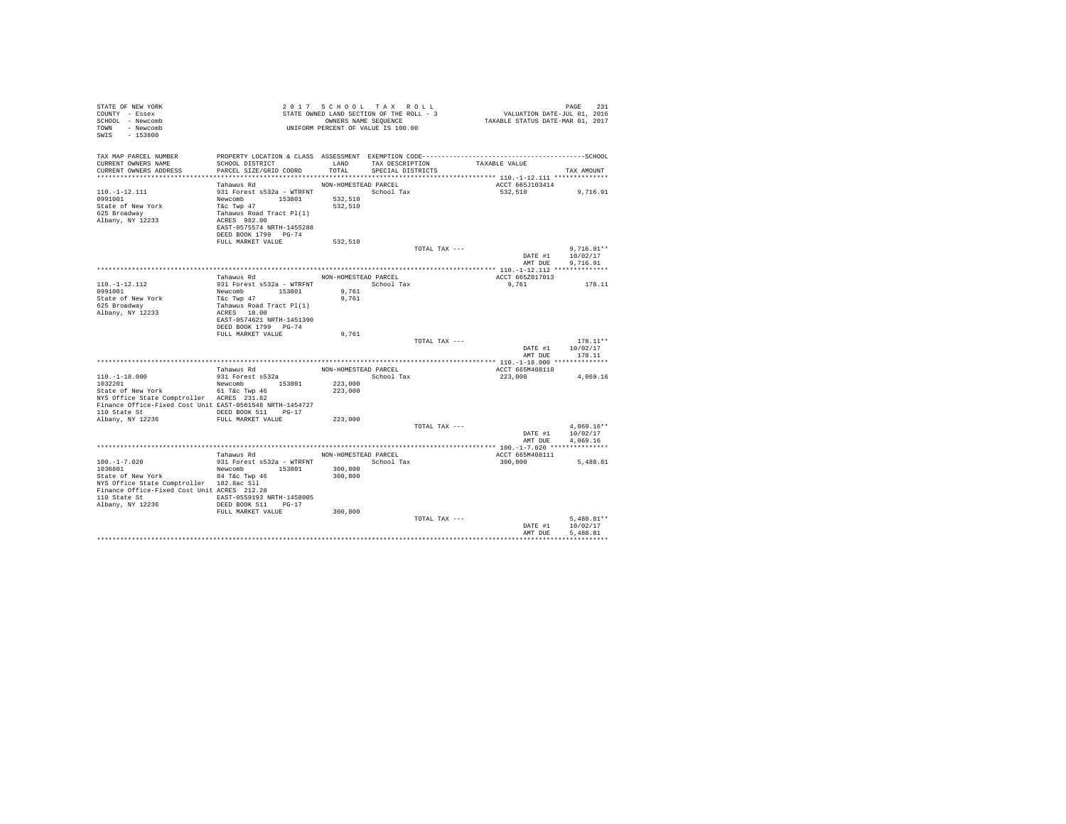STATE OF NEW YORK
COUNTY - Essex
SCHOOL - Newcomb
TOWN - Newcomb
SWIS - 153800

2 0 1 7 S C H O O L T A X R O L L
STATE OWNED LAND SECTION OF THE ROLL - 3
OWNERS NAME SEQUENCE
UNIFORM PERCENT OF VALUE IS 100.00

VALUATION DATE-JUL 01, 2016
TAXABLE STATUS DATE-MAR 01, 2017

| TAX MAP PARCEL NUMBER / CURRENT OWNERS NAME / CURRENT OWNERS ADDRESS | PROPERTY LOCATION & CLASS / SCHOOL DISTRICT / PARCEL SIZE/GRID COORD | ASSESSMENT LAND / TOTAL | EXEMPTION CODE / TAX DESCRIPTION / SPECIAL DISTRICTS | TAXABLE VALUE | TAX AMOUNT |
|---|---|---|---|---|---|
| 110.-1-12.111 | Tahawus Rd | NON-HOMESTEAD PARCEL | | ACCT 665J103414 | |
| 0991001 | 931 Forest s532a - WTRFNT | | School Tax | 532,510 | 9,716.91 |
| State of New York | Newcomb 153801 | 532,510 | | | |
| 625 Broadway | T&c Twp 47 | 532,510 | | | |
| Albany, NY 12233 | Tahawus Road Tract Pl(1) | | | | |
| | ACRES 982.00 | | | | |
| | EAST-0575574 NRTH-1455288 | | | | |
| | DEED BOOK 1799 PG-74 | | | | |
| | FULL MARKET VALUE | 532,510 | | | |
| | | | TOTAL TAX --- | | 9,716.91** |
| | | | | DATE #1 | 10/02/17 |
| | | | | AMT DUE | 9,716.91 |
| 110.-1-12.112 | Tahawus Rd | NON-HOMESTEAD PARCEL | | ACCT 665Z017013 | |
| 0991001 | 931 Forest s532a - WTRFNT | | School Tax | 9,761 | 178.11 |
| State of New York | Newcomb 153801 | 9,761 | | | |
| 625 Broadway | T&c Twp 47 | 9,761 | | | |
| Albany, NY 12233 | Tahawus Road Tract Pl(1) | | | | |
| | ACRES 18.00 | | | | |
| | EAST-0574621 NRTH-1451390 | | | | |
| | DEED BOOK 1799 PG-74 | | | | |
| | FULL MARKET VALUE | 9,761 | | | |
| | | | TOTAL TAX --- | | 178.11** |
| | | | | DATE #1 | 10/02/17 |
| | | | | AMT DUE | 178.11 |
| 110.-1-18.000 | Tahawus Rd | NON-HOMESTEAD PARCEL | | ACCT 665M408110 | |
| 1032201 | 931 Forest s532a | | School Tax | 223,000 | 4,069.16 |
| State of New York | Newcomb 153801 | 223,000 | | | |
| NYS Office State Comptroller | 61 T&c Twp 46 | 223,000 | | | |
| Finance Office-Fixed Cost Unit | ACRES 231.82 | | | | |
| 110 State St | EAST-0561548 NRTH-1454727 | | | | |
| Albany, NY 12236 | DEED BOOK 511 PG-17 | | | | |
| | FULL MARKET VALUE | 223,000 | | | |
| | | | TOTAL TAX --- | | 4,069.16** |
| | | | | DATE #1 | 10/02/17 |
| | | | | AMT DUE | 4,069.16 |
| 100.-1-7.020 | Tahawus Rd | NON-HOMESTEAD PARCEL | | ACCT 665M408111 | |
| 1036801 | 931 Forest s532a - WTRFNT | | School Tax | 300,800 | 5,488.81 |
| State of New York | Newcomb 153801 | 300,800 | | | |
| NYS Office State Comptroller | 84 T&c Twp 46 | 300,800 | | | |
| Finance Office-Fixed Cost Unit | 182.8ac Sll | | | | |
| 110 State St | ACRES 212.28 | | | | |
| Albany, NY 12236 | EAST-0559193 NRTH-1458005 | | | | |
| | DEED BOOK 511 PG-17 | | | | |
| | FULL MARKET VALUE | 300,800 | | | |
| | | | TOTAL TAX --- | | 5,488.81** |
| | | | | DATE #1 | 10/02/17 |
| | | | | AMT DUE | 5,488.81 |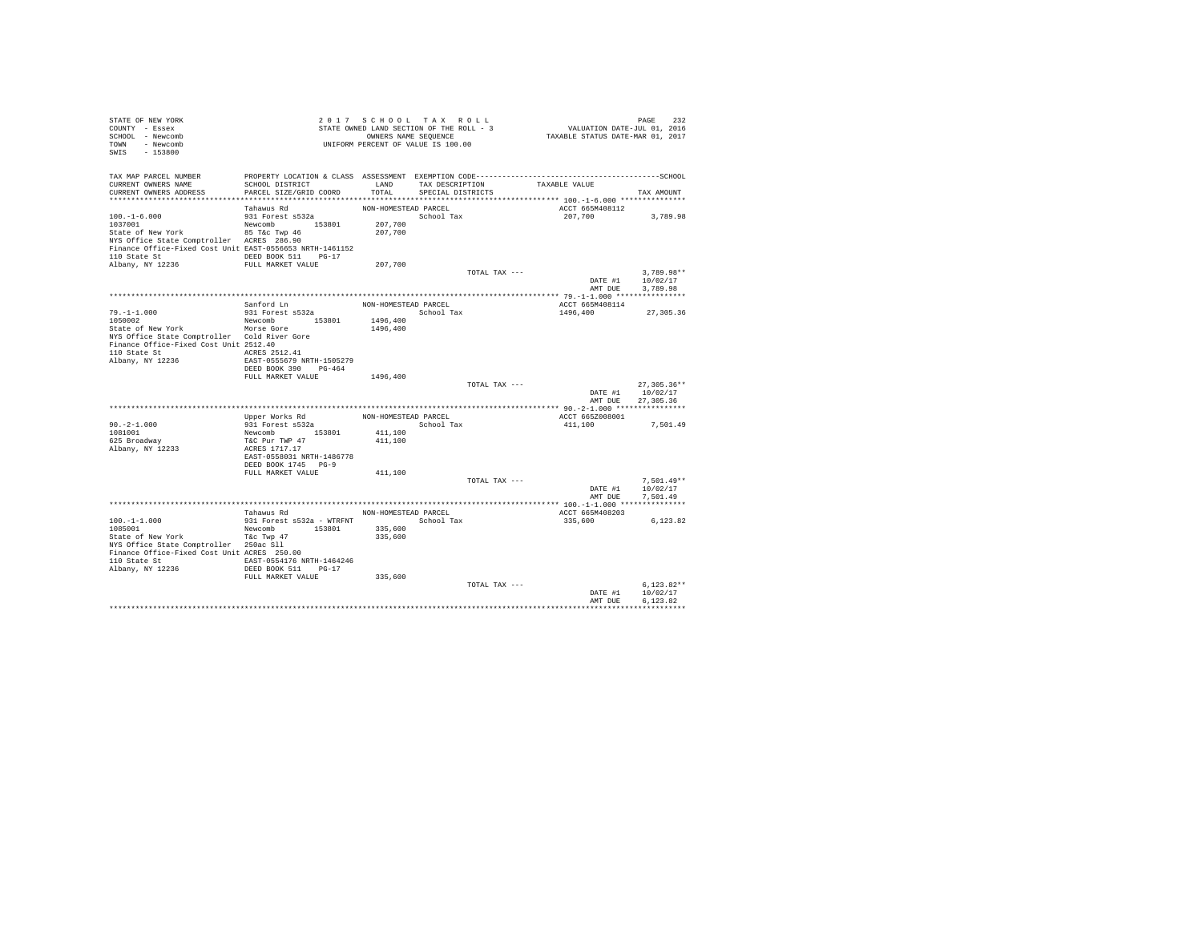STATE OF NEW YORK
COUNTY - Essex
SCHOOL - Newcomb
TOWN - Newcomb
SWIS - 153800

2017 SCHOOL TAX ROLL
STATE OWNED LAND SECTION OF THE ROLL - 3
OWNERS NAME SEQUENCE
UNIFORM PERCENT OF VALUE IS 100.00

VALUATION DATE-JUL 01, 2016
TAXABLE STATUS DATE-MAR 01, 2017

| TAX MAP PARCEL NUMBER / CURRENT OWNERS NAME / CURRENT OWNERS ADDRESS | PROPERTY LOCATION & CLASS / SCHOOL DISTRICT / PARCEL SIZE/GRID COORD | ASSESSMENT LAND / TOTAL | EXEMPTION CODE / TAX DESCRIPTION / SPECIAL DISTRICTS | TAXABLE VALUE | TAX AMOUNT |
|---|---|---|---|---|---|
| 100.-1-6.000 | Tahawus Rd | NON-HOMESTEAD PARCEL | | ACCT 665M408112 | |
| 1037001 | 931 Forest s532a | | School Tax | 207,700 | 3,789.98 |
| State of New York | Newcomb 153801 | 207,700 | | | |
| NYS Office State Comptroller | 85 T&c Twp 46 | 207,700 | | | |
| Finance Office-Fixed Cost Unit | ACRES 286.90 | | | | |
| 110 State St | EAST-0556653 NRTH-1461152 | | | | |
| Albany, NY 12236 | DEED BOOK 511 PG-17 | | | | |
| | FULL MARKET VALUE | 207,700 | | | |
| | | | TOTAL TAX --- | | 3,789.98** |
| | | | | DATE #1 | 10/02/17 |
| | | | | AMT DUE | 3,789.98 |
| 79.-1-1.000 | Sanford Ln | NON-HOMESTEAD PARCEL | | ACCT 665M408114 | |
| 1050002 | 931 Forest s532a | | School Tax | 1496,400 | 27,305.36 |
| State of New York | Newcomb 153801 | 1496,400 | | | |
| NYS Office State Comptroller | Morse Gore | 1496,400 | | | |
| Finance Office-Fixed Cost Unit | Cold River Gore | | | | |
| 110 State St | 2512.40 | | | | |
| Albany, NY 12236 | ACRES 2512.41 | | | | |
| | EAST-0555679 NRTH-1505279 | | | | |
| | DEED BOOK 390 PG-464 | | | | |
| | FULL MARKET VALUE | 1496,400 | | | |
| | | | TOTAL TAX --- | | 27,305.36** |
| | | | | DATE #1 | 10/02/17 |
| | | | | AMT DUE | 27,305.36 |
| 90.-2-1.000 | Upper Works Rd | NON-HOMESTEAD PARCEL | | ACCT 665Z008001 | |
| 1081001 | 931 Forest s532a | | School Tax | 411,100 | 7,501.49 |
| 625 Broadway | Newcomb 153801 | 411,100 | | | |
| Albany, NY 12233 | T&C Pur TWP 47 | 411,100 | | | |
| | ACRES 1717.17 | | | | |
| | EAST-0558031 NRTH-1486778 | | | | |
| | DEED BOOK 1745 PG-9 | | | | |
| | FULL MARKET VALUE | 411,100 | | | |
| | | | TOTAL TAX --- | | 7,501.49** |
| | | | | DATE #1 | 10/02/17 |
| | | | | AMT DUE | 7,501.49 |
| 100.-1-1.000 | Tahawus Rd | NON-HOMESTEAD PARCEL | | ACCT 665M408203 | |
| 1085001 | 931 Forest s532a - WTRFNT | | School Tax | 335,600 | 6,123.82 |
| State of New York | Newcomb 153801 | 335,600 | | | |
| NYS Office State Comptroller | T&c Twp 47 | 335,600 | | | |
| Finance Office-Fixed Cost Unit | 250ac Sll | | | | |
| 110 State St | ACRES 250.00 | | | | |
| Albany, NY 12236 | EAST-0554176 NRTH-1464246 | | | | |
| | DEED BOOK 511 PG-17 | | | | |
| | FULL MARKET VALUE | 335,600 | | | |
| | | | TOTAL TAX --- | | 6,123.82** |
| | | | | DATE #1 | 10/02/17 |
| | | | | AMT DUE | 6,123.82 |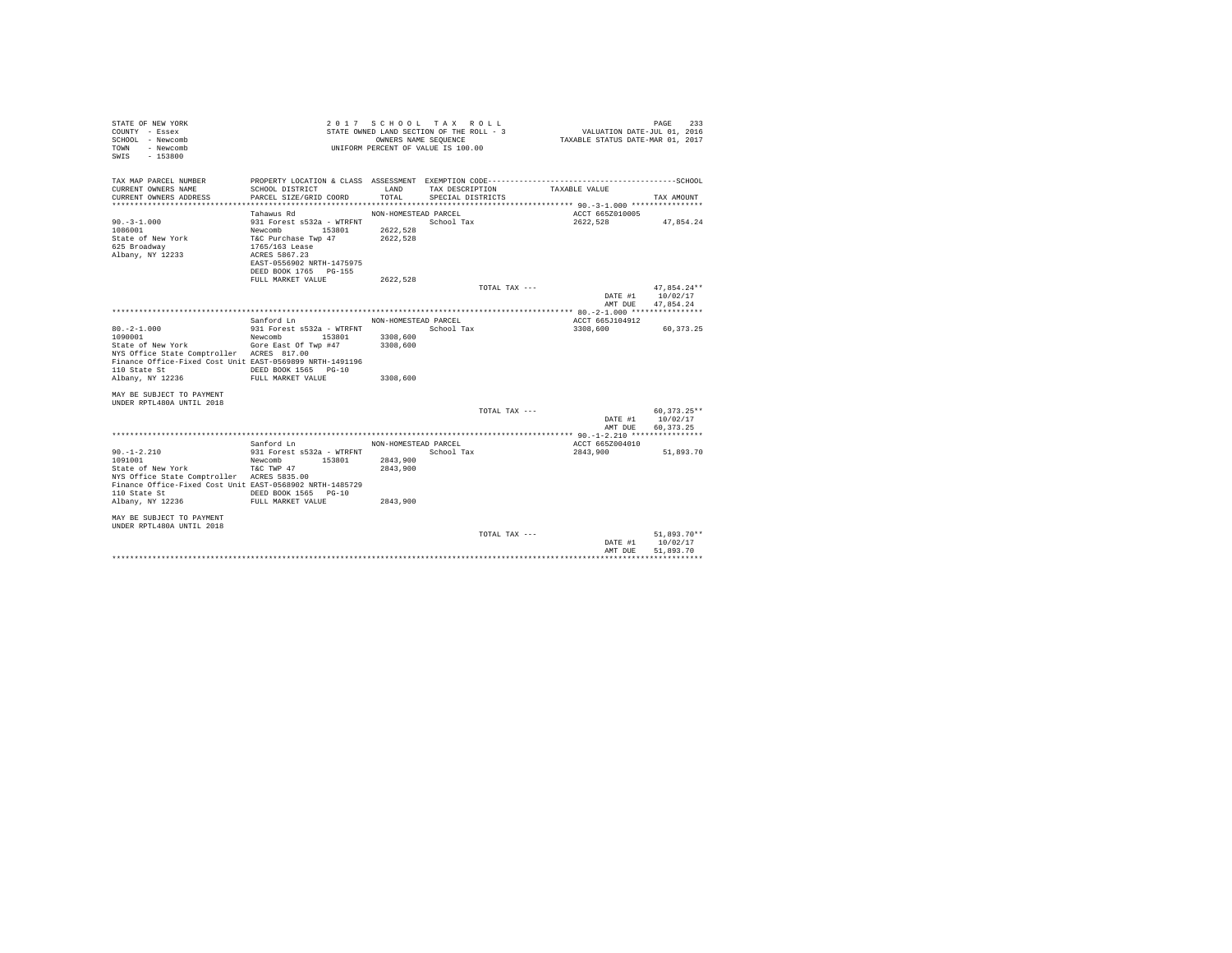STATE OF NEW YORK
COUNTY - Essex
SCHOOL - Newcomb
TOWN - Newcomb
SWIS - 153800

2 0 1 7 S C H O O L T A X R O L L
STATE OWNED LAND SECTION OF THE ROLL - 3
OWNERS NAME SEQUENCE
UNIFORM PERCENT OF VALUE IS 100.00

VALUATION DATE-JUL 01, 2016
TAXABLE STATUS DATE-MAR 01, 2017

| TAX MAP PARCEL NUMBER / CURRENT OWNERS NAME / CURRENT OWNERS ADDRESS | PROPERTY LOCATION & CLASS / SCHOOL DISTRICT / PARCEL SIZE/GRID COORD | ASSESSMENT LAND / TOTAL | EXEMPTION CODE / TAX DESCRIPTION / SPECIAL DISTRICTS | TAXABLE VALUE | TAX AMOUNT |
|---|---|---|---|---|---|
| **90.-3-1.000** | | | | | |
| | Tahawus Rd | NON-HOMESTEAD PARCEL | | ACCT 665Z010005 | |
| 90.-3-1.000 | 931 Forest s532a - WTRFNT | | School Tax | 2622,528 | 47,854.24 |
| 1086001 | Newcomb 153801 | 2622,528 | | | |
| State of New York | T&C Purchase Twp 47 | 2622,528 | | | |
| 625 Broadway | 1765/163 Lease | | | | |
| Albany, NY 12233 | ACRES 5867.23 | | | | |
| | EAST-0556902 NRTH-1475975 | | | | |
| | DEED BOOK 1765 PG-155 | | | | |
| | FULL MARKET VALUE | 2622,528 | | | |
| | | | TOTAL TAX --- | | 47,854.24** |
| | | | | DATE #1 | 10/02/17 |
| | | | | AMT DUE | 47,854.24 |
| **80.-2-1.000** | | | | | |
| | Sanford Ln | NON-HOMESTEAD PARCEL | | ACCT 665J104912 | |
| 80.-2-1.000 | 931 Forest s532a - WTRFNT | | School Tax | 3308,600 | 60,373.25 |
| 1090001 | Newcomb 153801 | 3308,600 | | | |
| State of New York | Gore East Of Twp #47 | 3308,600 | | | |
| NYS Office State Comptroller | ACRES 817.00 | | | | |
| Finance Office-Fixed Cost Unit | EAST-0569899 NRTH-1491196 | | | | |
| 110 State St | DEED BOOK 1565 PG-10 | | | | |
| Albany, NY 12236 | FULL MARKET VALUE | 3308,600 | | | |
| MAY BE SUBJECT TO PAYMENT UNDER RPTL480A UNTIL 2018 | | | | | |
| | | | TOTAL TAX --- | | 60,373.25** |
| | | | | DATE #1 | 10/02/17 |
| | | | | AMT DUE | 60,373.25 |
| **90.-1-2.210** | | | | | |
| | Sanford Ln | NON-HOMESTEAD PARCEL | | ACCT 665Z004010 | |
| 90.-1-2.210 | 931 Forest s532a - WTRFNT | | School Tax | 2843,900 | 51,893.70 |
| 1091001 | Newcomb 153801 | 2843,900 | | | |
| State of New York | T&C TWP 47 | 2843,900 | | | |
| NYS Office State Comptroller | ACRES 5835.00 | | | | |
| Finance Office-Fixed Cost Unit | EAST-0568902 NRTH-1485729 | | | | |
| 110 State St | DEED BOOK 1565 PG-10 | | | | |
| Albany, NY 12236 | FULL MARKET VALUE | 2843,900 | | | |
| MAY BE SUBJECT TO PAYMENT UNDER RPTL480A UNTIL 2018 | | | | | |
| | | | TOTAL TAX --- | | 51,893.70** |
| | | | | DATE #1 | 10/02/17 |
| | | | | AMT DUE | 51,893.70 |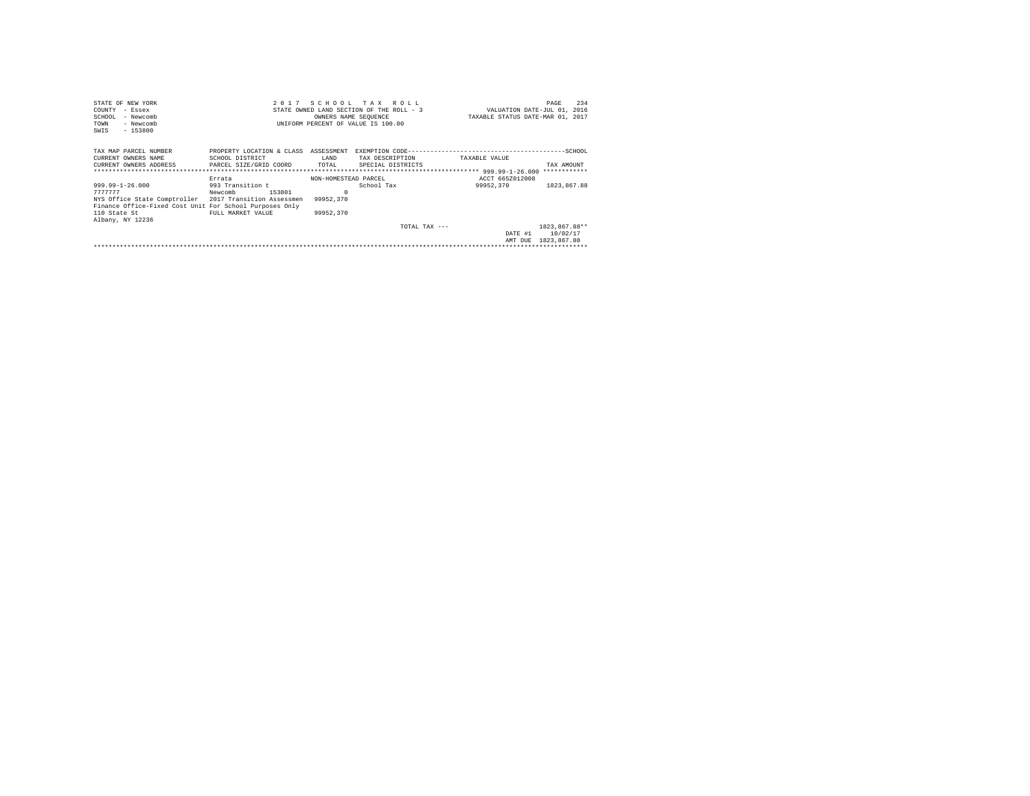STATE OF NEW YORK
COUNTY - Essex
SCHOOL - Newcomb
TOWN - Newcomb
SWIS - 153800

2 0 1 7 S C H O O L T A X R O L L
STATE OWNED LAND SECTION OF THE ROLL - 3
OWNERS NAME SEQUENCE
UNIFORM PERCENT OF VALUE IS 100.00

VALUATION DATE-JUL 01, 2016
TAXABLE STATUS DATE-MAR 01, 2017

| TAX MAP PARCEL NUMBER<br>CURRENT OWNERS NAME<br>CURRENT OWNERS ADDRESS | PROPERTY LOCATION & CLASS<br>SCHOOL DISTRICT<br>PARCEL SIZE/GRID COORD | ASSESSMENT<br>LAND<br>TOTAL | EXEMPTION CODE<br>TAX DESCRIPTION<br>SPECIAL DISTRICTS | TAXABLE VALUE | TAX AMOUNT |
|---|---|---|---|---|---|
| | | | | 999.99-1-26.000 | |
| | Errata | NON-HOMESTEAD PARCEL | | ACCT 665Z012008 | |
| 999.99-1-26.000 | 993 Transition t | | School Tax | 99952,370 | 1823,867.88 |
| 7777777 | Newcomb 153801 | 0 | | | |
| NYS Office State Comptroller | 2017 Transition Assessmen | 99952,370 | | | |
| Finance Office-Fixed Cost Unit | For School Purposes Only | | | | |
| 110 State St | FULL MARKET VALUE | 99952,370 | | | |
| Albany, NY 12236 | | | | | |
| | | | TOTAL TAX --- | | 1823,867.88** |
| | | | | DATE #1 | 10/02/17 |
| | | | | AMT DUE | 1823,867.88 |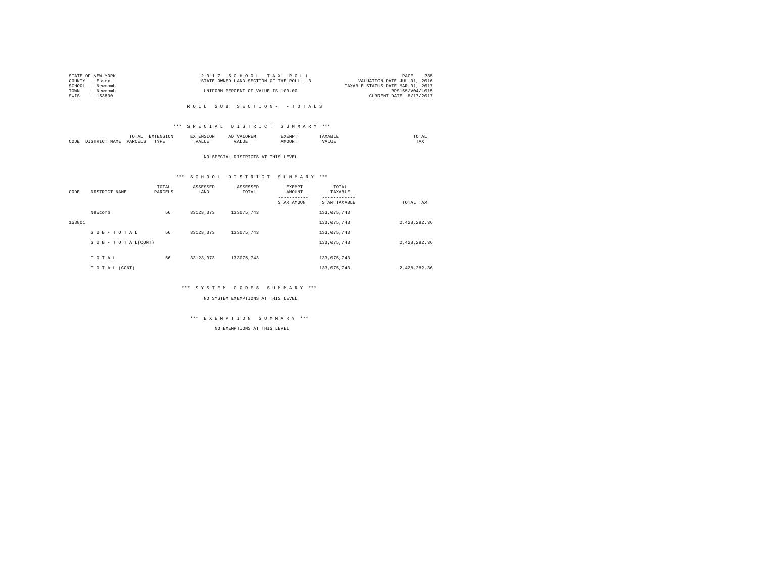STATE OF NEW YORK
COUNTY - Essex
SCHOOL - Newcomb
TOWN - Newcomb
SWIS - 153800

2 0 1 7 S C H O O L T A X R O L L
STATE OWNED LAND SECTION OF THE ROLL - 3
UNIFORM PERCENT OF VALUE IS 100.00

VALUATION DATE-JUL 01, 2016
TAXABLE STATUS DATE-MAR 01, 2017
RPS155/V04/L015
CURRENT DATE 8/17/2017

R O L L S U B S E C T I O N - - T O T A L S

\*\*\* S P E C I A L D I S T R I C T S U M M A R Y \*\*\*

| CODE | DISTRICT NAME | TOTAL PARCELS | EXTENSION TYPE | EXTENSION VALUE | AD VALOREM VALUE | EXEMPT AMOUNT | TAXABLE VALUE | TOTAL TAX |
|---|---|---|---|---|---|---|---|---|

NO SPECIAL DISTRICTS AT THIS LEVEL

\*\*\* S C H O O L D I S T R I C T S U M M A R Y \*\*\*

| CODE | DISTRICT NAME | TOTAL PARCELS | ASSESSED LAND | ASSESSED TOTAL | EXEMPT AMOUNT / STAR AMOUNT | TOTAL TAXABLE / STAR TAXABLE | TOTAL TAX |
|---|---|---|---|---|---|---|---|
| | Newcomb | 56 | 33123,373 | 133075,743 | | 133,075,743 | |
| 153801 | | | | | | 133,075,743 | 2,428,282.36 |
| | S U B - T O T A L | 56 | 33123,373 | 133075,743 | | 133,075,743 | |
| | S U B - T O T A L(CONT) | | | | | 133,075,743 | 2,428,282.36 |
| | T O T A L | 56 | 33123,373 | 133075,743 | | 133,075,743 | |
| | T O T A L (CONT) | | | | | 133,075,743 | 2,428,282.36 |

\*\*\* S Y S T E M C O D E S S U M M A R Y \*\*\*

NO SYSTEM EXEMPTIONS AT THIS LEVEL

\*\*\* E X E M P T I O N S U M M A R Y \*\*\*

NO EXEMPTIONS AT THIS LEVEL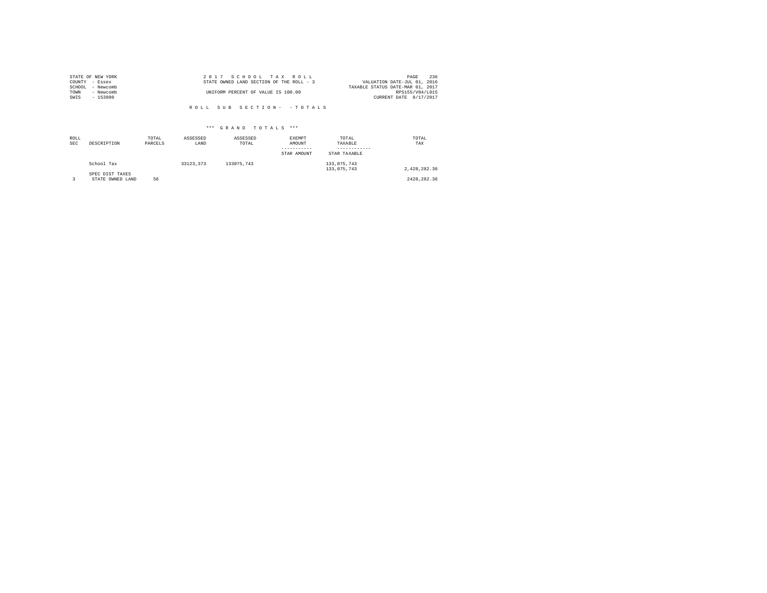STATE OF NEW YORK
COUNTY - Essex
SCHOOL - Newcomb
TOWN - Newcomb
SWIS - 153800

2 0 1 7 S C H O O L T A X R O L L
STATE OWNED LAND SECTION OF THE ROLL - 3
UNIFORM PERCENT OF VALUE IS 100.00

VALUATION DATE-JUL 01, 2016
TAXABLE STATUS DATE-MAR 01, 2017
RPS155/V04/L015
CURRENT DATE 8/17/2017

R O L L S U B S E C T I O N - - T O T A L S

*** G R A N D T O T A L S ***

| ROLL SEC | DESCRIPTION | TOTAL PARCELS | ASSESSED LAND | ASSESSED TOTAL | EXEMPT AMOUNT / STAR AMOUNT | TOTAL TAXABLE / STAR TAXABLE | TOTAL TAX |
|---|---|---|---|---|---|---|---|
| | School Tax | | 33123,373 | 133075,743 | | 133,075,743<br>133,075,743 | 2,428,282.36 |
| | SPEC DIST TAXES | | | | | | |
| 3 | STATE OWNED LAND | 56 | | | | | 2428,282.36 |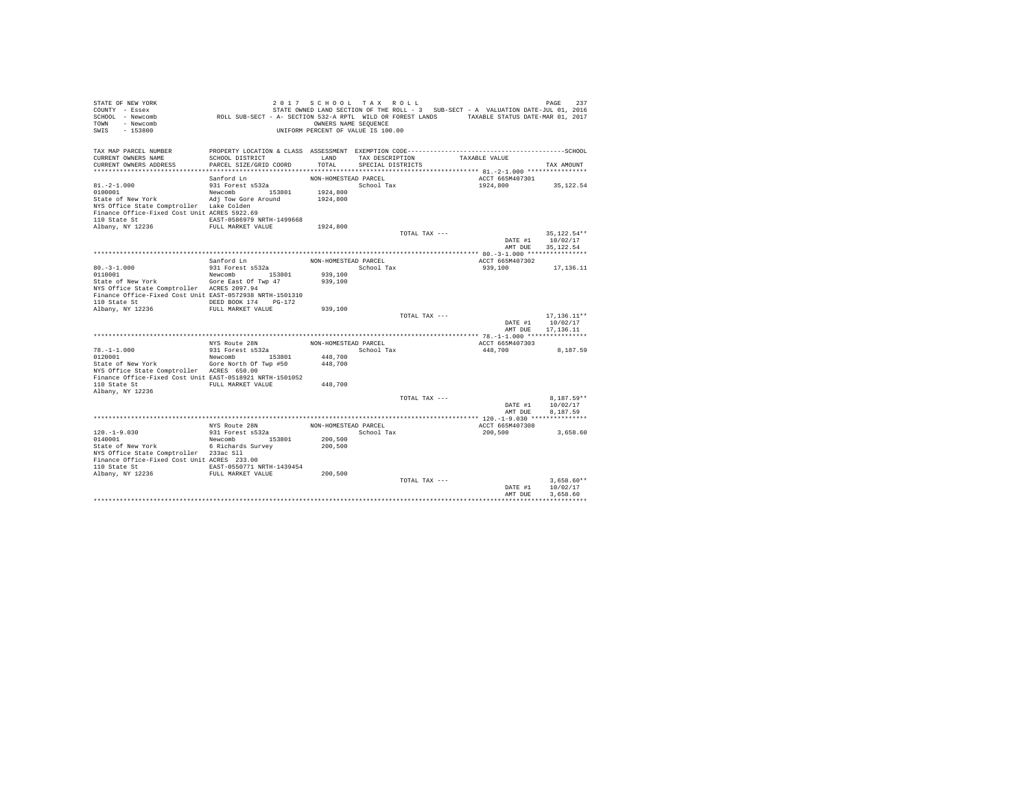```
STATE OF NEW YORK                    2 0 1 7   S C H O O L   T A X   R O L L                                    PAGE   237
COUNTY  - Essex                      STATE OWNED LAND SECTION OF THE ROLL - 3   SUB-SECT - A  VALUATION DATE-JUL 01, 2016
SCHOOL  - Newcomb            ROLL SUB-SECT - A- SECTION 532-A RPTL  WILD OR FOREST LANDS      TAXABLE STATUS DATE-MAR 01, 2017
TOWN    - Newcomb                                      OWNERS NAME SEQUENCE
SWIS    - 153800                                  UNIFORM PERCENT OF VALUE IS 100.00

TAX MAP PARCEL NUMBER          PROPERTY LOCATION & CLASS  ASSESSMENT  EXEMPTION CODE-----------------------------------------------SCHOOL
CURRENT OWNERS NAME            SCHOOL DISTRICT               LAND      TAX DESCRIPTION            TAXABLE VALUE
CURRENT OWNERS ADDRESS         PARCEL SIZE/GRID COORD        TOTAL     SPECIAL DISTRICTS                                      TAX AMOUNT
************************************************************************************************ 81.-2-1.000 ****************
                               Sanford Ln                  NON-HOMESTEAD PARCEL                      ACCT 665M407301
81.-2-1.000                    931 Forest s532a                       School Tax                   1924,800           35,122.54
0100001                        Newcomb        153801      1924,800
State of New York              Adj Tow Gore Around         1924,800
NYS Office State Comptroller   Lake Colden
Finance Office-Fixed Cost Unit ACRES 5922.69
110 State St                   EAST-0586979 NRTH-1499668
Albany, NY 12236               FULL MARKET VALUE           1924,800
                                                                      TOTAL TAX ---                               35,122.54**
                                                                                                  DATE #1          10/02/17
                                                                                                  AMT DUE          35,122.54
************************************************************************************************ 80.-3-1.000 ****************
                               Sanford Ln                  NON-HOMESTEAD PARCEL                      ACCT 665M407302
80.-3-1.000                    931 Forest s532a                       School Tax                   939,100            17,136.11
0110001                        Newcomb        153801       939,100
State of New York              Gore East Of Twp 47          939,100
NYS Office State Comptroller   ACRES 2097.94
Finance Office-Fixed Cost Unit EAST-0572938 NRTH-1501310
110 State St                   DEED BOOK 174    PG-172
Albany, NY 12236               FULL MARKET VALUE            939,100
                                                                      TOTAL TAX ---                               17,136.11**
                                                                                                  DATE #1          10/02/17
                                                                                                  AMT DUE          17,136.11
************************************************************************************************ 78.-1-1.000 ****************
                               NYS Route 28N               NON-HOMESTEAD PARCEL                      ACCT 665M407303
78.-1-1.000                    931 Forest s532a                       School Tax                   448,700             8,187.59
0120001                        Newcomb        153801       448,700
State of New York              Gore North Of Twp #50        448,700
NYS Office State Comptroller   ACRES  650.00
Finance Office-Fixed Cost Unit EAST-0518921 NRTH-1501052
110 State St                   FULL MARKET VALUE            448,700
Albany, NY 12236
                                                                      TOTAL TAX ---                                8,187.59**
                                                                                                  DATE #1          10/02/17
                                                                                                  AMT DUE           8,187.59
************************************************************************************************ 120.-1-9.030 ***************
                               NYS Route 28N               NON-HOMESTEAD PARCEL                      ACCT 665M407308
120.-1-9.030                   931 Forest s532a                       School Tax                   200,500             3,658.60
0140001                        Newcomb        153801       200,500
State of New York              6 Richards Survey            200,500
NYS Office State Comptroller   233ac Sll
Finance Office-Fixed Cost Unit ACRES  233.00
110 State St                   EAST-0550771 NRTH-1439454
Albany, NY 12236               FULL MARKET VALUE            200,500
                                                                      TOTAL TAX ---                                3,658.60**
                                                                                                  DATE #1          10/02/17
                                                                                                  AMT DUE           3,658.60
******************************************************************************************************************************
```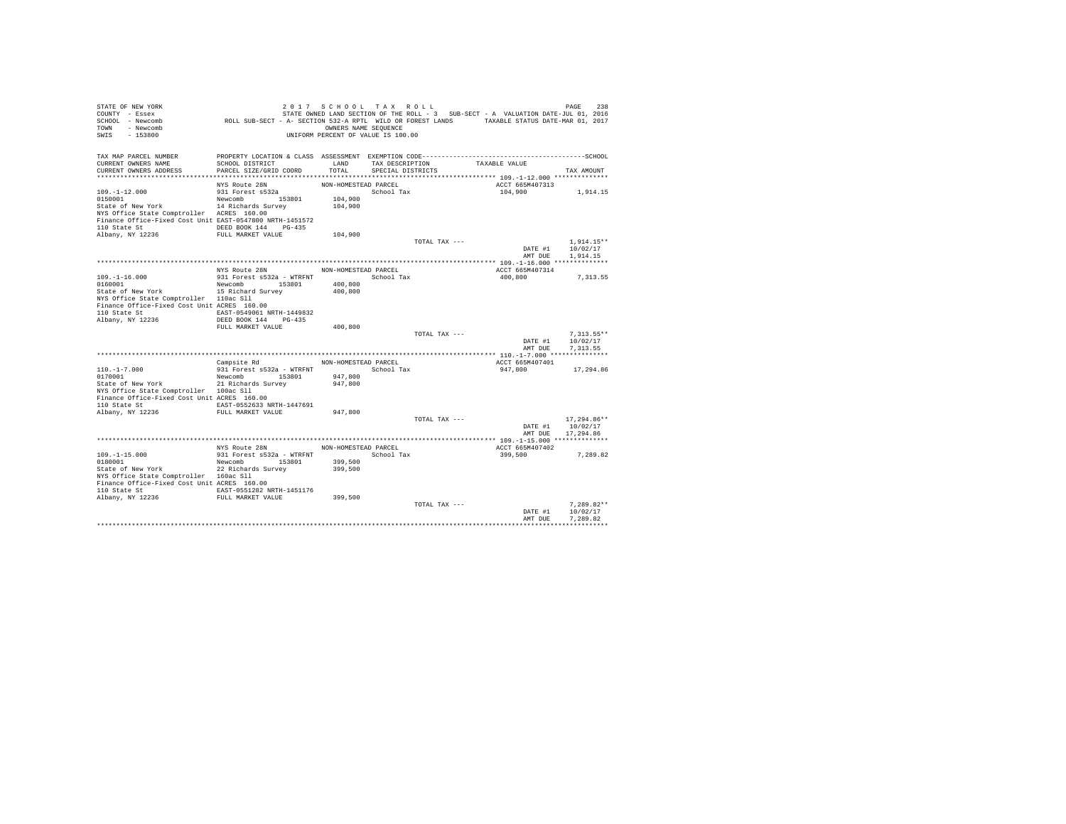STATE OF NEW YORK  
COUNTY - Essex  
SCHOOL - Newcomb  
TOWN - Newcomb  
SWIS - 153800

2 0 1 7   S C H O O L   T A X   R O L L  
STATE OWNED LAND SECTION OF THE ROLL - 3   SUB-SECT - A  VALUATION DATE-JUL 01, 2016  
ROLL SUB-SECT - A- SECTION 532-A RPTL  WILD OR FOREST LANDS   TAXABLE STATUS DATE-MAR 01, 2017  
OWNERS NAME SEQUENCE  
UNIFORM PERCENT OF VALUE IS 100.00

| TAX MAP PARCEL NUMBER / CURRENT OWNERS NAME / CURRENT OWNERS ADDRESS | PROPERTY LOCATION & CLASS / SCHOOL DISTRICT / PARCEL SIZE/GRID COORD | ASSESSMENT LAND / TOTAL | EXEMPTION CODE / TAX DESCRIPTION / SPECIAL DISTRICTS | TAXABLE VALUE | TAX AMOUNT |
|---|---|---|---|---|---|
| **109.-1-12.000** | NYS Route 28N | NON-HOMESTEAD PARCEL | | ACCT 665M407313 | |
| 0150001 | 931 Forest s532a | | School Tax | 104,900 | 1,914.15 |
| State of New York | Newcomb 153801 | 104,900 | | | |
| NYS Office State Comptroller | 14 Richards Survey | 104,900 | | | |
| Finance Office-Fixed Cost Unit | ACRES 160.00 | | | | |
| 110 State St | EAST-0547800 NRTH-1451572 | | | | |
| Albany, NY 12236 | DEED BOOK 144 PG-435 | | | | |
| | FULL MARKET VALUE | 104,900 | | | |
| | | | TOTAL TAX --- | | 1,914.15** |
| | | | | DATE #1 | 10/02/17 |
| | | | | AMT DUE | 1,914.15 |
| **109.-1-16.000** | NYS Route 28N | NON-HOMESTEAD PARCEL | | ACCT 665M407314 | |
| 0160001 | 931 Forest s532a - WTRFNT | | School Tax | 400,800 | 7,313.55 |
| State of New York | Newcomb 153801 | 400,800 | | | |
| NYS Office State Comptroller | 15 Richard Survey | 400,800 | | | |
| Finance Office-Fixed Cost Unit | 110ac Sll | | | | |
| 110 State St | ACRES 160.00 | | | | |
| Albany, NY 12236 | EAST-0549061 NRTH-1449832 | | | | |
| | DEED BOOK 144 PG-435 | | | | |
| | FULL MARKET VALUE | 400,800 | | | |
| | | | TOTAL TAX --- | | 7,313.55** |
| | | | | DATE #1 | 10/02/17 |
| | | | | AMT DUE | 7,313.55 |
| **110.-1-7.000** | Campsite Rd | NON-HOMESTEAD PARCEL | | ACCT 665M407401 | |
| 0170001 | 931 Forest s532a - WTRFNT | | School Tax | 947,800 | 17,294.86 |
| State of New York | Newcomb 153801 | 947,800 | | | |
| NYS Office State Comptroller | 21 Richards Survey | 947,800 | | | |
| Finance Office-Fixed Cost Unit | 100ac Sll | | | | |
| 110 State St | ACRES 160.00 | | | | |
| Albany, NY 12236 | EAST-0552633 NRTH-1447691 | | | | |
| | FULL MARKET VALUE | 947,800 | | | |
| | | | TOTAL TAX --- | | 17,294.86** |
| | | | | DATE #1 | 10/02/17 |
| | | | | AMT DUE | 17,294.86 |
| **109.-1-15.000** | NYS Route 28N | NON-HOMESTEAD PARCEL | | ACCT 665M407402 | |
| 0180001 | 931 Forest s532a - WTRFNT | | School Tax | 399,500 | 7,289.82 |
| State of New York | Newcomb 153801 | 399,500 | | | |
| NYS Office State Comptroller | 22 Richards Survey | 399,500 | | | |
| Finance Office-Fixed Cost Unit | 160ac Sll | | | | |
| 110 State St | ACRES 160.00 | | | | |
| Albany, NY 12236 | EAST-0551282 NRTH-1451176 | | | | |
| | FULL MARKET VALUE | 399,500 | | | |
| | | | TOTAL TAX --- | | 7,289.82** |
| | | | | DATE #1 | 10/02/17 |
| | | | | AMT DUE | 7,289.82 |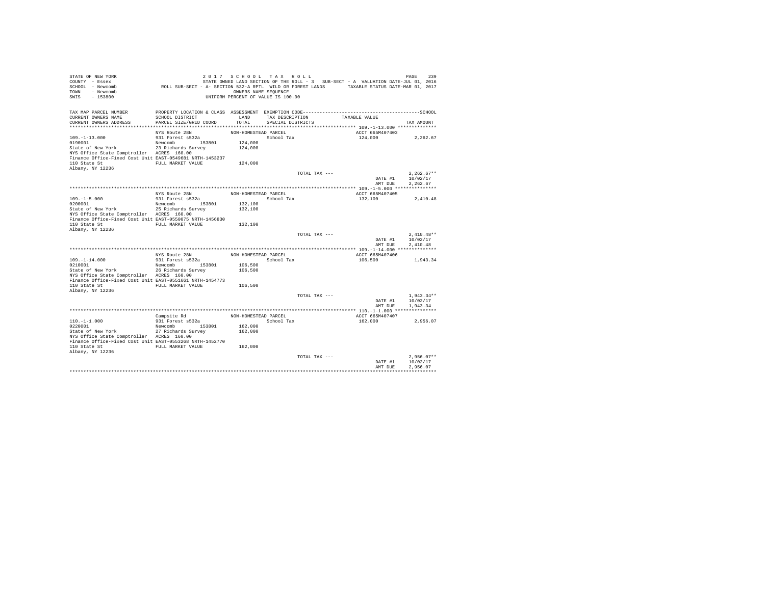STATE OF NEW YORK
COUNTY - Essex
SCHOOL - Newcomb
TOWN - Newcomb
SWIS - 153800

2 0 1 7 S C H O O L T A X R O L L
STATE OWNED LAND SECTION OF THE ROLL - 3 SUB-SECT - A VALUATION DATE-JUL 01, 2016
ROLL SUB-SECT - A- SECTION 532-A RPTL WILD OR FOREST LANDS TAXABLE STATUS DATE-MAR 01, 2017
OWNERS NAME SEQUENCE
UNIFORM PERCENT OF VALUE IS 100.00

| TAX MAP PARCEL NUMBER / CURRENT OWNERS NAME / CURRENT OWNERS ADDRESS | PROPERTY LOCATION & CLASS / SCHOOL DISTRICT / PARCEL SIZE/GRID COORD | ASSESSMENT LAND / TOTAL | EXEMPTION CODE / TAX DESCRIPTION / SPECIAL DISTRICTS | TAXABLE VALUE | TAX AMOUNT |
|---|---|---|---|---|---|
| **109.-1-13.000** | NYS Route 28N | NON-HOMESTEAD PARCEL | | ACCT 665M407403 | |
| 109.-1-13.000 | 931 Forest s532a | | School Tax | 124,000 | 2,262.67 |
| 0190001 | Newcomb 153801 | 124,000 | | | |
| State of New York | 23 Richards Survey | 124,000 | | | |
| NYS Office State Comptroller | ACRES 160.00 | | | | |
| Finance Office-Fixed Cost Unit | EAST-0549681 NRTH-1453237 | | | | |
| 110 State St | FULL MARKET VALUE | 124,000 | | | |
| Albany, NY 12236 | | | | | |
| | | | TOTAL TAX --- | | 2,262.67** |
| | | | | DATE #1 | 10/02/17 |
| | | | | AMT DUE | 2,262.67 |
| **109.-1-5.000** | NYS Route 28N | NON-HOMESTEAD PARCEL | | ACCT 665M407405 | |
| 109.-1-5.000 | 931 Forest s532a | | School Tax | 132,100 | 2,410.48 |
| 0200001 | Newcomb 153801 | 132,100 | | | |
| State of New York | 25 Richards Survey | 132,100 | | | |
| NYS Office State Comptroller | ACRES 160.00 | | | | |
| Finance Office-Fixed Cost Unit | EAST-0550075 NRTH-1456830 | | | | |
| 110 State St | FULL MARKET VALUE | 132,100 | | | |
| Albany, NY 12236 | | | | | |
| | | | TOTAL TAX --- | | 2,410.48** |
| | | | | DATE #1 | 10/02/17 |
| | | | | AMT DUE | 2,410.48 |
| **109.-1-14.000** | NYS Route 28N | NON-HOMESTEAD PARCEL | | ACCT 665M407406 | |
| 109.-1-14.000 | 931 Forest s532a | | School Tax | 106,500 | 1,943.34 |
| 0210001 | Newcomb 153801 | 106,500 | | | |
| State of New York | 26 Richards Survey | 106,500 | | | |
| NYS Office State Comptroller | ACRES 160.00 | | | | |
| Finance Office-Fixed Cost Unit | EAST-0551661 NRTH-1454773 | | | | |
| 110 State St | FULL MARKET VALUE | 106,500 | | | |
| Albany, NY 12236 | | | | | |
| | | | TOTAL TAX --- | | 1,943.34** |
| | | | | DATE #1 | 10/02/17 |
| | | | | AMT DUE | 1,943.34 |
| **110.-1-1.000** | Campsite Rd | NON-HOMESTEAD PARCEL | | ACCT 665M407407 | |
| 110.-1-1.000 | 931 Forest s532a | | School Tax | 162,000 | 2,956.07 |
| 0220001 | Newcomb 153801 | 162,000 | | | |
| State of New York | 27 Richards Survey | 162,000 | | | |
| NYS Office State Comptroller | ACRES 160.00 | | | | |
| Finance Office-Fixed Cost Unit | EAST-0553268 NRTH-1452770 | | | | |
| 110 State St | FULL MARKET VALUE | 162,000 | | | |
| Albany, NY 12236 | | | | | |
| | | | TOTAL TAX --- | | 2,956.07** |
| | | | | DATE #1 | 10/02/17 |
| | | | | AMT DUE | 2,956.07 |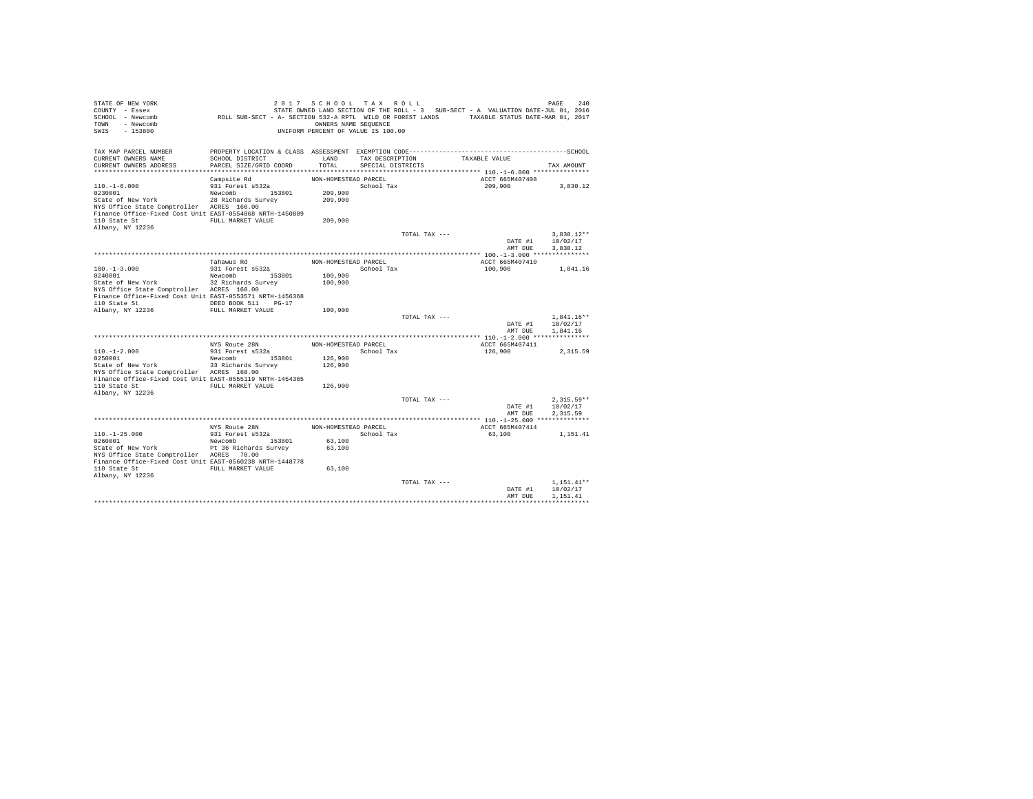```
STATE OF NEW YORK                    2 0 1 7   S C H O O L   T A X   R O L L                                     PAGE   240
COUNTY  - Essex                      STATE OWNED LAND SECTION OF THE ROLL - 3   SUB-SECT - A  VALUATION DATE-JUL 01, 2016
SCHOOL  - Newcomb          ROLL SUB-SECT - A- SECTION 532-A RPTL  WILD OR FOREST LANDS     TAXABLE STATUS DATE-MAR 01, 2017
TOWN    - Newcomb                                  OWNERS NAME SEQUENCE
SWIS    - 153800                              UNIFORM PERCENT OF VALUE IS 100.00

TAX MAP PARCEL NUMBER         PROPERTY LOCATION & CLASS  ASSESSMENT  EXEMPTION CODE------------------------------------------SCHOOL
CURRENT OWNERS NAME           SCHOOL DISTRICT              LAND      TAX DESCRIPTION            TAXABLE VALUE
CURRENT OWNERS ADDRESS        PARCEL SIZE/GRID COORD       TOTAL     SPECIAL DISTRICTS                                   TAX AMOUNT
*********************************************************************************************** 110.-1-6.000 ***************
                              Campsite Rd                 NON-HOMESTEAD PARCEL                    ACCT 665M407408
110.-1-6.000                  931 Forest s532a                       School Tax                  209,900             3,830.12
0230001                       Newcomb        153801       209,900
State of New York             28 Richards Survey          209,900
NYS Office State Comptroller  ACRES  160.00
Finance Office-Fixed Cost Unit EAST-0554868 NRTH-1450809
110 State St                  FULL MARKET VALUE           209,900
Albany, NY 12236
                                                                   TOTAL TAX ---                               3,830.12**
                                                                                                 DATE #1       10/02/17
                                                                                                 AMT DUE       3,830.12
*********************************************************************************************** 100.-1-3.000 ***************
                              Tahawus Rd                  NON-HOMESTEAD PARCEL                    ACCT 665M407410
100.-1-3.000                  931 Forest s532a                       School Tax                  100,900             1,841.16
0240001                       Newcomb        153801       100,900
State of New York             32 Richards Survey          100,900
NYS Office State Comptroller  ACRES  160.00
Finance Office-Fixed Cost Unit EAST-0553571 NRTH-1456368
110 State St                  DEED BOOK 511    PG-17
Albany, NY 12236              FULL MARKET VALUE           100,900
                                                                   TOTAL TAX ---                               1,841.16**
                                                                                                 DATE #1       10/02/17
                                                                                                 AMT DUE       1,841.16
*********************************************************************************************** 110.-1-2.000 ***************
                              NYS Route 28N               NON-HOMESTEAD PARCEL                    ACCT 665M407411
110.-1-2.000                  931 Forest s532a                       School Tax                  126,900             2,315.59
0250001                       Newcomb        153801       126,900
State of New York             33 Richards Survey          126,900
NYS Office State Comptroller  ACRES  160.00
Finance Office-Fixed Cost Unit EAST-0555119 NRTH-1454365
110 State St                  FULL MARKET VALUE           126,900
Albany, NY 12236
                                                                   TOTAL TAX ---                               2,315.59**
                                                                                                 DATE #1       10/02/17
                                                                                                 AMT DUE       2,315.59
*********************************************************************************************** 110.-1-25.000 **************
                              NYS Route 28N               NON-HOMESTEAD PARCEL                    ACCT 665M407414
110.-1-25.000                 931 Forest s532a                       School Tax                   63,100             1,151.41
0260001                       Newcomb        153801        63,100
State of New York             Pt 36 Richards Survey        63,100
NYS Office State Comptroller  ACRES   70.00
Finance Office-Fixed Cost Unit EAST-0560238 NRTH-1448778
110 State St                  FULL MARKET VALUE            63,100
Albany, NY 12236
                                                                   TOTAL TAX ---                               1,151.41**
                                                                                                 DATE #1       10/02/17
                                                                                                 AMT DUE       1,151.41
****************************************************************************************************************************
```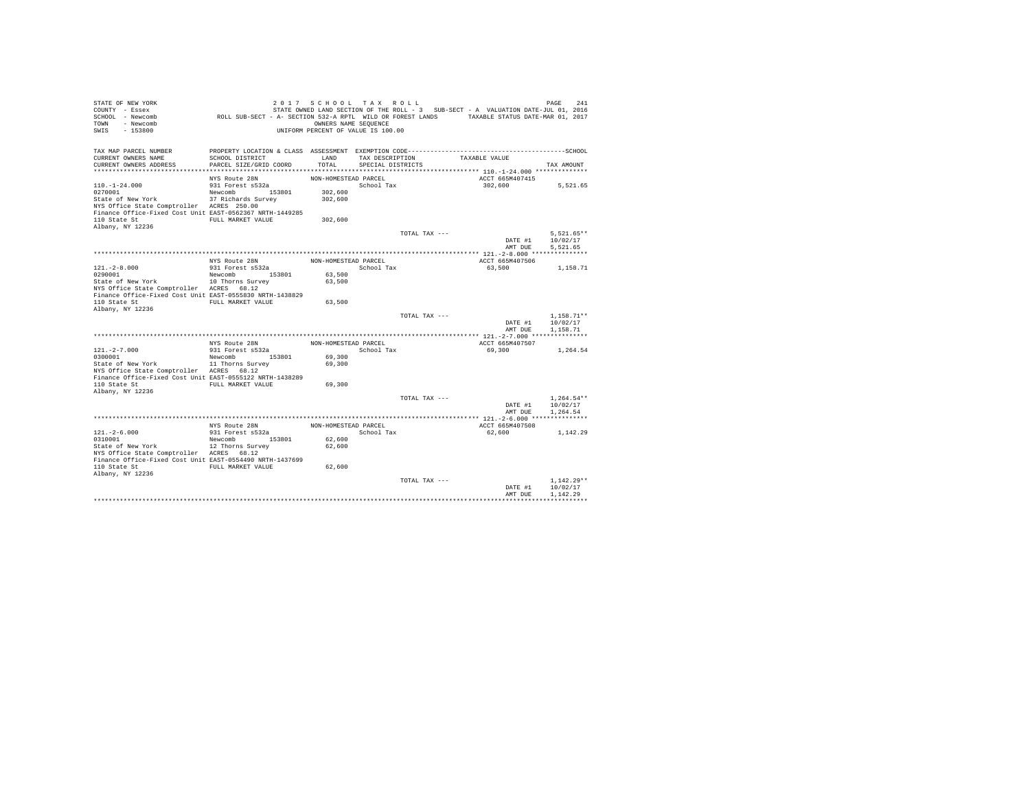STATE OF NEW YORK — 2017 SCHOOL TAX ROLL
COUNTY - Essex — STATE OWNED LAND SECTION OF THE ROLL - 3 SUB-SECT - A VALUATION DATE-JUL 01, 2016
SCHOOL - Newcomb — ROLL SUB-SECT - A- SECTION 532-A RPTL WILD OR FOREST LANDS — TAXABLE STATUS DATE-MAR 01, 2017
TOWN - Newcomb — OWNERS NAME SEQUENCE
SWIS - 153800 — UNIFORM PERCENT OF VALUE IS 100.00

| TAX MAP PARCEL NUMBER / CURRENT OWNERS NAME / CURRENT OWNERS ADDRESS | PROPERTY LOCATION & CLASS / SCHOOL DISTRICT / PARCEL SIZE/GRID COORD | ASSESSMENT LAND / TOTAL | EXEMPTION CODE / TAX DESCRIPTION / SPECIAL DISTRICTS | TAXABLE VALUE | TAX AMOUNT |
|---|---|---|---|---|---|
| **110.-1-24.000** | NYS Route 28N | NON-HOMESTEAD PARCEL | | ACCT 665M407415 | |
| 110.-1-24.000 | 931 Forest s532a | | School Tax | 302,600 | 5,521.65 |
| 0270001 | Newcomb 153801 | 302,600 | | | |
| State of New York | 37 Richards Survey | 302,600 | | | |
| NYS Office State Comptroller | ACRES 250.00 | | | | |
| Finance Office-Fixed Cost Unit | EAST-0562367 NRTH-1449285 | | | | |
| 110 State St | FULL MARKET VALUE | 302,600 | | | |
| Albany, NY 12236 | | | | | |
| | | | TOTAL TAX --- | | 5,521.65** |
| | | | | DATE #1 | 10/02/17 |
| | | | | AMT DUE | 5,521.65 |
| **121.-2-8.000** | NYS Route 28N | NON-HOMESTEAD PARCEL | | ACCT 665M407506 | |
| 121.-2-8.000 | 931 Forest s532a | | School Tax | 63,500 | 1,158.71 |
| 0290001 | Newcomb 153801 | 63,500 | | | |
| State of New York | 10 Thorns Survey | 63,500 | | | |
| NYS Office State Comptroller | ACRES 68.12 | | | | |
| Finance Office-Fixed Cost Unit | EAST-0555830 NRTH-1438829 | | | | |
| 110 State St | FULL MARKET VALUE | 63,500 | | | |
| Albany, NY 12236 | | | | | |
| | | | TOTAL TAX --- | | 1,158.71** |
| | | | | DATE #1 | 10/02/17 |
| | | | | AMT DUE | 1,158.71 |
| **121.-2-7.000** | NYS Route 28N | NON-HOMESTEAD PARCEL | | ACCT 665M407507 | |
| 121.-2-7.000 | 931 Forest s532a | | School Tax | 69,300 | 1,264.54 |
| 0300001 | Newcomb 153801 | 69,300 | | | |
| State of New York | 11 Thorns Survey | 69,300 | | | |
| NYS Office State Comptroller | ACRES 68.12 | | | | |
| Finance Office-Fixed Cost Unit | EAST-0555122 NRTH-1438289 | | | | |
| 110 State St | FULL MARKET VALUE | 69,300 | | | |
| Albany, NY 12236 | | | | | |
| | | | TOTAL TAX --- | | 1,264.54** |
| | | | | DATE #1 | 10/02/17 |
| | | | | AMT DUE | 1,264.54 |
| **121.-2-6.000** | NYS Route 28N | NON-HOMESTEAD PARCEL | | ACCT 665M407508 | |
| 121.-2-6.000 | 931 Forest s532a | | School Tax | 62,600 | 1,142.29 |
| 0310001 | Newcomb 153801 | 62,600 | | | |
| State of New York | 12 Thorns Survey | 62,600 | | | |
| NYS Office State Comptroller | ACRES 68.12 | | | | |
| Finance Office-Fixed Cost Unit | EAST-0554490 NRTH-1437699 | | | | |
| 110 State St | FULL MARKET VALUE | 62,600 | | | |
| Albany, NY 12236 | | | | | |
| | | | TOTAL TAX --- | | 1,142.29** |
| | | | | DATE #1 | 10/02/17 |
| | | | | AMT DUE | 1,142.29 |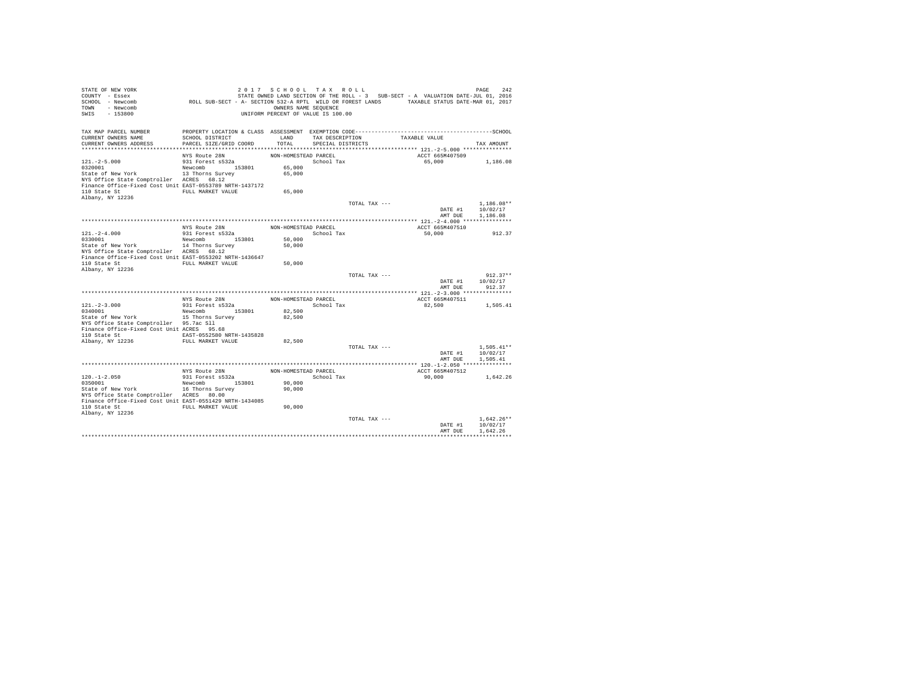```
STATE OF NEW YORK                    2 0 1 7   S C H O O L   T A X   R O L L                                   PAGE   242
COUNTY  - Essex                      STATE OWNED LAND SECTION OF THE ROLL - 3   SUB-SECT - A  VALUATION DATE-JUL 01, 2016
SCHOOL  - Newcomb           ROLL SUB-SECT - A- SECTION 532-A RPTL  WILD OR FOREST LANDS        TAXABLE STATUS DATE-MAR 01, 2017
TOWN    - Newcomb                                   OWNERS NAME SEQUENCE
SWIS    - 153800                                UNIFORM PERCENT OF VALUE IS 100.00

TAX MAP PARCEL NUMBER          PROPERTY LOCATION & CLASS  ASSESSMENT  EXEMPTION CODE------------------------------------------------SCHOOL
CURRENT OWNERS NAME            SCHOOL DISTRICT               LAND      TAX DESCRIPTION           TAXABLE VALUE
CURRENT OWNERS ADDRESS         PARCEL SIZE/GRID COORD        TOTAL     SPECIAL DISTRICTS                                     TAX AMOUNT
******************************************************************************************************* 121.-2-5.000 ***************
                               NYS Route 28N              NON-HOMESTEAD PARCEL                         ACCT 665M407509
121.-2-5.000                   931 Forest s532a                         School Tax                      65,000             1,186.08
0320001                        Newcomb        153801        65,000
State of New York              13 Thorns Survey             65,000
NYS Office State Comptroller   ACRES   68.12
Finance Office-Fixed Cost Unit EAST-0553789 NRTH-1437172
110 State St                   FULL MARKET VALUE            65,000
Albany, NY 12236
                                                                        TOTAL TAX ---                                    1,186.08**
                                                                                                           DATE #1      10/02/17
                                                                                                           AMT DUE       1,186.08
******************************************************************************************************* 121.-2-4.000 ***************
                               NYS Route 28N              NON-HOMESTEAD PARCEL                         ACCT 665M407510
121.-2-4.000                   931 Forest s532a                         School Tax                      50,000               912.37
0330001                        Newcomb        153801        50,000
State of New York              14 Thorns Survey             50,000
NYS Office State Comptroller   ACRES   68.12
Finance Office-Fixed Cost Unit EAST-0553202 NRTH-1436647
110 State St                   FULL MARKET VALUE            50,000
Albany, NY 12236
                                                                        TOTAL TAX ---                                      912.37**
                                                                                                           DATE #1      10/02/17
                                                                                                           AMT DUE         912.37
******************************************************************************************************* 121.-2-3.000 ***************
                               NYS Route 28N              NON-HOMESTEAD PARCEL                         ACCT 665M407511
121.-2-3.000                   931 Forest s532a                         School Tax                      82,500             1,505.41
0340001                        Newcomb        153801        82,500
State of New York              15 Thorns Survey             82,500
NYS Office State Comptroller   95.7ac Sll
Finance Office-Fixed Cost Unit ACRES   95.68
110 State St                   EAST-0552580 NRTH-1435828
Albany, NY 12236               FULL MARKET VALUE            82,500
                                                                        TOTAL TAX ---                                    1,505.41**
                                                                                                           DATE #1      10/02/17
                                                                                                           AMT DUE       1,505.41
******************************************************************************************************* 120.-1-2.050 ***************
                               NYS Route 28N              NON-HOMESTEAD PARCEL                         ACCT 665M407512
120.-1-2.050                   931 Forest s532a                         School Tax                      90,000             1,642.26
0350001                        Newcomb        153801        90,000
State of New York              16 Thorns Survey             90,000
NYS Office State Comptroller   ACRES   80.00
Finance Office-Fixed Cost Unit EAST-0551429 NRTH-1434085
110 State St                   FULL MARKET VALUE            90,000
Albany, NY 12236
                                                                        TOTAL TAX ---                                    1,642.26**
                                                                                                           DATE #1      10/02/17
                                                                                                           AMT DUE       1,642.26
************************************************************************************************************************************
```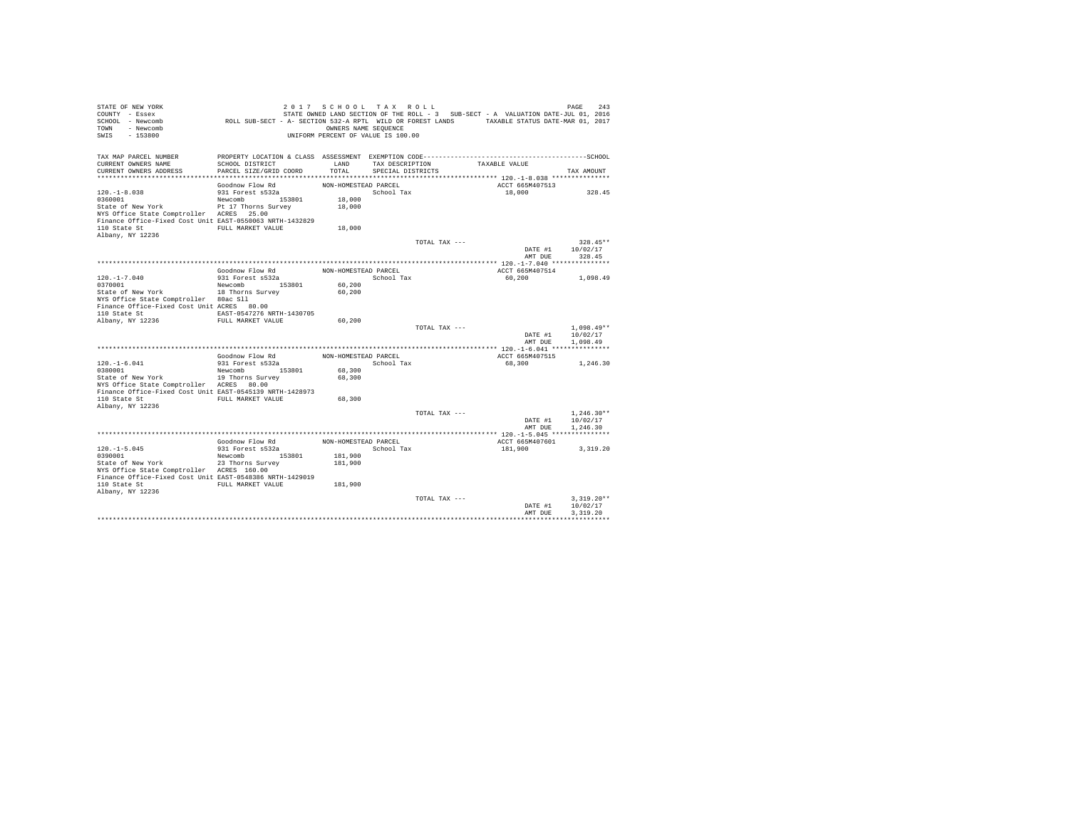```
STATE OF NEW YORK                    2 0 1 7   S C H O O L   T A X   R O L L                                   PAGE    243
COUNTY  - Essex                      STATE OWNED LAND SECTION OF THE ROLL - 3   SUB-SECT - A  VALUATION DATE-JUL 01, 2016
SCHOOL  - Newcomb            ROLL SUB-SECT - A- SECTION 532-A RPTL  WILD OR FOREST LANDS        TAXABLE STATUS DATE-MAR 01, 2017
TOWN    - Newcomb                                      OWNERS NAME SEQUENCE
SWIS    - 153800                                 UNIFORM PERCENT OF VALUE IS 100.00

TAX MAP PARCEL NUMBER          PROPERTY LOCATION & CLASS  ASSESSMENT  EXEMPTION CODE------------------------------------------------SCHOOL
CURRENT OWNERS NAME            SCHOOL DISTRICT               LAND      TAX DESCRIPTION              TAXABLE VALUE
CURRENT OWNERS ADDRESS         PARCEL SIZE/GRID COORD        TOTAL     SPECIAL DISTRICTS                                        TAX AMOUNT
*************************************************************************************************** 120.-1-8.038 ***************
                               Goodnow Flow Rd             NON-HOMESTEAD PARCEL                           ACCT 665M407513
120.-1-8.038                   931 Forest s532a                         School Tax                        18,000            328.45
0360001                        Newcomb          153801        18,000
State of New York              Pt 17 Thorns Survey            18,000
NYS Office State Comptroller   ACRES   25.00
Finance Office-Fixed Cost Unit EAST-0550063 NRTH-1432829
110 State St                   FULL MARKET VALUE              18,000
Albany, NY 12236
                                                                        TOTAL TAX ---                                       328.45**
                                                                                                          DATE #1         10/02/17
                                                                                                          AMT DUE           328.45
*************************************************************************************************** 120.-1-7.040 ***************
                               Goodnow Flow Rd             NON-HOMESTEAD PARCEL                           ACCT 665M407514
120.-1-7.040                   931 Forest s532a                         School Tax                        60,200          1,098.49
0370001                        Newcomb          153801        60,200
State of New York              18 Thorns Survey               60,200
NYS Office State Comptroller   80ac Sll
Finance Office-Fixed Cost Unit ACRES   80.00
110 State St                   EAST-0547276 NRTH-1430705
Albany, NY 12236               FULL MARKET VALUE              60,200
                                                                        TOTAL TAX ---                                     1,098.49**
                                                                                                          DATE #1         10/02/17
                                                                                                          AMT DUE         1,098.49
*************************************************************************************************** 120.-1-6.041 ***************
                               Goodnow Flow Rd             NON-HOMESTEAD PARCEL                           ACCT 665M407515
120.-1-6.041                   931 Forest s532a                         School Tax                        68,300          1,246.30
0380001                        Newcomb          153801        68,300
State of New York              19 Thorns Survey               68,300
NYS Office State Comptroller   ACRES   80.00
Finance Office-Fixed Cost Unit EAST-0545139 NRTH-1428973
110 State St                   FULL MARKET VALUE              68,300
Albany, NY 12236
                                                                        TOTAL TAX ---                                     1,246.30**
                                                                                                          DATE #1         10/02/17
                                                                                                          AMT DUE         1,246.30
*************************************************************************************************** 120.-1-5.045 ***************
                               Goodnow Flow Rd             NON-HOMESTEAD PARCEL                           ACCT 665M407601
120.-1-5.045                   931 Forest s532a                         School Tax                       181,900          3,319.20
0390001                        Newcomb          153801       181,900
State of New York              23 Thorns Survey              181,900
NYS Office State Comptroller   ACRES  160.00
Finance Office-Fixed Cost Unit EAST-0548386 NRTH-1429019
110 State St                   FULL MARKET VALUE             181,900
Albany, NY 12236
                                                                        TOTAL TAX ---                                     3,319.20**
                                                                                                          DATE #1         10/02/17
                                                                                                          AMT DUE         3,319.20
********************************************************************************************************************************
```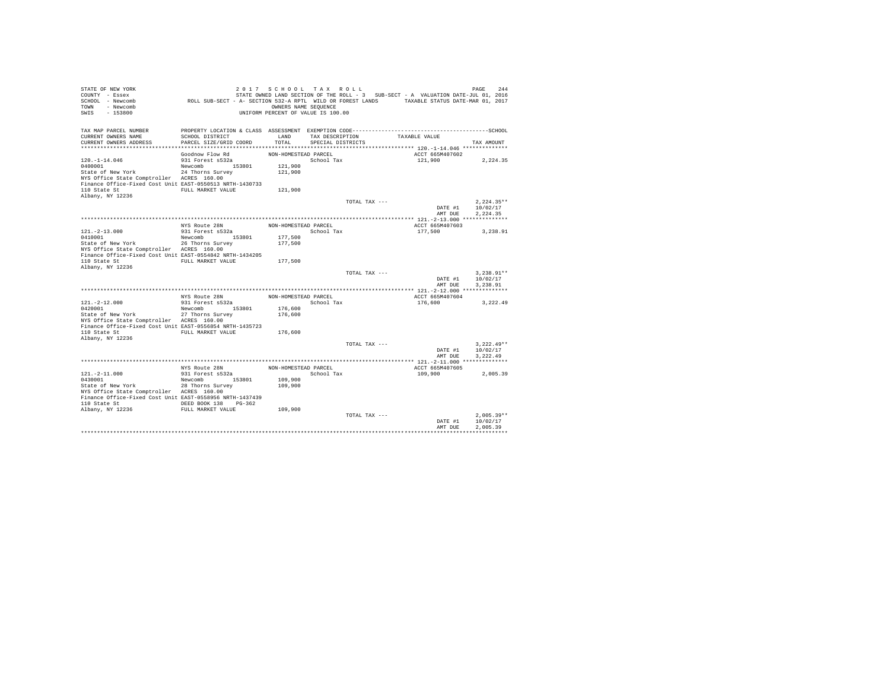STATE OF NEW YORK — 2 0 1 7 S C H O O L T A X R O L L
COUNTY - Essex — STATE OWNED LAND SECTION OF THE ROLL - 3 SUB-SECT - A VALUATION DATE-JUL 01, 2016
SCHOOL - Newcomb — ROLL SUB-SECT - A- SECTION 532-A RPTL WILD OR FOREST LANDS — TAXABLE STATUS DATE-MAR 01, 2017
TOWN - Newcomb — OWNERS NAME SEQUENCE
SWIS - 153800 — UNIFORM PERCENT OF VALUE IS 100.00

| TAX MAP PARCEL NUMBER / CURRENT OWNERS NAME / CURRENT OWNERS ADDRESS | PROPERTY LOCATION & CLASS / SCHOOL DISTRICT / PARCEL SIZE/GRID COORD | ASSESSMENT LAND / TOTAL | EXEMPTION CODE / TAX DESCRIPTION / SPECIAL DISTRICTS | TAXABLE VALUE | TAX AMOUNT |
|---|---|---|---|---|---|
| **120.-1-14.046** | Goodnow Flow Rd | NON-HOMESTEAD PARCEL | | ACCT 665M407602 | |
| 120.-1-14.046 | 931 Forest s532a | | School Tax | 121,900 | 2,224.35 |
| 0400001 | Newcomb 153801 | 121,900 | | | |
| State of New York | 24 Thorns Survey | 121,900 | | | |
| NYS Office State Comptroller | ACRES 160.00 | | | | |
| Finance Office-Fixed Cost Unit | EAST-0550513 NRTH-1430733 | | | | |
| 110 State St | FULL MARKET VALUE | 121,900 | | | |
| Albany, NY 12236 | | | | | |
| | | | TOTAL TAX --- | | 2,224.35** |
| | | | | DATE #1 | 10/02/17 |
| | | | | AMT DUE | 2,224.35 |
| **121.-2-13.000** | NYS Route 28N | NON-HOMESTEAD PARCEL | | ACCT 665M407603 | |
| 121.-2-13.000 | 931 Forest s532a | | School Tax | 177,500 | 3,238.91 |
| 0410001 | Newcomb 153801 | 177,500 | | | |
| State of New York | 26 Thorns Survey | 177,500 | | | |
| NYS Office State Comptroller | ACRES 160.00 | | | | |
| Finance Office-Fixed Cost Unit | EAST-0554842 NRTH-1434205 | | | | |
| 110 State St | FULL MARKET VALUE | 177,500 | | | |
| Albany, NY 12236 | | | | | |
| | | | TOTAL TAX --- | | 3,238.91** |
| | | | | DATE #1 | 10/02/17 |
| | | | | AMT DUE | 3,238.91 |
| **121.-2-12.000** | NYS Route 28N | NON-HOMESTEAD PARCEL | | ACCT 665M407604 | |
| 121.-2-12.000 | 931 Forest s532a | | School Tax | 176,600 | 3,222.49 |
| 0420001 | Newcomb 153801 | 176,600 | | | |
| State of New York | 27 Thorns Survey | 176,600 | | | |
| NYS Office State Comptroller | ACRES 160.00 | | | | |
| Finance Office-Fixed Cost Unit | EAST-0556854 NRTH-1435723 | | | | |
| 110 State St | FULL MARKET VALUE | 176,600 | | | |
| Albany, NY 12236 | | | | | |
| | | | TOTAL TAX --- | | 3,222.49** |
| | | | | DATE #1 | 10/02/17 |
| | | | | AMT DUE | 3,222.49 |
| **121.-2-11.000** | NYS Route 28N | NON-HOMESTEAD PARCEL | | ACCT 665M407605 | |
| 121.-2-11.000 | 931 Forest s532a | | School Tax | 109,900 | 2,005.39 |
| 0430001 | Newcomb 153801 | 109,900 | | | |
| State of New York | 28 Thorns Survey | 109,900 | | | |
| NYS Office State Comptroller | ACRES 160.00 | | | | |
| Finance Office-Fixed Cost Unit | EAST-0558956 NRTH-1437439 | | | | |
| 110 State St | DEED BOOK 138 PG-362 | | | | |
| Albany, NY 12236 | FULL MARKET VALUE | 109,900 | | | |
| | | | TOTAL TAX --- | | 2,005.39** |
| | | | | DATE #1 | 10/02/17 |
| | | | | AMT DUE | 2,005.39 |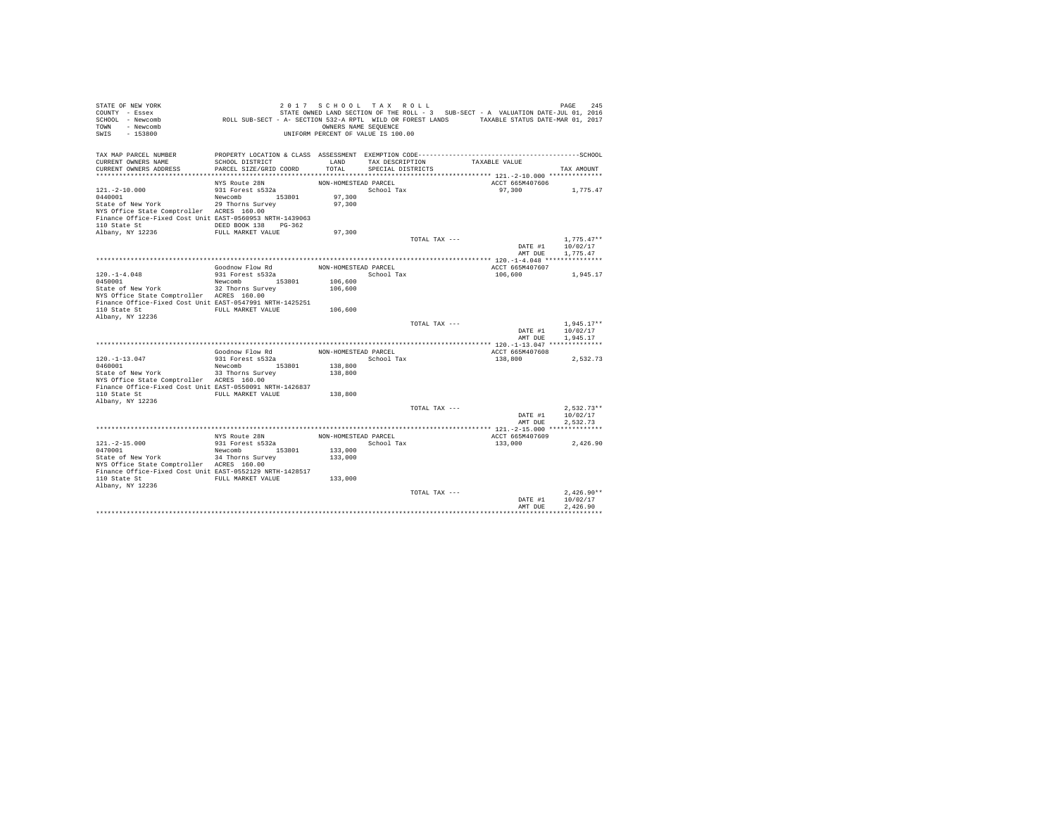STATE OF NEW YORK — 2017 SCHOOL TAX ROLL
COUNTY - Essex — STATE OWNED LAND SECTION OF THE ROLL - 3 — SUB-SECT - A VALUATION DATE-JUL 01, 2016
SCHOOL - Newcomb — ROLL SUB-SECT - A- SECTION 532-A RPTL WILD OR FOREST LANDS — TAXABLE STATUS DATE-MAR 01, 2017
TOWN - Newcomb — OWNERS NAME SEQUENCE
SWIS - 153800 — UNIFORM PERCENT OF VALUE IS 100.00

| TAX MAP PARCEL NUMBER / CURRENT OWNERS NAME / CURRENT OWNERS ADDRESS | PROPERTY LOCATION & CLASS / SCHOOL DISTRICT / PARCEL SIZE/GRID COORD | ASSESSMENT LAND / TOTAL | EXEMPTION CODE / TAX DESCRIPTION / SPECIAL DISTRICTS | TAXABLE VALUE | TAX AMOUNT |
|---|---|---|---|---|---|
| **121.-2-10.000** | NYS Route 28N | NON-HOMESTEAD PARCEL | | ACCT 665M407606 | |
| 121.-2-10.000 | 931 Forest s532a | | School Tax | 97,300 | 1,775.47 |
| 0440001 | Newcomb 153801 | 97,300 | | | |
| State of New York | 29 Thorns Survey | 97,300 | | | |
| NYS Office State Comptroller | ACRES 160.00 | | | | |
| Finance Office-Fixed Cost Unit | EAST-0560953 NRTH-1439063 | | | | |
| 110 State St | DEED BOOK 138 PG-362 | | | | |
| Albany, NY 12236 | FULL MARKET VALUE | 97,300 | | | |
| | | | TOTAL TAX --- | | 1,775.47** |
| | | | | DATE #1 | 10/02/17 |
| | | | | AMT DUE | 1,775.47 |
| **120.-1-4.048** | Goodnow Flow Rd | NON-HOMESTEAD PARCEL | | ACCT 665M407607 | |
| 120.-1-4.048 | 931 Forest s532a | | School Tax | 106,600 | 1,945.17 |
| 0450001 | Newcomb 153801 | 106,600 | | | |
| State of New York | 32 Thorns Survey | 106,600 | | | |
| NYS Office State Comptroller | ACRES 160.00 | | | | |
| Finance Office-Fixed Cost Unit | EAST-0547991 NRTH-1425251 | | | | |
| 110 State St | FULL MARKET VALUE | 106,600 | | | |
| Albany, NY 12236 | | | | | |
| | | | TOTAL TAX --- | | 1,945.17** |
| | | | | DATE #1 | 10/02/17 |
| | | | | AMT DUE | 1,945.17 |
| **120.-1-13.047** | Goodnow Flow Rd | NON-HOMESTEAD PARCEL | | ACCT 665M407608 | |
| 120.-1-13.047 | 931 Forest s532a | | School Tax | 138,800 | 2,532.73 |
| 0460001 | Newcomb 153801 | 138,800 | | | |
| State of New York | 33 Thorns Survey | 138,800 | | | |
| NYS Office State Comptroller | ACRES 160.00 | | | | |
| Finance Office-Fixed Cost Unit | EAST-0550091 NRTH-1426837 | | | | |
| 110 State St | FULL MARKET VALUE | 138,800 | | | |
| Albany, NY 12236 | | | | | |
| | | | TOTAL TAX --- | | 2,532.73** |
| | | | | DATE #1 | 10/02/17 |
| | | | | AMT DUE | 2,532.73 |
| **121.-2-15.000** | NYS Route 28N | NON-HOMESTEAD PARCEL | | ACCT 665M407609 | |
| 121.-2-15.000 | 931 Forest s532a | | School Tax | 133,000 | 2,426.90 |
| 0470001 | Newcomb 153801 | 133,000 | | | |
| State of New York | 34 Thorns Survey | 133,000 | | | |
| NYS Office State Comptroller | ACRES 160.00 | | | | |
| Finance Office-Fixed Cost Unit | EAST-0552129 NRTH-1428517 | | | | |
| 110 State St | FULL MARKET VALUE | 133,000 | | | |
| Albany, NY 12236 | | | | | |
| | | | TOTAL TAX --- | | 2,426.90** |
| | | | | DATE #1 | 10/02/17 |
| | | | | AMT DUE | 2,426.90 |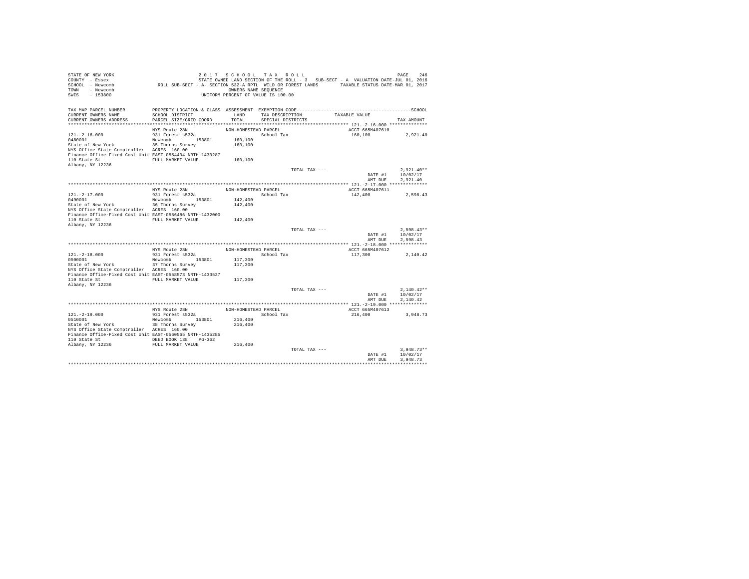STATE OF NEW YORK
COUNTY - Essex
SCHOOL - Newcomb
TOWN - Newcomb
SWIS - 153800

2 0 1 7 S C H O O L T A X R O L L
STATE OWNED LAND SECTION OF THE ROLL - 3 SUB-SECT - A VALUATION DATE-JUL 01, 2016
ROLL SUB-SECT - A- SECTION 532-A RPTL WILD OR FOREST LANDS TAXABLE STATUS DATE-MAR 01, 2017
OWNERS NAME SEQUENCE
UNIFORM PERCENT OF VALUE IS 100.00

| TAX MAP PARCEL NUMBER / CURRENT OWNERS NAME / CURRENT OWNERS ADDRESS | PROPERTY LOCATION & CLASS / SCHOOL DISTRICT / PARCEL SIZE/GRID COORD | ASSESSMENT LAND / TOTAL | EXEMPTION CODE / TAX DESCRIPTION / SPECIAL DISTRICTS | TAXABLE VALUE | TAX AMOUNT |
|---|---|---|---|---|---|
| 121.-2-16.000 | NYS Route 28N | NON-HOMESTEAD PARCEL | | ACCT 665M407610 | |
| 0480001 | 931 Forest s532a | | School Tax | 160,100 | 2,921.40 |
| State of New York | Newcomb 153801 | 160,100 | | | |
| NYS Office State Comptroller | 35 Thorns Survey | 160,100 | | | |
| Finance Office-Fixed Cost Unit | ACRES 160.00 | | | | |
| 110 State St | EAST-0554404 NRTH-1430287 | | | | |
| Albany, NY 12236 | FULL MARKET VALUE | 160,100 | | | |
| | | | TOTAL TAX --- | | 2,921.40** |
| | | | | DATE #1 | 10/02/17 |
| | | | | AMT DUE | 2,921.40 |
| 121.-2-17.000 | NYS Route 28N | NON-HOMESTEAD PARCEL | | ACCT 665M407611 | |
| 0490001 | 931 Forest s532a | | School Tax | 142,400 | 2,598.43 |
| State of New York | Newcomb 153801 | 142,400 | | | |
| NYS Office State Comptroller | 36 Thorns Survey | 142,400 | | | |
| Finance Office-Fixed Cost Unit | ACRES 160.00 | | | | |
| 110 State St | EAST-0556486 NRTH-1432000 | | | | |
| Albany, NY 12236 | FULL MARKET VALUE | 142,400 | | | |
| | | | TOTAL TAX --- | | 2,598.43** |
| | | | | DATE #1 | 10/02/17 |
| | | | | AMT DUE | 2,598.43 |
| 121.-2-18.000 | NYS Route 28N | NON-HOMESTEAD PARCEL | | ACCT 665M407612 | |
| 0500001 | 931 Forest s532a | | School Tax | 117,300 | 2,140.42 |
| State of New York | Newcomb 153801 | 117,300 | | | |
| NYS Office State Comptroller | 37 Thorns Survey | 117,300 | | | |
| Finance Office-Fixed Cost Unit | ACRES 160.00 | | | | |
| 110 State St | EAST-0558573 NRTH-1433527 | | | | |
| Albany, NY 12236 | FULL MARKET VALUE | 117,300 | | | |
| | | | TOTAL TAX --- | | 2,140.42** |
| | | | | DATE #1 | 10/02/17 |
| | | | | AMT DUE | 2,140.42 |
| 121.-2-19.000 | NYS Route 28N | NON-HOMESTEAD PARCEL | | ACCT 665M407613 | |
| 0510001 | 931 Forest s532a | | School Tax | 216,400 | 3,948.73 |
| State of New York | Newcomb 153801 | 216,400 | | | |
| NYS Office State Comptroller | 38 Thorns Survey | 216,400 | | | |
| Finance Office-Fixed Cost Unit | ACRES 160.00 | | | | |
| 110 State St | EAST-0560565 NRTH-1435285 | | | | |
| Albany, NY 12236 | DEED BOOK 138 PG-362 | | | | |
| | FULL MARKET VALUE | 216,400 | | | |
| | | | TOTAL TAX --- | | 3,948.73** |
| | | | | DATE #1 | 10/02/17 |
| | | | | AMT DUE | 3,948.73 |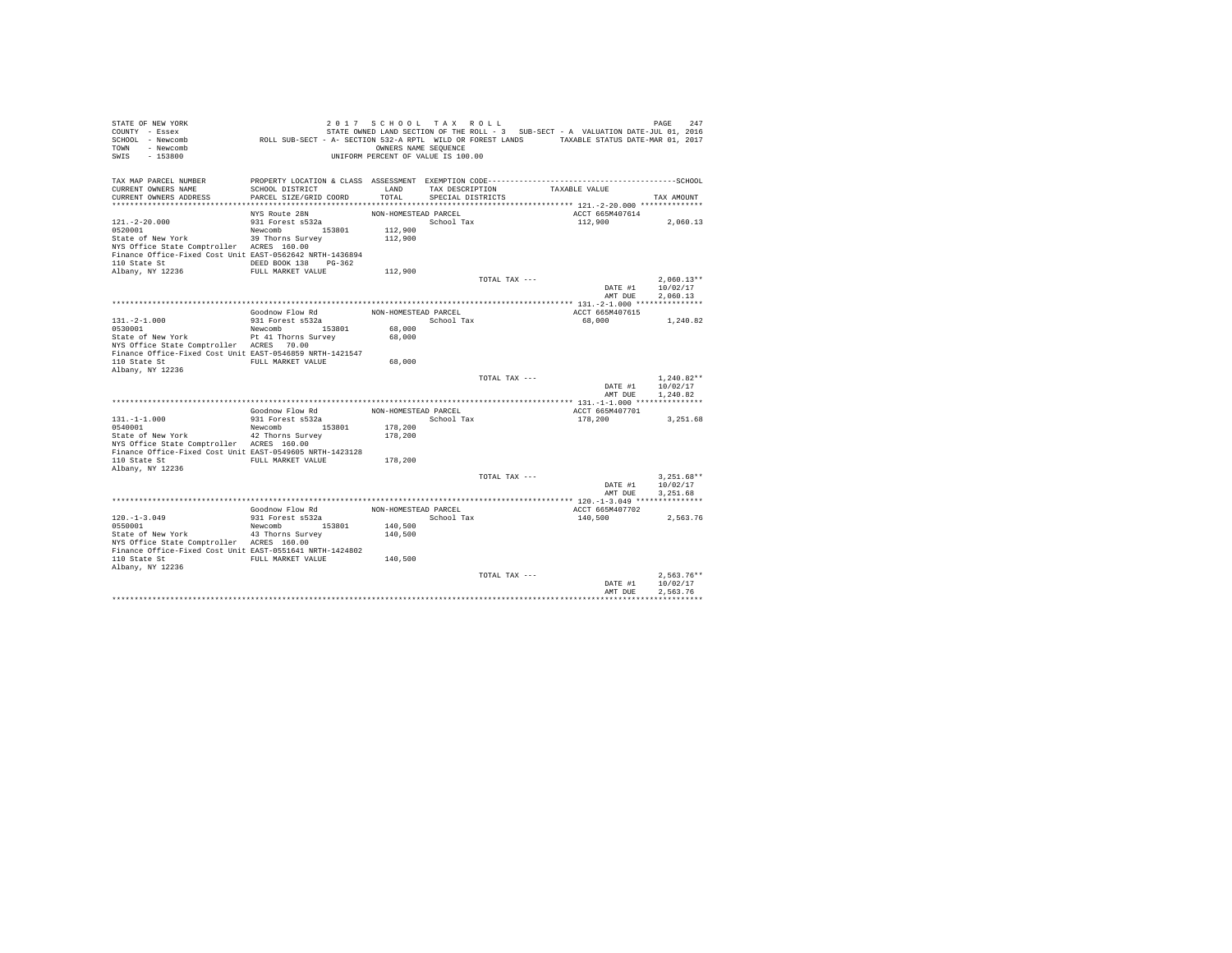STATE OF NEW YORK	2017 SCHOOL TAX ROLL
COUNTY - Essex	STATE OWNED LAND SECTION OF THE ROLL - 3 SUB-SECT - A VALUATION DATE-JUL 01, 2016
SCHOOL - Newcomb	ROLL SUB-SECT - A- SECTION 532-A RPTL WILD OR FOREST LANDS TAXABLE STATUS DATE-MAR 01, 2017
TOWN - Newcomb	OWNERS NAME SEQUENCE
SWIS - 153800	UNIFORM PERCENT OF VALUE IS 100.00

| TAX MAP PARCEL NUMBER / CURRENT OWNERS NAME / CURRENT OWNERS ADDRESS | PROPERTY LOCATION & CLASS / SCHOOL DISTRICT / PARCEL SIZE/GRID COORD | ASSESSMENT LAND / TOTAL | EXEMPTION CODE / TAX DESCRIPTION / SPECIAL DISTRICTS | TAXABLE VALUE | TAX AMOUNT |
|---|---|---|---|---|---|
| 121.-2-20.000 | NYS Route 28N | NON-HOMESTEAD PARCEL | | ACCT 665M407614 | |
| 0520001 | 931 Forest s532a | | School Tax | 112,900 | 2,060.13 |
| State of New York | Newcomb 153801 | 112,900 | | | |
| NYS Office State Comptroller | 39 Thorns Survey | 112,900 | | | |
| Finance Office-Fixed Cost Unit | ACRES 160.00 | | | | |
| 110 State St | EAST-0562642 NRTH-1436894 | | | | |
| Albany, NY 12236 | DEED BOOK 138 PG-362 | | | | |
| | FULL MARKET VALUE | 112,900 | | | |
| | | | TOTAL TAX --- | | 2,060.13** |
| | | | | DATE #1 | 10/02/17 |
| | | | | AMT DUE | 2,060.13 |
| 131.-2-1.000 | Goodnow Flow Rd | NON-HOMESTEAD PARCEL | | ACCT 665M407615 | |
| 0530001 | 931 Forest s532a | | School Tax | 68,000 | 1,240.82 |
| State of New York | Newcomb 153801 | 68,000 | | | |
| NYS Office State Comptroller | Pt 41 Thorns Survey | 68,000 | | | |
| Finance Office-Fixed Cost Unit | ACRES 70.00 | | | | |
| 110 State St | EAST-0546859 NRTH-1421547 | | | | |
| Albany, NY 12236 | FULL MARKET VALUE | 68,000 | | | |
| | | | TOTAL TAX --- | | 1,240.82** |
| | | | | DATE #1 | 10/02/17 |
| | | | | AMT DUE | 1,240.82 |
| 131.-1-1.000 | Goodnow Flow Rd | NON-HOMESTEAD PARCEL | | ACCT 665M407701 | |
| 0540001 | 931 Forest s532a | | School Tax | 178,200 | 3,251.68 |
| State of New York | Newcomb 153801 | 178,200 | | | |
| NYS Office State Comptroller | 42 Thorns Survey | 178,200 | | | |
| Finance Office-Fixed Cost Unit | ACRES 160.00 | | | | |
| 110 State St | EAST-0549605 NRTH-1423128 | | | | |
| Albany, NY 12236 | FULL MARKET VALUE | 178,200 | | | |
| | | | TOTAL TAX --- | | 3,251.68** |
| | | | | DATE #1 | 10/02/17 |
| | | | | AMT DUE | 3,251.68 |
| 120.-1-3.049 | Goodnow Flow Rd | NON-HOMESTEAD PARCEL | | ACCT 665M407702 | |
| 0550001 | 931 Forest s532a | | School Tax | 140,500 | 2,563.76 |
| State of New York | Newcomb 153801 | 140,500 | | | |
| NYS Office State Comptroller | 43 Thorns Survey | 140,500 | | | |
| Finance Office-Fixed Cost Unit | ACRES 160.00 | | | | |
| 110 State St | EAST-0551641 NRTH-1424802 | | | | |
| Albany, NY 12236 | FULL MARKET VALUE | 140,500 | | | |
| | | | TOTAL TAX --- | | 2,563.76** |
| | | | | DATE #1 | 10/02/17 |
| | | | | AMT DUE | 2,563.76 |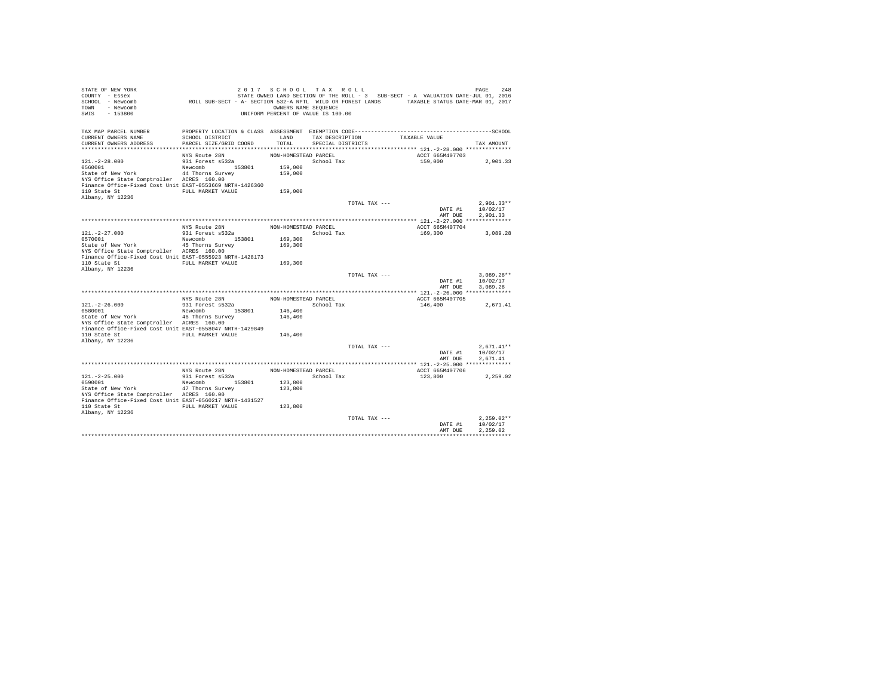STATE OF NEW YORK
COUNTY - Essex
SCHOOL - Newcomb
TOWN - Newcomb
SWIS - 153800

2017 SCHOOL TAX ROLL
STATE OWNED LAND SECTION OF THE ROLL - 3 SUB-SECT - A VALUATION DATE-JUL 01, 2016
ROLL SUB-SECT - A- SECTION 532-A RPTL WILD OR FOREST LANDS TAXABLE STATUS DATE-MAR 01, 2017
OWNERS NAME SEQUENCE
UNIFORM PERCENT OF VALUE IS 100.00

```
TAX MAP PARCEL NUMBER          PROPERTY LOCATION & CLASS  ASSESSMENT  EXEMPTION CODE-----------------------------------------------SCHOOL
CURRENT OWNERS NAME            SCHOOL DISTRICT               LAND     TAX DESCRIPTION            TAXABLE VALUE
CURRENT OWNERS ADDRESS         PARCEL SIZE/GRID COORD        TOTAL    SPECIAL DISTRICTS                                    TAX AMOUNT
****************************************************************************************************** 121.-2-28.000 **************
                               NYS Route 28N              NON-HOMESTEAD PARCEL                       ACCT 665M407703
121.-2-28.000                  931 Forest s532a                        School Tax                    159,000             2,901.33
0560001                        Newcomb       153801        159,000
State of New York              44 Thorns Survey            159,000
NYS Office State Comptroller   ACRES  160.00
Finance Office-Fixed Cost Unit EAST-0553669 NRTH-1426360
110 State St                   FULL MARKET VALUE           159,000
Albany, NY 12236
                                                                       TOTAL TAX ---                                  2,901.33**
                                                                                                     DATE #1          10/02/17
                                                                                                     AMT DUE          2,901.33
****************************************************************************************************** 121.-2-27.000 **************
                               NYS Route 28N              NON-HOMESTEAD PARCEL                       ACCT 665M407704
121.-2-27.000                  931 Forest s532a                        School Tax                    169,300             3,089.28
0570001                        Newcomb       153801        169,300
State of New York              45 Thorns Survey            169,300
NYS Office State Comptroller   ACRES  160.00
Finance Office-Fixed Cost Unit EAST-0555923 NRTH-1428173
110 State St                   FULL MARKET VALUE           169,300
Albany, NY 12236
                                                                       TOTAL TAX ---                                  3,089.28**
                                                                                                     DATE #1          10/02/17
                                                                                                     AMT DUE          3,089.28
****************************************************************************************************** 121.-2-26.000 **************
                               NYS Route 28N              NON-HOMESTEAD PARCEL                       ACCT 665M407705
121.-2-26.000                  931 Forest s532a                        School Tax                    146,400             2,671.41
0580001                        Newcomb       153801        146,400
State of New York              46 Thorns Survey            146,400
NYS Office State Comptroller   ACRES  160.00
Finance Office-Fixed Cost Unit EAST-0558047 NRTH-1429849
110 State St                   FULL MARKET VALUE           146,400
Albany, NY 12236
                                                                       TOTAL TAX ---                                  2,671.41**
                                                                                                     DATE #1          10/02/17
                                                                                                     AMT DUE          2,671.41
****************************************************************************************************** 121.-2-25.000 **************
                               NYS Route 28N              NON-HOMESTEAD PARCEL                       ACCT 665M407706
121.-2-25.000                  931 Forest s532a                        School Tax                    123,800             2,259.02
0590001                        Newcomb       153801        123,800
State of New York              47 Thorns Survey            123,800
NYS Office State Comptroller   ACRES  160.00
Finance Office-Fixed Cost Unit EAST-0560217 NRTH-1431527
110 State St                   FULL MARKET VALUE           123,800
Albany, NY 12236
                                                                       TOTAL TAX ---                                  2,259.02**
                                                                                                     DATE #1          10/02/17
                                                                                                     AMT DUE          2,259.02
************************************************************************************************************************************
```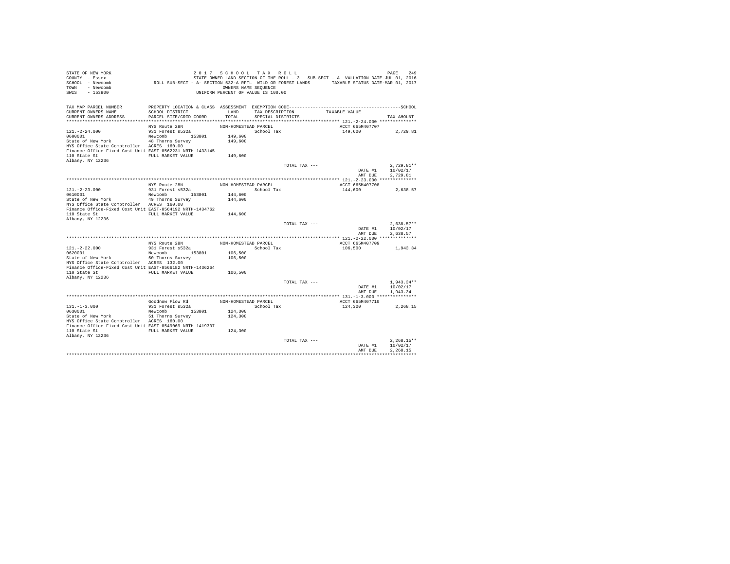STATE OF NEW YORK                                    2 0 1 7   S C H O O L   T A X   R O L L
COUNTY - Essex                                       STATE OWNED LAND SECTION OF THE ROLL - 3   SUB-SECT - A  VALUATION DATE-JUL 01, 2016
SCHOOL - Newcomb                ROLL SUB-SECT - A- SECTION 532-A RPTL  WILD OR FOREST LANDS     TAXABLE STATUS DATE-MAR 01, 2017
TOWN - Newcomb                                       OWNERS NAME SEQUENCE
SWIS - 153800                                        UNIFORM PERCENT OF VALUE IS 100.00

| TAX MAP PARCEL NUMBER / CURRENT OWNERS NAME / CURRENT OWNERS ADDRESS | PROPERTY LOCATION & CLASS / SCHOOL DISTRICT / PARCEL SIZE/GRID COORD | ASSESSMENT LAND / TOTAL | EXEMPTION CODE / TAX DESCRIPTION / SPECIAL DISTRICTS | TAXABLE VALUE | TAX AMOUNT |
|---|---|---|---|---|---|
| 121.-2-24.000 | NYS Route 28N | NON-HOMESTEAD PARCEL | | ACCT 665M407707 | |
| 0600001 | 931 Forest s532a | | School Tax | 149,600 | 2,729.81 |
| State of New York | Newcomb 153801 | 149,600 | | | |
| NYS Office State Comptroller | 48 Thorns Survey | 149,600 | | | |
| Finance Office-Fixed Cost Unit | ACRES 160.00 | | | | |
| 110 State St | EAST-0562231 NRTH-1433145 | | | | |
| Albany, NY 12236 | FULL MARKET VALUE | 149,600 | | | |
| | | | TOTAL TAX --- | | 2,729.81** |
| | | | | DATE #1 | 10/02/17 |
| | | | | AMT DUE | 2,729.81 |
| 121.-2-23.000 | NYS Route 28N | NON-HOMESTEAD PARCEL | | ACCT 665M407708 | |
| 0610001 | 931 Forest s532a | | School Tax | 144,600 | 2,638.57 |
| State of New York | Newcomb 153801 | 144,600 | | | |
| NYS Office State Comptroller | 49 Thorns Survey | 144,600 | | | |
| Finance Office-Fixed Cost Unit | ACRES 160.00 | | | | |
| 110 State St | EAST-0564192 NRTH-1434762 | | | | |
| Albany, NY 12236 | FULL MARKET VALUE | 144,600 | | | |
| | | | TOTAL TAX --- | | 2,638.57** |
| | | | | DATE #1 | 10/02/17 |
| | | | | AMT DUE | 2,638.57 |
| 121.-2-22.000 | NYS Route 28N | NON-HOMESTEAD PARCEL | | ACCT 665M407709 | |
| 0620001 | 931 Forest s532a | | School Tax | 106,500 | 1,943.34 |
| State of New York | Newcomb 153801 | 106,500 | | | |
| NYS Office State Comptroller | 50 Thorns Survey | 106,500 | | | |
| Finance Office-Fixed Cost Unit | ACRES 132.00 | | | | |
| 110 State St | EAST-0566182 NRTH-1436264 | | | | |
| Albany, NY 12236 | FULL MARKET VALUE | 106,500 | | | |
| | | | TOTAL TAX --- | | 1,943.34** |
| | | | | DATE #1 | 10/02/17 |
| | | | | AMT DUE | 1,943.34 |
| 131.-1-3.000 | Goodnow Flow Rd | NON-HOMESTEAD PARCEL | | ACCT 665M407710 | |
| 0630001 | 931 Forest s532a | | School Tax | 124,300 | 2,268.15 |
| State of New York | Newcomb 153801 | 124,300 | | | |
| NYS Office State Comptroller | 51 Thorns Survey | 124,300 | | | |
| Finance Office-Fixed Cost Unit | ACRES 160.00 | | | | |
| 110 State St | EAST-0549069 NRTH-1419307 | | | | |
| Albany, NY 12236 | FULL MARKET VALUE | 124,300 | | | |
| | | | TOTAL TAX --- | | 2,268.15** |
| | | | | DATE #1 | 10/02/17 |
| | | | | AMT DUE | 2,268.15 |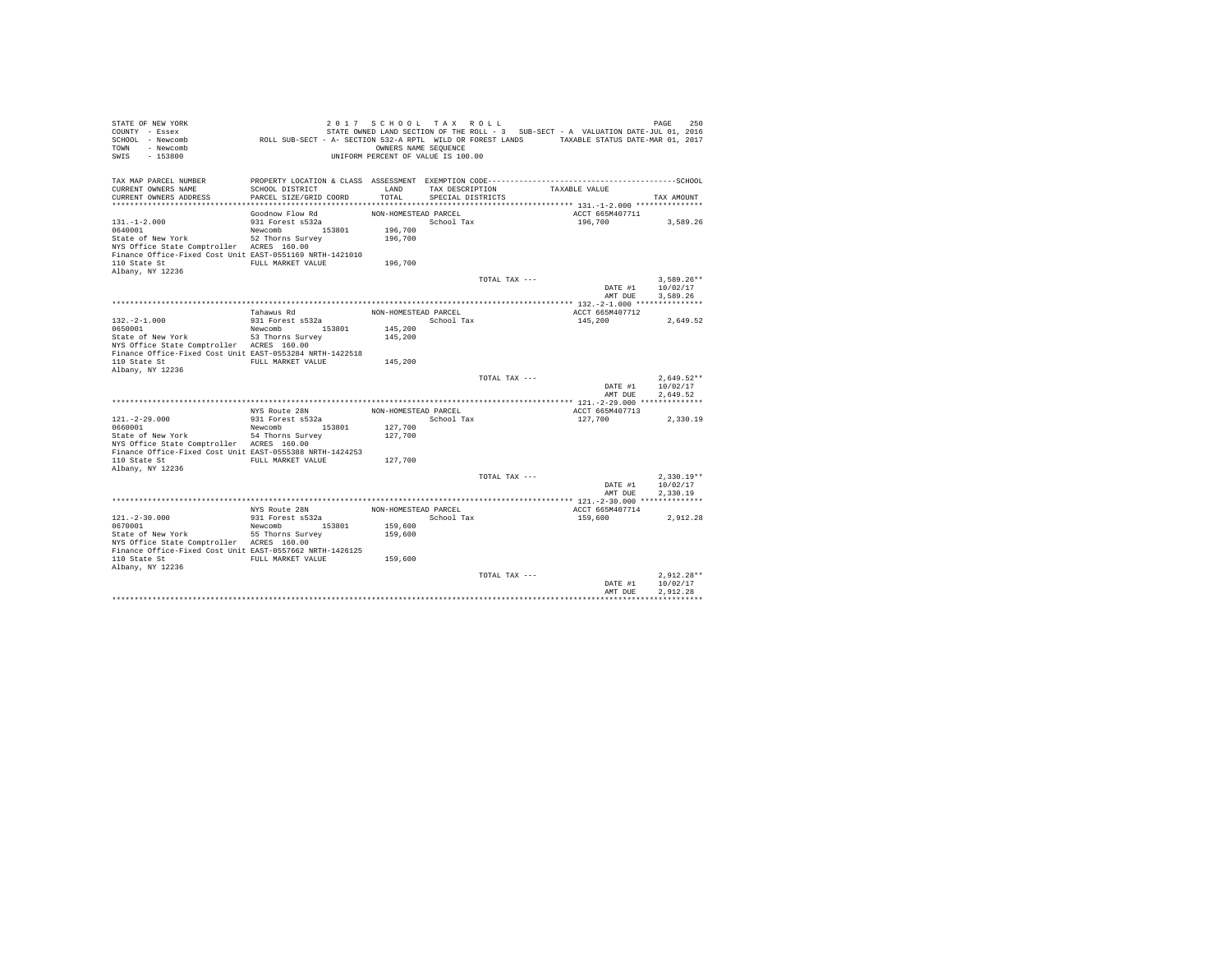STATE OF NEW YORK — 2017 SCHOOL TAX ROLL
COUNTY - Essex — STATE OWNED LAND SECTION OF THE ROLL - 3 SUB-SECT - A VALUATION DATE-JUL 01, 2016
SCHOOL - Newcomb — ROLL SUB-SECT - A- SECTION 532-A RPTL WILD OR FOREST LANDS — TAXABLE STATUS DATE-MAR 01, 2017
TOWN - Newcomb — OWNERS NAME SEQUENCE
SWIS - 153800 — UNIFORM PERCENT OF VALUE IS 100.00

| TAX MAP PARCEL NUMBER / CURRENT OWNERS NAME / CURRENT OWNERS ADDRESS | PROPERTY LOCATION & CLASS / SCHOOL DISTRICT / PARCEL SIZE/GRID COORD | ASSESSMENT LAND / TOTAL | EXEMPTION CODE / TAX DESCRIPTION / SPECIAL DISTRICTS | TAXABLE VALUE | TAX AMOUNT |
|---|---|---|---|---|---|
| **131.-1-2.000** | Goodnow Flow Rd | NON-HOMESTEAD PARCEL | | ACCT 665M407711 | |
| 131.-1-2.000 | 931 Forest s532a | | School Tax | 196,700 | 3,589.26 |
| 0640001 | Newcomb 153801 | 196,700 | | | |
| State of New York | 52 Thorns Survey | 196,700 | | | |
| NYS Office State Comptroller | ACRES 160.00 | | | | |
| Finance Office-Fixed Cost Unit | EAST-0551169 NRTH-1421010 | | | | |
| 110 State St | FULL MARKET VALUE | 196,700 | | | |
| Albany, NY 12236 | | | | | |
| | | | TOTAL TAX --- | | 3,589.26** |
| | | | | DATE #1 | 10/02/17 |
| | | | | AMT DUE | 3,589.26 |
| **132.-2-1.000** | Tahawus Rd | NON-HOMESTEAD PARCEL | | ACCT 665M407712 | |
| 132.-2-1.000 | 931 Forest s532a | | School Tax | 145,200 | 2,649.52 |
| 0650001 | Newcomb 153801 | 145,200 | | | |
| State of New York | 53 Thorns Survey | 145,200 | | | |
| NYS Office State Comptroller | ACRES 160.00 | | | | |
| Finance Office-Fixed Cost Unit | EAST-0553284 NRTH-1422518 | | | | |
| 110 State St | FULL MARKET VALUE | 145,200 | | | |
| Albany, NY 12236 | | | | | |
| | | | TOTAL TAX --- | | 2,649.52** |
| | | | | DATE #1 | 10/02/17 |
| | | | | AMT DUE | 2,649.52 |
| **121.-2-29.000** | NYS Route 28N | NON-HOMESTEAD PARCEL | | ACCT 665M407713 | |
| 121.-2-29.000 | 931 Forest s532a | | School Tax | 127,700 | 2,330.19 |
| 0660001 | Newcomb 153801 | 127,700 | | | |
| State of New York | 54 Thorns Survey | 127,700 | | | |
| NYS Office State Comptroller | ACRES 160.00 | | | | |
| Finance Office-Fixed Cost Unit | EAST-0555388 NRTH-1424253 | | | | |
| 110 State St | FULL MARKET VALUE | 127,700 | | | |
| Albany, NY 12236 | | | | | |
| | | | TOTAL TAX --- | | 2,330.19** |
| | | | | DATE #1 | 10/02/17 |
| | | | | AMT DUE | 2,330.19 |
| **121.-2-30.000** | NYS Route 28N | NON-HOMESTEAD PARCEL | | ACCT 665M407714 | |
| 121.-2-30.000 | 931 Forest s532a | | School Tax | 159,600 | 2,912.28 |
| 0670001 | Newcomb 153801 | 159,600 | | | |
| State of New York | 55 Thorns Survey | 159,600 | | | |
| NYS Office State Comptroller | ACRES 160.00 | | | | |
| Finance Office-Fixed Cost Unit | EAST-0557662 NRTH-1426125 | | | | |
| 110 State St | FULL MARKET VALUE | 159,600 | | | |
| Albany, NY 12236 | | | | | |
| | | | TOTAL TAX --- | | 2,912.28** |
| | | | | DATE #1 | 10/02/17 |
| | | | | AMT DUE | 2,912.28 |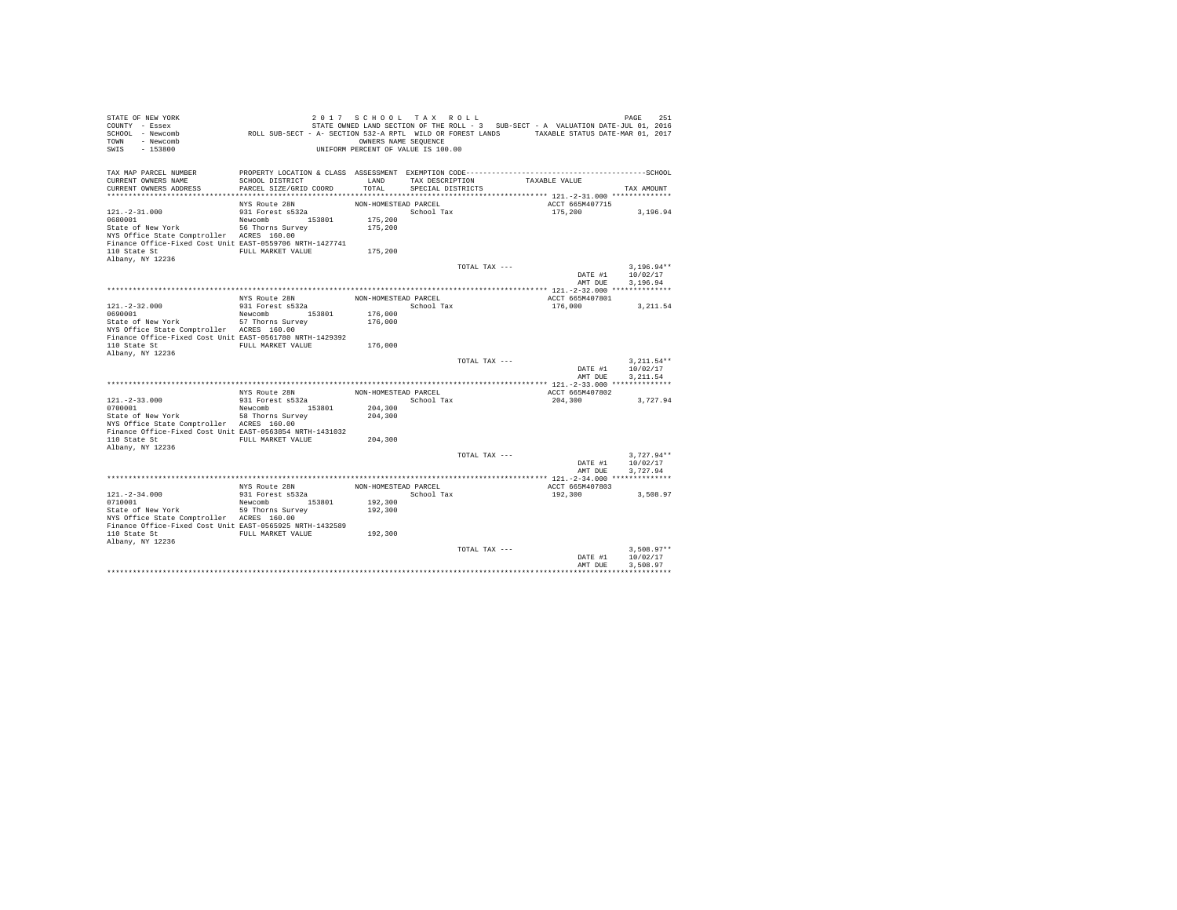STATE OF NEW YORK — 2017 SCHOOL TAX ROLL
COUNTY - Essex — STATE OWNED LAND SECTION OF THE ROLL - 3 SUB-SECT - A VALUATION DATE-JUL 01, 2016
SCHOOL - Newcomb — ROLL SUB-SECT - A- SECTION 532-A RPTL WILD OR FOREST LANDS — TAXABLE STATUS DATE-MAR 01, 2017
TOWN - Newcomb — OWNERS NAME SEQUENCE
SWIS - 153800 — UNIFORM PERCENT OF VALUE IS 100.00

| TAX MAP PARCEL NUMBER / CURRENT OWNERS NAME / CURRENT OWNERS ADDRESS | PROPERTY LOCATION & CLASS / SCHOOL DISTRICT / PARCEL SIZE/GRID COORD | ASSESSMENT LAND / TOTAL | EXEMPTION CODE / TAX DESCRIPTION / SPECIAL DISTRICTS | TAXABLE VALUE | TAX AMOUNT |
|---|---|---|---|---|---|
| **121.-2-31.000** | NYS Route 28N | NON-HOMESTEAD PARCEL | | ACCT 665M407715 | |
| 121.-2-31.000 | 931 Forest s532a | | School Tax | 175,200 | 3,196.94 |
| 0680001 | Newcomb 153801 | 175,200 | | | |
| State of New York | 56 Thorns Survey | 175,200 | | | |
| NYS Office State Comptroller | ACRES 160.00 | | | | |
| Finance Office-Fixed Cost Unit | EAST-0559706 NRTH-1427741 | | | | |
| 110 State St | FULL MARKET VALUE | 175,200 | | | |
| Albany, NY 12236 | | | | | |
| | | | TOTAL TAX --- | | 3,196.94** |
| | | | | DATE #1 | 10/02/17 |
| | | | | AMT DUE | 3,196.94 |
| **121.-2-32.000** | NYS Route 28N | NON-HOMESTEAD PARCEL | | ACCT 665M407801 | |
| 121.-2-32.000 | 931 Forest s532a | | School Tax | 176,000 | 3,211.54 |
| 0690001 | Newcomb 153801 | 176,000 | | | |
| State of New York | 57 Thorns Survey | 176,000 | | | |
| NYS Office State Comptroller | ACRES 160.00 | | | | |
| Finance Office-Fixed Cost Unit | EAST-0561780 NRTH-1429392 | | | | |
| 110 State St | FULL MARKET VALUE | 176,000 | | | |
| Albany, NY 12236 | | | | | |
| | | | TOTAL TAX --- | | 3,211.54** |
| | | | | DATE #1 | 10/02/17 |
| | | | | AMT DUE | 3,211.54 |
| **121.-2-33.000** | NYS Route 28N | NON-HOMESTEAD PARCEL | | ACCT 665M407802 | |
| 121.-2-33.000 | 931 Forest s532a | | School Tax | 204,300 | 3,727.94 |
| 0700001 | Newcomb 153801 | 204,300 | | | |
| State of New York | 58 Thorns Survey | 204,300 | | | |
| NYS Office State Comptroller | ACRES 160.00 | | | | |
| Finance Office-Fixed Cost Unit | EAST-0563854 NRTH-1431032 | | | | |
| 110 State St | FULL MARKET VALUE | 204,300 | | | |
| Albany, NY 12236 | | | | | |
| | | | TOTAL TAX --- | | 3,727.94** |
| | | | | DATE #1 | 10/02/17 |
| | | | | AMT DUE | 3,727.94 |
| **121.-2-34.000** | NYS Route 28N | NON-HOMESTEAD PARCEL | | ACCT 665M407803 | |
| 121.-2-34.000 | 931 Forest s532a | | School Tax | 192,300 | 3,508.97 |
| 0710001 | Newcomb 153801 | 192,300 | | | |
| State of New York | 59 Thorns Survey | 192,300 | | | |
| NYS Office State Comptroller | ACRES 160.00 | | | | |
| Finance Office-Fixed Cost Unit | EAST-0565925 NRTH-1432589 | | | | |
| 110 State St | FULL MARKET VALUE | 192,300 | | | |
| Albany, NY 12236 | | | | | |
| | | | TOTAL TAX --- | | 3,508.97** |
| | | | | DATE #1 | 10/02/17 |
| | | | | AMT DUE | 3,508.97 |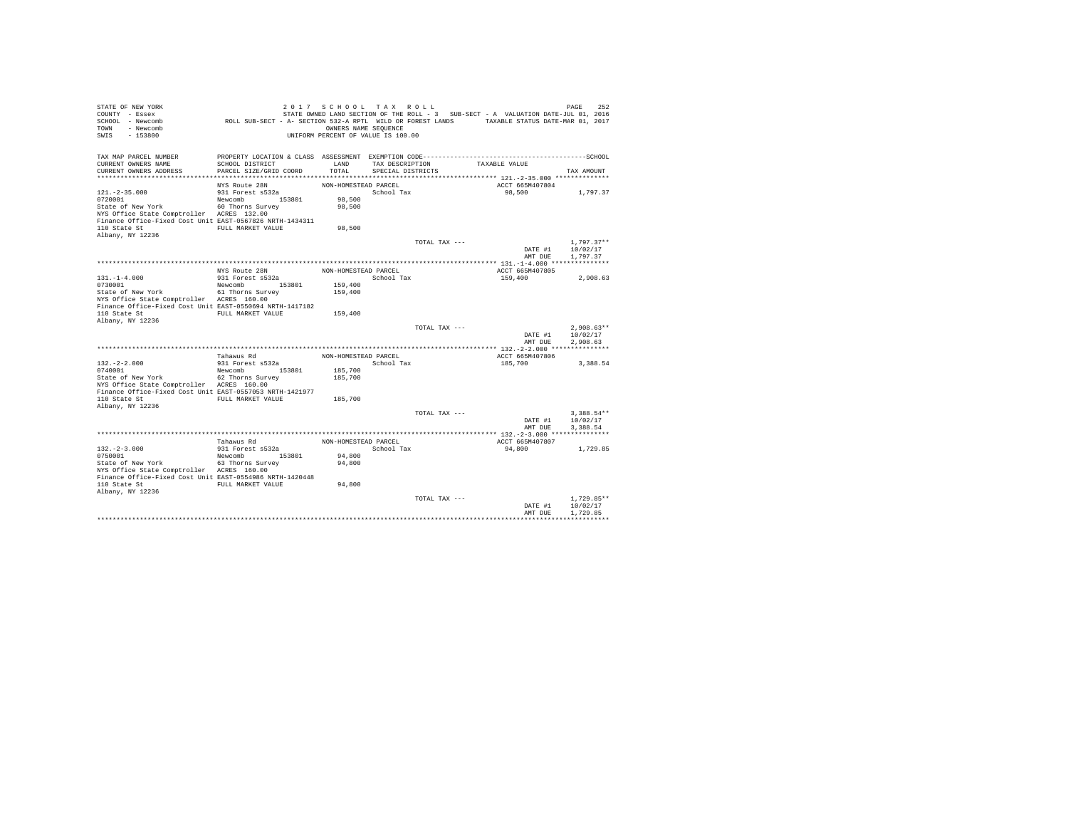STATE OF NEW YORK 2017 SCHOOL TAX ROLL
COUNTY - Essex STATE OWNED LAND SECTION OF THE ROLL - 3 SUB-SECT - A VALUATION DATE-JUL 01, 2016
SCHOOL - Newcomb ROLL SUB-SECT - A- SECTION 532-A RPTL WILD OR FOREST LANDS TAXABLE STATUS DATE-MAR 01, 2017
TOWN - Newcomb OWNERS NAME SEQUENCE
SWIS - 153800 UNIFORM PERCENT OF VALUE IS 100.00

| TAX MAP PARCEL NUMBER / CURRENT OWNERS NAME / CURRENT OWNERS ADDRESS | PROPERTY LOCATION & CLASS / SCHOOL DISTRICT / PARCEL SIZE/GRID COORD | ASSESSMENT LAND / TOTAL | EXEMPTION CODE / TAX DESCRIPTION / SPECIAL DISTRICTS | TAXABLE VALUE | TAX AMOUNT |
|---|---|---|---|---|---|
| **121.-2-35.000** | NYS Route 28N | NON-HOMESTEAD PARCEL | | ACCT 665M407804 | |
| 121.-2-35.000 | 931 Forest s532a | | School Tax | 98,500 | 1,797.37 |
| 0720001 | Newcomb 153801 | 98,500 | | | |
| State of New York | 60 Thorns Survey | 98,500 | | | |
| NYS Office State Comptroller | ACRES 132.00 | | | | |
| Finance Office-Fixed Cost Unit | EAST-0567826 NRTH-1434311 | | | | |
| 110 State St | FULL MARKET VALUE | 98,500 | | | |
| Albany, NY 12236 | | | | | |
| | | | TOTAL TAX --- | | 1,797.37** |
| | | | | DATE #1 | 10/02/17 |
| | | | | AMT DUE | 1,797.37 |
| **131.-1-4.000** | NYS Route 28N | NON-HOMESTEAD PARCEL | | ACCT 665M407805 | |
| 131.-1-4.000 | 931 Forest s532a | | School Tax | 159,400 | 2,908.63 |
| 0730001 | Newcomb 153801 | 159,400 | | | |
| State of New York | 61 Thorns Survey | 159,400 | | | |
| NYS Office State Comptroller | ACRES 160.00 | | | | |
| Finance Office-Fixed Cost Unit | EAST-0550694 NRTH-1417182 | | | | |
| 110 State St | FULL MARKET VALUE | 159,400 | | | |
| Albany, NY 12236 | | | | | |
| | | | TOTAL TAX --- | | 2,908.63** |
| | | | | DATE #1 | 10/02/17 |
| | | | | AMT DUE | 2,908.63 |
| **132.-2-2.000** | Tahawus Rd | NON-HOMESTEAD PARCEL | | ACCT 665M407806 | |
| 132.-2-2.000 | 931 Forest s532a | | School Tax | 185,700 | 3,388.54 |
| 0740001 | Newcomb 153801 | 185,700 | | | |
| State of New York | 62 Thorns Survey | 185,700 | | | |
| NYS Office State Comptroller | ACRES 160.00 | | | | |
| Finance Office-Fixed Cost Unit | EAST-0557053 NRTH-1421977 | | | | |
| 110 State St | FULL MARKET VALUE | 185,700 | | | |
| Albany, NY 12236 | | | | | |
| | | | TOTAL TAX --- | | 3,388.54** |
| | | | | DATE #1 | 10/02/17 |
| | | | | AMT DUE | 3,388.54 |
| **132.-2-3.000** | Tahawus Rd | NON-HOMESTEAD PARCEL | | ACCT 665M407807 | |
| 132.-2-3.000 | 931 Forest s532a | | School Tax | 94,800 | 1,729.85 |
| 0750001 | Newcomb 153801 | 94,800 | | | |
| State of New York | 63 Thorns Survey | 94,800 | | | |
| NYS Office State Comptroller | ACRES 160.00 | | | | |
| Finance Office-Fixed Cost Unit | EAST-0554986 NRTH-1420448 | | | | |
| 110 State St | FULL MARKET VALUE | 94,800 | | | |
| Albany, NY 12236 | | | | | |
| | | | TOTAL TAX --- | | 1,729.85** |
| | | | | DATE #1 | 10/02/17 |
| | | | | AMT DUE | 1,729.85 |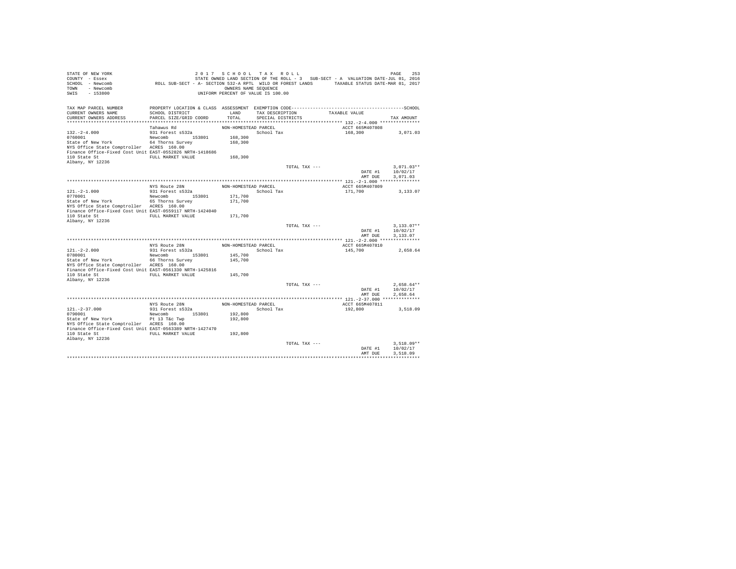STATE OF NEW YORK
COUNTY - Essex
SCHOOL - Newcomb
TOWN - Newcomb
SWIS - 153800

2 0 1 7   S C H O O L   T A X   R O L L
STATE OWNED LAND SECTION OF THE ROLL - 3   SUB-SECT - A  VALUATION DATE-JUL 01, 2016
ROLL SUB-SECT - A- SECTION 532-A RPTL  WILD OR FOREST LANDS   TAXABLE STATUS DATE-MAR 01, 2017
OWNERS NAME SEQUENCE
UNIFORM PERCENT OF VALUE IS 100.00

| TAX MAP PARCEL NUMBER / CURRENT OWNERS NAME / CURRENT OWNERS ADDRESS | PROPERTY LOCATION & CLASS / SCHOOL DISTRICT / PARCEL SIZE/GRID COORD | ASSESSMENT LAND / TOTAL | EXEMPTION CODE / TAX DESCRIPTION / SPECIAL DISTRICTS | TAXABLE VALUE | TAX AMOUNT |
|---|---|---|---|---|---|
| 132.-2-4.000 | Tahawus Rd | NON-HOMESTEAD PARCEL | | ACCT 665M407808 | |
| 132.-2-4.000 | 931 Forest s532a | | School Tax | 168,300 | 3,071.03 |
| 0760001 | Newcomb 153801 | 168,300 | | | |
| State of New York | 64 Thorns Survey | 168,300 | | | |
| NYS Office State Comptroller | ACRES 160.00 | | | | |
| Finance Office-Fixed Cost Unit | EAST-0552826 NRTH-1418686 | | | | |
| 110 State St | FULL MARKET VALUE | 168,300 | | | |
| Albany, NY 12236 | | | | | |
| | | | TOTAL TAX --- | | 3,071.03** |
| | | | | DATE #1 | 10/02/17 |
| | | | | AMT DUE | 3,071.03 |
| 121.-2-1.000 | NYS Route 28N | NON-HOMESTEAD PARCEL | | ACCT 665M407809 | |
| 121.-2-1.000 | 931 Forest s532a | | School Tax | 171,700 | 3,133.07 |
| 0770001 | Newcomb 153801 | 171,700 | | | |
| State of New York | 65 Thorns Survey | 171,700 | | | |
| NYS Office State Comptroller | ACRES 160.00 | | | | |
| Finance Office-Fixed Cost Unit | EAST-0559117 NRTH-1424040 | | | | |
| 110 State St | FULL MARKET VALUE | 171,700 | | | |
| Albany, NY 12236 | | | | | |
| | | | TOTAL TAX --- | | 3,133.07** |
| | | | | DATE #1 | 10/02/17 |
| | | | | AMT DUE | 3,133.07 |
| 121.-2-2.000 | NYS Route 28N | NON-HOMESTEAD PARCEL | | ACCT 665M407810 | |
| 121.-2-2.000 | 931 Forest s532a | | School Tax | 145,700 | 2,658.64 |
| 0780001 | Newcomb 153801 | 145,700 | | | |
| State of New York | 66 Thorns Survey | 145,700 | | | |
| NYS Office State Comptroller | ACRES 160.00 | | | | |
| Finance Office-Fixed Cost Unit | EAST-0561330 NRTH-1425816 | | | | |
| 110 State St | FULL MARKET VALUE | 145,700 | | | |
| Albany, NY 12236 | | | | | |
| | | | TOTAL TAX --- | | 2,658.64** |
| | | | | DATE #1 | 10/02/17 |
| | | | | AMT DUE | 2,658.64 |
| 121.-2-37.000 | NYS Route 28N | NON-HOMESTEAD PARCEL | | ACCT 665M407811 | |
| 121.-2-37.000 | 931 Forest s532a | | School Tax | 192,800 | 3,518.09 |
| 0790001 | Newcomb 153801 | 192,800 | | | |
| State of New York | Pt 13 T&c Twp | 192,800 | | | |
| NYS Office State Comptroller | ACRES 160.00 | | | | |
| Finance Office-Fixed Cost Unit | EAST-0563389 NRTH-1427470 | | | | |
| 110 State St | FULL MARKET VALUE | 192,800 | | | |
| Albany, NY 12236 | | | | | |
| | | | TOTAL TAX --- | | 3,518.09** |
| | | | | DATE #1 | 10/02/17 |
| | | | | AMT DUE | 3,518.09 |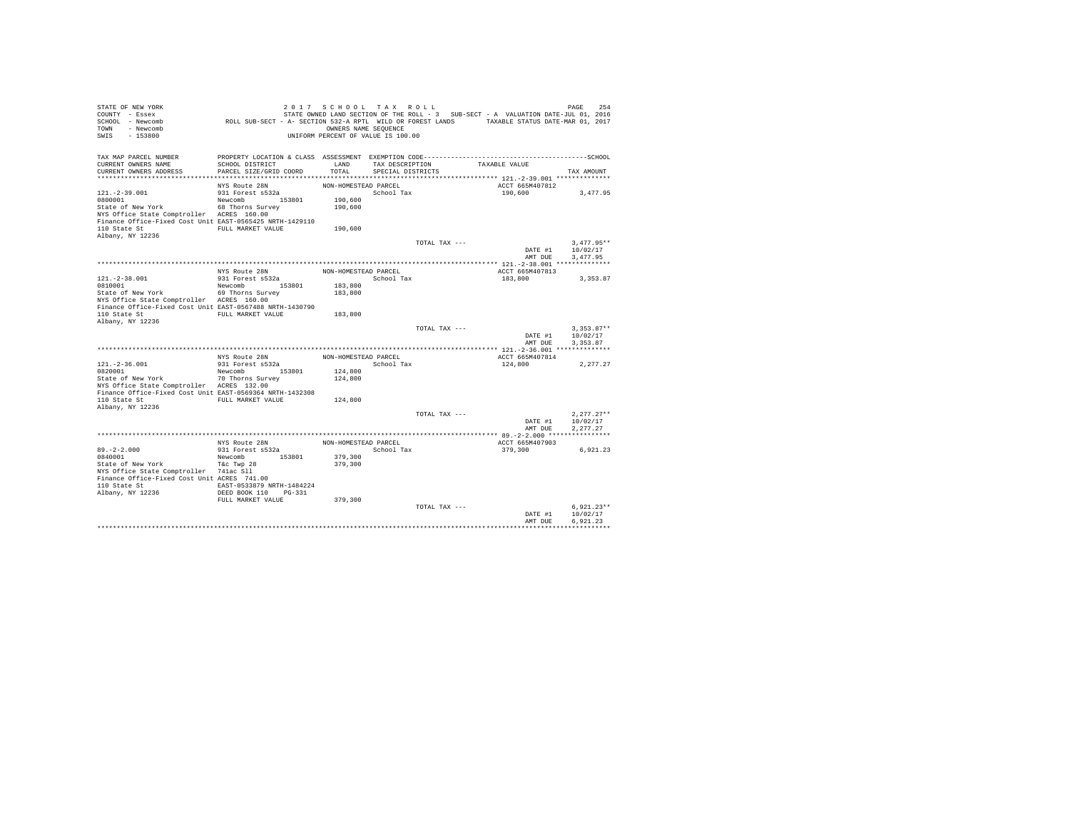STATE OF NEW YORK
COUNTY - Essex
SCHOOL - Newcomb
TOWN - Newcomb
SWIS - 153800

2 0 1 7  S C H O O L  T A X  R O L L
STATE OWNED LAND SECTION OF THE ROLL - 3  SUB-SECT - A  VALUATION DATE-JUL 01, 2016
ROLL SUB-SECT - A- SECTION 532-A RPTL WILD OR FOREST LANDS  TAXABLE STATUS DATE-MAR 01, 2017
OWNERS NAME SEQUENCE
UNIFORM PERCENT OF VALUE IS 100.00

| TAX MAP PARCEL NUMBER / CURRENT OWNERS NAME / CURRENT OWNERS ADDRESS | PROPERTY LOCATION & CLASS / SCHOOL DISTRICT / PARCEL SIZE/GRID COORD | ASSESSMENT LAND / TOTAL | EXEMPTION CODE / TAX DESCRIPTION / SPECIAL DISTRICTS | TAXABLE VALUE | TAX AMOUNT |
|---|---|---|---|---|---|
| 121.-2-39.001 | NYS Route 28N | NON-HOMESTEAD PARCEL | | ACCT 665M407812 | |
| 0800001 | 931 Forest s532a | | School Tax | 190,600 | 3,477.95 |
| State of New York | Newcomb 153801 | 190,600 | | | |
| NYS Office State Comptroller | 68 Thorns Survey | 190,600 | | | |
| Finance Office-Fixed Cost Unit | ACRES 160.00 | | | | |
| 110 State St | EAST-0565425 NRTH-1429110 | | | | |
| Albany, NY 12236 | FULL MARKET VALUE | 190,600 | | | |
| | | | TOTAL TAX --- | | 3,477.95** |
| | | | | DATE #1 | 10/02/17 |
| | | | | AMT DUE | 3,477.95 |
| 121.-2-38.001 | NYS Route 28N | NON-HOMESTEAD PARCEL | | ACCT 665M407813 | |
| 0810001 | 931 Forest s532a | | School Tax | 183,800 | 3,353.87 |
| State of New York | Newcomb 153801 | 183,800 | | | |
| NYS Office State Comptroller | 69 Thorns Survey | 183,800 | | | |
| Finance Office-Fixed Cost Unit | ACRES 160.00 | | | | |
| 110 State St | EAST-0567488 NRTH-1430790 | | | | |
| Albany, NY 12236 | FULL MARKET VALUE | 183,800 | | | |
| | | | TOTAL TAX --- | | 3,353.87** |
| | | | | DATE #1 | 10/02/17 |
| | | | | AMT DUE | 3,353.87 |
| 121.-2-36.001 | NYS Route 28N | NON-HOMESTEAD PARCEL | | ACCT 665M407814 | |
| 0820001 | 931 Forest s532a | | School Tax | 124,800 | 2,277.27 |
| State of New York | Newcomb 153801 | 124,800 | | | |
| NYS Office State Comptroller | 70 Thorns Survey | 124,800 | | | |
| Finance Office-Fixed Cost Unit | ACRES 132.00 | | | | |
| 110 State St | EAST-0569364 NRTH-1432308 | | | | |
| Albany, NY 12236 | FULL MARKET VALUE | 124,800 | | | |
| | | | TOTAL TAX --- | | 2,277.27** |
| | | | | DATE #1 | 10/02/17 |
| | | | | AMT DUE | 2,277.27 |
| 89.-2-2.000 | NYS Route 28N | NON-HOMESTEAD PARCEL | | ACCT 665M407903 | |
| 0840001 | 931 Forest s532a | | School Tax | 379,300 | 6,921.23 |
| State of New York | Newcomb 153801 | 379,300 | | | |
| NYS Office State Comptroller | T&c Twp 28 | 379,300 | | | |
| Finance Office-Fixed Cost Unit | 741ac Sll | | | | |
| 110 State St | ACRES 741.00 | | | | |
| Albany, NY 12236 | EAST-0533879 NRTH-1484224 | | | | |
| | DEED BOOK 110 PG-331 | | | | |
| | FULL MARKET VALUE | 379,300 | | | |
| | | | TOTAL TAX --- | | 6,921.23** |
| | | | | DATE #1 | 10/02/17 |
| | | | | AMT DUE | 6,921.23 |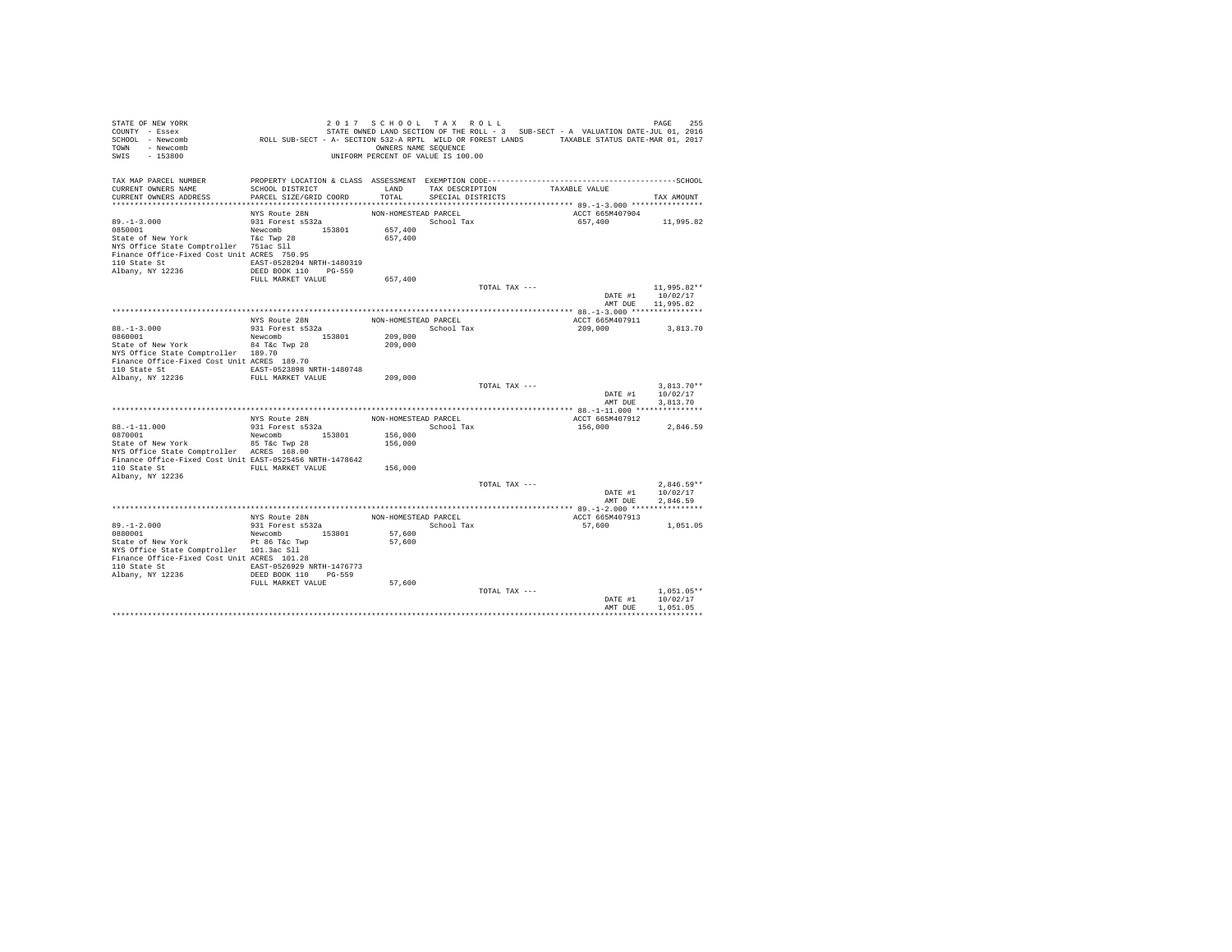STATE OF NEW YORK
COUNTY - Essex
SCHOOL - Newcomb
TOWN - Newcomb
SWIS - 153800

2 0 1 7  S C H O O L  T A X  R O L L
STATE OWNED LAND SECTION OF THE ROLL - 3  SUB-SECT - A  VALUATION DATE-JUL 01, 2016
ROLL SUB-SECT - A- SECTION 532-A RPTL WILD OR FOREST LANDS  TAXABLE STATUS DATE-MAR 01, 2017
OWNERS NAME SEQUENCE
UNIFORM PERCENT OF VALUE IS 100.00

| TAX MAP PARCEL NUMBER / CURRENT OWNERS NAME / CURRENT OWNERS ADDRESS | PROPERTY LOCATION & CLASS / SCHOOL DISTRICT / PARCEL SIZE/GRID COORD | ASSESSMENT LAND / TOTAL | EXEMPTION CODE / TAX DESCRIPTION / SPECIAL DISTRICTS | TAXABLE VALUE | TAX AMOUNT |
|---|---|---|---|---|---|
| **89.-1-3.000** | NYS Route 28N | NON-HOMESTEAD PARCEL | | ACCT 665M407904 | |
| 89.-1-3.000 | 931 Forest s532a | | School Tax | 657,400 | 11,995.82 |
| 0850001 | Newcomb 153801 | 657,400 | | | |
| State of New York | T&c Twp 28 | 657,400 | | | |
| NYS Office State Comptroller | 751ac Sll | | | | |
| Finance Office-Fixed Cost Unit | ACRES 750.95 | | | | |
| 110 State St | EAST-0528294 NRTH-1480319 | | | | |
| Albany, NY 12236 | DEED BOOK 110 PG-559 | | | | |
| | FULL MARKET VALUE | 657,400 | | | |
| | | | TOTAL TAX --- | | 11,995.82** |
| | | | | DATE #1 | 10/02/17 |
| | | | | AMT DUE | 11,995.82 |
| **88.-1-3.000** | NYS Route 28N | NON-HOMESTEAD PARCEL | | ACCT 665M407911 | |
| 88.-1-3.000 | 931 Forest s532a | | School Tax | 209,000 | 3,813.70 |
| 0860001 | Newcomb 153801 | 209,000 | | | |
| State of New York | 84 T&c Twp 28 | 209,000 | | | |
| NYS Office State Comptroller | 189.70 | | | | |
| Finance Office-Fixed Cost Unit | ACRES 189.70 | | | | |
| 110 State St | EAST-0523898 NRTH-1480748 | | | | |
| Albany, NY 12236 | FULL MARKET VALUE | 209,000 | | | |
| | | | TOTAL TAX --- | | 3,813.70** |
| | | | | DATE #1 | 10/02/17 |
| | | | | AMT DUE | 3,813.70 |
| **88.-1-11.000** | NYS Route 28N | NON-HOMESTEAD PARCEL | | ACCT 665M407912 | |
| 88.-1-11.000 | 931 Forest s532a | | School Tax | 156,000 | 2,846.59 |
| 0870001 | Newcomb 153801 | 156,000 | | | |
| State of New York | 85 T&c Twp 28 | 156,000 | | | |
| NYS Office State Comptroller | ACRES 168.00 | | | | |
| Finance Office-Fixed Cost Unit | EAST-0525456 NRTH-1478642 | | | | |
| 110 State St | FULL MARKET VALUE | 156,000 | | | |
| Albany, NY 12236 | | | | | |
| | | | TOTAL TAX --- | | 2,846.59** |
| | | | | DATE #1 | 10/02/17 |
| | | | | AMT DUE | 2,846.59 |
| **89.-1-2.000** | NYS Route 28N | NON-HOMESTEAD PARCEL | | ACCT 665M407913 | |
| 89.-1-2.000 | 931 Forest s532a | | School Tax | 57,600 | 1,051.05 |
| 0880001 | Newcomb 153801 | 57,600 | | | |
| State of New York | Pt 86 T&c Twp | 57,600 | | | |
| NYS Office State Comptroller | 101.3ac Sll | | | | |
| Finance Office-Fixed Cost Unit | ACRES 101.28 | | | | |
| 110 State St | EAST-0526929 NRTH-1476773 | | | | |
| Albany, NY 12236 | DEED BOOK 110 PG-559 | | | | |
| | FULL MARKET VALUE | 57,600 | | | |
| | | | TOTAL TAX --- | | 1,051.05** |
| | | | | DATE #1 | 10/02/17 |
| | | | | AMT DUE | 1,051.05 |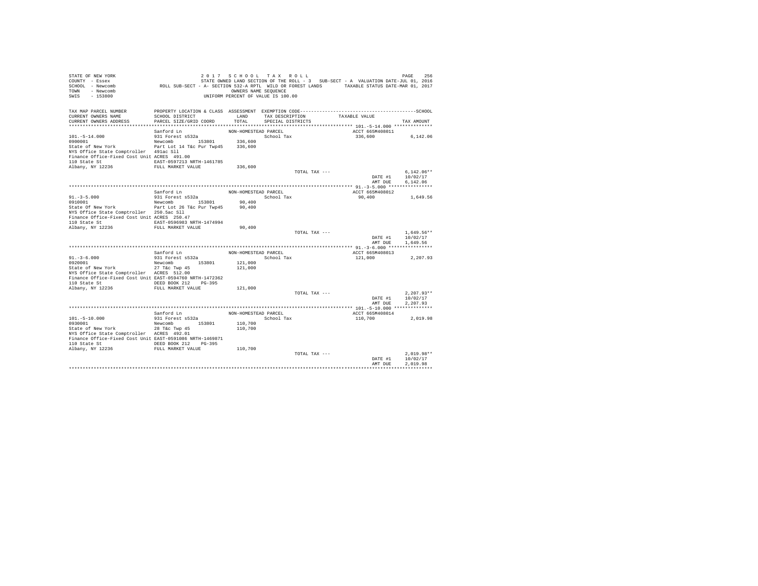STATE OF NEW YORK 2 0 1 7 S C H O O L T A X R O L L
COUNTY - Essex STATE OWNED LAND SECTION OF THE ROLL - 3 SUB-SECT - A VALUATION DATE-JUL 01, 2016
SCHOOL - Newcomb ROLL SUB-SECT - A- SECTION 532-A RPTL WILD OR FOREST LANDS TAXABLE STATUS DATE-MAR 01, 2017
TOWN - Newcomb OWNERS NAME SEQUENCE
SWIS - 153800 UNIFORM PERCENT OF VALUE IS 100.00

| TAX MAP PARCEL NUMBER / CURRENT OWNERS NAME / CURRENT OWNERS ADDRESS | PROPERTY LOCATION & CLASS / SCHOOL DISTRICT / PARCEL SIZE/GRID COORD | ASSESSMENT LAND / TOTAL | EXEMPTION CODE / TAX DESCRIPTION / SPECIAL DISTRICTS | TAXABLE VALUE | TAX AMOUNT |
|---|---|---|---|---|---|
| 101.-5-14.000 | Sanford Ln | NON-HOMESTEAD PARCEL | | ACCT 665M408011 | |
| 0900001 | 931 Forest s532a | | School Tax | 336,600 | 6,142.06 |
| State of New York | Newcomb 153801 | 336,600 | | | |
| NYS Office State Comptroller | Part Lot 14 T&c Pur Twp45 | 336,600 | | | |
| Finance Office-Fixed Cost Unit | 491ac Sll | | | | |
| 110 State St | ACRES 491.00 | | | | |
| Albany, NY 12236 | EAST-0597213 NRTH-1461785 | | | | |
| | FULL MARKET VALUE | 336,600 | | | |
| | | | TOTAL TAX --- | | 6,142.06** |
| | | | | DATE #1 | 10/02/17 |
| | | | | AMT DUE | 6,142.06 |
| 91.-3-5.000 | Sanford Ln | NON-HOMESTEAD PARCEL | | ACCT 665M408012 | |
| 0910001 | 931 Forest s532a | | School Tax | 90,400 | 1,649.56 |
| State Of New York | Newcomb 153801 | 90,400 | | | |
| NYS Office State Comptroller | Part Lot 26 T&c Pur Twp45 | 90,400 | | | |
| Finance Office-Fixed Cost Unit | 250.5ac Sll | | | | |
| 110 State St | ACRES 250.47 | | | | |
| Albany, NY 12236 | EAST-0596983 NRTH-1474994 | | | | |
| | FULL MARKET VALUE | 90,400 | | | |
| | | | TOTAL TAX --- | | 1,649.56** |
| | | | | DATE #1 | 10/02/17 |
| | | | | AMT DUE | 1,649.56 |
| 91.-3-6.000 | Sanford Ln | NON-HOMESTEAD PARCEL | | ACCT 665M408013 | |
| 0920001 | 931 Forest s532a | | School Tax | 121,000 | 2,207.93 |
| State of New York | Newcomb 153801 | 121,000 | | | |
| NYS Office State Comptroller | 27 T&c Twp 45 | 121,000 | | | |
| Finance Office-Fixed Cost Unit | ACRES 512.00 | | | | |
| 110 State St | EAST-0594760 NRTH-1472362 | | | | |
| Albany, NY 12236 | DEED BOOK 212 PG-395 | | | | |
| | FULL MARKET VALUE | 121,000 | | | |
| | | | TOTAL TAX --- | | 2,207.93** |
| | | | | DATE #1 | 10/02/17 |
| | | | | AMT DUE | 2,207.93 |
| 101.-5-10.000 | Sanford Ln | NON-HOMESTEAD PARCEL | | ACCT 665M408014 | |
| 0930001 | 931 Forest s532a | | School Tax | 110,700 | 2,019.98 |
| State of New York | Newcomb 153801 | 110,700 | | | |
| NYS Office State Comptroller | 28 T&c Twp 45 | 110,700 | | | |
| Finance Office-Fixed Cost Unit | ACRES 492.01 | | | | |
| 110 State St | EAST-0591086 NRTH-1469871 | | | | |
| Albany, NY 12236 | DEED BOOK 212 PG-395 | | | | |
| | FULL MARKET VALUE | 110,700 | | | |
| | | | TOTAL TAX --- | | 2,019.98** |
| | | | | DATE #1 | 10/02/17 |
| | | | | AMT DUE | 2,019.98 |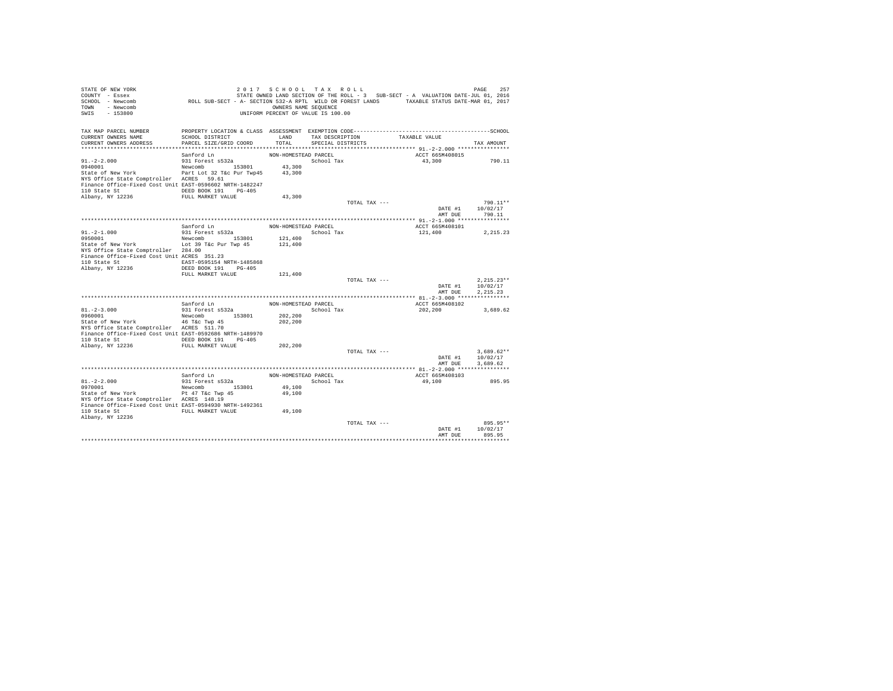```
STATE OF NEW YORK                    2 0 1 7   S C H O O L   T A X   R O L L                                    PAGE   257
COUNTY  - Essex                      STATE OWNED LAND SECTION OF THE ROLL - 3   SUB-SECT - A  VALUATION DATE-JUL 01, 2016
SCHOOL  - Newcomb           ROLL SUB-SECT - A- SECTION 532-A RPTL  WILD OR FOREST LANDS       TAXABLE STATUS DATE-MAR 01, 2017
TOWN    - Newcomb                                   OWNERS NAME SEQUENCE
SWIS    - 153800                               UNIFORM PERCENT OF VALUE IS 100.00

TAX MAP PARCEL NUMBER          PROPERTY LOCATION & CLASS  ASSESSMENT  EXEMPTION CODE------------------------------------------SCHOOL
CURRENT OWNERS NAME            SCHOOL DISTRICT               LAND      TAX DESCRIPTION            TAXABLE VALUE
CURRENT OWNERS ADDRESS         PARCEL SIZE/GRID COORD       TOTAL      SPECIAL DISTRICTS                                  TAX AMOUNT
******************************************************************************************************* 91.-2-2.000 ****************
                               Sanford Ln                 NON-HOMESTEAD PARCEL                        ACCT 665M408015
91.-2-2.000                    931 Forest s532a                        School Tax                      43,300             790.11
0940001                        Newcomb        153801        43,300
State of New York              Part Lot 32 T&c Pur Twp45    43,300
NYS Office State Comptroller   ACRES  59.61
Finance Office-Fixed Cost Unit EAST-0596602 NRTH-1482247
110 State St                   DEED BOOK 191    PG-405
Albany, NY 12236               FULL MARKET VALUE            43,300
                                                                       TOTAL TAX ---                                    790.11**
                                                                                                    DATE #1         10/02/17
                                                                                                    AMT DUE           790.11
******************************************************************************************************* 91.-2-1.000 ****************
                               Sanford Ln                 NON-HOMESTEAD PARCEL                        ACCT 665M408101
91.-2-1.000                    931 Forest s532a                        School Tax                     121,400           2,215.23
0950001                        Newcomb        153801       121,400
State of New York              Lot 39 T&c Pur Twp 45       121,400
NYS Office State Comptroller   284.00
Finance Office-Fixed Cost Unit ACRES  351.23
110 State St                   EAST-0595154 NRTH-1485868
Albany, NY 12236               DEED BOOK 191    PG-405
                               FULL MARKET VALUE           121,400
                                                                       TOTAL TAX ---                                  2,215.23**
                                                                                                    DATE #1         10/02/17
                                                                                                    AMT DUE         2,215.23
******************************************************************************************************* 81.-2-3.000 ****************
                               Sanford Ln                 NON-HOMESTEAD PARCEL                        ACCT 665M408102
81.-2-3.000                    931 Forest s532a                        School Tax                     202,200           3,689.62
0960001                        Newcomb        153801       202,200
State of New York              46 T&c Twp 45               202,200
NYS Office State Comptroller   ACRES  511.70
Finance Office-Fixed Cost Unit EAST-0592686 NRTH-1489970
110 State St                   DEED BOOK 191    PG-405
Albany, NY 12236               FULL MARKET VALUE           202,200
                                                                       TOTAL TAX ---                                  3,689.62**
                                                                                                    DATE #1         10/02/17
                                                                                                    AMT DUE         3,689.62
******************************************************************************************************* 81.-2-2.000 ****************
                               Sanford Ln                 NON-HOMESTEAD PARCEL                        ACCT 665M408103
81.-2-2.000                    931 Forest s532a                        School Tax                      49,100             895.95
0970001                        Newcomb        153801        49,100
State of New York              Pt 47 T&c Twp 45             49,100
NYS Office State Comptroller   ACRES  148.19
Finance Office-Fixed Cost Unit EAST-0594930 NRTH-1492361
110 State St                   FULL MARKET VALUE            49,100
Albany, NY 12236
                                                                       TOTAL TAX ---                                    895.95**
                                                                                                    DATE #1         10/02/17
                                                                                                    AMT DUE           895.95
************************************************************************************************************************************
```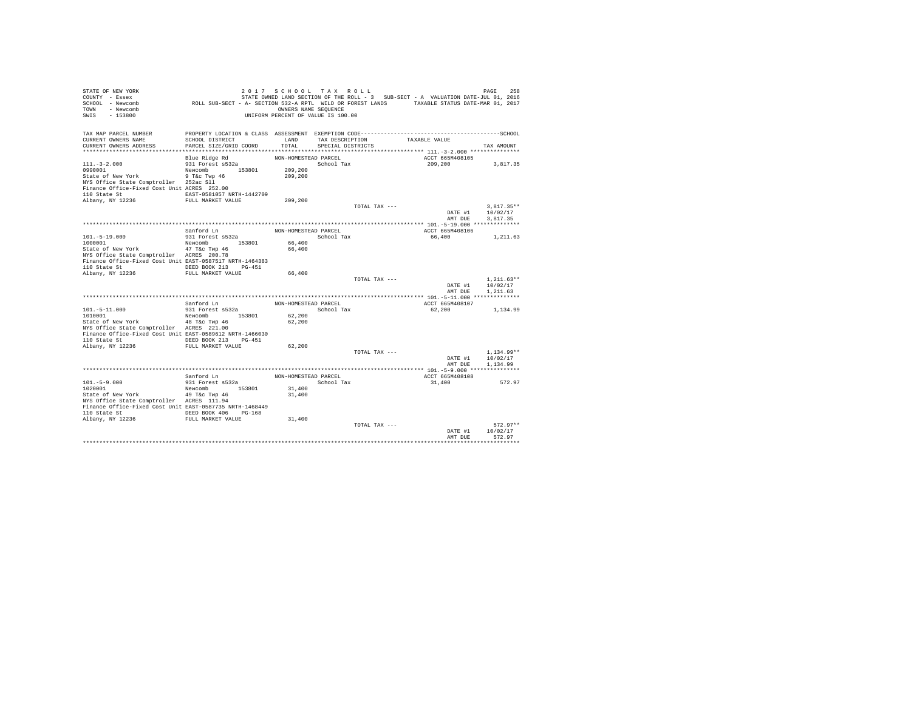```
STATE OF NEW YORK                    2 0 1 7   S C H O O L   T A X   R O L L                                    PAGE  258
COUNTY  - Essex                      STATE OWNED LAND SECTION OF THE ROLL - 3   SUB-SECT - A  VALUATION DATE-JUL 01, 2016
SCHOOL  - Newcomb          ROLL SUB-SECT - A- SECTION 532-A RPTL  WILD OR FOREST LANDS      TAXABLE STATUS DATE-MAR 01, 2017
TOWN    - Newcomb                                 OWNERS NAME SEQUENCE
SWIS    - 153800                            UNIFORM PERCENT OF VALUE IS 100.00

TAX MAP PARCEL NUMBER       PROPERTY LOCATION & CLASS  ASSESSMENT  EXEMPTION CODE--------------------------------------------SCHOOL
CURRENT OWNERS NAME         SCHOOL DISTRICT              LAND      TAX DESCRIPTION           TAXABLE VALUE
CURRENT OWNERS ADDRESS      PARCEL SIZE/GRID COORD       TOTAL     SPECIAL DISTRICTS                                     TAX AMOUNT
****************************************************************************************************** 111.-3-2.000 ***************
                            Blue Ridge Rd              NON-HOMESTEAD PARCEL                         ACCT 665M408105
111.-3-2.000                931 Forest s532a                      School Tax                        209,200          3,817.35
0990001                     Newcomb        153801       209,200
State of New York           9 T&c Twp 46                209,200
NYS Office State Comptroller  252ac Sll
Finance Office-Fixed Cost Unit ACRES  252.00
110 State St                EAST-0581057 NRTH-1442709
Albany, NY 12236            FULL MARKET VALUE           209,200
                                                                  TOTAL TAX ---                                    3,817.35**
                                                                                                    DATE #1       10/02/17
                                                                                                    AMT DUE        3,817.35
****************************************************************************************************** 101.-5-19.000 **************
                            Sanford Ln                 NON-HOMESTEAD PARCEL                         ACCT 665M408106
101.-5-19.000               931 Forest s532a                      School Tax                         66,400          1,211.63
1000001                     Newcomb        153801        66,400
State of New York           47 T&c Twp 46                66,400
NYS Office State Comptroller  ACRES  200.78
Finance Office-Fixed Cost Unit EAST-0587517 NRTH-1464383
110 State St                DEED BOOK 213    PG-451
Albany, NY 12236            FULL MARKET VALUE            66,400
                                                                  TOTAL TAX ---                                    1,211.63**
                                                                                                    DATE #1       10/02/17
                                                                                                    AMT DUE        1,211.63
****************************************************************************************************** 101.-5-11.000 **************
                            Sanford Ln                 NON-HOMESTEAD PARCEL                         ACCT 665M408107
101.-5-11.000               931 Forest s532a                      School Tax                         62,200          1,134.99
1010001                     Newcomb        153801        62,200
State of New York           48 T&c Twp 46                62,200
NYS Office State Comptroller  ACRES  221.00
Finance Office-Fixed Cost Unit EAST-0589612 NRTH-1466030
110 State St                DEED BOOK 213    PG-451
Albany, NY 12236            FULL MARKET VALUE            62,200
                                                                  TOTAL TAX ---                                    1,134.99**
                                                                                                    DATE #1       10/02/17
                                                                                                    AMT DUE        1,134.99
****************************************************************************************************** 101.-5-9.000 ***************
                            Sanford Ln                 NON-HOMESTEAD PARCEL                         ACCT 665M408108
101.-5-9.000                931 Forest s532a                      School Tax                         31,400            572.97
1020001                     Newcomb        153801        31,400
State of New York           49 T&c Twp 46                31,400
NYS Office State Comptroller  ACRES  111.94
Finance Office-Fixed Cost Unit EAST-0587735 NRTH-1468449
110 State St                DEED BOOK 406    PG-168
Albany, NY 12236            FULL MARKET VALUE            31,400
                                                                  TOTAL TAX ---                                      572.97**
                                                                                                    DATE #1       10/02/17
                                                                                                    AMT DUE          572.97
************************************************************************************************************************************
```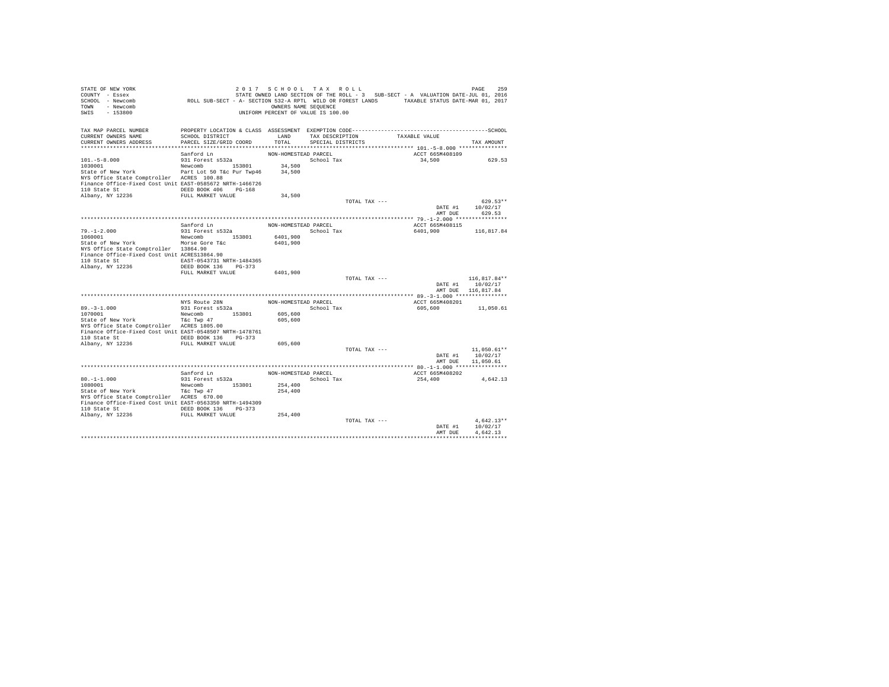STATE OF NEW YORK
COUNTY - Essex
SCHOOL - Newcomb
TOWN - Newcomb
SWIS - 153800

2 0 1 7 S C H O O L T A X R O L L
STATE OWNED LAND SECTION OF THE ROLL - 3 SUB-SECT - A VALUATION DATE-JUL 01, 2016
ROLL SUB-SECT - A- SECTION 532-A RPTL WILD OR FOREST LANDS TAXABLE STATUS DATE-MAR 01, 2017
OWNERS NAME SEQUENCE
UNIFORM PERCENT OF VALUE IS 100.00

| TAX MAP PARCEL NUMBER / CURRENT OWNERS NAME / CURRENT OWNERS ADDRESS | PROPERTY LOCATION & CLASS / SCHOOL DISTRICT / PARCEL SIZE/GRID COORD | ASSESSMENT LAND / TOTAL | EXEMPTION CODE / TAX DESCRIPTION / SPECIAL DISTRICTS | TAXABLE VALUE | SCHOOL TAX AMOUNT |
|---|---|---|---|---|---|
| **101.-5-8.000** | Sanford Ln | NON-HOMESTEAD PARCEL | | ACCT 665M408109 | |
| 101.-5-8.000 | 931 Forest s532a | | School Tax | 34,500 | 629.53 |
| 1030001 | Newcomb 153801 | 34,500 | | | |
| State of New York | Part Lot 50 T&c Pur Twp46 | 34,500 | | | |
| NYS Office State Comptroller | ACRES 100.88 | | | | |
| Finance Office-Fixed Cost Unit | EAST-0585672 NRTH-1466726 | | | | |
| 110 State St | DEED BOOK 406 PG-168 | | | | |
| Albany, NY 12236 | FULL MARKET VALUE | 34,500 | | | |
| | | | TOTAL TAX --- | | 629.53** |
| | | | | DATE #1 | 10/02/17 |
| | | | | AMT DUE | 629.53 |
| **79.-1-2.000** | Sanford Ln | NON-HOMESTEAD PARCEL | | ACCT 665M408115 | |
| 79.-1-2.000 | 931 Forest s532a | | School Tax | 6401,900 | 116,817.84 |
| 1060001 | Newcomb 153801 | 6401,900 | | | |
| State of New York | Morse Gore T&c | 6401,900 | | | |
| NYS Office State Comptroller | 13864.90 | | | | |
| Finance Office-Fixed Cost Unit | ACRES13864.90 | | | | |
| 110 State St | EAST-0543731 NRTH-1484365 | | | | |
| Albany, NY 12236 | DEED BOOK 136 PG-373 | | | | |
| | FULL MARKET VALUE | 6401,900 | | | |
| | | | TOTAL TAX --- | | 116,817.84** |
| | | | | DATE #1 | 10/02/17 |
| | | | | AMT DUE | 116,817.84 |
| **89.-3-1.000** | NYS Route 28N | NON-HOMESTEAD PARCEL | | ACCT 665M408201 | |
| 89.-3-1.000 | 931 Forest s532a | | School Tax | 605,600 | 11,050.61 |
| 1070001 | Newcomb 153801 | 605,600 | | | |
| State of New York | T&c Twp 47 | 605,600 | | | |
| NYS Office State Comptroller | ACRES 1805.00 | | | | |
| Finance Office-Fixed Cost Unit | EAST-0548507 NRTH-1478761 | | | | |
| 110 State St | DEED BOOK 136 PG-373 | | | | |
| Albany, NY 12236 | FULL MARKET VALUE | 605,600 | | | |
| | | | TOTAL TAX --- | | 11,050.61** |
| | | | | DATE #1 | 10/02/17 |
| | | | | AMT DUE | 11,050.61 |
| **80.-1-1.000** | Sanford Ln | NON-HOMESTEAD PARCEL | | ACCT 665M408202 | |
| 80.-1-1.000 | 931 Forest s532a | | School Tax | 254,400 | 4,642.13 |
| 1080001 | Newcomb 153801 | 254,400 | | | |
| State of New York | T&c Twp 47 | 254,400 | | | |
| NYS Office State Comptroller | ACRES 670.00 | | | | |
| Finance Office-Fixed Cost Unit | EAST-0563350 NRTH-1494309 | | | | |
| 110 State St | DEED BOOK 136 PG-373 | | | | |
| Albany, NY 12236 | FULL MARKET VALUE | 254,400 | | | |
| | | | TOTAL TAX --- | | 4,642.13** |
| | | | | DATE #1 | 10/02/17 |
| | | | | AMT DUE | 4,642.13 |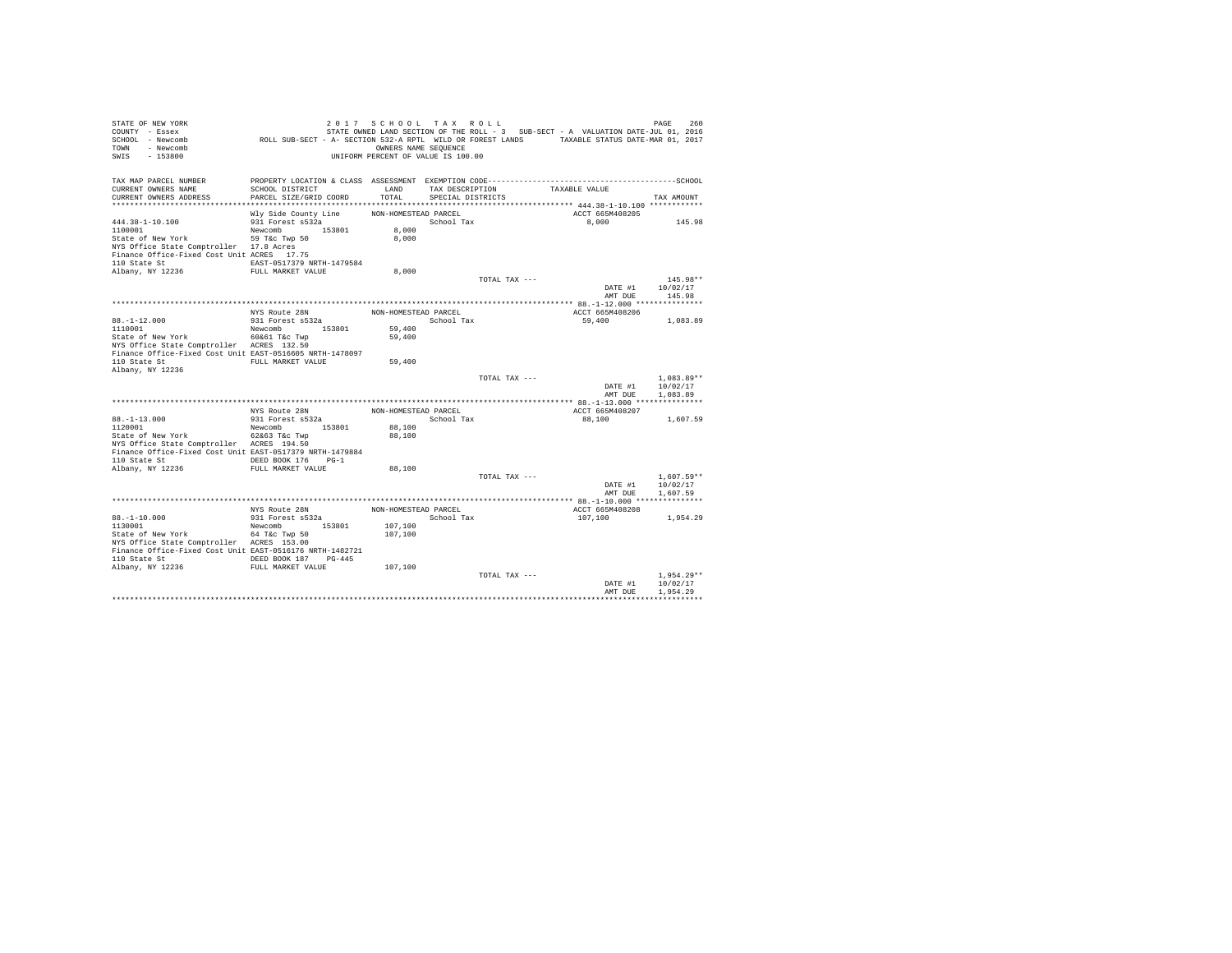```
STATE OF NEW YORK                    2 0 1 7   S C H O O L   T A X   R O L L                                      PAGE   260
COUNTY  - Essex                      STATE OWNED LAND SECTION OF THE ROLL - 3   SUB-SECT - A  VALUATION DATE-JUL 01, 2016
SCHOOL  - Newcomb            ROLL SUB-SECT - A- SECTION 532-A RPTL  WILD OR FOREST LANDS      TAXABLE STATUS DATE-MAR 01, 2017
TOWN    - Newcomb                                  OWNERS NAME SEQUENCE
SWIS    - 153800                             UNIFORM PERCENT OF VALUE IS 100.00

TAX MAP PARCEL NUMBER          PROPERTY LOCATION & CLASS  ASSESSMENT  EXEMPTION CODE------------------------------------------SCHOOL
CURRENT OWNERS NAME            SCHOOL DISTRICT              LAND      TAX DESCRIPTION            TAXABLE VALUE
CURRENT OWNERS ADDRESS         PARCEL SIZE/GRID COORD       TOTAL     SPECIAL DISTRICTS                                TAX AMOUNT
****************************************************************************************** 444.38-1-10.100 ***********
                               Wly Side County Line       NON-HOMESTEAD PARCEL                      ACCT 665M408205
444.38-1-10.100                931 Forest s532a                         School Tax                  8,000          145.98
1100001                        Newcomb         153801        8,000
State of New York              59 T&c Twp 50                 8,000
NYS Office State Comptroller   17.8 Acres
Finance Office-Fixed Cost Unit ACRES   17.75
110 State St                   EAST-0517379 NRTH-1479584
Albany, NY 12236               FULL MARKET VALUE             8,000
                                                                        TOTAL TAX ---                              145.98**
                                                                                                 DATE #1      10/02/17
                                                                                                 AMT DUE        145.98
****************************************************************************************** 88.-1-12.000 **************
                               NYS Route 28N              NON-HOMESTEAD PARCEL                      ACCT 665M408206
88.-1-12.000                   931 Forest s532a                         School Tax                 59,400        1,083.89
1110001                        Newcomb         153801       59,400
State of New York              60&61 T&c Twp                59,400
NYS Office State Comptroller   ACRES  132.50
Finance Office-Fixed Cost Unit EAST-0516605 NRTH-1478097
110 State St                   FULL MARKET VALUE            59,400
Albany, NY 12236
                                                                        TOTAL TAX ---                            1,083.89**
                                                                                                 DATE #1      10/02/17
                                                                                                 AMT DUE      1,083.89
****************************************************************************************** 88.-1-13.000 **************
                               NYS Route 28N              NON-HOMESTEAD PARCEL                      ACCT 665M408207
88.-1-13.000                   931 Forest s532a                         School Tax                 88,100        1,607.59
1120001                        Newcomb         153801       88,100
State of New York              62&63 T&c Twp                88,100
NYS Office State Comptroller   ACRES  194.50
Finance Office-Fixed Cost Unit EAST-0517379 NRTH-1479884
110 State St                   DEED BOOK 176    PG-1
Albany, NY 12236               FULL MARKET VALUE            88,100
                                                                        TOTAL TAX ---                            1,607.59**
                                                                                                 DATE #1      10/02/17
                                                                                                 AMT DUE      1,607.59
****************************************************************************************** 88.-1-10.000 **************
                               NYS Route 28N              NON-HOMESTEAD PARCEL                      ACCT 665M408208
88.-1-10.000                   931 Forest s532a                         School Tax                107,100        1,954.29
1130001                        Newcomb         153801      107,100
State of New York              64 T&c Twp 50               107,100
NYS Office State Comptroller   ACRES  153.00
Finance Office-Fixed Cost Unit EAST-0516176 NRTH-1482721
110 State St                   DEED BOOK 187    PG-445
Albany, NY 12236               FULL MARKET VALUE           107,100
                                                                        TOTAL TAX ---                            1,954.29**
                                                                                                 DATE #1      10/02/17
                                                                                                 AMT DUE      1,954.29
************************************************************************************************************************
```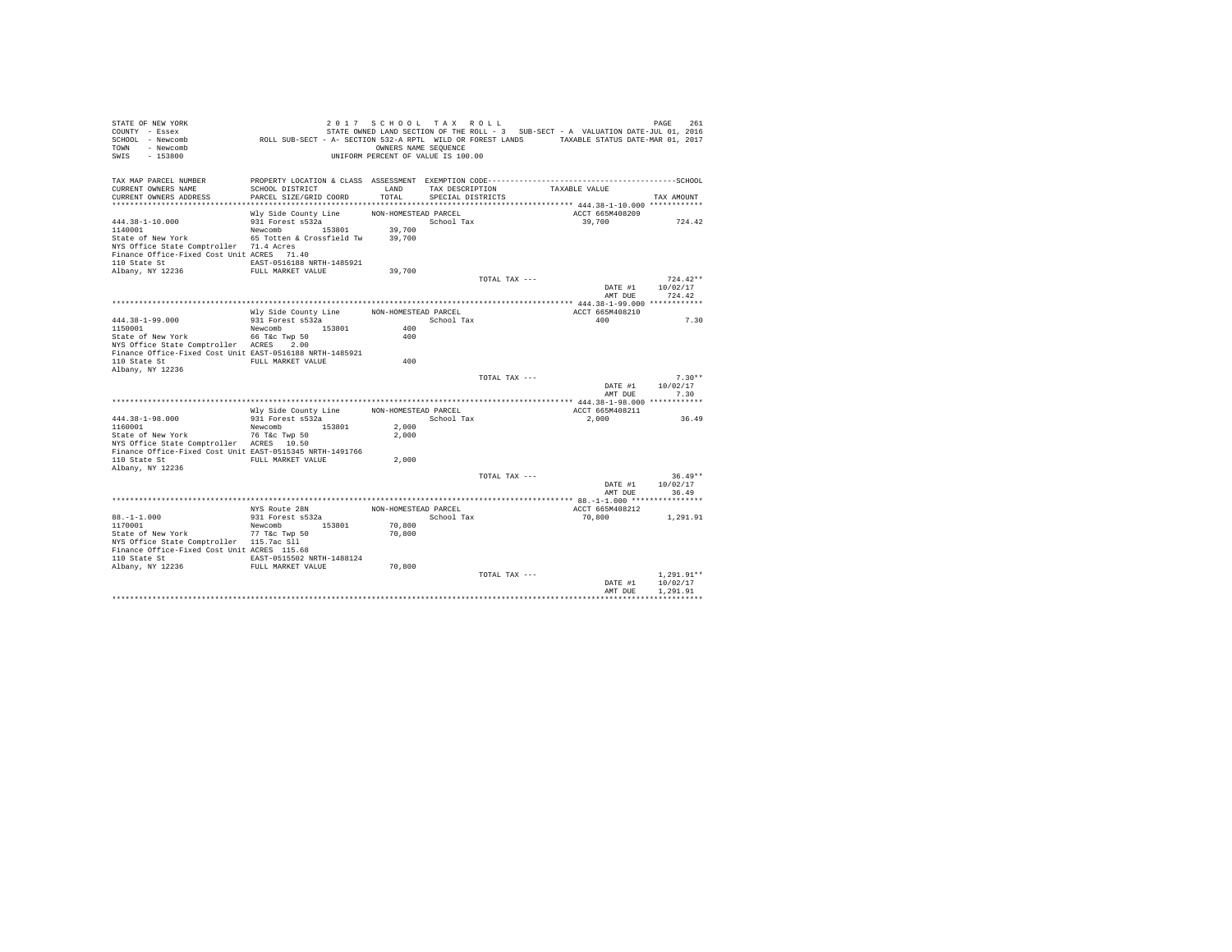STATE OF NEW YORK
COUNTY - Essex
SCHOOL - Newcomb
TOWN - Newcomb
SWIS - 153800

2 0 1 7 S C H O O L T A X R O L L
STATE OWNED LAND SECTION OF THE ROLL - 3 SUB-SECT - A VALUATION DATE-JUL 01, 2016
ROLL SUB-SECT - A- SECTION 532-A RPTL WILD OR FOREST LANDS TAXABLE STATUS DATE-MAR 01, 2017
OWNERS NAME SEQUENCE
UNIFORM PERCENT OF VALUE IS 100.00

| TAX MAP PARCEL NUMBER / CURRENT OWNERS NAME / CURRENT OWNERS ADDRESS | PROPERTY LOCATION & CLASS / SCHOOL DISTRICT / PARCEL SIZE/GRID COORD | ASSESSMENT LAND / TOTAL | EXEMPTION CODE / TAX DESCRIPTION / SPECIAL DISTRICTS | TAXABLE VALUE | TAX AMOUNT |
|---|---|---|---|---|---|
| **444.38-1-10.000** | Wly Side County Line | NON-HOMESTEAD PARCEL | | ACCT 665M408209 | |
| 444.38-1-10.000 | 931 Forest s532a | | School Tax | 39,700 | 724.42 |
| 1140001 | Newcomb 153801 | 39,700 | | | |
| State of New York | 65 Totten & Crossfield Tw | 39,700 | | | |
| NYS Office State Comptroller | 71.4 Acres | | | | |
| Finance Office-Fixed Cost Unit | ACRES 71.40 | | | | |
| 110 State St | EAST-0516188 NRTH-1485921 | | | | |
| Albany, NY 12236 | FULL MARKET VALUE | 39,700 | | | |
| | | | TOTAL TAX --- | | 724.42** |
| | | | | DATE #1 | 10/02/17 |
| | | | | AMT DUE | 724.42 |
| **444.38-1-99.000** | Wly Side County Line | NON-HOMESTEAD PARCEL | | ACCT 665M408210 | |
| 444.38-1-99.000 | 931 Forest s532a | | School Tax | 400 | 7.30 |
| 1150001 | Newcomb 153801 | 400 | | | |
| State of New York | 66 T&c Twp 50 | 400 | | | |
| NYS Office State Comptroller | ACRES 2.00 | | | | |
| Finance Office-Fixed Cost Unit | EAST-0516188 NRTH-1485921 | | | | |
| 110 State St | FULL MARKET VALUE | 400 | | | |
| Albany, NY 12236 | | | | | |
| | | | TOTAL TAX --- | | 7.30** |
| | | | | DATE #1 | 10/02/17 |
| | | | | AMT DUE | 7.30 |
| **444.38-1-98.000** | Wly Side County Line | NON-HOMESTEAD PARCEL | | ACCT 665M408211 | |
| 444.38-1-98.000 | 931 Forest s532a | | School Tax | 2,000 | 36.49 |
| 1160001 | Newcomb 153801 | 2,000 | | | |
| State of New York | 76 T&c Twp 50 | 2,000 | | | |
| NYS Office State Comptroller | ACRES 10.50 | | | | |
| Finance Office-Fixed Cost Unit | EAST-0515345 NRTH-1491766 | | | | |
| 110 State St | FULL MARKET VALUE | 2,000 | | | |
| Albany, NY 12236 | | | | | |
| | | | TOTAL TAX --- | | 36.49** |
| | | | | DATE #1 | 10/02/17 |
| | | | | AMT DUE | 36.49 |
| **88.-1-1.000** | NYS Route 28N | NON-HOMESTEAD PARCEL | | ACCT 665M408212 | |
| 88.-1-1.000 | 931 Forest s532a | | School Tax | 70,800 | 1,291.91 |
| 1170001 | Newcomb 153801 | 70,800 | | | |
| State of New York | 77 T&c Twp 50 | 70,800 | | | |
| NYS Office State Comptroller | 115.7ac Sll | | | | |
| Finance Office-Fixed Cost Unit | ACRES 115.68 | | | | |
| 110 State St | EAST-0515502 NRTH-1488124 | | | | |
| Albany, NY 12236 | FULL MARKET VALUE | 70,800 | | | |
| | | | TOTAL TAX --- | | 1,291.91** |
| | | | | DATE #1 | 10/02/17 |
| | | | | AMT DUE | 1,291.91 |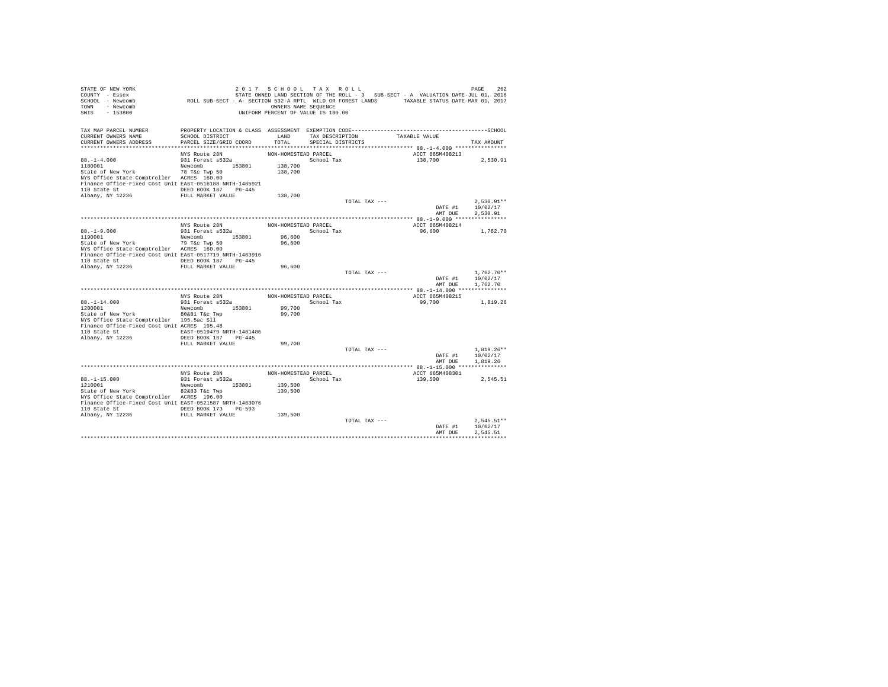STATE OF NEW YORK
COUNTY - Essex
SCHOOL - Newcomb
TOWN - Newcomb
SWIS - 153800

2 0 1 7 S C H O O L T A X R O L L

STATE OWNED LAND SECTION OF THE ROLL - 3 SUB-SECT - A VALUATION DATE-JUL 01, 2016

ROLL SUB-SECT - A- SECTION 532-A RPTL WILD OR FOREST LANDS TAXABLE STATUS DATE-MAR 01, 2017

OWNERS NAME SEQUENCE

UNIFORM PERCENT OF VALUE IS 100.00

| TAX MAP PARCEL NUMBER / CURRENT OWNERS NAME / CURRENT OWNERS ADDRESS | PROPERTY LOCATION & CLASS / SCHOOL DISTRICT / PARCEL SIZE/GRID COORD | ASSESSMENT LAND / TOTAL | EXEMPTION CODE / TAX DESCRIPTION / SPECIAL DISTRICTS | TAXABLE VALUE | TAX AMOUNT |
|---|---|---|---|---|---|
| 88.-1-4.000 | NYS Route 28N | NON-HOMESTEAD PARCEL | | ACCT 665M408213 | |
| 1180001 | 931 Forest s532a | | School Tax | 138,700 | 2,530.91 |
| State of New York | Newcomb 153801 | 138,700 | | | |
| NYS Office State Comptroller | 78 T&c Twp 50 | 138,700 | | | |
| Finance Office-Fixed Cost Unit | ACRES 160.00 | | | | |
| 110 State St | EAST-0516188 NRTH-1485921 | | | | |
| Albany, NY 12236 | DEED BOOK 187 PG-445 | | | | |
| | FULL MARKET VALUE | 138,700 | | | |
| | | | TOTAL TAX --- | | 2,530.91** |
| | | | | DATE #1 | 10/02/17 |
| | | | | AMT DUE | 2,530.91 |
| 88.-1-9.000 | NYS Route 28N | NON-HOMESTEAD PARCEL | | ACCT 665M408214 | |
| 1190001 | 931 Forest s532a | | School Tax | 96,600 | 1,762.70 |
| State of New York | Newcomb 153801 | 96,600 | | | |
| NYS Office State Comptroller | 79 T&c Twp 50 | 96,600 | | | |
| Finance Office-Fixed Cost Unit | ACRES 160.00 | | | | |
| 110 State St | EAST-0517719 NRTH-1483916 | | | | |
| Albany, NY 12236 | DEED BOOK 187 PG-445 | | | | |
| | FULL MARKET VALUE | 96,600 | | | |
| | | | TOTAL TAX --- | | 1,762.70** |
| | | | | DATE #1 | 10/02/17 |
| | | | | AMT DUE | 1,762.70 |
| 88.-1-14.000 | NYS Route 28N | NON-HOMESTEAD PARCEL | | ACCT 665M408215 | |
| 1200001 | 931 Forest s532a | | School Tax | 99,700 | 1,819.26 |
| State of New York | Newcomb 153801 | 99,700 | | | |
| NYS Office State Comptroller | 80&81 T&c Twp | 99,700 | | | |
| Finance Office-Fixed Cost Unit | 195.5ac Sll | | | | |
| 110 State St | ACRES 195.48 | | | | |
| Albany, NY 12236 | EAST-0519479 NRTH-1481486 | | | | |
| | DEED BOOK 187 PG-445 | | | | |
| | FULL MARKET VALUE | 99,700 | | | |
| | | | TOTAL TAX --- | | 1,819.26** |
| | | | | DATE #1 | 10/02/17 |
| | | | | AMT DUE | 1,819.26 |
| 88.-1-15.000 | NYS Route 28N | NON-HOMESTEAD PARCEL | | ACCT 665M408301 | |
| 1210001 | 931 Forest s532a | | School Tax | 139,500 | 2,545.51 |
| State of New York | Newcomb 153801 | 139,500 | | | |
| NYS Office State Comptroller | 82&83 T&c Twp | 139,500 | | | |
| Finance Office-Fixed Cost Unit | ACRES 196.00 | | | | |
| 110 State St | EAST-0521587 NRTH-1483076 | | | | |
| Albany, NY 12236 | DEED BOOK 173 PG-593 | | | | |
| | FULL MARKET VALUE | 139,500 | | | |
| | | | TOTAL TAX --- | | 2,545.51** |
| | | | | DATE #1 | 10/02/17 |
| | | | | AMT DUE | 2,545.51 |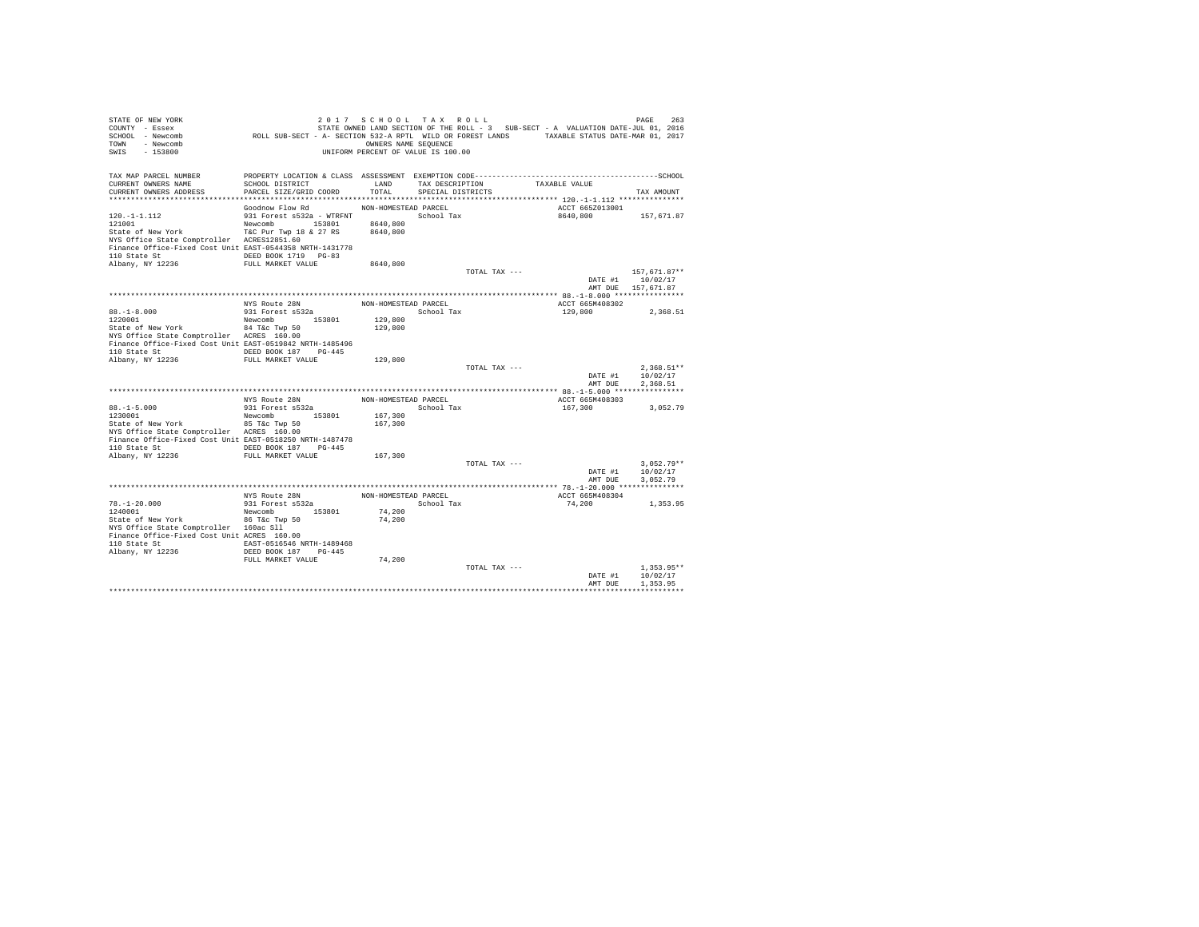```
STATE OF NEW YORK                        2 0 1 7   S C H O O L   T A X   R O L L                                        PAGE   263
COUNTY  - Essex                    STATE OWNED LAND SECTION OF THE ROLL - 3   SUB-SECT - A  VALUATION DATE-JUL 01, 2016
SCHOOL  - Newcomb         ROLL SUB-SECT - A- SECTION 532-A RPTL  WILD OR FOREST LANDS       TAXABLE STATUS DATE-MAR 01, 2017
TOWN    - Newcomb                                        OWNERS NAME SEQUENCE
SWIS    - 153800                                     UNIFORM PERCENT OF VALUE IS 100.00

TAX MAP PARCEL NUMBER       PROPERTY LOCATION & CLASS  ASSESSMENT  EXEMPTION CODE------------------------------------------------SCHOOL
CURRENT OWNERS NAME         SCHOOL DISTRICT             LAND       TAX DESCRIPTION            TAXABLE VALUE
CURRENT OWNERS ADDRESS      PARCEL SIZE/GRID COORD      TOTAL      SPECIAL DISTRICTS                                        TAX AMOUNT
*********************************************************************************************** 120.-1-1.112 ***************
                            Goodnow Flow Rd              NON-HOMESTEAD PARCEL                        ACCT 665Z013001
120.-1-1.112                931 Forest s532a - WTRFNT              School Tax                        8640,800          157,671.87
121001                      Newcomb       153801        8640,800
State of New York           T&C Pur Twp 18 & 27 RS      8640,800
NYS Office State Comptroller  ACRES12851.60
Finance Office-Fixed Cost Unit EAST-0544358 NRTH-1431778
110 State St                DEED BOOK 1719   PG-83
Albany, NY 12236            FULL MARKET VALUE           8640,800
                                                                   TOTAL TAX ---                                     157,671.87**
                                                                                                        DATE #1       10/02/17
                                                                                                        AMT DUE     157,671.87
*********************************************************************************************** 88.-1-8.000 ****************
                            NYS Route 28N                NON-HOMESTEAD PARCEL                        ACCT 665M408302
88.-1-8.000                 931 Forest s532a                       School Tax                        129,800             2,368.51
1220001                     Newcomb       153801         129,800
State of New York           84 T&c Twp 50                129,800
NYS Office State Comptroller  ACRES  160.00
Finance Office-Fixed Cost Unit EAST-0519842 NRTH-1485496
110 State St                DEED BOOK 187    PG-445
Albany, NY 12236            FULL MARKET VALUE            129,800
                                                                   TOTAL TAX ---                                       2,368.51**
                                                                                                        DATE #1       10/02/17
                                                                                                        AMT DUE       2,368.51
*********************************************************************************************** 88.-1-5.000 ****************
                            NYS Route 28N                NON-HOMESTEAD PARCEL                        ACCT 665M408303
88.-1-5.000                 931 Forest s532a                       School Tax                        167,300             3,052.79
1230001                     Newcomb       153801         167,300
State of New York           85 T&c Twp 50                167,300
NYS Office State Comptroller  ACRES  160.00
Finance Office-Fixed Cost Unit EAST-0518250 NRTH-1487478
110 State St                DEED BOOK 187    PG-445
Albany, NY 12236            FULL MARKET VALUE            167,300
                                                                   TOTAL TAX ---                                       3,052.79**
                                                                                                        DATE #1       10/02/17
                                                                                                        AMT DUE       3,052.79
*********************************************************************************************** 78.-1-20.000 ***************
                            NYS Route 28N                NON-HOMESTEAD PARCEL                        ACCT 665M408304
78.-1-20.000                931 Forest s532a                       School Tax                         74,200             1,353.95
1240001                     Newcomb       153801          74,200
State of New York           86 T&c Twp 50                 74,200
NYS Office State Comptroller  160ac Sll
Finance Office-Fixed Cost Unit ACRES  160.00
110 State St                EAST-0516546 NRTH-1489468
Albany, NY 12236            DEED BOOK 187    PG-445
                            FULL MARKET VALUE             74,200
                                                                   TOTAL TAX ---                                       1,353.95**
                                                                                                        DATE #1       10/02/17
                                                                                                        AMT DUE       1,353.95
****************************************************************************************************************************
```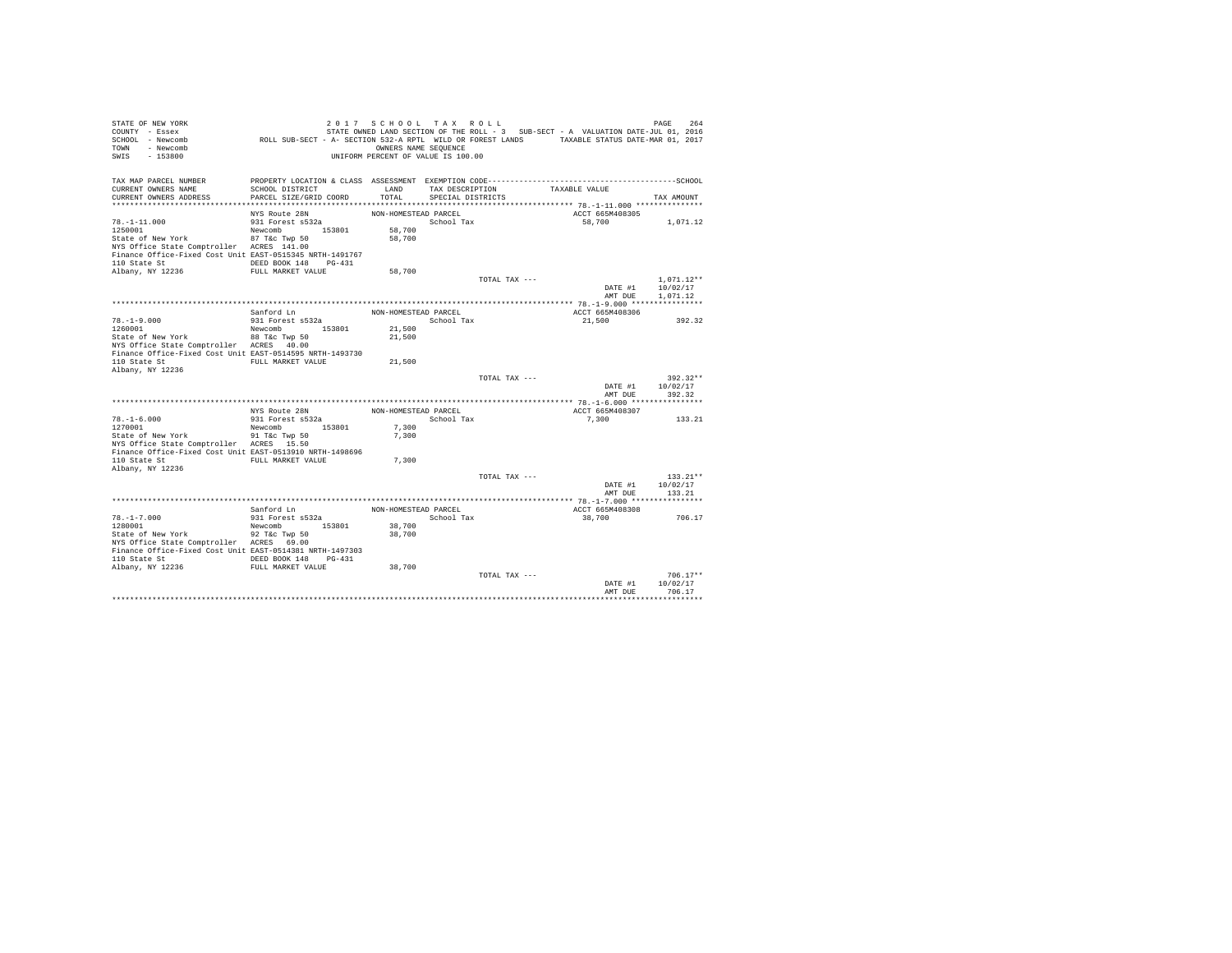```
STATE OF NEW YORK                    2 0 1 7   S C H O O L   T A X   R O L L                                   PAGE    264
COUNTY  - Essex                      STATE OWNED LAND SECTION OF THE ROLL - 3   SUB-SECT - A  VALUATION DATE-JUL 01, 2016
SCHOOL  - Newcomb          ROLL SUB-SECT - A- SECTION 532-A RPTL  WILD OR FOREST LANDS       TAXABLE STATUS DATE-MAR 01, 2017
TOWN    - Newcomb                                  OWNERS NAME SEQUENCE
SWIS    - 153800                             UNIFORM PERCENT OF VALUE IS 100.00

TAX MAP PARCEL NUMBER        PROPERTY LOCATION & CLASS  ASSESSMENT  EXEMPTION CODE----------------------------------------------SCHOOL
CURRENT OWNERS NAME          SCHOOL DISTRICT              LAND      TAX DESCRIPTION            TAXABLE VALUE
CURRENT OWNERS ADDRESS       PARCEL SIZE/GRID COORD       TOTAL     SPECIAL DISTRICTS                                    TAX AMOUNT
********************************************************************************************** 78.-1-11.000 ***************
                             NYS Route 28N              NON-HOMESTEAD PARCEL                      ACCT 665M408305
78.-1-11.000                 931 Forest s532a                         School Tax                    58,700              1,071.12
1250001                      Newcomb        153801        58,700
State of New York            87 T&c Twp 50                58,700
NYS Office State Comptroller  ACRES  141.00
Finance Office-Fixed Cost Unit EAST-0515345 NRTH-1491767
110 State St                 DEED BOOK 148    PG-431
Albany, NY 12236             FULL MARKET VALUE            58,700
                                                                      TOTAL TAX ---                                  1,071.12**
                                                                                                      DATE #1      10/02/17
                                                                                                      AMT DUE      1,071.12
********************************************************************************************** 78.-1-9.000 ****************
                             Sanford Ln                 NON-HOMESTEAD PARCEL                      ACCT 665M408306
78.-1-9.000                  931 Forest s532a                         School Tax                    21,500                392.32
1260001                      Newcomb        153801        21,500
State of New York            88 T&c Twp 50                21,500
NYS Office State Comptroller  ACRES   40.00
Finance Office-Fixed Cost Unit EAST-0514595 NRTH-1493730
110 State St                 FULL MARKET VALUE            21,500
Albany, NY 12236
                                                                      TOTAL TAX ---                                    392.32**
                                                                                                      DATE #1      10/02/17
                                                                                                      AMT DUE        392.32
********************************************************************************************** 78.-1-6.000 ****************
                             NYS Route 28N              NON-HOMESTEAD PARCEL                      ACCT 665M408307
78.-1-6.000                  931 Forest s532a                         School Tax                     7,300                133.21
1270001                      Newcomb        153801         7,300
State of New York            91 T&c Twp 50                 7,300
NYS Office State Comptroller  ACRES   15.50
Finance Office-Fixed Cost Unit EAST-0513910 NRTH-1498696
110 State St                 FULL MARKET VALUE             7,300
Albany, NY 12236
                                                                      TOTAL TAX ---                                    133.21**
                                                                                                      DATE #1      10/02/17
                                                                                                      AMT DUE        133.21
********************************************************************************************** 78.-1-7.000 ****************
                             Sanford Ln                 NON-HOMESTEAD PARCEL                      ACCT 665M408308
78.-1-7.000                  931 Forest s532a                         School Tax                    38,700                706.17
1280001                      Newcomb        153801        38,700
State of New York            92 T&c Twp 50                38,700
NYS Office State Comptroller  ACRES   69.00
Finance Office-Fixed Cost Unit EAST-0514381 NRTH-1497303
110 State St                 DEED BOOK 148    PG-431
Albany, NY 12236             FULL MARKET VALUE            38,700
                                                                      TOTAL TAX ---                                    706.17**
                                                                                                      DATE #1      10/02/17
                                                                                                      AMT DUE        706.17
****************************************************************************************************************************
```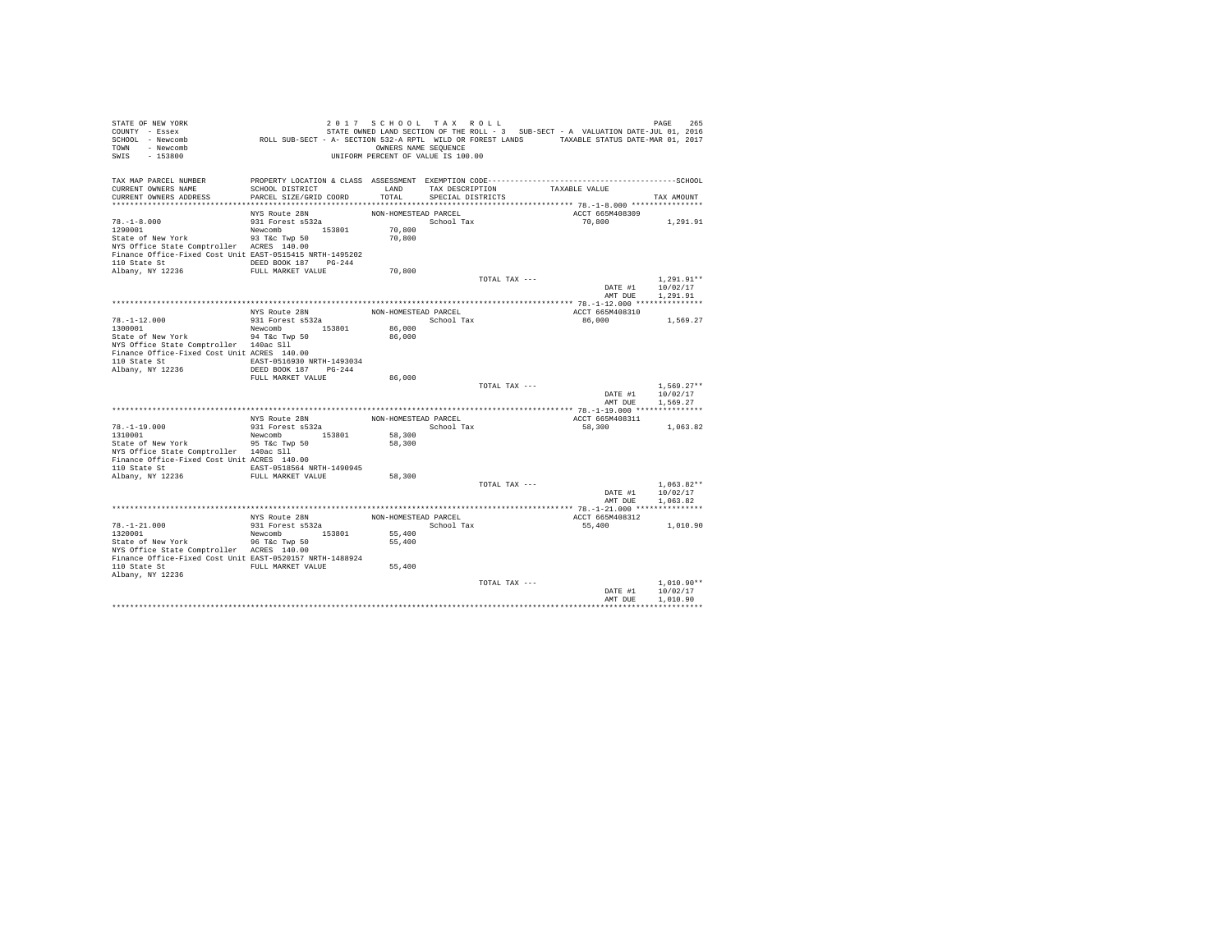STATE OF NEW YORK                2 0 1 7  S C H O O L  T A X  R O L L                PAGE 265
COUNTY - Essex                   STATE OWNED LAND SECTION OF THE ROLL - 3  SUB-SECT - A  VALUATION DATE-JUL 01, 2016
SCHOOL - Newcomb                 ROLL SUB-SECT - A- SECTION 532-A RPTL  WILD OR FOREST LANDS    TAXABLE STATUS DATE-MAR 01, 2017
TOWN - Newcomb                   OWNERS NAME SEQUENCE
SWIS - 153800                    UNIFORM PERCENT OF VALUE IS 100.00

| TAX MAP PARCEL NUMBER / CURRENT OWNERS NAME / CURRENT OWNERS ADDRESS | PROPERTY LOCATION & CLASS / SCHOOL DISTRICT / PARCEL SIZE/GRID COORD | ASSESSMENT LAND / TOTAL | EXEMPTION CODE / TAX DESCRIPTION / SPECIAL DISTRICTS | TAXABLE VALUE | TAX AMOUNT |
|---|---|---|---|---|---|
| 78.-1-8.000 | NYS Route 28N | NON-HOMESTEAD PARCEL | | ACCT 665M408309 | |
| 1290001 | 931 Forest s532a | | School Tax | 70,800 | 1,291.91 |
| State of New York | Newcomb 153801 | 70,800 | | | |
| NYS Office State Comptroller | 93 T&c Twp 50 | 70,800 | | | |
| Finance Office-Fixed Cost Unit | ACRES 140.00 | | | | |
| 110 State St | EAST-0515415 NRTH-1495202 | | | | |
| Albany, NY 12236 | DEED BOOK 187 PG-244 | | | | |
| | FULL MARKET VALUE | 70,800 | | | |
| | | | TOTAL TAX --- | | 1,291.91** |
| | | | | DATE #1 | 10/02/17 |
| | | | | AMT DUE | 1,291.91 |
| 78.-1-12.000 | NYS Route 28N | NON-HOMESTEAD PARCEL | | ACCT 665M408310 | |
| 1300001 | 931 Forest s532a | | School Tax | 86,000 | 1,569.27 |
| State of New York | Newcomb 153801 | 86,000 | | | |
| NYS Office State Comptroller | 94 T&c Twp 50 | 86,000 | | | |
| Finance Office-Fixed Cost Unit | 140ac Sll | | | | |
| 110 State St | ACRES 140.00 | | | | |
| Albany, NY 12236 | EAST-0516930 NRTH-1493034 | | | | |
| | DEED BOOK 187 PG-244 | | | | |
| | FULL MARKET VALUE | 86,000 | | | |
| | | | TOTAL TAX --- | | 1,569.27** |
| | | | | DATE #1 | 10/02/17 |
| | | | | AMT DUE | 1,569.27 |
| 78.-1-19.000 | NYS Route 28N | NON-HOMESTEAD PARCEL | | ACCT 665M408311 | |
| 1310001 | 931 Forest s532a | | School Tax | 58,300 | 1,063.82 |
| State of New York | Newcomb 153801 | 58,300 | | | |
| NYS Office State Comptroller | 95 T&c Twp 50 | 58,300 | | | |
| Finance Office-Fixed Cost Unit | 140ac Sll | | | | |
| 110 State St | ACRES 140.00 | | | | |
| Albany, NY 12236 | EAST-0518564 NRTH-1490945 | | | | |
| | FULL MARKET VALUE | 58,300 | | | |
| | | | TOTAL TAX --- | | 1,063.82** |
| | | | | DATE #1 | 10/02/17 |
| | | | | AMT DUE | 1,063.82 |
| 78.-1-21.000 | NYS Route 28N | NON-HOMESTEAD PARCEL | | ACCT 665M408312 | |
| 1320001 | 931 Forest s532a | | School Tax | 55,400 | 1,010.90 |
| State of New York | Newcomb 153801 | 55,400 | | | |
| NYS Office State Comptroller | 96 T&c Twp 50 | 55,400 | | | |
| Finance Office-Fixed Cost Unit | ACRES 140.00 | | | | |
| 110 State St | EAST-0520157 NRTH-1488924 | | | | |
| Albany, NY 12236 | FULL MARKET VALUE | 55,400 | | | |
| | | | TOTAL TAX --- | | 1,010.90** |
| | | | | DATE #1 | 10/02/17 |
| | | | | AMT DUE | 1,010.90 |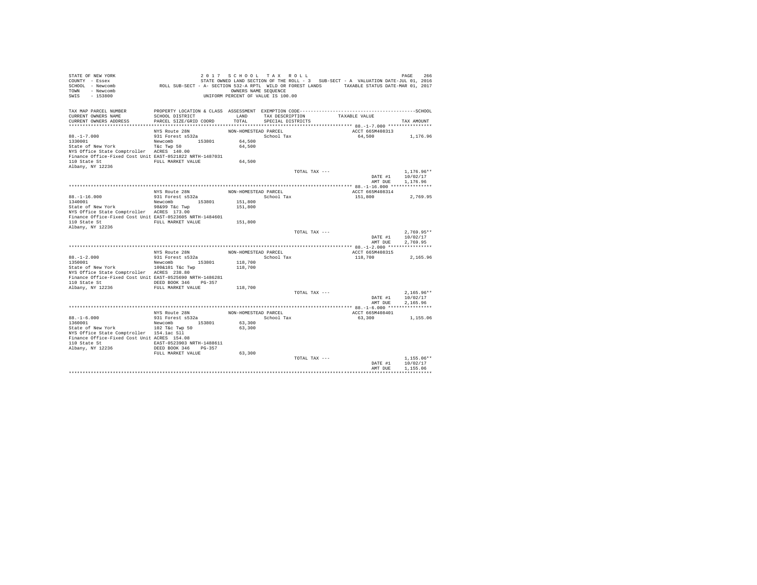```
STATE OF NEW YORK                    2 0 1 7   S C H O O L   T A X   R O L L                                        PAGE   266
COUNTY  - Essex                     STATE OWNED LAND SECTION OF THE ROLL - 3   SUB-SECT - A  VALUATION DATE-JUL 01, 2016
SCHOOL  - Newcomb          ROLL SUB-SECT - A- SECTION 532-A RPTL  WILD OR FOREST LANDS       TAXABLE STATUS DATE-MAR 01, 2017
TOWN    - Newcomb                                   OWNERS NAME SEQUENCE
SWIS    - 153800                               UNIFORM PERCENT OF VALUE IS 100.00


TAX MAP PARCEL NUMBER         PROPERTY LOCATION & CLASS  ASSESSMENT  EXEMPTION CODE-----------------------------------------------SCHOOL
CURRENT OWNERS NAME           SCHOOL DISTRICT               LAND      TAX DESCRIPTION            TAXABLE VALUE
CURRENT OWNERS ADDRESS        PARCEL SIZE/GRID COORD        TOTAL     SPECIAL DISTRICTS                                    TAX AMOUNT
****************************************************************************************************** 88.-1-7.000 ****************
                              NYS Route 28N               NON-HOMESTEAD PARCEL                      ACCT 665M408313
88.-1-7.000                   931 Forest s532a                         School Tax                    64,500            1,176.96
1330001                       Newcomb        153801        64,500
State of New York             T&c Twp 50                   64,500
NYS Office State Comptroller  ACRES  140.00
Finance Office-Fixed Cost Unit EAST-0521822 NRTH-1487031
110 State St                  FULL MARKET VALUE            64,500
Albany, NY 12236
                                                                       TOTAL TAX ---                                  1,176.96**
                                                                                                     DATE #1          10/02/17
                                                                                                     AMT DUE          1,176.96
****************************************************************************************************** 88.-1-16.000 ***************
                              NYS Route 28N               NON-HOMESTEAD PARCEL                      ACCT 665M408314
88.-1-16.000                  931 Forest s532a                         School Tax                   151,800            2,769.95
1340001                       Newcomb        153801       151,800
State of New York             98&99 T&c Twp               151,800
NYS Office State Comptroller  ACRES  173.00
Finance Office-Fixed Cost Unit EAST-0523605 NRTH-1484601
110 State St                  FULL MARKET VALUE           151,800
Albany, NY 12236
                                                                       TOTAL TAX ---                                  2,769.95**
                                                                                                     DATE #1          10/02/17
                                                                                                     AMT DUE          2,769.95
****************************************************************************************************** 88.-1-2.000 ****************
                              NYS Route 28N               NON-HOMESTEAD PARCEL                      ACCT 665M408315
88.-1-2.000                   931 Forest s532a                         School Tax                   118,700            2,165.96
1350001                       Newcomb        153801       118,700
State of New York             100&101 T&c Twp             118,700
NYS Office State Comptroller  ACRES  238.80
Finance Office-Fixed Cost Unit EAST-0525690 NRTH-1486281
110 State St                  DEED BOOK 346    PG-357
Albany, NY 12236              FULL MARKET VALUE           118,700
                                                                       TOTAL TAX ---                                  2,165.96**
                                                                                                     DATE #1          10/02/17
                                                                                                     AMT DUE          2,165.96
****************************************************************************************************** 88.-1-6.000 ****************
                              NYS Route 28N               NON-HOMESTEAD PARCEL                      ACCT 665M408401
88.-1-6.000                   931 Forest s532a                         School Tax                    63,300            1,155.06
1360001                       Newcomb        153801        63,300
State of New York             102 T&c Twp 50               63,300
NYS Office State Comptroller  154.1ac Sll
Finance Office-Fixed Cost Unit ACRES  154.08
110 State St                  EAST-0523903 NRTH-1488611
Albany, NY 12236              DEED BOOK 346    PG-357
                              FULL MARKET VALUE            63,300
                                                                       TOTAL TAX ---                                  1,155.06**
                                                                                                     DATE #1          10/02/17
                                                                                                     AMT DUE          1,155.06
************************************************************************************************************************************
```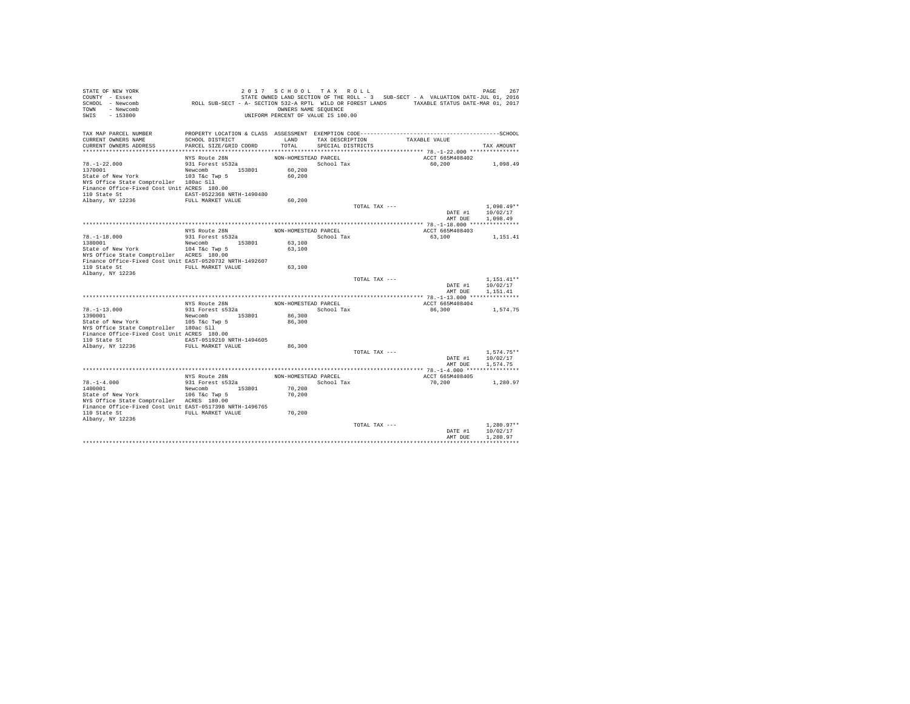```
STATE OF NEW YORK                    2 0 1 7   S C H O O L   T A X   R O L L                                         PAGE   267
COUNTY  - Essex                  STATE OWNED LAND SECTION OF THE ROLL - 3   SUB-SECT - A  VALUATION DATE-JUL 01, 2016
SCHOOL  - Newcomb         ROLL SUB-SECT - A- SECTION 532-A RPTL  WILD OR FOREST LANDS        TAXABLE STATUS DATE-MAR 01, 2017
TOWN    - Newcomb                                   OWNERS NAME SEQUENCE
SWIS    - 153800                              UNIFORM PERCENT OF VALUE IS 100.00

TAX MAP PARCEL NUMBER          PROPERTY LOCATION & CLASS  ASSESSMENT  EXEMPTION CODE------------------------------------------------SCHOOL
CURRENT OWNERS NAME            SCHOOL DISTRICT              LAND      TAX DESCRIPTION              TAXABLE VALUE
CURRENT OWNERS ADDRESS         PARCEL SIZE/GRID COORD      TOTAL      SPECIAL DISTRICTS                                      TAX AMOUNT
****************************************************************************************************** 78.-1-22.000 ***************
                               NYS Route 28N               NON-HOMESTEAD PARCEL                        ACCT 665M408402
78.-1-22.000                   931 Forest s532a                        School Tax                       60,200          1,098.49
1370001                        Newcomb        153801         60,200
State of New York              103 T&c Twp 5                 60,200
NYS Office State Comptroller   180ac Sll
Finance Office-Fixed Cost Unit ACRES  180.00
110 State St                   EAST-0522368 NRTH-1490480
Albany, NY 12236               FULL MARKET VALUE             60,200
                                                                       TOTAL TAX ---                                    1,098.49**
                                                                                                      DATE #1          10/02/17
                                                                                                      AMT DUE          1,098.49
****************************************************************************************************** 78.-1-18.000 ***************
                               NYS Route 28N               NON-HOMESTEAD PARCEL                        ACCT 665M408403
78.-1-18.000                   931 Forest s532a                        School Tax                       63,100          1,151.41
1380001                        Newcomb        153801         63,100
State of New York              104 T&c Twp 5                 63,100
NYS Office State Comptroller   ACRES  180.00
Finance Office-Fixed Cost Unit EAST-0520732 NRTH-1492607
110 State St                   FULL MARKET VALUE             63,100
Albany, NY 12236
                                                                       TOTAL TAX ---                                    1,151.41**
                                                                                                      DATE #1          10/02/17
                                                                                                      AMT DUE          1,151.41
****************************************************************************************************** 78.-1-13.000 ***************
                               NYS Route 28N               NON-HOMESTEAD PARCEL                        ACCT 665M408404
78.-1-13.000                   931 Forest s532a                        School Tax                       86,300          1,574.75
1390001                        Newcomb        153801         86,300
State of New York              105 T&c Twp 5                 86,300
NYS Office State Comptroller   180ac Sll
Finance Office-Fixed Cost Unit ACRES  180.00
110 State St                   EAST-0519210 NRTH-1494605
Albany, NY 12236               FULL MARKET VALUE             86,300
                                                                       TOTAL TAX ---                                    1,574.75**
                                                                                                      DATE #1          10/02/17
                                                                                                      AMT DUE          1,574.75
****************************************************************************************************** 78.-1-4.000 ****************
                               NYS Route 28N               NON-HOMESTEAD PARCEL                        ACCT 665M408405
78.-1-4.000                    931 Forest s532a                        School Tax                       70,200          1,280.97
1400001                        Newcomb        153801         70,200
State of New York              106 T&c Twp 5                 70,200
NYS Office State Comptroller   ACRES  180.00
Finance Office-Fixed Cost Unit EAST-0517398 NRTH-1496765
110 State St                   FULL MARKET VALUE             70,200
Albany, NY 12236
                                                                       TOTAL TAX ---                                    1,280.97**
                                                                                                      DATE #1          10/02/17
                                                                                                      AMT DUE          1,280.97
************************************************************************************************************************************
```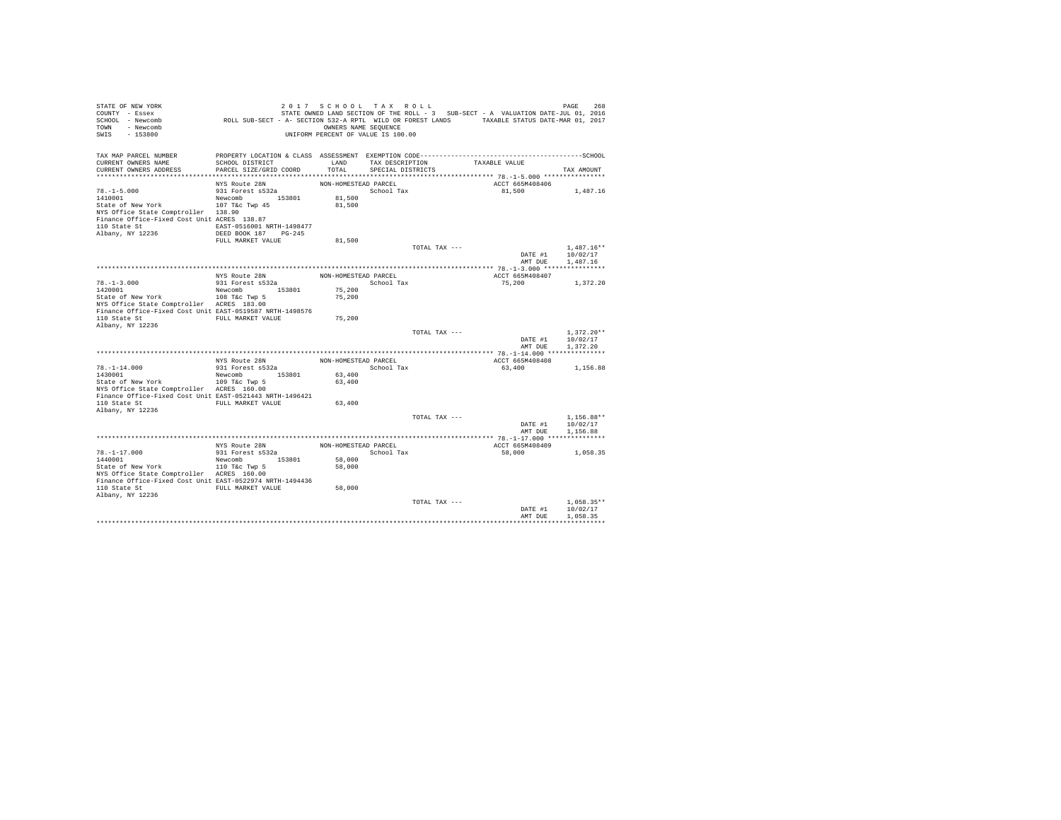STATE OF NEW YORK
COUNTY - Essex
SCHOOL - Newcomb
TOWN - Newcomb
SWIS - 153800

2017 SCHOOL TAX ROLL
STATE OWNED LAND SECTION OF THE ROLL - 3 SUB-SECT - A VALUATION DATE-JUL 01, 2016
ROLL SUB-SECT - A- SECTION 532-A RPTL WILD OR FOREST LANDS TAXABLE STATUS DATE-MAR 01, 2017
OWNERS NAME SEQUENCE
UNIFORM PERCENT OF VALUE IS 100.00

| TAX MAP PARCEL NUMBER / CURRENT OWNERS NAME / CURRENT OWNERS ADDRESS | PROPERTY LOCATION & CLASS / SCHOOL DISTRICT / PARCEL SIZE/GRID COORD | ASSESSMENT LAND / TOTAL | EXEMPTION CODE / TAX DESCRIPTION / SPECIAL DISTRICTS | TAXABLE VALUE | TAX AMOUNT |
|---|---|---|---|---|---|
| **78.-1-5.000** | NYS Route 28N | NON-HOMESTEAD PARCEL | | ACCT 665M408406 | |
| 78.-1-5.000 | 931 Forest s532a | | School Tax | 81,500 | 1,487.16 |
| 1410001 | Newcomb 153801 | 81,500 | | | |
| State of New York | 107 T&c Twp 45 | 81,500 | | | |
| NYS Office State Comptroller | 138.90 | | | | |
| Finance Office-Fixed Cost Unit | ACRES 138.87 | | | | |
| 110 State St | EAST-0516001 NRTH-1498477 | | | | |
| Albany, NY 12236 | DEED BOOK 187 PG-245 | | | | |
| | FULL MARKET VALUE | 81,500 | | | |
| | | | TOTAL TAX --- | | 1,487.16** |
| | | | | DATE #1 | 10/02/17 |
| | | | | AMT DUE | 1,487.16 |
| **78.-1-3.000** | NYS Route 28N | NON-HOMESTEAD PARCEL | | ACCT 665M408407 | |
| 78.-1-3.000 | 931 Forest s532a | | School Tax | 75,200 | 1,372.20 |
| 1420001 | Newcomb 153801 | 75,200 | | | |
| State of New York | 108 T&c Twp 5 | 75,200 | | | |
| NYS Office State Comptroller | ACRES 183.00 | | | | |
| Finance Office-Fixed Cost Unit | EAST-0519587 NRTH-1498576 | | | | |
| 110 State St | FULL MARKET VALUE | 75,200 | | | |
| Albany, NY 12236 | | | | | |
| | | | TOTAL TAX --- | | 1,372.20** |
| | | | | DATE #1 | 10/02/17 |
| | | | | AMT DUE | 1,372.20 |
| **78.-1-14.000** | NYS Route 28N | NON-HOMESTEAD PARCEL | | ACCT 665M408408 | |
| 78.-1-14.000 | 931 Forest s532a | | School Tax | 63,400 | 1,156.88 |
| 1430001 | Newcomb 153801 | 63,400 | | | |
| State of New York | 109 T&c Twp 5 | 63,400 | | | |
| NYS Office State Comptroller | ACRES 160.00 | | | | |
| Finance Office-Fixed Cost Unit | EAST-0521443 NRTH-1496421 | | | | |
| 110 State St | FULL MARKET VALUE | 63,400 | | | |
| Albany, NY 12236 | | | | | |
| | | | TOTAL TAX --- | | 1,156.88** |
| | | | | DATE #1 | 10/02/17 |
| | | | | AMT DUE | 1,156.88 |
| **78.-1-17.000** | NYS Route 28N | NON-HOMESTEAD PARCEL | | ACCT 665M408409 | |
| 78.-1-17.000 | 931 Forest s532a | | School Tax | 58,000 | 1,058.35 |
| 1440001 | Newcomb 153801 | 58,000 | | | |
| State of New York | 110 T&c Twp 5 | 58,000 | | | |
| NYS Office State Comptroller | ACRES 160.00 | | | | |
| Finance Office-Fixed Cost Unit | EAST-0522974 NRTH-1494436 | | | | |
| 110 State St | FULL MARKET VALUE | 58,000 | | | |
| Albany, NY 12236 | | | | | |
| | | | TOTAL TAX --- | | 1,058.35** |
| | | | | DATE #1 | 10/02/17 |
| | | | | AMT DUE | 1,058.35 |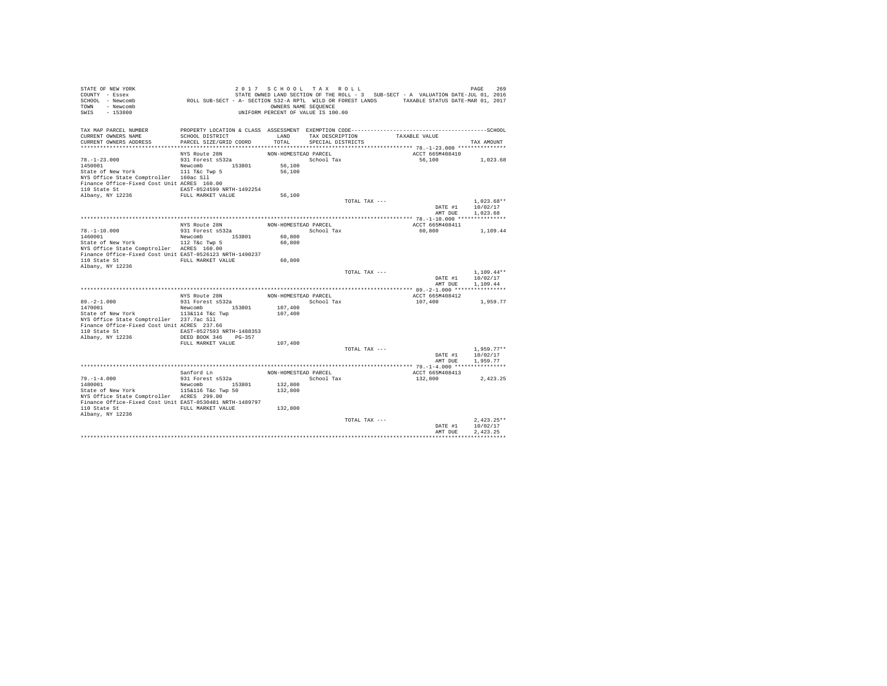```
STATE OF NEW YORK                    2 0 1 7   S C H O O L   T A X   R O L L                                    PAGE   269
COUNTY  - Essex                      STATE OWNED LAND SECTION OF THE ROLL - 3   SUB-SECT - A  VALUATION DATE-JUL 01, 2016
SCHOOL  - Newcomb          ROLL SUB-SECT - A- SECTION 532-A RPTL  WILD OR FOREST LANDS       TAXABLE STATUS DATE-MAR 01, 2017
TOWN    - Newcomb                                  OWNERS NAME SEQUENCE
SWIS    - 153800                              UNIFORM PERCENT OF VALUE IS 100.00


TAX MAP PARCEL NUMBER         PROPERTY LOCATION & CLASS  ASSESSMENT  EXEMPTION CODE------------------------------------------SCHOOL
CURRENT OWNERS NAME           SCHOOL DISTRICT              LAND      TAX DESCRIPTION           TAXABLE VALUE
CURRENT OWNERS ADDRESS        PARCEL SIZE/GRID COORD       TOTAL     SPECIAL DISTRICTS                                 TAX AMOUNT
*********************************************************************************************** 78.-1-23.000 ***************
                              NYS Route 28N               NON-HOMESTEAD PARCEL                      ACCT 665M408410
78.-1-23.000                  931 Forest s532a                         School Tax                    56,100          1,023.68
1450001                       Newcomb        153801         56,100
State of New York             111 T&c Twp 5                 56,100
NYS Office State Comptroller  160ac Sll
Finance Office-Fixed Cost Unit ACRES  160.00
110 State St                  EAST-0524599 NRTH-1492254
Albany, NY 12236              FULL MARKET VALUE             56,100
                                                                       TOTAL TAX ---                                 1,023.68**
                                                                                                    DATE #1          10/02/17
                                                                                                    AMT DUE          1,023.68
*********************************************************************************************** 78.-1-10.000 ***************
                              NYS Route 28N               NON-HOMESTEAD PARCEL                      ACCT 665M408411
78.-1-10.000                  931 Forest s532a                         School Tax                    60,800          1,109.44
1460001                       Newcomb        153801         60,800
State of New York             112 T&c Twp 5                 60,800
NYS Office State Comptroller  ACRES  160.00
Finance Office-Fixed Cost Unit EAST-0526123 NRTH-1490237
110 State St                  FULL MARKET VALUE             60,800
Albany, NY 12236
                                                                       TOTAL TAX ---                                 1,109.44**
                                                                                                    DATE #1          10/02/17
                                                                                                    AMT DUE          1,109.44
*********************************************************************************************** 89.-2-1.000 ****************
                              NYS Route 28N               NON-HOMESTEAD PARCEL                      ACCT 665M408412
89.-2-1.000                   931 Forest s532a                         School Tax                   107,400          1,959.77
1470001                       Newcomb        153801        107,400
State of New York             113&114 T&c Twp              107,400
NYS Office State Comptroller  237.7ac Sll
Finance Office-Fixed Cost Unit ACRES  237.66
110 State St                  EAST-0527593 NRTH-1488353
Albany, NY 12236              DEED BOOK 346    PG-357
                              FULL MARKET VALUE            107,400
                                                                       TOTAL TAX ---                                 1,959.77**
                                                                                                    DATE #1          10/02/17
                                                                                                    AMT DUE          1,959.77
*********************************************************************************************** 79.-1-4.000 ****************
                              Sanford Ln                  NON-HOMESTEAD PARCEL                      ACCT 665M408413
79.-1-4.000                   931 Forest s532a                         School Tax                   132,800          2,423.25
1480001                       Newcomb        153801        132,800
State of New York             115&116 T&c Twp 50           132,800
NYS Office State Comptroller  ACRES  299.00
Finance Office-Fixed Cost Unit EAST-0530481 NRTH-1489797
110 State St                  FULL MARKET VALUE            132,800
Albany, NY 12236
                                                                       TOTAL TAX ---                                 2,423.25**
                                                                                                    DATE #1          10/02/17
                                                                                                    AMT DUE          2,423.25
****************************************************************************************************************************
```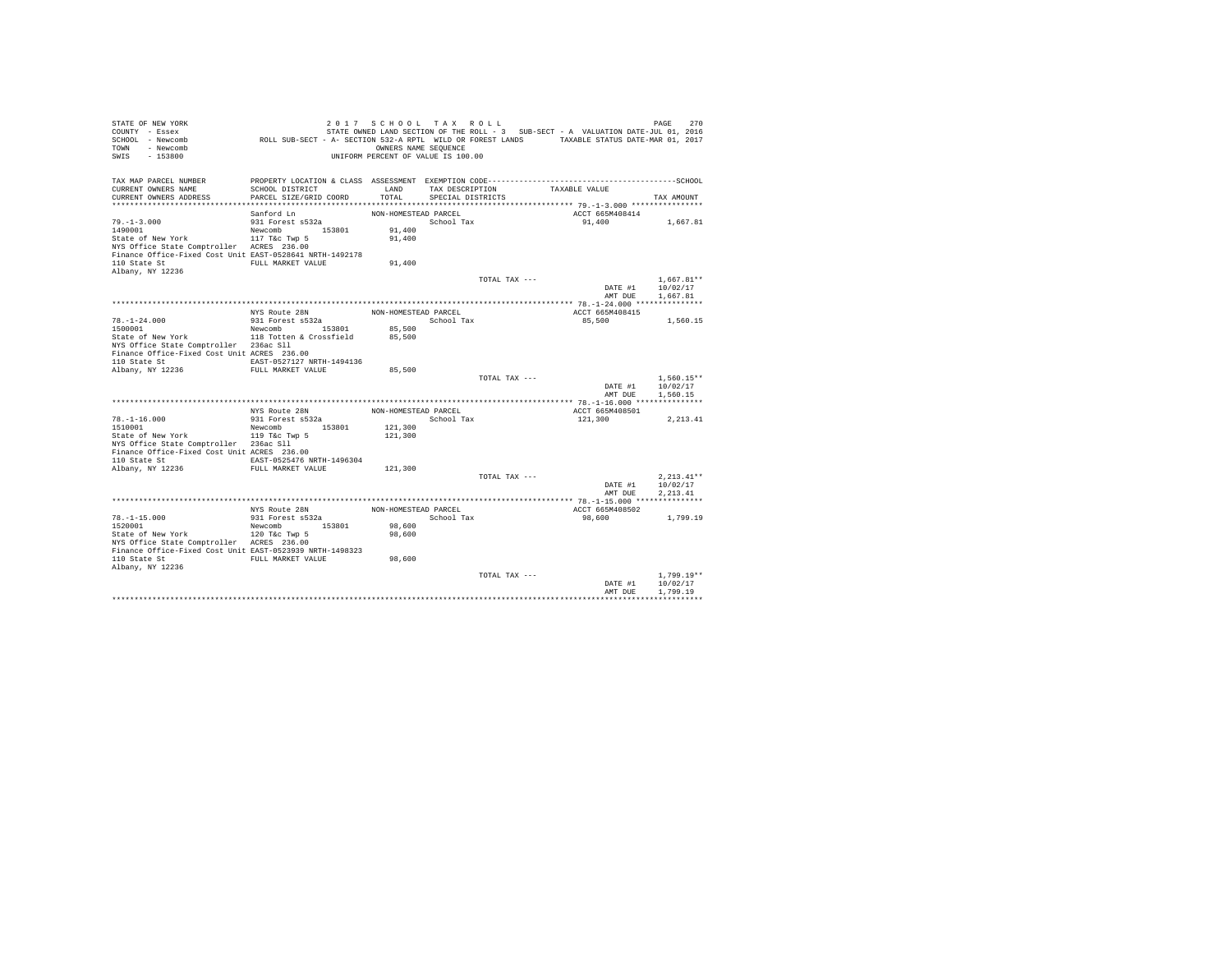STATE OF NEW YORK  
COUNTY - Essex  
SCHOOL - Newcomb  
TOWN - Newcomb  
SWIS - 153800

2 0 1 7 S C H O O L T A X R O L L  
STATE OWNED LAND SECTION OF THE ROLL - 3 SUB-SECT - A VALUATION DATE-JUL 01, 2016  
ROLL SUB-SECT - A- SECTION 532-A RPTL WILD OR FOREST LANDS TAXABLE STATUS DATE-MAR 01, 2017  
OWNERS NAME SEQUENCE  
UNIFORM PERCENT OF VALUE IS 100.00

| TAX MAP PARCEL NUMBER / CURRENT OWNERS NAME / CURRENT OWNERS ADDRESS | PROPERTY LOCATION & CLASS / SCHOOL DISTRICT / PARCEL SIZE/GRID COORD | ASSESSMENT LAND / TOTAL | EXEMPTION CODE / TAX DESCRIPTION / SPECIAL DISTRICTS | TAXABLE VALUE | TAX AMOUNT |
|---|---|---|---|---|---|
| 79.-1-3.000 | Sanford Ln | NON-HOMESTEAD PARCEL | | ACCT 665M408414 | |
| 1490001 | 931 Forest s532a | | School Tax | 91,400 | 1,667.81 |
| State of New York | Newcomb 153801 | 91,400 | | | |
| NYS Office State Comptroller | 117 T&c Twp 5 | 91,400 | | | |
| Finance Office-Fixed Cost Unit | ACRES 236.00 | | | | |
| 110 State St | EAST-0528641 NRTH-1492178 | | | | |
| Albany, NY 12236 | FULL MARKET VALUE | 91,400 | | | |
| | | | TOTAL TAX --- | | 1,667.81** |
| | | | | DATE #1 | 10/02/17 |
| | | | | AMT DUE | 1,667.81 |
| 78.-1-24.000 | NYS Route 28N | NON-HOMESTEAD PARCEL | | ACCT 665M408415 | |
| 1500001 | 931 Forest s532a | | School Tax | 85,500 | 1,560.15 |
| State of New York | Newcomb 153801 | 85,500 | | | |
| NYS Office State Comptroller | 118 Totten & Crossfield | 85,500 | | | |
| Finance Office-Fixed Cost Unit | 236ac Sll | | | | |
| 110 State St | ACRES 236.00 | | | | |
| Albany, NY 12236 | EAST-0527127 NRTH-1494136 | | | | |
| | FULL MARKET VALUE | 85,500 | | | |
| | | | TOTAL TAX --- | | 1,560.15** |
| | | | | DATE #1 | 10/02/17 |
| | | | | AMT DUE | 1,560.15 |
| 78.-1-16.000 | NYS Route 28N | NON-HOMESTEAD PARCEL | | ACCT 665M408501 | |
| 1510001 | 931 Forest s532a | | School Tax | 121,300 | 2,213.41 |
| State of New York | Newcomb 153801 | 121,300 | | | |
| NYS Office State Comptroller | 119 T&c Twp 5 | 121,300 | | | |
| Finance Office-Fixed Cost Unit | 236ac Sll | | | | |
| 110 State St | ACRES 236.00 | | | | |
| Albany, NY 12236 | EAST-0525476 NRTH-1496304 | | | | |
| | FULL MARKET VALUE | 121,300 | | | |
| | | | TOTAL TAX --- | | 2,213.41** |
| | | | | DATE #1 | 10/02/17 |
| | | | | AMT DUE | 2,213.41 |
| 78.-1-15.000 | NYS Route 28N | NON-HOMESTEAD PARCEL | | ACCT 665M408502 | |
| 1520001 | 931 Forest s532a | | School Tax | 98,600 | 1,799.19 |
| State of New York | Newcomb 153801 | 98,600 | | | |
| NYS Office State Comptroller | 120 T&c Twp 5 | 98,600 | | | |
| Finance Office-Fixed Cost Unit | ACRES 236.00 | | | | |
| 110 State St | EAST-0523939 NRTH-1498323 | | | | |
| Albany, NY 12236 | FULL MARKET VALUE | 98,600 | | | |
| | | | TOTAL TAX --- | | 1,799.19** |
| | | | | DATE #1 | 10/02/17 |
| | | | | AMT DUE | 1,799.19 |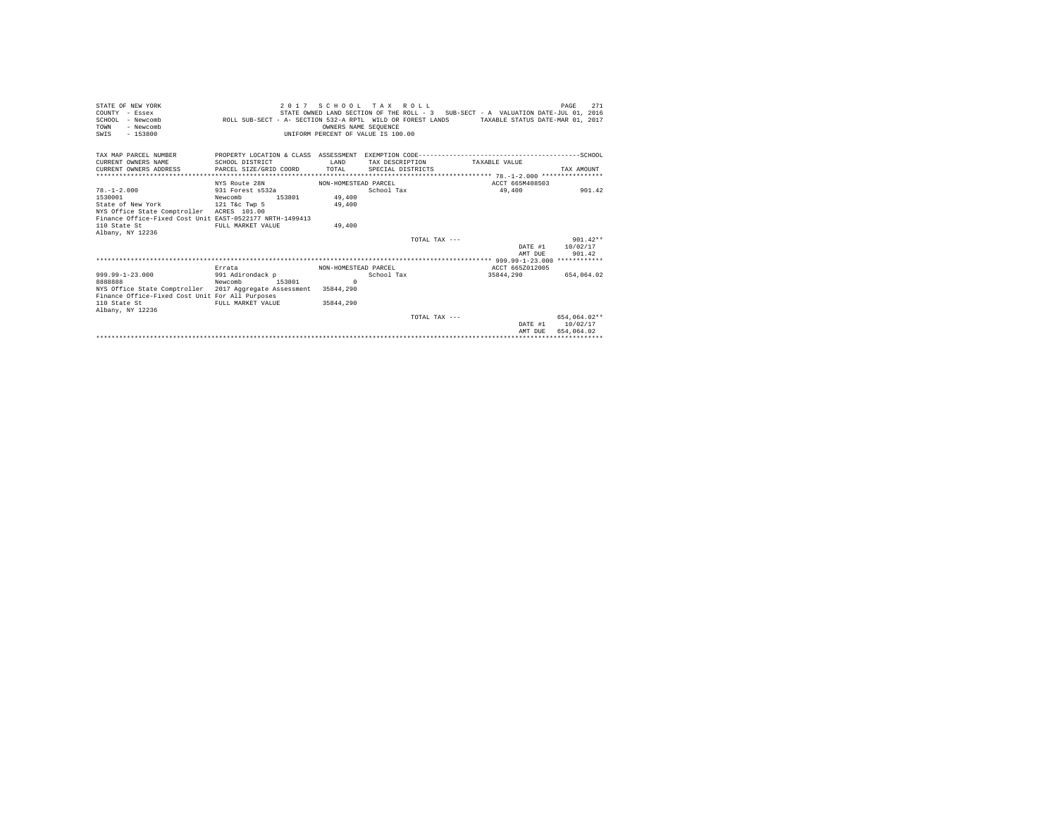STATE OF NEW YORK
COUNTY - Essex
SCHOOL - Newcomb
TOWN - Newcomb
SWIS - 153800

2017 SCHOOL TAX ROLL
STATE OWNED LAND SECTION OF THE ROLL - 3 SUB-SECT - A VALUATION DATE-JUL 01, 2016
ROLL SUB-SECT - A- SECTION 532-A RPTL WILD OR FOREST LANDS TAXABLE STATUS DATE-MAR 01, 2017
OWNERS NAME SEQUENCE
UNIFORM PERCENT OF VALUE IS 100.00

| TAX MAP PARCEL NUMBER / CURRENT OWNERS NAME / CURRENT OWNERS ADDRESS | PROPERTY LOCATION & CLASS / SCHOOL DISTRICT / PARCEL SIZE/GRID COORD | ASSESSMENT LAND / TOTAL | EXEMPTION CODE / TAX DESCRIPTION / SPECIAL DISTRICTS | TAXABLE VALUE | TAX AMOUNT |
|---|---|---|---|---|---|
| 78.-1-2.000 | NYS Route 28N | NON-HOMESTEAD PARCEL | | ACCT 665M408503 | |
| | 931 Forest s532a | | School Tax | 49,400 | 901.42 |
| 1530001 | Newcomb 153801 | 49,400 | | | |
| State of New York | 121 T&c Twp 5 | 49,400 | | | |
| NYS Office State Comptroller | ACRES 101.00 | | | | |
| Finance Office-Fixed Cost Unit | EAST-0522177 NRTH-1499413 | | | | |
| 110 State St | FULL MARKET VALUE | 49,400 | | | |
| Albany, NY 12236 | | | | | |
| | | | TOTAL TAX --- | | 901.42** |
| | | | | DATE #1 | 10/02/17 |
| | | | | AMT DUE | 901.42 |
| 999.99-1-23.000 | Errata | NON-HOMESTEAD PARCEL | | ACCT 665Z012005 | |
| | 991 Adirondack p | | School Tax | 35844,290 | 654,064.02 |
| 8888888 | Newcomb 153801 | 0 | | | |
| NYS Office State Comptroller | 2017 Aggregate Assessment | 35844,290 | | | |
| Finance Office-Fixed Cost Unit | For All Purposes | | | | |
| 110 State St | FULL MARKET VALUE | 35844,290 | | | |
| Albany, NY 12236 | | | | | |
| | | | TOTAL TAX --- | | 654,064.02** |
| | | | | DATE #1 | 10/02/17 |
| | | | | AMT DUE | 654,064.02 |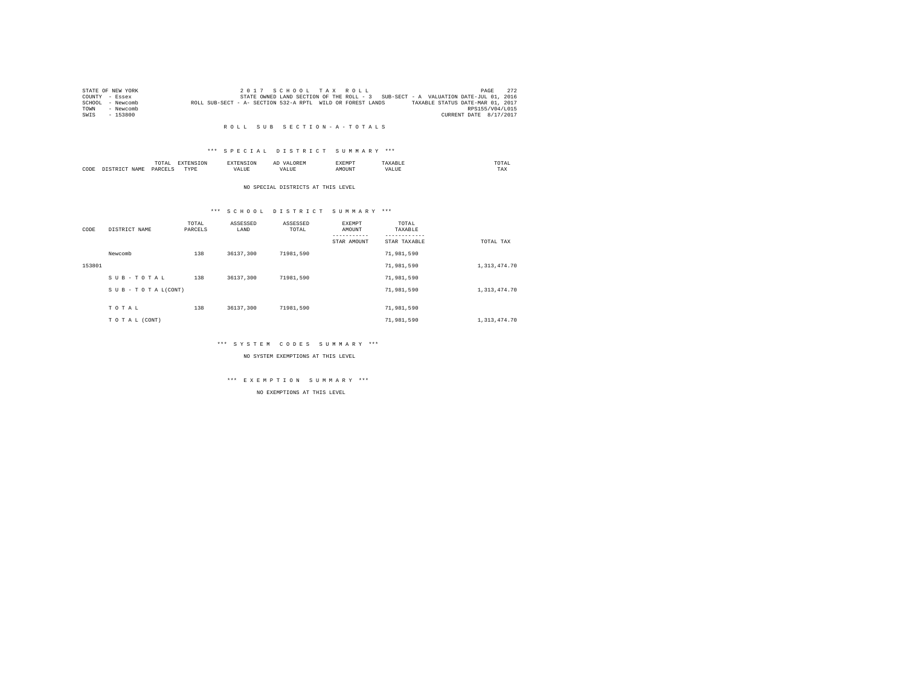STATE OF NEW YORK  
COUNTY - Essex  
SCHOOL - Newcomb  
TOWN - Newcomb  
SWIS - 153800

2 0 1 7   S C H O O L   T A X   R O L L  
STATE OWNED LAND SECTION OF THE ROLL - 3   SUB-SECT - A  VALUATION DATE-JUL 01, 2016  
ROLL SUB-SECT - A- SECTION 532-A RPTL  WILD OR FOREST LANDS   TAXABLE STATUS DATE-MAR 01, 2017  
RPS155/V04/L015  
CURRENT DATE 8/17/2017

R O L L   S U B   S E C T I O N - A - T O T A L S

*** S P E C I A L   D I S T R I C T   S U M M A R Y ***

| CODE | DISTRICT NAME | TOTAL PARCELS | EXTENSION TYPE | EXTENSION VALUE | AD VALOREM VALUE | EXEMPT AMOUNT | TAXABLE VALUE | TOTAL TAX |
|---|---|---|---|---|---|---|---|---|

NO SPECIAL DISTRICTS AT THIS LEVEL

*** S C H O O L   D I S T R I C T   S U M M A R Y ***

| CODE | DISTRICT NAME | TOTAL PARCELS | ASSESSED LAND | ASSESSED TOTAL | EXEMPT AMOUNT / STAR AMOUNT | TOTAL TAXABLE / STAR TAXABLE | TOTAL TAX |
|---|---|---|---|---|---|---|---|
| | Newcomb | 138 | 36137,300 | 71981,590 | | 71,981,590 | |
| 153801 | | | | | | 71,981,590 | 1,313,474.70 |
| | S U B - T O T A L | 138 | 36137,300 | 71981,590 | | 71,981,590 | |
| | S U B - T O T A L(CONT) | | | | | 71,981,590 | 1,313,474.70 |
| | T O T A L | 138 | 36137,300 | 71981,590 | | 71,981,590 | |
| | T O T A L (CONT) | | | | | 71,981,590 | 1,313,474.70 |

*** S Y S T E M   C O D E S   S U M M A R Y ***

NO SYSTEM EXEMPTIONS AT THIS LEVEL

*** E X E M P T I O N   S U M M A R Y ***

NO EXEMPTIONS AT THIS LEVEL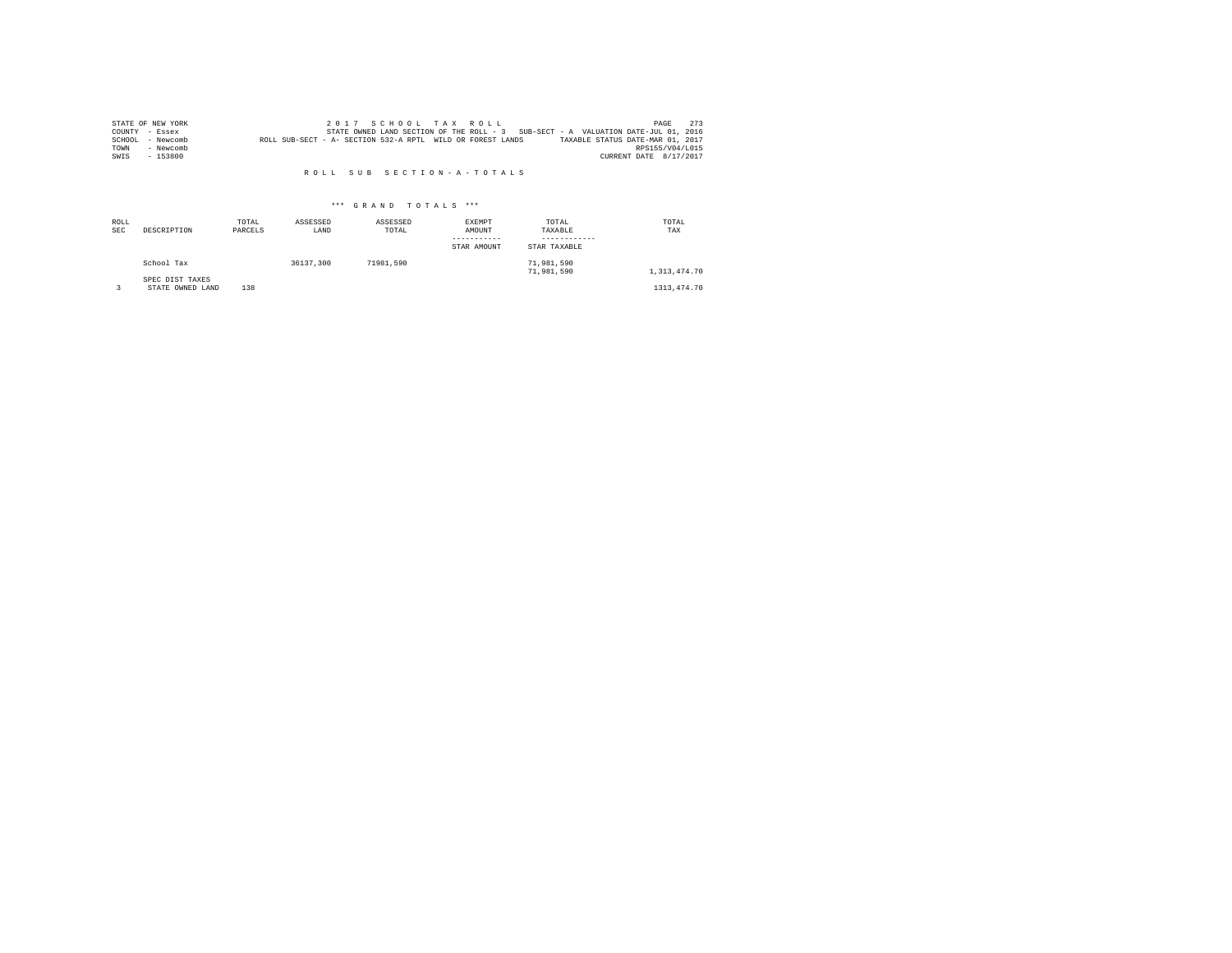STATE OF NEW YORK
COUNTY - Essex
SCHOOL - Newcomb
TOWN - Newcomb
SWIS - 153800

2017 SCHOOL TAX ROLL
STATE OWNED LAND SECTION OF THE ROLL - 3 SUB-SECT - A VALUATION DATE-JUL 01, 2016
ROLL SUB-SECT - A- SECTION 532-A RPTL WILD OR FOREST LANDS TAXABLE STATUS DATE-MAR 01, 2017
RPS155/V04/L015
CURRENT DATE 8/17/2017

R O L L   S U B   S E C T I O N - A - T O T A L S

\*\*\* G R A N D   T O T A L S \*\*\*

| ROLL SEC | DESCRIPTION | TOTAL PARCELS | ASSESSED LAND | ASSESSED TOTAL | EXEMPT AMOUNT / STAR AMOUNT | TOTAL TAXABLE / STAR TAXABLE | TOTAL TAX |
|---|---|---|---|---|---|---|---|
| | School Tax | | 36137,300 | 71981,590 | | 71,981,590<br>71,981,590 | 1,313,474.70 |
| | SPEC DIST TAXES | | | | | | |
| 3 | STATE OWNED LAND | 138 | | | | | 1313,474.70 |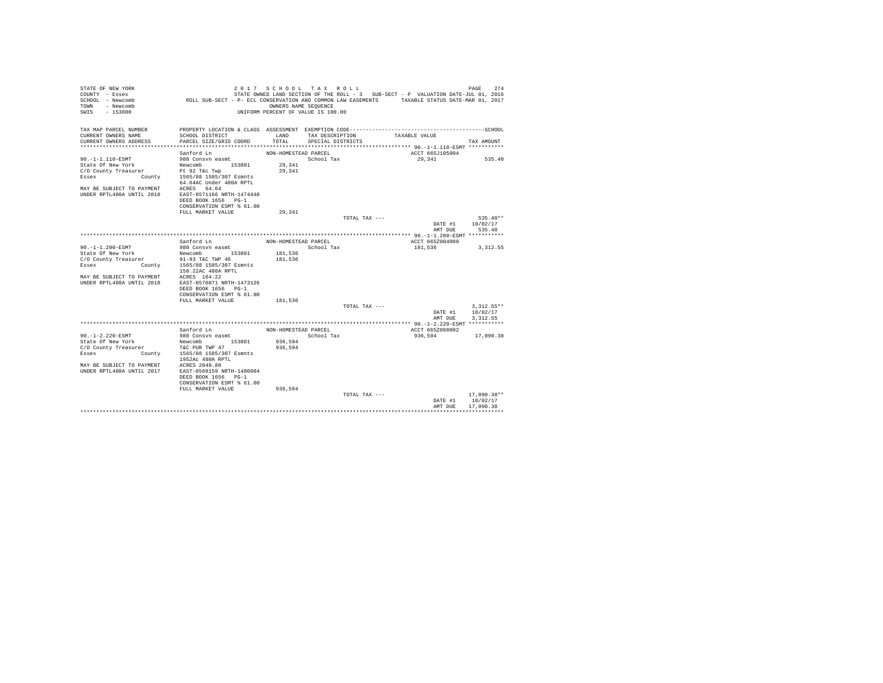STATE OF NEW YORK  
COUNTY - Essex  
SCHOOL - Newcomb  
TOWN - Newcomb  
SWIS - 153800

2 0 1 7 S C H O O L T A X R O L L  
STATE OWNED LAND SECTION OF THE ROLL - 3 SUB-SECT - P VALUATION DATE-JUL 01, 2016  
ROLL SUB-SECT - P- ECL CONSERVATION AND COMMON LAW EASEMENTS TAXABLE STATUS DATE-MAR 01, 2017  
OWNERS NAME SEQUENCE  
UNIFORM PERCENT OF VALUE IS 100.00

| TAX MAP PARCEL NUMBER / CURRENT OWNERS NAME / CURRENT OWNERS ADDRESS | PROPERTY LOCATION & CLASS / SCHOOL DISTRICT / PARCEL SIZE/GRID COORD | ASSESSMENT LAND / TOTAL | EXEMPTION CODE / TAX DESCRIPTION / SPECIAL DISTRICTS | TAXABLE VALUE | TAX AMOUNT |
|---|---|---|---|---|---|
| 90.-1-1.110-ESMT | Sanford Ln | NON-HOMESTEAD PARCEL | | ACCT 665J105004 | |
| 90.-1-1.110-ESMT | 980 Consvn easmt | | School Tax | 29,341 | 535.40 |
| State Of New York | Newcomb 153801 | 29,341 | | | |
| C/O County Treasurer | Pt 92 T&c Twp | 29,341 | | | |
| Essex County | 1565/88 1585/307 Esmnts | | | | |
| | 64.64AC Under 480A RPTL | | | | |
| MAY BE SUBJECT TO PAYMENT | ACRES 64.64 | | | | |
| UNDER RPTL480A UNTIL 2018 | EAST-0571166 NRTH-1474448 | | | | |
| | DEED BOOK 1656 PG-1 | | | | |
| | CONSERVATION ESMT % 61.00 | | | | |
| | FULL MARKET VALUE | 29,341 | | | |
| | | | TOTAL TAX --- | | 535.40** |
| | | | | DATE #1 | 10/02/17 |
| | | | | AMT DUE | 535.40 |
| 90.-1-1.200-ESMT | Sanford Ln | NON-HOMESTEAD PARCEL | | ACCT 665Z004009 | |
| 90.-1-1.200-ESMT | 980 Consvn easmt | | School Tax | 181,536 | 3,312.55 |
| State Of New York | Newcomb 153801 | 181,536 | | | |
| C/O County Treasurer | 91-93 T&C TWP 46 | 181,536 | | | |
| Essex County | 1565/88 1585/307 Esmnts | | | | |
| | 150.22AC 480A RPTL | | | | |
| MAY BE SUBJECT TO PAYMENT | ACRES 164.22 | | | | |
| UNDER RPTL480A UNTIL 2018 | EAST-0570871 NRTH-1473126 | | | | |
| | DEED BOOK 1656 PG-1 | | | | |
| | CONSERVATION ESMT % 61.00 | | | | |
| | FULL MARKET VALUE | 181,536 | | | |
| | | | TOTAL TAX --- | | 3,312.55** |
| | | | | DATE #1 | 10/02/17 |
| | | | | AMT DUE | 3,312.55 |
| 90.-1-2.220-ESMT | Sanford Ln | NON-HOMESTEAD PARCEL | | ACCT 665Z008002 | |
| 90.-1-2.220-ESMT | 980 Consvn easmt | | School Tax | 936,594 | 17,090.38 |
| State Of New York | Newcomb 153801 | 936,594 | | | |
| C/O County Treasurer | T&C PUR TWP 47 | 936,594 | | | |
| Essex County | 1565/88 1585/307 Esmnts | | | | |
| | 1952Ac 480A RPTL | | | | |
| MAY BE SUBJECT TO PAYMENT | ACRES 2048.80 | | | | |
| UNDER RPTL480A UNTIL 2017 | EAST-0568159 NRTH-1480004 | | | | |
| | DEED BOOK 1656 PG-1 | | | | |
| | CONSERVATION ESMT % 61.00 | | | | |
| | FULL MARKET VALUE | 936,594 | | | |
| | | | TOTAL TAX --- | | 17,090.38** |
| | | | | DATE #1 | 10/02/17 |
| | | | | AMT DUE | 17,090.38 |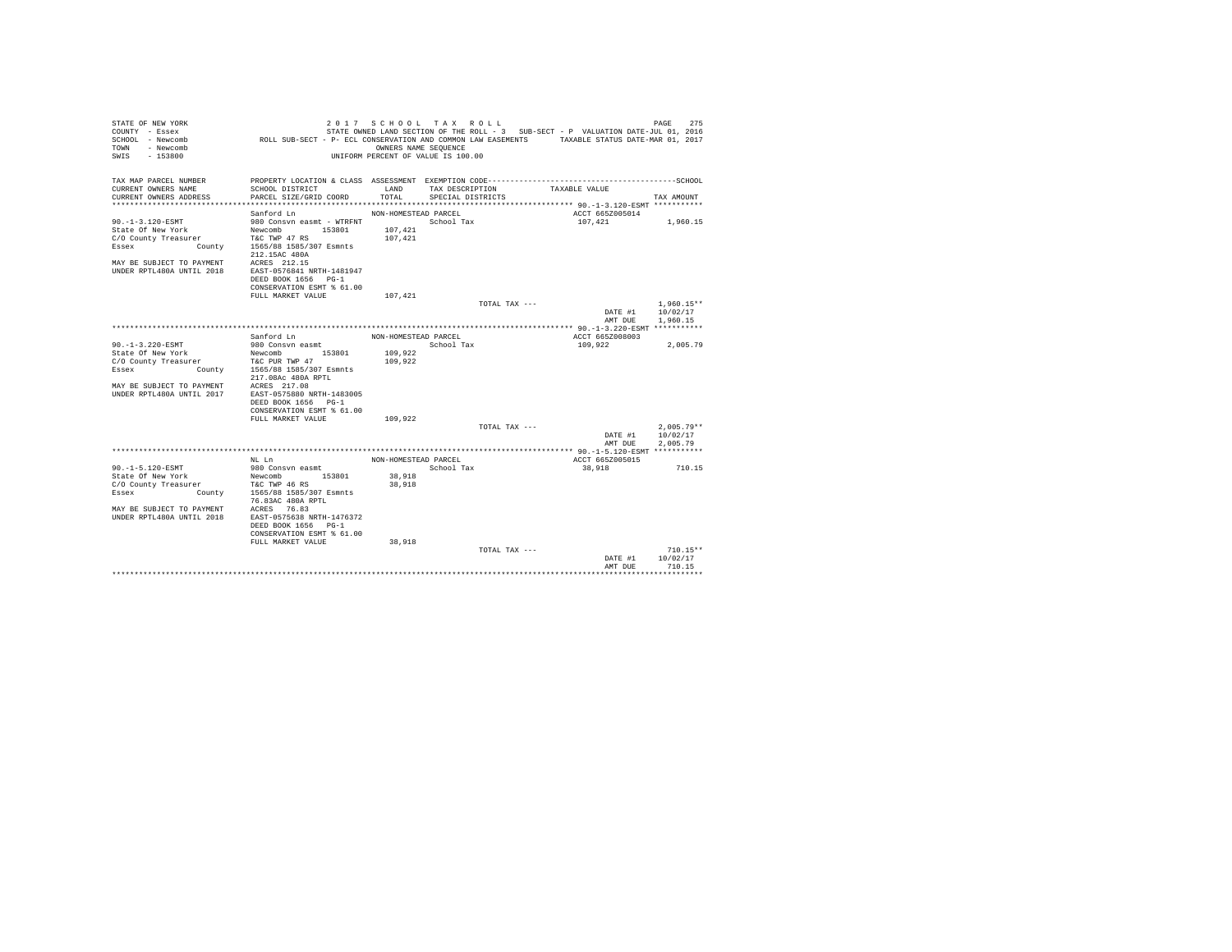STATE OF NEW YORK  
COUNTY - Essex  
SCHOOL - Newcomb  
TOWN - Newcomb  
SWIS - 153800

2 0 1 7   S C H O O L   T A X   R O L L  
STATE OWNED LAND SECTION OF THE ROLL - 3   SUB-SECT - P  VALUATION DATE-JUL 01, 2016  
ROLL SUB-SECT - P- ECL CONSERVATION AND COMMON LAW EASEMENTS   TAXABLE STATUS DATE-MAR 01, 2017  
OWNERS NAME SEQUENCE  
UNIFORM PERCENT OF VALUE IS 100.00

| TAX MAP PARCEL NUMBER / CURRENT OWNERS NAME / CURRENT OWNERS ADDRESS | PROPERTY LOCATION & CLASS / SCHOOL DISTRICT / PARCEL SIZE/GRID COORD | ASSESSMENT LAND / TOTAL | EXEMPTION CODE / TAX DESCRIPTION / SPECIAL DISTRICTS | TAXABLE VALUE | SCHOOL TAX AMOUNT |
|---|---|---|---|---|---|
| 90.-1-3.120-ESMT | Sanford Ln | NON-HOMESTEAD PARCEL | | ACCT 665Z005014 | |
| State Of New York | 980 Consvn easmt - WTRFNT | | School Tax | 107,421 | 1,960.15 |
| C/O County Treasurer | Newcomb 153801 | 107,421 | | | |
| Essex County | T&C TWP 47 RS | 107,421 | | | |
| | 1565/88 1585/307 Esmnts | | | | |
| | 212.15AC 480A | | | | |
| MAY BE SUBJECT TO PAYMENT | ACRES 212.15 | | | | |
| UNDER RPTL480A UNTIL 2018 | EAST-0576841 NRTH-1481947 | | | | |
| | DEED BOOK 1656 PG-1 | | | | |
| | CONSERVATION ESMT % 61.00 | | | | |
| | FULL MARKET VALUE | 107,421 | | | |
| | | | TOTAL TAX --- | | 1,960.15** |
| | | | | DATE #1 | 10/02/17 |
| | | | | AMT DUE | 1,960.15 |
| 90.-1-3.220-ESMT | Sanford Ln | NON-HOMESTEAD PARCEL | | ACCT 665Z008003 | |
| State Of New York | 980 Consvn easmt | | School Tax | 109,922 | 2,005.79 |
| C/O County Treasurer | Newcomb 153801 | 109,922 | | | |
| Essex County | T&C PUR TWP 47 | 109,922 | | | |
| | 1565/88 1585/307 Esmnts | | | | |
| | 217.08Ac 480A RPTL | | | | |
| MAY BE SUBJECT TO PAYMENT | ACRES 217.08 | | | | |
| UNDER RPTL480A UNTIL 2017 | EAST-0575880 NRTH-1483005 | | | | |
| | DEED BOOK 1656 PG-1 | | | | |
| | CONSERVATION ESMT % 61.00 | | | | |
| | FULL MARKET VALUE | 109,922 | | | |
| | | | TOTAL TAX --- | | 2,005.79** |
| | | | | DATE #1 | 10/02/17 |
| | | | | AMT DUE | 2,005.79 |
| 90.-1-5.120-ESMT | NL Ln | NON-HOMESTEAD PARCEL | | ACCT 665Z005015 | |
| State Of New York | 980 Consvn easmt | | School Tax | 38,918 | 710.15 |
| C/O County Treasurer | Newcomb 153801 | 38,918 | | | |
| Essex County | T&C TWP 46 RS | 38,918 | | | |
| | 1565/88 1585/307 Esmnts | | | | |
| | 76.83AC 480A RPTL | | | | |
| MAY BE SUBJECT TO PAYMENT | ACRES 76.83 | | | | |
| UNDER RPTL480A UNTIL 2018 | EAST-0575638 NRTH-1476372 | | | | |
| | DEED BOOK 1656 PG-1 | | | | |
| | CONSERVATION ESMT % 61.00 | | | | |
| | FULL MARKET VALUE | 38,918 | | | |
| | | | TOTAL TAX --- | | 710.15** |
| | | | | DATE #1 | 10/02/17 |
| | | | | AMT DUE | 710.15 |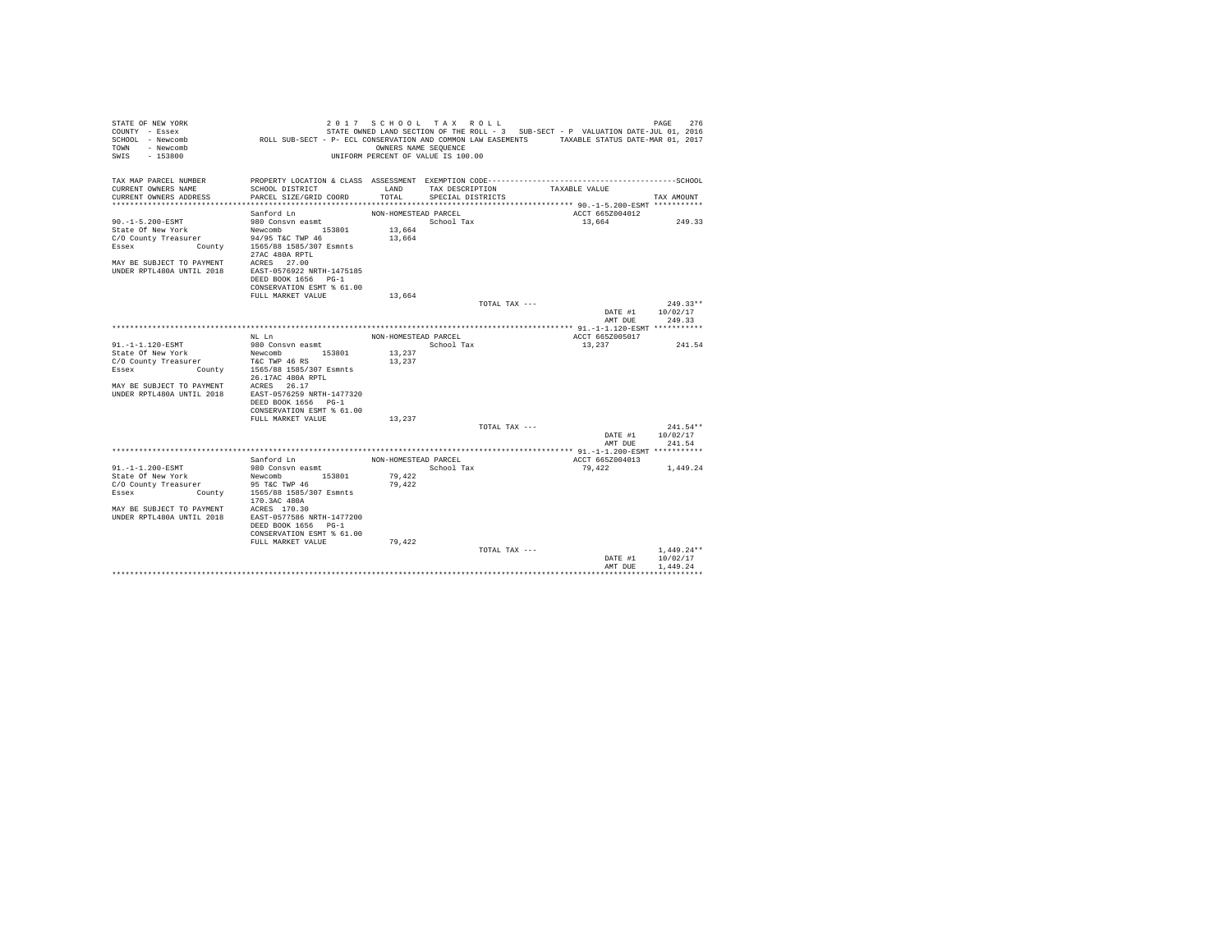```
STATE OF NEW YORK                          2 0 1 7   S C H O O L   T A X   R O L L                                   PAGE   276
COUNTY  - Essex                          STATE OWNED LAND SECTION OF THE ROLL - 3   SUB-SECT - P  VALUATION DATE-JUL 01, 2016
SCHOOL  - Newcomb              ROLL SUB-SECT - P- ECL CONSERVATION AND COMMON LAW EASEMENTS      TAXABLE STATUS DATE-MAR 01, 2017
TOWN    - Newcomb                                      OWNERS NAME SEQUENCE
SWIS    - 153800                                 UNIFORM PERCENT OF VALUE IS 100.00

TAX MAP PARCEL NUMBER         PROPERTY LOCATION & CLASS  ASSESSMENT  EXEMPTION CODE------------------------------------------SCHOOL
CURRENT OWNERS NAME           SCHOOL DISTRICT              LAND      TAX DESCRIPTION            TAXABLE VALUE
CURRENT OWNERS ADDRESS        PARCEL SIZE/GRID COORD       TOTAL     SPECIAL DISTRICTS                                   TAX AMOUNT
************************************************************************************************ 90.-1-5.200-ESMT ***********
                              Sanford Ln                  NON-HOMESTEAD PARCEL                   ACCT 665Z004012
90.-1-5.200-ESMT              980 Consvn easmt                         School Tax                  13,664                249.33
State Of New York             Newcomb          153801       13,664
C/O County Treasurer          94/95 T&C TWP 46              13,664
Essex              County     1565/88 1585/307 Esmnts
                              27AC 480A RPTL
MAY BE SUBJECT TO PAYMENT     ACRES   27.00
UNDER RPTL480A UNTIL 2018     EAST-0576922 NRTH-1475185
                              DEED BOOK 1656   PG-1
                              CONSERVATION ESMT % 61.00
                              FULL MARKET VALUE             13,664
                                                                          TOTAL TAX ---                                  249.33**
                                                                                                     DATE #1        10/02/17
                                                                                                     AMT DUE          249.33
************************************************************************************************ 91.-1-1.120-ESMT ***********
                              NL Ln                       NON-HOMESTEAD PARCEL                   ACCT 665Z005017
91.-1-1.120-ESMT              980 Consvn easmt                         School Tax                  13,237                241.54
State Of New York             Newcomb          153801       13,237
C/O County Treasurer          T&C TWP 46 RS                 13,237
Essex              County     1565/88 1585/307 Esmnts
                              26.17AC 480A RPTL
MAY BE SUBJECT TO PAYMENT     ACRES   26.17
UNDER RPTL480A UNTIL 2018     EAST-0576259 NRTH-1477320
                              DEED BOOK 1656   PG-1
                              CONSERVATION ESMT % 61.00
                              FULL MARKET VALUE             13,237
                                                                          TOTAL TAX ---                                  241.54**
                                                                                                     DATE #1        10/02/17
                                                                                                     AMT DUE          241.54
************************************************************************************************ 91.-1-1.200-ESMT ***********
                              Sanford Ln                  NON-HOMESTEAD PARCEL                   ACCT 665Z004013
91.-1-1.200-ESMT              980 Consvn easmt                         School Tax                  79,422              1,449.24
State Of New York             Newcomb          153801       79,422
C/O County Treasurer          95 T&C TWP 46                 79,422
Essex              County     1565/88 1585/307 Esmnts
                              170.3AC 480A
MAY BE SUBJECT TO PAYMENT     ACRES  170.30
UNDER RPTL480A UNTIL 2018     EAST-0577586 NRTH-1477200
                              DEED BOOK 1656   PG-1
                              CONSERVATION ESMT % 61.00
                              FULL MARKET VALUE             79,422
                                                                          TOTAL TAX ---                                1,449.24**
                                                                                                     DATE #1        10/02/17
                                                                                                     AMT DUE        1,449.24
*******************************************************************************************************************************
```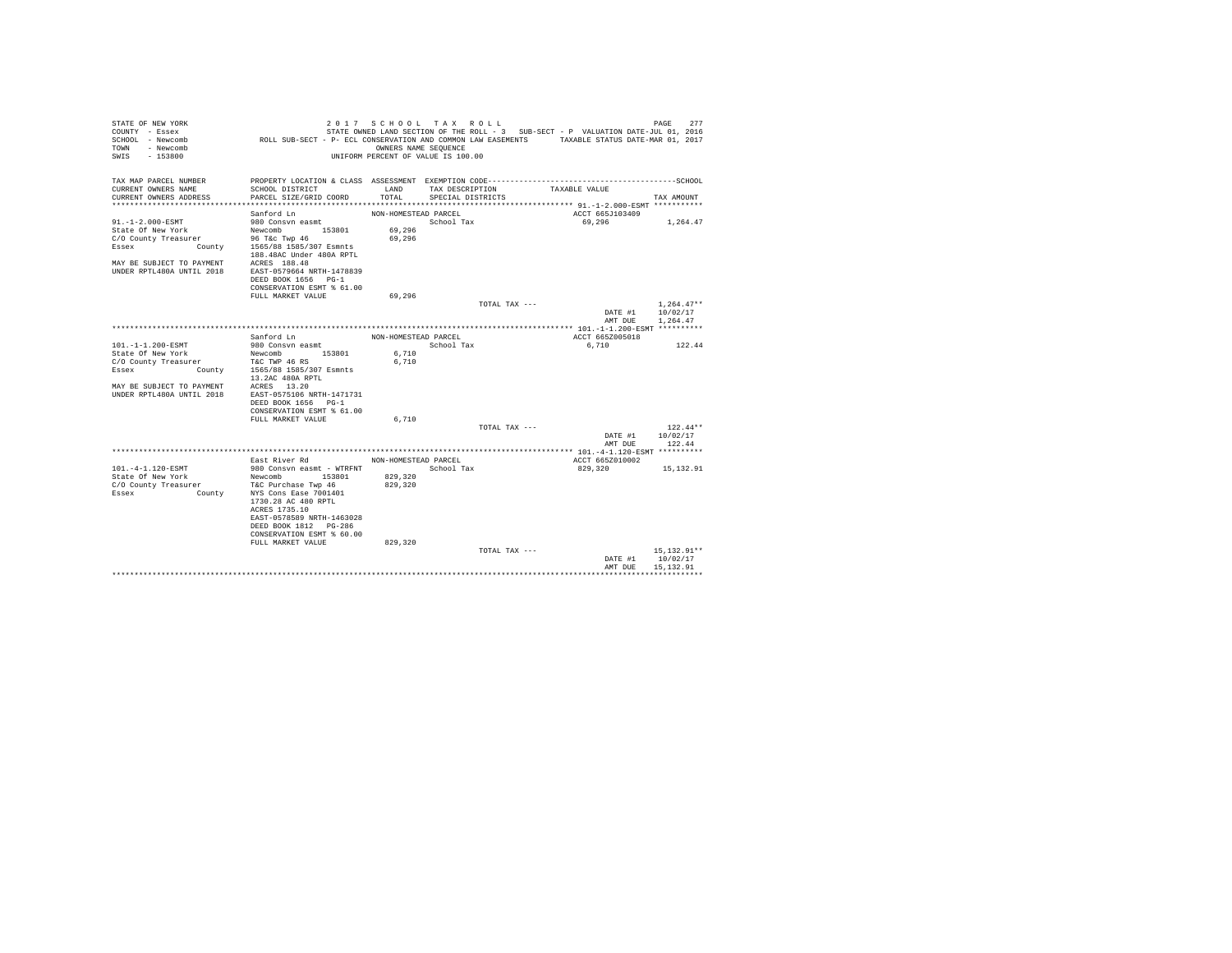```
STATE OF NEW YORK                    2 0 1 7   S C H O O L   T A X   R O L L                                       PAGE   277
COUNTY  - Essex                      STATE OWNED LAND SECTION OF THE ROLL - 3   SUB-SECT - P  VALUATION DATE-JUL 01, 2016
SCHOOL  - Newcomb           ROLL SUB-SECT - P- ECL CONSERVATION AND COMMON LAW EASEMENTS      TAXABLE STATUS DATE-MAR 01, 2017
TOWN    - Newcomb                                  OWNERS NAME SEQUENCE
SWIS    - 153800                              UNIFORM PERCENT OF VALUE IS 100.00

TAX MAP PARCEL NUMBER       PROPERTY LOCATION & CLASS  ASSESSMENT  EXEMPTION CODE------------------------------------------SCHOOL
CURRENT OWNERS NAME         SCHOOL DISTRICT              LAND      TAX DESCRIPTION            TAXABLE VALUE
CURRENT OWNERS ADDRESS      PARCEL SIZE/GRID COORD       TOTAL     SPECIAL DISTRICTS                                  TAX AMOUNT
*************************************************************************************************** 91.-1-2.000-ESMT ***********
                            Sanford Ln                    NON-HOMESTEAD PARCEL                  ACCT 665J103409
91.-1-2.000-ESMT            980 Consvn easmt                       School Tax                      69,296           1,264.47
State Of New York           Newcomb         153801        69,296
C/O County Treasurer        96 T&c Twp 46                 69,296
Essex             County    1565/88 1585/307 Esmnts
                            188.48AC Under 480A RPTL
MAY BE SUBJECT TO PAYMENT   ACRES  188.48
UNDER RPTL480A UNTIL 2018   EAST-0579664 NRTH-1478839
                            DEED BOOK 1656   PG-1
                            CONSERVATION ESMT % 61.00
                            FULL MARKET VALUE             69,296
                                                                       TOTAL TAX ---                                 1,264.47**
                                                                                                   DATE #1        10/02/17
                                                                                                   AMT DUE        1,264.47
*************************************************************************************************** 101.-1-1.200-ESMT **********
                            Sanford Ln                    NON-HOMESTEAD PARCEL                  ACCT 665Z005018
101.-1-1.200-ESMT           980 Consvn easmt                       School Tax                       6,710             122.44
State Of New York           Newcomb         153801         6,710
C/O County Treasurer        T&C TWP 46 RS                  6,710
Essex             County    1565/88 1585/307 Esmnts
                            13.2AC 480A RPTL
MAY BE SUBJECT TO PAYMENT   ACRES   13.20
UNDER RPTL480A UNTIL 2018   EAST-0575106 NRTH-1471731
                            DEED BOOK 1656   PG-1
                            CONSERVATION ESMT % 61.00
                            FULL MARKET VALUE              6,710
                                                                       TOTAL TAX ---                                   122.44**
                                                                                                   DATE #1        10/02/17
                                                                                                   AMT DUE          122.44
*************************************************************************************************** 101.-4-1.120-ESMT **********
                            East River Rd                 NON-HOMESTEAD PARCEL                  ACCT 665Z010002
101.-4-1.120-ESMT           980 Consvn easmt - WTRFNT              School Tax                     829,320          15,132.91
State Of New York           Newcomb         153801       829,320
C/O County Treasurer        T&C Purchase Twp 46          829,320
Essex             County    NYS Cons Ease 7001401
                            1730.28 AC 480 RPTL
                            ACRES 1735.10
                            EAST-0578589 NRTH-1463028
                            DEED BOOK 1812   PG-286
                            CONSERVATION ESMT % 60.00
                            FULL MARKET VALUE            829,320
                                                                       TOTAL TAX ---                                15,132.91**
                                                                                                   DATE #1        10/02/17
                                                                                                   AMT DUE       15,132.91
********************************************************************************************************************************
```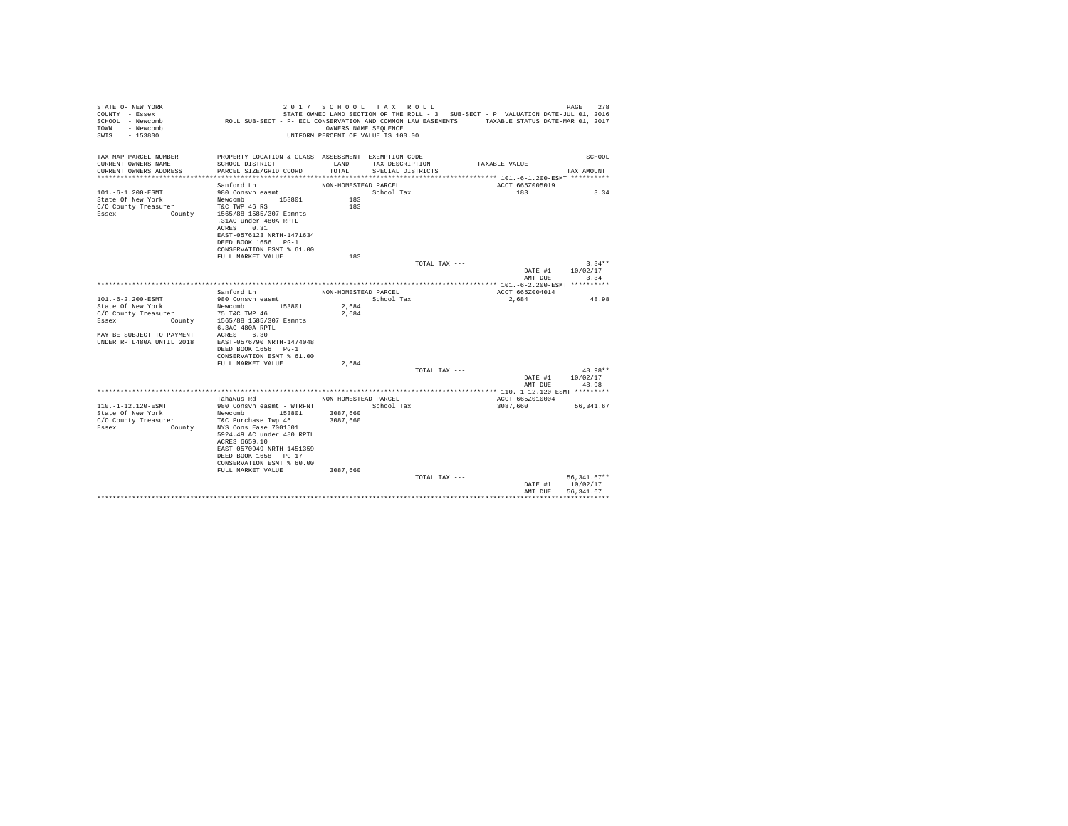STATE OF NEW YORK
COUNTY - Essex
SCHOOL - Newcomb
TOWN - Newcomb
SWIS - 153800

2 0 1 7 S C H O O L T A X R O L L
STATE OWNED LAND SECTION OF THE ROLL - 3 SUB-SECT - P VALUATION DATE-JUL 01, 2016
ROLL SUB-SECT - P- ECL CONSERVATION AND COMMON LAW EASEMENTS TAXABLE STATUS DATE-MAR 01, 2017
OWNERS NAME SEQUENCE
UNIFORM PERCENT OF VALUE IS 100.00

| TAX MAP PARCEL NUMBER / CURRENT OWNERS NAME / CURRENT OWNERS ADDRESS | PROPERTY LOCATION & CLASS / SCHOOL DISTRICT / PARCEL SIZE/GRID COORD | ASSESSMENT LAND / TOTAL | EXEMPTION CODE / TAX DESCRIPTION / SPECIAL DISTRICTS | TAXABLE VALUE | TAX AMOUNT |
|---|---|---|---|---|---|
| **101.-6-1.200-ESMT** | Sanford Ln | NON-HOMESTEAD PARCEL | | ACCT 665Z005019 | |
| 101.-6-1.200-ESMT | 980 Consvn easmt | | School Tax | 183 | 3.34 |
| State Of New York | Newcomb 153801 | 183 | | | |
| C/O County Treasurer | T&C TWP 46 RS | 183 | | | |
| Essex County | 1565/88 1585/307 Esmnts | | | | |
| | .31AC under 480A RPTL | | | | |
| | ACRES 0.31 | | | | |
| | EAST-0576123 NRTH-1471634 | | | | |
| | DEED BOOK 1656 PG-1 | | | | |
| | CONSERVATION ESMT % 61.00 | | | | |
| | FULL MARKET VALUE | 183 | | | |
| | | | TOTAL TAX --- | | 3.34** |
| | | | | DATE #1 | 10/02/17 |
| | | | | AMT DUE | 3.34 |
| **101.-6-2.200-ESMT** | Sanford Ln | NON-HOMESTEAD PARCEL | | ACCT 665Z004014 | |
| 101.-6-2.200-ESMT | 980 Consvn easmt | | School Tax | 2,684 | 48.98 |
| State Of New York | Newcomb 153801 | 2,684 | | | |
| C/O County Treasurer | 75 T&C TWP 46 | 2,684 | | | |
| Essex County | 1565/88 1585/307 Esmnts | | | | |
| | 6.3AC 480A RPTL | | | | |
| MAY BE SUBJECT TO PAYMENT | ACRES 6.30 | | | | |
| UNDER RPTL480A UNTIL 2018 | EAST-0576790 NRTH-1474048 | | | | |
| | DEED BOOK 1656 PG-1 | | | | |
| | CONSERVATION ESMT % 61.00 | | | | |
| | FULL MARKET VALUE | 2,684 | | | |
| | | | TOTAL TAX --- | | 48.98** |
| | | | | DATE #1 | 10/02/17 |
| | | | | AMT DUE | 48.98 |
| **110.-1-12.120-ESMT** | Tahawus Rd | NON-HOMESTEAD PARCEL | | ACCT 665Z010004 | |
| 110.-1-12.120-ESMT | 980 Consvn easmt - WTRFNT | | School Tax | 3087,660 | 56,341.67 |
| State Of New York | Newcomb 153801 | 3087,660 | | | |
| C/O County Treasurer | T&C Purchase Twp 46 | 3087,660 | | | |
| Essex County | NYS Cons Ease 7001501 | | | | |
| | 5924.49 AC under 480 RPTL | | | | |
| | ACRES 6659.10 | | | | |
| | EAST-0570949 NRTH-1451359 | | | | |
| | DEED BOOK 1658 PG-17 | | | | |
| | CONSERVATION ESMT % 60.00 | | | | |
| | FULL MARKET VALUE | 3087,660 | | | |
| | | | TOTAL TAX --- | | 56,341.67** |
| | | | | DATE #1 | 10/02/17 |
| | | | | AMT DUE | 56,341.67 |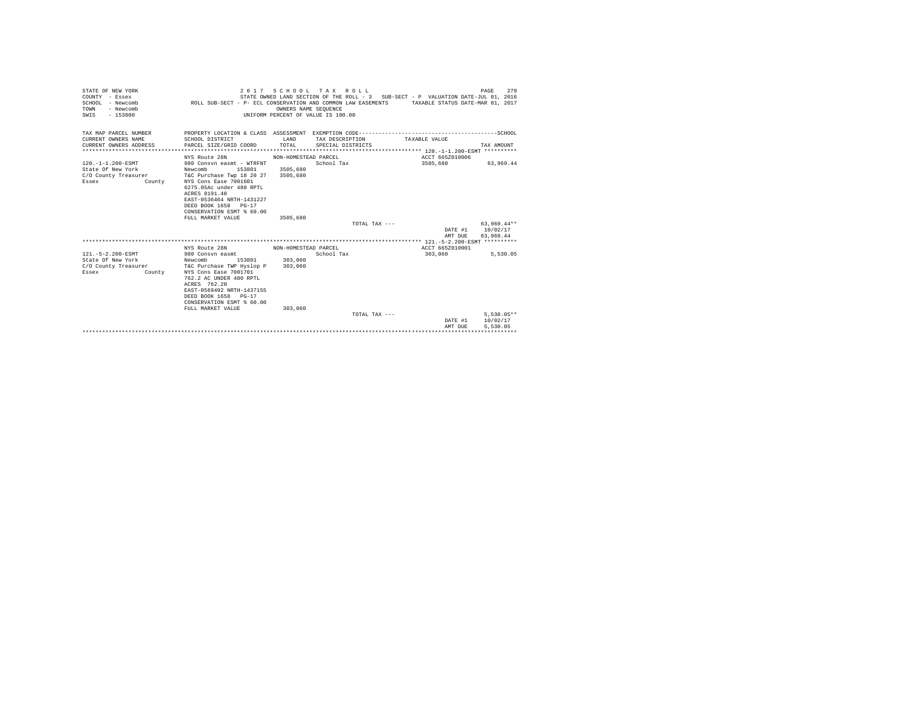```
STATE OF NEW YORK                    2 0 1 7   S C H O O L   T A X   R O L L                                      PAGE   279
COUNTY  - Essex                      STATE OWNED LAND SECTION OF THE ROLL - 3   SUB-SECT - P  VALUATION DATE-JUL 01, 2016
SCHOOL  - Newcomb            ROLL SUB-SECT - P- ECL CONSERVATION AND COMMON LAW EASEMENTS      TAXABLE STATUS DATE-MAR 01, 2017
TOWN    - Newcomb                                    OWNERS NAME SEQUENCE
SWIS    - 153800                               UNIFORM PERCENT OF VALUE IS 100.00

TAX MAP PARCEL NUMBER          PROPERTY LOCATION & CLASS  ASSESSMENT  EXEMPTION CODE------------------------------------------SCHOOL
CURRENT OWNERS NAME            SCHOOL DISTRICT              LAND      TAX DESCRIPTION            TAXABLE VALUE
CURRENT OWNERS ADDRESS         PARCEL SIZE/GRID COORD       TOTAL     SPECIAL DISTRICTS                                   TAX AMOUNT
*********************************************************************************************** 120.-1-1.200-ESMT **********
                               NYS Route 28N              NON-HOMESTEAD PARCEL                      ACCT 665Z010006
120.-1-1.200-ESMT              980 Consvn easmt - WTRFNT             School Tax                    3505,680            63,969.44
State Of New York              Newcomb         153801      3505,680
C/O County Treasurer           T&C Purchase Twp 18 20 27   3505,680
Essex              County      NYS Cons Ease 7001601
                               6275.05Ac under 480 RPTL
                               ACRES 8191.40
                               EAST-0536464 NRTH-1431227
                               DEED BOOK 1658   PG-17
                               CONSERVATION ESMT % 60.00
                               FULL MARKET VALUE           3505,680
                                                                         TOTAL TAX ---                                  63,969.44**
                                                                                                          DATE #1     10/02/17
                                                                                                          AMT DUE    63,969.44
*********************************************************************************************** 121.-5-2.200-ESMT **********
                               NYS Route 28N              NON-HOMESTEAD PARCEL                      ACCT 665Z010001
121.-5-2.200-ESMT              980 Consvn easmt                      School Tax                     303,060             5,530.05
State Of New York              Newcomb         153801       303,060
C/O County Treasurer           T&C Purchase TWP Hyslop P    303,060
Essex              County      NYS Cons Ease 7001701
                               762.2 AC UNDER 480 RPTL
                               ACRES  762.20
                               EAST-0569492 NRTH-1437155
                               DEED BOOK 1658   PG-17
                               CONSERVATION ESMT % 60.00
                               FULL MARKET VALUE            303,060
                                                                         TOTAL TAX ---                                   5,530.05**
                                                                                                          DATE #1     10/02/17
                                                                                                          AMT DUE     5,530.05
************************************************************************************************************************************
```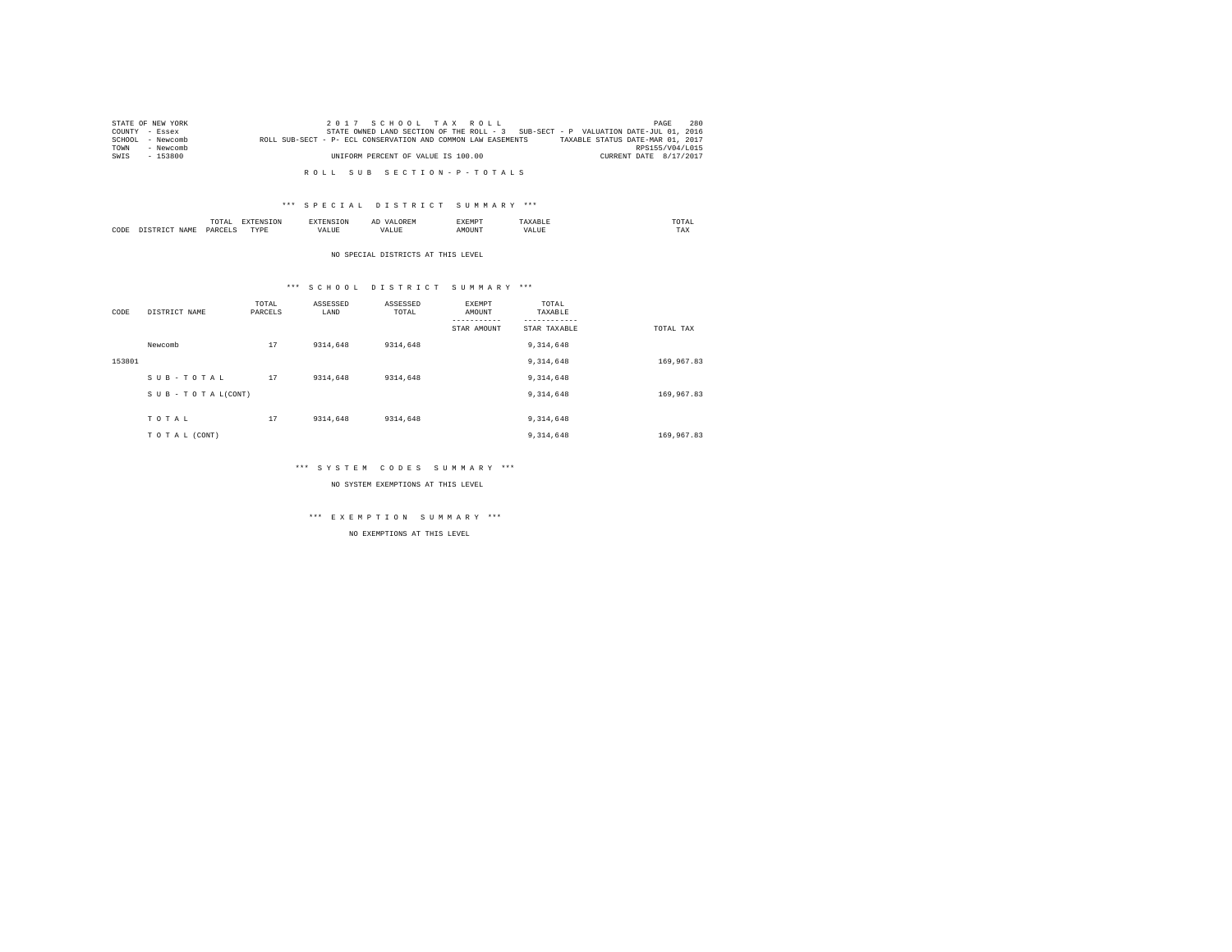STATE OF NEW YORK
COUNTY - Essex
SCHOOL - Newcomb
TOWN - Newcomb
SWIS - 153800

2 0 1 7 S C H O O L T A X R O L L
STATE OWNED LAND SECTION OF THE ROLL - 3 SUB-SECT - P VALUATION DATE-JUL 01, 2016
ROLL SUB-SECT - P- ECL CONSERVATION AND COMMON LAW EASEMENTS TAXABLE STATUS DATE-MAR 01, 2017
RPS155/V04/L015
UNIFORM PERCENT OF VALUE IS 100.00 CURRENT DATE 8/17/2017

R O L L S U B S E C T I O N - P - T O T A L S

\*\*\* S P E C I A L D I S T R I C T S U M M A R Y \*\*\*

| CODE | DISTRICT NAME | TOTAL PARCELS | EXTENSION TYPE | EXTENSION VALUE | AD VALOREM VALUE | EXEMPT AMOUNT | TAXABLE VALUE | TOTAL TAX |
|---|---|---|---|---|---|---|---|---|

NO SPECIAL DISTRICTS AT THIS LEVEL

\*\*\* S C H O O L D I S T R I C T S U M M A R Y \*\*\*

| CODE | DISTRICT NAME | TOTAL PARCELS | ASSESSED LAND | ASSESSED TOTAL | EXEMPT AMOUNT / STAR AMOUNT | TOTAL TAXABLE / STAR TAXABLE | TOTAL TAX |
|---|---|---|---|---|---|---|---|
| | Newcomb | 17 | 9314,648 | 9314,648 | | 9,314,648 | |
| 153801 | | | | | | 9,314,648 | 169,967.83 |
| | S U B - T O T A L | 17 | 9314,648 | 9314,648 | | 9,314,648 | |
| | S U B - T O T A L(CONT) | | | | | 9,314,648 | 169,967.83 |
| | T O T A L | 17 | 9314,648 | 9314,648 | | 9,314,648 | |
| | T O T A L (CONT) | | | | | 9,314,648 | 169,967.83 |

\*\*\* S Y S T E M C O D E S S U M M A R Y \*\*\*

NO SYSTEM EXEMPTIONS AT THIS LEVEL

\*\*\* E X E M P T I O N S U M M A R Y \*\*\*

NO EXEMPTIONS AT THIS LEVEL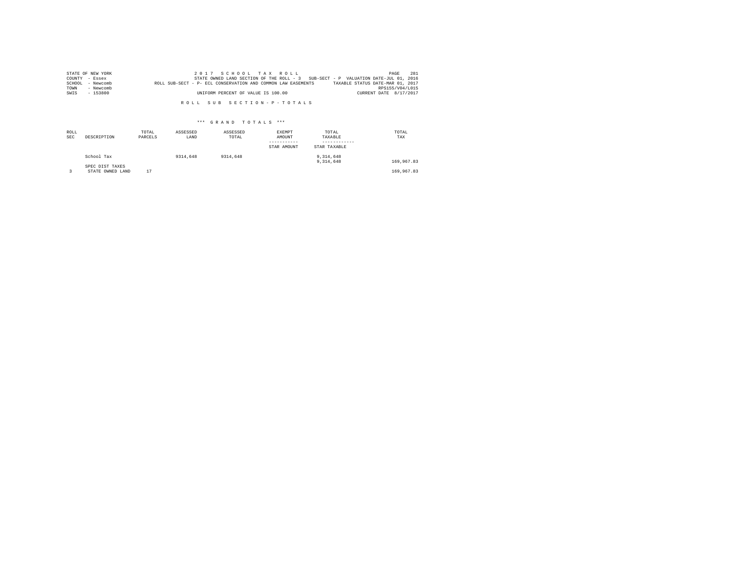STATE OF NEW YORK
COUNTY - Essex
SCHOOL - Newcomb
TOWN - Newcomb
SWIS - 153800

2 0 1 7 S C H O O L T A X R O L L
STATE OWNED LAND SECTION OF THE ROLL - 3 SUB-SECT - P VALUATION DATE-JUL 01, 2016
ROLL SUB-SECT - P- ECL CONSERVATION AND COMMON LAW EASEMENTS TAXABLE STATUS DATE-MAR 01, 2017
RPS155/V04/L015
UNIFORM PERCENT OF VALUE IS 100.00 CURRENT DATE 8/17/2017

R O L L S U B S E C T I O N - P - T O T A L S

\*\*\* G R A N D T O T A L S \*\*\*

| ROLL SEC | DESCRIPTION | TOTAL PARCELS | ASSESSED LAND | ASSESSED TOTAL | EXEMPT AMOUNT / STAR AMOUNT | TOTAL TAXABLE / STAR TAXABLE | TOTAL TAX |
|---|---|---|---|---|---|---|---|
| | School Tax | | 9314,648 | 9314,648 | | 9,314,648 | |
| | | | | | | 9,314,648 | 169,967.83 |
| | SPEC DIST TAXES | | | | | | |
| 3 | STATE OWNED LAND | 17 | | | | | 169,967.83 |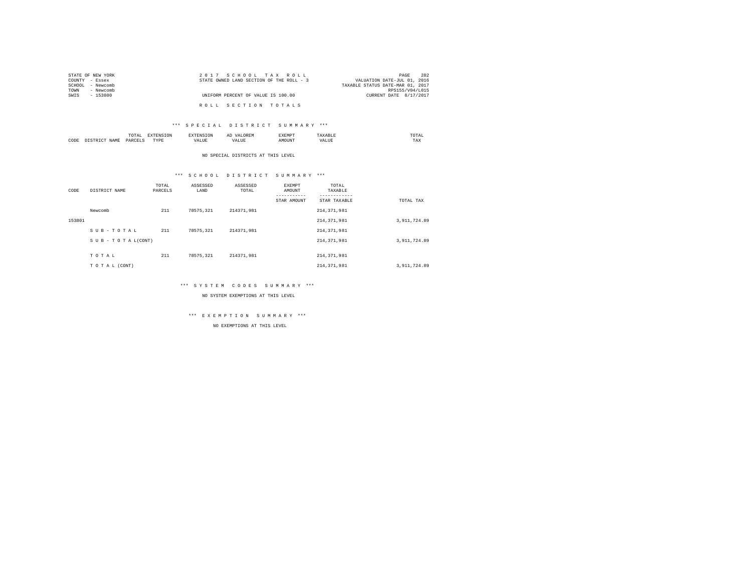STATE OF NEW YORK
COUNTY - Essex
SCHOOL - Newcomb
TOWN - Newcomb
SWIS - 153800

2 0 1 7 S C H O O L T A X R O L L
STATE OWNED LAND SECTION OF THE ROLL - 3
UNIFORM PERCENT OF VALUE IS 100.00

VALUATION DATE-JUL 01, 2016
TAXABLE STATUS DATE-MAR 01, 2017
RPS155/V04/L015
CURRENT DATE 8/17/2017

R O L L S E C T I O N T O T A L S

*** S P E C I A L D I S T R I C T S U M M A R Y ***

| CODE | DISTRICT NAME | TOTAL PARCELS | EXTENSION TYPE | EXTENSION VALUE | AD VALOREM VALUE | EXEMPT AMOUNT | TAXABLE VALUE | TOTAL TAX |
|---|---|---|---|---|---|---|---|---|

NO SPECIAL DISTRICTS AT THIS LEVEL

*** S C H O O L D I S T R I C T S U M M A R Y ***

| CODE | DISTRICT NAME | TOTAL PARCELS | ASSESSED LAND | ASSESSED TOTAL | EXEMPT AMOUNT / STAR AMOUNT | TOTAL TAXABLE / STAR TAXABLE | TOTAL TAX |
|---|---|---|---|---|---|---|---|
| | Newcomb | 211 | 78575,321 | 214371,981 | | 214,371,981 | |
| 153801 | | | | | | 214,371,981 | 3,911,724.89 |
| | S U B - T O T A L | 211 | 78575,321 | 214371,981 | | 214,371,981 | |
| | S U B - T O T A L(CONT) | | | | | 214,371,981 | 3,911,724.89 |
| | T O T A L | 211 | 78575,321 | 214371,981 | | 214,371,981 | |
| | T O T A L (CONT) | | | | | 214,371,981 | 3,911,724.89 |

*** S Y S T E M C O D E S S U M M A R Y ***

NO SYSTEM EXEMPTIONS AT THIS LEVEL

*** E X E M P T I O N S U M M A R Y ***

NO EXEMPTIONS AT THIS LEVEL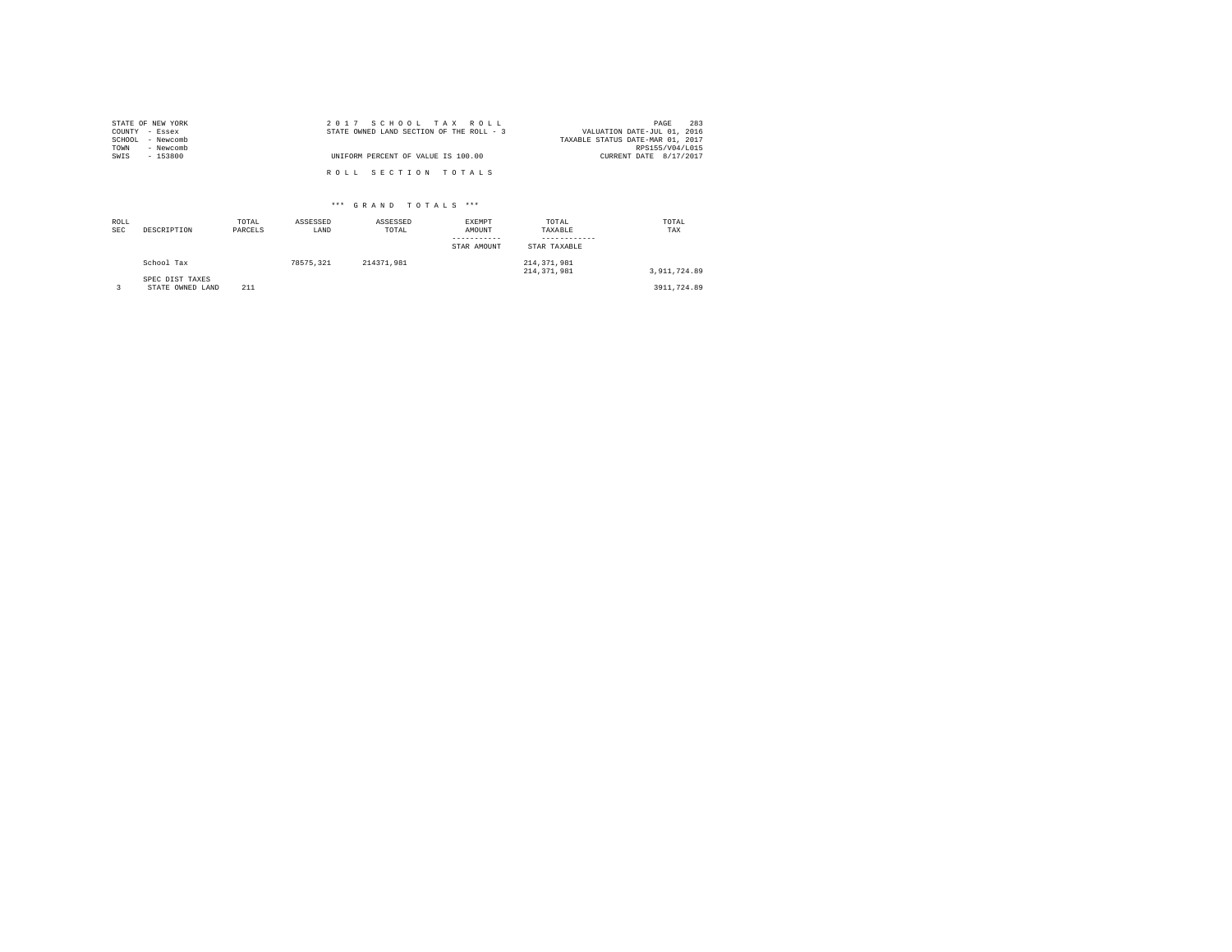STATE OF NEW YORK
COUNTY - Essex
SCHOOL - Newcomb
TOWN - Newcomb
SWIS - 153800

2 0 1 7 S C H O O L T A X R O L L
STATE OWNED LAND SECTION OF THE ROLL - 3

UNIFORM PERCENT OF VALUE IS 100.00

VALUATION DATE-JUL 01, 2016
TAXABLE STATUS DATE-MAR 01, 2017
RPS155/V04/L015
CURRENT DATE 8/17/2017

R O L L S E C T I O N T O T A L S

*** G R A N D T O T A L S ***

| ROLL SEC | DESCRIPTION | TOTAL PARCELS | ASSESSED LAND | ASSESSED TOTAL | EXEMPT AMOUNT ----------- STAR AMOUNT | TOTAL TAXABLE ------------ STAR TAXABLE | TOTAL TAX |
|---|---|---|---|---|---|---|---|
| | School Tax | | 78575,321 | 214371,981 | | 214,371,981<br>214,371,981 | 3,911,724.89 |
| | SPEC DIST TAXES | | | | | | |
| 3 | STATE OWNED LAND | 211 | | | | | 3911,724.89 |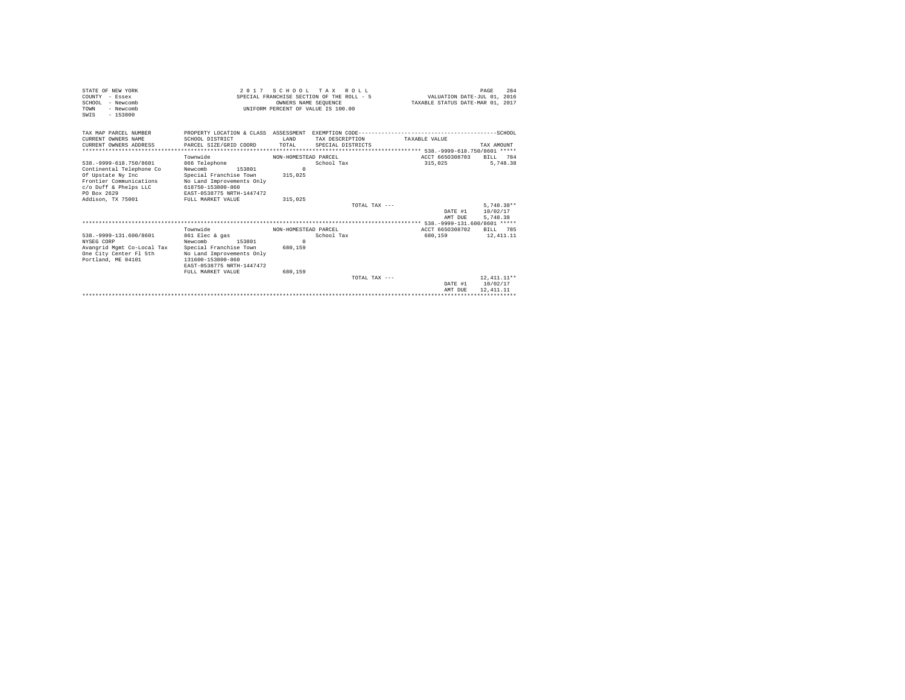STATE OF NEW YORK
COUNTY - Essex
SCHOOL - Newcomb
TOWN - Newcomb
SWIS - 153800

2 0 1 7 S C H O O L T A X R O L L
SPECIAL FRANCHISE SECTION OF THE ROLL - 5
OWNERS NAME SEQUENCE
UNIFORM PERCENT OF VALUE IS 100.00

VALUATION DATE-JUL 01, 2016
TAXABLE STATUS DATE-MAR 01, 2017

| TAX MAP PARCEL NUMBER<br>CURRENT OWNERS NAME<br>CURRENT OWNERS ADDRESS | PROPERTY LOCATION & CLASS<br>SCHOOL DISTRICT<br>PARCEL SIZE/GRID COORD | ASSESSMENT<br>LAND<br>TOTAL | EXEMPTION CODE<br>TAX DESCRIPTION<br>SPECIAL DISTRICTS | TAXABLE VALUE | SCHOOL<br>TAX AMOUNT |
|---|---|---|---|---|---|
| 538.-9999-618.750/8601 | Townwide | NON-HOMESTEAD PARCEL | | ACCT 6650308703 | BILL 784 |
| 538.-9999-618.750/8601 | 866 Telephone | | School Tax | 315,025 | 5,748.38 |
| Continental Telephone Co | Newcomb 153801 | 0 | | | |
| Of Upstate Ny Inc | Special Franchise Town | 315,025 | | | |
| Frontier Communications | No Land Improvements Only | | | | |
| c/o Duff & Phelps LLC | 618750-153800-860 | | | | |
| PO Box 2629 | EAST-0538775 NRTH-1447472 | | | | |
| Addison, TX 75001 | FULL MARKET VALUE | 315,025 | | | |
| | | | TOTAL TAX --- | | 5,748.38** |
| | | | | DATE #1 | 10/02/17 |
| | | | | AMT DUE | 5,748.38 |
| 538.-9999-131.600/8601 | Townwide | NON-HOMESTEAD PARCEL | | ACCT 6650308702 | BILL 785 |
| 538.-9999-131.600/8601 | 861 Elec & gas | | School Tax | 680,159 | 12,411.11 |
| NYSEG CORP | Newcomb 153801 | 0 | | | |
| Avangrid Mgmt Co-Local Tax | Special Franchise Town | 680,159 | | | |
| One City Center Fl 5th | No Land Improvements Only | | | | |
| Portland, ME 04101 | 131600-153800-860 | | | | |
| | EAST-0538775 NRTH-1447472 | | | | |
| | FULL MARKET VALUE | 680,159 | | | |
| | | | TOTAL TAX --- | | 12,411.11** |
| | | | | DATE #1 | 10/02/17 |
| | | | | AMT DUE | 12,411.11 |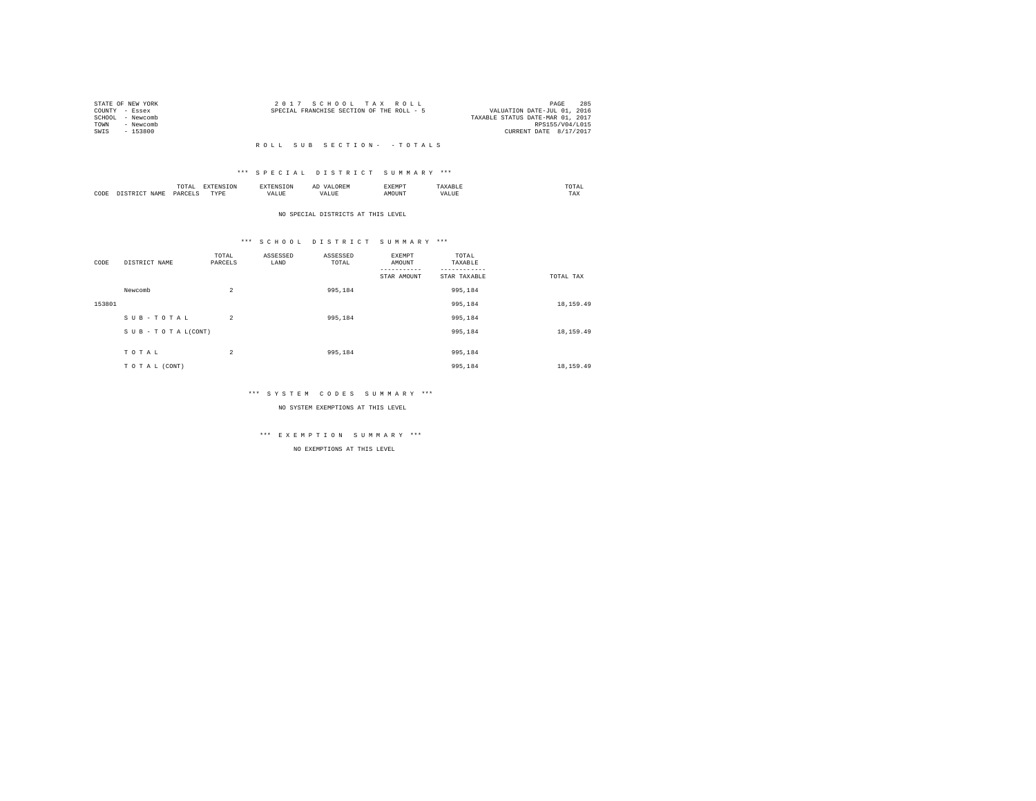STATE OF NEW YORK
COUNTY - Essex
SCHOOL - Newcomb
TOWN - Newcomb
SWIS - 153800

2 0 1 7 S C H O O L T A X R O L L
SPECIAL FRANCHISE SECTION OF THE ROLL - 5

VALUATION DATE-JUL 01, 2016
TAXABLE STATUS DATE-MAR 01, 2017
RPS155/V04/L015
CURRENT DATE 8/17/2017

R O L L S U B S E C T I O N - - T O T A L S

*** S P E C I A L D I S T R I C T S U M M A R Y ***

| CODE | DISTRICT NAME | TOTAL PARCELS | EXTENSION TYPE | EXTENSION VALUE | AD VALOREM VALUE | EXEMPT AMOUNT | TAXABLE VALUE | TOTAL TAX |
|---|---|---|---|---|---|---|---|---|

NO SPECIAL DISTRICTS AT THIS LEVEL

*** S C H O O L D I S T R I C T S U M M A R Y ***

| CODE | DISTRICT NAME | TOTAL PARCELS | ASSESSED LAND | ASSESSED TOTAL | EXEMPT AMOUNT / STAR AMOUNT | TOTAL TAXABLE / STAR TAXABLE | TOTAL TAX |
|---|---|---|---|---|---|---|---|
| | Newcomb | 2 | | 995,184 | | 995,184 | |
| 153801 | | | | | | 995,184 | 18,159.49 |
| | S U B - T O T A L | 2 | | 995,184 | | 995,184 | |
| | S U B - T O T A L(CONT) | | | | | 995,184 | 18,159.49 |
| | T O T A L | 2 | | 995,184 | | 995,184 | |
| | T O T A L (CONT) | | | | | 995,184 | 18,159.49 |

*** S Y S T E M C O D E S S U M M A R Y ***

NO SYSTEM EXEMPTIONS AT THIS LEVEL

*** E X E M P T I O N S U M M A R Y ***

NO EXEMPTIONS AT THIS LEVEL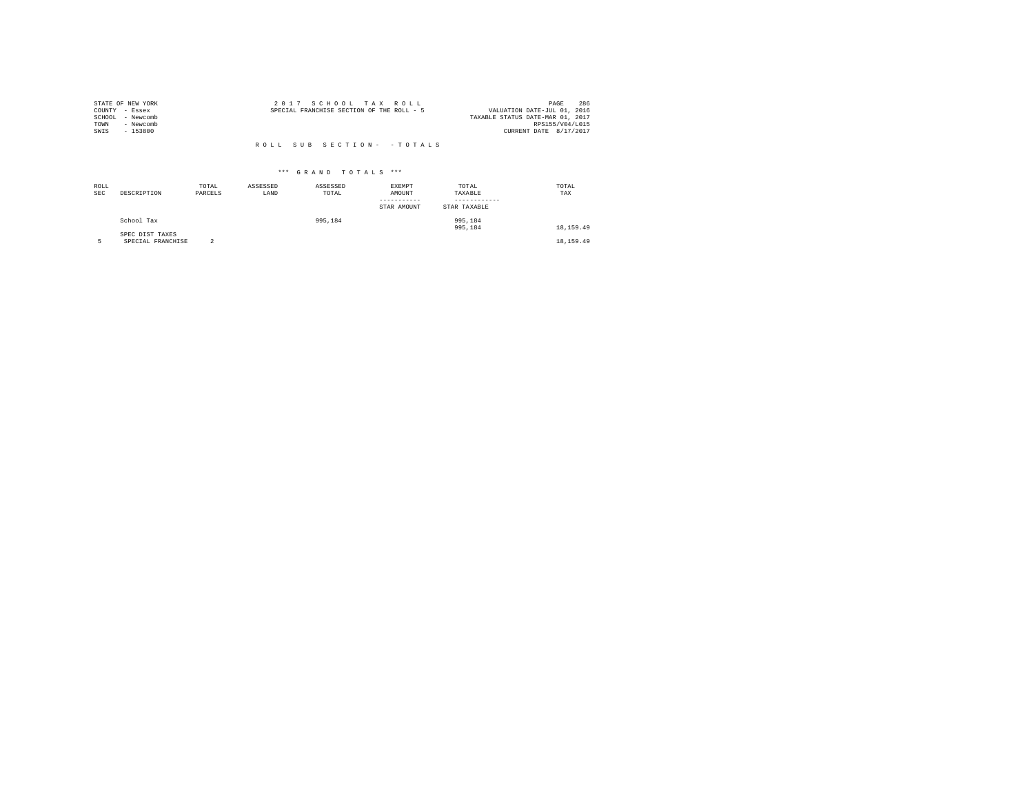STATE OF NEW YORK
COUNTY - Essex
SCHOOL - Newcomb
TOWN - Newcomb
SWIS - 153800

2 0 1 7 S C H O O L T A X R O L L
SPECIAL FRANCHISE SECTION OF THE ROLL - 5

VALUATION DATE-JUL 01, 2016
TAXABLE STATUS DATE-MAR 01, 2017
RPS155/V04/L015
CURRENT DATE 8/17/2017

R O L L S U B S E C T I O N - - T O T A L S

\*\*\* G R A N D T O T A L S \*\*\*

| ROLL SEC | DESCRIPTION | TOTAL PARCELS | ASSESSED LAND | ASSESSED TOTAL | EXEMPT AMOUNT / STAR AMOUNT | TOTAL TAXABLE / STAR TAXABLE | TOTAL TAX |
|---|---|---|---|---|---|---|---|
| | School Tax | | | 995,184 | | 995,184<br>995,184 | 18,159.49 |
| | SPEC DIST TAXES | | | | | | |
| 5 | SPECIAL FRANCHISE | 2 | | | | | 18,159.49 |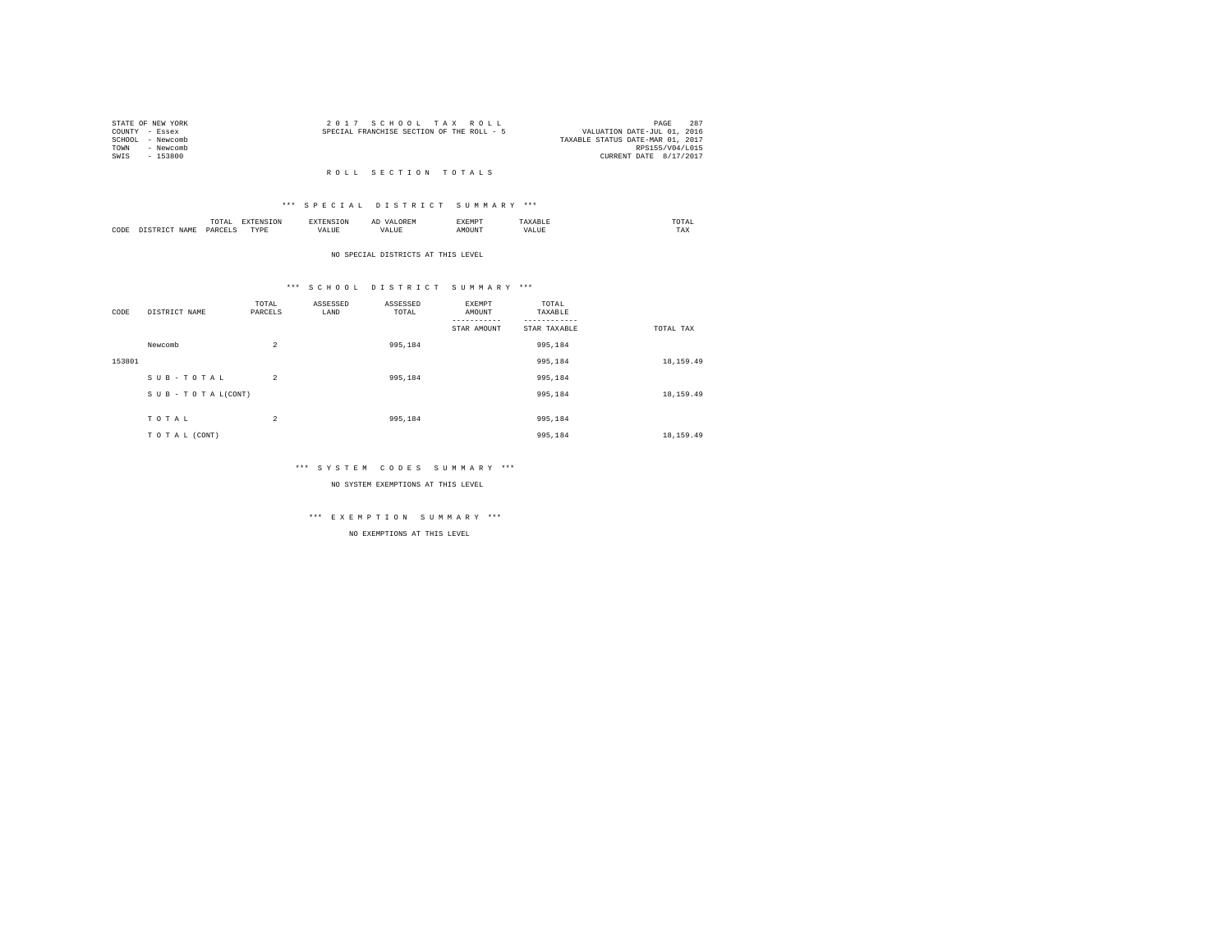STATE OF NEW YORK
COUNTY - Essex
SCHOOL - Newcomb
TOWN - Newcomb
SWIS - 153800

2017 SCHOOL TAX ROLL
SPECIAL FRANCHISE SECTION OF THE ROLL - 5

VALUATION DATE-JUL 01, 2016
TAXABLE STATUS DATE-MAR 01, 2017
RPS155/V04/L015
CURRENT DATE 8/17/2017

## ROLL SECTION TOTALS

### *** SPECIAL DISTRICT SUMMARY ***

| CODE | DISTRICT NAME | TOTAL PARCELS | EXTENSION TYPE | EXTENSION VALUE | AD VALOREM VALUE | EXEMPT AMOUNT | TAXABLE VALUE | TOTAL TAX |
|---|---|---|---|---|---|---|---|---|

NO SPECIAL DISTRICTS AT THIS LEVEL

### *** SCHOOL DISTRICT SUMMARY ***

| CODE | DISTRICT NAME | TOTAL PARCELS | ASSESSED LAND | ASSESSED TOTAL | EXEMPT AMOUNT / STAR AMOUNT | TOTAL TAXABLE / STAR TAXABLE | TOTAL TAX |
|---|---|---|---|---|---|---|---|
| | Newcomb | 2 | | 995,184 | | 995,184 | |
| 153801 | | | | | | 995,184 | 18,159.49 |
| | SUB-TOTAL | 2 | | 995,184 | | 995,184 | |
| | SUB-TOTAL(CONT) | | | | | 995,184 | 18,159.49 |
| | TOTAL | 2 | | 995,184 | | 995,184 | |
| | TOTAL (CONT) | | | | | 995,184 | 18,159.49 |

### *** SYSTEM CODES SUMMARY ***

NO SYSTEM EXEMPTIONS AT THIS LEVEL

### *** EXEMPTION SUMMARY ***

NO EXEMPTIONS AT THIS LEVEL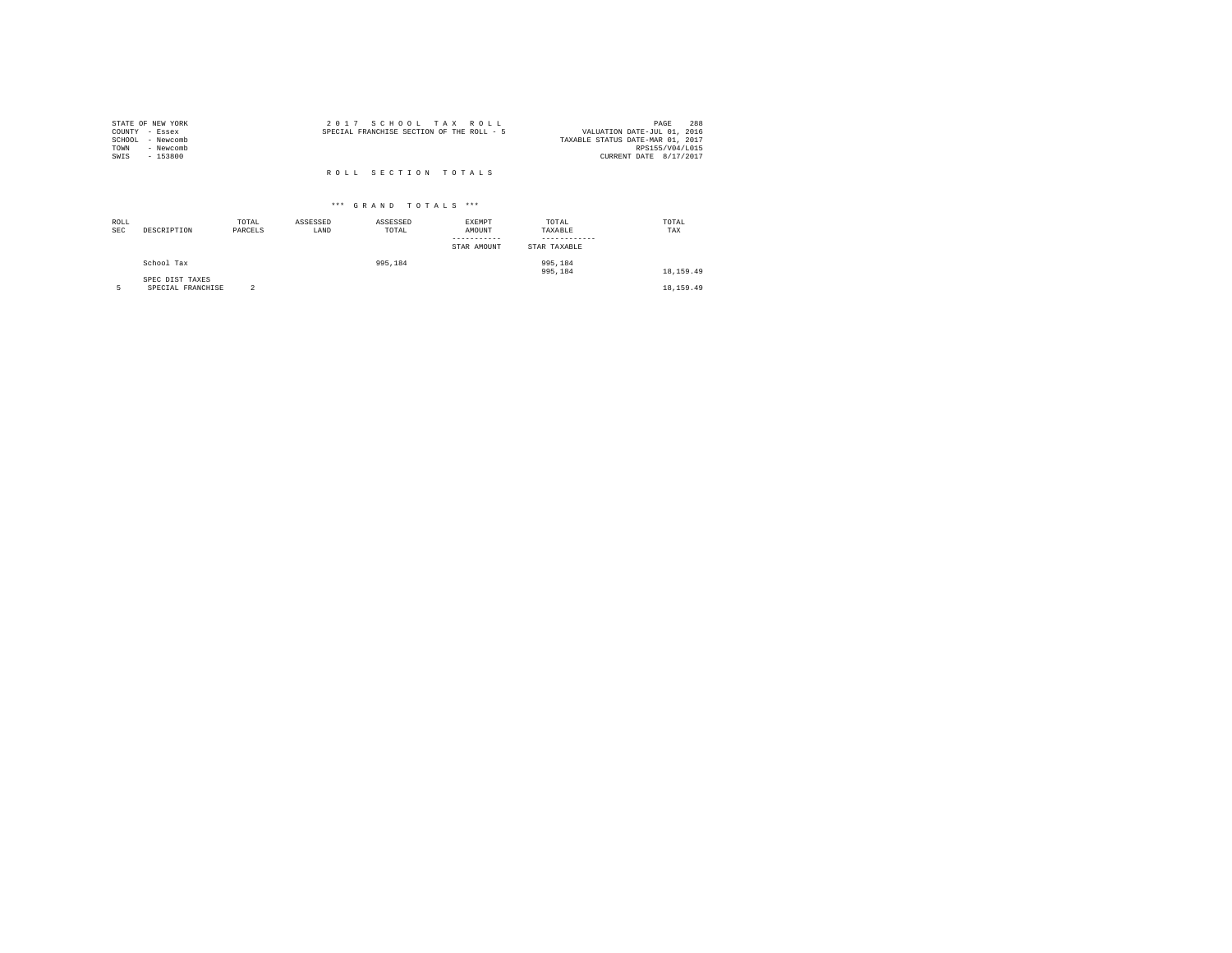STATE OF NEW YORK
COUNTY - Essex
SCHOOL - Newcomb
TOWN - Newcomb
SWIS - 153800

2 0 1 7 S C H O O L T A X R O L L
SPECIAL FRANCHISE SECTION OF THE ROLL - 5

VALUATION DATE-JUL 01, 2016
TAXABLE STATUS DATE-MAR 01, 2017
RPS155/V04/L015
CURRENT DATE 8/17/2017

R O L L S E C T I O N T O T A L S

\*\*\* G R A N D T O T A L S \*\*\*

| ROLL SEC | DESCRIPTION | TOTAL PARCELS | ASSESSED LAND | ASSESSED TOTAL | EXEMPT AMOUNT<br>-----------<br>STAR AMOUNT | TOTAL TAXABLE<br>------------<br>STAR TAXABLE | TOTAL TAX |
|---|---|---|---|---|---|---|---|
| | School Tax | | | 995,184 | | 995,184<br>995,184 | 18,159.49 |
| | SPEC DIST TAXES | | | | | | |
| 5 | SPECIAL FRANCHISE | 2 | | | | | 18,159.49 |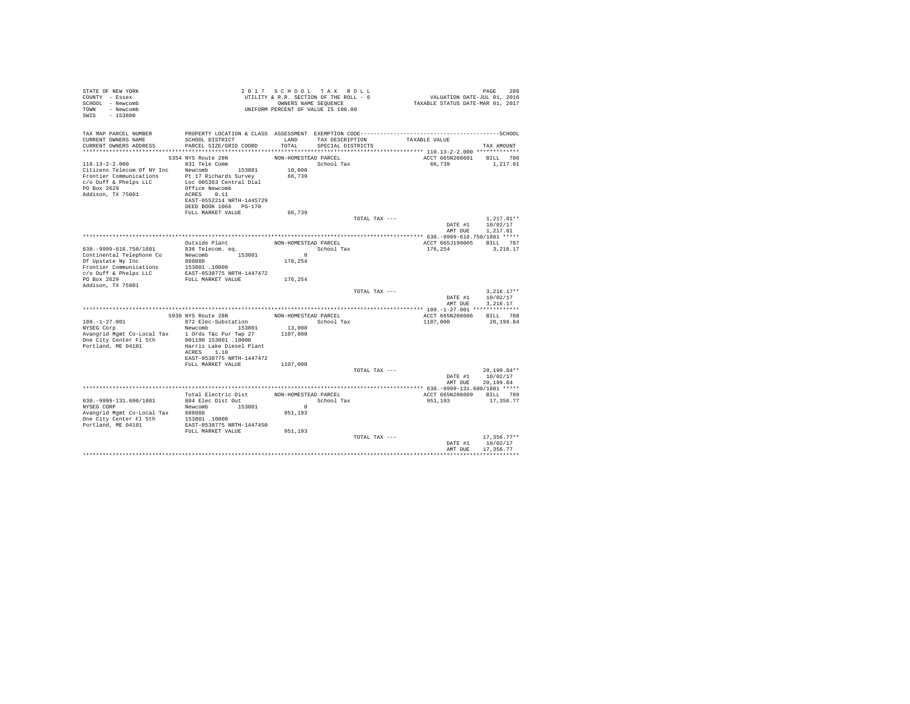STATE OF NEW YORK
COUNTY - Essex
SCHOOL - Newcomb
TOWN - Newcomb
SWIS - 153800

2017 SCHOOL TAX ROLL
UTILITY & R.R. SECTION OF THE ROLL - 6
OWNERS NAME SEQUENCE
UNIFORM PERCENT OF VALUE IS 100.00

VALUATION DATE-JUL 01, 2016
TAXABLE STATUS DATE-MAR 01, 2017

| TAX MAP PARCEL NUMBER / CURRENT OWNERS NAME / CURRENT OWNERS ADDRESS | PROPERTY LOCATION & CLASS / SCHOOL DISTRICT / PARCEL SIZE/GRID COORD | ASSESSMENT LAND / TOTAL | EXEMPTION CODE / TAX DESCRIPTION / SPECIAL DISTRICTS | TAXABLE VALUE | TAX AMOUNT |
|---|---|---|---|---|---|
| **110.13-2-2.000** | 5354 NYS Route 28N | NON-HOMESTEAD PARCEL | | ACCT 665N208601 | BILL 786 |
| 110.13-2-2.000 | 831 Tele Comm | | School Tax | 66,739 | 1,217.81 |
| Citizens Telecom Of NY Inc | Newcomb 153801 | 10,000 | | | |
| Frontier Communications | Pt 17 Richards Survey | 66,739 | | | |
| c/o Duff & Phelps LLC | Loc 005363 Central Dial | | | | |
| PO Box 2629 | Office Newcomb | | | | |
| Addison, TX 75001 | ACRES 0.11 | | | | |
| | EAST-0552214 NRTH-1445729 | | | | |
| | DEED BOOK 1066 PG-170 | | | | |
| | FULL MARKET VALUE | 66,739 | | | |
| | | | TOTAL TAX --- | | 1,217.81** |
| | | | | DATE #1 | 10/02/17 |
| | | | | AMT DUE | 1,217.81 |
| **638.-9999-618.750/1881** | Outside Plant | NON-HOMESTEAD PARCEL | | ACCT 665J190005 | BILL 787 |
| 638.-9999-618.750/1881 | 836 Telecom. eq. | | School Tax | 176,254 | 3,216.17 |
| Continental Telephone Co | Newcomb 153801 | 0 | | | |
| Of Upstate Ny Inc | 888888 | 176,254 | | | |
| Frontier Communications | 153801 .10000 | | | | |
| c/o Duff & Phelps LLC | EAST-0538775 NRTH-1447472 | | | | |
| PO Box 2629 | FULL MARKET VALUE | 176,254 | | | |
| Addison, TX 75001 | | | | | |
| | | | TOTAL TAX --- | | 3,216.17** |
| | | | | DATE #1 | 10/02/17 |
| | | | | AMT DUE | 3,216.17 |
| **109.-1-27.001** | 5930 NYS Route 28N | NON-HOMESTEAD PARCEL | | ACCT 665N208606 | BILL 788 |
| 109.-1-27.001 | 872 Elec-Substation | | School Tax | 1107,000 | 20,199.84 |
| NYSEG Corp | Newcomb 153801 | 13,000 | | | |
| Avangrid Mgmt Co-Local Tax | 1 Ords T&c Pur Twp 27 | 1107,000 | | | |
| One City Center Fl 5th | 001190 153801 .10000 | | | | |
| Portland, ME 04101 | Harris Lake Diesel Plant | | | | |
| | ACRES 1.10 | | | | |
| | EAST-0538775 NRTH-1447472 | | | | |
| | FULL MARKET VALUE | 1107,000 | | | |
| | | | TOTAL TAX --- | | 20,199.84** |
| | | | | DATE #1 | 10/02/17 |
| | | | | AMT DUE | 20,199.84 |
| **638.-9999-131.600/1881** | Total Electric Dist | NON-HOMESTEAD PARCEL | | ACCT 665N208609 | BILL 789 |
| 638.-9999-131.600/1881 | 884 Elec Dist Out | | School Tax | 951,193 | 17,356.77 |
| NYSEG CORP | Newcomb 153801 | 0 | | | |
| Avangrid Mgmt Co-Local Tax | 888888 | 951,193 | | | |
| One City Center Fl 5th | 153801 .10000 | | | | |
| Portland, ME 04101 | EAST-0538775 NRTH-1447450 | | | | |
| | FULL MARKET VALUE | 951,193 | | | |
| | | | TOTAL TAX --- | | 17,356.77** |
| | | | | DATE #1 | 10/02/17 |
| | | | | AMT DUE | 17,356.77 |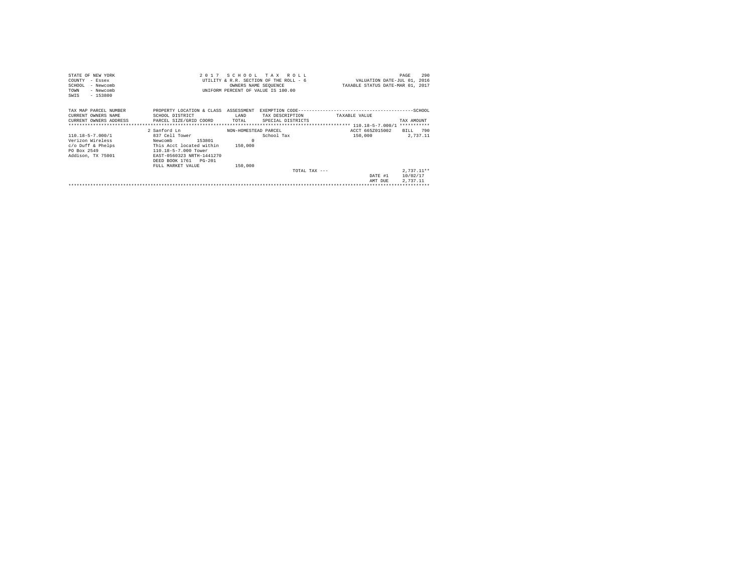STATE OF NEW YORK
COUNTY - Essex
SCHOOL - Newcomb
TOWN - Newcomb
SWIS - 153800

2017 SCHOOL TAX ROLL
UTILITY & R.R. SECTION OF THE ROLL - 6
OWNERS NAME SEQUENCE
UNIFORM PERCENT OF VALUE IS 100.00

VALUATION DATE-JUL 01, 2016
TAXABLE STATUS DATE-MAR 01, 2017

| TAX MAP PARCEL NUMBER<br>CURRENT OWNERS NAME<br>CURRENT OWNERS ADDRESS | PROPERTY LOCATION & CLASS<br>SCHOOL DISTRICT<br>PARCEL SIZE/GRID COORD | ASSESSMENT<br>LAND<br>TOTAL | EXEMPTION CODE---SCHOOL<br>TAX DESCRIPTION<br>SPECIAL DISTRICTS | TAXABLE VALUE | TAX AMOUNT |
|---|---|---|---|---|---|
| | 2 Sanford Ln | NON-HOMESTEAD PARCEL | | ACCT 665Z015002 | BILL 790 |
| 110.18-5-7.000/1 | 837 Cell Tower | | School Tax | 150,000 | 2,737.11 |
| Verizon Wireless | Newcomb 153801 | 0 | | | |
| c/o Duff & Phelps | This Acct located within | 150,000 | | | |
| PO Box 2549 | 110.18-5-7.000 Tower | | | | |
| Addison, TX 75001 | EAST-0560323 NRTH-1441270 | | | | |
| | DEED BOOK 1761 PG-201 | | | | |
| | FULL MARKET VALUE | 150,000 | | | |
| | | | TOTAL TAX --- | | 2,737.11** |
| | | | | DATE #1 | 10/02/17 |
| | | | | AMT DUE | 2,737.11 |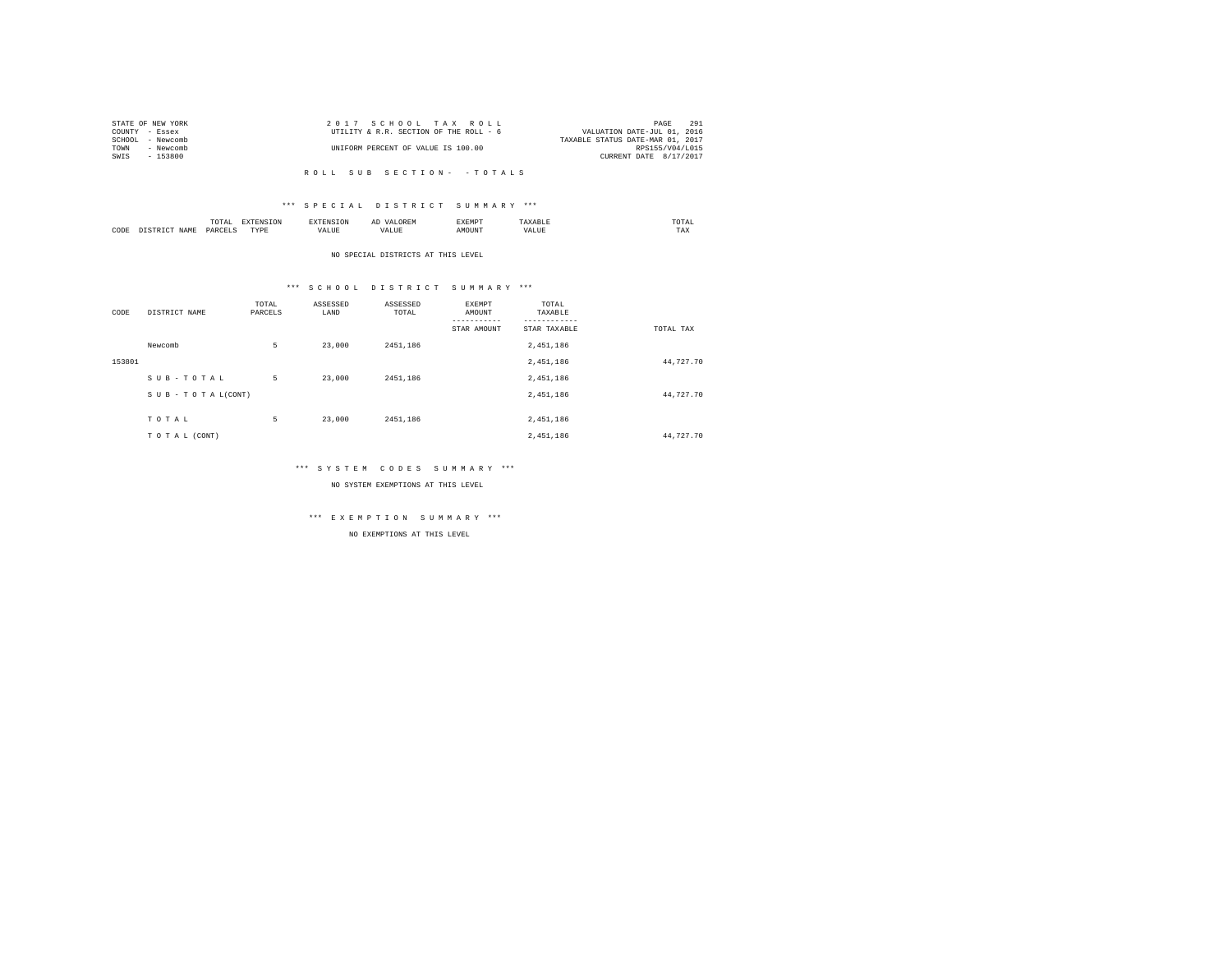STATE OF NEW YORK
COUNTY - Essex
SCHOOL - Newcomb
TOWN - Newcomb
SWIS - 153800

2 0 1 7 S C H O O L T A X R O L L
UTILITY & R.R. SECTION OF THE ROLL - 6
UNIFORM PERCENT OF VALUE IS 100.00

VALUATION DATE-JUL 01, 2016
TAXABLE STATUS DATE-MAR 01, 2017
RPS155/V04/L015
CURRENT DATE 8/17/2017

R O L L S U B S E C T I O N - - T O T A L S

*** S P E C I A L D I S T R I C T S U M M A R Y ***

| CODE | DISTRICT NAME | TOTAL PARCELS | EXTENSION TYPE | EXTENSION VALUE | AD VALOREM VALUE | EXEMPT AMOUNT | TAXABLE VALUE | TOTAL TAX |
|---|---|---|---|---|---|---|---|---|

NO SPECIAL DISTRICTS AT THIS LEVEL

*** S C H O O L D I S T R I C T S U M M A R Y ***

| CODE | DISTRICT NAME | TOTAL PARCELS | ASSESSED LAND | ASSESSED TOTAL | EXEMPT AMOUNT / STAR AMOUNT | TOTAL TAXABLE / STAR TAXABLE | TOTAL TAX |
|---|---|---|---|---|---|---|---|
| | Newcomb | 5 | 23,000 | 2451,186 | | 2,451,186 | |
| 153801 | | | | | | 2,451,186 | 44,727.70 |
| | S U B - T O T A L | 5 | 23,000 | 2451,186 | | 2,451,186 | |
| | S U B - T O T A L(CONT) | | | | | 2,451,186 | 44,727.70 |
| | T O T A L | 5 | 23,000 | 2451,186 | | 2,451,186 | |
| | T O T A L (CONT) | | | | | 2,451,186 | 44,727.70 |

*** S Y S T E M C O D E S S U M M A R Y ***

NO SYSTEM EXEMPTIONS AT THIS LEVEL

*** E X E M P T I O N S U M M A R Y ***

NO EXEMPTIONS AT THIS LEVEL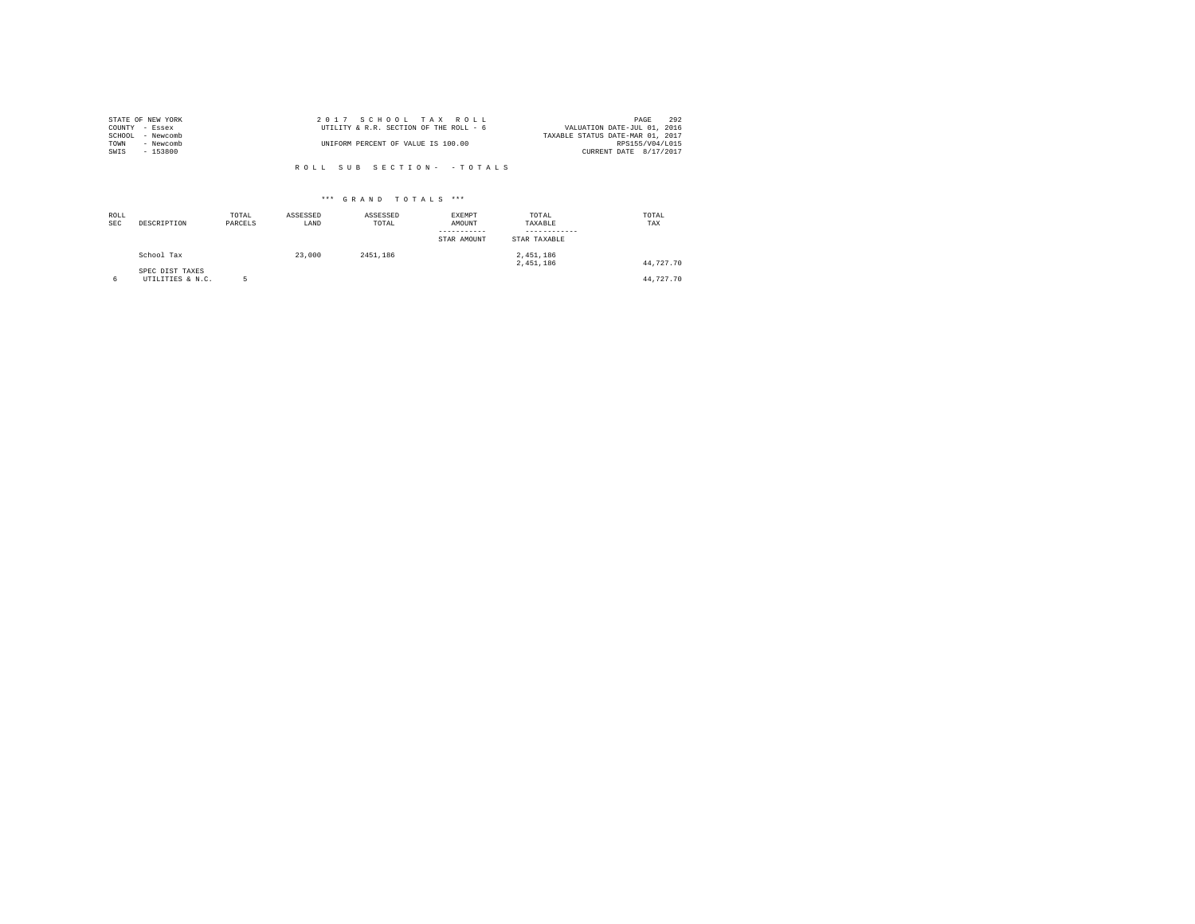STATE OF NEW YORK
COUNTY - Essex
SCHOOL - Newcomb
TOWN - Newcomb
SWIS - 153800

2 0 1 7 S C H O O L T A X R O L L
UTILITY & R.R. SECTION OF THE ROLL - 6

UNIFORM PERCENT OF VALUE IS 100.00

VALUATION DATE-JUL 01, 2016
TAXABLE STATUS DATE-MAR 01, 2017
RPS155/V04/L015
CURRENT DATE 8/17/2017

R O L L S U B S E C T I O N - - T O T A L S

\*\*\* G R A N D T O T A L S \*\*\*

| ROLL SEC | DESCRIPTION | TOTAL PARCELS | ASSESSED LAND | ASSESSED TOTAL | EXEMPT AMOUNT / STAR AMOUNT | TOTAL TAXABLE / STAR TAXABLE | TOTAL TAX |
|---|---|---|---|---|---|---|---|
| | School Tax | | 23,000 | 2451,186 | | 2,451,186<br>2,451,186 | 44,727.70 |
| | SPEC DIST TAXES | | | | | | |
| 6 | UTILITIES & N.C. | 5 | | | | | 44,727.70 |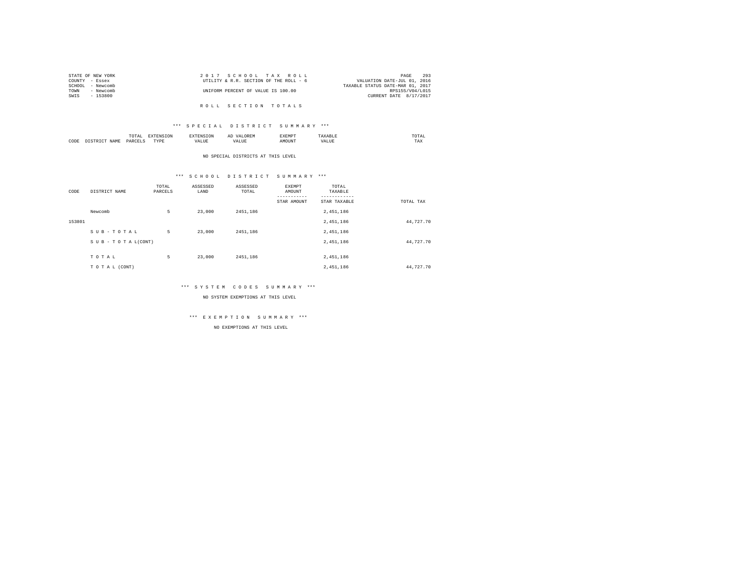STATE OF NEW YORK
COUNTY - Essex
SCHOOL - Newcomb
TOWN - Newcomb
SWIS - 153800

2 0 1 7 S C H O O L T A X R O L L
UTILITY & R.R. SECTION OF THE ROLL - 6

UNIFORM PERCENT OF VALUE IS 100.00

VALUATION DATE-JUL 01, 2016
TAXABLE STATUS DATE-MAR 01, 2017
RPS155/V04/L015
CURRENT DATE 8/17/2017

R O L L S E C T I O N T O T A L S

*** S P E C I A L D I S T R I C T S U M M A R Y ***

| CODE | DISTRICT NAME | TOTAL PARCELS | EXTENSION TYPE | EXTENSION VALUE | AD VALOREM VALUE | EXEMPT AMOUNT | TAXABLE VALUE | TOTAL TAX |
|---|---|---|---|---|---|---|---|---|

NO SPECIAL DISTRICTS AT THIS LEVEL

*** S C H O O L D I S T R I C T S U M M A R Y ***

| CODE | DISTRICT NAME | TOTAL PARCELS | ASSESSED LAND | ASSESSED TOTAL | EXEMPT AMOUNT / STAR AMOUNT | TOTAL TAXABLE / STAR TAXABLE | TOTAL TAX |
|---|---|---|---|---|---|---|---|
| | Newcomb | 5 | 23,000 | 2451,186 | | 2,451,186 | |
| 153801 | | | | | | 2,451,186 | 44,727.70 |
| | S U B - T O T A L | 5 | 23,000 | 2451,186 | | 2,451,186 | |
| | S U B - T O T A L(CONT) | | | | | 2,451,186 | 44,727.70 |
| | T O T A L | 5 | 23,000 | 2451,186 | | 2,451,186 | |
| | T O T A L (CONT) | | | | | 2,451,186 | 44,727.70 |

*** S Y S T E M C O D E S S U M M A R Y ***

NO SYSTEM EXEMPTIONS AT THIS LEVEL

*** E X E M P T I O N S U M M A R Y ***

NO EXEMPTIONS AT THIS LEVEL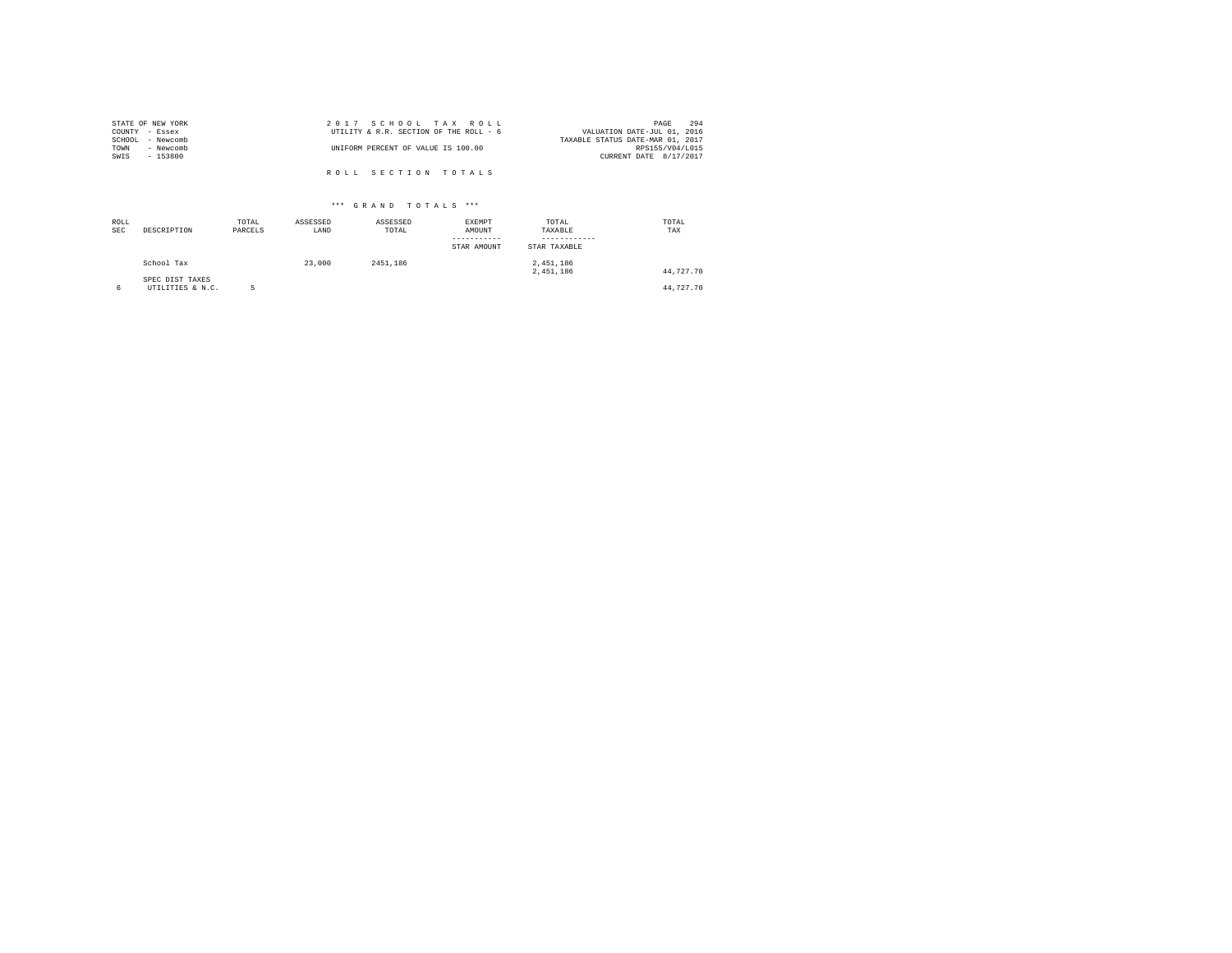STATE OF NEW YORK
COUNTY - Essex
SCHOOL - Newcomb
TOWN - Newcomb
SWIS - 153800

2 0 1 7 S C H O O L T A X R O L L
UTILITY & R.R. SECTION OF THE ROLL - 6
UNIFORM PERCENT OF VALUE IS 100.00

VALUATION DATE-JUL 01, 2016
TAXABLE STATUS DATE-MAR 01, 2017
RPS155/V04/L015
CURRENT DATE 8/17/2017

R O L L S E C T I O N T O T A L S

\*\*\* G R A N D T O T A L S \*\*\*

| ROLL SEC | DESCRIPTION | TOTAL PARCELS | ASSESSED LAND | ASSESSED TOTAL | EXEMPT AMOUNT / STAR AMOUNT | TOTAL TAXABLE / STAR TAXABLE | TOTAL TAX |
|---|---|---|---|---|---|---|---|
| | School Tax | | 23,000 | 2451,186 | | 2,451,186<br>2,451,186 | 44,727.70 |
| | SPEC DIST TAXES | | | | | | |
| 6 | UTILITIES & N.C. | 5 | | | | | 44,727.70 |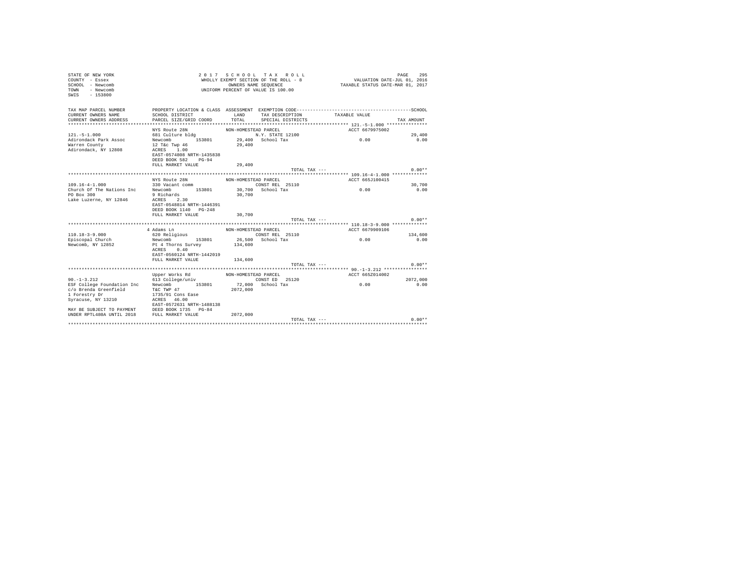STATE OF NEW YORK
COUNTY - Essex
SCHOOL - Newcomb
TOWN - Newcomb
SWIS - 153800

2017 SCHOOL TAX ROLL
WHOLLY EXEMPT SECTION OF THE ROLL - 8
OWNERS NAME SEQUENCE
UNIFORM PERCENT OF VALUE IS 100.00

VALUATION DATE-JUL 01, 2016
TAXABLE STATUS DATE-MAR 01, 2017

| TAX MAP PARCEL NUMBER / CURRENT OWNERS NAME / CURRENT OWNERS ADDRESS | PROPERTY LOCATION & CLASS / SCHOOL DISTRICT / PARCEL SIZE/GRID COORD | ASSESSMENT LAND / TOTAL | EXEMPTION CODE / TAX DESCRIPTION / SPECIAL DISTRICTS | TAXABLE VALUE | SCHOOL / TAX AMOUNT |
|---|---|---|---|---|---|
| **121.-5-1.000** | NYS Route 28N | NON-HOMESTEAD PARCEL | | ACCT 6679975002 | |
| 121.-5-1.000 | 681 Culture bldg | | N.Y. STATE 12100 | | 29,400 |
| Adirondack Park Assoc | Newcomb 153801 | 29,400 | School Tax | 0.00 | 0.00 |
| Warren County | 12 T&c Twp 46 | 29,400 | | | |
| Adirondack, NY 12808 | ACRES 1.00 | | | | |
| | EAST-0574808 NRTH-1435838 | | | | |
| | DEED BOOK 582 PG-94 | | | | |
| | FULL MARKET VALUE | 29,400 | | | |
| | | | TOTAL TAX --- | | 0.00** |
| **109.16-4-1.000** | NYS Route 28N | NON-HOMESTEAD PARCEL | | ACCT 665J100415 | |
| 109.16-4-1.000 | 330 Vacant comm | | CONST REL 25110 | | 30,700 |
| Church Of The Nations Inc | Newcomb 153801 | 30,700 | School Tax | 0.00 | 0.00 |
| PO Box 300 | 9 Richards | 30,700 | | | |
| Lake Luzerne, NY 12846 | ACRES 2.30 | | | | |
| | EAST-0548814 NRTH-1446391 | | | | |
| | DEED BOOK 1140 PG-248 | | | | |
| | FULL MARKET VALUE | 30,700 | | | |
| | | | TOTAL TAX --- | | 0.00** |
| **110.18-3-9.000** | 4 Adams Ln | NON-HOMESTEAD PARCEL | | ACCT 6679909106 | |
| 110.18-3-9.000 | 620 Religious | | CONST REL 25110 | | 134,600 |
| Episcopal Church | Newcomb 153801 | 26,500 | School Tax | 0.00 | 0.00 |
| Newcomb, NY 12852 | Pt 4 Thorns Survey | 134,600 | | | |
| | ACRES 0.40 | | | | |
| | EAST-0560124 NRTH-1442019 | | | | |
| | FULL MARKET VALUE | 134,600 | | | |
| | | | TOTAL TAX --- | | 0.00** |
| **90.-1-3.212** | Upper Works Rd | NON-HOMESTEAD PARCEL | | ACCT 665Z014002 | |
| 90.-1-3.212 | 613 College/univ | | CONST ED 25120 | | 2072,000 |
| ESF College Foundation Inc | Newcomb 153801 | 72,000 | School Tax | 0.00 | 0.00 |
| c/o Brenda Greenfield | T&C TWP 47 | 2072,000 | | | |
| 1 Forestry Dr | 1735/91 Cons Ease | | | | |
| Syracuse, NY 13210 | ACRES 46.00 | | | | |
| | EAST-0572631 NRTH-1488138 | | | | |
| MAY BE SUBJECT TO PAYMENT | DEED BOOK 1735 PG-84 | | | | |
| UNDER RPTL480A UNTIL 2018 | FULL MARKET VALUE | 2072,000 | | | |
| | | | TOTAL TAX --- | | 0.00** |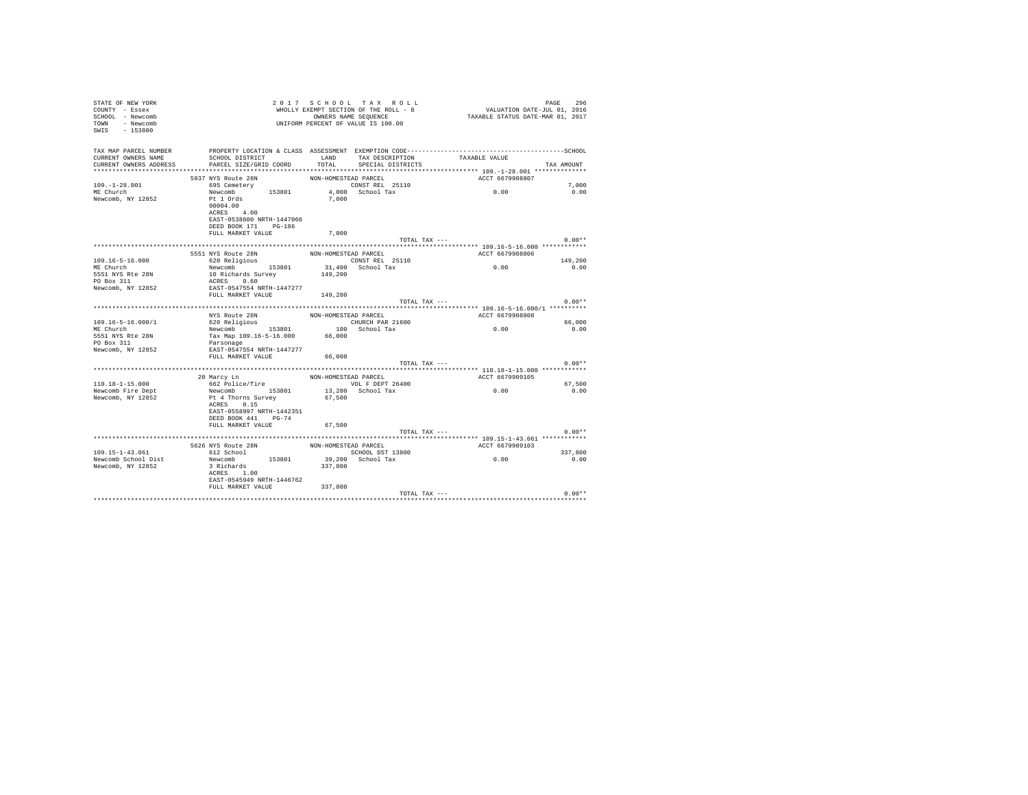STATE OF NEW YORK
COUNTY - Essex
SCHOOL - Newcomb
TOWN - Newcomb
SWIS - 153800

2 0 1 7 S C H O O L T A X R O L L
WHOLLY EXEMPT SECTION OF THE ROLL - 8
OWNERS NAME SEQUENCE
UNIFORM PERCENT OF VALUE IS 100.00

VALUATION DATE-JUL 01, 2016
TAXABLE STATUS DATE-MAR 01, 2017

| TAX MAP PARCEL NUMBER / CURRENT OWNERS NAME / CURRENT OWNERS ADDRESS | PROPERTY LOCATION & CLASS / SCHOOL DISTRICT / PARCEL SIZE/GRID COORD | ASSESSMENT LAND / TOTAL | EXEMPTION CODE / TAX DESCRIPTION / SPECIAL DISTRICTS | TAXABLE VALUE | SCHOOL / TAX AMOUNT |
|---|---|---|---|---|---|
| **109.-1-28.001** | 5937 NYS Route 28N | NON-HOMESTEAD PARCEL | | ACCT 6679908807 | |
| 109.-1-28.001 | 695 Cemetery | | CONST REL 25110 | | 7,000 |
| ME Church | Newcomb 153801 | 4,000 | School Tax | 0.00 | 0.00 |
| Newcomb, NY 12852 | Pt 1 Ords | 7,000 | | | |
| | 00004.00 | | | | |
| | ACRES 4.00 | | | | |
| | EAST-0538600 NRTH-1447066 | | | | |
| | DEED BOOK 171 PG-186 | | | | |
| | FULL MARKET VALUE | 7,000 | | | |
| | | | TOTAL TAX --- | | 0.00** |
| **109.16-5-16.000** | 5551 NYS Route 28N | NON-HOMESTEAD PARCEL | | ACCT 6679908806 | |
| 109.16-5-16.000 | 620 Religious | | CONST REL 25110 | | 149,200 |
| ME Church | Newcomb 153801 | 31,400 | School Tax | 0.00 | 0.00 |
| 5551 NYS Rte 28N | 10 Richards Survey | 149,200 | | | |
| PO Box 311 | ACRES 0.60 | | | | |
| Newcomb, NY 12852 | EAST-0547554 NRTH-1447277 | | | | |
| | FULL MARKET VALUE | 149,200 | | | |
| | | | TOTAL TAX --- | | 0.00** |
| **109.16-5-16.000/1** | NYS Route 28N | NON-HOMESTEAD PARCEL | | ACCT 6679908808 | |
| 109.16-5-16.000/1 | 620 Religious | | CHURCH PAR 21600 | | 66,000 |
| ME Church | Newcomb 153801 | 100 | School Tax | 0.00 | 0.00 |
| 5551 NYS Rte 28N | Tax Map 109.16-5-16.000 | 66,000 | | | |
| PO Box 311 | Parsonage | | | | |
| Newcomb, NY 12852 | EAST-0547554 NRTH-1447277 | | | | |
| | FULL MARKET VALUE | 66,000 | | | |
| | | | TOTAL TAX --- | | 0.00** |
| **110.18-1-15.000** | 20 Marcy Ln | NON-HOMESTEAD PARCEL | | ACCT 6679909105 | |
| 110.18-1-15.000 | 662 Police/fire | | VOL F DEPT 26400 | | 67,500 |
| Newcomb Fire Dept | Newcomb 153801 | 13,200 | School Tax | 0.00 | 0.00 |
| Newcomb, NY 12852 | Pt 4 Thorns Survey | 67,500 | | | |
| | ACRES 0.15 | | | | |
| | EAST-0558997 NRTH-1442351 | | | | |
| | DEED BOOK 441 PG-74 | | | | |
| | FULL MARKET VALUE | 67,500 | | | |
| | | | TOTAL TAX --- | | 0.00** |
| **109.15-1-43.061** | 5626 NYS Route 28N | NON-HOMESTEAD PARCEL | | ACCT 6679909103 | |
| 109.15-1-43.061 | 612 School | | SCHOOL DST 13800 | | 337,800 |
| Newcomb School Dist | Newcomb 153801 | 39,200 | School Tax | 0.00 | 0.00 |
| Newcomb, NY 12852 | 3 Richards | 337,800 | | | |
| | ACRES 1.00 | | | | |
| | EAST-0545949 NRTH-1446762 | | | | |
| | FULL MARKET VALUE | 337,800 | | | |
| | | | TOTAL TAX --- | | 0.00** |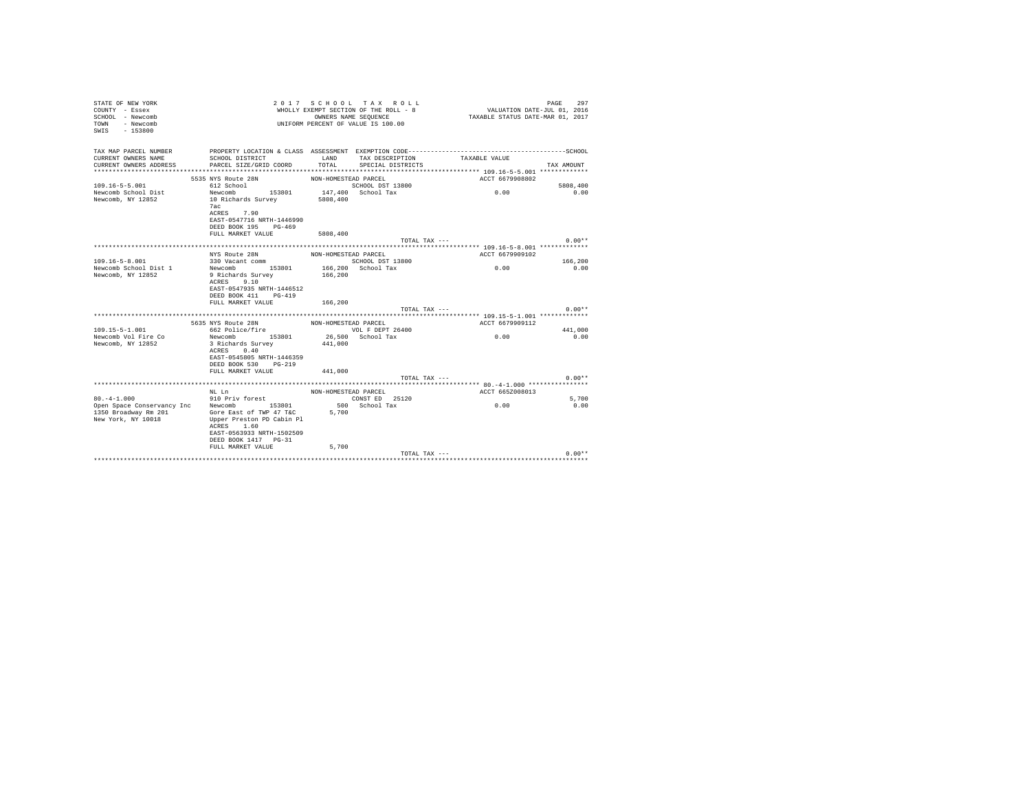STATE OF NEW YORK
COUNTY - Essex
SCHOOL - Newcomb
TOWN - Newcomb
SWIS - 153800

2017 SCHOOL TAX ROLL
WHOLLY EXEMPT SECTION OF THE ROLL - 8
OWNERS NAME SEQUENCE
UNIFORM PERCENT OF VALUE IS 100.00

VALUATION DATE-JUL 01, 2016
TAXABLE STATUS DATE-MAR 01, 2017

```
TAX MAP PARCEL NUMBER     PROPERTY LOCATION & CLASS  ASSESSMENT  EXEMPTION CODE------------------------------------------------SCHOOL
CURRENT OWNERS NAME       SCHOOL DISTRICT              LAND      TAX DESCRIPTION           TAXABLE VALUE
CURRENT OWNERS ADDRESS    PARCEL SIZE/GRID COORD       TOTAL     SPECIAL DISTRICTS                                    TAX AMOUNT
*********************************************************************************************** 109.16-5-5.001 ************
                          5535 NYS Route 28N            NON-HOMESTEAD PARCEL                    ACCT 6679908802
109.16-5-5.001            612 School                              SCHOOL DST 13800                                     5808,400
Newcomb School Dist       Newcomb        153801        147,400   School Tax                       0.00                   0.00
Newcomb, NY 12852         10 Richards Survey          5808,400
                          7ac
                          ACRES    7.90
                          EAST-0547716 NRTH-1446990
                          DEED BOOK 195    PG-469
                          FULL MARKET VALUE           5808,400
                                                                          TOTAL TAX ---                                  0.00**
*********************************************************************************************** 109.16-5-8.001 ************
                          NYS Route 28N                 NON-HOMESTEAD PARCEL                    ACCT 6679909102
109.16-5-8.001            330 Vacant comm                         SCHOOL DST 13800                                      166,200
Newcomb School Dist 1     Newcomb        153801        166,200   School Tax                       0.00                   0.00
Newcomb, NY 12852         9 Richards Survey            166,200
                          ACRES    9.10
                          EAST-0547935 NRTH-1446512
                          DEED BOOK 411    PG-419
                          FULL MARKET VALUE            166,200
                                                                          TOTAL TAX ---                                  0.00**
*********************************************************************************************** 109.15-5-1.001 ************
                          5635 NYS Route 28N            NON-HOMESTEAD PARCEL                    ACCT 6679909112
109.15-5-1.001            662 Police/fire                         VOL F DEPT 26400                                      441,000
Newcomb Vol Fire Co       Newcomb        153801         26,500   School Tax                       0.00                   0.00
Newcomb, NY 12852         3 Richards Survey            441,000
                          ACRES    0.40
                          EAST-0545805 NRTH-1446359
                          DEED BOOK 530    PG-219
                          FULL MARKET VALUE            441,000
                                                                          TOTAL TAX ---                                  0.00**
*********************************************************************************************** 80.-4-1.000 ***************
                          NL Ln                         NON-HOMESTEAD PARCEL                    ACCT 665Z008013
80.-4-1.000               910 Priv forest                         CONST ED   25120                                        5,700
Open Space Conservancy Inc  Newcomb      153801            500   School Tax                       0.00                   0.00
1350 Broadway Rm 201      Gore East of TWP 47 T&C        5,700
New York, NY 10018        Upper Preston PD Cabin Pl
                          ACRES    1.60
                          EAST-0563933 NRTH-1502509
                          DEED BOOK 1417   PG-31
                          FULL MARKET VALUE              5,700
                                                                          TOTAL TAX ---                                  0.00**
******************************************************************************************************************************
```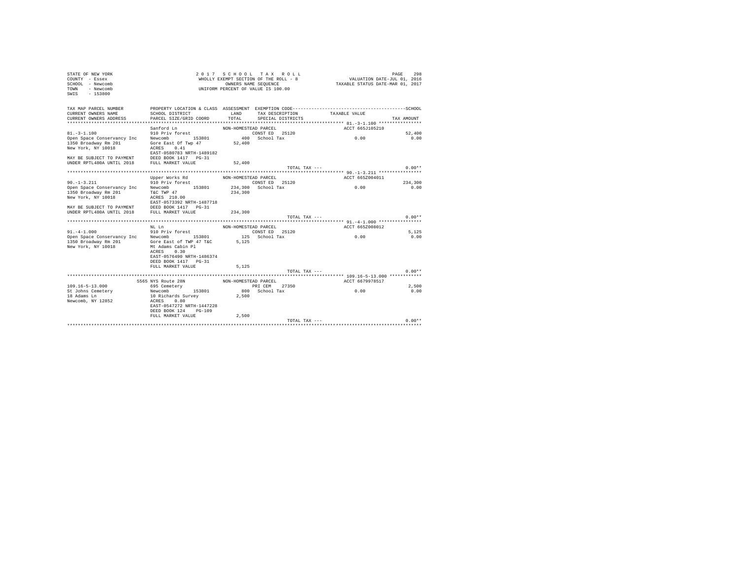STATE OF NEW YORK
COUNTY - Essex
SCHOOL - Newcomb
TOWN - Newcomb
SWIS - 153800

2017 SCHOOL TAX ROLL
WHOLLY EXEMPT SECTION OF THE ROLL - 8
OWNERS NAME SEQUENCE
UNIFORM PERCENT OF VALUE IS 100.00

VALUATION DATE-JUL 01, 2016
TAXABLE STATUS DATE-MAR 01, 2017

| TAX MAP PARCEL NUMBER / CURRENT OWNERS NAME / CURRENT OWNERS ADDRESS | PROPERTY LOCATION & CLASS / SCHOOL DISTRICT / PARCEL SIZE/GRID COORD | ASSESSMENT LAND / TOTAL | EXEMPTION CODE / TAX DESCRIPTION / SPECIAL DISTRICTS | TAXABLE VALUE | SCHOOL / TAX AMOUNT |
|---|---|---|---|---|---|
| 81.-3-1.100 | Sanford Ln | NON-HOMESTEAD PARCEL | | ACCT 665J105210 | |
| | 910 Priv forest | | CONST ED 25120 | | 52,400 |
| Open Space Conservancy Inc | Newcomb 153801 | 400 | School Tax | 0.00 | 0.00 |
| 1350 Broadway Rm 201 | Gore East Of Twp 47 | 52,400 | | | |
| New York, NY 10018 | ACRES 0.41 | | | | |
| | EAST-0580783 NRTH-1489182 | | | | |
| MAY BE SUBJECT TO PAYMENT | DEED BOOK 1417 PG-31 | | | | |
| UNDER RPTL480A UNTIL 2018 | FULL MARKET VALUE | 52,400 | | | |
| | | | TOTAL TAX --- | | 0.00** |
| 90.-1-3.211 | Upper Works Rd | NON-HOMESTEAD PARCEL | | ACCT 665Z004011 | |
| | 910 Priv forest | | CONST ED 25120 | | 234,300 |
| Open Space Conservancy Inc | Newcomb 153801 | 234,300 | School Tax | 0.00 | 0.00 |
| 1350 Broadway Rm 201 | T&C TWP 47 | 234,300 | | | |
| New York, NY 10018 | ACRES 210.00 | | | | |
| | EAST-0573392 NRTH-1487718 | | | | |
| MAY BE SUBJECT TO PAYMENT | DEED BOOK 1417 PG-31 | | | | |
| UNDER RPTL480A UNTIL 2018 | FULL MARKET VALUE | 234,300 | | | |
| | | | TOTAL TAX --- | | 0.00** |
| 91.-4-1.000 | NL Ln | NON-HOMESTEAD PARCEL | | ACCT 665Z008012 | |
| | 910 Priv forest | | CONST ED 25120 | | 5,125 |
| Open Space Conservancy Inc | Newcomb 153801 | 125 | School Tax | 0.00 | 0.00 |
| 1350 Broadway Rm 201 | Gore East of TWP 47 T&C | 5,125 | | | |
| New York, NY 10018 | Mt Adams Cabin Pl | | | | |
| | ACRES 0.30 | | | | |
| | EAST-0576490 NRTH-1486374 | | | | |
| | DEED BOOK 1417 PG-31 | | | | |
| | FULL MARKET VALUE | 5,125 | | | |
| | | | TOTAL TAX --- | | 0.00** |
| 109.16-5-13.000 | 5565 NYS Route 28N | NON-HOMESTEAD PARCEL | | ACCT 6679978517 | |
| | 695 Cemetery | | PRI CEM 27350 | | 2,500 |
| St Johns Cemetery | Newcomb 153801 | 800 | School Tax | 0.00 | 0.00 |
| 18 Adams Ln | 10 Richards Survey | 2,500 | | | |
| Newcomb, NY 12852 | ACRES 0.80 | | | | |
| | EAST-0547272 NRTH-1447228 | | | | |
| | DEED BOOK 124 PG-109 | | | | |
| | FULL MARKET VALUE | 2,500 | | | |
| | | | TOTAL TAX --- | | 0.00** |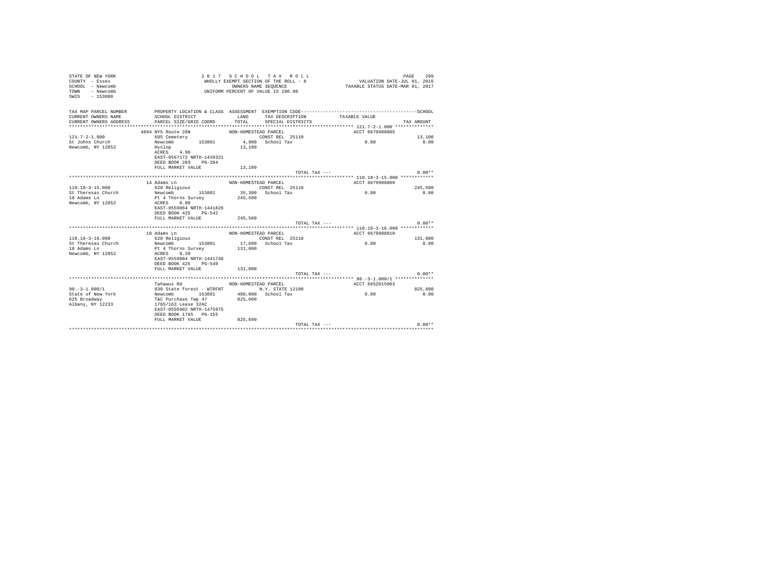```
STATE OF NEW YORK                    2 0 1 7   S C H O O L   T A X   R O L L                                   PAGE   299
COUNTY  - Essex                     WHOLLY EXEMPT SECTION OF THE ROLL - 8               VALUATION DATE-JUL 01, 2016
SCHOOL  - Newcomb                          OWNERS NAME SEQUENCE                    TAXABLE STATUS DATE-MAR 01, 2017
TOWN    - Newcomb                   UNIFORM PERCENT OF VALUE IS 100.00
SWIS    - 153800

TAX MAP PARCEL NUMBER        PROPERTY LOCATION & CLASS  ASSESSMENT  EXEMPTION CODE------------------------------------------------SCHOOL
CURRENT OWNERS NAME          SCHOOL DISTRICT              LAND      TAX DESCRIPTION             TAXABLE VALUE
CURRENT OWNERS ADDRESS       PARCEL SIZE/GRID COORD       TOTAL     SPECIAL DISTRICTS                                        TAX AMOUNT
****************************************************************************************************** 121.7-2-1.000 **************
                         4684 NYS Route 28N              NON-HOMESTEAD PARCEL                          ACCT 6679908805
121.7-2-1.000                695 Cemetery                            CONST REL  25110                                           13,100
St Johns Church              Newcomb          153801        4,900    School Tax                            0.00                   0.00
Newcomb, NY 12852            Hyslop                        13,100
                             ACRES    4.90
                             EAST-0567172 NRTH-1439321
                             DEED BOOK 283    PG-284
                             FULL MARKET VALUE             13,100
                                                                                     TOTAL TAX ---                               0.00**
****************************************************************************************************** 110.18-3-15.000 ************
                         14 Adams Ln                     NON-HOMESTEAD PARCEL                          ACCT 6679908809
110.18-3-15.000              620 Religious                           CONST REL  25110                                          245,500
St Theresas Church           Newcomb          153801       35,300    School Tax                            0.00                   0.00
18 Adams Ln                  Pt 4 Thorns Survey           245,500
Newcomb, NY 12852            ACRES    0.80
                             EAST-0559864 NRTH-1441826
                             DEED BOOK 425    PG-542
                             FULL MARKET VALUE            245,500
                                                                                     TOTAL TAX ---                               0.00**
****************************************************************************************************** 110.18-3-16.000 ************
                         18 Adams Ln                     NON-HOMESTEAD PARCEL                          ACCT 6679908810
110.18-3-16.000              620 Religious                           CONST REL  25110                                          131,000
St Theresas Church           Newcomb          153801       17,600    School Tax                            0.00                   0.00
18 Adams Ln                  Pt 4 Thorns Survey           131,000
Newcomb, NY 12852            ACRES    0.20
                             EAST-0559884 NRTH-1441748
                             DEED BOOK 425    PG-549
                             FULL MARKET VALUE            131,000
                                                                                     TOTAL TAX ---                               0.00**
****************************************************************************************************** 90.-3-1.000/1 **************
                             Tahawus Rd                  NON-HOMESTEAD PARCEL                          ACCT 665Z015003
90.-3-1.000/1                930 State forest - WTRFNT               N.Y. STATE 12100                                          825,600
State of New York            Newcomb          153801      480,000    School Tax                            0.00                   0.00
625 Broadway                 T&C Purchase Twp 47          825,600
Albany, NY 12233             1765/163 Lease 32AC
                             EAST-0556902 NRTH-1475975
                             DEED BOOK 1765   PG-155
                             FULL MARKET VALUE            825,600
                                                                                     TOTAL TAX ---                               0.00**
************************************************************************************************************************************
```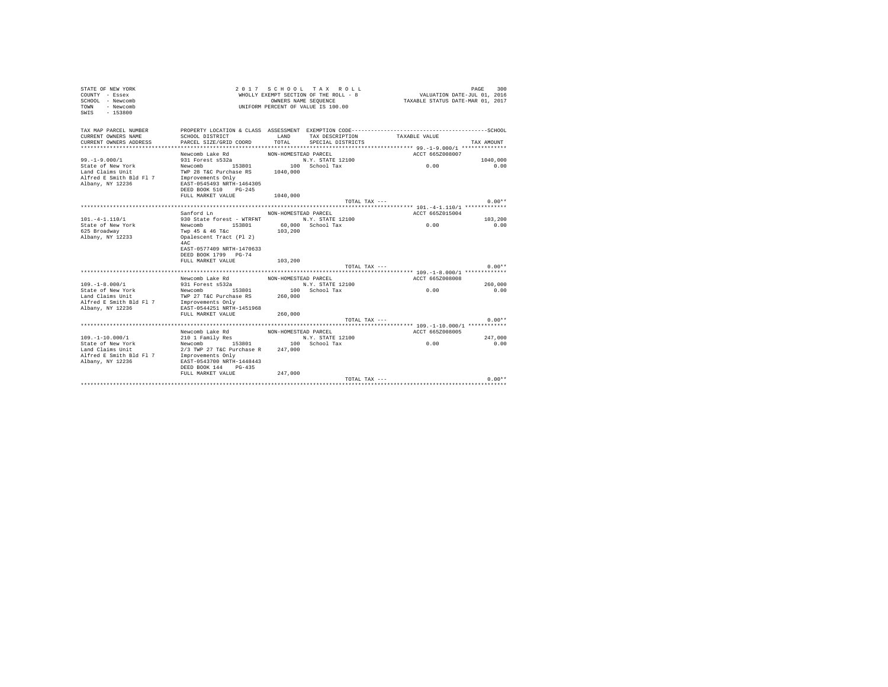```
STATE OF NEW YORK                    2 0 1 7   S C H O O L   T A X   R O L L
COUNTY  - Essex                     WHOLLY EXEMPT SECTION OF THE ROLL - 8            VALUATION DATE-JUL 01, 2016
SCHOOL  - Newcomb                          OWNERS NAME SEQUENCE                 TAXABLE STATUS DATE-MAR 01, 2017
TOWN    - Newcomb                    UNIFORM PERCENT OF VALUE IS 100.00
SWIS    - 153800

TAX MAP PARCEL NUMBER     PROPERTY LOCATION & CLASS  ASSESSMENT  EXEMPTION CODE------------------------------------------SCHOOL
CURRENT OWNERS NAME       SCHOOL DISTRICT              LAND      TAX DESCRIPTION          TAXABLE VALUE
CURRENT OWNERS ADDRESS    PARCEL SIZE/GRID COORD       TOTAL     SPECIAL DISTRICTS                                   TAX AMOUNT
************************************************************************************************ 99.-1-9.000/1 **************
                          Newcomb Lake Rd            NON-HOMESTEAD PARCEL                         ACCT 665Z008007
99.-1-9.000/1             931 Forest s532a                   N.Y. STATE 12100                                      1040,000
State of New York         Newcomb       153801         100   School Tax                          0.00                  0.00
Land Claims Unit          TWP 28 T&C Purchase RS    1040,000
Alfred E Smith Bld Fl 7   Improvements Only
Albany, NY 12236          EAST-0545493 NRTH-1464305
                          DEED BOOK 510    PG-245
                          FULL MARKET VALUE         1040,000
                                                                        TOTAL TAX ---                                 0.00**
************************************************************************************************ 101.-4-1.110/1 *************
                          Sanford Ln                 NON-HOMESTEAD PARCEL                         ACCT 665Z015004
101.-4-1.110/1            930 State forest - WTRFNT          N.Y. STATE 12100                                       103,200
State of New York         Newcomb       153801      60,000   School Tax                          0.00                  0.00
625 Broadway              Twp 45 & 46 T&c            103,200
Albany, NY 12233          Opalescent Tract (Pl 2)
                          4AC
                          EAST-0577409 NRTH-1470633
                          DEED BOOK 1799   PG-74
                          FULL MARKET VALUE          103,200
                                                                        TOTAL TAX ---                                 0.00**
************************************************************************************************ 109.-1-8.000/1 *************
                          Newcomb Lake Rd            NON-HOMESTEAD PARCEL                         ACCT 665Z008008
109.-1-8.000/1            931 Forest s532a                   N.Y. STATE 12100                                       260,000
State of New York         Newcomb       153801         100   School Tax                          0.00                  0.00
Land Claims Unit          TWP 27 T&C Purchase RS     260,000
Alfred E Smith Bld Fl 7   Improvements Only
Albany, NY 12236          EAST-0544251 NRTH-1451968
                          FULL MARKET VALUE          260,000
                                                                        TOTAL TAX ---                                 0.00**
************************************************************************************************ 109.-1-10.000/1 ************
                          Newcomb Lake Rd            NON-HOMESTEAD PARCEL                         ACCT 665Z008005
109.-1-10.000/1           210 1 Family Res                   N.Y. STATE 12100                                       247,000
State of New York         Newcomb       153801         100   School Tax                          0.00                  0.00
Land Claims Unit          2/3 TWP 27 T&C Purchase R  247,000
Alfred E Smith Bld Fl 7   Improvements Only
Albany, NY 12236          EAST-0543700 NRTH-1448443
                          DEED BOOK 144    PG-435
                          FULL MARKET VALUE          247,000
                                                                        TOTAL TAX ---                                 0.00**
****************************************************************************************************************************
```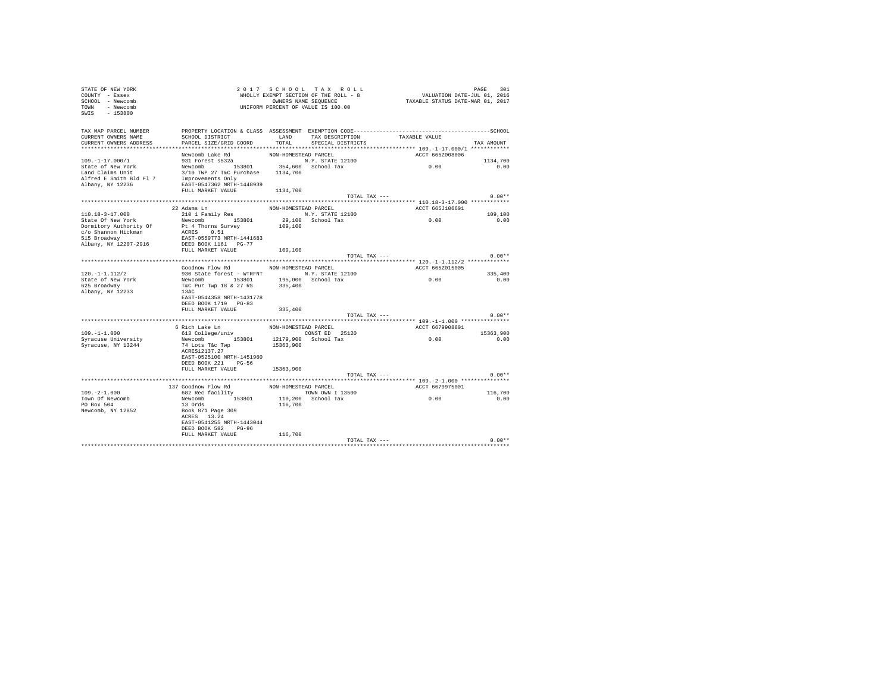STATE OF NEW YORK
COUNTY - Essex
SCHOOL - Newcomb
TOWN - Newcomb
SWIS - 153800

2017 SCHOOL TAX ROLL
WHOLLY EXEMPT SECTION OF THE ROLL - 8
OWNERS NAME SEQUENCE
UNIFORM PERCENT OF VALUE IS 100.00

VALUATION DATE-JUL 01, 2016
TAXABLE STATUS DATE-MAR 01, 2017

| TAX MAP PARCEL NUMBER / CURRENT OWNERS NAME / CURRENT OWNERS ADDRESS | PROPERTY LOCATION & CLASS / SCHOOL DISTRICT / PARCEL SIZE/GRID COORD | ASSESSMENT LAND / TOTAL | EXEMPTION CODE / TAX DESCRIPTION / SPECIAL DISTRICTS | TAXABLE VALUE | TAX AMOUNT |
|---|---|---|---|---|---|
| 109.-1-17.000/1 | Newcomb Lake Rd | NON-HOMESTEAD PARCEL | | ACCT 665Z008006 | |
| | 931 Forest s532a | | N.Y. STATE 12100 | | 1134,700 |
| State of New York | Newcomb 153801 | 354,600 | School Tax | 0.00 | 0.00 |
| Land Claims Unit | 3/10 TWP 27 T&C Purchase | 1134,700 | | | |
| Alfred E Smith Bld Fl 7 | Improvements Only | | | | |
| Albany, NY 12236 | EAST-0547362 NRTH-1448939 | | | | |
| | FULL MARKET VALUE | 1134,700 | | | |
| | | | TOTAL TAX --- | | 0.00** |
| 110.18-3-17.000 | 22 Adams Ln | NON-HOMESTEAD PARCEL | | ACCT 665J106601 | |
| | 210 1 Family Res | | N.Y. STATE 12100 | | 109,100 |
| State Of New York | Newcomb 153801 | 29,100 | School Tax | 0.00 | 0.00 |
| Dormitory Authority Of | Pt 4 Thorns Survey | 109,100 | | | |
| c/o Shannon Hickman | ACRES 0.51 | | | | |
| 515 Broadway | EAST-0559773 NRTH-1441683 | | | | |
| Albany, NY 12207-2916 | DEED BOOK 1161 PG-77 | | | | |
| | FULL MARKET VALUE | 109,100 | | | |
| | | | TOTAL TAX --- | | 0.00** |
| 120.-1-1.112/2 | Goodnow Flow Rd | NON-HOMESTEAD PARCEL | | ACCT 665Z015005 | |
| | 930 State forest - WTRFNT | | N.Y. STATE 12100 | | 335,400 |
| State of New York | Newcomb 153801 | 195,000 | School Tax | 0.00 | 0.00 |
| 625 Broadway | T&C Pur Twp 18 & 27 RS | 335,400 | | | |
| Albany, NY 12233 | 13AC | | | | |
| | EAST-0544358 NRTH-1431778 | | | | |
| | DEED BOOK 1719 PG-83 | | | | |
| | FULL MARKET VALUE | 335,400 | | | |
| | | | TOTAL TAX --- | | 0.00** |
| 109.-1-1.000 | 6 Rich Lake Ln | NON-HOMESTEAD PARCEL | | ACCT 6679908801 | |
| | 613 College/univ | | CONST ED 25120 | | 15363,900 |
| Syracuse University | Newcomb 153801 | 12179,900 | School Tax | 0.00 | 0.00 |
| Syracuse, NY 13244 | 74 Lots T&c Twp | 15363,900 | | | |
| | ACRES12137.27 | | | | |
| | EAST-0525100 NRTH-1451960 | | | | |
| | DEED BOOK 221 PG-56 | | | | |
| | FULL MARKET VALUE | 15363,900 | | | |
| | | | TOTAL TAX --- | | 0.00** |
| 109.-2-1.000 | 137 Goodnow Flow Rd | NON-HOMESTEAD PARCEL | | ACCT 6679975001 | |
| | 682 Rec facility | | TOWN OWN I 13500 | | 116,700 |
| Town Of Newcomb | Newcomb 153801 | 110,200 | School Tax | 0.00 | 0.00 |
| PO Box 504 | 13 Ords | 116,700 | | | |
| Newcomb, NY 12852 | Book 871 Page 309 | | | | |
| | ACRES 13.24 | | | | |
| | EAST-0541255 NRTH-1443044 | | | | |
| | DEED BOOK 582 PG-96 | | | | |
| | FULL MARKET VALUE | 116,700 | | | |
| | | | TOTAL TAX --- | | 0.00** |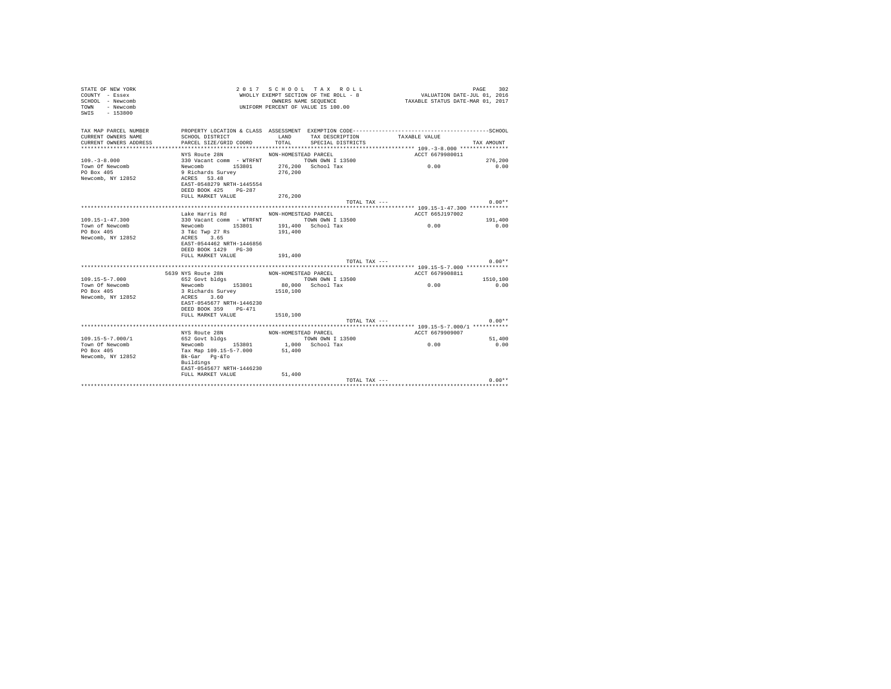STATE OF NEW YORK
COUNTY - Essex
SCHOOL - Newcomb
TOWN - Newcomb
SWIS - 153800

2 0 1 7 S C H O O L T A X R O L L
WHOLLY EXEMPT SECTION OF THE ROLL - 8
OWNERS NAME SEQUENCE
UNIFORM PERCENT OF VALUE IS 100.00

VALUATION DATE-JUL 01, 2016
TAXABLE STATUS DATE-MAR 01, 2017

| TAX MAP PARCEL NUMBER / CURRENT OWNERS NAME / CURRENT OWNERS ADDRESS | PROPERTY LOCATION & CLASS / SCHOOL DISTRICT / PARCEL SIZE/GRID COORD | ASSESSMENT LAND / TOTAL | EXEMPTION CODE / TAX DESCRIPTION / SPECIAL DISTRICTS | TAXABLE VALUE | SCHOOL / TAX AMOUNT |
|---|---|---|---|---|---|
| 109.-3-8.000 | NYS Route 28N | NON-HOMESTEAD PARCEL | | ACCT 6679980011 | |
| Town Of Newcomb | 330 Vacant comm - WTRFNT | | TOWN OWN I 13500 | | 276,200 |
| PO Box 405 | Newcomb 153801 | 276,200 | School Tax | 0.00 | 0.00 |
| Newcomb, NY 12852 | 9 Richards Survey | 276,200 | | | |
| | ACRES 53.48 | | | | |
| | EAST-0548279 NRTH-1445554 | | | | |
| | DEED BOOK 425 PG-287 | | | | |
| | FULL MARKET VALUE | 276,200 | | | |
| | | | TOTAL TAX --- | | 0.00** |
| 109.15-1-47.300 | Lake Harris Rd | NON-HOMESTEAD PARCEL | | ACCT 665J197002 | |
| Town of Newcomb | 330 Vacant comm - WTRFNT | | TOWN OWN I 13500 | | 191,400 |
| PO Box 405 | Newcomb 153801 | 191,400 | School Tax | 0.00 | 0.00 |
| Newcomb, NY 12852 | 3 T&c Twp 27 Rs | 191,400 | | | |
| | ACRES 3.65 | | | | |
| | EAST-0544462 NRTH-1446856 | | | | |
| | DEED BOOK 1429 PG-30 | | | | |
| | FULL MARKET VALUE | 191,400 | | | |
| | | | TOTAL TAX --- | | 0.00** |
| 109.15-5-7.000 | 5639 NYS Route 28N | NON-HOMESTEAD PARCEL | | ACCT 6679908811 | |
| Town Of Newcomb | 652 Govt bldgs | | TOWN OWN I 13500 | | 1510,100 |
| PO Box 405 | Newcomb 153801 | 80,000 | School Tax | 0.00 | 0.00 |
| Newcomb, NY 12852 | 3 Richards Survey | 1510,100 | | | |
| | ACRES 3.60 | | | | |
| | EAST-0545677 NRTH-1446230 | | | | |
| | DEED BOOK 359 PG-471 | | | | |
| | FULL MARKET VALUE | 1510,100 | | | |
| | | | TOTAL TAX --- | | 0.00** |
| 109.15-5-7.000/1 | NYS Route 28N | NON-HOMESTEAD PARCEL | | ACCT 6679909007 | |
| Town Of Newcomb | 652 Govt bldgs | | TOWN OWN I 13500 | | 51,400 |
| PO Box 405 | Newcomb 153801 | 1,000 | School Tax | 0.00 | 0.00 |
| Newcomb, NY 12852 | Tax Map 109.15-5-7.000 | 51,400 | | | |
| | Bk-Gar Pg-&To | | | | |
| | Buildings | | | | |
| | EAST-0545677 NRTH-1446230 | | | | |
| | FULL MARKET VALUE | 51,400 | | | |
| | | | TOTAL TAX --- | | 0.00** |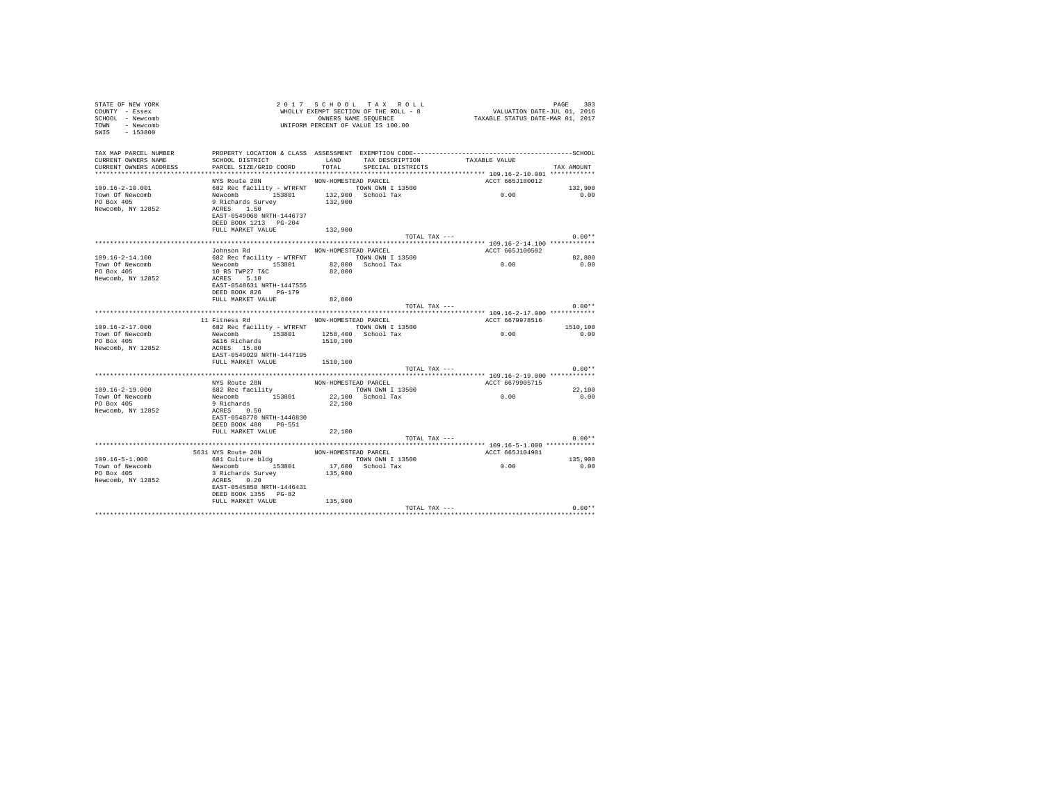STATE OF NEW YORK
COUNTY - Essex
SCHOOL - Newcomb
TOWN - Newcomb
SWIS - 153800

2 0 1 7   S C H O O L   T A X   R O L L
WHOLLY EXEMPT SECTION OF THE ROLL - 8
OWNERS NAME SEQUENCE
UNIFORM PERCENT OF VALUE IS 100.00

VALUATION DATE-JUL 01, 2016
TAXABLE STATUS DATE-MAR 01, 2017

| TAX MAP PARCEL NUMBER / CURRENT OWNERS NAME / CURRENT OWNERS ADDRESS | PROPERTY LOCATION & CLASS / SCHOOL DISTRICT / PARCEL SIZE/GRID COORD | ASSESSMENT LAND / TOTAL | EXEMPTION CODE / TAX DESCRIPTION / SPECIAL DISTRICTS | TAXABLE VALUE | TAX AMOUNT |
|---|---|---|---|---|---|
| **109.16-2-10.001** | NYS Route 28N | NON-HOMESTEAD PARCEL | | ACCT 665J180012 | |
| Town Of Newcomb | 682 Rec facility - WTRFNT | | TOWN OWN I 13500 | | 132,900 |
| PO Box 405 | Newcomb 153801 | 132,900 | School Tax | 0.00 | 0.00 |
| Newcomb, NY 12852 | 9 Richards Survey | 132,900 | | | |
| | ACRES 1.50 | | | | |
| | EAST-0549060 NRTH-1446737 | | | | |
| | DEED BOOK 1213 PG-204 | | | | |
| | FULL MARKET VALUE | 132,900 | | | |
| | | | TOTAL TAX --- | | 0.00** |
| **109.16-2-14.100** | Johnson Rd | NON-HOMESTEAD PARCEL | | ACCT 665J100502 | |
| Town Of Newcomb | 682 Rec facility - WTRFNT | | TOWN OWN I 13500 | | 82,800 |
| PO Box 405 | Newcomb 153801 | 82,800 | School Tax | 0.00 | 0.00 |
| Newcomb, NY 12852 | 10 RS TWP27 T&C | 82,800 | | | |
| | ACRES 5.10 | | | | |
| | EAST-0548631 NRTH-1447555 | | | | |
| | DEED BOOK 826 PG-179 | | | | |
| | FULL MARKET VALUE | 82,800 | | | |
| | | | TOTAL TAX --- | | 0.00** |
| **109.16-2-17.000** | 11 Fitness Rd | NON-HOMESTEAD PARCEL | | ACCT 6679978516 | |
| Town Of Newcomb | 682 Rec facility - WTRFNT | | TOWN OWN I 13500 | | 1510,100 |
| PO Box 405 | Newcomb 153801 | 1258,400 | School Tax | 0.00 | 0.00 |
| Newcomb, NY 12852 | 9&16 Richards | 1510,100 | | | |
| | ACRES 15.80 | | | | |
| | EAST-0549029 NRTH-1447195 | | | | |
| | FULL MARKET VALUE | 1510,100 | | | |
| | | | TOTAL TAX --- | | 0.00** |
| **109.16-2-19.000** | NYS Route 28N | NON-HOMESTEAD PARCEL | | ACCT 6679905715 | |
| Town Of Newcomb | 682 Rec facility | | TOWN OWN I 13500 | | 22,100 |
| PO Box 405 | Newcomb 153801 | 22,100 | School Tax | 0.00 | 0.00 |
| Newcomb, NY 12852 | 9 Richards | 22,100 | | | |
| | ACRES 0.50 | | | | |
| | EAST-0548770 NRTH-1446830 | | | | |
| | DEED BOOK 480 PG-551 | | | | |
| | FULL MARKET VALUE | 22,100 | | | |
| | | | TOTAL TAX --- | | 0.00** |
| **109.16-5-1.000** | 5631 NYS Route 28N | NON-HOMESTEAD PARCEL | | ACCT 665J104901 | |
| Town of Newcomb | 681 Culture bldg | | TOWN OWN I 13500 | | 135,900 |
| PO Box 405 | Newcomb 153801 | 17,600 | School Tax | 0.00 | 0.00 |
| Newcomb, NY 12852 | 3 Richards Survey | 135,900 | | | |
| | ACRES 0.20 | | | | |
| | EAST-0545858 NRTH-1446431 | | | | |
| | DEED BOOK 1355 PG-82 | | | | |
| | FULL MARKET VALUE | 135,900 | | | |
| | | | TOTAL TAX --- | | 0.00** |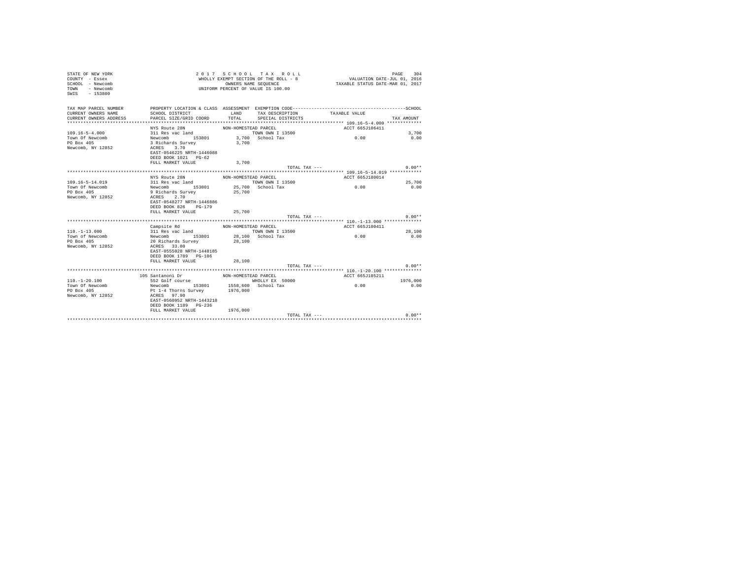STATE OF NEW YORK
COUNTY - Essex
SCHOOL - Newcomb
TOWN - Newcomb
SWIS - 153800

2 0 1 7 S C H O O L T A X R O L L
WHOLLY EXEMPT SECTION OF THE ROLL - 8
OWNERS NAME SEQUENCE
UNIFORM PERCENT OF VALUE IS 100.00

VALUATION DATE-JUL 01, 2016
TAXABLE STATUS DATE-MAR 01, 2017

| TAX MAP PARCEL NUMBER / CURRENT OWNERS NAME / CURRENT OWNERS ADDRESS | PROPERTY LOCATION & CLASS / SCHOOL DISTRICT / PARCEL SIZE/GRID COORD | ASSESSMENT LAND / TOTAL | EXEMPTION CODE / TAX DESCRIPTION / SPECIAL DISTRICTS | TAXABLE VALUE | TAX AMOUNT |
|---|---|---|---|---|---|
| 109.16-5-4.000 | NYS Route 28N | NON-HOMESTEAD PARCEL | | ACCT 665J106411 | |
| Town Of Newcomb | 311 Res vac land | | TOWN OWN I 13500 | | 3,700 |
| PO Box 405 | Newcomb 153801 | 3,700 | School Tax | 0.00 | 0.00 |
| Newcomb, NY 12852 | 3 Richards Survey | 3,700 | | | |
| | ACRES 3.70 | | | | |
| | EAST-0546225 NRTH-1446088 | | | | |
| | DEED BOOK 1021 PG-62 | | | | |
| | FULL MARKET VALUE | 3,700 | | | |
| | | | TOTAL TAX --- | | 0.00** |
| 109.16-5-14.019 | NYS Route 28N | NON-HOMESTEAD PARCEL | | ACCT 665J180014 | |
| Town Of Newcomb | 311 Res vac land | | TOWN OWN I 13500 | | 25,700 |
| PO Box 405 | Newcomb 153801 | 25,700 | School Tax | 0.00 | 0.00 |
| Newcomb, NY 12852 | 9 Richards Survey | 25,700 | | | |
| | ACRES 2.70 | | | | |
| | EAST-0548277 NRTH-1446886 | | | | |
| | DEED BOOK 826 PG-179 | | | | |
| | FULL MARKET VALUE | 25,700 | | | |
| | | | TOTAL TAX --- | | 0.00** |
| 110.-1-13.000 | Campsite Rd | NON-HOMESTEAD PARCEL | | ACCT 665J100411 | |
| Town of Newcomb | 311 Res vac land | | TOWN OWN I 13500 | | 28,100 |
| PO Box 405 | Newcomb 153801 | 28,100 | School Tax | 0.00 | 0.00 |
| Newcomb, NY 12852 | 20 Richards Survey | 28,100 | | | |
| | ACRES 33.80 | | | | |
| | EAST-0555028 NRTH-1448185 | | | | |
| | DEED BOOK 1789 PG-106 | | | | |
| | FULL MARKET VALUE | 28,100 | | | |
| | | | TOTAL TAX --- | | 0.00** |
| 110.-1-20.100 | 105 Santanoni Dr | NON-HOMESTEAD PARCEL | | ACCT 665J105211 | |
| Town Of Newcomb | 552 Golf course | | WHOLLY EX 50000 | | 1976,000 |
| PO Box 405 | Newcomb 153801 | 1558,600 | School Tax | 0.00 | 0.00 |
| Newcomb, NY 12852 | Pt 1-4 Thorns Survey | 1976,000 | | | |
| | ACRES 97.90 | | | | |
| | EAST-0560952 NRTH-1443218 | | | | |
| | DEED BOOK 1189 PG-236 | | | | |
| | FULL MARKET VALUE | 1976,000 | | | |
| | | | TOTAL TAX --- | | 0.00** |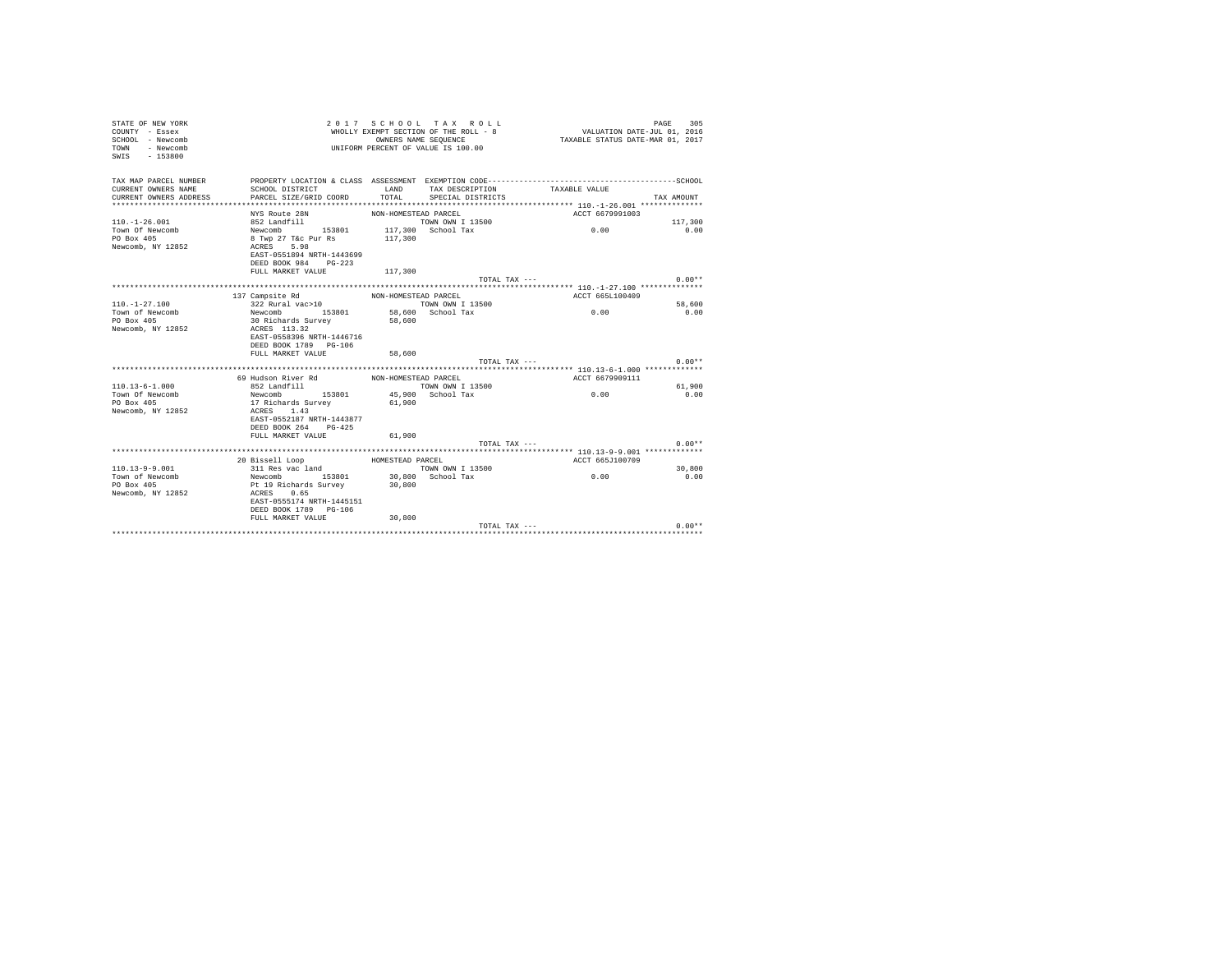```
STATE OF NEW YORK                          2 0 1 7   S C H O O L   T A X   R O L L                                    PAGE   305
COUNTY  - Essex                            WHOLLY EXEMPT SECTION OF THE ROLL - 8                   VALUATION DATE-JUL 01, 2016
SCHOOL  - Newcomb                                   OWNERS NAME SEQUENCE                    TAXABLE STATUS DATE-MAR 01, 2017
TOWN    - Newcomb                          UNIFORM PERCENT OF VALUE IS 100.00
SWIS    - 153800

TAX MAP PARCEL NUMBER     PROPERTY LOCATION & CLASS  ASSESSMENT  EXEMPTION CODE------------------------------------------------SCHOOL
CURRENT OWNERS NAME       SCHOOL DISTRICT             LAND      TAX DESCRIPTION            TAXABLE VALUE
CURRENT OWNERS ADDRESS    PARCEL SIZE/GRID COORD      TOTAL     SPECIAL DISTRICTS                                        TAX AMOUNT
*********************************************************************************************** 110.-1-26.001 **************
                          NYS Route 28N              NON-HOMESTEAD PARCEL                     ACCT 6679991003
110.-1-26.001             852 Landfill                          TOWN OWN I 13500                                          117,300
Town Of Newcomb           Newcomb        153801      117,300   School Tax                       0.00                        0.00
PO Box 405                8 Twp 27 T&c Pur Rs        117,300
Newcomb, NY 12852         ACRES    5.98
                          EAST-0551894 NRTH-1443699
                          DEED BOOK 984    PG-223
                          FULL MARKET VALUE          117,300
                                                                          TOTAL TAX ---                                     0.00**
*********************************************************************************************** 110.-1-27.100 **************
                          137 Campsite Rd            NON-HOMESTEAD PARCEL                     ACCT 665L100409
110.-1-27.100             322 Rural vac>10                      TOWN OWN I 13500                                           58,600
Town of Newcomb           Newcomb        153801       58,600   School Tax                       0.00                        0.00
PO Box 405                30 Richards Survey          58,600
Newcomb, NY 12852         ACRES  113.32
                          EAST-0558396 NRTH-1446716
                          DEED BOOK 1789   PG-106
                          FULL MARKET VALUE           58,600
                                                                          TOTAL TAX ---                                     0.00**
*********************************************************************************************** 110.13-6-1.000 *************
                          69 Hudson River Rd         NON-HOMESTEAD PARCEL                     ACCT 6679909111
110.13-6-1.000            852 Landfill                          TOWN OWN I 13500                                           61,900
Town Of Newcomb           Newcomb        153801       45,900   School Tax                       0.00                        0.00
PO Box 405                17 Richards Survey          61,900
Newcomb, NY 12852         ACRES    1.43
                          EAST-0552187 NRTH-1443877
                          DEED BOOK 264    PG-425
                          FULL MARKET VALUE           61,900
                                                                          TOTAL TAX ---                                     0.00**
*********************************************************************************************** 110.13-9-9.001 *************
                          20 Bissell Loop            HOMESTEAD PARCEL                         ACCT 665J100709
110.13-9-9.001            311 Res vac land                      TOWN OWN I 13500                                           30,800
Town of Newcomb           Newcomb        153801       30,800   School Tax                       0.00                        0.00
PO Box 405                Pt 19 Richards Survey       30,800
Newcomb, NY 12852         ACRES    0.65
                          EAST-0555174 NRTH-1445151
                          DEED BOOK 1789   PG-106
                          FULL MARKET VALUE           30,800
                                                                          TOTAL TAX ---                                     0.00**
******************************************************************************************************************************
```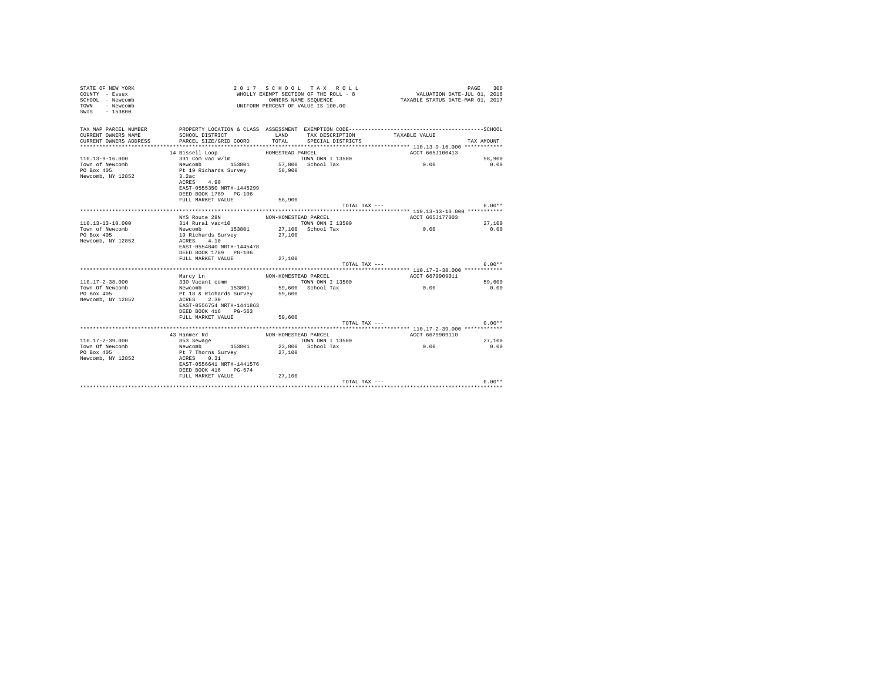STATE OF NEW YORK
COUNTY - Essex
SCHOOL - Newcomb
TOWN - Newcomb
SWIS - 153800

2 0 1 7 S C H O O L T A X R O L L
WHOLLY EXEMPT SECTION OF THE ROLL - 8
OWNERS NAME SEQUENCE
UNIFORM PERCENT OF VALUE IS 100.00

VALUATION DATE-JUL 01, 2016
TAXABLE STATUS DATE-MAR 01, 2017

| TAX MAP PARCEL NUMBER / CURRENT OWNERS NAME / CURRENT OWNERS ADDRESS | PROPERTY LOCATION & CLASS / SCHOOL DISTRICT / PARCEL SIZE/GRID COORD | ASSESSMENT LAND / TOTAL | EXEMPTION CODE / TAX DESCRIPTION / SPECIAL DISTRICTS | TAXABLE VALUE | TAX AMOUNT |
|---|---|---|---|---|---|
| 110.13-9-16.000 | 14 Bissell Loop | HOMESTEAD PARCEL | | ACCT 665J100413 | |
| Town of Newcomb | 331 Com vac w/im | | TOWN OWN I 13500 | | 58,900 |
| PO Box 405 | Newcomb 153801 | 57,800 | School Tax | 0.00 | 0.00 |
| Newcomb, NY 12852 | Pt 19 Richards Survey | 58,900 | | | |
| | 3.2ac | | | | |
| | ACRES 4.90 | | | | |
| | EAST-0555350 NRTH-1445299 | | | | |
| | DEED BOOK 1789 PG-106 | | | | |
| | FULL MARKET VALUE | 58,900 | | | |
| | | | TOTAL TAX --- | | 0.00** |
| 110.13-13-10.000 | NYS Route 28N | NON-HOMESTEAD PARCEL | | ACCT 665J177003 | |
| Town of Newcomb | 314 Rural vac<10 | | TOWN OWN I 13500 | | 27,100 |
| PO Box 405 | Newcomb 153801 | 27,100 | School Tax | 0.00 | 0.00 |
| Newcomb, NY 12852 | 19 Richards Survey | 27,100 | | | |
| | ACRES 4.10 | | | | |
| | EAST-0554840 NRTH-1445478 | | | | |
| | DEED BOOK 1789 PG-106 | | | | |
| | FULL MARKET VALUE | 27,100 | | | |
| | | | TOTAL TAX --- | | 0.00** |
| 110.17-2-38.000 | Marcy Ln | NON-HOMESTEAD PARCEL | | ACCT 6679909011 | |
| Town Of Newcomb | 330 Vacant comm | | TOWN OWN I 13500 | | 59,600 |
| PO Box 405 | Newcomb 153801 | 59,600 | School Tax | 0.00 | 0.00 |
| Newcomb, NY 12852 | Pt 18 & Richards Survey | 59,600 | | | |
| | ACRES 2.30 | | | | |
| | EAST-0556754 NRTH-1441863 | | | | |
| | DEED BOOK 416 PG-563 | | | | |
| | FULL MARKET VALUE | 59,600 | | | |
| | | | TOTAL TAX --- | | 0.00** |
| 110.17-2-39.000 | 43 Hanmer Rd | NON-HOMESTEAD PARCEL | | ACCT 6679909110 | |
| Town Of Newcomb | 853 Sewage | | TOWN OWN I 13500 | | 27,100 |
| PO Box 405 | Newcomb 153801 | 23,800 | School Tax | 0.00 | 0.00 |
| Newcomb, NY 12852 | Pt 7 Thorns Survey | 27,100 | | | |
| | ACRES 0.31 | | | | |
| | EAST-0556641 NRTH-1441576 | | | | |
| | DEED BOOK 416 PG-574 | | | | |
| | FULL MARKET VALUE | 27,100 | | | |
| | | | TOTAL TAX --- | | 0.00** |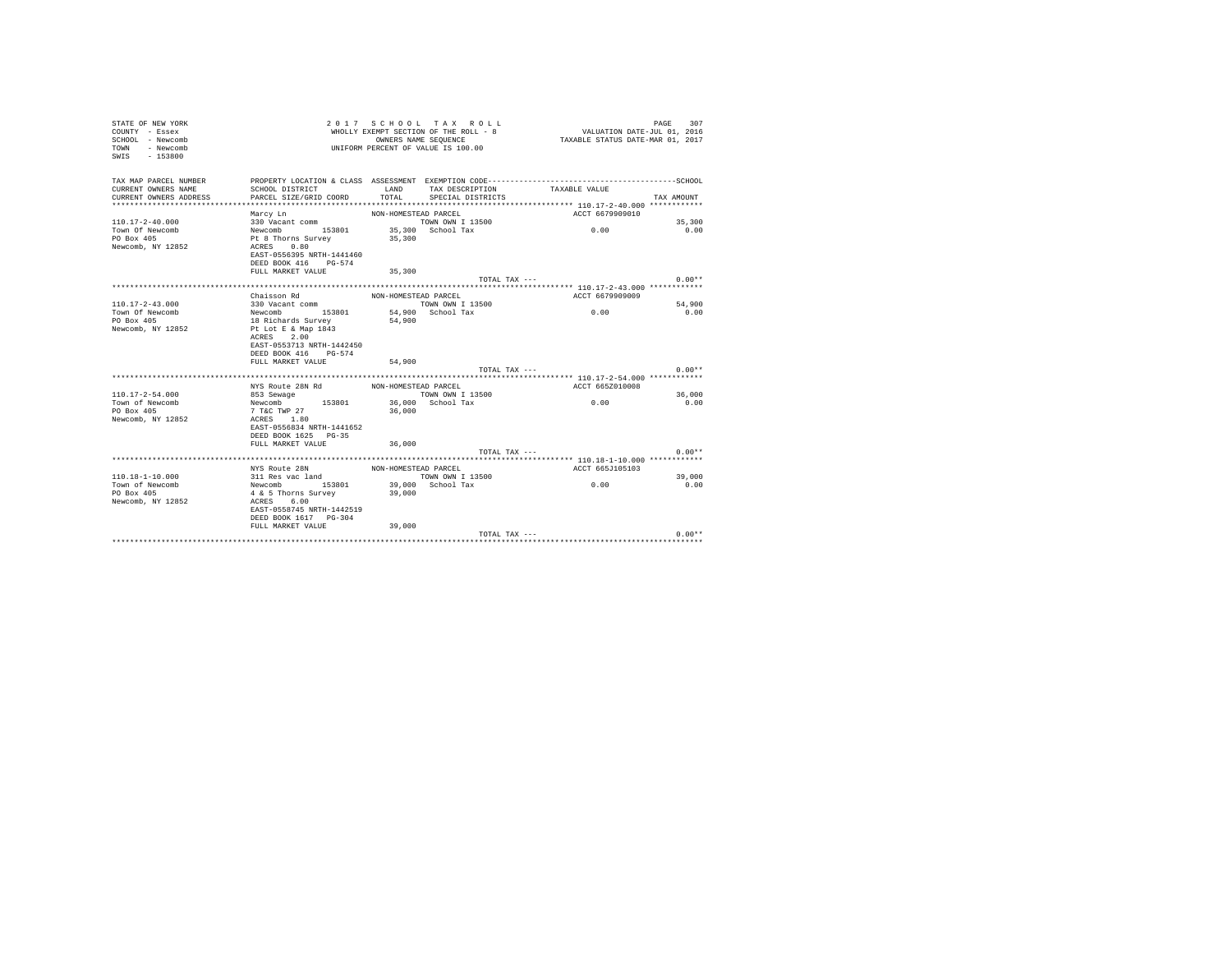STATE OF NEW YORK
COUNTY - Essex
SCHOOL - Newcomb
TOWN - Newcomb
SWIS - 153800

2 0 1 7 S C H O O L T A X R O L L
WHOLLY EXEMPT SECTION OF THE ROLL - 8
OWNERS NAME SEQUENCE
UNIFORM PERCENT OF VALUE IS 100.00

VALUATION DATE-JUL 01, 2016
TAXABLE STATUS DATE-MAR 01, 2017

| TAX MAP PARCEL NUMBER / CURRENT OWNERS NAME / CURRENT OWNERS ADDRESS | PROPERTY LOCATION & CLASS / SCHOOL DISTRICT / PARCEL SIZE/GRID COORD | ASSESSMENT LAND / TOTAL | EXEMPTION CODE / TAX DESCRIPTION / SPECIAL DISTRICTS | TAXABLE VALUE | SCHOOL TAX AMOUNT |
|---|---|---|---|---|---|
| **110.17-2-40.000** | Marcy Ln | NON-HOMESTEAD PARCEL | | ACCT 6679909010 | |
| 110.17-2-40.000 | 330 Vacant comm | | TOWN OWN I 13500 | | 35,300 |
| Town Of Newcomb | Newcomb 153801 | 35,300 | School Tax | 0.00 | 0.00 |
| PO Box 405 | Pt 8 Thorns Survey | 35,300 | | | |
| Newcomb, NY 12852 | ACRES 0.80 | | | | |
| | EAST-0556395 NRTH-1441460 | | | | |
| | DEED BOOK 416 PG-574 | | | | |
| | FULL MARKET VALUE | 35,300 | | | |
| | | | TOTAL TAX --- | | 0.00** |
| **110.17-2-43.000** | Chaisson Rd | NON-HOMESTEAD PARCEL | | ACCT 6679909009 | |
| 110.17-2-43.000 | 330 Vacant comm | | TOWN OWN I 13500 | | 54,900 |
| Town Of Newcomb | Newcomb 153801 | 54,900 | School Tax | 0.00 | 0.00 |
| PO Box 405 | 18 Richards Survey | 54,900 | | | |
| Newcomb, NY 12852 | Pt Lot E & Map 1843 | | | | |
| | ACRES 2.00 | | | | |
| | EAST-0553713 NRTH-1442450 | | | | |
| | DEED BOOK 416 PG-574 | | | | |
| | FULL MARKET VALUE | 54,900 | | | |
| | | | TOTAL TAX --- | | 0.00** |
| **110.17-2-54.000** | NYS Route 28N Rd | NON-HOMESTEAD PARCEL | | ACCT 665Z010008 | |
| 110.17-2-54.000 | 853 Sewage | | TOWN OWN I 13500 | | 36,000 |
| Town of Newcomb | Newcomb 153801 | 36,000 | School Tax | 0.00 | 0.00 |
| PO Box 405 | 7 T&C TWP 27 | 36,000 | | | |
| Newcomb, NY 12852 | ACRES 1.80 | | | | |
| | EAST-0556834 NRTH-1441652 | | | | |
| | DEED BOOK 1625 PG-35 | | | | |
| | FULL MARKET VALUE | 36,000 | | | |
| | | | TOTAL TAX --- | | 0.00** |
| **110.18-1-10.000** | NYS Route 28N | NON-HOMESTEAD PARCEL | | ACCT 665J105103 | |
| 110.18-1-10.000 | 311 Res vac land | | TOWN OWN I 13500 | | 39,000 |
| Town of Newcomb | Newcomb 153801 | 39,000 | School Tax | 0.00 | 0.00 |
| PO Box 405 | 4 & 5 Thorns Survey | 39,000 | | | |
| Newcomb, NY 12852 | ACRES 6.00 | | | | |
| | EAST-0558745 NRTH-1442519 | | | | |
| | DEED BOOK 1617 PG-304 | | | | |
| | FULL MARKET VALUE | 39,000 | | | |
| | | | TOTAL TAX --- | | 0.00** |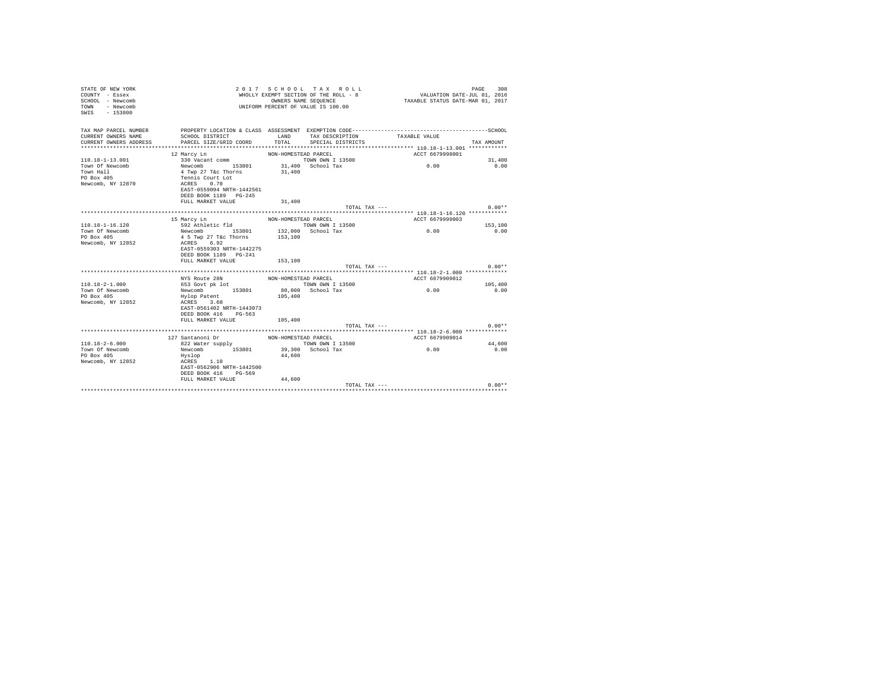STATE OF NEW YORK
COUNTY - Essex
SCHOOL - Newcomb
TOWN - Newcomb
SWIS - 153800

2017 SCHOOL TAX ROLL
WHOLLY EXEMPT SECTION OF THE ROLL - 8
OWNERS NAME SEQUENCE
UNIFORM PERCENT OF VALUE IS 100.00

VALUATION DATE-JUL 01, 2016
TAXABLE STATUS DATE-MAR 01, 2017

| TAX MAP PARCEL NUMBER / CURRENT OWNERS NAME / CURRENT OWNERS ADDRESS | PROPERTY LOCATION & CLASS / SCHOOL DISTRICT / PARCEL SIZE/GRID COORD | ASSESSMENT LAND / TOTAL | EXEMPTION CODE / TAX DESCRIPTION / SPECIAL DISTRICTS | TAXABLE VALUE | SCHOOL / TAX AMOUNT |
|---|---|---|---|---|---|
| **110.18-1-13.001** | 12 Marcy Ln | NON-HOMESTEAD PARCEL | | ACCT 6679998001 | |
| 110.18-1-13.001 | 330 Vacant comm | | TOWN OWN I 13500 | | 31,400 |
| Town Of Newcomb | Newcomb 153801 | 31,400 | School Tax | 0.00 | 0.00 |
| Town Hall | 4 Twp 27 T&c Thorns | 31,400 | | | |
| PO Box 405 | Tennis Court Lot | | | | |
| Newcomb, NY 12870 | ACRES 0.70 | | | | |
| | EAST-0559094 NRTH-1442561 | | | | |
| | DEED BOOK 1189 PG-245 | | | | |
| | FULL MARKET VALUE | 31,400 | | | |
| | | | TOTAL TAX --- | | 0.00** |
| **110.18-1-16.120** | 15 Marcy Ln | NON-HOMESTEAD PARCEL | | ACCT 6679999003 | |
| 110.18-1-16.120 | 592 Athletic fld | | TOWN OWN I 13500 | | 153,100 |
| Town Of Newcomb | Newcomb 153801 | 132,000 | School Tax | 0.00 | 0.00 |
| PO Box 405 | 4 5 Twp 27 T&c Thorns | 153,100 | | | |
| Newcomb, NY 12852 | ACRES 6.92 | | | | |
| | EAST-0559303 NRTH-1442275 | | | | |
| | DEED BOOK 1189 PG-241 | | | | |
| | FULL MARKET VALUE | 153,100 | | | |
| | | | TOTAL TAX --- | | 0.00** |
| **110.18-2-1.000** | NYS Route 28N | NON-HOMESTEAD PARCEL | | ACCT 6679909012 | |
| 110.18-2-1.000 | 653 Govt pk lot | | TOWN OWN I 13500 | | 105,400 |
| Town Of Newcomb | Newcomb 153801 | 80,000 | School Tax | 0.00 | 0.00 |
| PO Box 405 | Hylop Patent | 105,400 | | | |
| Newcomb, NY 12852 | ACRES 3.60 | | | | |
| | EAST-0561402 NRTH-1443073 | | | | |
| | DEED BOOK 416 PG-563 | | | | |
| | FULL MARKET VALUE | 105,400 | | | |
| | | | TOTAL TAX --- | | 0.00** |
| **110.18-2-6.000** | 127 Santanoni Dr | NON-HOMESTEAD PARCEL | | ACCT 6679909014 | |
| 110.18-2-6.000 | 822 Water supply | | TOWN OWN I 13500 | | 44,600 |
| Town Of Newcomb | Newcomb 153801 | 39,300 | School Tax | 0.00 | 0.00 |
| PO Box 405 | Hyslop | 44,600 | | | |
| Newcomb, NY 12852 | ACRES 1.10 | | | | |
| | EAST-0562906 NRTH-1442500 | | | | |
| | DEED BOOK 416 PG-569 | | | | |
| | FULL MARKET VALUE | 44,600 | | | |
| | | | TOTAL TAX --- | | 0.00** |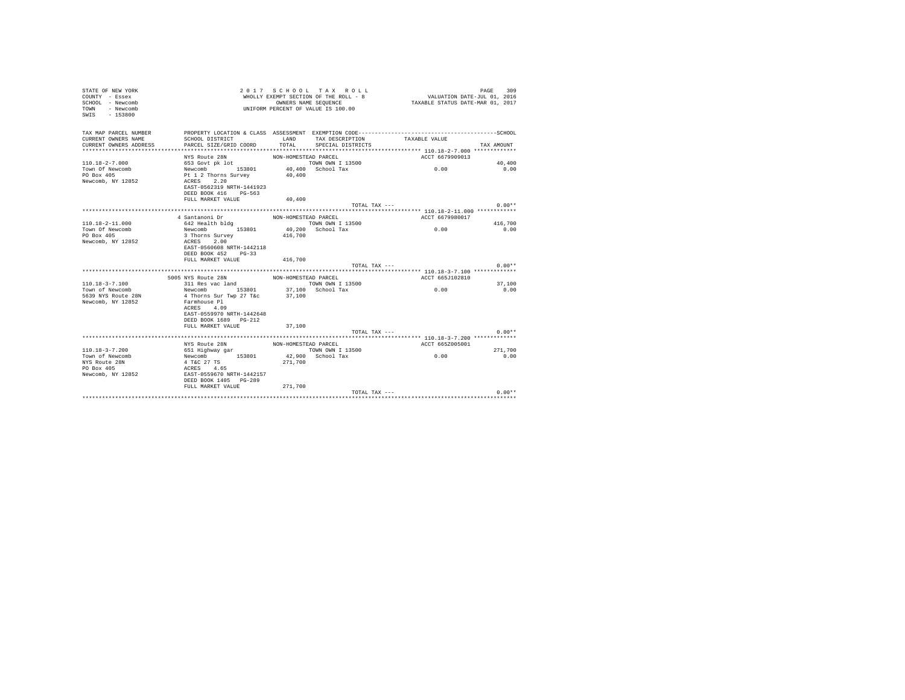STATE OF NEW YORK
COUNTY - Essex
SCHOOL - Newcomb
TOWN - Newcomb
SWIS - 153800

2017 SCHOOL TAX ROLL
WHOLLY EXEMPT SECTION OF THE ROLL - 8
OWNERS NAME SEQUENCE
UNIFORM PERCENT OF VALUE IS 100.00

VALUATION DATE-JUL 01, 2016
TAXABLE STATUS DATE-MAR 01, 2017

| TAX MAP PARCEL NUMBER / CURRENT OWNERS NAME / CURRENT OWNERS ADDRESS | PROPERTY LOCATION & CLASS / SCHOOL DISTRICT / PARCEL SIZE/GRID COORD | ASSESSMENT LAND / TOTAL | EXEMPTION CODE / TAX DESCRIPTION / SPECIAL DISTRICTS | TAXABLE VALUE | SCHOOL TAX AMOUNT |
|---|---|---|---|---|---|
| **110.18-2-7.000** | NYS Route 28N | NON-HOMESTEAD PARCEL | | ACCT 6679909013 | |
| 110.18-2-7.000 | 653 Govt pk lot | | TOWN OWN I 13500 | | 40,400 |
| Town Of Newcomb | Newcomb 153801 | 40,400 | School Tax | 0.00 | 0.00 |
| PO Box 405 | Pt 1 2 Thorns Survey | 40,400 | | | |
| Newcomb, NY 12852 | ACRES 2.20 | | | | |
| | EAST-0562319 NRTH-1441923 | | | | |
| | DEED BOOK 416 PG-563 | | | | |
| | FULL MARKET VALUE | 40,400 | | | |
| | | | TOTAL TAX --- | | 0.00** |
| **110.18-2-11.000** | 4 Santanoni Dr | NON-HOMESTEAD PARCEL | | ACCT 6679980017 | |
| 110.18-2-11.000 | 642 Health bldg | | TOWN OWN I 13500 | | 416,700 |
| Town Of Newcomb | Newcomb 153801 | 40,200 | School Tax | 0.00 | 0.00 |
| PO Box 405 | 3 Thorns Survey | 416,700 | | | |
| Newcomb, NY 12852 | ACRES 2.00 | | | | |
| | EAST-0560608 NRTH-1442118 | | | | |
| | DEED BOOK 452 PG-33 | | | | |
| | FULL MARKET VALUE | 416,700 | | | |
| | | | TOTAL TAX --- | | 0.00** |
| **110.18-3-7.100** | 5005 NYS Route 28N | NON-HOMESTEAD PARCEL | | ACCT 665J102810 | |
| 110.18-3-7.100 | 311 Res vac land | | TOWN OWN I 13500 | | 37,100 |
| Town of Newcomb | Newcomb 153801 | 37,100 | School Tax | 0.00 | 0.00 |
| 5639 NYS Route 28N | 4 Thorns Sur Twp 27 T&c | 37,100 | | | |
| Newcomb, NY 12852 | Farmhouse Pl | | | | |
| | ACRES 4.09 | | | | |
| | EAST-0559970 NRTH-1442648 | | | | |
| | DEED BOOK 1689 PG-212 | | | | |
| | FULL MARKET VALUE | 37,100 | | | |
| | | | TOTAL TAX --- | | 0.00** |
| **110.18-3-7.200** | NYS Route 28N | NON-HOMESTEAD PARCEL | | ACCT 665Z005001 | |
| 110.18-3-7.200 | 651 Highway gar | | TOWN OWN I 13500 | | 271,700 |
| Town of Newcomb | Newcomb 153801 | 42,900 | School Tax | 0.00 | 0.00 |
| NYS Route 28N | 4 T&C 27 TS | 271,700 | | | |
| PO Box 405 | ACRES 4.65 | | | | |
| Newcomb, NY 12852 | EAST-0559670 NRTH-1442157 | | | | |
| | DEED BOOK 1405 PG-289 | | | | |
| | FULL MARKET VALUE | 271,700 | | | |
| | | | TOTAL TAX --- | | 0.00** |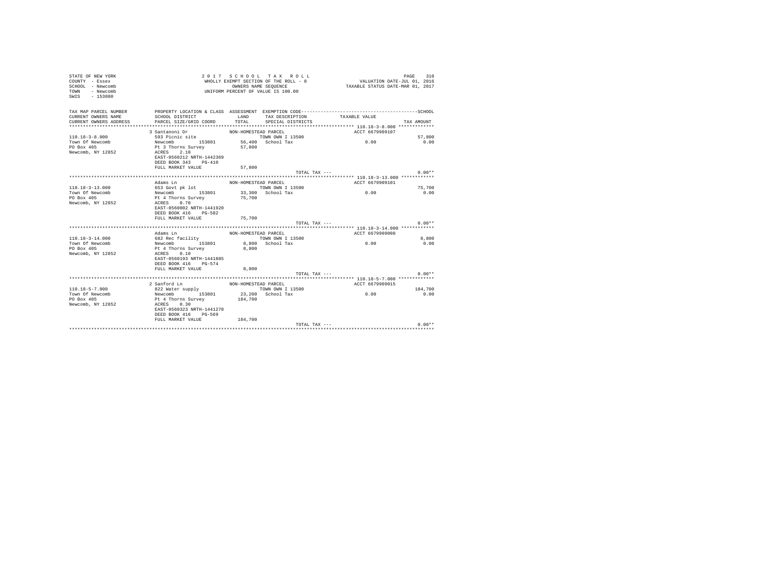STATE OF NEW YORK
COUNTY - Essex
SCHOOL - Newcomb
TOWN - Newcomb
SWIS - 153800

2 0 1 7 S C H O O L T A X R O L L
WHOLLY EXEMPT SECTION OF THE ROLL - 8
OWNERS NAME SEQUENCE
UNIFORM PERCENT OF VALUE IS 100.00

VALUATION DATE-JUL 01, 2016
TAXABLE STATUS DATE-MAR 01, 2017

| TAX MAP PARCEL NUMBER / CURRENT OWNERS NAME / CURRENT OWNERS ADDRESS | PROPERTY LOCATION & CLASS / SCHOOL DISTRICT / PARCEL SIZE/GRID COORD | ASSESSMENT LAND / TOTAL | EXEMPTION CODE / TAX DESCRIPTION / SPECIAL DISTRICTS | TAXABLE VALUE | SCHOOL / TAX AMOUNT |
|---|---|---|---|---|---|
| **110.18-3-8.000** | 3 Santanoni Dr | NON-HOMESTEAD PARCEL | | ACCT 6679909107 | |
| 110.18-3-8.000 | 593 Picnic site | | TOWN OWN I 13500 | | 57,800 |
| Town Of Newcomb | Newcomb 153801 | 56,400 | School Tax | 0.00 | 0.00 |
| PO Box 405 | Pt 3 Thorns Survey | 57,800 | | | |
| Newcomb, NY 12852 | ACRES 2.10 | | | | |
| | EAST-0560212 NRTH-1442369 | | | | |
| | DEED BOOK 343 PG-410 | | | | |
| | FULL MARKET VALUE | 57,800 | | | |
| | | | TOTAL TAX --- | | 0.00** |
| **110.18-3-13.000** | Adams Ln | NON-HOMESTEAD PARCEL | | ACCT 6679909101 | |
| 110.18-3-13.000 | 653 Govt pk lot | | TOWN OWN I 13500 | | 75,700 |
| Town Of Newcomb | Newcomb 153801 | 33,300 | School Tax | 0.00 | 0.00 |
| PO Box 405 | Pt 4 Thorns Survey | 75,700 | | | |
| Newcomb, NY 12852 | ACRES 0.70 | | | | |
| | EAST-0560002 NRTH-1441920 | | | | |
| | DEED BOOK 416 PG-582 | | | | |
| | FULL MARKET VALUE | 75,700 | | | |
| | | | TOTAL TAX --- | | 0.00** |
| **110.18-3-14.000** | Adams Ln | NON-HOMESTEAD PARCEL | | ACCT 6679909008 | |
| 110.18-3-14.000 | 682 Rec facility | | TOWN OWN I 13500 | | 8,800 |
| Town Of Newcomb | Newcomb 153801 | 8,800 | School Tax | 0.00 | 0.00 |
| PO Box 405 | Pt 4 Thorns Survey | 8,800 | | | |
| Newcomb, NY 12852 | ACRES 0.10 | | | | |
| | EAST-0560193 NRTH-1441885 | | | | |
| | DEED BOOK 416 PG-574 | | | | |
| | FULL MARKET VALUE | 8,800 | | | |
| | | | TOTAL TAX --- | | 0.00** |
| **110.18-5-7.000** | 2 Sanford Ln | NON-HOMESTEAD PARCEL | | ACCT 6679909015 | |
| 110.18-5-7.000 | 822 Water supply | | TOWN OWN I 13500 | | 184,700 |
| Town Of Newcomb | Newcomb 153801 | 23,200 | School Tax | 0.00 | 0.00 |
| PO Box 405 | Pt 4 Thorns Survey | 184,700 | | | |
| Newcomb, NY 12852 | ACRES 0.30 | | | | |
| | EAST-0560323 NRTH-1441270 | | | | |
| | DEED BOOK 416 PG-569 | | | | |
| | FULL MARKET VALUE | 184,700 | | | |
| | | | TOTAL TAX --- | | 0.00** |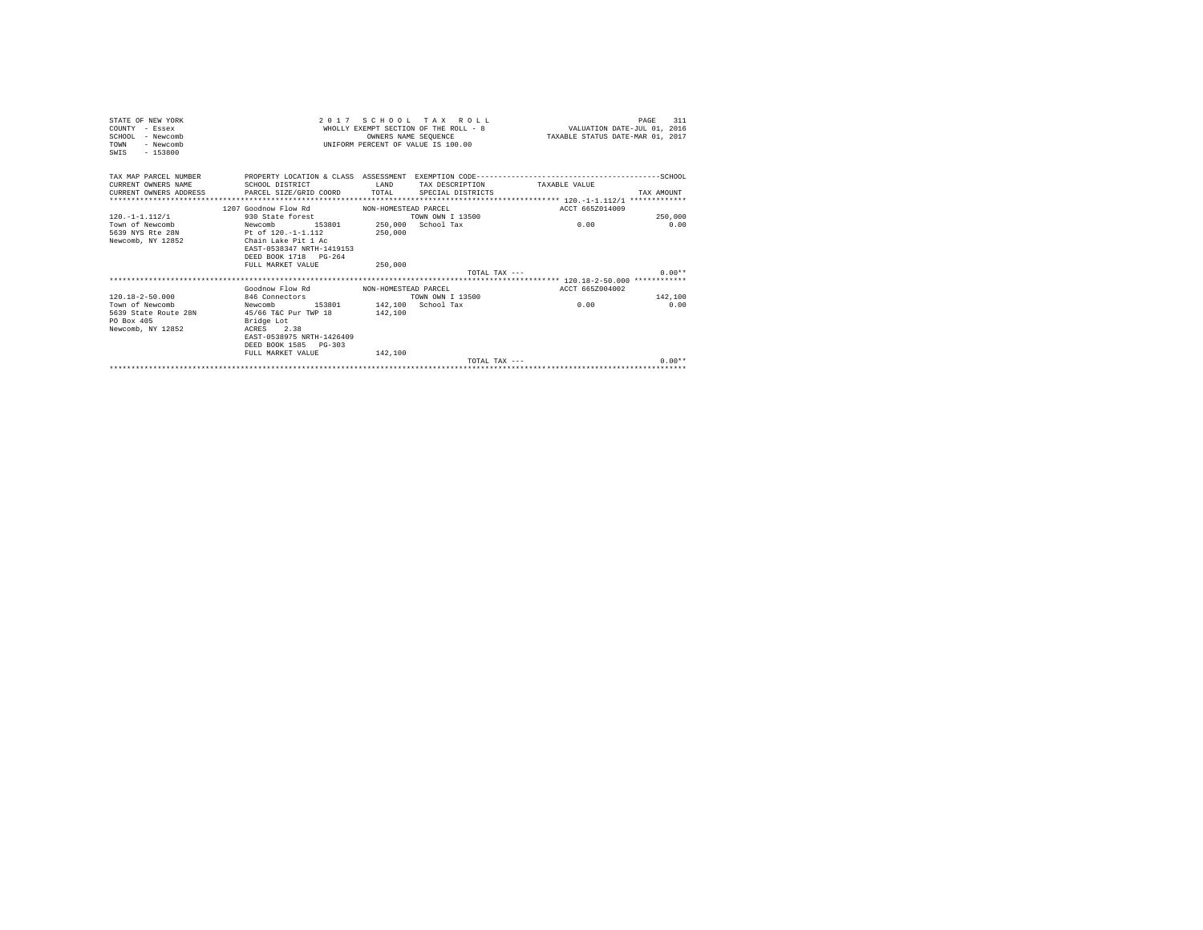STATE OF NEW YORK
COUNTY - Essex
SCHOOL - Newcomb
TOWN - Newcomb
SWIS - 153800

2 0 1 7 S C H O O L T A X R O L L
WHOLLY EXEMPT SECTION OF THE ROLL - 8
OWNERS NAME SEQUENCE
UNIFORM PERCENT OF VALUE IS 100.00

VALUATION DATE-JUL 01, 2016
TAXABLE STATUS DATE-MAR 01, 2017

| TAX MAP PARCEL NUMBER / CURRENT OWNERS NAME / CURRENT OWNERS ADDRESS | PROPERTY LOCATION & CLASS / SCHOOL DISTRICT / PARCEL SIZE/GRID COORD | ASSESSMENT LAND / TOTAL | EXEMPTION CODE / TAX DESCRIPTION / SPECIAL DISTRICTS | TAXABLE VALUE | SCHOOL / TAX AMOUNT |
|---|---|---|---|---|---|
| | 1207 Goodnow Flow Rd | NON-HOMESTEAD PARCEL | | ACCT 665Z014009 | |
| 120.-1-1.112/1 | 930 State forest | | TOWN OWN I 13500 | | 250,000 |
| Town of Newcomb | Newcomb 153801 | 250,000 | School Tax | 0.00 | 0.00 |
| 5639 NYS Rte 28N | Pt of 120.-1-1.112 | 250,000 | | | |
| Newcomb, NY 12852 | Chain Lake Pit 1 Ac | | | | |
| | EAST-0538347 NRTH-1419153 | | | | |
| | DEED BOOK 1718 PG-264 | | | | |
| | FULL MARKET VALUE | 250,000 | | | |
| | | | TOTAL TAX --- | | 0.00** |
| | Goodnow Flow Rd | NON-HOMESTEAD PARCEL | | ACCT 665Z004002 | |
| 120.18-2-50.000 | 846 Connectors | | TOWN OWN I 13500 | | 142,100 |
| Town of Newcomb | Newcomb 153801 | 142,100 | School Tax | 0.00 | 0.00 |
| 5639 State Route 28N | 45/66 T&C Pur TWP 18 | 142,100 | | | |
| PO Box 405 | Bridge Lot | | | | |
| Newcomb, NY 12852 | ACRES 2.38 | | | | |
| | EAST-0538975 NRTH-1426409 | | | | |
| | DEED BOOK 1585 PG-303 | | | | |
| | FULL MARKET VALUE | 142,100 | | | |
| | | | TOTAL TAX --- | | 0.00** |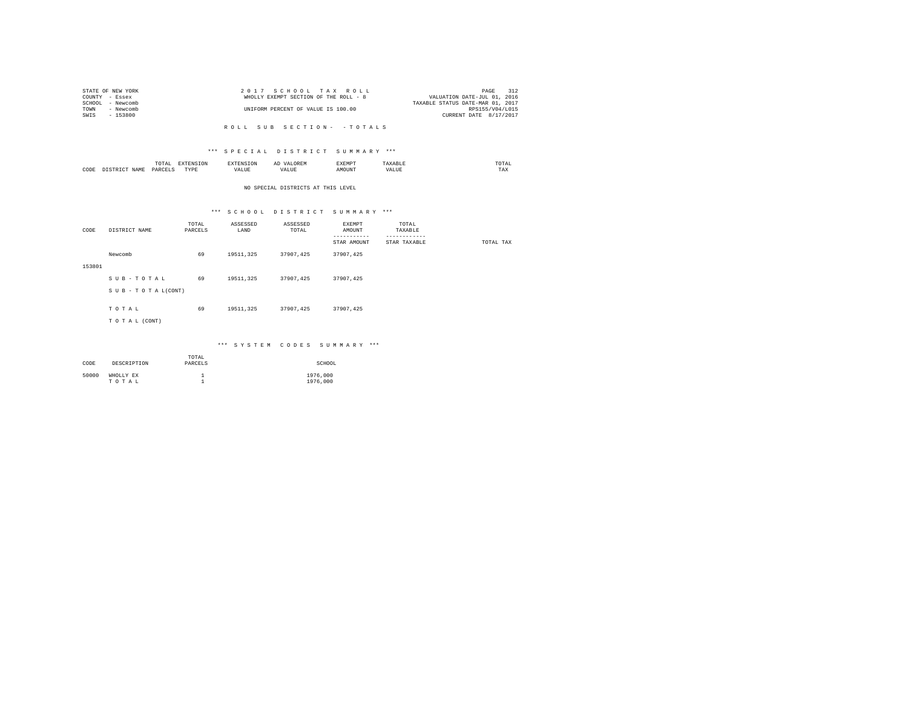STATE OF NEW YORK
COUNTY - Essex
SCHOOL - Newcomb
TOWN - Newcomb
SWIS - 153800

2 0 1 7 S C H O O L T A X R O L L
WHOLLY EXEMPT SECTION OF THE ROLL - 8
UNIFORM PERCENT OF VALUE IS 100.00

VALUATION DATE-JUL 01, 2016
TAXABLE STATUS DATE-MAR 01, 2017
RPS155/V04/L015
CURRENT DATE 8/17/2017

R O L L S U B S E C T I O N - - T O T A L S

*** S P E C I A L D I S T R I C T S U M M A R Y ***

| CODE | DISTRICT NAME | TOTAL PARCELS | EXTENSION TYPE | EXTENSION VALUE | AD VALOREM VALUE | EXEMPT AMOUNT | TAXABLE VALUE | TOTAL TAX |
|---|---|---|---|---|---|---|---|---|

NO SPECIAL DISTRICTS AT THIS LEVEL

*** S C H O O L D I S T R I C T S U M M A R Y ***

| CODE | DISTRICT NAME | TOTAL PARCELS | ASSESSED LAND | ASSESSED TOTAL | EXEMPT AMOUNT / STAR AMOUNT | TOTAL TAXABLE / STAR TAXABLE | TOTAL TAX |
|---|---|---|---|---|---|---|---|
| | Newcomb | 69 | 19511,325 | 37907,425 | 37907,425 | | |
| 153801 | | | | | | | |
| | S U B - T O T A L | 69 | 19511,325 | 37907,425 | 37907,425 | | |
| | S U B - T O T A L(CONT) | | | | | | |
| | T O T A L | 69 | 19511,325 | 37907,425 | 37907,425 | | |
| | T O T A L (CONT) | | | | | | |

*** S Y S T E M C O D E S S U M M A R Y ***

| CODE | DESCRIPTION | TOTAL PARCELS | SCHOOL |
|---|---|---|---|
| 50000 | WHOLLY EX | 1 | 1976,000 |
| | T O T A L | 1 | 1976,000 |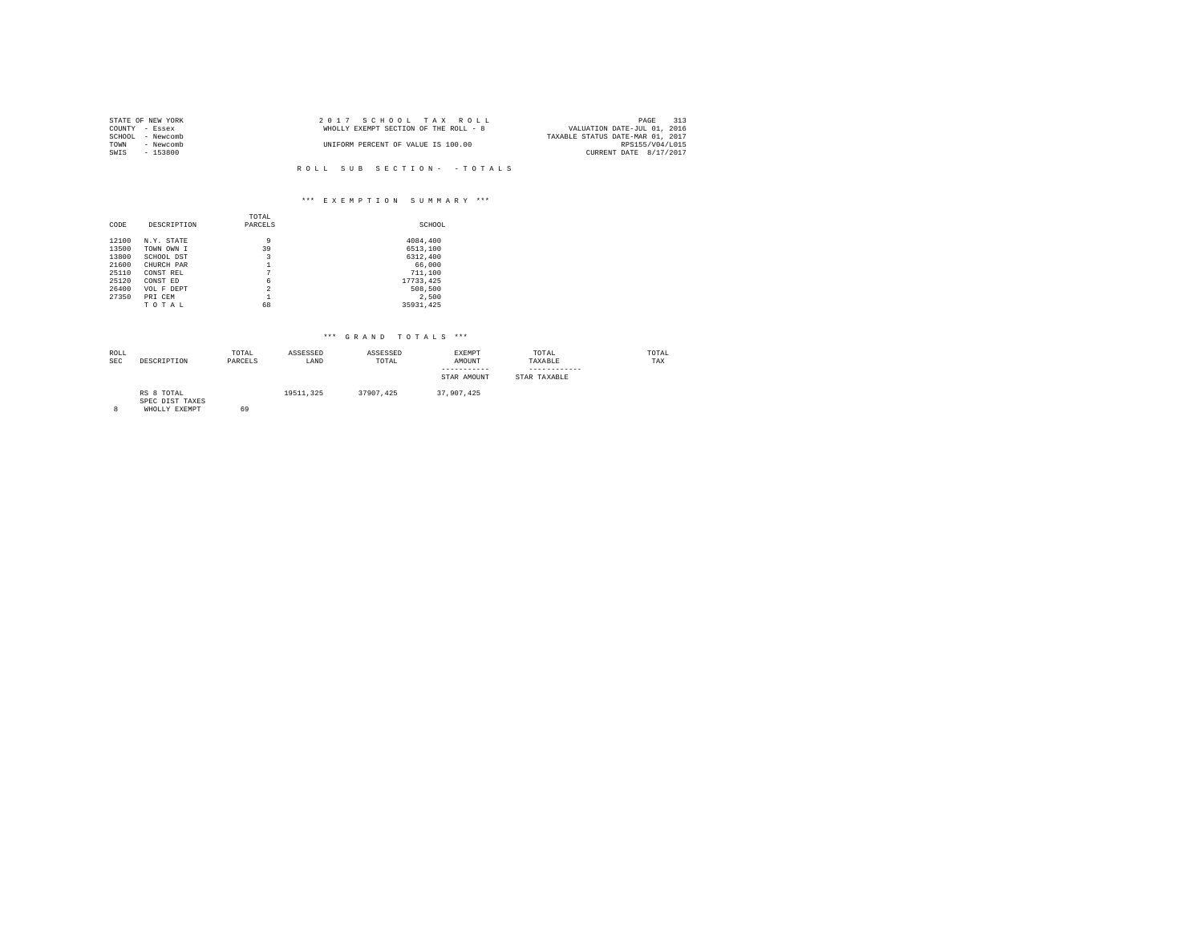STATE OF NEW YORK
COUNTY - Essex
SCHOOL - Newcomb
TOWN - Newcomb
SWIS - 153800

2 0 1 7 S C H O O L T A X R O L L
WHOLLY EXEMPT SECTION OF THE ROLL - 8

UNIFORM PERCENT OF VALUE IS 100.00

VALUATION DATE-JUL 01, 2016
TAXABLE STATUS DATE-MAR 01, 2017
RPS155/V04/L015
CURRENT DATE 8/17/2017

R O L L S U B S E C T I O N - - T O T A L S

\*\*\* E X E M P T I O N S U M M A R Y \*\*\*

| CODE | DESCRIPTION | TOTAL PARCELS | SCHOOL |
|---|---|---|---|
| 12100 | N.Y. STATE | 9 | 4084,400 |
| 13500 | TOWN OWN I | 39 | 6513,100 |
| 13800 | SCHOOL DST | 3 | 6312,400 |
| 21600 | CHURCH PAR | 1 | 66,000 |
| 25110 | CONST REL | 7 | 711,100 |
| 25120 | CONST ED | 6 | 17733,425 |
| 26400 | VOL F DEPT | 2 | 508,500 |
| 27350 | PRI CEM | 1 | 2,500 |
| | T O T A L | 68 | 35931,425 |

\*\*\* G R A N D T O T A L S \*\*\*

| ROLL SEC | DESCRIPTION | TOTAL PARCELS | ASSESSED LAND | ASSESSED TOTAL | EXEMPT AMOUNT / STAR AMOUNT | TOTAL TAXABLE / STAR TAXABLE | TOTAL TAX |
|---|---|---|---|---|---|---|---|
| | RS 8 TOTAL | | 19511,325 | 37907,425 | 37,907,425 | | |
| | SPEC DIST TAXES | | | | | | |
| 8 | WHOLLY EXEMPT | 69 | | | | | |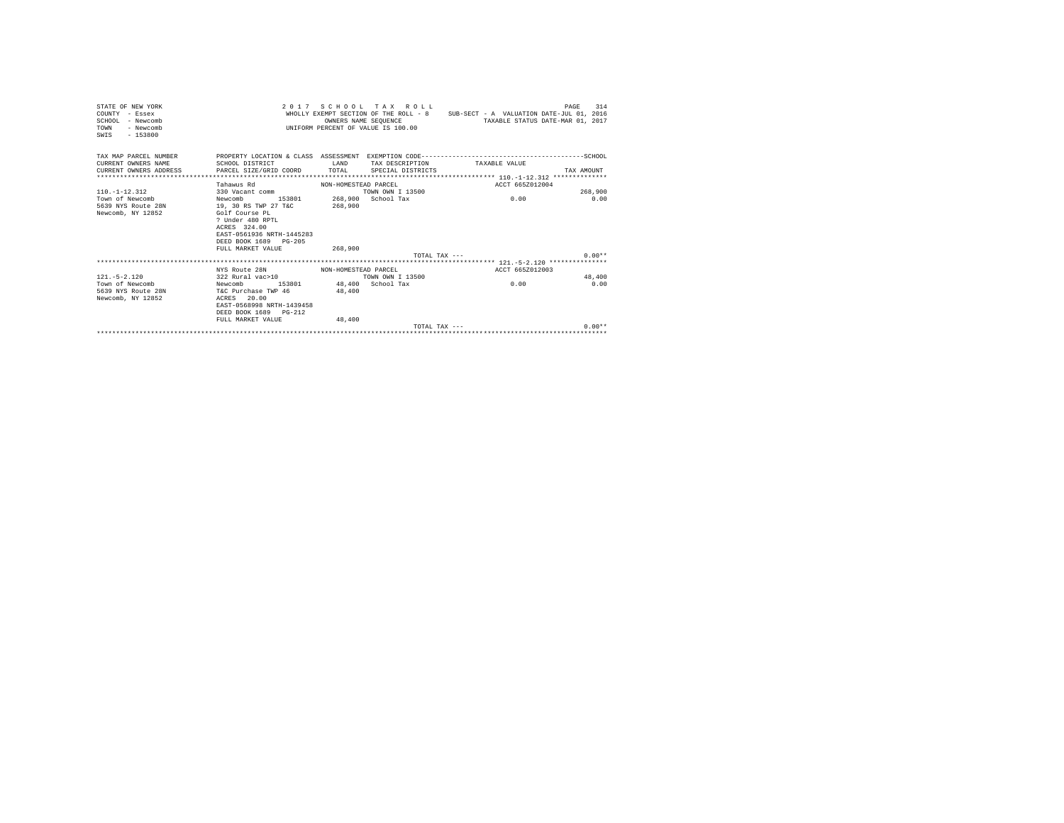STATE OF NEW YORK
COUNTY - Essex
SCHOOL - Newcomb
TOWN - Newcomb
SWIS - 153800

2017 SCHOOL TAX ROLL
WHOLLY EXEMPT SECTION OF THE ROLL - 8
OWNERS NAME SEQUENCE
UNIFORM PERCENT OF VALUE IS 100.00

SUB-SECT - A VALUATION DATE-JUL 01, 2016
TAXABLE STATUS DATE-MAR 01, 2017

| TAX MAP PARCEL NUMBER / CURRENT OWNERS NAME / CURRENT OWNERS ADDRESS | PROPERTY LOCATION & CLASS / SCHOOL DISTRICT / PARCEL SIZE/GRID COORD | ASSESSMENT LAND / TOTAL | EXEMPTION CODE / TAX DESCRIPTION / SPECIAL DISTRICTS | TAXABLE VALUE | TAX AMOUNT |
|---|---|---|---|---|---|
| 110.-1-12.312 | Tahawus Rd | NON-HOMESTEAD PARCEL | | ACCT 665Z012004 | |
| | 330 Vacant comm | | TOWN OWN I 13500 | | 268,900 |
| Town of Newcomb | Newcomb 153801 | 268,900 | School Tax | 0.00 | 0.00 |
| 5639 NYS Route 28N | 19, 30 RS TWP 27 T&C | 268,900 | | | |
| Newcomb, NY 12852 | Golf Course PL | | | | |
| | ? Under 480 RPTL | | | | |
| | ACRES 324.00 | | | | |
| | EAST-0561936 NRTH-1445283 | | | | |
| | DEED BOOK 1689 PG-205 | | | | |
| | FULL MARKET VALUE | 268,900 | | | |
| | | | TOTAL TAX --- | | 0.00** |
| 121.-5-2.120 | NYS Route 28N | NON-HOMESTEAD PARCEL | | ACCT 665Z012003 | |
| | 322 Rural vac>10 | | TOWN OWN I 13500 | | 48,400 |
| Town of Newcomb | Newcomb 153801 | 48,400 | School Tax | 0.00 | 0.00 |
| 5639 NYS Route 28N | T&C Purchase TWP 46 | 48,400 | | | |
| Newcomb, NY 12852 | ACRES 20.00 | | | | |
| | EAST-0568998 NRTH-1439458 | | | | |
| | DEED BOOK 1689 PG-212 | | | | |
| | FULL MARKET VALUE | 48,400 | | | |
| | | | TOTAL TAX --- | | 0.00** |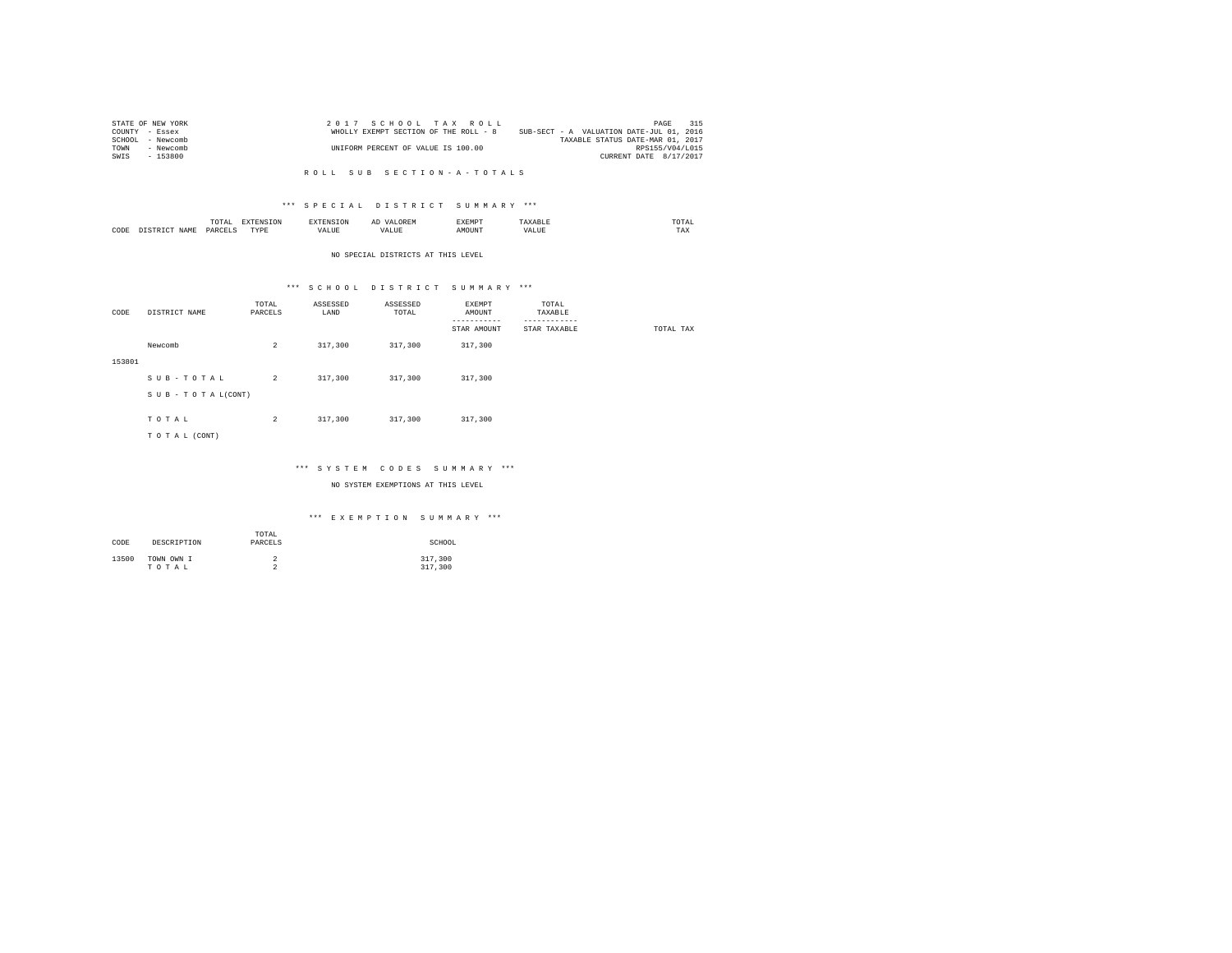STATE OF NEW YORK
COUNTY - Essex
SCHOOL - Newcomb
TOWN - Newcomb
SWIS - 153800

2 0 1 7 S C H O O L T A X R O L L
WHOLLY EXEMPT SECTION OF THE ROLL - 8
UNIFORM PERCENT OF VALUE IS 100.00

SUB-SECT - A VALUATION DATE-JUL 01, 2016
TAXABLE STATUS DATE-MAR 01, 2017
RPS155/V04/L015
CURRENT DATE 8/17/2017

R O L L S U B S E C T I O N - A - T O T A L S

*** S P E C I A L D I S T R I C T S U M M A R Y ***

| CODE | DISTRICT NAME | TOTAL PARCELS | EXTENSION TYPE | EXTENSION VALUE | AD VALOREM VALUE | EXEMPT AMOUNT | TAXABLE VALUE | TOTAL TAX |
|---|---|---|---|---|---|---|---|---|

NO SPECIAL DISTRICTS AT THIS LEVEL

*** S C H O O L D I S T R I C T S U M M A R Y ***

| CODE | DISTRICT NAME | TOTAL PARCELS | ASSESSED LAND | ASSESSED TOTAL | EXEMPT AMOUNT / STAR AMOUNT | TOTAL TAXABLE / STAR TAXABLE | TOTAL TAX |
|---|---|---|---|---|---|---|---|
| 153801 | Newcomb | 2 | 317,300 | 317,300 | 317,300 | | |
| | S U B - T O T A L | 2 | 317,300 | 317,300 | 317,300 | | |
| | S U B - T O T A L(CONT) | | | | | | |
| | T O T A L | 2 | 317,300 | 317,300 | 317,300 | | |
| | T O T A L (CONT) | | | | | | |

*** S Y S T E M C O D E S S U M M A R Y ***

NO SYSTEM EXEMPTIONS AT THIS LEVEL

*** E X E M P T I O N S U M M A R Y ***

| CODE | DESCRIPTION | TOTAL PARCELS | SCHOOL |
|---|---|---|---|
| 13500 | TOWN OWN I | 2 | 317,300 |
| | T O T A L | 2 | 317,300 |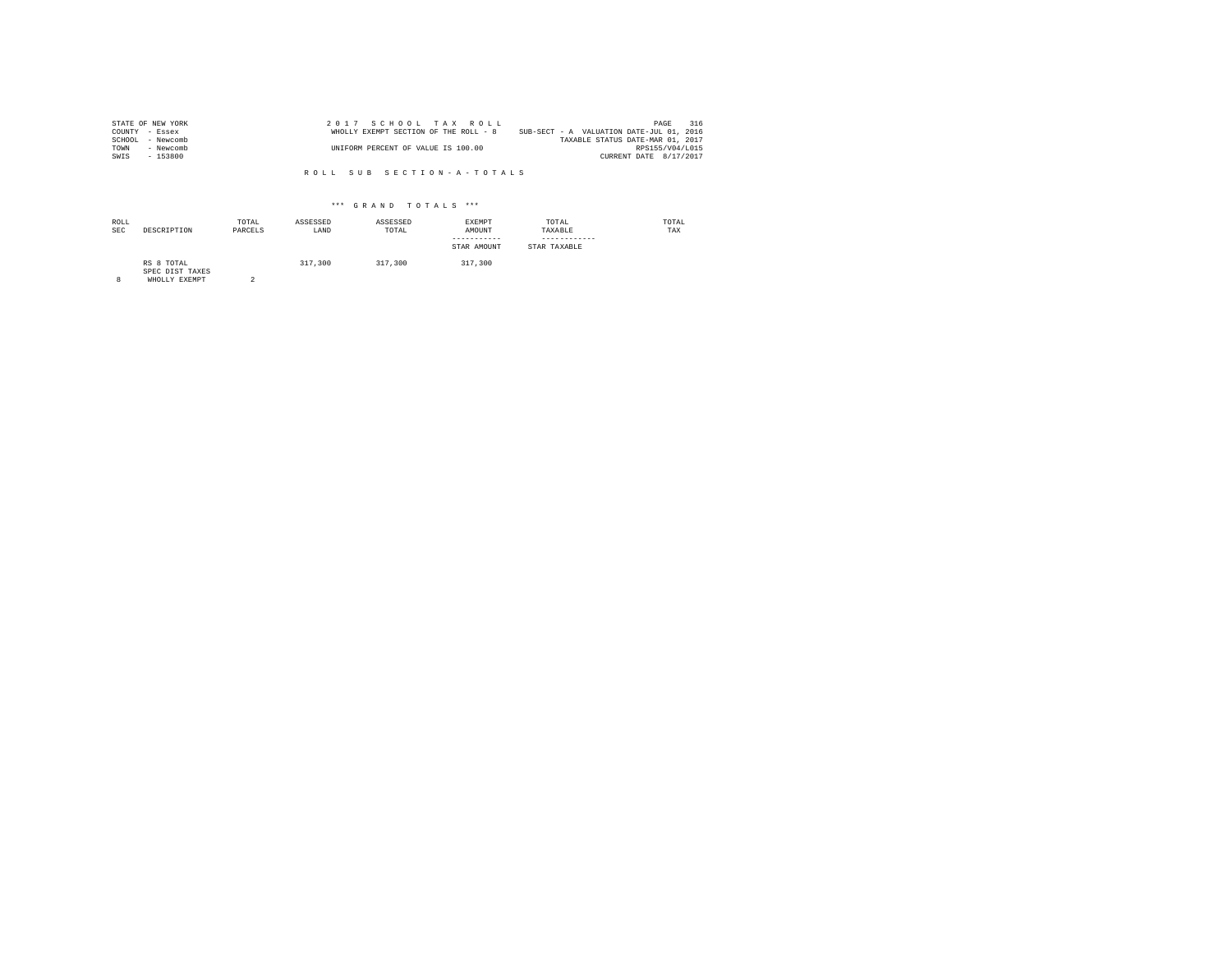STATE OF NEW YORK
COUNTY - Essex
SCHOOL - Newcomb
TOWN - Newcomb
SWIS - 153800

2 0 1 7 S C H O O L T A X R O L L
WHOLLY EXEMPT SECTION OF THE ROLL - 8
UNIFORM PERCENT OF VALUE IS 100.00

SUB-SECT - A VALUATION DATE-JUL 01, 2016
TAXABLE STATUS DATE-MAR 01, 2017
RPS155/V04/L015
CURRENT DATE 8/17/2017

R O L L S U B S E C T I O N - A - T O T A L S

*** G R A N D T O T A L S ***

| ROLL SEC | DESCRIPTION | TOTAL PARCELS | ASSESSED LAND | ASSESSED TOTAL | EXEMPT AMOUNT / STAR AMOUNT | TOTAL TAXABLE / STAR TAXABLE | TOTAL TAX |
|---|---|---|---|---|---|---|---|
| | RS 8 TOTAL | | 317,300 | 317,300 | 317,300 | | |
| | SPEC DIST TAXES | | | | | | |
| 8 | WHOLLY EXEMPT | 2 | | | | | |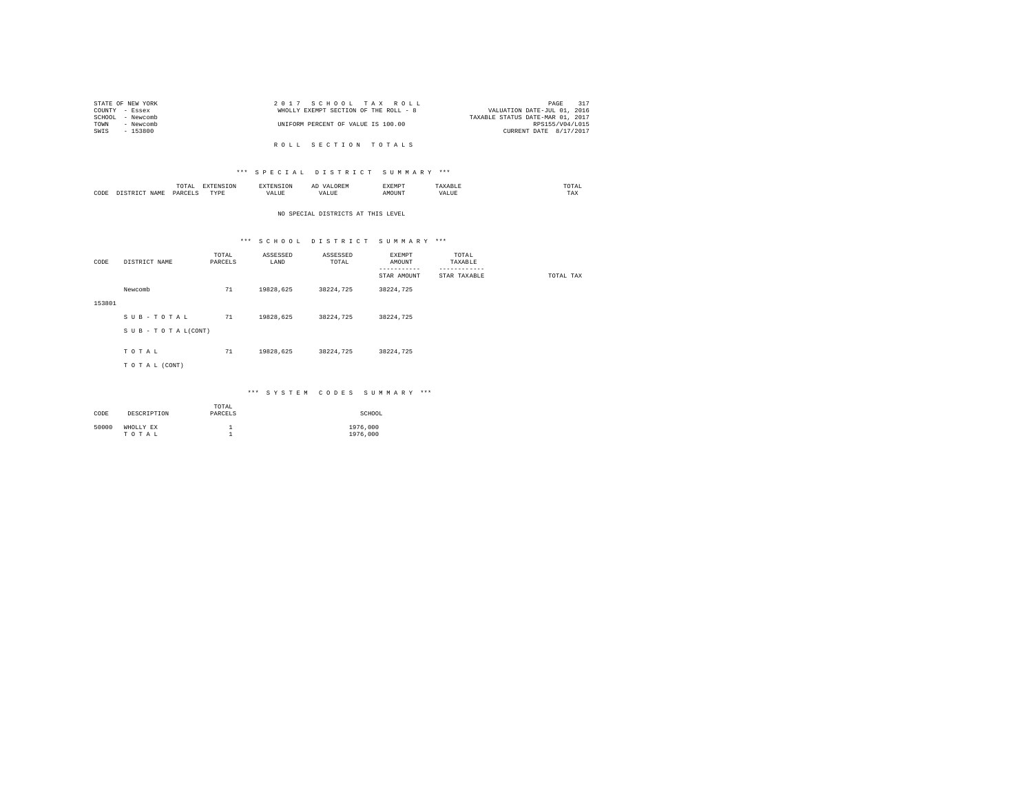STATE OF NEW YORK
COUNTY - Essex
SCHOOL - Newcomb
TOWN - Newcomb
SWIS - 153800

2017 SCHOOL TAX ROLL
WHOLLY EXEMPT SECTION OF THE ROLL - 8
UNIFORM PERCENT OF VALUE IS 100.00

VALUATION DATE-JUL 01, 2016
TAXABLE STATUS DATE-MAR 01, 2017
RPS155/V04/L015
CURRENT DATE 8/17/2017

## ROLL SECTION TOTALS

### *** SPECIAL DISTRICT SUMMARY ***

| CODE | DISTRICT NAME | TOTAL PARCELS | EXTENSION TYPE | EXTENSION VALUE | AD VALOREM VALUE | EXEMPT AMOUNT | TAXABLE VALUE | TOTAL TAX |
|---|---|---|---|---|---|---|---|---|

NO SPECIAL DISTRICTS AT THIS LEVEL

### *** SCHOOL DISTRICT SUMMARY ***

| CODE | DISTRICT NAME | TOTAL PARCELS | ASSESSED LAND | ASSESSED TOTAL | EXEMPT AMOUNT / STAR AMOUNT | TOTAL TAXABLE / STAR TAXABLE | TOTAL TAX |
|---|---|---|---|---|---|---|---|
| 153801 | Newcomb | 71 | 19828,625 | 38224,725 | 38224,725 | | |
| | SUB-TOTAL | 71 | 19828,625 | 38224,725 | 38224,725 | | |
| | SUB-TOTAL(CONT) | | | | | | |
| | TOTAL | 71 | 19828,625 | 38224,725 | 38224,725 | | |
| | TOTAL (CONT) | | | | | | |

### *** SYSTEM CODES SUMMARY ***

| CODE | DESCRIPTION | TOTAL PARCELS | SCHOOL |
|---|---|---|---|
| 50000 | WHOLLY EX | 1 | 1976,000 |
| | TOTAL | 1 | 1976,000 |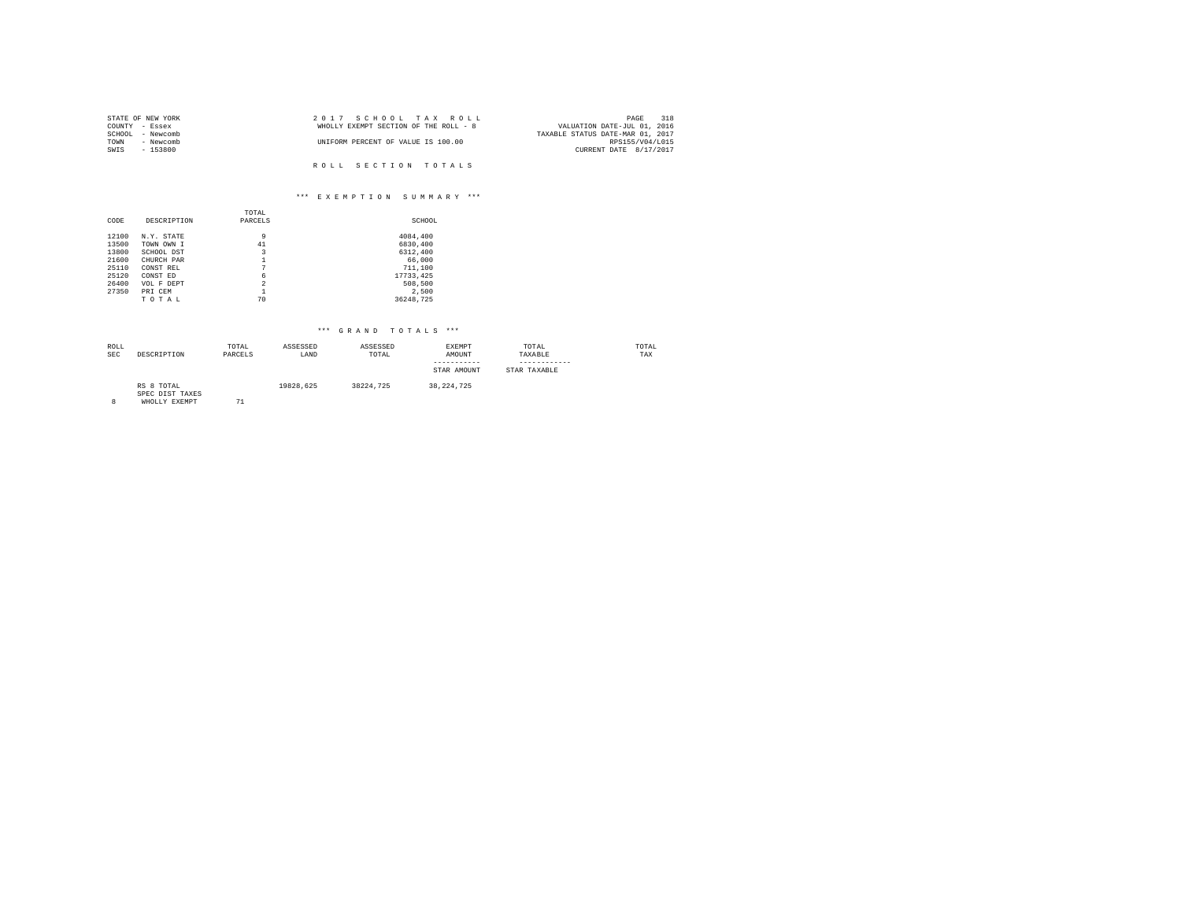STATE OF NEW YORK
COUNTY - Essex
SCHOOL - Newcomb
TOWN - Newcomb
SWIS - 153800

2 0 1 7 S C H O O L T A X R O L L
WHOLLY EXEMPT SECTION OF THE ROLL - 8

UNIFORM PERCENT OF VALUE IS 100.00

VALUATION DATE-JUL 01, 2016
TAXABLE STATUS DATE-MAR 01, 2017
RPS155/V04/L015
CURRENT DATE 8/17/2017

R O L L S E C T I O N T O T A L S

*** E X E M P T I O N S U M M A R Y ***

| CODE | DESCRIPTION | TOTAL PARCELS | SCHOOL |
|---|---|---|---|
| 12100 | N.Y. STATE | 9 | 4084,400 |
| 13500 | TOWN OWN I | 41 | 6830,400 |
| 13800 | SCHOOL DST | 3 | 6312,400 |
| 21600 | CHURCH PAR | 1 | 66,000 |
| 25110 | CONST REL | 7 | 711,100 |
| 25120 | CONST ED | 6 | 17733,425 |
| 26400 | VOL F DEPT | 2 | 508,500 |
| 27350 | PRI CEM | 1 | 2,500 |
| | T O T A L | 70 | 36248,725 |

*** G R A N D T O T A L S ***

| ROLL SEC | DESCRIPTION | TOTAL PARCELS | ASSESSED LAND | ASSESSED TOTAL | EXEMPT AMOUNT / STAR AMOUNT | TOTAL TAXABLE / STAR TAXABLE | TOTAL TAX |
|---|---|---|---|---|---|---|---|
| | RS 8 TOTAL | | 19828,625 | 38224,725 | 38,224,725 | | |
| | SPEC DIST TAXES | | | | | | |
| 8 | WHOLLY EXEMPT | 71 | | | | | |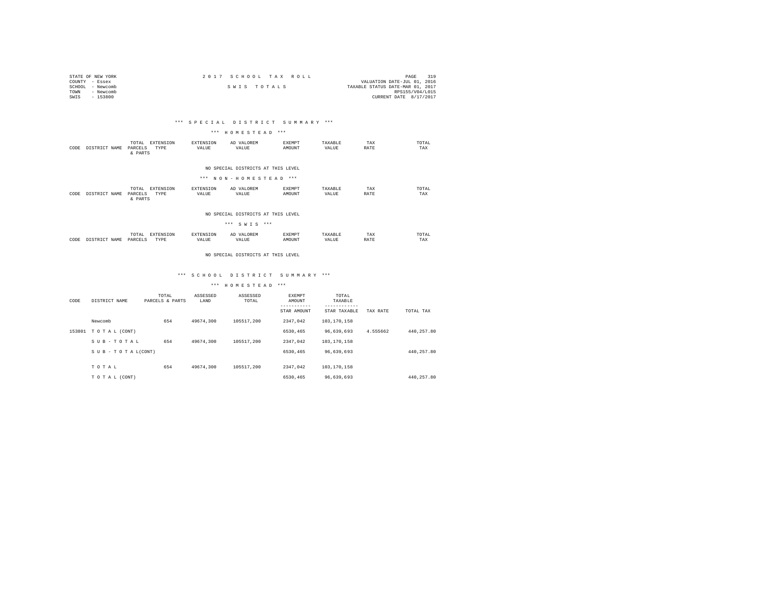STATE OF NEW YORK
COUNTY - Essex
SCHOOL - Newcomb
TOWN - Newcomb
SWIS - 153800

# 2017 SCHOOL TAX ROLL

## SWIS TOTALS

VALUATION DATE-JUL 01, 2016
TAXABLE STATUS DATE-MAR 01, 2017
RPS155/V04/L015
CURRENT DATE 8/17/2017

### *** SPECIAL DISTRICT SUMMARY ***

#### *** HOMESTEAD ***

| CODE | DISTRICT NAME | TOTAL PARCELS & PARTS | EXTENSION TYPE | EXTENSION VALUE | AD VALOREM VALUE | EXEMPT AMOUNT | TAXABLE VALUE | TAX RATE | TOTAL TAX |
|---|---|---|---|---|---|---|---|---|---|

NO SPECIAL DISTRICTS AT THIS LEVEL

#### *** NON-HOMESTEAD ***

| CODE | DISTRICT NAME | TOTAL PARCELS & PARTS | EXTENSION TYPE | EXTENSION VALUE | AD VALOREM VALUE | EXEMPT AMOUNT | TAXABLE VALUE | TAX RATE | TOTAL TAX |
|---|---|---|---|---|---|---|---|---|---|

NO SPECIAL DISTRICTS AT THIS LEVEL

#### *** SWIS ***

| CODE | DISTRICT NAME | TOTAL PARCELS | EXTENSION TYPE | EXTENSION VALUE | AD VALOREM VALUE | EXEMPT AMOUNT | TAXABLE VALUE | TAX RATE | TOTAL TAX |
|---|---|---|---|---|---|---|---|---|---|

NO SPECIAL DISTRICTS AT THIS LEVEL

### *** SCHOOL DISTRICT SUMMARY ***

#### *** HOMESTEAD ***

| CODE | DISTRICT NAME | TOTAL PARCELS & PARTS | ASSESSED LAND | ASSESSED TOTAL | EXEMPT AMOUNT / STAR AMOUNT | TOTAL TAXABLE / STAR TAXABLE | TAX RATE | TOTAL TAX |
|---|---|---|---|---|---|---|---|---|
| | Newcomb | 654 | 49674,300 | 105517,200 | 2347,042 | 103,170,158 | | |
| 153801 | T O T A L (CONT) | | | | 6530,465 | 96,639,693 | 4.555662 | 440,257.80 |
| | S U B - T O T A L | 654 | 49674,300 | 105517,200 | 2347,042 | 103,170,158 | | |
| | S U B - T O T A L(CONT) | | | | 6530,465 | 96,639,693 | | 440,257.80 |
| | T O T A L | 654 | 49674,300 | 105517,200 | 2347,042 | 103,170,158 | | |
| | T O T A L (CONT) | | | | 6530,465 | 96,639,693 | | 440,257.80 |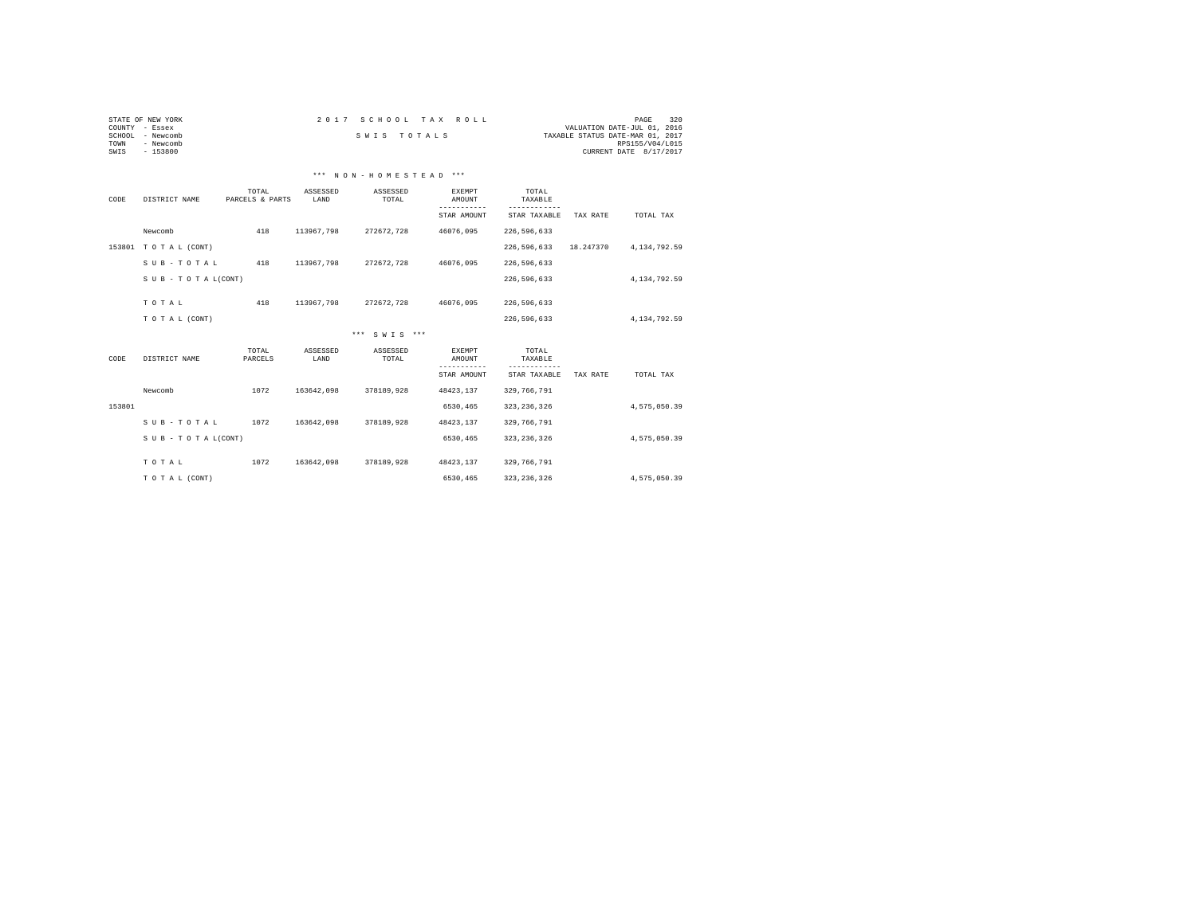STATE OF NEW YORK
COUNTY - Essex
SCHOOL - Newcomb
TOWN - Newcomb
SWIS - 153800

# 2 0 1 7 S C H O O L T A X R O L L

## S W I S T O T A L S

VALUATION DATE-JUL 01, 2016
TAXABLE STATUS DATE-MAR 01, 2017
RPS155/V04/L015
CURRENT DATE 8/17/2017

### \*\*\* N O N - H O M E S T E A D \*\*\*

| CODE | DISTRICT NAME | TOTAL PARCELS & PARTS | ASSESSED LAND | ASSESSED TOTAL | EXEMPT AMOUNT / STAR AMOUNT | TOTAL TAXABLE / STAR TAXABLE | TAX RATE | TOTAL TAX |
|---|---|---|---|---|---|---|---|---|
| | Newcomb | 418 | 113967,798 | 272672,728 | 46076,095 | 226,596,633 | | |
| 153801 | T O T A L (CONT) | | | | | 226,596,633 | 18.247370 | 4,134,792.59 |
| | S U B - T O T A L | 418 | 113967,798 | 272672,728 | 46076,095 | 226,596,633 | | |
| | S U B - T O T A L(CONT) | | | | | 226,596,633 | | 4,134,792.59 |
| | T O T A L | 418 | 113967,798 | 272672,728 | 46076,095 | 226,596,633 | | |
| | T O T A L (CONT) | | | | | 226,596,633 | | 4,134,792.59 |

### \*\*\* S W I S \*\*\*

| CODE | DISTRICT NAME | TOTAL PARCELS | ASSESSED LAND | ASSESSED TOTAL | EXEMPT AMOUNT / STAR AMOUNT | TOTAL TAXABLE / STAR TAXABLE | TAX RATE | TOTAL TAX |
|---|---|---|---|---|---|---|---|---|
| | Newcomb | 1072 | 163642,098 | 378189,928 | 48423,137 | 329,766,791 | | |
| 153801 | | | | | 6530,465 | 323,236,326 | | 4,575,050.39 |
| | S U B - T O T A L | 1072 | 163642,098 | 378189,928 | 48423,137 | 329,766,791 | | |
| | S U B - T O T A L(CONT) | | | | 6530,465 | 323,236,326 | | 4,575,050.39 |
| | T O T A L | 1072 | 163642,098 | 378189,928 | 48423,137 | 329,766,791 | | |
| | T O T A L (CONT) | | | | 6530,465 | 323,236,326 | | 4,575,050.39 |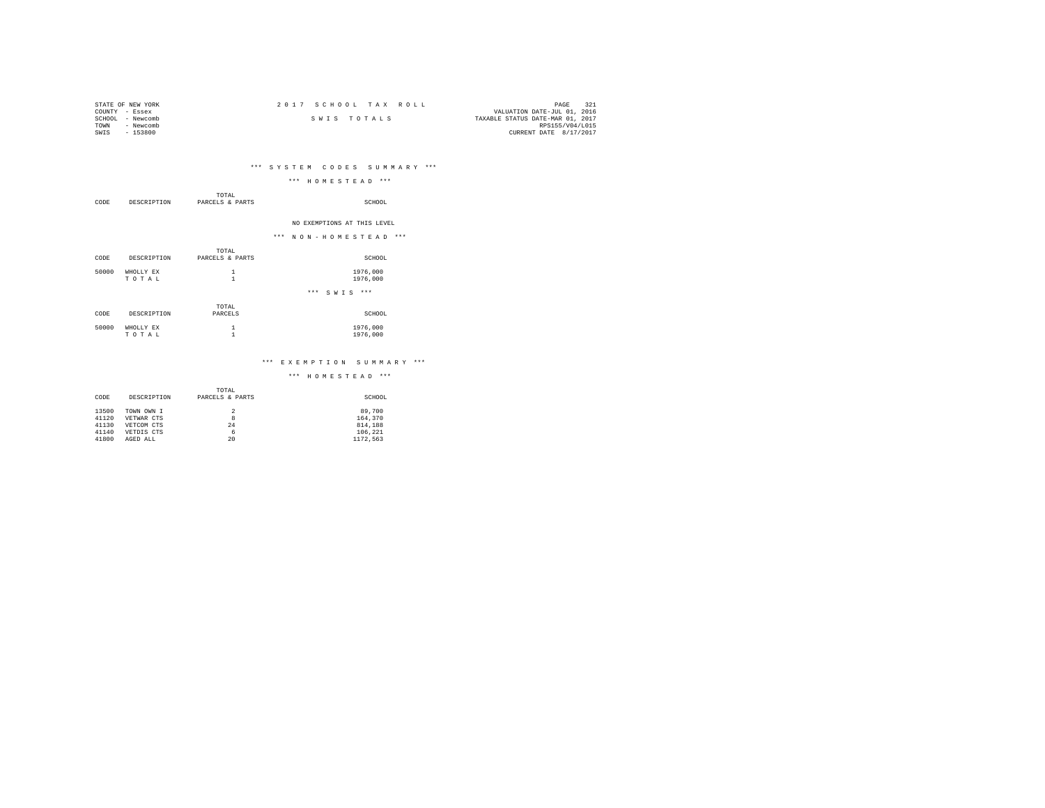STATE OF NEW YORK
COUNTY - Essex
SCHOOL - Newcomb
TOWN - Newcomb
SWIS - 153800

2 0 1 7 S C H O O L T A X R O L L

S W I S T O T A L S

VALUATION DATE-JUL 01, 2016
TAXABLE STATUS DATE-MAR 01, 2017
RPS155/V04/L015
CURRENT DATE 8/17/2017

## *** S Y S T E M C O D E S S U M M A R Y ***

### *** H O M E S T E A D ***

| CODE | DESCRIPTION | TOTAL PARCELS & PARTS | SCHOOL |
|---|---|---|---|

NO EXEMPTIONS AT THIS LEVEL

### *** N O N - H O M E S T E A D ***

| CODE | DESCRIPTION | TOTAL PARCELS & PARTS | SCHOOL |
|---|---|---|---|
| 50000 | WHOLLY EX | 1 | 1976,000 |
| | T O T A L | 1 | 1976,000 |

### *** S W I S ***

| CODE | DESCRIPTION | TOTAL PARCELS | SCHOOL |
|---|---|---|---|
| 50000 | WHOLLY EX | 1 | 1976,000 |
| | T O T A L | 1 | 1976,000 |

## *** E X E M P T I O N S U M M A R Y ***

### *** H O M E S T E A D ***

| CODE | DESCRIPTION | TOTAL PARCELS & PARTS | SCHOOL |
|---|---|---|---|
| 13500 | TOWN OWN I | 2 | 89,700 |
| 41120 | VETWAR CTS | 8 | 164,370 |
| 41130 | VETCOM CTS | 24 | 814,188 |
| 41140 | VETDIS CTS | 6 | 106,221 |
| 41800 | AGED ALL | 20 | 1172,563 |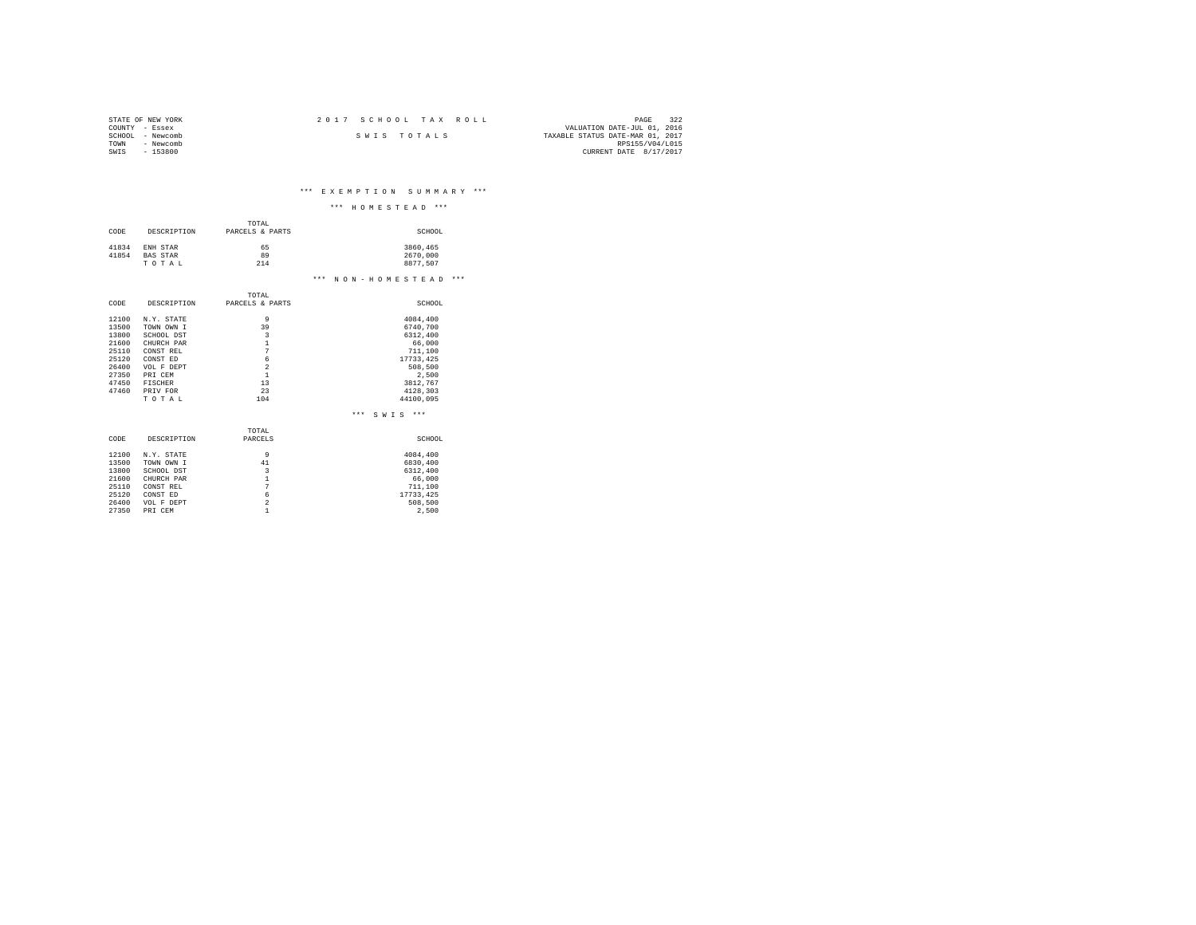STATE OF NEW YORK
COUNTY - Essex
SCHOOL - Newcomb
TOWN - Newcomb
SWIS - 153800

# 2017 SCHOOL TAX ROLL

## SWIS TOTALS

VALUATION DATE-JUL 01, 2016
TAXABLE STATUS DATE-MAR 01, 2017
RPS155/V04/L015
CURRENT DATE 8/17/2017

### *** EXEMPTION SUMMARY ***

#### *** HOMESTEAD ***

| CODE | DESCRIPTION | TOTAL PARCELS & PARTS | SCHOOL |
|---|---|---|---|
| 41834 | ENH STAR | 65 | 3860,465 |
| 41854 | BAS STAR | 89 | 2670,000 |
| | T O T A L | 214 | 8877,507 |

#### *** NON-HOMESTEAD ***

| CODE | DESCRIPTION | TOTAL PARCELS & PARTS | SCHOOL |
|---|---|---|---|
| 12100 | N.Y. STATE | 9 | 4084,400 |
| 13500 | TOWN OWN I | 39 | 6740,700 |
| 13800 | SCHOOL DST | 3 | 6312,400 |
| 21600 | CHURCH PAR | 1 | 66,000 |
| 25110 | CONST REL | 7 | 711,100 |
| 25120 | CONST ED | 6 | 17733,425 |
| 26400 | VOL F DEPT | 2 | 508,500 |
| 27350 | PRI CEM | 1 | 2,500 |
| 47450 | FISCHER | 13 | 3812,767 |
| 47460 | PRIV FOR | 23 | 4128,303 |
| | T O T A L | 104 | 44100,095 |

#### *** SWIS ***

| CODE | DESCRIPTION | TOTAL PARCELS | SCHOOL |
|---|---|---|---|
| 12100 | N.Y. STATE | 9 | 4084,400 |
| 13500 | TOWN OWN I | 41 | 6830,400 |
| 13800 | SCHOOL DST | 3 | 6312,400 |
| 21600 | CHURCH PAR | 1 | 66,000 |
| 25110 | CONST REL | 7 | 711,100 |
| 25120 | CONST ED | 6 | 17733,425 |
| 26400 | VOL F DEPT | 2 | 508,500 |
| 27350 | PRI CEM | 1 | 2,500 |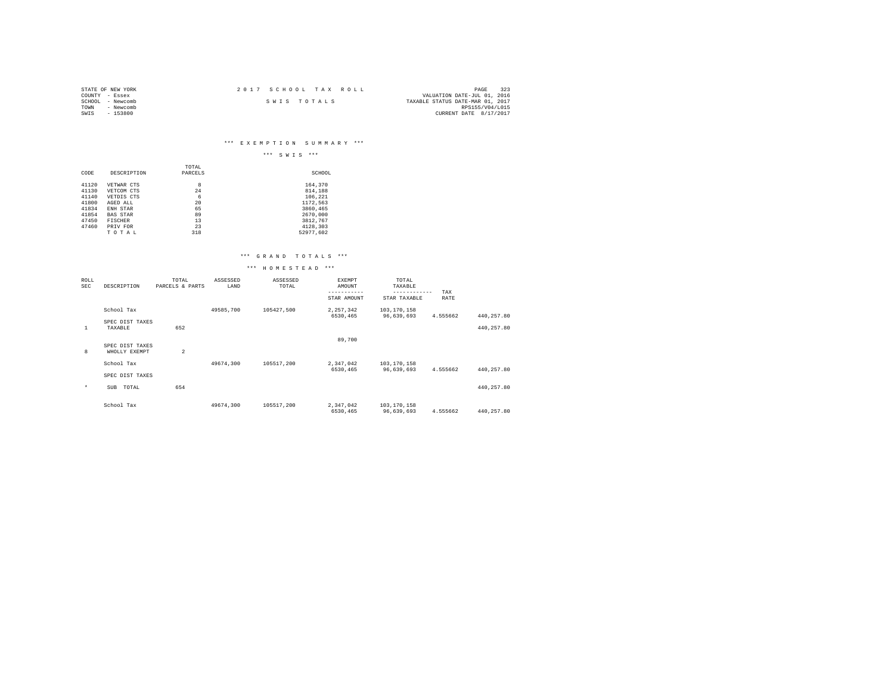STATE OF NEW YORK
COUNTY - Essex
SCHOOL - Newcomb
TOWN - Newcomb
SWIS - 153800

2017 SCHOOL TAX ROLL

SWIS TOTALS

VALUATION DATE-JUL 01, 2016
TAXABLE STATUS DATE-MAR 01, 2017
RPS155/V04/L015
CURRENT DATE 8/17/2017

### *** EXEMPTION SUMMARY ***

### *** SWIS ***

| CODE | DESCRIPTION | TOTAL PARCELS | SCHOOL |
|---|---|---|---|
| 41120 | VETWAR CTS | 8 | 164,370 |
| 41130 | VETCOM CTS | 24 | 814,188 |
| 41140 | VETDIS CTS | 6 | 106,221 |
| 41800 | AGED ALL | 20 | 1172,563 |
| 41834 | ENH STAR | 65 | 3860,465 |
| 41854 | BAS STAR | 89 | 2670,000 |
| 47450 | FISCHER | 13 | 3812,767 |
| 47460 | PRIV FOR | 23 | 4128,303 |
| | T O T A L | 318 | 52977,602 |

### *** GRAND TOTALS ***

### *** HOMESTEAD ***

| ROLL SEC | DESCRIPTION | TOTAL PARCELS & PARTS | ASSESSED LAND | ASSESSED TOTAL | EXEMPT AMOUNT ----------- STAR AMOUNT | TOTAL TAXABLE ------------ STAR TAXABLE | TAX RATE | |
|---|---|---|---|---|---|---|---|---|
| | School Tax | | 49585,700 | 105427,500 | 2,257,342<br>6530,465 | 103,170,158<br>96,639,693 | 4.555662 | 440,257.80 |
| 1 | SPEC DIST TAXES<br>TAXABLE | 652 | | | | | | 440,257.80 |
| | | | | | 89,700 | | | |
| 8 | SPEC DIST TAXES<br>WHOLLY EXEMPT | 2 | | | | | | |
| | School Tax | | 49674,300 | 105517,200 | 2,347,042<br>6530,465 | 103,170,158<br>96,639,693 | 4.555662 | 440,257.80 |
| | SPEC DIST TAXES | | | | | | | |
| * | SUB TOTAL | 654 | | | | | | 440,257.80 |
| | School Tax | | 49674,300 | 105517,200 | 2,347,042<br>6530,465 | 103,170,158<br>96,639,693 | 4.555662 | 440,257.80 |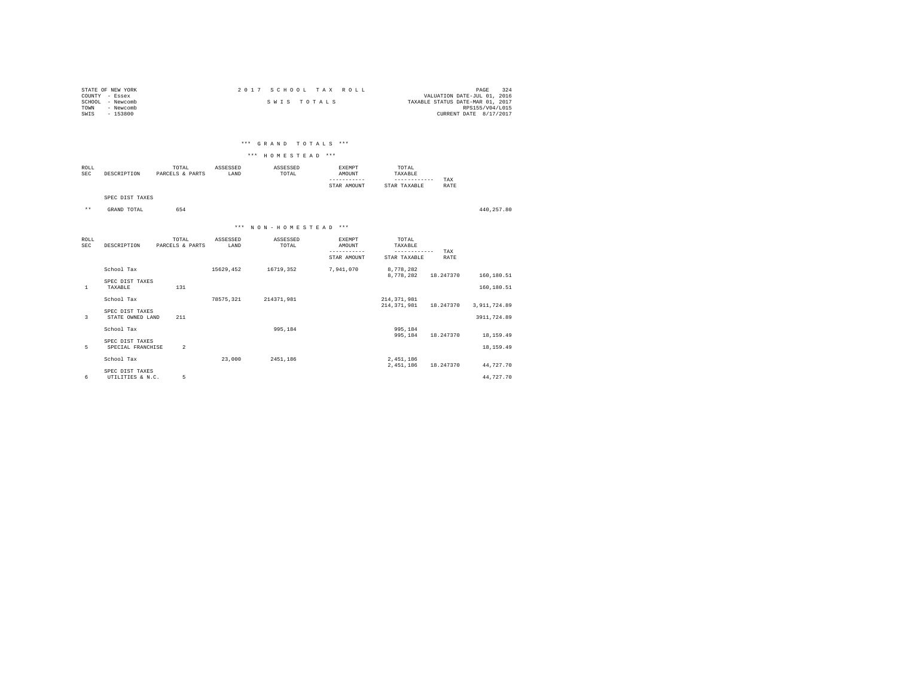STATE OF NEW YORK
COUNTY - Essex
SCHOOL - Newcomb
TOWN - Newcomb
SWIS - 153800

2 0 1 7 S C H O O L T A X R O L L

S W I S T O T A L S

VALUATION DATE-JUL 01, 2016
TAXABLE STATUS DATE-MAR 01, 2017
RPS155/V04/L015
CURRENT DATE 8/17/2017

### *** G R A N D T O T A L S ***

### *** H O M E S T E A D ***

| ROLL SEC | DESCRIPTION | TOTAL PARCELS & PARTS | ASSESSED LAND | ASSESSED TOTAL | EXEMPT AMOUNT / STAR AMOUNT | TOTAL TAXABLE / STAR TAXABLE | TAX RATE | |
|---|---|---|---|---|---|---|---|---|
| | SPEC DIST TAXES | | | | | | | |
| ** | GRAND TOTAL | 654 | | | | | | 440,257.80 |

### *** N O N - H O M E S T E A D ***

| ROLL SEC | DESCRIPTION | TOTAL PARCELS & PARTS | ASSESSED LAND | ASSESSED TOTAL | EXEMPT AMOUNT / STAR AMOUNT | TOTAL TAXABLE / STAR TAXABLE | TAX RATE | |
|---|---|---|---|---|---|---|---|---|
| | School Tax | | 15629,452 | 16719,352 | 7,941,070 | 8,778,282 | | |
| | | | | | | 8,778,282 | 18.247370 | 160,180.51 |
| | SPEC DIST TAXES | | | | | | | |
| 1 | TAXABLE | 131 | | | | | | 160,180.51 |
| | School Tax | | 78575,321 | 214371,981 | | 214,371,981 | | |
| | | | | | | 214,371,981 | 18.247370 | 3,911,724.89 |
| | SPEC DIST TAXES | | | | | | | |
| 3 | STATE OWNED LAND | 211 | | | | | | 3911,724.89 |
| | School Tax | | | 995,184 | | 995,184 | | |
| | | | | | | 995,184 | 18.247370 | 18,159.49 |
| | SPEC DIST TAXES | | | | | | | |
| 5 | SPECIAL FRANCHISE | 2 | | | | | | 18,159.49 |
| | School Tax | | 23,000 | 2451,186 | | 2,451,186 | | |
| | | | | | | 2,451,186 | 18.247370 | 44,727.70 |
| | SPEC DIST TAXES | | | | | | | |
| 6 | UTILITIES & N.C. | 5 | | | | | | 44,727.70 |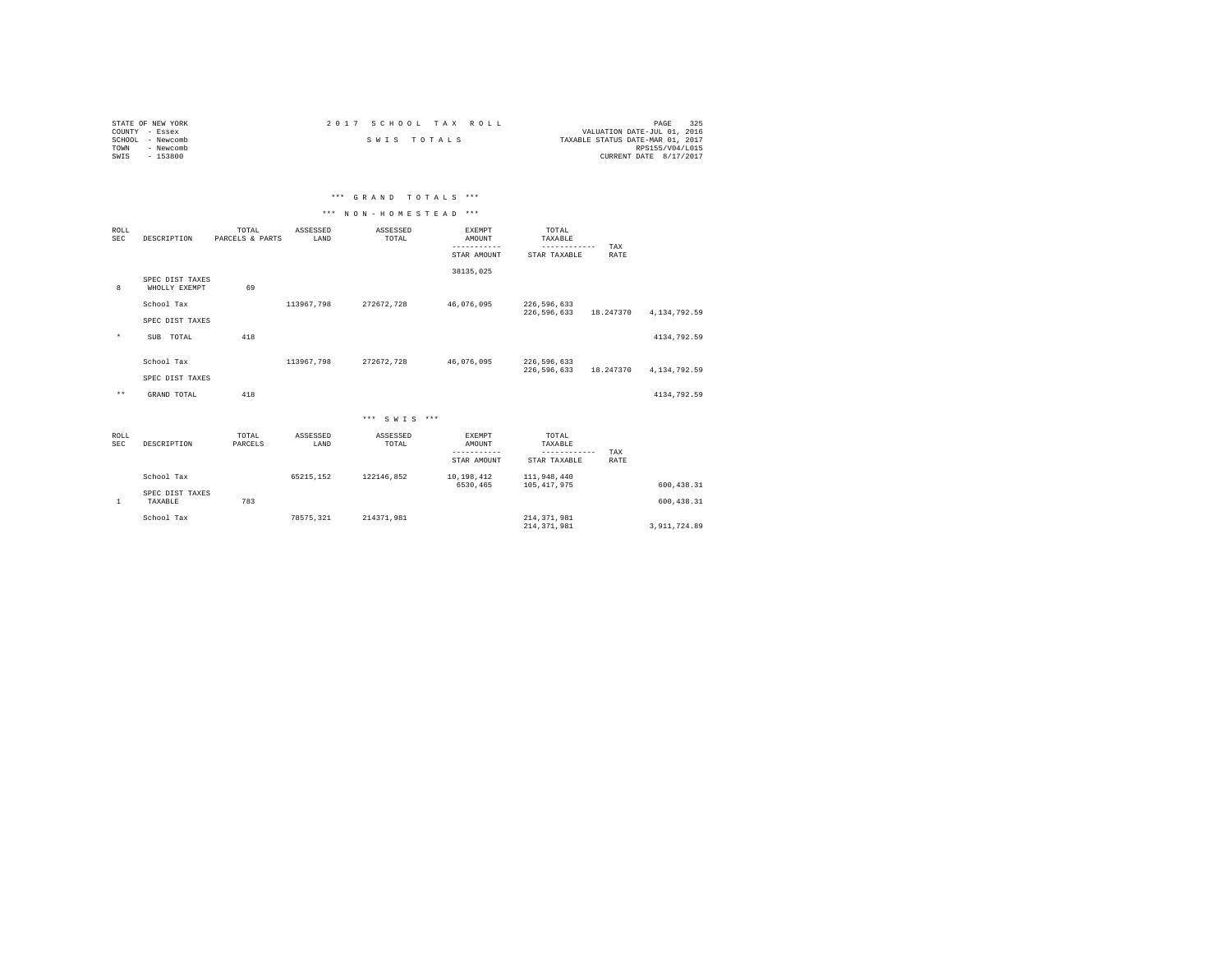STATE OF NEW YORK
COUNTY - Essex
SCHOOL - Newcomb
TOWN - Newcomb
SWIS - 153800

2 0 1 7 S C H O O L T A X R O L L

S W I S T O T A L S

VALUATION DATE-JUL 01, 2016
TAXABLE STATUS DATE-MAR 01, 2017
RPS155/V04/L015
CURRENT DATE 8/17/2017

### *** G R A N D T O T A L S ***

### *** N O N - H O M E S T E A D ***

| ROLL SEC | DESCRIPTION | TOTAL PARCELS & PARTS | ASSESSED LAND | ASSESSED TOTAL | EXEMPT AMOUNT / STAR AMOUNT | TOTAL TAXABLE / STAR TAXABLE | TAX RATE | |
|---|---|---|---|---|---|---|---|---|
| | | | | | 38135,025 | | | |
| 8 | SPEC DIST TAXES WHOLLY EXEMPT | 69 | | | | | | |
| | School Tax | | 113967,798 | 272672,728 | 46,076,095 | 226,596,633<br>226,596,633 | 18.247370 | 4,134,792.59 |
| | SPEC DIST TAXES | | | | | | | |
| * | SUB TOTAL | 418 | | | | | | 4134,792.59 |
| | School Tax | | 113967,798 | 272672,728 | 46,076,095 | 226,596,633<br>226,596,633 | 18.247370 | 4,134,792.59 |
| | SPEC DIST TAXES | | | | | | | |
| ** | GRAND TOTAL | 418 | | | | | | 4134,792.59 |

### *** S W I S ***

| ROLL SEC | DESCRIPTION | TOTAL PARCELS | ASSESSED LAND | ASSESSED TOTAL | EXEMPT AMOUNT / STAR AMOUNT | TOTAL TAXABLE / STAR TAXABLE | TAX RATE | |
|---|---|---|---|---|---|---|---|---|
| | School Tax | | 65215,152 | 122146,852 | 10,198,412<br>6530,465 | 111,948,440<br>105,417,975 | | 600,438.31 |
| 1 | SPEC DIST TAXES TAXABLE | 783 | | | | | | 600,438.31 |
| | School Tax | | 78575,321 | 214371,981 | | 214,371,981<br>214,371,981 | | 3,911,724.89 |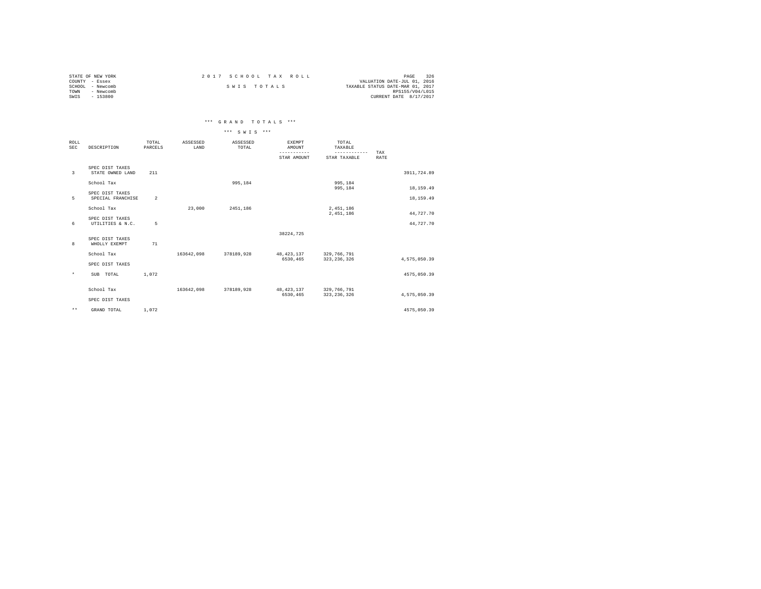STATE OF NEW YORK
COUNTY - Essex
SCHOOL - Newcomb
TOWN - Newcomb
SWIS - 153800

2 0 1 7 S C H O O L T A X R O L L

S W I S T O T A L S

VALUATION DATE-JUL 01, 2016
TAXABLE STATUS DATE-MAR 01, 2017
RPS155/V04/L015
CURRENT DATE 8/17/2017

*** G R A N D T O T A L S ***

*** S W I S ***

| ROLL SEC | DESCRIPTION | TOTAL PARCELS | ASSESSED LAND | ASSESSED TOTAL | EXEMPT AMOUNT / STAR AMOUNT | TOTAL TAXABLE / STAR TAXABLE | TAX RATE | |
|---|---|---|---|---|---|---|---|---|
| 3 | SPEC DIST TAXES STATE OWNED LAND | 211 | | | | | | 3911,724.89 |
| | School Tax | | | 995,184 | | 995,184 | | |
| | | | | | | 995,184 | | 18,159.49 |
| 5 | SPEC DIST TAXES SPECIAL FRANCHISE | 2 | | | | | | 18,159.49 |
| | School Tax | | 23,000 | 2451,186 | | 2,451,186 | | |
| | | | | | | 2,451,186 | | 44,727.70 |
| 6 | SPEC DIST TAXES UTILITIES & N.C. | 5 | | | | | | 44,727.70 |
| | | | | | 38224,725 | | | |
| 8 | SPEC DIST TAXES WHOLLY EXEMPT | 71 | | | | | | |
| | School Tax | | 163642,098 | 378189,928 | 48,423,137 | 329,766,791 | | |
| | | | | | 6530,465 | 323,236,326 | | 4,575,050.39 |
| | SPEC DIST TAXES | | | | | | | |
| * | SUB TOTAL | 1,072 | | | | | | 4575,050.39 |
| | School Tax | | 163642,098 | 378189,928 | 48,423,137 | 329,766,791 | | |
| | | | | | 6530,465 | 323,236,326 | | 4,575,050.39 |
| | SPEC DIST TAXES | | | | | | | |
| ** | GRAND TOTAL | 1,072 | | | | | | 4575,050.39 |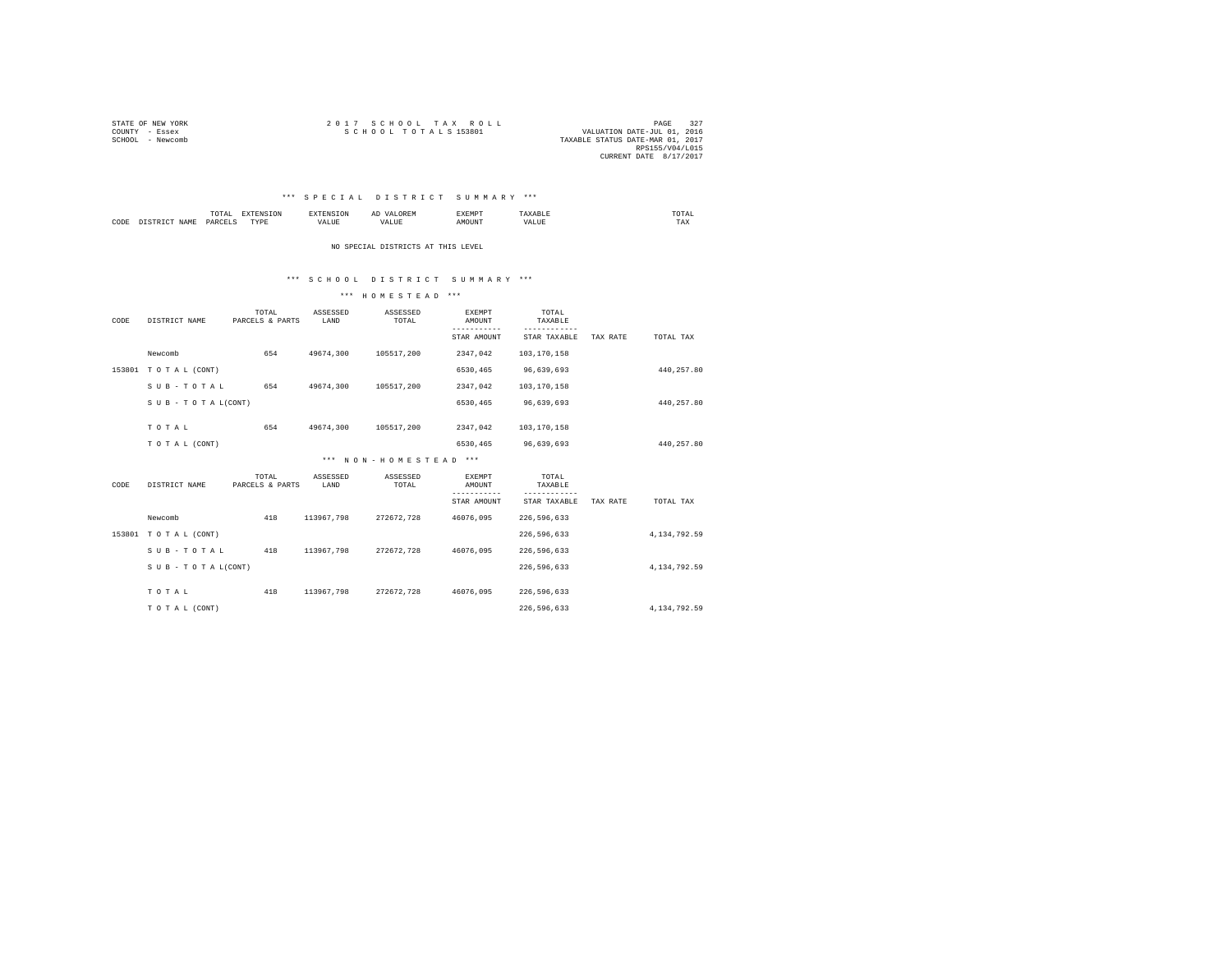STATE OF NEW YORK
COUNTY - Essex
SCHOOL - Newcomb

2 0 1 7 S C H O O L T A X R O L L
S C H O O L T O T A L S 153801

VALUATION DATE-JUL 01, 2016
TAXABLE STATUS DATE-MAR 01, 2017
RPS155/V04/L015
CURRENT DATE 8/17/2017

### \*\*\* S P E C I A L D I S T R I C T S U M M A R Y \*\*\*

| CODE | DISTRICT NAME | TOTAL PARCELS | EXTENSION TYPE | EXTENSION VALUE | AD VALOREM VALUE | EXEMPT AMOUNT | TAXABLE VALUE | TOTAL TAX |
|---|---|---|---|---|---|---|---|---|

NO SPECIAL DISTRICTS AT THIS LEVEL

### \*\*\* S C H O O L D I S T R I C T S U M M A R Y \*\*\*

#### \*\*\* H O M E S T E A D \*\*\*

| CODE | DISTRICT NAME | TOTAL PARCELS & PARTS | ASSESSED LAND | ASSESSED TOTAL | EXEMPT AMOUNT / STAR AMOUNT | TOTAL TAXABLE / STAR TAXABLE | TAX RATE | TOTAL TAX |
|---|---|---|---|---|---|---|---|---|
| | Newcomb | 654 | 49674,300 | 105517,200 | 2347,042 | 103,170,158 | | |
| 153801 | T O T A L (CONT) | | | | 6530,465 | 96,639,693 | | 440,257.80 |
| | S U B - T O T A L | 654 | 49674,300 | 105517,200 | 2347,042 | 103,170,158 | | |
| | S U B - T O T A L(CONT) | | | | 6530,465 | 96,639,693 | | 440,257.80 |
| | T O T A L | 654 | 49674,300 | 105517,200 | 2347,042 | 103,170,158 | | |
| | T O T A L (CONT) | | | | 6530,465 | 96,639,693 | | 440,257.80 |

#### \*\*\* N O N - H O M E S T E A D \*\*\*

| CODE | DISTRICT NAME | TOTAL PARCELS & PARTS | ASSESSED LAND | ASSESSED TOTAL | EXEMPT AMOUNT / STAR AMOUNT | TOTAL TAXABLE / STAR TAXABLE | TAX RATE | TOTAL TAX |
|---|---|---|---|---|---|---|---|---|
| | Newcomb | 418 | 113967,798 | 272672,728 | 46076,095 | 226,596,633 | | |
| 153801 | T O T A L (CONT) | | | | | 226,596,633 | | 4,134,792.59 |
| | S U B - T O T A L | 418 | 113967,798 | 272672,728 | 46076,095 | 226,596,633 | | |
| | S U B - T O T A L(CONT) | | | | | 226,596,633 | | 4,134,792.59 |
| | T O T A L | 418 | 113967,798 | 272672,728 | 46076,095 | 226,596,633 | | |
| | T O T A L (CONT) | | | | | 226,596,633 | | 4,134,792.59 |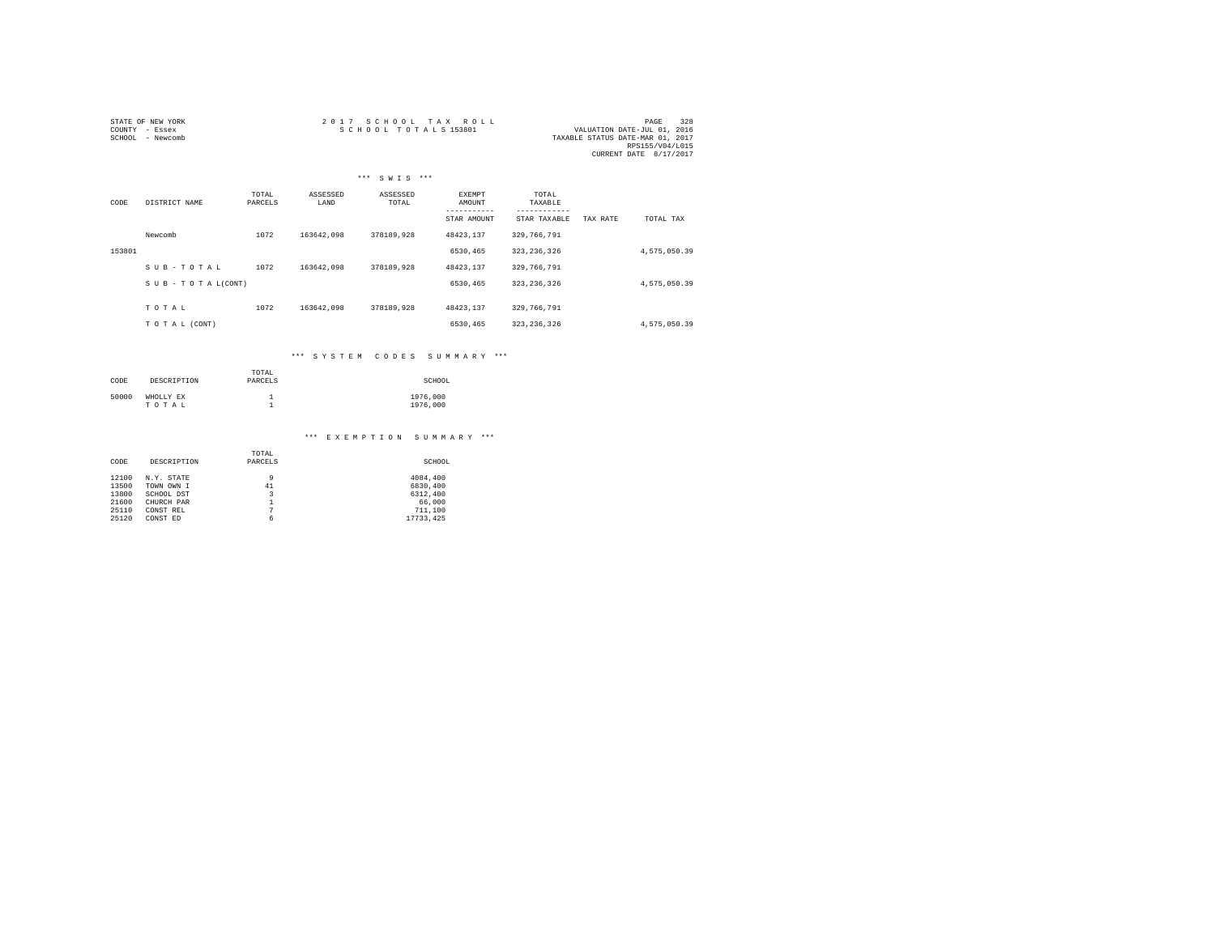STATE OF NEW YORK
COUNTY - Essex
SCHOOL - Newcomb

2017 SCHOOL TAX ROLL
SCHOOL TOTALS 153801

VALUATION DATE-JUL 01, 2016
TAXABLE STATUS DATE-MAR 01, 2017
RPS155/V04/L015
CURRENT DATE 8/17/2017

### *** S W I S ***

| CODE | DISTRICT NAME | TOTAL PARCELS | ASSESSED LAND | ASSESSED TOTAL | EXEMPT AMOUNT / STAR AMOUNT | TOTAL TAXABLE / STAR TAXABLE | TAX RATE | TOTAL TAX |
|---|---|---|---|---|---|---|---|---|
| | Newcomb | 1072 | 163642,098 | 378189,928 | 48423,137 | 329,766,791 | | |
| 153801 | | | | | 6530,465 | 323,236,326 | | 4,575,050.39 |
| | S U B - T O T A L | 1072 | 163642,098 | 378189,928 | 48423,137 | 329,766,791 | | |
| | S U B - T O T A L(CONT) | | | | 6530,465 | 323,236,326 | | 4,575,050.39 |
| | T O T A L | 1072 | 163642,098 | 378189,928 | 48423,137 | 329,766,791 | | |
| | T O T A L (CONT) | | | | 6530,465 | 323,236,326 | | 4,575,050.39 |

### *** S Y S T E M   C O D E S   S U M M A R Y ***

| CODE | DESCRIPTION | TOTAL PARCELS | SCHOOL |
|---|---|---|---|
| 50000 | WHOLLY EX | 1 | 1976,000 |
| | T O T A L | 1 | 1976,000 |

### *** E X E M P T I O N   S U M M A R Y ***

| CODE | DESCRIPTION | TOTAL PARCELS | SCHOOL |
|---|---|---|---|
| 12100 | N.Y. STATE | 9 | 4084,400 |
| 13500 | TOWN OWN I | 41 | 6830,400 |
| 13800 | SCHOOL DST | 3 | 6312,400 |
| 21600 | CHURCH PAR | 1 | 66,000 |
| 25110 | CONST REL | 7 | 711,100 |
| 25120 | CONST ED | 6 | 17733,425 |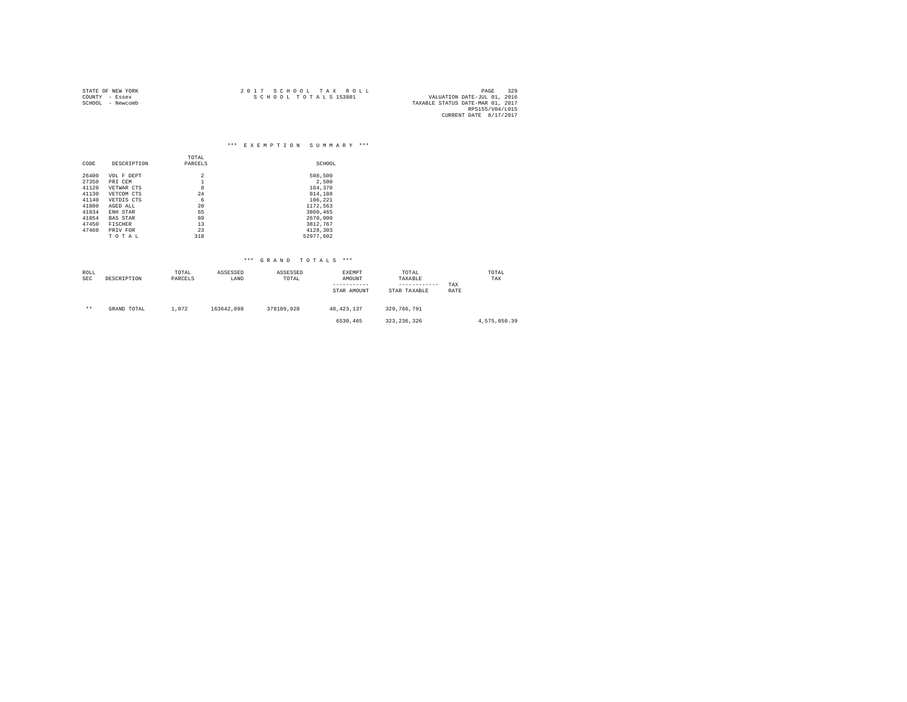STATE OF NEW YORK
COUNTY - Essex
SCHOOL - Newcomb

2 0 1 7 S C H O O L T A X R O L L
S C H O O L T O T A L S 153801

VALUATION DATE-JUL 01, 2016
TAXABLE STATUS DATE-MAR 01, 2017
RPS155/V04/L015
CURRENT DATE 8/17/2017

## *** E X E M P T I O N S U M M A R Y ***

| CODE | DESCRIPTION | TOTAL PARCELS | SCHOOL |
|---|---|---|---|
| 26400 | VOL F DEPT | 2 | 508,500 |
| 27350 | PRI CEM | 1 | 2,500 |
| 41120 | VETWAR CTS | 8 | 164,370 |
| 41130 | VETCOM CTS | 24 | 814,188 |
| 41140 | VETDIS CTS | 6 | 106,221 |
| 41800 | AGED ALL | 20 | 1172,563 |
| 41834 | ENH STAR | 65 | 3860,465 |
| 41854 | BAS STAR | 89 | 2670,000 |
| 47450 | FISCHER | 13 | 3812,767 |
| 47460 | PRIV FOR | 23 | 4128,303 |
| | T O T A L | 318 | 52977,602 |

## *** G R A N D T O T A L S ***

| ROLL SEC | DESCRIPTION | TOTAL PARCELS | ASSESSED LAND | ASSESSED TOTAL | EXEMPT AMOUNT ----------- STAR AMOUNT | TOTAL TAXABLE ------------ STAR TAXABLE | TAX RATE | TOTAL TAX |
|---|---|---|---|---|---|---|---|---|
| ** | GRAND TOTAL | 1,072 | 163642,098 | 378189,928 | 48,423,137 | 329,766,791 | | |
| | | | | | 6530,465 | 323,236,326 | | 4,575,050.39 |